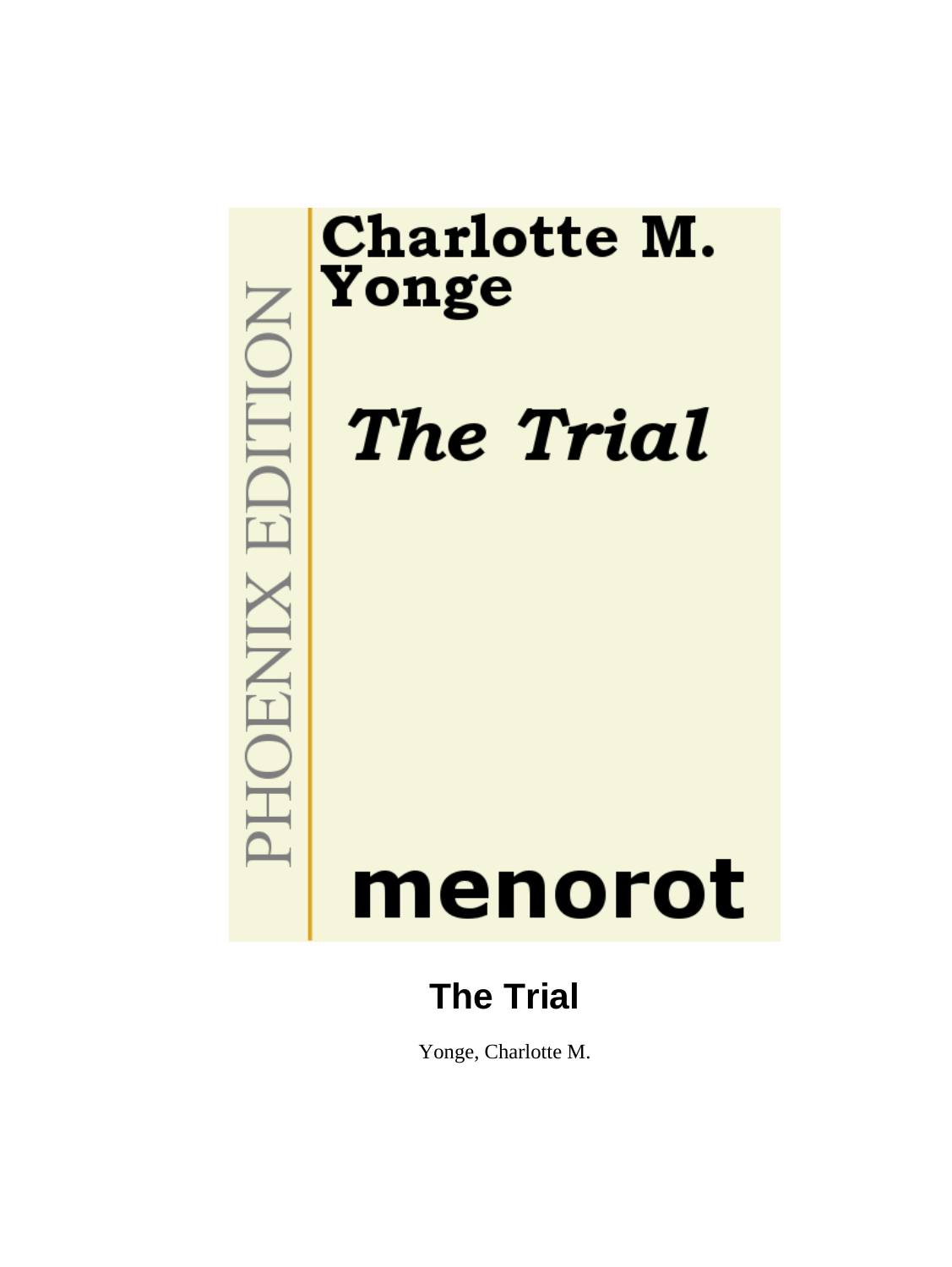Charlotte M. Yonge

*The Trial*

PHOENIX EDITION

menorot

# The Trial

Yonge, Charlotte M.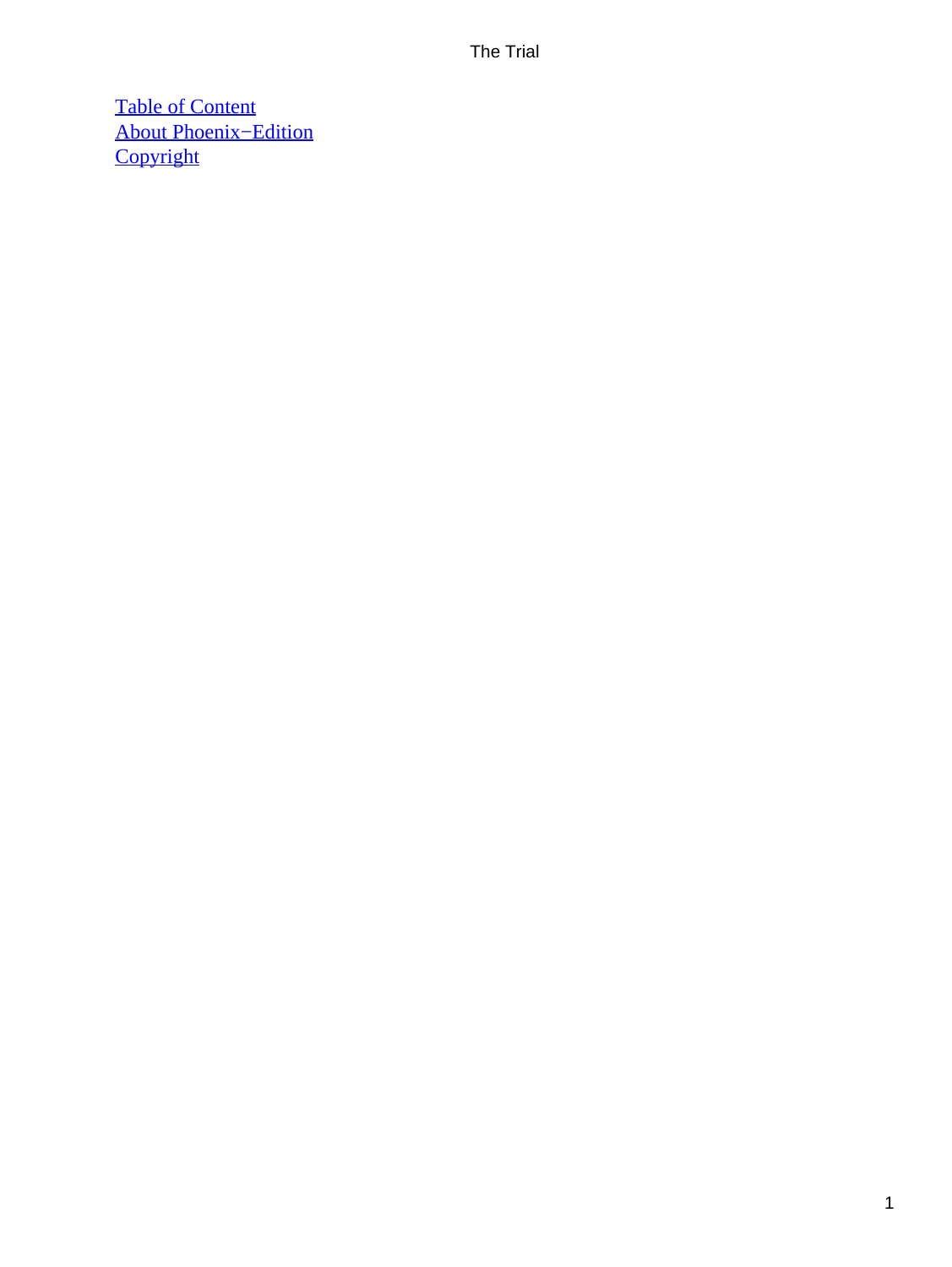[Table of Content](#)
[About Phoenix−Edition](#)
[Copyright](#)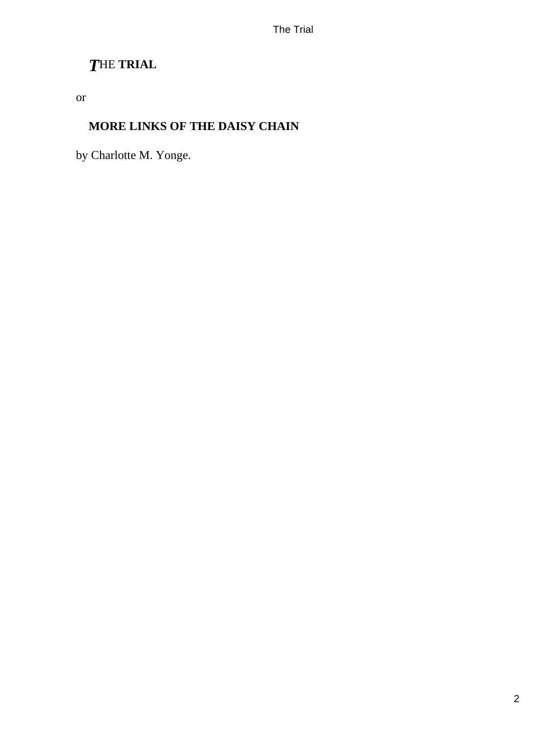# THE TRIAL

or

## MORE LINKS OF THE DAISY CHAIN

by Charlotte M. Yonge.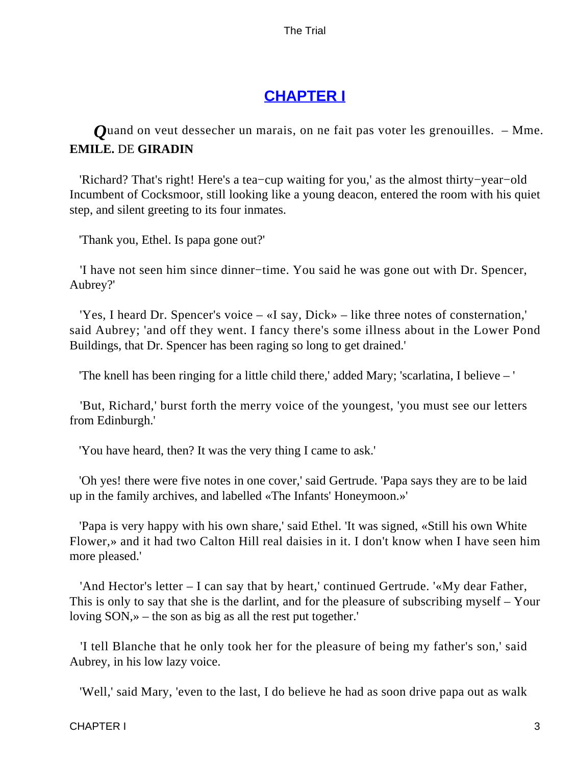## [CHAPTER I]()

*Q*uand on veut dessecher un marais, on ne fait pas voter les grenouilles. – Mme. **EMILE.** DE **GIRADIN**

'Richard? That's right! Here's a tea−cup waiting for you,' as the almost thirty−year−old Incumbent of Cocksmoor, still looking like a young deacon, entered the room with his quiet step, and silent greeting to its four inmates.

'Thank you, Ethel. Is papa gone out?'

'I have not seen him since dinner−time. You said he was gone out with Dr. Spencer, Aubrey?'

'Yes, I heard Dr. Spencer's voice – «I say, Dick» – like three notes of consternation,' said Aubrey; 'and off they went. I fancy there's some illness about in the Lower Pond Buildings, that Dr. Spencer has been raging so long to get drained.'

'The knell has been ringing for a little child there,' added Mary; 'scarlatina, I believe – '

'But, Richard,' burst forth the merry voice of the youngest, 'you must see our letters from Edinburgh.'

'You have heard, then? It was the very thing I came to ask.'

'Oh yes! there were five notes in one cover,' said Gertrude. 'Papa says they are to be laid up in the family archives, and labelled «The Infants' Honeymoon.»'

'Papa is very happy with his own share,' said Ethel. 'It was signed, «Still his own White Flower,» and it had two Calton Hill real daisies in it. I don't know when I have seen him more pleased.'

'And Hector's letter – I can say that by heart,' continued Gertrude. '«My dear Father, This is only to say that she is the darlint, and for the pleasure of subscribing myself – Your loving SON,» – the son as big as all the rest put together.'

'I tell Blanche that he only took her for the pleasure of being my father's son,' said Aubrey, in his low lazy voice.

'Well,' said Mary, 'even to the last, I do believe he had as soon drive papa out as walk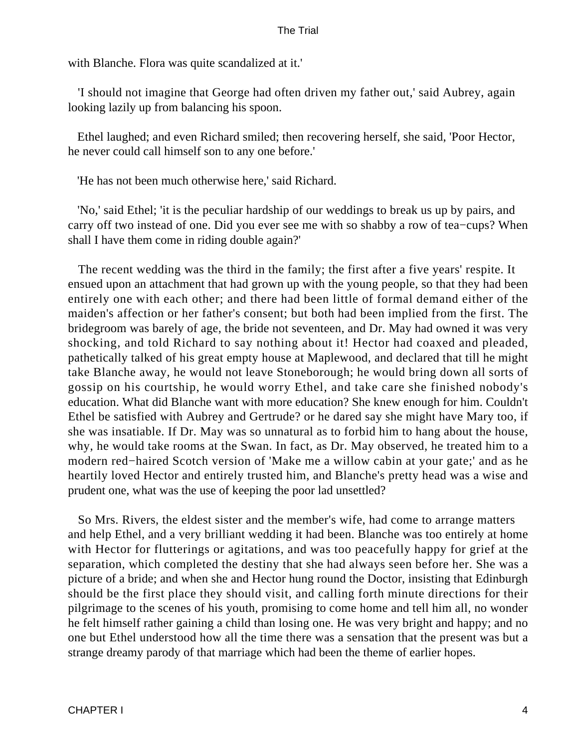with Blanche. Flora was quite scandalized at it.'

'I should not imagine that George had often driven my father out,' said Aubrey, again looking lazily up from balancing his spoon.

Ethel laughed; and even Richard smiled; then recovering herself, she said, 'Poor Hector, he never could call himself son to any one before.'

'He has not been much otherwise here,' said Richard.

'No,' said Ethel; 'it is the peculiar hardship of our weddings to break us up by pairs, and carry off two instead of one. Did you ever see me with so shabby a row of tea−cups? When shall I have them come in riding double again?'

The recent wedding was the third in the family; the first after a five years' respite. It ensued upon an attachment that had grown up with the young people, so that they had been entirely one with each other; and there had been little of formal demand either of the maiden's affection or her father's consent; but both had been implied from the first. The bridegroom was barely of age, the bride not seventeen, and Dr. May had owned it was very shocking, and told Richard to say nothing about it! Hector had coaxed and pleaded, pathetically talked of his great empty house at Maplewood, and declared that till he might take Blanche away, he would not leave Stoneborough; he would bring down all sorts of gossip on his courtship, he would worry Ethel, and take care she finished nobody's education. What did Blanche want with more education? She knew enough for him. Couldn't Ethel be satisfied with Aubrey and Gertrude? or he dared say she might have Mary too, if she was insatiable. If Dr. May was so unnatural as to forbid him to hang about the house, why, he would take rooms at the Swan. In fact, as Dr. May observed, he treated him to a modern red−haired Scotch version of 'Make me a willow cabin at your gate;' and as he heartily loved Hector and entirely trusted him, and Blanche's pretty head was a wise and prudent one, what was the use of keeping the poor lad unsettled?

So Mrs. Rivers, the eldest sister and the member's wife, had come to arrange matters and help Ethel, and a very brilliant wedding it had been. Blanche was too entirely at home with Hector for flutterings or agitations, and was too peacefully happy for grief at the separation, which completed the destiny that she had always seen before her. She was a picture of a bride; and when she and Hector hung round the Doctor, insisting that Edinburgh should be the first place they should visit, and calling forth minute directions for their pilgrimage to the scenes of his youth, promising to come home and tell him all, no wonder he felt himself rather gaining a child than losing one. He was very bright and happy; and no one but Ethel understood how all the time there was a sensation that the present was but a strange dreamy parody of that marriage which had been the theme of earlier hopes.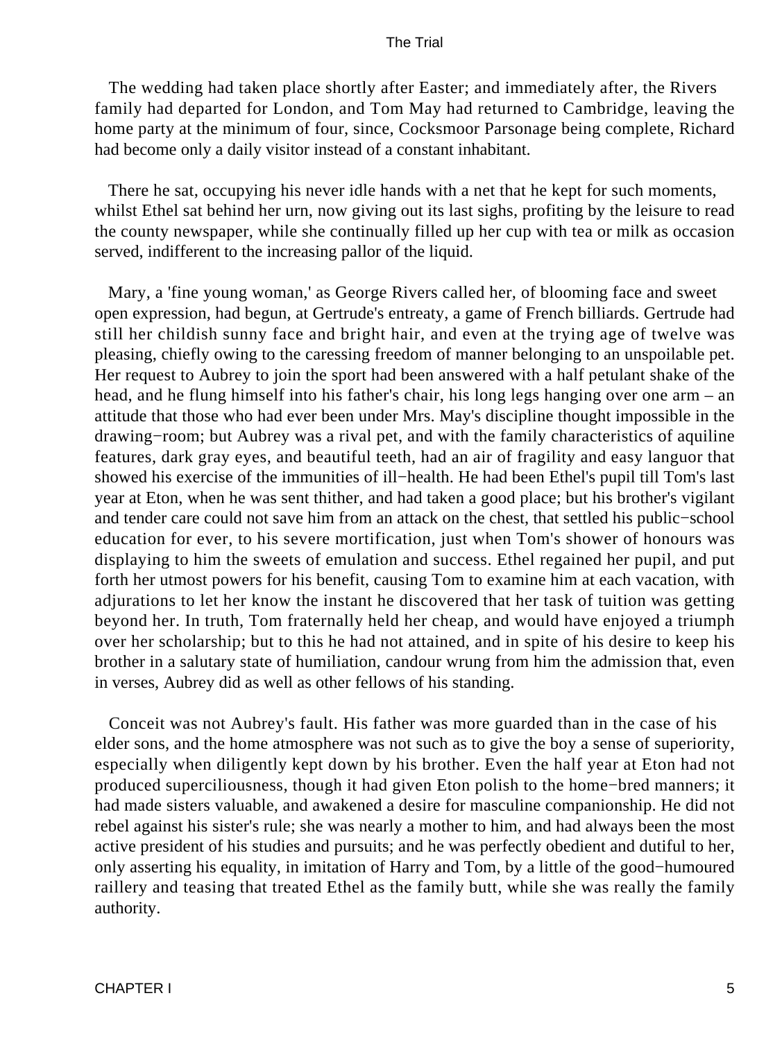The wedding had taken place shortly after Easter; and immediately after, the Rivers family had departed for London, and Tom May had returned to Cambridge, leaving the home party at the minimum of four, since, Cocksmoor Parsonage being complete, Richard had become only a daily visitor instead of a constant inhabitant.

There he sat, occupying his never idle hands with a net that he kept for such moments, whilst Ethel sat behind her urn, now giving out its last sighs, profiting by the leisure to read the county newspaper, while she continually filled up her cup with tea or milk as occasion served, indifferent to the increasing pallor of the liquid.

Mary, a 'fine young woman,' as George Rivers called her, of blooming face and sweet open expression, had begun, at Gertrude's entreaty, a game of French billiards. Gertrude had still her childish sunny face and bright hair, and even at the trying age of twelve was pleasing, chiefly owing to the caressing freedom of manner belonging to an unspoilable pet. Her request to Aubrey to join the sport had been answered with a half petulant shake of the head, and he flung himself into his father's chair, his long legs hanging over one arm – an attitude that those who had ever been under Mrs. May's discipline thought impossible in the drawing−room; but Aubrey was a rival pet, and with the family characteristics of aquiline features, dark gray eyes, and beautiful teeth, had an air of fragility and easy languor that showed his exercise of the immunities of ill−health. He had been Ethel's pupil till Tom's last year at Eton, when he was sent thither, and had taken a good place; but his brother's vigilant and tender care could not save him from an attack on the chest, that settled his public−school education for ever, to his severe mortification, just when Tom's shower of honours was displaying to him the sweets of emulation and success. Ethel regained her pupil, and put forth her utmost powers for his benefit, causing Tom to examine him at each vacation, with adjurations to let her know the instant he discovered that her task of tuition was getting beyond her. In truth, Tom fraternally held her cheap, and would have enjoyed a triumph over her scholarship; but to this he had not attained, and in spite of his desire to keep his brother in a salutary state of humiliation, candour wrung from him the admission that, even in verses, Aubrey did as well as other fellows of his standing.

Conceit was not Aubrey's fault. His father was more guarded than in the case of his elder sons, and the home atmosphere was not such as to give the boy a sense of superiority, especially when diligently kept down by his brother. Even the half year at Eton had not produced superciliousness, though it had given Eton polish to the home−bred manners; it had made sisters valuable, and awakened a desire for masculine companionship. He did not rebel against his sister's rule; she was nearly a mother to him, and had always been the most active president of his studies and pursuits; and he was perfectly obedient and dutiful to her, only asserting his equality, in imitation of Harry and Tom, by a little of the good−humoured raillery and teasing that treated Ethel as the family butt, while she was really the family authority.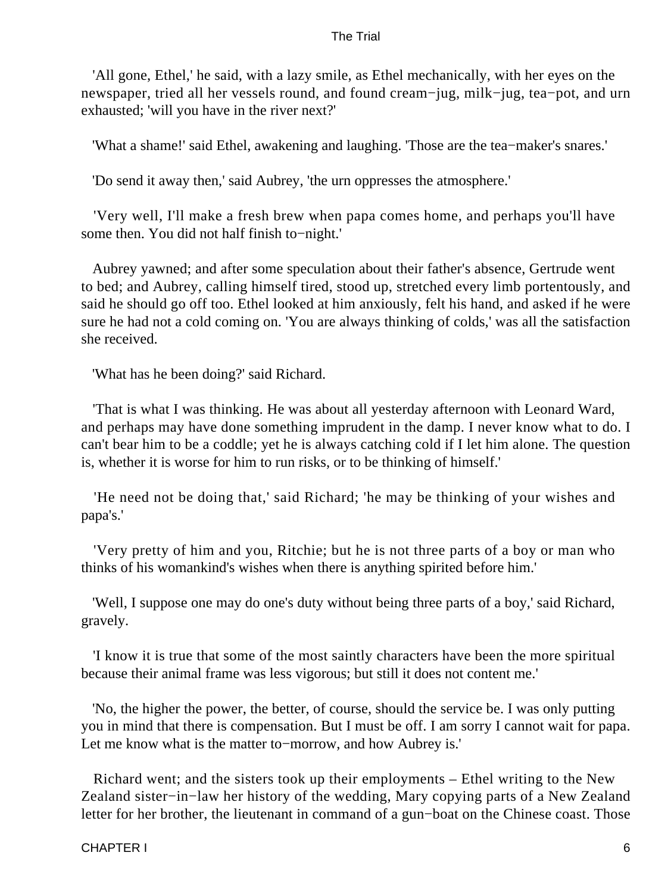'All gone, Ethel,' he said, with a lazy smile, as Ethel mechanically, with her eyes on the newspaper, tried all her vessels round, and found cream−jug, milk−jug, tea−pot, and urn exhausted; 'will you have in the river next?'

'What a shame!' said Ethel, awakening and laughing. 'Those are the tea−maker's snares.'

'Do send it away then,' said Aubrey, 'the urn oppresses the atmosphere.'

'Very well, I'll make a fresh brew when papa comes home, and perhaps you'll have some then. You did not half finish to−night.'

Aubrey yawned; and after some speculation about their father's absence, Gertrude went to bed; and Aubrey, calling himself tired, stood up, stretched every limb portentously, and said he should go off too. Ethel looked at him anxiously, felt his hand, and asked if he were sure he had not a cold coming on. 'You are always thinking of colds,' was all the satisfaction she received.

'What has he been doing?' said Richard.

'That is what I was thinking. He was about all yesterday afternoon with Leonard Ward, and perhaps may have done something imprudent in the damp. I never know what to do. I can't bear him to be a coddle; yet he is always catching cold if I let him alone. The question is, whether it is worse for him to run risks, or to be thinking of himself.'

'He need not be doing that,' said Richard; 'he may be thinking of your wishes and papa's.'

'Very pretty of him and you, Ritchie; but he is not three parts of a boy or man who thinks of his womankind's wishes when there is anything spirited before him.'

'Well, I suppose one may do one's duty without being three parts of a boy,' said Richard, gravely.

'I know it is true that some of the most saintly characters have been the more spiritual because their animal frame was less vigorous; but still it does not content me.'

'No, the higher the power, the better, of course, should the service be. I was only putting you in mind that there is compensation. But I must be off. I am sorry I cannot wait for papa. Let me know what is the matter to−morrow, and how Aubrey is.'

Richard went; and the sisters took up their employments – Ethel writing to the New Zealand sister−in−law her history of the wedding, Mary copying parts of a New Zealand letter for her brother, the lieutenant in command of a gun−boat on the Chinese coast. Those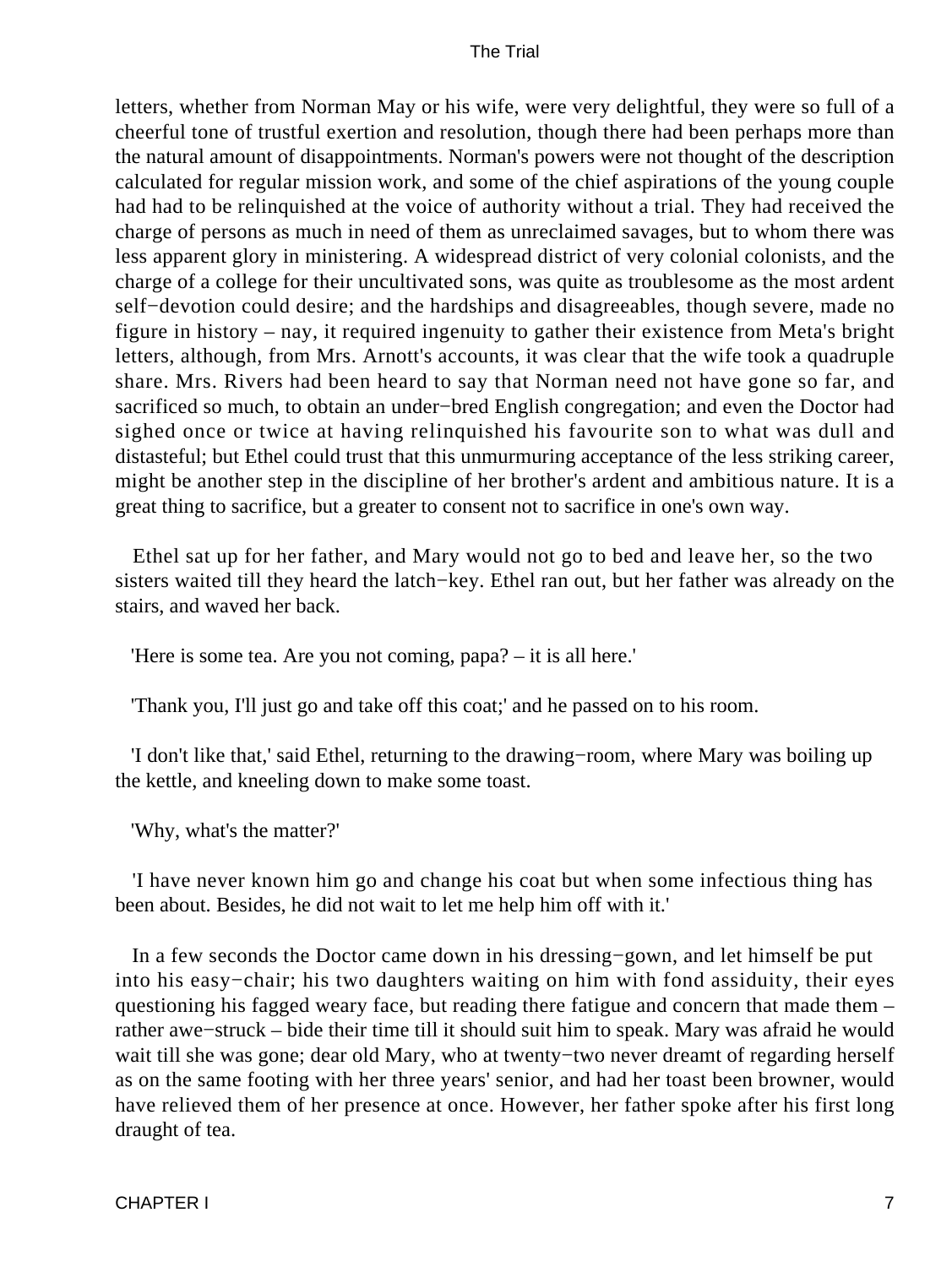letters, whether from Norman May or his wife, were very delightful, they were so full of a cheerful tone of trustful exertion and resolution, though there had been perhaps more than the natural amount of disappointments. Norman's powers were not thought of the description calculated for regular mission work, and some of the chief aspirations of the young couple had had to be relinquished at the voice of authority without a trial. They had received the charge of persons as much in need of them as unreclaimed savages, but to whom there was less apparent glory in ministering. A widespread district of very colonial colonists, and the charge of a college for their uncultivated sons, was quite as troublesome as the most ardent self−devotion could desire; and the hardships and disagreeables, though severe, made no figure in history – nay, it required ingenuity to gather their existence from Meta's bright letters, although, from Mrs. Arnott's accounts, it was clear that the wife took a quadruple share. Mrs. Rivers had been heard to say that Norman need not have gone so far, and sacrificed so much, to obtain an under−bred English congregation; and even the Doctor had sighed once or twice at having relinquished his favourite son to what was dull and distasteful; but Ethel could trust that this unmurmuring acceptance of the less striking career, might be another step in the discipline of her brother's ardent and ambitious nature. It is a great thing to sacrifice, but a greater to consent not to sacrifice in one's own way.

Ethel sat up for her father, and Mary would not go to bed and leave her, so the two sisters waited till they heard the latch−key. Ethel ran out, but her father was already on the stairs, and waved her back.

'Here is some tea. Are you not coming, papa? – it is all here.'

'Thank you, I'll just go and take off this coat;' and he passed on to his room.

'I don't like that,' said Ethel, returning to the drawing−room, where Mary was boiling up the kettle, and kneeling down to make some toast.

'Why, what's the matter?'

'I have never known him go and change his coat but when some infectious thing has been about. Besides, he did not wait to let me help him off with it.'

In a few seconds the Doctor came down in his dressing−gown, and let himself be put into his easy−chair; his two daughters waiting on him with fond assiduity, their eyes questioning his fagged weary face, but reading there fatigue and concern that made them – rather awe−struck – bide their time till it should suit him to speak. Mary was afraid he would wait till she was gone; dear old Mary, who at twenty−two never dreamt of regarding herself as on the same footing with her three years' senior, and had her toast been browner, would have relieved them of her presence at once. However, her father spoke after his first long draught of tea.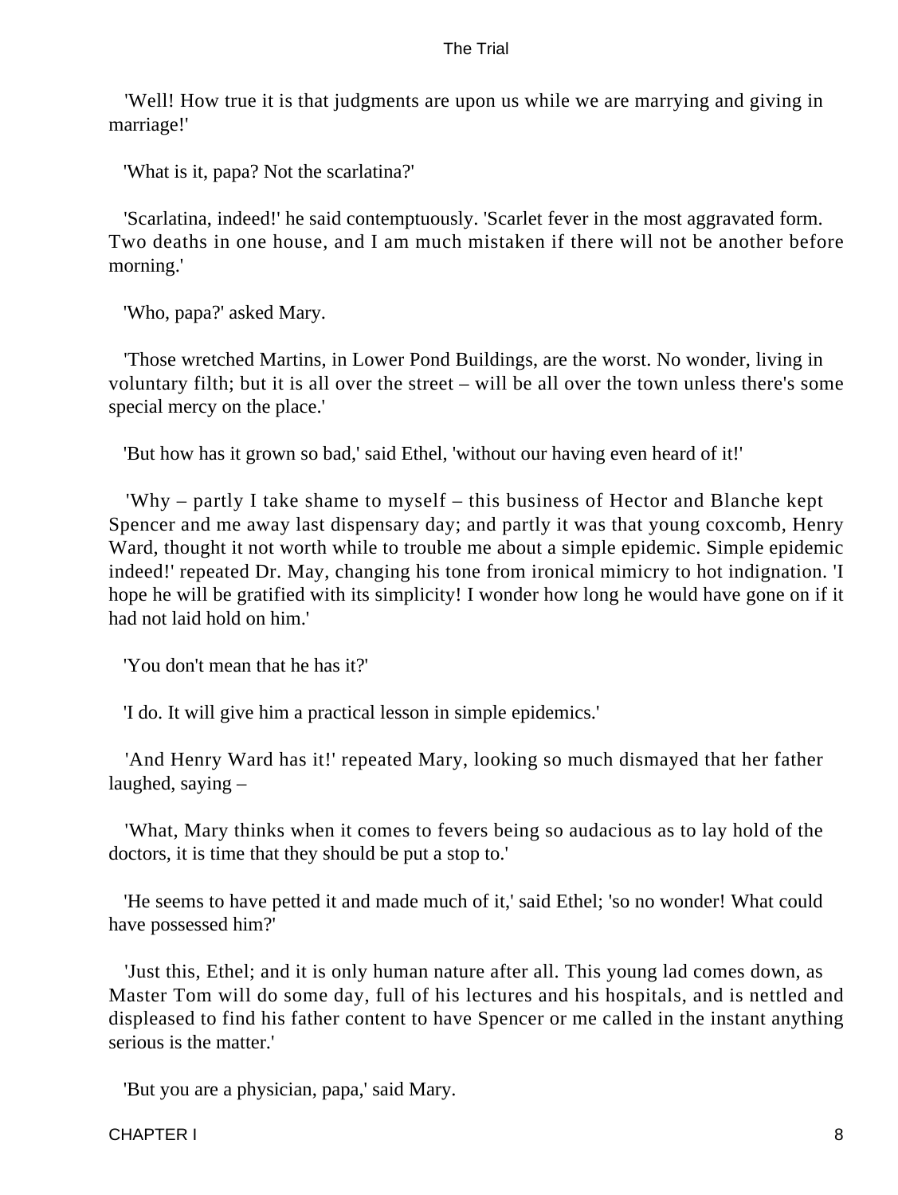'Well! How true it is that judgments are upon us while we are marrying and giving in marriage!'

'What is it, papa? Not the scarlatina?'

'Scarlatina, indeed!' he said contemptuously. 'Scarlet fever in the most aggravated form. Two deaths in one house, and I am much mistaken if there will not be another before morning.'

'Who, papa?' asked Mary.

'Those wretched Martins, in Lower Pond Buildings, are the worst. No wonder, living in voluntary filth; but it is all over the street – will be all over the town unless there's some special mercy on the place.'

'But how has it grown so bad,' said Ethel, 'without our having even heard of it!'

'Why – partly I take shame to myself – this business of Hector and Blanche kept Spencer and me away last dispensary day; and partly it was that young coxcomb, Henry Ward, thought it not worth while to trouble me about a simple epidemic. Simple epidemic indeed!' repeated Dr. May, changing his tone from ironical mimicry to hot indignation. 'I hope he will be gratified with its simplicity! I wonder how long he would have gone on if it had not laid hold on him.'

'You don't mean that he has it?'

'I do. It will give him a practical lesson in simple epidemics.'

'And Henry Ward has it!' repeated Mary, looking so much dismayed that her father laughed, saying –

'What, Mary thinks when it comes to fevers being so audacious as to lay hold of the doctors, it is time that they should be put a stop to.'

'He seems to have petted it and made much of it,' said Ethel; 'so no wonder! What could have possessed him?'

'Just this, Ethel; and it is only human nature after all. This young lad comes down, as Master Tom will do some day, full of his lectures and his hospitals, and is nettled and displeased to find his father content to have Spencer or me called in the instant anything serious is the matter.'

'But you are a physician, papa,' said Mary.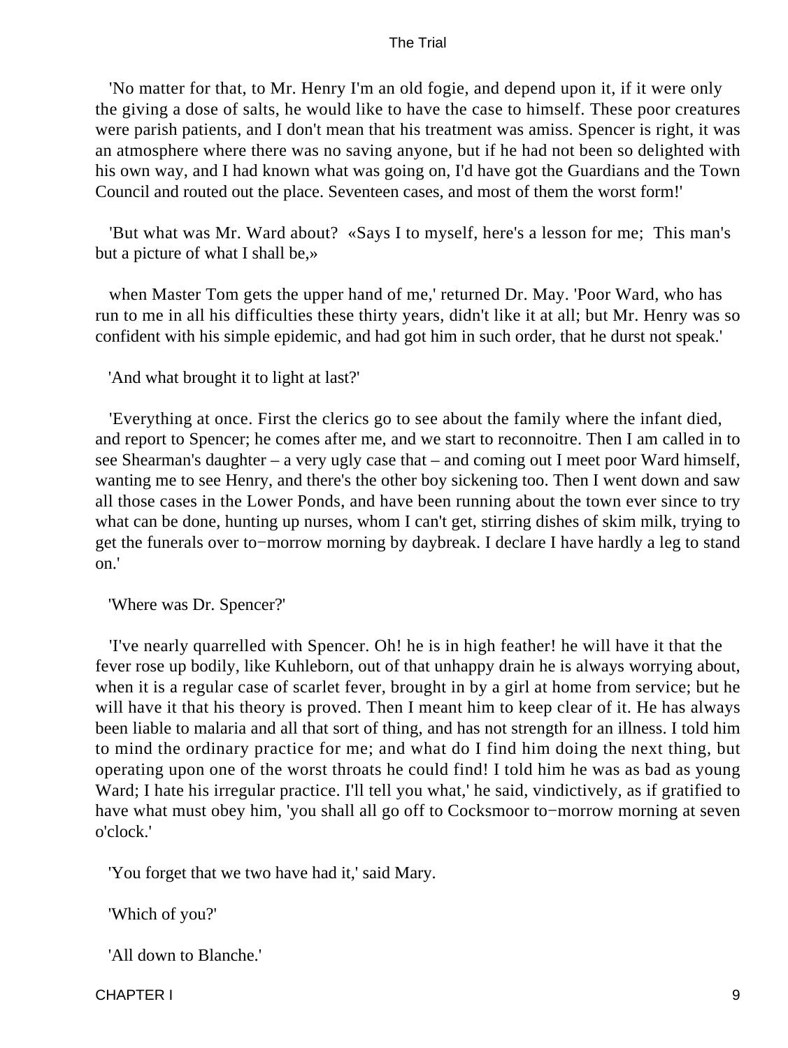'No matter for that, to Mr. Henry I'm an old fogie, and depend upon it, if it were only the giving a dose of salts, he would like to have the case to himself. These poor creatures were parish patients, and I don't mean that his treatment was amiss. Spencer is right, it was an atmosphere where there was no saving anyone, but if he had not been so delighted with his own way, and I had known what was going on, I'd have got the Guardians and the Town Council and routed out the place. Seventeen cases, and most of them the worst form!'

'But what was Mr. Ward about? «Says I to myself, here's a lesson for me; This man's but a picture of what I shall be,»

when Master Tom gets the upper hand of me,' returned Dr. May. 'Poor Ward, who has run to me in all his difficulties these thirty years, didn't like it at all; but Mr. Henry was so confident with his simple epidemic, and had got him in such order, that he durst not speak.'

'And what brought it to light at last?'

'Everything at once. First the clerics go to see about the family where the infant died, and report to Spencer; he comes after me, and we start to reconnoitre. Then I am called in to see Shearman's daughter – a very ugly case that – and coming out I meet poor Ward himself, wanting me to see Henry, and there's the other boy sickening too. Then I went down and saw all those cases in the Lower Ponds, and have been running about the town ever since to try what can be done, hunting up nurses, whom I can't get, stirring dishes of skim milk, trying to get the funerals over to−morrow morning by daybreak. I declare I have hardly a leg to stand on.'

'Where was Dr. Spencer?'

'I've nearly quarrelled with Spencer. Oh! he is in high feather! he will have it that the fever rose up bodily, like Kuhleborn, out of that unhappy drain he is always worrying about, when it is a regular case of scarlet fever, brought in by a girl at home from service; but he will have it that his theory is proved. Then I meant him to keep clear of it. He has always been liable to malaria and all that sort of thing, and has not strength for an illness. I told him to mind the ordinary practice for me; and what do I find him doing the next thing, but operating upon one of the worst throats he could find! I told him he was as bad as young Ward; I hate his irregular practice. I'll tell you what,' he said, vindictively, as if gratified to have what must obey him, 'you shall all go off to Cocksmoor to−morrow morning at seven o'clock.'

'You forget that we two have had it,' said Mary.

'Which of you?'

'All down to Blanche.'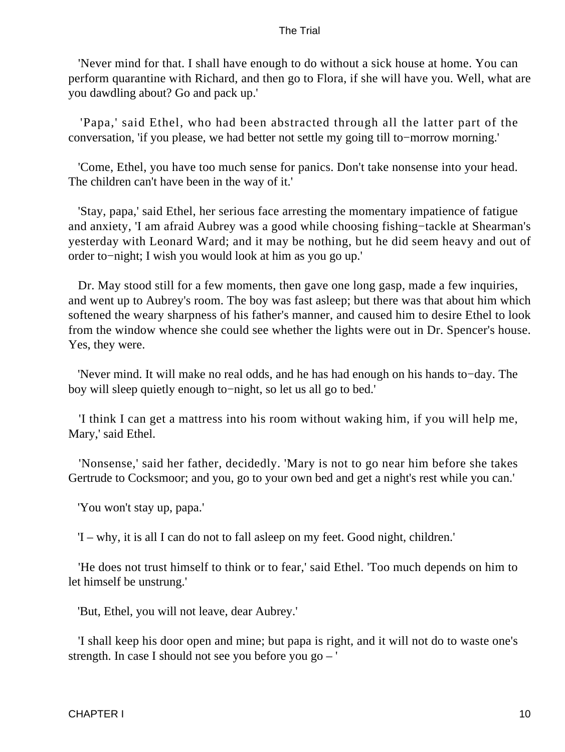'Never mind for that. I shall have enough to do without a sick house at home. You can perform quarantine with Richard, and then go to Flora, if she will have you. Well, what are you dawdling about? Go and pack up.'

'Papa,' said Ethel, who had been abstracted through all the latter part of the conversation, 'if you please, we had better not settle my going till to−morrow morning.'

'Come, Ethel, you have too much sense for panics. Don't take nonsense into your head. The children can't have been in the way of it.'

'Stay, papa,' said Ethel, her serious face arresting the momentary impatience of fatigue and anxiety, 'I am afraid Aubrey was a good while choosing fishing−tackle at Shearman's yesterday with Leonard Ward; and it may be nothing, but he did seem heavy and out of order to−night; I wish you would look at him as you go up.'

Dr. May stood still for a few moments, then gave one long gasp, made a few inquiries, and went up to Aubrey's room. The boy was fast asleep; but there was that about him which softened the weary sharpness of his father's manner, and caused him to desire Ethel to look from the window whence she could see whether the lights were out in Dr. Spencer's house. Yes, they were.

'Never mind. It will make no real odds, and he has had enough on his hands to−day. The boy will sleep quietly enough to−night, so let us all go to bed.'

'I think I can get a mattress into his room without waking him, if you will help me, Mary,' said Ethel.

'Nonsense,' said her father, decidedly. 'Mary is not to go near him before she takes Gertrude to Cocksmoor; and you, go to your own bed and get a night's rest while you can.'

'You won't stay up, papa.'

'I – why, it is all I can do not to fall asleep on my feet. Good night, children.'

'He does not trust himself to think or to fear,' said Ethel. 'Too much depends on him to let himself be unstrung.'

'But, Ethel, you will not leave, dear Aubrey.'

'I shall keep his door open and mine; but papa is right, and it will not do to waste one's strength. In case I should not see you before you go – '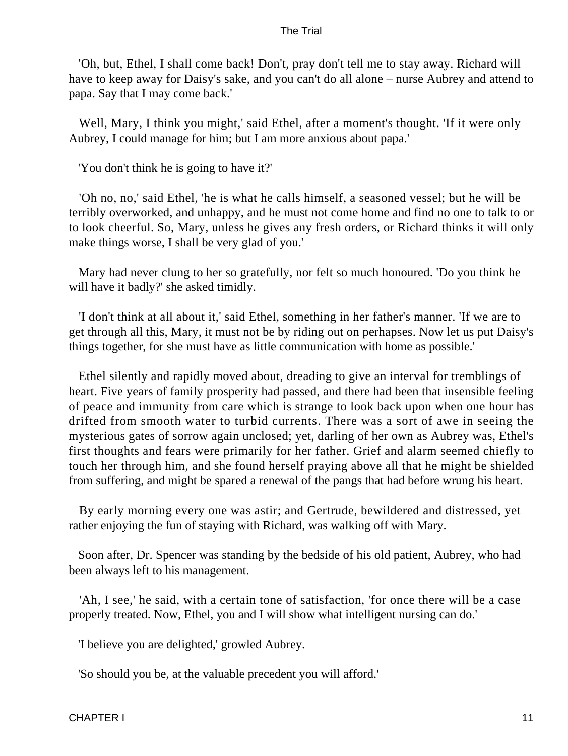'Oh, but, Ethel, I shall come back! Don't, pray don't tell me to stay away. Richard will have to keep away for Daisy's sake, and you can't do all alone – nurse Aubrey and attend to papa. Say that I may come back.'

Well, Mary, I think you might,' said Ethel, after a moment's thought. 'If it were only Aubrey, I could manage for him; but I am more anxious about papa.'

'You don't think he is going to have it?'

'Oh no, no,' said Ethel, 'he is what he calls himself, a seasoned vessel; but he will be terribly overworked, and unhappy, and he must not come home and find no one to talk to or to look cheerful. So, Mary, unless he gives any fresh orders, or Richard thinks it will only make things worse, I shall be very glad of you.'

Mary had never clung to her so gratefully, nor felt so much honoured. 'Do you think he will have it badly?' she asked timidly.

'I don't think at all about it,' said Ethel, something in her father's manner. 'If we are to get through all this, Mary, it must not be by riding out on perhapses. Now let us put Daisy's things together, for she must have as little communication with home as possible.'

Ethel silently and rapidly moved about, dreading to give an interval for tremblings of heart. Five years of family prosperity had passed, and there had been that insensible feeling of peace and immunity from care which is strange to look back upon when one hour has drifted from smooth water to turbid currents. There was a sort of awe in seeing the mysterious gates of sorrow again unclosed; yet, darling of her own as Aubrey was, Ethel's first thoughts and fears were primarily for her father. Grief and alarm seemed chiefly to touch her through him, and she found herself praying above all that he might be shielded from suffering, and might be spared a renewal of the pangs that had before wrung his heart.

By early morning every one was astir; and Gertrude, bewildered and distressed, yet rather enjoying the fun of staying with Richard, was walking off with Mary.

Soon after, Dr. Spencer was standing by the bedside of his old patient, Aubrey, who had been always left to his management.

'Ah, I see,' he said, with a certain tone of satisfaction, 'for once there will be a case properly treated. Now, Ethel, you and I will show what intelligent nursing can do.'

'I believe you are delighted,' growled Aubrey.

'So should you be, at the valuable precedent you will afford.'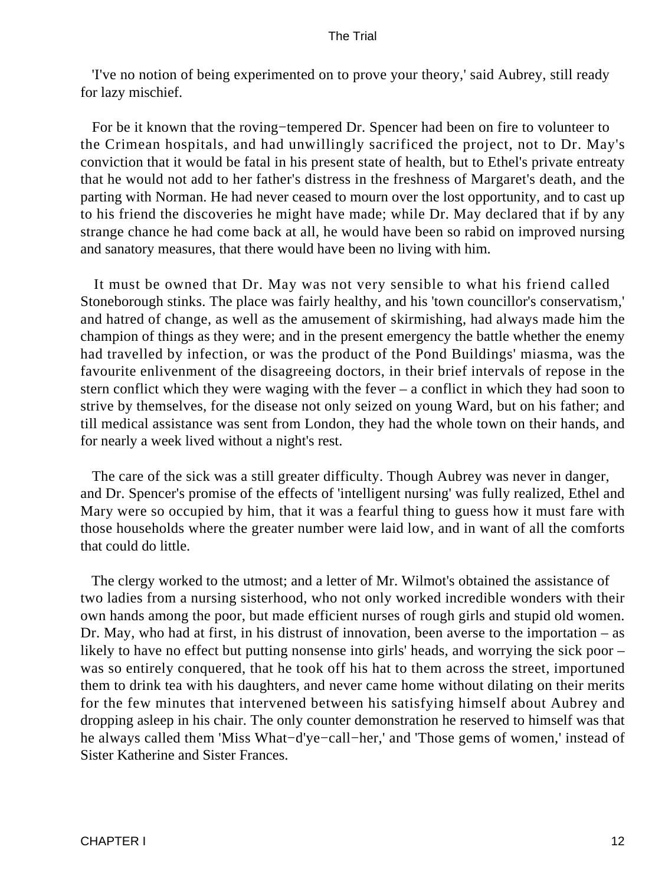'I've no notion of being experimented on to prove your theory,' said Aubrey, still ready for lazy mischief.

For be it known that the roving−tempered Dr. Spencer had been on fire to volunteer to the Crimean hospitals, and had unwillingly sacrificed the project, not to Dr. May's conviction that it would be fatal in his present state of health, but to Ethel's private entreaty that he would not add to her father's distress in the freshness of Margaret's death, and the parting with Norman. He had never ceased to mourn over the lost opportunity, and to cast up to his friend the discoveries he might have made; while Dr. May declared that if by any strange chance he had come back at all, he would have been so rabid on improved nursing and sanatory measures, that there would have been no living with him.

It must be owned that Dr. May was not very sensible to what his friend called Stoneborough stinks. The place was fairly healthy, and his 'town councillor's conservatism,' and hatred of change, as well as the amusement of skirmishing, had always made him the champion of things as they were; and in the present emergency the battle whether the enemy had travelled by infection, or was the product of the Pond Buildings' miasma, was the favourite enlivenment of the disagreeing doctors, in their brief intervals of repose in the stern conflict which they were waging with the fever – a conflict in which they had soon to strive by themselves, for the disease not only seized on young Ward, but on his father; and till medical assistance was sent from London, they had the whole town on their hands, and for nearly a week lived without a night's rest.

The care of the sick was a still greater difficulty. Though Aubrey was never in danger, and Dr. Spencer's promise of the effects of 'intelligent nursing' was fully realized, Ethel and Mary were so occupied by him, that it was a fearful thing to guess how it must fare with those households where the greater number were laid low, and in want of all the comforts that could do little.

The clergy worked to the utmost; and a letter of Mr. Wilmot's obtained the assistance of two ladies from a nursing sisterhood, who not only worked incredible wonders with their own hands among the poor, but made efficient nurses of rough girls and stupid old women. Dr. May, who had at first, in his distrust of innovation, been averse to the importation – as likely to have no effect but putting nonsense into girls' heads, and worrying the sick poor – was so entirely conquered, that he took off his hat to them across the street, importuned them to drink tea with his daughters, and never came home without dilating on their merits for the few minutes that intervened between his satisfying himself about Aubrey and dropping asleep in his chair. The only counter demonstration he reserved to himself was that he always called them 'Miss What−d'ye−call−her,' and 'Those gems of women,' instead of Sister Katherine and Sister Frances.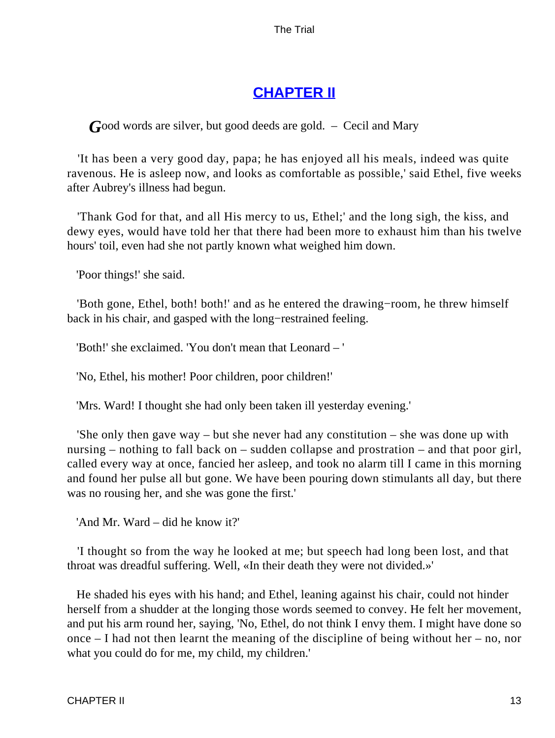## CHAPTER II

*G*ood words are silver, but good deeds are gold. – Cecil and Mary

'It has been a very good day, papa; he has enjoyed all his meals, indeed was quite ravenous. He is asleep now, and looks as comfortable as possible,' said Ethel, five weeks after Aubrey's illness had begun.

'Thank God for that, and all His mercy to us, Ethel;' and the long sigh, the kiss, and dewy eyes, would have told her that there had been more to exhaust him than his twelve hours' toil, even had she not partly known what weighed him down.

'Poor things!' she said.

'Both gone, Ethel, both! both!' and as he entered the drawing−room, he threw himself back in his chair, and gasped with the long−restrained feeling.

'Both!' she exclaimed. 'You don't mean that Leonard – '

'No, Ethel, his mother! Poor children, poor children!'

'Mrs. Ward! I thought she had only been taken ill yesterday evening.'

'She only then gave way – but she never had any constitution – she was done up with nursing – nothing to fall back on – sudden collapse and prostration – and that poor girl, called every way at once, fancied her asleep, and took no alarm till I came in this morning and found her pulse all but gone. We have been pouring down stimulants all day, but there was no rousing her, and she was gone the first.'

'And Mr. Ward – did he know it?'

'I thought so from the way he looked at me; but speech had long been lost, and that throat was dreadful suffering. Well, «In their death they were not divided.»'

He shaded his eyes with his hand; and Ethel, leaning against his chair, could not hinder herself from a shudder at the longing those words seemed to convey. He felt her movement, and put his arm round her, saying, 'No, Ethel, do not think I envy them. I might have done so once – I had not then learnt the meaning of the discipline of being without her – no, nor what you could do for me, my child, my children.'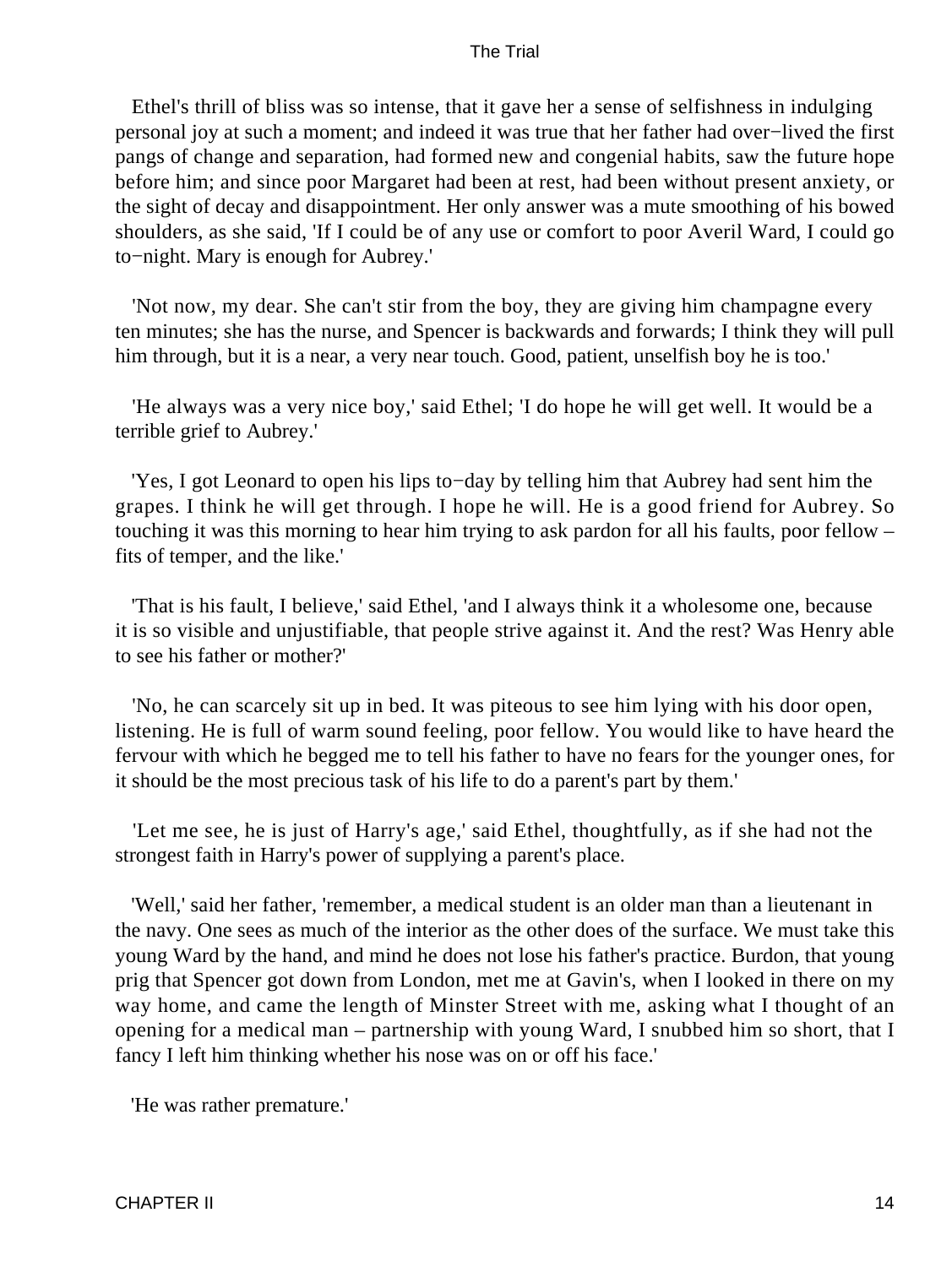Ethel's thrill of bliss was so intense, that it gave her a sense of selfishness in indulging personal joy at such a moment; and indeed it was true that her father had over−lived the first pangs of change and separation, had formed new and congenial habits, saw the future hope before him; and since poor Margaret had been at rest, had been without present anxiety, or the sight of decay and disappointment. Her only answer was a mute smoothing of his bowed shoulders, as she said, 'If I could be of any use or comfort to poor Averil Ward, I could go to−night. Mary is enough for Aubrey.'

'Not now, my dear. She can't stir from the boy, they are giving him champagne every ten minutes; she has the nurse, and Spencer is backwards and forwards; I think they will pull him through, but it is a near, a very near touch. Good, patient, unselfish boy he is too.'

'He always was a very nice boy,' said Ethel; 'I do hope he will get well. It would be a terrible grief to Aubrey.'

'Yes, I got Leonard to open his lips to−day by telling him that Aubrey had sent him the grapes. I think he will get through. I hope he will. He is a good friend for Aubrey. So touching it was this morning to hear him trying to ask pardon for all his faults, poor fellow – fits of temper, and the like.'

'That is his fault, I believe,' said Ethel, 'and I always think it a wholesome one, because it is so visible and unjustifiable, that people strive against it. And the rest? Was Henry able to see his father or mother?'

'No, he can scarcely sit up in bed. It was piteous to see him lying with his door open, listening. He is full of warm sound feeling, poor fellow. You would like to have heard the fervour with which he begged me to tell his father to have no fears for the younger ones, for it should be the most precious task of his life to do a parent's part by them.'

'Let me see, he is just of Harry's age,' said Ethel, thoughtfully, as if she had not the strongest faith in Harry's power of supplying a parent's place.

'Well,' said her father, 'remember, a medical student is an older man than a lieutenant in the navy. One sees as much of the interior as the other does of the surface. We must take this young Ward by the hand, and mind he does not lose his father's practice. Burdon, that young prig that Spencer got down from London, met me at Gavin's, when I looked in there on my way home, and came the length of Minster Street with me, asking what I thought of an opening for a medical man – partnership with young Ward, I snubbed him so short, that I fancy I left him thinking whether his nose was on or off his face.'

'He was rather premature.'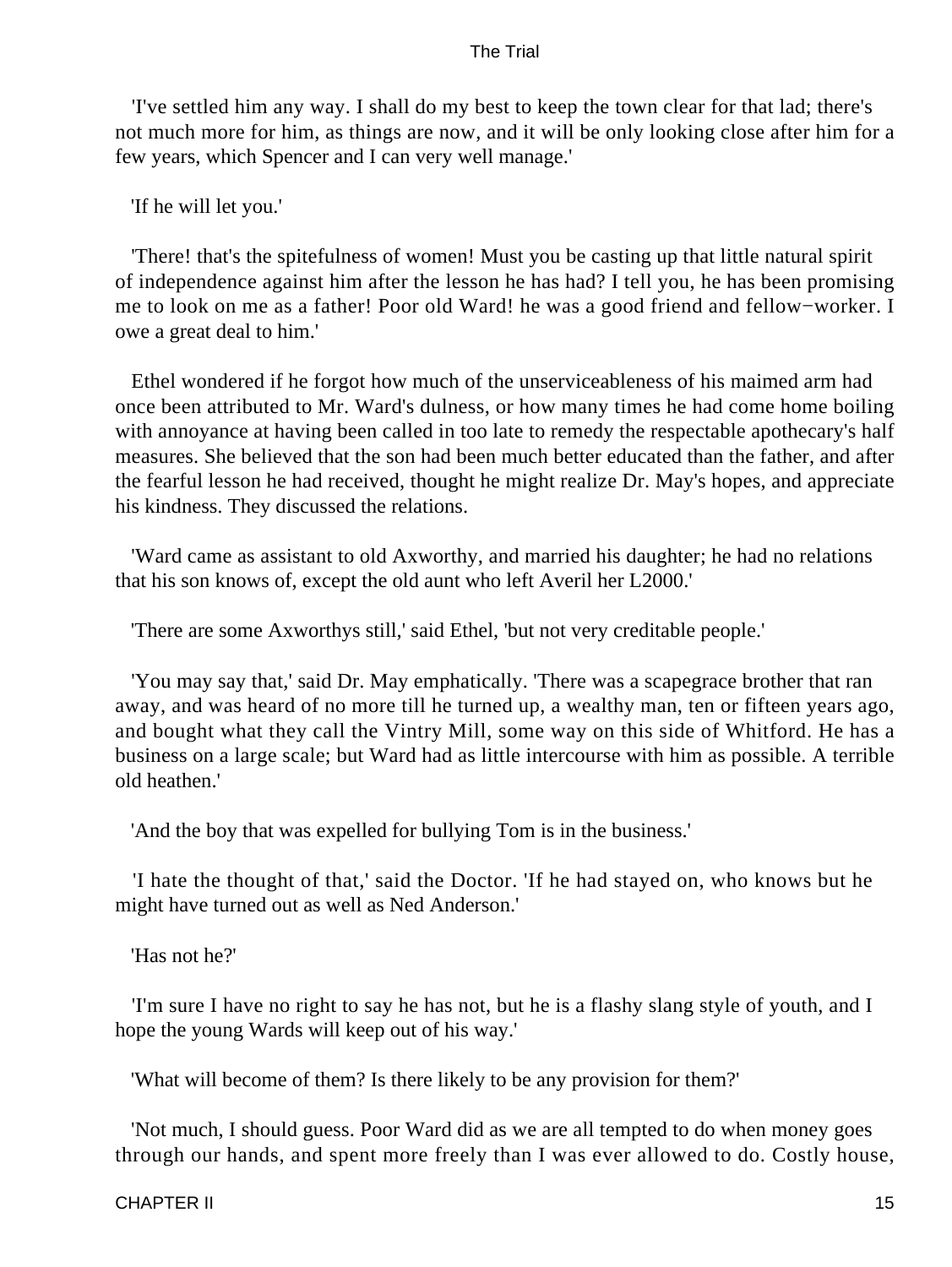'I've settled him any way. I shall do my best to keep the town clear for that lad; there's not much more for him, as things are now, and it will be only looking close after him for a few years, which Spencer and I can very well manage.'

'If he will let you.'

'There! that's the spitefulness of women! Must you be casting up that little natural spirit of independence against him after the lesson he has had? I tell you, he has been promising me to look on me as a father! Poor old Ward! he was a good friend and fellow−worker. I owe a great deal to him.'

Ethel wondered if he forgot how much of the unserviceableness of his maimed arm had once been attributed to Mr. Ward's dulness, or how many times he had come home boiling with annoyance at having been called in too late to remedy the respectable apothecary's half measures. She believed that the son had been much better educated than the father, and after the fearful lesson he had received, thought he might realize Dr. May's hopes, and appreciate his kindness. They discussed the relations.

'Ward came as assistant to old Axworthy, and married his daughter; he had no relations that his son knows of, except the old aunt who left Averil her L2000.'

'There are some Axworthys still,' said Ethel, 'but not very creditable people.'

'You may say that,' said Dr. May emphatically. 'There was a scapegrace brother that ran away, and was heard of no more till he turned up, a wealthy man, ten or fifteen years ago, and bought what they call the Vintry Mill, some way on this side of Whitford. He has a business on a large scale; but Ward had as little intercourse with him as possible. A terrible old heathen.'

'And the boy that was expelled for bullying Tom is in the business.'

'I hate the thought of that,' said the Doctor. 'If he had stayed on, who knows but he might have turned out as well as Ned Anderson.'

'Has not he?'

'I'm sure I have no right to say he has not, but he is a flashy slang style of youth, and I hope the young Wards will keep out of his way.'

'What will become of them? Is there likely to be any provision for them?'

'Not much, I should guess. Poor Ward did as we are all tempted to do when money goes through our hands, and spent more freely than I was ever allowed to do. Costly house,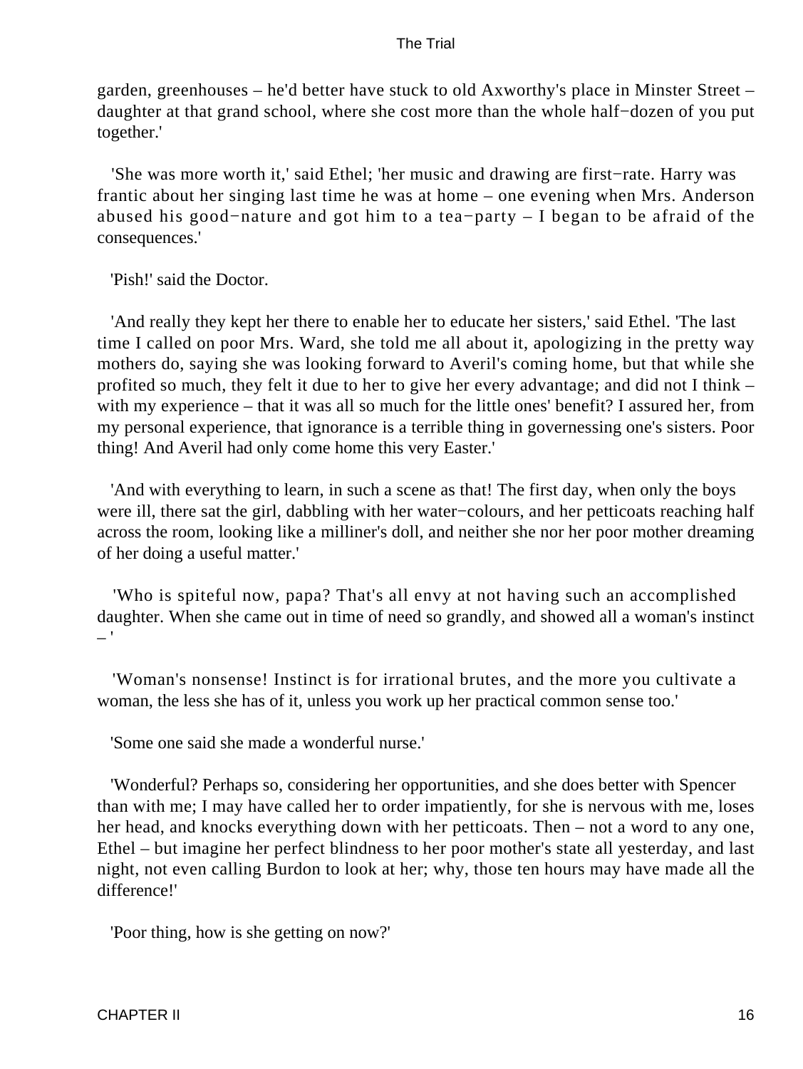garden, greenhouses – he'd better have stuck to old Axworthy's place in Minster Street – daughter at that grand school, where she cost more than the whole half−dozen of you put together.'

'She was more worth it,' said Ethel; 'her music and drawing are first−rate. Harry was frantic about her singing last time he was at home – one evening when Mrs. Anderson abused his good−nature and got him to a tea−party – I began to be afraid of the consequences.'

'Pish!' said the Doctor.

'And really they kept her there to enable her to educate her sisters,' said Ethel. 'The last time I called on poor Mrs. Ward, she told me all about it, apologizing in the pretty way mothers do, saying she was looking forward to Averil's coming home, but that while she profited so much, they felt it due to her to give her every advantage; and did not I think – with my experience – that it was all so much for the little ones' benefit? I assured her, from my personal experience, that ignorance is a terrible thing in governessing one's sisters. Poor thing! And Averil had only come home this very Easter.'

'And with everything to learn, in such a scene as that! The first day, when only the boys were ill, there sat the girl, dabbling with her water−colours, and her petticoats reaching half across the room, looking like a milliner's doll, and neither she nor her poor mother dreaming of her doing a useful matter.'

'Who is spiteful now, papa? That's all envy at not having such an accomplished daughter. When she came out in time of need so grandly, and showed all a woman's instinct – '

'Woman's nonsense! Instinct is for irrational brutes, and the more you cultivate a woman, the less she has of it, unless you work up her practical common sense too.'

'Some one said she made a wonderful nurse.'

'Wonderful? Perhaps so, considering her opportunities, and she does better with Spencer than with me; I may have called her to order impatiently, for she is nervous with me, loses her head, and knocks everything down with her petticoats. Then – not a word to any one, Ethel – but imagine her perfect blindness to her poor mother's state all yesterday, and last night, not even calling Burdon to look at her; why, those ten hours may have made all the difference!'

'Poor thing, how is she getting on now?'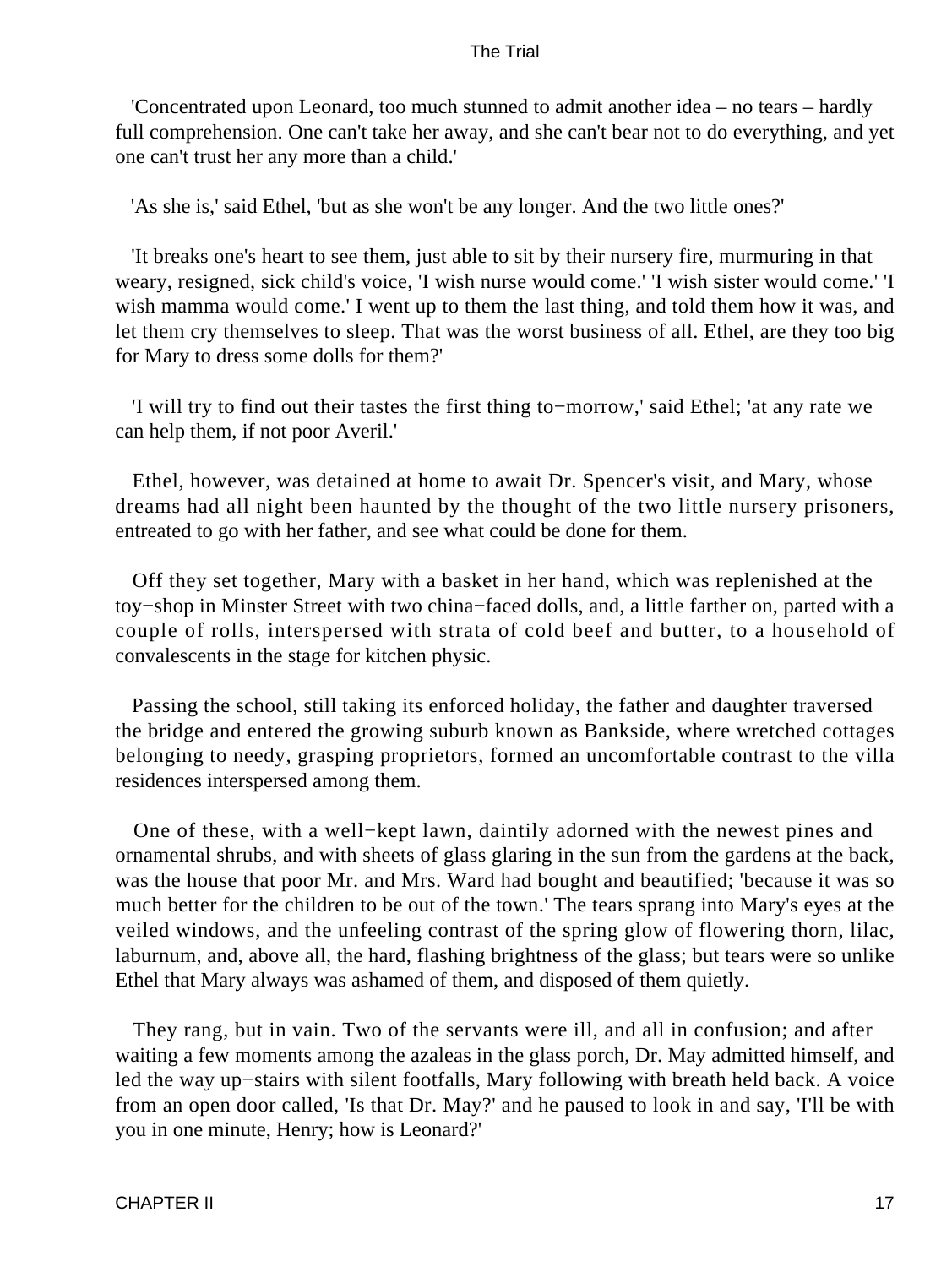'Concentrated upon Leonard, too much stunned to admit another idea – no tears – hardly full comprehension. One can't take her away, and she can't bear not to do everything, and yet one can't trust her any more than a child.'

'As she is,' said Ethel, 'but as she won't be any longer. And the two little ones?'

'It breaks one's heart to see them, just able to sit by their nursery fire, murmuring in that weary, resigned, sick child's voice, 'I wish nurse would come.' 'I wish sister would come.' 'I wish mamma would come.' I went up to them the last thing, and told them how it was, and let them cry themselves to sleep. That was the worst business of all. Ethel, are they too big for Mary to dress some dolls for them?'

'I will try to find out their tastes the first thing to−morrow,' said Ethel; 'at any rate we can help them, if not poor Averil.'

Ethel, however, was detained at home to await Dr. Spencer's visit, and Mary, whose dreams had all night been haunted by the thought of the two little nursery prisoners, entreated to go with her father, and see what could be done for them.

Off they set together, Mary with a basket in her hand, which was replenished at the toy−shop in Minster Street with two china−faced dolls, and, a little farther on, parted with a couple of rolls, interspersed with strata of cold beef and butter, to a household of convalescents in the stage for kitchen physic.

Passing the school, still taking its enforced holiday, the father and daughter traversed the bridge and entered the growing suburb known as Bankside, where wretched cottages belonging to needy, grasping proprietors, formed an uncomfortable contrast to the villa residences interspersed among them.

One of these, with a well−kept lawn, daintily adorned with the newest pines and ornamental shrubs, and with sheets of glass glaring in the sun from the gardens at the back, was the house that poor Mr. and Mrs. Ward had bought and beautified; 'because it was so much better for the children to be out of the town.' The tears sprang into Mary's eyes at the veiled windows, and the unfeeling contrast of the spring glow of flowering thorn, lilac, laburnum, and, above all, the hard, flashing brightness of the glass; but tears were so unlike Ethel that Mary always was ashamed of them, and disposed of them quietly.

They rang, but in vain. Two of the servants were ill, and all in confusion; and after waiting a few moments among the azaleas in the glass porch, Dr. May admitted himself, and led the way up−stairs with silent footfalls, Mary following with breath held back. A voice from an open door called, 'Is that Dr. May?' and he paused to look in and say, 'I'll be with you in one minute, Henry; how is Leonard?'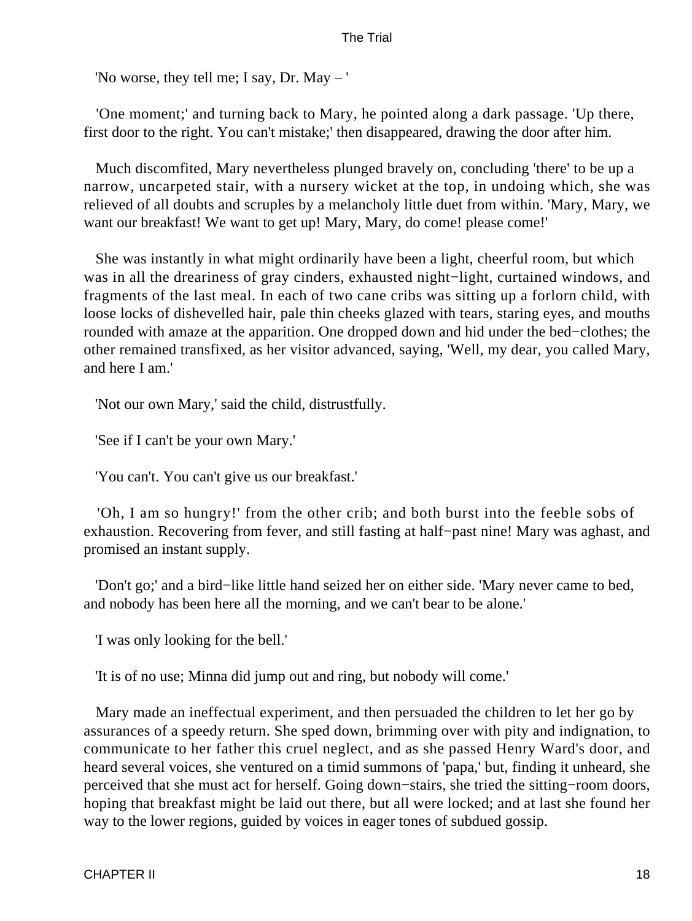'No worse, they tell me; I say, Dr. May – '

'One moment;' and turning back to Mary, he pointed along a dark passage. 'Up there, first door to the right. You can't mistake;' then disappeared, drawing the door after him.

Much discomfited, Mary nevertheless plunged bravely on, concluding 'there' to be up a narrow, uncarpeted stair, with a nursery wicket at the top, in undoing which, she was relieved of all doubts and scruples by a melancholy little duet from within. 'Mary, Mary, we want our breakfast! We want to get up! Mary, Mary, do come! please come!'

She was instantly in what might ordinarily have been a light, cheerful room, but which was in all the dreariness of gray cinders, exhausted night−light, curtained windows, and fragments of the last meal. In each of two cane cribs was sitting up a forlorn child, with loose locks of dishevelled hair, pale thin cheeks glazed with tears, staring eyes, and mouths rounded with amaze at the apparition. One dropped down and hid under the bed−clothes; the other remained transfixed, as her visitor advanced, saying, 'Well, my dear, you called Mary, and here I am.'

'Not our own Mary,' said the child, distrustfully.

'See if I can't be your own Mary.'

'You can't. You can't give us our breakfast.'

'Oh, I am so hungry!' from the other crib; and both burst into the feeble sobs of exhaustion. Recovering from fever, and still fasting at half−past nine! Mary was aghast, and promised an instant supply.

'Don't go;' and a bird−like little hand seized her on either side. 'Mary never came to bed, and nobody has been here all the morning, and we can't bear to be alone.'

'I was only looking for the bell.'

'It is of no use; Minna did jump out and ring, but nobody will come.'

Mary made an ineffectual experiment, and then persuaded the children to let her go by assurances of a speedy return. She sped down, brimming over with pity and indignation, to communicate to her father this cruel neglect, and as she passed Henry Ward's door, and heard several voices, she ventured on a timid summons of 'papa,' but, finding it unheard, she perceived that she must act for herself. Going down−stairs, she tried the sitting−room doors, hoping that breakfast might be laid out there, but all were locked; and at last she found her way to the lower regions, guided by voices in eager tones of subdued gossip.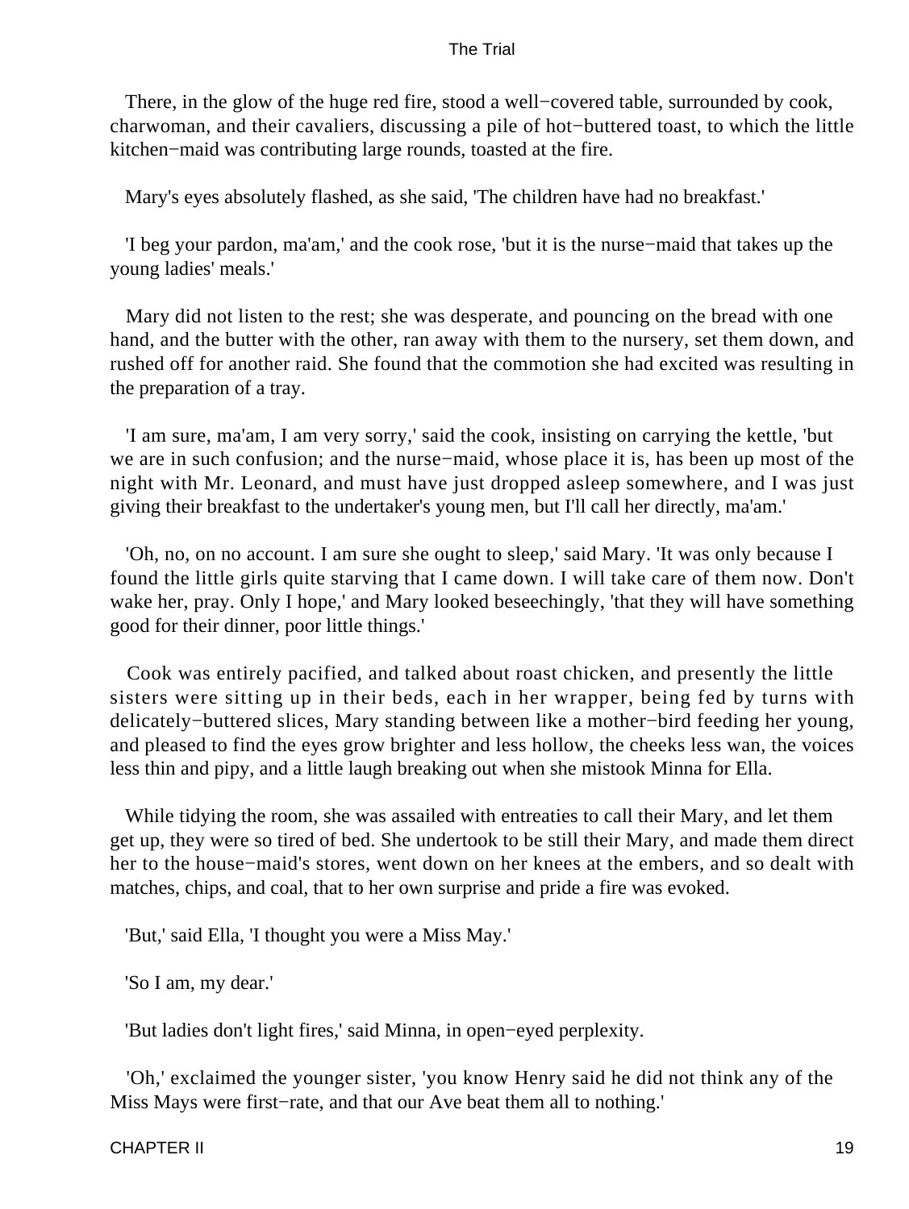There, in the glow of the huge red fire, stood a well−covered table, surrounded by cook, charwoman, and their cavaliers, discussing a pile of hot−buttered toast, to which the little kitchen−maid was contributing large rounds, toasted at the fire.

Mary's eyes absolutely flashed, as she said, 'The children have had no breakfast.'

'I beg your pardon, ma'am,' and the cook rose, 'but it is the nurse−maid that takes up the young ladies' meals.'

Mary did not listen to the rest; she was desperate, and pouncing on the bread with one hand, and the butter with the other, ran away with them to the nursery, set them down, and rushed off for another raid. She found that the commotion she had excited was resulting in the preparation of a tray.

'I am sure, ma'am, I am very sorry,' said the cook, insisting on carrying the kettle, 'but we are in such confusion; and the nurse−maid, whose place it is, has been up most of the night with Mr. Leonard, and must have just dropped asleep somewhere, and I was just giving their breakfast to the undertaker's young men, but I'll call her directly, ma'am.'

'Oh, no, on no account. I am sure she ought to sleep,' said Mary. 'It was only because I found the little girls quite starving that I came down. I will take care of them now. Don't wake her, pray. Only I hope,' and Mary looked beseechingly, 'that they will have something good for their dinner, poor little things.'

Cook was entirely pacified, and talked about roast chicken, and presently the little sisters were sitting up in their beds, each in her wrapper, being fed by turns with delicately−buttered slices, Mary standing between like a mother−bird feeding her young, and pleased to find the eyes grow brighter and less hollow, the cheeks less wan, the voices less thin and pipy, and a little laugh breaking out when she mistook Minna for Ella.

While tidying the room, she was assailed with entreaties to call their Mary, and let them get up, they were so tired of bed. She undertook to be still their Mary, and made them direct her to the house−maid's stores, went down on her knees at the embers, and so dealt with matches, chips, and coal, that to her own surprise and pride a fire was evoked.

'But,' said Ella, 'I thought you were a Miss May.'

'So I am, my dear.'

'But ladies don't light fires,' said Minna, in open−eyed perplexity.

'Oh,' exclaimed the younger sister, 'you know Henry said he did not think any of the Miss Mays were first−rate, and that our Ave beat them all to nothing.'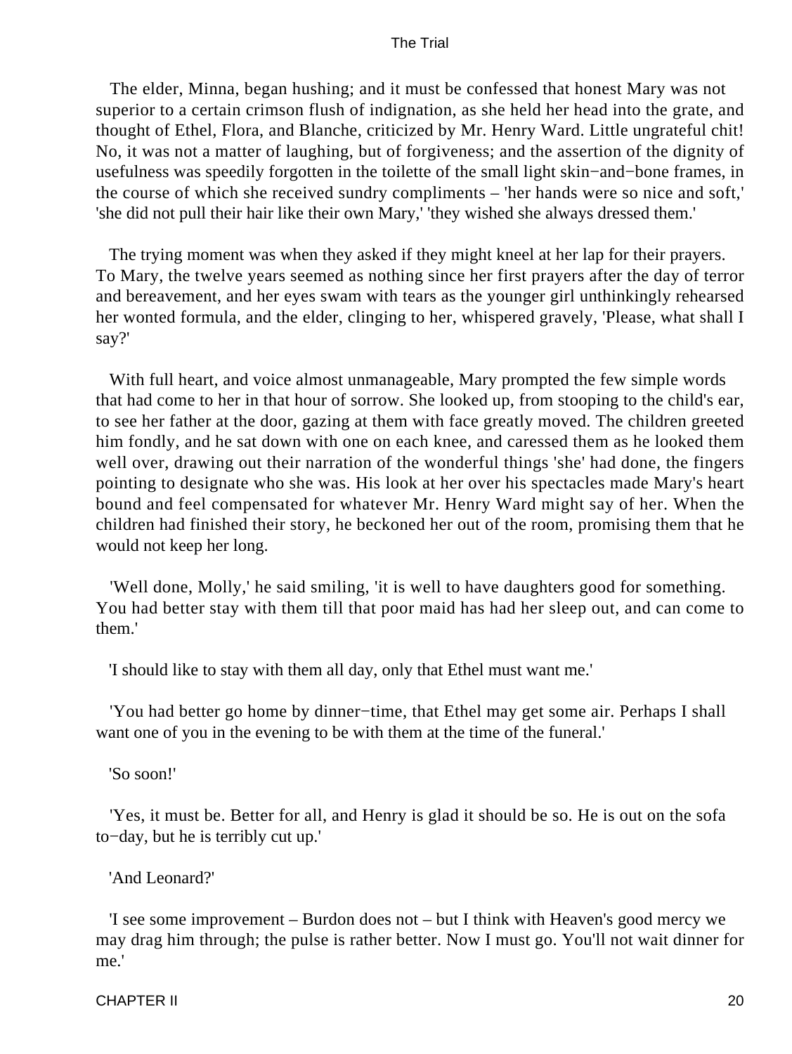The elder, Minna, began hushing; and it must be confessed that honest Mary was not superior to a certain crimson flush of indignation, as she held her head into the grate, and thought of Ethel, Flora, and Blanche, criticized by Mr. Henry Ward. Little ungrateful chit! No, it was not a matter of laughing, but of forgiveness; and the assertion of the dignity of usefulness was speedily forgotten in the toilette of the small light skin−and−bone frames, in the course of which she received sundry compliments – 'her hands were so nice and soft,' 'she did not pull their hair like their own Mary,' 'they wished she always dressed them.'

The trying moment was when they asked if they might kneel at her lap for their prayers. To Mary, the twelve years seemed as nothing since her first prayers after the day of terror and bereavement, and her eyes swam with tears as the younger girl unthinkingly rehearsed her wonted formula, and the elder, clinging to her, whispered gravely, 'Please, what shall I say?'

With full heart, and voice almost unmanageable, Mary prompted the few simple words that had come to her in that hour of sorrow. She looked up, from stooping to the child's ear, to see her father at the door, gazing at them with face greatly moved. The children greeted him fondly, and he sat down with one on each knee, and caressed them as he looked them well over, drawing out their narration of the wonderful things 'she' had done, the fingers pointing to designate who she was. His look at her over his spectacles made Mary's heart bound and feel compensated for whatever Mr. Henry Ward might say of her. When the children had finished their story, he beckoned her out of the room, promising them that he would not keep her long.

'Well done, Molly,' he said smiling, 'it is well to have daughters good for something. You had better stay with them till that poor maid has had her sleep out, and can come to them.'

'I should like to stay with them all day, only that Ethel must want me.'

'You had better go home by dinner−time, that Ethel may get some air. Perhaps I shall want one of you in the evening to be with them at the time of the funeral.'

'So soon!'

'Yes, it must be. Better for all, and Henry is glad it should be so. He is out on the sofa to−day, but he is terribly cut up.'

'And Leonard?'

'I see some improvement – Burdon does not – but I think with Heaven's good mercy we may drag him through; the pulse is rather better. Now I must go. You'll not wait dinner for me.'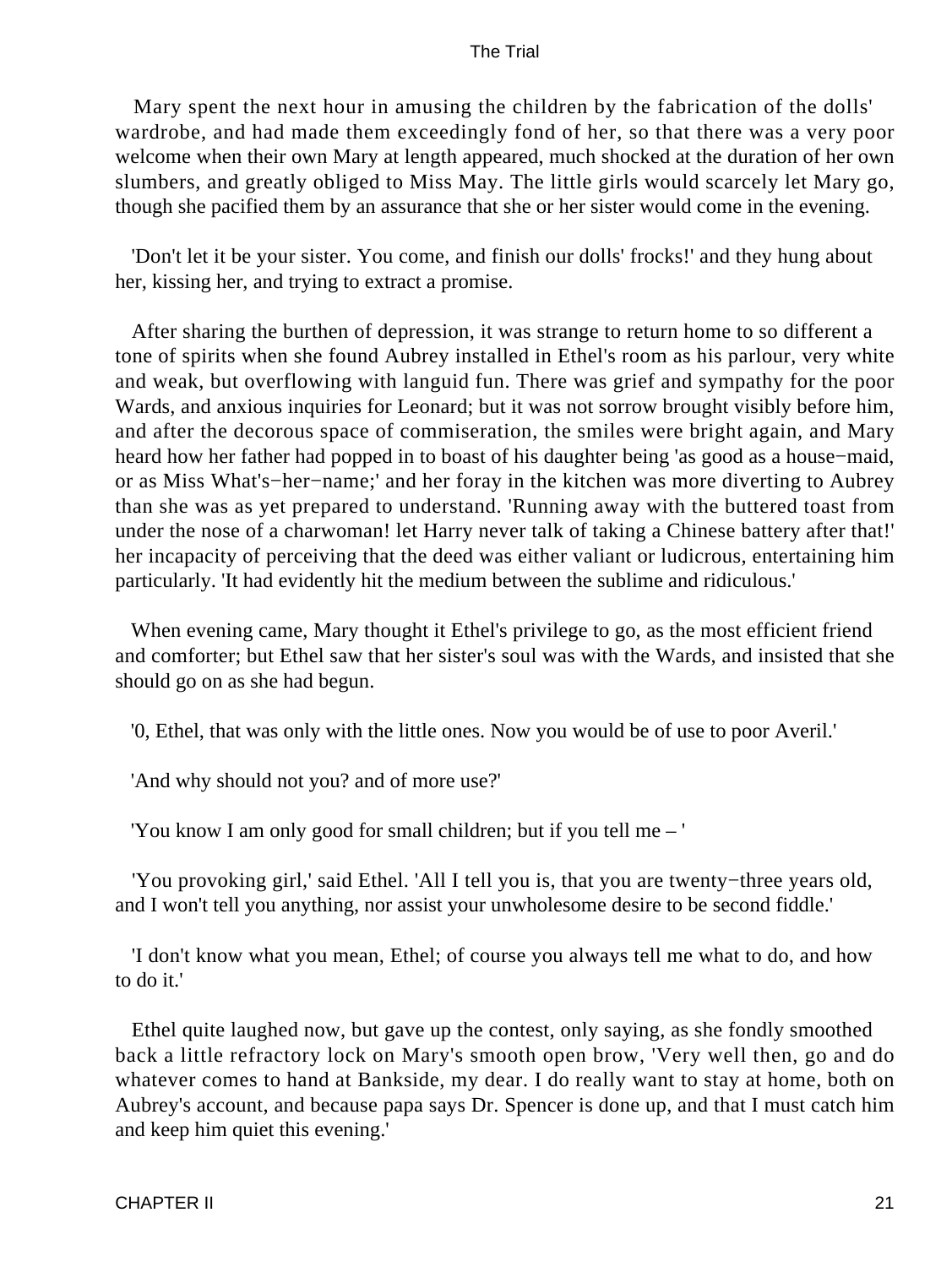Mary spent the next hour in amusing the children by the fabrication of the dolls' wardrobe, and had made them exceedingly fond of her, so that there was a very poor welcome when their own Mary at length appeared, much shocked at the duration of her own slumbers, and greatly obliged to Miss May. The little girls would scarcely let Mary go, though she pacified them by an assurance that she or her sister would come in the evening.

'Don't let it be your sister. You come, and finish our dolls' frocks!' and they hung about her, kissing her, and trying to extract a promise.

After sharing the burthen of depression, it was strange to return home to so different a tone of spirits when she found Aubrey installed in Ethel's room as his parlour, very white and weak, but overflowing with languid fun. There was grief and sympathy for the poor Wards, and anxious inquiries for Leonard; but it was not sorrow brought visibly before him, and after the decorous space of commiseration, the smiles were bright again, and Mary heard how her father had popped in to boast of his daughter being 'as good as a house−maid, or as Miss What's−her−name;' and her foray in the kitchen was more diverting to Aubrey than she was as yet prepared to understand. 'Running away with the buttered toast from under the nose of a charwoman! let Harry never talk of taking a Chinese battery after that!' her incapacity of perceiving that the deed was either valiant or ludicrous, entertaining him particularly. 'It had evidently hit the medium between the sublime and ridiculous.'

When evening came, Mary thought it Ethel's privilege to go, as the most efficient friend and comforter; but Ethel saw that her sister's soul was with the Wards, and insisted that she should go on as she had begun.

'0, Ethel, that was only with the little ones. Now you would be of use to poor Averil.'

'And why should not you? and of more use?'

'You know I am only good for small children; but if you tell me – '

'You provoking girl,' said Ethel. 'All I tell you is, that you are twenty−three years old, and I won't tell you anything, nor assist your unwholesome desire to be second fiddle.'

'I don't know what you mean, Ethel; of course you always tell me what to do, and how to do it.'

Ethel quite laughed now, but gave up the contest, only saying, as she fondly smoothed back a little refractory lock on Mary's smooth open brow, 'Very well then, go and do whatever comes to hand at Bankside, my dear. I do really want to stay at home, both on Aubrey's account, and because papa says Dr. Spencer is done up, and that I must catch him and keep him quiet this evening.'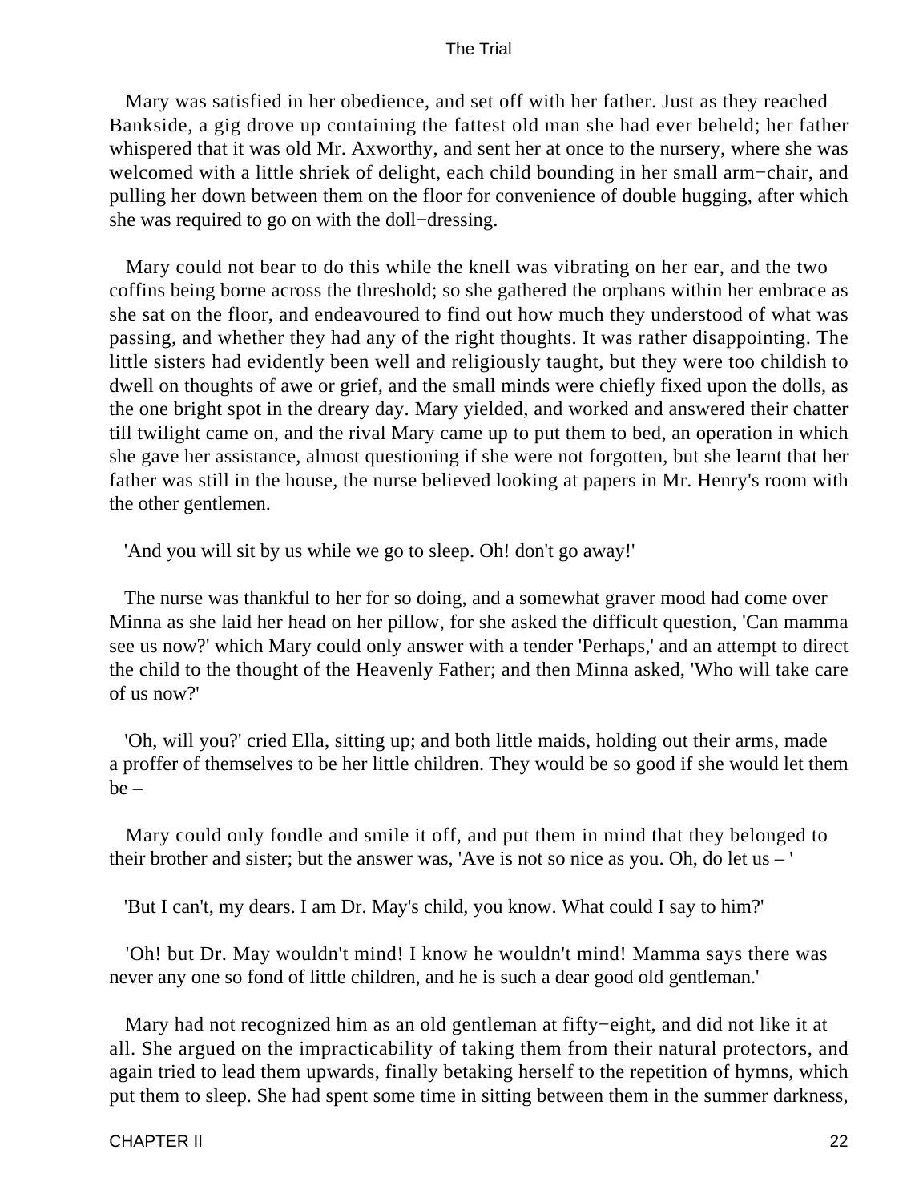Mary was satisfied in her obedience, and set off with her father. Just as they reached Bankside, a gig drove up containing the fattest old man she had ever beheld; her father whispered that it was old Mr. Axworthy, and sent her at once to the nursery, where she was welcomed with a little shriek of delight, each child bounding in her small arm−chair, and pulling her down between them on the floor for convenience of double hugging, after which she was required to go on with the doll−dressing.

Mary could not bear to do this while the knell was vibrating on her ear, and the two coffins being borne across the threshold; so she gathered the orphans within her embrace as she sat on the floor, and endeavoured to find out how much they understood of what was passing, and whether they had any of the right thoughts. It was rather disappointing. The little sisters had evidently been well and religiously taught, but they were too childish to dwell on thoughts of awe or grief, and the small minds were chiefly fixed upon the dolls, as the one bright spot in the dreary day. Mary yielded, and worked and answered their chatter till twilight came on, and the rival Mary came up to put them to bed, an operation in which she gave her assistance, almost questioning if she were not forgotten, but she learnt that her father was still in the house, the nurse believed looking at papers in Mr. Henry's room with the other gentlemen.

'And you will sit by us while we go to sleep. Oh! don't go away!'

The nurse was thankful to her for so doing, and a somewhat graver mood had come over Minna as she laid her head on her pillow, for she asked the difficult question, 'Can mamma see us now?' which Mary could only answer with a tender 'Perhaps,' and an attempt to direct the child to the thought of the Heavenly Father; and then Minna asked, 'Who will take care of us now?'

'Oh, will you?' cried Ella, sitting up; and both little maids, holding out their arms, made a proffer of themselves to be her little children. They would be so good if she would let them be –

Mary could only fondle and smile it off, and put them in mind that they belonged to their brother and sister; but the answer was, 'Ave is not so nice as you. Oh, do let us – '

'But I can't, my dears. I am Dr. May's child, you know. What could I say to him?'

'Oh! but Dr. May wouldn't mind! I know he wouldn't mind! Mamma says there was never any one so fond of little children, and he is such a dear good old gentleman.'

Mary had not recognized him as an old gentleman at fifty−eight, and did not like it at all. She argued on the impracticability of taking them from their natural protectors, and again tried to lead them upwards, finally betaking herself to the repetition of hymns, which put them to sleep. She had spent some time in sitting between them in the summer darkness,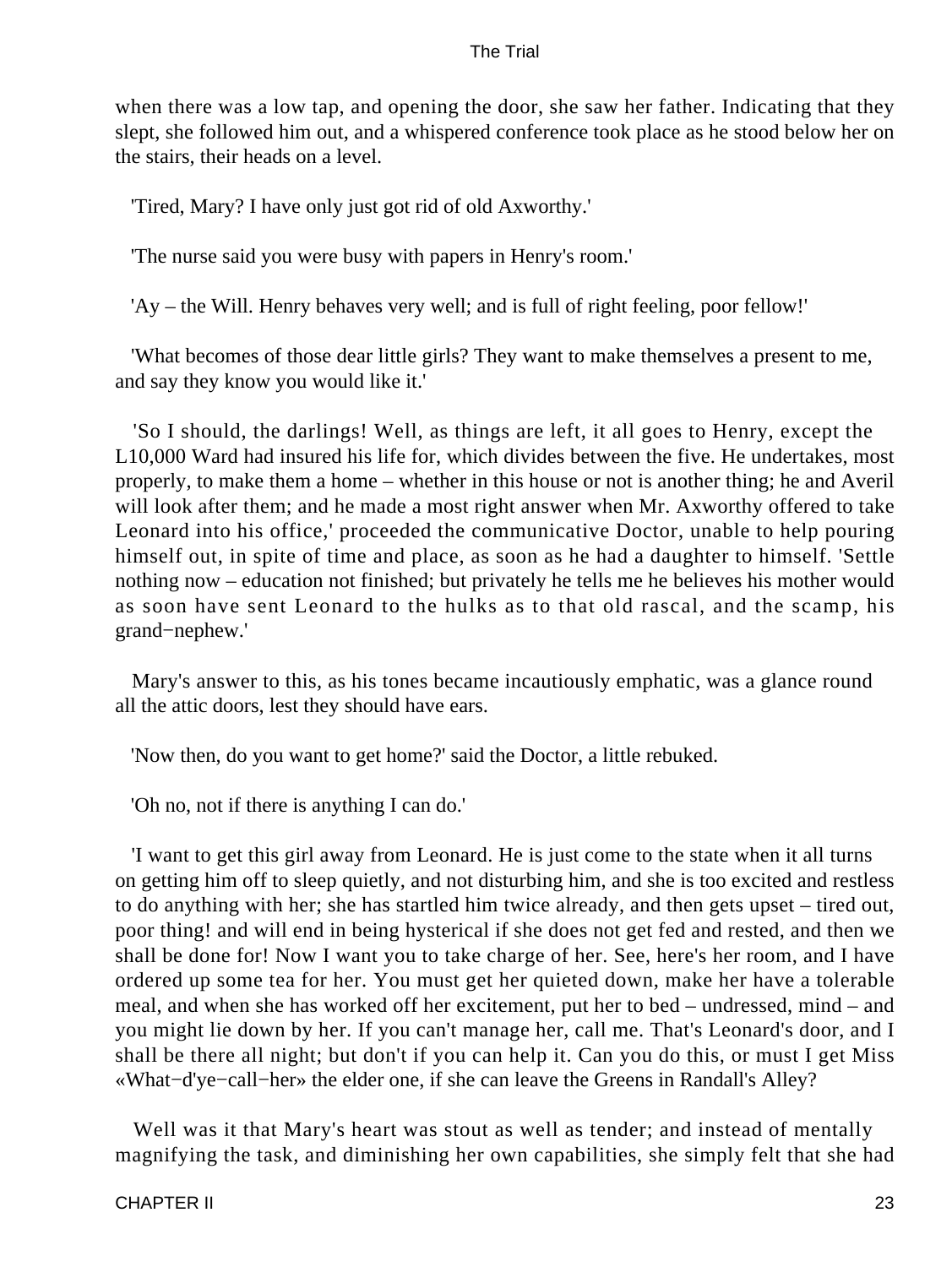when there was a low tap, and opening the door, she saw her father. Indicating that they slept, she followed him out, and a whispered conference took place as he stood below her on the stairs, their heads on a level.

'Tired, Mary? I have only just got rid of old Axworthy.'

'The nurse said you were busy with papers in Henry's room.'

'Ay – the Will. Henry behaves very well; and is full of right feeling, poor fellow!'

'What becomes of those dear little girls? They want to make themselves a present to me, and say they know you would like it.'

'So I should, the darlings! Well, as things are left, it all goes to Henry, except the L10,000 Ward had insured his life for, which divides between the five. He undertakes, most properly, to make them a home – whether in this house or not is another thing; he and Averil will look after them; and he made a most right answer when Mr. Axworthy offered to take Leonard into his office,' proceeded the communicative Doctor, unable to help pouring himself out, in spite of time and place, as soon as he had a daughter to himself. 'Settle nothing now – education not finished; but privately he tells me he believes his mother would as soon have sent Leonard to the hulks as to that old rascal, and the scamp, his grand−nephew.'

Mary's answer to this, as his tones became incautiously emphatic, was a glance round all the attic doors, lest they should have ears.

'Now then, do you want to get home?' said the Doctor, a little rebuked.

'Oh no, not if there is anything I can do.'

'I want to get this girl away from Leonard. He is just come to the state when it all turns on getting him off to sleep quietly, and not disturbing him, and she is too excited and restless to do anything with her; she has startled him twice already, and then gets upset – tired out, poor thing! and will end in being hysterical if she does not get fed and rested, and then we shall be done for! Now I want you to take charge of her. See, here's her room, and I have ordered up some tea for her. You must get her quieted down, make her have a tolerable meal, and when she has worked off her excitement, put her to bed – undressed, mind – and you might lie down by her. If you can't manage her, call me. That's Leonard's door, and I shall be there all night; but don't if you can help it. Can you do this, or must I get Miss «What−d'ye−call−her» the elder one, if she can leave the Greens in Randall's Alley?

Well was it that Mary's heart was stout as well as tender; and instead of mentally magnifying the task, and diminishing her own capabilities, she simply felt that she had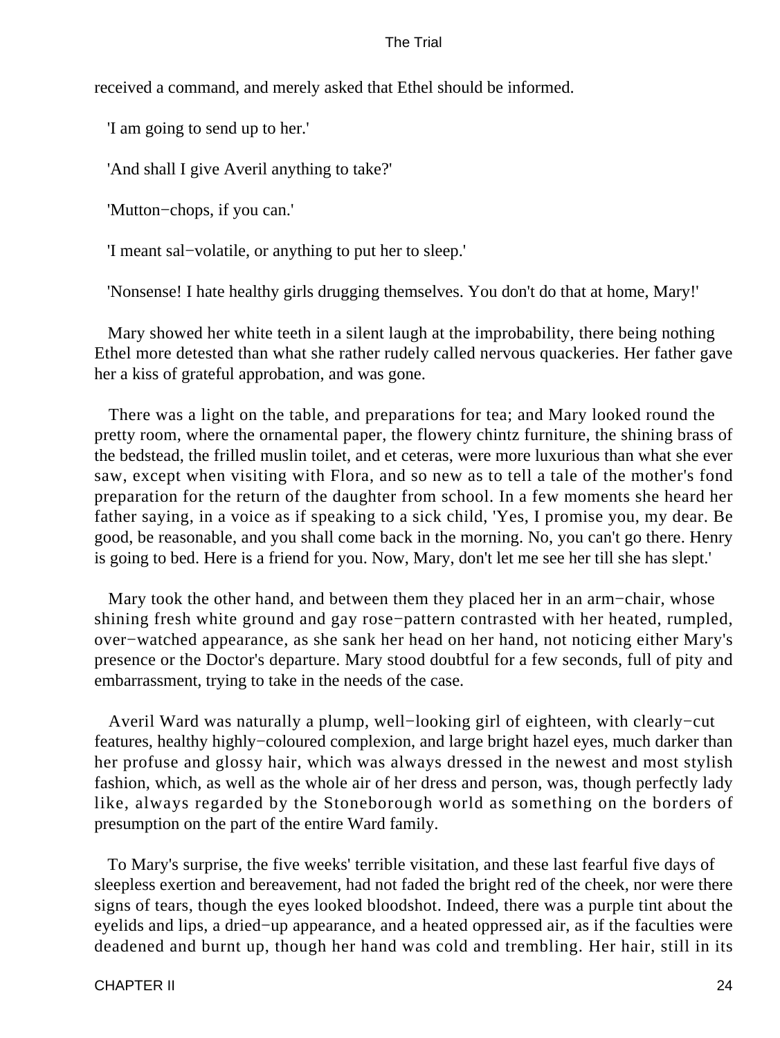received a command, and merely asked that Ethel should be informed.

'I am going to send up to her.'

'And shall I give Averil anything to take?'

'Mutton−chops, if you can.'

'I meant sal−volatile, or anything to put her to sleep.'

'Nonsense! I hate healthy girls drugging themselves. You don't do that at home, Mary!'

Mary showed her white teeth in a silent laugh at the improbability, there being nothing Ethel more detested than what she rather rudely called nervous quackeries. Her father gave her a kiss of grateful approbation, and was gone.

There was a light on the table, and preparations for tea; and Mary looked round the pretty room, where the ornamental paper, the flowery chintz furniture, the shining brass of the bedstead, the frilled muslin toilet, and et ceteras, were more luxurious than what she ever saw, except when visiting with Flora, and so new as to tell a tale of the mother's fond preparation for the return of the daughter from school. In a few moments she heard her father saying, in a voice as if speaking to a sick child, 'Yes, I promise you, my dear. Be good, be reasonable, and you shall come back in the morning. No, you can't go there. Henry is going to bed. Here is a friend for you. Now, Mary, don't let me see her till she has slept.'

Mary took the other hand, and between them they placed her in an arm−chair, whose shining fresh white ground and gay rose−pattern contrasted with her heated, rumpled, over−watched appearance, as she sank her head on her hand, not noticing either Mary's presence or the Doctor's departure. Mary stood doubtful for a few seconds, full of pity and embarrassment, trying to take in the needs of the case.

Averil Ward was naturally a plump, well−looking girl of eighteen, with clearly−cut features, healthy highly−coloured complexion, and large bright hazel eyes, much darker than her profuse and glossy hair, which was always dressed in the newest and most stylish fashion, which, as well as the whole air of her dress and person, was, though perfectly lady like, always regarded by the Stoneborough world as something on the borders of presumption on the part of the entire Ward family.

To Mary's surprise, the five weeks' terrible visitation, and these last fearful five days of sleepless exertion and bereavement, had not faded the bright red of the cheek, nor were there signs of tears, though the eyes looked bloodshot. Indeed, there was a purple tint about the eyelids and lips, a dried−up appearance, and a heated oppressed air, as if the faculties were deadened and burnt up, though her hand was cold and trembling. Her hair, still in its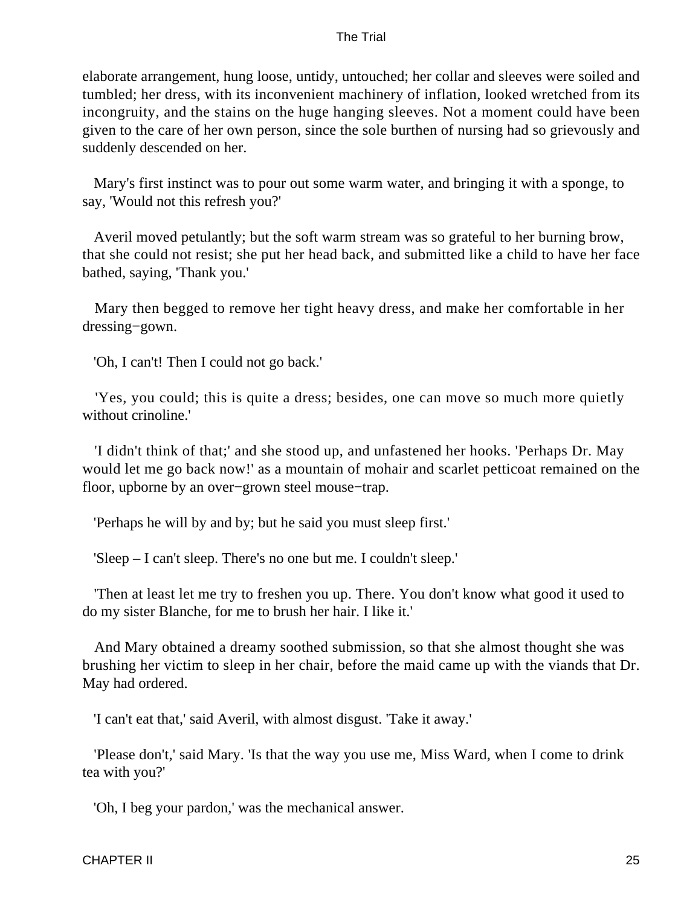elaborate arrangement, hung loose, untidy, untouched; her collar and sleeves were soiled and tumbled; her dress, with its inconvenient machinery of inflation, looked wretched from its incongruity, and the stains on the huge hanging sleeves. Not a moment could have been given to the care of her own person, since the sole burthen of nursing had so grievously and suddenly descended on her.

Mary's first instinct was to pour out some warm water, and bringing it with a sponge, to say, 'Would not this refresh you?'

Averil moved petulantly; but the soft warm stream was so grateful to her burning brow, that she could not resist; she put her head back, and submitted like a child to have her face bathed, saying, 'Thank you.'

Mary then begged to remove her tight heavy dress, and make her comfortable in her dressing−gown.

'Oh, I can't! Then I could not go back.'

'Yes, you could; this is quite a dress; besides, one can move so much more quietly without crinoline.'

'I didn't think of that;' and she stood up, and unfastened her hooks. 'Perhaps Dr. May would let me go back now!' as a mountain of mohair and scarlet petticoat remained on the floor, upborne by an over−grown steel mouse−trap.

'Perhaps he will by and by; but he said you must sleep first.'

'Sleep – I can't sleep. There's no one but me. I couldn't sleep.'

'Then at least let me try to freshen you up. There. You don't know what good it used to do my sister Blanche, for me to brush her hair. I like it.'

And Mary obtained a dreamy soothed submission, so that she almost thought she was brushing her victim to sleep in her chair, before the maid came up with the viands that Dr. May had ordered.

'I can't eat that,' said Averil, with almost disgust. 'Take it away.'

'Please don't,' said Mary. 'Is that the way you use me, Miss Ward, when I come to drink tea with you?'

'Oh, I beg your pardon,' was the mechanical answer.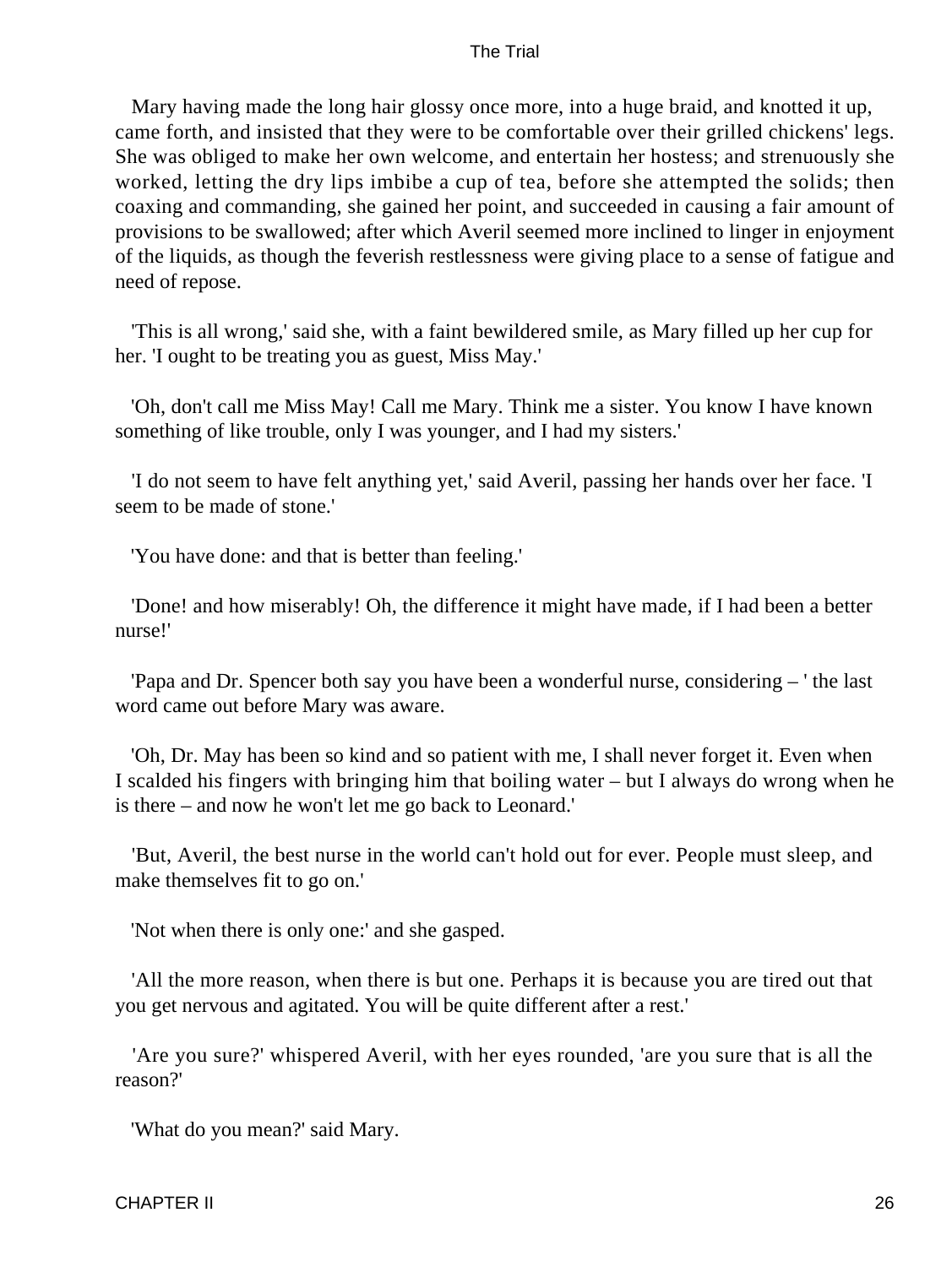Mary having made the long hair glossy once more, into a huge braid, and knotted it up, came forth, and insisted that they were to be comfortable over their grilled chickens' legs. She was obliged to make her own welcome, and entertain her hostess; and strenuously she worked, letting the dry lips imbibe a cup of tea, before she attempted the solids; then coaxing and commanding, she gained her point, and succeeded in causing a fair amount of provisions to be swallowed; after which Averil seemed more inclined to linger in enjoyment of the liquids, as though the feverish restlessness were giving place to a sense of fatigue and need of repose.

'This is all wrong,' said she, with a faint bewildered smile, as Mary filled up her cup for her. 'I ought to be treating you as guest, Miss May.'

'Oh, don't call me Miss May! Call me Mary. Think me a sister. You know I have known something of like trouble, only I was younger, and I had my sisters.'

'I do not seem to have felt anything yet,' said Averil, passing her hands over her face. 'I seem to be made of stone.'

'You have done: and that is better than feeling.'

'Done! and how miserably! Oh, the difference it might have made, if I had been a better nurse!'

'Papa and Dr. Spencer both say you have been a wonderful nurse, considering – ' the last word came out before Mary was aware.

'Oh, Dr. May has been so kind and so patient with me, I shall never forget it. Even when I scalded his fingers with bringing him that boiling water – but I always do wrong when he is there – and now he won't let me go back to Leonard.'

'But, Averil, the best nurse in the world can't hold out for ever. People must sleep, and make themselves fit to go on.'

'Not when there is only one:' and she gasped.

'All the more reason, when there is but one. Perhaps it is because you are tired out that you get nervous and agitated. You will be quite different after a rest.'

'Are you sure?' whispered Averil, with her eyes rounded, 'are you sure that is all the reason?'

'What do you mean?' said Mary.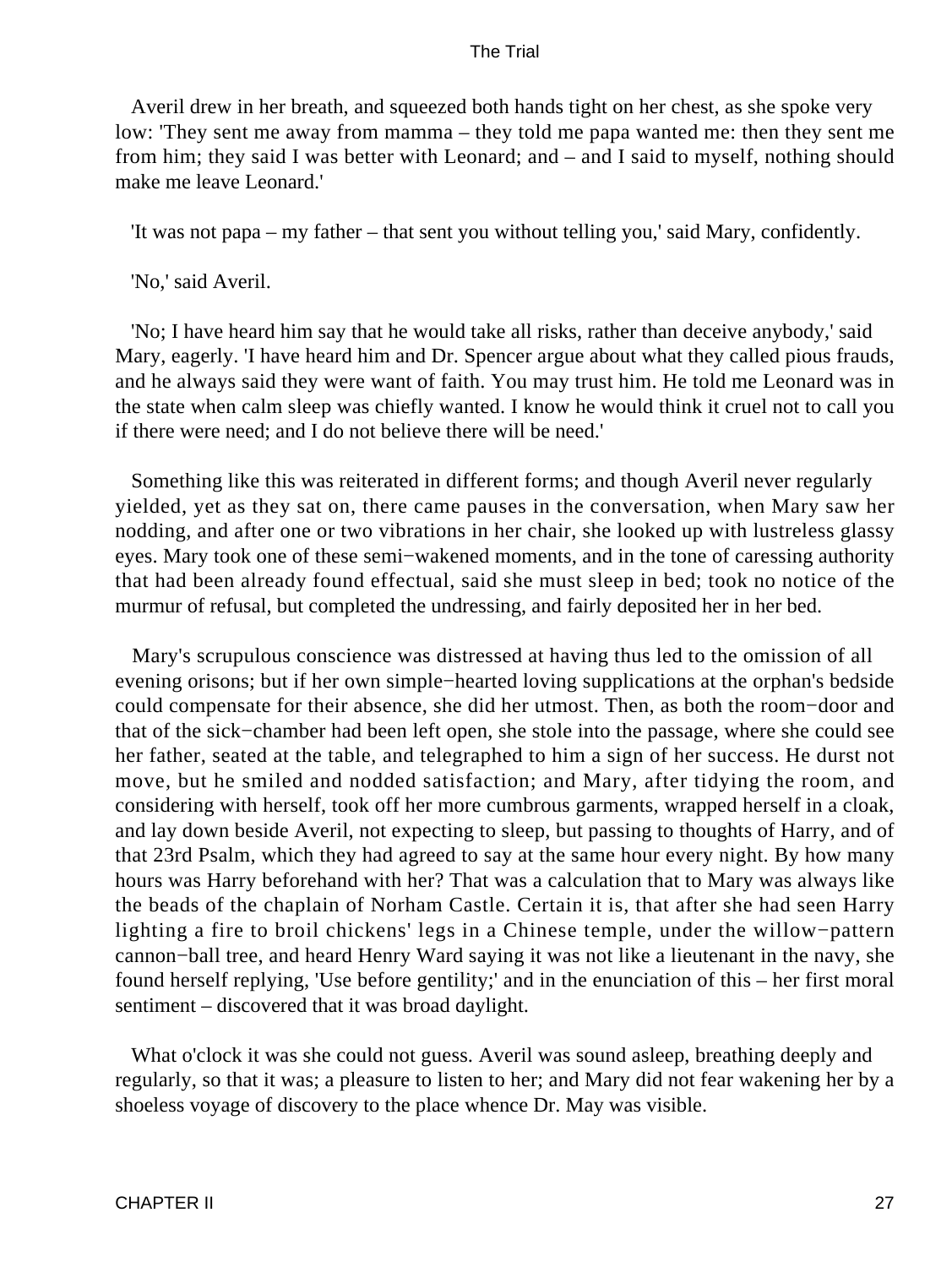Averil drew in her breath, and squeezed both hands tight on her chest, as she spoke very low: 'They sent me away from mamma – they told me papa wanted me: then they sent me from him; they said I was better with Leonard; and – and I said to myself, nothing should make me leave Leonard.'

'It was not papa – my father – that sent you without telling you,' said Mary, confidently.

'No,' said Averil.

'No; I have heard him say that he would take all risks, rather than deceive anybody,' said Mary, eagerly. 'I have heard him and Dr. Spencer argue about what they called pious frauds, and he always said they were want of faith. You may trust him. He told me Leonard was in the state when calm sleep was chiefly wanted. I know he would think it cruel not to call you if there were need; and I do not believe there will be need.'

Something like this was reiterated in different forms; and though Averil never regularly yielded, yet as they sat on, there came pauses in the conversation, when Mary saw her nodding, and after one or two vibrations in her chair, she looked up with lustreless glassy eyes. Mary took one of these semi−wakened moments, and in the tone of caressing authority that had been already found effectual, said she must sleep in bed; took no notice of the murmur of refusal, but completed the undressing, and fairly deposited her in her bed.

Mary's scrupulous conscience was distressed at having thus led to the omission of all evening orisons; but if her own simple−hearted loving supplications at the orphan's bedside could compensate for their absence, she did her utmost. Then, as both the room−door and that of the sick−chamber had been left open, she stole into the passage, where she could see her father, seated at the table, and telegraphed to him a sign of her success. He durst not move, but he smiled and nodded satisfaction; and Mary, after tidying the room, and considering with herself, took off her more cumbrous garments, wrapped herself in a cloak, and lay down beside Averil, not expecting to sleep, but passing to thoughts of Harry, and of that 23rd Psalm, which they had agreed to say at the same hour every night. By how many hours was Harry beforehand with her? That was a calculation that to Mary was always like the beads of the chaplain of Norham Castle. Certain it is, that after she had seen Harry lighting a fire to broil chickens' legs in a Chinese temple, under the willow−pattern cannon−ball tree, and heard Henry Ward saying it was not like a lieutenant in the navy, she found herself replying, 'Use before gentility;' and in the enunciation of this – her first moral sentiment – discovered that it was broad daylight.

What o'clock it was she could not guess. Averil was sound asleep, breathing deeply and regularly, so that it was; a pleasure to listen to her; and Mary did not fear wakening her by a shoeless voyage of discovery to the place whence Dr. May was visible.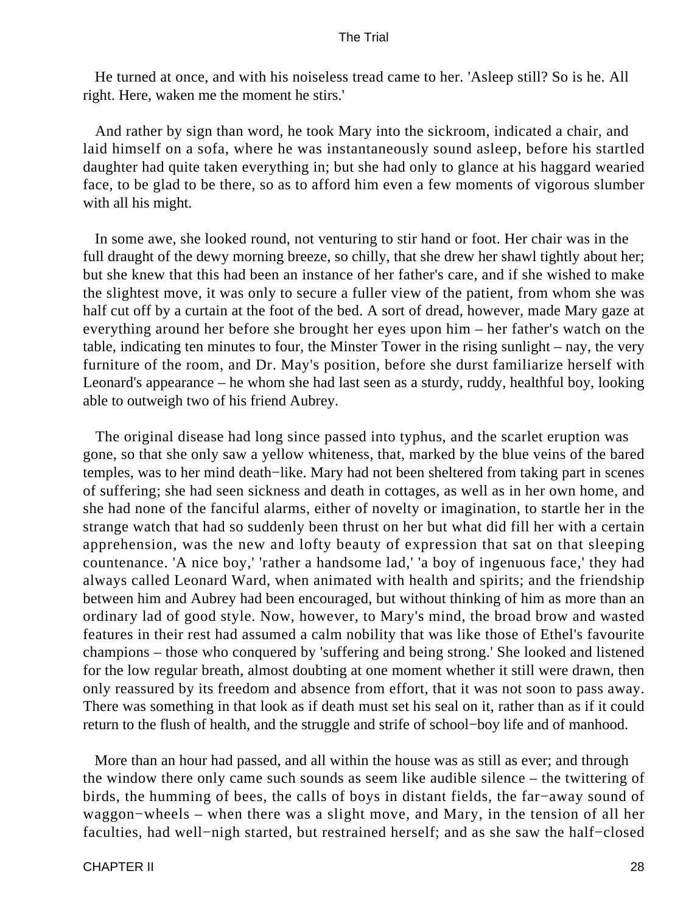He turned at once, and with his noiseless tread came to her. 'Asleep still? So is he. All right. Here, waken me the moment he stirs.'

And rather by sign than word, he took Mary into the sickroom, indicated a chair, and laid himself on a sofa, where he was instantaneously sound asleep, before his startled daughter had quite taken everything in; but she had only to glance at his haggard wearied face, to be glad to be there, so as to afford him even a few moments of vigorous slumber with all his might.

In some awe, she looked round, not venturing to stir hand or foot. Her chair was in the full draught of the dewy morning breeze, so chilly, that she drew her shawl tightly about her; but she knew that this had been an instance of her father's care, and if she wished to make the slightest move, it was only to secure a fuller view of the patient, from whom she was half cut off by a curtain at the foot of the bed. A sort of dread, however, made Mary gaze at everything around her before she brought her eyes upon him – her father's watch on the table, indicating ten minutes to four, the Minster Tower in the rising sunlight – nay, the very furniture of the room, and Dr. May's position, before she durst familiarize herself with Leonard's appearance – he whom she had last seen as a sturdy, ruddy, healthful boy, looking able to outweigh two of his friend Aubrey.

The original disease had long since passed into typhus, and the scarlet eruption was gone, so that she only saw a yellow whiteness, that, marked by the blue veins of the bared temples, was to her mind death−like. Mary had not been sheltered from taking part in scenes of suffering; she had seen sickness and death in cottages, as well as in her own home, and she had none of the fanciful alarms, either of novelty or imagination, to startle her in the strange watch that had so suddenly been thrust on her but what did fill her with a certain apprehension, was the new and lofty beauty of expression that sat on that sleeping countenance. 'A nice boy,' 'rather a handsome lad,' 'a boy of ingenuous face,' they had always called Leonard Ward, when animated with health and spirits; and the friendship between him and Aubrey had been encouraged, but without thinking of him as more than an ordinary lad of good style. Now, however, to Mary's mind, the broad brow and wasted features in their rest had assumed a calm nobility that was like those of Ethel's favourite champions – those who conquered by 'suffering and being strong.' She looked and listened for the low regular breath, almost doubting at one moment whether it still were drawn, then only reassured by its freedom and absence from effort, that it was not soon to pass away. There was something in that look as if death must set his seal on it, rather than as if it could return to the flush of health, and the struggle and strife of school−boy life and of manhood.

More than an hour had passed, and all within the house was as still as ever; and through the window there only came such sounds as seem like audible silence – the twittering of birds, the humming of bees, the calls of boys in distant fields, the far−away sound of waggon−wheels – when there was a slight move, and Mary, in the tension of all her faculties, had well−nigh started, but restrained herself; and as she saw the half−closed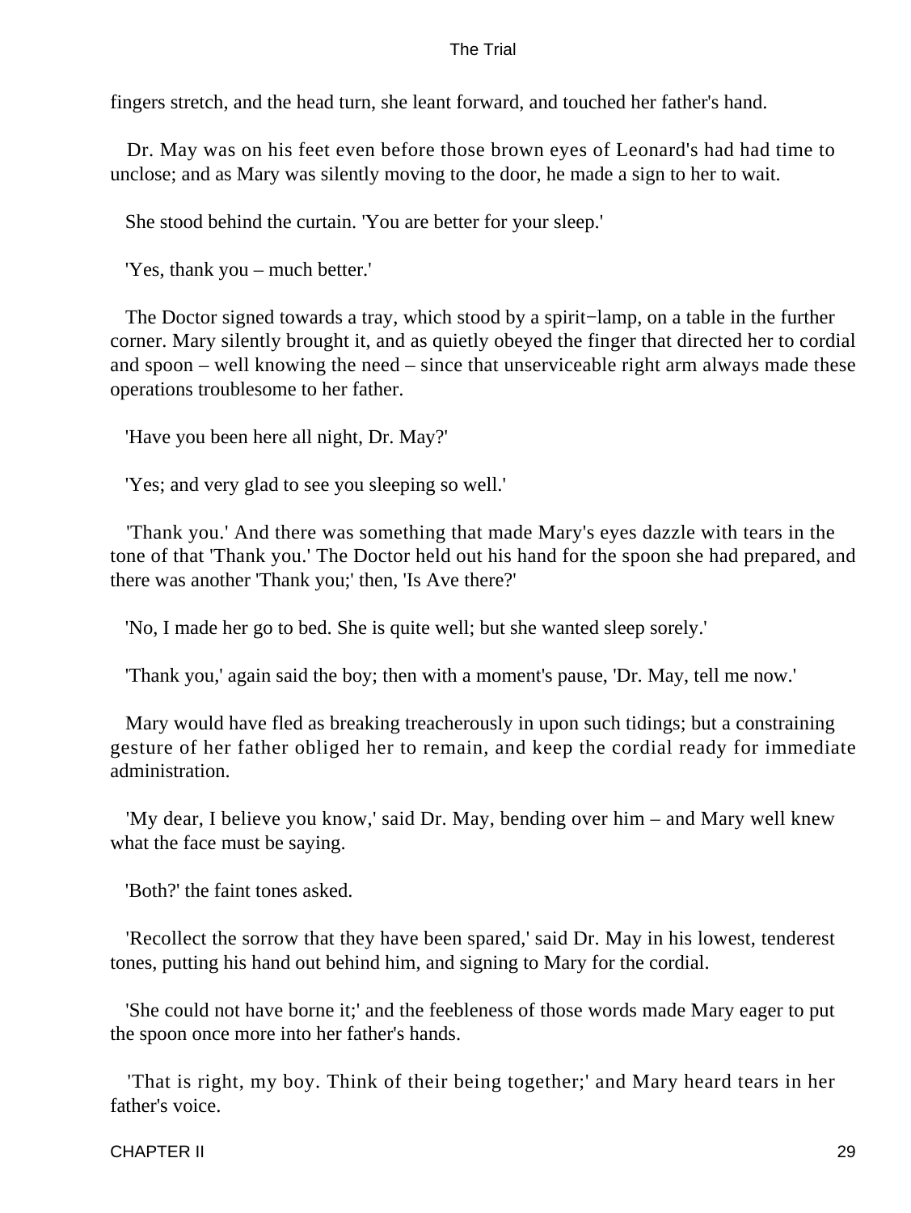fingers stretch, and the head turn, she leant forward, and touched her father's hand.

Dr. May was on his feet even before those brown eyes of Leonard's had had time to unclose; and as Mary was silently moving to the door, he made a sign to her to wait.

She stood behind the curtain. 'You are better for your sleep.'

'Yes, thank you – much better.'

The Doctor signed towards a tray, which stood by a spirit−lamp, on a table in the further corner. Mary silently brought it, and as quietly obeyed the finger that directed her to cordial and spoon – well knowing the need – since that unserviceable right arm always made these operations troublesome to her father.

'Have you been here all night, Dr. May?'

'Yes; and very glad to see you sleeping so well.'

'Thank you.' And there was something that made Mary's eyes dazzle with tears in the tone of that 'Thank you.' The Doctor held out his hand for the spoon she had prepared, and there was another 'Thank you;' then, 'Is Ave there?'

'No, I made her go to bed. She is quite well; but she wanted sleep sorely.'

'Thank you,' again said the boy; then with a moment's pause, 'Dr. May, tell me now.'

Mary would have fled as breaking treacherously in upon such tidings; but a constraining gesture of her father obliged her to remain, and keep the cordial ready for immediate administration.

'My dear, I believe you know,' said Dr. May, bending over him – and Mary well knew what the face must be saying.

'Both?' the faint tones asked.

'Recollect the sorrow that they have been spared,' said Dr. May in his lowest, tenderest tones, putting his hand out behind him, and signing to Mary for the cordial.

'She could not have borne it;' and the feebleness of those words made Mary eager to put the spoon once more into her father's hands.

'That is right, my boy. Think of their being together;' and Mary heard tears in her father's voice.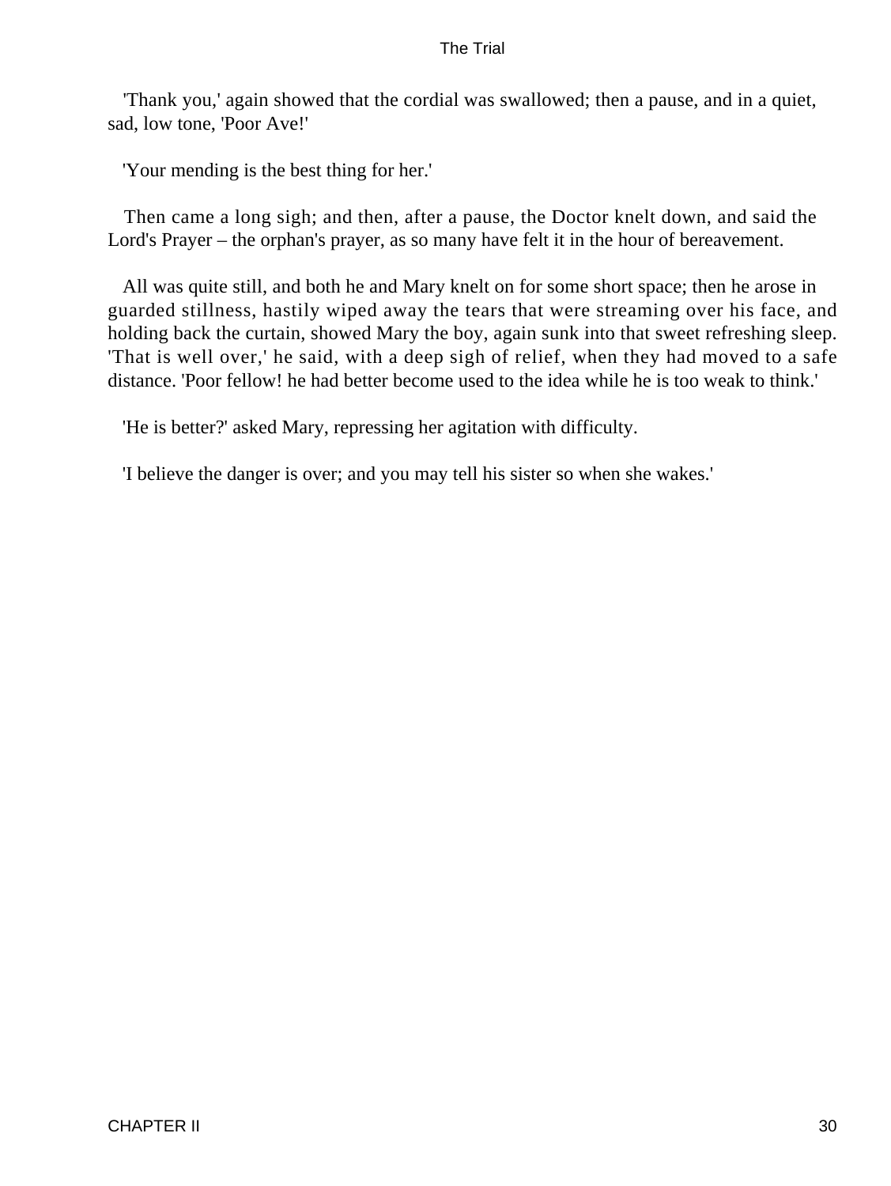'Thank you,' again showed that the cordial was swallowed; then a pause, and in a quiet, sad, low tone, 'Poor Ave!'

'Your mending is the best thing for her.'

Then came a long sigh; and then, after a pause, the Doctor knelt down, and said the Lord's Prayer – the orphan's prayer, as so many have felt it in the hour of bereavement.

All was quite still, and both he and Mary knelt on for some short space; then he arose in guarded stillness, hastily wiped away the tears that were streaming over his face, and holding back the curtain, showed Mary the boy, again sunk into that sweet refreshing sleep. 'That is well over,' he said, with a deep sigh of relief, when they had moved to a safe distance. 'Poor fellow! he had better become used to the idea while he is too weak to think.'

'He is better?' asked Mary, repressing her agitation with difficulty.

'I believe the danger is over; and you may tell his sister so when she wakes.'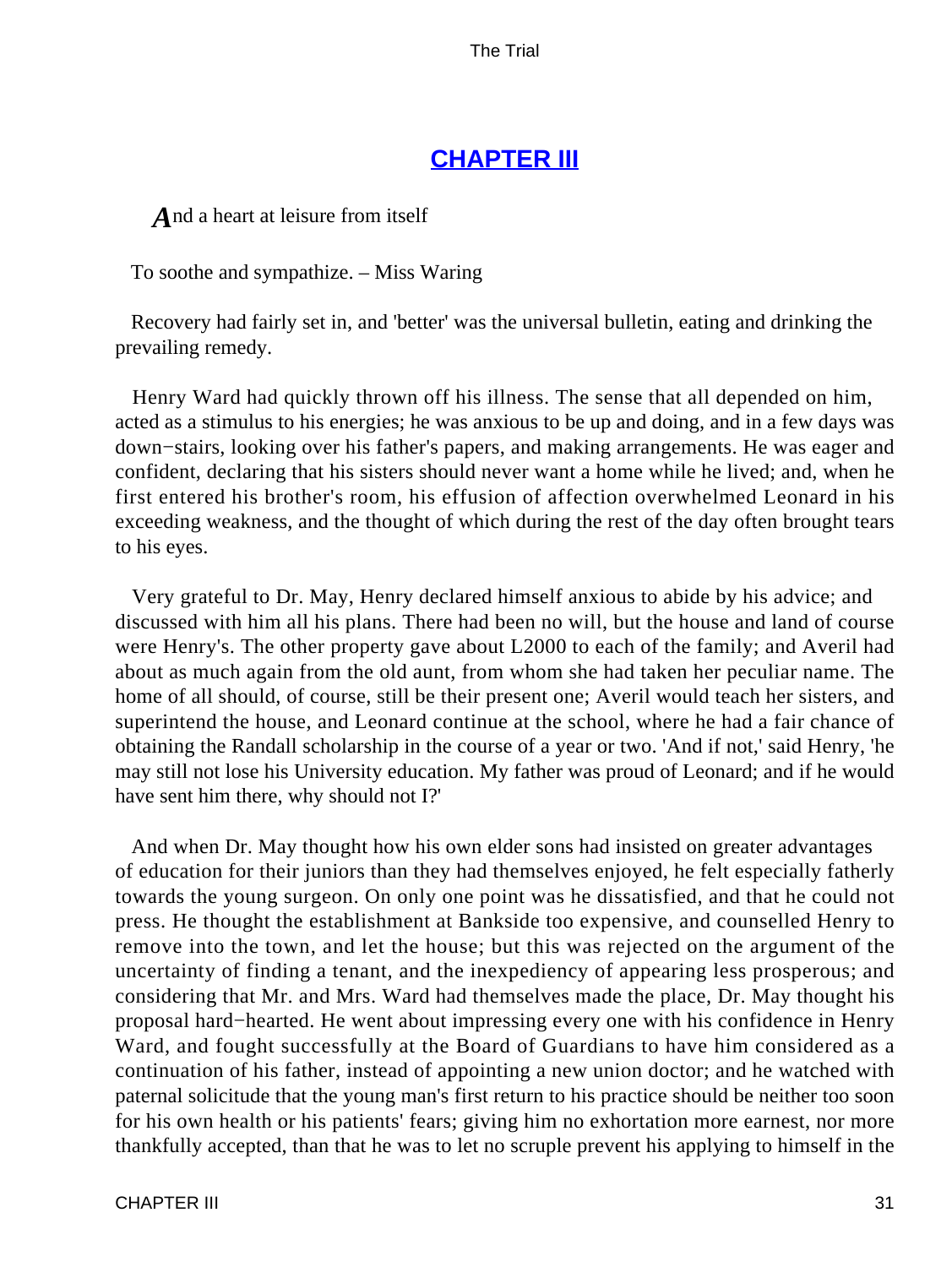## CHAPTER III

*A*nd a heart at leisure from itself

To soothe and sympathize. – Miss Waring

Recovery had fairly set in, and 'better' was the universal bulletin, eating and drinking the prevailing remedy.

Henry Ward had quickly thrown off his illness. The sense that all depended on him, acted as a stimulus to his energies; he was anxious to be up and doing, and in a few days was down−stairs, looking over his father's papers, and making arrangements. He was eager and confident, declaring that his sisters should never want a home while he lived; and, when he first entered his brother's room, his effusion of affection overwhelmed Leonard in his exceeding weakness, and the thought of which during the rest of the day often brought tears to his eyes.

Very grateful to Dr. May, Henry declared himself anxious to abide by his advice; and discussed with him all his plans. There had been no will, but the house and land of course were Henry's. The other property gave about L2000 to each of the family; and Averil had about as much again from the old aunt, from whom she had taken her peculiar name. The home of all should, of course, still be their present one; Averil would teach her sisters, and superintend the house, and Leonard continue at the school, where he had a fair chance of obtaining the Randall scholarship in the course of a year or two. 'And if not,' said Henry, 'he may still not lose his University education. My father was proud of Leonard; and if he would have sent him there, why should not I?'

And when Dr. May thought how his own elder sons had insisted on greater advantages of education for their juniors than they had themselves enjoyed, he felt especially fatherly towards the young surgeon. On only one point was he dissatisfied, and that he could not press. He thought the establishment at Bankside too expensive, and counselled Henry to remove into the town, and let the house; but this was rejected on the argument of the uncertainty of finding a tenant, and the inexpediency of appearing less prosperous; and considering that Mr. and Mrs. Ward had themselves made the place, Dr. May thought his proposal hard−hearted. He went about impressing every one with his confidence in Henry Ward, and fought successfully at the Board of Guardians to have him considered as a continuation of his father, instead of appointing a new union doctor; and he watched with paternal solicitude that the young man's first return to his practice should be neither too soon for his own health or his patients' fears; giving him no exhortation more earnest, nor more thankfully accepted, than that he was to let no scruple prevent his applying to himself in the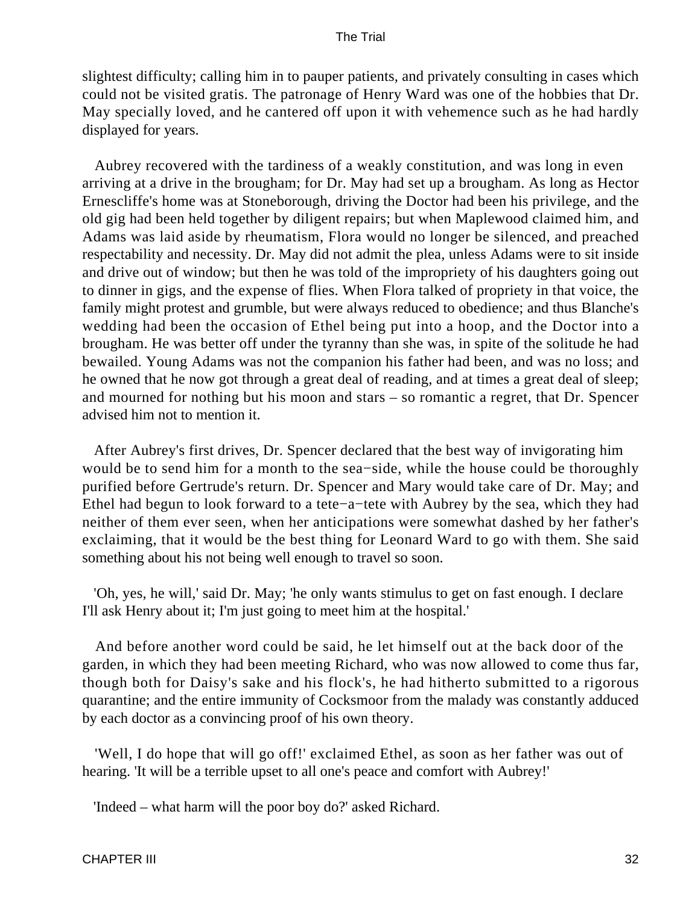slightest difficulty; calling him in to pauper patients, and privately consulting in cases which could not be visited gratis. The patronage of Henry Ward was one of the hobbies that Dr. May specially loved, and he cantered off upon it with vehemence such as he had hardly displayed for years.

Aubrey recovered with the tardiness of a weakly constitution, and was long in even arriving at a drive in the brougham; for Dr. May had set up a brougham. As long as Hector Ernescliffe's home was at Stoneborough, driving the Doctor had been his privilege, and the old gig had been held together by diligent repairs; but when Maplewood claimed him, and Adams was laid aside by rheumatism, Flora would no longer be silenced, and preached respectability and necessity. Dr. May did not admit the plea, unless Adams were to sit inside and drive out of window; but then he was told of the impropriety of his daughters going out to dinner in gigs, and the expense of flies. When Flora talked of propriety in that voice, the family might protest and grumble, but were always reduced to obedience; and thus Blanche's wedding had been the occasion of Ethel being put into a hoop, and the Doctor into a brougham. He was better off under the tyranny than she was, in spite of the solitude he had bewailed. Young Adams was not the companion his father had been, and was no loss; and he owned that he now got through a great deal of reading, and at times a great deal of sleep; and mourned for nothing but his moon and stars – so romantic a regret, that Dr. Spencer advised him not to mention it.

After Aubrey's first drives, Dr. Spencer declared that the best way of invigorating him would be to send him for a month to the sea−side, while the house could be thoroughly purified before Gertrude's return. Dr. Spencer and Mary would take care of Dr. May; and Ethel had begun to look forward to a tete−a−tete with Aubrey by the sea, which they had neither of them ever seen, when her anticipations were somewhat dashed by her father's exclaiming, that it would be the best thing for Leonard Ward to go with them. She said something about his not being well enough to travel so soon.

'Oh, yes, he will,' said Dr. May; 'he only wants stimulus to get on fast enough. I declare I'll ask Henry about it; I'm just going to meet him at the hospital.'

And before another word could be said, he let himself out at the back door of the garden, in which they had been meeting Richard, who was now allowed to come thus far, though both for Daisy's sake and his flock's, he had hitherto submitted to a rigorous quarantine; and the entire immunity of Cocksmoor from the malady was constantly adduced by each doctor as a convincing proof of his own theory.

'Well, I do hope that will go off!' exclaimed Ethel, as soon as her father was out of hearing. 'It will be a terrible upset to all one's peace and comfort with Aubrey!'

'Indeed – what harm will the poor boy do?' asked Richard.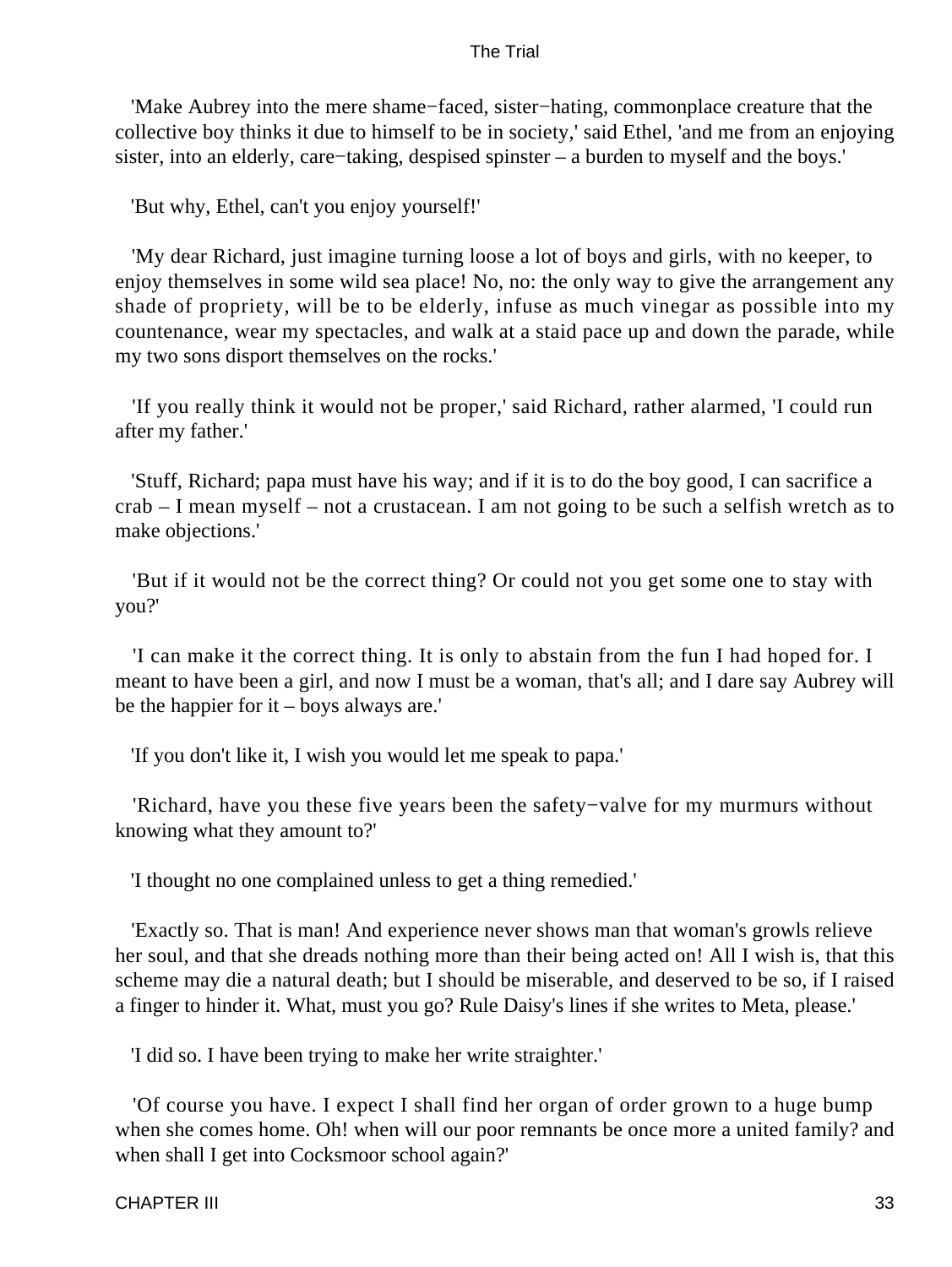'Make Aubrey into the mere shame−faced, sister−hating, commonplace creature that the collective boy thinks it due to himself to be in society,' said Ethel, 'and me from an enjoying sister, into an elderly, care−taking, despised spinster – a burden to myself and the boys.'

'But why, Ethel, can't you enjoy yourself!'

'My dear Richard, just imagine turning loose a lot of boys and girls, with no keeper, to enjoy themselves in some wild sea place! No, no: the only way to give the arrangement any shade of propriety, will be to be elderly, infuse as much vinegar as possible into my countenance, wear my spectacles, and walk at a staid pace up and down the parade, while my two sons disport themselves on the rocks.'

'If you really think it would not be proper,' said Richard, rather alarmed, 'I could run after my father.'

'Stuff, Richard; papa must have his way; and if it is to do the boy good, I can sacrifice a crab – I mean myself – not a crustacean. I am not going to be such a selfish wretch as to make objections.'

'But if it would not be the correct thing? Or could not you get some one to stay with you?'

'I can make it the correct thing. It is only to abstain from the fun I had hoped for. I meant to have been a girl, and now I must be a woman, that's all; and I dare say Aubrey will be the happier for it – boys always are.'

'If you don't like it, I wish you would let me speak to papa.'

'Richard, have you these five years been the safety−valve for my murmurs without knowing what they amount to?'

'I thought no one complained unless to get a thing remedied.'

'Exactly so. That is man! And experience never shows man that woman's growls relieve her soul, and that she dreads nothing more than their being acted on! All I wish is, that this scheme may die a natural death; but I should be miserable, and deserved to be so, if I raised a finger to hinder it. What, must you go? Rule Daisy's lines if she writes to Meta, please.'

'I did so. I have been trying to make her write straighter.'

'Of course you have. I expect I shall find her organ of order grown to a huge bump when she comes home. Oh! when will our poor remnants be once more a united family? and when shall I get into Cocksmoor school again?'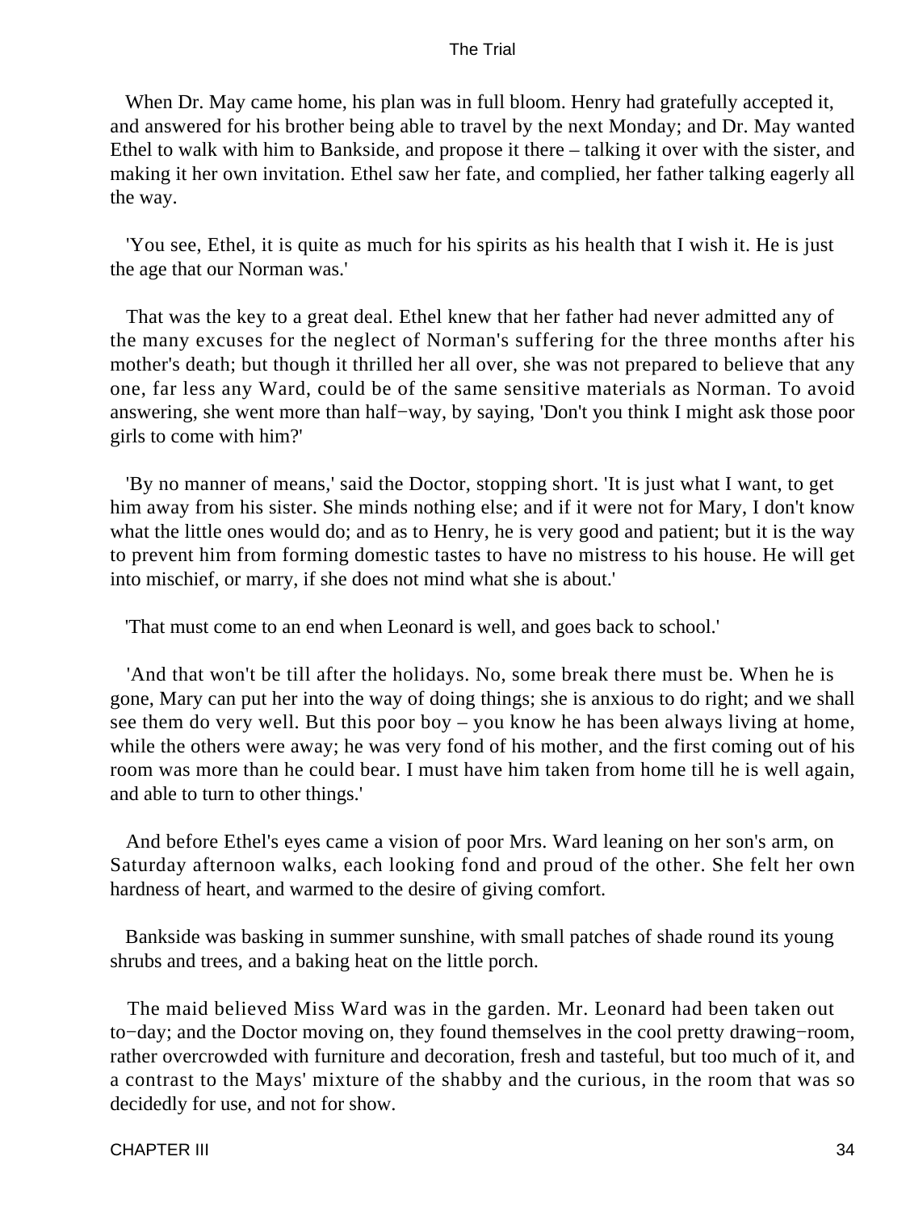When Dr. May came home, his plan was in full bloom. Henry had gratefully accepted it, and answered for his brother being able to travel by the next Monday; and Dr. May wanted Ethel to walk with him to Bankside, and propose it there – talking it over with the sister, and making it her own invitation. Ethel saw her fate, and complied, her father talking eagerly all the way.

'You see, Ethel, it is quite as much for his spirits as his health that I wish it. He is just the age that our Norman was.'

That was the key to a great deal. Ethel knew that her father had never admitted any of the many excuses for the neglect of Norman's suffering for the three months after his mother's death; but though it thrilled her all over, she was not prepared to believe that any one, far less any Ward, could be of the same sensitive materials as Norman. To avoid answering, she went more than half−way, by saying, 'Don't you think I might ask those poor girls to come with him?'

'By no manner of means,' said the Doctor, stopping short. 'It is just what I want, to get him away from his sister. She minds nothing else; and if it were not for Mary, I don't know what the little ones would do; and as to Henry, he is very good and patient; but it is the way to prevent him from forming domestic tastes to have no mistress to his house. He will get into mischief, or marry, if she does not mind what she is about.'

'That must come to an end when Leonard is well, and goes back to school.'

'And that won't be till after the holidays. No, some break there must be. When he is gone, Mary can put her into the way of doing things; she is anxious to do right; and we shall see them do very well. But this poor boy – you know he has been always living at home, while the others were away; he was very fond of his mother, and the first coming out of his room was more than he could bear. I must have him taken from home till he is well again, and able to turn to other things.'

And before Ethel's eyes came a vision of poor Mrs. Ward leaning on her son's arm, on Saturday afternoon walks, each looking fond and proud of the other. She felt her own hardness of heart, and warmed to the desire of giving comfort.

Bankside was basking in summer sunshine, with small patches of shade round its young shrubs and trees, and a baking heat on the little porch.

The maid believed Miss Ward was in the garden. Mr. Leonard had been taken out to−day; and the Doctor moving on, they found themselves in the cool pretty drawing−room, rather overcrowded with furniture and decoration, fresh and tasteful, but too much of it, and a contrast to the Mays' mixture of the shabby and the curious, in the room that was so decidedly for use, and not for show.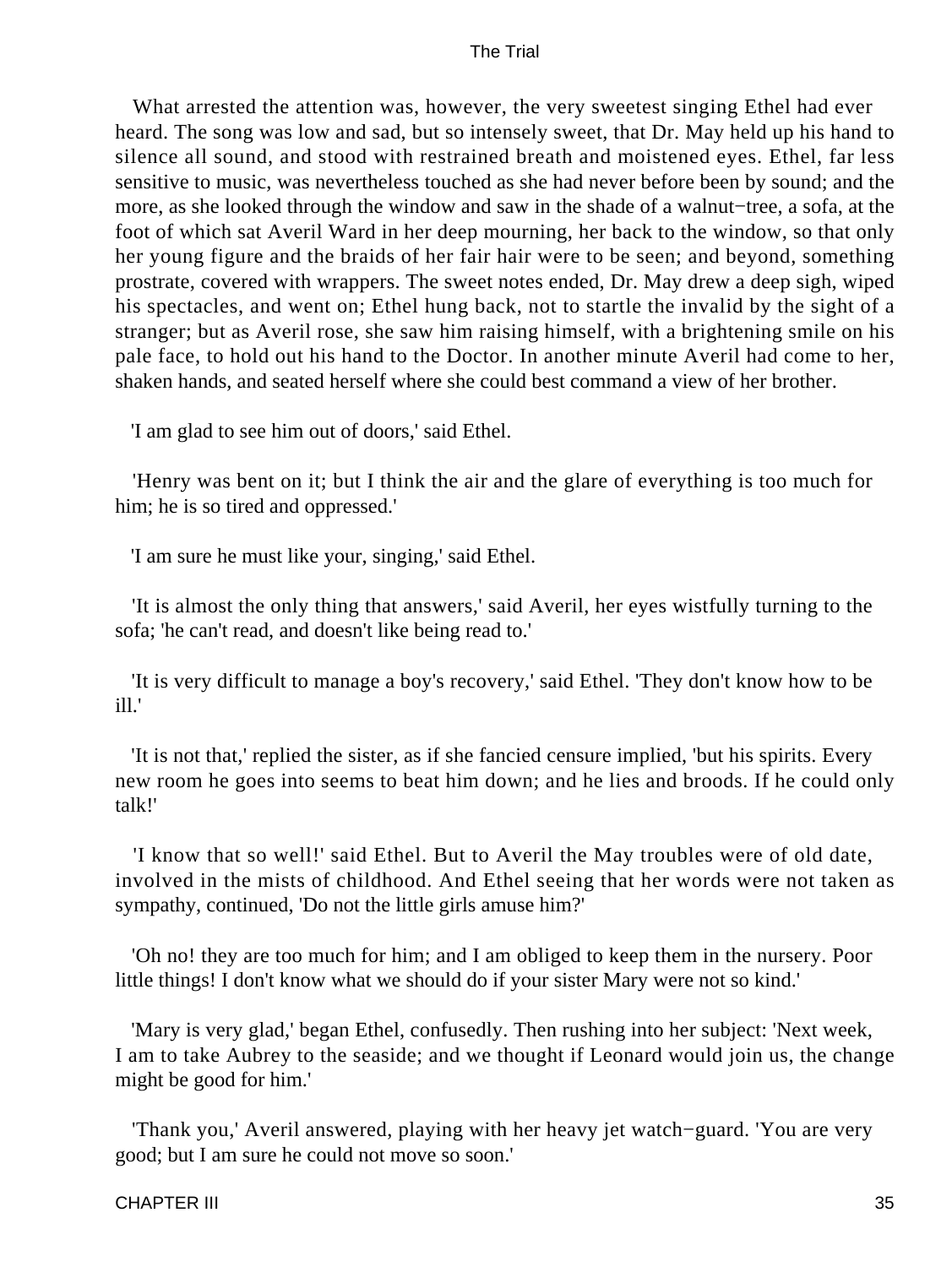What arrested the attention was, however, the very sweetest singing Ethel had ever heard. The song was low and sad, but so intensely sweet, that Dr. May held up his hand to silence all sound, and stood with restrained breath and moistened eyes. Ethel, far less sensitive to music, was nevertheless touched as she had never before been by sound; and the more, as she looked through the window and saw in the shade of a walnut−tree, a sofa, at the foot of which sat Averil Ward in her deep mourning, her back to the window, so that only her young figure and the braids of her fair hair were to be seen; and beyond, something prostrate, covered with wrappers. The sweet notes ended, Dr. May drew a deep sigh, wiped his spectacles, and went on; Ethel hung back, not to startle the invalid by the sight of a stranger; but as Averil rose, she saw him raising himself, with a brightening smile on his pale face, to hold out his hand to the Doctor. In another minute Averil had come to her, shaken hands, and seated herself where she could best command a view of her brother.

'I am glad to see him out of doors,' said Ethel.

'Henry was bent on it; but I think the air and the glare of everything is too much for him; he is so tired and oppressed.'

'I am sure he must like your, singing,' said Ethel.

'It is almost the only thing that answers,' said Averil, her eyes wistfully turning to the sofa; 'he can't read, and doesn't like being read to.'

'It is very difficult to manage a boy's recovery,' said Ethel. 'They don't know how to be ill.'

'It is not that,' replied the sister, as if she fancied censure implied, 'but his spirits. Every new room he goes into seems to beat him down; and he lies and broods. If he could only talk!'

'I know that so well!' said Ethel. But to Averil the May troubles were of old date, involved in the mists of childhood. And Ethel seeing that her words were not taken as sympathy, continued, 'Do not the little girls amuse him?'

'Oh no! they are too much for him; and I am obliged to keep them in the nursery. Poor little things! I don't know what we should do if your sister Mary were not so kind.'

'Mary is very glad,' began Ethel, confusedly. Then rushing into her subject: 'Next week, I am to take Aubrey to the seaside; and we thought if Leonard would join us, the change might be good for him.'

'Thank you,' Averil answered, playing with her heavy jet watch−guard. 'You are very good; but I am sure he could not move so soon.'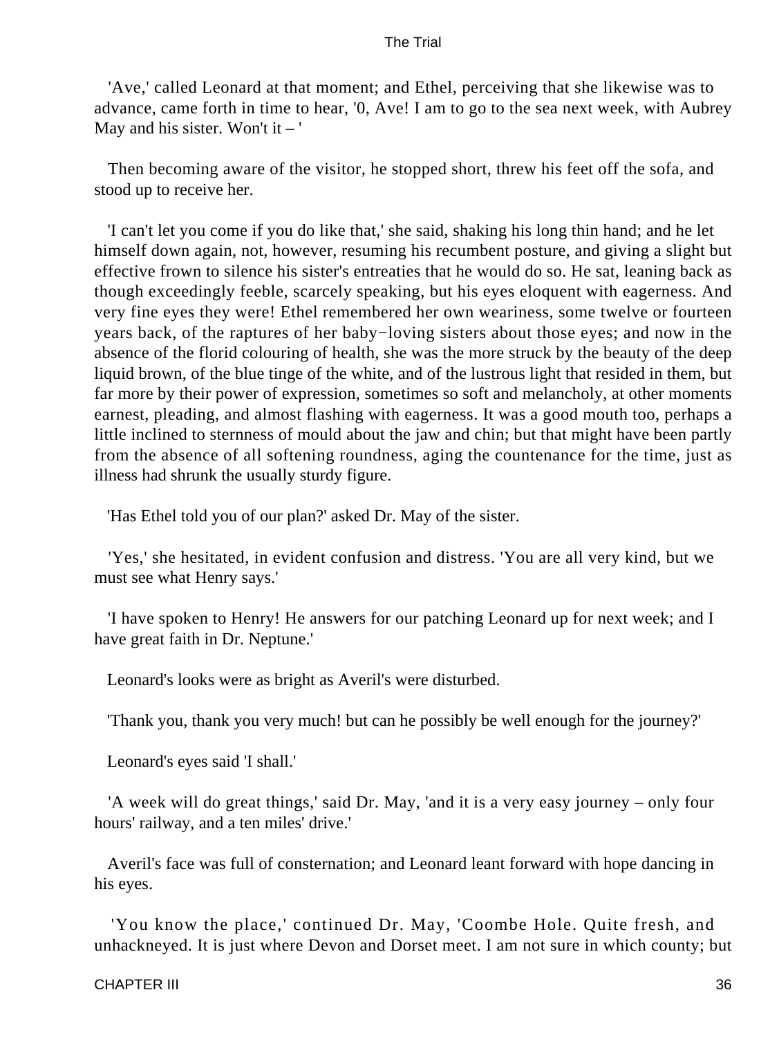'Ave,' called Leonard at that moment; and Ethel, perceiving that she likewise was to advance, came forth in time to hear, '0, Ave! I am to go to the sea next week, with Aubrey May and his sister. Won't it – '

Then becoming aware of the visitor, he stopped short, threw his feet off the sofa, and stood up to receive her.

'I can't let you come if you do like that,' she said, shaking his long thin hand; and he let himself down again, not, however, resuming his recumbent posture, and giving a slight but effective frown to silence his sister's entreaties that he would do so. He sat, leaning back as though exceedingly feeble, scarcely speaking, but his eyes eloquent with eagerness. And very fine eyes they were! Ethel remembered her own weariness, some twelve or fourteen years back, of the raptures of her baby−loving sisters about those eyes; and now in the absence of the florid colouring of health, she was the more struck by the beauty of the deep liquid brown, of the blue tinge of the white, and of the lustrous light that resided in them, but far more by their power of expression, sometimes so soft and melancholy, at other moments earnest, pleading, and almost flashing with eagerness. It was a good mouth too, perhaps a little inclined to sternness of mould about the jaw and chin; but that might have been partly from the absence of all softening roundness, aging the countenance for the time, just as illness had shrunk the usually sturdy figure.

'Has Ethel told you of our plan?' asked Dr. May of the sister.

'Yes,' she hesitated, in evident confusion and distress. 'You are all very kind, but we must see what Henry says.'

'I have spoken to Henry! He answers for our patching Leonard up for next week; and I have great faith in Dr. Neptune.'

Leonard's looks were as bright as Averil's were disturbed.

'Thank you, thank you very much! but can he possibly be well enough for the journey?'

Leonard's eyes said 'I shall.'

'A week will do great things,' said Dr. May, 'and it is a very easy journey – only four hours' railway, and a ten miles' drive.'

Averil's face was full of consternation; and Leonard leant forward with hope dancing in his eyes.

'You know the place,' continued Dr. May, 'Coombe Hole. Quite fresh, and unhackneyed. It is just where Devon and Dorset meet. I am not sure in which county; but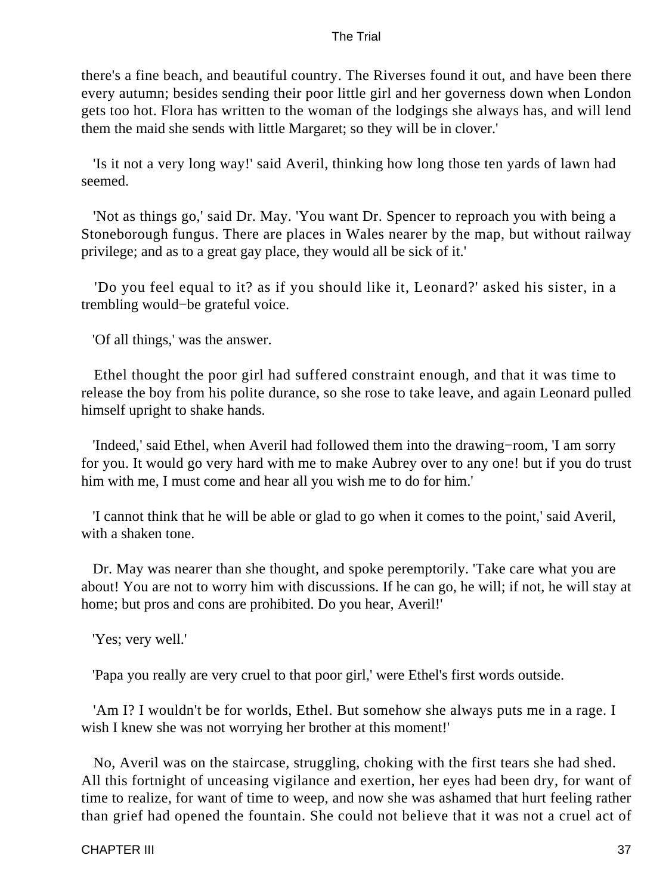there's a fine beach, and beautiful country. The Riverses found it out, and have been there every autumn; besides sending their poor little girl and her governess down when London gets too hot. Flora has written to the woman of the lodgings she always has, and will lend them the maid she sends with little Margaret; so they will be in clover.'

'Is it not a very long way!' said Averil, thinking how long those ten yards of lawn had seemed.

'Not as things go,' said Dr. May. 'You want Dr. Spencer to reproach you with being a Stoneborough fungus. There are places in Wales nearer by the map, but without railway privilege; and as to a great gay place, they would all be sick of it.'

'Do you feel equal to it? as if you should like it, Leonard?' asked his sister, in a trembling would−be grateful voice.

'Of all things,' was the answer.

Ethel thought the poor girl had suffered constraint enough, and that it was time to release the boy from his polite durance, so she rose to take leave, and again Leonard pulled himself upright to shake hands.

'Indeed,' said Ethel, when Averil had followed them into the drawing−room, 'I am sorry for you. It would go very hard with me to make Aubrey over to any one! but if you do trust him with me, I must come and hear all you wish me to do for him.'

'I cannot think that he will be able or glad to go when it comes to the point,' said Averil, with a shaken tone.

Dr. May was nearer than she thought, and spoke peremptorily. 'Take care what you are about! You are not to worry him with discussions. If he can go, he will; if not, he will stay at home; but pros and cons are prohibited. Do you hear, Averil!'

'Yes; very well.'

'Papa you really are very cruel to that poor girl,' were Ethel's first words outside.

'Am I? I wouldn't be for worlds, Ethel. But somehow she always puts me in a rage. I wish I knew she was not worrying her brother at this moment!'

No, Averil was on the staircase, struggling, choking with the first tears she had shed. All this fortnight of unceasing vigilance and exertion, her eyes had been dry, for want of time to realize, for want of time to weep, and now she was ashamed that hurt feeling rather than grief had opened the fountain. She could not believe that it was not a cruel act of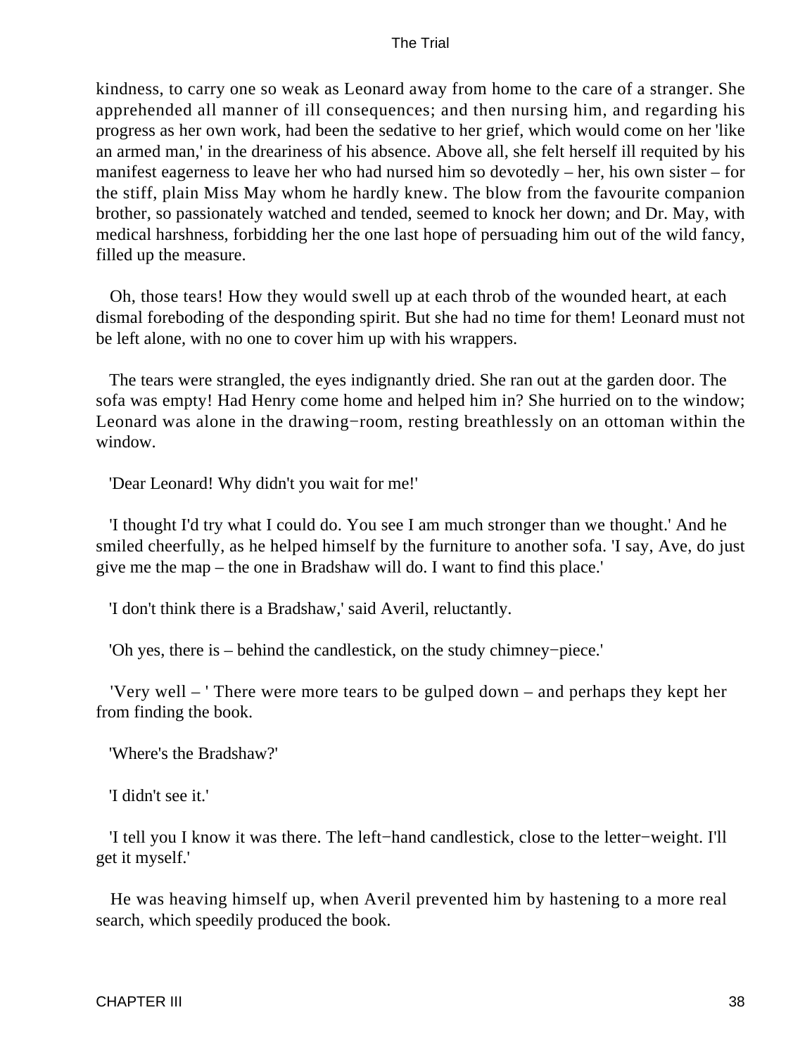kindness, to carry one so weak as Leonard away from home to the care of a stranger. She apprehended all manner of ill consequences; and then nursing him, and regarding his progress as her own work, had been the sedative to her grief, which would come on her 'like an armed man,' in the dreariness of his absence. Above all, she felt herself ill requited by his manifest eagerness to leave her who had nursed him so devotedly – her, his own sister – for the stiff, plain Miss May whom he hardly knew. The blow from the favourite companion brother, so passionately watched and tended, seemed to knock her down; and Dr. May, with medical harshness, forbidding her the one last hope of persuading him out of the wild fancy, filled up the measure.

Oh, those tears! How they would swell up at each throb of the wounded heart, at each dismal foreboding of the desponding spirit. But she had no time for them! Leonard must not be left alone, with no one to cover him up with his wrappers.

The tears were strangled, the eyes indignantly dried. She ran out at the garden door. The sofa was empty! Had Henry come home and helped him in? She hurried on to the window; Leonard was alone in the drawing−room, resting breathlessly on an ottoman within the window.

'Dear Leonard! Why didn't you wait for me!'

'I thought I'd try what I could do. You see I am much stronger than we thought.' And he smiled cheerfully, as he helped himself by the furniture to another sofa. 'I say, Ave, do just give me the map – the one in Bradshaw will do. I want to find this place.'

'I don't think there is a Bradshaw,' said Averil, reluctantly.

'Oh yes, there is – behind the candlestick, on the study chimney−piece.'

'Very well – ' There were more tears to be gulped down – and perhaps they kept her from finding the book.

'Where's the Bradshaw?'

'I didn't see it.'

'I tell you I know it was there. The left−hand candlestick, close to the letter−weight. I'll get it myself.'

He was heaving himself up, when Averil prevented him by hastening to a more real search, which speedily produced the book.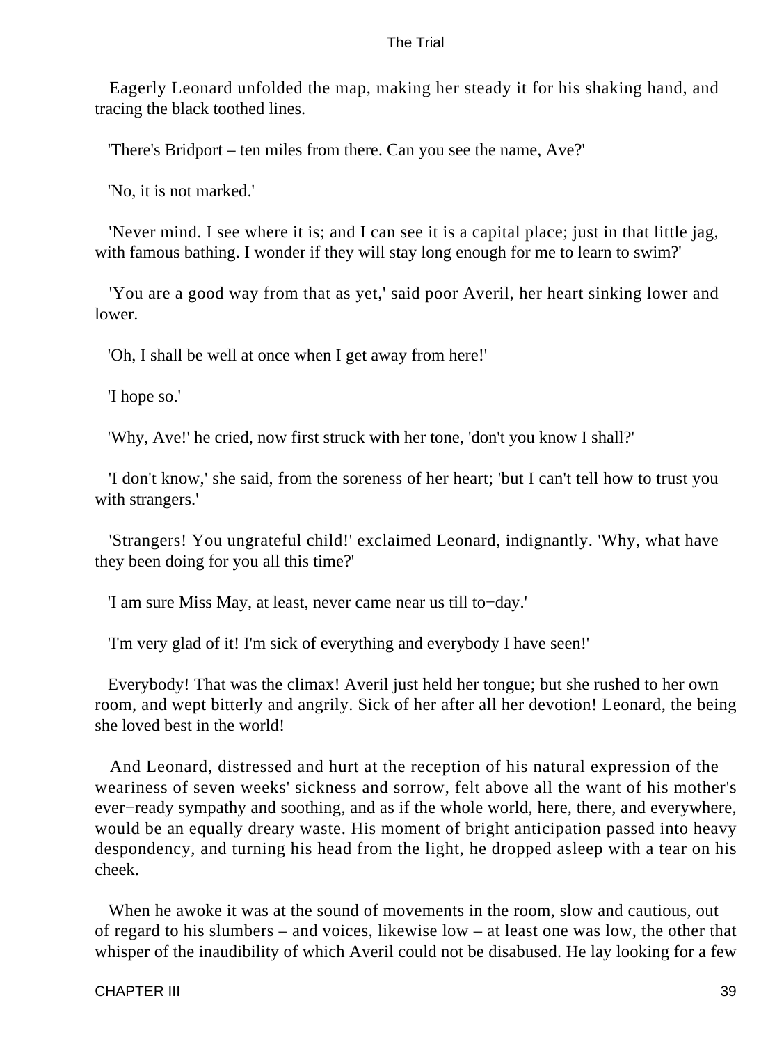Eagerly Leonard unfolded the map, making her steady it for his shaking hand, and tracing the black toothed lines.

'There's Bridport – ten miles from there. Can you see the name, Ave?'

'No, it is not marked.'

'Never mind. I see where it is; and I can see it is a capital place; just in that little jag, with famous bathing. I wonder if they will stay long enough for me to learn to swim?'

'You are a good way from that as yet,' said poor Averil, her heart sinking lower and lower.

'Oh, I shall be well at once when I get away from here!'

'I hope so.'

'Why, Ave!' he cried, now first struck with her tone, 'don't you know I shall?'

'I don't know,' she said, from the soreness of her heart; 'but I can't tell how to trust you with strangers.'

'Strangers! You ungrateful child!' exclaimed Leonard, indignantly. 'Why, what have they been doing for you all this time?'

'I am sure Miss May, at least, never came near us till to-day.'

'I'm very glad of it! I'm sick of everything and everybody I have seen!'

Everybody! That was the climax! Averil just held her tongue; but she rushed to her own room, and wept bitterly and angrily. Sick of her after all her devotion! Leonard, the being she loved best in the world!

And Leonard, distressed and hurt at the reception of his natural expression of the weariness of seven weeks' sickness and sorrow, felt above all the want of his mother's ever-ready sympathy and soothing, and as if the whole world, here, there, and everywhere, would be an equally dreary waste. His moment of bright anticipation passed into heavy despondency, and turning his head from the light, he dropped asleep with a tear on his cheek.

When he awoke it was at the sound of movements in the room, slow and cautious, out of regard to his slumbers – and voices, likewise low – at least one was low, the other that whisper of the inaudibility of which Averil could not be disabused. He lay looking for a few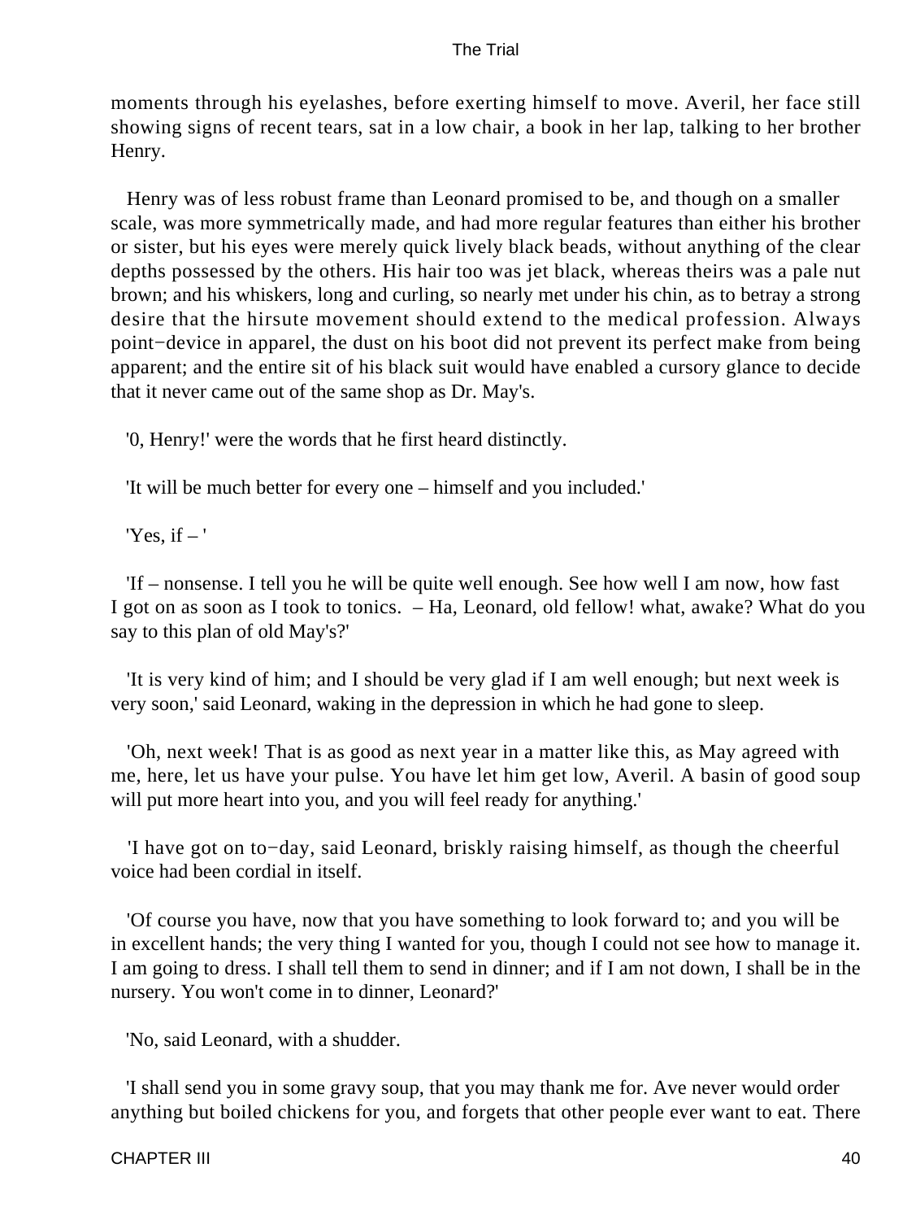moments through his eyelashes, before exerting himself to move. Averil, her face still showing signs of recent tears, sat in a low chair, a book in her lap, talking to her brother Henry.

Henry was of less robust frame than Leonard promised to be, and though on a smaller scale, was more symmetrically made, and had more regular features than either his brother or sister, but his eyes were merely quick lively black beads, without anything of the clear depths possessed by the others. His hair too was jet black, whereas theirs was a pale nut brown; and his whiskers, long and curling, so nearly met under his chin, as to betray a strong desire that the hirsute movement should extend to the medical profession. Always point−device in apparel, the dust on his boot did not prevent its perfect make from being apparent; and the entire sit of his black suit would have enabled a cursory glance to decide that it never came out of the same shop as Dr. May's.

'0, Henry!' were the words that he first heard distinctly.

'It will be much better for every one – himself and you included.'

'Yes, if – '

'If – nonsense. I tell you he will be quite well enough. See how well I am now, how fast I got on as soon as I took to tonics. – Ha, Leonard, old fellow! what, awake? What do you say to this plan of old May's?'

'It is very kind of him; and I should be very glad if I am well enough; but next week is very soon,' said Leonard, waking in the depression in which he had gone to sleep.

'Oh, next week! That is as good as next year in a matter like this, as May agreed with me, here, let us have your pulse. You have let him get low, Averil. A basin of good soup will put more heart into you, and you will feel ready for anything.'

'I have got on to−day, said Leonard, briskly raising himself, as though the cheerful voice had been cordial in itself.

'Of course you have, now that you have something to look forward to; and you will be in excellent hands; the very thing I wanted for you, though I could not see how to manage it. I am going to dress. I shall tell them to send in dinner; and if I am not down, I shall be in the nursery. You won't come in to dinner, Leonard?'

'No, said Leonard, with a shudder.

'I shall send you in some gravy soup, that you may thank me for. Ave never would order anything but boiled chickens for you, and forgets that other people ever want to eat. There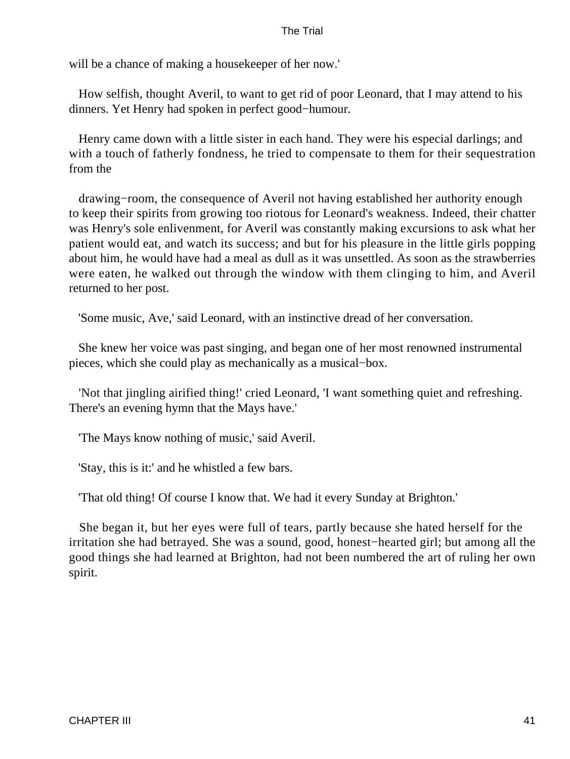will be a chance of making a housekeeper of her now.'

How selfish, thought Averil, to want to get rid of poor Leonard, that I may attend to his dinners. Yet Henry had spoken in perfect good−humour.

Henry came down with a little sister in each hand. They were his especial darlings; and with a touch of fatherly fondness, he tried to compensate to them for their sequestration from the drawing−room, the consequence of Averil not having established her authority enough to keep their spirits from growing too riotous for Leonard's weakness. Indeed, their chatter was Henry's sole enlivenment, for Averil was constantly making excursions to ask what her patient would eat, and watch its success; and but for his pleasure in the little girls popping about him, he would have had a meal as dull as it was unsettled. As soon as the strawberries were eaten, he walked out through the window with them clinging to him, and Averil returned to her post.

'Some music, Ave,' said Leonard, with an instinctive dread of her conversation.

She knew her voice was past singing, and began one of her most renowned instrumental pieces, which she could play as mechanically as a musical−box.

'Not that jingling airified thing!' cried Leonard, 'I want something quiet and refreshing. There's an evening hymn that the Mays have.'

'The Mays know nothing of music,' said Averil.

'Stay, this is it:' and he whistled a few bars.

'That old thing! Of course I know that. We had it every Sunday at Brighton.'

She began it, but her eyes were full of tears, partly because she hated herself for the irritation she had betrayed. She was a sound, good, honest−hearted girl; but among all the good things she had learned at Brighton, had not been numbered the art of ruling her own spirit.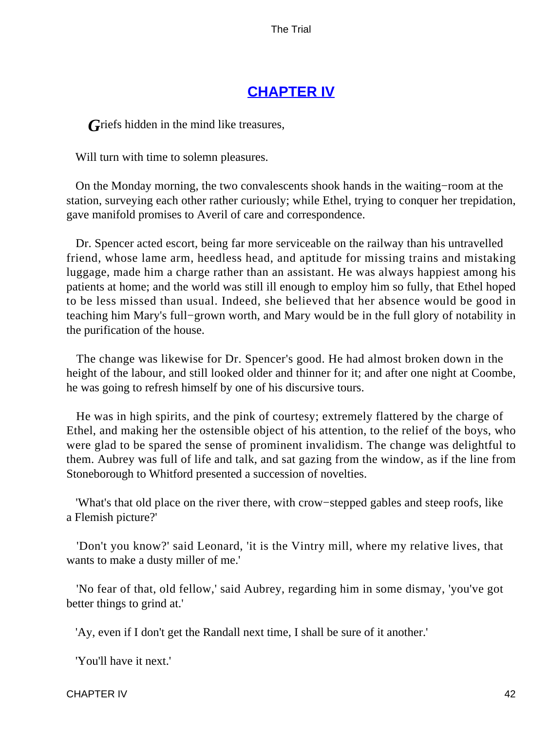## CHAPTER IV

*G*riefs hidden in the mind like treasures,

Will turn with time to solemn pleasures.

On the Monday morning, the two convalescents shook hands in the waiting−room at the station, surveying each other rather curiously; while Ethel, trying to conquer her trepidation, gave manifold promises to Averil of care and correspondence.

Dr. Spencer acted escort, being far more serviceable on the railway than his untravelled friend, whose lame arm, heedless head, and aptitude for missing trains and mistaking luggage, made him a charge rather than an assistant. He was always happiest among his patients at home; and the world was still ill enough to employ him so fully, that Ethel hoped to be less missed than usual. Indeed, she believed that her absence would be good in teaching him Mary's full−grown worth, and Mary would be in the full glory of notability in the purification of the house.

The change was likewise for Dr. Spencer's good. He had almost broken down in the height of the labour, and still looked older and thinner for it; and after one night at Coombe, he was going to refresh himself by one of his discursive tours.

He was in high spirits, and the pink of courtesy; extremely flattered by the charge of Ethel, and making her the ostensible object of his attention, to the relief of the boys, who were glad to be spared the sense of prominent invalidism. The change was delightful to them. Aubrey was full of life and talk, and sat gazing from the window, as if the line from Stoneborough to Whitford presented a succession of novelties.

'What's that old place on the river there, with crow−stepped gables and steep roofs, like a Flemish picture?'

'Don't you know?' said Leonard, 'it is the Vintry mill, where my relative lives, that wants to make a dusty miller of me.'

'No fear of that, old fellow,' said Aubrey, regarding him in some dismay, 'you've got better things to grind at.'

'Ay, even if I don't get the Randall next time, I shall be sure of it another.'

'You'll have it next.'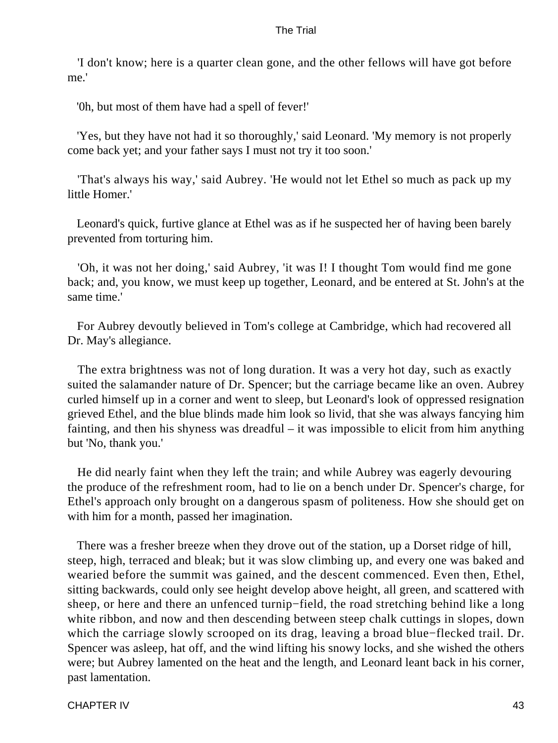'I don't know; here is a quarter clean gone, and the other fellows will have got before me.'

'0h, but most of them have had a spell of fever!'

'Yes, but they have not had it so thoroughly,' said Leonard. 'My memory is not properly come back yet; and your father says I must not try it too soon.'

'That's always his way,' said Aubrey. 'He would not let Ethel so much as pack up my little Homer.'

Leonard's quick, furtive glance at Ethel was as if he suspected her of having been barely prevented from torturing him.

'Oh, it was not her doing,' said Aubrey, 'it was I! I thought Tom would find me gone back; and, you know, we must keep up together, Leonard, and be entered at St. John's at the same time.'

For Aubrey devoutly believed in Tom's college at Cambridge, which had recovered all Dr. May's allegiance.

The extra brightness was not of long duration. It was a very hot day, such as exactly suited the salamander nature of Dr. Spencer; but the carriage became like an oven. Aubrey curled himself up in a corner and went to sleep, but Leonard's look of oppressed resignation grieved Ethel, and the blue blinds made him look so livid, that she was always fancying him fainting, and then his shyness was dreadful – it was impossible to elicit from him anything but 'No, thank you.'

He did nearly faint when they left the train; and while Aubrey was eagerly devouring the produce of the refreshment room, had to lie on a bench under Dr. Spencer's charge, for Ethel's approach only brought on a dangerous spasm of politeness. How she should get on with him for a month, passed her imagination.

There was a fresher breeze when they drove out of the station, up a Dorset ridge of hill, steep, high, terraced and bleak; but it was slow climbing up, and every one was baked and wearied before the summit was gained, and the descent commenced. Even then, Ethel, sitting backwards, could only see height develop above height, all green, and scattered with sheep, or here and there an unfenced turnip−field, the road stretching behind like a long white ribbon, and now and then descending between steep chalk cuttings in slopes, down which the carriage slowly scrooped on its drag, leaving a broad blue−flecked trail. Dr. Spencer was asleep, hat off, and the wind lifting his snowy locks, and she wished the others were; but Aubrey lamented on the heat and the length, and Leonard leant back in his corner, past lamentation.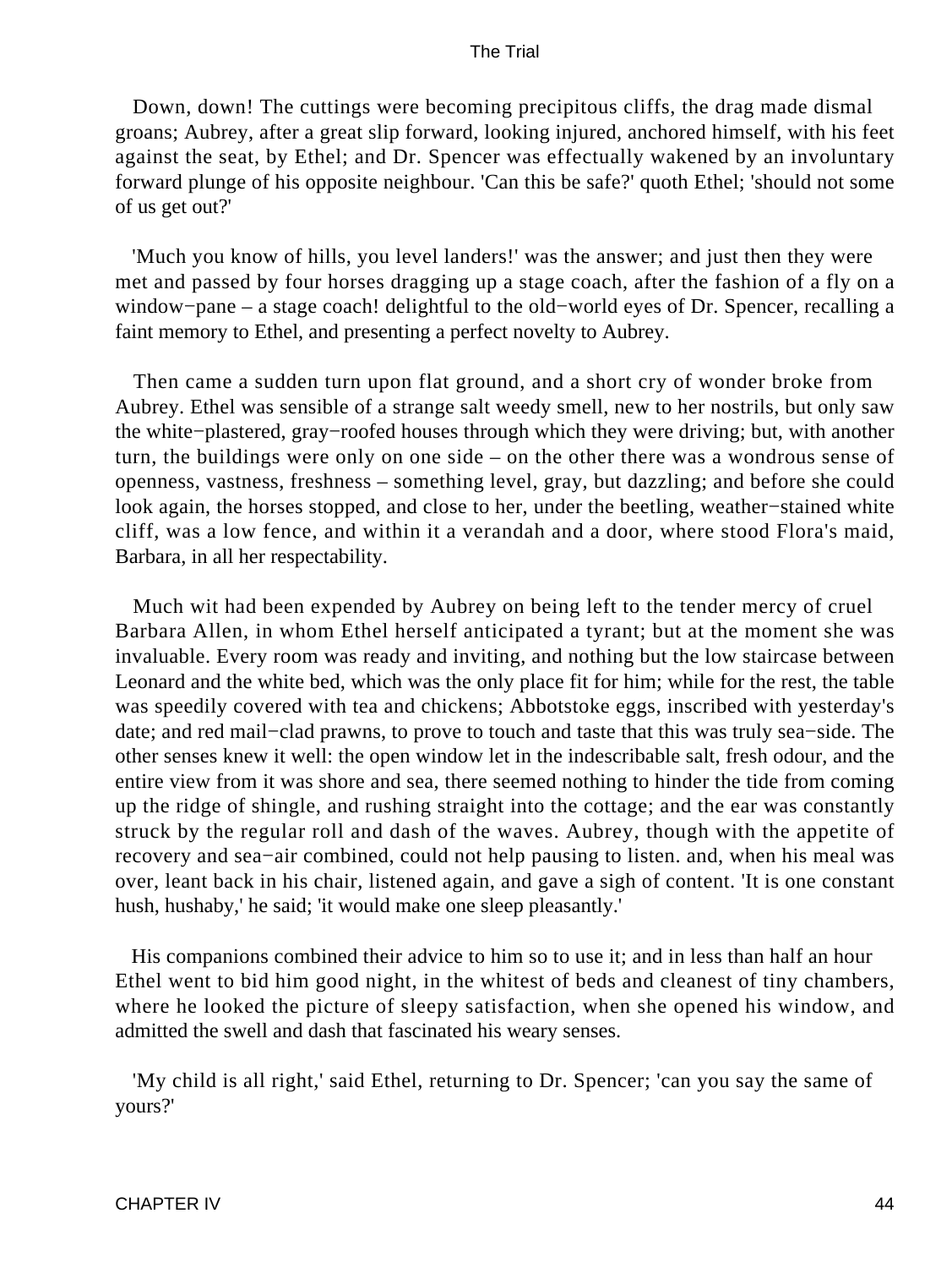Down, down! The cuttings were becoming precipitous cliffs, the drag made dismal groans; Aubrey, after a great slip forward, looking injured, anchored himself, with his feet against the seat, by Ethel; and Dr. Spencer was effectually wakened by an involuntary forward plunge of his opposite neighbour. 'Can this be safe?' quoth Ethel; 'should not some of us get out?'

'Much you know of hills, you level landers!' was the answer; and just then they were met and passed by four horses dragging up a stage coach, after the fashion of a fly on a window−pane – a stage coach! delightful to the old−world eyes of Dr. Spencer, recalling a faint memory to Ethel, and presenting a perfect novelty to Aubrey.

Then came a sudden turn upon flat ground, and a short cry of wonder broke from Aubrey. Ethel was sensible of a strange salt weedy smell, new to her nostrils, but only saw the white−plastered, gray−roofed houses through which they were driving; but, with another turn, the buildings were only on one side – on the other there was a wondrous sense of openness, vastness, freshness – something level, gray, but dazzling; and before she could look again, the horses stopped, and close to her, under the beetling, weather−stained white cliff, was a low fence, and within it a verandah and a door, where stood Flora's maid, Barbara, in all her respectability.

Much wit had been expended by Aubrey on being left to the tender mercy of cruel Barbara Allen, in whom Ethel herself anticipated a tyrant; but at the moment she was invaluable. Every room was ready and inviting, and nothing but the low staircase between Leonard and the white bed, which was the only place fit for him; while for the rest, the table was speedily covered with tea and chickens; Abbotstoke eggs, inscribed with yesterday's date; and red mail−clad prawns, to prove to touch and taste that this was truly sea−side. The other senses knew it well: the open window let in the indescribable salt, fresh odour, and the entire view from it was shore and sea, there seemed nothing to hinder the tide from coming up the ridge of shingle, and rushing straight into the cottage; and the ear was constantly struck by the regular roll and dash of the waves. Aubrey, though with the appetite of recovery and sea−air combined, could not help pausing to listen. and, when his meal was over, leant back in his chair, listened again, and gave a sigh of content. 'It is one constant hush, hushaby,' he said; 'it would make one sleep pleasantly.'

His companions combined their advice to him so to use it; and in less than half an hour Ethel went to bid him good night, in the whitest of beds and cleanest of tiny chambers, where he looked the picture of sleepy satisfaction, when she opened his window, and admitted the swell and dash that fascinated his weary senses.

'My child is all right,' said Ethel, returning to Dr. Spencer; 'can you say the same of yours?'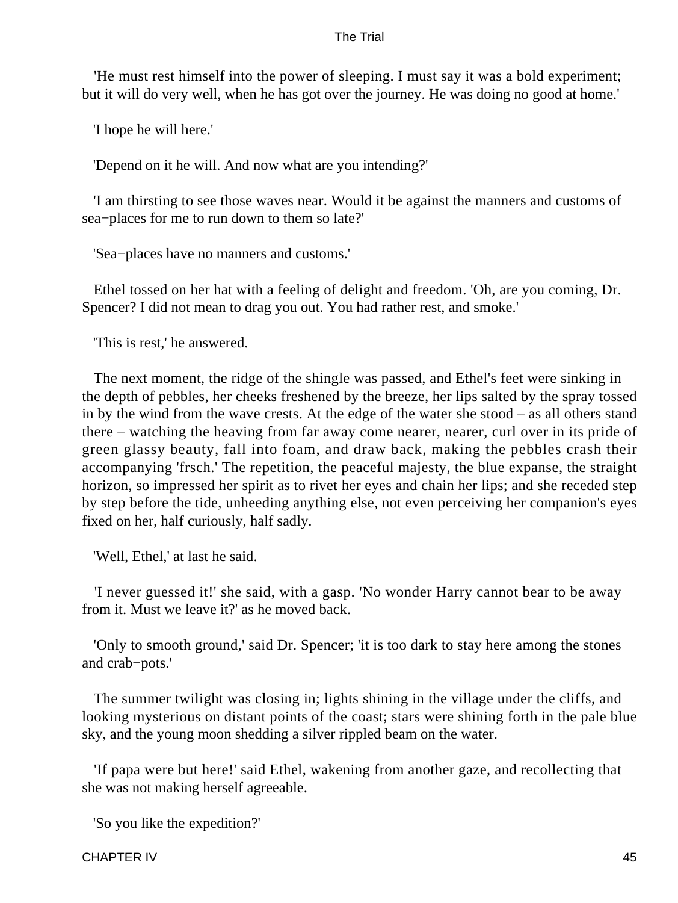'He must rest himself into the power of sleeping. I must say it was a bold experiment; but it will do very well, when he has got over the journey. He was doing no good at home.'

'I hope he will here.'

'Depend on it he will. And now what are you intending?'

'I am thirsting to see those waves near. Would it be against the manners and customs of sea−places for me to run down to them so late?'

'Sea−places have no manners and customs.'

Ethel tossed on her hat with a feeling of delight and freedom. 'Oh, are you coming, Dr. Spencer? I did not mean to drag you out. You had rather rest, and smoke.'

'This is rest,' he answered.

The next moment, the ridge of the shingle was passed, and Ethel's feet were sinking in the depth of pebbles, her cheeks freshened by the breeze, her lips salted by the spray tossed in by the wind from the wave crests. At the edge of the water she stood – as all others stand there – watching the heaving from far away come nearer, nearer, curl over in its pride of green glassy beauty, fall into foam, and draw back, making the pebbles crash their accompanying 'frsch.' The repetition, the peaceful majesty, the blue expanse, the straight horizon, so impressed her spirit as to rivet her eyes and chain her lips; and she receded step by step before the tide, unheeding anything else, not even perceiving her companion's eyes fixed on her, half curiously, half sadly.

'Well, Ethel,' at last he said.

'I never guessed it!' she said, with a gasp. 'No wonder Harry cannot bear to be away from it. Must we leave it?' as he moved back.

'Only to smooth ground,' said Dr. Spencer; 'it is too dark to stay here among the stones and crab−pots.'

The summer twilight was closing in; lights shining in the village under the cliffs, and looking mysterious on distant points of the coast; stars were shining forth in the pale blue sky, and the young moon shedding a silver rippled beam on the water.

'If papa were but here!' said Ethel, wakening from another gaze, and recollecting that she was not making herself agreeable.

'So you like the expedition?'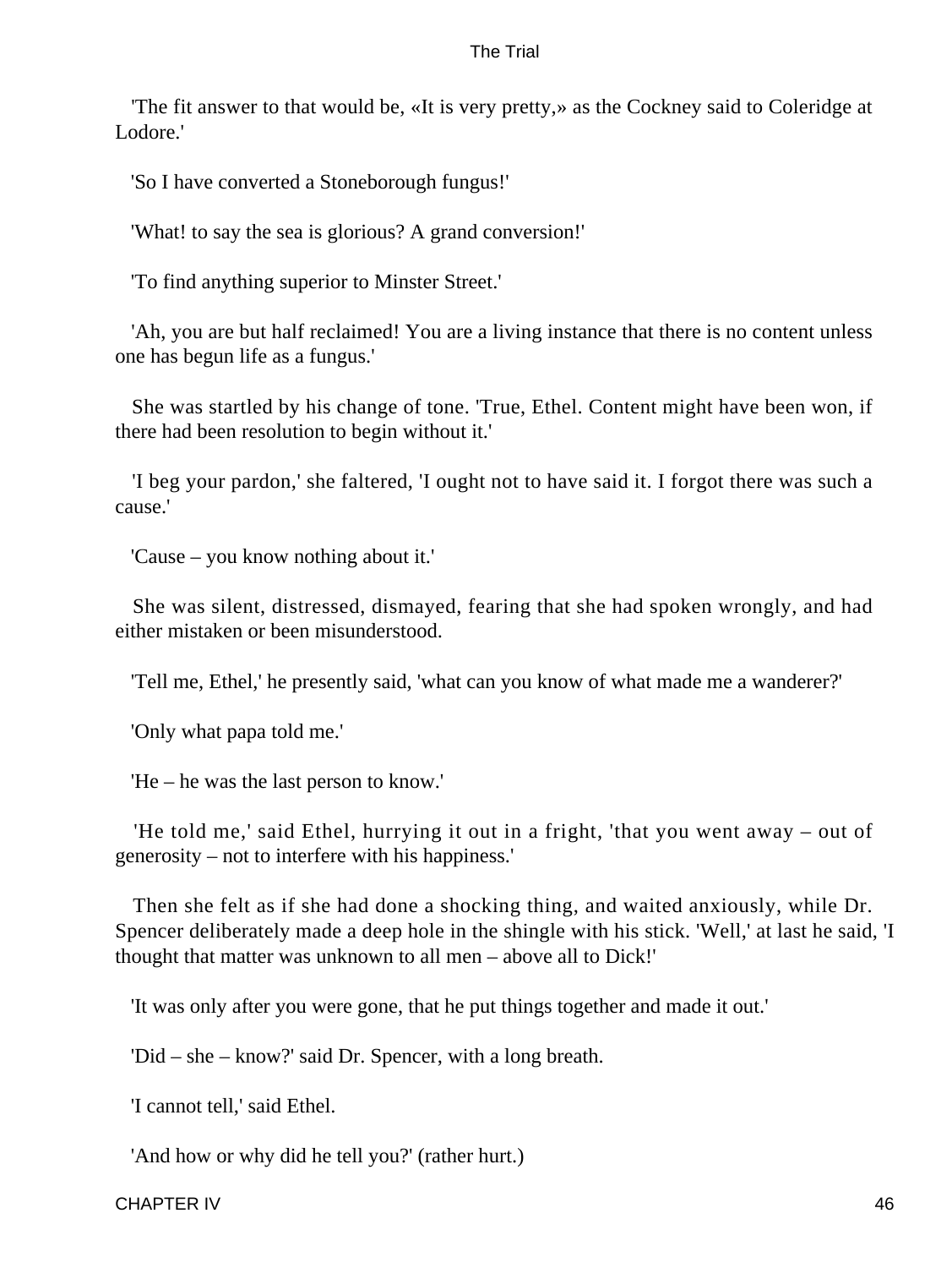'The fit answer to that would be, «It is very pretty,» as the Cockney said to Coleridge at Lodore.'

'So I have converted a Stoneborough fungus!'

'What! to say the sea is glorious? A grand conversion!'

'To find anything superior to Minster Street.'

'Ah, you are but half reclaimed! You are a living instance that there is no content unless one has begun life as a fungus.'

She was startled by his change of tone. 'True, Ethel. Content might have been won, if there had been resolution to begin without it.'

'I beg your pardon,' she faltered, 'I ought not to have said it. I forgot there was such a cause.'

'Cause – you know nothing about it.'

She was silent, distressed, dismayed, fearing that she had spoken wrongly, and had either mistaken or been misunderstood.

'Tell me, Ethel,' he presently said, 'what can you know of what made me a wanderer?'

'Only what papa told me.'

'He – he was the last person to know.'

'He told me,' said Ethel, hurrying it out in a fright, 'that you went away – out of generosity – not to interfere with his happiness.'

Then she felt as if she had done a shocking thing, and waited anxiously, while Dr. Spencer deliberately made a deep hole in the shingle with his stick. 'Well,' at last he said, 'I thought that matter was unknown to all men – above all to Dick!'

'It was only after you were gone, that he put things together and made it out.'

'Did – she – know?' said Dr. Spencer, with a long breath.

'I cannot tell,' said Ethel.

'And how or why did he tell you?' (rather hurt.)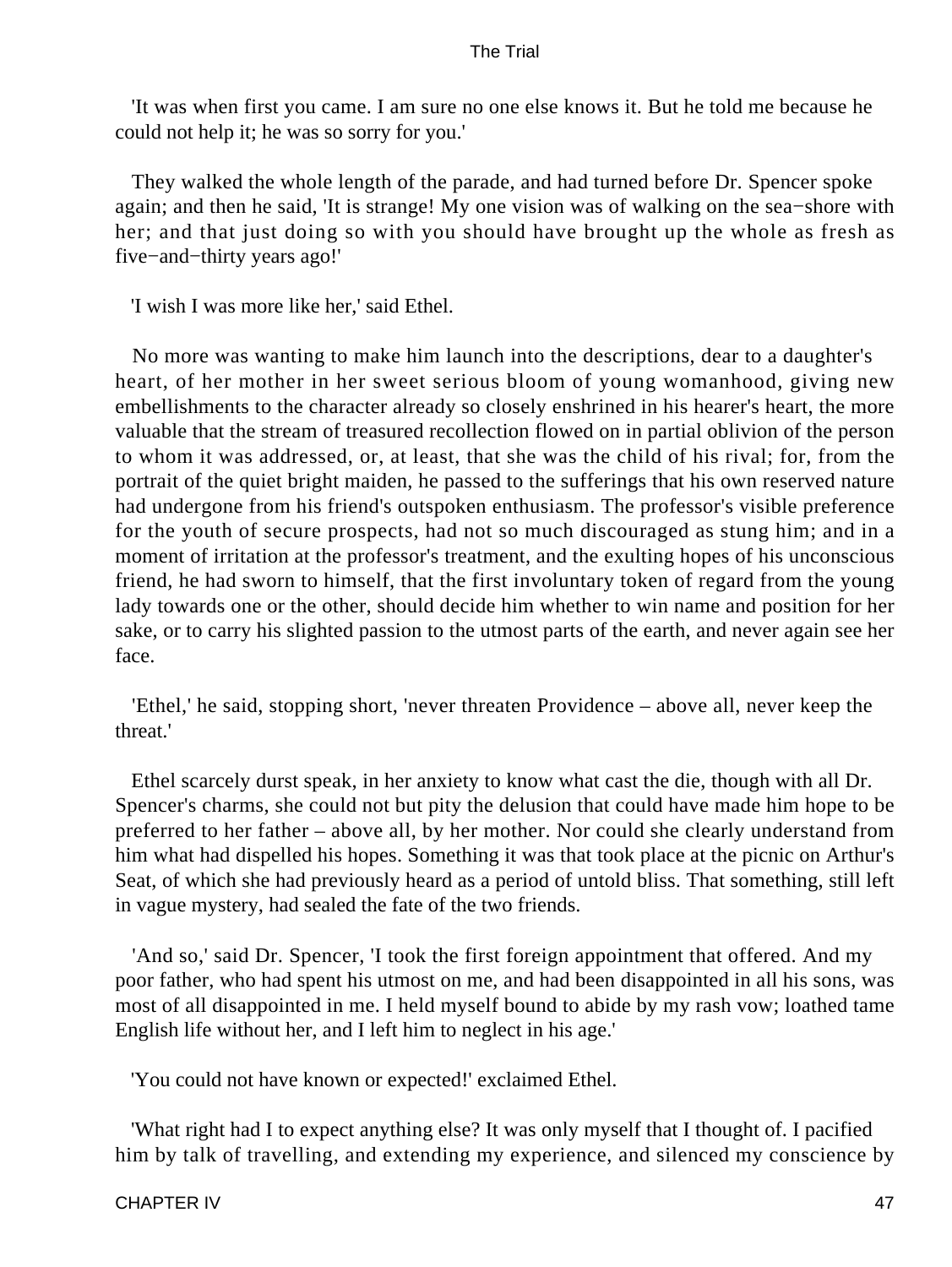'It was when first you came. I am sure no one else knows it. But he told me because he could not help it; he was so sorry for you.'

They walked the whole length of the parade, and had turned before Dr. Spencer spoke again; and then he said, 'It is strange! My one vision was of walking on the sea−shore with her; and that just doing so with you should have brought up the whole as fresh as five−and−thirty years ago!'

'I wish I was more like her,' said Ethel.

No more was wanting to make him launch into the descriptions, dear to a daughter's heart, of her mother in her sweet serious bloom of young womanhood, giving new embellishments to the character already so closely enshrined in his hearer's heart, the more valuable that the stream of treasured recollection flowed on in partial oblivion of the person to whom it was addressed, or, at least, that she was the child of his rival; for, from the portrait of the quiet bright maiden, he passed to the sufferings that his own reserved nature had undergone from his friend's outspoken enthusiasm. The professor's visible preference for the youth of secure prospects, had not so much discouraged as stung him; and in a moment of irritation at the professor's treatment, and the exulting hopes of his unconscious friend, he had sworn to himself, that the first involuntary token of regard from the young lady towards one or the other, should decide him whether to win name and position for her sake, or to carry his slighted passion to the utmost parts of the earth, and never again see her face.

'Ethel,' he said, stopping short, 'never threaten Providence – above all, never keep the threat.'

Ethel scarcely durst speak, in her anxiety to know what cast the die, though with all Dr. Spencer's charms, she could not but pity the delusion that could have made him hope to be preferred to her father – above all, by her mother. Nor could she clearly understand from him what had dispelled his hopes. Something it was that took place at the picnic on Arthur's Seat, of which she had previously heard as a period of untold bliss. That something, still left in vague mystery, had sealed the fate of the two friends.

'And so,' said Dr. Spencer, 'I took the first foreign appointment that offered. And my poor father, who had spent his utmost on me, and had been disappointed in all his sons, was most of all disappointed in me. I held myself bound to abide by my rash vow; loathed tame English life without her, and I left him to neglect in his age.'

'You could not have known or expected!' exclaimed Ethel.

'What right had I to expect anything else? It was only myself that I thought of. I pacified him by talk of travelling, and extending my experience, and silenced my conscience by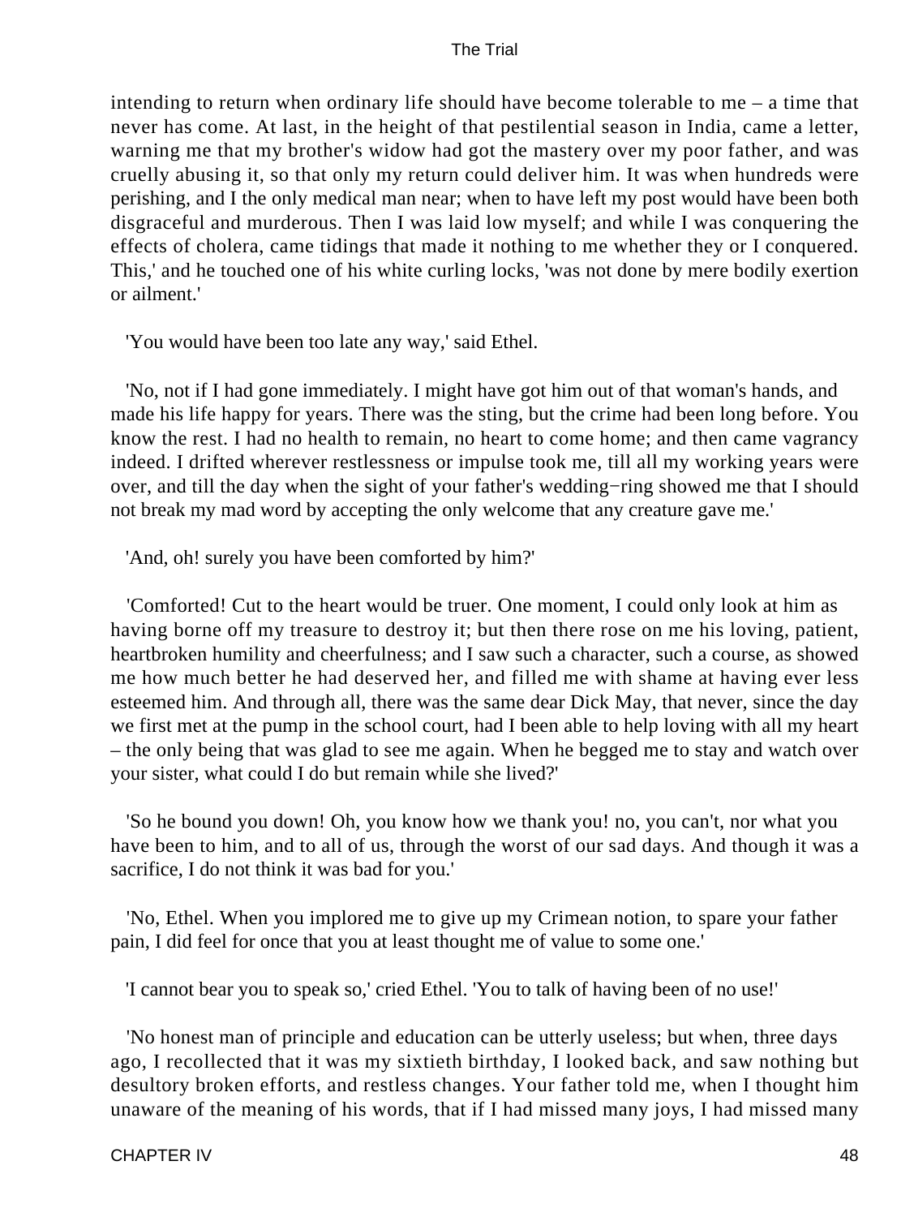intending to return when ordinary life should have become tolerable to me – a time that never has come. At last, in the height of that pestilential season in India, came a letter, warning me that my brother's widow had got the mastery over my poor father, and was cruelly abusing it, so that only my return could deliver him. It was when hundreds were perishing, and I the only medical man near; when to have left my post would have been both disgraceful and murderous. Then I was laid low myself; and while I was conquering the effects of cholera, came tidings that made it nothing to me whether they or I conquered. This,' and he touched one of his white curling locks, 'was not done by mere bodily exertion or ailment.'

'You would have been too late any way,' said Ethel.

'No, not if I had gone immediately. I might have got him out of that woman's hands, and made his life happy for years. There was the sting, but the crime had been long before. You know the rest. I had no health to remain, no heart to come home; and then came vagrancy indeed. I drifted wherever restlessness or impulse took me, till all my working years were over, and till the day when the sight of your father's wedding−ring showed me that I should not break my mad word by accepting the only welcome that any creature gave me.'

'And, oh! surely you have been comforted by him?'

'Comforted! Cut to the heart would be truer. One moment, I could only look at him as having borne off my treasure to destroy it; but then there rose on me his loving, patient, heartbroken humility and cheerfulness; and I saw such a character, such a course, as showed me how much better he had deserved her, and filled me with shame at having ever less esteemed him. And through all, there was the same dear Dick May, that never, since the day we first met at the pump in the school court, had I been able to help loving with all my heart – the only being that was glad to see me again. When he begged me to stay and watch over your sister, what could I do but remain while she lived?'

'So he bound you down! Oh, you know how we thank you! no, you can't, nor what you have been to him, and to all of us, through the worst of our sad days. And though it was a sacrifice, I do not think it was bad for you.'

'No, Ethel. When you implored me to give up my Crimean notion, to spare your father pain, I did feel for once that you at least thought me of value to some one.'

'I cannot bear you to speak so,' cried Ethel. 'You to talk of having been of no use!'

'No honest man of principle and education can be utterly useless; but when, three days ago, I recollected that it was my sixtieth birthday, I looked back, and saw nothing but desultory broken efforts, and restless changes. Your father told me, when I thought him unaware of the meaning of his words, that if I had missed many joys, I had missed many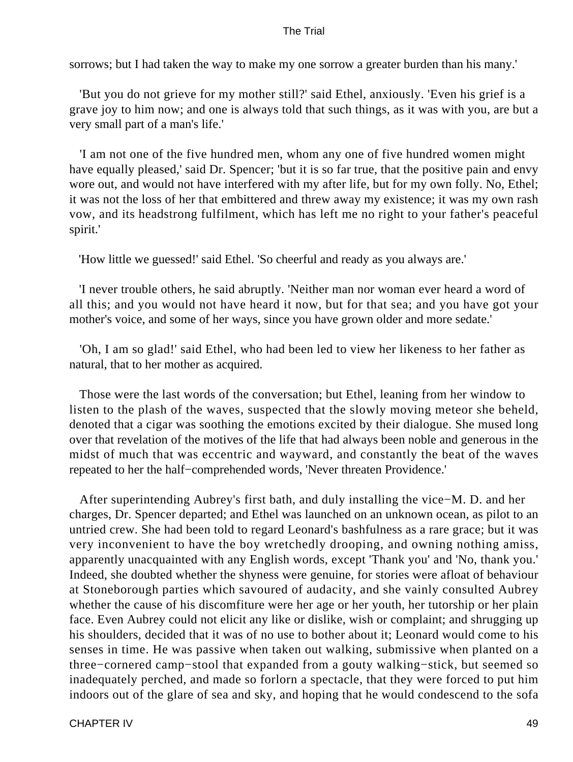sorrows; but I had taken the way to make my one sorrow a greater burden than his many.'

'But you do not grieve for my mother still?' said Ethel, anxiously. 'Even his grief is a grave joy to him now; and one is always told that such things, as it was with you, are but a very small part of a man's life.'

'I am not one of the five hundred men, whom any one of five hundred women might have equally pleased,' said Dr. Spencer; 'but it is so far true, that the positive pain and envy wore out, and would not have interfered with my after life, but for my own folly. No, Ethel; it was not the loss of her that embittered and threw away my existence; it was my own rash vow, and its headstrong fulfilment, which has left me no right to your father's peaceful spirit.'

'How little we guessed!' said Ethel. 'So cheerful and ready as you always are.'

'I never trouble others, he said abruptly. 'Neither man nor woman ever heard a word of all this; and you would not have heard it now, but for that sea; and you have got your mother's voice, and some of her ways, since you have grown older and more sedate.'

'Oh, I am so glad!' said Ethel, who had been led to view her likeness to her father as natural, that to her mother as acquired.

Those were the last words of the conversation; but Ethel, leaning from her window to listen to the plash of the waves, suspected that the slowly moving meteor she beheld, denoted that a cigar was soothing the emotions excited by their dialogue. She mused long over that revelation of the motives of the life that had always been noble and generous in the midst of much that was eccentric and wayward, and constantly the beat of the waves repeated to her the half−comprehended words, 'Never threaten Providence.'

After superintending Aubrey's first bath, and duly installing the vice−M. D. and her charges, Dr. Spencer departed; and Ethel was launched on an unknown ocean, as pilot to an untried crew. She had been told to regard Leonard's bashfulness as a rare grace; but it was very inconvenient to have the boy wretchedly drooping, and owning nothing amiss, apparently unacquainted with any English words, except 'Thank you' and 'No, thank you.' Indeed, she doubted whether the shyness were genuine, for stories were afloat of behaviour at Stoneborough parties which savoured of audacity, and she vainly consulted Aubrey whether the cause of his discomfiture were her age or her youth, her tutorship or her plain face. Even Aubrey could not elicit any like or dislike, wish or complaint; and shrugging up his shoulders, decided that it was of no use to bother about it; Leonard would come to his senses in time. He was passive when taken out walking, submissive when planted on a three−cornered camp−stool that expanded from a gouty walking−stick, but seemed so inadequately perched, and made so forlorn a spectacle, that they were forced to put him indoors out of the glare of sea and sky, and hoping that he would condescend to the sofa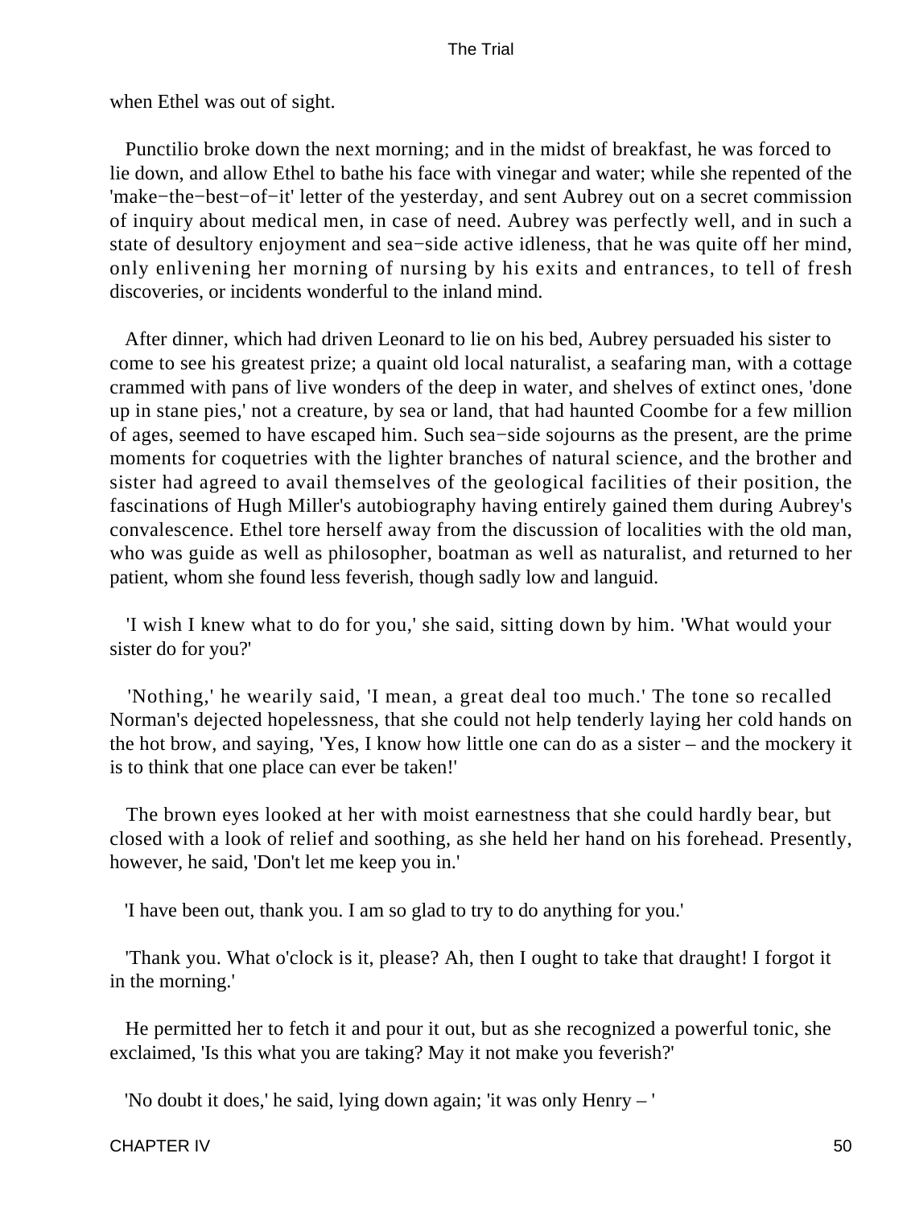when Ethel was out of sight.

Punctilio broke down the next morning; and in the midst of breakfast, he was forced to lie down, and allow Ethel to bathe his face with vinegar and water; while she repented of the 'make−the−best−of−it' letter of the yesterday, and sent Aubrey out on a secret commission of inquiry about medical men, in case of need. Aubrey was perfectly well, and in such a state of desultory enjoyment and sea−side active idleness, that he was quite off her mind, only enlivening her morning of nursing by his exits and entrances, to tell of fresh discoveries, or incidents wonderful to the inland mind.

After dinner, which had driven Leonard to lie on his bed, Aubrey persuaded his sister to come to see his greatest prize; a quaint old local naturalist, a seafaring man, with a cottage crammed with pans of live wonders of the deep in water, and shelves of extinct ones, 'done up in stane pies,' not a creature, by sea or land, that had haunted Coombe for a few million of ages, seemed to have escaped him. Such sea−side sojourns as the present, are the prime moments for coquetries with the lighter branches of natural science, and the brother and sister had agreed to avail themselves of the geological facilities of their position, the fascinations of Hugh Miller's autobiography having entirely gained them during Aubrey's convalescence. Ethel tore herself away from the discussion of localities with the old man, who was guide as well as philosopher, boatman as well as naturalist, and returned to her patient, whom she found less feverish, though sadly low and languid.

'I wish I knew what to do for you,' she said, sitting down by him. 'What would your sister do for you?'

'Nothing,' he wearily said, 'I mean, a great deal too much.' The tone so recalled Norman's dejected hopelessness, that she could not help tenderly laying her cold hands on the hot brow, and saying, 'Yes, I know how little one can do as a sister – and the mockery it is to think that one place can ever be taken!'

The brown eyes looked at her with moist earnestness that she could hardly bear, but closed with a look of relief and soothing, as she held her hand on his forehead. Presently, however, he said, 'Don't let me keep you in.'

'I have been out, thank you. I am so glad to try to do anything for you.'

'Thank you. What o'clock is it, please? Ah, then I ought to take that draught! I forgot it in the morning.'

He permitted her to fetch it and pour it out, but as she recognized a powerful tonic, she exclaimed, 'Is this what you are taking? May it not make you feverish?'

'No doubt it does,' he said, lying down again; 'it was only Henry – '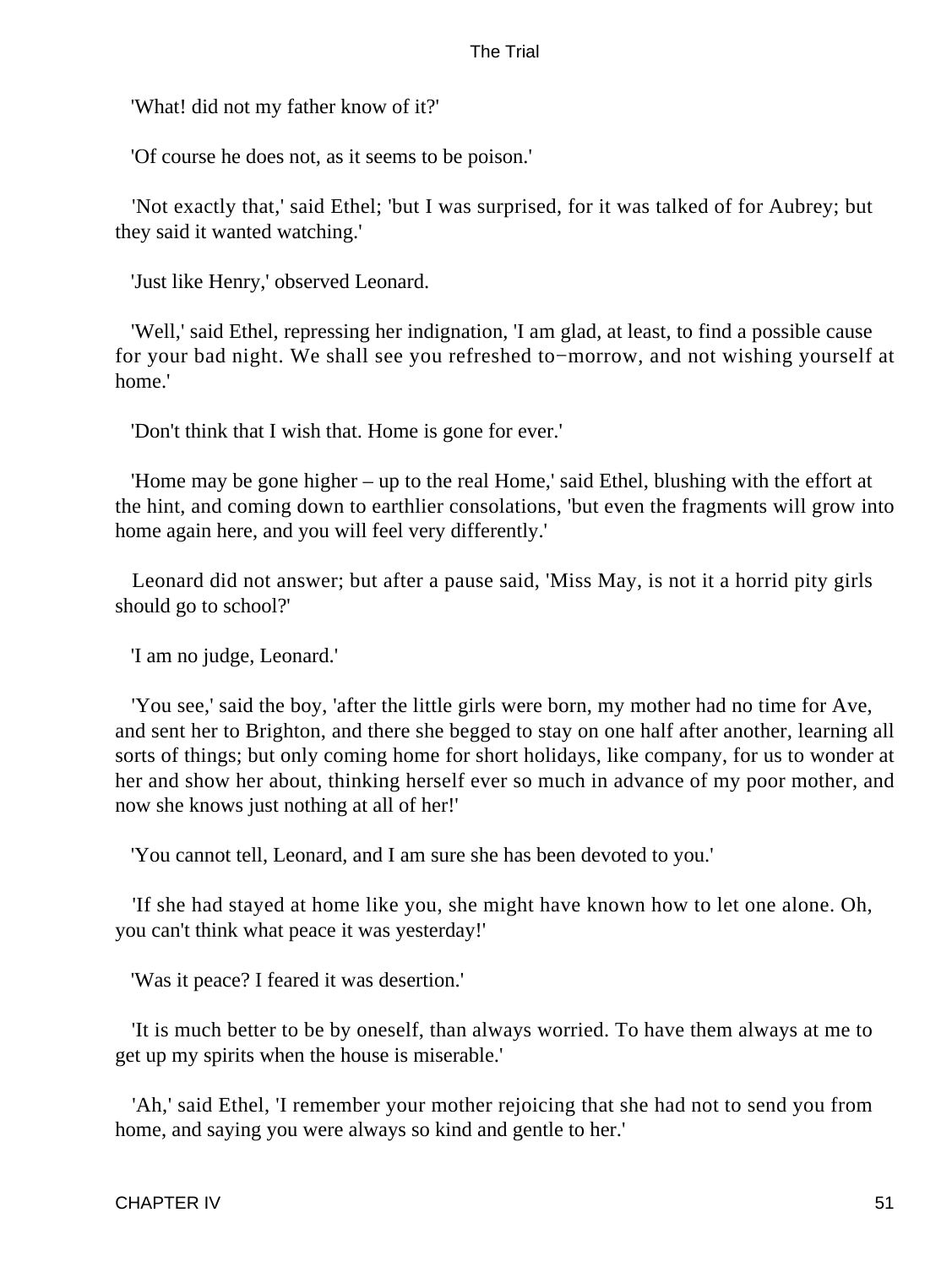'What! did not my father know of it?'

'Of course he does not, as it seems to be poison.'

'Not exactly that,' said Ethel; 'but I was surprised, for it was talked of for Aubrey; but they said it wanted watching.'

'Just like Henry,' observed Leonard.

'Well,' said Ethel, repressing her indignation, 'I am glad, at least, to find a possible cause for your bad night. We shall see you refreshed to−morrow, and not wishing yourself at home.'

'Don't think that I wish that. Home is gone for ever.'

'Home may be gone higher – up to the real Home,' said Ethel, blushing with the effort at the hint, and coming down to earthlier consolations, 'but even the fragments will grow into home again here, and you will feel very differently.'

Leonard did not answer; but after a pause said, 'Miss May, is not it a horrid pity girls should go to school?'

'I am no judge, Leonard.'

'You see,' said the boy, 'after the little girls were born, my mother had no time for Ave, and sent her to Brighton, and there she begged to stay on one half after another, learning all sorts of things; but only coming home for short holidays, like company, for us to wonder at her and show her about, thinking herself ever so much in advance of my poor mother, and now she knows just nothing at all of her!'

'You cannot tell, Leonard, and I am sure she has been devoted to you.'

'If she had stayed at home like you, she might have known how to let one alone. Oh, you can't think what peace it was yesterday!'

'Was it peace? I feared it was desertion.'

'It is much better to be by oneself, than always worried. To have them always at me to get up my spirits when the house is miserable.'

'Ah,' said Ethel, 'I remember your mother rejoicing that she had not to send you from home, and saying you were always so kind and gentle to her.'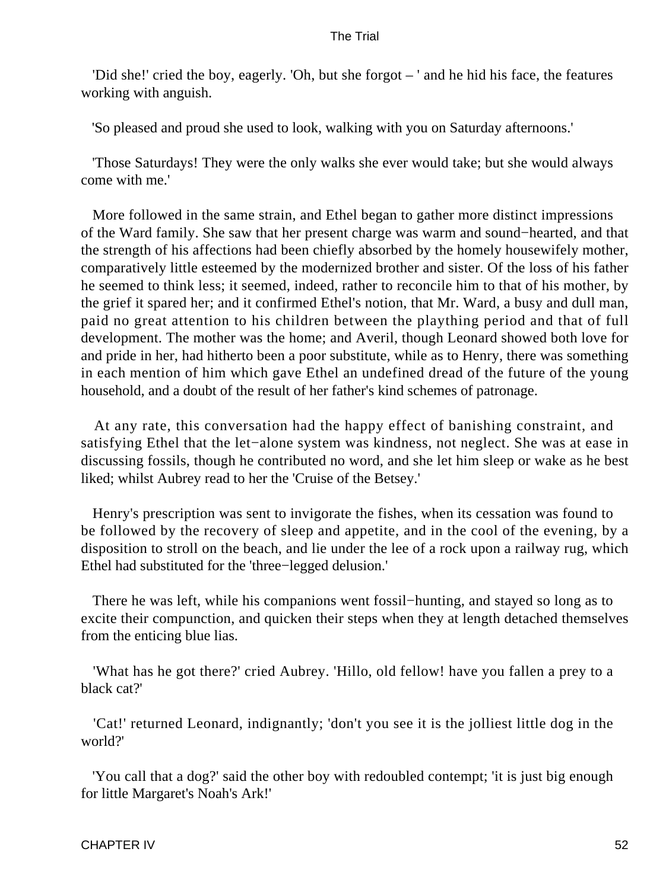'Did she!' cried the boy, eagerly. 'Oh, but she forgot – ' and he hid his face, the features working with anguish.

'So pleased and proud she used to look, walking with you on Saturday afternoons.'

'Those Saturdays! They were the only walks she ever would take; but she would always come with me.'

More followed in the same strain, and Ethel began to gather more distinct impressions of the Ward family. She saw that her present charge was warm and sound−hearted, and that the strength of his affections had been chiefly absorbed by the homely housewifely mother, comparatively little esteemed by the modernized brother and sister. Of the loss of his father he seemed to think less; it seemed, indeed, rather to reconcile him to that of his mother, by the grief it spared her; and it confirmed Ethel's notion, that Mr. Ward, a busy and dull man, paid no great attention to his children between the plaything period and that of full development. The mother was the home; and Averil, though Leonard showed both love for and pride in her, had hitherto been a poor substitute, while as to Henry, there was something in each mention of him which gave Ethel an undefined dread of the future of the young household, and a doubt of the result of her father's kind schemes of patronage.

At any rate, this conversation had the happy effect of banishing constraint, and satisfying Ethel that the let−alone system was kindness, not neglect. She was at ease in discussing fossils, though he contributed no word, and she let him sleep or wake as he best liked; whilst Aubrey read to her the 'Cruise of the Betsey.'

Henry's prescription was sent to invigorate the fishes, when its cessation was found to be followed by the recovery of sleep and appetite, and in the cool of the evening, by a disposition to stroll on the beach, and lie under the lee of a rock upon a railway rug, which Ethel had substituted for the 'three−legged delusion.'

There he was left, while his companions went fossil−hunting, and stayed so long as to excite their compunction, and quicken their steps when they at length detached themselves from the enticing blue lias.

'What has he got there?' cried Aubrey. 'Hillo, old fellow! have you fallen a prey to a black cat?'

'Cat!' returned Leonard, indignantly; 'don't you see it is the jolliest little dog in the world?'

'You call that a dog?' said the other boy with redoubled contempt; 'it is just big enough for little Margaret's Noah's Ark!'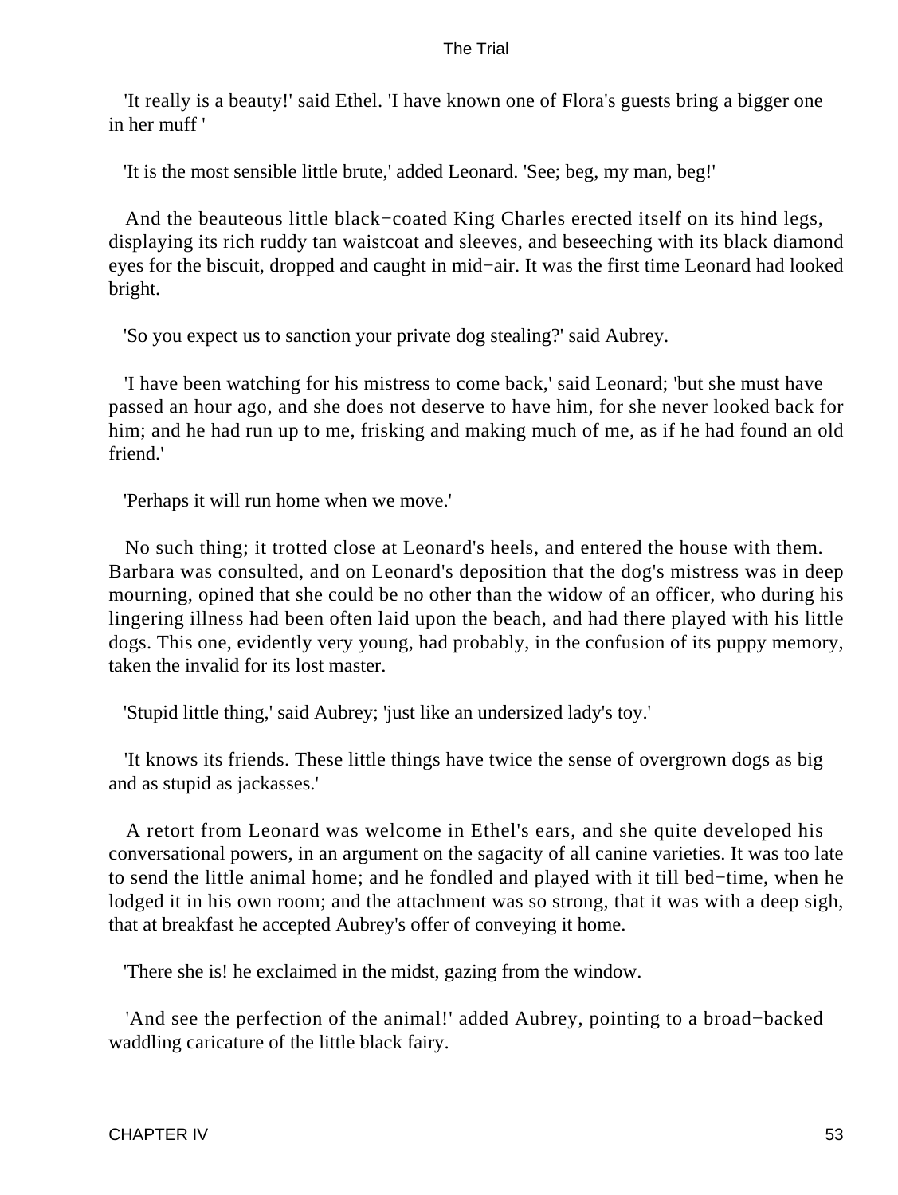'It really is a beauty!' said Ethel. 'I have known one of Flora's guests bring a bigger one in her muff '

'It is the most sensible little brute,' added Leonard. 'See; beg, my man, beg!'

And the beauteous little black−coated King Charles erected itself on its hind legs, displaying its rich ruddy tan waistcoat and sleeves, and beseeching with its black diamond eyes for the biscuit, dropped and caught in mid−air. It was the first time Leonard had looked bright.

'So you expect us to sanction your private dog stealing?' said Aubrey.

'I have been watching for his mistress to come back,' said Leonard; 'but she must have passed an hour ago, and she does not deserve to have him, for she never looked back for him; and he had run up to me, frisking and making much of me, as if he had found an old friend.'

'Perhaps it will run home when we move.'

No such thing; it trotted close at Leonard's heels, and entered the house with them. Barbara was consulted, and on Leonard's deposition that the dog's mistress was in deep mourning, opined that she could be no other than the widow of an officer, who during his lingering illness had been often laid upon the beach, and had there played with his little dogs. This one, evidently very young, had probably, in the confusion of its puppy memory, taken the invalid for its lost master.

'Stupid little thing,' said Aubrey; 'just like an undersized lady's toy.'

'It knows its friends. These little things have twice the sense of overgrown dogs as big and as stupid as jackasses.'

A retort from Leonard was welcome in Ethel's ears, and she quite developed his conversational powers, in an argument on the sagacity of all canine varieties. It was too late to send the little animal home; and he fondled and played with it till bed−time, when he lodged it in his own room; and the attachment was so strong, that it was with a deep sigh, that at breakfast he accepted Aubrey's offer of conveying it home.

'There she is! he exclaimed in the midst, gazing from the window.

'And see the perfection of the animal!' added Aubrey, pointing to a broad−backed waddling caricature of the little black fairy.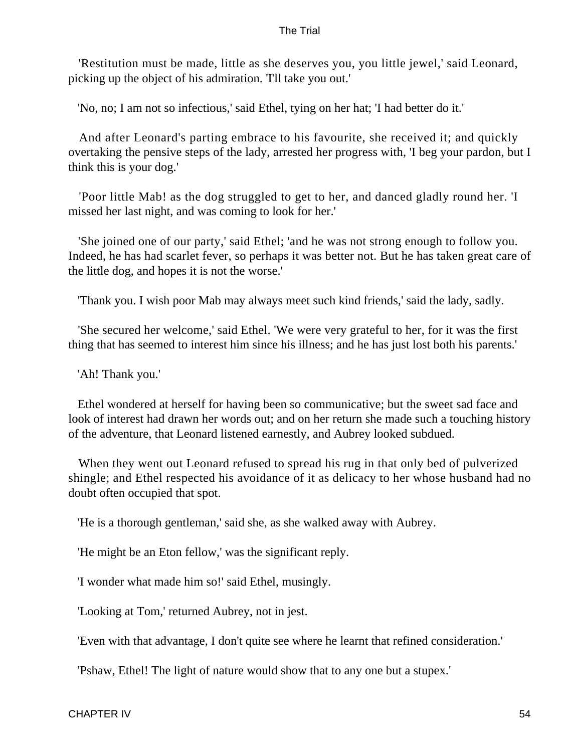'Restitution must be made, little as she deserves you, you little jewel,' said Leonard, picking up the object of his admiration. 'I'll take you out.'

'No, no; I am not so infectious,' said Ethel, tying on her hat; 'I had better do it.'

And after Leonard's parting embrace to his favourite, she received it; and quickly overtaking the pensive steps of the lady, arrested her progress with, 'I beg your pardon, but I think this is your dog.'

'Poor little Mab! as the dog struggled to get to her, and danced gladly round her. 'I missed her last night, and was coming to look for her.'

'She joined one of our party,' said Ethel; 'and he was not strong enough to follow you. Indeed, he has had scarlet fever, so perhaps it was better not. But he has taken great care of the little dog, and hopes it is not the worse.'

'Thank you. I wish poor Mab may always meet such kind friends,' said the lady, sadly.

'She secured her welcome,' said Ethel. 'We were very grateful to her, for it was the first thing that has seemed to interest him since his illness; and he has just lost both his parents.'

'Ah! Thank you.'

Ethel wondered at herself for having been so communicative; but the sweet sad face and look of interest had drawn her words out; and on her return she made such a touching history of the adventure, that Leonard listened earnestly, and Aubrey looked subdued.

When they went out Leonard refused to spread his rug in that only bed of pulverized shingle; and Ethel respected his avoidance of it as delicacy to her whose husband had no doubt often occupied that spot.

'He is a thorough gentleman,' said she, as she walked away with Aubrey.

'He might be an Eton fellow,' was the significant reply.

'I wonder what made him so!' said Ethel, musingly.

'Looking at Tom,' returned Aubrey, not in jest.

'Even with that advantage, I don't quite see where he learnt that refined consideration.'

'Pshaw, Ethel! The light of nature would show that to any one but a stupex.'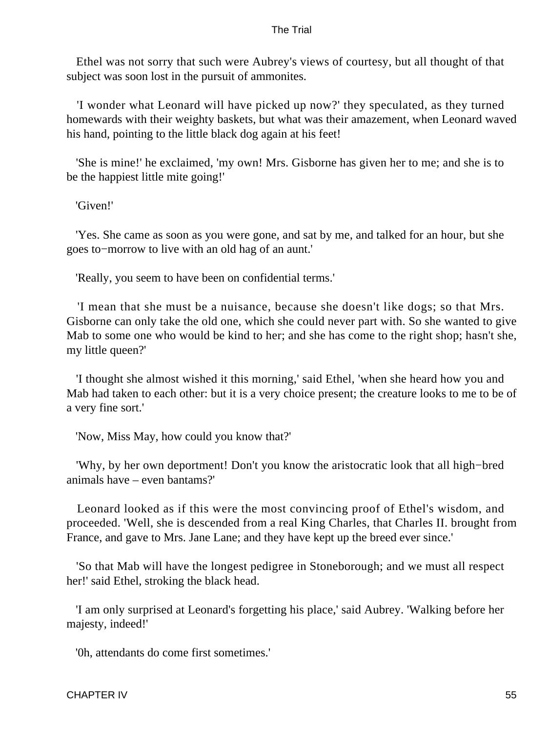Ethel was not sorry that such were Aubrey's views of courtesy, but all thought of that subject was soon lost in the pursuit of ammonites.

'I wonder what Leonard will have picked up now?' they speculated, as they turned homewards with their weighty baskets, but what was their amazement, when Leonard waved his hand, pointing to the little black dog again at his feet!

'She is mine!' he exclaimed, 'my own! Mrs. Gisborne has given her to me; and she is to be the happiest little mite going!'

'Given!'

'Yes. She came as soon as you were gone, and sat by me, and talked for an hour, but she goes to−morrow to live with an old hag of an aunt.'

'Really, you seem to have been on confidential terms.'

'I mean that she must be a nuisance, because she doesn't like dogs; so that Mrs. Gisborne can only take the old one, which she could never part with. So she wanted to give Mab to some one who would be kind to her; and she has come to the right shop; hasn't she, my little queen?'

'I thought she almost wished it this morning,' said Ethel, 'when she heard how you and Mab had taken to each other: but it is a very choice present; the creature looks to me to be of a very fine sort.'

'Now, Miss May, how could you know that?'

'Why, by her own deportment! Don't you know the aristocratic look that all high−bred animals have – even bantams?'

Leonard looked as if this were the most convincing proof of Ethel's wisdom, and proceeded. 'Well, she is descended from a real King Charles, that Charles II. brought from France, and gave to Mrs. Jane Lane; and they have kept up the breed ever since.'

'So that Mab will have the longest pedigree in Stoneborough; and we must all respect her!' said Ethel, stroking the black head.

'I am only surprised at Leonard's forgetting his place,' said Aubrey. 'Walking before her majesty, indeed!'

'0h, attendants do come first sometimes.'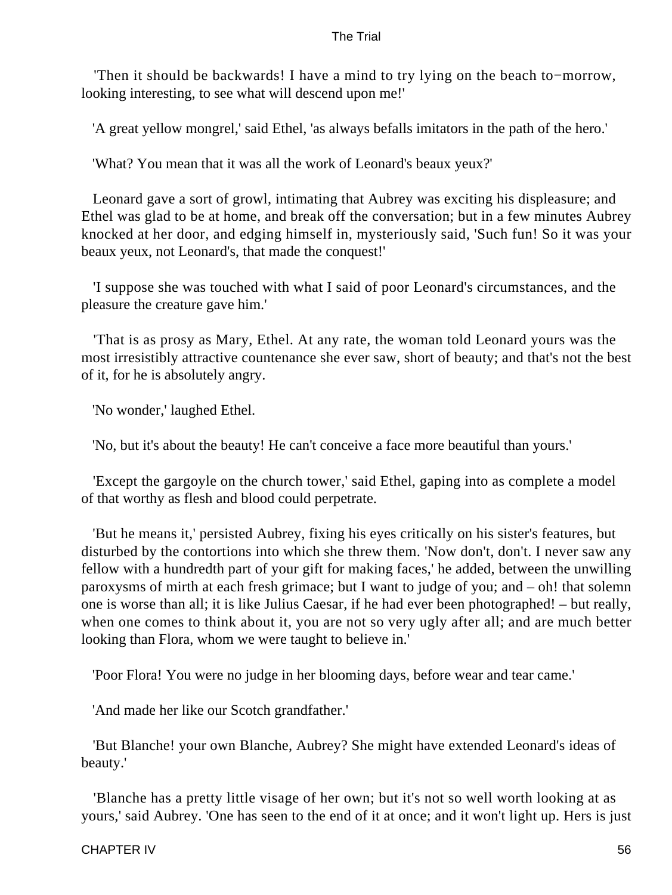'Then it should be backwards! I have a mind to try lying on the beach to−morrow, looking interesting, to see what will descend upon me!'

'A great yellow mongrel,' said Ethel, 'as always befalls imitators in the path of the hero.'

'What? You mean that it was all the work of Leonard's beaux yeux?'

Leonard gave a sort of growl, intimating that Aubrey was exciting his displeasure; and Ethel was glad to be at home, and break off the conversation; but in a few minutes Aubrey knocked at her door, and edging himself in, mysteriously said, 'Such fun! So it was your beaux yeux, not Leonard's, that made the conquest!'

'I suppose she was touched with what I said of poor Leonard's circumstances, and the pleasure the creature gave him.'

'That is as prosy as Mary, Ethel. At any rate, the woman told Leonard yours was the most irresistibly attractive countenance she ever saw, short of beauty; and that's not the best of it, for he is absolutely angry.

'No wonder,' laughed Ethel.

'No, but it's about the beauty! He can't conceive a face more beautiful than yours.'

'Except the gargoyle on the church tower,' said Ethel, gaping into as complete a model of that worthy as flesh and blood could perpetrate.

'But he means it,' persisted Aubrey, fixing his eyes critically on his sister's features, but disturbed by the contortions into which she threw them. 'Now don't, don't. I never saw any fellow with a hundredth part of your gift for making faces,' he added, between the unwilling paroxysms of mirth at each fresh grimace; but I want to judge of you; and – oh! that solemn one is worse than all; it is like Julius Caesar, if he had ever been photographed! – but really, when one comes to think about it, you are not so very ugly after all; and are much better looking than Flora, whom we were taught to believe in.'

'Poor Flora! You were no judge in her blooming days, before wear and tear came.'

'And made her like our Scotch grandfather.'

'But Blanche! your own Blanche, Aubrey? She might have extended Leonard's ideas of beauty.'

'Blanche has a pretty little visage of her own; but it's not so well worth looking at as yours,' said Aubrey. 'One has seen to the end of it at once; and it won't light up. Hers is just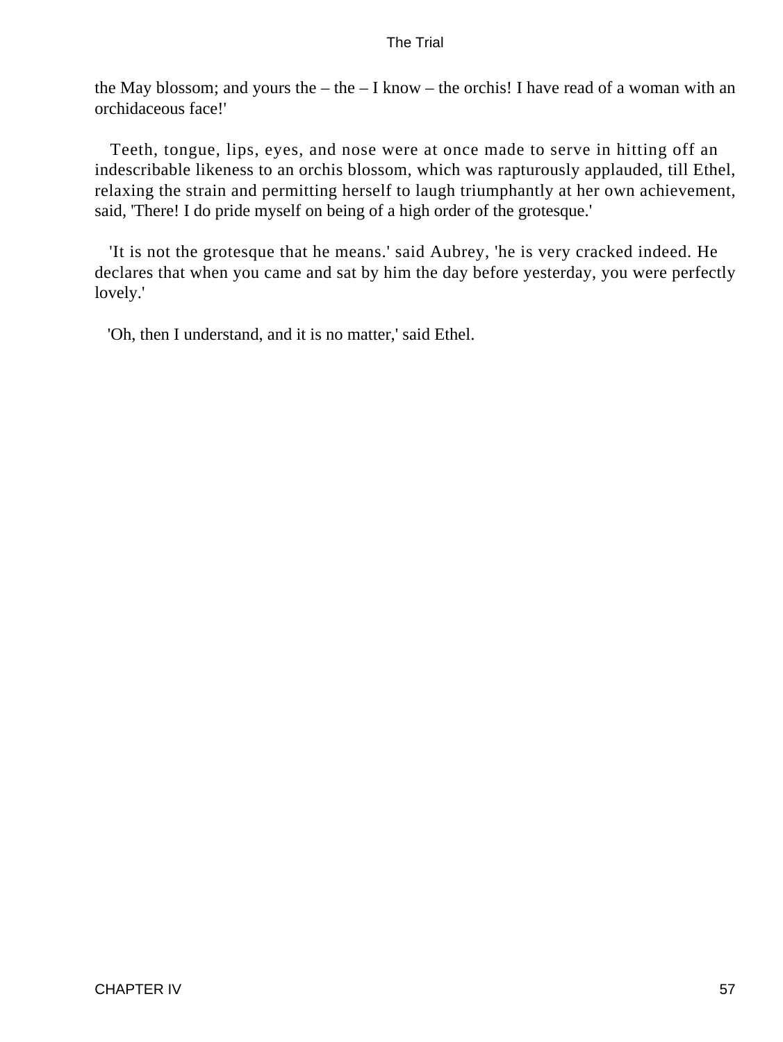the May blossom; and yours the – the – I know – the orchis! I have read of a woman with an orchidaceous face!'

Teeth, tongue, lips, eyes, and nose were at once made to serve in hitting off an indescribable likeness to an orchis blossom, which was rapturously applauded, till Ethel, relaxing the strain and permitting herself to laugh triumphantly at her own achievement, said, 'There! I do pride myself on being of a high order of the grotesque.'

'It is not the grotesque that he means.' said Aubrey, 'he is very cracked indeed. He declares that when you came and sat by him the day before yesterday, you were perfectly lovely.'

'Oh, then I understand, and it is no matter,' said Ethel.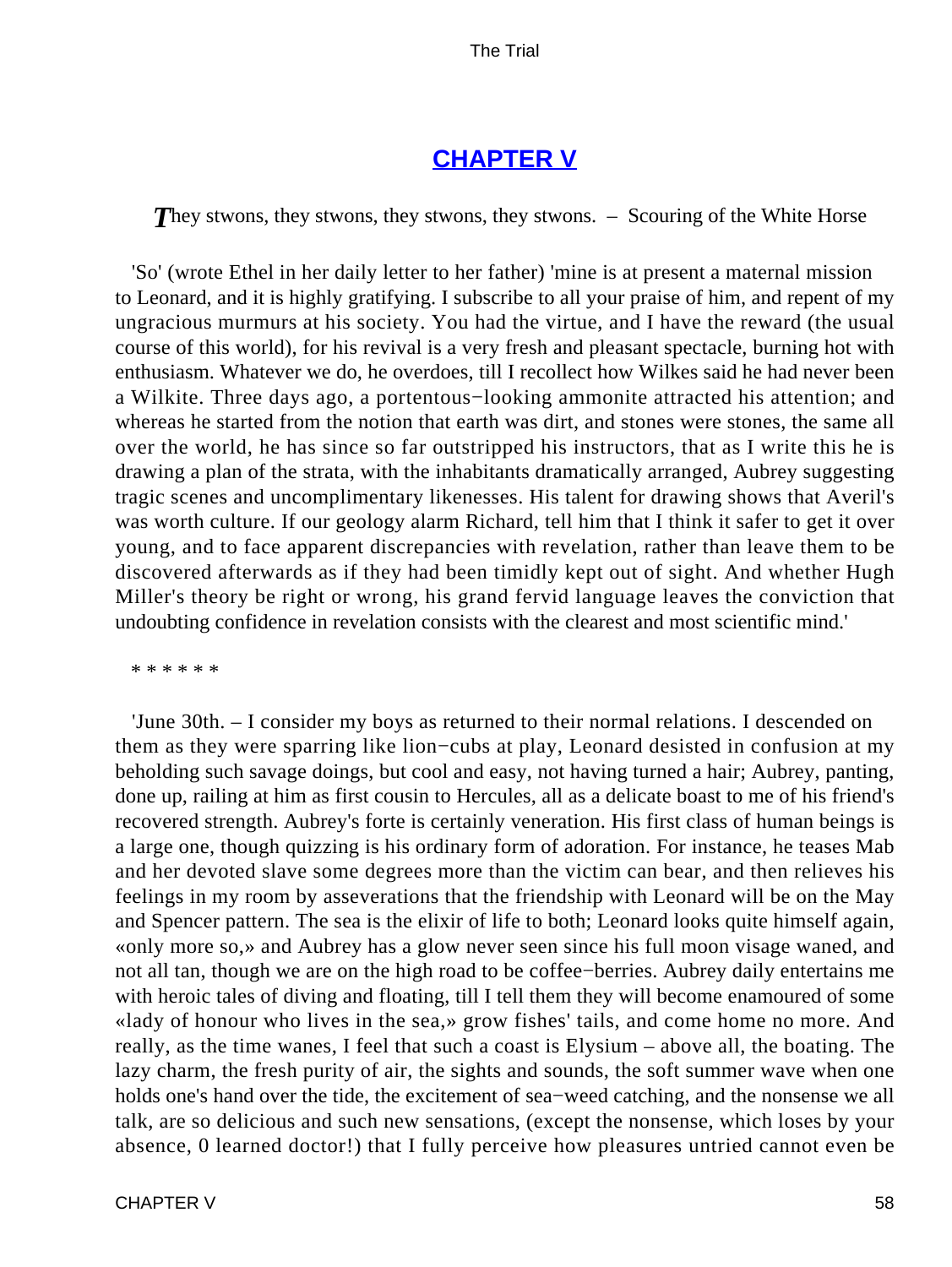## CHAPTER V

*T*hey stwons, they stwons, they stwons, they stwons. – Scouring of the White Horse

'So' (wrote Ethel in her daily letter to her father) 'mine is at present a maternal mission to Leonard, and it is highly gratifying. I subscribe to all your praise of him, and repent of my ungracious murmurs at his society. You had the virtue, and I have the reward (the usual course of this world), for his revival is a very fresh and pleasant spectacle, burning hot with enthusiasm. Whatever we do, he overdoes, till I recollect how Wilkes said he had never been a Wilkite. Three days ago, a portentous−looking ammonite attracted his attention; and whereas he started from the notion that earth was dirt, and stones were stones, the same all over the world, he has since so far outstripped his instructors, that as I write this he is drawing a plan of the strata, with the inhabitants dramatically arranged, Aubrey suggesting tragic scenes and uncomplimentary likenesses. His talent for drawing shows that Averil's was worth culture. If our geology alarm Richard, tell him that I think it safer to get it over young, and to face apparent discrepancies with revelation, rather than leave them to be discovered afterwards as if they had been timidly kept out of sight. And whether Hugh Miller's theory be right or wrong, his grand fervid language leaves the conviction that undoubting confidence in revelation consists with the clearest and most scientific mind.'

* * * * * *

'June 30th. – I consider my boys as returned to their normal relations. I descended on them as they were sparring like lion−cubs at play, Leonard desisted in confusion at my beholding such savage doings, but cool and easy, not having turned a hair; Aubrey, panting, done up, railing at him as first cousin to Hercules, all as a delicate boast to me of his friend's recovered strength. Aubrey's forte is certainly veneration. His first class of human beings is a large one, though quizzing is his ordinary form of adoration. For instance, he teases Mab and her devoted slave some degrees more than the victim can bear, and then relieves his feelings in my room by asseverations that the friendship with Leonard will be on the May and Spencer pattern. The sea is the elixir of life to both; Leonard looks quite himself again, «only more so,» and Aubrey has a glow never seen since his full moon visage waned, and not all tan, though we are on the high road to be coffee−berries. Aubrey daily entertains me with heroic tales of diving and floating, till I tell them they will become enamoured of some «lady of honour who lives in the sea,» grow fishes' tails, and come home no more. And really, as the time wanes, I feel that such a coast is Elysium – above all, the boating. The lazy charm, the fresh purity of air, the sights and sounds, the soft summer wave when one holds one's hand over the tide, the excitement of sea−weed catching, and the nonsense we all talk, are so delicious and such new sensations, (except the nonsense, which loses by your absence, 0 learned doctor!) that I fully perceive how pleasures untried cannot even be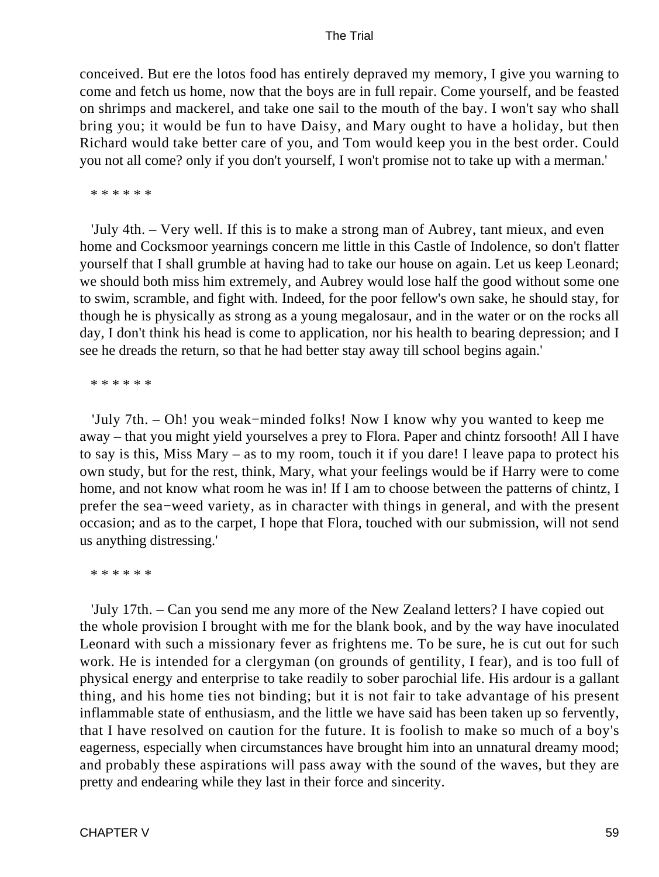conceived. But ere the lotos food has entirely depraved my memory, I give you warning to come and fetch us home, now that the boys are in full repair. Come yourself, and be feasted on shrimps and mackerel, and take one sail to the mouth of the bay. I won't say who shall bring you; it would be fun to have Daisy, and Mary ought to have a holiday, but then Richard would take better care of you, and Tom would keep you in the best order. Could you not all come? only if you don't yourself, I won't promise not to take up with a merman.'

* * * * * *

'July 4th. – Very well. If this is to make a strong man of Aubrey, tant mieux, and even home and Cocksmoor yearnings concern me little in this Castle of Indolence, so don't flatter yourself that I shall grumble at having had to take our house on again. Let us keep Leonard; we should both miss him extremely, and Aubrey would lose half the good without some one to swim, scramble, and fight with. Indeed, for the poor fellow's own sake, he should stay, for though he is physically as strong as a young megalosaur, and in the water or on the rocks all day, I don't think his head is come to application, nor his health to bearing depression; and I see he dreads the return, so that he had better stay away till school begins again.'

* * * * * *

'July 7th. – Oh! you weak−minded folks! Now I know why you wanted to keep me away – that you might yield yourselves a prey to Flora. Paper and chintz forsooth! All I have to say is this, Miss Mary – as to my room, touch it if you dare! I leave papa to protect his own study, but for the rest, think, Mary, what your feelings would be if Harry were to come home, and not know what room he was in! If I am to choose between the patterns of chintz, I prefer the sea−weed variety, as in character with things in general, and with the present occasion; and as to the carpet, I hope that Flora, touched with our submission, will not send us anything distressing.'

* * * * * *

'July 17th. – Can you send me any more of the New Zealand letters? I have copied out the whole provision I brought with me for the blank book, and by the way have inoculated Leonard with such a missionary fever as frightens me. To be sure, he is cut out for such work. He is intended for a clergyman (on grounds of gentility, I fear), and is too full of physical energy and enterprise to take readily to sober parochial life. His ardour is a gallant thing, and his home ties not binding; but it is not fair to take advantage of his present inflammable state of enthusiasm, and the little we have said has been taken up so fervently, that I have resolved on caution for the future. It is foolish to make so much of a boy's eagerness, especially when circumstances have brought him into an unnatural dreamy mood; and probably these aspirations will pass away with the sound of the waves, but they are pretty and endearing while they last in their force and sincerity.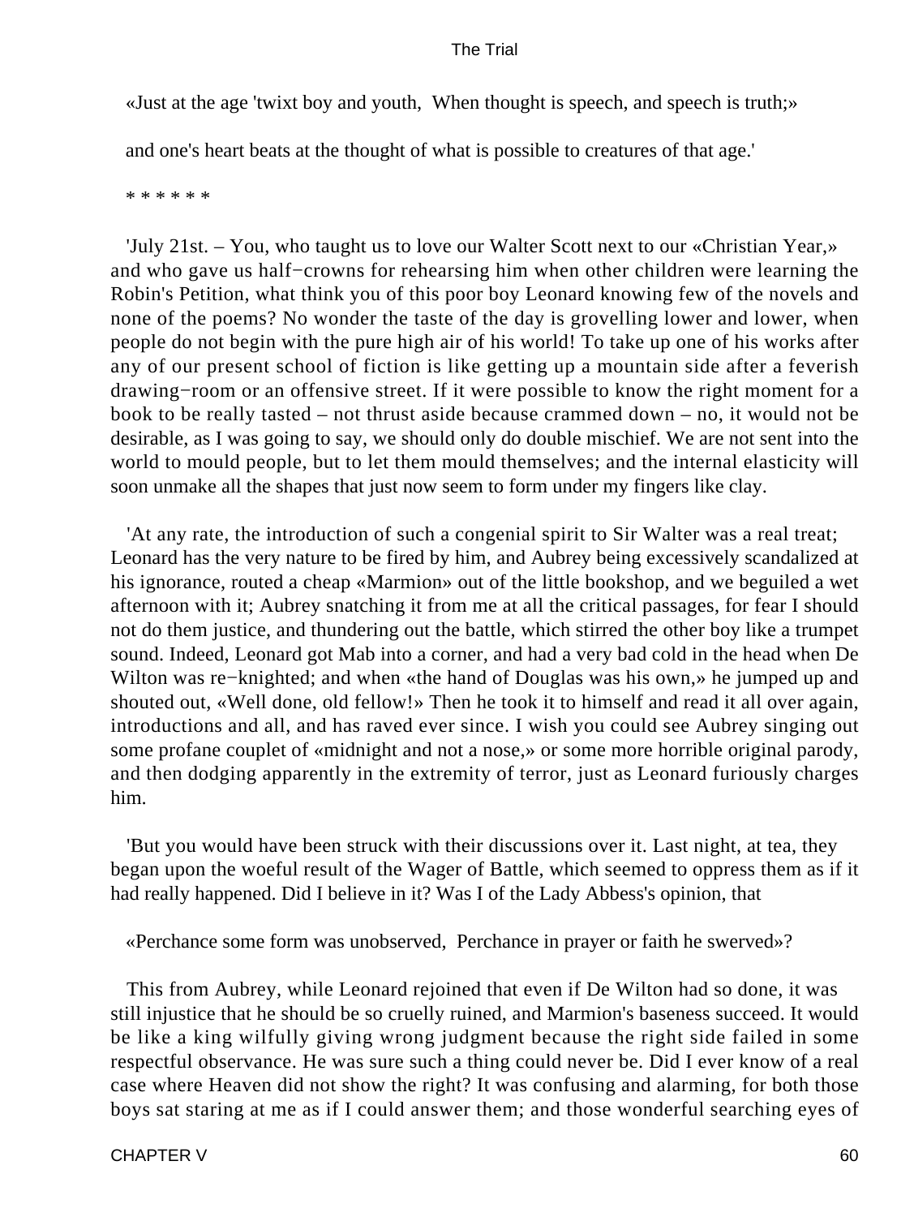«Just at the age 'twixt boy and youth,  When thought is speech, and speech is truth;»

and one's heart beats at the thought of what is possible to creatures of that age.'

* * * * * *

'July 21st. – You, who taught us to love our Walter Scott next to our «Christian Year,» and who gave us half−crowns for rehearsing him when other children were learning the Robin's Petition, what think you of this poor boy Leonard knowing few of the novels and none of the poems? No wonder the taste of the day is grovelling lower and lower, when people do not begin with the pure high air of his world! To take up one of his works after any of our present school of fiction is like getting up a mountain side after a feverish drawing−room or an offensive street. If it were possible to know the right moment for a book to be really tasted – not thrust aside because crammed down – no, it would not be desirable, as I was going to say, we should only do double mischief. We are not sent into the world to mould people, but to let them mould themselves; and the internal elasticity will soon unmake all the shapes that just now seem to form under my fingers like clay.

'At any rate, the introduction of such a congenial spirit to Sir Walter was a real treat; Leonard has the very nature to be fired by him, and Aubrey being excessively scandalized at his ignorance, routed a cheap «Marmion» out of the little bookshop, and we beguiled a wet afternoon with it; Aubrey snatching it from me at all the critical passages, for fear I should not do them justice, and thundering out the battle, which stirred the other boy like a trumpet sound. Indeed, Leonard got Mab into a corner, and had a very bad cold in the head when De Wilton was re−knighted; and when «the hand of Douglas was his own,» he jumped up and shouted out, «Well done, old fellow!» Then he took it to himself and read it all over again, introductions and all, and has raved ever since. I wish you could see Aubrey singing out some profane couplet of «midnight and not a nose,» or some more horrible original parody, and then dodging apparently in the extremity of terror, just as Leonard furiously charges him.

'But you would have been struck with their discussions over it. Last night, at tea, they began upon the woeful result of the Wager of Battle, which seemed to oppress them as if it had really happened. Did I believe in it? Was I of the Lady Abbess's opinion, that

«Perchance some form was unobserved,  Perchance in prayer or faith he swerved»?

This from Aubrey, while Leonard rejoined that even if De Wilton had so done, it was still injustice that he should be so cruelly ruined, and Marmion's baseness succeed. It would be like a king wilfully giving wrong judgment because the right side failed in some respectful observance. He was sure such a thing could never be. Did I ever know of a real case where Heaven did not show the right? It was confusing and alarming, for both those boys sat staring at me as if I could answer them; and those wonderful searching eyes of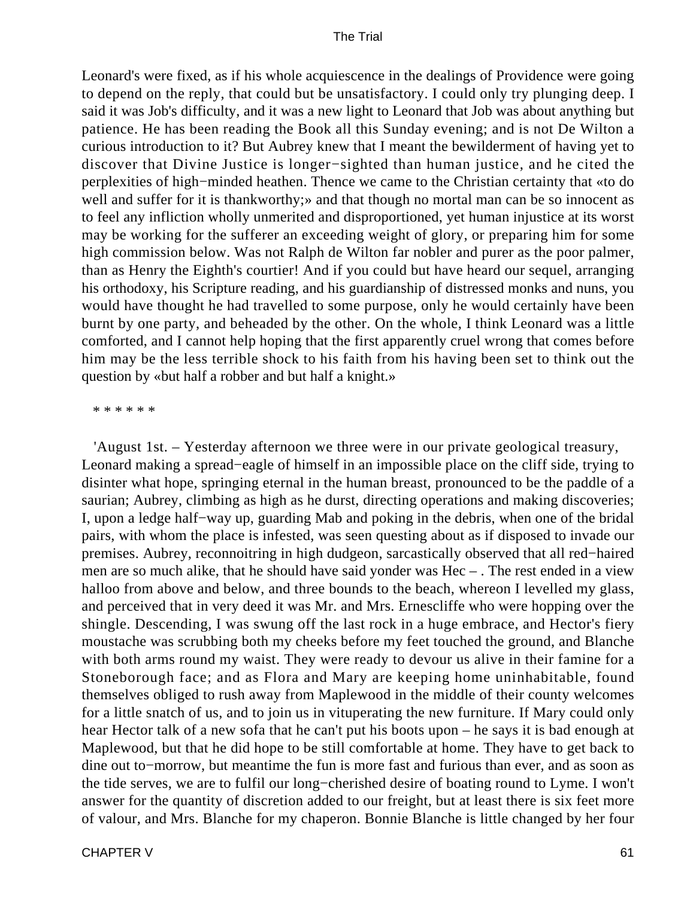Leonard's were fixed, as if his whole acquiescence in the dealings of Providence were going to depend on the reply, that could but be unsatisfactory. I could only try plunging deep. I said it was Job's difficulty, and it was a new light to Leonard that Job was about anything but patience. He has been reading the Book all this Sunday evening; and is not De Wilton a curious introduction to it? But Aubrey knew that I meant the bewilderment of having yet to discover that Divine Justice is longer−sighted than human justice, and he cited the perplexities of high−minded heathen. Thence we came to the Christian certainty that «to do well and suffer for it is thankworthy;» and that though no mortal man can be so innocent as to feel any infliction wholly unmerited and disproportioned, yet human injustice at its worst may be working for the sufferer an exceeding weight of glory, or preparing him for some high commission below. Was not Ralph de Wilton far nobler and purer as the poor palmer, than as Henry the Eighth's courtier! And if you could but have heard our sequel, arranging his orthodoxy, his Scripture reading, and his guardianship of distressed monks and nuns, you would have thought he had travelled to some purpose, only he would certainly have been burnt by one party, and beheaded by the other. On the whole, I think Leonard was a little comforted, and I cannot help hoping that the first apparently cruel wrong that comes before him may be the less terrible shock to his faith from his having been set to think out the question by «but half a robber and but half a knight.»

* * * * * *

'August 1st. – Yesterday afternoon we three were in our private geological treasury, Leonard making a spread−eagle of himself in an impossible place on the cliff side, trying to disinter what hope, springing eternal in the human breast, pronounced to be the paddle of a saurian; Aubrey, climbing as high as he durst, directing operations and making discoveries; I, upon a ledge half−way up, guarding Mab and poking in the debris, when one of the bridal pairs, with whom the place is infested, was seen questing about as if disposed to invade our premises. Aubrey, reconnoitring in high dudgeon, sarcastically observed that all red−haired men are so much alike, that he should have said yonder was Hec – . The rest ended in a view halloo from above and below, and three bounds to the beach, whereon I levelled my glass, and perceived that in very deed it was Mr. and Mrs. Ernescliffe who were hopping over the shingle. Descending, I was swung off the last rock in a huge embrace, and Hector's fiery moustache was scrubbing both my cheeks before my feet touched the ground, and Blanche with both arms round my waist. They were ready to devour us alive in their famine for a Stoneborough face; and as Flora and Mary are keeping home uninhabitable, found themselves obliged to rush away from Maplewood in the middle of their county welcomes for a little snatch of us, and to join us in vituperating the new furniture. If Mary could only hear Hector talk of a new sofa that he can't put his boots upon – he says it is bad enough at Maplewood, but that he did hope to be still comfortable at home. They have to get back to dine out to−morrow, but meantime the fun is more fast and furious than ever, and as soon as the tide serves, we are to fulfil our long−cherished desire of boating round to Lyme. I won't answer for the quantity of discretion added to our freight, but at least there is six feet more of valour, and Mrs. Blanche for my chaperon. Bonnie Blanche is little changed by her four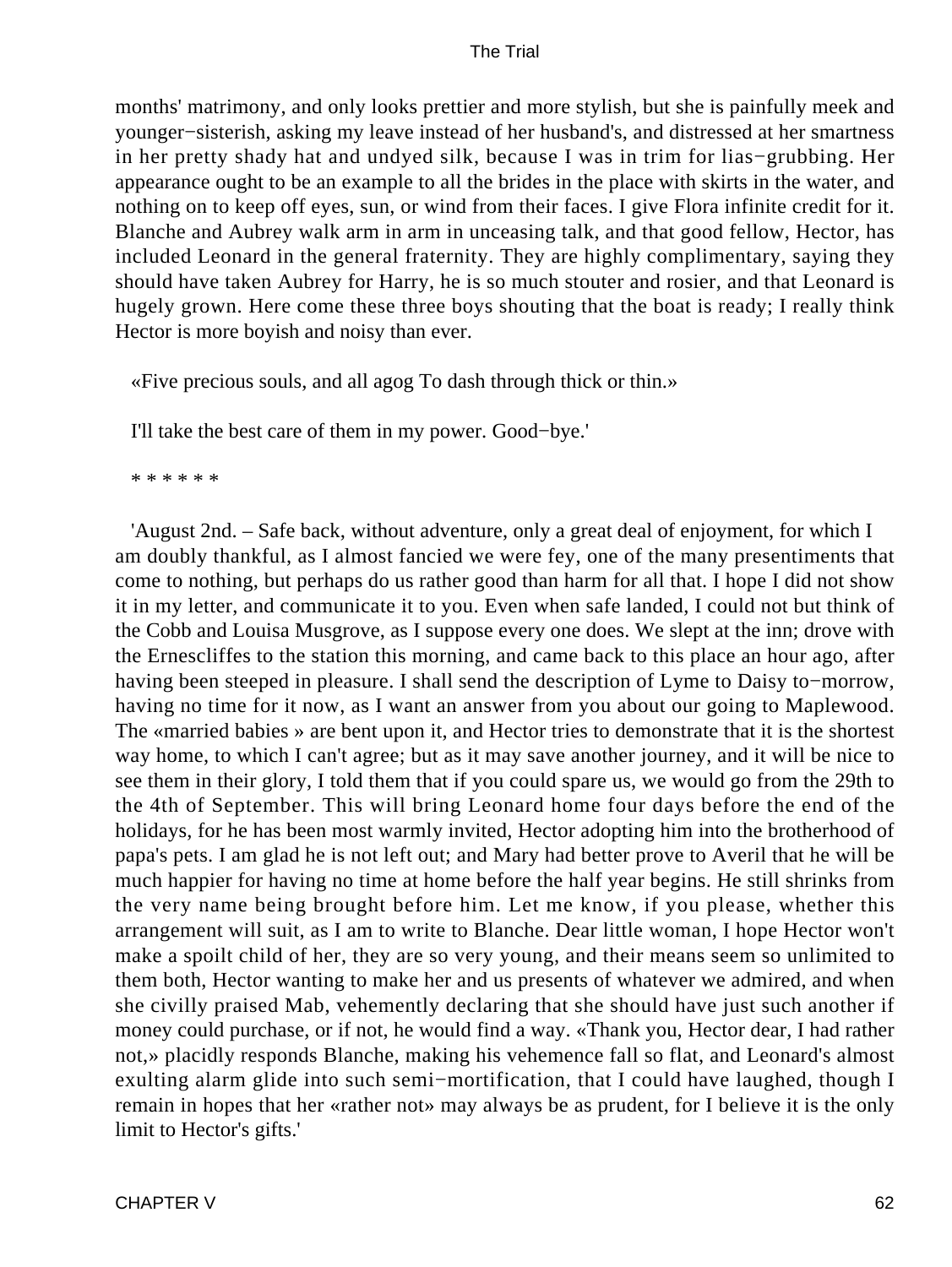months' matrimony, and only looks prettier and more stylish, but she is painfully meek and younger−sisterish, asking my leave instead of her husband's, and distressed at her smartness in her pretty shady hat and undyed silk, because I was in trim for lias−grubbing. Her appearance ought to be an example to all the brides in the place with skirts in the water, and nothing on to keep off eyes, sun, or wind from their faces. I give Flora infinite credit for it. Blanche and Aubrey walk arm in arm in unceasing talk, and that good fellow, Hector, has included Leonard in the general fraternity. They are highly complimentary, saying they should have taken Aubrey for Harry, he is so much stouter and rosier, and that Leonard is hugely grown. Here come these three boys shouting that the boat is ready; I really think Hector is more boyish and noisy than ever.

«Five precious souls, and all agog To dash through thick or thin.»

I'll take the best care of them in my power. Good−bye.'

* * * * * *

'August 2nd. – Safe back, without adventure, only a great deal of enjoyment, for which I am doubly thankful, as I almost fancied we were fey, one of the many presentiments that come to nothing, but perhaps do us rather good than harm for all that. I hope I did not show it in my letter, and communicate it to you. Even when safe landed, I could not but think of the Cobb and Louisa Musgrove, as I suppose every one does. We slept at the inn; drove with the Ernescliffes to the station this morning, and came back to this place an hour ago, after having been steeped in pleasure. I shall send the description of Lyme to Daisy to−morrow, having no time for it now, as I want an answer from you about our going to Maplewood. The «married babies » are bent upon it, and Hector tries to demonstrate that it is the shortest way home, to which I can't agree; but as it may save another journey, and it will be nice to see them in their glory, I told them that if you could spare us, we would go from the 29th to the 4th of September. This will bring Leonard home four days before the end of the holidays, for he has been most warmly invited, Hector adopting him into the brotherhood of papa's pets. I am glad he is not left out; and Mary had better prove to Averil that he will be much happier for having no time at home before the half year begins. He still shrinks from the very name being brought before him. Let me know, if you please, whether this arrangement will suit, as I am to write to Blanche. Dear little woman, I hope Hector won't make a spoilt child of her, they are so very young, and their means seem so unlimited to them both, Hector wanting to make her and us presents of whatever we admired, and when she civilly praised Mab, vehemently declaring that she should have just such another if money could purchase, or if not, he would find a way. «Thank you, Hector dear, I had rather not,» placidly responds Blanche, making his vehemence fall so flat, and Leonard's almost exulting alarm glide into such semi−mortification, that I could have laughed, though I remain in hopes that her «rather not» may always be as prudent, for I believe it is the only limit to Hector's gifts.'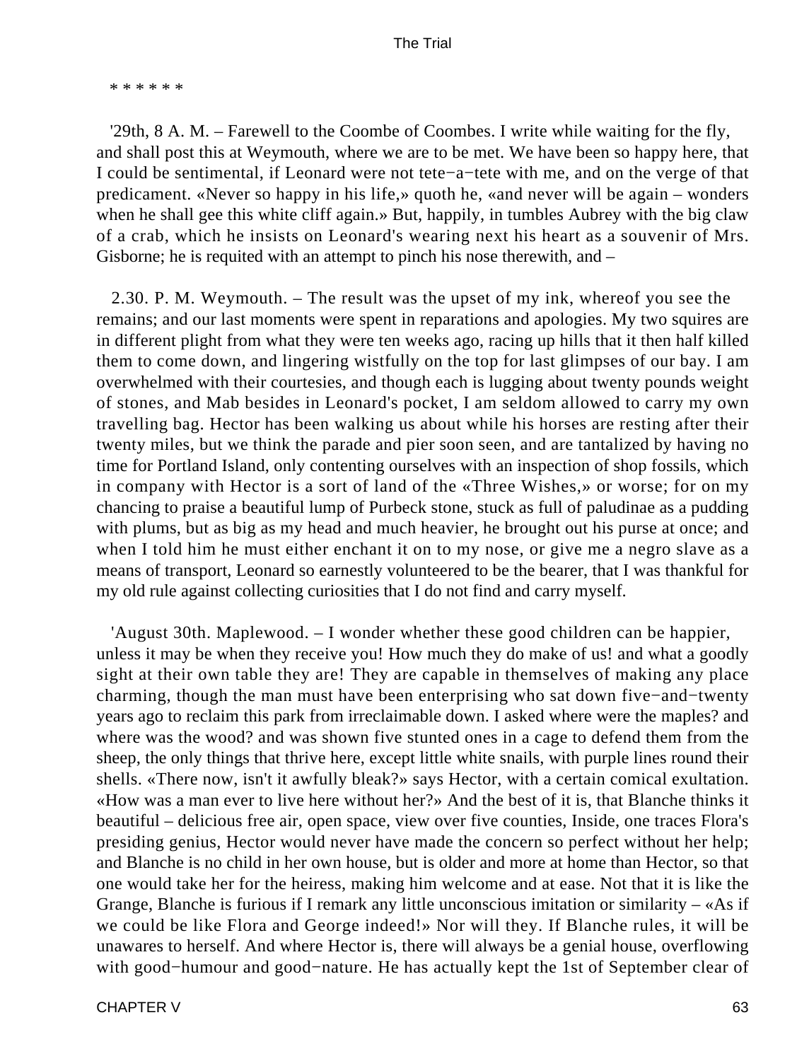* * * * * *

'29th, 8 A. M. – Farewell to the Coombe of Coombes. I write while waiting for the fly, and shall post this at Weymouth, where we are to be met. We have been so happy here, that I could be sentimental, if Leonard were not tete−a−tete with me, and on the verge of that predicament. «Never so happy in his life,» quoth he, «and never will be again – wonders when he shall gee this white cliff again.» But, happily, in tumbles Aubrey with the big claw of a crab, which he insists on Leonard's wearing next his heart as a souvenir of Mrs. Gisborne; he is requited with an attempt to pinch his nose therewith, and –

2.30. P. M. Weymouth. – The result was the upset of my ink, whereof you see the remains; and our last moments were spent in reparations and apologies. My two squires are in different plight from what they were ten weeks ago, racing up hills that it then half killed them to come down, and lingering wistfully on the top for last glimpses of our bay. I am overwhelmed with their courtesies, and though each is lugging about twenty pounds weight of stones, and Mab besides in Leonard's pocket, I am seldom allowed to carry my own travelling bag. Hector has been walking us about while his horses are resting after their twenty miles, but we think the parade and pier soon seen, and are tantalized by having no time for Portland Island, only contenting ourselves with an inspection of shop fossils, which in company with Hector is a sort of land of the «Three Wishes,» or worse; for on my chancing to praise a beautiful lump of Purbeck stone, stuck as full of paludinae as a pudding with plums, but as big as my head and much heavier, he brought out his purse at once; and when I told him he must either enchant it on to my nose, or give me a negro slave as a means of transport, Leonard so earnestly volunteered to be the bearer, that I was thankful for my old rule against collecting curiosities that I do not find and carry myself.

'August 30th. Maplewood. – I wonder whether these good children can be happier, unless it may be when they receive you! How much they do make of us! and what a goodly sight at their own table they are! They are capable in themselves of making any place charming, though the man must have been enterprising who sat down five−and−twenty years ago to reclaim this park from irreclaimable down. I asked where were the maples? and where was the wood? and was shown five stunted ones in a cage to defend them from the sheep, the only things that thrive here, except little white snails, with purple lines round their shells. «There now, isn't it awfully bleak?» says Hector, with a certain comical exultation. «How was a man ever to live here without her?» And the best of it is, that Blanche thinks it beautiful – delicious free air, open space, view over five counties, Inside, one traces Flora's presiding genius, Hector would never have made the concern so perfect without her help; and Blanche is no child in her own house, but is older and more at home than Hector, so that one would take her for the heiress, making him welcome and at ease. Not that it is like the Grange, Blanche is furious if I remark any little unconscious imitation or similarity – «As if we could be like Flora and George indeed!» Nor will they. If Blanche rules, it will be unawares to herself. And where Hector is, there will always be a genial house, overflowing with good−humour and good−nature. He has actually kept the 1st of September clear of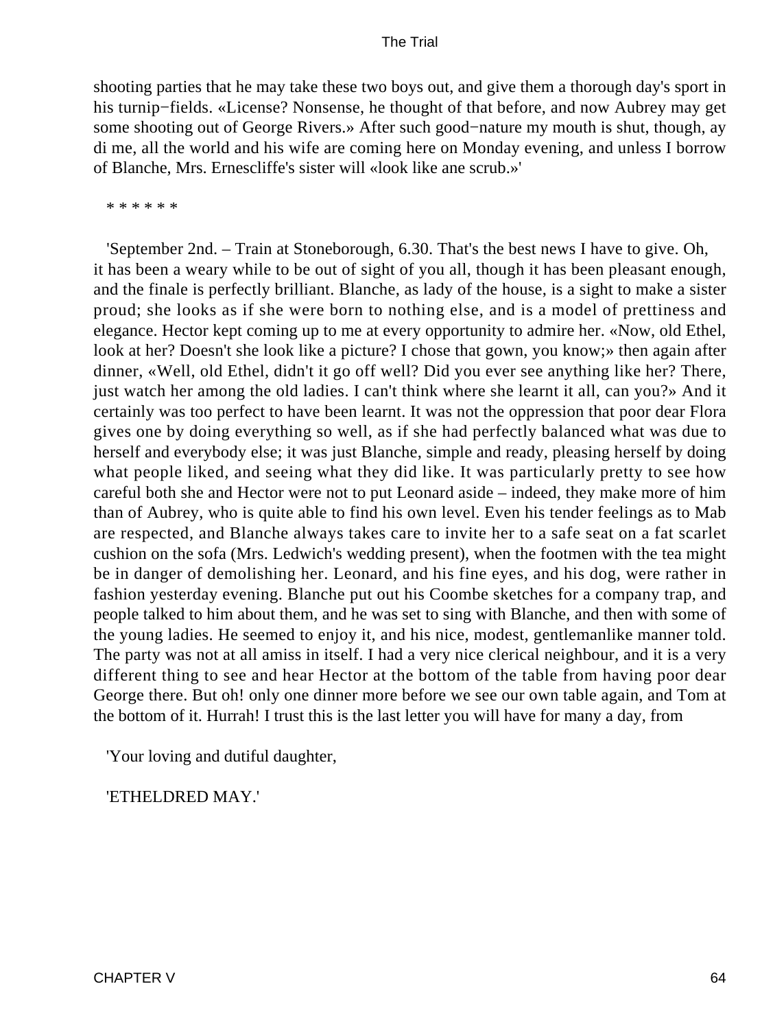shooting parties that he may take these two boys out, and give them a thorough day's sport in his turnip−fields. «License? Nonsense, he thought of that before, and now Aubrey may get some shooting out of George Rivers.» After such good−nature my mouth is shut, though, ay di me, all the world and his wife are coming here on Monday evening, and unless I borrow of Blanche, Mrs. Ernescliffe's sister will «look like ane scrub.»'

* * * * * *

'September 2nd. – Train at Stoneborough, 6.30. That's the best news I have to give. Oh, it has been a weary while to be out of sight of you all, though it has been pleasant enough, and the finale is perfectly brilliant. Blanche, as lady of the house, is a sight to make a sister proud; she looks as if she were born to nothing else, and is a model of prettiness and elegance. Hector kept coming up to me at every opportunity to admire her. «Now, old Ethel, look at her? Doesn't she look like a picture? I chose that gown, you know;» then again after dinner, «Well, old Ethel, didn't it go off well? Did you ever see anything like her? There, just watch her among the old ladies. I can't think where she learnt it all, can you?» And it certainly was too perfect to have been learnt. It was not the oppression that poor dear Flora gives one by doing everything so well, as if she had perfectly balanced what was due to herself and everybody else; it was just Blanche, simple and ready, pleasing herself by doing what people liked, and seeing what they did like. It was particularly pretty to see how careful both she and Hector were not to put Leonard aside – indeed, they make more of him than of Aubrey, who is quite able to find his own level. Even his tender feelings as to Mab are respected, and Blanche always takes care to invite her to a safe seat on a fat scarlet cushion on the sofa (Mrs. Ledwich's wedding present), when the footmen with the tea might be in danger of demolishing her. Leonard, and his fine eyes, and his dog, were rather in fashion yesterday evening. Blanche put out his Coombe sketches for a company trap, and people talked to him about them, and he was set to sing with Blanche, and then with some of the young ladies. He seemed to enjoy it, and his nice, modest, gentlemanlike manner told. The party was not at all amiss in itself. I had a very nice clerical neighbour, and it is a very different thing to see and hear Hector at the bottom of the table from having poor dear George there. But oh! only one dinner more before we see our own table again, and Tom at the bottom of it. Hurrah! I trust this is the last letter you will have for many a day, from

'Your loving and dutiful daughter,

'ETHELDRED MAY.'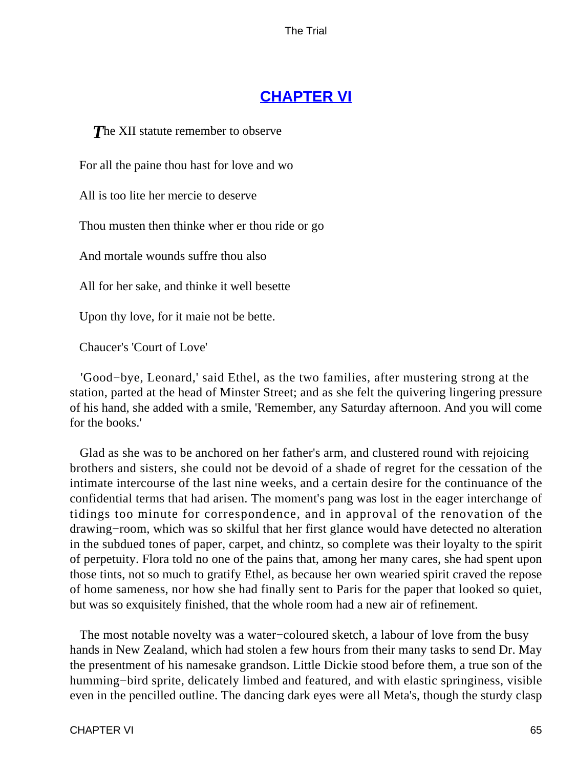## CHAPTER VI

*T*he XII statute remember to observe

For all the paine thou hast for love and wo

All is too lite her mercie to deserve

Thou musten then thinke wher er thou ride or go

And mortale wounds suffre thou also

All for her sake, and thinke it well besette

Upon thy love, for it maie not be bette.

Chaucer's 'Court of Love'

'Good−bye, Leonard,' said Ethel, as the two families, after mustering strong at the station, parted at the head of Minster Street; and as she felt the quivering lingering pressure of his hand, she added with a smile, 'Remember, any Saturday afternoon. And you will come for the books.'

Glad as she was to be anchored on her father's arm, and clustered round with rejoicing brothers and sisters, she could not be devoid of a shade of regret for the cessation of the intimate intercourse of the last nine weeks, and a certain desire for the continuance of the confidential terms that had arisen. The moment's pang was lost in the eager interchange of tidings too minute for correspondence, and in approval of the renovation of the drawing−room, which was so skilful that her first glance would have detected no alteration in the subdued tones of paper, carpet, and chintz, so complete was their loyalty to the spirit of perpetuity. Flora told no one of the pains that, among her many cares, she had spent upon those tints, not so much to gratify Ethel, as because her own wearied spirit craved the repose of home sameness, nor how she had finally sent to Paris for the paper that looked so quiet, but was so exquisitely finished, that the whole room had a new air of refinement.

The most notable novelty was a water−coloured sketch, a labour of love from the busy hands in New Zealand, which had stolen a few hours from their many tasks to send Dr. May the presentment of his namesake grandson. Little Dickie stood before them, a true son of the humming−bird sprite, delicately limbed and featured, and with elastic springiness, visible even in the pencilled outline. The dancing dark eyes were all Meta's, though the sturdy clasp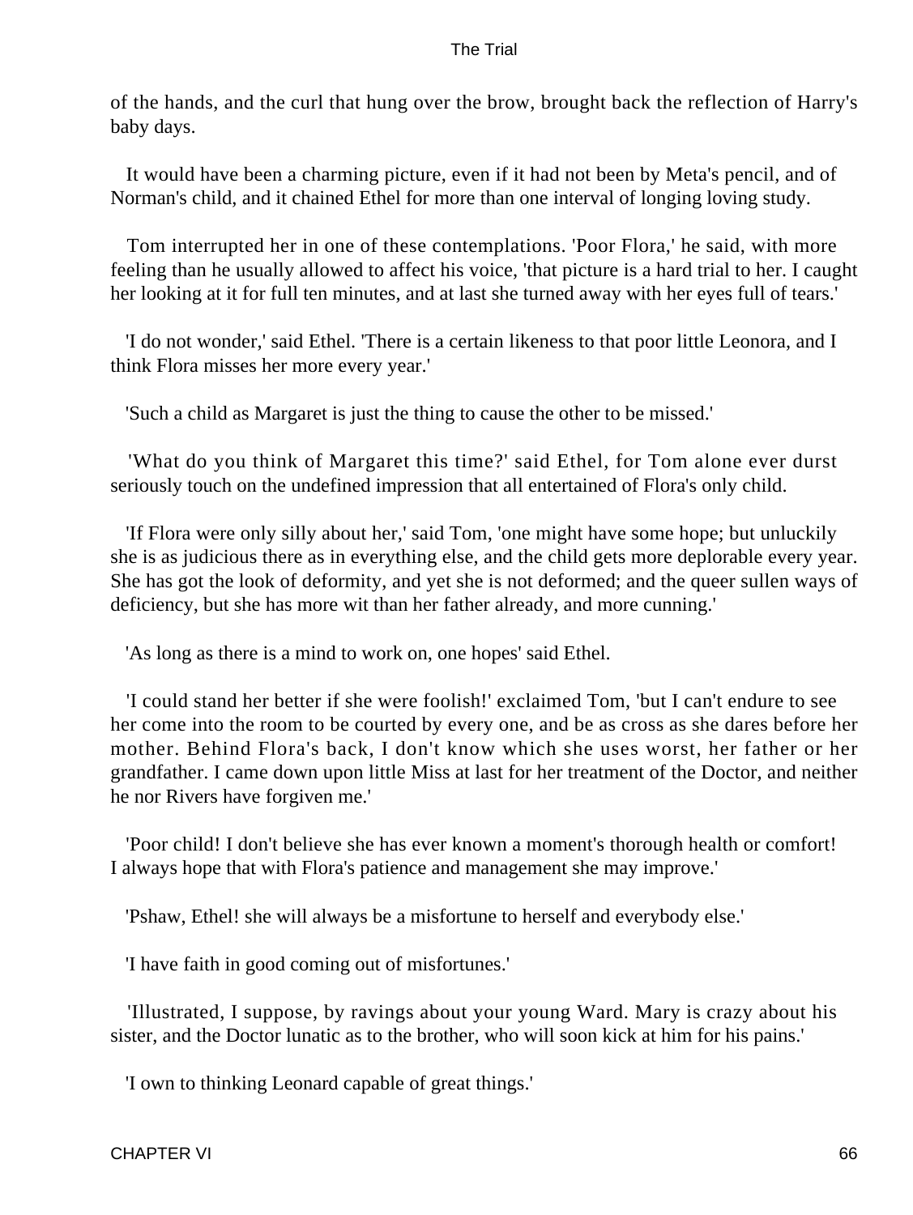of the hands, and the curl that hung over the brow, brought back the reflection of Harry's baby days.

It would have been a charming picture, even if it had not been by Meta's pencil, and of Norman's child, and it chained Ethel for more than one interval of longing loving study.

Tom interrupted her in one of these contemplations. 'Poor Flora,' he said, with more feeling than he usually allowed to affect his voice, 'that picture is a hard trial to her. I caught her looking at it for full ten minutes, and at last she turned away with her eyes full of tears.'

'I do not wonder,' said Ethel. 'There is a certain likeness to that poor little Leonora, and I think Flora misses her more every year.'

'Such a child as Margaret is just the thing to cause the other to be missed.'

'What do you think of Margaret this time?' said Ethel, for Tom alone ever durst seriously touch on the undefined impression that all entertained of Flora's only child.

'If Flora were only silly about her,' said Tom, 'one might have some hope; but unluckily she is as judicious there as in everything else, and the child gets more deplorable every year. She has got the look of deformity, and yet she is not deformed; and the queer sullen ways of deficiency, but she has more wit than her father already, and more cunning.'

'As long as there is a mind to work on, one hopes' said Ethel.

'I could stand her better if she were foolish!' exclaimed Tom, 'but I can't endure to see her come into the room to be courted by every one, and be as cross as she dares before her mother. Behind Flora's back, I don't know which she uses worst, her father or her grandfather. I came down upon little Miss at last for her treatment of the Doctor, and neither he nor Rivers have forgiven me.'

'Poor child! I don't believe she has ever known a moment's thorough health or comfort! I always hope that with Flora's patience and management she may improve.'

'Pshaw, Ethel! she will always be a misfortune to herself and everybody else.'

'I have faith in good coming out of misfortunes.'

'Illustrated, I suppose, by ravings about your young Ward. Mary is crazy about his sister, and the Doctor lunatic as to the brother, who will soon kick at him for his pains.'

'I own to thinking Leonard capable of great things.'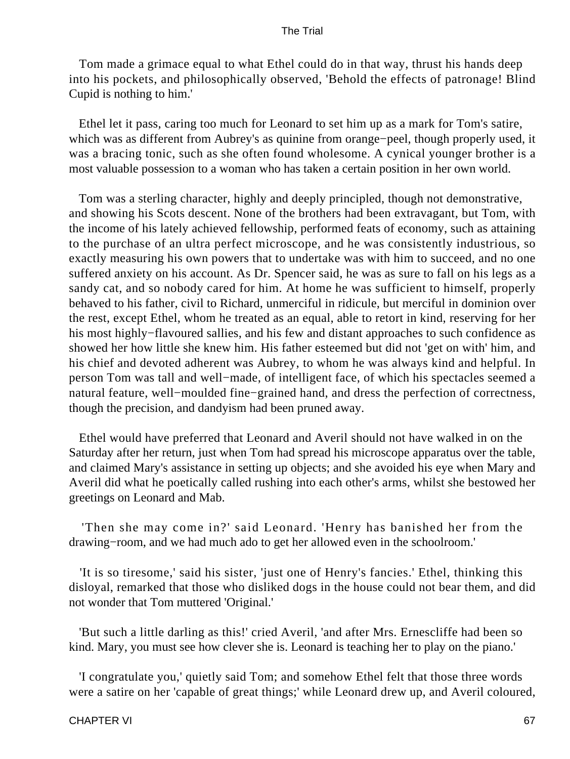Tom made a grimace equal to what Ethel could do in that way, thrust his hands deep into his pockets, and philosophically observed, 'Behold the effects of patronage! Blind Cupid is nothing to him.'

Ethel let it pass, caring too much for Leonard to set him up as a mark for Tom's satire, which was as different from Aubrey's as quinine from orange−peel, though properly used, it was a bracing tonic, such as she often found wholesome. A cynical younger brother is a most valuable possession to a woman who has taken a certain position in her own world.

Tom was a sterling character, highly and deeply principled, though not demonstrative, and showing his Scots descent. None of the brothers had been extravagant, but Tom, with the income of his lately achieved fellowship, performed feats of economy, such as attaining to the purchase of an ultra perfect microscope, and he was consistently industrious, so exactly measuring his own powers that to undertake was with him to succeed, and no one suffered anxiety on his account. As Dr. Spencer said, he was as sure to fall on his legs as a sandy cat, and so nobody cared for him. At home he was sufficient to himself, properly behaved to his father, civil to Richard, unmerciful in ridicule, but merciful in dominion over the rest, except Ethel, whom he treated as an equal, able to retort in kind, reserving for her his most highly−flavoured sallies, and his few and distant approaches to such confidence as showed her how little she knew him. His father esteemed but did not 'get on with' him, and his chief and devoted adherent was Aubrey, to whom he was always kind and helpful. In person Tom was tall and well−made, of intelligent face, of which his spectacles seemed a natural feature, well−moulded fine−grained hand, and dress the perfection of correctness, though the precision, and dandyism had been pruned away.

Ethel would have preferred that Leonard and Averil should not have walked in on the Saturday after her return, just when Tom had spread his microscope apparatus over the table, and claimed Mary's assistance in setting up objects; and she avoided his eye when Mary and Averil did what he poetically called rushing into each other's arms, whilst she bestowed her greetings on Leonard and Mab.

'Then she may come in?' said Leonard. 'Henry has banished her from the drawing−room, and we had much ado to get her allowed even in the schoolroom.'

'It is so tiresome,' said his sister, 'just one of Henry's fancies.' Ethel, thinking this disloyal, remarked that those who disliked dogs in the house could not bear them, and did not wonder that Tom muttered 'Original.'

'But such a little darling as this!' cried Averil, 'and after Mrs. Ernescliffe had been so kind. Mary, you must see how clever she is. Leonard is teaching her to play on the piano.'

'I congratulate you,' quietly said Tom; and somehow Ethel felt that those three words were a satire on her 'capable of great things;' while Leonard drew up, and Averil coloured,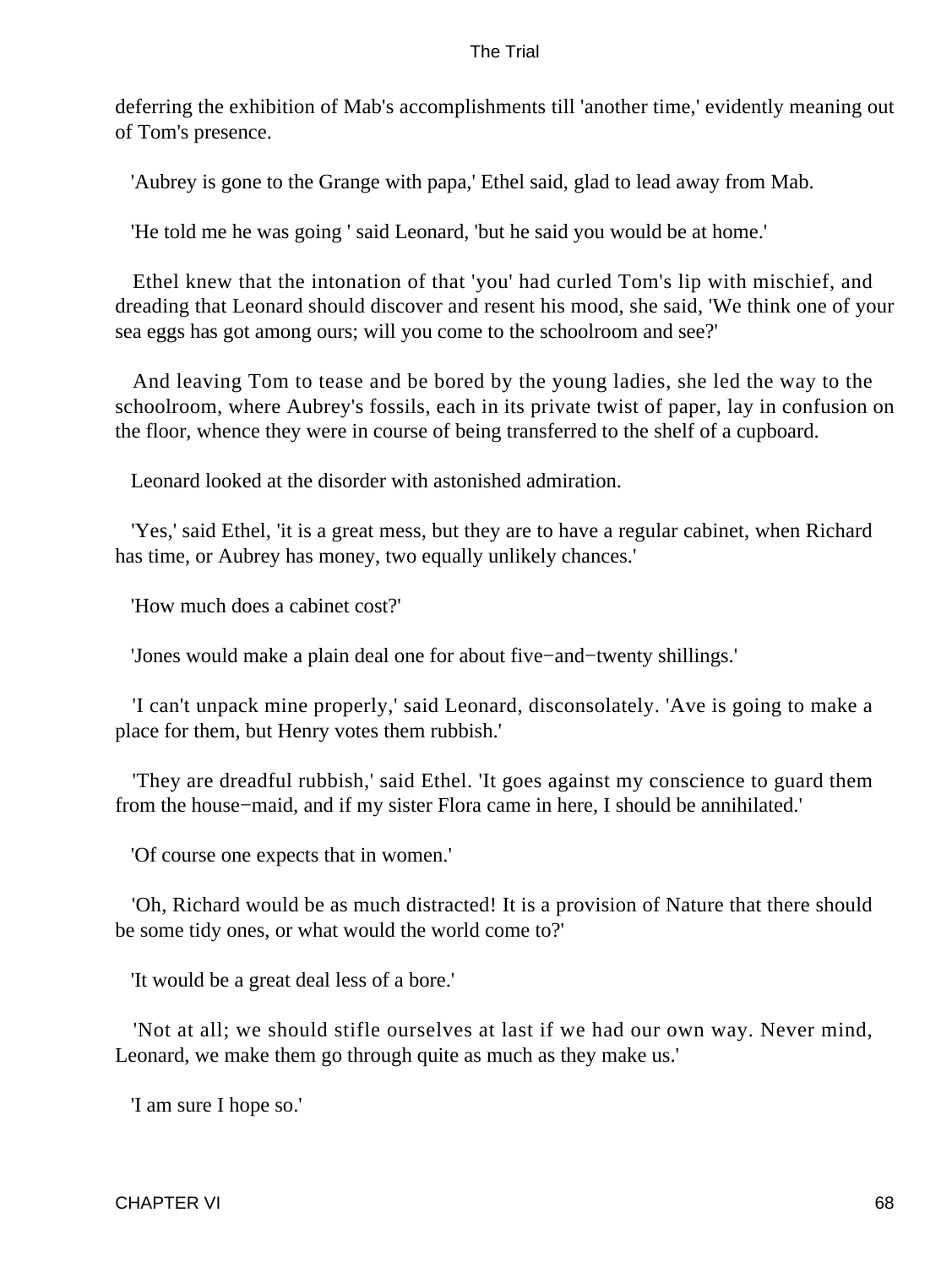deferring the exhibition of Mab's accomplishments till 'another time,' evidently meaning out of Tom's presence.

'Aubrey is gone to the Grange with papa,' Ethel said, glad to lead away from Mab.

'He told me he was going ' said Leonard, 'but he said you would be at home.'

Ethel knew that the intonation of that 'you' had curled Tom's lip with mischief, and dreading that Leonard should discover and resent his mood, she said, 'We think one of your sea eggs has got among ours; will you come to the schoolroom and see?'

And leaving Tom to tease and be bored by the young ladies, she led the way to the schoolroom, where Aubrey's fossils, each in its private twist of paper, lay in confusion on the floor, whence they were in course of being transferred to the shelf of a cupboard.

Leonard looked at the disorder with astonished admiration.

'Yes,' said Ethel, 'it is a great mess, but they are to have a regular cabinet, when Richard has time, or Aubrey has money, two equally unlikely chances.'

'How much does a cabinet cost?'

'Jones would make a plain deal one for about five−and−twenty shillings.'

'I can't unpack mine properly,' said Leonard, disconsolately. 'Ave is going to make a place for them, but Henry votes them rubbish.'

'They are dreadful rubbish,' said Ethel. 'It goes against my conscience to guard them from the house−maid, and if my sister Flora came in here, I should be annihilated.'

'Of course one expects that in women.'

'Oh, Richard would be as much distracted! It is a provision of Nature that there should be some tidy ones, or what would the world come to?'

'It would be a great deal less of a bore.'

'Not at all; we should stifle ourselves at last if we had our own way. Never mind, Leonard, we make them go through quite as much as they make us.'

'I am sure I hope so.'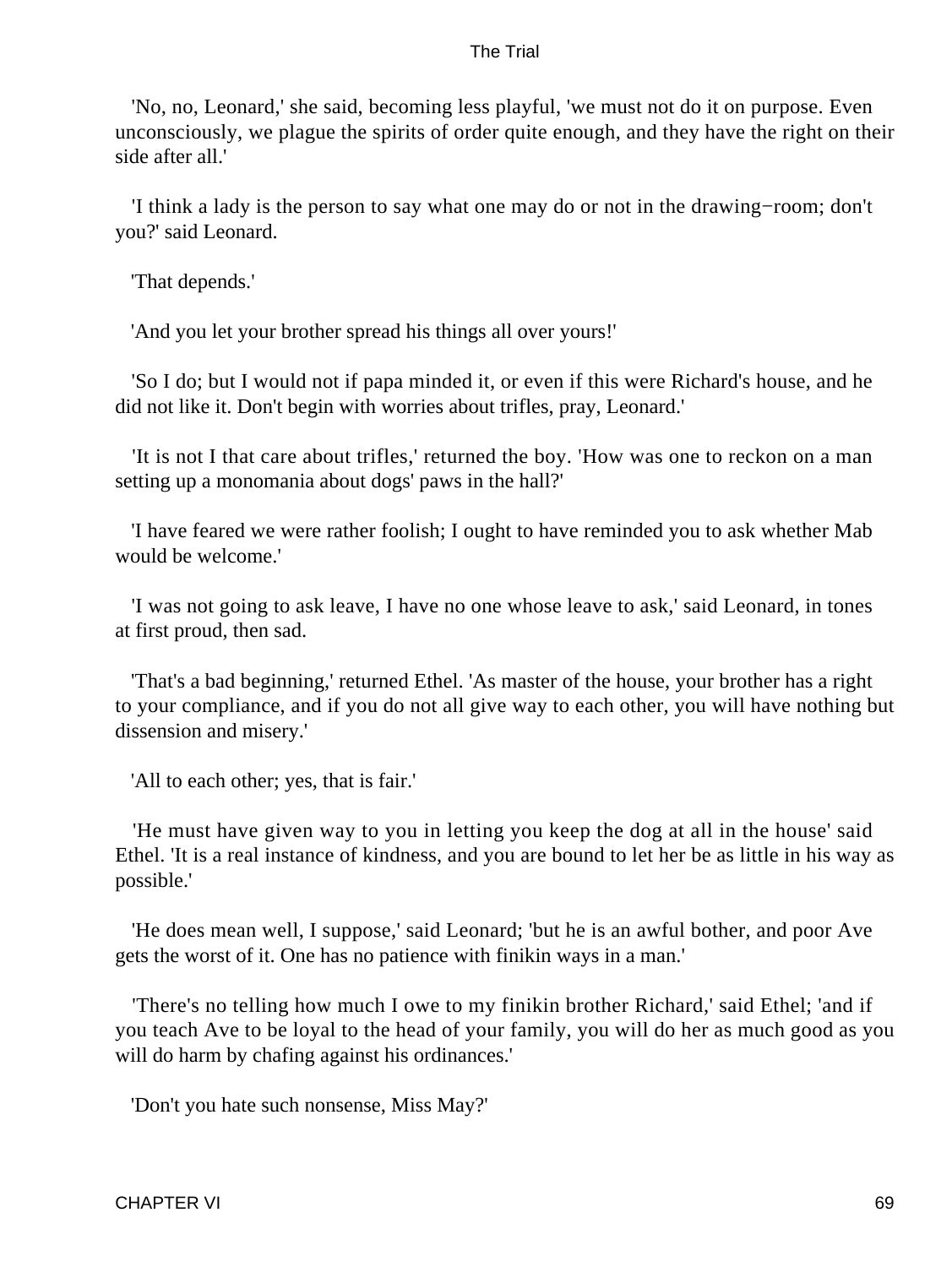'No, no, Leonard,' she said, becoming less playful, 'we must not do it on purpose. Even unconsciously, we plague the spirits of order quite enough, and they have the right on their side after all.'

'I think a lady is the person to say what one may do or not in the drawing−room; don't you?' said Leonard.

'That depends.'

'And you let your brother spread his things all over yours!'

'So I do; but I would not if papa minded it, or even if this were Richard's house, and he did not like it. Don't begin with worries about trifles, pray, Leonard.'

'It is not I that care about trifles,' returned the boy. 'How was one to reckon on a man setting up a monomania about dogs' paws in the hall?'

'I have feared we were rather foolish; I ought to have reminded you to ask whether Mab would be welcome.'

'I was not going to ask leave, I have no one whose leave to ask,' said Leonard, in tones at first proud, then sad.

'That's a bad beginning,' returned Ethel. 'As master of the house, your brother has a right to your compliance, and if you do not all give way to each other, you will have nothing but dissension and misery.'

'All to each other; yes, that is fair.'

'He must have given way to you in letting you keep the dog at all in the house' said Ethel. 'It is a real instance of kindness, and you are bound to let her be as little in his way as possible.'

'He does mean well, I suppose,' said Leonard; 'but he is an awful bother, and poor Ave gets the worst of it. One has no patience with finikin ways in a man.'

'There's no telling how much I owe to my finikin brother Richard,' said Ethel; 'and if you teach Ave to be loyal to the head of your family, you will do her as much good as you will do harm by chafing against his ordinances.'

'Don't you hate such nonsense, Miss May?'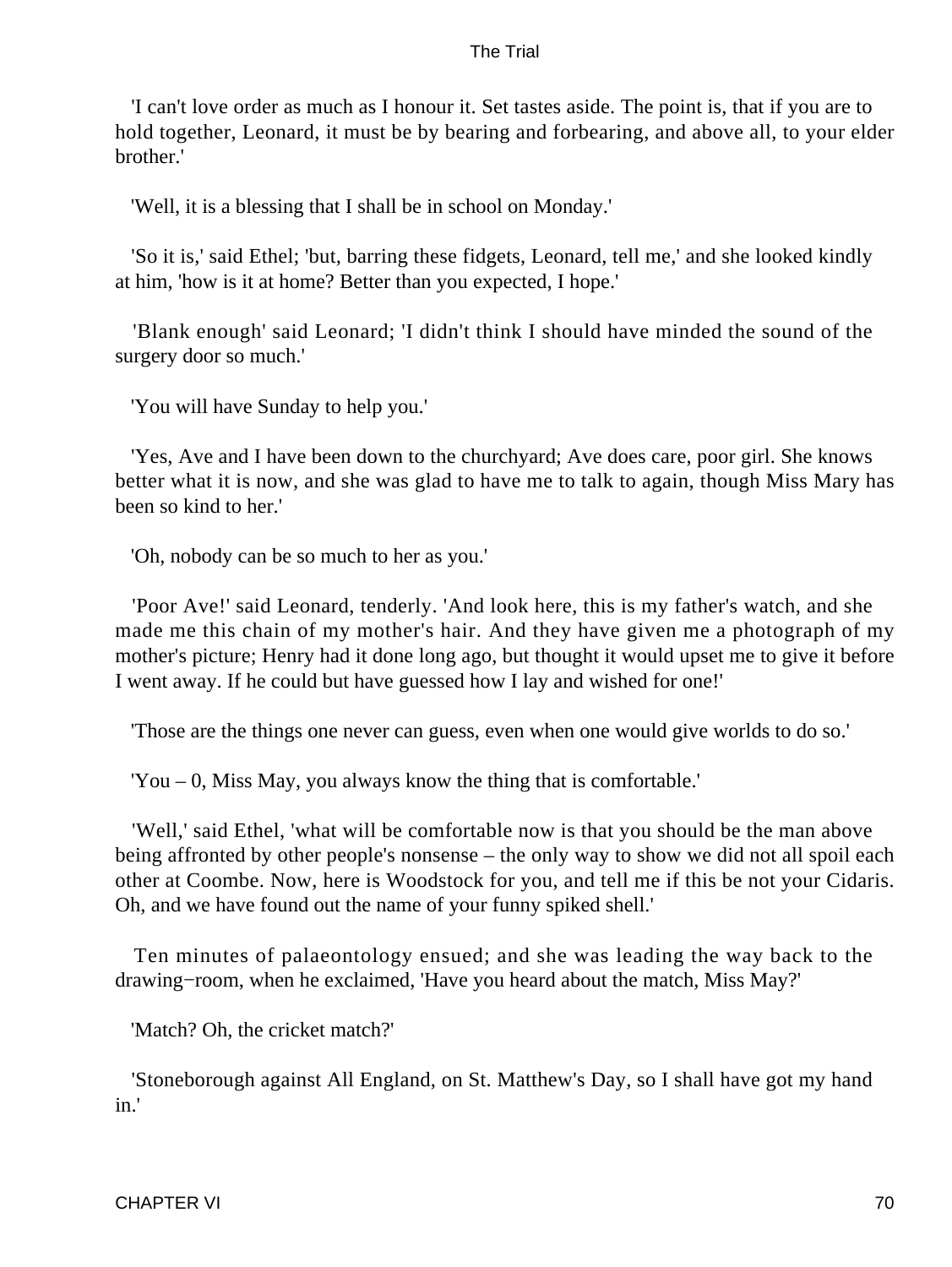'I can't love order as much as I honour it. Set tastes aside. The point is, that if you are to hold together, Leonard, it must be by bearing and forbearing, and above all, to your elder brother.'

'Well, it is a blessing that I shall be in school on Monday.'

'So it is,' said Ethel; 'but, barring these fidgets, Leonard, tell me,' and she looked kindly at him, 'how is it at home? Better than you expected, I hope.'

'Blank enough' said Leonard; 'I didn't think I should have minded the sound of the surgery door so much.'

'You will have Sunday to help you.'

'Yes, Ave and I have been down to the churchyard; Ave does care, poor girl. She knows better what it is now, and she was glad to have me to talk to again, though Miss Mary has been so kind to her.'

'Oh, nobody can be so much to her as you.'

'Poor Ave!' said Leonard, tenderly. 'And look here, this is my father's watch, and she made me this chain of my mother's hair. And they have given me a photograph of my mother's picture; Henry had it done long ago, but thought it would upset me to give it before I went away. If he could but have guessed how I lay and wished for one!'

'Those are the things one never can guess, even when one would give worlds to do so.'

'You – 0, Miss May, you always know the thing that is comfortable.'

'Well,' said Ethel, 'what will be comfortable now is that you should be the man above being affronted by other people's nonsense – the only way to show we did not all spoil each other at Coombe. Now, here is Woodstock for you, and tell me if this be not your Cidaris. Oh, and we have found out the name of your funny spiked shell.'

Ten minutes of palaeontology ensued; and she was leading the way back to the drawing−room, when he exclaimed, 'Have you heard about the match, Miss May?'

'Match? Oh, the cricket match?'

'Stoneborough against All England, on St. Matthew's Day, so I shall have got my hand in.'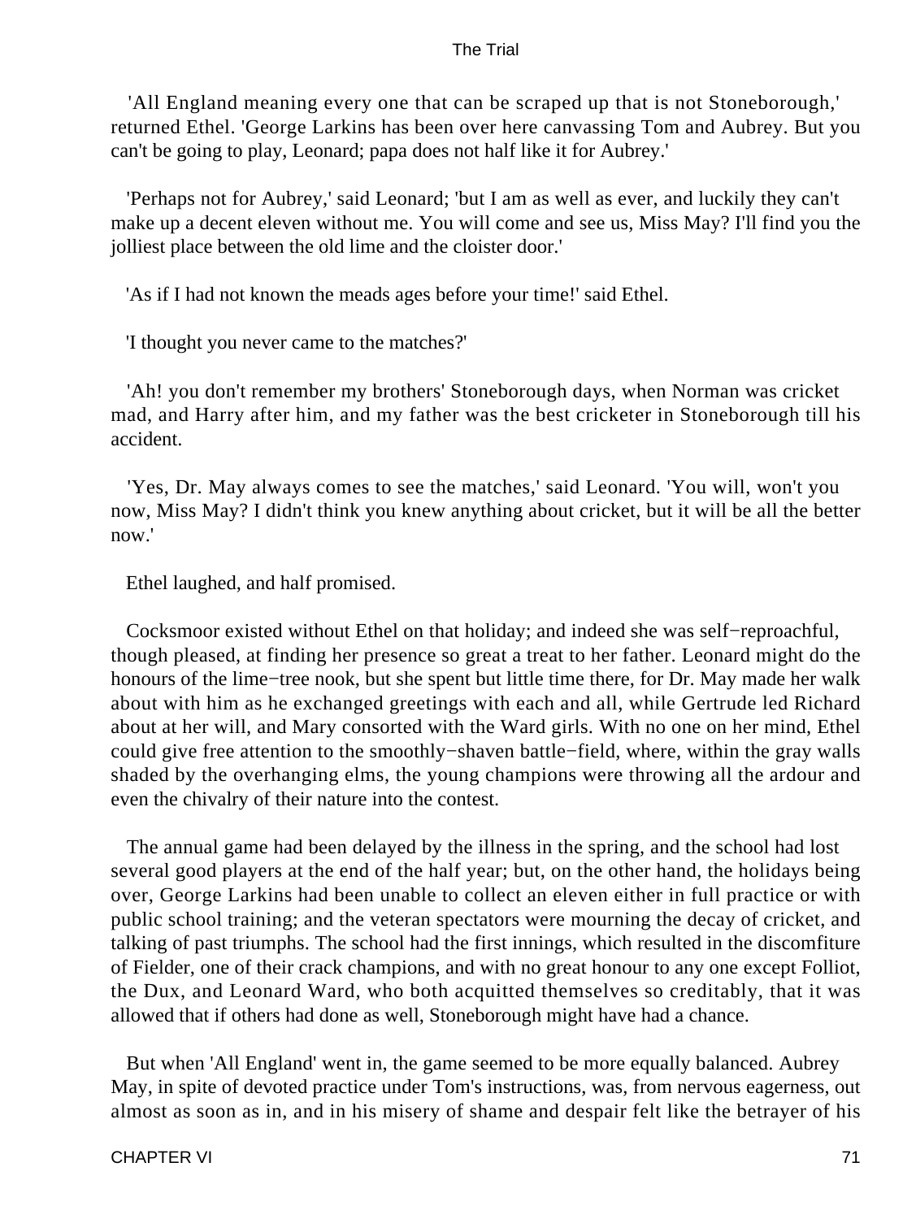'All England meaning every one that can be scraped up that is not Stoneborough,' returned Ethel. 'George Larkins has been over here canvassing Tom and Aubrey. But you can't be going to play, Leonard; papa does not half like it for Aubrey.'

'Perhaps not for Aubrey,' said Leonard; 'but I am as well as ever, and luckily they can't make up a decent eleven without me. You will come and see us, Miss May? I'll find you the jolliest place between the old lime and the cloister door.'

'As if I had not known the meads ages before your time!' said Ethel.

'I thought you never came to the matches?'

'Ah! you don't remember my brothers' Stoneborough days, when Norman was cricket mad, and Harry after him, and my father was the best cricketer in Stoneborough till his accident.

'Yes, Dr. May always comes to see the matches,' said Leonard. 'You will, won't you now, Miss May? I didn't think you knew anything about cricket, but it will be all the better now.'

Ethel laughed, and half promised.

Cocksmoor existed without Ethel on that holiday; and indeed she was self−reproachful, though pleased, at finding her presence so great a treat to her father. Leonard might do the honours of the lime−tree nook, but she spent but little time there, for Dr. May made her walk about with him as he exchanged greetings with each and all, while Gertrude led Richard about at her will, and Mary consorted with the Ward girls. With no one on her mind, Ethel could give free attention to the smoothly−shaven battle−field, where, within the gray walls shaded by the overhanging elms, the young champions were throwing all the ardour and even the chivalry of their nature into the contest.

The annual game had been delayed by the illness in the spring, and the school had lost several good players at the end of the half year; but, on the other hand, the holidays being over, George Larkins had been unable to collect an eleven either in full practice or with public school training; and the veteran spectators were mourning the decay of cricket, and talking of past triumphs. The school had the first innings, which resulted in the discomfiture of Fielder, one of their crack champions, and with no great honour to any one except Folliot, the Dux, and Leonard Ward, who both acquitted themselves so creditably, that it was allowed that if others had done as well, Stoneborough might have had a chance.

But when 'All England' went in, the game seemed to be more equally balanced. Aubrey May, in spite of devoted practice under Tom's instructions, was, from nervous eagerness, out almost as soon as in, and in his misery of shame and despair felt like the betrayer of his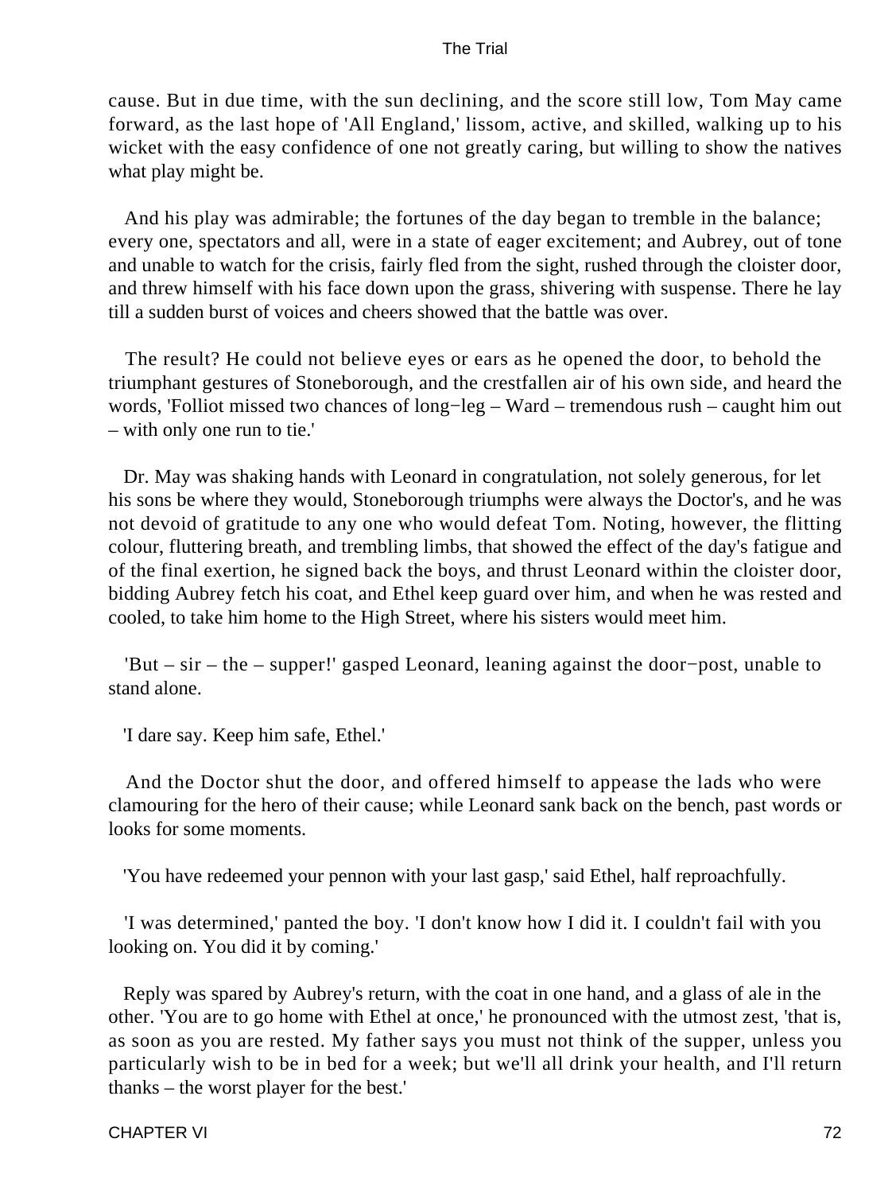cause. But in due time, with the sun declining, and the score still low, Tom May came forward, as the last hope of 'All England,' lissom, active, and skilled, walking up to his wicket with the easy confidence of one not greatly caring, but willing to show the natives what play might be.

And his play was admirable; the fortunes of the day began to tremble in the balance; every one, spectators and all, were in a state of eager excitement; and Aubrey, out of tone and unable to watch for the crisis, fairly fled from the sight, rushed through the cloister door, and threw himself with his face down upon the grass, shivering with suspense. There he lay till a sudden burst of voices and cheers showed that the battle was over.

The result? He could not believe eyes or ears as he opened the door, to behold the triumphant gestures of Stoneborough, and the crestfallen air of his own side, and heard the words, 'Folliot missed two chances of long−leg – Ward – tremendous rush – caught him out – with only one run to tie.'

Dr. May was shaking hands with Leonard in congratulation, not solely generous, for let his sons be where they would, Stoneborough triumphs were always the Doctor's, and he was not devoid of gratitude to any one who would defeat Tom. Noting, however, the flitting colour, fluttering breath, and trembling limbs, that showed the effect of the day's fatigue and of the final exertion, he signed back the boys, and thrust Leonard within the cloister door, bidding Aubrey fetch his coat, and Ethel keep guard over him, and when he was rested and cooled, to take him home to the High Street, where his sisters would meet him.

'But – sir – the – supper!' gasped Leonard, leaning against the door−post, unable to stand alone.

'I dare say. Keep him safe, Ethel.'

And the Doctor shut the door, and offered himself to appease the lads who were clamouring for the hero of their cause; while Leonard sank back on the bench, past words or looks for some moments.

'You have redeemed your pennon with your last gasp,' said Ethel, half reproachfully.

'I was determined,' panted the boy. 'I don't know how I did it. I couldn't fail with you looking on. You did it by coming.'

Reply was spared by Aubrey's return, with the coat in one hand, and a glass of ale in the other. 'You are to go home with Ethel at once,' he pronounced with the utmost zest, 'that is, as soon as you are rested. My father says you must not think of the supper, unless you particularly wish to be in bed for a week; but we'll all drink your health, and I'll return thanks – the worst player for the best.'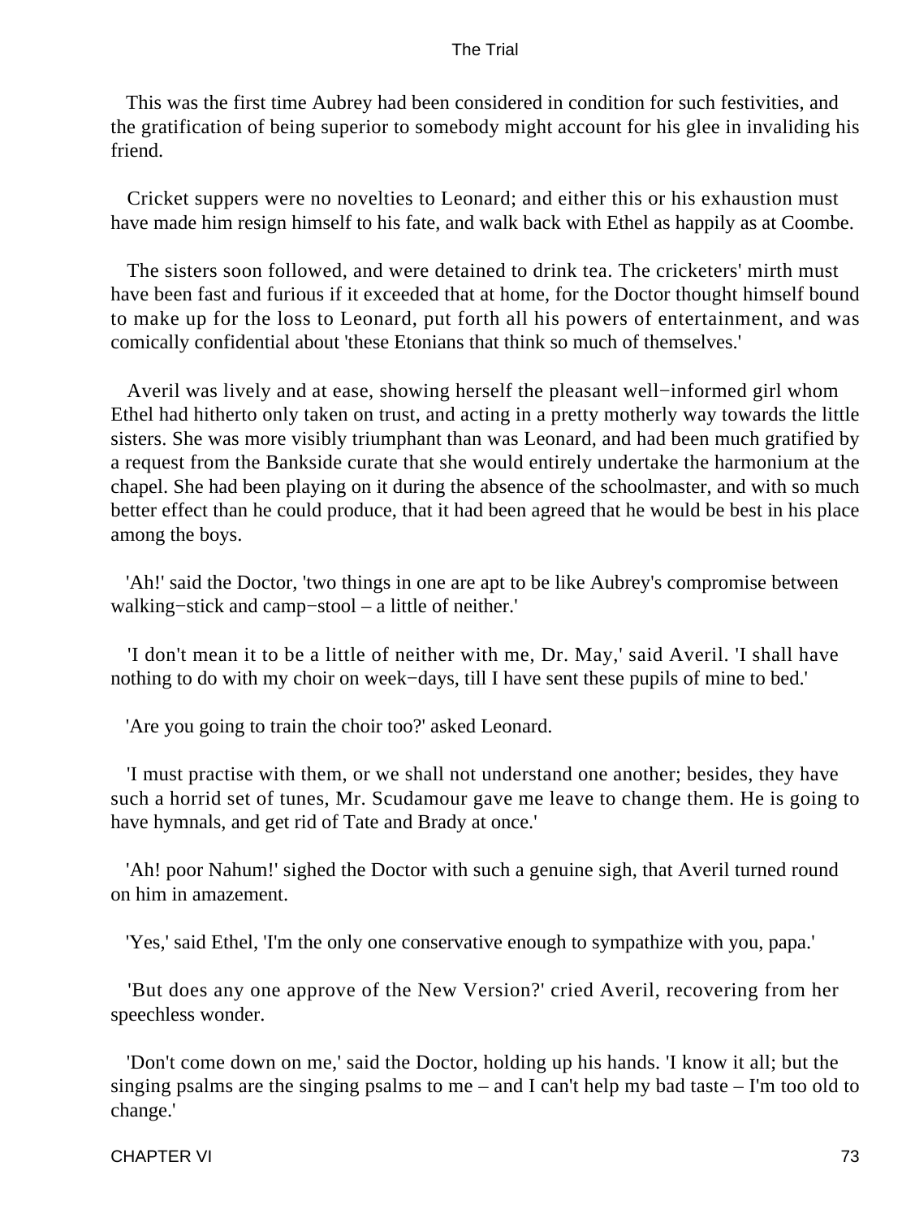This was the first time Aubrey had been considered in condition for such festivities, and the gratification of being superior to somebody might account for his glee in invaliding his friend.

Cricket suppers were no novelties to Leonard; and either this or his exhaustion must have made him resign himself to his fate, and walk back with Ethel as happily as at Coombe.

The sisters soon followed, and were detained to drink tea. The cricketers' mirth must have been fast and furious if it exceeded that at home, for the Doctor thought himself bound to make up for the loss to Leonard, put forth all his powers of entertainment, and was comically confidential about 'these Etonians that think so much of themselves.'

Averil was lively and at ease, showing herself the pleasant well−informed girl whom Ethel had hitherto only taken on trust, and acting in a pretty motherly way towards the little sisters. She was more visibly triumphant than was Leonard, and had been much gratified by a request from the Bankside curate that she would entirely undertake the harmonium at the chapel. She had been playing on it during the absence of the schoolmaster, and with so much better effect than he could produce, that it had been agreed that he would be best in his place among the boys.

'Ah!' said the Doctor, 'two things in one are apt to be like Aubrey's compromise between walking−stick and camp−stool – a little of neither.'

'I don't mean it to be a little of neither with me, Dr. May,' said Averil. 'I shall have nothing to do with my choir on week−days, till I have sent these pupils of mine to bed.'

'Are you going to train the choir too?' asked Leonard.

'I must practise with them, or we shall not understand one another; besides, they have such a horrid set of tunes, Mr. Scudamour gave me leave to change them. He is going to have hymnals, and get rid of Tate and Brady at once.'

'Ah! poor Nahum!' sighed the Doctor with such a genuine sigh, that Averil turned round on him in amazement.

'Yes,' said Ethel, 'I'm the only one conservative enough to sympathize with you, papa.'

'But does any one approve of the New Version?' cried Averil, recovering from her speechless wonder.

'Don't come down on me,' said the Doctor, holding up his hands. 'I know it all; but the singing psalms are the singing psalms to me – and I can't help my bad taste – I'm too old to change.'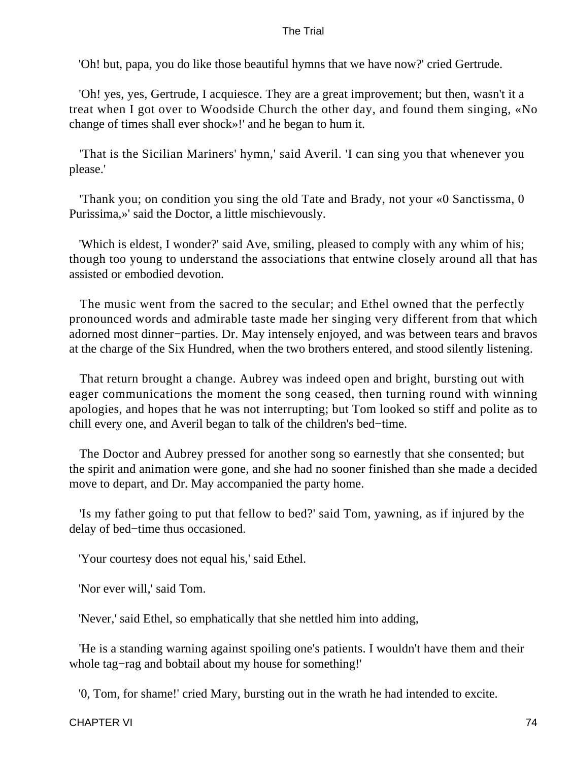'Oh! but, papa, you do like those beautiful hymns that we have now?' cried Gertrude.

'Oh! yes, yes, Gertrude, I acquiesce. They are a great improvement; but then, wasn't it a treat when I got over to Woodside Church the other day, and found them singing, «No change of times shall ever shock»!' and he began to hum it.

'That is the Sicilian Mariners' hymn,' said Averil. 'I can sing you that whenever you please.'

'Thank you; on condition you sing the old Tate and Brady, not your «0 Sanctissma, 0 Purissima,»' said the Doctor, a little mischievously.

'Which is eldest, I wonder?' said Ave, smiling, pleased to comply with any whim of his; though too young to understand the associations that entwine closely around all that has assisted or embodied devotion.

The music went from the sacred to the secular; and Ethel owned that the perfectly pronounced words and admirable taste made her singing very different from that which adorned most dinner−parties. Dr. May intensely enjoyed, and was between tears and bravos at the charge of the Six Hundred, when the two brothers entered, and stood silently listening.

That return brought a change. Aubrey was indeed open and bright, bursting out with eager communications the moment the song ceased, then turning round with winning apologies, and hopes that he was not interrupting; but Tom looked so stiff and polite as to chill every one, and Averil began to talk of the children's bed−time.

The Doctor and Aubrey pressed for another song so earnestly that she consented; but the spirit and animation were gone, and she had no sooner finished than she made a decided move to depart, and Dr. May accompanied the party home.

'Is my father going to put that fellow to bed?' said Tom, yawning, as if injured by the delay of bed−time thus occasioned.

'Your courtesy does not equal his,' said Ethel.

'Nor ever will,' said Tom.

'Never,' said Ethel, so emphatically that she nettled him into adding,

'He is a standing warning against spoiling one's patients. I wouldn't have them and their whole tag−rag and bobtail about my house for something!'

'0, Tom, for shame!' cried Mary, bursting out in the wrath he had intended to excite.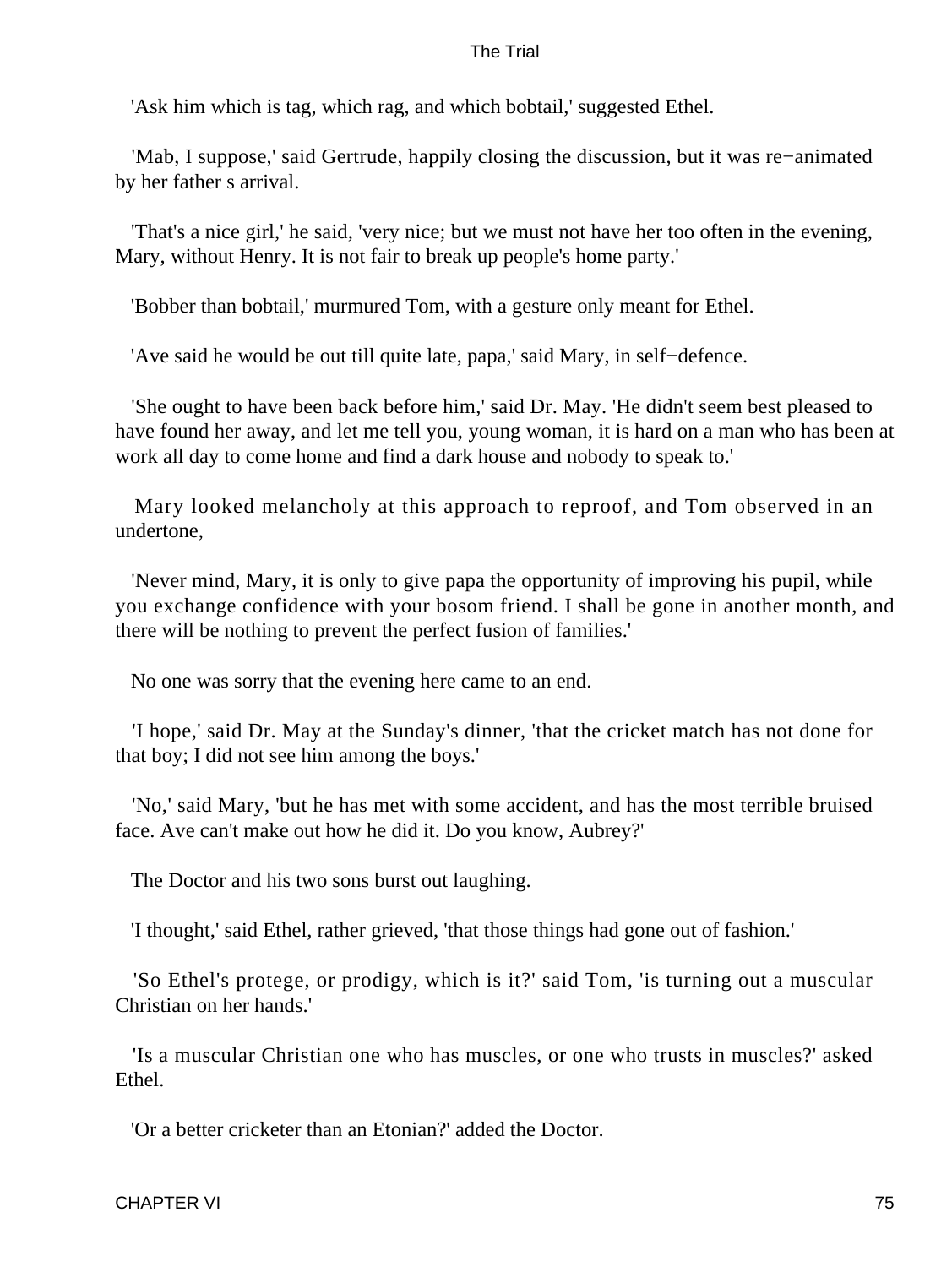'Ask him which is tag, which rag, and which bobtail,' suggested Ethel.

'Mab, I suppose,' said Gertrude, happily closing the discussion, but it was re−animated by her father s arrival.

'That's a nice girl,' he said, 'very nice; but we must not have her too often in the evening, Mary, without Henry. It is not fair to break up people's home party.'

'Bobber than bobtail,' murmured Tom, with a gesture only meant for Ethel.

'Ave said he would be out till quite late, papa,' said Mary, in self−defence.

'She ought to have been back before him,' said Dr. May. 'He didn't seem best pleased to have found her away, and let me tell you, young woman, it is hard on a man who has been at work all day to come home and find a dark house and nobody to speak to.'

Mary looked melancholy at this approach to reproof, and Tom observed in an undertone,

'Never mind, Mary, it is only to give papa the opportunity of improving his pupil, while you exchange confidence with your bosom friend. I shall be gone in another month, and there will be nothing to prevent the perfect fusion of families.'

No one was sorry that the evening here came to an end.

'I hope,' said Dr. May at the Sunday's dinner, 'that the cricket match has not done for that boy; I did not see him among the boys.'

'No,' said Mary, 'but he has met with some accident, and has the most terrible bruised face. Ave can't make out how he did it. Do you know, Aubrey?'

The Doctor and his two sons burst out laughing.

'I thought,' said Ethel, rather grieved, 'that those things had gone out of fashion.'

'So Ethel's protege, or prodigy, which is it?' said Tom, 'is turning out a muscular Christian on her hands.'

'Is a muscular Christian one who has muscles, or one who trusts in muscles?' asked Ethel.

'Or a better cricketer than an Etonian?' added the Doctor.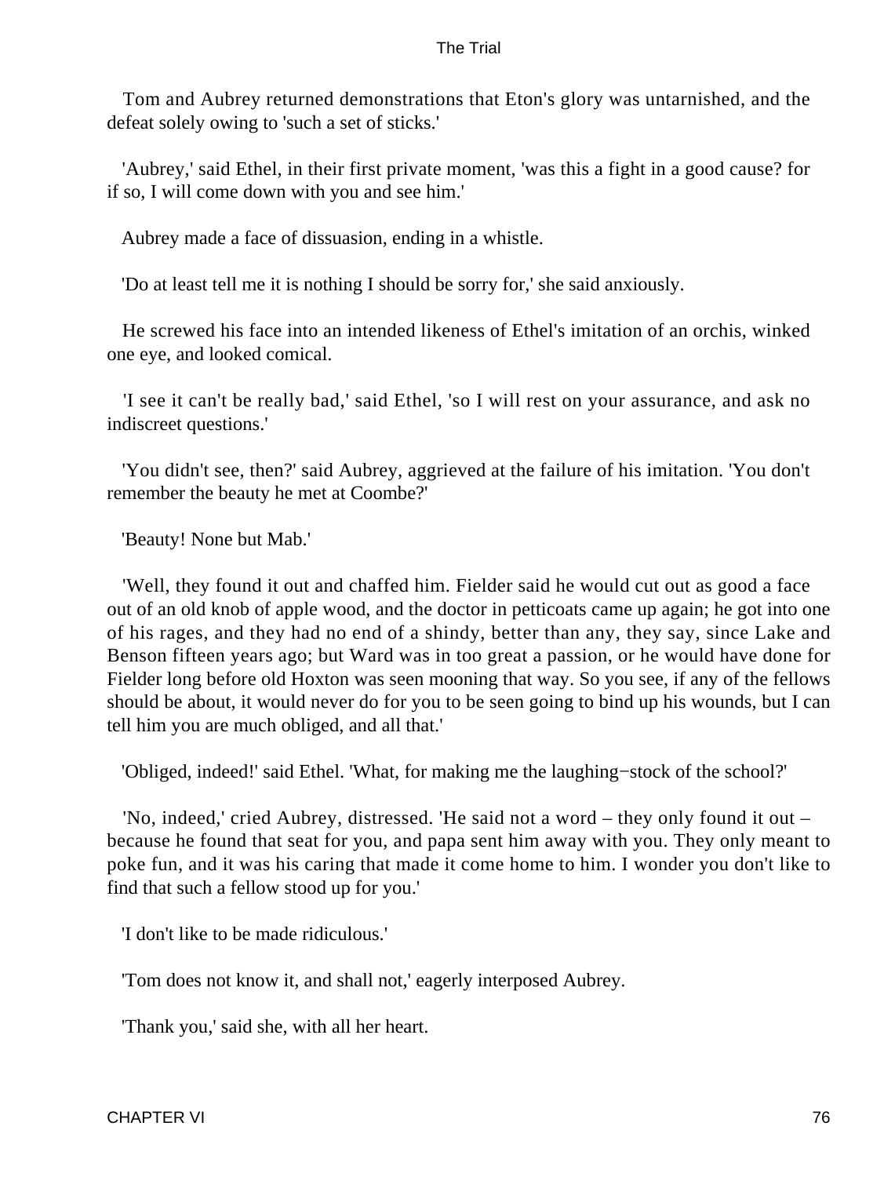Tom and Aubrey returned demonstrations that Eton's glory was untarnished, and the defeat solely owing to 'such a set of sticks.'

'Aubrey,' said Ethel, in their first private moment, 'was this a fight in a good cause? for if so, I will come down with you and see him.'

Aubrey made a face of dissuasion, ending in a whistle.

'Do at least tell me it is nothing I should be sorry for,' she said anxiously.

He screwed his face into an intended likeness of Ethel's imitation of an orchis, winked one eye, and looked comical.

'I see it can't be really bad,' said Ethel, 'so I will rest on your assurance, and ask no indiscreet questions.'

'You didn't see, then?' said Aubrey, aggrieved at the failure of his imitation. 'You don't remember the beauty he met at Coombe?'

'Beauty! None but Mab.'

'Well, they found it out and chaffed him. Fielder said he would cut out as good a face out of an old knob of apple wood, and the doctor in petticoats came up again; he got into one of his rages, and they had no end of a shindy, better than any, they say, since Lake and Benson fifteen years ago; but Ward was in too great a passion, or he would have done for Fielder long before old Hoxton was seen mooning that way. So you see, if any of the fellows should be about, it would never do for you to be seen going to bind up his wounds, but I can tell him you are much obliged, and all that.'

'Obliged, indeed!' said Ethel. 'What, for making me the laughing−stock of the school?'

'No, indeed,' cried Aubrey, distressed. 'He said not a word – they only found it out – because he found that seat for you, and papa sent him away with you. They only meant to poke fun, and it was his caring that made it come home to him. I wonder you don't like to find that such a fellow stood up for you.'

'I don't like to be made ridiculous.'

'Tom does not know it, and shall not,' eagerly interposed Aubrey.

'Thank you,' said she, with all her heart.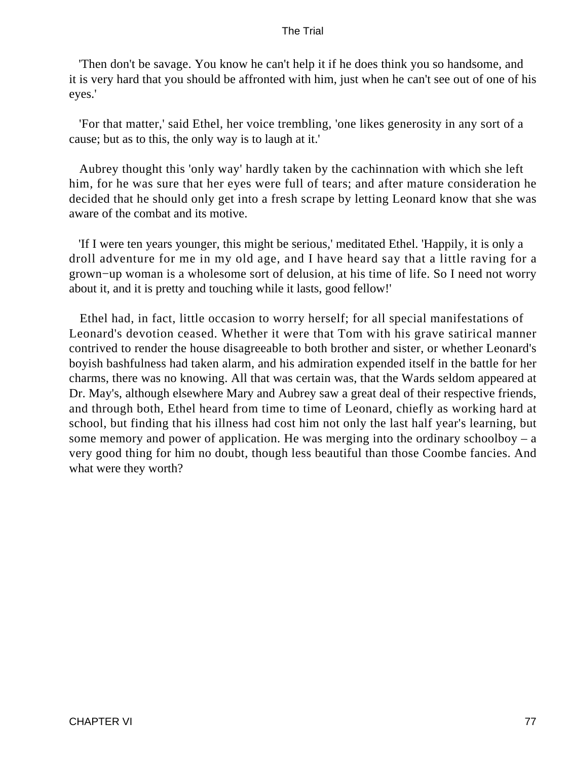'Then don't be savage. You know he can't help it if he does think you so handsome, and it is very hard that you should be affronted with him, just when he can't see out of one of his eyes.'

'For that matter,' said Ethel, her voice trembling, 'one likes generosity in any sort of a cause; but as to this, the only way is to laugh at it.'

Aubrey thought this 'only way' hardly taken by the cachinnation with which she left him, for he was sure that her eyes were full of tears; and after mature consideration he decided that he should only get into a fresh scrape by letting Leonard know that she was aware of the combat and its motive.

'If I were ten years younger, this might be serious,' meditated Ethel. 'Happily, it is only a droll adventure for me in my old age, and I have heard say that a little raving for a grown−up woman is a wholesome sort of delusion, at his time of life. So I need not worry about it, and it is pretty and touching while it lasts, good fellow!'

Ethel had, in fact, little occasion to worry herself; for all special manifestations of Leonard's devotion ceased. Whether it were that Tom with his grave satirical manner contrived to render the house disagreeable to both brother and sister, or whether Leonard's boyish bashfulness had taken alarm, and his admiration expended itself in the battle for her charms, there was no knowing. All that was certain was, that the Wards seldom appeared at Dr. May's, although elsewhere Mary and Aubrey saw a great deal of their respective friends, and through both, Ethel heard from time to time of Leonard, chiefly as working hard at school, but finding that his illness had cost him not only the last half year's learning, but some memory and power of application. He was merging into the ordinary schoolboy – a very good thing for him no doubt, though less beautiful than those Coombe fancies. And what were they worth?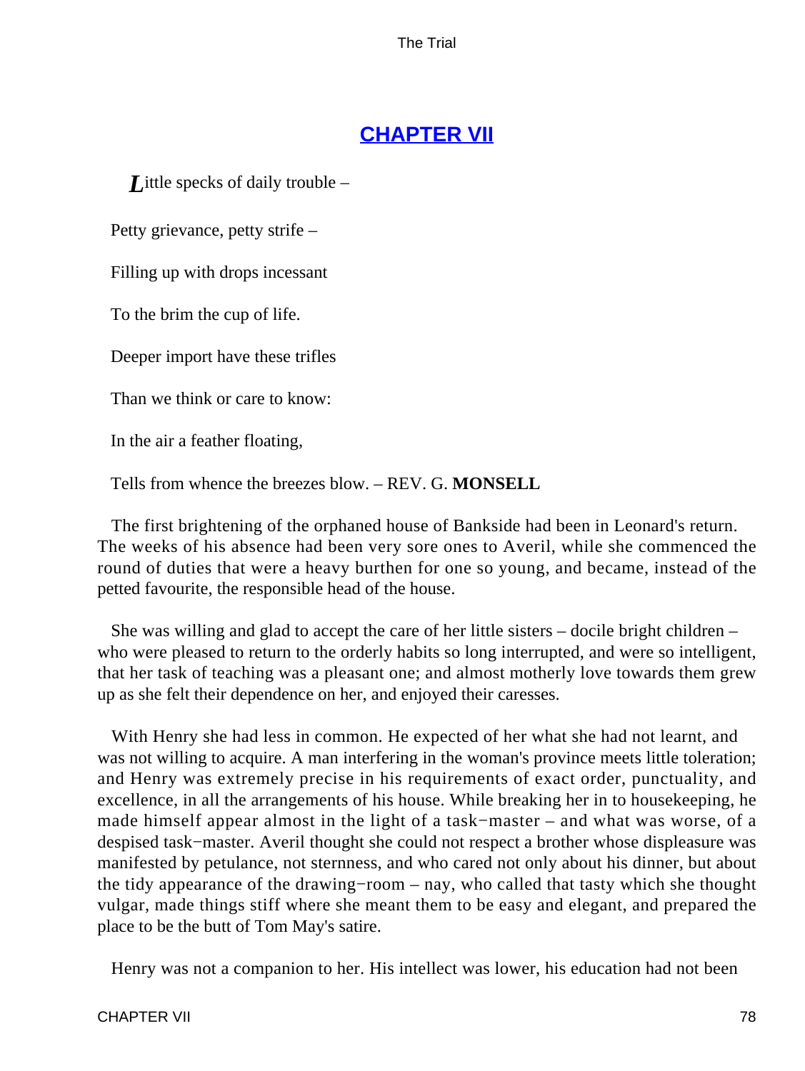## CHAPTER VII

*L*ittle specks of daily trouble –

Petty grievance, petty strife –

Filling up with drops incessant

To the brim the cup of life.

Deeper import have these trifles

Than we think or care to know:

In the air a feather floating,

Tells from whence the breezes blow. – REV. G. **MONSELL**

The first brightening of the orphaned house of Bankside had been in Leonard's return. The weeks of his absence had been very sore ones to Averil, while she commenced the round of duties that were a heavy burthen for one so young, and became, instead of the petted favourite, the responsible head of the house.

She was willing and glad to accept the care of her little sisters – docile bright children – who were pleased to return to the orderly habits so long interrupted, and were so intelligent, that her task of teaching was a pleasant one; and almost motherly love towards them grew up as she felt their dependence on her, and enjoyed their caresses.

With Henry she had less in common. He expected of her what she had not learnt, and was not willing to acquire. A man interfering in the woman's province meets little toleration; and Henry was extremely precise in his requirements of exact order, punctuality, and excellence, in all the arrangements of his house. While breaking her in to housekeeping, he made himself appear almost in the light of a task−master – and what was worse, of a despised task−master. Averil thought she could not respect a brother whose displeasure was manifested by petulance, not sternness, and who cared not only about his dinner, but about the tidy appearance of the drawing−room – nay, who called that tasty which she thought vulgar, made things stiff where she meant them to be easy and elegant, and prepared the place to be the butt of Tom May's satire.

Henry was not a companion to her. His intellect was lower, his education had not been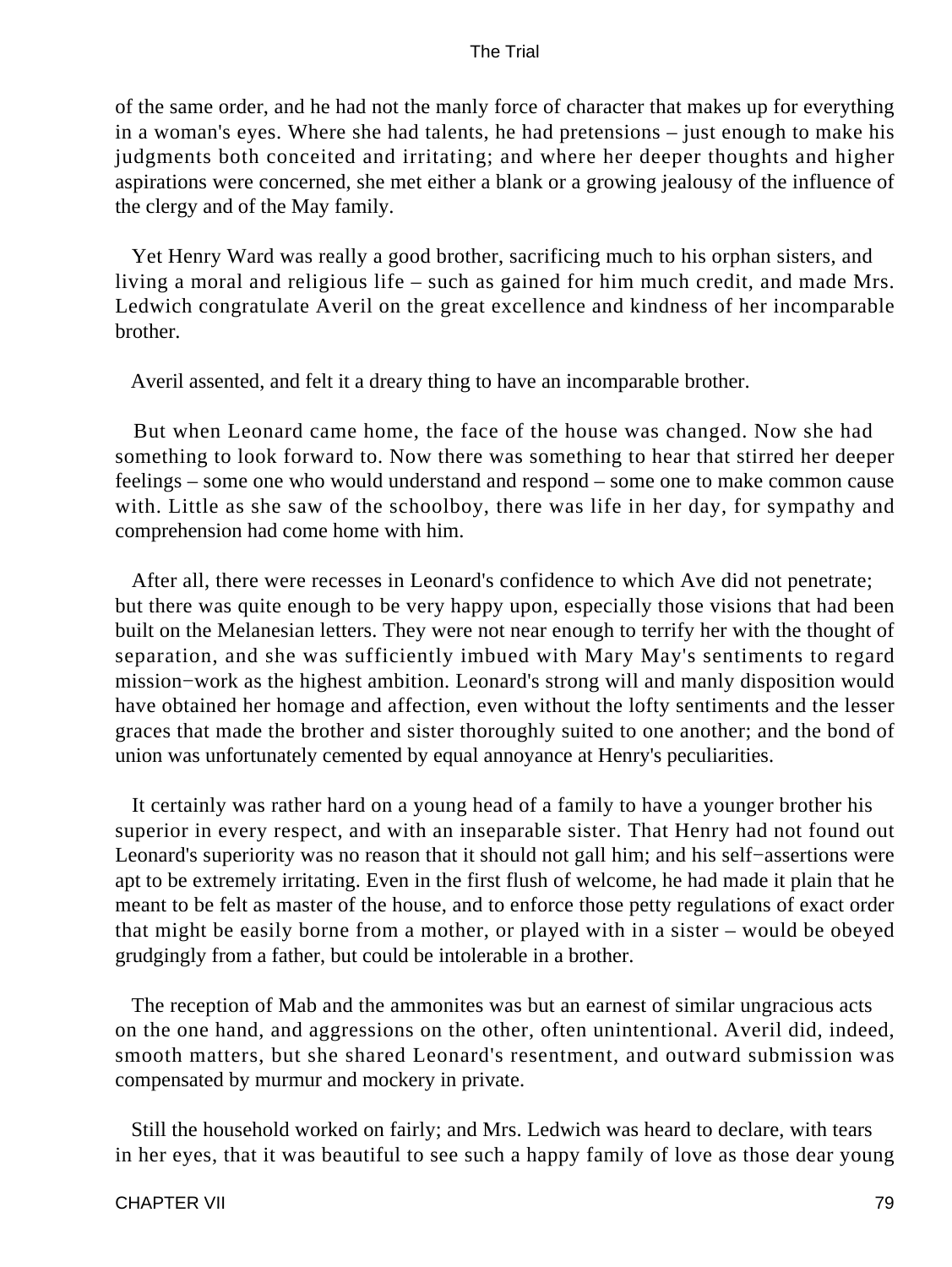of the same order, and he had not the manly force of character that makes up for everything in a woman's eyes. Where she had talents, he had pretensions – just enough to make his judgments both conceited and irritating; and where her deeper thoughts and higher aspirations were concerned, she met either a blank or a growing jealousy of the influence of the clergy and of the May family.

Yet Henry Ward was really a good brother, sacrificing much to his orphan sisters, and living a moral and religious life – such as gained for him much credit, and made Mrs. Ledwich congratulate Averil on the great excellence and kindness of her incomparable brother.

Averil assented, and felt it a dreary thing to have an incomparable brother.

But when Leonard came home, the face of the house was changed. Now she had something to look forward to. Now there was something to hear that stirred her deeper feelings – some one who would understand and respond – some one to make common cause with. Little as she saw of the schoolboy, there was life in her day, for sympathy and comprehension had come home with him.

After all, there were recesses in Leonard's confidence to which Ave did not penetrate; but there was quite enough to be very happy upon, especially those visions that had been built on the Melanesian letters. They were not near enough to terrify her with the thought of separation, and she was sufficiently imbued with Mary May's sentiments to regard mission−work as the highest ambition. Leonard's strong will and manly disposition would have obtained her homage and affection, even without the lofty sentiments and the lesser graces that made the brother and sister thoroughly suited to one another; and the bond of union was unfortunately cemented by equal annoyance at Henry's peculiarities.

It certainly was rather hard on a young head of a family to have a younger brother his superior in every respect, and with an inseparable sister. That Henry had not found out Leonard's superiority was no reason that it should not gall him; and his self−assertions were apt to be extremely irritating. Even in the first flush of welcome, he had made it plain that he meant to be felt as master of the house, and to enforce those petty regulations of exact order that might be easily borne from a mother, or played with in a sister – would be obeyed grudgingly from a father, but could be intolerable in a brother.

The reception of Mab and the ammonites was but an earnest of similar ungracious acts on the one hand, and aggressions on the other, often unintentional. Averil did, indeed, smooth matters, but she shared Leonard's resentment, and outward submission was compensated by murmur and mockery in private.

Still the household worked on fairly; and Mrs. Ledwich was heard to declare, with tears in her eyes, that it was beautiful to see such a happy family of love as those dear young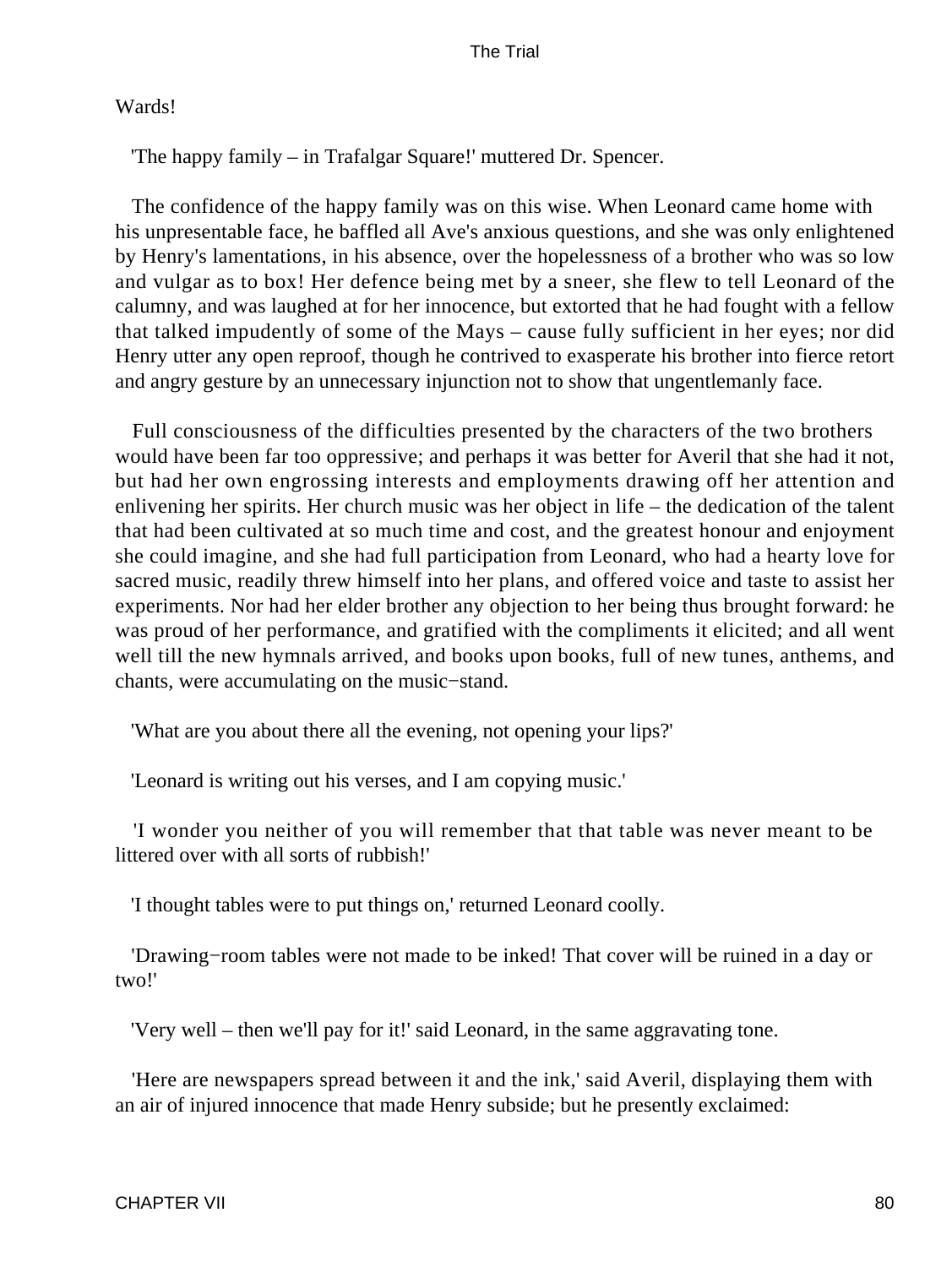Wards!

'The happy family – in Trafalgar Square!' muttered Dr. Spencer.

The confidence of the happy family was on this wise. When Leonard came home with his unpresentable face, he baffled all Ave's anxious questions, and she was only enlightened by Henry's lamentations, in his absence, over the hopelessness of a brother who was so low and vulgar as to box! Her defence being met by a sneer, she flew to tell Leonard of the calumny, and was laughed at for her innocence, but extorted that he had fought with a fellow that talked impudently of some of the Mays – cause fully sufficient in her eyes; nor did Henry utter any open reproof, though he contrived to exasperate his brother into fierce retort and angry gesture by an unnecessary injunction not to show that ungentlemanly face.

Full consciousness of the difficulties presented by the characters of the two brothers would have been far too oppressive; and perhaps it was better for Averil that she had it not, but had her own engrossing interests and employments drawing off her attention and enlivening her spirits. Her church music was her object in life – the dedication of the talent that had been cultivated at so much time and cost, and the greatest honour and enjoyment she could imagine, and she had full participation from Leonard, who had a hearty love for sacred music, readily threw himself into her plans, and offered voice and taste to assist her experiments. Nor had her elder brother any objection to her being thus brought forward: he was proud of her performance, and gratified with the compliments it elicited; and all went well till the new hymnals arrived, and books upon books, full of new tunes, anthems, and chants, were accumulating on the music−stand.

'What are you about there all the evening, not opening your lips?'

'Leonard is writing out his verses, and I am copying music.'

'I wonder you neither of you will remember that that table was never meant to be littered over with all sorts of rubbish!'

'I thought tables were to put things on,' returned Leonard coolly.

'Drawing−room tables were not made to be inked! That cover will be ruined in a day or two!'

'Very well – then we'll pay for it!' said Leonard, in the same aggravating tone.

'Here are newspapers spread between it and the ink,' said Averil, displaying them with an air of injured innocence that made Henry subside; but he presently exclaimed: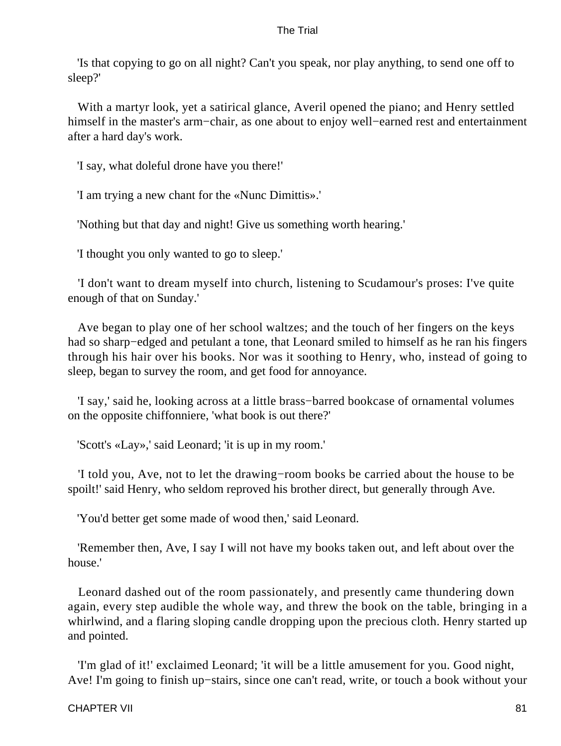'Is that copying to go on all night? Can't you speak, nor play anything, to send one off to sleep?'

With a martyr look, yet a satirical glance, Averil opened the piano; and Henry settled himself in the master's arm−chair, as one about to enjoy well−earned rest and entertainment after a hard day's work.

'I say, what doleful drone have you there!'

'I am trying a new chant for the «Nunc Dimittis».'

'Nothing but that day and night! Give us something worth hearing.'

'I thought you only wanted to go to sleep.'

'I don't want to dream myself into church, listening to Scudamour's proses: I've quite enough of that on Sunday.'

Ave began to play one of her school waltzes; and the touch of her fingers on the keys had so sharp−edged and petulant a tone, that Leonard smiled to himself as he ran his fingers through his hair over his books. Nor was it soothing to Henry, who, instead of going to sleep, began to survey the room, and get food for annoyance.

'I say,' said he, looking across at a little brass−barred bookcase of ornamental volumes on the opposite chiffonniere, 'what book is out there?'

'Scott's «Lay»,' said Leonard; 'it is up in my room.'

'I told you, Ave, not to let the drawing−room books be carried about the house to be spoilt!' said Henry, who seldom reproved his brother direct, but generally through Ave.

'You'd better get some made of wood then,' said Leonard.

'Remember then, Ave, I say I will not have my books taken out, and left about over the house.'

Leonard dashed out of the room passionately, and presently came thundering down again, every step audible the whole way, and threw the book on the table, bringing in a whirlwind, and a flaring sloping candle dropping upon the precious cloth. Henry started up and pointed.

'I'm glad of it!' exclaimed Leonard; 'it will be a little amusement for you. Good night, Ave! I'm going to finish up−stairs, since one can't read, write, or touch a book without your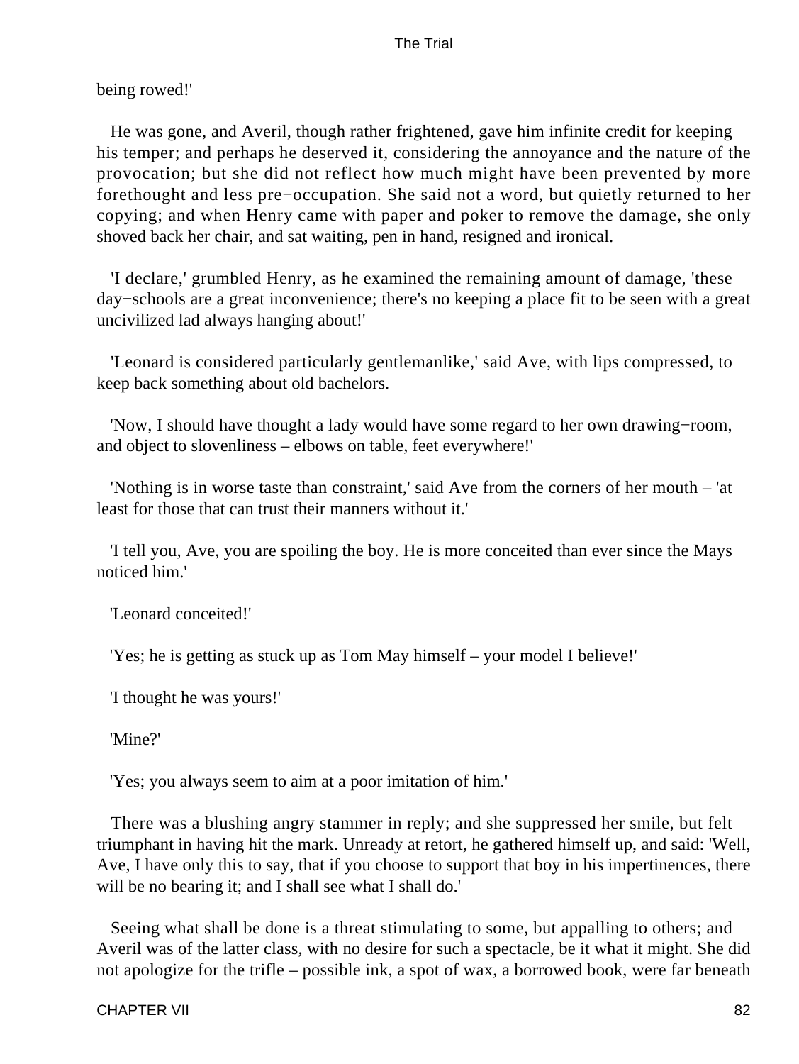being rowed!'

He was gone, and Averil, though rather frightened, gave him infinite credit for keeping his temper; and perhaps he deserved it, considering the annoyance and the nature of the provocation; but she did not reflect how much might have been prevented by more forethought and less pre−occupation. She said not a word, but quietly returned to her copying; and when Henry came with paper and poker to remove the damage, she only shoved back her chair, and sat waiting, pen in hand, resigned and ironical.

'I declare,' grumbled Henry, as he examined the remaining amount of damage, 'these day−schools are a great inconvenience; there's no keeping a place fit to be seen with a great uncivilized lad always hanging about!'

'Leonard is considered particularly gentlemanlike,' said Ave, with lips compressed, to keep back something about old bachelors.

'Now, I should have thought a lady would have some regard to her own drawing−room, and object to slovenliness – elbows on table, feet everywhere!'

'Nothing is in worse taste than constraint,' said Ave from the corners of her mouth – 'at least for those that can trust their manners without it.'

'I tell you, Ave, you are spoiling the boy. He is more conceited than ever since the Mays noticed him.'

'Leonard conceited!'

'Yes; he is getting as stuck up as Tom May himself – your model I believe!'

'I thought he was yours!'

'Mine?'

'Yes; you always seem to aim at a poor imitation of him.'

There was a blushing angry stammer in reply; and she suppressed her smile, but felt triumphant in having hit the mark. Unready at retort, he gathered himself up, and said: 'Well, Ave, I have only this to say, that if you choose to support that boy in his impertinences, there will be no bearing it; and I shall see what I shall do.'

Seeing what shall be done is a threat stimulating to some, but appalling to others; and Averil was of the latter class, with no desire for such a spectacle, be it what it might. She did not apologize for the trifle – possible ink, a spot of wax, a borrowed book, were far beneath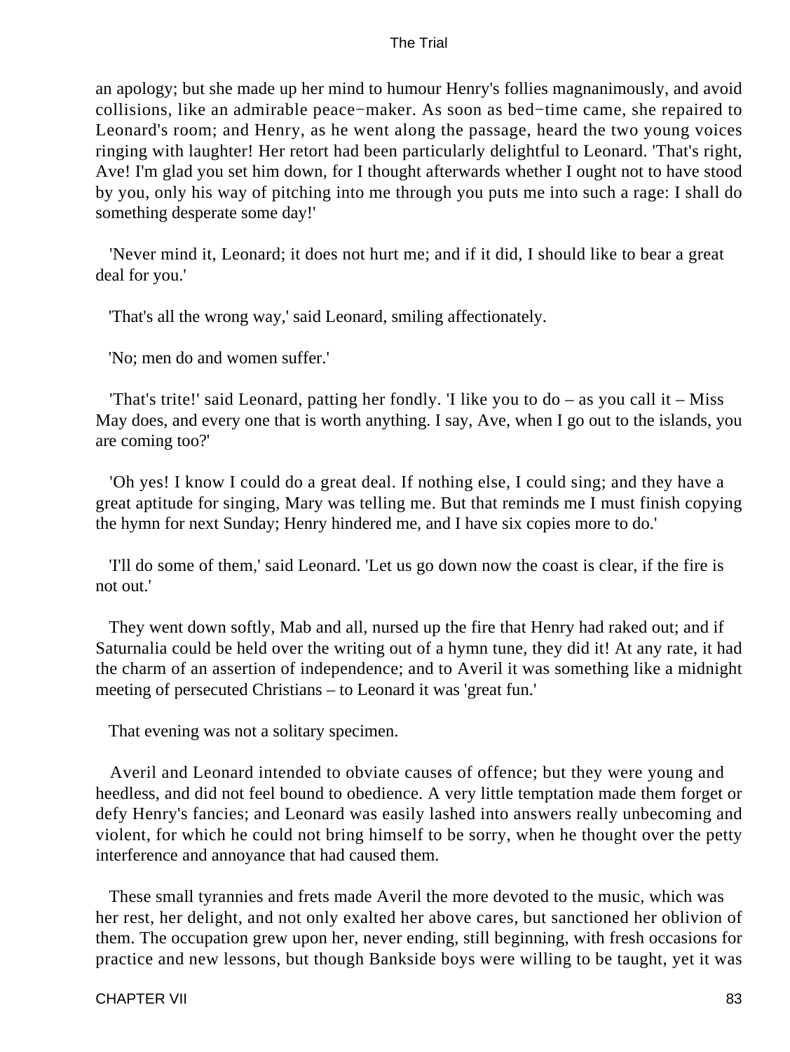an apology; but she made up her mind to humour Henry's follies magnanimously, and avoid collisions, like an admirable peace−maker. As soon as bed−time came, she repaired to Leonard's room; and Henry, as he went along the passage, heard the two young voices ringing with laughter! Her retort had been particularly delightful to Leonard. 'That's right, Ave! I'm glad you set him down, for I thought afterwards whether I ought not to have stood by you, only his way of pitching into me through you puts me into such a rage: I shall do something desperate some day!'

'Never mind it, Leonard; it does not hurt me; and if it did, I should like to bear a great deal for you.'

'That's all the wrong way,' said Leonard, smiling affectionately.

'No; men do and women suffer.'

'That's trite!' said Leonard, patting her fondly. 'I like you to do – as you call it – Miss May does, and every one that is worth anything. I say, Ave, when I go out to the islands, you are coming too?'

'Oh yes! I know I could do a great deal. If nothing else, I could sing; and they have a great aptitude for singing, Mary was telling me. But that reminds me I must finish copying the hymn for next Sunday; Henry hindered me, and I have six copies more to do.'

'I'll do some of them,' said Leonard. 'Let us go down now the coast is clear, if the fire is not out.'

They went down softly, Mab and all, nursed up the fire that Henry had raked out; and if Saturnalia could be held over the writing out of a hymn tune, they did it! At any rate, it had the charm of an assertion of independence; and to Averil it was something like a midnight meeting of persecuted Christians – to Leonard it was 'great fun.'

That evening was not a solitary specimen.

Averil and Leonard intended to obviate causes of offence; but they were young and heedless, and did not feel bound to obedience. A very little temptation made them forget or defy Henry's fancies; and Leonard was easily lashed into answers really unbecoming and violent, for which he could not bring himself to be sorry, when he thought over the petty interference and annoyance that had caused them.

These small tyrannies and frets made Averil the more devoted to the music, which was her rest, her delight, and not only exalted her above cares, but sanctioned her oblivion of them. The occupation grew upon her, never ending, still beginning, with fresh occasions for practice and new lessons, but though Bankside boys were willing to be taught, yet it was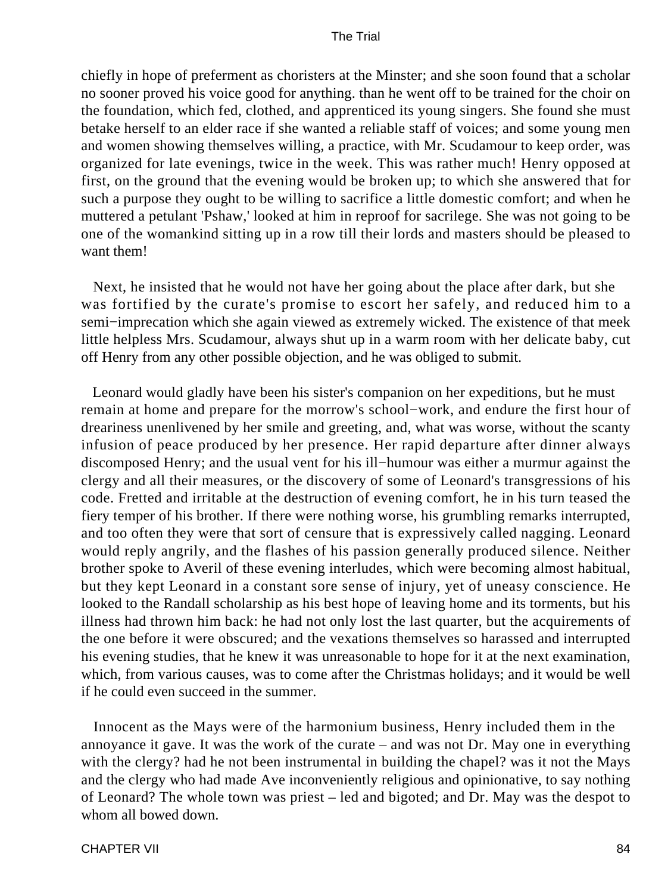chiefly in hope of preferment as choristers at the Minster; and she soon found that a scholar no sooner proved his voice good for anything. than he went off to be trained for the choir on the foundation, which fed, clothed, and apprenticed its young singers. She found she must betake herself to an elder race if she wanted a reliable staff of voices; and some young men and women showing themselves willing, a practice, with Mr. Scudamour to keep order, was organized for late evenings, twice in the week. This was rather much! Henry opposed at first, on the ground that the evening would be broken up; to which she answered that for such a purpose they ought to be willing to sacrifice a little domestic comfort; and when he muttered a petulant 'Pshaw,' looked at him in reproof for sacrilege. She was not going to be one of the womankind sitting up in a row till their lords and masters should be pleased to want them!

Next, he insisted that he would not have her going about the place after dark, but she was fortified by the curate's promise to escort her safely, and reduced him to a semi−imprecation which she again viewed as extremely wicked. The existence of that meek little helpless Mrs. Scudamour, always shut up in a warm room with her delicate baby, cut off Henry from any other possible objection, and he was obliged to submit.

Leonard would gladly have been his sister's companion on her expeditions, but he must remain at home and prepare for the morrow's school−work, and endure the first hour of dreariness unenlivened by her smile and greeting, and, what was worse, without the scanty infusion of peace produced by her presence. Her rapid departure after dinner always discomposed Henry; and the usual vent for his ill−humour was either a murmur against the clergy and all their measures, or the discovery of some of Leonard's transgressions of his code. Fretted and irritable at the destruction of evening comfort, he in his turn teased the fiery temper of his brother. If there were nothing worse, his grumbling remarks interrupted, and too often they were that sort of censure that is expressively called nagging. Leonard would reply angrily, and the flashes of his passion generally produced silence. Neither brother spoke to Averil of these evening interludes, which were becoming almost habitual, but they kept Leonard in a constant sore sense of injury, yet of uneasy conscience. He looked to the Randall scholarship as his best hope of leaving home and its torments, but his illness had thrown him back: he had not only lost the last quarter, but the acquirements of the one before it were obscured; and the vexations themselves so harassed and interrupted his evening studies, that he knew it was unreasonable to hope for it at the next examination, which, from various causes, was to come after the Christmas holidays; and it would be well if he could even succeed in the summer.

Innocent as the Mays were of the harmonium business, Henry included them in the annoyance it gave. It was the work of the curate – and was not Dr. May one in everything with the clergy? had he not been instrumental in building the chapel? was it not the Mays and the clergy who had made Ave inconveniently religious and opinionative, to say nothing of Leonard? The whole town was priest – led and bigoted; and Dr. May was the despot to whom all bowed down.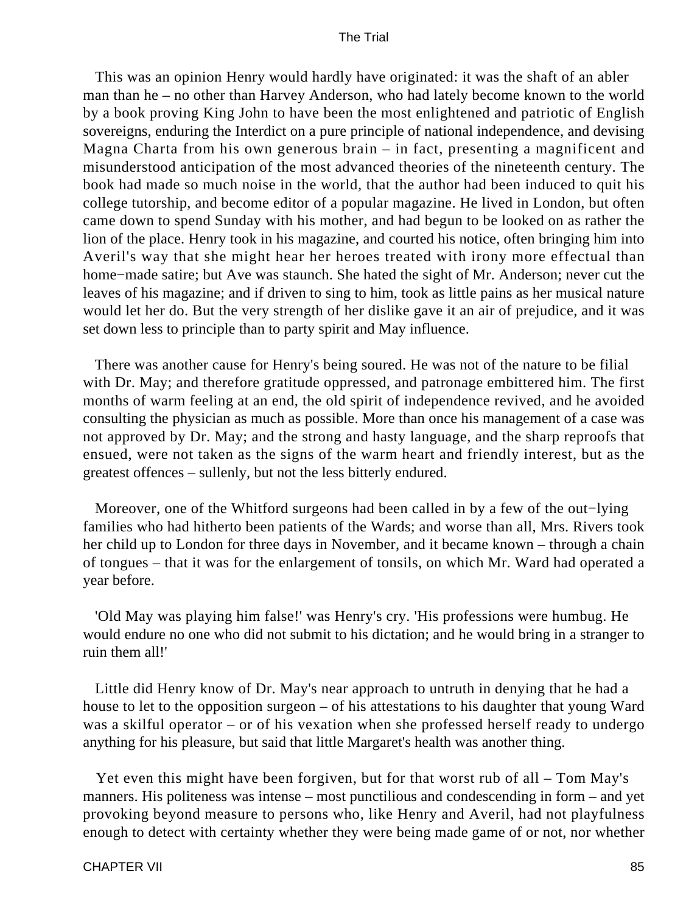This was an opinion Henry would hardly have originated: it was the shaft of an abler man than he – no other than Harvey Anderson, who had lately become known to the world by a book proving King John to have been the most enlightened and patriotic of English sovereigns, enduring the Interdict on a pure principle of national independence, and devising Magna Charta from his own generous brain – in fact, presenting a magnificent and misunderstood anticipation of the most advanced theories of the nineteenth century. The book had made so much noise in the world, that the author had been induced to quit his college tutorship, and become editor of a popular magazine. He lived in London, but often came down to spend Sunday with his mother, and had begun to be looked on as rather the lion of the place. Henry took in his magazine, and courted his notice, often bringing him into Averil's way that she might hear her heroes treated with irony more effectual than home−made satire; but Ave was staunch. She hated the sight of Mr. Anderson; never cut the leaves of his magazine; and if driven to sing to him, took as little pains as her musical nature would let her do. But the very strength of her dislike gave it an air of prejudice, and it was set down less to principle than to party spirit and May influence.

There was another cause for Henry's being soured. He was not of the nature to be filial with Dr. May; and therefore gratitude oppressed, and patronage embittered him. The first months of warm feeling at an end, the old spirit of independence revived, and he avoided consulting the physician as much as possible. More than once his management of a case was not approved by Dr. May; and the strong and hasty language, and the sharp reproofs that ensued, were not taken as the signs of the warm heart and friendly interest, but as the greatest offences – sullenly, but not the less bitterly endured.

Moreover, one of the Whitford surgeons had been called in by a few of the out−lying families who had hitherto been patients of the Wards; and worse than all, Mrs. Rivers took her child up to London for three days in November, and it became known – through a chain of tongues – that it was for the enlargement of tonsils, on which Mr. Ward had operated a year before.

'Old May was playing him false!' was Henry's cry. 'His professions were humbug. He would endure no one who did not submit to his dictation; and he would bring in a stranger to ruin them all!'

Little did Henry know of Dr. May's near approach to untruth in denying that he had a house to let to the opposition surgeon – of his attestations to his daughter that young Ward was a skilful operator – or of his vexation when she professed herself ready to undergo anything for his pleasure, but said that little Margaret's health was another thing.

Yet even this might have been forgiven, but for that worst rub of all – Tom May's manners. His politeness was intense – most punctilious and condescending in form – and yet provoking beyond measure to persons who, like Henry and Averil, had not playfulness enough to detect with certainty whether they were being made game of or not, nor whether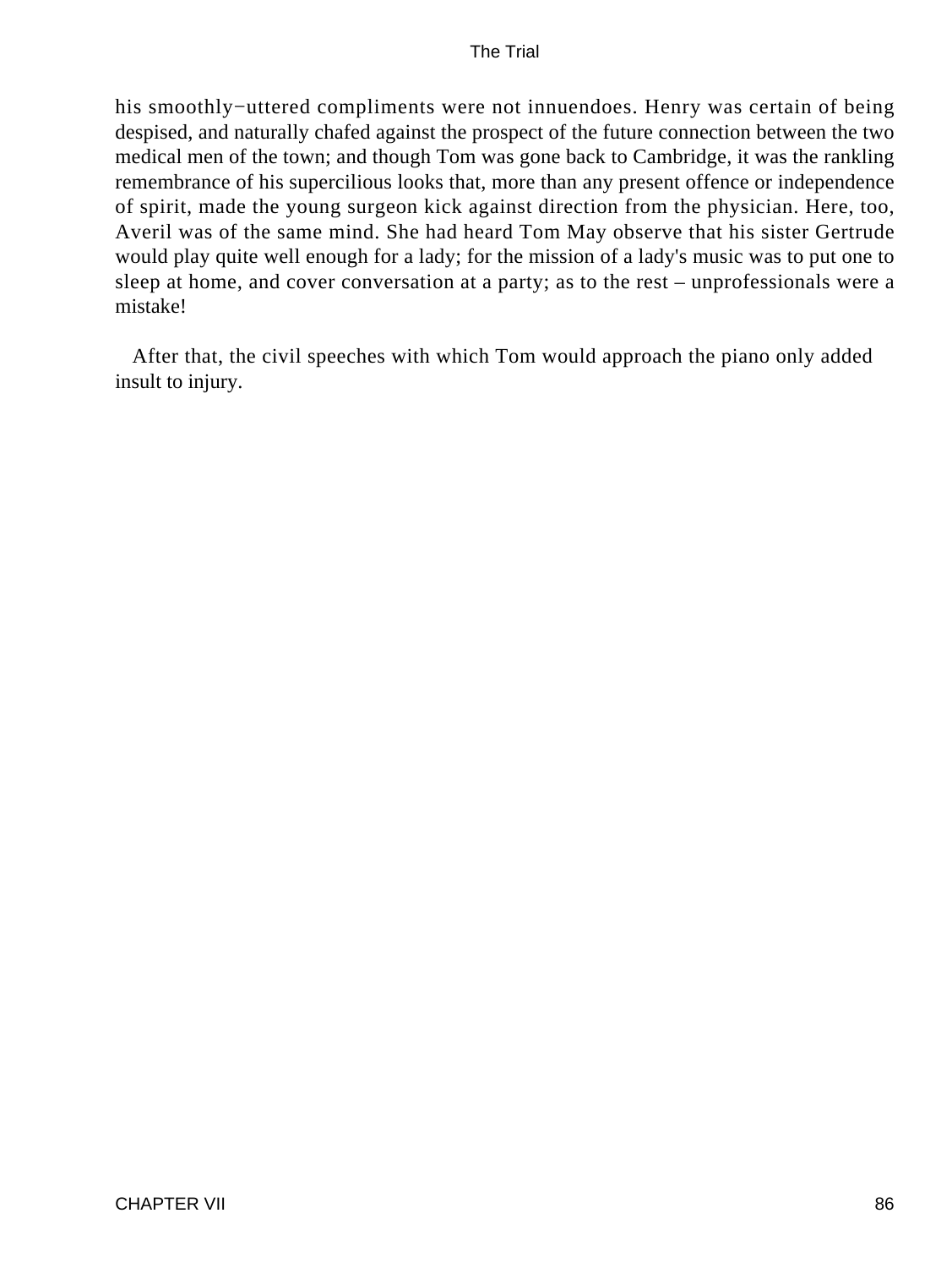his smoothly−uttered compliments were not innuendoes. Henry was certain of being despised, and naturally chafed against the prospect of the future connection between the two medical men of the town; and though Tom was gone back to Cambridge, it was the rankling remembrance of his supercilious looks that, more than any present offence or independence of spirit, made the young surgeon kick against direction from the physician. Here, too, Averil was of the same mind. She had heard Tom May observe that his sister Gertrude would play quite well enough for a lady; for the mission of a lady's music was to put one to sleep at home, and cover conversation at a party; as to the rest – unprofessionals were a mistake!

After that, the civil speeches with which Tom would approach the piano only added insult to injury.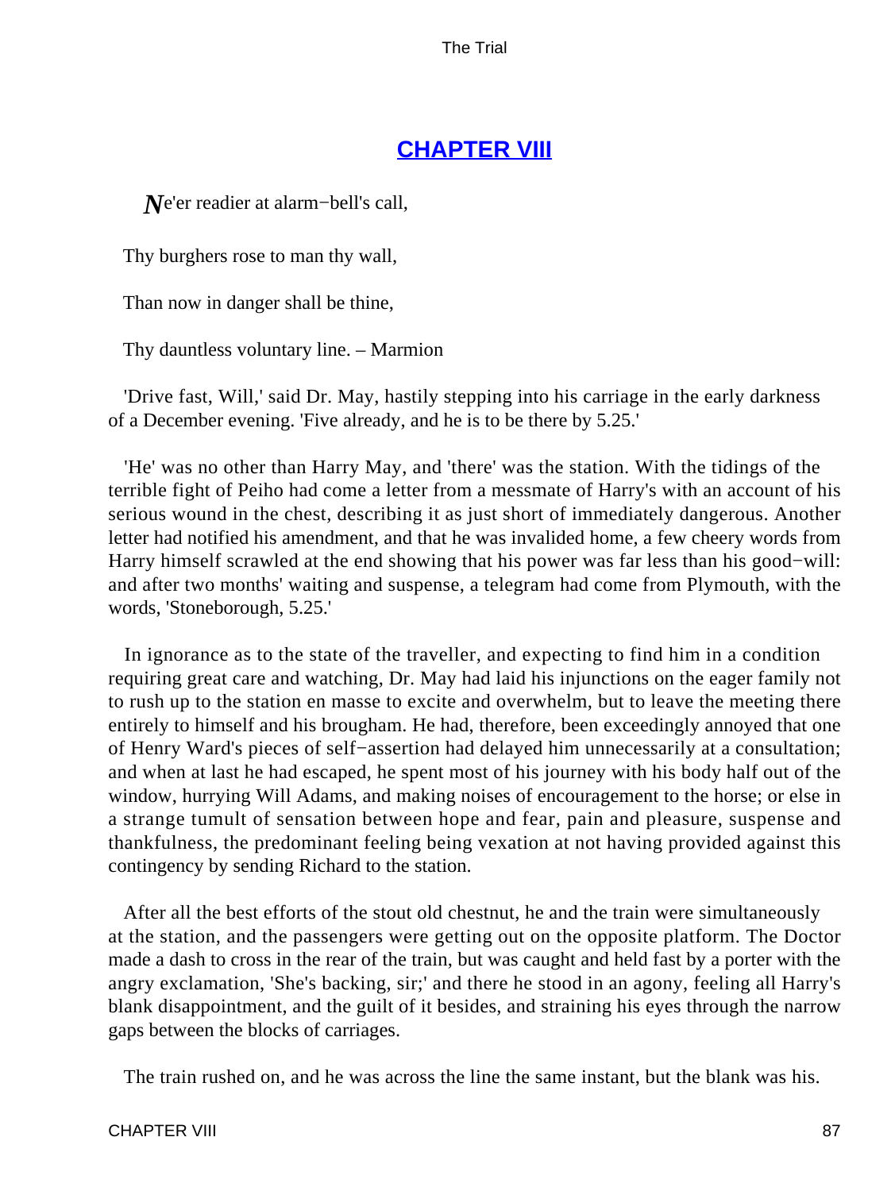## CHAPTER VIII

*N*e'er readier at alarm−bell's call,

Thy burghers rose to man thy wall,

Than now in danger shall be thine,

Thy dauntless voluntary line. – Marmion

'Drive fast, Will,' said Dr. May, hastily stepping into his carriage in the early darkness of a December evening. 'Five already, and he is to be there by 5.25.'

'He' was no other than Harry May, and 'there' was the station. With the tidings of the terrible fight of Peiho had come a letter from a messmate of Harry's with an account of his serious wound in the chest, describing it as just short of immediately dangerous. Another letter had notified his amendment, and that he was invalided home, a few cheery words from Harry himself scrawled at the end showing that his power was far less than his good−will: and after two months' waiting and suspense, a telegram had come from Plymouth, with the words, 'Stoneborough, 5.25.'

In ignorance as to the state of the traveller, and expecting to find him in a condition requiring great care and watching, Dr. May had laid his injunctions on the eager family not to rush up to the station en masse to excite and overwhelm, but to leave the meeting there entirely to himself and his brougham. He had, therefore, been exceedingly annoyed that one of Henry Ward's pieces of self−assertion had delayed him unnecessarily at a consultation; and when at last he had escaped, he spent most of his journey with his body half out of the window, hurrying Will Adams, and making noises of encouragement to the horse; or else in a strange tumult of sensation between hope and fear, pain and pleasure, suspense and thankfulness, the predominant feeling being vexation at not having provided against this contingency by sending Richard to the station.

After all the best efforts of the stout old chestnut, he and the train were simultaneously at the station, and the passengers were getting out on the opposite platform. The Doctor made a dash to cross in the rear of the train, but was caught and held fast by a porter with the angry exclamation, 'She's backing, sir;' and there he stood in an agony, feeling all Harry's blank disappointment, and the guilt of it besides, and straining his eyes through the narrow gaps between the blocks of carriages.

The train rushed on, and he was across the line the same instant, but the blank was his.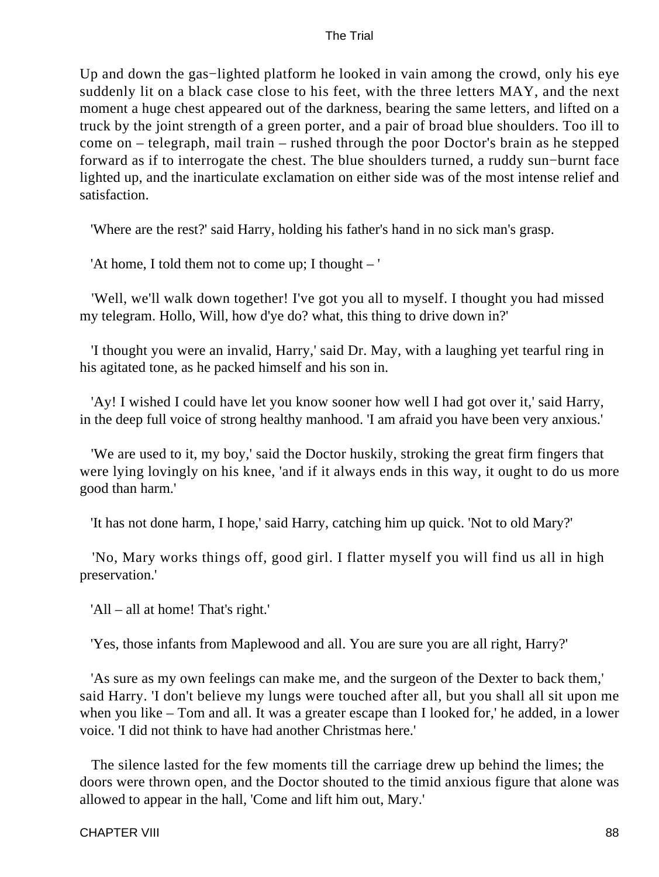Up and down the gas−lighted platform he looked in vain among the crowd, only his eye suddenly lit on a black case close to his feet, with the three letters MAY, and the next moment a huge chest appeared out of the darkness, bearing the same letters, and lifted on a truck by the joint strength of a green porter, and a pair of broad blue shoulders. Too ill to come on – telegraph, mail train – rushed through the poor Doctor's brain as he stepped forward as if to interrogate the chest. The blue shoulders turned, a ruddy sun−burnt face lighted up, and the inarticulate exclamation on either side was of the most intense relief and satisfaction.

'Where are the rest?' said Harry, holding his father's hand in no sick man's grasp.

'At home, I told them not to come up; I thought – '

'Well, we'll walk down together! I've got you all to myself. I thought you had missed my telegram. Hollo, Will, how d'ye do? what, this thing to drive down in?'

'I thought you were an invalid, Harry,' said Dr. May, with a laughing yet tearful ring in his agitated tone, as he packed himself and his son in.

'Ay! I wished I could have let you know sooner how well I had got over it,' said Harry, in the deep full voice of strong healthy manhood. 'I am afraid you have been very anxious.'

'We are used to it, my boy,' said the Doctor huskily, stroking the great firm fingers that were lying lovingly on his knee, 'and if it always ends in this way, it ought to do us more good than harm.'

'It has not done harm, I hope,' said Harry, catching him up quick. 'Not to old Mary?'

'No, Mary works things off, good girl. I flatter myself you will find us all in high preservation.'

'All – all at home! That's right.'

'Yes, those infants from Maplewood and all. You are sure you are all right, Harry?'

'As sure as my own feelings can make me, and the surgeon of the Dexter to back them,' said Harry. 'I don't believe my lungs were touched after all, but you shall all sit upon me when you like – Tom and all. It was a greater escape than I looked for,' he added, in a lower voice. 'I did not think to have had another Christmas here.'

The silence lasted for the few moments till the carriage drew up behind the limes; the doors were thrown open, and the Doctor shouted to the timid anxious figure that alone was allowed to appear in the hall, 'Come and lift him out, Mary.'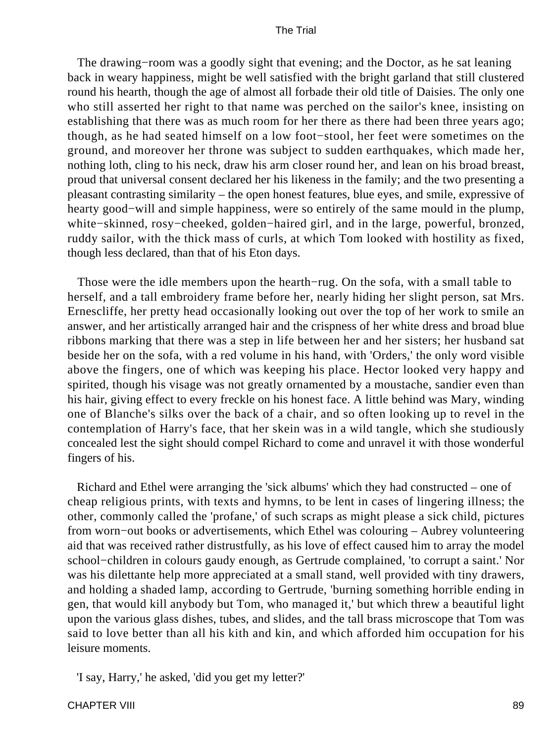The drawing−room was a goodly sight that evening; and the Doctor, as he sat leaning back in weary happiness, might be well satisfied with the bright garland that still clustered round his hearth, though the age of almost all forbade their old title of Daisies. The only one who still asserted her right to that name was perched on the sailor's knee, insisting on establishing that there was as much room for her there as there had been three years ago; though, as he had seated himself on a low foot−stool, her feet were sometimes on the ground, and moreover her throne was subject to sudden earthquakes, which made her, nothing loth, cling to his neck, draw his arm closer round her, and lean on his broad breast, proud that universal consent declared her his likeness in the family; and the two presenting a pleasant contrasting similarity – the open honest features, blue eyes, and smile, expressive of hearty good−will and simple happiness, were so entirely of the same mould in the plump, white−skinned, rosy−cheeked, golden−haired girl, and in the large, powerful, bronzed, ruddy sailor, with the thick mass of curls, at which Tom looked with hostility as fixed, though less declared, than that of his Eton days.

Those were the idle members upon the hearth−rug. On the sofa, with a small table to herself, and a tall embroidery frame before her, nearly hiding her slight person, sat Mrs. Ernescliffe, her pretty head occasionally looking out over the top of her work to smile an answer, and her artistically arranged hair and the crispness of her white dress and broad blue ribbons marking that there was a step in life between her and her sisters; her husband sat beside her on the sofa, with a red volume in his hand, with 'Orders,' the only word visible above the fingers, one of which was keeping his place. Hector looked very happy and spirited, though his visage was not greatly ornamented by a moustache, sandier even than his hair, giving effect to every freckle on his honest face. A little behind was Mary, winding one of Blanche's silks over the back of a chair, and so often looking up to revel in the contemplation of Harry's face, that her skein was in a wild tangle, which she studiously concealed lest the sight should compel Richard to come and unravel it with those wonderful fingers of his.

Richard and Ethel were arranging the 'sick albums' which they had constructed – one of cheap religious prints, with texts and hymns, to be lent in cases of lingering illness; the other, commonly called the 'profane,' of such scraps as might please a sick child, pictures from worn−out books or advertisements, which Ethel was colouring – Aubrey volunteering aid that was received rather distrustfully, as his love of effect caused him to array the model school−children in colours gaudy enough, as Gertrude complained, 'to corrupt a saint.' Nor was his dilettante help more appreciated at a small stand, well provided with tiny drawers, and holding a shaded lamp, according to Gertrude, 'burning something horrible ending in gen, that would kill anybody but Tom, who managed it,' but which threw a beautiful light upon the various glass dishes, tubes, and slides, and the tall brass microscope that Tom was said to love better than all his kith and kin, and which afforded him occupation for his leisure moments.

'I say, Harry,' he asked, 'did you get my letter?'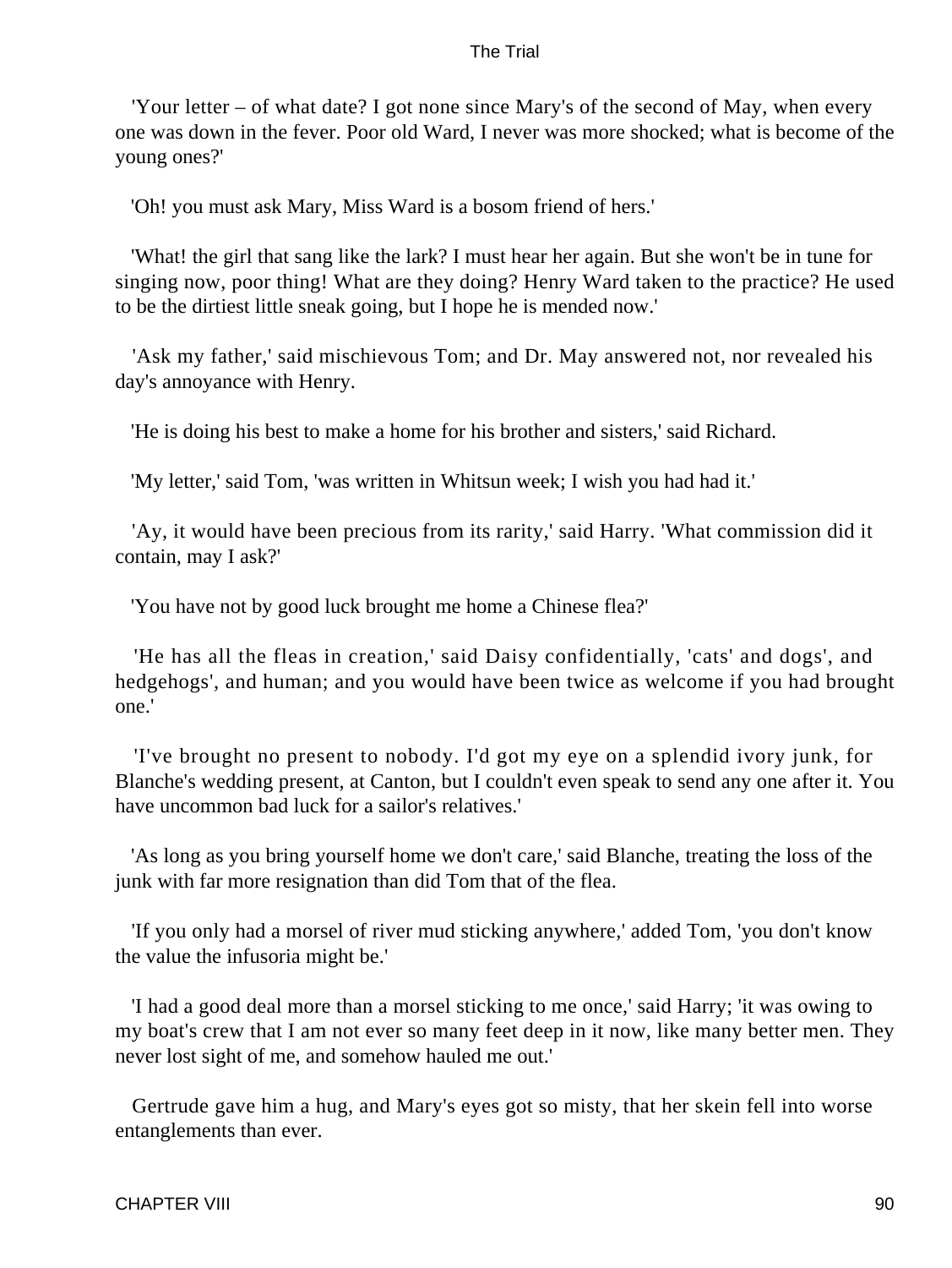'Your letter – of what date? I got none since Mary's of the second of May, when every one was down in the fever. Poor old Ward, I never was more shocked; what is become of the young ones?'

'Oh! you must ask Mary, Miss Ward is a bosom friend of hers.'

'What! the girl that sang like the lark? I must hear her again. But she won't be in tune for singing now, poor thing! What are they doing? Henry Ward taken to the practice? He used to be the dirtiest little sneak going, but I hope he is mended now.'

'Ask my father,' said mischievous Tom; and Dr. May answered not, nor revealed his day's annoyance with Henry.

'He is doing his best to make a home for his brother and sisters,' said Richard.

'My letter,' said Tom, 'was written in Whitsun week; I wish you had had it.'

'Ay, it would have been precious from its rarity,' said Harry. 'What commission did it contain, may I ask?'

'You have not by good luck brought me home a Chinese flea?'

'He has all the fleas in creation,' said Daisy confidentially, 'cats' and dogs', and hedgehogs', and human; and you would have been twice as welcome if you had brought one.'

'I've brought no present to nobody. I'd got my eye on a splendid ivory junk, for Blanche's wedding present, at Canton, but I couldn't even speak to send any one after it. You have uncommon bad luck for a sailor's relatives.'

'As long as you bring yourself home we don't care,' said Blanche, treating the loss of the junk with far more resignation than did Tom that of the flea.

'If you only had a morsel of river mud sticking anywhere,' added Tom, 'you don't know the value the infusoria might be.'

'I had a good deal more than a morsel sticking to me once,' said Harry; 'it was owing to my boat's crew that I am not ever so many feet deep in it now, like many better men. They never lost sight of me, and somehow hauled me out.'

Gertrude gave him a hug, and Mary's eyes got so misty, that her skein fell into worse entanglements than ever.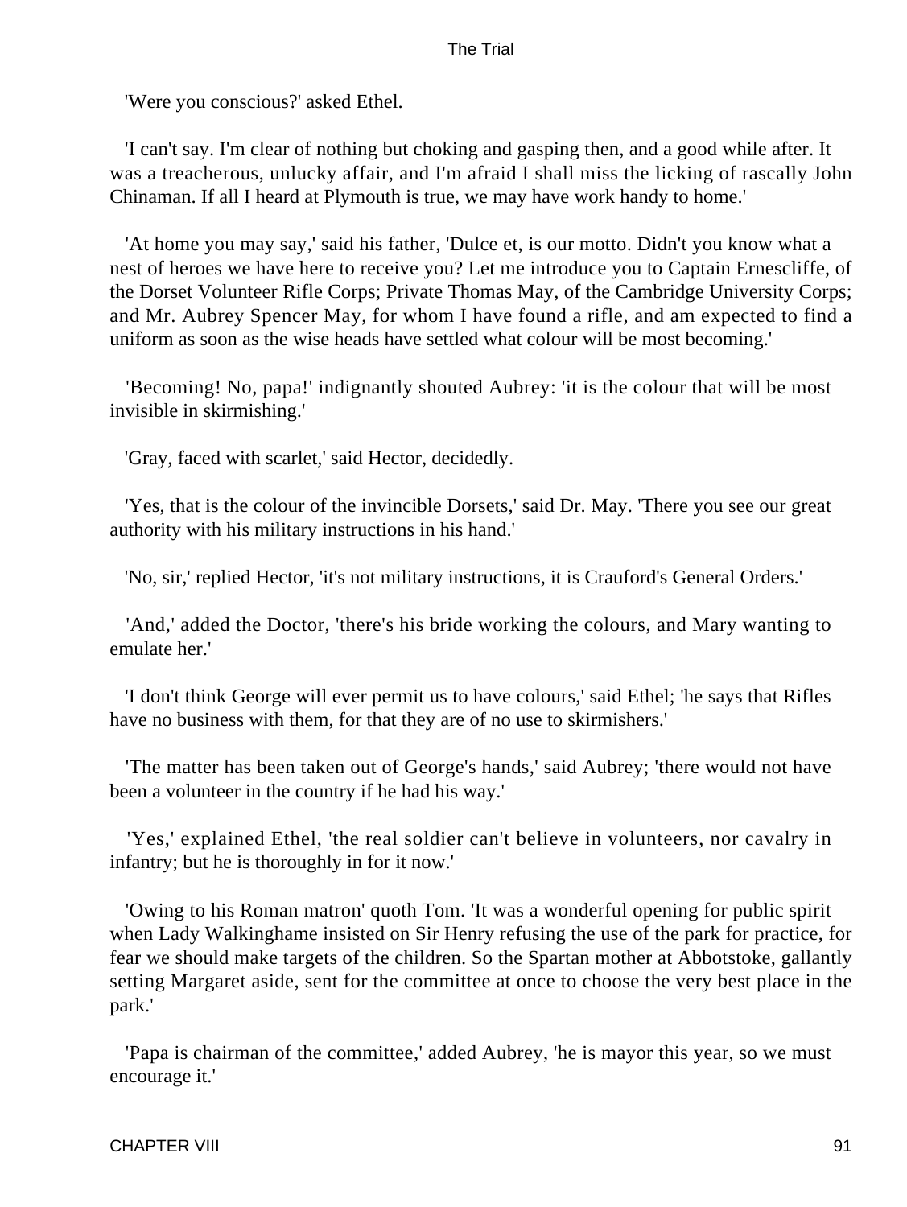'Were you conscious?' asked Ethel.

'I can't say. I'm clear of nothing but choking and gasping then, and a good while after. It was a treacherous, unlucky affair, and I'm afraid I shall miss the licking of rascally John Chinaman. If all I heard at Plymouth is true, we may have work handy to home.'

'At home you may say,' said his father, 'Dulce et, is our motto. Didn't you know what a nest of heroes we have here to receive you? Let me introduce you to Captain Ernescliffe, of the Dorset Volunteer Rifle Corps; Private Thomas May, of the Cambridge University Corps; and Mr. Aubrey Spencer May, for whom I have found a rifle, and am expected to find a uniform as soon as the wise heads have settled what colour will be most becoming.'

'Becoming! No, papa!' indignantly shouted Aubrey: 'it is the colour that will be most invisible in skirmishing.'

'Gray, faced with scarlet,' said Hector, decidedly.

'Yes, that is the colour of the invincible Dorsets,' said Dr. May. 'There you see our great authority with his military instructions in his hand.'

'No, sir,' replied Hector, 'it's not military instructions, it is Crauford's General Orders.'

'And,' added the Doctor, 'there's his bride working the colours, and Mary wanting to emulate her.'

'I don't think George will ever permit us to have colours,' said Ethel; 'he says that Rifles have no business with them, for that they are of no use to skirmishers.'

'The matter has been taken out of George's hands,' said Aubrey; 'there would not have been a volunteer in the country if he had his way.'

'Yes,' explained Ethel, 'the real soldier can't believe in volunteers, nor cavalry in infantry; but he is thoroughly in for it now.'

'Owing to his Roman matron' quoth Tom. 'It was a wonderful opening for public spirit when Lady Walkinghame insisted on Sir Henry refusing the use of the park for practice, for fear we should make targets of the children. So the Spartan mother at Abbotstoke, gallantly setting Margaret aside, sent for the committee at once to choose the very best place in the park.'

'Papa is chairman of the committee,' added Aubrey, 'he is mayor this year, so we must encourage it.'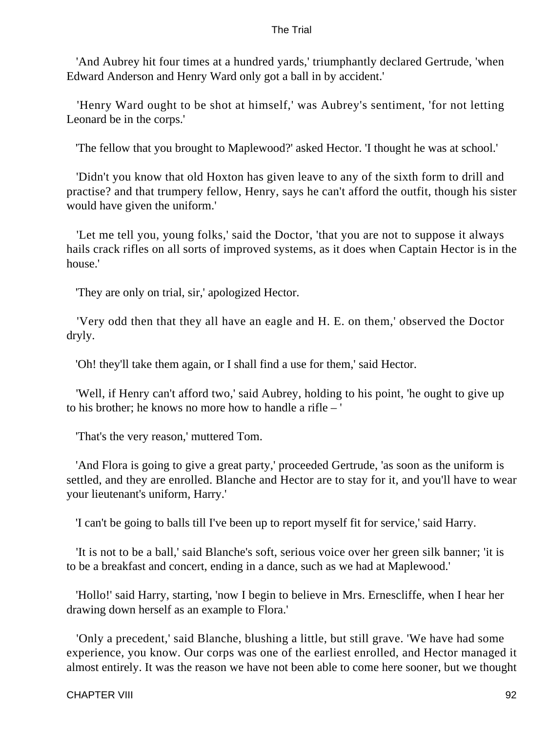'And Aubrey hit four times at a hundred yards,' triumphantly declared Gertrude, 'when Edward Anderson and Henry Ward only got a ball in by accident.'

'Henry Ward ought to be shot at himself,' was Aubrey's sentiment, 'for not letting Leonard be in the corps.'

'The fellow that you brought to Maplewood?' asked Hector. 'I thought he was at school.'

'Didn't you know that old Hoxton has given leave to any of the sixth form to drill and practise? and that trumpery fellow, Henry, says he can't afford the outfit, though his sister would have given the uniform.'

'Let me tell you, young folks,' said the Doctor, 'that you are not to suppose it always hails crack rifles on all sorts of improved systems, as it does when Captain Hector is in the house.'

'They are only on trial, sir,' apologized Hector.

'Very odd then that they all have an eagle and H. E. on them,' observed the Doctor dryly.

'Oh! they'll take them again, or I shall find a use for them,' said Hector.

'Well, if Henry can't afford two,' said Aubrey, holding to his point, 'he ought to give up to his brother; he knows no more how to handle a rifle – '

'That's the very reason,' muttered Tom.

'And Flora is going to give a great party,' proceeded Gertrude, 'as soon as the uniform is settled, and they are enrolled. Blanche and Hector are to stay for it, and you'll have to wear your lieutenant's uniform, Harry.'

'I can't be going to balls till I've been up to report myself fit for service,' said Harry.

'It is not to be a ball,' said Blanche's soft, serious voice over her green silk banner; 'it is to be a breakfast and concert, ending in a dance, such as we had at Maplewood.'

'Hollo!' said Harry, starting, 'now I begin to believe in Mrs. Ernescliffe, when I hear her drawing down herself as an example to Flora.'

'Only a precedent,' said Blanche, blushing a little, but still grave. 'We have had some experience, you know. Our corps was one of the earliest enrolled, and Hector managed it almost entirely. It was the reason we have not been able to come here sooner, but we thought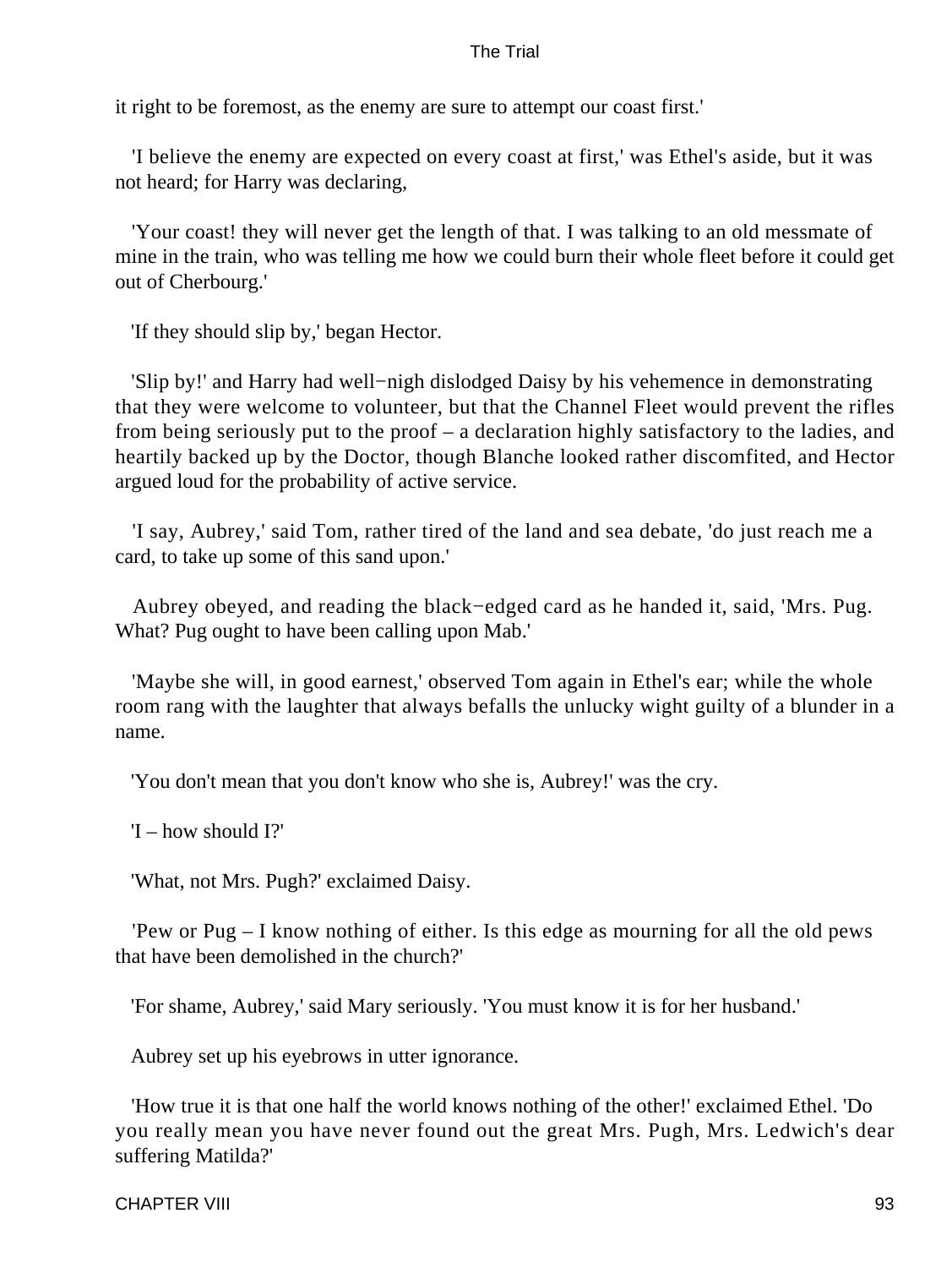it right to be foremost, as the enemy are sure to attempt our coast first.'

'I believe the enemy are expected on every coast at first,' was Ethel's aside, but it was not heard; for Harry was declaring,

'Your coast! they will never get the length of that. I was talking to an old messmate of mine in the train, who was telling me how we could burn their whole fleet before it could get out of Cherbourg.'

'If they should slip by,' began Hector.

'Slip by!' and Harry had well−nigh dislodged Daisy by his vehemence in demonstrating that they were welcome to volunteer, but that the Channel Fleet would prevent the rifles from being seriously put to the proof – a declaration highly satisfactory to the ladies, and heartily backed up by the Doctor, though Blanche looked rather discomfited, and Hector argued loud for the probability of active service.

'I say, Aubrey,' said Tom, rather tired of the land and sea debate, 'do just reach me a card, to take up some of this sand upon.'

Aubrey obeyed, and reading the black−edged card as he handed it, said, 'Mrs. Pug. What? Pug ought to have been calling upon Mab.'

'Maybe she will, in good earnest,' observed Tom again in Ethel's ear; while the whole room rang with the laughter that always befalls the unlucky wight guilty of a blunder in a name.

'You don't mean that you don't know who she is, Aubrey!' was the cry.

'I – how should I?'

'What, not Mrs. Pugh?' exclaimed Daisy.

'Pew or Pug – I know nothing of either. Is this edge as mourning for all the old pews that have been demolished in the church?'

'For shame, Aubrey,' said Mary seriously. 'You must know it is for her husband.'

Aubrey set up his eyebrows in utter ignorance.

'How true it is that one half the world knows nothing of the other!' exclaimed Ethel. 'Do you really mean you have never found out the great Mrs. Pugh, Mrs. Ledwich's dear suffering Matilda?'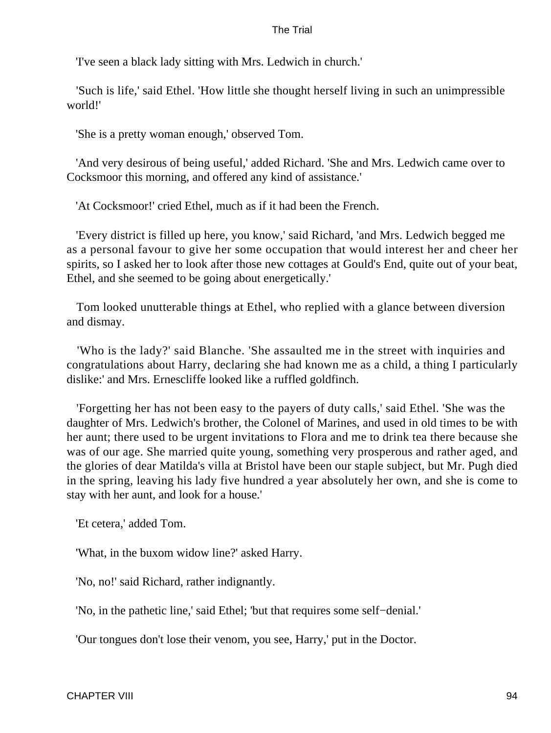'I've seen a black lady sitting with Mrs. Ledwich in church.'

'Such is life,' said Ethel. 'How little she thought herself living in such an unimpressible world!'

'She is a pretty woman enough,' observed Tom.

'And very desirous of being useful,' added Richard. 'She and Mrs. Ledwich came over to Cocksmoor this morning, and offered any kind of assistance.'

'At Cocksmoor!' cried Ethel, much as if it had been the French.

'Every district is filled up here, you know,' said Richard, 'and Mrs. Ledwich begged me as a personal favour to give her some occupation that would interest her and cheer her spirits, so I asked her to look after those new cottages at Gould's End, quite out of your beat, Ethel, and she seemed to be going about energetically.'

Tom looked unutterable things at Ethel, who replied with a glance between diversion and dismay.

'Who is the lady?' said Blanche. 'She assaulted me in the street with inquiries and congratulations about Harry, declaring she had known me as a child, a thing I particularly dislike:' and Mrs. Ernescliffe looked like a ruffled goldfinch.

'Forgetting her has not been easy to the payers of duty calls,' said Ethel. 'She was the daughter of Mrs. Ledwich's brother, the Colonel of Marines, and used in old times to be with her aunt; there used to be urgent invitations to Flora and me to drink tea there because she was of our age. She married quite young, something very prosperous and rather aged, and the glories of dear Matilda's villa at Bristol have been our staple subject, but Mr. Pugh died in the spring, leaving his lady five hundred a year absolutely her own, and she is come to stay with her aunt, and look for a house.'

'Et cetera,' added Tom.

'What, in the buxom widow line?' asked Harry.

'No, no!' said Richard, rather indignantly.

'No, in the pathetic line,' said Ethel; 'but that requires some self−denial.'

'Our tongues don't lose their venom, you see, Harry,' put in the Doctor.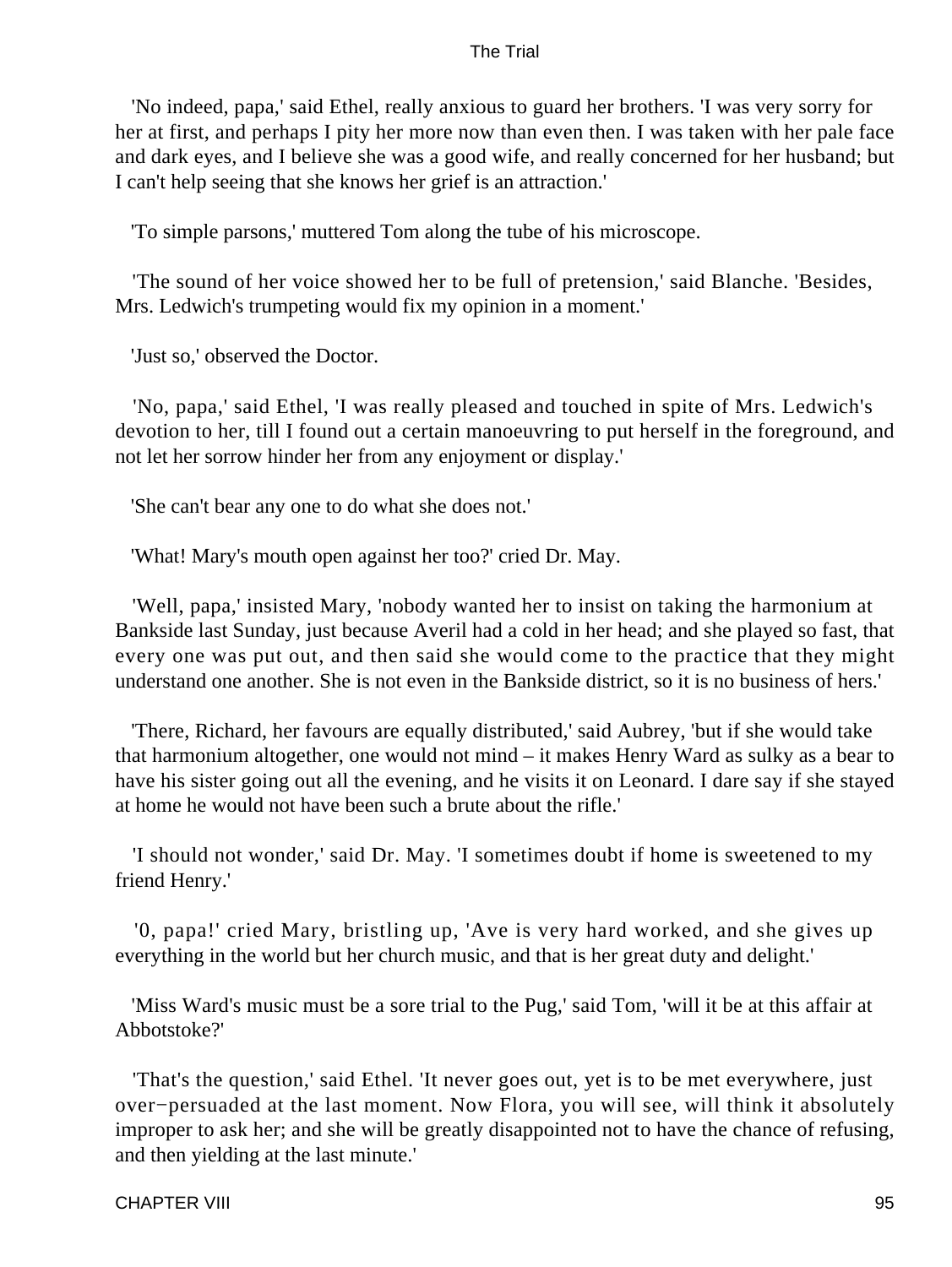'No indeed, papa,' said Ethel, really anxious to guard her brothers. 'I was very sorry for her at first, and perhaps I pity her more now than even then. I was taken with her pale face and dark eyes, and I believe she was a good wife, and really concerned for her husband; but I can't help seeing that she knows her grief is an attraction.'

'To simple parsons,' muttered Tom along the tube of his microscope.

'The sound of her voice showed her to be full of pretension,' said Blanche. 'Besides, Mrs. Ledwich's trumpeting would fix my opinion in a moment.'

'Just so,' observed the Doctor.

'No, papa,' said Ethel, 'I was really pleased and touched in spite of Mrs. Ledwich's devotion to her, till I found out a certain manoeuvring to put herself in the foreground, and not let her sorrow hinder her from any enjoyment or display.'

'She can't bear any one to do what she does not.'

'What! Mary's mouth open against her too?' cried Dr. May.

'Well, papa,' insisted Mary, 'nobody wanted her to insist on taking the harmonium at Bankside last Sunday, just because Averil had a cold in her head; and she played so fast, that every one was put out, and then said she would come to the practice that they might understand one another. She is not even in the Bankside district, so it is no business of hers.'

'There, Richard, her favours are equally distributed,' said Aubrey, 'but if she would take that harmonium altogether, one would not mind – it makes Henry Ward as sulky as a bear to have his sister going out all the evening, and he visits it on Leonard. I dare say if she stayed at home he would not have been such a brute about the rifle.'

'I should not wonder,' said Dr. May. 'I sometimes doubt if home is sweetened to my friend Henry.'

'0, papa!' cried Mary, bristling up, 'Ave is very hard worked, and she gives up everything in the world but her church music, and that is her great duty and delight.'

'Miss Ward's music must be a sore trial to the Pug,' said Tom, 'will it be at this affair at Abbotstoke?'

'That's the question,' said Ethel. 'It never goes out, yet is to be met everywhere, just over−persuaded at the last moment. Now Flora, you will see, will think it absolutely improper to ask her; and she will be greatly disappointed not to have the chance of refusing, and then yielding at the last minute.'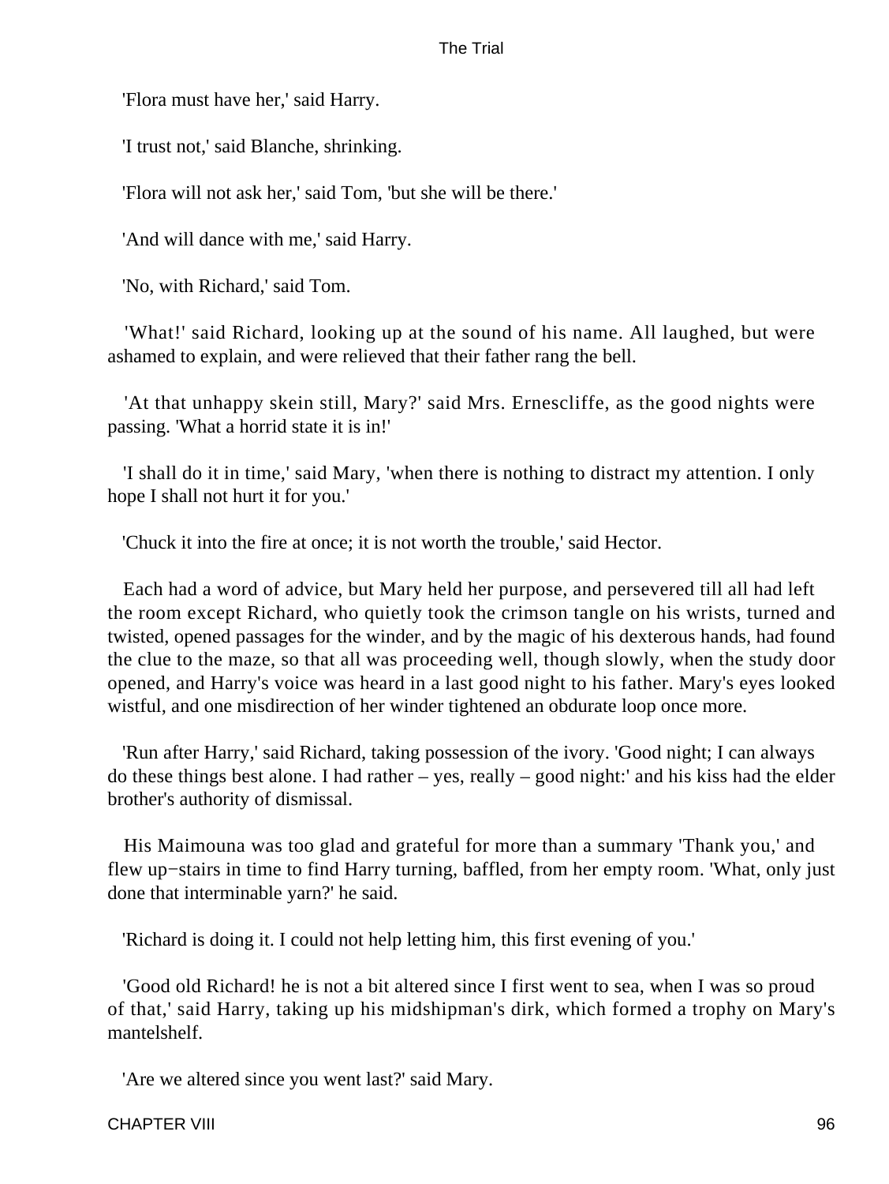'Flora must have her,' said Harry.

'I trust not,' said Blanche, shrinking.

'Flora will not ask her,' said Tom, 'but she will be there.'

'And will dance with me,' said Harry.

'No, with Richard,' said Tom.

'What!' said Richard, looking up at the sound of his name. All laughed, but were ashamed to explain, and were relieved that their father rang the bell.

'At that unhappy skein still, Mary?' said Mrs. Ernescliffe, as the good nights were passing. 'What a horrid state it is in!'

'I shall do it in time,' said Mary, 'when there is nothing to distract my attention. I only hope I shall not hurt it for you.'

'Chuck it into the fire at once; it is not worth the trouble,' said Hector.

Each had a word of advice, but Mary held her purpose, and persevered till all had left the room except Richard, who quietly took the crimson tangle on his wrists, turned and twisted, opened passages for the winder, and by the magic of his dexterous hands, had found the clue to the maze, so that all was proceeding well, though slowly, when the study door opened, and Harry's voice was heard in a last good night to his father. Mary's eyes looked wistful, and one misdirection of her winder tightened an obdurate loop once more.

'Run after Harry,' said Richard, taking possession of the ivory. 'Good night; I can always do these things best alone. I had rather – yes, really – good night:' and his kiss had the elder brother's authority of dismissal.

His Maimouna was too glad and grateful for more than a summary 'Thank you,' and flew up−stairs in time to find Harry turning, baffled, from her empty room. 'What, only just done that interminable yarn?' he said.

'Richard is doing it. I could not help letting him, this first evening of you.'

'Good old Richard! he is not a bit altered since I first went to sea, when I was so proud of that,' said Harry, taking up his midshipman's dirk, which formed a trophy on Mary's mantelshelf.

'Are we altered since you went last?' said Mary.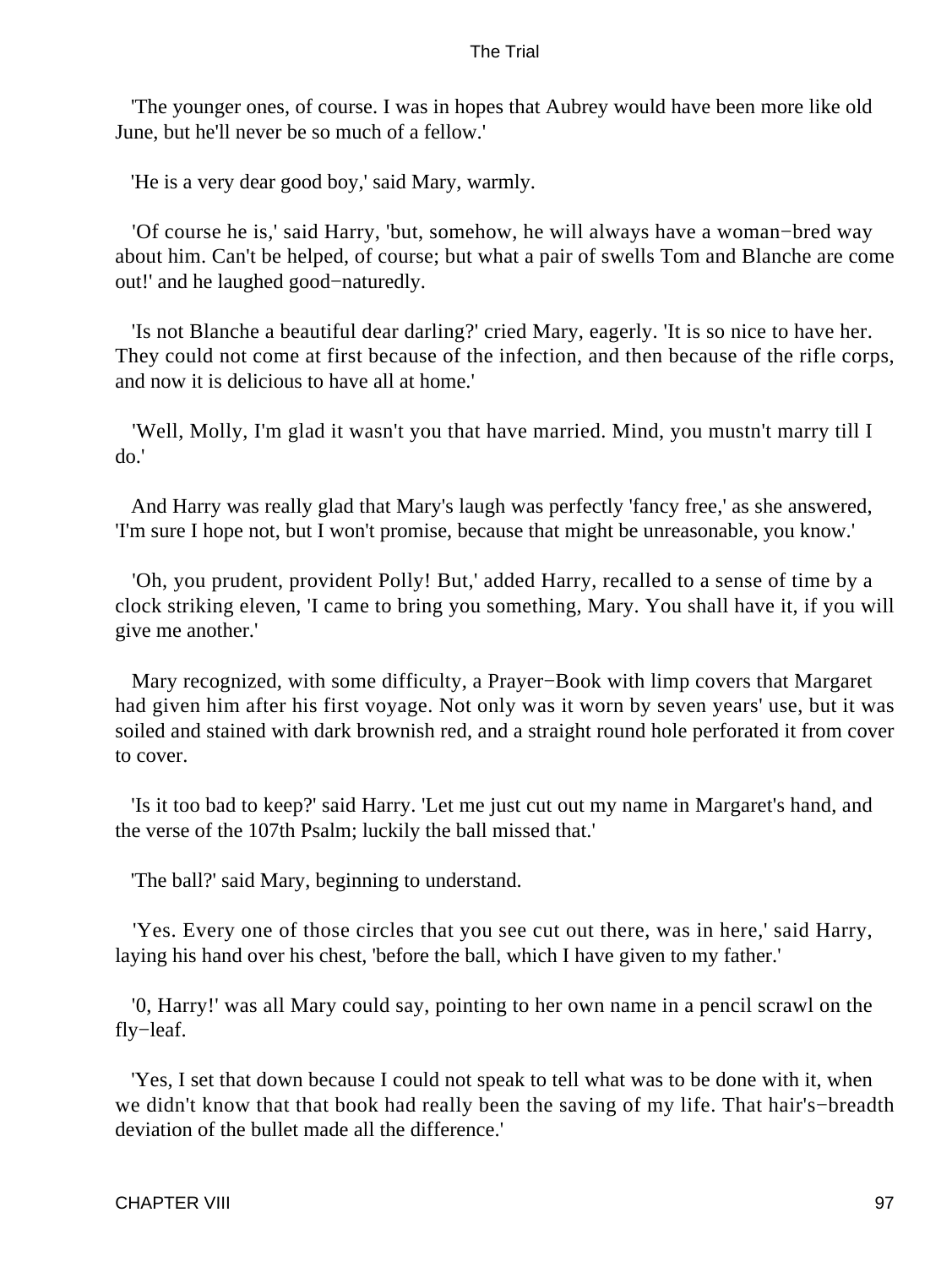'The younger ones, of course. I was in hopes that Aubrey would have been more like old June, but he'll never be so much of a fellow.'

'He is a very dear good boy,' said Mary, warmly.

'Of course he is,' said Harry, 'but, somehow, he will always have a woman−bred way about him. Can't be helped, of course; but what a pair of swells Tom and Blanche are come out!' and he laughed good−naturedly.

'Is not Blanche a beautiful dear darling?' cried Mary, eagerly. 'It is so nice to have her. They could not come at first because of the infection, and then because of the rifle corps, and now it is delicious to have all at home.'

'Well, Molly, I'm glad it wasn't you that have married. Mind, you mustn't marry till I do.'

And Harry was really glad that Mary's laugh was perfectly 'fancy free,' as she answered, 'I'm sure I hope not, but I won't promise, because that might be unreasonable, you know.'

'Oh, you prudent, provident Polly! But,' added Harry, recalled to a sense of time by a clock striking eleven, 'I came to bring you something, Mary. You shall have it, if you will give me another.'

Mary recognized, with some difficulty, a Prayer−Book with limp covers that Margaret had given him after his first voyage. Not only was it worn by seven years' use, but it was soiled and stained with dark brownish red, and a straight round hole perforated it from cover to cover.

'Is it too bad to keep?' said Harry. 'Let me just cut out my name in Margaret's hand, and the verse of the 107th Psalm; luckily the ball missed that.'

'The ball?' said Mary, beginning to understand.

'Yes. Every one of those circles that you see cut out there, was in here,' said Harry, laying his hand over his chest, 'before the ball, which I have given to my father.'

'0, Harry!' was all Mary could say, pointing to her own name in a pencil scrawl on the fly−leaf.

'Yes, I set that down because I could not speak to tell what was to be done with it, when we didn't know that that book had really been the saving of my life. That hair's−breadth deviation of the bullet made all the difference.'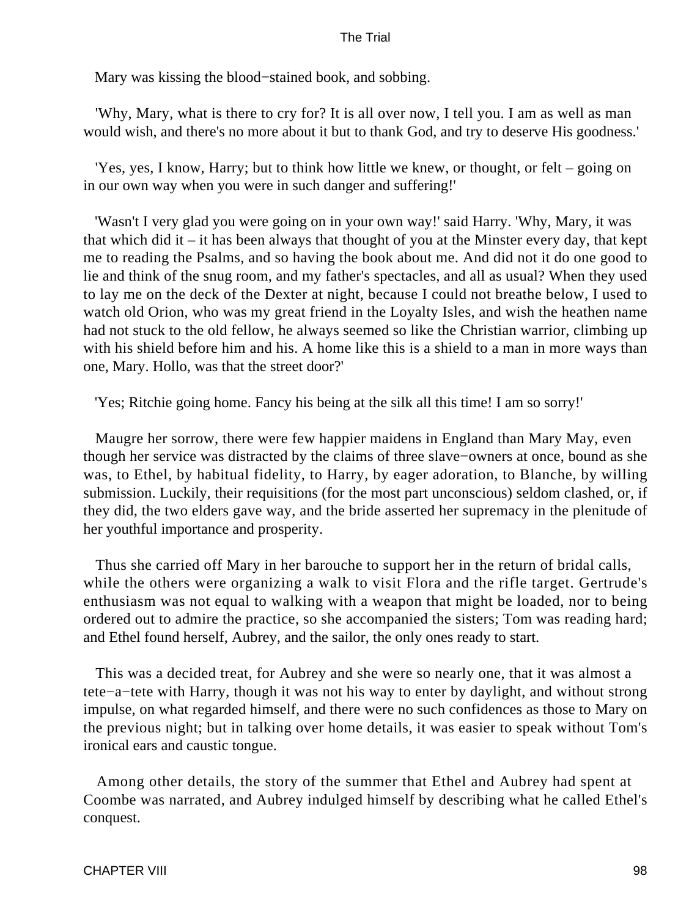Mary was kissing the blood−stained book, and sobbing.

'Why, Mary, what is there to cry for? It is all over now, I tell you. I am as well as man would wish, and there's no more about it but to thank God, and try to deserve His goodness.'

'Yes, yes, I know, Harry; but to think how little we knew, or thought, or felt – going on in our own way when you were in such danger and suffering!'

'Wasn't I very glad you were going on in your own way!' said Harry. 'Why, Mary, it was that which did it – it has been always that thought of you at the Minster every day, that kept me to reading the Psalms, and so having the book about me. And did not it do one good to lie and think of the snug room, and my father's spectacles, and all as usual? When they used to lay me on the deck of the Dexter at night, because I could not breathe below, I used to watch old Orion, who was my great friend in the Loyalty Isles, and wish the heathen name had not stuck to the old fellow, he always seemed so like the Christian warrior, climbing up with his shield before him and his. A home like this is a shield to a man in more ways than one, Mary. Hollo, was that the street door?'

'Yes; Ritchie going home. Fancy his being at the silk all this time! I am so sorry!'

Maugre her sorrow, there were few happier maidens in England than Mary May, even though her service was distracted by the claims of three slave−owners at once, bound as she was, to Ethel, by habitual fidelity, to Harry, by eager adoration, to Blanche, by willing submission. Luckily, their requisitions (for the most part unconscious) seldom clashed, or, if they did, the two elders gave way, and the bride asserted her supremacy in the plenitude of her youthful importance and prosperity.

Thus she carried off Mary in her barouche to support her in the return of bridal calls, while the others were organizing a walk to visit Flora and the rifle target. Gertrude's enthusiasm was not equal to walking with a weapon that might be loaded, nor to being ordered out to admire the practice, so she accompanied the sisters; Tom was reading hard; and Ethel found herself, Aubrey, and the sailor, the only ones ready to start.

This was a decided treat, for Aubrey and she were so nearly one, that it was almost a tete−a−tete with Harry, though it was not his way to enter by daylight, and without strong impulse, on what regarded himself, and there were no such confidences as those to Mary on the previous night; but in talking over home details, it was easier to speak without Tom's ironical ears and caustic tongue.

Among other details, the story of the summer that Ethel and Aubrey had spent at Coombe was narrated, and Aubrey indulged himself by describing what he called Ethel's conquest.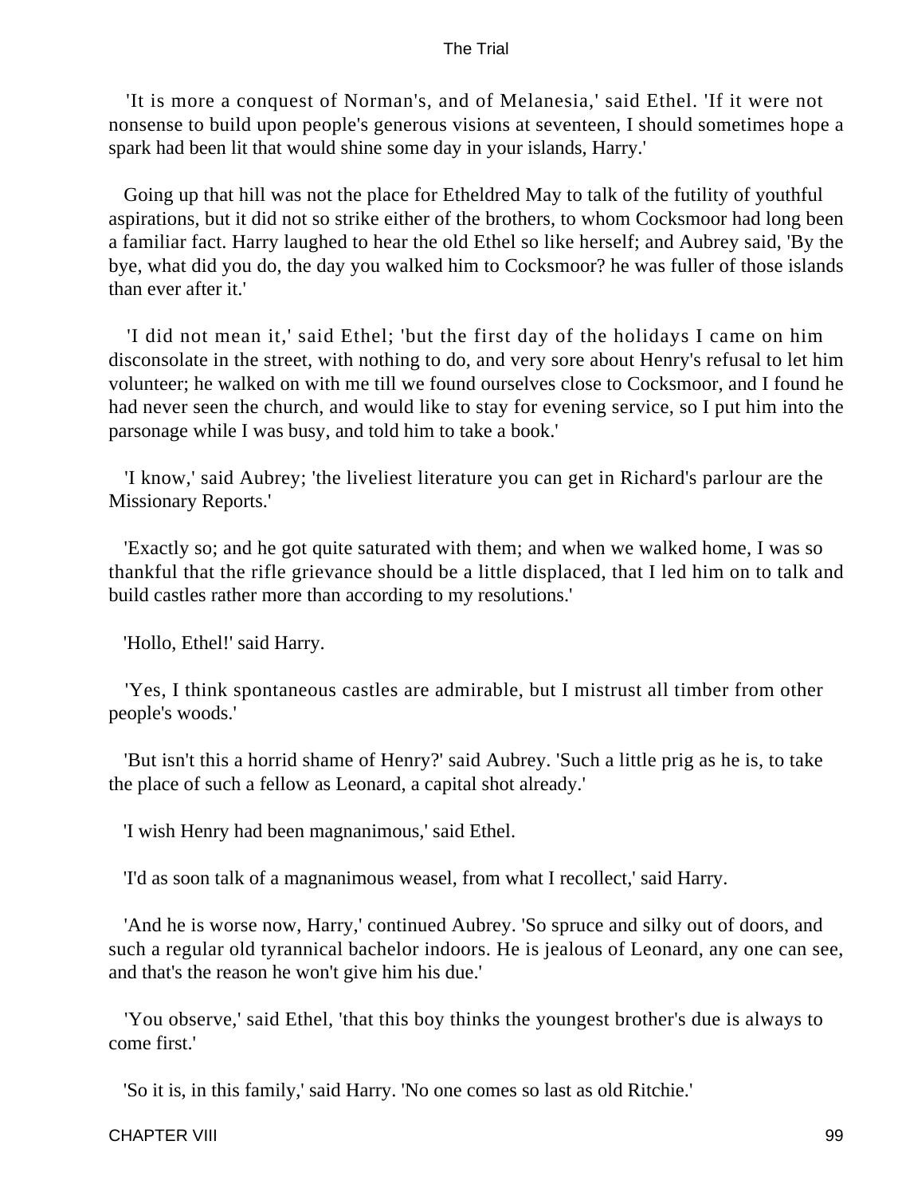'It is more a conquest of Norman's, and of Melanesia,' said Ethel. 'If it were not nonsense to build upon people's generous visions at seventeen, I should sometimes hope a spark had been lit that would shine some day in your islands, Harry.'

Going up that hill was not the place for Etheldred May to talk of the futility of youthful aspirations, but it did not so strike either of the brothers, to whom Cocksmoor had long been a familiar fact. Harry laughed to hear the old Ethel so like herself; and Aubrey said, 'By the bye, what did you do, the day you walked him to Cocksmoor? he was fuller of those islands than ever after it.'

'I did not mean it,' said Ethel; 'but the first day of the holidays I came on him disconsolate in the street, with nothing to do, and very sore about Henry's refusal to let him volunteer; he walked on with me till we found ourselves close to Cocksmoor, and I found he had never seen the church, and would like to stay for evening service, so I put him into the parsonage while I was busy, and told him to take a book.'

'I know,' said Aubrey; 'the liveliest literature you can get in Richard's parlour are the Missionary Reports.'

'Exactly so; and he got quite saturated with them; and when we walked home, I was so thankful that the rifle grievance should be a little displaced, that I led him on to talk and build castles rather more than according to my resolutions.'

'Hollo, Ethel!' said Harry.

'Yes, I think spontaneous castles are admirable, but I mistrust all timber from other people's woods.'

'But isn't this a horrid shame of Henry?' said Aubrey. 'Such a little prig as he is, to take the place of such a fellow as Leonard, a capital shot already.'

'I wish Henry had been magnanimous,' said Ethel.

'I'd as soon talk of a magnanimous weasel, from what I recollect,' said Harry.

'And he is worse now, Harry,' continued Aubrey. 'So spruce and silky out of doors, and such a regular old tyrannical bachelor indoors. He is jealous of Leonard, any one can see, and that's the reason he won't give him his due.'

'You observe,' said Ethel, 'that this boy thinks the youngest brother's due is always to come first.'

'So it is, in this family,' said Harry. 'No one comes so last as old Ritchie.'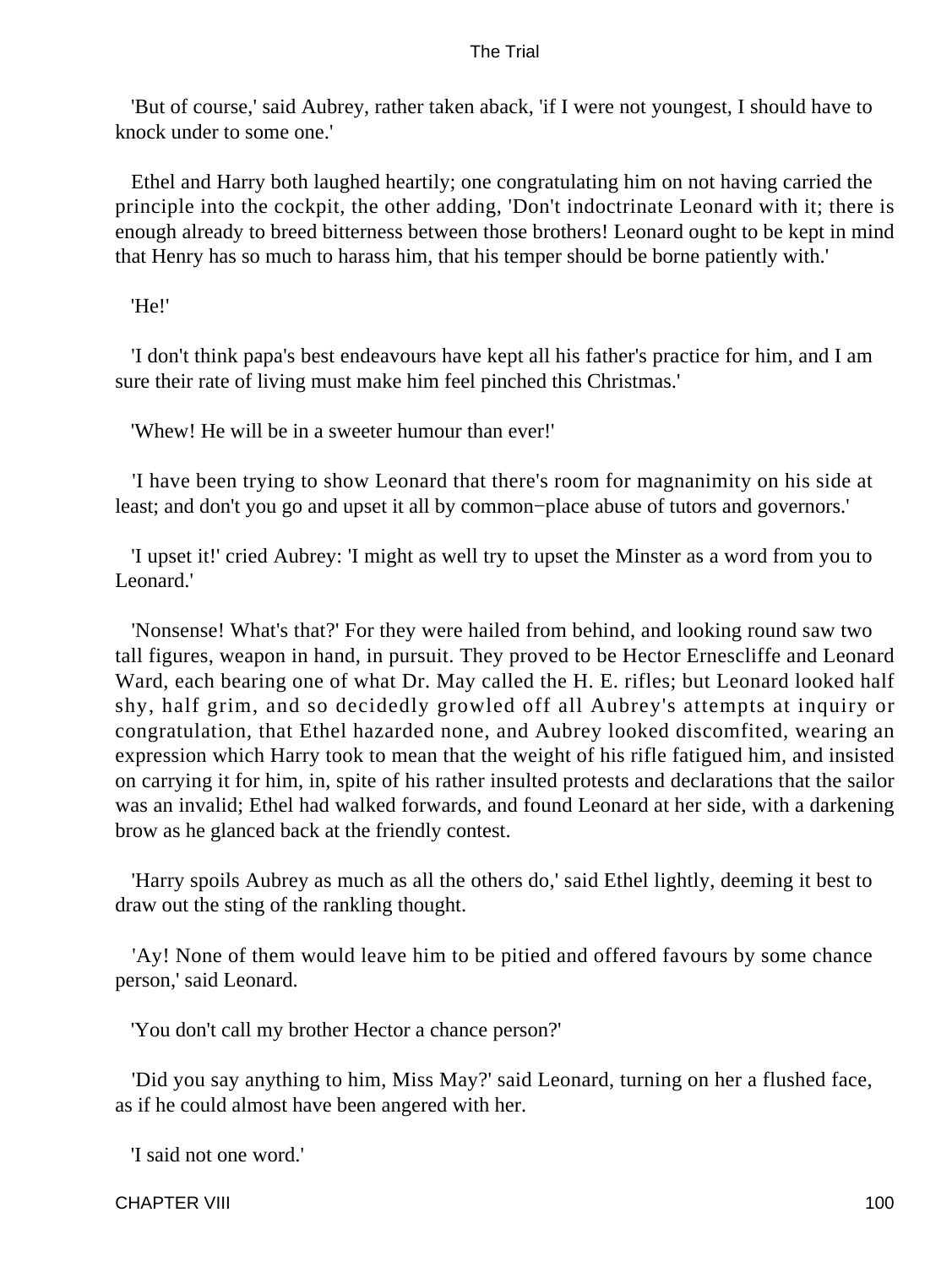'But of course,' said Aubrey, rather taken aback, 'if I were not youngest, I should have to knock under to some one.'

Ethel and Harry both laughed heartily; one congratulating him on not having carried the principle into the cockpit, the other adding, 'Don't indoctrinate Leonard with it; there is enough already to breed bitterness between those brothers! Leonard ought to be kept in mind that Henry has so much to harass him, that his temper should be borne patiently with.'

'He!'

'I don't think papa's best endeavours have kept all his father's practice for him, and I am sure their rate of living must make him feel pinched this Christmas.'

'Whew! He will be in a sweeter humour than ever!'

'I have been trying to show Leonard that there's room for magnanimity on his side at least; and don't you go and upset it all by common−place abuse of tutors and governors.'

'I upset it!' cried Aubrey: 'I might as well try to upset the Minster as a word from you to Leonard.'

'Nonsense! What's that?' For they were hailed from behind, and looking round saw two tall figures, weapon in hand, in pursuit. They proved to be Hector Ernescliffe and Leonard Ward, each bearing one of what Dr. May called the H. E. rifles; but Leonard looked half shy, half grim, and so decidedly growled off all Aubrey's attempts at inquiry or congratulation, that Ethel hazarded none, and Aubrey looked discomfited, wearing an expression which Harry took to mean that the weight of his rifle fatigued him, and insisted on carrying it for him, in, spite of his rather insulted protests and declarations that the sailor was an invalid; Ethel had walked forwards, and found Leonard at her side, with a darkening brow as he glanced back at the friendly contest.

'Harry spoils Aubrey as much as all the others do,' said Ethel lightly, deeming it best to draw out the sting of the rankling thought.

'Ay! None of them would leave him to be pitied and offered favours by some chance person,' said Leonard.

'You don't call my brother Hector a chance person?'

'Did you say anything to him, Miss May?' said Leonard, turning on her a flushed face, as if he could almost have been angered with her.

'I said not one word.'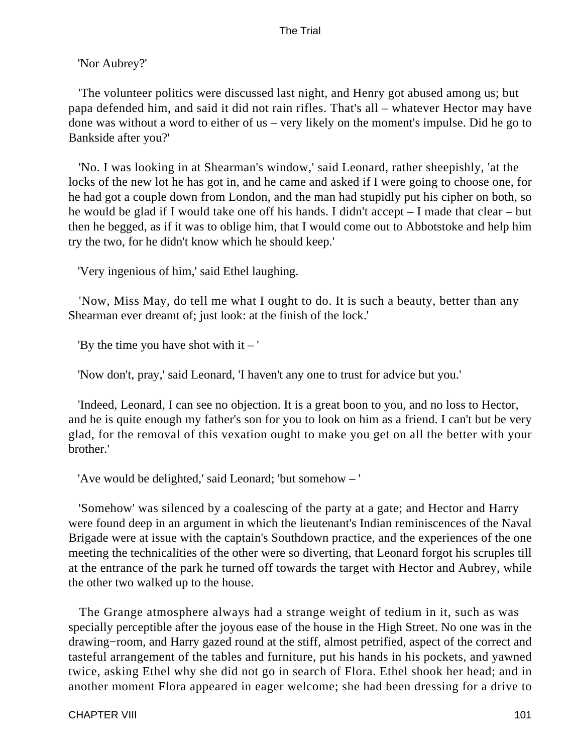'Nor Aubrey?'

'The volunteer politics were discussed last night, and Henry got abused among us; but papa defended him, and said it did not rain rifles. That's all – whatever Hector may have done was without a word to either of us – very likely on the moment's impulse. Did he go to Bankside after you?'

'No. I was looking in at Shearman's window,' said Leonard, rather sheepishly, 'at the locks of the new lot he has got in, and he came and asked if I were going to choose one, for he had got a couple down from London, and the man had stupidly put his cipher on both, so he would be glad if I would take one off his hands. I didn't accept – I made that clear – but then he begged, as if it was to oblige him, that I would come out to Abbotstoke and help him try the two, for he didn't know which he should keep.'

'Very ingenious of him,' said Ethel laughing.

'Now, Miss May, do tell me what I ought to do. It is such a beauty, better than any Shearman ever dreamt of; just look: at the finish of the lock.'

'By the time you have shot with it – '

'Now don't, pray,' said Leonard, 'I haven't any one to trust for advice but you.'

'Indeed, Leonard, I can see no objection. It is a great boon to you, and no loss to Hector, and he is quite enough my father's son for you to look on him as a friend. I can't but be very glad, for the removal of this vexation ought to make you get on all the better with your brother.'

'Ave would be delighted,' said Leonard; 'but somehow – '

'Somehow' was silenced by a coalescing of the party at a gate; and Hector and Harry were found deep in an argument in which the lieutenant's Indian reminiscences of the Naval Brigade were at issue with the captain's Southdown practice, and the experiences of the one meeting the technicalities of the other were so diverting, that Leonard forgot his scruples till at the entrance of the park he turned off towards the target with Hector and Aubrey, while the other two walked up to the house.

The Grange atmosphere always had a strange weight of tedium in it, such as was specially perceptible after the joyous ease of the house in the High Street. No one was in the drawing-room, and Harry gazed round at the stiff, almost petrified, aspect of the correct and tasteful arrangement of the tables and furniture, put his hands in his pockets, and yawned twice, asking Ethel why she did not go in search of Flora. Ethel shook her head; and in another moment Flora appeared in eager welcome; she had been dressing for a drive to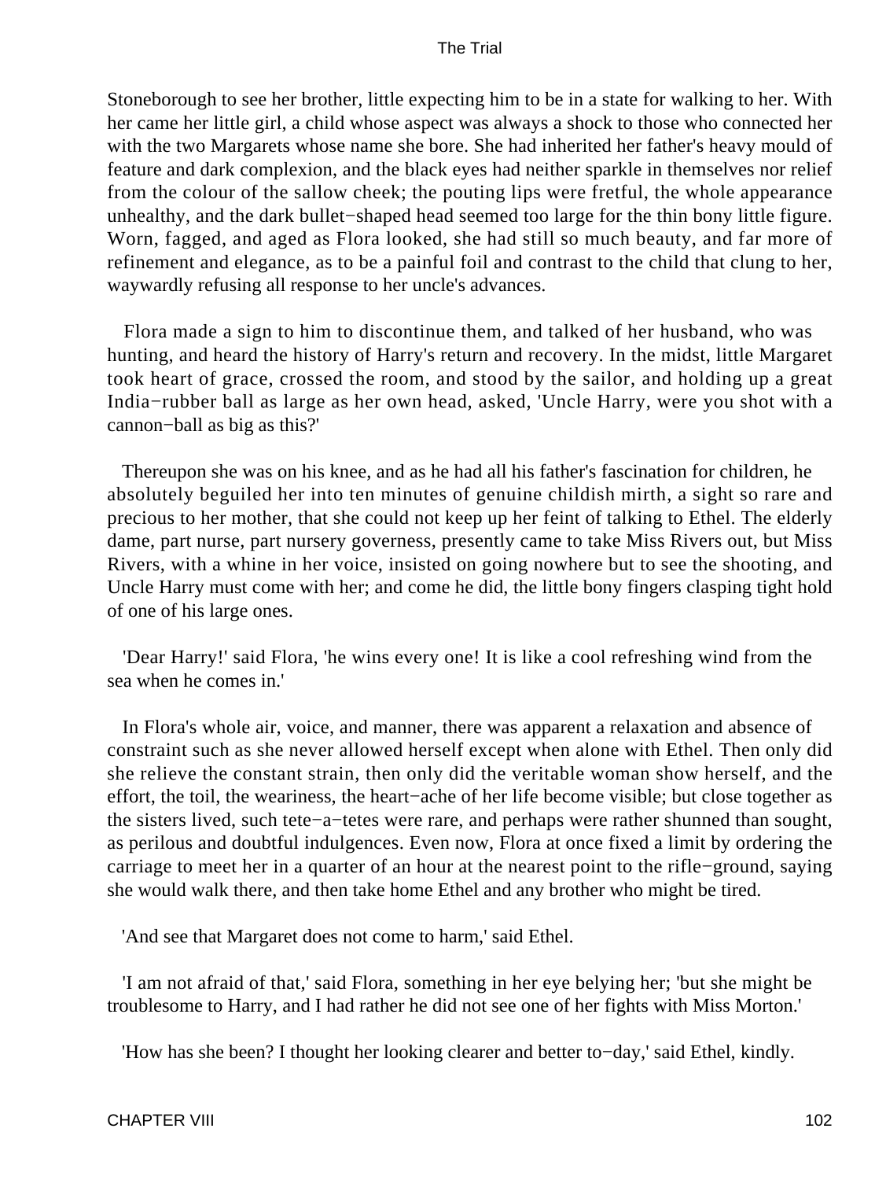Stoneborough to see her brother, little expecting him to be in a state for walking to her. With her came her little girl, a child whose aspect was always a shock to those who connected her with the two Margarets whose name she bore. She had inherited her father's heavy mould of feature and dark complexion, and the black eyes had neither sparkle in themselves nor relief from the colour of the sallow cheek; the pouting lips were fretful, the whole appearance unhealthy, and the dark bullet−shaped head seemed too large for the thin bony little figure. Worn, fagged, and aged as Flora looked, she had still so much beauty, and far more of refinement and elegance, as to be a painful foil and contrast to the child that clung to her, waywardly refusing all response to her uncle's advances.

Flora made a sign to him to discontinue them, and talked of her husband, who was hunting, and heard the history of Harry's return and recovery. In the midst, little Margaret took heart of grace, crossed the room, and stood by the sailor, and holding up a great India−rubber ball as large as her own head, asked, 'Uncle Harry, were you shot with a cannon−ball as big as this?'

Thereupon she was on his knee, and as he had all his father's fascination for children, he absolutely beguiled her into ten minutes of genuine childish mirth, a sight so rare and precious to her mother, that she could not keep up her feint of talking to Ethel. The elderly dame, part nurse, part nursery governess, presently came to take Miss Rivers out, but Miss Rivers, with a whine in her voice, insisted on going nowhere but to see the shooting, and Uncle Harry must come with her; and come he did, the little bony fingers clasping tight hold of one of his large ones.

'Dear Harry!' said Flora, 'he wins every one! It is like a cool refreshing wind from the sea when he comes in.'

In Flora's whole air, voice, and manner, there was apparent a relaxation and absence of constraint such as she never allowed herself except when alone with Ethel. Then only did she relieve the constant strain, then only did the veritable woman show herself, and the effort, the toil, the weariness, the heart−ache of her life become visible; but close together as the sisters lived, such tete−a−tetes were rare, and perhaps were rather shunned than sought, as perilous and doubtful indulgences. Even now, Flora at once fixed a limit by ordering the carriage to meet her in a quarter of an hour at the nearest point to the rifle−ground, saying she would walk there, and then take home Ethel and any brother who might be tired.

'And see that Margaret does not come to harm,' said Ethel.

'I am not afraid of that,' said Flora, something in her eye belying her; 'but she might be troublesome to Harry, and I had rather he did not see one of her fights with Miss Morton.'

'How has she been? I thought her looking clearer and better to−day,' said Ethel, kindly.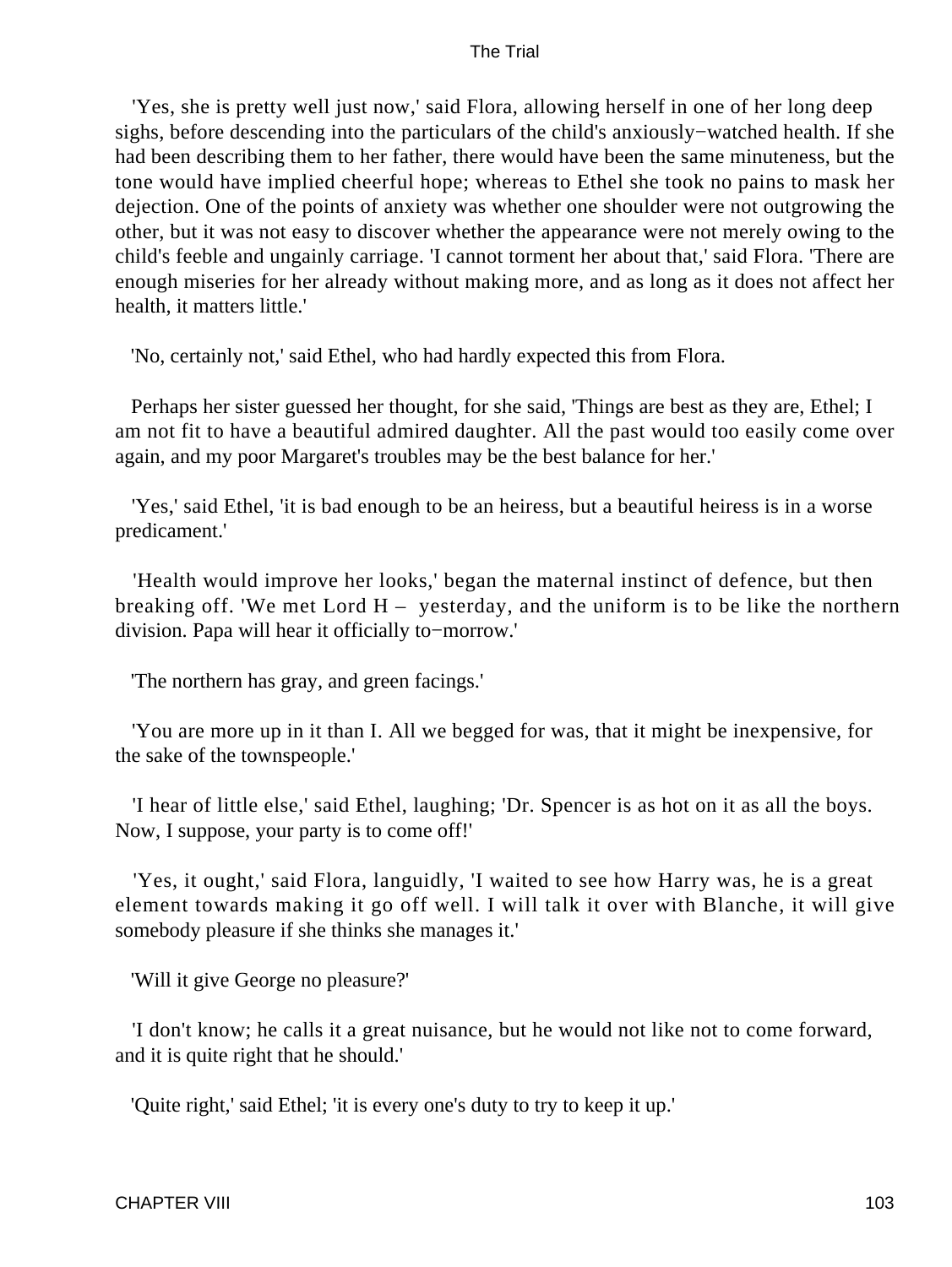'Yes, she is pretty well just now,' said Flora, allowing herself in one of her long deep sighs, before descending into the particulars of the child's anxiously−watched health. If she had been describing them to her father, there would have been the same minuteness, but the tone would have implied cheerful hope; whereas to Ethel she took no pains to mask her dejection. One of the points of anxiety was whether one shoulder were not outgrowing the other, but it was not easy to discover whether the appearance were not merely owing to the child's feeble and ungainly carriage. 'I cannot torment her about that,' said Flora. 'There are enough miseries for her already without making more, and as long as it does not affect her health, it matters little.'

'No, certainly not,' said Ethel, who had hardly expected this from Flora.

Perhaps her sister guessed her thought, for she said, 'Things are best as they are, Ethel; I am not fit to have a beautiful admired daughter. All the past would too easily come over again, and my poor Margaret's troubles may be the best balance for her.'

'Yes,' said Ethel, 'it is bad enough to be an heiress, but a beautiful heiress is in a worse predicament.'

'Health would improve her looks,' began the maternal instinct of defence, but then breaking off. 'We met Lord H – yesterday, and the uniform is to be like the northern division. Papa will hear it officially to−morrow.'

'The northern has gray, and green facings.'

'You are more up in it than I. All we begged for was, that it might be inexpensive, for the sake of the townspeople.'

'I hear of little else,' said Ethel, laughing; 'Dr. Spencer is as hot on it as all the boys. Now, I suppose, your party is to come off!'

'Yes, it ought,' said Flora, languidly, 'I waited to see how Harry was, he is a great element towards making it go off well. I will talk it over with Blanche, it will give somebody pleasure if she thinks she manages it.'

'Will it give George no pleasure?'

'I don't know; he calls it a great nuisance, but he would not like not to come forward, and it is quite right that he should.'

'Quite right,' said Ethel; 'it is every one's duty to try to keep it up.'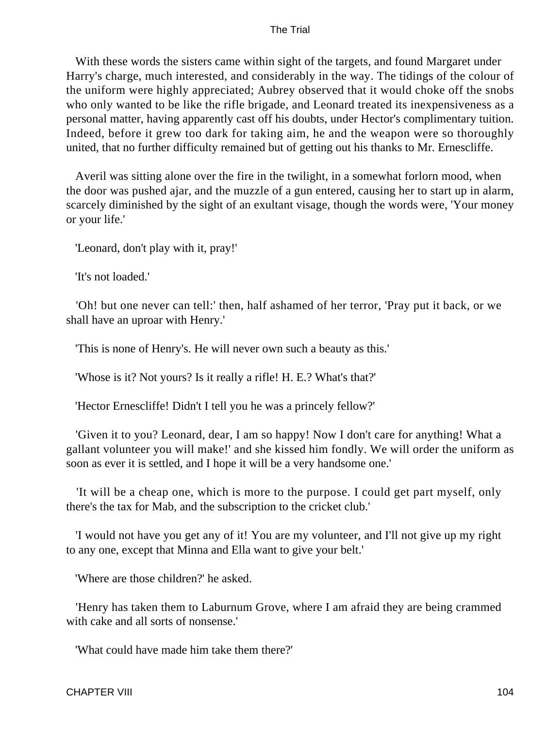With these words the sisters came within sight of the targets, and found Margaret under Harry's charge, much interested, and considerably in the way. The tidings of the colour of the uniform were highly appreciated; Aubrey observed that it would choke off the snobs who only wanted to be like the rifle brigade, and Leonard treated its inexpensiveness as a personal matter, having apparently cast off his doubts, under Hector's complimentary tuition. Indeed, before it grew too dark for taking aim, he and the weapon were so thoroughly united, that no further difficulty remained but of getting out his thanks to Mr. Ernescliffe.

Averil was sitting alone over the fire in the twilight, in a somewhat forlorn mood, when the door was pushed ajar, and the muzzle of a gun entered, causing her to start up in alarm, scarcely diminished by the sight of an exultant visage, though the words were, 'Your money or your life.'

'Leonard, don't play with it, pray!'

'It's not loaded.'

'Oh! but one never can tell:' then, half ashamed of her terror, 'Pray put it back, or we shall have an uproar with Henry.'

'This is none of Henry's. He will never own such a beauty as this.'

'Whose is it? Not yours? Is it really a rifle! H. E.? What's that?'

'Hector Ernescliffe! Didn't I tell you he was a princely fellow?'

'Given it to you? Leonard, dear, I am so happy! Now I don't care for anything! What a gallant volunteer you will make!' and she kissed him fondly. We will order the uniform as soon as ever it is settled, and I hope it will be a very handsome one.'

'It will be a cheap one, which is more to the purpose. I could get part myself, only there's the tax for Mab, and the subscription to the cricket club.'

'I would not have you get any of it! You are my volunteer, and I'll not give up my right to any one, except that Minna and Ella want to give your belt.'

'Where are those children?' he asked.

'Henry has taken them to Laburnum Grove, where I am afraid they are being crammed with cake and all sorts of nonsense.'

'What could have made him take them there?'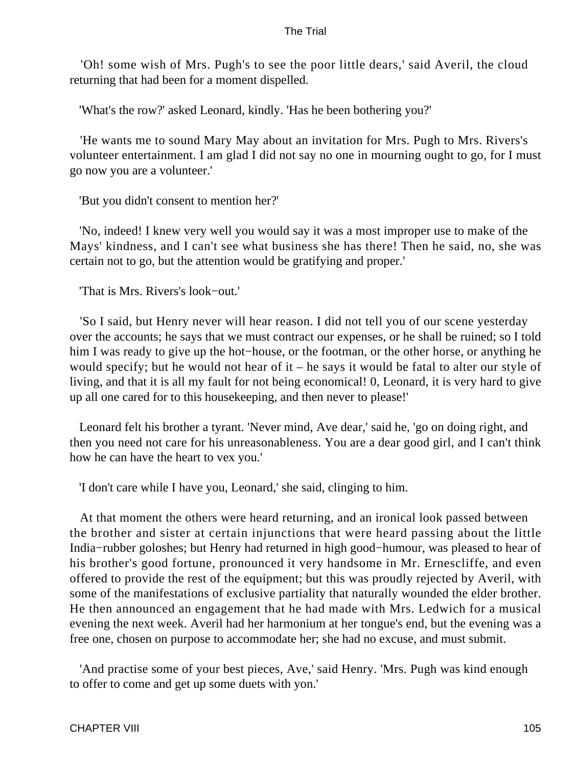'Oh! some wish of Mrs. Pugh's to see the poor little dears,' said Averil, the cloud returning that had been for a moment dispelled.

'What's the row?' asked Leonard, kindly. 'Has he been bothering you?'

'He wants me to sound Mary May about an invitation for Mrs. Pugh to Mrs. Rivers's volunteer entertainment. I am glad I did not say no one in mourning ought to go, for I must go now you are a volunteer.'

'But you didn't consent to mention her?'

'No, indeed! I knew very well you would say it was a most improper use to make of the Mays' kindness, and I can't see what business she has there! Then he said, no, she was certain not to go, but the attention would be gratifying and proper.'

'That is Mrs. Rivers's look−out.'

'So I said, but Henry never will hear reason. I did not tell you of our scene yesterday over the accounts; he says that we must contract our expenses, or he shall be ruined; so I told him I was ready to give up the hot−house, or the footman, or the other horse, or anything he would specify; but he would not hear of it – he says it would be fatal to alter our style of living, and that it is all my fault for not being economical! 0, Leonard, it is very hard to give up all one cared for to this housekeeping, and then never to please!'

Leonard felt his brother a tyrant. 'Never mind, Ave dear,' said he, 'go on doing right, and then you need not care for his unreasonableness. You are a dear good girl, and I can't think how he can have the heart to vex you.'

'I don't care while I have you, Leonard,' she said, clinging to him.

At that moment the others were heard returning, and an ironical look passed between the brother and sister at certain injunctions that were heard passing about the little India−rubber goloshes; but Henry had returned in high good−humour, was pleased to hear of his brother's good fortune, pronounced it very handsome in Mr. Ernescliffe, and even offered to provide the rest of the equipment; but this was proudly rejected by Averil, with some of the manifestations of exclusive partiality that naturally wounded the elder brother. He then announced an engagement that he had made with Mrs. Ledwich for a musical evening the next week. Averil had her harmonium at her tongue's end, but the evening was a free one, chosen on purpose to accommodate her; she had no excuse, and must submit.

'And practise some of your best pieces, Ave,' said Henry. 'Mrs. Pugh was kind enough to offer to come and get up some duets with yon.'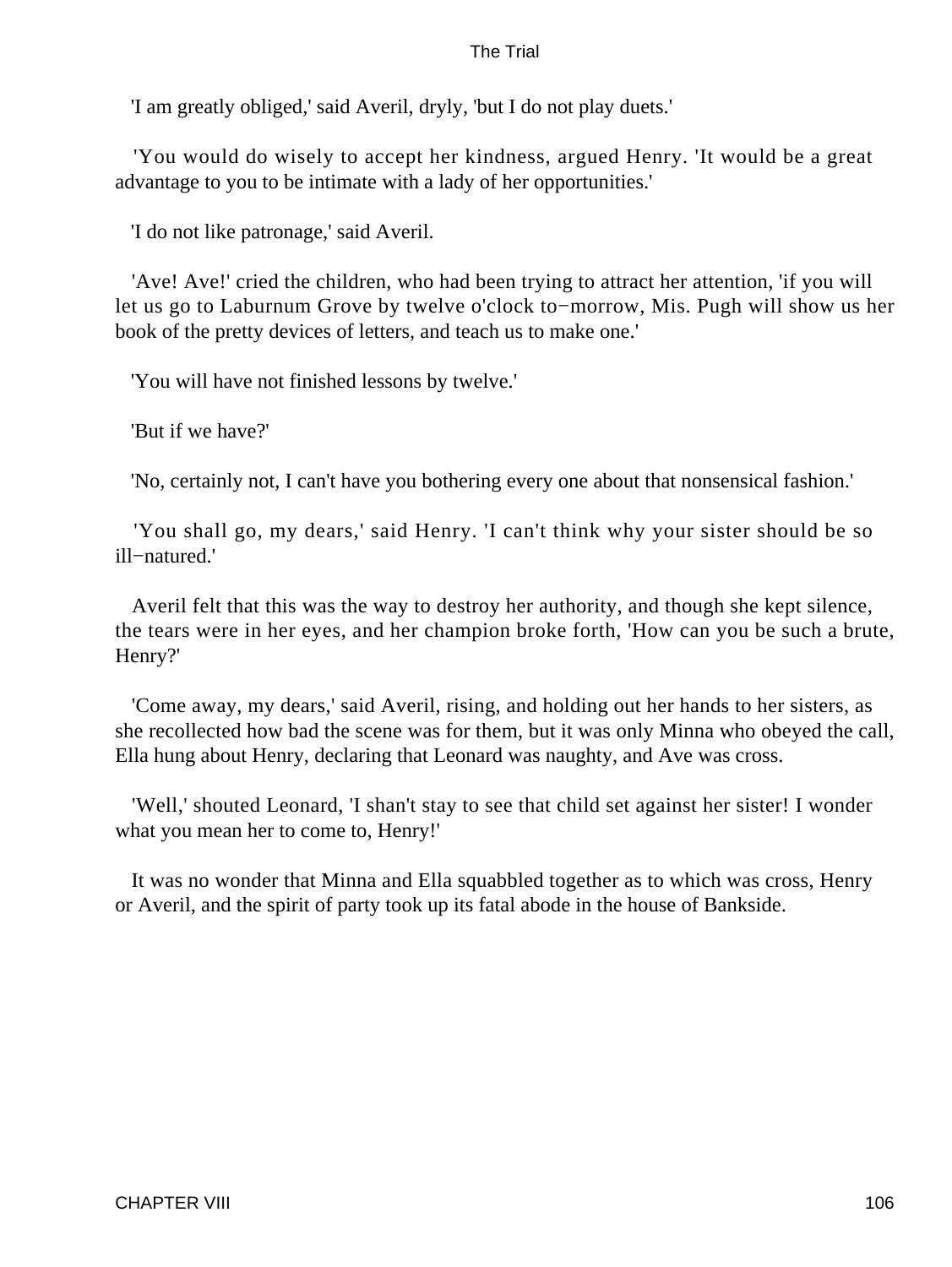'I am greatly obliged,' said Averil, dryly, 'but I do not play duets.'

'You would do wisely to accept her kindness, argued Henry. 'It would be a great advantage to you to be intimate with a lady of her opportunities.'

'I do not like patronage,' said Averil.

'Ave! Ave!' cried the children, who had been trying to attract her attention, 'if you will let us go to Laburnum Grove by twelve o'clock to−morrow, Mis. Pugh will show us her book of the pretty devices of letters, and teach us to make one.'

'You will have not finished lessons by twelve.'

'But if we have?'

'No, certainly not, I can't have you bothering every one about that nonsensical fashion.'

'You shall go, my dears,' said Henry. 'I can't think why your sister should be so ill−natured.'

Averil felt that this was the way to destroy her authority, and though she kept silence, the tears were in her eyes, and her champion broke forth, 'How can you be such a brute, Henry?'

'Come away, my dears,' said Averil, rising, and holding out her hands to her sisters, as she recollected how bad the scene was for them, but it was only Minna who obeyed the call, Ella hung about Henry, declaring that Leonard was naughty, and Ave was cross.

'Well,' shouted Leonard, 'I shan't stay to see that child set against her sister! I wonder what you mean her to come to, Henry!'

It was no wonder that Minna and Ella squabbled together as to which was cross, Henry or Averil, and the spirit of party took up its fatal abode in the house of Bankside.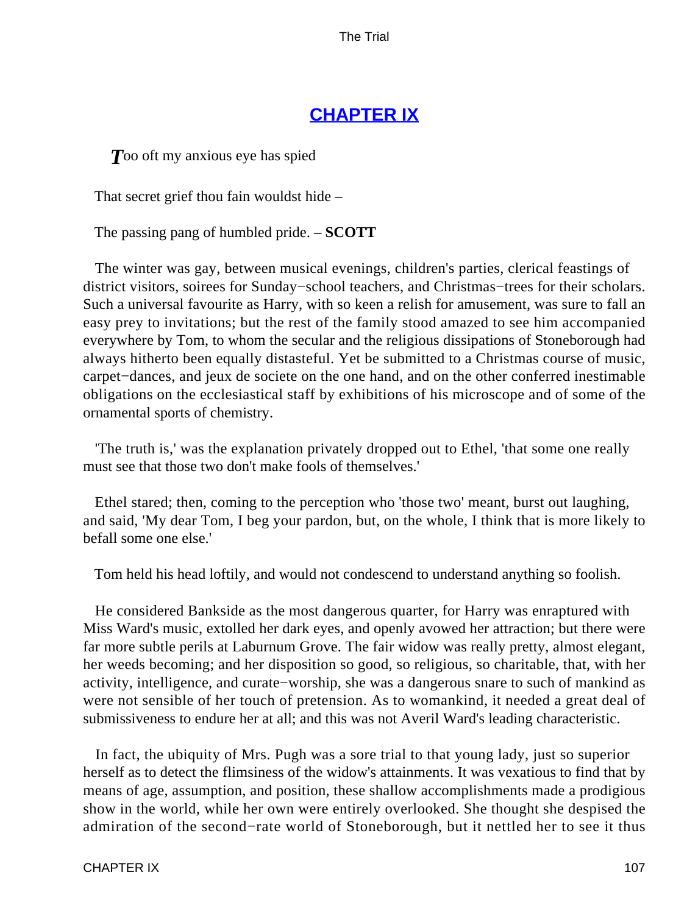## CHAPTER IX

*T*oo oft my anxious eye has spied

That secret grief thou fain wouldst hide –

The passing pang of humbled pride. – **SCOTT**

The winter was gay, between musical evenings, children's parties, clerical feastings of district visitors, soirees for Sunday−school teachers, and Christmas−trees for their scholars. Such a universal favourite as Harry, with so keen a relish for amusement, was sure to fall an easy prey to invitations; but the rest of the family stood amazed to see him accompanied everywhere by Tom, to whom the secular and the religious dissipations of Stoneborough had always hitherto been equally distasteful. Yet be submitted to a Christmas course of music, carpet−dances, and jeux de societe on the one hand, and on the other conferred inestimable obligations on the ecclesiastical staff by exhibitions of his microscope and of some of the ornamental sports of chemistry.

'The truth is,' was the explanation privately dropped out to Ethel, 'that some one really must see that those two don't make fools of themselves.'

Ethel stared; then, coming to the perception who 'those two' meant, burst out laughing, and said, 'My dear Tom, I beg your pardon, but, on the whole, I think that is more likely to befall some one else.'

Tom held his head loftily, and would not condescend to understand anything so foolish.

He considered Bankside as the most dangerous quarter, for Harry was enraptured with Miss Ward's music, extolled her dark eyes, and openly avowed her attraction; but there were far more subtle perils at Laburnum Grove. The fair widow was really pretty, almost elegant, her weeds becoming; and her disposition so good, so religious, so charitable, that, with her activity, intelligence, and curate−worship, she was a dangerous snare to such of mankind as were not sensible of her touch of pretension. As to womankind, it needed a great deal of submissiveness to endure her at all; and this was not Averil Ward's leading characteristic.

In fact, the ubiquity of Mrs. Pugh was a sore trial to that young lady, just so superior herself as to detect the flimsiness of the widow's attainments. It was vexatious to find that by means of age, assumption, and position, these shallow accomplishments made a prodigious show in the world, while her own were entirely overlooked. She thought she despised the admiration of the second−rate world of Stoneborough, but it nettled her to see it thus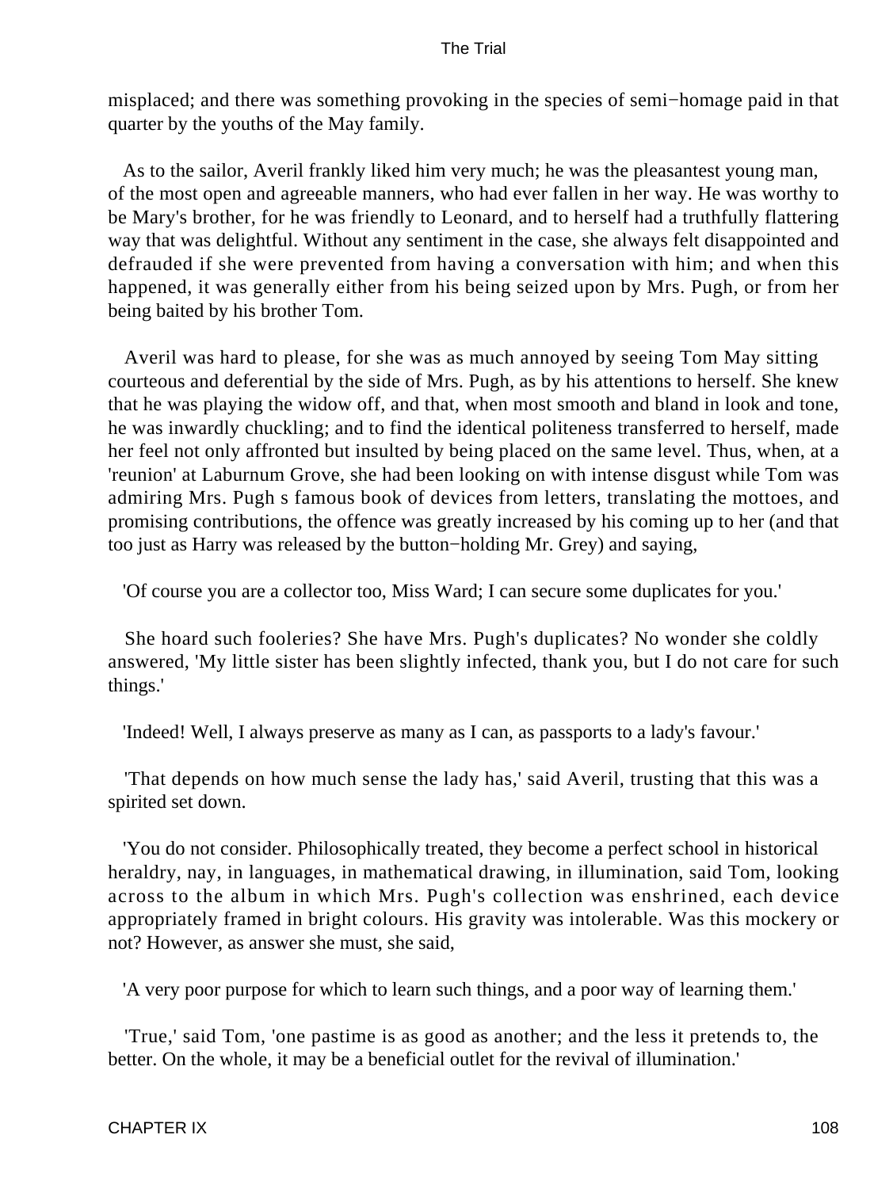misplaced; and there was something provoking in the species of semi−homage paid in that quarter by the youths of the May family.

As to the sailor, Averil frankly liked him very much; he was the pleasantest young man, of the most open and agreeable manners, who had ever fallen in her way. He was worthy to be Mary's brother, for he was friendly to Leonard, and to herself had a truthfully flattering way that was delightful. Without any sentiment in the case, she always felt disappointed and defrauded if she were prevented from having a conversation with him; and when this happened, it was generally either from his being seized upon by Mrs. Pugh, or from her being baited by his brother Tom.

Averil was hard to please, for she was as much annoyed by seeing Tom May sitting courteous and deferential by the side of Mrs. Pugh, as by his attentions to herself. She knew that he was playing the widow off, and that, when most smooth and bland in look and tone, he was inwardly chuckling; and to find the identical politeness transferred to herself, made her feel not only affronted but insulted by being placed on the same level. Thus, when, at a 'reunion' at Laburnum Grove, she had been looking on with intense disgust while Tom was admiring Mrs. Pugh s famous book of devices from letters, translating the mottoes, and promising contributions, the offence was greatly increased by his coming up to her (and that too just as Harry was released by the button−holding Mr. Grey) and saying,

'Of course you are a collector too, Miss Ward; I can secure some duplicates for you.'

She hoard such fooleries? She have Mrs. Pugh's duplicates? No wonder she coldly answered, 'My little sister has been slightly infected, thank you, but I do not care for such things.'

'Indeed! Well, I always preserve as many as I can, as passports to a lady's favour.'

'That depends on how much sense the lady has,' said Averil, trusting that this was a spirited set down.

'You do not consider. Philosophically treated, they become a perfect school in historical heraldry, nay, in languages, in mathematical drawing, in illumination, said Tom, looking across to the album in which Mrs. Pugh's collection was enshrined, each device appropriately framed in bright colours. His gravity was intolerable. Was this mockery or not? However, as answer she must, she said,

'A very poor purpose for which to learn such things, and a poor way of learning them.'

'True,' said Tom, 'one pastime is as good as another; and the less it pretends to, the better. On the whole, it may be a beneficial outlet for the revival of illumination.'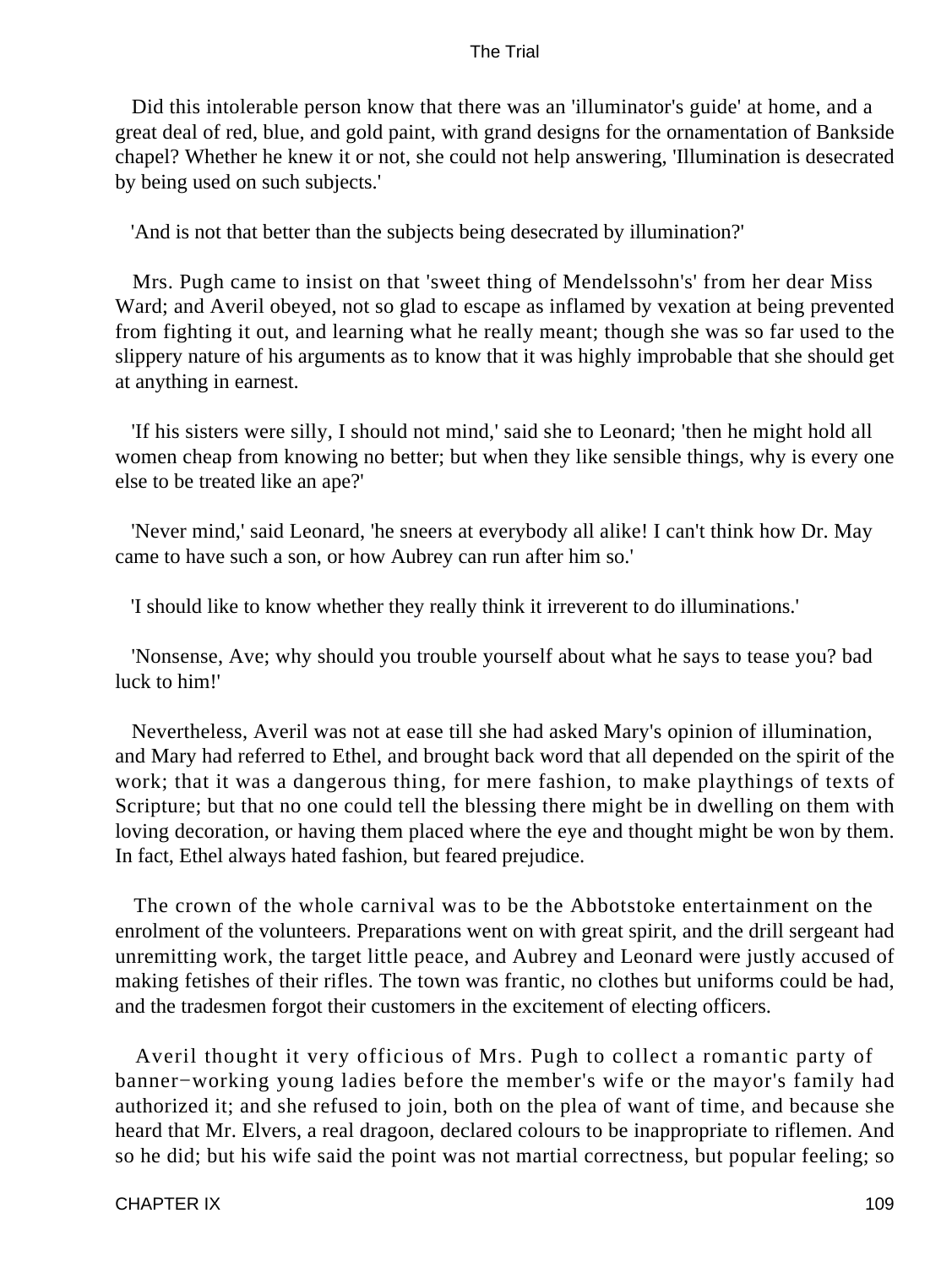Did this intolerable person know that there was an 'illuminator's guide' at home, and a great deal of red, blue, and gold paint, with grand designs for the ornamentation of Bankside chapel? Whether he knew it or not, she could not help answering, 'Illumination is desecrated by being used on such subjects.'

'And is not that better than the subjects being desecrated by illumination?'

Mrs. Pugh came to insist on that 'sweet thing of Mendelssohn's' from her dear Miss Ward; and Averil obeyed, not so glad to escape as inflamed by vexation at being prevented from fighting it out, and learning what he really meant; though she was so far used to the slippery nature of his arguments as to know that it was highly improbable that she should get at anything in earnest.

'If his sisters were silly, I should not mind,' said she to Leonard; 'then he might hold all women cheap from knowing no better; but when they like sensible things, why is every one else to be treated like an ape?'

'Never mind,' said Leonard, 'he sneers at everybody all alike! I can't think how Dr. May came to have such a son, or how Aubrey can run after him so.'

'I should like to know whether they really think it irreverent to do illuminations.'

'Nonsense, Ave; why should you trouble yourself about what he says to tease you? bad luck to him!'

Nevertheless, Averil was not at ease till she had asked Mary's opinion of illumination, and Mary had referred to Ethel, and brought back word that all depended on the spirit of the work; that it was a dangerous thing, for mere fashion, to make playthings of texts of Scripture; but that no one could tell the blessing there might be in dwelling on them with loving decoration, or having them placed where the eye and thought might be won by them. In fact, Ethel always hated fashion, but feared prejudice.

The crown of the whole carnival was to be the Abbotstoke entertainment on the enrolment of the volunteers. Preparations went on with great spirit, and the drill sergeant had unremitting work, the target little peace, and Aubrey and Leonard were justly accused of making fetishes of their rifles. The town was frantic, no clothes but uniforms could be had, and the tradesmen forgot their customers in the excitement of electing officers.

Averil thought it very officious of Mrs. Pugh to collect a romantic party of banner−working young ladies before the member's wife or the mayor's family had authorized it; and she refused to join, both on the plea of want of time, and because she heard that Mr. Elvers, a real dragoon, declared colours to be inappropriate to riflemen. And so he did; but his wife said the point was not martial correctness, but popular feeling; so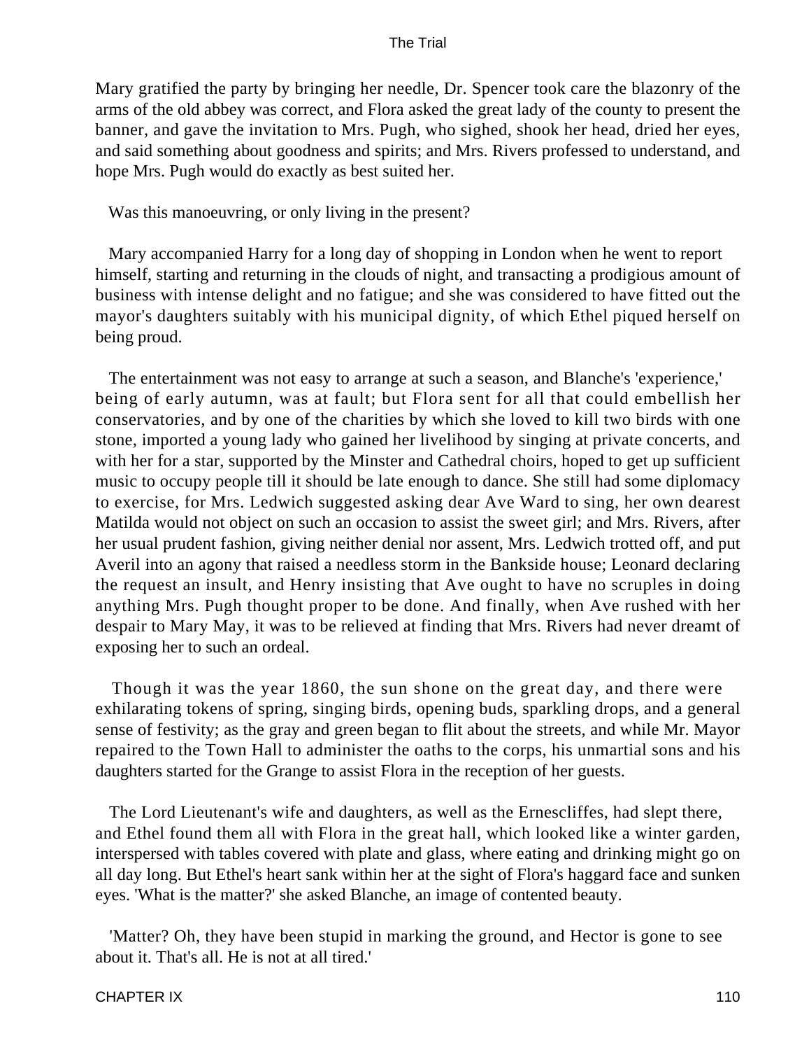Mary gratified the party by bringing her needle, Dr. Spencer took care the blazonry of the arms of the old abbey was correct, and Flora asked the great lady of the county to present the banner, and gave the invitation to Mrs. Pugh, who sighed, shook her head, dried her eyes, and said something about goodness and spirits; and Mrs. Rivers professed to understand, and hope Mrs. Pugh would do exactly as best suited her.

Was this manoeuvring, or only living in the present?

Mary accompanied Harry for a long day of shopping in London when he went to report himself, starting and returning in the clouds of night, and transacting a prodigious amount of business with intense delight and no fatigue; and she was considered to have fitted out the mayor's daughters suitably with his municipal dignity, of which Ethel piqued herself on being proud.

The entertainment was not easy to arrange at such a season, and Blanche's 'experience,' being of early autumn, was at fault; but Flora sent for all that could embellish her conservatories, and by one of the charities by which she loved to kill two birds with one stone, imported a young lady who gained her livelihood by singing at private concerts, and with her for a star, supported by the Minster and Cathedral choirs, hoped to get up sufficient music to occupy people till it should be late enough to dance. She still had some diplomacy to exercise, for Mrs. Ledwich suggested asking dear Ave Ward to sing, her own dearest Matilda would not object on such an occasion to assist the sweet girl; and Mrs. Rivers, after her usual prudent fashion, giving neither denial nor assent, Mrs. Ledwich trotted off, and put Averil into an agony that raised a needless storm in the Bankside house; Leonard declaring the request an insult, and Henry insisting that Ave ought to have no scruples in doing anything Mrs. Pugh thought proper to be done. And finally, when Ave rushed with her despair to Mary May, it was to be relieved at finding that Mrs. Rivers had never dreamt of exposing her to such an ordeal.

Though it was the year 1860, the sun shone on the great day, and there were exhilarating tokens of spring, singing birds, opening buds, sparkling drops, and a general sense of festivity; as the gray and green began to flit about the streets, and while Mr. Mayor repaired to the Town Hall to administer the oaths to the corps, his unmartial sons and his daughters started for the Grange to assist Flora in the reception of her guests.

The Lord Lieutenant's wife and daughters, as well as the Ernescliffes, had slept there, and Ethel found them all with Flora in the great hall, which looked like a winter garden, interspersed with tables covered with plate and glass, where eating and drinking might go on all day long. But Ethel's heart sank within her at the sight of Flora's haggard face and sunken eyes. 'What is the matter?' she asked Blanche, an image of contented beauty.

'Matter? Oh, they have been stupid in marking the ground, and Hector is gone to see about it. That's all. He is not at all tired.'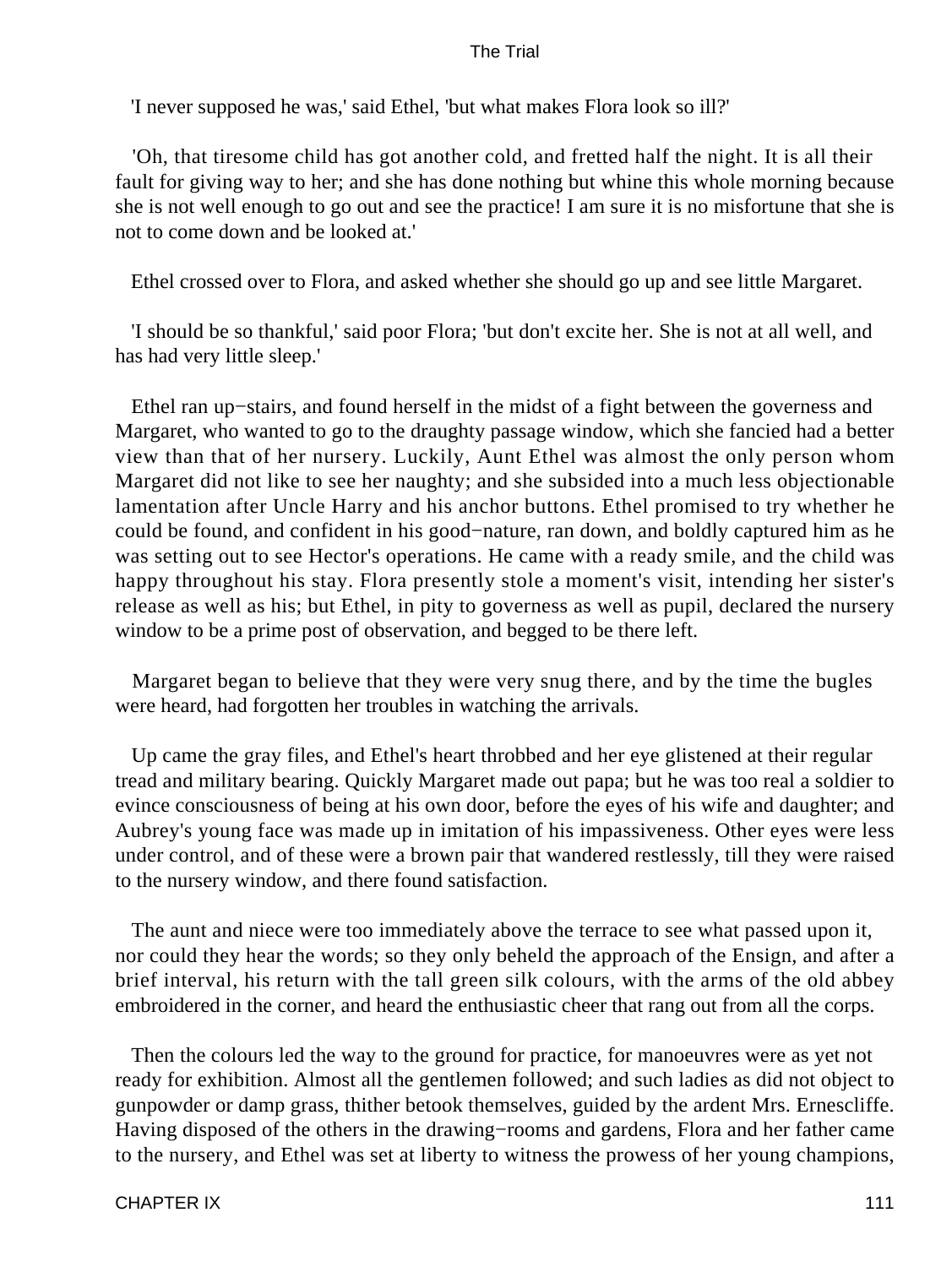'I never supposed he was,' said Ethel, 'but what makes Flora look so ill?'

'Oh, that tiresome child has got another cold, and fretted half the night. It is all their fault for giving way to her; and she has done nothing but whine this whole morning because she is not well enough to go out and see the practice! I am sure it is no misfortune that she is not to come down and be looked at.'

Ethel crossed over to Flora, and asked whether she should go up and see little Margaret.

'I should be so thankful,' said poor Flora; 'but don't excite her. She is not at all well, and has had very little sleep.'

Ethel ran up−stairs, and found herself in the midst of a fight between the governess and Margaret, who wanted to go to the draughty passage window, which she fancied had a better view than that of her nursery. Luckily, Aunt Ethel was almost the only person whom Margaret did not like to see her naughty; and she subsided into a much less objectionable lamentation after Uncle Harry and his anchor buttons. Ethel promised to try whether he could be found, and confident in his good−nature, ran down, and boldly captured him as he was setting out to see Hector's operations. He came with a ready smile, and the child was happy throughout his stay. Flora presently stole a moment's visit, intending her sister's release as well as his; but Ethel, in pity to governess as well as pupil, declared the nursery window to be a prime post of observation, and begged to be there left.

Margaret began to believe that they were very snug there, and by the time the bugles were heard, had forgotten her troubles in watching the arrivals.

Up came the gray files, and Ethel's heart throbbed and her eye glistened at their regular tread and military bearing. Quickly Margaret made out papa; but he was too real a soldier to evince consciousness of being at his own door, before the eyes of his wife and daughter; and Aubrey's young face was made up in imitation of his impassiveness. Other eyes were less under control, and of these were a brown pair that wandered restlessly, till they were raised to the nursery window, and there found satisfaction.

The aunt and niece were too immediately above the terrace to see what passed upon it, nor could they hear the words; so they only beheld the approach of the Ensign, and after a brief interval, his return with the tall green silk colours, with the arms of the old abbey embroidered in the corner, and heard the enthusiastic cheer that rang out from all the corps.

Then the colours led the way to the ground for practice, for manoeuvres were as yet not ready for exhibition. Almost all the gentlemen followed; and such ladies as did not object to gunpowder or damp grass, thither betook themselves, guided by the ardent Mrs. Ernescliffe. Having disposed of the others in the drawing−rooms and gardens, Flora and her father came to the nursery, and Ethel was set at liberty to witness the prowess of her young champions,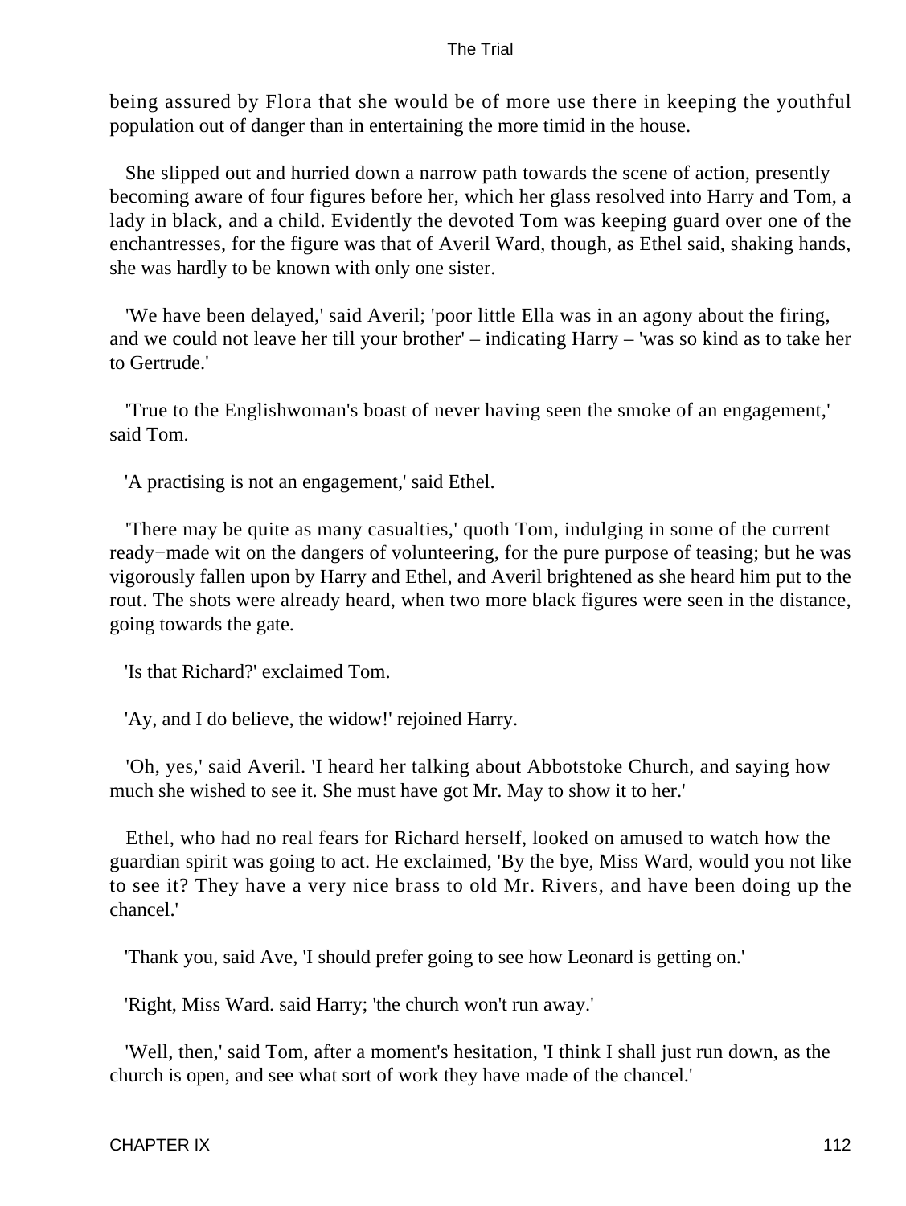being assured by Flora that she would be of more use there in keeping the youthful population out of danger than in entertaining the more timid in the house.

She slipped out and hurried down a narrow path towards the scene of action, presently becoming aware of four figures before her, which her glass resolved into Harry and Tom, a lady in black, and a child. Evidently the devoted Tom was keeping guard over one of the enchantresses, for the figure was that of Averil Ward, though, as Ethel said, shaking hands, she was hardly to be known with only one sister.

'We have been delayed,' said Averil; 'poor little Ella was in an agony about the firing, and we could not leave her till your brother' – indicating Harry – 'was so kind as to take her to Gertrude.'

'True to the Englishwoman's boast of never having seen the smoke of an engagement,' said Tom.

'A practising is not an engagement,' said Ethel.

'There may be quite as many casualties,' quoth Tom, indulging in some of the current ready−made wit on the dangers of volunteering, for the pure purpose of teasing; but he was vigorously fallen upon by Harry and Ethel, and Averil brightened as she heard him put to the rout. The shots were already heard, when two more black figures were seen in the distance, going towards the gate.

'Is that Richard?' exclaimed Tom.

'Ay, and I do believe, the widow!' rejoined Harry.

'Oh, yes,' said Averil. 'I heard her talking about Abbotstoke Church, and saying how much she wished to see it. She must have got Mr. May to show it to her.'

Ethel, who had no real fears for Richard herself, looked on amused to watch how the guardian spirit was going to act. He exclaimed, 'By the bye, Miss Ward, would you not like to see it? They have a very nice brass to old Mr. Rivers, and have been doing up the chancel.'

'Thank you, said Ave, 'I should prefer going to see how Leonard is getting on.'

'Right, Miss Ward. said Harry; 'the church won't run away.'

'Well, then,' said Tom, after a moment's hesitation, 'I think I shall just run down, as the church is open, and see what sort of work they have made of the chancel.'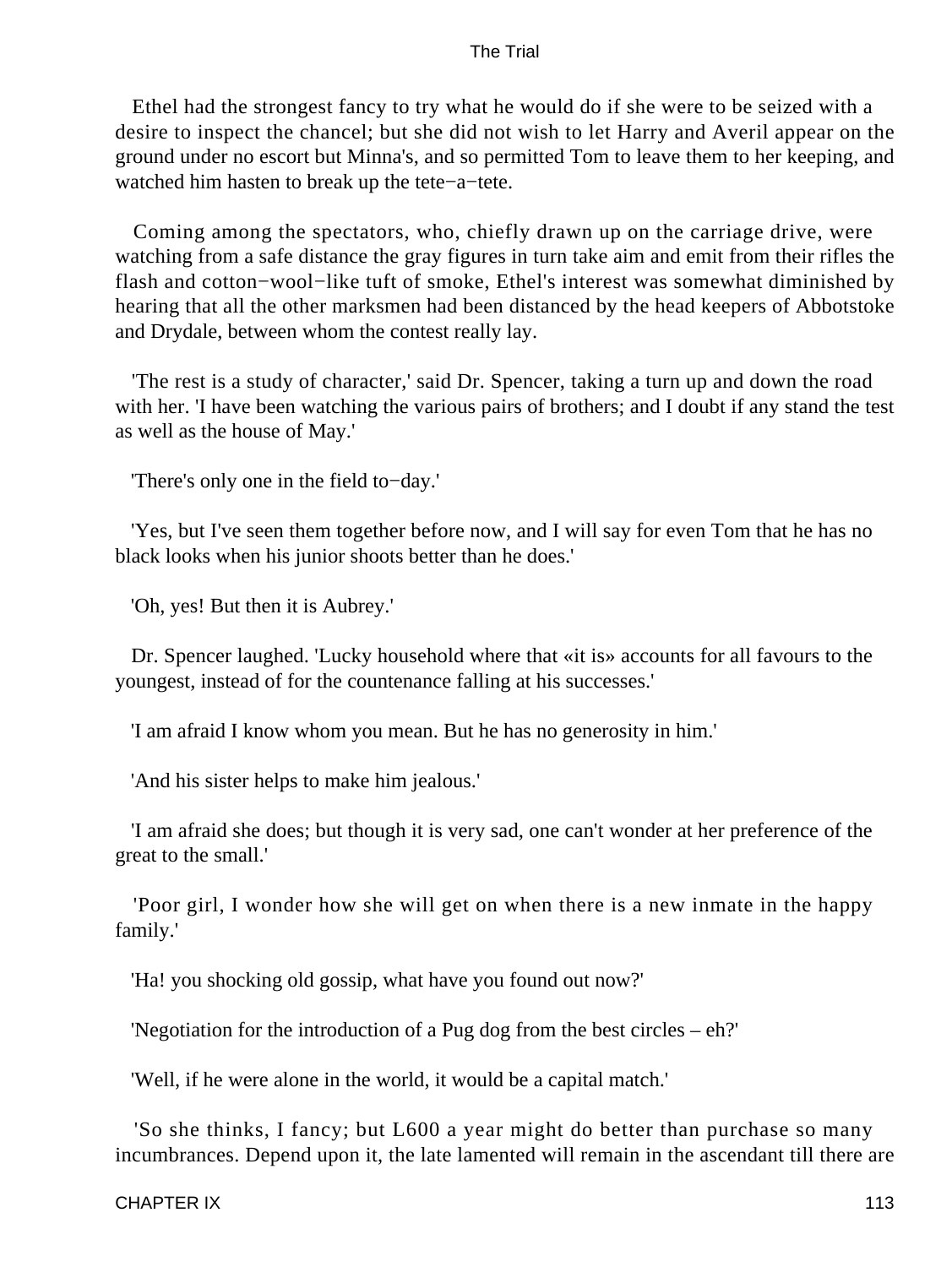Ethel had the strongest fancy to try what he would do if she were to be seized with a desire to inspect the chancel; but she did not wish to let Harry and Averil appear on the ground under no escort but Minna's, and so permitted Tom to leave them to her keeping, and watched him hasten to break up the tete−a−tete.

Coming among the spectators, who, chiefly drawn up on the carriage drive, were watching from a safe distance the gray figures in turn take aim and emit from their rifles the flash and cotton−wool−like tuft of smoke, Ethel's interest was somewhat diminished by hearing that all the other marksmen had been distanced by the head keepers of Abbotstoke and Drydale, between whom the contest really lay.

'The rest is a study of character,' said Dr. Spencer, taking a turn up and down the road with her. 'I have been watching the various pairs of brothers; and I doubt if any stand the test as well as the house of May.'

'There's only one in the field to−day.'

'Yes, but I've seen them together before now, and I will say for even Tom that he has no black looks when his junior shoots better than he does.'

'Oh, yes! But then it is Aubrey.'

Dr. Spencer laughed. 'Lucky household where that «it is» accounts for all favours to the youngest, instead of for the countenance falling at his successes.'

'I am afraid I know whom you mean. But he has no generosity in him.'

'And his sister helps to make him jealous.'

'I am afraid she does; but though it is very sad, one can't wonder at her preference of the great to the small.'

'Poor girl, I wonder how she will get on when there is a new inmate in the happy family.'

'Ha! you shocking old gossip, what have you found out now?'

'Negotiation for the introduction of a Pug dog from the best circles – eh?'

'Well, if he were alone in the world, it would be a capital match.'

'So she thinks, I fancy; but L600 a year might do better than purchase so many incumbrances. Depend upon it, the late lamented will remain in the ascendant till there are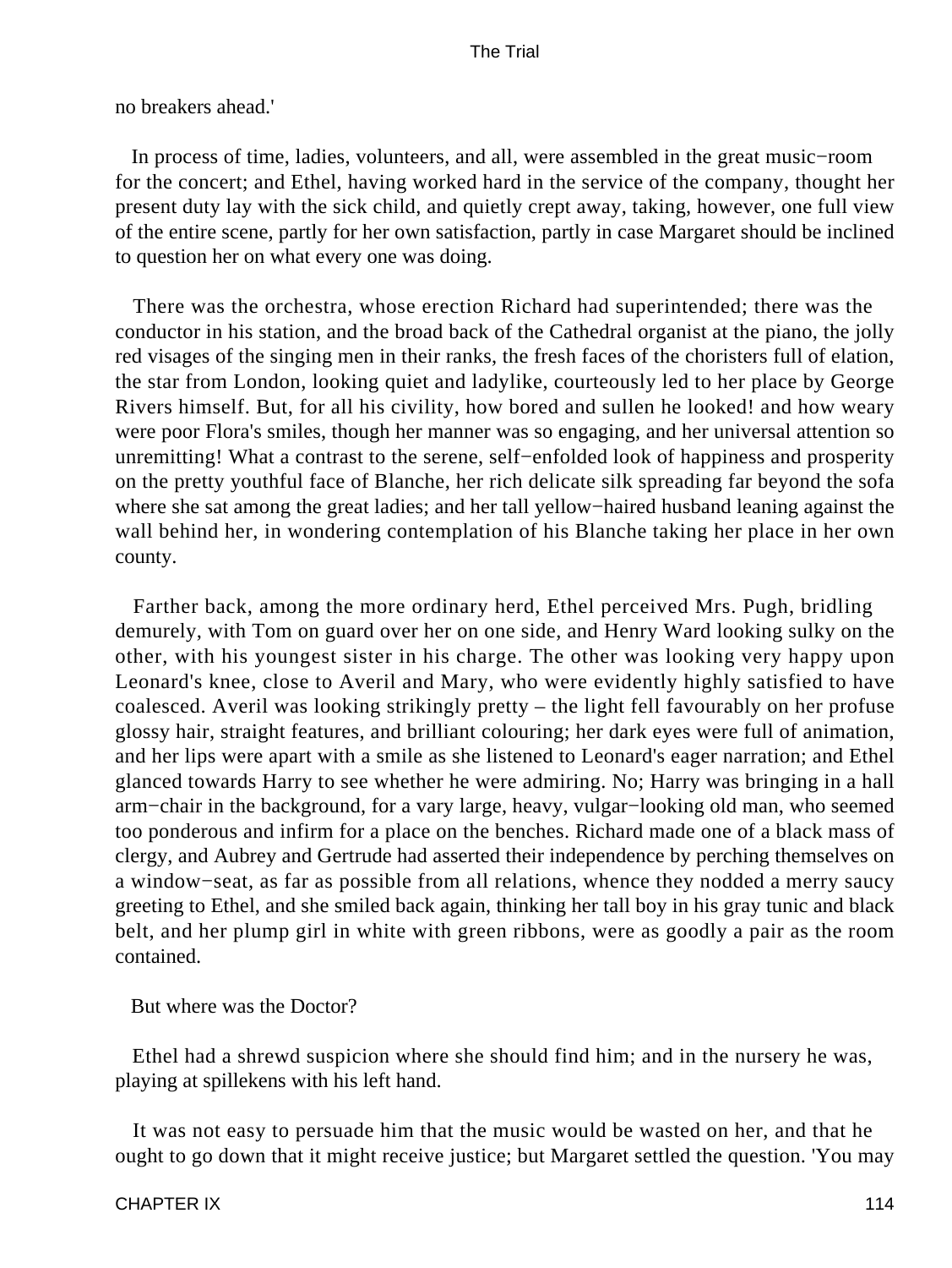no breakers ahead.'

In process of time, ladies, volunteers, and all, were assembled in the great music−room for the concert; and Ethel, having worked hard in the service of the company, thought her present duty lay with the sick child, and quietly crept away, taking, however, one full view of the entire scene, partly for her own satisfaction, partly in case Margaret should be inclined to question her on what every one was doing.

There was the orchestra, whose erection Richard had superintended; there was the conductor in his station, and the broad back of the Cathedral organist at the piano, the jolly red visages of the singing men in their ranks, the fresh faces of the choristers full of elation, the star from London, looking quiet and ladylike, courteously led to her place by George Rivers himself. But, for all his civility, how bored and sullen he looked! and how weary were poor Flora's smiles, though her manner was so engaging, and her universal attention so unremitting! What a contrast to the serene, self−enfolded look of happiness and prosperity on the pretty youthful face of Blanche, her rich delicate silk spreading far beyond the sofa where she sat among the great ladies; and her tall yellow−haired husband leaning against the wall behind her, in wondering contemplation of his Blanche taking her place in her own county.

Farther back, among the more ordinary herd, Ethel perceived Mrs. Pugh, bridling demurely, with Tom on guard over her on one side, and Henry Ward looking sulky on the other, with his youngest sister in his charge. The other was looking very happy upon Leonard's knee, close to Averil and Mary, who were evidently highly satisfied to have coalesced. Averil was looking strikingly pretty – the light fell favourably on her profuse glossy hair, straight features, and brilliant colouring; her dark eyes were full of animation, and her lips were apart with a smile as she listened to Leonard's eager narration; and Ethel glanced towards Harry to see whether he were admiring. No; Harry was bringing in a hall arm−chair in the background, for a vary large, heavy, vulgar−looking old man, who seemed too ponderous and infirm for a place on the benches. Richard made one of a black mass of clergy, and Aubrey and Gertrude had asserted their independence by perching themselves on a window−seat, as far as possible from all relations, whence they nodded a merry saucy greeting to Ethel, and she smiled back again, thinking her tall boy in his gray tunic and black belt, and her plump girl in white with green ribbons, were as goodly a pair as the room contained.

But where was the Doctor?

Ethel had a shrewd suspicion where she should find him; and in the nursery he was, playing at spillekens with his left hand.

It was not easy to persuade him that the music would be wasted on her, and that he ought to go down that it might receive justice; but Margaret settled the question. 'You may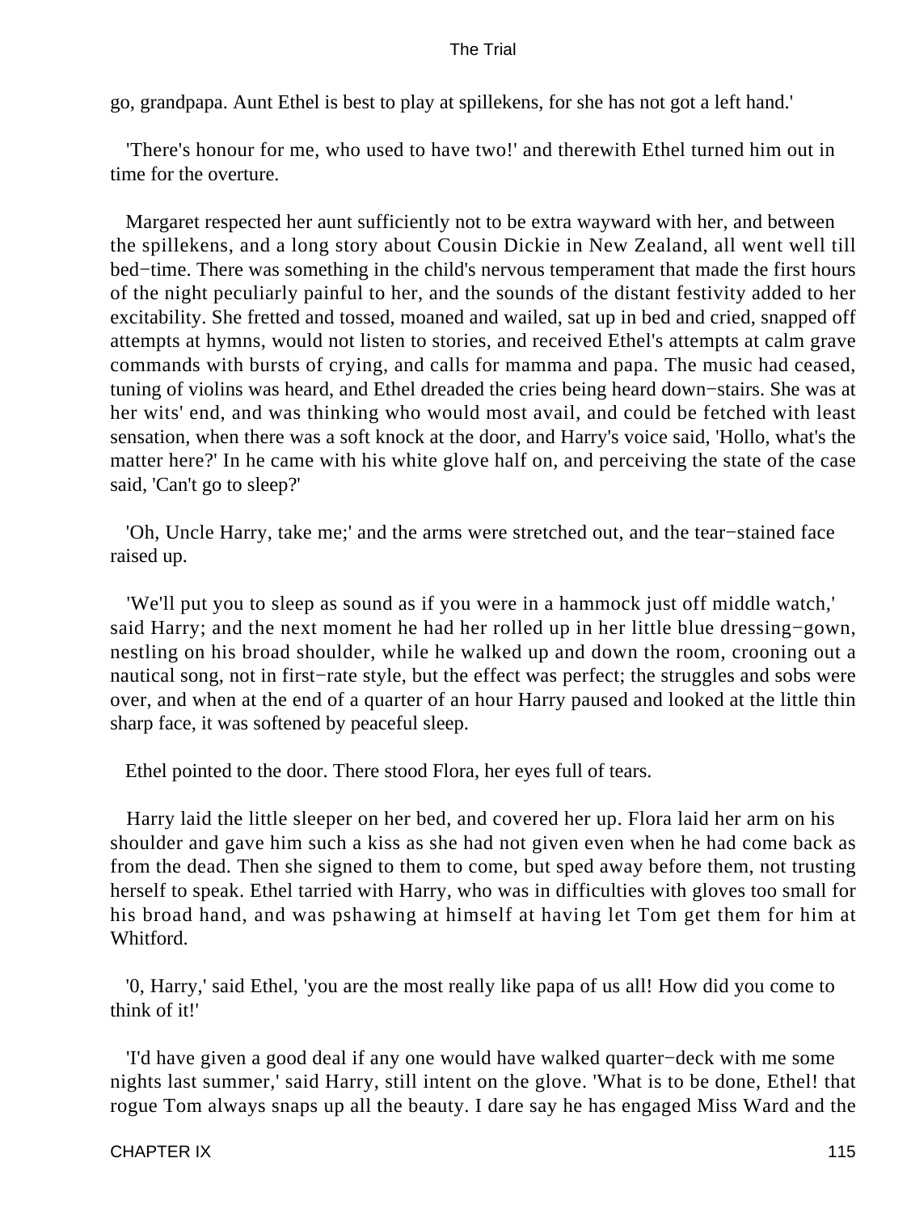go, grandpapa. Aunt Ethel is best to play at spillekens, for she has not got a left hand.'

'There's honour for me, who used to have two!' and therewith Ethel turned him out in time for the overture.

Margaret respected her aunt sufficiently not to be extra wayward with her, and between the spillekens, and a long story about Cousin Dickie in New Zealand, all went well till bed−time. There was something in the child's nervous temperament that made the first hours of the night peculiarly painful to her, and the sounds of the distant festivity added to her excitability. She fretted and tossed, moaned and wailed, sat up in bed and cried, snapped off attempts at hymns, would not listen to stories, and received Ethel's attempts at calm grave commands with bursts of crying, and calls for mamma and papa. The music had ceased, tuning of violins was heard, and Ethel dreaded the cries being heard down−stairs. She was at her wits' end, and was thinking who would most avail, and could be fetched with least sensation, when there was a soft knock at the door, and Harry's voice said, 'Hollo, what's the matter here?' In he came with his white glove half on, and perceiving the state of the case said, 'Can't go to sleep?'

'Oh, Uncle Harry, take me;' and the arms were stretched out, and the tear−stained face raised up.

'We'll put you to sleep as sound as if you were in a hammock just off middle watch,' said Harry; and the next moment he had her rolled up in her little blue dressing−gown, nestling on his broad shoulder, while he walked up and down the room, crooning out a nautical song, not in first−rate style, but the effect was perfect; the struggles and sobs were over, and when at the end of a quarter of an hour Harry paused and looked at the little thin sharp face, it was softened by peaceful sleep.

Ethel pointed to the door. There stood Flora, her eyes full of tears.

Harry laid the little sleeper on her bed, and covered her up. Flora laid her arm on his shoulder and gave him such a kiss as she had not given even when he had come back as from the dead. Then she signed to them to come, but sped away before them, not trusting herself to speak. Ethel tarried with Harry, who was in difficulties with gloves too small for his broad hand, and was pshawing at himself at having let Tom get them for him at Whitford.

'0, Harry,' said Ethel, 'you are the most really like papa of us all! How did you come to think of it!'

'I'd have given a good deal if any one would have walked quarter−deck with me some nights last summer,' said Harry, still intent on the glove. 'What is to be done, Ethel! that rogue Tom always snaps up all the beauty. I dare say he has engaged Miss Ward and the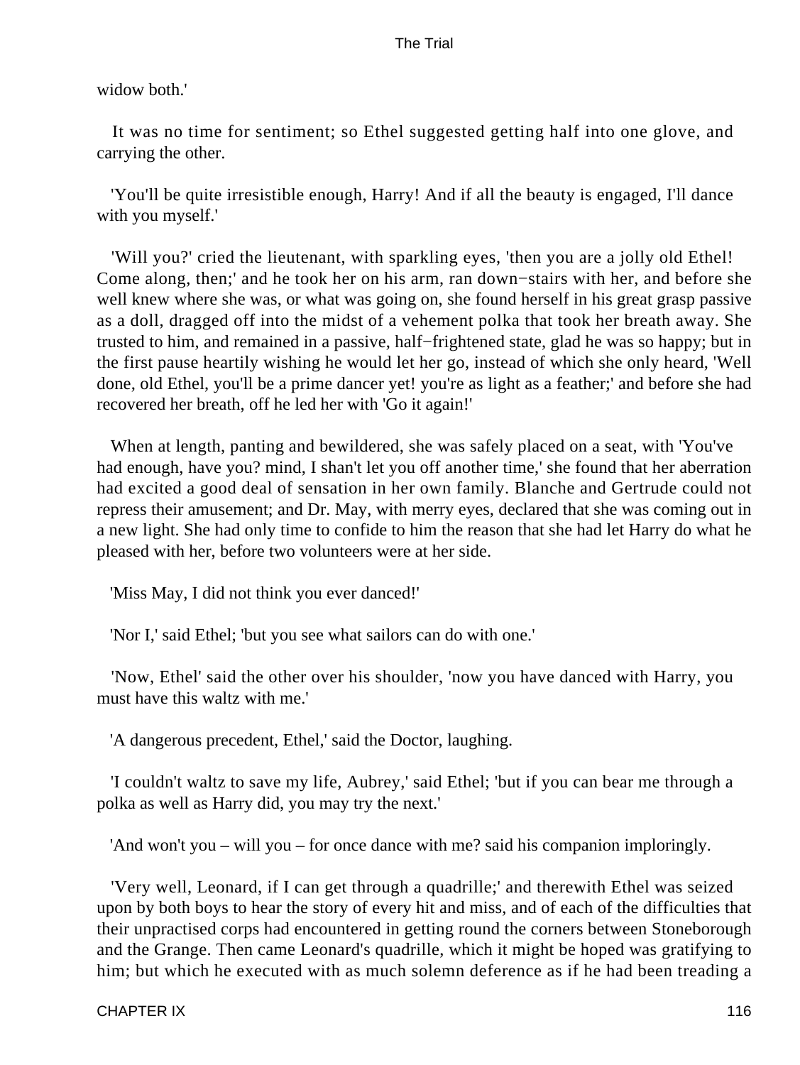widow both.'

It was no time for sentiment; so Ethel suggested getting half into one glove, and carrying the other.

'You'll be quite irresistible enough, Harry! And if all the beauty is engaged, I'll dance with you myself.'

'Will you?' cried the lieutenant, with sparkling eyes, 'then you are a jolly old Ethel! Come along, then;' and he took her on his arm, ran down−stairs with her, and before she well knew where she was, or what was going on, she found herself in his great grasp passive as a doll, dragged off into the midst of a vehement polka that took her breath away. She trusted to him, and remained in a passive, half−frightened state, glad he was so happy; but in the first pause heartily wishing he would let her go, instead of which she only heard, 'Well done, old Ethel, you'll be a prime dancer yet! you're as light as a feather;' and before she had recovered her breath, off he led her with 'Go it again!'

When at length, panting and bewildered, she was safely placed on a seat, with 'You've had enough, have you? mind, I shan't let you off another time,' she found that her aberration had excited a good deal of sensation in her own family. Blanche and Gertrude could not repress their amusement; and Dr. May, with merry eyes, declared that she was coming out in a new light. She had only time to confide to him the reason that she had let Harry do what he pleased with her, before two volunteers were at her side.

'Miss May, I did not think you ever danced!'

'Nor I,' said Ethel; 'but you see what sailors can do with one.'

'Now, Ethel' said the other over his shoulder, 'now you have danced with Harry, you must have this waltz with me.'

'A dangerous precedent, Ethel,' said the Doctor, laughing.

'I couldn't waltz to save my life, Aubrey,' said Ethel; 'but if you can bear me through a polka as well as Harry did, you may try the next.'

'And won't you – will you – for once dance with me? said his companion imploringly.

'Very well, Leonard, if I can get through a quadrille;' and therewith Ethel was seized upon by both boys to hear the story of every hit and miss, and of each of the difficulties that their unpractised corps had encountered in getting round the corners between Stoneborough and the Grange. Then came Leonard's quadrille, which it might be hoped was gratifying to him; but which he executed with as much solemn deference as if he had been treading a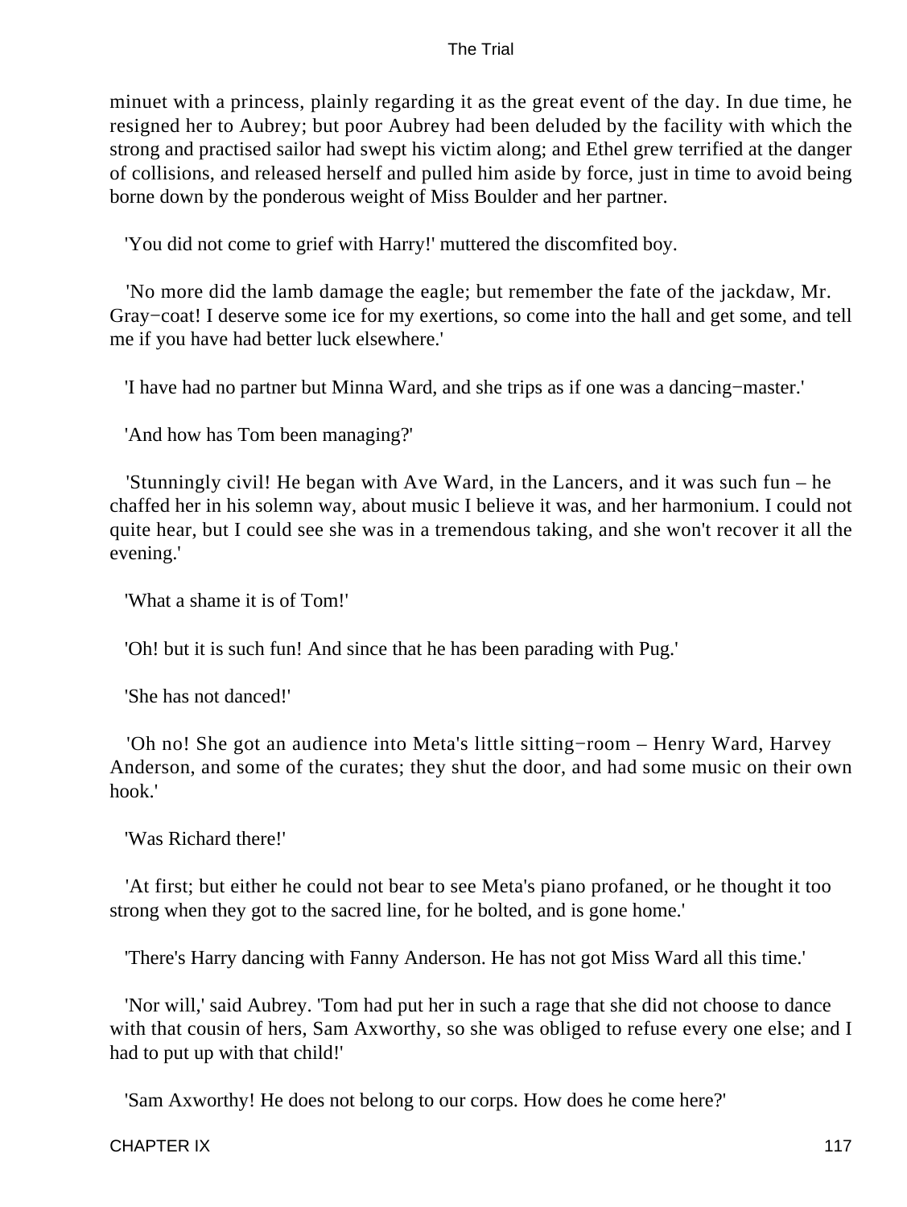minuet with a princess, plainly regarding it as the great event of the day. In due time, he resigned her to Aubrey; but poor Aubrey had been deluded by the facility with which the strong and practised sailor had swept his victim along; and Ethel grew terrified at the danger of collisions, and released herself and pulled him aside by force, just in time to avoid being borne down by the ponderous weight of Miss Boulder and her partner.

'You did not come to grief with Harry!' muttered the discomfited boy.

'No more did the lamb damage the eagle; but remember the fate of the jackdaw, Mr. Gray−coat! I deserve some ice for my exertions, so come into the hall and get some, and tell me if you have had better luck elsewhere.'

'I have had no partner but Minna Ward, and she trips as if one was a dancing−master.'

'And how has Tom been managing?'

'Stunningly civil! He began with Ave Ward, in the Lancers, and it was such fun – he chaffed her in his solemn way, about music I believe it was, and her harmonium. I could not quite hear, but I could see she was in a tremendous taking, and she won't recover it all the evening.'

'What a shame it is of Tom!'

'Oh! but it is such fun! And since that he has been parading with Pug.'

'She has not danced!'

'Oh no! She got an audience into Meta's little sitting−room – Henry Ward, Harvey Anderson, and some of the curates; they shut the door, and had some music on their own hook.'

'Was Richard there!'

'At first; but either he could not bear to see Meta's piano profaned, or he thought it too strong when they got to the sacred line, for he bolted, and is gone home.'

'There's Harry dancing with Fanny Anderson. He has not got Miss Ward all this time.'

'Nor will,' said Aubrey. 'Tom had put her in such a rage that she did not choose to dance with that cousin of hers, Sam Axworthy, so she was obliged to refuse every one else; and I had to put up with that child!'

'Sam Axworthy! He does not belong to our corps. How does he come here?'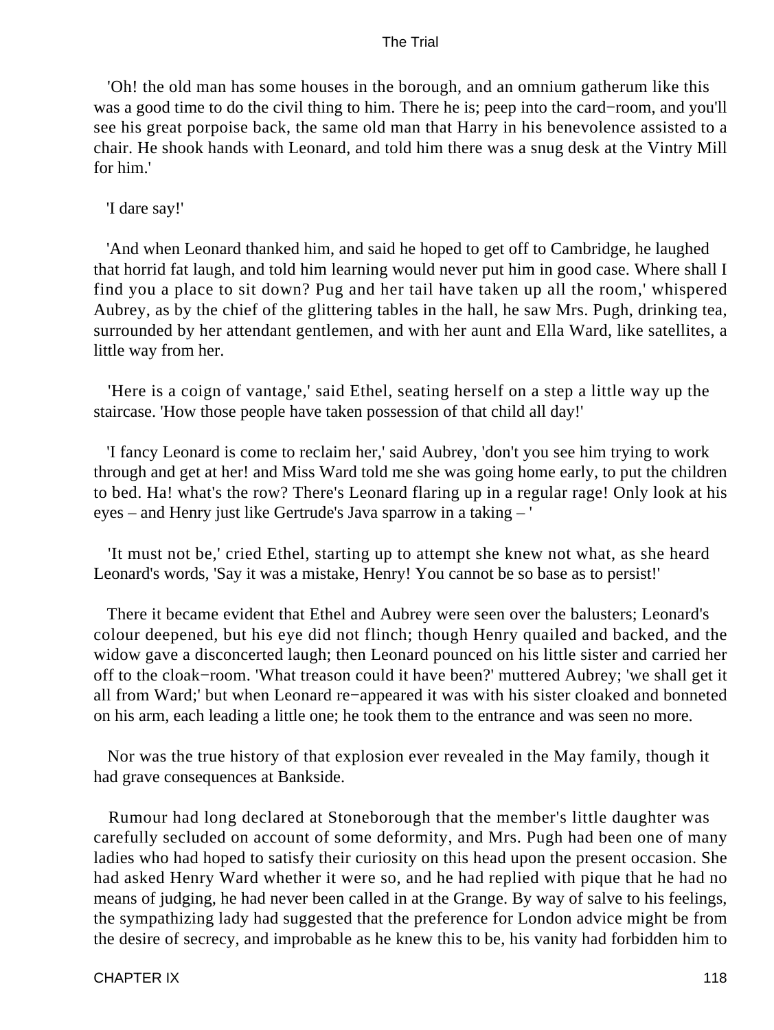'Oh! the old man has some houses in the borough, and an omnium gatherum like this was a good time to do the civil thing to him. There he is; peep into the card−room, and you'll see his great porpoise back, the same old man that Harry in his benevolence assisted to a chair. He shook hands with Leonard, and told him there was a snug desk at the Vintry Mill for him.'

'I dare say!'

'And when Leonard thanked him, and said he hoped to get off to Cambridge, he laughed that horrid fat laugh, and told him learning would never put him in good case. Where shall I find you a place to sit down? Pug and her tail have taken up all the room,' whispered Aubrey, as by the chief of the glittering tables in the hall, he saw Mrs. Pugh, drinking tea, surrounded by her attendant gentlemen, and with her aunt and Ella Ward, like satellites, a little way from her.

'Here is a coign of vantage,' said Ethel, seating herself on a step a little way up the staircase. 'How those people have taken possession of that child all day!'

'I fancy Leonard is come to reclaim her,' said Aubrey, 'don't you see him trying to work through and get at her! and Miss Ward told me she was going home early, to put the children to bed. Ha! what's the row? There's Leonard flaring up in a regular rage! Only look at his eyes – and Henry just like Gertrude's Java sparrow in a taking – '

'It must not be,' cried Ethel, starting up to attempt she knew not what, as she heard Leonard's words, 'Say it was a mistake, Henry! You cannot be so base as to persist!'

There it became evident that Ethel and Aubrey were seen over the balusters; Leonard's colour deepened, but his eye did not flinch; though Henry quailed and backed, and the widow gave a disconcerted laugh; then Leonard pounced on his little sister and carried her off to the cloak−room. 'What treason could it have been?' muttered Aubrey; 'we shall get it all from Ward;' but when Leonard re−appeared it was with his sister cloaked and bonneted on his arm, each leading a little one; he took them to the entrance and was seen no more.

Nor was the true history of that explosion ever revealed in the May family, though it had grave consequences at Bankside.

Rumour had long declared at Stoneborough that the member's little daughter was carefully secluded on account of some deformity, and Mrs. Pugh had been one of many ladies who had hoped to satisfy their curiosity on this head upon the present occasion. She had asked Henry Ward whether it were so, and he had replied with pique that he had no means of judging, he had never been called in at the Grange. By way of salve to his feelings, the sympathizing lady had suggested that the preference for London advice might be from the desire of secrecy, and improbable as he knew this to be, his vanity had forbidden him to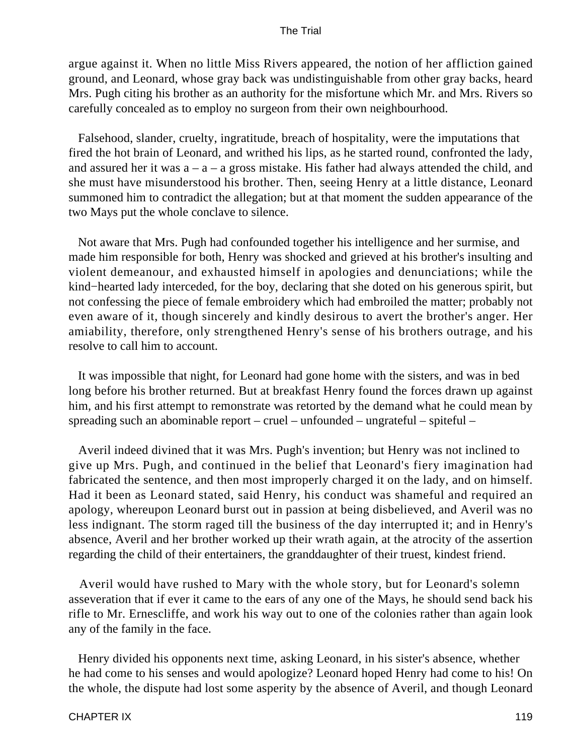argue against it. When no little Miss Rivers appeared, the notion of her affliction gained ground, and Leonard, whose gray back was undistinguishable from other gray backs, heard Mrs. Pugh citing his brother as an authority for the misfortune which Mr. and Mrs. Rivers so carefully concealed as to employ no surgeon from their own neighbourhood.

Falsehood, slander, cruelty, ingratitude, breach of hospitality, were the imputations that fired the hot brain of Leonard, and writhed his lips, as he started round, confronted the lady, and assured her it was a – a – a gross mistake. His father had always attended the child, and she must have misunderstood his brother. Then, seeing Henry at a little distance, Leonard summoned him to contradict the allegation; but at that moment the sudden appearance of the two Mays put the whole conclave to silence.

Not aware that Mrs. Pugh had confounded together his intelligence and her surmise, and made him responsible for both, Henry was shocked and grieved at his brother's insulting and violent demeanour, and exhausted himself in apologies and denunciations; while the kind−hearted lady interceded, for the boy, declaring that she doted on his generous spirit, but not confessing the piece of female embroidery which had embroiled the matter; probably not even aware of it, though sincerely and kindly desirous to avert the brother's anger. Her amiability, therefore, only strengthened Henry's sense of his brothers outrage, and his resolve to call him to account.

It was impossible that night, for Leonard had gone home with the sisters, and was in bed long before his brother returned. But at breakfast Henry found the forces drawn up against him, and his first attempt to remonstrate was retorted by the demand what he could mean by spreading such an abominable report – cruel – unfounded – ungrateful – spiteful –

Averil indeed divined that it was Mrs. Pugh's invention; but Henry was not inclined to give up Mrs. Pugh, and continued in the belief that Leonard's fiery imagination had fabricated the sentence, and then most improperly charged it on the lady, and on himself. Had it been as Leonard stated, said Henry, his conduct was shameful and required an apology, whereupon Leonard burst out in passion at being disbelieved, and Averil was no less indignant. The storm raged till the business of the day interrupted it; and in Henry's absence, Averil and her brother worked up their wrath again, at the atrocity of the assertion regarding the child of their entertainers, the granddaughter of their truest, kindest friend.

Averil would have rushed to Mary with the whole story, but for Leonard's solemn asseveration that if ever it came to the ears of any one of the Mays, he should send back his rifle to Mr. Ernescliffe, and work his way out to one of the colonies rather than again look any of the family in the face.

Henry divided his opponents next time, asking Leonard, in his sister's absence, whether he had come to his senses and would apologize? Leonard hoped Henry had come to his! On the whole, the dispute had lost some asperity by the absence of Averil, and though Leonard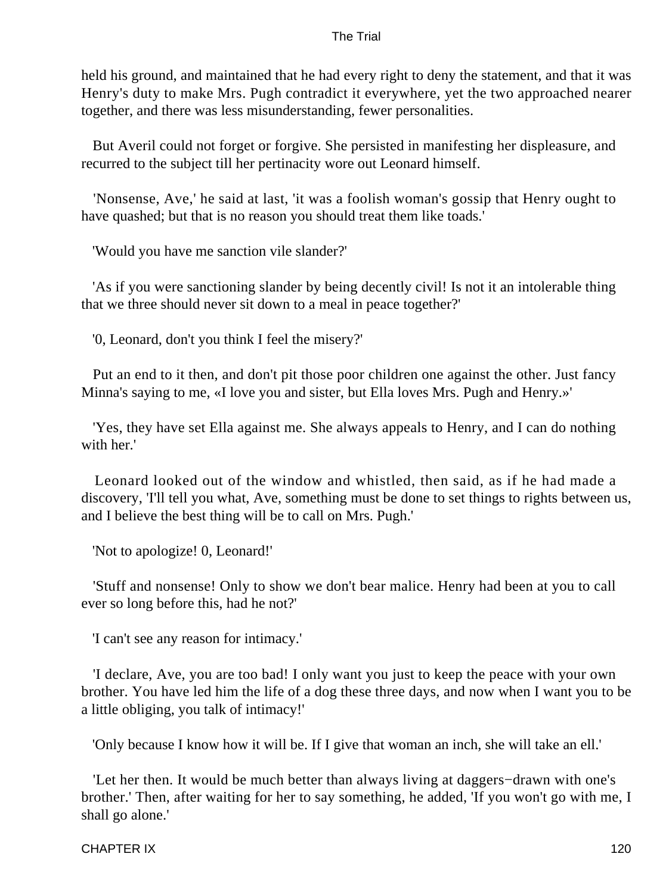held his ground, and maintained that he had every right to deny the statement, and that it was Henry's duty to make Mrs. Pugh contradict it everywhere, yet the two approached nearer together, and there was less misunderstanding, fewer personalities.

But Averil could not forget or forgive. She persisted in manifesting her displeasure, and recurred to the subject till her pertinacity wore out Leonard himself.

'Nonsense, Ave,' he said at last, 'it was a foolish woman's gossip that Henry ought to have quashed; but that is no reason you should treat them like toads.'

'Would you have me sanction vile slander?'

'As if you were sanctioning slander by being decently civil! Is not it an intolerable thing that we three should never sit down to a meal in peace together?'

'0, Leonard, don't you think I feel the misery?'

Put an end to it then, and don't pit those poor children one against the other. Just fancy Minna's saying to me, «I love you and sister, but Ella loves Mrs. Pugh and Henry.»'

'Yes, they have set Ella against me. She always appeals to Henry, and I can do nothing with her.'

Leonard looked out of the window and whistled, then said, as if he had made a discovery, 'I'll tell you what, Ave, something must be done to set things to rights between us, and I believe the best thing will be to call on Mrs. Pugh.'

'Not to apologize! 0, Leonard!'

'Stuff and nonsense! Only to show we don't bear malice. Henry had been at you to call ever so long before this, had he not?'

'I can't see any reason for intimacy.'

'I declare, Ave, you are too bad! I only want you just to keep the peace with your own brother. You have led him the life of a dog these three days, and now when I want you to be a little obliging, you talk of intimacy!'

'Only because I know how it will be. If I give that woman an inch, she will take an ell.'

'Let her then. It would be much better than always living at daggers−drawn with one's brother.' Then, after waiting for her to say something, he added, 'If you won't go with me, I shall go alone.'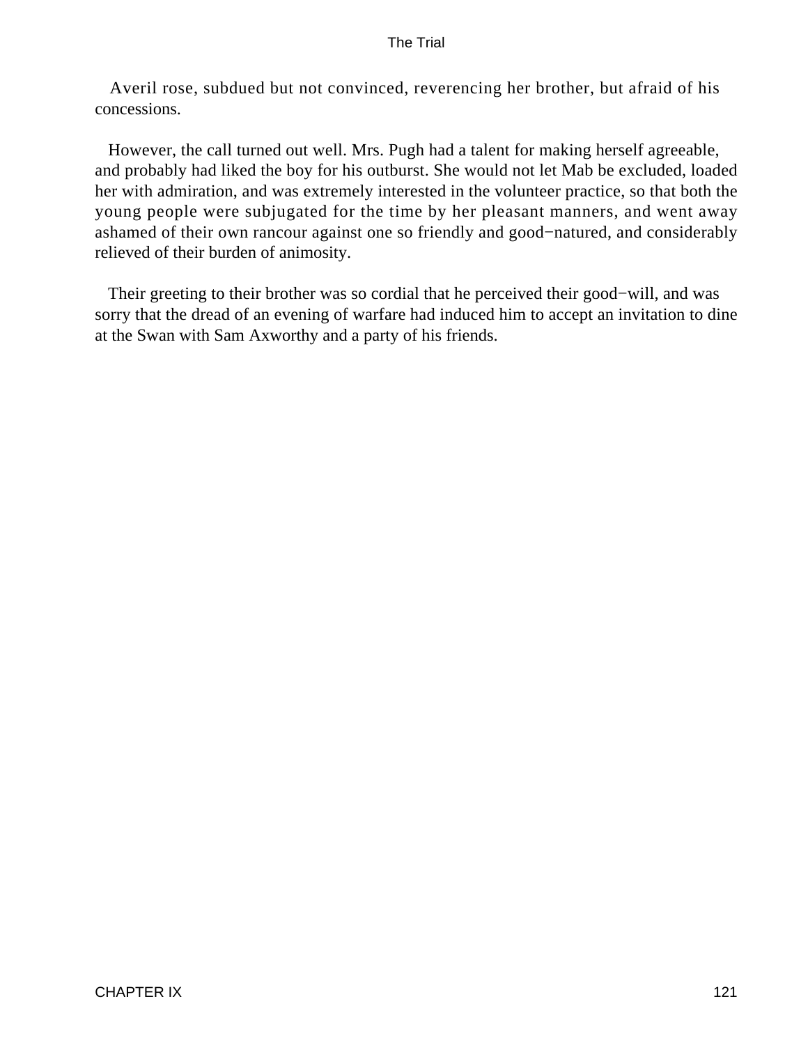Averil rose, subdued but not convinced, reverencing her brother, but afraid of his concessions.

However, the call turned out well. Mrs. Pugh had a talent for making herself agreeable, and probably had liked the boy for his outburst. She would not let Mab be excluded, loaded her with admiration, and was extremely interested in the volunteer practice, so that both the young people were subjugated for the time by her pleasant manners, and went away ashamed of their own rancour against one so friendly and good−natured, and considerably relieved of their burden of animosity.

Their greeting to their brother was so cordial that he perceived their good−will, and was sorry that the dread of an evening of warfare had induced him to accept an invitation to dine at the Swan with Sam Axworthy and a party of his friends.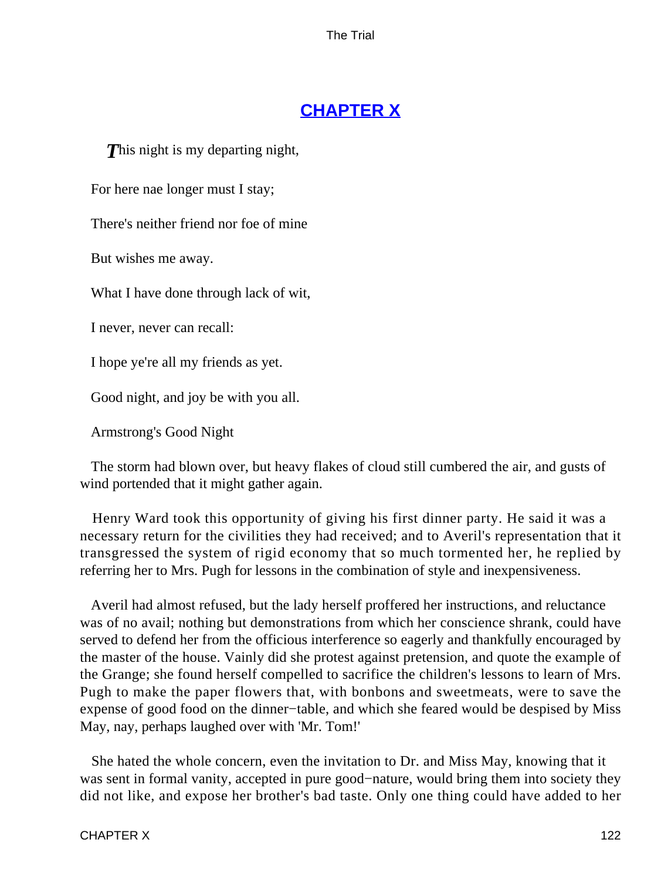## CHAPTER X

*T*his night is my departing night,

For here nae longer must I stay;

There's neither friend nor foe of mine

But wishes me away.

What I have done through lack of wit,

I never, never can recall:

I hope ye're all my friends as yet.

Good night, and joy be with you all.

Armstrong's Good Night

The storm had blown over, but heavy flakes of cloud still cumbered the air, and gusts of wind portended that it might gather again.

Henry Ward took this opportunity of giving his first dinner party. He said it was a necessary return for the civilities they had received; and to Averil's representation that it transgressed the system of rigid economy that so much tormented her, he replied by referring her to Mrs. Pugh for lessons in the combination of style and inexpensiveness.

Averil had almost refused, but the lady herself proffered her instructions, and reluctance was of no avail; nothing but demonstrations from which her conscience shrank, could have served to defend her from the officious interference so eagerly and thankfully encouraged by the master of the house. Vainly did she protest against pretension, and quote the example of the Grange; she found herself compelled to sacrifice the children's lessons to learn of Mrs. Pugh to make the paper flowers that, with bonbons and sweetmeats, were to save the expense of good food on the dinner−table, and which she feared would be despised by Miss May, nay, perhaps laughed over with 'Mr. Tom!'

She hated the whole concern, even the invitation to Dr. and Miss May, knowing that it was sent in formal vanity, accepted in pure good−nature, would bring them into society they did not like, and expose her brother's bad taste. Only one thing could have added to her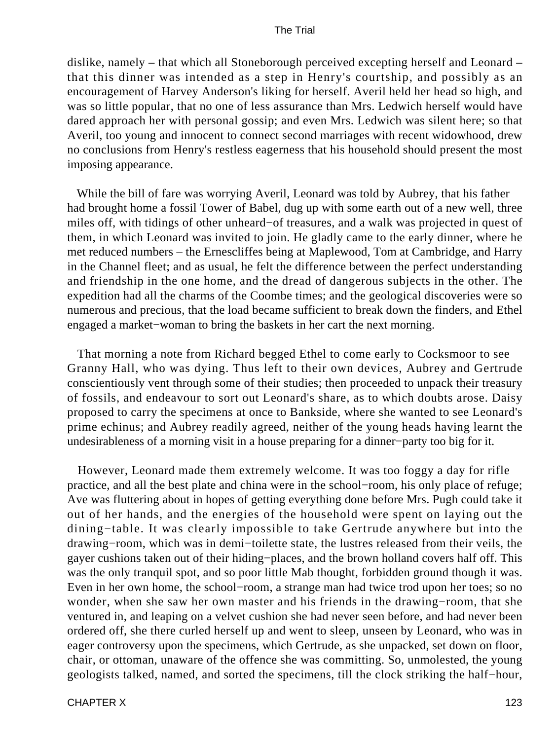dislike, namely – that which all Stoneborough perceived excepting herself and Leonard – that this dinner was intended as a step in Henry's courtship, and possibly as an encouragement of Harvey Anderson's liking for herself. Averil held her head so high, and was so little popular, that no one of less assurance than Mrs. Ledwich herself would have dared approach her with personal gossip; and even Mrs. Ledwich was silent here; so that Averil, too young and innocent to connect second marriages with recent widowhood, drew no conclusions from Henry's restless eagerness that his household should present the most imposing appearance.

While the bill of fare was worrying Averil, Leonard was told by Aubrey, that his father had brought home a fossil Tower of Babel, dug up with some earth out of a new well, three miles off, with tidings of other unheard−of treasures, and a walk was projected in quest of them, in which Leonard was invited to join. He gladly came to the early dinner, where he met reduced numbers – the Ernescliffes being at Maplewood, Tom at Cambridge, and Harry in the Channel fleet; and as usual, he felt the difference between the perfect understanding and friendship in the one home, and the dread of dangerous subjects in the other. The expedition had all the charms of the Coombe times; and the geological discoveries were so numerous and precious, that the load became sufficient to break down the finders, and Ethel engaged a market−woman to bring the baskets in her cart the next morning.

That morning a note from Richard begged Ethel to come early to Cocksmoor to see Granny Hall, who was dying. Thus left to their own devices, Aubrey and Gertrude conscientiously vent through some of their studies; then proceeded to unpack their treasury of fossils, and endeavour to sort out Leonard's share, as to which doubts arose. Daisy proposed to carry the specimens at once to Bankside, where she wanted to see Leonard's prime echinus; and Aubrey readily agreed, neither of the young heads having learnt the undesirableness of a morning visit in a house preparing for a dinner−party too big for it.

However, Leonard made them extremely welcome. It was too foggy a day for rifle practice, and all the best plate and china were in the school−room, his only place of refuge; Ave was fluttering about in hopes of getting everything done before Mrs. Pugh could take it out of her hands, and the energies of the household were spent on laying out the dining−table. It was clearly impossible to take Gertrude anywhere but into the drawing−room, which was in demi−toilette state, the lustres released from their veils, the gayer cushions taken out of their hiding−places, and the brown holland covers half off. This was the only tranquil spot, and so poor little Mab thought, forbidden ground though it was. Even in her own home, the school−room, a strange man had twice trod upon her toes; so no wonder, when she saw her own master and his friends in the drawing−room, that she ventured in, and leaping on a velvet cushion she had never seen before, and had never been ordered off, she there curled herself up and went to sleep, unseen by Leonard, who was in eager controversy upon the specimens, which Gertrude, as she unpacked, set down on floor, chair, or ottoman, unaware of the offence she was committing. So, unmolested, the young geologists talked, named, and sorted the specimens, till the clock striking the half−hour,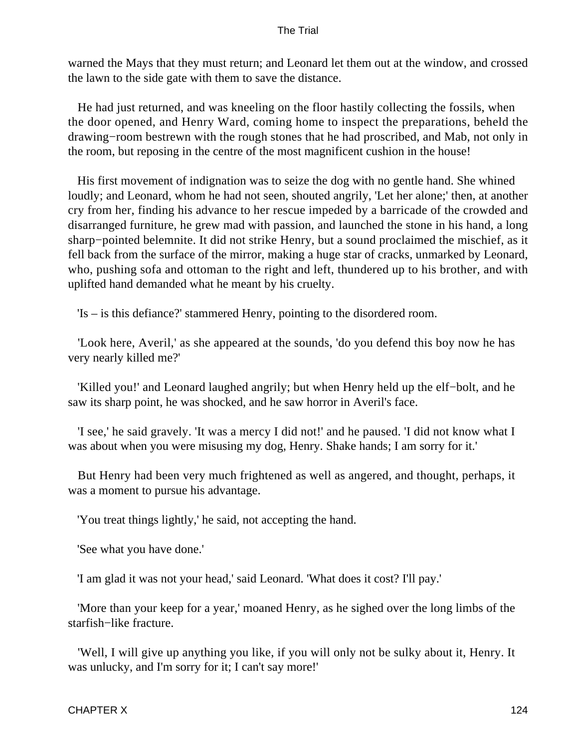warned the Mays that they must return; and Leonard let them out at the window, and crossed the lawn to the side gate with them to save the distance.

He had just returned, and was kneeling on the floor hastily collecting the fossils, when the door opened, and Henry Ward, coming home to inspect the preparations, beheld the drawing−room bestrewn with the rough stones that he had proscribed, and Mab, not only in the room, but reposing in the centre of the most magnificent cushion in the house!

His first movement of indignation was to seize the dog with no gentle hand. She whined loudly; and Leonard, whom he had not seen, shouted angrily, 'Let her alone;' then, at another cry from her, finding his advance to her rescue impeded by a barricade of the crowded and disarranged furniture, he grew mad with passion, and launched the stone in his hand, a long sharp−pointed belemnite. It did not strike Henry, but a sound proclaimed the mischief, as it fell back from the surface of the mirror, making a huge star of cracks, unmarked by Leonard, who, pushing sofa and ottoman to the right and left, thundered up to his brother, and with uplifted hand demanded what he meant by his cruelty.

'Is – is this defiance?' stammered Henry, pointing to the disordered room.

'Look here, Averil,' as she appeared at the sounds, 'do you defend this boy now he has very nearly killed me?'

'Killed you!' and Leonard laughed angrily; but when Henry held up the elf−bolt, and he saw its sharp point, he was shocked, and he saw horror in Averil's face.

'I see,' he said gravely. 'It was a mercy I did not!' and he paused. 'I did not know what I was about when you were misusing my dog, Henry. Shake hands; I am sorry for it.'

But Henry had been very much frightened as well as angered, and thought, perhaps, it was a moment to pursue his advantage.

'You treat things lightly,' he said, not accepting the hand.

'See what you have done.'

'I am glad it was not your head,' said Leonard. 'What does it cost? I'll pay.'

'More than your keep for a year,' moaned Henry, as he sighed over the long limbs of the starfish−like fracture.

'Well, I will give up anything you like, if you will only not be sulky about it, Henry. It was unlucky, and I'm sorry for it; I can't say more!'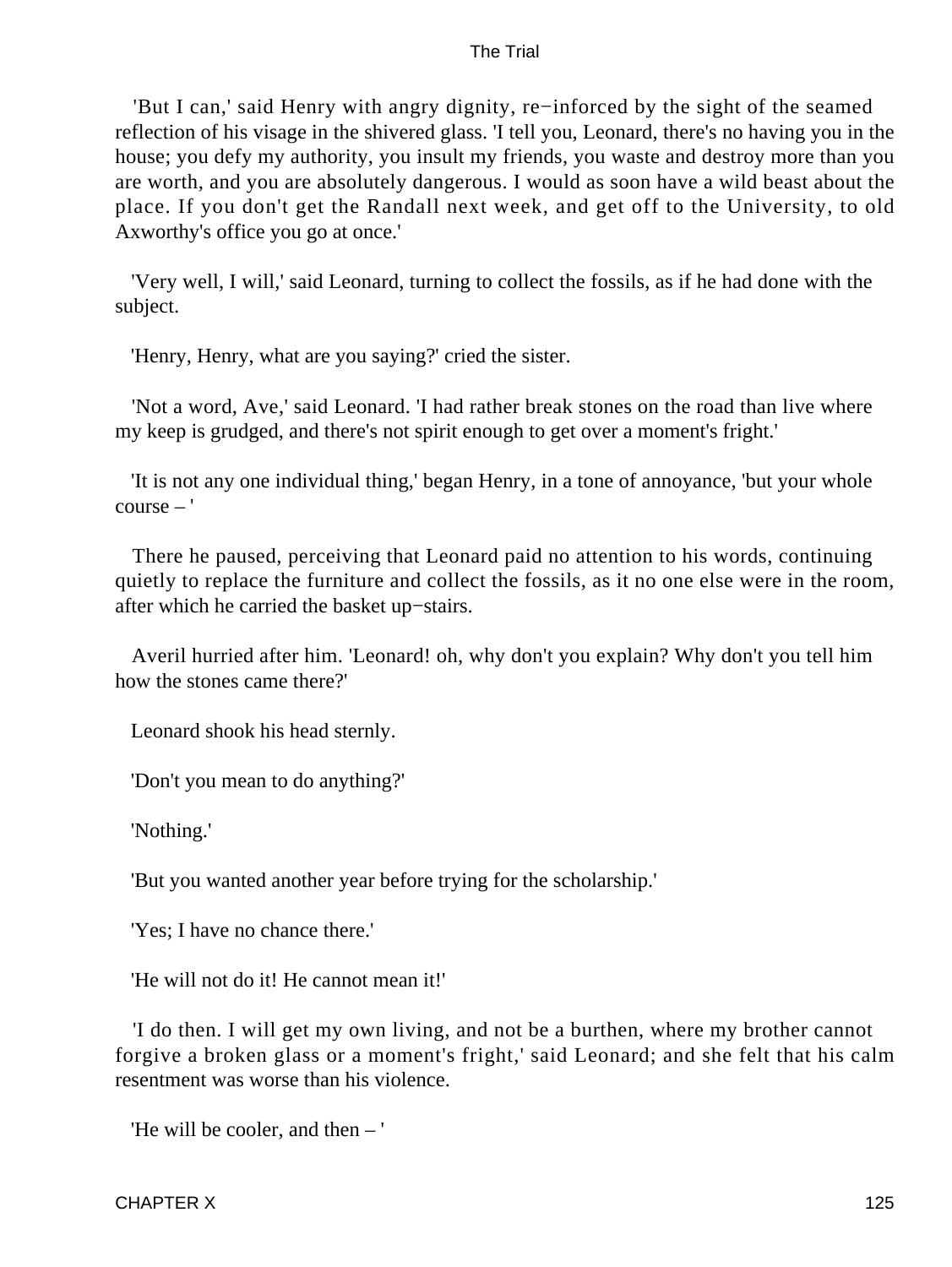'But I can,' said Henry with angry dignity, re−inforced by the sight of the seamed reflection of his visage in the shivered glass. 'I tell you, Leonard, there's no having you in the house; you defy my authority, you insult my friends, you waste and destroy more than you are worth, and you are absolutely dangerous. I would as soon have a wild beast about the place. If you don't get the Randall next week, and get off to the University, to old Axworthy's office you go at once.'

'Very well, I will,' said Leonard, turning to collect the fossils, as if he had done with the subject.

'Henry, Henry, what are you saying?' cried the sister.

'Not a word, Ave,' said Leonard. 'I had rather break stones on the road than live where my keep is grudged, and there's not spirit enough to get over a moment's fright.'

'It is not any one individual thing,' began Henry, in a tone of annoyance, 'but your whole course – '

There he paused, perceiving that Leonard paid no attention to his words, continuing quietly to replace the furniture and collect the fossils, as it no one else were in the room, after which he carried the basket up−stairs.

Averil hurried after him. 'Leonard! oh, why don't you explain? Why don't you tell him how the stones came there?'

Leonard shook his head sternly.

'Don't you mean to do anything?'

'Nothing.'

'But you wanted another year before trying for the scholarship.'

'Yes; I have no chance there.'

'He will not do it! He cannot mean it!'

'I do then. I will get my own living, and not be a burthen, where my brother cannot forgive a broken glass or a moment's fright,' said Leonard; and she felt that his calm resentment was worse than his violence.

'He will be cooler, and then – '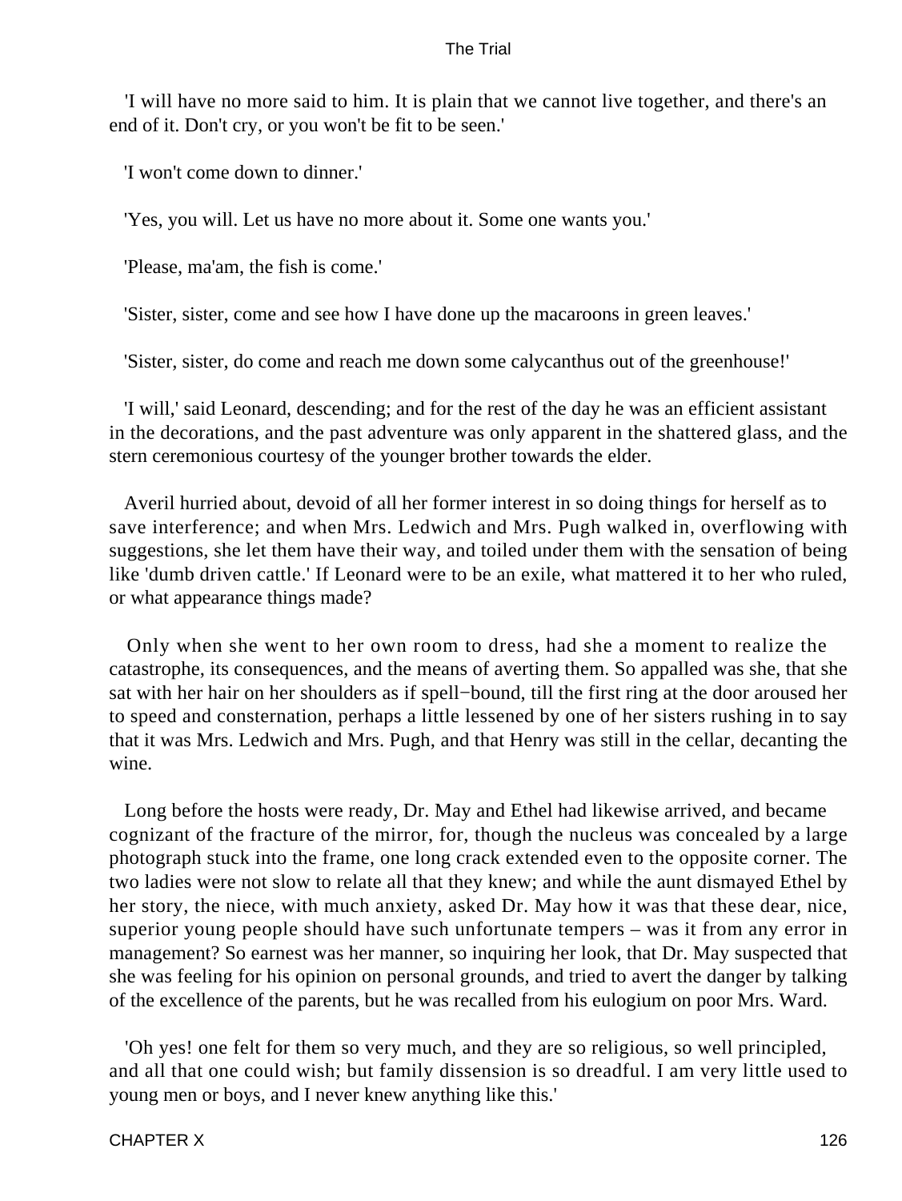'I will have no more said to him. It is plain that we cannot live together, and there's an end of it. Don't cry, or you won't be fit to be seen.'

'I won't come down to dinner.'

'Yes, you will. Let us have no more about it. Some one wants you.'

'Please, ma'am, the fish is come.'

'Sister, sister, come and see how I have done up the macaroons in green leaves.'

'Sister, sister, do come and reach me down some calycanthus out of the greenhouse!'

'I will,' said Leonard, descending; and for the rest of the day he was an efficient assistant in the decorations, and the past adventure was only apparent in the shattered glass, and the stern ceremonious courtesy of the younger brother towards the elder.

Averil hurried about, devoid of all her former interest in so doing things for herself as to save interference; and when Mrs. Ledwich and Mrs. Pugh walked in, overflowing with suggestions, she let them have their way, and toiled under them with the sensation of being like 'dumb driven cattle.' If Leonard were to be an exile, what mattered it to her who ruled, or what appearance things made?

Only when she went to her own room to dress, had she a moment to realize the catastrophe, its consequences, and the means of averting them. So appalled was she, that she sat with her hair on her shoulders as if spell−bound, till the first ring at the door aroused her to speed and consternation, perhaps a little lessened by one of her sisters rushing in to say that it was Mrs. Ledwich and Mrs. Pugh, and that Henry was still in the cellar, decanting the wine.

Long before the hosts were ready, Dr. May and Ethel had likewise arrived, and became cognizant of the fracture of the mirror, for, though the nucleus was concealed by a large photograph stuck into the frame, one long crack extended even to the opposite corner. The two ladies were not slow to relate all that they knew; and while the aunt dismayed Ethel by her story, the niece, with much anxiety, asked Dr. May how it was that these dear, nice, superior young people should have such unfortunate tempers – was it from any error in management? So earnest was her manner, so inquiring her look, that Dr. May suspected that she was feeling for his opinion on personal grounds, and tried to avert the danger by talking of the excellence of the parents, but he was recalled from his eulogium on poor Mrs. Ward.

'Oh yes! one felt for them so very much, and they are so religious, so well principled, and all that one could wish; but family dissension is so dreadful. I am very little used to young men or boys, and I never knew anything like this.'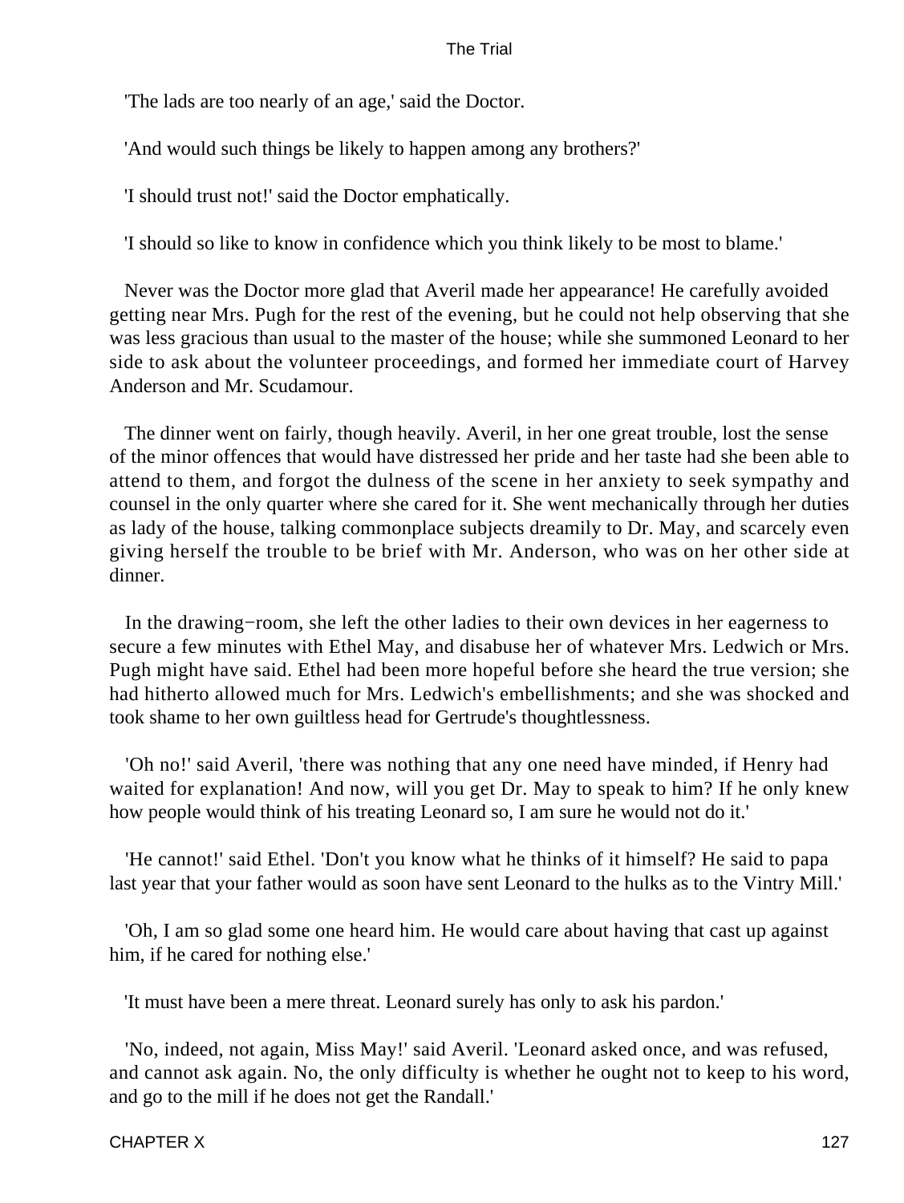'The lads are too nearly of an age,' said the Doctor.

'And would such things be likely to happen among any brothers?'

'I should trust not!' said the Doctor emphatically.

'I should so like to know in confidence which you think likely to be most to blame.'

Never was the Doctor more glad that Averil made her appearance! He carefully avoided getting near Mrs. Pugh for the rest of the evening, but he could not help observing that she was less gracious than usual to the master of the house; while she summoned Leonard to her side to ask about the volunteer proceedings, and formed her immediate court of Harvey Anderson and Mr. Scudamour.

The dinner went on fairly, though heavily. Averil, in her one great trouble, lost the sense of the minor offences that would have distressed her pride and her taste had she been able to attend to them, and forgot the dulness of the scene in her anxiety to seek sympathy and counsel in the only quarter where she cared for it. She went mechanically through her duties as lady of the house, talking commonplace subjects dreamily to Dr. May, and scarcely even giving herself the trouble to be brief with Mr. Anderson, who was on her other side at dinner.

In the drawing−room, she left the other ladies to their own devices in her eagerness to secure a few minutes with Ethel May, and disabuse her of whatever Mrs. Ledwich or Mrs. Pugh might have said. Ethel had been more hopeful before she heard the true version; she had hitherto allowed much for Mrs. Ledwich's embellishments; and she was shocked and took shame to her own guiltless head for Gertrude's thoughtlessness.

'Oh no!' said Averil, 'there was nothing that any one need have minded, if Henry had waited for explanation! And now, will you get Dr. May to speak to him? If he only knew how people would think of his treating Leonard so, I am sure he would not do it.'

'He cannot!' said Ethel. 'Don't you know what he thinks of it himself? He said to papa last year that your father would as soon have sent Leonard to the hulks as to the Vintry Mill.'

'Oh, I am so glad some one heard him. He would care about having that cast up against him, if he cared for nothing else.'

'It must have been a mere threat. Leonard surely has only to ask his pardon.'

'No, indeed, not again, Miss May!' said Averil. 'Leonard asked once, and was refused, and cannot ask again. No, the only difficulty is whether he ought not to keep to his word, and go to the mill if he does not get the Randall.'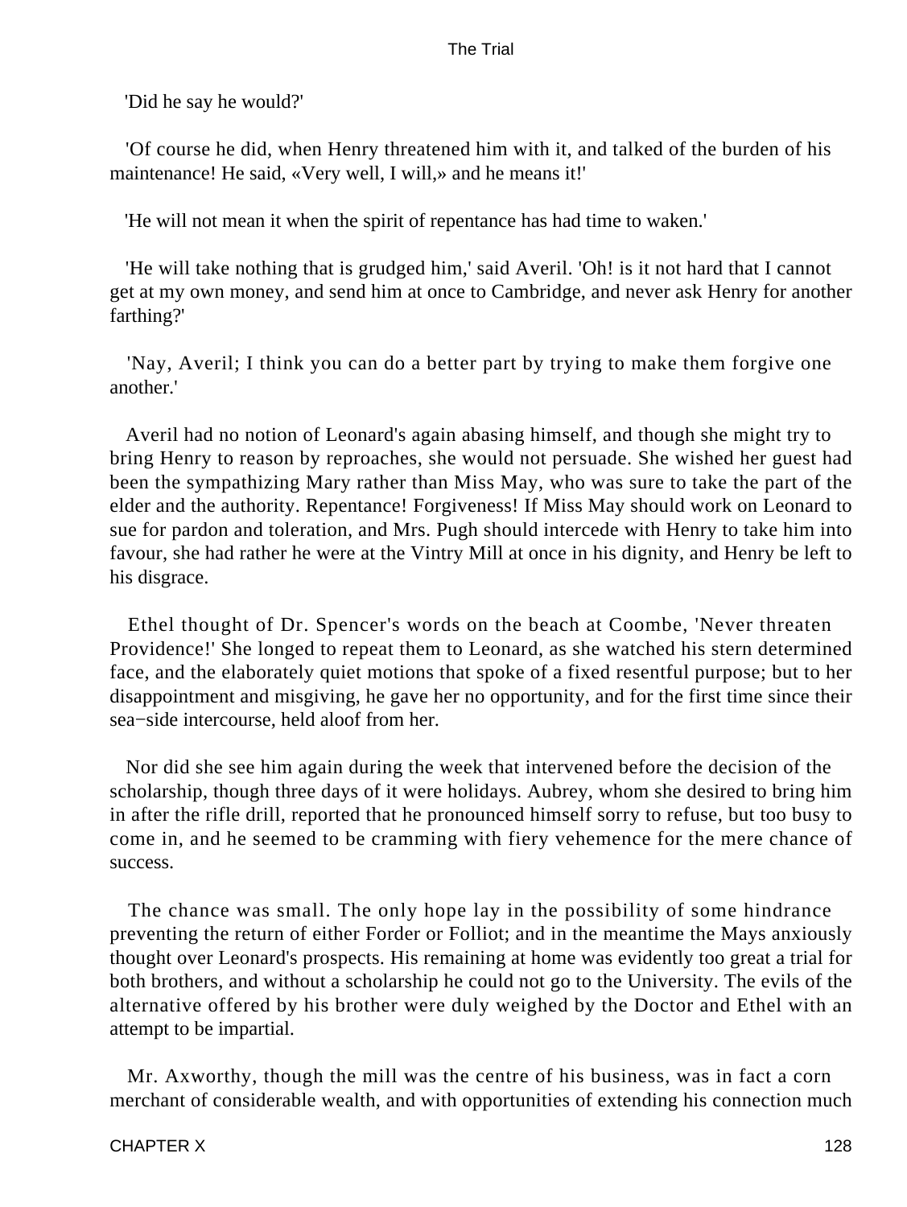'Did he say he would?'

'Of course he did, when Henry threatened him with it, and talked of the burden of his maintenance! He said, «Very well, I will,» and he means it!'

'He will not mean it when the spirit of repentance has had time to waken.'

'He will take nothing that is grudged him,' said Averil. 'Oh! is it not hard that I cannot get at my own money, and send him at once to Cambridge, and never ask Henry for another farthing?'

'Nay, Averil; I think you can do a better part by trying to make them forgive one another.'

Averil had no notion of Leonard's again abasing himself, and though she might try to bring Henry to reason by reproaches, she would not persuade. She wished her guest had been the sympathizing Mary rather than Miss May, who was sure to take the part of the elder and the authority. Repentance! Forgiveness! If Miss May should work on Leonard to sue for pardon and toleration, and Mrs. Pugh should intercede with Henry to take him into favour, she had rather he were at the Vintry Mill at once in his dignity, and Henry be left to his disgrace.

Ethel thought of Dr. Spencer's words on the beach at Coombe, 'Never threaten Providence!' She longed to repeat them to Leonard, as she watched his stern determined face, and the elaborately quiet motions that spoke of a fixed resentful purpose; but to her disappointment and misgiving, he gave her no opportunity, and for the first time since their sea−side intercourse, held aloof from her.

Nor did she see him again during the week that intervened before the decision of the scholarship, though three days of it were holidays. Aubrey, whom she desired to bring him in after the rifle drill, reported that he pronounced himself sorry to refuse, but too busy to come in, and he seemed to be cramming with fiery vehemence for the mere chance of success.

The chance was small. The only hope lay in the possibility of some hindrance preventing the return of either Forder or Folliot; and in the meantime the Mays anxiously thought over Leonard's prospects. His remaining at home was evidently too great a trial for both brothers, and without a scholarship he could not go to the University. The evils of the alternative offered by his brother were duly weighed by the Doctor and Ethel with an attempt to be impartial.

Mr. Axworthy, though the mill was the centre of his business, was in fact a corn merchant of considerable wealth, and with opportunities of extending his connection much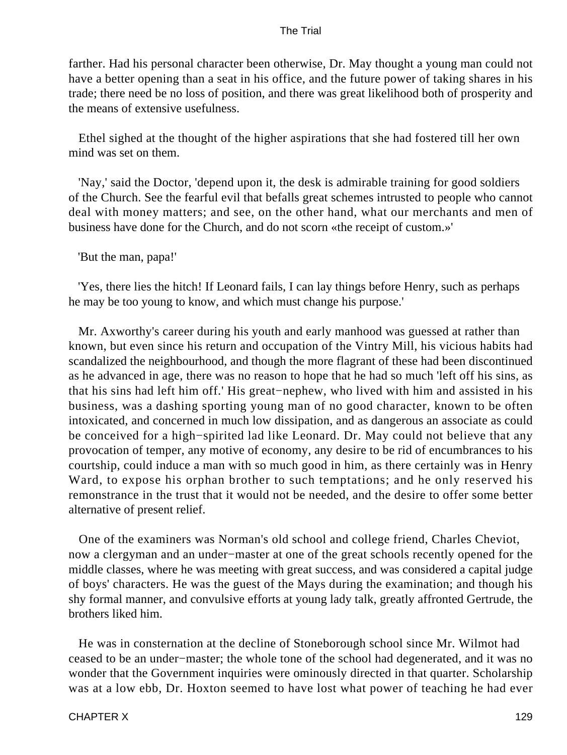farther. Had his personal character been otherwise, Dr. May thought a young man could not have a better opening than a seat in his office, and the future power of taking shares in his trade; there need be no loss of position, and there was great likelihood both of prosperity and the means of extensive usefulness.

Ethel sighed at the thought of the higher aspirations that she had fostered till her own mind was set on them.

'Nay,' said the Doctor, 'depend upon it, the desk is admirable training for good soldiers of the Church. See the fearful evil that befalls great schemes intrusted to people who cannot deal with money matters; and see, on the other hand, what our merchants and men of business have done for the Church, and do not scorn «the receipt of custom.»'

'But the man, papa!'

'Yes, there lies the hitch! If Leonard fails, I can lay things before Henry, such as perhaps he may be too young to know, and which must change his purpose.'

Mr. Axworthy's career during his youth and early manhood was guessed at rather than known, but even since his return and occupation of the Vintry Mill, his vicious habits had scandalized the neighbourhood, and though the more flagrant of these had been discontinued as he advanced in age, there was no reason to hope that he had so much 'left off his sins, as that his sins had left him off.' His great−nephew, who lived with him and assisted in his business, was a dashing sporting young man of no good character, known to be often intoxicated, and concerned in much low dissipation, and as dangerous an associate as could be conceived for a high−spirited lad like Leonard. Dr. May could not believe that any provocation of temper, any motive of economy, any desire to be rid of encumbrances to his courtship, could induce a man with so much good in him, as there certainly was in Henry Ward, to expose his orphan brother to such temptations; and he only reserved his remonstrance in the trust that it would not be needed, and the desire to offer some better alternative of present relief.

One of the examiners was Norman's old school and college friend, Charles Cheviot, now a clergyman and an under−master at one of the great schools recently opened for the middle classes, where he was meeting with great success, and was considered a capital judge of boys' characters. He was the guest of the Mays during the examination; and though his shy formal manner, and convulsive efforts at young lady talk, greatly affronted Gertrude, the brothers liked him.

He was in consternation at the decline of Stoneborough school since Mr. Wilmot had ceased to be an under−master; the whole tone of the school had degenerated, and it was no wonder that the Government inquiries were ominously directed in that quarter. Scholarship was at a low ebb, Dr. Hoxton seemed to have lost what power of teaching he had ever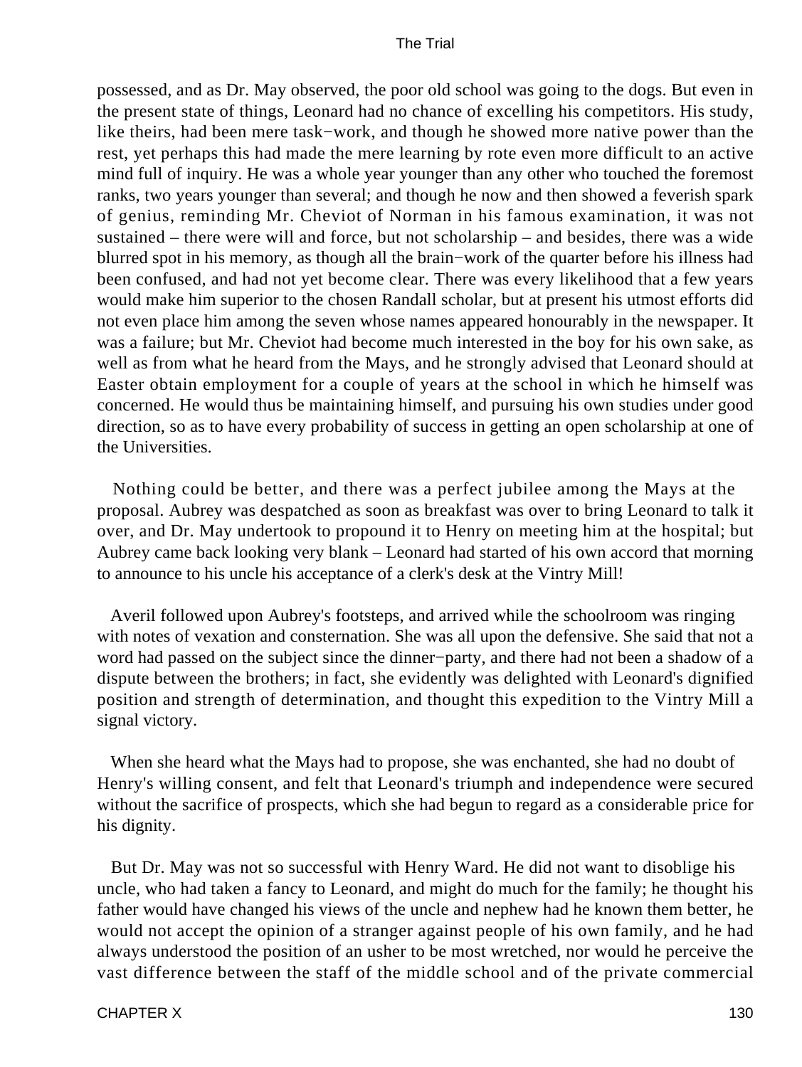possessed, and as Dr. May observed, the poor old school was going to the dogs. But even in the present state of things, Leonard had no chance of excelling his competitors. His study, like theirs, had been mere task−work, and though he showed more native power than the rest, yet perhaps this had made the mere learning by rote even more difficult to an active mind full of inquiry. He was a whole year younger than any other who touched the foremost ranks, two years younger than several; and though he now and then showed a feverish spark of genius, reminding Mr. Cheviot of Norman in his famous examination, it was not sustained – there were will and force, but not scholarship – and besides, there was a wide blurred spot in his memory, as though all the brain−work of the quarter before his illness had been confused, and had not yet become clear. There was every likelihood that a few years would make him superior to the chosen Randall scholar, but at present his utmost efforts did not even place him among the seven whose names appeared honourably in the newspaper. It was a failure; but Mr. Cheviot had become much interested in the boy for his own sake, as well as from what he heard from the Mays, and he strongly advised that Leonard should at Easter obtain employment for a couple of years at the school in which he himself was concerned. He would thus be maintaining himself, and pursuing his own studies under good direction, so as to have every probability of success in getting an open scholarship at one of the Universities.

Nothing could be better, and there was a perfect jubilee among the Mays at the proposal. Aubrey was despatched as soon as breakfast was over to bring Leonard to talk it over, and Dr. May undertook to propound it to Henry on meeting him at the hospital; but Aubrey came back looking very blank – Leonard had started of his own accord that morning to announce to his uncle his acceptance of a clerk's desk at the Vintry Mill!

Averil followed upon Aubrey's footsteps, and arrived while the schoolroom was ringing with notes of vexation and consternation. She was all upon the defensive. She said that not a word had passed on the subject since the dinner−party, and there had not been a shadow of a dispute between the brothers; in fact, she evidently was delighted with Leonard's dignified position and strength of determination, and thought this expedition to the Vintry Mill a signal victory.

When she heard what the Mays had to propose, she was enchanted, she had no doubt of Henry's willing consent, and felt that Leonard's triumph and independence were secured without the sacrifice of prospects, which she had begun to regard as a considerable price for his dignity.

But Dr. May was not so successful with Henry Ward. He did not want to disoblige his uncle, who had taken a fancy to Leonard, and might do much for the family; he thought his father would have changed his views of the uncle and nephew had he known them better, he would not accept the opinion of a stranger against people of his own family, and he had always understood the position of an usher to be most wretched, nor would he perceive the vast difference between the staff of the middle school and of the private commercial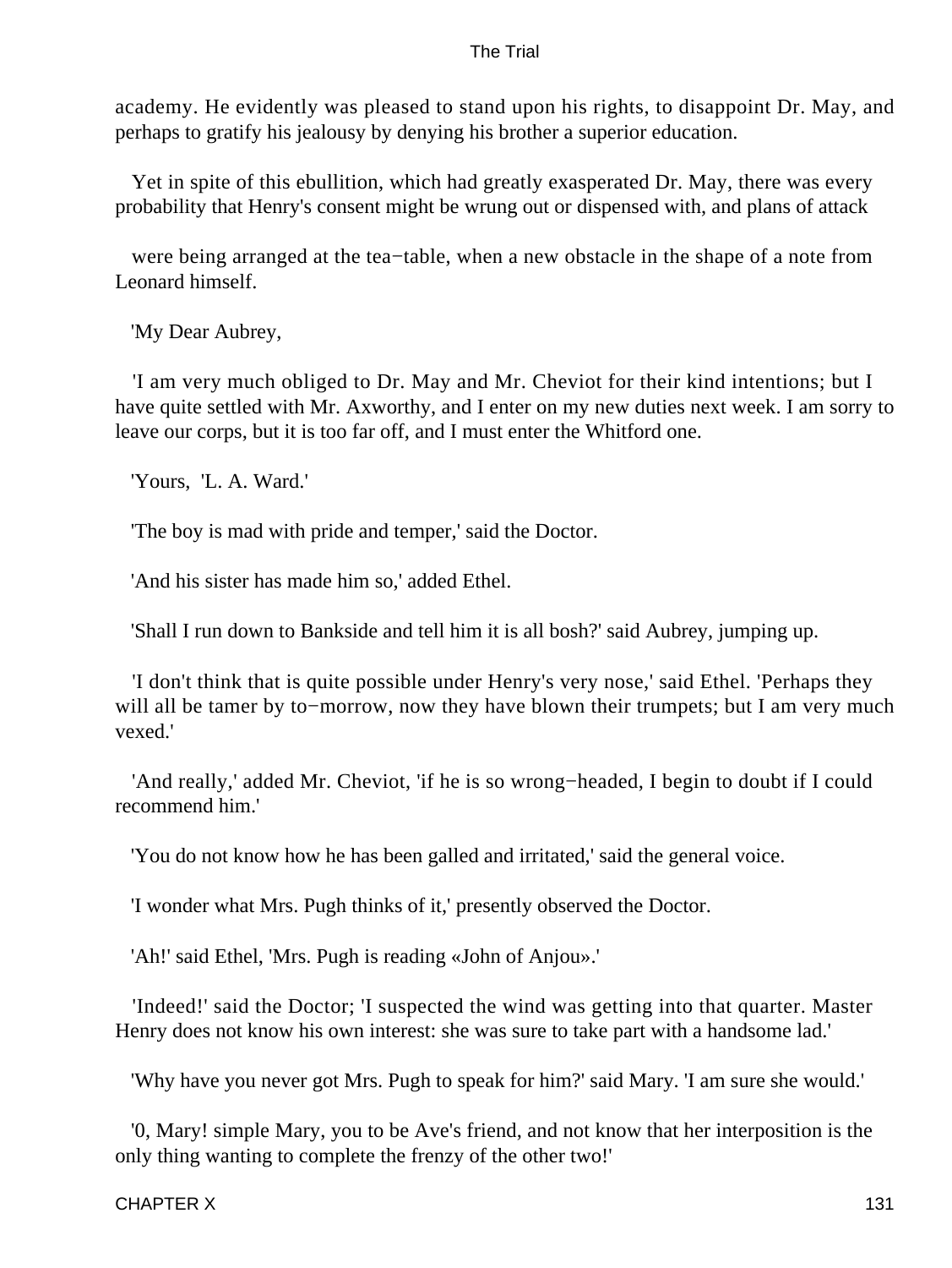academy. He evidently was pleased to stand upon his rights, to disappoint Dr. May, and perhaps to gratify his jealousy by denying his brother a superior education.

Yet in spite of this ebullition, which had greatly exasperated Dr. May, there was every probability that Henry's consent might be wrung out or dispensed with, and plans of attack

were being arranged at the tea−table, when a new obstacle in the shape of a note from Leonard himself.

'My Dear Aubrey,

'I am very much obliged to Dr. May and Mr. Cheviot for their kind intentions; but I have quite settled with Mr. Axworthy, and I enter on my new duties next week. I am sorry to leave our corps, but it is too far off, and I must enter the Whitford one.

'Yours, 'L. A. Ward.'

'The boy is mad with pride and temper,' said the Doctor.

'And his sister has made him so,' added Ethel.

'Shall I run down to Bankside and tell him it is all bosh?' said Aubrey, jumping up.

'I don't think that is quite possible under Henry's very nose,' said Ethel. 'Perhaps they will all be tamer by to−morrow, now they have blown their trumpets; but I am very much vexed.'

'And really,' added Mr. Cheviot, 'if he is so wrong−headed, I begin to doubt if I could recommend him.'

'You do not know how he has been galled and irritated,' said the general voice.

'I wonder what Mrs. Pugh thinks of it,' presently observed the Doctor.

'Ah!' said Ethel, 'Mrs. Pugh is reading «John of Anjou».'

'Indeed!' said the Doctor; 'I suspected the wind was getting into that quarter. Master Henry does not know his own interest: she was sure to take part with a handsome lad.'

'Why have you never got Mrs. Pugh to speak for him?' said Mary. 'I am sure she would.'

'0, Mary! simple Mary, you to be Ave's friend, and not know that her interposition is the only thing wanting to complete the frenzy of the other two!'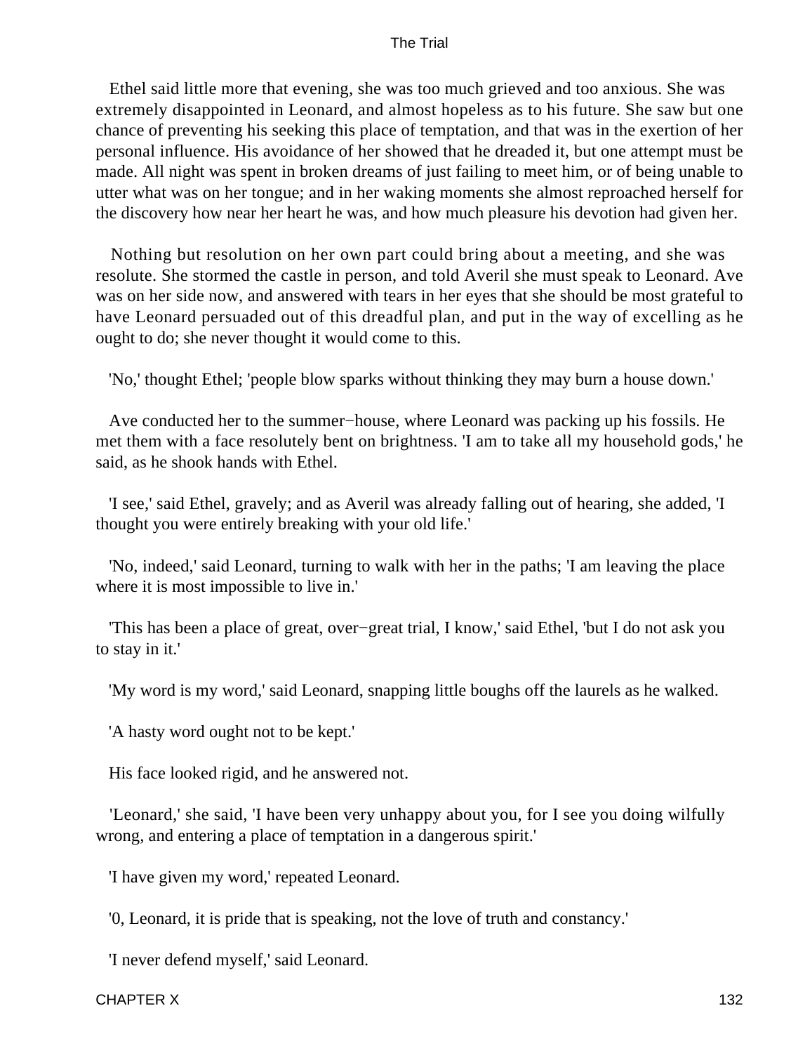Ethel said little more that evening, she was too much grieved and too anxious. She was extremely disappointed in Leonard, and almost hopeless as to his future. She saw but one chance of preventing his seeking this place of temptation, and that was in the exertion of her personal influence. His avoidance of her showed that he dreaded it, but one attempt must be made. All night was spent in broken dreams of just failing to meet him, or of being unable to utter what was on her tongue; and in her waking moments she almost reproached herself for the discovery how near her heart he was, and how much pleasure his devotion had given her.

Nothing but resolution on her own part could bring about a meeting, and she was resolute. She stormed the castle in person, and told Averil she must speak to Leonard. Ave was on her side now, and answered with tears in her eyes that she should be most grateful to have Leonard persuaded out of this dreadful plan, and put in the way of excelling as he ought to do; she never thought it would come to this.

'No,' thought Ethel; 'people blow sparks without thinking they may burn a house down.'

Ave conducted her to the summer−house, where Leonard was packing up his fossils. He met them with a face resolutely bent on brightness. 'I am to take all my household gods,' he said, as he shook hands with Ethel.

'I see,' said Ethel, gravely; and as Averil was already falling out of hearing, she added, 'I thought you were entirely breaking with your old life.'

'No, indeed,' said Leonard, turning to walk with her in the paths; 'I am leaving the place where it is most impossible to live in.'

'This has been a place of great, over−great trial, I know,' said Ethel, 'but I do not ask you to stay in it.'

'My word is my word,' said Leonard, snapping little boughs off the laurels as he walked.

'A hasty word ought not to be kept.'

His face looked rigid, and he answered not.

'Leonard,' she said, 'I have been very unhappy about you, for I see you doing wilfully wrong, and entering a place of temptation in a dangerous spirit.'

'I have given my word,' repeated Leonard.

'0, Leonard, it is pride that is speaking, not the love of truth and constancy.'

'I never defend myself,' said Leonard.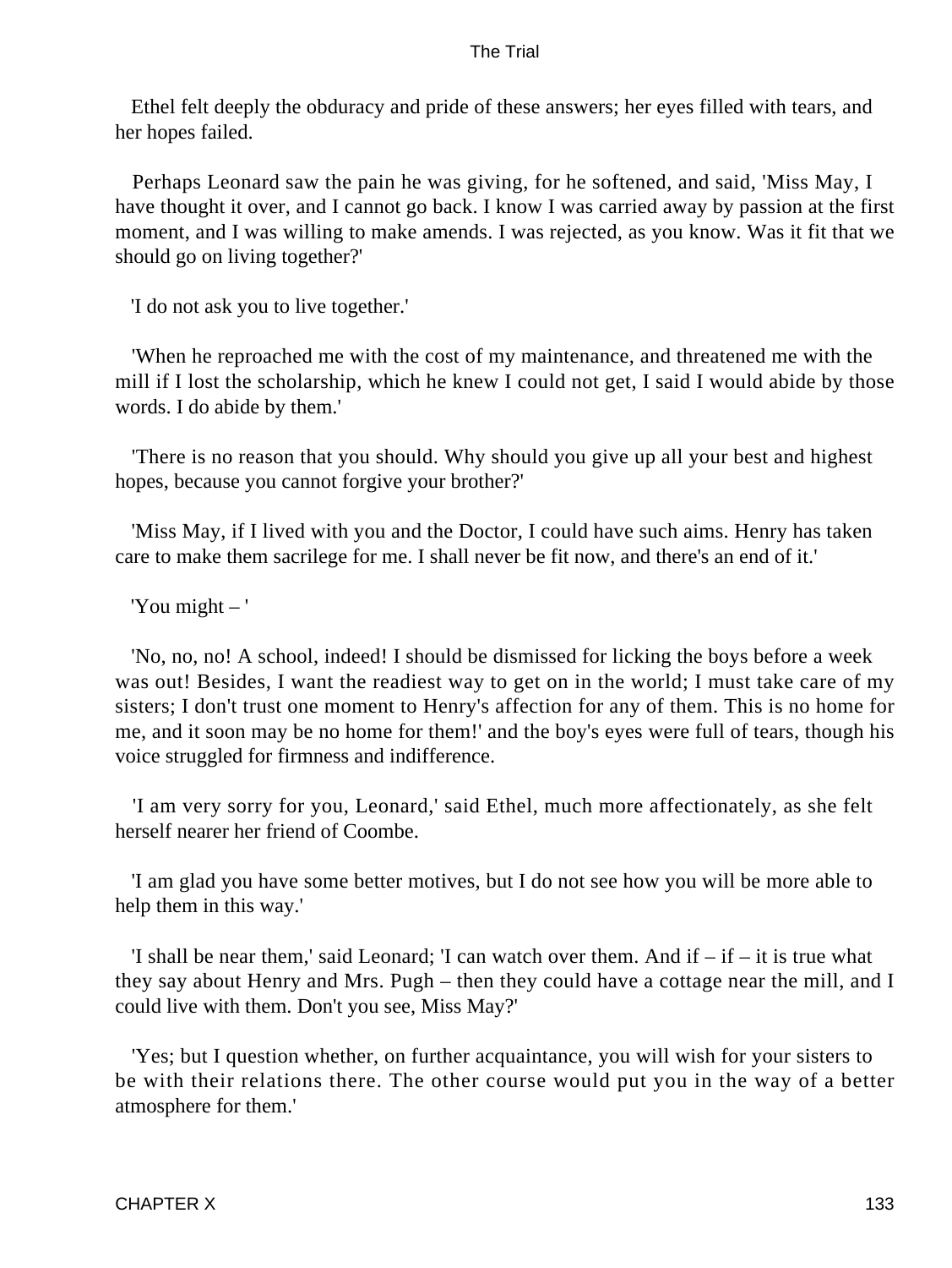Ethel felt deeply the obduracy and pride of these answers; her eyes filled with tears, and her hopes failed.

Perhaps Leonard saw the pain he was giving, for he softened, and said, 'Miss May, I have thought it over, and I cannot go back. I know I was carried away by passion at the first moment, and I was willing to make amends. I was rejected, as you know. Was it fit that we should go on living together?'

'I do not ask you to live together.'

'When he reproached me with the cost of my maintenance, and threatened me with the mill if I lost the scholarship, which he knew I could not get, I said I would abide by those words. I do abide by them.'

'There is no reason that you should. Why should you give up all your best and highest hopes, because you cannot forgive your brother?'

'Miss May, if I lived with you and the Doctor, I could have such aims. Henry has taken care to make them sacrilege for me. I shall never be fit now, and there's an end of it.'

'You might – '

'No, no, no! A school, indeed! I should be dismissed for licking the boys before a week was out! Besides, I want the readiest way to get on in the world; I must take care of my sisters; I don't trust one moment to Henry's affection for any of them. This is no home for me, and it soon may be no home for them!' and the boy's eyes were full of tears, though his voice struggled for firmness and indifference.

'I am very sorry for you, Leonard,' said Ethel, much more affectionately, as she felt herself nearer her friend of Coombe.

'I am glad you have some better motives, but I do not see how you will be more able to help them in this way.'

'I shall be near them,' said Leonard; 'I can watch over them. And if – if – it is true what they say about Henry and Mrs. Pugh – then they could have a cottage near the mill, and I could live with them. Don't you see, Miss May?'

'Yes; but I question whether, on further acquaintance, you will wish for your sisters to be with their relations there. The other course would put you in the way of a better atmosphere for them.'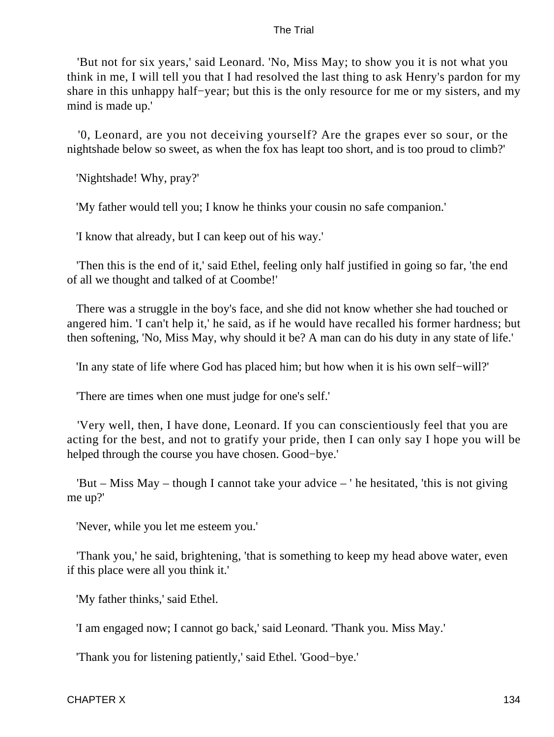'But not for six years,' said Leonard. 'No, Miss May; to show you it is not what you think in me, I will tell you that I had resolved the last thing to ask Henry's pardon for my share in this unhappy half−year; but this is the only resource for me or my sisters, and my mind is made up.'

'0, Leonard, are you not deceiving yourself? Are the grapes ever so sour, or the nightshade below so sweet, as when the fox has leapt too short, and is too proud to climb?'

'Nightshade! Why, pray?'

'My father would tell you; I know he thinks your cousin no safe companion.'

'I know that already, but I can keep out of his way.'

'Then this is the end of it,' said Ethel, feeling only half justified in going so far, 'the end of all we thought and talked of at Coombe!'

There was a struggle in the boy's face, and she did not know whether she had touched or angered him. 'I can't help it,' he said, as if he would have recalled his former hardness; but then softening, 'No, Miss May, why should it be? A man can do his duty in any state of life.'

'In any state of life where God has placed him; but how when it is his own self−will?'

'There are times when one must judge for one's self.'

'Very well, then, I have done, Leonard. If you can conscientiously feel that you are acting for the best, and not to gratify your pride, then I can only say I hope you will be helped through the course you have chosen. Good−bye.'

'But – Miss May – though I cannot take your advice – ' he hesitated, 'this is not giving me up?'

'Never, while you let me esteem you.'

'Thank you,' he said, brightening, 'that is something to keep my head above water, even if this place were all you think it.'

'My father thinks,' said Ethel.

'I am engaged now; I cannot go back,' said Leonard. 'Thank you. Miss May.'

'Thank you for listening patiently,' said Ethel. 'Good−bye.'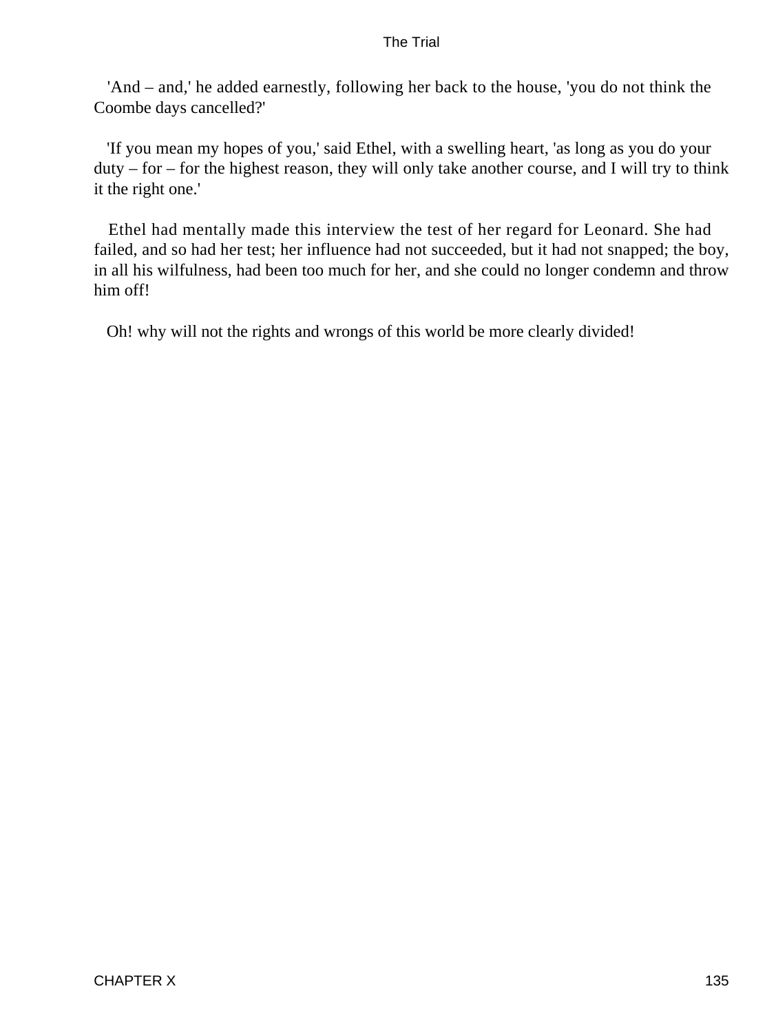'And – and,' he added earnestly, following her back to the house, 'you do not think the Coombe days cancelled?'

'If you mean my hopes of you,' said Ethel, with a swelling heart, 'as long as you do your duty – for – for the highest reason, they will only take another course, and I will try to think it the right one.'

Ethel had mentally made this interview the test of her regard for Leonard. She had failed, and so had her test; her influence had not succeeded, but it had not snapped; the boy, in all his wilfulness, had been too much for her, and she could no longer condemn and throw him off!

Oh! why will not the rights and wrongs of this world be more clearly divided!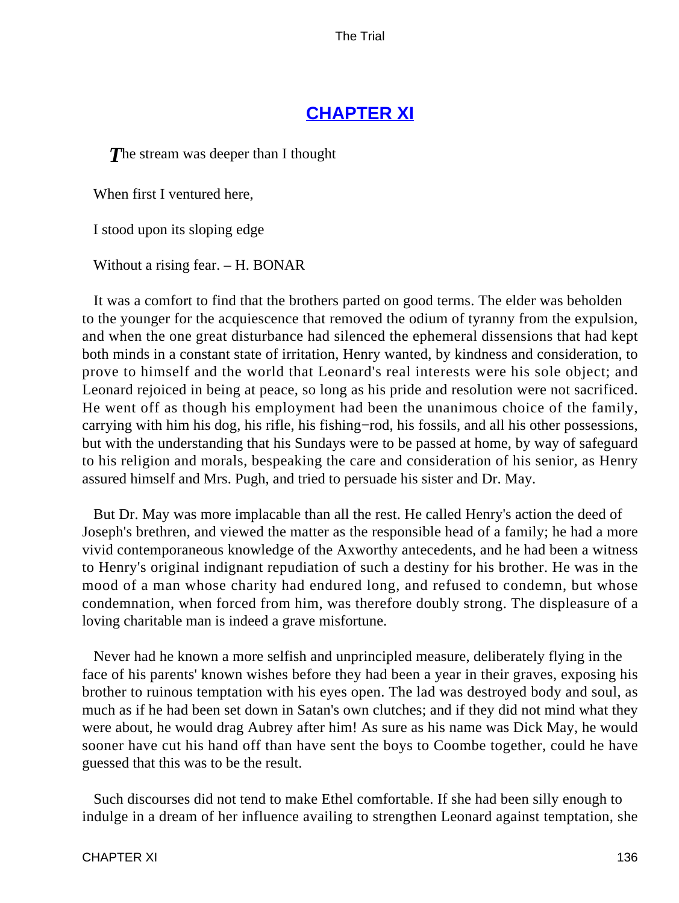## CHAPTER XI

*The* stream was deeper than I thought

When first I ventured here,

I stood upon its sloping edge

Without a rising fear. – H. BONAR

It was a comfort to find that the brothers parted on good terms. The elder was beholden to the younger for the acquiescence that removed the odium of tyranny from the expulsion, and when the one great disturbance had silenced the ephemeral dissensions that had kept both minds in a constant state of irritation, Henry wanted, by kindness and consideration, to prove to himself and the world that Leonard's real interests were his sole object; and Leonard rejoiced in being at peace, so long as his pride and resolution were not sacrificed. He went off as though his employment had been the unanimous choice of the family, carrying with him his dog, his rifle, his fishing−rod, his fossils, and all his other possessions, but with the understanding that his Sundays were to be passed at home, by way of safeguard to his religion and morals, bespeaking the care and consideration of his senior, as Henry assured himself and Mrs. Pugh, and tried to persuade his sister and Dr. May.

But Dr. May was more implacable than all the rest. He called Henry's action the deed of Joseph's brethren, and viewed the matter as the responsible head of a family; he had a more vivid contemporaneous knowledge of the Axworthy antecedents, and he had been a witness to Henry's original indignant repudiation of such a destiny for his brother. He was in the mood of a man whose charity had endured long, and refused to condemn, but whose condemnation, when forced from him, was therefore doubly strong. The displeasure of a loving charitable man is indeed a grave misfortune.

Never had he known a more selfish and unprincipled measure, deliberately flying in the face of his parents' known wishes before they had been a year in their graves, exposing his brother to ruinous temptation with his eyes open. The lad was destroyed body and soul, as much as if he had been set down in Satan's own clutches; and if they did not mind what they were about, he would drag Aubrey after him! As sure as his name was Dick May, he would sooner have cut his hand off than have sent the boys to Coombe together, could he have guessed that this was to be the result.

Such discourses did not tend to make Ethel comfortable. If she had been silly enough to indulge in a dream of her influence availing to strengthen Leonard against temptation, she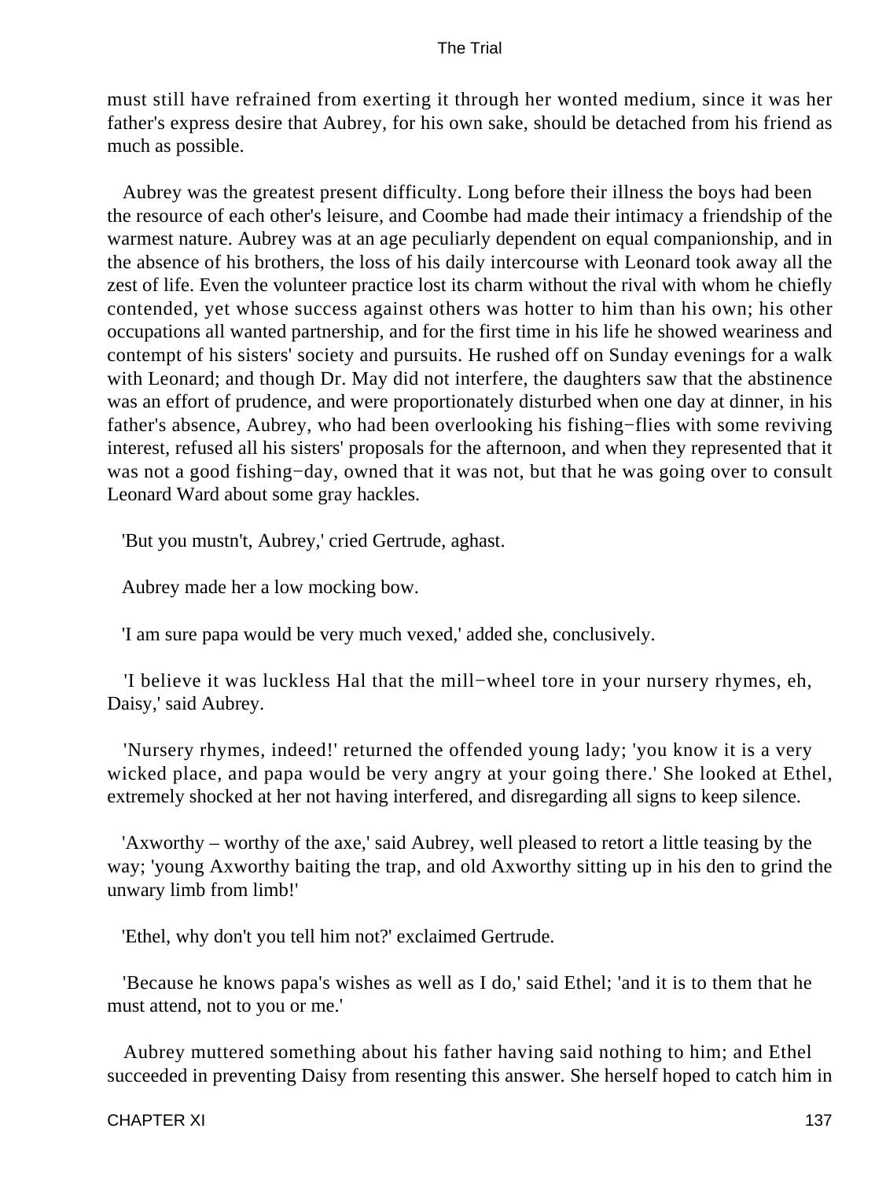must still have refrained from exerting it through her wonted medium, since it was her father's express desire that Aubrey, for his own sake, should be detached from his friend as much as possible.

Aubrey was the greatest present difficulty. Long before their illness the boys had been the resource of each other's leisure, and Coombe had made their intimacy a friendship of the warmest nature. Aubrey was at an age peculiarly dependent on equal companionship, and in the absence of his brothers, the loss of his daily intercourse with Leonard took away all the zest of life. Even the volunteer practice lost its charm without the rival with whom he chiefly contended, yet whose success against others was hotter to him than his own; his other occupations all wanted partnership, and for the first time in his life he showed weariness and contempt of his sisters' society and pursuits. He rushed off on Sunday evenings for a walk with Leonard; and though Dr. May did not interfere, the daughters saw that the abstinence was an effort of prudence, and were proportionately disturbed when one day at dinner, in his father's absence, Aubrey, who had been overlooking his fishing−flies with some reviving interest, refused all his sisters' proposals for the afternoon, and when they represented that it was not a good fishing−day, owned that it was not, but that he was going over to consult Leonard Ward about some gray hackles.

'But you mustn't, Aubrey,' cried Gertrude, aghast.

Aubrey made her a low mocking bow.

'I am sure papa would be very much vexed,' added she, conclusively.

'I believe it was luckless Hal that the mill−wheel tore in your nursery rhymes, eh, Daisy,' said Aubrey.

'Nursery rhymes, indeed!' returned the offended young lady; 'you know it is a very wicked place, and papa would be very angry at your going there.' She looked at Ethel, extremely shocked at her not having interfered, and disregarding all signs to keep silence.

'Axworthy – worthy of the axe,' said Aubrey, well pleased to retort a little teasing by the way; 'young Axworthy baiting the trap, and old Axworthy sitting up in his den to grind the unwary limb from limb!'

'Ethel, why don't you tell him not?' exclaimed Gertrude.

'Because he knows papa's wishes as well as I do,' said Ethel; 'and it is to them that he must attend, not to you or me.'

Aubrey muttered something about his father having said nothing to him; and Ethel succeeded in preventing Daisy from resenting this answer. She herself hoped to catch him in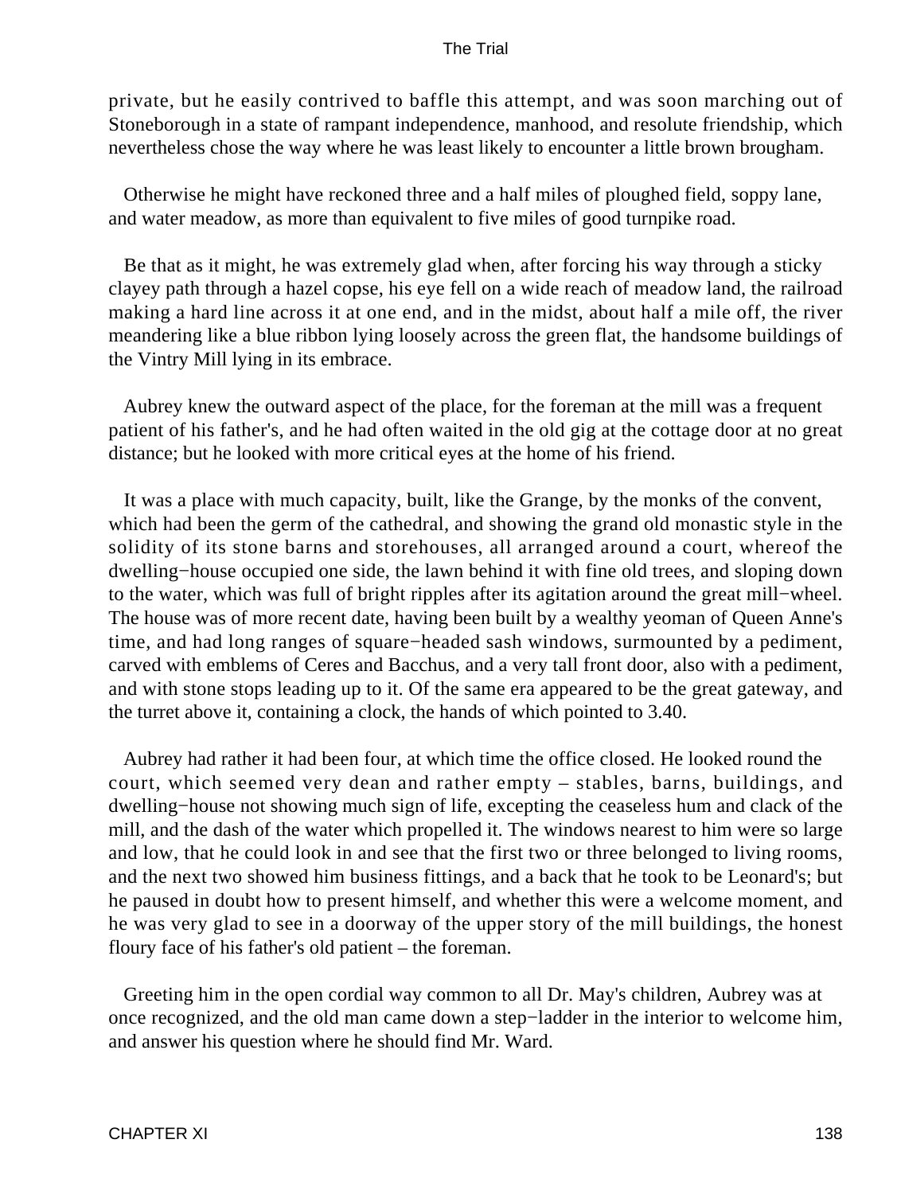private, but he easily contrived to baffle this attempt, and was soon marching out of Stoneborough in a state of rampant independence, manhood, and resolute friendship, which nevertheless chose the way where he was least likely to encounter a little brown brougham.

Otherwise he might have reckoned three and a half miles of ploughed field, soppy lane, and water meadow, as more than equivalent to five miles of good turnpike road.

Be that as it might, he was extremely glad when, after forcing his way through a sticky clayey path through a hazel copse, his eye fell on a wide reach of meadow land, the railroad making a hard line across it at one end, and in the midst, about half a mile off, the river meandering like a blue ribbon lying loosely across the green flat, the handsome buildings of the Vintry Mill lying in its embrace.

Aubrey knew the outward aspect of the place, for the foreman at the mill was a frequent patient of his father's, and he had often waited in the old gig at the cottage door at no great distance; but he looked with more critical eyes at the home of his friend.

It was a place with much capacity, built, like the Grange, by the monks of the convent, which had been the germ of the cathedral, and showing the grand old monastic style in the solidity of its stone barns and storehouses, all arranged around a court, whereof the dwelling−house occupied one side, the lawn behind it with fine old trees, and sloping down to the water, which was full of bright ripples after its agitation around the great mill−wheel. The house was of more recent date, having been built by a wealthy yeoman of Queen Anne's time, and had long ranges of square−headed sash windows, surmounted by a pediment, carved with emblems of Ceres and Bacchus, and a very tall front door, also with a pediment, and with stone stops leading up to it. Of the same era appeared to be the great gateway, and the turret above it, containing a clock, the hands of which pointed to 3.40.

Aubrey had rather it had been four, at which time the office closed. He looked round the court, which seemed very dean and rather empty – stables, barns, buildings, and dwelling−house not showing much sign of life, excepting the ceaseless hum and clack of the mill, and the dash of the water which propelled it. The windows nearest to him were so large and low, that he could look in and see that the first two or three belonged to living rooms, and the next two showed him business fittings, and a back that he took to be Leonard's; but he paused in doubt how to present himself, and whether this were a welcome moment, and he was very glad to see in a doorway of the upper story of the mill buildings, the honest floury face of his father's old patient – the foreman.

Greeting him in the open cordial way common to all Dr. May's children, Aubrey was at once recognized, and the old man came down a step−ladder in the interior to welcome him, and answer his question where he should find Mr. Ward.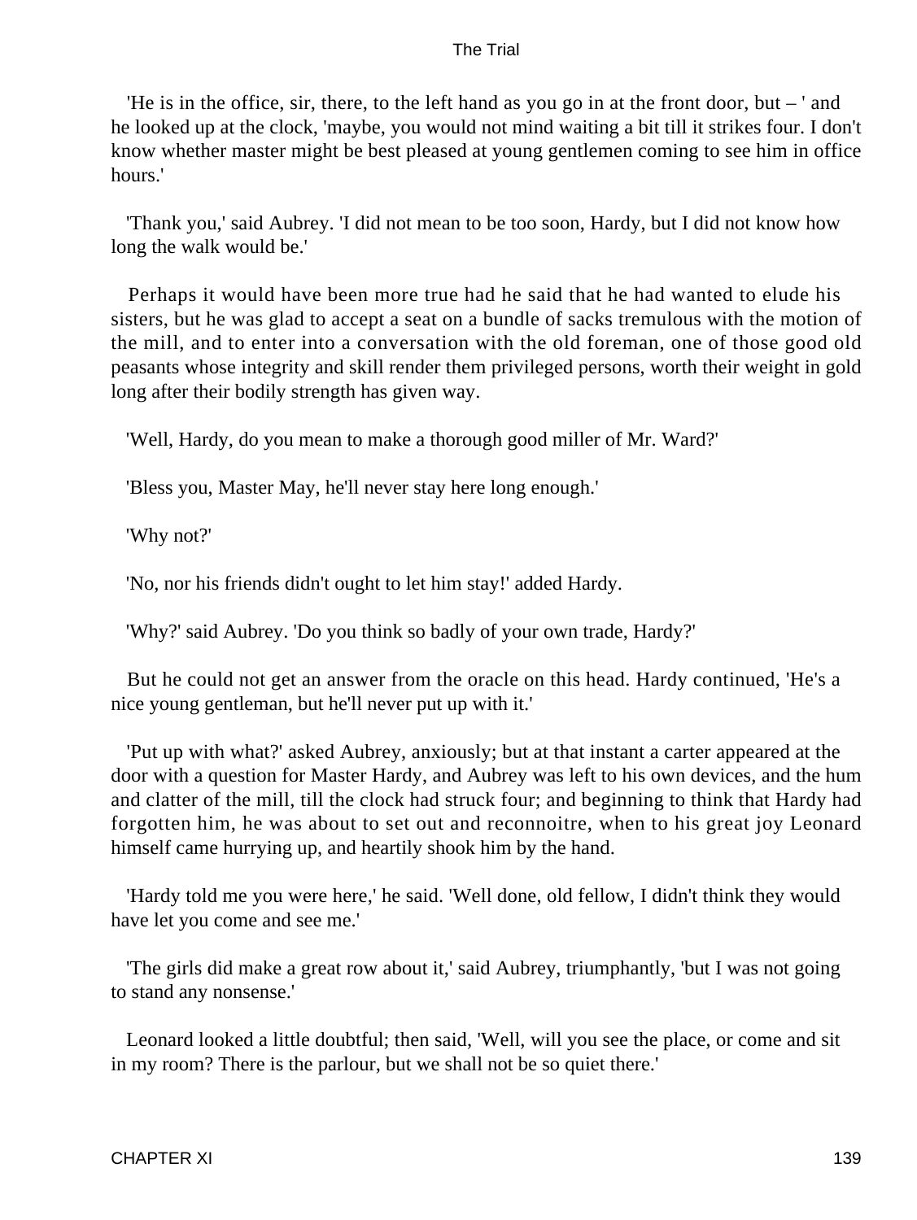'He is in the office, sir, there, to the left hand as you go in at the front door, but – ' and he looked up at the clock, 'maybe, you would not mind waiting a bit till it strikes four. I don't know whether master might be best pleased at young gentlemen coming to see him in office hours.'

'Thank you,' said Aubrey. 'I did not mean to be too soon, Hardy, but I did not know how long the walk would be.'

Perhaps it would have been more true had he said that he had wanted to elude his sisters, but he was glad to accept a seat on a bundle of sacks tremulous with the motion of the mill, and to enter into a conversation with the old foreman, one of those good old peasants whose integrity and skill render them privileged persons, worth their weight in gold long after their bodily strength has given way.

'Well, Hardy, do you mean to make a thorough good miller of Mr. Ward?'

'Bless you, Master May, he'll never stay here long enough.'

'Why not?'

'No, nor his friends didn't ought to let him stay!' added Hardy.

'Why?' said Aubrey. 'Do you think so badly of your own trade, Hardy?'

But he could not get an answer from the oracle on this head. Hardy continued, 'He's a nice young gentleman, but he'll never put up with it.'

'Put up with what?' asked Aubrey, anxiously; but at that instant a carter appeared at the door with a question for Master Hardy, and Aubrey was left to his own devices, and the hum and clatter of the mill, till the clock had struck four; and beginning to think that Hardy had forgotten him, he was about to set out and reconnoitre, when to his great joy Leonard himself came hurrying up, and heartily shook him by the hand.

'Hardy told me you were here,' he said. 'Well done, old fellow, I didn't think they would have let you come and see me.'

'The girls did make a great row about it,' said Aubrey, triumphantly, 'but I was not going to stand any nonsense.'

Leonard looked a little doubtful; then said, 'Well, will you see the place, or come and sit in my room? There is the parlour, but we shall not be so quiet there.'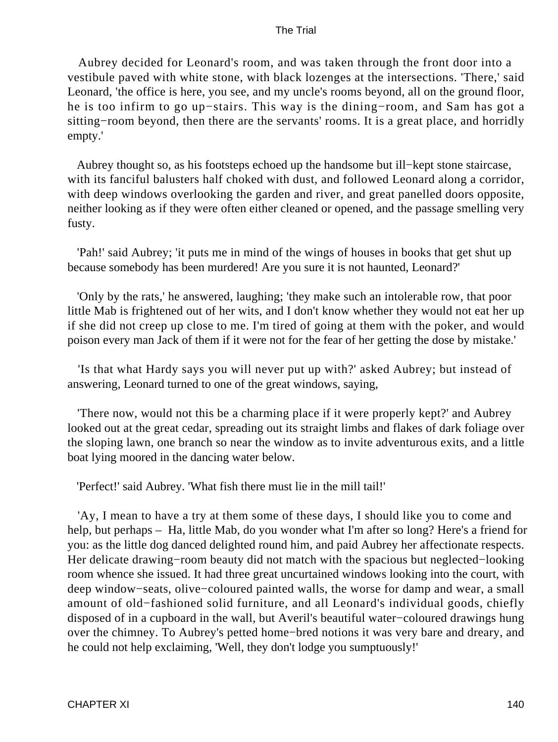Aubrey decided for Leonard's room, and was taken through the front door into a vestibule paved with white stone, with black lozenges at the intersections. 'There,' said Leonard, 'the office is here, you see, and my uncle's rooms beyond, all on the ground floor, he is too infirm to go up−stairs. This way is the dining−room, and Sam has got a sitting−room beyond, then there are the servants' rooms. It is a great place, and horridly empty.'

Aubrey thought so, as his footsteps echoed up the handsome but ill−kept stone staircase, with its fanciful balusters half choked with dust, and followed Leonard along a corridor, with deep windows overlooking the garden and river, and great panelled doors opposite, neither looking as if they were often either cleaned or opened, and the passage smelling very fusty.

'Pah!' said Aubrey; 'it puts me in mind of the wings of houses in books that get shut up because somebody has been murdered! Are you sure it is not haunted, Leonard?'

'Only by the rats,' he answered, laughing; 'they make such an intolerable row, that poor little Mab is frightened out of her wits, and I don't know whether they would not eat her up if she did not creep up close to me. I'm tired of going at them with the poker, and would poison every man Jack of them if it were not for the fear of her getting the dose by mistake.'

'Is that what Hardy says you will never put up with?' asked Aubrey; but instead of answering, Leonard turned to one of the great windows, saying,

'There now, would not this be a charming place if it were properly kept?' and Aubrey looked out at the great cedar, spreading out its straight limbs and flakes of dark foliage over the sloping lawn, one branch so near the window as to invite adventurous exits, and a little boat lying moored in the dancing water below.

'Perfect!' said Aubrey. 'What fish there must lie in the mill tail!'

'Ay, I mean to have a try at them some of these days, I should like you to come and help, but perhaps – Ha, little Mab, do you wonder what I'm after so long? Here's a friend for you: as the little dog danced delighted round him, and paid Aubrey her affectionate respects. Her delicate drawing−room beauty did not match with the spacious but neglected−looking room whence she issued. It had three great uncurtained windows looking into the court, with deep window−seats, olive−coloured painted walls, the worse for damp and wear, a small amount of old−fashioned solid furniture, and all Leonard's individual goods, chiefly disposed of in a cupboard in the wall, but Averil's beautiful water−coloured drawings hung over the chimney. To Aubrey's petted home−bred notions it was very bare and dreary, and he could not help exclaiming, 'Well, they don't lodge you sumptuously!'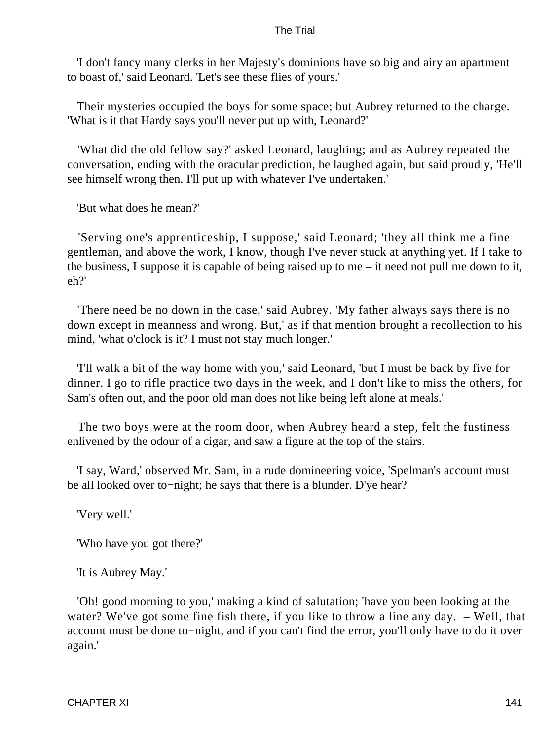'I don't fancy many clerks in her Majesty's dominions have so big and airy an apartment to boast of,' said Leonard. 'Let's see these flies of yours.'

Their mysteries occupied the boys for some space; but Aubrey returned to the charge. 'What is it that Hardy says you'll never put up with, Leonard?'

'What did the old fellow say?' asked Leonard, laughing; and as Aubrey repeated the conversation, ending with the oracular prediction, he laughed again, but said proudly, 'He'll see himself wrong then. I'll put up with whatever I've undertaken.'

'But what does he mean?'

'Serving one's apprenticeship, I suppose,' said Leonard; 'they all think me a fine gentleman, and above the work, I know, though I've never stuck at anything yet. If I take to the business, I suppose it is capable of being raised up to me – it need not pull me down to it, eh?'

'There need be no down in the case,' said Aubrey. 'My father always says there is no down except in meanness and wrong. But,' as if that mention brought a recollection to his mind, 'what o'clock is it? I must not stay much longer.'

'I'll walk a bit of the way home with you,' said Leonard, 'but I must be back by five for dinner. I go to rifle practice two days in the week, and I don't like to miss the others, for Sam's often out, and the poor old man does not like being left alone at meals.'

The two boys were at the room door, when Aubrey heard a step, felt the fustiness enlivened by the odour of a cigar, and saw a figure at the top of the stairs.

'I say, Ward,' observed Mr. Sam, in a rude domineering voice, 'Spelman's account must be all looked over to−night; he says that there is a blunder. D'ye hear?'

'Very well.'

'Who have you got there?'

'It is Aubrey May.'

'Oh! good morning to you,' making a kind of salutation; 'have you been looking at the water? We've got some fine fish there, if you like to throw a line any day. – Well, that account must be done to−night, and if you can't find the error, you'll only have to do it over again.'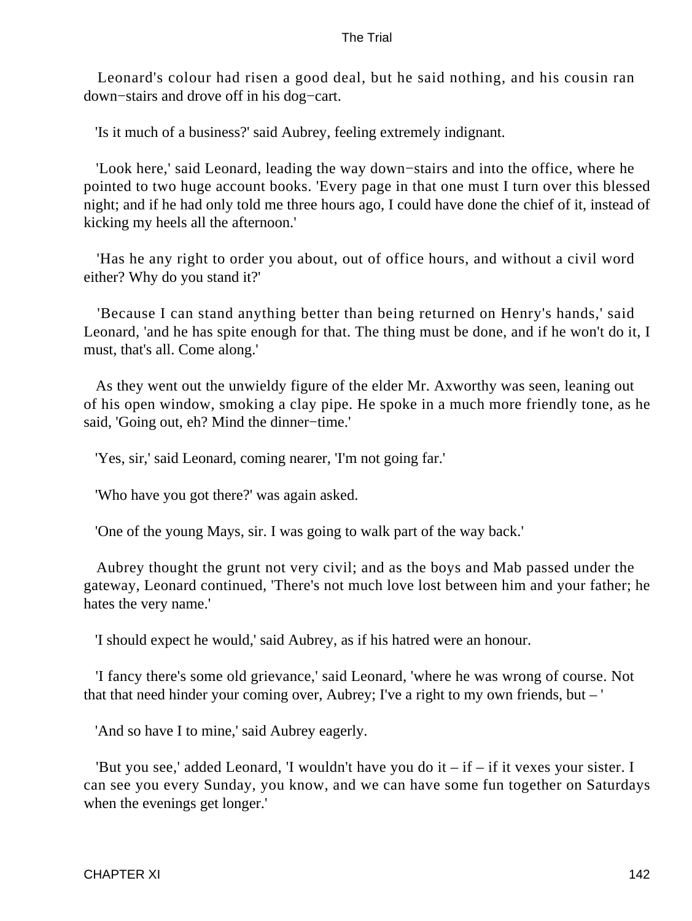Leonard's colour had risen a good deal, but he said nothing, and his cousin ran down−stairs and drove off in his dog−cart.

'Is it much of a business?' said Aubrey, feeling extremely indignant.

'Look here,' said Leonard, leading the way down−stairs and into the office, where he pointed to two huge account books. 'Every page in that one must I turn over this blessed night; and if he had only told me three hours ago, I could have done the chief of it, instead of kicking my heels all the afternoon.'

'Has he any right to order you about, out of office hours, and without a civil word either? Why do you stand it?'

'Because I can stand anything better than being returned on Henry's hands,' said Leonard, 'and he has spite enough for that. The thing must be done, and if he won't do it, I must, that's all. Come along.'

As they went out the unwieldy figure of the elder Mr. Axworthy was seen, leaning out of his open window, smoking a clay pipe. He spoke in a much more friendly tone, as he said, 'Going out, eh? Mind the dinner−time.'

'Yes, sir,' said Leonard, coming nearer, 'I'm not going far.'

'Who have you got there?' was again asked.

'One of the young Mays, sir. I was going to walk part of the way back.'

Aubrey thought the grunt not very civil; and as the boys and Mab passed under the gateway, Leonard continued, 'There's not much love lost between him and your father; he hates the very name.'

'I should expect he would,' said Aubrey, as if his hatred were an honour.

'I fancy there's some old grievance,' said Leonard, 'where he was wrong of course. Not that that need hinder your coming over, Aubrey; I've a right to my own friends, but – '

'And so have I to mine,' said Aubrey eagerly.

'But you see,' added Leonard, 'I wouldn't have you do it – if – if it vexes your sister. I can see you every Sunday, you know, and we can have some fun together on Saturdays when the evenings get longer.'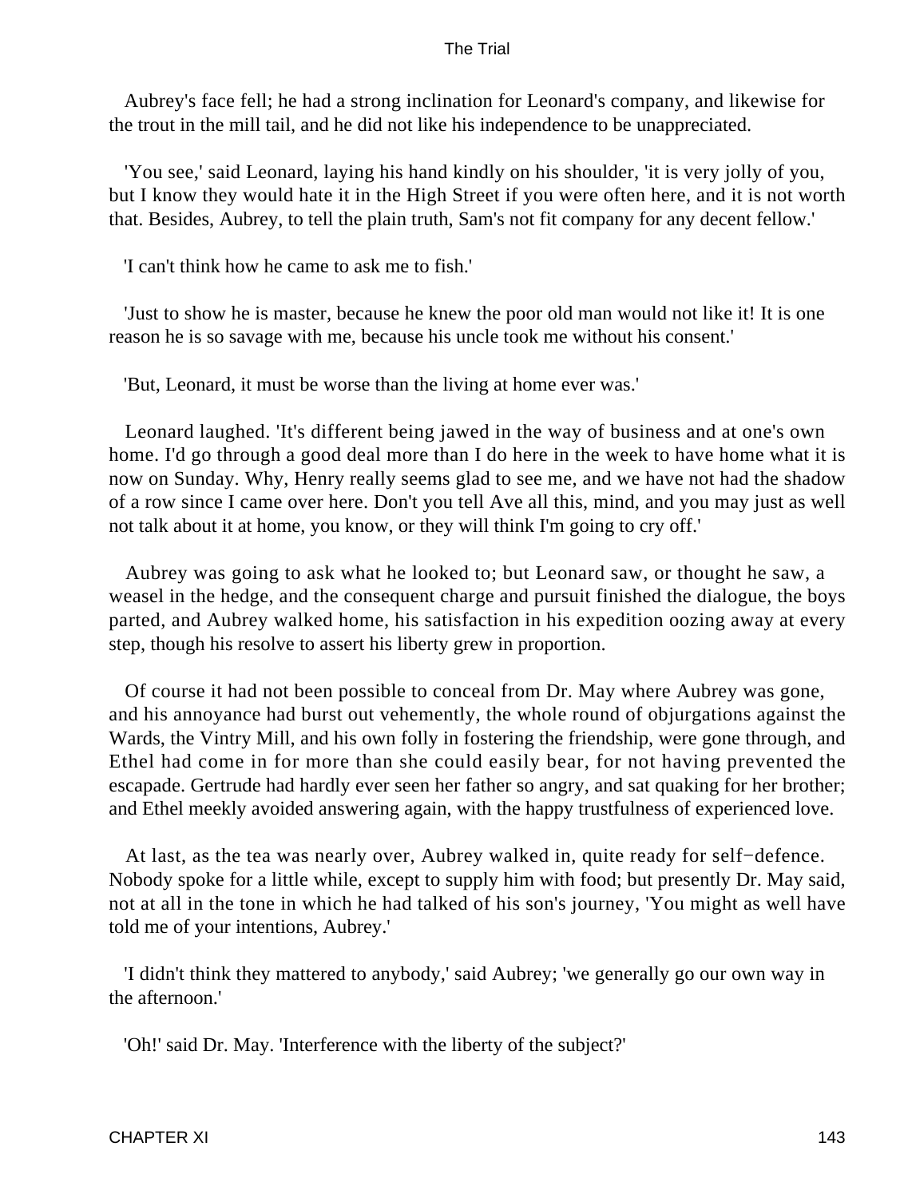Aubrey's face fell; he had a strong inclination for Leonard's company, and likewise for the trout in the mill tail, and he did not like his independence to be unappreciated.

'You see,' said Leonard, laying his hand kindly on his shoulder, 'it is very jolly of you, but I know they would hate it in the High Street if you were often here, and it is not worth that. Besides, Aubrey, to tell the plain truth, Sam's not fit company for any decent fellow.'

'I can't think how he came to ask me to fish.'

'Just to show he is master, because he knew the poor old man would not like it! It is one reason he is so savage with me, because his uncle took me without his consent.'

'But, Leonard, it must be worse than the living at home ever was.'

Leonard laughed. 'It's different being jawed in the way of business and at one's own home. I'd go through a good deal more than I do here in the week to have home what it is now on Sunday. Why, Henry really seems glad to see me, and we have not had the shadow of a row since I came over here. Don't you tell Ave all this, mind, and you may just as well not talk about it at home, you know, or they will think I'm going to cry off.'

Aubrey was going to ask what he looked to; but Leonard saw, or thought he saw, a weasel in the hedge, and the consequent charge and pursuit finished the dialogue, the boys parted, and Aubrey walked home, his satisfaction in his expedition oozing away at every step, though his resolve to assert his liberty grew in proportion.

Of course it had not been possible to conceal from Dr. May where Aubrey was gone, and his annoyance had burst out vehemently, the whole round of objurgations against the Wards, the Vintry Mill, and his own folly in fostering the friendship, were gone through, and Ethel had come in for more than she could easily bear, for not having prevented the escapade. Gertrude had hardly ever seen her father so angry, and sat quaking for her brother; and Ethel meekly avoided answering again, with the happy trustfulness of experienced love.

At last, as the tea was nearly over, Aubrey walked in, quite ready for self-defence. Nobody spoke for a little while, except to supply him with food; but presently Dr. May said, not at all in the tone in which he had talked of his son's journey, 'You might as well have told me of your intentions, Aubrey.'

'I didn't think they mattered to anybody,' said Aubrey; 'we generally go our own way in the afternoon.'

'Oh!' said Dr. May. 'Interference with the liberty of the subject?'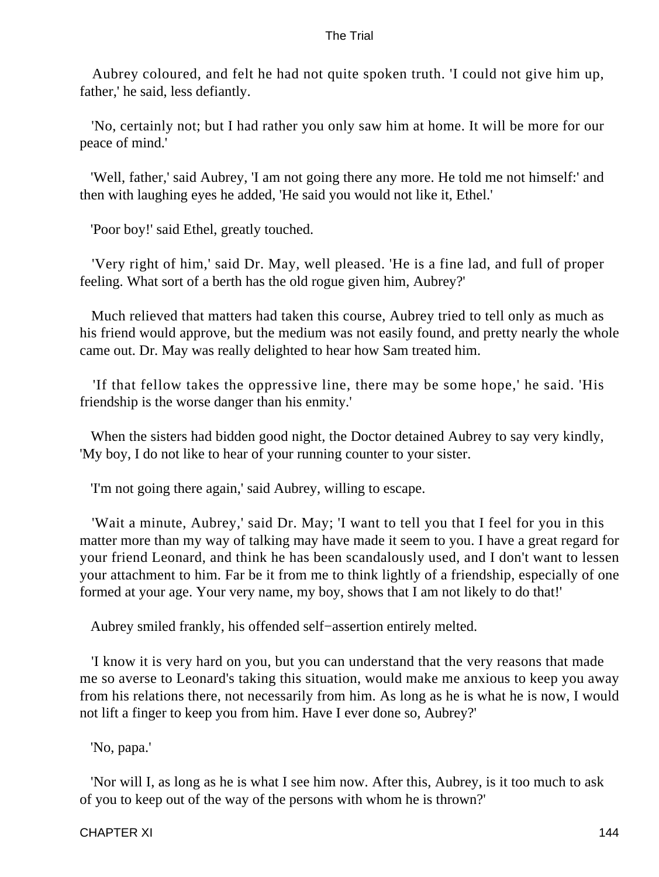Aubrey coloured, and felt he had not quite spoken truth. 'I could not give him up, father,' he said, less defiantly.

'No, certainly not; but I had rather you only saw him at home. It will be more for our peace of mind.'

'Well, father,' said Aubrey, 'I am not going there any more. He told me not himself:' and then with laughing eyes he added, 'He said you would not like it, Ethel.'

'Poor boy!' said Ethel, greatly touched.

'Very right of him,' said Dr. May, well pleased. 'He is a fine lad, and full of proper feeling. What sort of a berth has the old rogue given him, Aubrey?'

Much relieved that matters had taken this course, Aubrey tried to tell only as much as his friend would approve, but the medium was not easily found, and pretty nearly the whole came out. Dr. May was really delighted to hear how Sam treated him.

'If that fellow takes the oppressive line, there may be some hope,' he said. 'His friendship is the worse danger than his enmity.'

When the sisters had bidden good night, the Doctor detained Aubrey to say very kindly, 'My boy, I do not like to hear of your running counter to your sister.

'I'm not going there again,' said Aubrey, willing to escape.

'Wait a minute, Aubrey,' said Dr. May; 'I want to tell you that I feel for you in this matter more than my way of talking may have made it seem to you. I have a great regard for your friend Leonard, and think he has been scandalously used, and I don't want to lessen your attachment to him. Far be it from me to think lightly of a friendship, especially of one formed at your age. Your very name, my boy, shows that I am not likely to do that!'

Aubrey smiled frankly, his offended self−assertion entirely melted.

'I know it is very hard on you, but you can understand that the very reasons that made me so averse to Leonard's taking this situation, would make me anxious to keep you away from his relations there, not necessarily from him. As long as he is what he is now, I would not lift a finger to keep you from him. Have I ever done so, Aubrey?'

'No, papa.'

'Nor will I, as long as he is what I see him now. After this, Aubrey, is it too much to ask of you to keep out of the way of the persons with whom he is thrown?'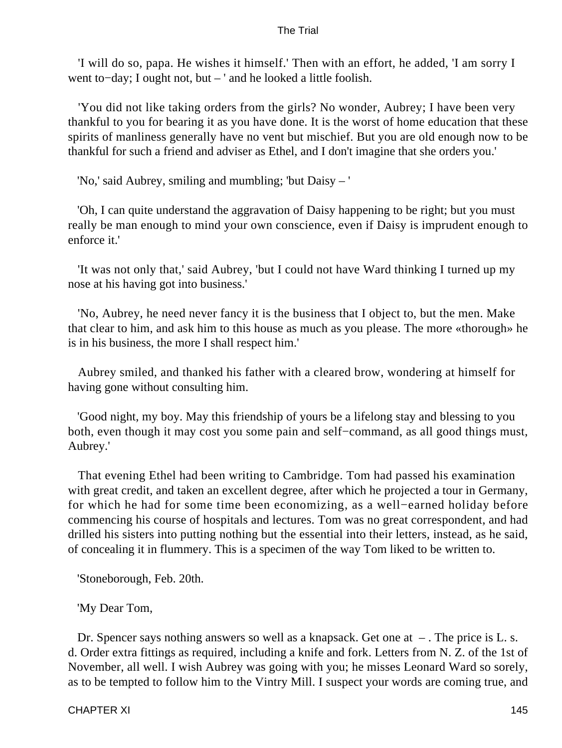'I will do so, papa. He wishes it himself.' Then with an effort, he added, 'I am sorry I went to−day; I ought not, but – ' and he looked a little foolish.

'You did not like taking orders from the girls? No wonder, Aubrey; I have been very thankful to you for bearing it as you have done. It is the worst of home education that these spirits of manliness generally have no vent but mischief. But you are old enough now to be thankful for such a friend and adviser as Ethel, and I don't imagine that she orders you.'

'No,' said Aubrey, smiling and mumbling; 'but Daisy – '

'Oh, I can quite understand the aggravation of Daisy happening to be right; but you must really be man enough to mind your own conscience, even if Daisy is imprudent enough to enforce it.'

'It was not only that,' said Aubrey, 'but I could not have Ward thinking I turned up my nose at his having got into business.'

'No, Aubrey, he need never fancy it is the business that I object to, but the men. Make that clear to him, and ask him to this house as much as you please. The more «thorough» he is in his business, the more I shall respect him.'

Aubrey smiled, and thanked his father with a cleared brow, wondering at himself for having gone without consulting him.

'Good night, my boy. May this friendship of yours be a lifelong stay and blessing to you both, even though it may cost you some pain and self−command, as all good things must, Aubrey.'

That evening Ethel had been writing to Cambridge. Tom had passed his examination with great credit, and taken an excellent degree, after which he projected a tour in Germany, for which he had for some time been economizing, as a well−earned holiday before commencing his course of hospitals and lectures. Tom was no great correspondent, and had drilled his sisters into putting nothing but the essential into their letters, instead, as he said, of concealing it in flummery. This is a specimen of the way Tom liked to be written to.

'Stoneborough, Feb. 20th.

'My Dear Tom,

Dr. Spencer says nothing answers so well as a knapsack. Get one at – . The price is L. s. d. Order extra fittings as required, including a knife and fork. Letters from N. Z. of the 1st of November, all well. I wish Aubrey was going with you; he misses Leonard Ward so sorely, as to be tempted to follow him to the Vintry Mill. I suspect your words are coming true, and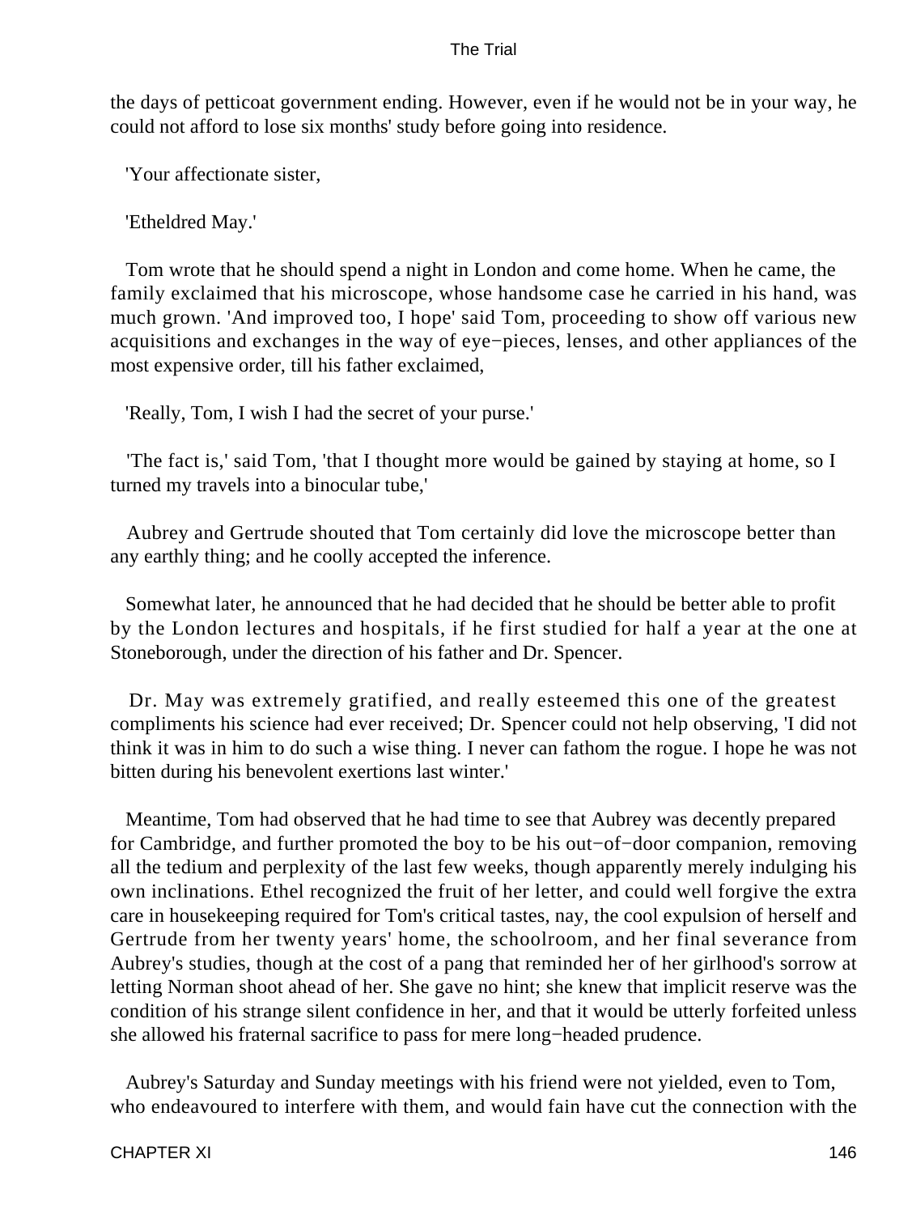the days of petticoat government ending. However, even if he would not be in your way, he could not afford to lose six months' study before going into residence.

'Your affectionate sister,

'Etheldred May.'

Tom wrote that he should spend a night in London and come home. When he came, the family exclaimed that his microscope, whose handsome case he carried in his hand, was much grown. 'And improved too, I hope' said Tom, proceeding to show off various new acquisitions and exchanges in the way of eye−pieces, lenses, and other appliances of the most expensive order, till his father exclaimed,

'Really, Tom, I wish I had the secret of your purse.'

'The fact is,' said Tom, 'that I thought more would be gained by staying at home, so I turned my travels into a binocular tube,'

Aubrey and Gertrude shouted that Tom certainly did love the microscope better than any earthly thing; and he coolly accepted the inference.

Somewhat later, he announced that he had decided that he should be better able to profit by the London lectures and hospitals, if he first studied for half a year at the one at Stoneborough, under the direction of his father and Dr. Spencer.

Dr. May was extremely gratified, and really esteemed this one of the greatest compliments his science had ever received; Dr. Spencer could not help observing, 'I did not think it was in him to do such a wise thing. I never can fathom the rogue. I hope he was not bitten during his benevolent exertions last winter.'

Meantime, Tom had observed that he had time to see that Aubrey was decently prepared for Cambridge, and further promoted the boy to be his out−of−door companion, removing all the tedium and perplexity of the last few weeks, though apparently merely indulging his own inclinations. Ethel recognized the fruit of her letter, and could well forgive the extra care in housekeeping required for Tom's critical tastes, nay, the cool expulsion of herself and Gertrude from her twenty years' home, the schoolroom, and her final severance from Aubrey's studies, though at the cost of a pang that reminded her of her girlhood's sorrow at letting Norman shoot ahead of her. She gave no hint; she knew that implicit reserve was the condition of his strange silent confidence in her, and that it would be utterly forfeited unless she allowed his fraternal sacrifice to pass for mere long−headed prudence.

Aubrey's Saturday and Sunday meetings with his friend were not yielded, even to Tom, who endeavoured to interfere with them, and would fain have cut the connection with the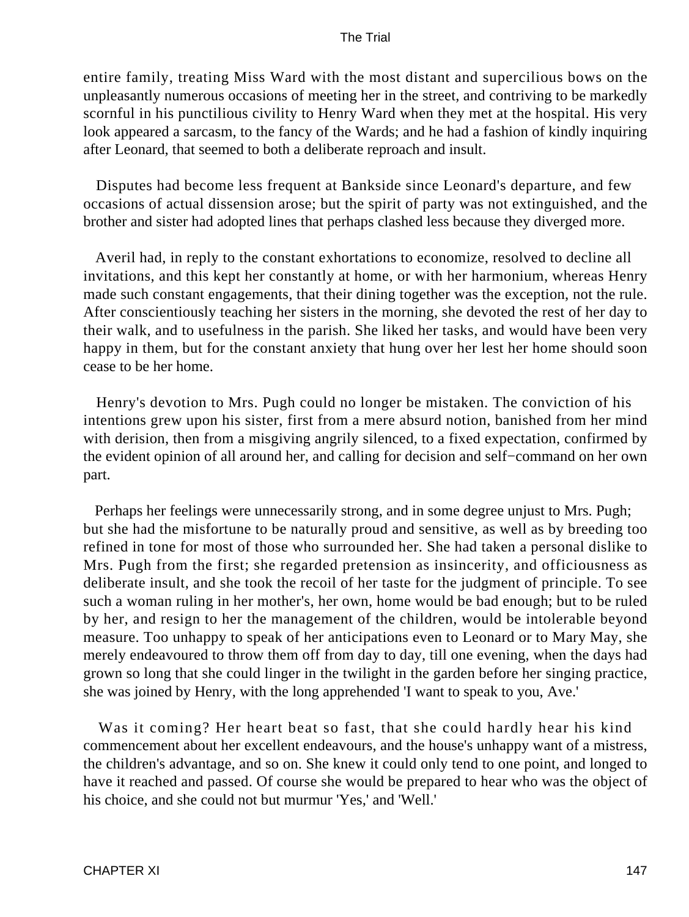entire family, treating Miss Ward with the most distant and supercilious bows on the unpleasantly numerous occasions of meeting her in the street, and contriving to be markedly scornful in his punctilious civility to Henry Ward when they met at the hospital. His very look appeared a sarcasm, to the fancy of the Wards; and he had a fashion of kindly inquiring after Leonard, that seemed to both a deliberate reproach and insult.

Disputes had become less frequent at Bankside since Leonard's departure, and few occasions of actual dissension arose; but the spirit of party was not extinguished, and the brother and sister had adopted lines that perhaps clashed less because they diverged more.

Averil had, in reply to the constant exhortations to economize, resolved to decline all invitations, and this kept her constantly at home, or with her harmonium, whereas Henry made such constant engagements, that their dining together was the exception, not the rule. After conscientiously teaching her sisters in the morning, she devoted the rest of her day to their walk, and to usefulness in the parish. She liked her tasks, and would have been very happy in them, but for the constant anxiety that hung over her lest her home should soon cease to be her home.

Henry's devotion to Mrs. Pugh could no longer be mistaken. The conviction of his intentions grew upon his sister, first from a mere absurd notion, banished from her mind with derision, then from a misgiving angrily silenced, to a fixed expectation, confirmed by the evident opinion of all around her, and calling for decision and self-command on her own part.

Perhaps her feelings were unnecessarily strong, and in some degree unjust to Mrs. Pugh; but she had the misfortune to be naturally proud and sensitive, as well as by breeding too refined in tone for most of those who surrounded her. She had taken a personal dislike to Mrs. Pugh from the first; she regarded pretension as insincerity, and officiousness as deliberate insult, and she took the recoil of her taste for the judgment of principle. To see such a woman ruling in her mother's, her own, home would be bad enough; but to be ruled by her, and resign to her the management of the children, would be intolerable beyond measure. Too unhappy to speak of her anticipations even to Leonard or to Mary May, she merely endeavoured to throw them off from day to day, till one evening, when the days had grown so long that she could linger in the twilight in the garden before her singing practice, she was joined by Henry, with the long apprehended 'I want to speak to you, Ave.'

Was it coming? Her heart beat so fast, that she could hardly hear his kind commencement about her excellent endeavours, and the house's unhappy want of a mistress, the children's advantage, and so on. She knew it could only tend to one point, and longed to have it reached and passed. Of course she would be prepared to hear who was the object of his choice, and she could not but murmur 'Yes,' and 'Well.'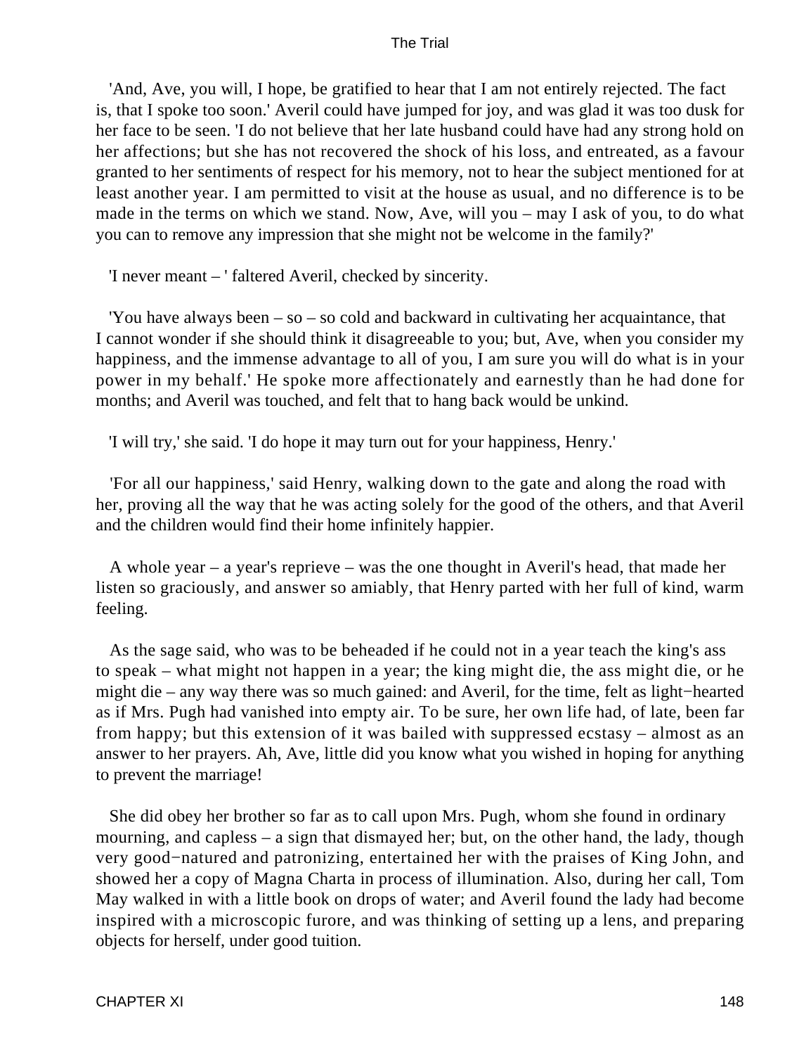'And, Ave, you will, I hope, be gratified to hear that I am not entirely rejected. The fact is, that I spoke too soon.' Averil could have jumped for joy, and was glad it was too dusk for her face to be seen. 'I do not believe that her late husband could have had any strong hold on her affections; but she has not recovered the shock of his loss, and entreated, as a favour granted to her sentiments of respect for his memory, not to hear the subject mentioned for at least another year. I am permitted to visit at the house as usual, and no difference is to be made in the terms on which we stand. Now, Ave, will you – may I ask of you, to do what you can to remove any impression that she might not be welcome in the family?'

'I never meant – ' faltered Averil, checked by sincerity.

'You have always been – so – so cold and backward in cultivating her acquaintance, that I cannot wonder if she should think it disagreeable to you; but, Ave, when you consider my happiness, and the immense advantage to all of you, I am sure you will do what is in your power in my behalf.' He spoke more affectionately and earnestly than he had done for months; and Averil was touched, and felt that to hang back would be unkind.

'I will try,' she said. 'I do hope it may turn out for your happiness, Henry.'

'For all our happiness,' said Henry, walking down to the gate and along the road with her, proving all the way that he was acting solely for the good of the others, and that Averil and the children would find their home infinitely happier.

A whole year – a year's reprieve – was the one thought in Averil's head, that made her listen so graciously, and answer so amiably, that Henry parted with her full of kind, warm feeling.

As the sage said, who was to be beheaded if he could not in a year teach the king's ass to speak – what might not happen in a year; the king might die, the ass might die, or he might die – any way there was so much gained: and Averil, for the time, felt as light−hearted as if Mrs. Pugh had vanished into empty air. To be sure, her own life had, of late, been far from happy; but this extension of it was bailed with suppressed ecstasy – almost as an answer to her prayers. Ah, Ave, little did you know what you wished in hoping for anything to prevent the marriage!

She did obey her brother so far as to call upon Mrs. Pugh, whom she found in ordinary mourning, and capless – a sign that dismayed her; but, on the other hand, the lady, though very good−natured and patronizing, entertained her with the praises of King John, and showed her a copy of Magna Charta in process of illumination. Also, during her call, Tom May walked in with a little book on drops of water; and Averil found the lady had become inspired with a microscopic furore, and was thinking of setting up a lens, and preparing objects for herself, under good tuition.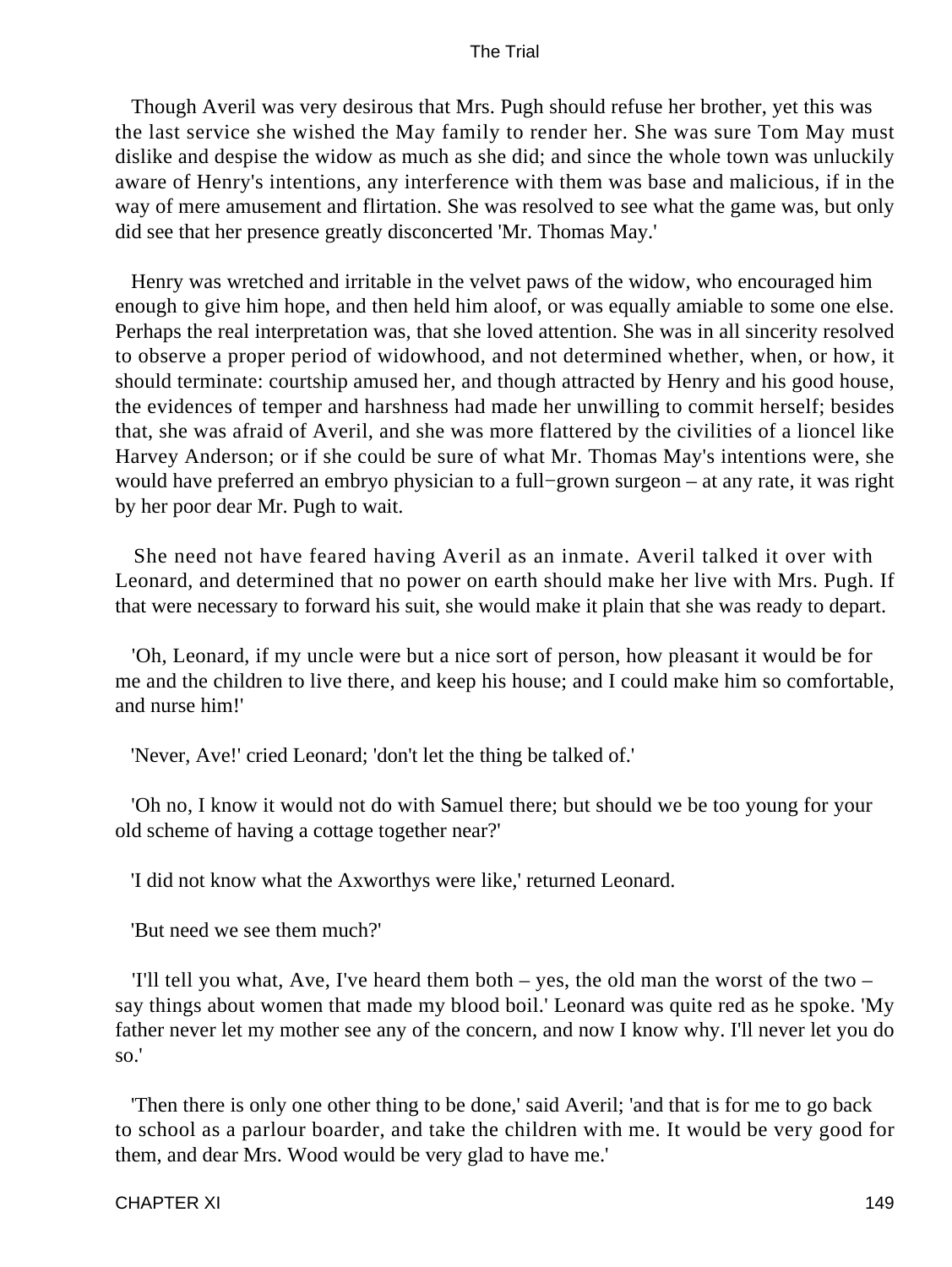Though Averil was very desirous that Mrs. Pugh should refuse her brother, yet this was the last service she wished the May family to render her. She was sure Tom May must dislike and despise the widow as much as she did; and since the whole town was unluckily aware of Henry's intentions, any interference with them was base and malicious, if in the way of mere amusement and flirtation. She was resolved to see what the game was, but only did see that her presence greatly disconcerted 'Mr. Thomas May.'

Henry was wretched and irritable in the velvet paws of the widow, who encouraged him enough to give him hope, and then held him aloof, or was equally amiable to some one else. Perhaps the real interpretation was, that she loved attention. She was in all sincerity resolved to observe a proper period of widowhood, and not determined whether, when, or how, it should terminate: courtship amused her, and though attracted by Henry and his good house, the evidences of temper and harshness had made her unwilling to commit herself; besides that, she was afraid of Averil, and she was more flattered by the civilities of a lioncel like Harvey Anderson; or if she could be sure of what Mr. Thomas May's intentions were, she would have preferred an embryo physician to a full−grown surgeon – at any rate, it was right by her poor dear Mr. Pugh to wait.

She need not have feared having Averil as an inmate. Averil talked it over with Leonard, and determined that no power on earth should make her live with Mrs. Pugh. If that were necessary to forward his suit, she would make it plain that she was ready to depart.

'Oh, Leonard, if my uncle were but a nice sort of person, how pleasant it would be for me and the children to live there, and keep his house; and I could make him so comfortable, and nurse him!'

'Never, Ave!' cried Leonard; 'don't let the thing be talked of.'

'Oh no, I know it would not do with Samuel there; but should we be too young for your old scheme of having a cottage together near?'

'I did not know what the Axworthys were like,' returned Leonard.

'But need we see them much?'

'I'll tell you what, Ave, I've heard them both – yes, the old man the worst of the two – say things about women that made my blood boil.' Leonard was quite red as he spoke. 'My father never let my mother see any of the concern, and now I know why. I'll never let you do so.'

'Then there is only one other thing to be done,' said Averil; 'and that is for me to go back to school as a parlour boarder, and take the children with me. It would be very good for them, and dear Mrs. Wood would be very glad to have me.'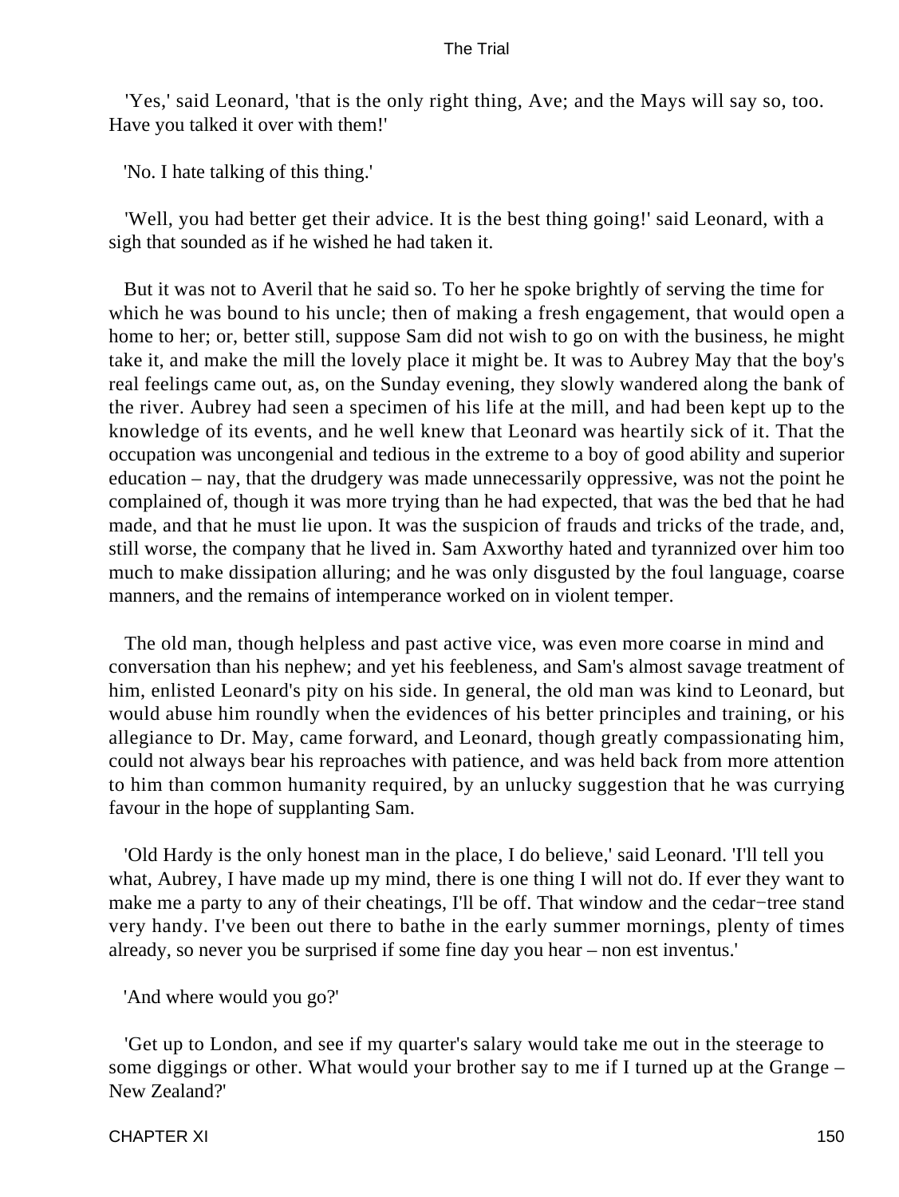'Yes,' said Leonard, 'that is the only right thing, Ave; and the Mays will say so, too. Have you talked it over with them!'

'No. I hate talking of this thing.'

'Well, you had better get their advice. It is the best thing going!' said Leonard, with a sigh that sounded as if he wished he had taken it.

But it was not to Averil that he said so. To her he spoke brightly of serving the time for which he was bound to his uncle; then of making a fresh engagement, that would open a home to her; or, better still, suppose Sam did not wish to go on with the business, he might take it, and make the mill the lovely place it might be. It was to Aubrey May that the boy's real feelings came out, as, on the Sunday evening, they slowly wandered along the bank of the river. Aubrey had seen a specimen of his life at the mill, and had been kept up to the knowledge of its events, and he well knew that Leonard was heartily sick of it. That the occupation was uncongenial and tedious in the extreme to a boy of good ability and superior education – nay, that the drudgery was made unnecessarily oppressive, was not the point he complained of, though it was more trying than he had expected, that was the bed that he had made, and that he must lie upon. It was the suspicion of frauds and tricks of the trade, and, still worse, the company that he lived in. Sam Axworthy hated and tyrannized over him too much to make dissipation alluring; and he was only disgusted by the foul language, coarse manners, and the remains of intemperance worked on in violent temper.

The old man, though helpless and past active vice, was even more coarse in mind and conversation than his nephew; and yet his feebleness, and Sam's almost savage treatment of him, enlisted Leonard's pity on his side. In general, the old man was kind to Leonard, but would abuse him roundly when the evidences of his better principles and training, or his allegiance to Dr. May, came forward, and Leonard, though greatly compassionating him, could not always bear his reproaches with patience, and was held back from more attention to him than common humanity required, by an unlucky suggestion that he was currying favour in the hope of supplanting Sam.

'Old Hardy is the only honest man in the place, I do believe,' said Leonard. 'I'll tell you what, Aubrey, I have made up my mind, there is one thing I will not do. If ever they want to make me a party to any of their cheatings, I'll be off. That window and the cedar-tree stand very handy. I've been out there to bathe in the early summer mornings, plenty of times already, so never you be surprised if some fine day you hear – non est inventus.'

'And where would you go?'

'Get up to London, and see if my quarter's salary would take me out in the steerage to some diggings or other. What would your brother say to me if I turned up at the Grange – New Zealand?'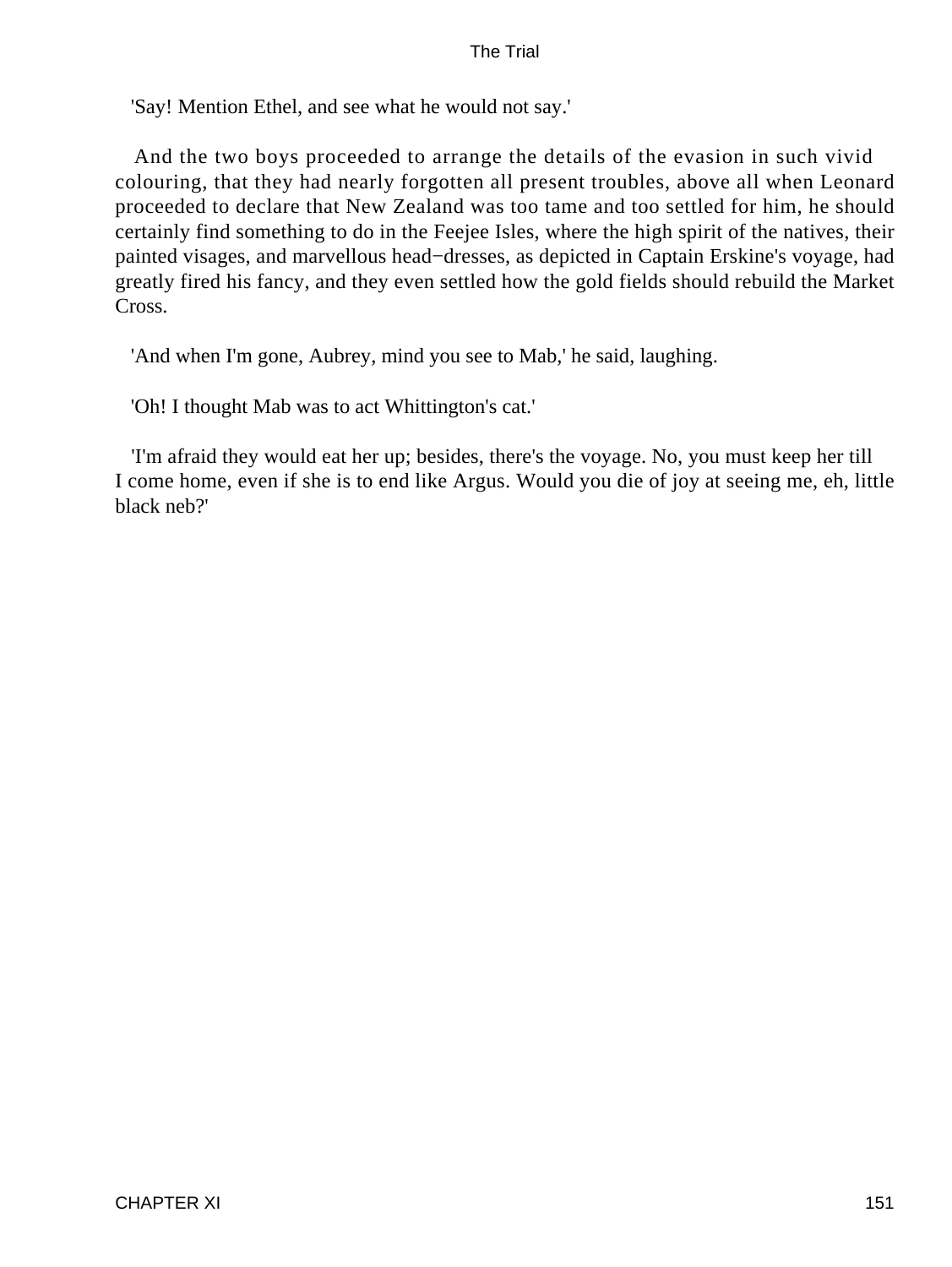'Say! Mention Ethel, and see what he would not say.'

And the two boys proceeded to arrange the details of the evasion in such vivid colouring, that they had nearly forgotten all present troubles, above all when Leonard proceeded to declare that New Zealand was too tame and too settled for him, he should certainly find something to do in the Feejee Isles, where the high spirit of the natives, their painted visages, and marvellous head−dresses, as depicted in Captain Erskine's voyage, had greatly fired his fancy, and they even settled how the gold fields should rebuild the Market Cross.

'And when I'm gone, Aubrey, mind you see to Mab,' he said, laughing.

'Oh! I thought Mab was to act Whittington's cat.'

'I'm afraid they would eat her up; besides, there's the voyage. No, you must keep her till I come home, even if she is to end like Argus. Would you die of joy at seeing me, eh, little black neb?'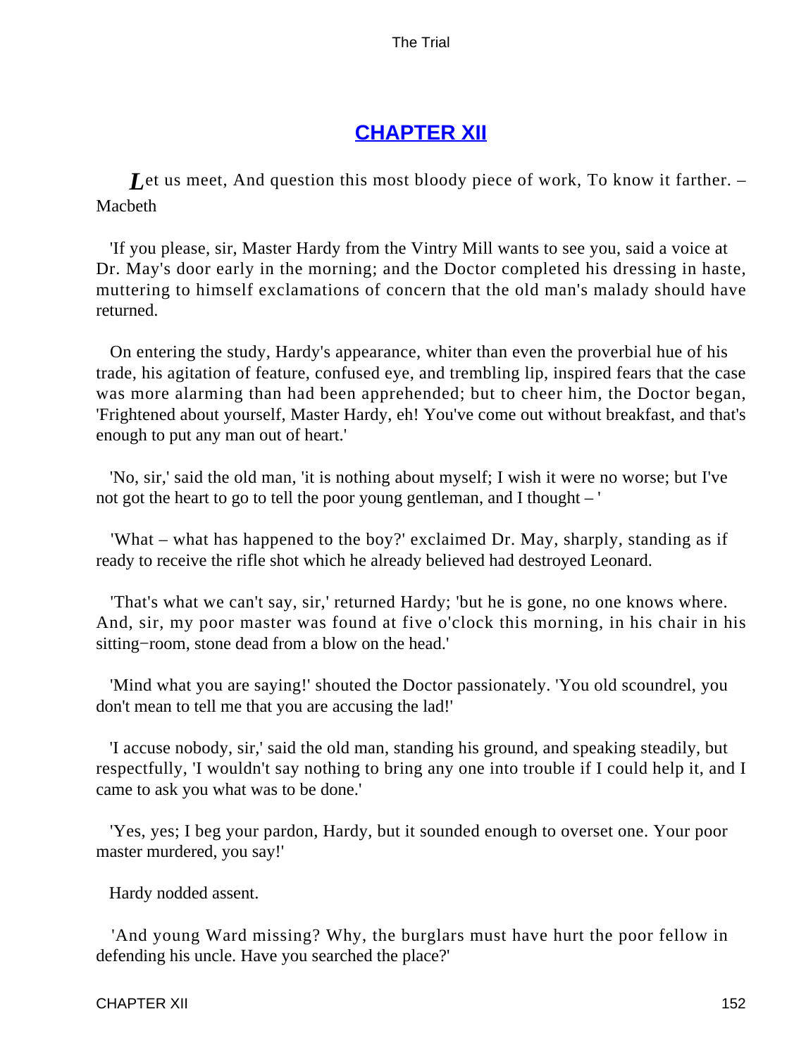## CHAPTER XII

*L*et us meet, And question this most bloody piece of work, To know it farther. – Macbeth

'If you please, sir, Master Hardy from the Vintry Mill wants to see you, said a voice at Dr. May's door early in the morning; and the Doctor completed his dressing in haste, muttering to himself exclamations of concern that the old man's malady should have returned.

On entering the study, Hardy's appearance, whiter than even the proverbial hue of his trade, his agitation of feature, confused eye, and trembling lip, inspired fears that the case was more alarming than had been apprehended; but to cheer him, the Doctor began, 'Frightened about yourself, Master Hardy, eh! You've come out without breakfast, and that's enough to put any man out of heart.'

'No, sir,' said the old man, 'it is nothing about myself; I wish it were no worse; but I've not got the heart to go to tell the poor young gentleman, and I thought – '

'What – what has happened to the boy?' exclaimed Dr. May, sharply, standing as if ready to receive the rifle shot which he already believed had destroyed Leonard.

'That's what we can't say, sir,' returned Hardy; 'but he is gone, no one knows where. And, sir, my poor master was found at five o'clock this morning, in his chair in his sitting−room, stone dead from a blow on the head.'

'Mind what you are saying!' shouted the Doctor passionately. 'You old scoundrel, you don't mean to tell me that you are accusing the lad!'

'I accuse nobody, sir,' said the old man, standing his ground, and speaking steadily, but respectfully, 'I wouldn't say nothing to bring any one into trouble if I could help it, and I came to ask you what was to be done.'

'Yes, yes; I beg your pardon, Hardy, but it sounded enough to overset one. Your poor master murdered, you say!'

Hardy nodded assent.

'And young Ward missing? Why, the burglars must have hurt the poor fellow in defending his uncle. Have you searched the place?'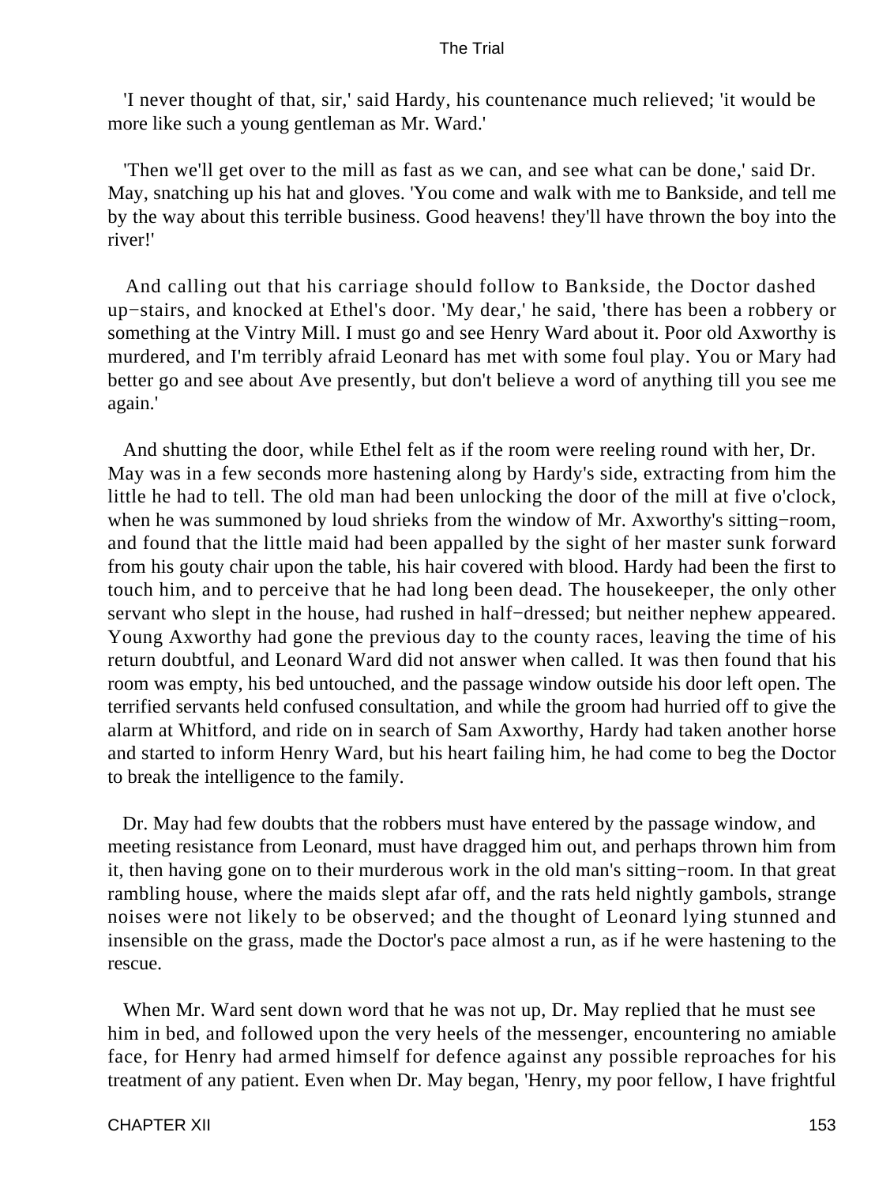'I never thought of that, sir,' said Hardy, his countenance much relieved; 'it would be more like such a young gentleman as Mr. Ward.'

'Then we'll get over to the mill as fast as we can, and see what can be done,' said Dr. May, snatching up his hat and gloves. 'You come and walk with me to Bankside, and tell me by the way about this terrible business. Good heavens! they'll have thrown the boy into the river!'

And calling out that his carriage should follow to Bankside, the Doctor dashed up−stairs, and knocked at Ethel's door. 'My dear,' he said, 'there has been a robbery or something at the Vintry Mill. I must go and see Henry Ward about it. Poor old Axworthy is murdered, and I'm terribly afraid Leonard has met with some foul play. You or Mary had better go and see about Ave presently, but don't believe a word of anything till you see me again.'

And shutting the door, while Ethel felt as if the room were reeling round with her, Dr. May was in a few seconds more hastening along by Hardy's side, extracting from him the little he had to tell. The old man had been unlocking the door of the mill at five o'clock, when he was summoned by loud shrieks from the window of Mr. Axworthy's sitting−room, and found that the little maid had been appalled by the sight of her master sunk forward from his gouty chair upon the table, his hair covered with blood. Hardy had been the first to touch him, and to perceive that he had long been dead. The housekeeper, the only other servant who slept in the house, had rushed in half−dressed; but neither nephew appeared. Young Axworthy had gone the previous day to the county races, leaving the time of his return doubtful, and Leonard Ward did not answer when called. It was then found that his room was empty, his bed untouched, and the passage window outside his door left open. The terrified servants held confused consultation, and while the groom had hurried off to give the alarm at Whitford, and ride on in search of Sam Axworthy, Hardy had taken another horse and started to inform Henry Ward, but his heart failing him, he had come to beg the Doctor to break the intelligence to the family.

Dr. May had few doubts that the robbers must have entered by the passage window, and meeting resistance from Leonard, must have dragged him out, and perhaps thrown him from it, then having gone on to their murderous work in the old man's sitting−room. In that great rambling house, where the maids slept afar off, and the rats held nightly gambols, strange noises were not likely to be observed; and the thought of Leonard lying stunned and insensible on the grass, made the Doctor's pace almost a run, as if he were hastening to the rescue.

When Mr. Ward sent down word that he was not up, Dr. May replied that he must see him in bed, and followed upon the very heels of the messenger, encountering no amiable face, for Henry had armed himself for defence against any possible reproaches for his treatment of any patient. Even when Dr. May began, 'Henry, my poor fellow, I have frightful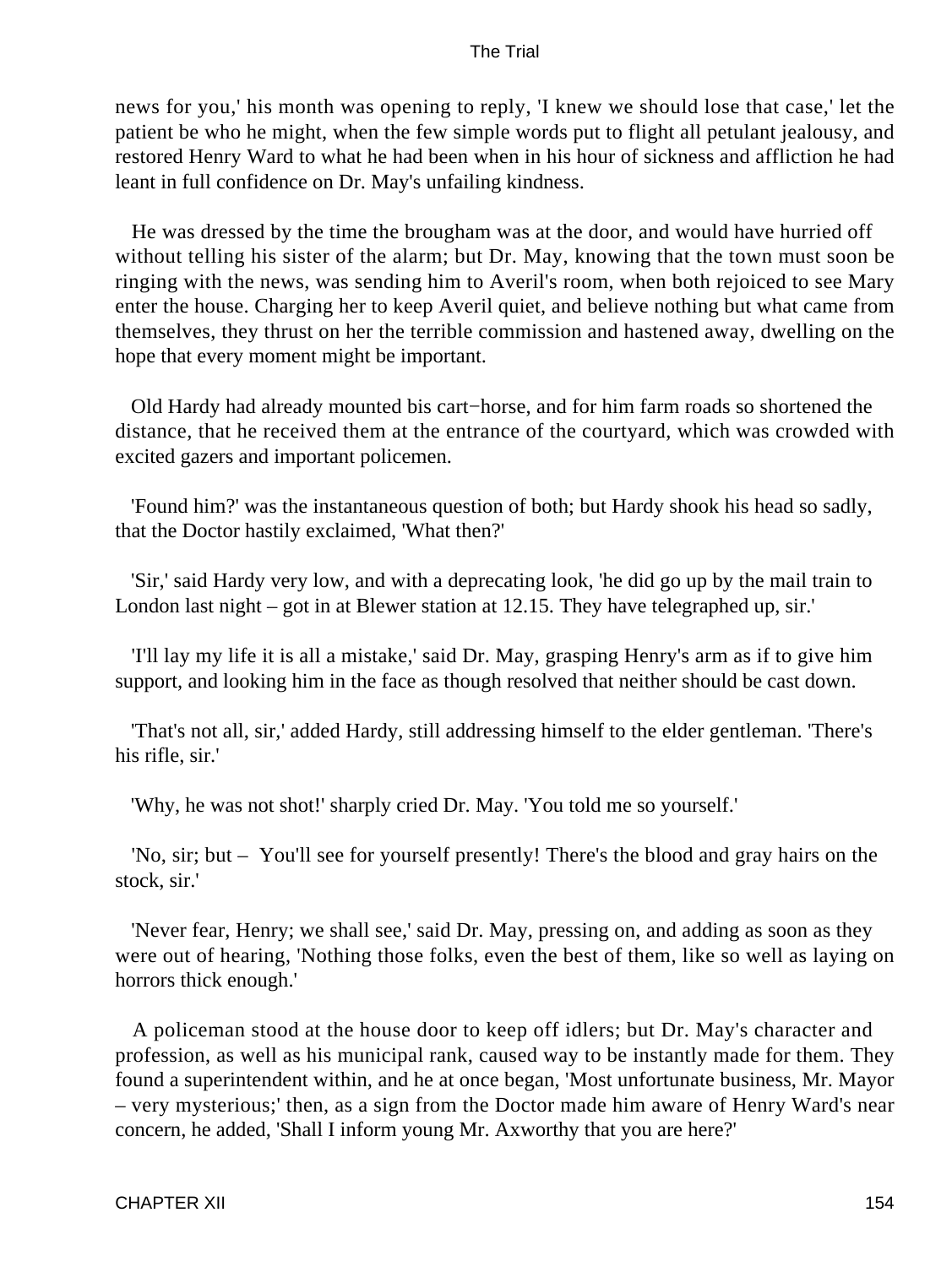news for you,' his month was opening to reply, 'I knew we should lose that case,' let the patient be who he might, when the few simple words put to flight all petulant jealousy, and restored Henry Ward to what he had been when in his hour of sickness and affliction he had leant in full confidence on Dr. May's unfailing kindness.

He was dressed by the time the brougham was at the door, and would have hurried off without telling his sister of the alarm; but Dr. May, knowing that the town must soon be ringing with the news, was sending him to Averil's room, when both rejoiced to see Mary enter the house. Charging her to keep Averil quiet, and believe nothing but what came from themselves, they thrust on her the terrible commission and hastened away, dwelling on the hope that every moment might be important.

Old Hardy had already mounted bis cart−horse, and for him farm roads so shortened the distance, that he received them at the entrance of the courtyard, which was crowded with excited gazers and important policemen.

'Found him?' was the instantaneous question of both; but Hardy shook his head so sadly, that the Doctor hastily exclaimed, 'What then?'

'Sir,' said Hardy very low, and with a deprecating look, 'he did go up by the mail train to London last night – got in at Blewer station at 12.15. They have telegraphed up, sir.'

'I'll lay my life it is all a mistake,' said Dr. May, grasping Henry's arm as if to give him support, and looking him in the face as though resolved that neither should be cast down.

'That's not all, sir,' added Hardy, still addressing himself to the elder gentleman. 'There's his rifle, sir.'

'Why, he was not shot!' sharply cried Dr. May. 'You told me so yourself.'

'No, sir; but – You'll see for yourself presently! There's the blood and gray hairs on the stock, sir.'

'Never fear, Henry; we shall see,' said Dr. May, pressing on, and adding as soon as they were out of hearing, 'Nothing those folks, even the best of them, like so well as laying on horrors thick enough.'

A policeman stood at the house door to keep off idlers; but Dr. May's character and profession, as well as his municipal rank, caused way to be instantly made for them. They found a superintendent within, and he at once began, 'Most unfortunate business, Mr. Mayor – very mysterious;' then, as a sign from the Doctor made him aware of Henry Ward's near concern, he added, 'Shall I inform young Mr. Axworthy that you are here?'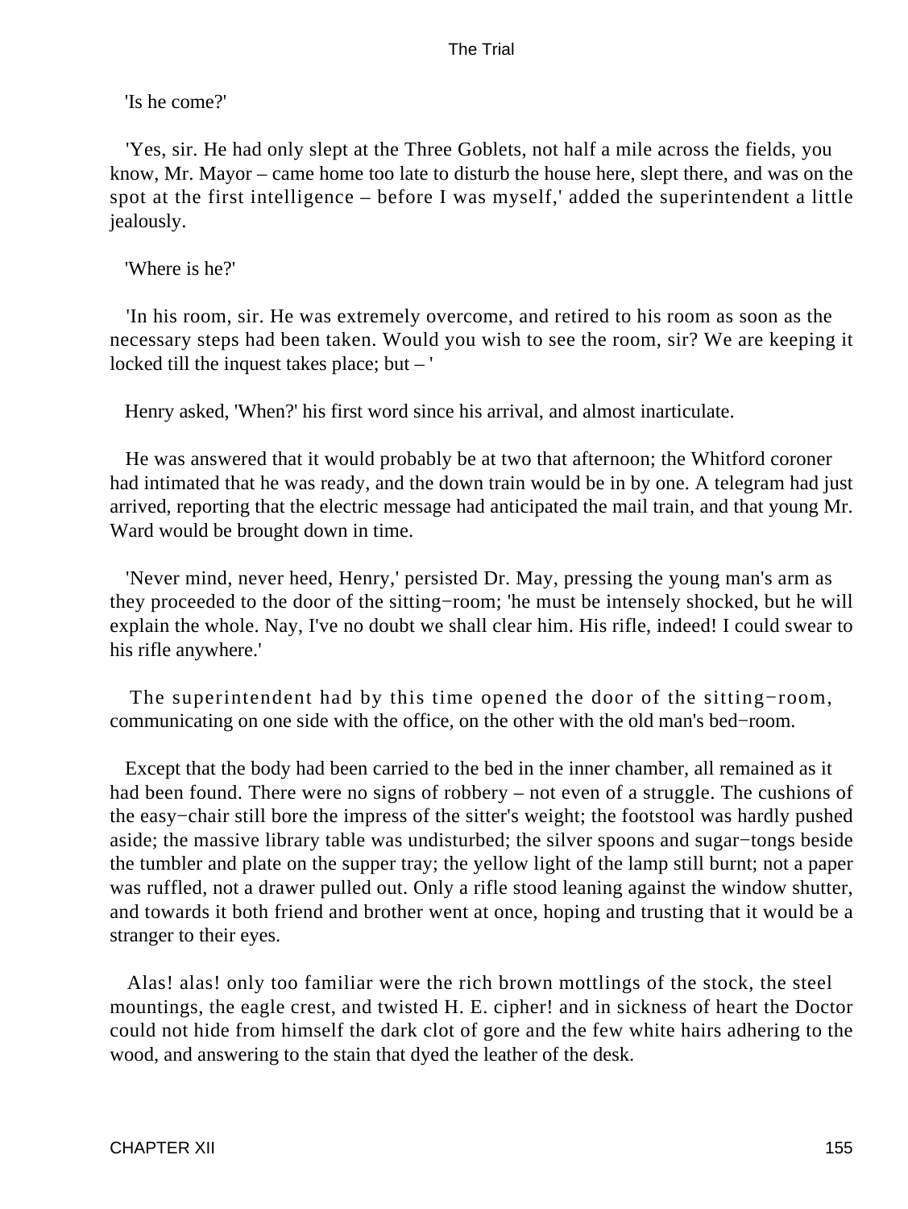'Is he come?'

'Yes, sir. He had only slept at the Three Goblets, not half a mile across the fields, you know, Mr. Mayor – came home too late to disturb the house here, slept there, and was on the spot at the first intelligence – before I was myself,' added the superintendent a little jealously.

'Where is he?'

'In his room, sir. He was extremely overcome, and retired to his room as soon as the necessary steps had been taken. Would you wish to see the room, sir? We are keeping it locked till the inquest takes place; but – '

Henry asked, 'When?' his first word since his arrival, and almost inarticulate.

He was answered that it would probably be at two that afternoon; the Whitford coroner had intimated that he was ready, and the down train would be in by one. A telegram had just arrived, reporting that the electric message had anticipated the mail train, and that young Mr. Ward would be brought down in time.

'Never mind, never heed, Henry,' persisted Dr. May, pressing the young man's arm as they proceeded to the door of the sitting−room; 'he must be intensely shocked, but he will explain the whole. Nay, I've no doubt we shall clear him. His rifle, indeed! I could swear to his rifle anywhere.'

The superintendent had by this time opened the door of the sitting−room, communicating on one side with the office, on the other with the old man's bed−room.

Except that the body had been carried to the bed in the inner chamber, all remained as it had been found. There were no signs of robbery – not even of a struggle. The cushions of the easy−chair still bore the impress of the sitter's weight; the footstool was hardly pushed aside; the massive library table was undisturbed; the silver spoons and sugar−tongs beside the tumbler and plate on the supper tray; the yellow light of the lamp still burnt; not a paper was ruffled, not a drawer pulled out. Only a rifle stood leaning against the window shutter, and towards it both friend and brother went at once, hoping and trusting that it would be a stranger to their eyes.

Alas! alas! only too familiar were the rich brown mottlings of the stock, the steel mountings, the eagle crest, and twisted H. E. cipher! and in sickness of heart the Doctor could not hide from himself the dark clot of gore and the few white hairs adhering to the wood, and answering to the stain that dyed the leather of the desk.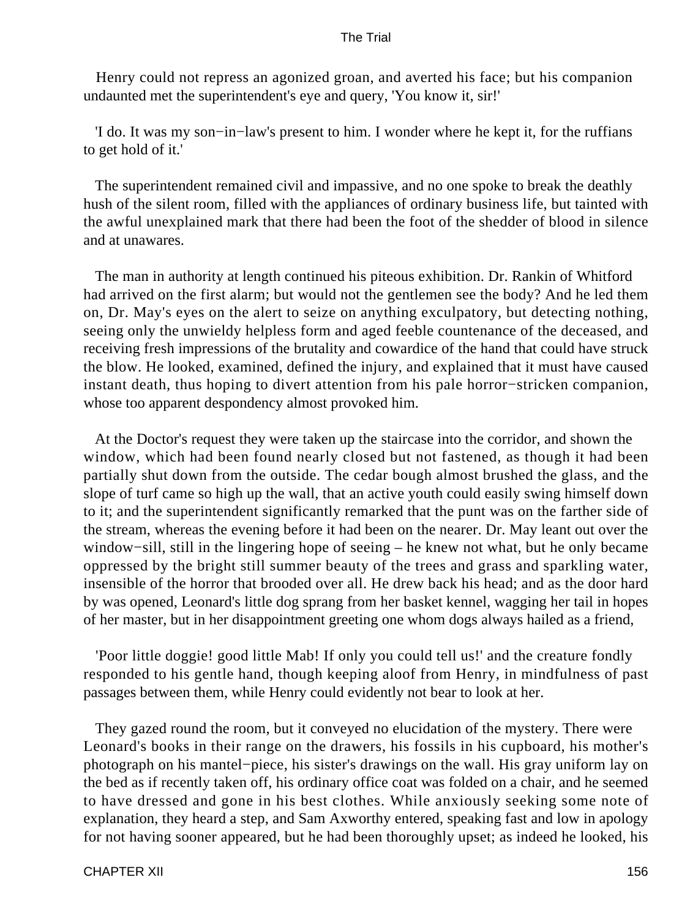Henry could not repress an agonized groan, and averted his face; but his companion undaunted met the superintendent's eye and query, 'You know it, sir!'

'I do. It was my son−in−law's present to him. I wonder where he kept it, for the ruffians to get hold of it.'

The superintendent remained civil and impassive, and no one spoke to break the deathly hush of the silent room, filled with the appliances of ordinary business life, but tainted with the awful unexplained mark that there had been the foot of the shedder of blood in silence and at unawares.

The man in authority at length continued his piteous exhibition. Dr. Rankin of Whitford had arrived on the first alarm; but would not the gentlemen see the body? And he led them on, Dr. May's eyes on the alert to seize on anything exculpatory, but detecting nothing, seeing only the unwieldy helpless form and aged feeble countenance of the deceased, and receiving fresh impressions of the brutality and cowardice of the hand that could have struck the blow. He looked, examined, defined the injury, and explained that it must have caused instant death, thus hoping to divert attention from his pale horror−stricken companion, whose too apparent despondency almost provoked him.

At the Doctor's request they were taken up the staircase into the corridor, and shown the window, which had been found nearly closed but not fastened, as though it had been partially shut down from the outside. The cedar bough almost brushed the glass, and the slope of turf came so high up the wall, that an active youth could easily swing himself down to it; and the superintendent significantly remarked that the punt was on the farther side of the stream, whereas the evening before it had been on the nearer. Dr. May leant out over the window−sill, still in the lingering hope of seeing – he knew not what, but he only became oppressed by the bright still summer beauty of the trees and grass and sparkling water, insensible of the horror that brooded over all. He drew back his head; and as the door hard by was opened, Leonard's little dog sprang from her basket kennel, wagging her tail in hopes of her master, but in her disappointment greeting one whom dogs always hailed as a friend,

'Poor little doggie! good little Mab! If only you could tell us!' and the creature fondly responded to his gentle hand, though keeping aloof from Henry, in mindfulness of past passages between them, while Henry could evidently not bear to look at her.

They gazed round the room, but it conveyed no elucidation of the mystery. There were Leonard's books in their range on the drawers, his fossils in his cupboard, his mother's photograph on his mantel−piece, his sister's drawings on the wall. His gray uniform lay on the bed as if recently taken off, his ordinary office coat was folded on a chair, and he seemed to have dressed and gone in his best clothes. While anxiously seeking some note of explanation, they heard a step, and Sam Axworthy entered, speaking fast and low in apology for not having sooner appeared, but he had been thoroughly upset; as indeed he looked, his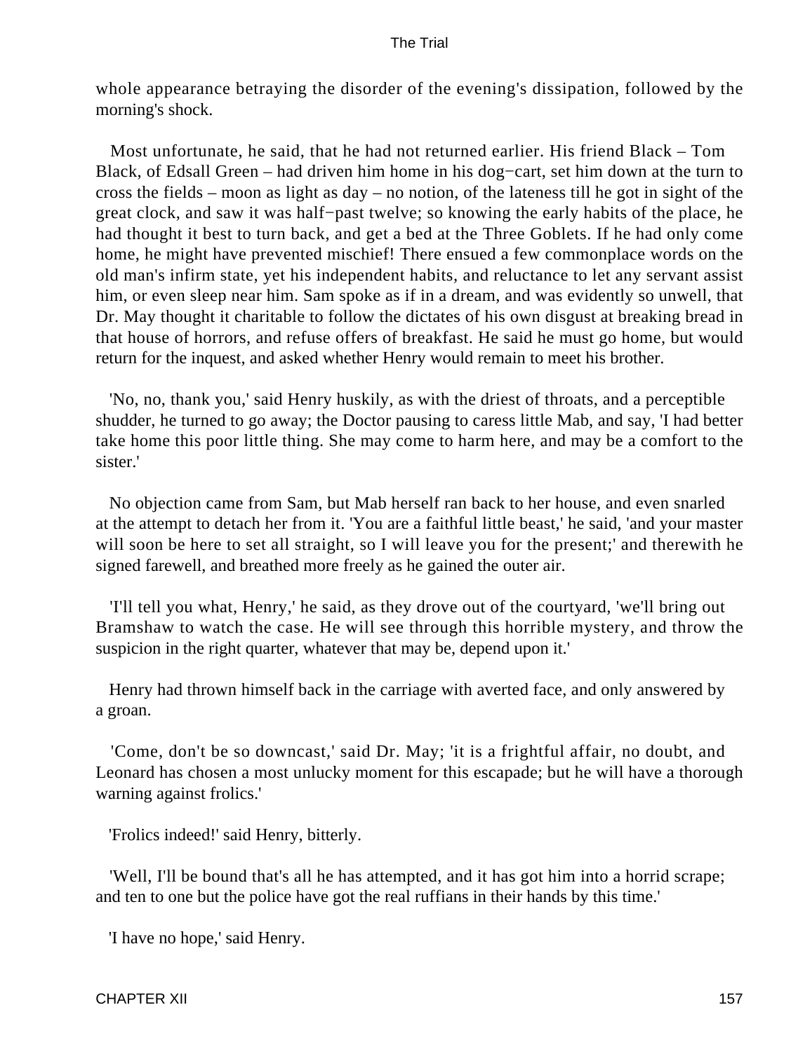whole appearance betraying the disorder of the evening's dissipation, followed by the morning's shock.

Most unfortunate, he said, that he had not returned earlier. His friend Black – Tom Black, of Edsall Green – had driven him home in his dog−cart, set him down at the turn to cross the fields – moon as light as day – no notion, of the lateness till he got in sight of the great clock, and saw it was half−past twelve; so knowing the early habits of the place, he had thought it best to turn back, and get a bed at the Three Goblets. If he had only come home, he might have prevented mischief! There ensued a few commonplace words on the old man's infirm state, yet his independent habits, and reluctance to let any servant assist him, or even sleep near him. Sam spoke as if in a dream, and was evidently so unwell, that Dr. May thought it charitable to follow the dictates of his own disgust at breaking bread in that house of horrors, and refuse offers of breakfast. He said he must go home, but would return for the inquest, and asked whether Henry would remain to meet his brother.

'No, no, thank you,' said Henry huskily, as with the driest of throats, and a perceptible shudder, he turned to go away; the Doctor pausing to caress little Mab, and say, 'I had better take home this poor little thing. She may come to harm here, and may be a comfort to the sister.'

No objection came from Sam, but Mab herself ran back to her house, and even snarled at the attempt to detach her from it. 'You are a faithful little beast,' he said, 'and your master will soon be here to set all straight, so I will leave you for the present;' and therewith he signed farewell, and breathed more freely as he gained the outer air.

'I'll tell you what, Henry,' he said, as they drove out of the courtyard, 'we'll bring out Bramshaw to watch the case. He will see through this horrible mystery, and throw the suspicion in the right quarter, whatever that may be, depend upon it.'

Henry had thrown himself back in the carriage with averted face, and only answered by a groan.

'Come, don't be so downcast,' said Dr. May; 'it is a frightful affair, no doubt, and Leonard has chosen a most unlucky moment for this escapade; but he will have a thorough warning against frolics.'

'Frolics indeed!' said Henry, bitterly.

'Well, I'll be bound that's all he has attempted, and it has got him into a horrid scrape; and ten to one but the police have got the real ruffians in their hands by this time.'

'I have no hope,' said Henry.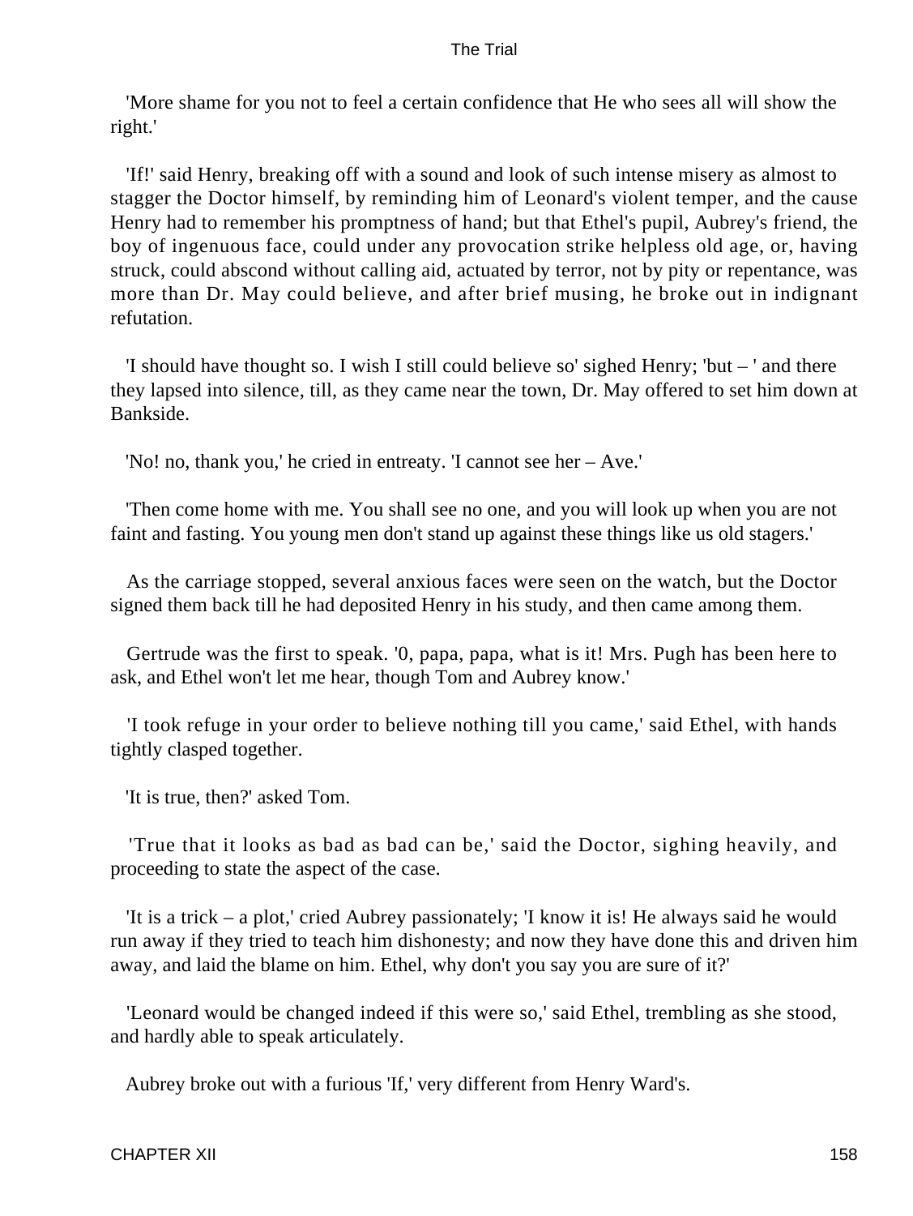'More shame for you not to feel a certain confidence that He who sees all will show the right.'

'If!' said Henry, breaking off with a sound and look of such intense misery as almost to stagger the Doctor himself, by reminding him of Leonard's violent temper, and the cause Henry had to remember his promptness of hand; but that Ethel's pupil, Aubrey's friend, the boy of ingenuous face, could under any provocation strike helpless old age, or, having struck, could abscond without calling aid, actuated by terror, not by pity or repentance, was more than Dr. May could believe, and after brief musing, he broke out in indignant refutation.

'I should have thought so. I wish I still could believe so' sighed Henry; 'but – ' and there they lapsed into silence, till, as they came near the town, Dr. May offered to set him down at Bankside.

'No! no, thank you,' he cried in entreaty. 'I cannot see her – Ave.'

'Then come home with me. You shall see no one, and you will look up when you are not faint and fasting. You young men don't stand up against these things like us old stagers.'

As the carriage stopped, several anxious faces were seen on the watch, but the Doctor signed them back till he had deposited Henry in his study, and then came among them.

Gertrude was the first to speak. '0, papa, papa, what is it! Mrs. Pugh has been here to ask, and Ethel won't let me hear, though Tom and Aubrey know.'

'I took refuge in your order to believe nothing till you came,' said Ethel, with hands tightly clasped together.

'It is true, then?' asked Tom.

'True that it looks as bad as bad can be,' said the Doctor, sighing heavily, and proceeding to state the aspect of the case.

'It is a trick – a plot,' cried Aubrey passionately; 'I know it is! He always said he would run away if they tried to teach him dishonesty; and now they have done this and driven him away, and laid the blame on him. Ethel, why don't you say you are sure of it?'

'Leonard would be changed indeed if this were so,' said Ethel, trembling as she stood, and hardly able to speak articulately.

Aubrey broke out with a furious 'If,' very different from Henry Ward's.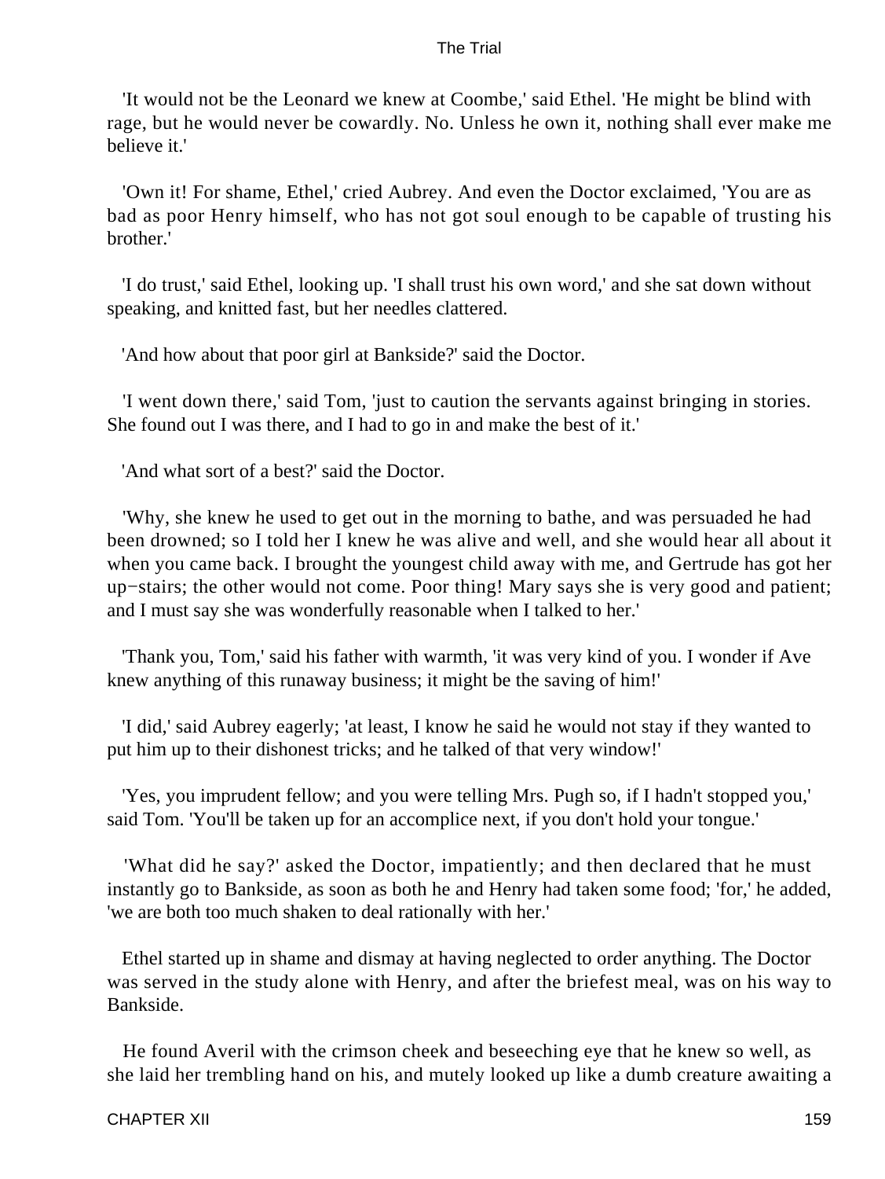'It would not be the Leonard we knew at Coombe,' said Ethel. 'He might be blind with rage, but he would never be cowardly. No. Unless he own it, nothing shall ever make me believe it.'

'Own it! For shame, Ethel,' cried Aubrey. And even the Doctor exclaimed, 'You are as bad as poor Henry himself, who has not got soul enough to be capable of trusting his brother.'

'I do trust,' said Ethel, looking up. 'I shall trust his own word,' and she sat down without speaking, and knitted fast, but her needles clattered.

'And how about that poor girl at Bankside?' said the Doctor.

'I went down there,' said Tom, 'just to caution the servants against bringing in stories. She found out I was there, and I had to go in and make the best of it.'

'And what sort of a best?' said the Doctor.

'Why, she knew he used to get out in the morning to bathe, and was persuaded he had been drowned; so I told her I knew he was alive and well, and she would hear all about it when you came back. I brought the youngest child away with me, and Gertrude has got her up−stairs; the other would not come. Poor thing! Mary says she is very good and patient; and I must say she was wonderfully reasonable when I talked to her.'

'Thank you, Tom,' said his father with warmth, 'it was very kind of you. I wonder if Ave knew anything of this runaway business; it might be the saving of him!'

'I did,' said Aubrey eagerly; 'at least, I know he said he would not stay if they wanted to put him up to their dishonest tricks; and he talked of that very window!'

'Yes, you imprudent fellow; and you were telling Mrs. Pugh so, if I hadn't stopped you,' said Tom. 'You'll be taken up for an accomplice next, if you don't hold your tongue.'

'What did he say?' asked the Doctor, impatiently; and then declared that he must instantly go to Bankside, as soon as both he and Henry had taken some food; 'for,' he added, 'we are both too much shaken to deal rationally with her.'

Ethel started up in shame and dismay at having neglected to order anything. The Doctor was served in the study alone with Henry, and after the briefest meal, was on his way to Bankside.

He found Averil with the crimson cheek and beseeching eye that he knew so well, as she laid her trembling hand on his, and mutely looked up like a dumb creature awaiting a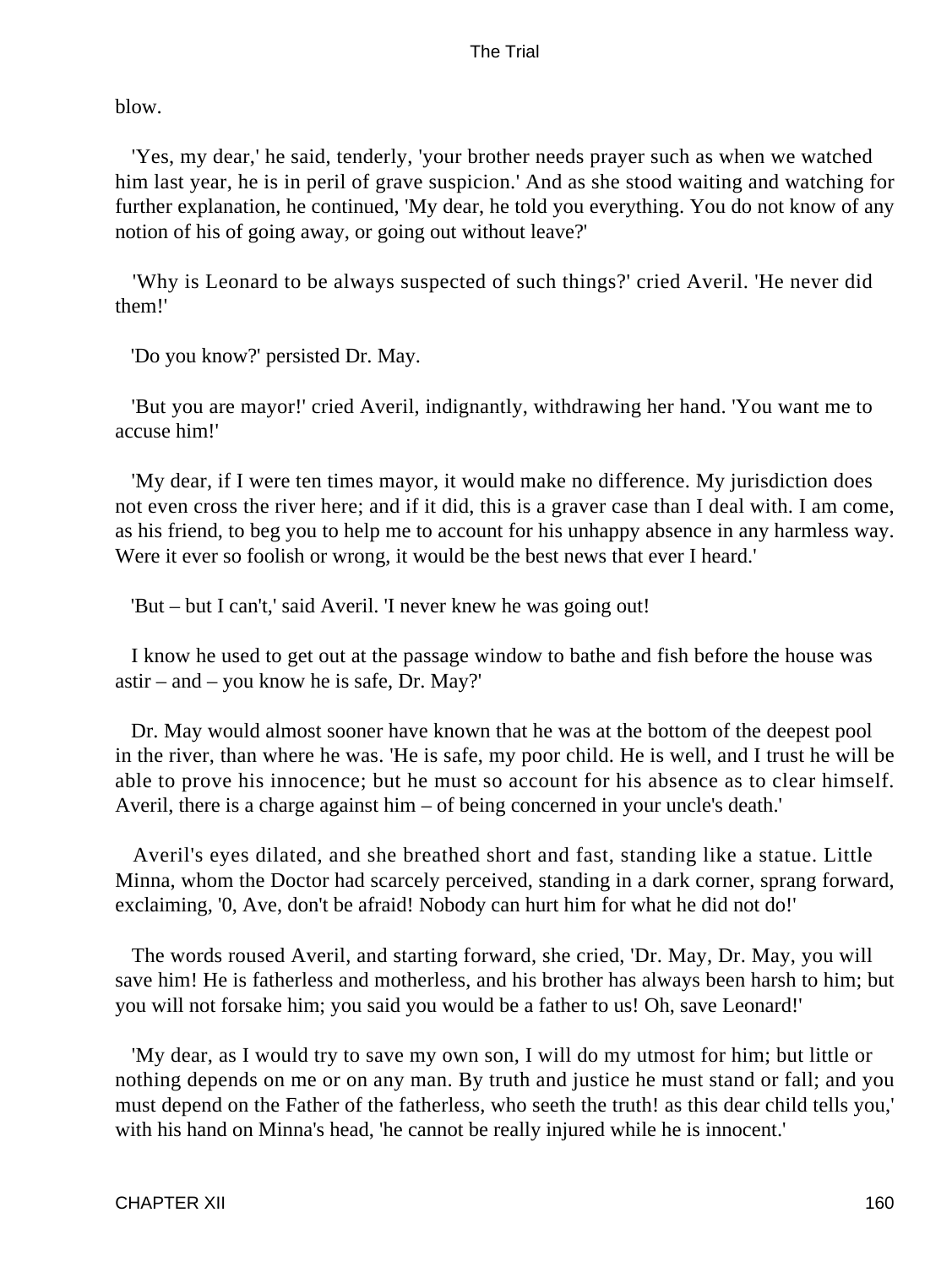blow.

'Yes, my dear,' he said, tenderly, 'your brother needs prayer such as when we watched him last year, he is in peril of grave suspicion.' And as she stood waiting and watching for further explanation, he continued, 'My dear, he told you everything. You do not know of any notion of his of going away, or going out without leave?'

'Why is Leonard to be always suspected of such things?' cried Averil. 'He never did them!'

'Do you know?' persisted Dr. May.

'But you are mayor!' cried Averil, indignantly, withdrawing her hand. 'You want me to accuse him!'

'My dear, if I were ten times mayor, it would make no difference. My jurisdiction does not even cross the river here; and if it did, this is a graver case than I deal with. I am come, as his friend, to beg you to help me to account for his unhappy absence in any harmless way. Were it ever so foolish or wrong, it would be the best news that ever I heard.'

'But – but I can't,' said Averil. 'I never knew he was going out!

I know he used to get out at the passage window to bathe and fish before the house was astir – and – you know he is safe, Dr. May?'

Dr. May would almost sooner have known that he was at the bottom of the deepest pool in the river, than where he was. 'He is safe, my poor child. He is well, and I trust he will be able to prove his innocence; but he must so account for his absence as to clear himself. Averil, there is a charge against him – of being concerned in your uncle's death.'

Averil's eyes dilated, and she breathed short and fast, standing like a statue. Little Minna, whom the Doctor had scarcely perceived, standing in a dark corner, sprang forward, exclaiming, '0, Ave, don't be afraid! Nobody can hurt him for what he did not do!'

The words roused Averil, and starting forward, she cried, 'Dr. May, Dr. May, you will save him! He is fatherless and motherless, and his brother has always been harsh to him; but you will not forsake him; you said you would be a father to us! Oh, save Leonard!'

'My dear, as I would try to save my own son, I will do my utmost for him; but little or nothing depends on me or on any man. By truth and justice he must stand or fall; and you must depend on the Father of the fatherless, who seeth the truth! as this dear child tells you,' with his hand on Minna's head, 'he cannot be really injured while he is innocent.'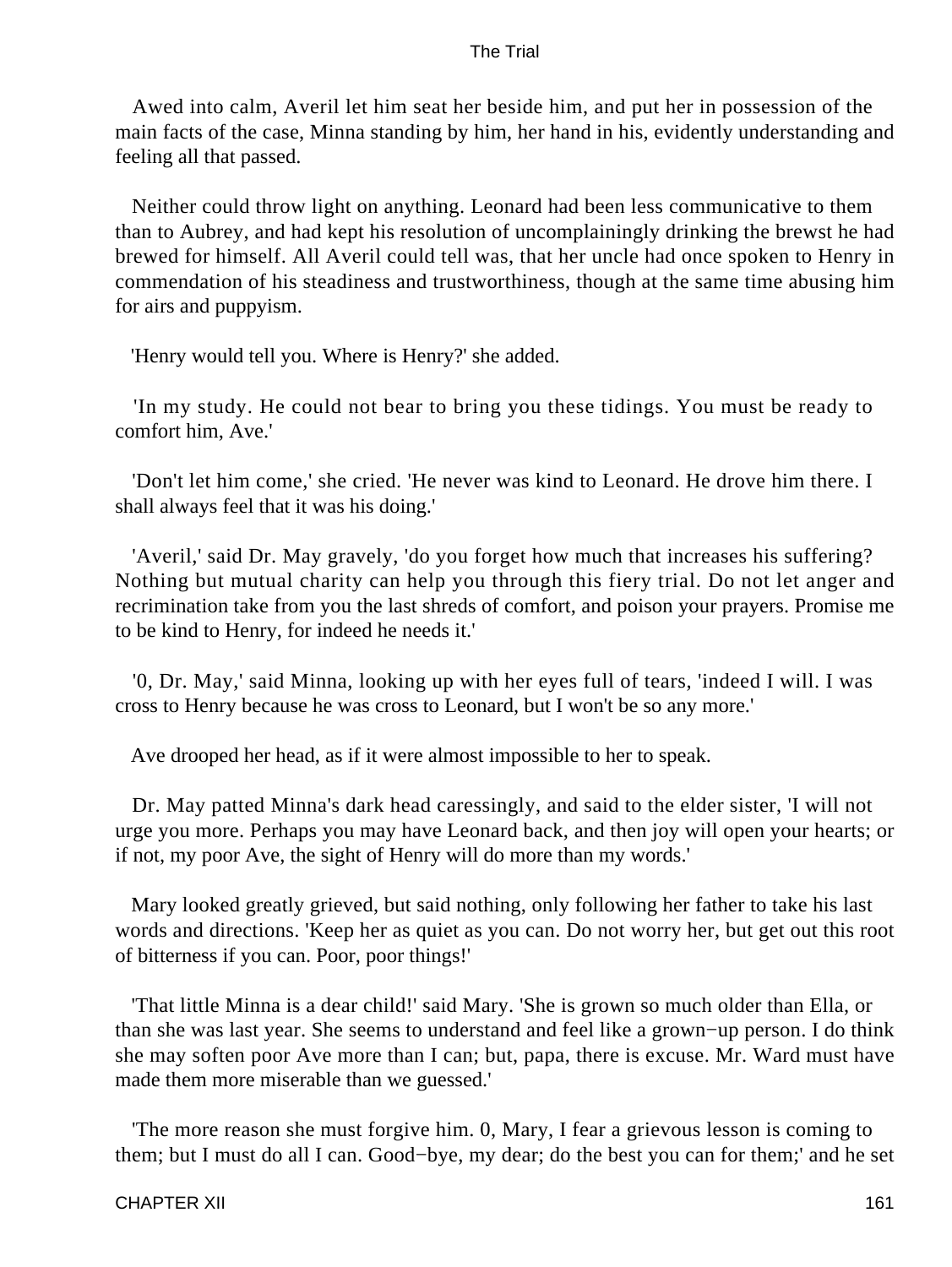Awed into calm, Averil let him seat her beside him, and put her in possession of the main facts of the case, Minna standing by him, her hand in his, evidently understanding and feeling all that passed.

Neither could throw light on anything. Leonard had been less communicative to them than to Aubrey, and had kept his resolution of uncomplainingly drinking the brewst he had brewed for himself. All Averil could tell was, that her uncle had once spoken to Henry in commendation of his steadiness and trustworthiness, though at the same time abusing him for airs and puppyism.

'Henry would tell you. Where is Henry?' she added.

'In my study. He could not bear to bring you these tidings. You must be ready to comfort him, Ave.'

'Don't let him come,' she cried. 'He never was kind to Leonard. He drove him there. I shall always feel that it was his doing.'

'Averil,' said Dr. May gravely, 'do you forget how much that increases his suffering? Nothing but mutual charity can help you through this fiery trial. Do not let anger and recrimination take from you the last shreds of comfort, and poison your prayers. Promise me to be kind to Henry, for indeed he needs it.'

'0, Dr. May,' said Minna, looking up with her eyes full of tears, 'indeed I will. I was cross to Henry because he was cross to Leonard, but I won't be so any more.'

Ave drooped her head, as if it were almost impossible to her to speak.

Dr. May patted Minna's dark head caressingly, and said to the elder sister, 'I will not urge you more. Perhaps you may have Leonard back, and then joy will open your hearts; or if not, my poor Ave, the sight of Henry will do more than my words.'

Mary looked greatly grieved, but said nothing, only following her father to take his last words and directions. 'Keep her as quiet as you can. Do not worry her, but get out this root of bitterness if you can. Poor, poor things!'

'That little Minna is a dear child!' said Mary. 'She is grown so much older than Ella, or than she was last year. She seems to understand and feel like a grown−up person. I do think she may soften poor Ave more than I can; but, papa, there is excuse. Mr. Ward must have made them more miserable than we guessed.'

'The more reason she must forgive him. 0, Mary, I fear a grievous lesson is coming to them; but I must do all I can. Good−bye, my dear; do the best you can for them;' and he set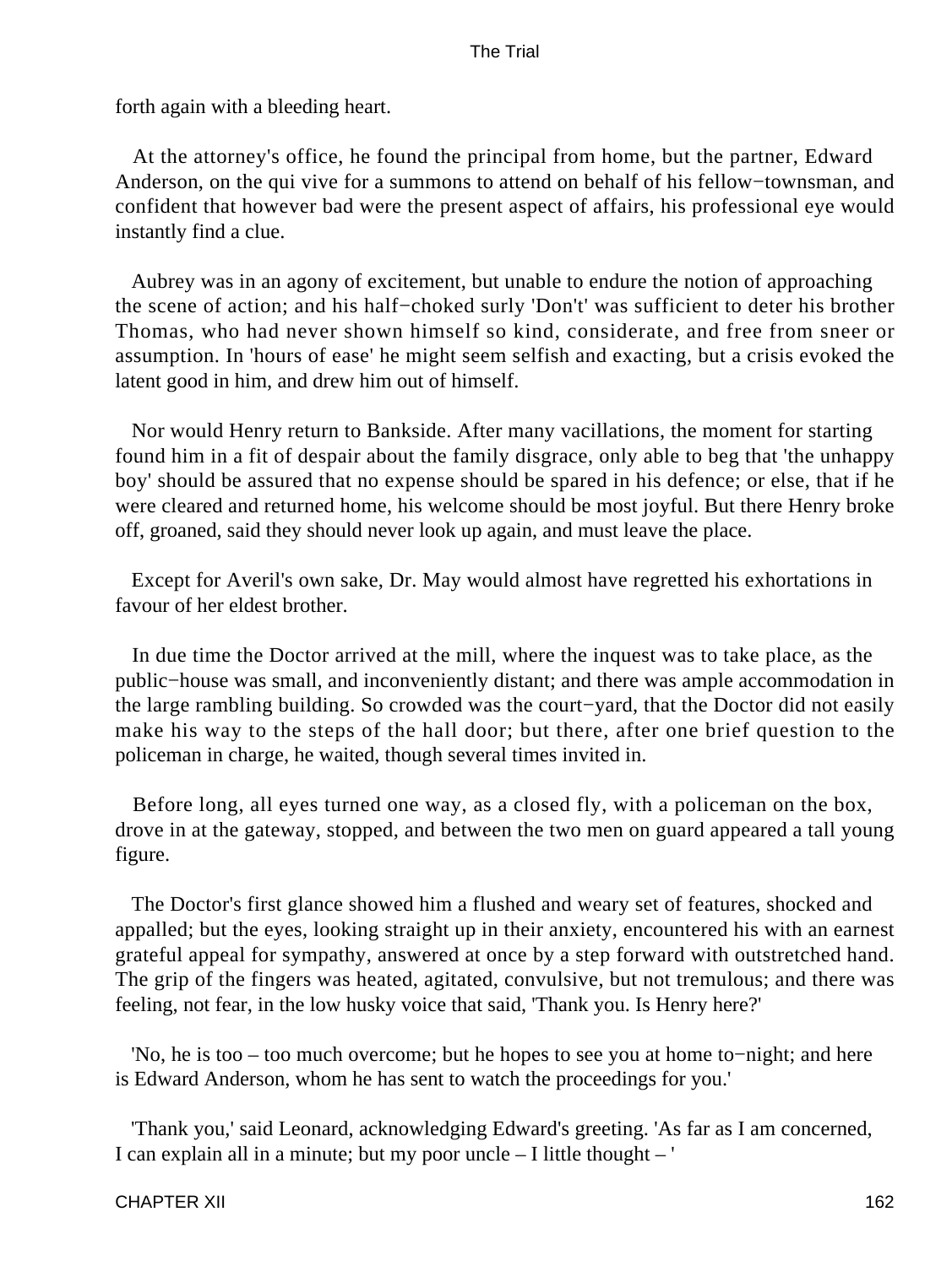forth again with a bleeding heart.

At the attorney's office, he found the principal from home, but the partner, Edward Anderson, on the qui vive for a summons to attend on behalf of his fellow−townsman, and confident that however bad were the present aspect of affairs, his professional eye would instantly find a clue.

Aubrey was in an agony of excitement, but unable to endure the notion of approaching the scene of action; and his half−choked surly 'Don't' was sufficient to deter his brother Thomas, who had never shown himself so kind, considerate, and free from sneer or assumption. In 'hours of ease' he might seem selfish and exacting, but a crisis evoked the latent good in him, and drew him out of himself.

Nor would Henry return to Bankside. After many vacillations, the moment for starting found him in a fit of despair about the family disgrace, only able to beg that 'the unhappy boy' should be assured that no expense should be spared in his defence; or else, that if he were cleared and returned home, his welcome should be most joyful. But there Henry broke off, groaned, said they should never look up again, and must leave the place.

Except for Averil's own sake, Dr. May would almost have regretted his exhortations in favour of her eldest brother.

In due time the Doctor arrived at the mill, where the inquest was to take place, as the public−house was small, and inconveniently distant; and there was ample accommodation in the large rambling building. So crowded was the court−yard, that the Doctor did not easily make his way to the steps of the hall door; but there, after one brief question to the policeman in charge, he waited, though several times invited in.

Before long, all eyes turned one way, as a closed fly, with a policeman on the box, drove in at the gateway, stopped, and between the two men on guard appeared a tall young figure.

The Doctor's first glance showed him a flushed and weary set of features, shocked and appalled; but the eyes, looking straight up in their anxiety, encountered his with an earnest grateful appeal for sympathy, answered at once by a step forward with outstretched hand. The grip of the fingers was heated, agitated, convulsive, but not tremulous; and there was feeling, not fear, in the low husky voice that said, 'Thank you. Is Henry here?'

'No, he is too – too much overcome; but he hopes to see you at home to−night; and here is Edward Anderson, whom he has sent to watch the proceedings for you.'

'Thank you,' said Leonard, acknowledging Edward's greeting. 'As far as I am concerned, I can explain all in a minute; but my poor uncle – I little thought – '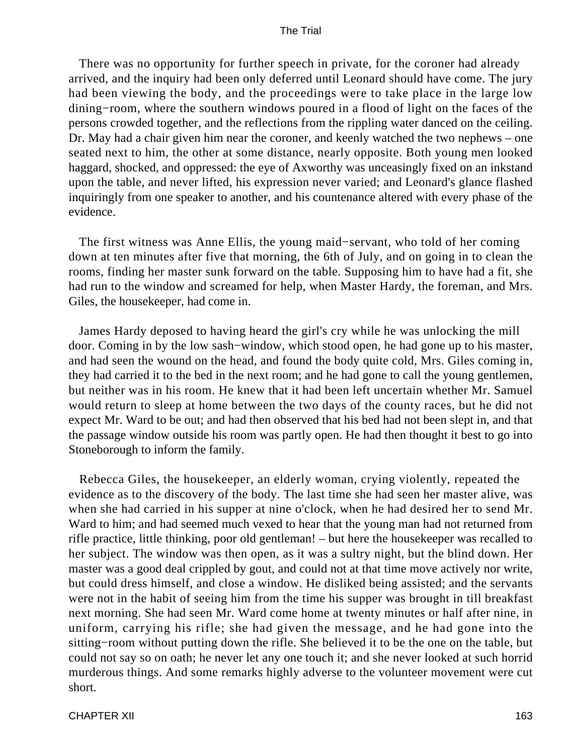There was no opportunity for further speech in private, for the coroner had already arrived, and the inquiry had been only deferred until Leonard should have come. The jury had been viewing the body, and the proceedings were to take place in the large low dining−room, where the southern windows poured in a flood of light on the faces of the persons crowded together, and the reflections from the rippling water danced on the ceiling. Dr. May had a chair given him near the coroner, and keenly watched the two nephews – one seated next to him, the other at some distance, nearly opposite. Both young men looked haggard, shocked, and oppressed: the eye of Axworthy was unceasingly fixed on an inkstand upon the table, and never lifted, his expression never varied; and Leonard's glance flashed inquiringly from one speaker to another, and his countenance altered with every phase of the evidence.

The first witness was Anne Ellis, the young maid−servant, who told of her coming down at ten minutes after five that morning, the 6th of July, and on going in to clean the rooms, finding her master sunk forward on the table. Supposing him to have had a fit, she had run to the window and screamed for help, when Master Hardy, the foreman, and Mrs. Giles, the housekeeper, had come in.

James Hardy deposed to having heard the girl's cry while he was unlocking the mill door. Coming in by the low sash−window, which stood open, he had gone up to his master, and had seen the wound on the head, and found the body quite cold, Mrs. Giles coming in, they had carried it to the bed in the next room; and he had gone to call the young gentlemen, but neither was in his room. He knew that it had been left uncertain whether Mr. Samuel would return to sleep at home between the two days of the county races, but he did not expect Mr. Ward to be out; and had then observed that his bed had not been slept in, and that the passage window outside his room was partly open. He had then thought it best to go into Stoneborough to inform the family.

Rebecca Giles, the housekeeper, an elderly woman, crying violently, repeated the evidence as to the discovery of the body. The last time she had seen her master alive, was when she had carried in his supper at nine o'clock, when he had desired her to send Mr. Ward to him; and had seemed much vexed to hear that the young man had not returned from rifle practice, little thinking, poor old gentleman! – but here the housekeeper was recalled to her subject. The window was then open, as it was a sultry night, but the blind down. Her master was a good deal crippled by gout, and could not at that time move actively nor write, but could dress himself, and close a window. He disliked being assisted; and the servants were not in the habit of seeing him from the time his supper was brought in till breakfast next morning. She had seen Mr. Ward come home at twenty minutes or half after nine, in uniform, carrying his rifle; she had given the message, and he had gone into the sitting−room without putting down the rifle. She believed it to be the one on the table, but could not say so on oath; he never let any one touch it; and she never looked at such horrid murderous things. And some remarks highly adverse to the volunteer movement were cut short.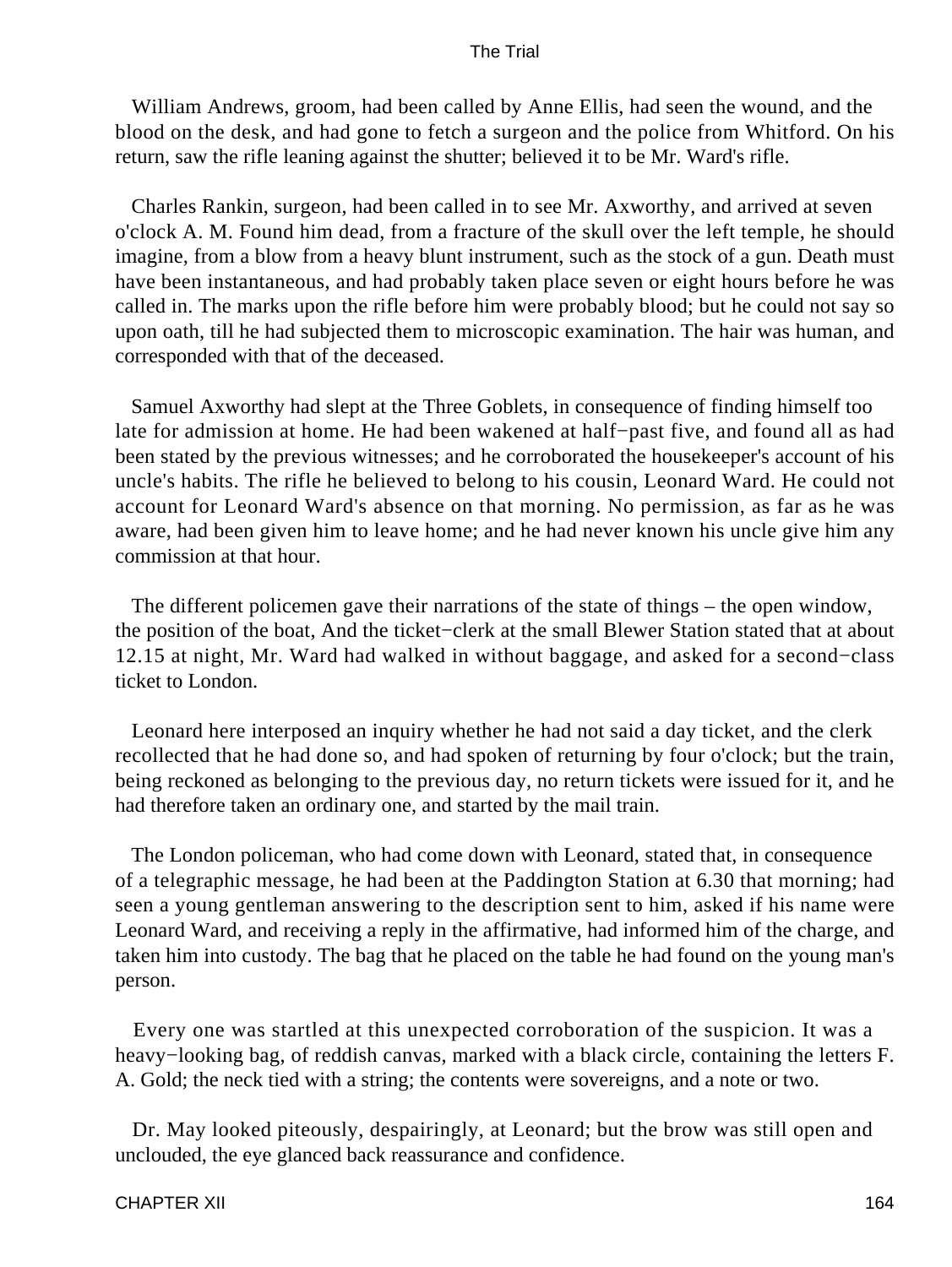William Andrews, groom, had been called by Anne Ellis, had seen the wound, and the blood on the desk, and had gone to fetch a surgeon and the police from Whitford. On his return, saw the rifle leaning against the shutter; believed it to be Mr. Ward's rifle.

Charles Rankin, surgeon, had been called in to see Mr. Axworthy, and arrived at seven o'clock A. M. Found him dead, from a fracture of the skull over the left temple, he should imagine, from a blow from a heavy blunt instrument, such as the stock of a gun. Death must have been instantaneous, and had probably taken place seven or eight hours before he was called in. The marks upon the rifle before him were probably blood; but he could not say so upon oath, till he had subjected them to microscopic examination. The hair was human, and corresponded with that of the deceased.

Samuel Axworthy had slept at the Three Goblets, in consequence of finding himself too late for admission at home. He had been wakened at half−past five, and found all as had been stated by the previous witnesses; and he corroborated the housekeeper's account of his uncle's habits. The rifle he believed to belong to his cousin, Leonard Ward. He could not account for Leonard Ward's absence on that morning. No permission, as far as he was aware, had been given him to leave home; and he had never known his uncle give him any commission at that hour.

The different policemen gave their narrations of the state of things – the open window, the position of the boat, And the ticket−clerk at the small Blewer Station stated that at about 12.15 at night, Mr. Ward had walked in without baggage, and asked for a second−class ticket to London.

Leonard here interposed an inquiry whether he had not said a day ticket, and the clerk recollected that he had done so, and had spoken of returning by four o'clock; but the train, being reckoned as belonging to the previous day, no return tickets were issued for it, and he had therefore taken an ordinary one, and started by the mail train.

The London policeman, who had come down with Leonard, stated that, in consequence of a telegraphic message, he had been at the Paddington Station at 6.30 that morning; had seen a young gentleman answering to the description sent to him, asked if his name were Leonard Ward, and receiving a reply in the affirmative, had informed him of the charge, and taken him into custody. The bag that he placed on the table he had found on the young man's person.

Every one was startled at this unexpected corroboration of the suspicion. It was a heavy−looking bag, of reddish canvas, marked with a black circle, containing the letters F. A. Gold; the neck tied with a string; the contents were sovereigns, and a note or two.

Dr. May looked piteously, despairingly, at Leonard; but the brow was still open and unclouded, the eye glanced back reassurance and confidence.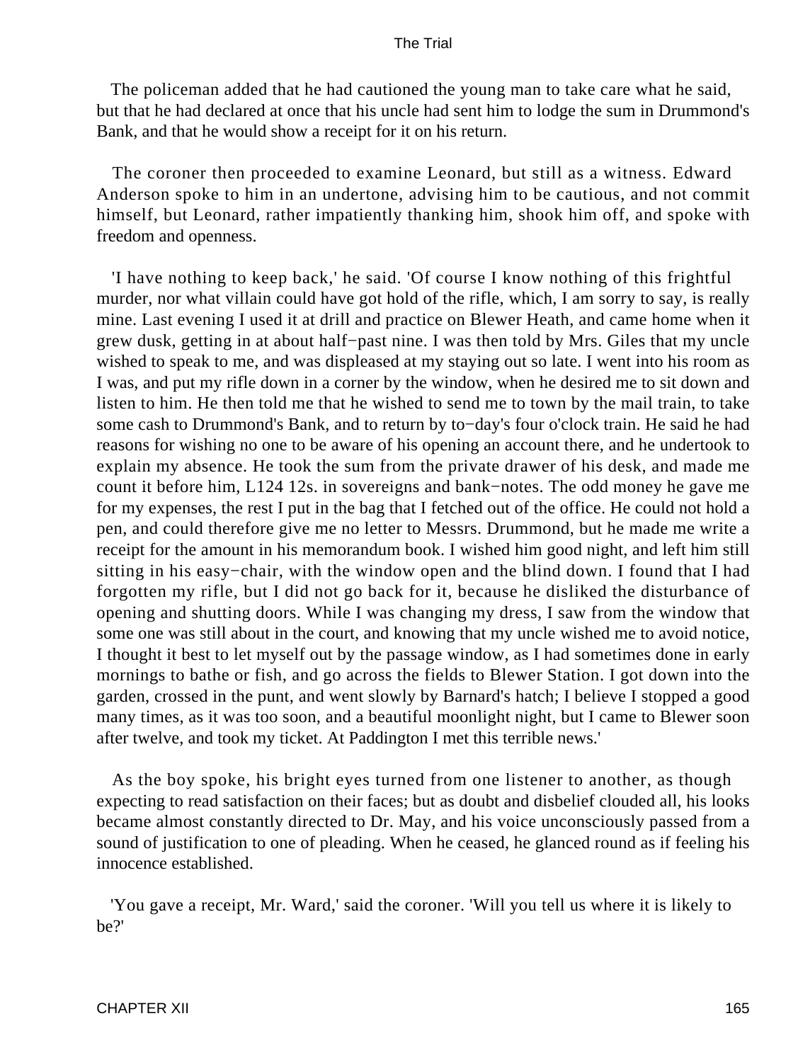The policeman added that he had cautioned the young man to take care what he said, but that he had declared at once that his uncle had sent him to lodge the sum in Drummond's Bank, and that he would show a receipt for it on his return.

The coroner then proceeded to examine Leonard, but still as a witness. Edward Anderson spoke to him in an undertone, advising him to be cautious, and not commit himself, but Leonard, rather impatiently thanking him, shook him off, and spoke with freedom and openness.

'I have nothing to keep back,' he said. 'Of course I know nothing of this frightful murder, nor what villain could have got hold of the rifle, which, I am sorry to say, is really mine. Last evening I used it at drill and practice on Blewer Heath, and came home when it grew dusk, getting in at about half−past nine. I was then told by Mrs. Giles that my uncle wished to speak to me, and was displeased at my staying out so late. I went into his room as I was, and put my rifle down in a corner by the window, when he desired me to sit down and listen to him. He then told me that he wished to send me to town by the mail train, to take some cash to Drummond's Bank, and to return by to−day's four o'clock train. He said he had reasons for wishing no one to be aware of his opening an account there, and he undertook to explain my absence. He took the sum from the private drawer of his desk, and made me count it before him, L124 12s. in sovereigns and bank−notes. The odd money he gave me for my expenses, the rest I put in the bag that I fetched out of the office. He could not hold a pen, and could therefore give me no letter to Messrs. Drummond, but he made me write a receipt for the amount in his memorandum book. I wished him good night, and left him still sitting in his easy−chair, with the window open and the blind down. I found that I had forgotten my rifle, but I did not go back for it, because he disliked the disturbance of opening and shutting doors. While I was changing my dress, I saw from the window that some one was still about in the court, and knowing that my uncle wished me to avoid notice, I thought it best to let myself out by the passage window, as I had sometimes done in early mornings to bathe or fish, and go across the fields to Blewer Station. I got down into the garden, crossed in the punt, and went slowly by Barnard's hatch; I believe I stopped a good many times, as it was too soon, and a beautiful moonlight night, but I came to Blewer soon after twelve, and took my ticket. At Paddington I met this terrible news.'

As the boy spoke, his bright eyes turned from one listener to another, as though expecting to read satisfaction on their faces; but as doubt and disbelief clouded all, his looks became almost constantly directed to Dr. May, and his voice unconsciously passed from a sound of justification to one of pleading. When he ceased, he glanced round as if feeling his innocence established.

'You gave a receipt, Mr. Ward,' said the coroner. 'Will you tell us where it is likely to be?'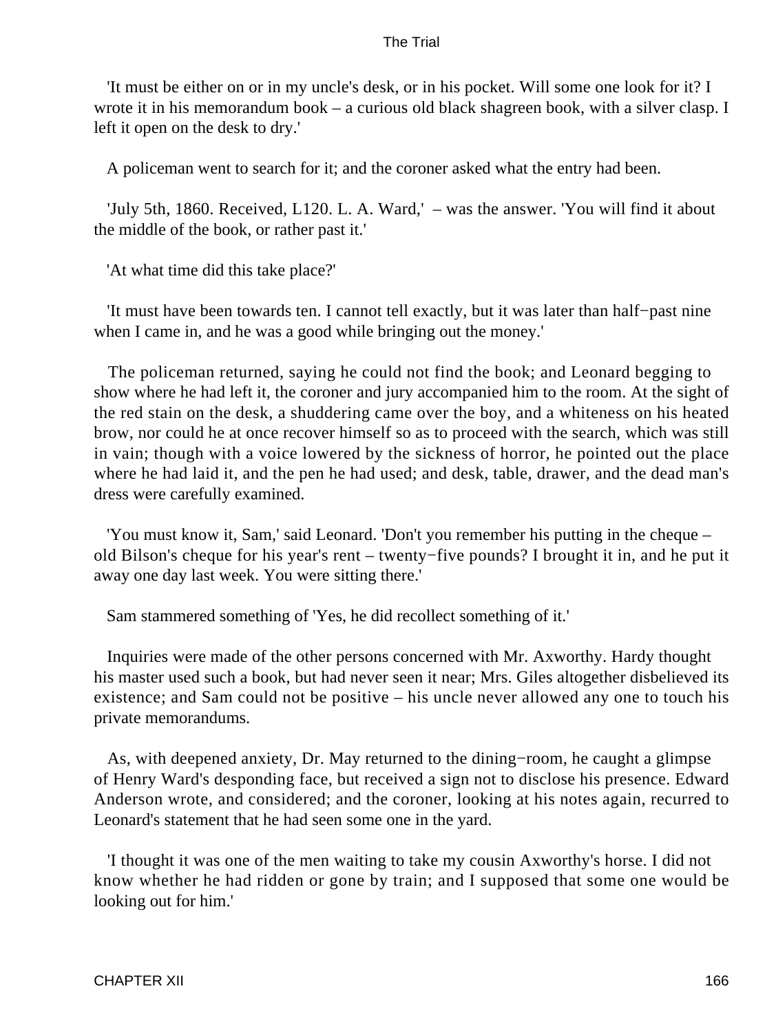'It must be either on or in my uncle's desk, or in his pocket. Will some one look for it? I wrote it in his memorandum book – a curious old black shagreen book, with a silver clasp. I left it open on the desk to dry.'

A policeman went to search for it; and the coroner asked what the entry had been.

'July 5th, 1860. Received, L120. L. A. Ward,' – was the answer. 'You will find it about the middle of the book, or rather past it.'

'At what time did this take place?'

'It must have been towards ten. I cannot tell exactly, but it was later than half−past nine when I came in, and he was a good while bringing out the money.'

The policeman returned, saying he could not find the book; and Leonard begging to show where he had left it, the coroner and jury accompanied him to the room. At the sight of the red stain on the desk, a shuddering came over the boy, and a whiteness on his heated brow, nor could he at once recover himself so as to proceed with the search, which was still in vain; though with a voice lowered by the sickness of horror, he pointed out the place where he had laid it, and the pen he had used; and desk, table, drawer, and the dead man's dress were carefully examined.

'You must know it, Sam,' said Leonard. 'Don't you remember his putting in the cheque – old Bilson's cheque for his year's rent – twenty−five pounds? I brought it in, and he put it away one day last week. You were sitting there.'

Sam stammered something of 'Yes, he did recollect something of it.'

Inquiries were made of the other persons concerned with Mr. Axworthy. Hardy thought his master used such a book, but had never seen it near; Mrs. Giles altogether disbelieved its existence; and Sam could not be positive – his uncle never allowed any one to touch his private memorandums.

As, with deepened anxiety, Dr. May returned to the dining−room, he caught a glimpse of Henry Ward's desponding face, but received a sign not to disclose his presence. Edward Anderson wrote, and considered; and the coroner, looking at his notes again, recurred to Leonard's statement that he had seen some one in the yard.

'I thought it was one of the men waiting to take my cousin Axworthy's horse. I did not know whether he had ridden or gone by train; and I supposed that some one would be looking out for him.'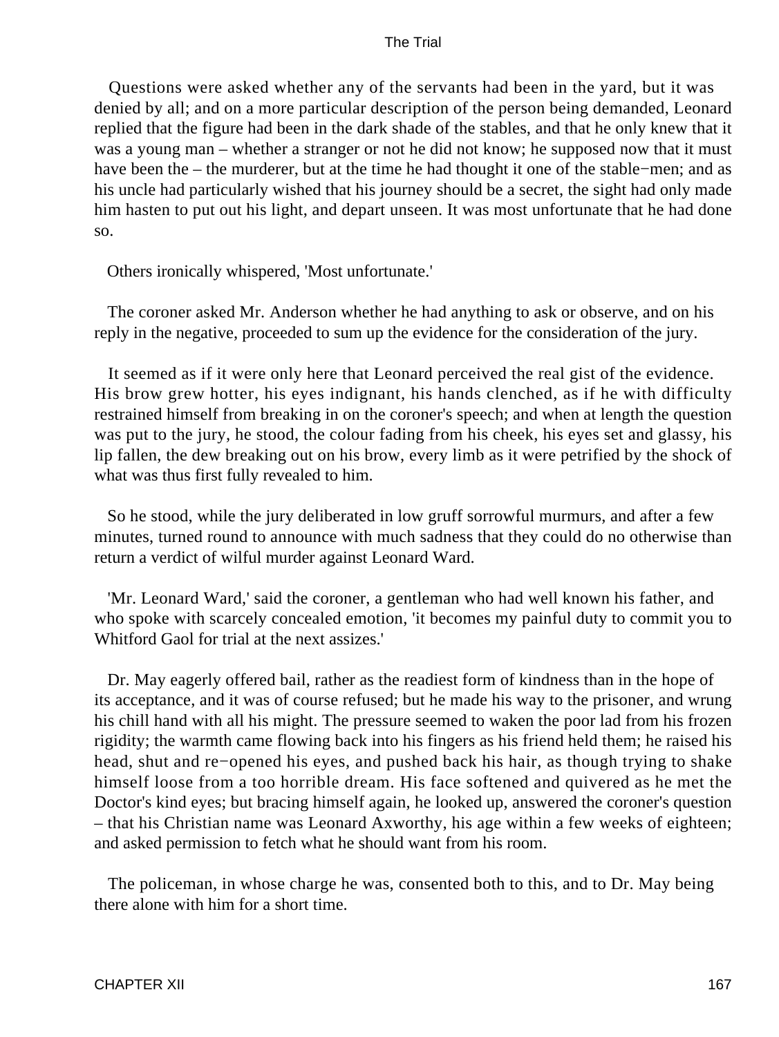Questions were asked whether any of the servants had been in the yard, but it was denied by all; and on a more particular description of the person being demanded, Leonard replied that the figure had been in the dark shade of the stables, and that he only knew that it was a young man – whether a stranger or not he did not know; he supposed now that it must have been the – the murderer, but at the time he had thought it one of the stable−men; and as his uncle had particularly wished that his journey should be a secret, the sight had only made him hasten to put out his light, and depart unseen. It was most unfortunate that he had done so.

Others ironically whispered, 'Most unfortunate.'

The coroner asked Mr. Anderson whether he had anything to ask or observe, and on his reply in the negative, proceeded to sum up the evidence for the consideration of the jury.

It seemed as if it were only here that Leonard perceived the real gist of the evidence. His brow grew hotter, his eyes indignant, his hands clenched, as if he with difficulty restrained himself from breaking in on the coroner's speech; and when at length the question was put to the jury, he stood, the colour fading from his cheek, his eyes set and glassy, his lip fallen, the dew breaking out on his brow, every limb as it were petrified by the shock of what was thus first fully revealed to him.

So he stood, while the jury deliberated in low gruff sorrowful murmurs, and after a few minutes, turned round to announce with much sadness that they could do no otherwise than return a verdict of wilful murder against Leonard Ward.

'Mr. Leonard Ward,' said the coroner, a gentleman who had well known his father, and who spoke with scarcely concealed emotion, 'it becomes my painful duty to commit you to Whitford Gaol for trial at the next assizes.'

Dr. May eagerly offered bail, rather as the readiest form of kindness than in the hope of its acceptance, and it was of course refused; but he made his way to the prisoner, and wrung his chill hand with all his might. The pressure seemed to waken the poor lad from his frozen rigidity; the warmth came flowing back into his fingers as his friend held them; he raised his head, shut and re−opened his eyes, and pushed back his hair, as though trying to shake himself loose from a too horrible dream. His face softened and quivered as he met the Doctor's kind eyes; but bracing himself again, he looked up, answered the coroner's question – that his Christian name was Leonard Axworthy, his age within a few weeks of eighteen; and asked permission to fetch what he should want from his room.

The policeman, in whose charge he was, consented both to this, and to Dr. May being there alone with him for a short time.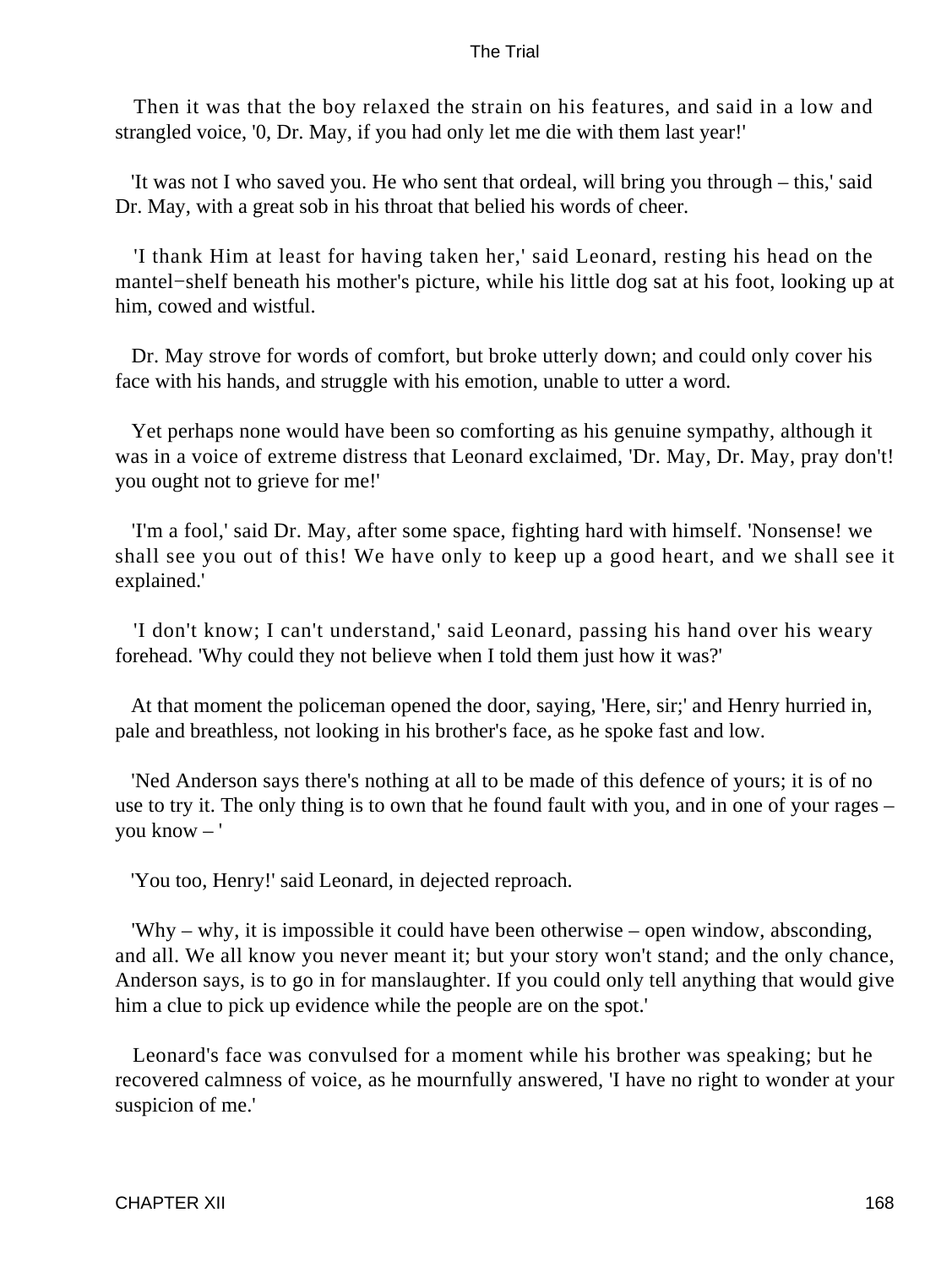Then it was that the boy relaxed the strain on his features, and said in a low and strangled voice, '0, Dr. May, if you had only let me die with them last year!'

'It was not I who saved you. He who sent that ordeal, will bring you through – this,' said Dr. May, with a great sob in his throat that belied his words of cheer.

'I thank Him at least for having taken her,' said Leonard, resting his head on the mantel−shelf beneath his mother's picture, while his little dog sat at his foot, looking up at him, cowed and wistful.

Dr. May strove for words of comfort, but broke utterly down; and could only cover his face with his hands, and struggle with his emotion, unable to utter a word.

Yet perhaps none would have been so comforting as his genuine sympathy, although it was in a voice of extreme distress that Leonard exclaimed, 'Dr. May, Dr. May, pray don't! you ought not to grieve for me!'

'I'm a fool,' said Dr. May, after some space, fighting hard with himself. 'Nonsense! we shall see you out of this! We have only to keep up a good heart, and we shall see it explained.'

'I don't know; I can't understand,' said Leonard, passing his hand over his weary forehead. 'Why could they not believe when I told them just how it was?'

At that moment the policeman opened the door, saying, 'Here, sir;' and Henry hurried in, pale and breathless, not looking in his brother's face, as he spoke fast and low.

'Ned Anderson says there's nothing at all to be made of this defence of yours; it is of no use to try it. The only thing is to own that he found fault with you, and in one of your rages – you know – '

'You too, Henry!' said Leonard, in dejected reproach.

'Why – why, it is impossible it could have been otherwise – open window, absconding, and all. We all know you never meant it; but your story won't stand; and the only chance, Anderson says, is to go in for manslaughter. If you could only tell anything that would give him a clue to pick up evidence while the people are on the spot.'

Leonard's face was convulsed for a moment while his brother was speaking; but he recovered calmness of voice, as he mournfully answered, 'I have no right to wonder at your suspicion of me.'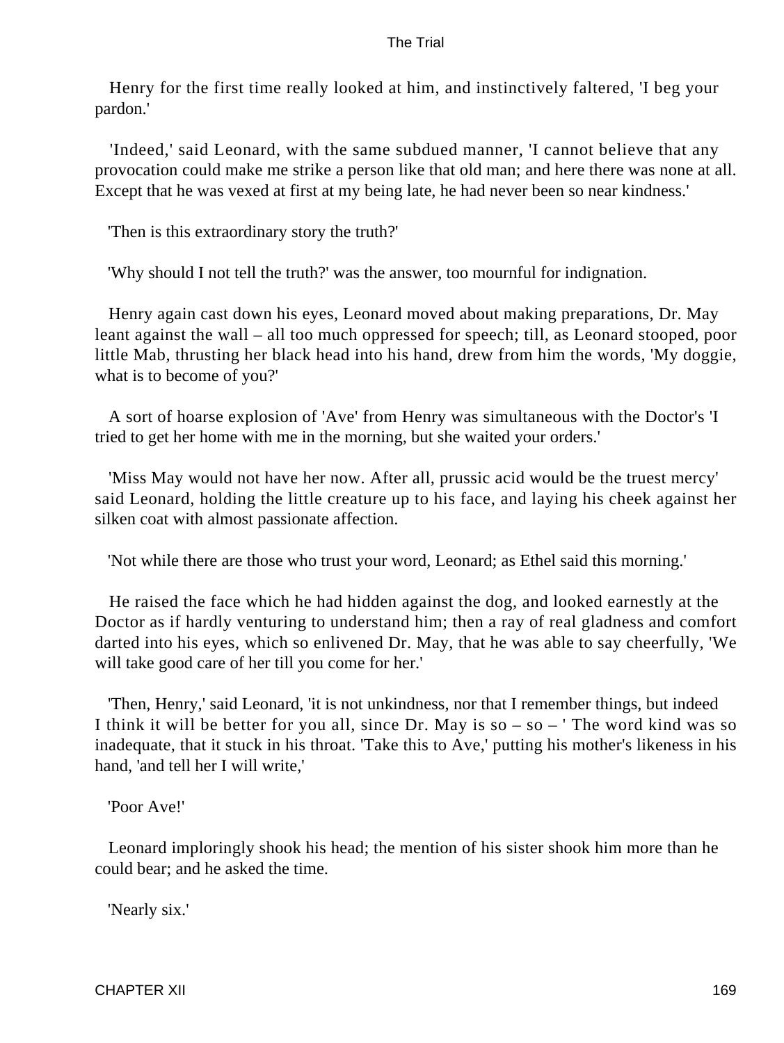Henry for the first time really looked at him, and instinctively faltered, 'I beg your pardon.'

'Indeed,' said Leonard, with the same subdued manner, 'I cannot believe that any provocation could make me strike a person like that old man; and here there was none at all. Except that he was vexed at first at my being late, he had never been so near kindness.'

'Then is this extraordinary story the truth?'

'Why should I not tell the truth?' was the answer, too mournful for indignation.

Henry again cast down his eyes, Leonard moved about making preparations, Dr. May leant against the wall – all too much oppressed for speech; till, as Leonard stooped, poor little Mab, thrusting her black head into his hand, drew from him the words, 'My doggie, what is to become of you?'

A sort of hoarse explosion of 'Ave' from Henry was simultaneous with the Doctor's 'I tried to get her home with me in the morning, but she waited your orders.'

'Miss May would not have her now. After all, prussic acid would be the truest mercy' said Leonard, holding the little creature up to his face, and laying his cheek against her silken coat with almost passionate affection.

'Not while there are those who trust your word, Leonard; as Ethel said this morning.'

He raised the face which he had hidden against the dog, and looked earnestly at the Doctor as if hardly venturing to understand him; then a ray of real gladness and comfort darted into his eyes, which so enlivened Dr. May, that he was able to say cheerfully, 'We will take good care of her till you come for her.'

'Then, Henry,' said Leonard, 'it is not unkindness, nor that I remember things, but indeed I think it will be better for you all, since Dr. May is so – so – ' The word kind was so inadequate, that it stuck in his throat. 'Take this to Ave,' putting his mother's likeness in his hand, 'and tell her I will write,'

'Poor Ave!'

Leonard imploringly shook his head; the mention of his sister shook him more than he could bear; and he asked the time.

'Nearly six.'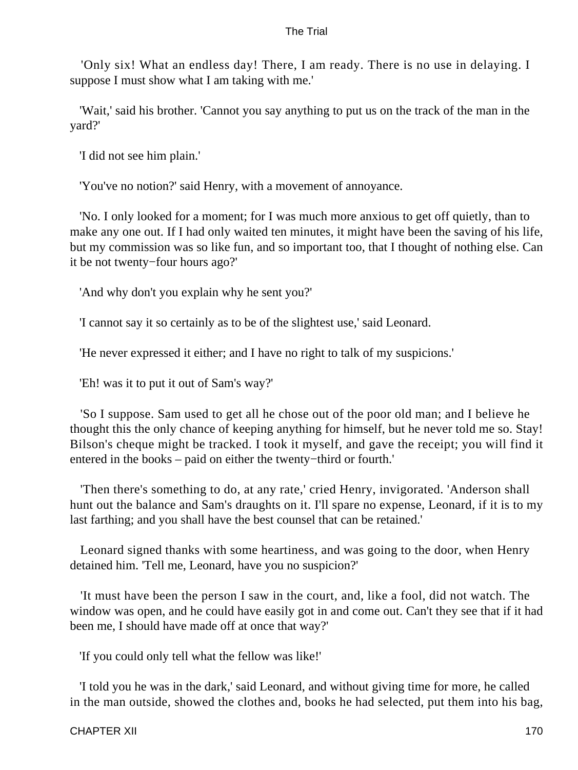'Only six! What an endless day! There, I am ready. There is no use in delaying. I suppose I must show what I am taking with me.'

'Wait,' said his brother. 'Cannot you say anything to put us on the track of the man in the yard?'

'I did not see him plain.'

'You've no notion?' said Henry, with a movement of annoyance.

'No. I only looked for a moment; for I was much more anxious to get off quietly, than to make any one out. If I had only waited ten minutes, it might have been the saving of his life, but my commission was so like fun, and so important too, that I thought of nothing else. Can it be not twenty−four hours ago?'

'And why don't you explain why he sent you?'

'I cannot say it so certainly as to be of the slightest use,' said Leonard.

'He never expressed it either; and I have no right to talk of my suspicions.'

'Eh! was it to put it out of Sam's way?'

'So I suppose. Sam used to get all he chose out of the poor old man; and I believe he thought this the only chance of keeping anything for himself, but he never told me so. Stay! Bilson's cheque might be tracked. I took it myself, and gave the receipt; you will find it entered in the books – paid on either the twenty−third or fourth.'

'Then there's something to do, at any rate,' cried Henry, invigorated. 'Anderson shall hunt out the balance and Sam's draughts on it. I'll spare no expense, Leonard, if it is to my last farthing; and you shall have the best counsel that can be retained.'

Leonard signed thanks with some heartiness, and was going to the door, when Henry detained him. 'Tell me, Leonard, have you no suspicion?'

'It must have been the person I saw in the court, and, like a fool, did not watch. The window was open, and he could have easily got in and come out. Can't they see that if it had been me, I should have made off at once that way?'

'If you could only tell what the fellow was like!'

'I told you he was in the dark,' said Leonard, and without giving time for more, he called in the man outside, showed the clothes and, books he had selected, put them into his bag,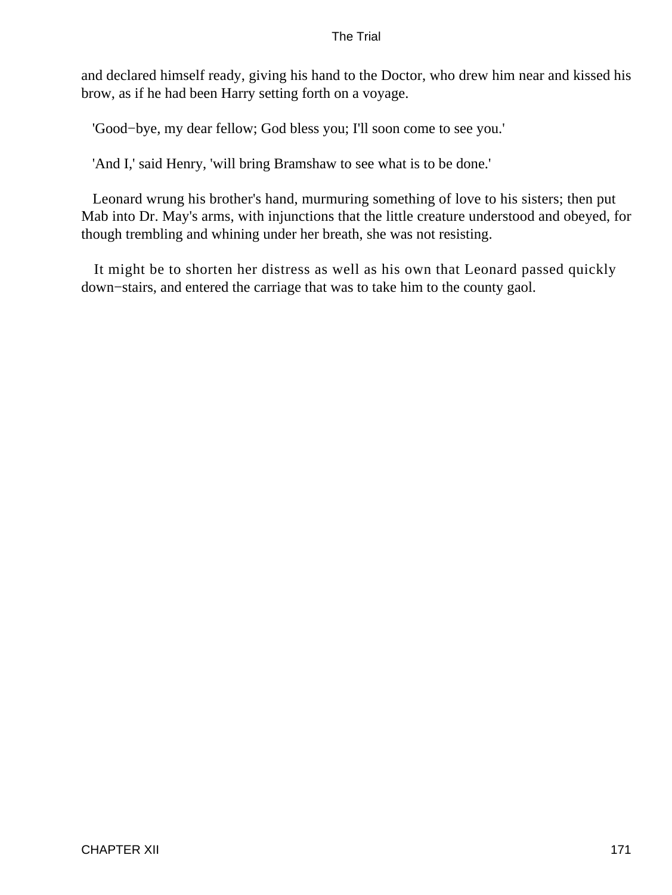and declared himself ready, giving his hand to the Doctor, who drew him near and kissed his brow, as if he had been Harry setting forth on a voyage.

'Good−bye, my dear fellow; God bless you; I'll soon come to see you.'

'And I,' said Henry, 'will bring Bramshaw to see what is to be done.'

Leonard wrung his brother's hand, murmuring something of love to his sisters; then put Mab into Dr. May's arms, with injunctions that the little creature understood and obeyed, for though trembling and whining under her breath, she was not resisting.

It might be to shorten her distress as well as his own that Leonard passed quickly down−stairs, and entered the carriage that was to take him to the county gaol.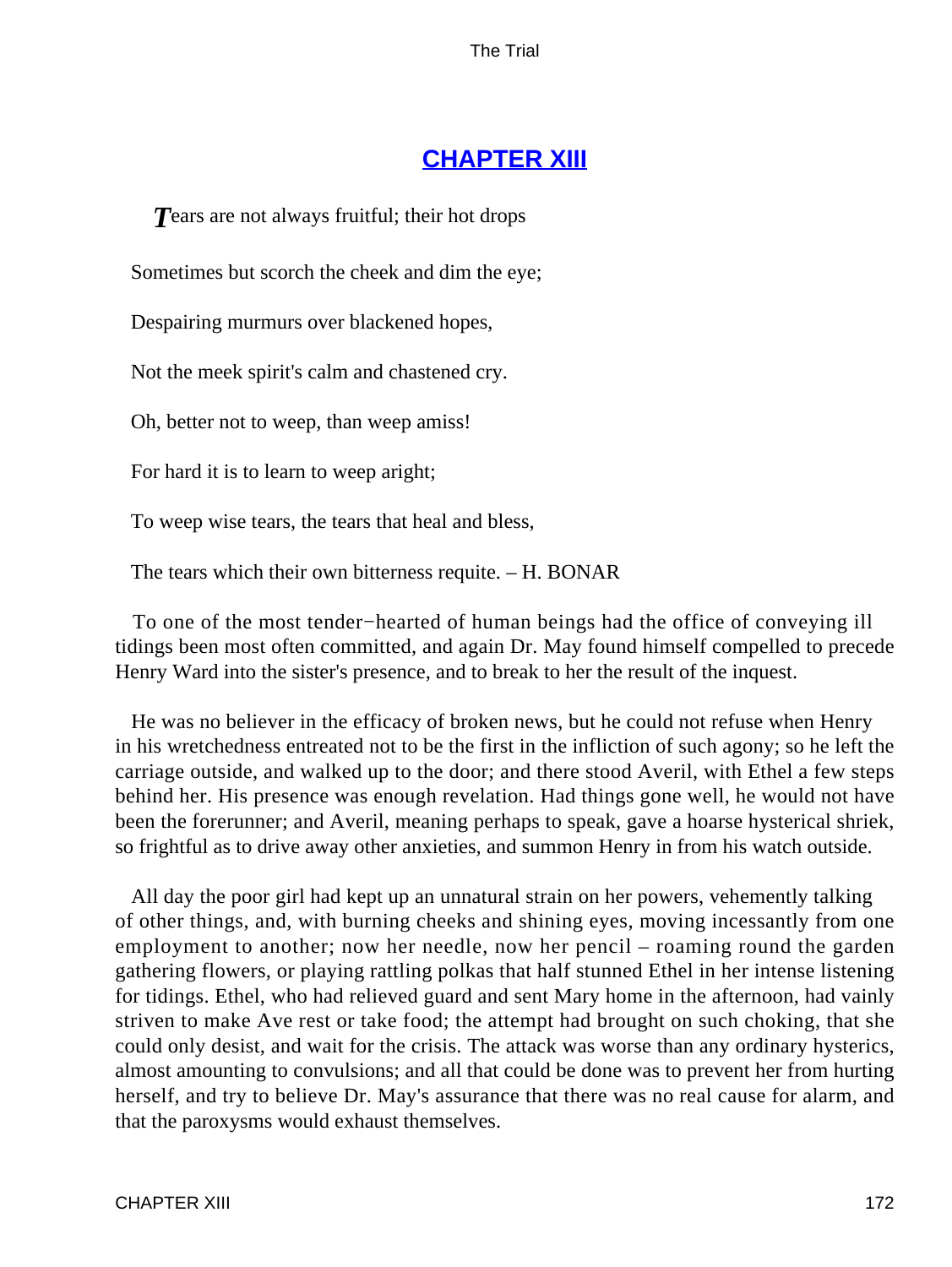## CHAPTER XIII

*T*ears are not always fruitful; their hot drops

Sometimes but scorch the cheek and dim the eye;

Despairing murmurs over blackened hopes,

Not the meek spirit's calm and chastened cry.

Oh, better not to weep, than weep amiss!

For hard it is to learn to weep aright;

To weep wise tears, the tears that heal and bless,

The tears which their own bitterness requite. – H. BONAR

To one of the most tender−hearted of human beings had the office of conveying ill tidings been most often committed, and again Dr. May found himself compelled to precede Henry Ward into the sister's presence, and to break to her the result of the inquest.

He was no believer in the efficacy of broken news, but he could not refuse when Henry in his wretchedness entreated not to be the first in the infliction of such agony; so he left the carriage outside, and walked up to the door; and there stood Averil, with Ethel a few steps behind her. His presence was enough revelation. Had things gone well, he would not have been the forerunner; and Averil, meaning perhaps to speak, gave a hoarse hysterical shriek, so frightful as to drive away other anxieties, and summon Henry in from his watch outside.

All day the poor girl had kept up an unnatural strain on her powers, vehemently talking of other things, and, with burning cheeks and shining eyes, moving incessantly from one employment to another; now her needle, now her pencil – roaming round the garden gathering flowers, or playing rattling polkas that half stunned Ethel in her intense listening for tidings. Ethel, who had relieved guard and sent Mary home in the afternoon, had vainly striven to make Ave rest or take food; the attempt had brought on such choking, that she could only desist, and wait for the crisis. The attack was worse than any ordinary hysterics, almost amounting to convulsions; and all that could be done was to prevent her from hurting herself, and try to believe Dr. May's assurance that there was no real cause for alarm, and that the paroxysms would exhaust themselves.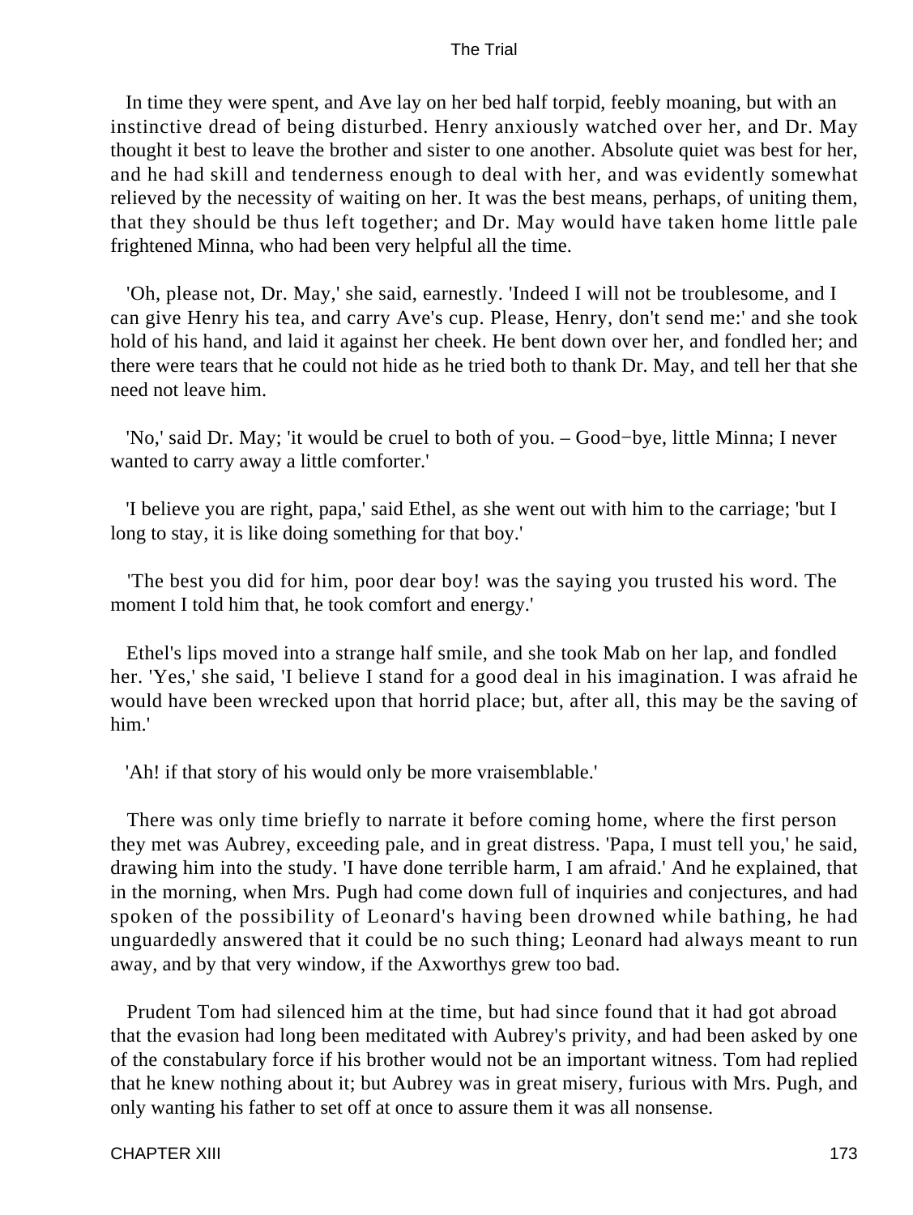In time they were spent, and Ave lay on her bed half torpid, feebly moaning, but with an instinctive dread of being disturbed. Henry anxiously watched over her, and Dr. May thought it best to leave the brother and sister to one another. Absolute quiet was best for her, and he had skill and tenderness enough to deal with her, and was evidently somewhat relieved by the necessity of waiting on her. It was the best means, perhaps, of uniting them, that they should be thus left together; and Dr. May would have taken home little pale frightened Minna, who had been very helpful all the time.

'Oh, please not, Dr. May,' she said, earnestly. 'Indeed I will not be troublesome, and I can give Henry his tea, and carry Ave's cup. Please, Henry, don't send me:' and she took hold of his hand, and laid it against her cheek. He bent down over her, and fondled her; and there were tears that he could not hide as he tried both to thank Dr. May, and tell her that she need not leave him.

'No,' said Dr. May; 'it would be cruel to both of you. – Good−bye, little Minna; I never wanted to carry away a little comforter.'

'I believe you are right, papa,' said Ethel, as she went out with him to the carriage; 'but I long to stay, it is like doing something for that boy.'

'The best you did for him, poor dear boy! was the saying you trusted his word. The moment I told him that, he took comfort and energy.'

Ethel's lips moved into a strange half smile, and she took Mab on her lap, and fondled her. 'Yes,' she said, 'I believe I stand for a good deal in his imagination. I was afraid he would have been wrecked upon that horrid place; but, after all, this may be the saving of him.'

'Ah! if that story of his would only be more vraisemblable.'

There was only time briefly to narrate it before coming home, where the first person they met was Aubrey, exceeding pale, and in great distress. 'Papa, I must tell you,' he said, drawing him into the study. 'I have done terrible harm, I am afraid.' And he explained, that in the morning, when Mrs. Pugh had come down full of inquiries and conjectures, and had spoken of the possibility of Leonard's having been drowned while bathing, he had unguardedly answered that it could be no such thing; Leonard had always meant to run away, and by that very window, if the Axworthys grew too bad.

Prudent Tom had silenced him at the time, but had since found that it had got abroad that the evasion had long been meditated with Aubrey's privity, and had been asked by one of the constabulary force if his brother would not be an important witness. Tom had replied that he knew nothing about it; but Aubrey was in great misery, furious with Mrs. Pugh, and only wanting his father to set off at once to assure them it was all nonsense.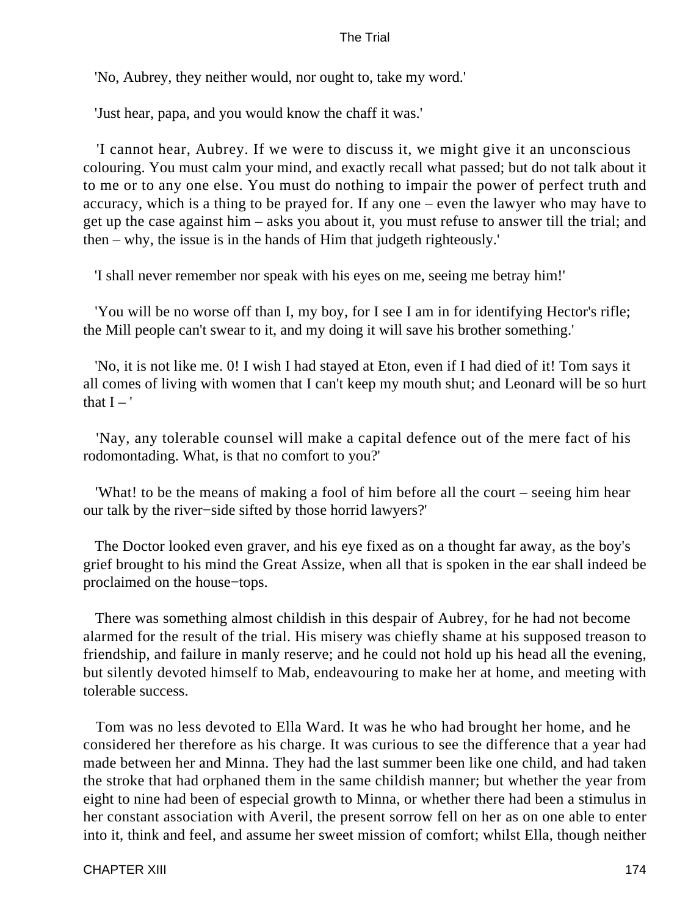'No, Aubrey, they neither would, nor ought to, take my word.'

'Just hear, papa, and you would know the chaff it was.'

'I cannot hear, Aubrey. If we were to discuss it, we might give it an unconscious colouring. You must calm your mind, and exactly recall what passed; but do not talk about it to me or to any one else. You must do nothing to impair the power of perfect truth and accuracy, which is a thing to be prayed for. If any one – even the lawyer who may have to get up the case against him – asks you about it, you must refuse to answer till the trial; and then – why, the issue is in the hands of Him that judgeth righteously.'

'I shall never remember nor speak with his eyes on me, seeing me betray him!'

'You will be no worse off than I, my boy, for I see I am in for identifying Hector's rifle; the Mill people can't swear to it, and my doing it will save his brother something.'

'No, it is not like me. 0! I wish I had stayed at Eton, even if I had died of it! Tom says it all comes of living with women that I can't keep my mouth shut; and Leonard will be so hurt that I – '

'Nay, any tolerable counsel will make a capital defence out of the mere fact of his rodomontading. What, is that no comfort to you?'

'What! to be the means of making a fool of him before all the court – seeing him hear our talk by the river−side sifted by those horrid lawyers?'

The Doctor looked even graver, and his eye fixed as on a thought far away, as the boy's grief brought to his mind the Great Assize, when all that is spoken in the ear shall indeed be proclaimed on the house−tops.

There was something almost childish in this despair of Aubrey, for he had not become alarmed for the result of the trial. His misery was chiefly shame at his supposed treason to friendship, and failure in manly reserve; and he could not hold up his head all the evening, but silently devoted himself to Mab, endeavouring to make her at home, and meeting with tolerable success.

Tom was no less devoted to Ella Ward. It was he who had brought her home, and he considered her therefore as his charge. It was curious to see the difference that a year had made between her and Minna. They had the last summer been like one child, and had taken the stroke that had orphaned them in the same childish manner; but whether the year from eight to nine had been of especial growth to Minna, or whether there had been a stimulus in her constant association with Averil, the present sorrow fell on her as on one able to enter into it, think and feel, and assume her sweet mission of comfort; whilst Ella, though neither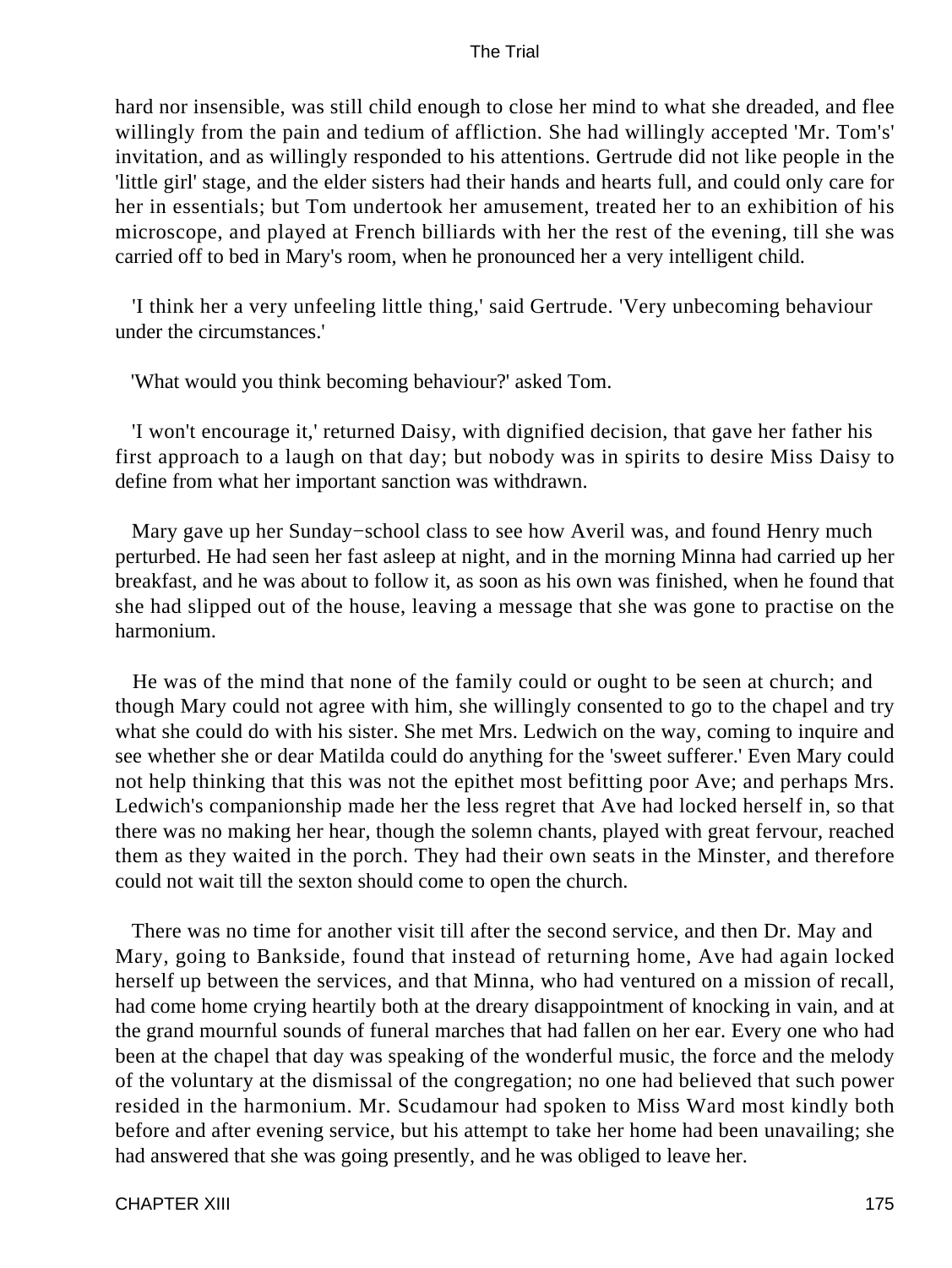hard nor insensible, was still child enough to close her mind to what she dreaded, and flee willingly from the pain and tedium of affliction. She had willingly accepted 'Mr. Tom's' invitation, and as willingly responded to his attentions. Gertrude did not like people in the 'little girl' stage, and the elder sisters had their hands and hearts full, and could only care for her in essentials; but Tom undertook her amusement, treated her to an exhibition of his microscope, and played at French billiards with her the rest of the evening, till she was carried off to bed in Mary's room, when he pronounced her a very intelligent child.

'I think her a very unfeeling little thing,' said Gertrude. 'Very unbecoming behaviour under the circumstances.'

'What would you think becoming behaviour?' asked Tom.

'I won't encourage it,' returned Daisy, with dignified decision, that gave her father his first approach to a laugh on that day; but nobody was in spirits to desire Miss Daisy to define from what her important sanction was withdrawn.

Mary gave up her Sunday−school class to see how Averil was, and found Henry much perturbed. He had seen her fast asleep at night, and in the morning Minna had carried up her breakfast, and he was about to follow it, as soon as his own was finished, when he found that she had slipped out of the house, leaving a message that she was gone to practise on the harmonium.

He was of the mind that none of the family could or ought to be seen at church; and though Mary could not agree with him, she willingly consented to go to the chapel and try what she could do with his sister. She met Mrs. Ledwich on the way, coming to inquire and see whether she or dear Matilda could do anything for the 'sweet sufferer.' Even Mary could not help thinking that this was not the epithet most befitting poor Ave; and perhaps Mrs. Ledwich's companionship made her the less regret that Ave had locked herself in, so that there was no making her hear, though the solemn chants, played with great fervour, reached them as they waited in the porch. They had their own seats in the Minster, and therefore could not wait till the sexton should come to open the church.

There was no time for another visit till after the second service, and then Dr. May and Mary, going to Bankside, found that instead of returning home, Ave had again locked herself up between the services, and that Minna, who had ventured on a mission of recall, had come home crying heartily both at the dreary disappointment of knocking in vain, and at the grand mournful sounds of funeral marches that had fallen on her ear. Every one who had been at the chapel that day was speaking of the wonderful music, the force and the melody of the voluntary at the dismissal of the congregation; no one had believed that such power resided in the harmonium. Mr. Scudamour had spoken to Miss Ward most kindly both before and after evening service, but his attempt to take her home had been unavailing; she had answered that she was going presently, and he was obliged to leave her.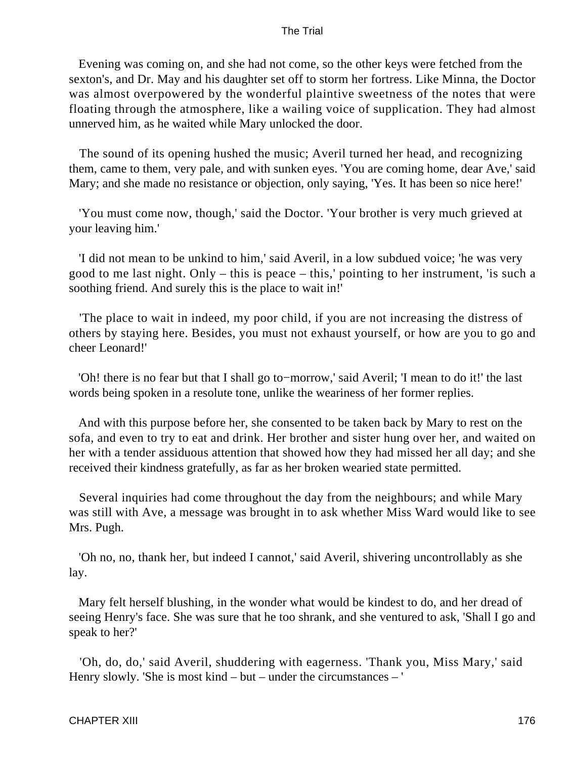Evening was coming on, and she had not come, so the other keys were fetched from the sexton's, and Dr. May and his daughter set off to storm her fortress. Like Minna, the Doctor was almost overpowered by the wonderful plaintive sweetness of the notes that were floating through the atmosphere, like a wailing voice of supplication. They had almost unnerved him, as he waited while Mary unlocked the door.

The sound of its opening hushed the music; Averil turned her head, and recognizing them, came to them, very pale, and with sunken eyes. 'You are coming home, dear Ave,' said Mary; and she made no resistance or objection, only saying, 'Yes. It has been so nice here!'

'You must come now, though,' said the Doctor. 'Your brother is very much grieved at your leaving him.'

'I did not mean to be unkind to him,' said Averil, in a low subdued voice; 'he was very good to me last night. Only – this is peace – this,' pointing to her instrument, 'is such a soothing friend. And surely this is the place to wait in!'

'The place to wait in indeed, my poor child, if you are not increasing the distress of others by staying here. Besides, you must not exhaust yourself, or how are you to go and cheer Leonard!'

'Oh! there is no fear but that I shall go to−morrow,' said Averil; 'I mean to do it!' the last words being spoken in a resolute tone, unlike the weariness of her former replies.

And with this purpose before her, she consented to be taken back by Mary to rest on the sofa, and even to try to eat and drink. Her brother and sister hung over her, and waited on her with a tender assiduous attention that showed how they had missed her all day; and she received their kindness gratefully, as far as her broken wearied state permitted.

Several inquiries had come throughout the day from the neighbours; and while Mary was still with Ave, a message was brought in to ask whether Miss Ward would like to see Mrs. Pugh.

'Oh no, no, thank her, but indeed I cannot,' said Averil, shivering uncontrollably as she lay.

Mary felt herself blushing, in the wonder what would be kindest to do, and her dread of seeing Henry's face. She was sure that he too shrank, and she ventured to ask, 'Shall I go and speak to her?'

'Oh, do, do,' said Averil, shuddering with eagerness. 'Thank you, Miss Mary,' said Henry slowly. 'She is most kind – but – under the circumstances – '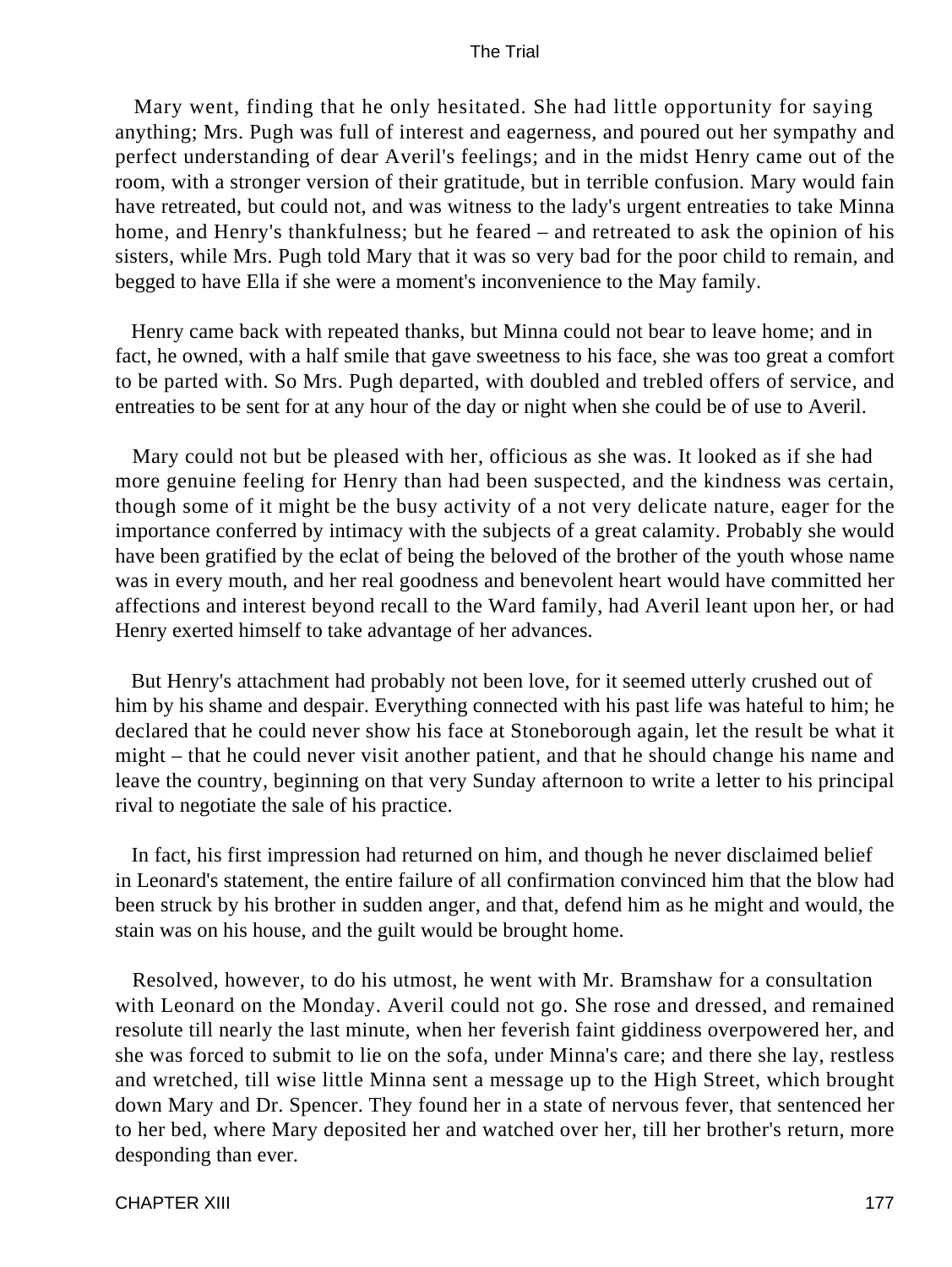Mary went, finding that he only hesitated. She had little opportunity for saying anything; Mrs. Pugh was full of interest and eagerness, and poured out her sympathy and perfect understanding of dear Averil's feelings; and in the midst Henry came out of the room, with a stronger version of their gratitude, but in terrible confusion. Mary would fain have retreated, but could not, and was witness to the lady's urgent entreaties to take Minna home, and Henry's thankfulness; but he feared – and retreated to ask the opinion of his sisters, while Mrs. Pugh told Mary that it was so very bad for the poor child to remain, and begged to have Ella if she were a moment's inconvenience to the May family.

Henry came back with repeated thanks, but Minna could not bear to leave home; and in fact, he owned, with a half smile that gave sweetness to his face, she was too great a comfort to be parted with. So Mrs. Pugh departed, with doubled and trebled offers of service, and entreaties to be sent for at any hour of the day or night when she could be of use to Averil.

Mary could not but be pleased with her, officious as she was. It looked as if she had more genuine feeling for Henry than had been suspected, and the kindness was certain, though some of it might be the busy activity of a not very delicate nature, eager for the importance conferred by intimacy with the subjects of a great calamity. Probably she would have been gratified by the eclat of being the beloved of the brother of the youth whose name was in every mouth, and her real goodness and benevolent heart would have committed her affections and interest beyond recall to the Ward family, had Averil leant upon her, or had Henry exerted himself to take advantage of her advances.

But Henry's attachment had probably not been love, for it seemed utterly crushed out of him by his shame and despair. Everything connected with his past life was hateful to him; he declared that he could never show his face at Stoneborough again, let the result be what it might – that he could never visit another patient, and that he should change his name and leave the country, beginning on that very Sunday afternoon to write a letter to his principal rival to negotiate the sale of his practice.

In fact, his first impression had returned on him, and though he never disclaimed belief in Leonard's statement, the entire failure of all confirmation convinced him that the blow had been struck by his brother in sudden anger, and that, defend him as he might and would, the stain was on his house, and the guilt would be brought home.

Resolved, however, to do his utmost, he went with Mr. Bramshaw for a consultation with Leonard on the Monday. Averil could not go. She rose and dressed, and remained resolute till nearly the last minute, when her feverish faint giddiness overpowered her, and she was forced to submit to lie on the sofa, under Minna's care; and there she lay, restless and wretched, till wise little Minna sent a message up to the High Street, which brought down Mary and Dr. Spencer. They found her in a state of nervous fever, that sentenced her to her bed, where Mary deposited her and watched over her, till her brother's return, more desponding than ever.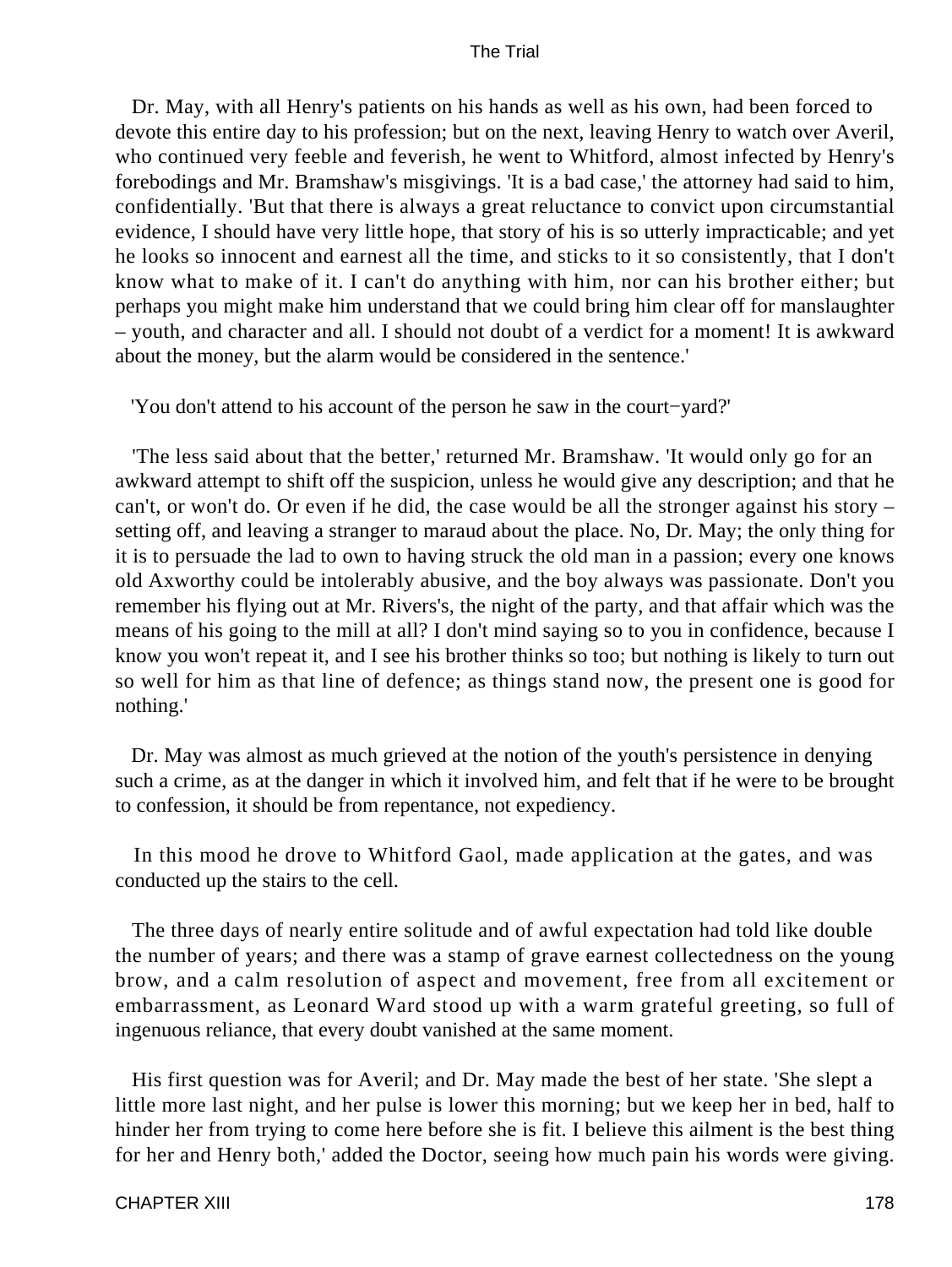Dr. May, with all Henry's patients on his hands as well as his own, had been forced to devote this entire day to his profession; but on the next, leaving Henry to watch over Averil, who continued very feeble and feverish, he went to Whitford, almost infected by Henry's forebodings and Mr. Bramshaw's misgivings. 'It is a bad case,' the attorney had said to him, confidentially. 'But that there is always a great reluctance to convict upon circumstantial evidence, I should have very little hope, that story of his is so utterly impracticable; and yet he looks so innocent and earnest all the time, and sticks to it so consistently, that I don't know what to make of it. I can't do anything with him, nor can his brother either; but perhaps you might make him understand that we could bring him clear off for manslaughter – youth, and character and all. I should not doubt of a verdict for a moment! It is awkward about the money, but the alarm would be considered in the sentence.'

'You don't attend to his account of the person he saw in the court−yard?'

'The less said about that the better,' returned Mr. Bramshaw. 'It would only go for an awkward attempt to shift off the suspicion, unless he would give any description; and that he can't, or won't do. Or even if he did, the case would be all the stronger against his story – setting off, and leaving a stranger to maraud about the place. No, Dr. May; the only thing for it is to persuade the lad to own to having struck the old man in a passion; every one knows old Axworthy could be intolerably abusive, and the boy always was passionate. Don't you remember his flying out at Mr. Rivers's, the night of the party, and that affair which was the means of his going to the mill at all? I don't mind saying so to you in confidence, because I know you won't repeat it, and I see his brother thinks so too; but nothing is likely to turn out so well for him as that line of defence; as things stand now, the present one is good for nothing.'

Dr. May was almost as much grieved at the notion of the youth's persistence in denying such a crime, as at the danger in which it involved him, and felt that if he were to be brought to confession, it should be from repentance, not expediency.

In this mood he drove to Whitford Gaol, made application at the gates, and was conducted up the stairs to the cell.

The three days of nearly entire solitude and of awful expectation had told like double the number of years; and there was a stamp of grave earnest collectedness on the young brow, and a calm resolution of aspect and movement, free from all excitement or embarrassment, as Leonard Ward stood up with a warm grateful greeting, so full of ingenuous reliance, that every doubt vanished at the same moment.

His first question was for Averil; and Dr. May made the best of her state. 'She slept a little more last night, and her pulse is lower this morning; but we keep her in bed, half to hinder her from trying to come here before she is fit. I believe this ailment is the best thing for her and Henry both,' added the Doctor, seeing how much pain his words were giving.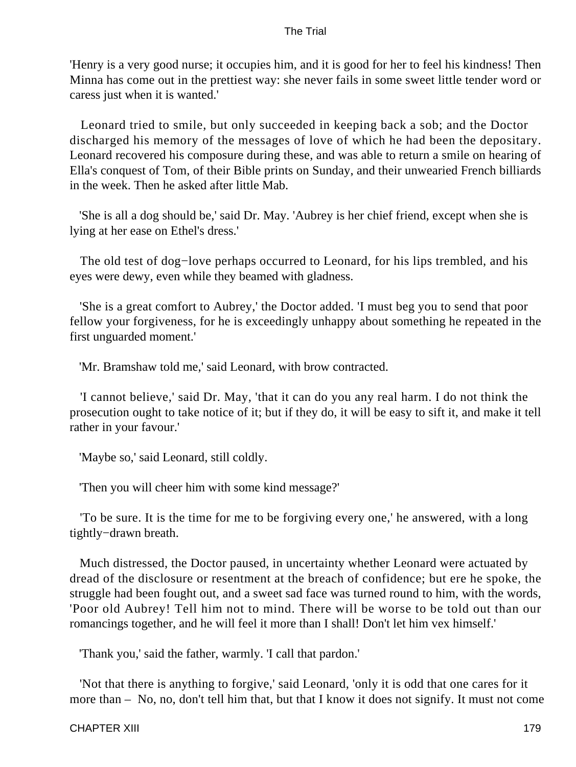'Henry is a very good nurse; it occupies him, and it is good for her to feel his kindness! Then Minna has come out in the prettiest way: she never fails in some sweet little tender word or caress just when it is wanted.'

Leonard tried to smile, but only succeeded in keeping back a sob; and the Doctor discharged his memory of the messages of love of which he had been the depositary. Leonard recovered his composure during these, and was able to return a smile on hearing of Ella's conquest of Tom, of their Bible prints on Sunday, and their unwearied French billiards in the week. Then he asked after little Mab.

'She is all a dog should be,' said Dr. May. 'Aubrey is her chief friend, except when she is lying at her ease on Ethel's dress.'

The old test of dog−love perhaps occurred to Leonard, for his lips trembled, and his eyes were dewy, even while they beamed with gladness.

'She is a great comfort to Aubrey,' the Doctor added. 'I must beg you to send that poor fellow your forgiveness, for he is exceedingly unhappy about something he repeated in the first unguarded moment.'

'Mr. Bramshaw told me,' said Leonard, with brow contracted.

'I cannot believe,' said Dr. May, 'that it can do you any real harm. I do not think the prosecution ought to take notice of it; but if they do, it will be easy to sift it, and make it tell rather in your favour.'

'Maybe so,' said Leonard, still coldly.

'Then you will cheer him with some kind message?'

'To be sure. It is the time for me to be forgiving every one,' he answered, with a long tightly−drawn breath.

Much distressed, the Doctor paused, in uncertainty whether Leonard were actuated by dread of the disclosure or resentment at the breach of confidence; but ere he spoke, the struggle had been fought out, and a sweet sad face was turned round to him, with the words, 'Poor old Aubrey! Tell him not to mind. There will be worse to be told out than our romancings together, and he will feel it more than I shall! Don't let him vex himself.'

'Thank you,' said the father, warmly. 'I call that pardon.'

'Not that there is anything to forgive,' said Leonard, 'only it is odd that one cares for it more than – No, no, don't tell him that, but that I know it does not signify. It must not come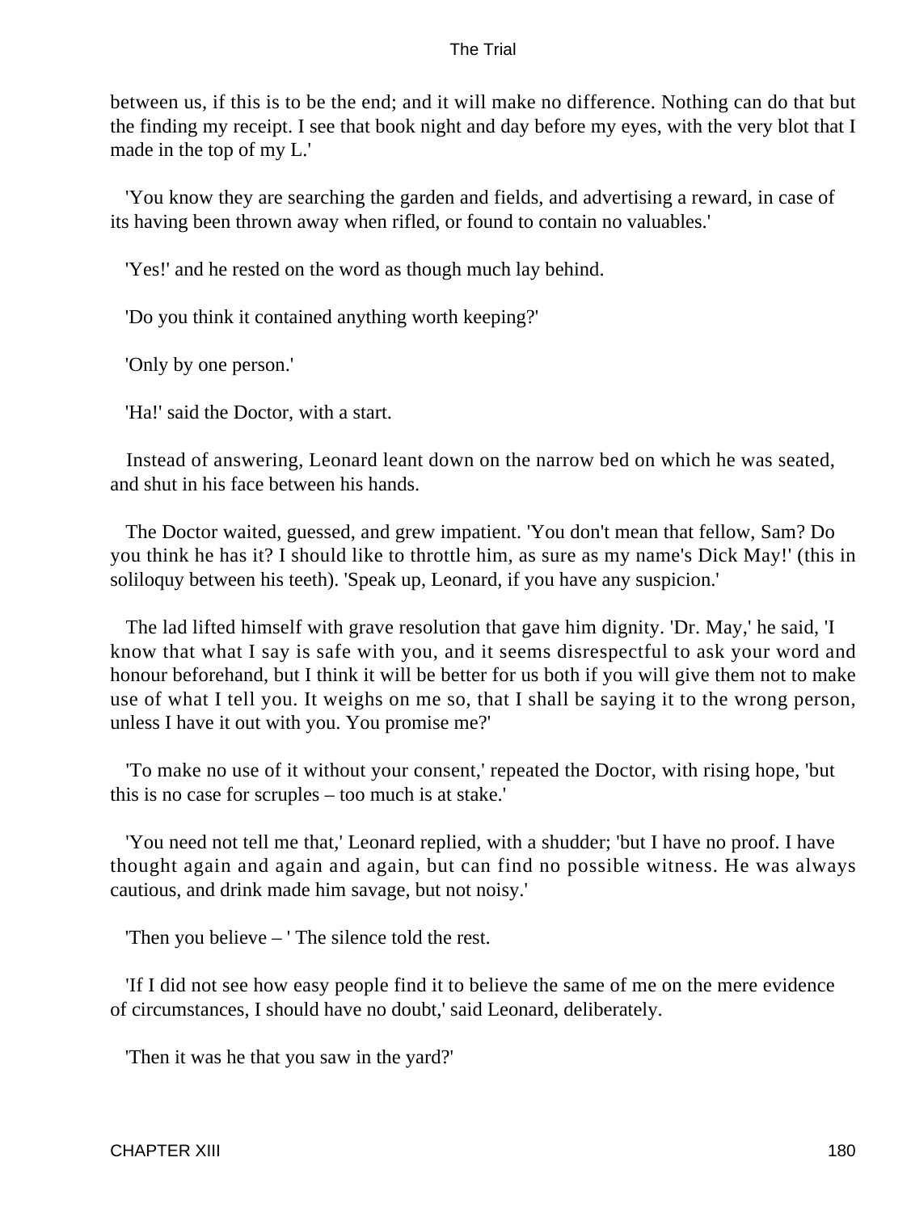between us, if this is to be the end; and it will make no difference. Nothing can do that but the finding my receipt. I see that book night and day before my eyes, with the very blot that I made in the top of my L.'

'You know they are searching the garden and fields, and advertising a reward, in case of its having been thrown away when rifled, or found to contain no valuables.'

'Yes!' and he rested on the word as though much lay behind.

'Do you think it contained anything worth keeping?'

'Only by one person.'

'Ha!' said the Doctor, with a start.

Instead of answering, Leonard leant down on the narrow bed on which he was seated, and shut in his face between his hands.

The Doctor waited, guessed, and grew impatient. 'You don't mean that fellow, Sam? Do you think he has it? I should like to throttle him, as sure as my name's Dick May!' (this in soliloquy between his teeth). 'Speak up, Leonard, if you have any suspicion.'

The lad lifted himself with grave resolution that gave him dignity. 'Dr. May,' he said, 'I know that what I say is safe with you, and it seems disrespectful to ask your word and honour beforehand, but I think it will be better for us both if you will give them not to make use of what I tell you. It weighs on me so, that I shall be saying it to the wrong person, unless I have it out with you. You promise me?'

'To make no use of it without your consent,' repeated the Doctor, with rising hope, 'but this is no case for scruples – too much is at stake.'

'You need not tell me that,' Leonard replied, with a shudder; 'but I have no proof. I have thought again and again and again, but can find no possible witness. He was always cautious, and drink made him savage, but not noisy.'

'Then you believe – ' The silence told the rest.

'If I did not see how easy people find it to believe the same of me on the mere evidence of circumstances, I should have no doubt,' said Leonard, deliberately.

'Then it was he that you saw in the yard?'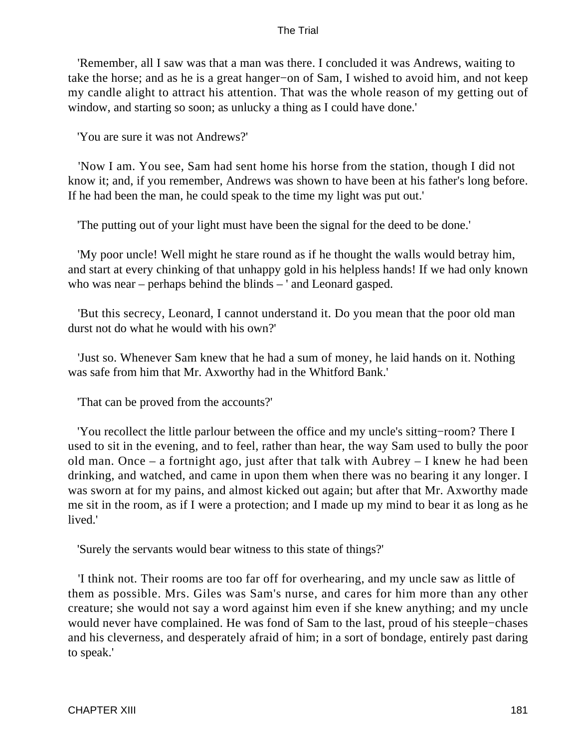'Remember, all I saw was that a man was there. I concluded it was Andrews, waiting to take the horse; and as he is a great hanger−on of Sam, I wished to avoid him, and not keep my candle alight to attract his attention. That was the whole reason of my getting out of window, and starting so soon; as unlucky a thing as I could have done.'

'You are sure it was not Andrews?'

'Now I am. You see, Sam had sent home his horse from the station, though I did not know it; and, if you remember, Andrews was shown to have been at his father's long before. If he had been the man, he could speak to the time my light was put out.'

'The putting out of your light must have been the signal for the deed to be done.'

'My poor uncle! Well might he stare round as if he thought the walls would betray him, and start at every chinking of that unhappy gold in his helpless hands! If we had only known who was near – perhaps behind the blinds – ' and Leonard gasped.

'But this secrecy, Leonard, I cannot understand it. Do you mean that the poor old man durst not do what he would with his own?'

'Just so. Whenever Sam knew that he had a sum of money, he laid hands on it. Nothing was safe from him that Mr. Axworthy had in the Whitford Bank.'

'That can be proved from the accounts?'

'You recollect the little parlour between the office and my uncle's sitting−room? There I used to sit in the evening, and to feel, rather than hear, the way Sam used to bully the poor old man. Once – a fortnight ago, just after that talk with Aubrey – I knew he had been drinking, and watched, and came in upon them when there was no bearing it any longer. I was sworn at for my pains, and almost kicked out again; but after that Mr. Axworthy made me sit in the room, as if I were a protection; and I made up my mind to bear it as long as he lived.'

'Surely the servants would bear witness to this state of things?'

'I think not. Their rooms are too far off for overhearing, and my uncle saw as little of them as possible. Mrs. Giles was Sam's nurse, and cares for him more than any other creature; she would not say a word against him even if she knew anything; and my uncle would never have complained. He was fond of Sam to the last, proud of his steeple−chases and his cleverness, and desperately afraid of him; in a sort of bondage, entirely past daring to speak.'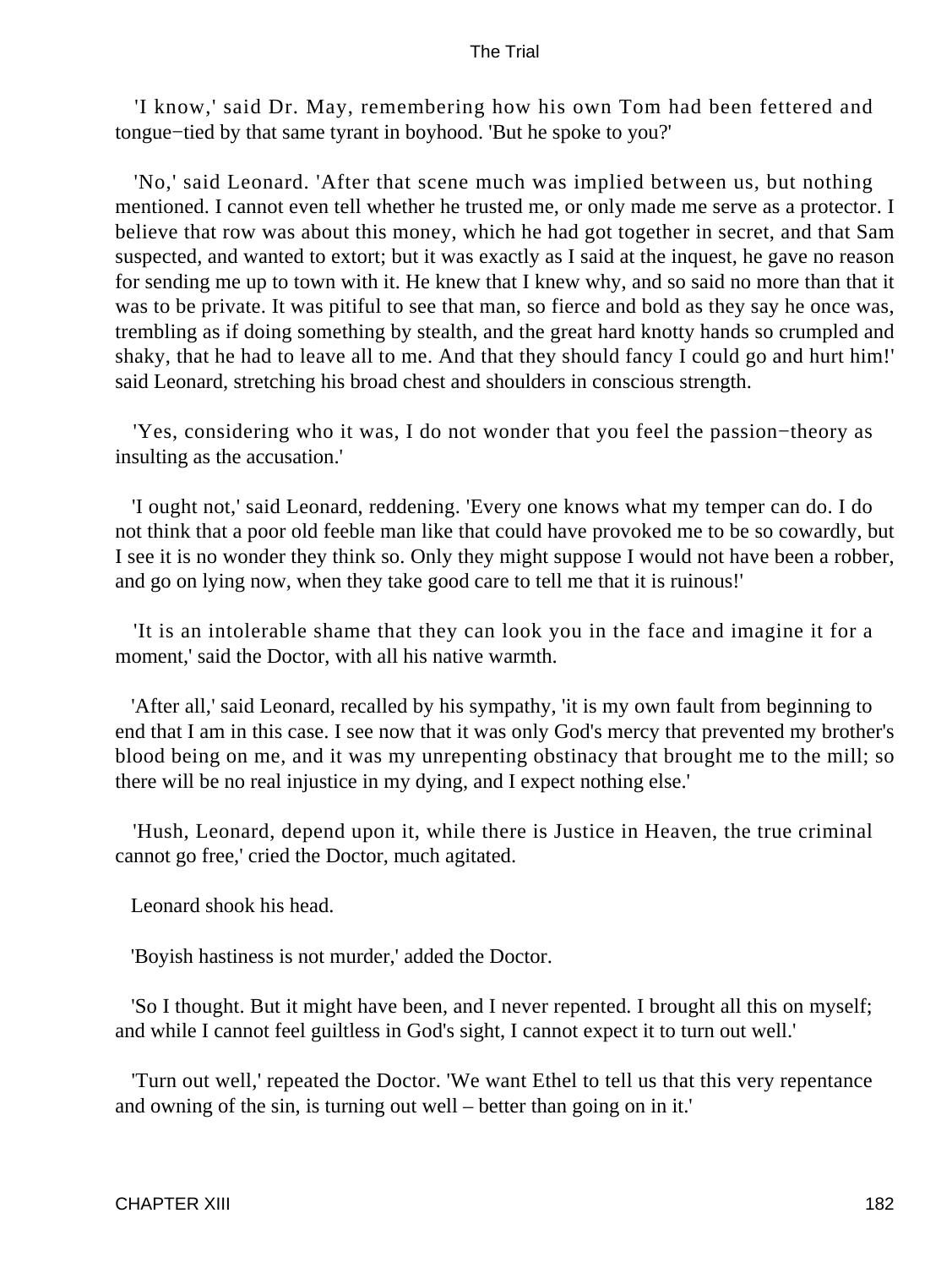'I know,' said Dr. May, remembering how his own Tom had been fettered and tongue−tied by that same tyrant in boyhood. 'But he spoke to you?'

'No,' said Leonard. 'After that scene much was implied between us, but nothing mentioned. I cannot even tell whether he trusted me, or only made me serve as a protector. I believe that row was about this money, which he had got together in secret, and that Sam suspected, and wanted to extort; but it was exactly as I said at the inquest, he gave no reason for sending me up to town with it. He knew that I knew why, and so said no more than that it was to be private. It was pitiful to see that man, so fierce and bold as they say he once was, trembling as if doing something by stealth, and the great hard knotty hands so crumpled and shaky, that he had to leave all to me. And that they should fancy I could go and hurt him!' said Leonard, stretching his broad chest and shoulders in conscious strength.

'Yes, considering who it was, I do not wonder that you feel the passion−theory as insulting as the accusation.'

'I ought not,' said Leonard, reddening. 'Every one knows what my temper can do. I do not think that a poor old feeble man like that could have provoked me to be so cowardly, but I see it is no wonder they think so. Only they might suppose I would not have been a robber, and go on lying now, when they take good care to tell me that it is ruinous!'

'It is an intolerable shame that they can look you in the face and imagine it for a moment,' said the Doctor, with all his native warmth.

'After all,' said Leonard, recalled by his sympathy, 'it is my own fault from beginning to end that I am in this case. I see now that it was only God's mercy that prevented my brother's blood being on me, and it was my unrepenting obstinacy that brought me to the mill; so there will be no real injustice in my dying, and I expect nothing else.'

'Hush, Leonard, depend upon it, while there is Justice in Heaven, the true criminal cannot go free,' cried the Doctor, much agitated.

Leonard shook his head.

'Boyish hastiness is not murder,' added the Doctor.

'So I thought. But it might have been, and I never repented. I brought all this on myself; and while I cannot feel guiltless in God's sight, I cannot expect it to turn out well.'

'Turn out well,' repeated the Doctor. 'We want Ethel to tell us that this very repentance and owning of the sin, is turning out well – better than going on in it.'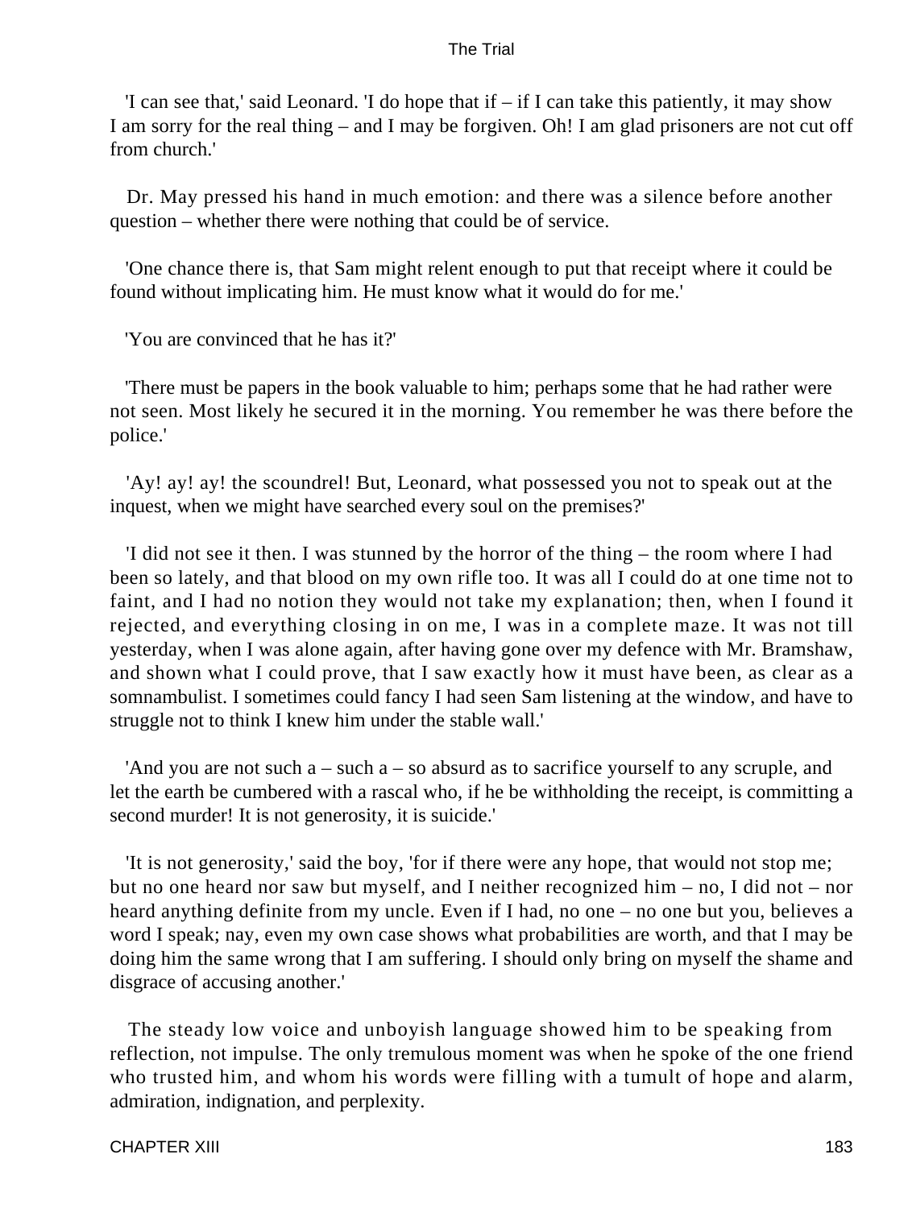'I can see that,' said Leonard. 'I do hope that if – if I can take this patiently, it may show I am sorry for the real thing – and I may be forgiven. Oh! I am glad prisoners are not cut off from church.'

Dr. May pressed his hand in much emotion: and there was a silence before another question – whether there were nothing that could be of service.

'One chance there is, that Sam might relent enough to put that receipt where it could be found without implicating him. He must know what it would do for me.'

'You are convinced that he has it?'

'There must be papers in the book valuable to him; perhaps some that he had rather were not seen. Most likely he secured it in the morning. You remember he was there before the police.'

'Ay! ay! ay! the scoundrel! But, Leonard, what possessed you not to speak out at the inquest, when we might have searched every soul on the premises?'

'I did not see it then. I was stunned by the horror of the thing – the room where I had been so lately, and that blood on my own rifle too. It was all I could do at one time not to faint, and I had no notion they would not take my explanation; then, when I found it rejected, and everything closing in on me, I was in a complete maze. It was not till yesterday, when I was alone again, after having gone over my defence with Mr. Bramshaw, and shown what I could prove, that I saw exactly how it must have been, as clear as a somnambulist. I sometimes could fancy I had seen Sam listening at the window, and have to struggle not to think I knew him under the stable wall.'

'And you are not such a – such a – so absurd as to sacrifice yourself to any scruple, and let the earth be cumbered with a rascal who, if he be withholding the receipt, is committing a second murder! It is not generosity, it is suicide.'

'It is not generosity,' said the boy, 'for if there were any hope, that would not stop me; but no one heard nor saw but myself, and I neither recognized him – no, I did not – nor heard anything definite from my uncle. Even if I had, no one – no one but you, believes a word I speak; nay, even my own case shows what probabilities are worth, and that I may be doing him the same wrong that I am suffering. I should only bring on myself the shame and disgrace of accusing another.'

The steady low voice and unboyish language showed him to be speaking from reflection, not impulse. The only tremulous moment was when he spoke of the one friend who trusted him, and whom his words were filling with a tumult of hope and alarm, admiration, indignation, and perplexity.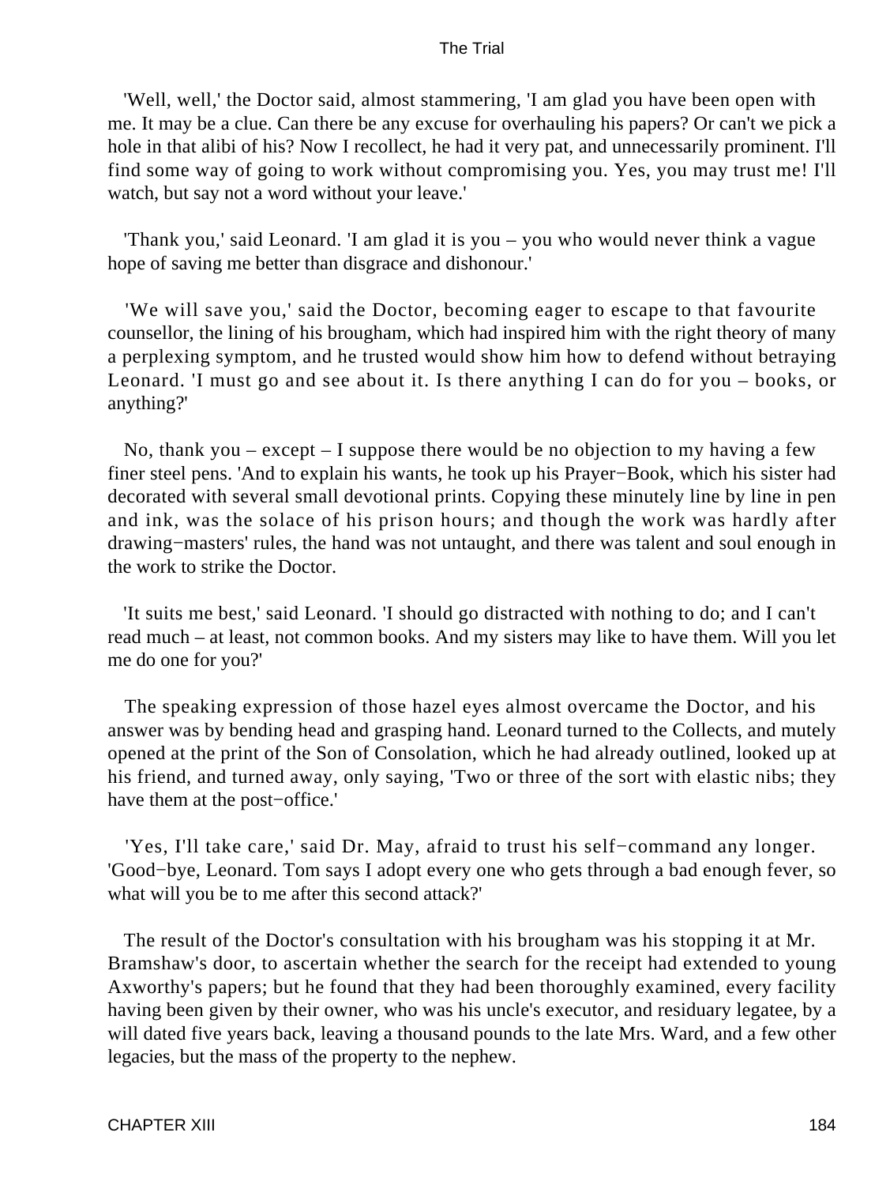'Well, well,' the Doctor said, almost stammering, 'I am glad you have been open with me. It may be a clue. Can there be any excuse for overhauling his papers? Or can't we pick a hole in that alibi of his? Now I recollect, he had it very pat, and unnecessarily prominent. I'll find some way of going to work without compromising you. Yes, you may trust me! I'll watch, but say not a word without your leave.'

'Thank you,' said Leonard. 'I am glad it is you – you who would never think a vague hope of saving me better than disgrace and dishonour.'

'We will save you,' said the Doctor, becoming eager to escape to that favourite counsellor, the lining of his brougham, which had inspired him with the right theory of many a perplexing symptom, and he trusted would show him how to defend without betraying Leonard. 'I must go and see about it. Is there anything I can do for you – books, or anything?'

No, thank you – except – I suppose there would be no objection to my having a few finer steel pens. 'And to explain his wants, he took up his Prayer−Book, which his sister had decorated with several small devotional prints. Copying these minutely line by line in pen and ink, was the solace of his prison hours; and though the work was hardly after drawing−masters' rules, the hand was not untaught, and there was talent and soul enough in the work to strike the Doctor.

'It suits me best,' said Leonard. 'I should go distracted with nothing to do; and I can't read much – at least, not common books. And my sisters may like to have them. Will you let me do one for you?'

The speaking expression of those hazel eyes almost overcame the Doctor, and his answer was by bending head and grasping hand. Leonard turned to the Collects, and mutely opened at the print of the Son of Consolation, which he had already outlined, looked up at his friend, and turned away, only saying, 'Two or three of the sort with elastic nibs; they have them at the post−office.'

'Yes, I'll take care,' said Dr. May, afraid to trust his self−command any longer. 'Good−bye, Leonard. Tom says I adopt every one who gets through a bad enough fever, so what will you be to me after this second attack?'

The result of the Doctor's consultation with his brougham was his stopping it at Mr. Bramshaw's door, to ascertain whether the search for the receipt had extended to young Axworthy's papers; but he found that they had been thoroughly examined, every facility having been given by their owner, who was his uncle's executor, and residuary legatee, by a will dated five years back, leaving a thousand pounds to the late Mrs. Ward, and a few other legacies, but the mass of the property to the nephew.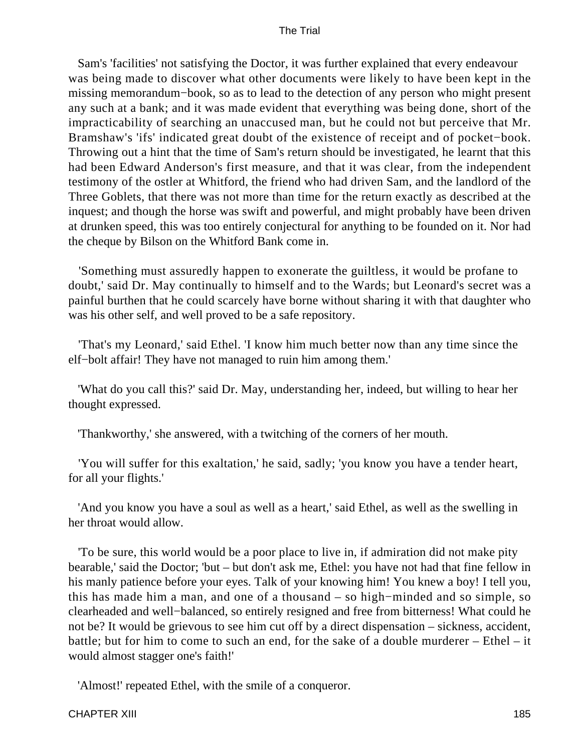Sam's 'facilities' not satisfying the Doctor, it was further explained that every endeavour was being made to discover what other documents were likely to have been kept in the missing memorandum−book, so as to lead to the detection of any person who might present any such at a bank; and it was made evident that everything was being done, short of the impracticability of searching an unaccused man, but he could not but perceive that Mr. Bramshaw's 'ifs' indicated great doubt of the existence of receipt and of pocket−book. Throwing out a hint that the time of Sam's return should be investigated, he learnt that this had been Edward Anderson's first measure, and that it was clear, from the independent testimony of the ostler at Whitford, the friend who had driven Sam, and the landlord of the Three Goblets, that there was not more than time for the return exactly as described at the inquest; and though the horse was swift and powerful, and might probably have been driven at drunken speed, this was too entirely conjectural for anything to be founded on it. Nor had the cheque by Bilson on the Whitford Bank come in.

'Something must assuredly happen to exonerate the guiltless, it would be profane to doubt,' said Dr. May continually to himself and to the Wards; but Leonard's secret was a painful burthen that he could scarcely have borne without sharing it with that daughter who was his other self, and well proved to be a safe repository.

'That's my Leonard,' said Ethel. 'I know him much better now than any time since the elf−bolt affair! They have not managed to ruin him among them.'

'What do you call this?' said Dr. May, understanding her, indeed, but willing to hear her thought expressed.

'Thankworthy,' she answered, with a twitching of the corners of her mouth.

'You will suffer for this exaltation,' he said, sadly; 'you know you have a tender heart, for all your flights.'

'And you know you have a soul as well as a heart,' said Ethel, as well as the swelling in her throat would allow.

'To be sure, this world would be a poor place to live in, if admiration did not make pity bearable,' said the Doctor; 'but – but don't ask me, Ethel: you have not had that fine fellow in his manly patience before your eyes. Talk of your knowing him! You knew a boy! I tell you, this has made him a man, and one of a thousand – so high−minded and so simple, so clearheaded and well−balanced, so entirely resigned and free from bitterness! What could he not be? It would be grievous to see him cut off by a direct dispensation – sickness, accident, battle; but for him to come to such an end, for the sake of a double murderer – Ethel – it would almost stagger one's faith!'

'Almost!' repeated Ethel, with the smile of a conqueror.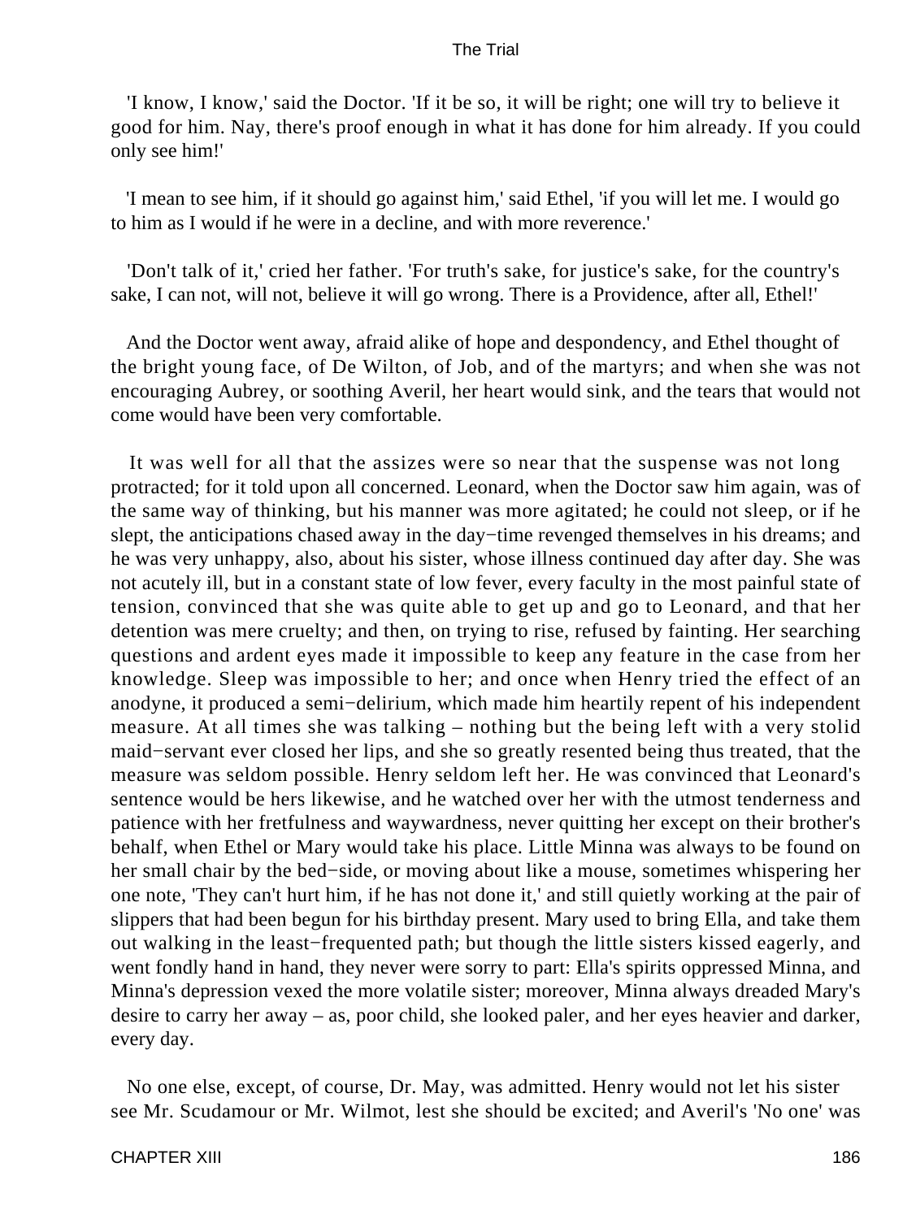'I know, I know,' said the Doctor. 'If it be so, it will be right; one will try to believe it good for him. Nay, there's proof enough in what it has done for him already. If you could only see him!'

'I mean to see him, if it should go against him,' said Ethel, 'if you will let me. I would go to him as I would if he were in a decline, and with more reverence.'

'Don't talk of it,' cried her father. 'For truth's sake, for justice's sake, for the country's sake, I can not, will not, believe it will go wrong. There is a Providence, after all, Ethel!'

And the Doctor went away, afraid alike of hope and despondency, and Ethel thought of the bright young face, of De Wilton, of Job, and of the martyrs; and when she was not encouraging Aubrey, or soothing Averil, her heart would sink, and the tears that would not come would have been very comfortable.

It was well for all that the assizes were so near that the suspense was not long protracted; for it told upon all concerned. Leonard, when the Doctor saw him again, was of the same way of thinking, but his manner was more agitated; he could not sleep, or if he slept, the anticipations chased away in the day−time revenged themselves in his dreams; and he was very unhappy, also, about his sister, whose illness continued day after day. She was not acutely ill, but in a constant state of low fever, every faculty in the most painful state of tension, convinced that she was quite able to get up and go to Leonard, and that her detention was mere cruelty; and then, on trying to rise, refused by fainting. Her searching questions and ardent eyes made it impossible to keep any feature in the case from her knowledge. Sleep was impossible to her; and once when Henry tried the effect of an anodyne, it produced a semi−delirium, which made him heartily repent of his independent measure. At all times she was talking – nothing but the being left with a very stolid maid−servant ever closed her lips, and she so greatly resented being thus treated, that the measure was seldom possible. Henry seldom left her. He was convinced that Leonard's sentence would be hers likewise, and he watched over her with the utmost tenderness and patience with her fretfulness and waywardness, never quitting her except on their brother's behalf, when Ethel or Mary would take his place. Little Minna was always to be found on her small chair by the bed−side, or moving about like a mouse, sometimes whispering her one note, 'They can't hurt him, if he has not done it,' and still quietly working at the pair of slippers that had been begun for his birthday present. Mary used to bring Ella, and take them out walking in the least−frequented path; but though the little sisters kissed eagerly, and went fondly hand in hand, they never were sorry to part: Ella's spirits oppressed Minna, and Minna's depression vexed the more volatile sister; moreover, Minna always dreaded Mary's desire to carry her away – as, poor child, she looked paler, and her eyes heavier and darker, every day.

No one else, except, of course, Dr. May, was admitted. Henry would not let his sister see Mr. Scudamour or Mr. Wilmot, lest she should be excited; and Averil's 'No one' was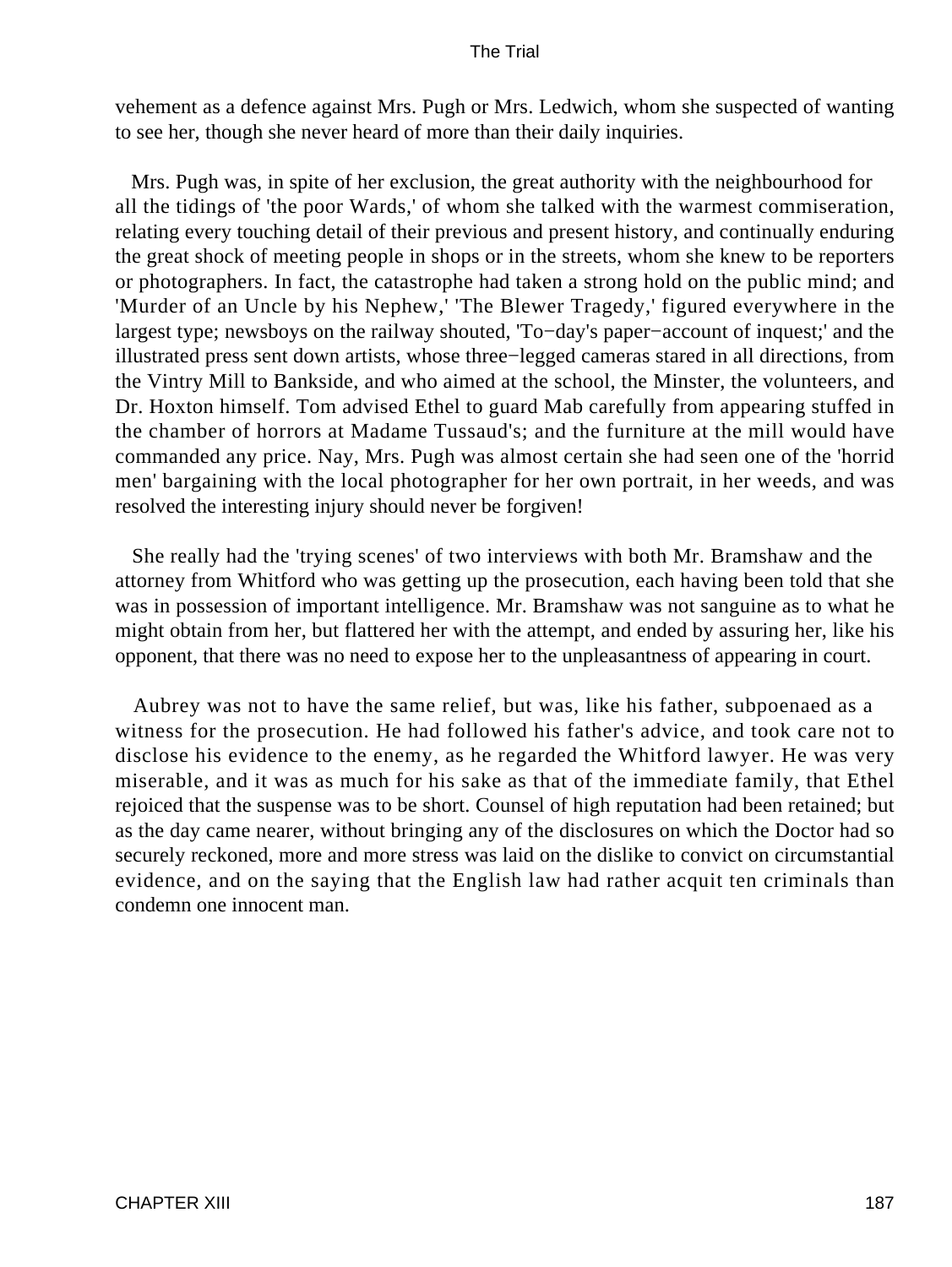vehement as a defence against Mrs. Pugh or Mrs. Ledwich, whom she suspected of wanting to see her, though she never heard of more than their daily inquiries.

Mrs. Pugh was, in spite of her exclusion, the great authority with the neighbourhood for all the tidings of 'the poor Wards,' of whom she talked with the warmest commiseration, relating every touching detail of their previous and present history, and continually enduring the great shock of meeting people in shops or in the streets, whom she knew to be reporters or photographers. In fact, the catastrophe had taken a strong hold on the public mind; and 'Murder of an Uncle by his Nephew,' 'The Blewer Tragedy,' figured everywhere in the largest type; newsboys on the railway shouted, 'To−day's paper−account of inquest;' and the illustrated press sent down artists, whose three−legged cameras stared in all directions, from the Vintry Mill to Bankside, and who aimed at the school, the Minster, the volunteers, and Dr. Hoxton himself. Tom advised Ethel to guard Mab carefully from appearing stuffed in the chamber of horrors at Madame Tussaud's; and the furniture at the mill would have commanded any price. Nay, Mrs. Pugh was almost certain she had seen one of the 'horrid men' bargaining with the local photographer for her own portrait, in her weeds, and was resolved the interesting injury should never be forgiven!

She really had the 'trying scenes' of two interviews with both Mr. Bramshaw and the attorney from Whitford who was getting up the prosecution, each having been told that she was in possession of important intelligence. Mr. Bramshaw was not sanguine as to what he might obtain from her, but flattered her with the attempt, and ended by assuring her, like his opponent, that there was no need to expose her to the unpleasantness of appearing in court.

Aubrey was not to have the same relief, but was, like his father, subpoenaed as a witness for the prosecution. He had followed his father's advice, and took care not to disclose his evidence to the enemy, as he regarded the Whitford lawyer. He was very miserable, and it was as much for his sake as that of the immediate family, that Ethel rejoiced that the suspense was to be short. Counsel of high reputation had been retained; but as the day came nearer, without bringing any of the disclosures on which the Doctor had so securely reckoned, more and more stress was laid on the dislike to convict on circumstantial evidence, and on the saying that the English law had rather acquit ten criminals than condemn one innocent man.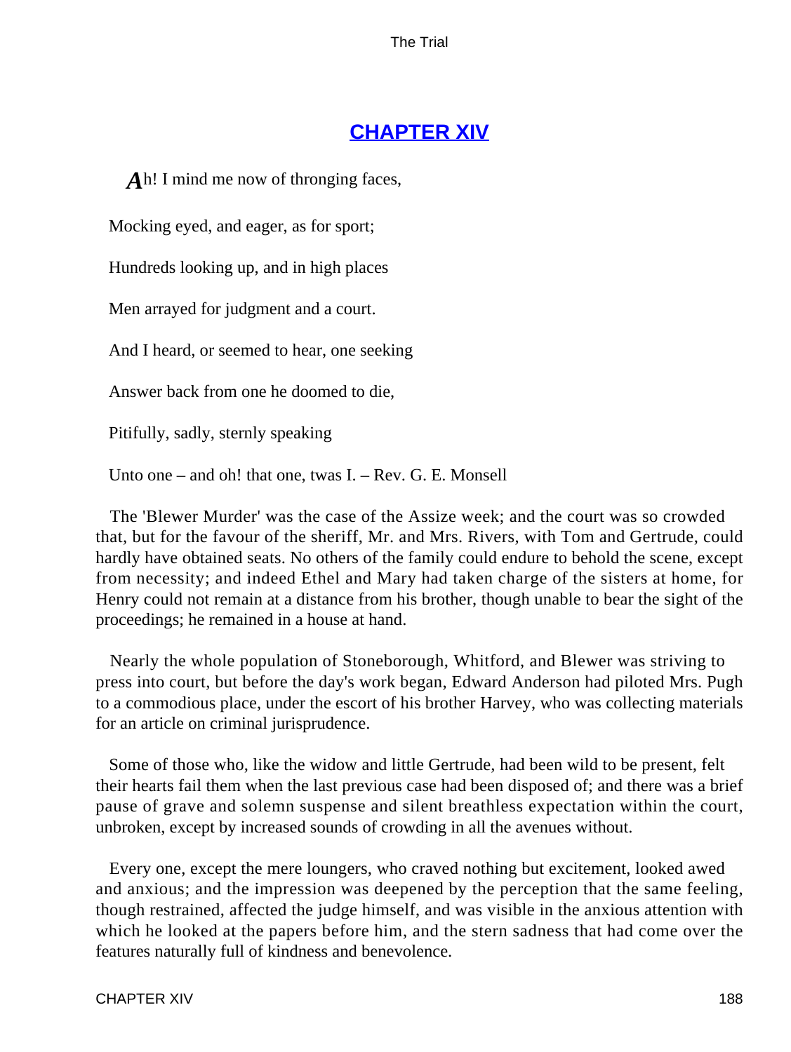## CHAPTER XIV

*A*h! I mind me now of thronging faces,

Mocking eyed, and eager, as for sport;

Hundreds looking up, and in high places

Men arrayed for judgment and a court.

And I heard, or seemed to hear, one seeking

Answer back from one he doomed to die,

Pitifully, sadly, sternly speaking

Unto one – and oh! that one, twas I. – Rev. G. E. Monsell

The 'Blewer Murder' was the case of the Assize week; and the court was so crowded that, but for the favour of the sheriff, Mr. and Mrs. Rivers, with Tom and Gertrude, could hardly have obtained seats. No others of the family could endure to behold the scene, except from necessity; and indeed Ethel and Mary had taken charge of the sisters at home, for Henry could not remain at a distance from his brother, though unable to bear the sight of the proceedings; he remained in a house at hand.

Nearly the whole population of Stoneborough, Whitford, and Blewer was striving to press into court, but before the day's work began, Edward Anderson had piloted Mrs. Pugh to a commodious place, under the escort of his brother Harvey, who was collecting materials for an article on criminal jurisprudence.

Some of those who, like the widow and little Gertrude, had been wild to be present, felt their hearts fail them when the last previous case had been disposed of; and there was a brief pause of grave and solemn suspense and silent breathless expectation within the court, unbroken, except by increased sounds of crowding in all the avenues without.

Every one, except the mere loungers, who craved nothing but excitement, looked awed and anxious; and the impression was deepened by the perception that the same feeling, though restrained, affected the judge himself, and was visible in the anxious attention with which he looked at the papers before him, and the stern sadness that had come over the features naturally full of kindness and benevolence.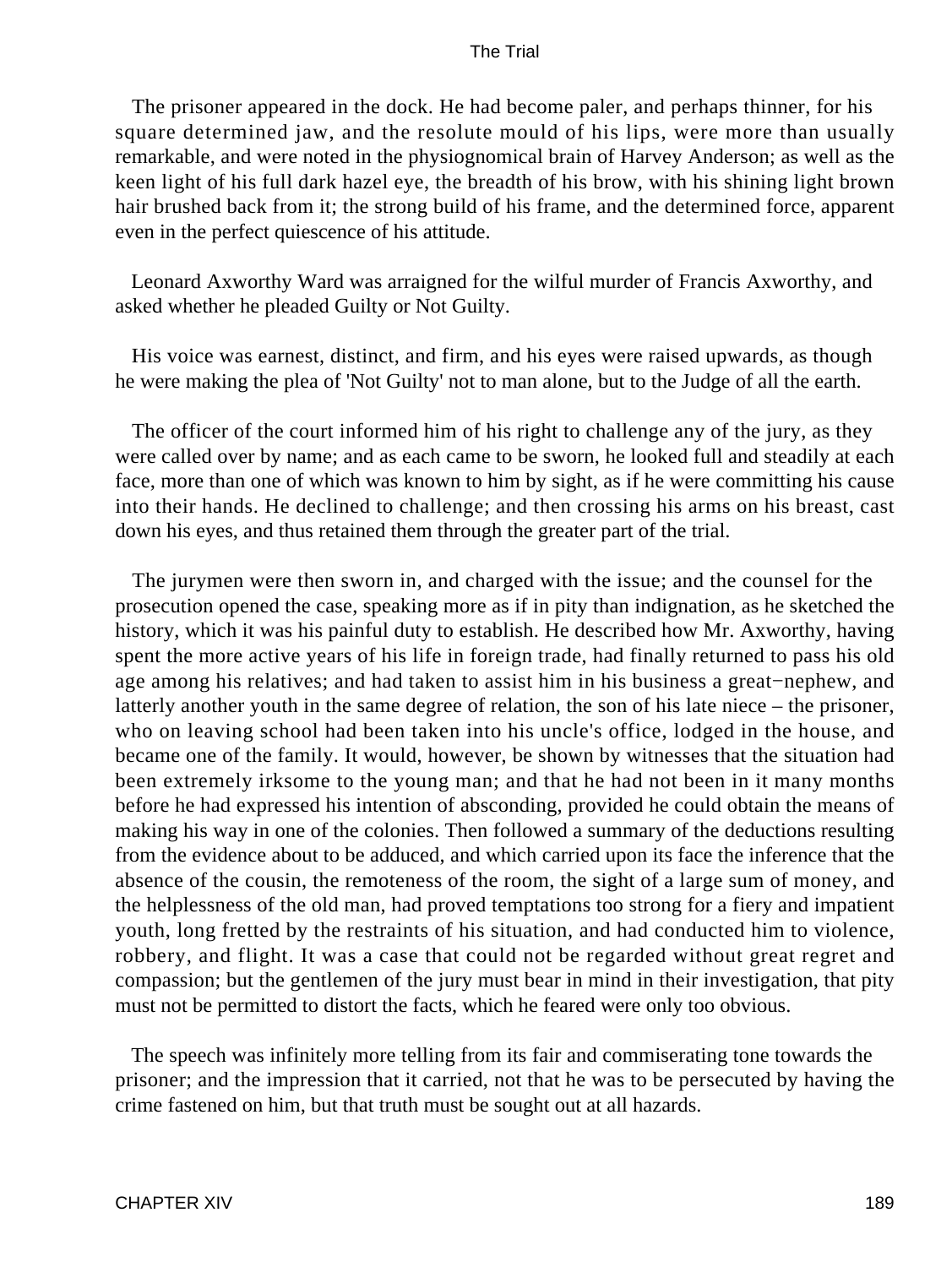The prisoner appeared in the dock. He had become paler, and perhaps thinner, for his square determined jaw, and the resolute mould of his lips, were more than usually remarkable, and were noted in the physiognomical brain of Harvey Anderson; as well as the keen light of his full dark hazel eye, the breadth of his brow, with his shining light brown hair brushed back from it; the strong build of his frame, and the determined force, apparent even in the perfect quiescence of his attitude.

Leonard Axworthy Ward was arraigned for the wilful murder of Francis Axworthy, and asked whether he pleaded Guilty or Not Guilty.

His voice was earnest, distinct, and firm, and his eyes were raised upwards, as though he were making the plea of 'Not Guilty' not to man alone, but to the Judge of all the earth.

The officer of the court informed him of his right to challenge any of the jury, as they were called over by name; and as each came to be sworn, he looked full and steadily at each face, more than one of which was known to him by sight, as if he were committing his cause into their hands. He declined to challenge; and then crossing his arms on his breast, cast down his eyes, and thus retained them through the greater part of the trial.

The jurymen were then sworn in, and charged with the issue; and the counsel for the prosecution opened the case, speaking more as if in pity than indignation, as he sketched the history, which it was his painful duty to establish. He described how Mr. Axworthy, having spent the more active years of his life in foreign trade, had finally returned to pass his old age among his relatives; and had taken to assist him in his business a great−nephew, and latterly another youth in the same degree of relation, the son of his late niece – the prisoner, who on leaving school had been taken into his uncle's office, lodged in the house, and became one of the family. It would, however, be shown by witnesses that the situation had been extremely irksome to the young man; and that he had not been in it many months before he had expressed his intention of absconding, provided he could obtain the means of making his way in one of the colonies. Then followed a summary of the deductions resulting from the evidence about to be adduced, and which carried upon its face the inference that the absence of the cousin, the remoteness of the room, the sight of a large sum of money, and the helplessness of the old man, had proved temptations too strong for a fiery and impatient youth, long fretted by the restraints of his situation, and had conducted him to violence, robbery, and flight. It was a case that could not be regarded without great regret and compassion; but the gentlemen of the jury must bear in mind in their investigation, that pity must not be permitted to distort the facts, which he feared were only too obvious.

The speech was infinitely more telling from its fair and commiserating tone towards the prisoner; and the impression that it carried, not that he was to be persecuted by having the crime fastened on him, but that truth must be sought out at all hazards.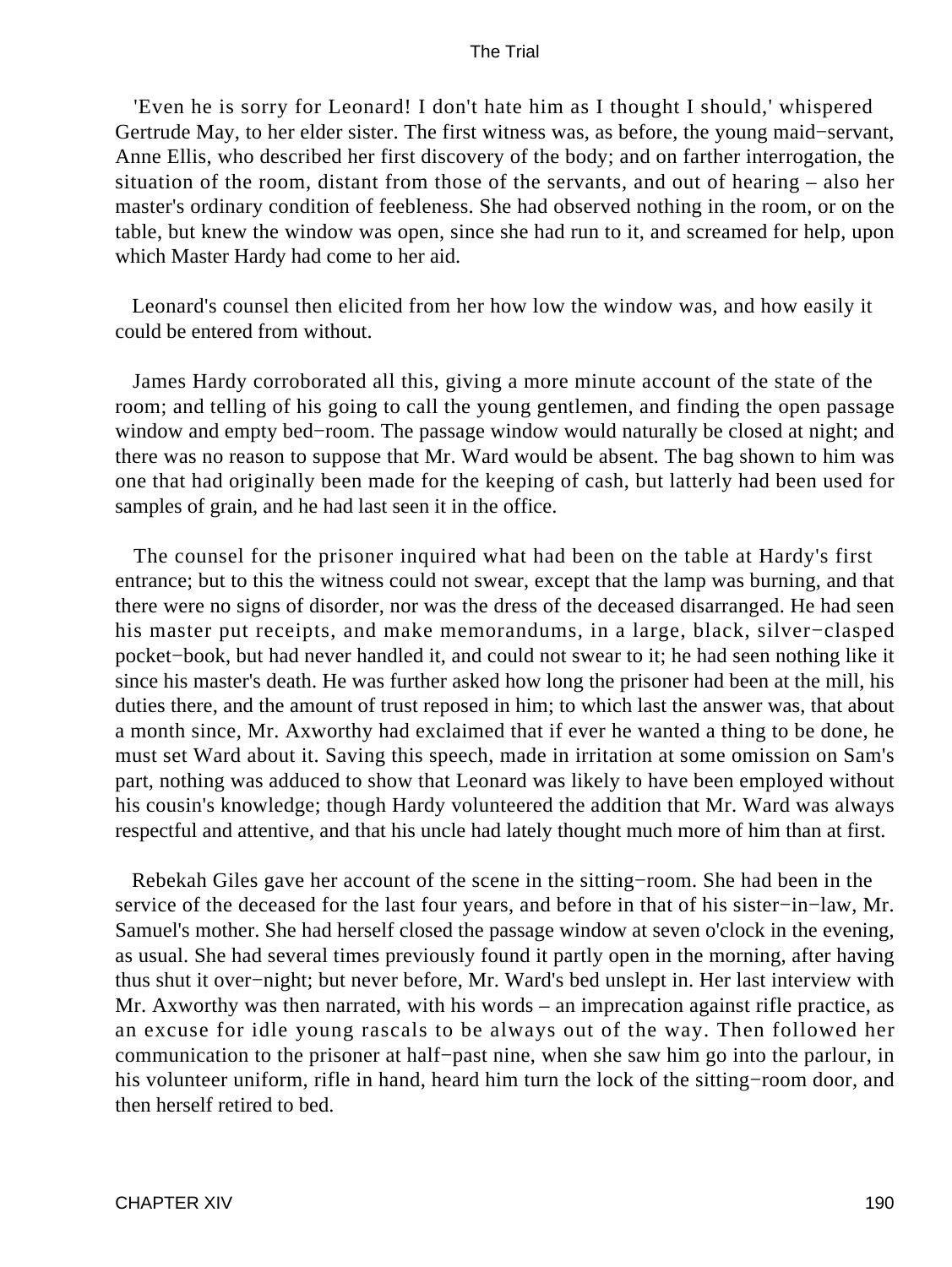'Even he is sorry for Leonard! I don't hate him as I thought I should,' whispered Gertrude May, to her elder sister. The first witness was, as before, the young maid−servant, Anne Ellis, who described her first discovery of the body; and on farther interrogation, the situation of the room, distant from those of the servants, and out of hearing – also her master's ordinary condition of feebleness. She had observed nothing in the room, or on the table, but knew the window was open, since she had run to it, and screamed for help, upon which Master Hardy had come to her aid.

Leonard's counsel then elicited from her how low the window was, and how easily it could be entered from without.

James Hardy corroborated all this, giving a more minute account of the state of the room; and telling of his going to call the young gentlemen, and finding the open passage window and empty bed−room. The passage window would naturally be closed at night; and there was no reason to suppose that Mr. Ward would be absent. The bag shown to him was one that had originally been made for the keeping of cash, but latterly had been used for samples of grain, and he had last seen it in the office.

The counsel for the prisoner inquired what had been on the table at Hardy's first entrance; but to this the witness could not swear, except that the lamp was burning, and that there were no signs of disorder, nor was the dress of the deceased disarranged. He had seen his master put receipts, and make memorandums, in a large, black, silver−clasped pocket−book, but had never handled it, and could not swear to it; he had seen nothing like it since his master's death. He was further asked how long the prisoner had been at the mill, his duties there, and the amount of trust reposed in him; to which last the answer was, that about a month since, Mr. Axworthy had exclaimed that if ever he wanted a thing to be done, he must set Ward about it. Saving this speech, made in irritation at some omission on Sam's part, nothing was adduced to show that Leonard was likely to have been employed without his cousin's knowledge; though Hardy volunteered the addition that Mr. Ward was always respectful and attentive, and that his uncle had lately thought much more of him than at first.

Rebekah Giles gave her account of the scene in the sitting−room. She had been in the service of the deceased for the last four years, and before in that of his sister−in−law, Mr. Samuel's mother. She had herself closed the passage window at seven o'clock in the evening, as usual. She had several times previously found it partly open in the morning, after having thus shut it over−night; but never before, Mr. Ward's bed unslept in. Her last interview with Mr. Axworthy was then narrated, with his words – an imprecation against rifle practice, as an excuse for idle young rascals to be always out of the way. Then followed her communication to the prisoner at half−past nine, when she saw him go into the parlour, in his volunteer uniform, rifle in hand, heard him turn the lock of the sitting−room door, and then herself retired to bed.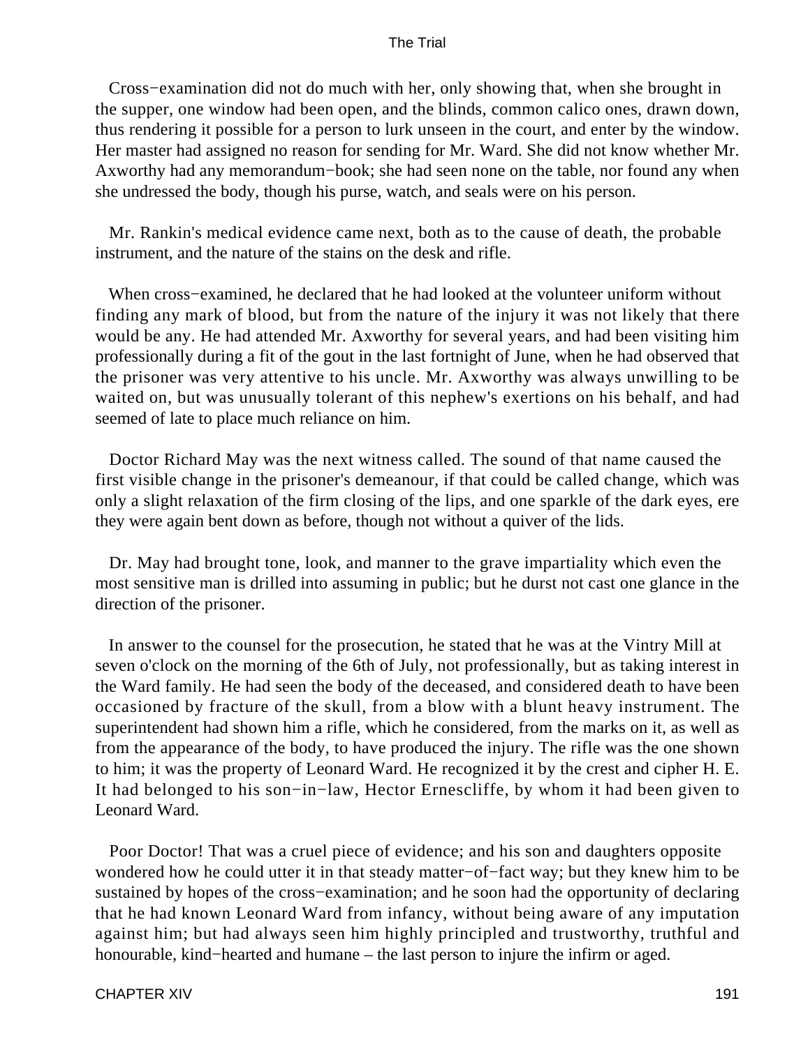Cross−examination did not do much with her, only showing that, when she brought in the supper, one window had been open, and the blinds, common calico ones, drawn down, thus rendering it possible for a person to lurk unseen in the court, and enter by the window. Her master had assigned no reason for sending for Mr. Ward. She did not know whether Mr. Axworthy had any memorandum−book; she had seen none on the table, nor found any when she undressed the body, though his purse, watch, and seals were on his person.

Mr. Rankin's medical evidence came next, both as to the cause of death, the probable instrument, and the nature of the stains on the desk and rifle.

When cross−examined, he declared that he had looked at the volunteer uniform without finding any mark of blood, but from the nature of the injury it was not likely that there would be any. He had attended Mr. Axworthy for several years, and had been visiting him professionally during a fit of the gout in the last fortnight of June, when he had observed that the prisoner was very attentive to his uncle. Mr. Axworthy was always unwilling to be waited on, but was unusually tolerant of this nephew's exertions on his behalf, and had seemed of late to place much reliance on him.

Doctor Richard May was the next witness called. The sound of that name caused the first visible change in the prisoner's demeanour, if that could be called change, which was only a slight relaxation of the firm closing of the lips, and one sparkle of the dark eyes, ere they were again bent down as before, though not without a quiver of the lids.

Dr. May had brought tone, look, and manner to the grave impartiality which even the most sensitive man is drilled into assuming in public; but he durst not cast one glance in the direction of the prisoner.

In answer to the counsel for the prosecution, he stated that he was at the Vintry Mill at seven o'clock on the morning of the 6th of July, not professionally, but as taking interest in the Ward family. He had seen the body of the deceased, and considered death to have been occasioned by fracture of the skull, from a blow with a blunt heavy instrument. The superintendent had shown him a rifle, which he considered, from the marks on it, as well as from the appearance of the body, to have produced the injury. The rifle was the one shown to him; it was the property of Leonard Ward. He recognized it by the crest and cipher H. E. It had belonged to his son−in−law, Hector Ernescliffe, by whom it had been given to Leonard Ward.

Poor Doctor! That was a cruel piece of evidence; and his son and daughters opposite wondered how he could utter it in that steady matter−of−fact way; but they knew him to be sustained by hopes of the cross−examination; and he soon had the opportunity of declaring that he had known Leonard Ward from infancy, without being aware of any imputation against him; but had always seen him highly principled and trustworthy, truthful and honourable, kind−hearted and humane – the last person to injure the infirm or aged.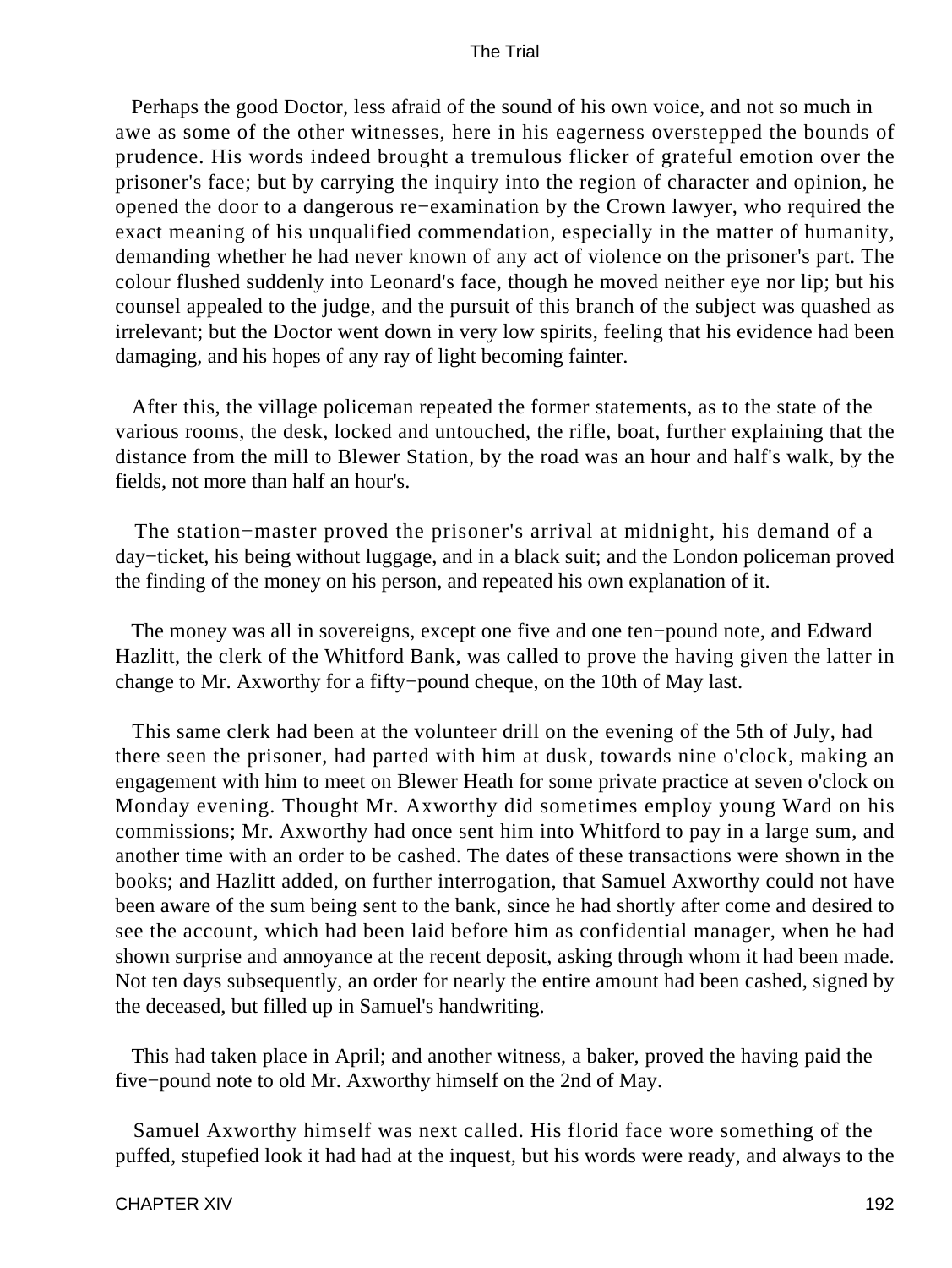Perhaps the good Doctor, less afraid of the sound of his own voice, and not so much in awe as some of the other witnesses, here in his eagerness overstepped the bounds of prudence. His words indeed brought a tremulous flicker of grateful emotion over the prisoner's face; but by carrying the inquiry into the region of character and opinion, he opened the door to a dangerous re−examination by the Crown lawyer, who required the exact meaning of his unqualified commendation, especially in the matter of humanity, demanding whether he had never known of any act of violence on the prisoner's part. The colour flushed suddenly into Leonard's face, though he moved neither eye nor lip; but his counsel appealed to the judge, and the pursuit of this branch of the subject was quashed as irrelevant; but the Doctor went down in very low spirits, feeling that his evidence had been damaging, and his hopes of any ray of light becoming fainter.

After this, the village policeman repeated the former statements, as to the state of the various rooms, the desk, locked and untouched, the rifle, boat, further explaining that the distance from the mill to Blewer Station, by the road was an hour and half's walk, by the fields, not more than half an hour's.

The station−master proved the prisoner's arrival at midnight, his demand of a day−ticket, his being without luggage, and in a black suit; and the London policeman proved the finding of the money on his person, and repeated his own explanation of it.

The money was all in sovereigns, except one five and one ten−pound note, and Edward Hazlitt, the clerk of the Whitford Bank, was called to prove the having given the latter in change to Mr. Axworthy for a fifty−pound cheque, on the 10th of May last.

This same clerk had been at the volunteer drill on the evening of the 5th of July, had there seen the prisoner, had parted with him at dusk, towards nine o'clock, making an engagement with him to meet on Blewer Heath for some private practice at seven o'clock on Monday evening. Thought Mr. Axworthy did sometimes employ young Ward on his commissions; Mr. Axworthy had once sent him into Whitford to pay in a large sum, and another time with an order to be cashed. The dates of these transactions were shown in the books; and Hazlitt added, on further interrogation, that Samuel Axworthy could not have been aware of the sum being sent to the bank, since he had shortly after come and desired to see the account, which had been laid before him as confidential manager, when he had shown surprise and annoyance at the recent deposit, asking through whom it had been made. Not ten days subsequently, an order for nearly the entire amount had been cashed, signed by the deceased, but filled up in Samuel's handwriting.

This had taken place in April; and another witness, a baker, proved the having paid the five−pound note to old Mr. Axworthy himself on the 2nd of May.

Samuel Axworthy himself was next called. His florid face wore something of the puffed, stupefied look it had had at the inquest, but his words were ready, and always to the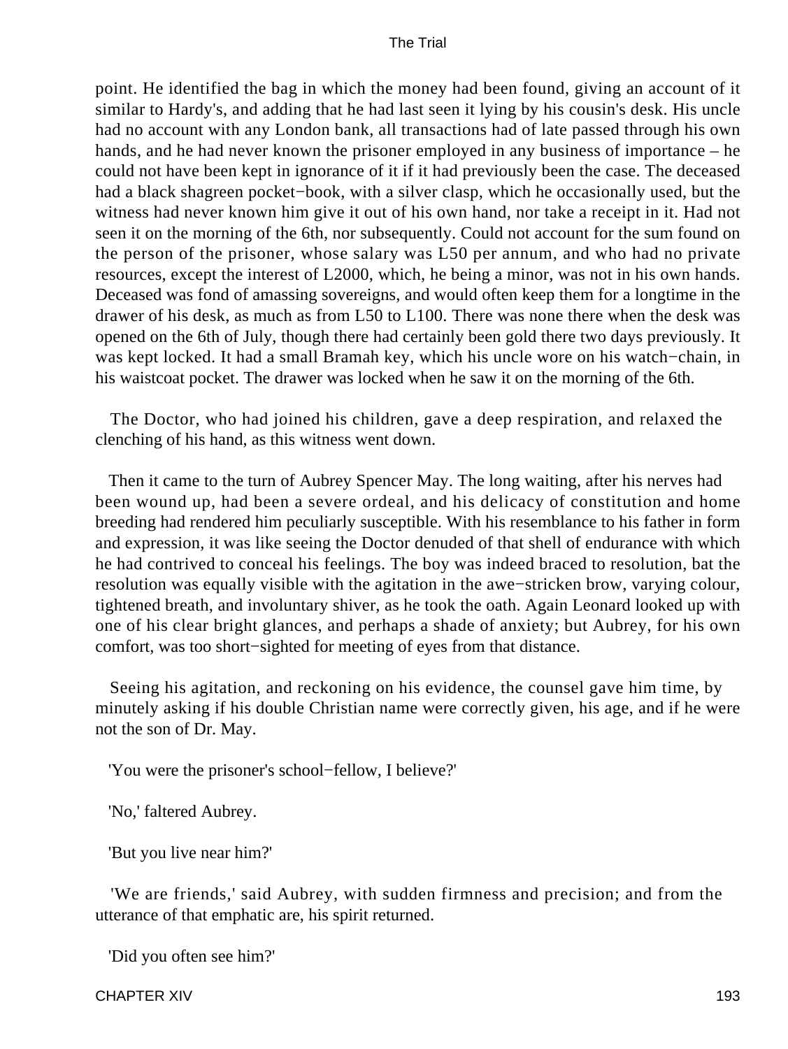point. He identified the bag in which the money had been found, giving an account of it similar to Hardy's, and adding that he had last seen it lying by his cousin's desk. His uncle had no account with any London bank, all transactions had of late passed through his own hands, and he had never known the prisoner employed in any business of importance – he could not have been kept in ignorance of it if it had previously been the case. The deceased had a black shagreen pocket−book, with a silver clasp, which he occasionally used, but the witness had never known him give it out of his own hand, nor take a receipt in it. Had not seen it on the morning of the 6th, nor subsequently. Could not account for the sum found on the person of the prisoner, whose salary was L50 per annum, and who had no private resources, except the interest of L2000, which, he being a minor, was not in his own hands. Deceased was fond of amassing sovereigns, and would often keep them for a longtime in the drawer of his desk, as much as from L50 to L100. There was none there when the desk was opened on the 6th of July, though there had certainly been gold there two days previously. It was kept locked. It had a small Bramah key, which his uncle wore on his watch−chain, in his waistcoat pocket. The drawer was locked when he saw it on the morning of the 6th.

The Doctor, who had joined his children, gave a deep respiration, and relaxed the clenching of his hand, as this witness went down.

Then it came to the turn of Aubrey Spencer May. The long waiting, after his nerves had been wound up, had been a severe ordeal, and his delicacy of constitution and home breeding had rendered him peculiarly susceptible. With his resemblance to his father in form and expression, it was like seeing the Doctor denuded of that shell of endurance with which he had contrived to conceal his feelings. The boy was indeed braced to resolution, bat the resolution was equally visible with the agitation in the awe−stricken brow, varying colour, tightened breath, and involuntary shiver, as he took the oath. Again Leonard looked up with one of his clear bright glances, and perhaps a shade of anxiety; but Aubrey, for his own comfort, was too short−sighted for meeting of eyes from that distance.

Seeing his agitation, and reckoning on his evidence, the counsel gave him time, by minutely asking if his double Christian name were correctly given, his age, and if he were not the son of Dr. May.

'You were the prisoner's school−fellow, I believe?'

'No,' faltered Aubrey.

'But you live near him?'

'We are friends,' said Aubrey, with sudden firmness and precision; and from the utterance of that emphatic are, his spirit returned.

'Did you often see him?'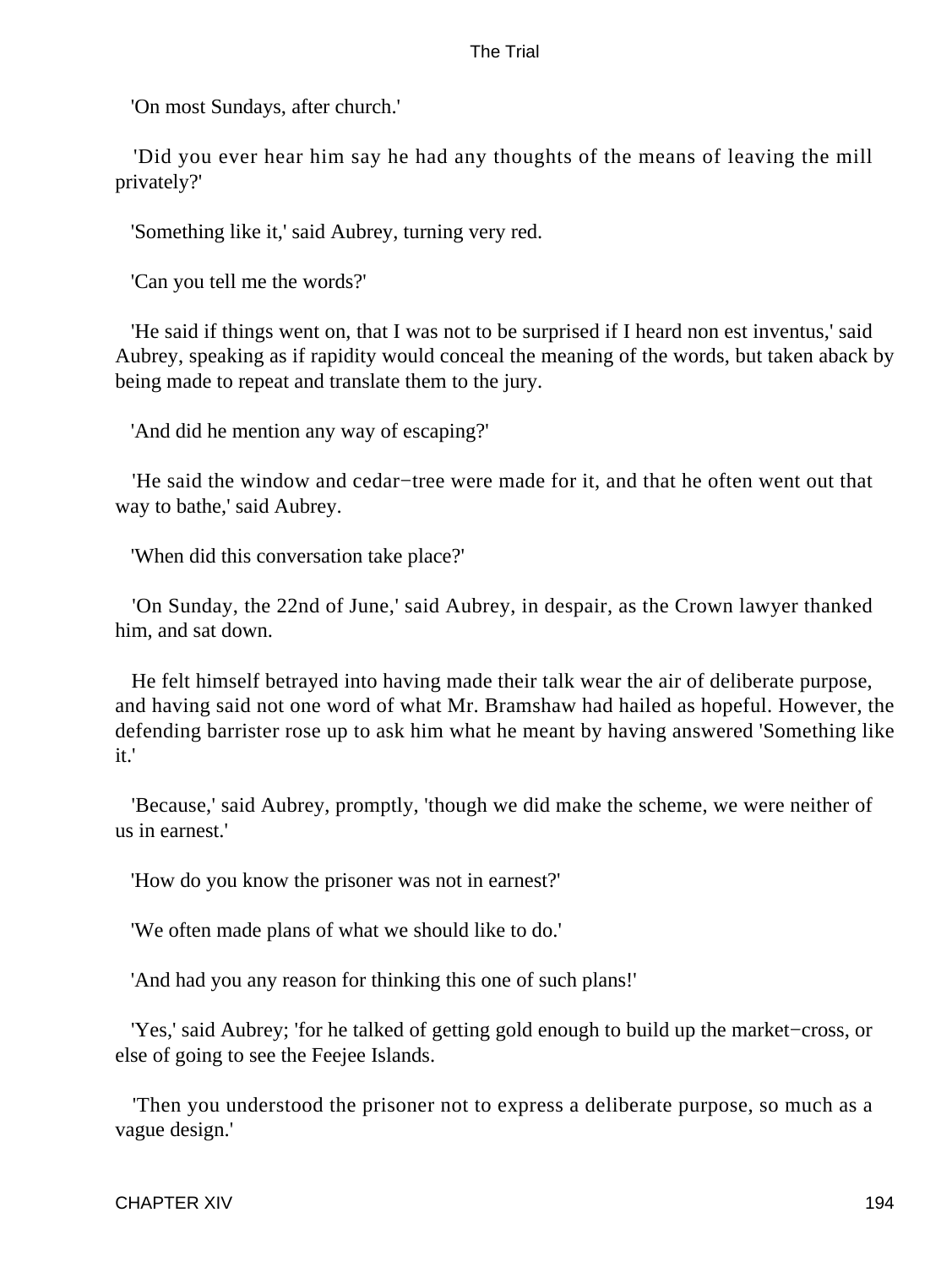'On most Sundays, after church.'

'Did you ever hear him say he had any thoughts of the means of leaving the mill privately?'

'Something like it,' said Aubrey, turning very red.

'Can you tell me the words?'

'He said if things went on, that I was not to be surprised if I heard non est inventus,' said Aubrey, speaking as if rapidity would conceal the meaning of the words, but taken aback by being made to repeat and translate them to the jury.

'And did he mention any way of escaping?'

'He said the window and cedar−tree were made for it, and that he often went out that way to bathe,' said Aubrey.

'When did this conversation take place?'

'On Sunday, the 22nd of June,' said Aubrey, in despair, as the Crown lawyer thanked him, and sat down.

He felt himself betrayed into having made their talk wear the air of deliberate purpose, and having said not one word of what Mr. Bramshaw had hailed as hopeful. However, the defending barrister rose up to ask him what he meant by having answered 'Something like it.'

'Because,' said Aubrey, promptly, 'though we did make the scheme, we were neither of us in earnest.'

'How do you know the prisoner was not in earnest?'

'We often made plans of what we should like to do.'

'And had you any reason for thinking this one of such plans!'

'Yes,' said Aubrey; 'for he talked of getting gold enough to build up the market−cross, or else of going to see the Feejee Islands.

'Then you understood the prisoner not to express a deliberate purpose, so much as a vague design.'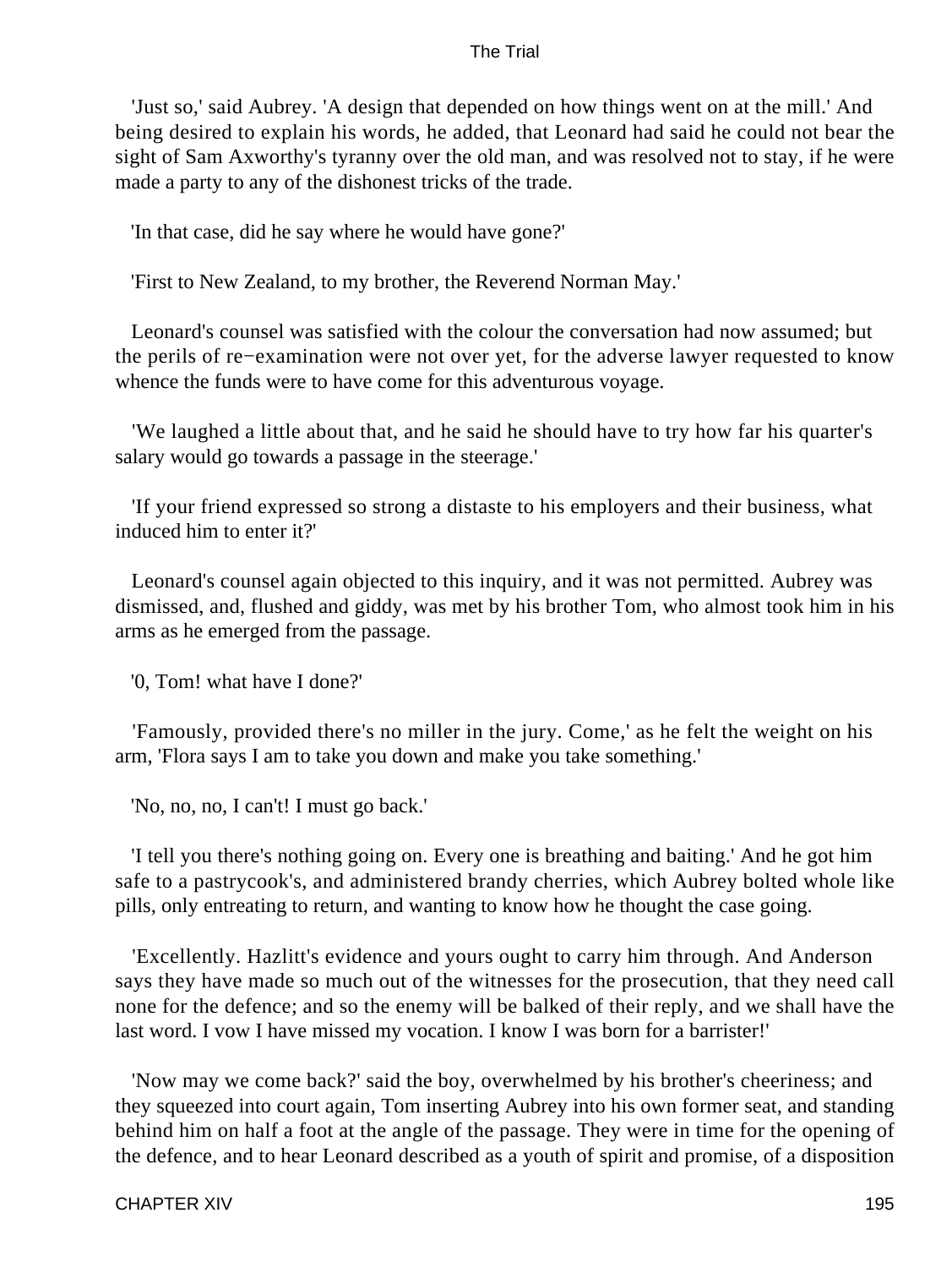'Just so,' said Aubrey. 'A design that depended on how things went on at the mill.' And being desired to explain his words, he added, that Leonard had said he could not bear the sight of Sam Axworthy's tyranny over the old man, and was resolved not to stay, if he were made a party to any of the dishonest tricks of the trade.

'In that case, did he say where he would have gone?'

'First to New Zealand, to my brother, the Reverend Norman May.'

Leonard's counsel was satisfied with the colour the conversation had now assumed; but the perils of re−examination were not over yet, for the adverse lawyer requested to know whence the funds were to have come for this adventurous voyage.

'We laughed a little about that, and he said he should have to try how far his quarter's salary would go towards a passage in the steerage.'

'If your friend expressed so strong a distaste to his employers and their business, what induced him to enter it?'

Leonard's counsel again objected to this inquiry, and it was not permitted. Aubrey was dismissed, and, flushed and giddy, was met by his brother Tom, who almost took him in his arms as he emerged from the passage.

'0, Tom! what have I done?'

'Famously, provided there's no miller in the jury. Come,' as he felt the weight on his arm, 'Flora says I am to take you down and make you take something.'

'No, no, no, I can't! I must go back.'

'I tell you there's nothing going on. Every one is breathing and baiting.' And he got him safe to a pastrycook's, and administered brandy cherries, which Aubrey bolted whole like pills, only entreating to return, and wanting to know how he thought the case going.

'Excellently. Hazlitt's evidence and yours ought to carry him through. And Anderson says they have made so much out of the witnesses for the prosecution, that they need call none for the defence; and so the enemy will be balked of their reply, and we shall have the last word. I vow I have missed my vocation. I know I was born for a barrister!'

'Now may we come back?' said the boy, overwhelmed by his brother's cheeriness; and they squeezed into court again, Tom inserting Aubrey into his own former seat, and standing behind him on half a foot at the angle of the passage. They were in time for the opening of the defence, and to hear Leonard described as a youth of spirit and promise, of a disposition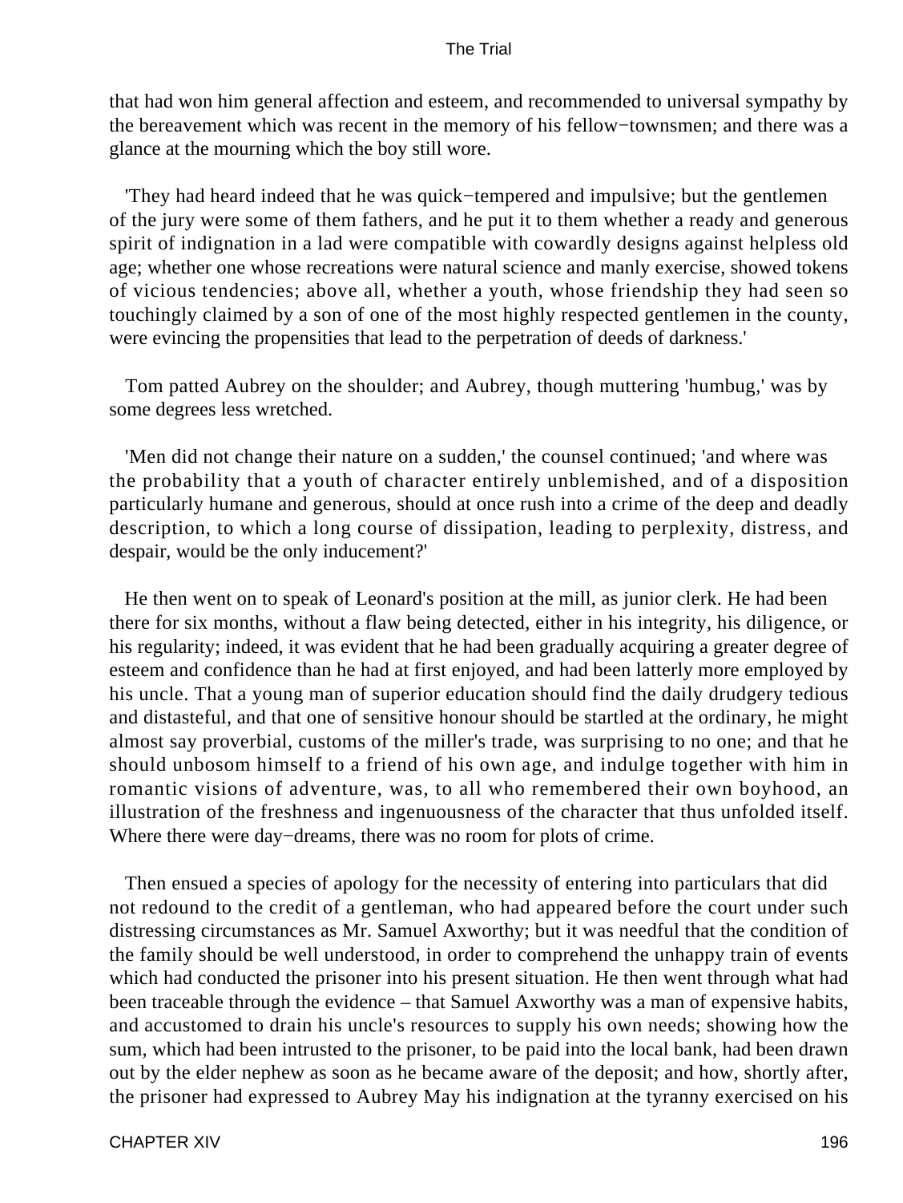that had won him general affection and esteem, and recommended to universal sympathy by the bereavement which was recent in the memory of his fellow−townsmen; and there was a glance at the mourning which the boy still wore.

'They had heard indeed that he was quick−tempered and impulsive; but the gentlemen of the jury were some of them fathers, and he put it to them whether a ready and generous spirit of indignation in a lad were compatible with cowardly designs against helpless old age; whether one whose recreations were natural science and manly exercise, showed tokens of vicious tendencies; above all, whether a youth, whose friendship they had seen so touchingly claimed by a son of one of the most highly respected gentlemen in the county, were evincing the propensities that lead to the perpetration of deeds of darkness.'

Tom patted Aubrey on the shoulder; and Aubrey, though muttering 'humbug,' was by some degrees less wretched.

'Men did not change their nature on a sudden,' the counsel continued; 'and where was the probability that a youth of character entirely unblemished, and of a disposition particularly humane and generous, should at once rush into a crime of the deep and deadly description, to which a long course of dissipation, leading to perplexity, distress, and despair, would be the only inducement?'

He then went on to speak of Leonard's position at the mill, as junior clerk. He had been there for six months, without a flaw being detected, either in his integrity, his diligence, or his regularity; indeed, it was evident that he had been gradually acquiring a greater degree of esteem and confidence than he had at first enjoyed, and had been latterly more employed by his uncle. That a young man of superior education should find the daily drudgery tedious and distasteful, and that one of sensitive honour should be startled at the ordinary, he might almost say proverbial, customs of the miller's trade, was surprising to no one; and that he should unbosom himself to a friend of his own age, and indulge together with him in romantic visions of adventure, was, to all who remembered their own boyhood, an illustration of the freshness and ingenuousness of the character that thus unfolded itself. Where there were day−dreams, there was no room for plots of crime.

Then ensued a species of apology for the necessity of entering into particulars that did not redound to the credit of a gentleman, who had appeared before the court under such distressing circumstances as Mr. Samuel Axworthy; but it was needful that the condition of the family should be well understood, in order to comprehend the unhappy train of events which had conducted the prisoner into his present situation. He then went through what had been traceable through the evidence – that Samuel Axworthy was a man of expensive habits, and accustomed to drain his uncle's resources to supply his own needs; showing how the sum, which had been intrusted to the prisoner, to be paid into the local bank, had been drawn out by the elder nephew as soon as he became aware of the deposit; and how, shortly after, the prisoner had expressed to Aubrey May his indignation at the tyranny exercised on his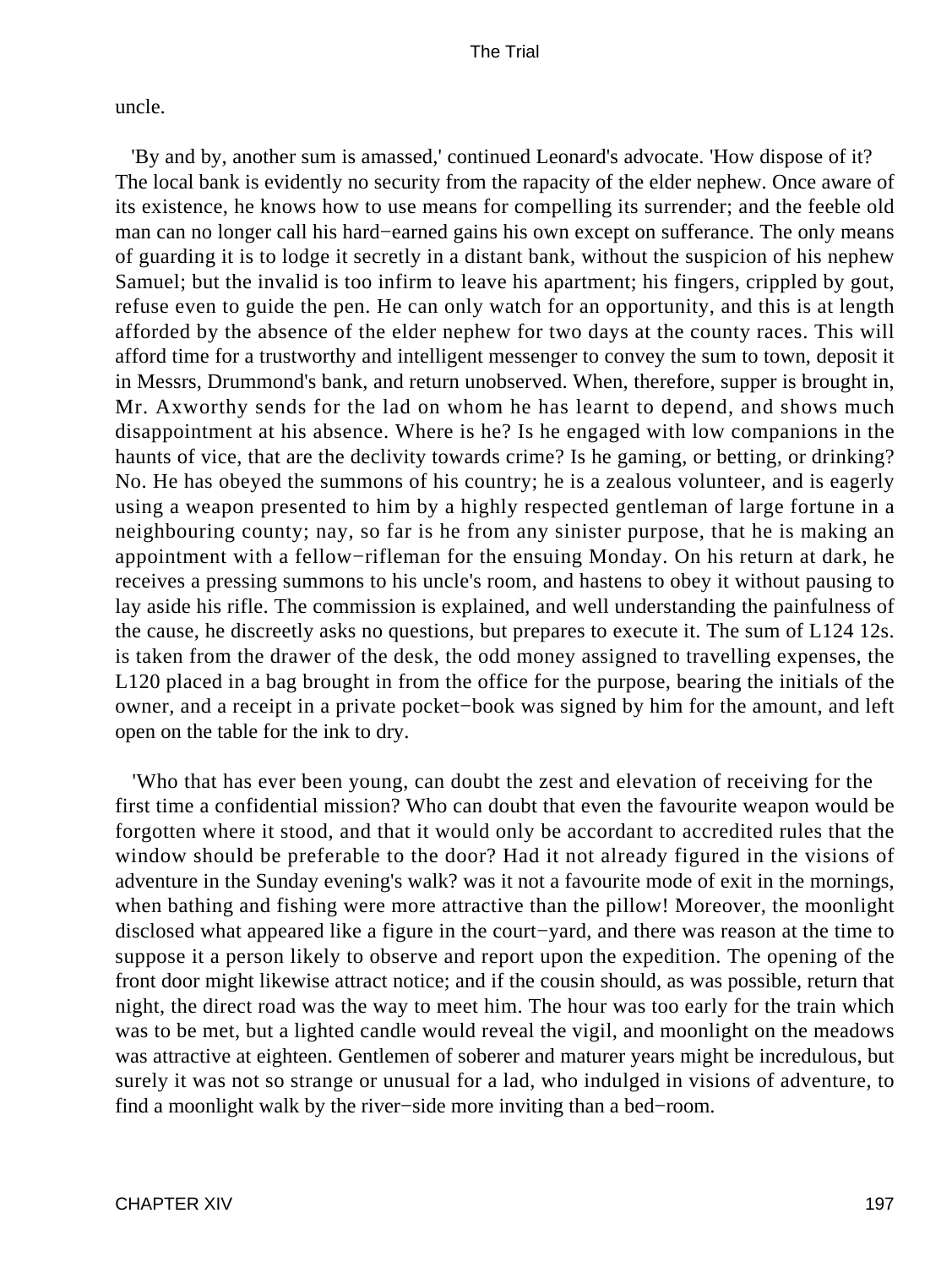uncle.

'By and by, another sum is amassed,' continued Leonard's advocate. 'How dispose of it? The local bank is evidently no security from the rapacity of the elder nephew. Once aware of its existence, he knows how to use means for compelling its surrender; and the feeble old man can no longer call his hard−earned gains his own except on sufferance. The only means of guarding it is to lodge it secretly in a distant bank, without the suspicion of his nephew Samuel; but the invalid is too infirm to leave his apartment; his fingers, crippled by gout, refuse even to guide the pen. He can only watch for an opportunity, and this is at length afforded by the absence of the elder nephew for two days at the county races. This will afford time for a trustworthy and intelligent messenger to convey the sum to town, deposit it in Messrs, Drummond's bank, and return unobserved. When, therefore, supper is brought in, Mr. Axworthy sends for the lad on whom he has learnt to depend, and shows much disappointment at his absence. Where is he? Is he engaged with low companions in the haunts of vice, that are the declivity towards crime? Is he gaming, or betting, or drinking? No. He has obeyed the summons of his country; he is a zealous volunteer, and is eagerly using a weapon presented to him by a highly respected gentleman of large fortune in a neighbouring county; nay, so far is he from any sinister purpose, that he is making an appointment with a fellow−rifleman for the ensuing Monday. On his return at dark, he receives a pressing summons to his uncle's room, and hastens to obey it without pausing to lay aside his rifle. The commission is explained, and well understanding the painfulness of the cause, he discreetly asks no questions, but prepares to execute it. The sum of L124 12s. is taken from the drawer of the desk, the odd money assigned to travelling expenses, the L120 placed in a bag brought in from the office for the purpose, bearing the initials of the owner, and a receipt in a private pocket−book was signed by him for the amount, and left open on the table for the ink to dry.

'Who that has ever been young, can doubt the zest and elevation of receiving for the first time a confidential mission? Who can doubt that even the favourite weapon would be forgotten where it stood, and that it would only be accordant to accredited rules that the window should be preferable to the door? Had it not already figured in the visions of adventure in the Sunday evening's walk? was it not a favourite mode of exit in the mornings, when bathing and fishing were more attractive than the pillow! Moreover, the moonlight disclosed what appeared like a figure in the court−yard, and there was reason at the time to suppose it a person likely to observe and report upon the expedition. The opening of the front door might likewise attract notice; and if the cousin should, as was possible, return that night, the direct road was the way to meet him. The hour was too early for the train which was to be met, but a lighted candle would reveal the vigil, and moonlight on the meadows was attractive at eighteen. Gentlemen of soberer and maturer years might be incredulous, but surely it was not so strange or unusual for a lad, who indulged in visions of adventure, to find a moonlight walk by the river−side more inviting than a bed−room.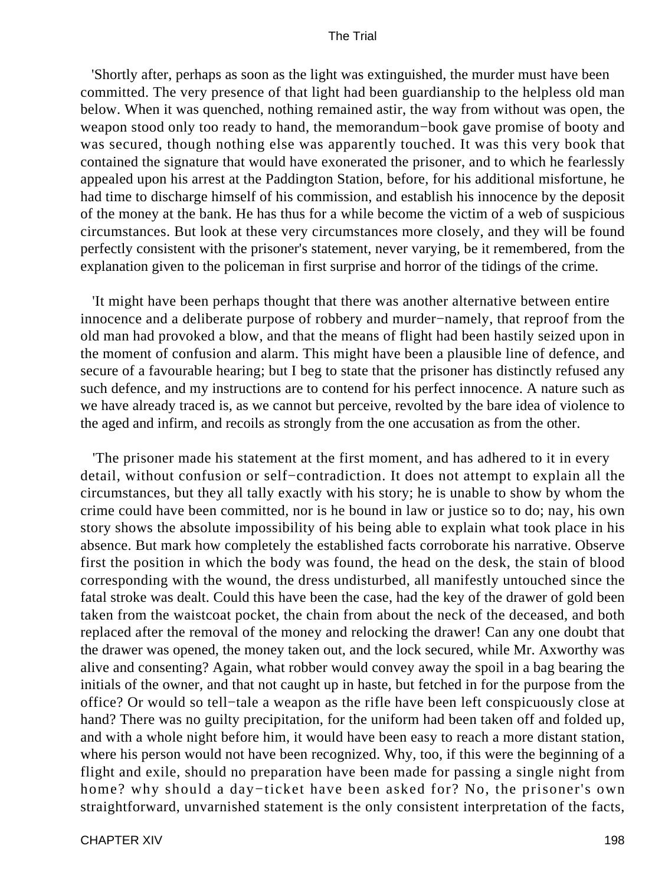'Shortly after, perhaps as soon as the light was extinguished, the murder must have been committed. The very presence of that light had been guardianship to the helpless old man below. When it was quenched, nothing remained astir, the way from without was open, the weapon stood only too ready to hand, the memorandum−book gave promise of booty and was secured, though nothing else was apparently touched. It was this very book that contained the signature that would have exonerated the prisoner, and to which he fearlessly appealed upon his arrest at the Paddington Station, before, for his additional misfortune, he had time to discharge himself of his commission, and establish his innocence by the deposit of the money at the bank. He has thus for a while become the victim of a web of suspicious circumstances. But look at these very circumstances more closely, and they will be found perfectly consistent with the prisoner's statement, never varying, be it remembered, from the explanation given to the policeman in first surprise and horror of the tidings of the crime.

'It might have been perhaps thought that there was another alternative between entire innocence and a deliberate purpose of robbery and murder−namely, that reproof from the old man had provoked a blow, and that the means of flight had been hastily seized upon in the moment of confusion and alarm. This might have been a plausible line of defence, and secure of a favourable hearing; but I beg to state that the prisoner has distinctly refused any such defence, and my instructions are to contend for his perfect innocence. A nature such as we have already traced is, as we cannot but perceive, revolted by the bare idea of violence to the aged and infirm, and recoils as strongly from the one accusation as from the other.

'The prisoner made his statement at the first moment, and has adhered to it in every detail, without confusion or self−contradiction. It does not attempt to explain all the circumstances, but they all tally exactly with his story; he is unable to show by whom the crime could have been committed, nor is he bound in law or justice so to do; nay, his own story shows the absolute impossibility of his being able to explain what took place in his absence. But mark how completely the established facts corroborate his narrative. Observe first the position in which the body was found, the head on the desk, the stain of blood corresponding with the wound, the dress undisturbed, all manifestly untouched since the fatal stroke was dealt. Could this have been the case, had the key of the drawer of gold been taken from the waistcoat pocket, the chain from about the neck of the deceased, and both replaced after the removal of the money and relocking the drawer! Can any one doubt that the drawer was opened, the money taken out, and the lock secured, while Mr. Axworthy was alive and consenting? Again, what robber would convey away the spoil in a bag bearing the initials of the owner, and that not caught up in haste, but fetched in for the purpose from the office? Or would so tell−tale a weapon as the rifle have been left conspicuously close at hand? There was no guilty precipitation, for the uniform had been taken off and folded up, and with a whole night before him, it would have been easy to reach a more distant station, where his person would not have been recognized. Why, too, if this were the beginning of a flight and exile, should no preparation have been made for passing a single night from home? why should a day−ticket have been asked for? No, the prisoner's own straightforward, unvarnished statement is the only consistent interpretation of the facts,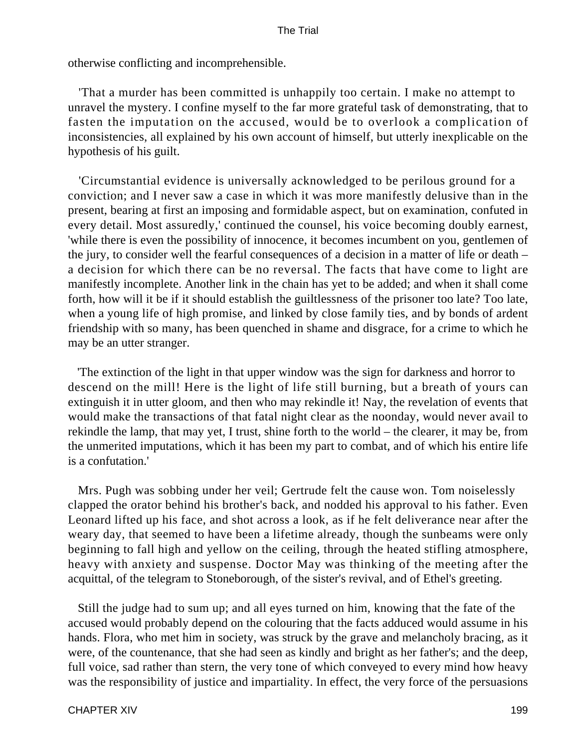otherwise conflicting and incomprehensible.

'That a murder has been committed is unhappily too certain. I make no attempt to unravel the mystery. I confine myself to the far more grateful task of demonstrating, that to fasten the imputation on the accused, would be to overlook a complication of inconsistencies, all explained by his own account of himself, but utterly inexplicable on the hypothesis of his guilt.

'Circumstantial evidence is universally acknowledged to be perilous ground for a conviction; and I never saw a case in which it was more manifestly delusive than in the present, bearing at first an imposing and formidable aspect, but on examination, confuted in every detail. Most assuredly,' continued the counsel, his voice becoming doubly earnest, 'while there is even the possibility of innocence, it becomes incumbent on you, gentlemen of the jury, to consider well the fearful consequences of a decision in a matter of life or death – a decision for which there can be no reversal. The facts that have come to light are manifestly incomplete. Another link in the chain has yet to be added; and when it shall come forth, how will it be if it should establish the guiltlessness of the prisoner too late? Too late, when a young life of high promise, and linked by close family ties, and by bonds of ardent friendship with so many, has been quenched in shame and disgrace, for a crime to which he may be an utter stranger.

'The extinction of the light in that upper window was the sign for darkness and horror to descend on the mill! Here is the light of life still burning, but a breath of yours can extinguish it in utter gloom, and then who may rekindle it! Nay, the revelation of events that would make the transactions of that fatal night clear as the noonday, would never avail to rekindle the lamp, that may yet, I trust, shine forth to the world – the clearer, it may be, from the unmerited imputations, which it has been my part to combat, and of which his entire life is a confutation.'

Mrs. Pugh was sobbing under her veil; Gertrude felt the cause won. Tom noiselessly clapped the orator behind his brother's back, and nodded his approval to his father. Even Leonard lifted up his face, and shot across a look, as if he felt deliverance near after the weary day, that seemed to have been a lifetime already, though the sunbeams were only beginning to fall high and yellow on the ceiling, through the heated stifling atmosphere, heavy with anxiety and suspense. Doctor May was thinking of the meeting after the acquittal, of the telegram to Stoneborough, of the sister's revival, and of Ethel's greeting.

Still the judge had to sum up; and all eyes turned on him, knowing that the fate of the accused would probably depend on the colouring that the facts adduced would assume in his hands. Flora, who met him in society, was struck by the grave and melancholy bracing, as it were, of the countenance, that she had seen as kindly and bright as her father's; and the deep, full voice, sad rather than stern, the very tone of which conveyed to every mind how heavy was the responsibility of justice and impartiality. In effect, the very force of the persuasions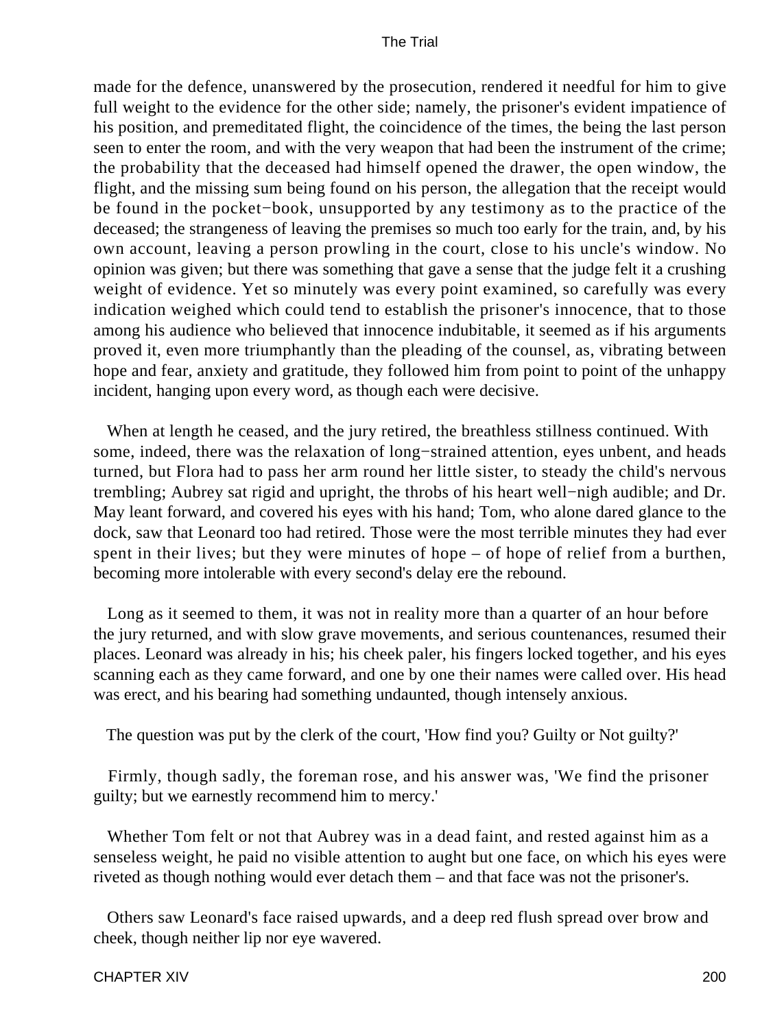made for the defence, unanswered by the prosecution, rendered it needful for him to give full weight to the evidence for the other side; namely, the prisoner's evident impatience of his position, and premeditated flight, the coincidence of the times, the being the last person seen to enter the room, and with the very weapon that had been the instrument of the crime; the probability that the deceased had himself opened the drawer, the open window, the flight, and the missing sum being found on his person, the allegation that the receipt would be found in the pocket−book, unsupported by any testimony as to the practice of the deceased; the strangeness of leaving the premises so much too early for the train, and, by his own account, leaving a person prowling in the court, close to his uncle's window. No opinion was given; but there was something that gave a sense that the judge felt it a crushing weight of evidence. Yet so minutely was every point examined, so carefully was every indication weighed which could tend to establish the prisoner's innocence, that to those among his audience who believed that innocence indubitable, it seemed as if his arguments proved it, even more triumphantly than the pleading of the counsel, as, vibrating between hope and fear, anxiety and gratitude, they followed him from point to point of the unhappy incident, hanging upon every word, as though each were decisive.

When at length he ceased, and the jury retired, the breathless stillness continued. With some, indeed, there was the relaxation of long−strained attention, eyes unbent, and heads turned, but Flora had to pass her arm round her little sister, to steady the child's nervous trembling; Aubrey sat rigid and upright, the throbs of his heart well−nigh audible; and Dr. May leant forward, and covered his eyes with his hand; Tom, who alone dared glance to the dock, saw that Leonard too had retired. Those were the most terrible minutes they had ever spent in their lives; but they were minutes of hope – of hope of relief from a burthen, becoming more intolerable with every second's delay ere the rebound.

Long as it seemed to them, it was not in reality more than a quarter of an hour before the jury returned, and with slow grave movements, and serious countenances, resumed their places. Leonard was already in his; his cheek paler, his fingers locked together, and his eyes scanning each as they came forward, and one by one their names were called over. His head was erect, and his bearing had something undaunted, though intensely anxious.

The question was put by the clerk of the court, 'How find you? Guilty or Not guilty?'

Firmly, though sadly, the foreman rose, and his answer was, 'We find the prisoner guilty; but we earnestly recommend him to mercy.'

Whether Tom felt or not that Aubrey was in a dead faint, and rested against him as a senseless weight, he paid no visible attention to aught but one face, on which his eyes were riveted as though nothing would ever detach them – and that face was not the prisoner's.

Others saw Leonard's face raised upwards, and a deep red flush spread over brow and cheek, though neither lip nor eye wavered.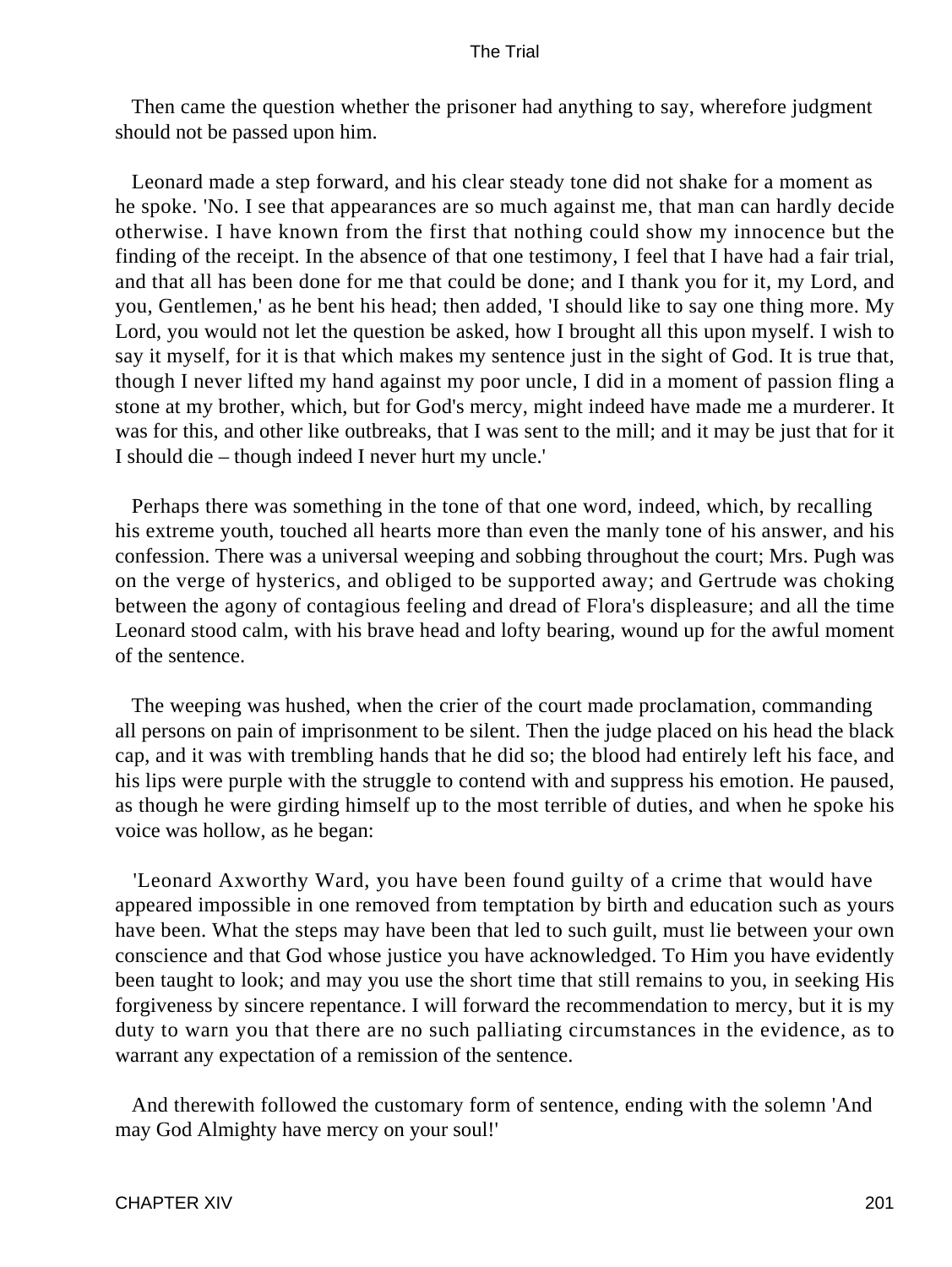Then came the question whether the prisoner had anything to say, wherefore judgment should not be passed upon him.

Leonard made a step forward, and his clear steady tone did not shake for a moment as he spoke. 'No. I see that appearances are so much against me, that man can hardly decide otherwise. I have known from the first that nothing could show my innocence but the finding of the receipt. In the absence of that one testimony, I feel that I have had a fair trial, and that all has been done for me that could be done; and I thank you for it, my Lord, and you, Gentlemen,' as he bent his head; then added, 'I should like to say one thing more. My Lord, you would not let the question be asked, how I brought all this upon myself. I wish to say it myself, for it is that which makes my sentence just in the sight of God. It is true that, though I never lifted my hand against my poor uncle, I did in a moment of passion fling a stone at my brother, which, but for God's mercy, might indeed have made me a murderer. It was for this, and other like outbreaks, that I was sent to the mill; and it may be just that for it I should die – though indeed I never hurt my uncle.'

Perhaps there was something in the tone of that one word, indeed, which, by recalling his extreme youth, touched all hearts more than even the manly tone of his answer, and his confession. There was a universal weeping and sobbing throughout the court; Mrs. Pugh was on the verge of hysterics, and obliged to be supported away; and Gertrude was choking between the agony of contagious feeling and dread of Flora's displeasure; and all the time Leonard stood calm, with his brave head and lofty bearing, wound up for the awful moment of the sentence.

The weeping was hushed, when the crier of the court made proclamation, commanding all persons on pain of imprisonment to be silent. Then the judge placed on his head the black cap, and it was with trembling hands that he did so; the blood had entirely left his face, and his lips were purple with the struggle to contend with and suppress his emotion. He paused, as though he were girding himself up to the most terrible of duties, and when he spoke his voice was hollow, as he began:

'Leonard Axworthy Ward, you have been found guilty of a crime that would have appeared impossible in one removed from temptation by birth and education such as yours have been. What the steps may have been that led to such guilt, must lie between your own conscience and that God whose justice you have acknowledged. To Him you have evidently been taught to look; and may you use the short time that still remains to you, in seeking His forgiveness by sincere repentance. I will forward the recommendation to mercy, but it is my duty to warn you that there are no such palliating circumstances in the evidence, as to warrant any expectation of a remission of the sentence.

And therewith followed the customary form of sentence, ending with the solemn 'And may God Almighty have mercy on your soul!'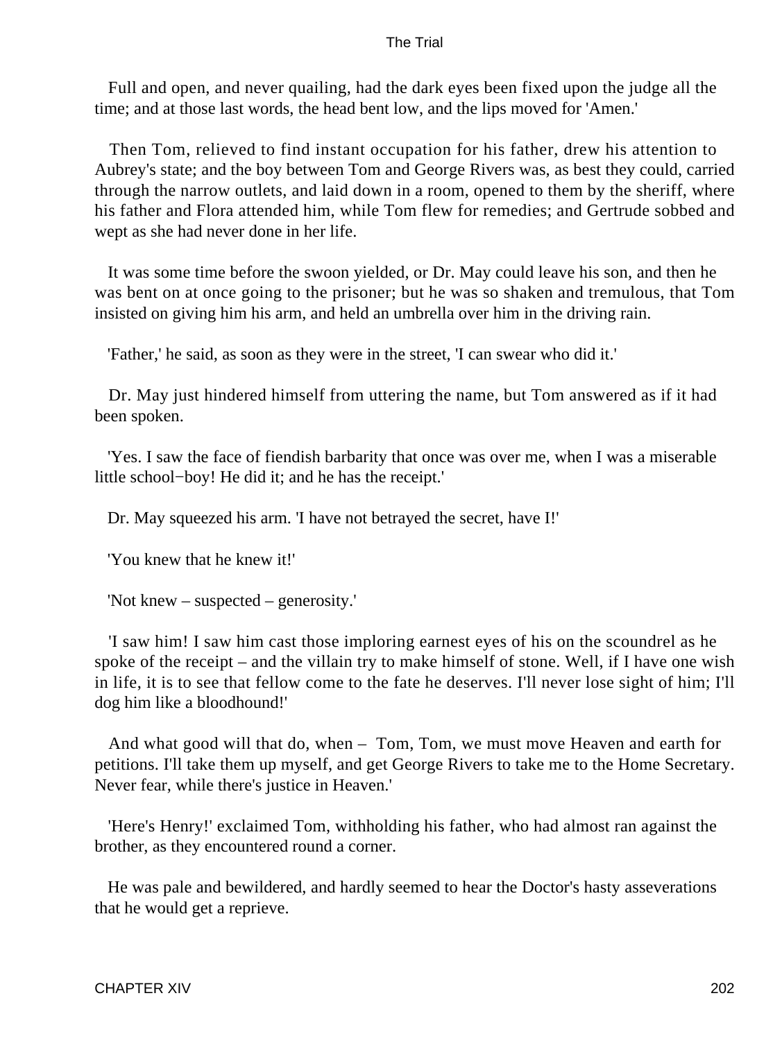Full and open, and never quailing, had the dark eyes been fixed upon the judge all the time; and at those last words, the head bent low, and the lips moved for 'Amen.'

Then Tom, relieved to find instant occupation for his father, drew his attention to Aubrey's state; and the boy between Tom and George Rivers was, as best they could, carried through the narrow outlets, and laid down in a room, opened to them by the sheriff, where his father and Flora attended him, while Tom flew for remedies; and Gertrude sobbed and wept as she had never done in her life.

It was some time before the swoon yielded, or Dr. May could leave his son, and then he was bent on at once going to the prisoner; but he was so shaken and tremulous, that Tom insisted on giving him his arm, and held an umbrella over him in the driving rain.

'Father,' he said, as soon as they were in the street, 'I can swear who did it.'

Dr. May just hindered himself from uttering the name, but Tom answered as if it had been spoken.

'Yes. I saw the face of fiendish barbarity that once was over me, when I was a miserable little school−boy! He did it; and he has the receipt.'

Dr. May squeezed his arm. 'I have not betrayed the secret, have I!'

'You knew that he knew it!'

'Not knew – suspected – generosity.'

'I saw him! I saw him cast those imploring earnest eyes of his on the scoundrel as he spoke of the receipt – and the villain try to make himself of stone. Well, if I have one wish in life, it is to see that fellow come to the fate he deserves. I'll never lose sight of him; I'll dog him like a bloodhound!'

And what good will that do, when – Tom, Tom, we must move Heaven and earth for petitions. I'll take them up myself, and get George Rivers to take me to the Home Secretary. Never fear, while there's justice in Heaven.'

'Here's Henry!' exclaimed Tom, withholding his father, who had almost ran against the brother, as they encountered round a corner.

He was pale and bewildered, and hardly seemed to hear the Doctor's hasty asseverations that he would get a reprieve.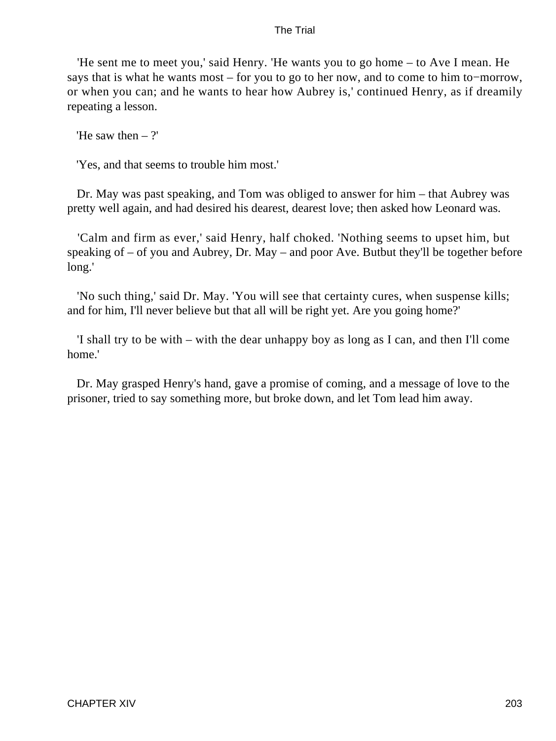'He sent me to meet you,' said Henry. 'He wants you to go home – to Ave I mean. He says that is what he wants most – for you to go to her now, and to come to him to−morrow, or when you can; and he wants to hear how Aubrey is,' continued Henry, as if dreamily repeating a lesson.

'He saw then – ?'

'Yes, and that seems to trouble him most.'

Dr. May was past speaking, and Tom was obliged to answer for him – that Aubrey was pretty well again, and had desired his dearest, dearest love; then asked how Leonard was.

'Calm and firm as ever,' said Henry, half choked. 'Nothing seems to upset him, but speaking of – of you and Aubrey, Dr. May – and poor Ave. Butbut they'll be together before long.'

'No such thing,' said Dr. May. 'You will see that certainty cures, when suspense kills; and for him, I'll never believe but that all will be right yet. Are you going home?'

'I shall try to be with – with the dear unhappy boy as long as I can, and then I'll come home.'

Dr. May grasped Henry's hand, gave a promise of coming, and a message of love to the prisoner, tried to say something more, but broke down, and let Tom lead him away.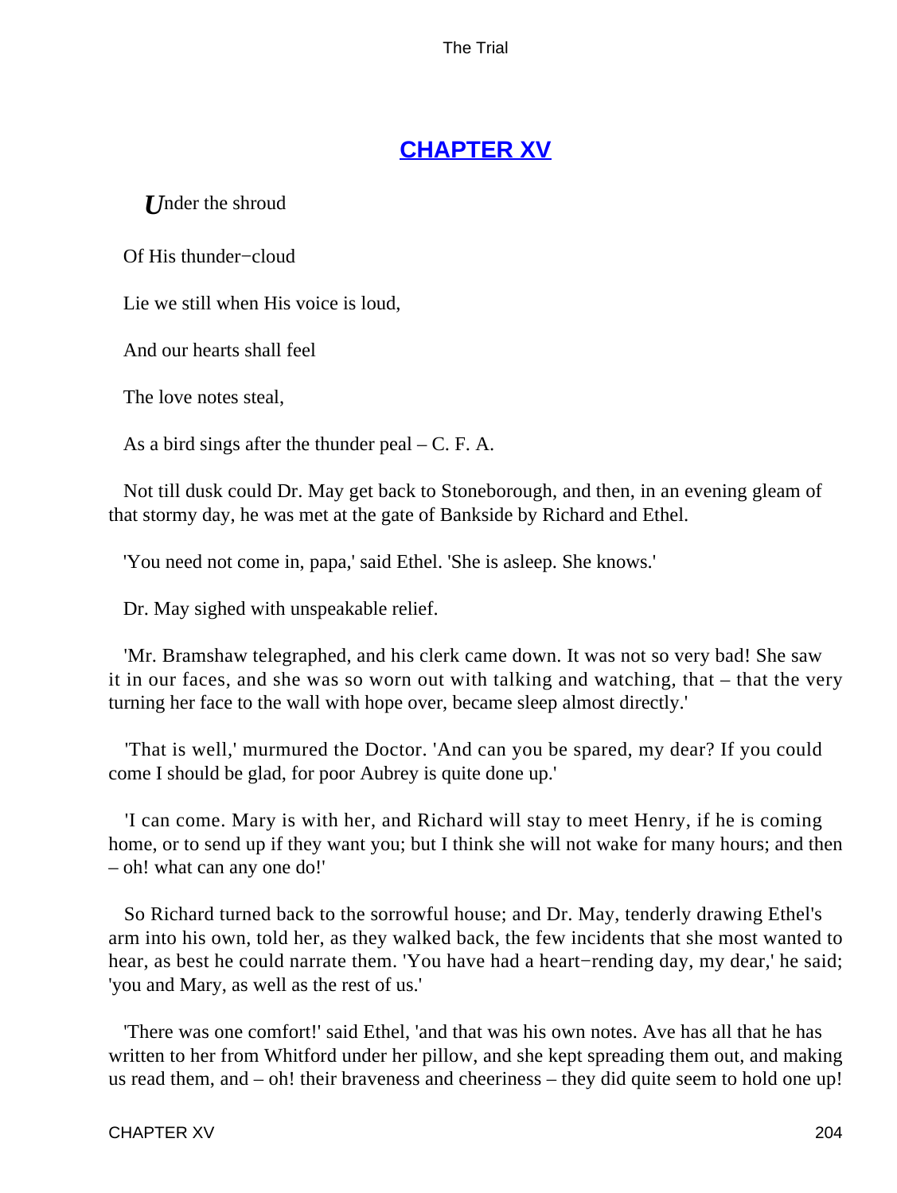## CHAPTER XV

*U*nder the shroud

Of His thunder−cloud

Lie we still when His voice is loud,

And our hearts shall feel

The love notes steal,

As a bird sings after the thunder peal – C. F. A.

Not till dusk could Dr. May get back to Stoneborough, and then, in an evening gleam of that stormy day, he was met at the gate of Bankside by Richard and Ethel.

'You need not come in, papa,' said Ethel. 'She is asleep. She knows.'

Dr. May sighed with unspeakable relief.

'Mr. Bramshaw telegraphed, and his clerk came down. It was not so very bad! She saw it in our faces, and she was so worn out with talking and watching, that – that the very turning her face to the wall with hope over, became sleep almost directly.'

'That is well,' murmured the Doctor. 'And can you be spared, my dear? If you could come I should be glad, for poor Aubrey is quite done up.'

'I can come. Mary is with her, and Richard will stay to meet Henry, if he is coming home, or to send up if they want you; but I think she will not wake for many hours; and then – oh! what can any one do!'

So Richard turned back to the sorrowful house; and Dr. May, tenderly drawing Ethel's arm into his own, told her, as they walked back, the few incidents that she most wanted to hear, as best he could narrate them. 'You have had a heart−rending day, my dear,' he said; 'you and Mary, as well as the rest of us.'

'There was one comfort!' said Ethel, 'and that was his own notes. Ave has all that he has written to her from Whitford under her pillow, and she kept spreading them out, and making us read them, and – oh! their braveness and cheeriness – they did quite seem to hold one up!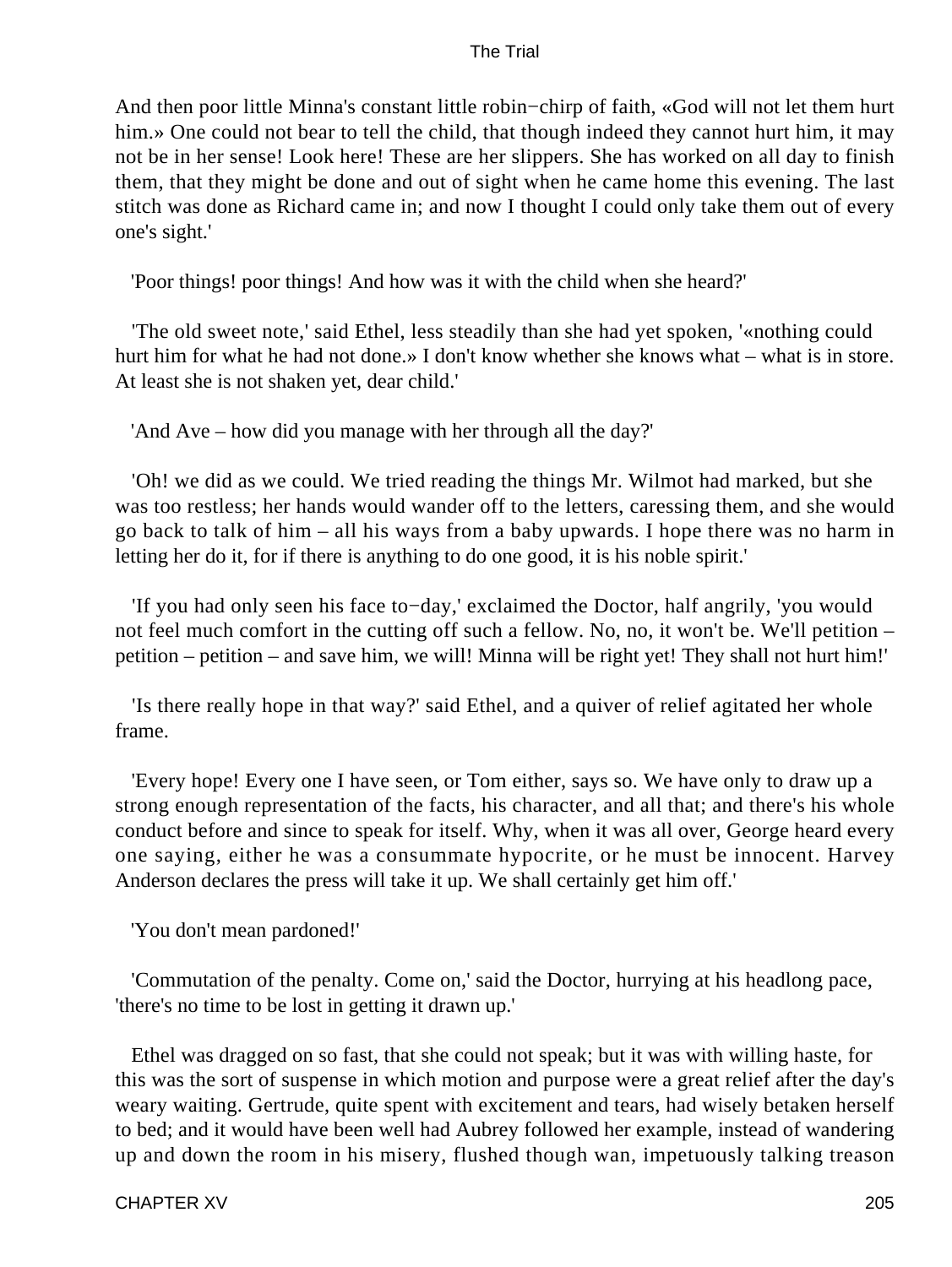And then poor little Minna's constant little robin−chirp of faith, «God will not let them hurt him.» One could not bear to tell the child, that though indeed they cannot hurt him, it may not be in her sense! Look here! These are her slippers. She has worked on all day to finish them, that they might be done and out of sight when he came home this evening. The last stitch was done as Richard came in; and now I thought I could only take them out of every one's sight.'

'Poor things! poor things! And how was it with the child when she heard?'

'The old sweet note,' said Ethel, less steadily than she had yet spoken, '«nothing could hurt him for what he had not done.» I don't know whether she knows what – what is in store. At least she is not shaken yet, dear child.'

'And Ave – how did you manage with her through all the day?'

'Oh! we did as we could. We tried reading the things Mr. Wilmot had marked, but she was too restless; her hands would wander off to the letters, caressing them, and she would go back to talk of him – all his ways from a baby upwards. I hope there was no harm in letting her do it, for if there is anything to do one good, it is his noble spirit.'

'If you had only seen his face to−day,' exclaimed the Doctor, half angrily, 'you would not feel much comfort in the cutting off such a fellow. No, no, it won't be. We'll petition – petition – petition – and save him, we will! Minna will be right yet! They shall not hurt him!'

'Is there really hope in that way?' said Ethel, and a quiver of relief agitated her whole frame.

'Every hope! Every one I have seen, or Tom either, says so. We have only to draw up a strong enough representation of the facts, his character, and all that; and there's his whole conduct before and since to speak for itself. Why, when it was all over, George heard every one saying, either he was a consummate hypocrite, or he must be innocent. Harvey Anderson declares the press will take it up. We shall certainly get him off.'

'You don't mean pardoned!'

'Commutation of the penalty. Come on,' said the Doctor, hurrying at his headlong pace, 'there's no time to be lost in getting it drawn up.'

Ethel was dragged on so fast, that she could not speak; but it was with willing haste, for this was the sort of suspense in which motion and purpose were a great relief after the day's weary waiting. Gertrude, quite spent with excitement and tears, had wisely betaken herself to bed; and it would have been well had Aubrey followed her example, instead of wandering up and down the room in his misery, flushed though wan, impetuously talking treason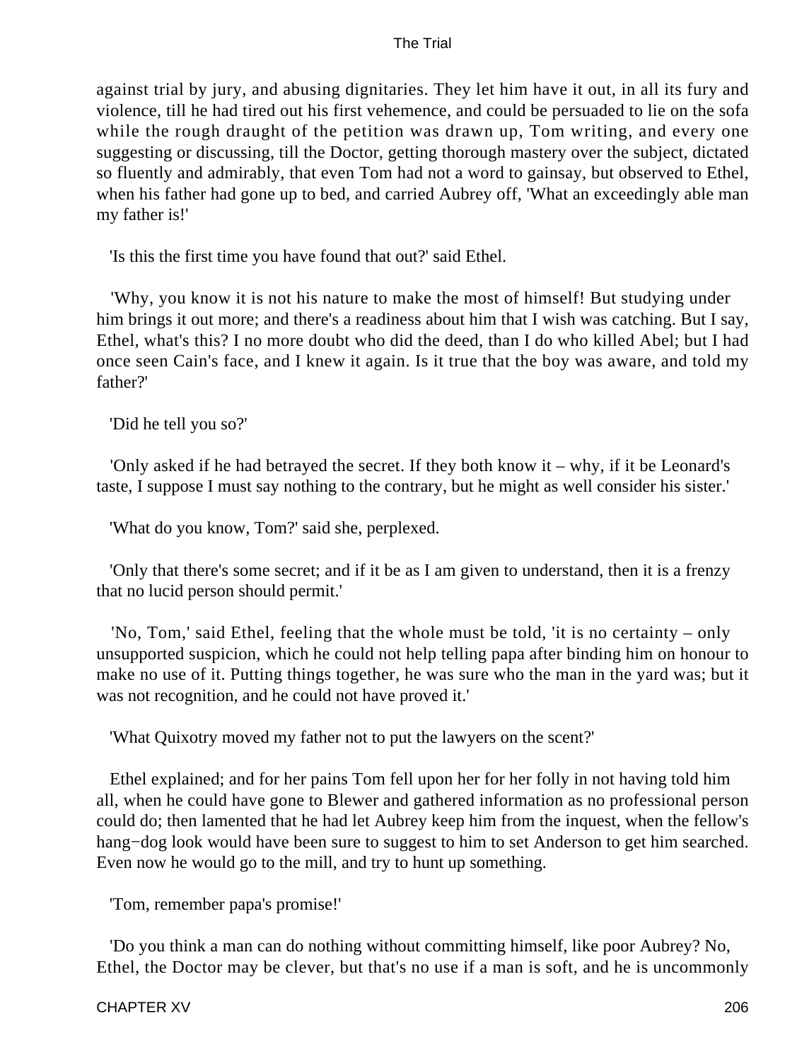against trial by jury, and abusing dignitaries. They let him have it out, in all its fury and violence, till he had tired out his first vehemence, and could be persuaded to lie on the sofa while the rough draught of the petition was drawn up, Tom writing, and every one suggesting or discussing, till the Doctor, getting thorough mastery over the subject, dictated so fluently and admirably, that even Tom had not a word to gainsay, but observed to Ethel, when his father had gone up to bed, and carried Aubrey off, 'What an exceedingly able man my father is!'

'Is this the first time you have found that out?' said Ethel.

'Why, you know it is not his nature to make the most of himself! But studying under him brings it out more; and there's a readiness about him that I wish was catching. But I say, Ethel, what's this? I no more doubt who did the deed, than I do who killed Abel; but I had once seen Cain's face, and I knew it again. Is it true that the boy was aware, and told my father?'

'Did he tell you so?'

'Only asked if he had betrayed the secret. If they both know it – why, if it be Leonard's taste, I suppose I must say nothing to the contrary, but he might as well consider his sister.'

'What do you know, Tom?' said she, perplexed.

'Only that there's some secret; and if it be as I am given to understand, then it is a frenzy that no lucid person should permit.'

'No, Tom,' said Ethel, feeling that the whole must be told, 'it is no certainty – only unsupported suspicion, which he could not help telling papa after binding him on honour to make no use of it. Putting things together, he was sure who the man in the yard was; but it was not recognition, and he could not have proved it.'

'What Quixotry moved my father not to put the lawyers on the scent?'

Ethel explained; and for her pains Tom fell upon her for her folly in not having told him all, when he could have gone to Blewer and gathered information as no professional person could do; then lamented that he had let Aubrey keep him from the inquest, when the fellow's hang-dog look would have been sure to suggest to him to set Anderson to get him searched. Even now he would go to the mill, and try to hunt up something.

'Tom, remember papa's promise!'

'Do you think a man can do nothing without committing himself, like poor Aubrey? No, Ethel, the Doctor may be clever, but that's no use if a man is soft, and he is uncommonly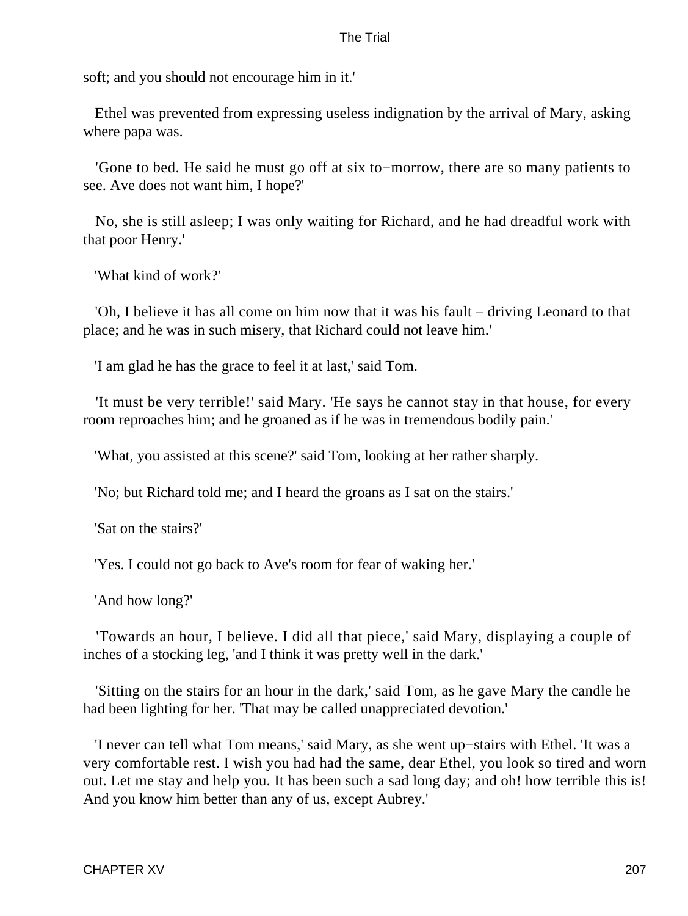soft; and you should not encourage him in it.'

Ethel was prevented from expressing useless indignation by the arrival of Mary, asking where papa was.

'Gone to bed. He said he must go off at six to−morrow, there are so many patients to see. Ave does not want him, I hope?'

No, she is still asleep; I was only waiting for Richard, and he had dreadful work with that poor Henry.'

'What kind of work?'

'Oh, I believe it has all come on him now that it was his fault – driving Leonard to that place; and he was in such misery, that Richard could not leave him.'

'I am glad he has the grace to feel it at last,' said Tom.

'It must be very terrible!' said Mary. 'He says he cannot stay in that house, for every room reproaches him; and he groaned as if he was in tremendous bodily pain.'

'What, you assisted at this scene?' said Tom, looking at her rather sharply.

'No; but Richard told me; and I heard the groans as I sat on the stairs.'

'Sat on the stairs?'

'Yes. I could not go back to Ave's room for fear of waking her.'

'And how long?'

'Towards an hour, I believe. I did all that piece,' said Mary, displaying a couple of inches of a stocking leg, 'and I think it was pretty well in the dark.'

'Sitting on the stairs for an hour in the dark,' said Tom, as he gave Mary the candle he had been lighting for her. 'That may be called unappreciated devotion.'

'I never can tell what Tom means,' said Mary, as she went up−stairs with Ethel. 'It was a very comfortable rest. I wish you had had the same, dear Ethel, you look so tired and worn out. Let me stay and help you. It has been such a sad long day; and oh! how terrible this is! And you know him better than any of us, except Aubrey.'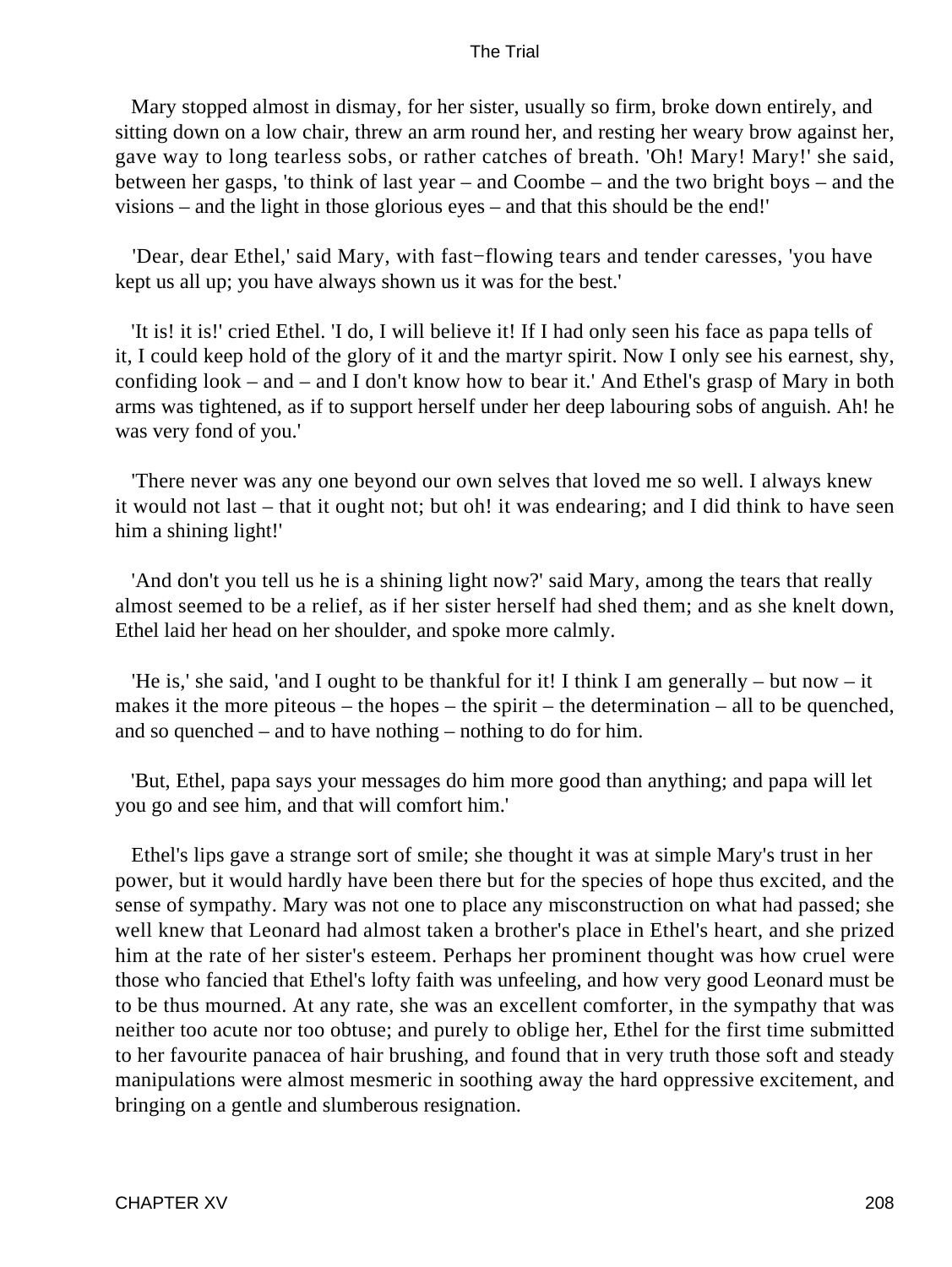Mary stopped almost in dismay, for her sister, usually so firm, broke down entirely, and sitting down on a low chair, threw an arm round her, and resting her weary brow against her, gave way to long tearless sobs, or rather catches of breath. 'Oh! Mary! Mary!' she said, between her gasps, 'to think of last year – and Coombe – and the two bright boys – and the visions – and the light in those glorious eyes – and that this should be the end!'

'Dear, dear Ethel,' said Mary, with fast−flowing tears and tender caresses, 'you have kept us all up; you have always shown us it was for the best.'

'It is! it is!' cried Ethel. 'I do, I will believe it! If I had only seen his face as papa tells of it, I could keep hold of the glory of it and the martyr spirit. Now I only see his earnest, shy, confiding look – and – and I don't know how to bear it.' And Ethel's grasp of Mary in both arms was tightened, as if to support herself under her deep labouring sobs of anguish. Ah! he was very fond of you.'

'There never was any one beyond our own selves that loved me so well. I always knew it would not last – that it ought not; but oh! it was endearing; and I did think to have seen him a shining light!'

'And don't you tell us he is a shining light now?' said Mary, among the tears that really almost seemed to be a relief, as if her sister herself had shed them; and as she knelt down, Ethel laid her head on her shoulder, and spoke more calmly.

'He is,' she said, 'and I ought to be thankful for it! I think I am generally – but now – it makes it the more piteous – the hopes – the spirit – the determination – all to be quenched, and so quenched – and to have nothing – nothing to do for him.

'But, Ethel, papa says your messages do him more good than anything; and papa will let you go and see him, and that will comfort him.'

Ethel's lips gave a strange sort of smile; she thought it was at simple Mary's trust in her power, but it would hardly have been there but for the species of hope thus excited, and the sense of sympathy. Mary was not one to place any misconstruction on what had passed; she well knew that Leonard had almost taken a brother's place in Ethel's heart, and she prized him at the rate of her sister's esteem. Perhaps her prominent thought was how cruel were those who fancied that Ethel's lofty faith was unfeeling, and how very good Leonard must be to be thus mourned. At any rate, she was an excellent comforter, in the sympathy that was neither too acute nor too obtuse; and purely to oblige her, Ethel for the first time submitted to her favourite panacea of hair brushing, and found that in very truth those soft and steady manipulations were almost mesmeric in soothing away the hard oppressive excitement, and bringing on a gentle and slumberous resignation.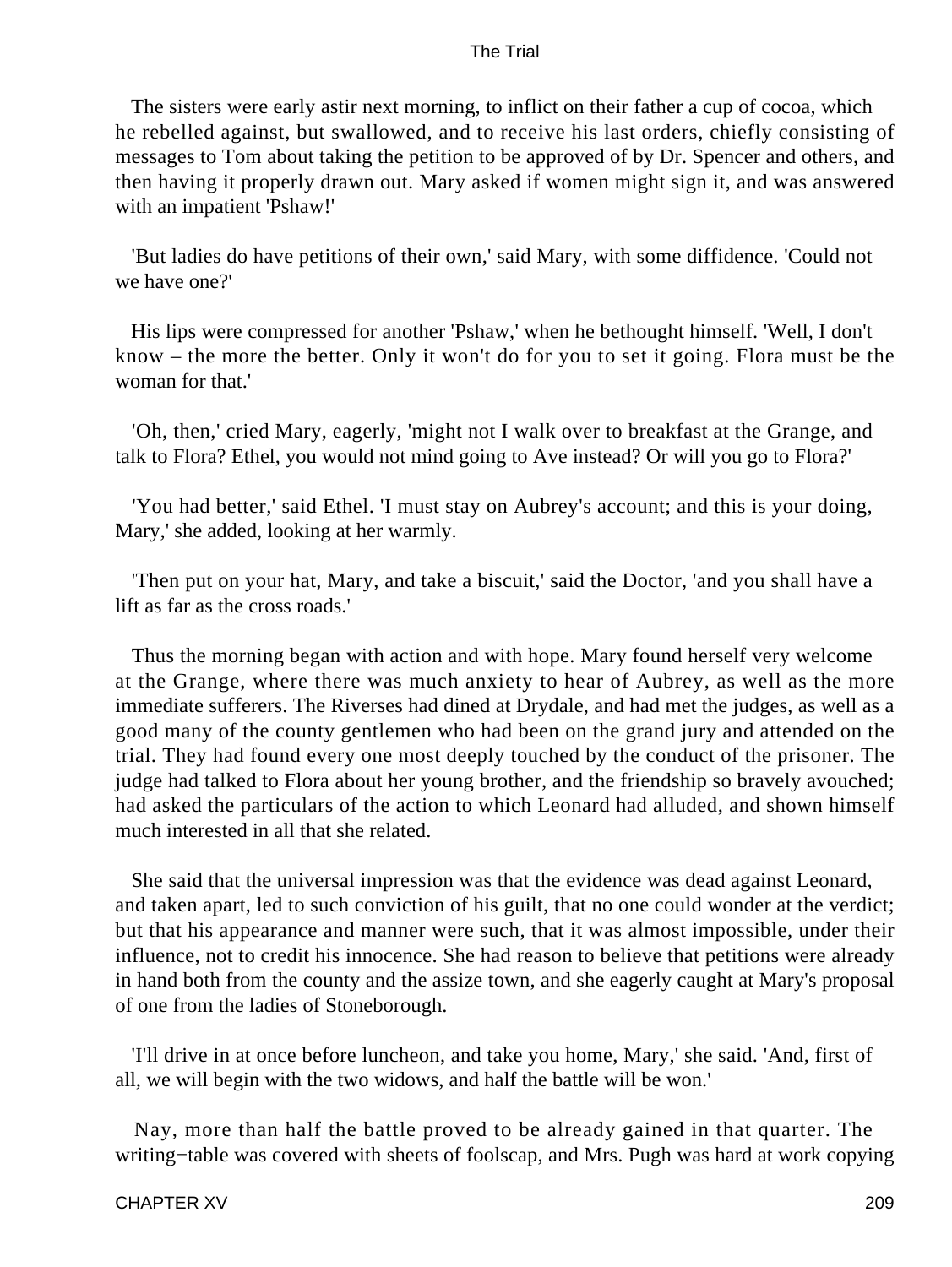The sisters were early astir next morning, to inflict on their father a cup of cocoa, which he rebelled against, but swallowed, and to receive his last orders, chiefly consisting of messages to Tom about taking the petition to be approved of by Dr. Spencer and others, and then having it properly drawn out. Mary asked if women might sign it, and was answered with an impatient 'Pshaw!'

'But ladies do have petitions of their own,' said Mary, with some diffidence. 'Could not we have one?'

His lips were compressed for another 'Pshaw,' when he bethought himself. 'Well, I don't know – the more the better. Only it won't do for you to set it going. Flora must be the woman for that.'

'Oh, then,' cried Mary, eagerly, 'might not I walk over to breakfast at the Grange, and talk to Flora? Ethel, you would not mind going to Ave instead? Or will you go to Flora?'

'You had better,' said Ethel. 'I must stay on Aubrey's account; and this is your doing, Mary,' she added, looking at her warmly.

'Then put on your hat, Mary, and take a biscuit,' said the Doctor, 'and you shall have a lift as far as the cross roads.'

Thus the morning began with action and with hope. Mary found herself very welcome at the Grange, where there was much anxiety to hear of Aubrey, as well as the more immediate sufferers. The Riverses had dined at Drydale, and had met the judges, as well as a good many of the county gentlemen who had been on the grand jury and attended on the trial. They had found every one most deeply touched by the conduct of the prisoner. The judge had talked to Flora about her young brother, and the friendship so bravely avouched; had asked the particulars of the action to which Leonard had alluded, and shown himself much interested in all that she related.

She said that the universal impression was that the evidence was dead against Leonard, and taken apart, led to such conviction of his guilt, that no one could wonder at the verdict; but that his appearance and manner were such, that it was almost impossible, under their influence, not to credit his innocence. She had reason to believe that petitions were already in hand both from the county and the assize town, and she eagerly caught at Mary's proposal of one from the ladies of Stoneborough.

'I'll drive in at once before luncheon, and take you home, Mary,' she said. 'And, first of all, we will begin with the two widows, and half the battle will be won.'

Nay, more than half the battle proved to be already gained in that quarter. The writing−table was covered with sheets of foolscap, and Mrs. Pugh was hard at work copying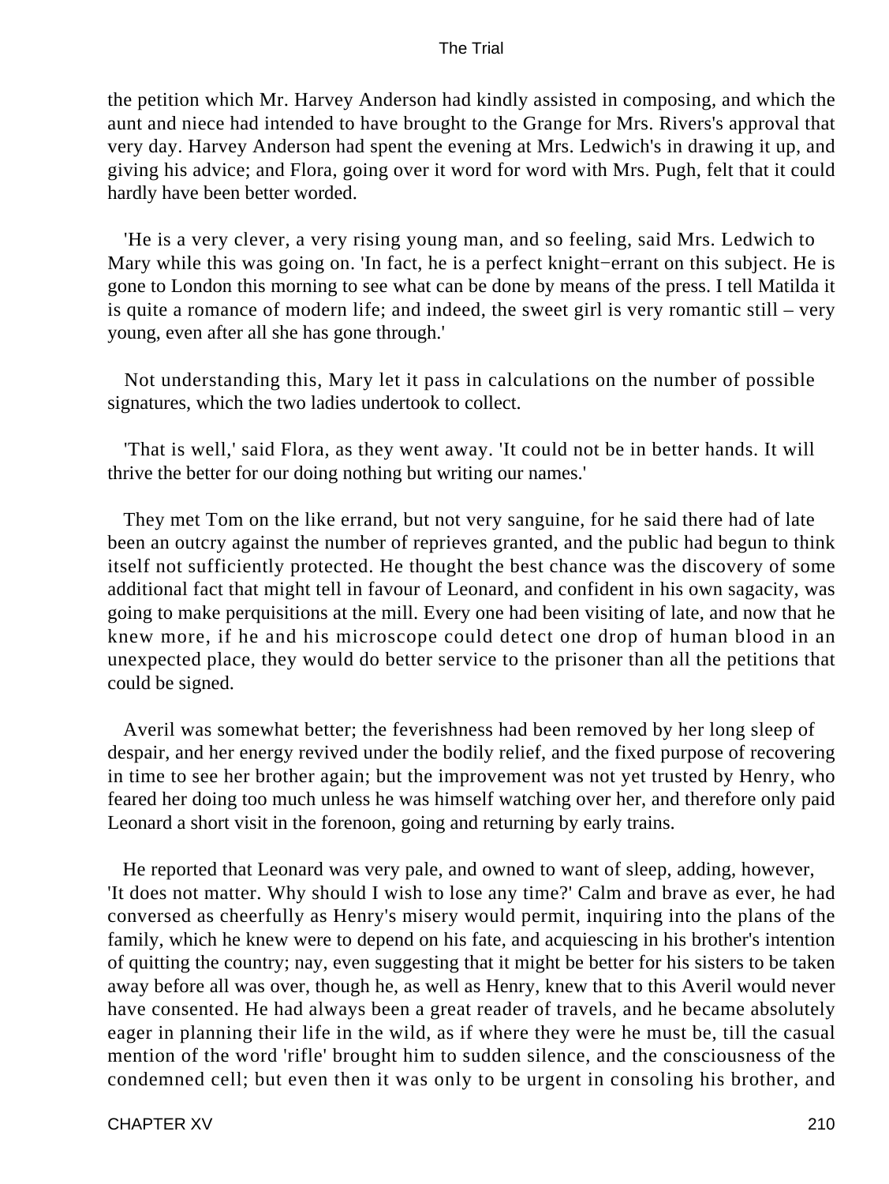the petition which Mr. Harvey Anderson had kindly assisted in composing, and which the aunt and niece had intended to have brought to the Grange for Mrs. Rivers's approval that very day. Harvey Anderson had spent the evening at Mrs. Ledwich's in drawing it up, and giving his advice; and Flora, going over it word for word with Mrs. Pugh, felt that it could hardly have been better worded.

'He is a very clever, a very rising young man, and so feeling, said Mrs. Ledwich to Mary while this was going on. 'In fact, he is a perfect knight−errant on this subject. He is gone to London this morning to see what can be done by means of the press. I tell Matilda it is quite a romance of modern life; and indeed, the sweet girl is very romantic still – very young, even after all she has gone through.'

Not understanding this, Mary let it pass in calculations on the number of possible signatures, which the two ladies undertook to collect.

'That is well,' said Flora, as they went away. 'It could not be in better hands. It will thrive the better for our doing nothing but writing our names.'

They met Tom on the like errand, but not very sanguine, for he said there had of late been an outcry against the number of reprieves granted, and the public had begun to think itself not sufficiently protected. He thought the best chance was the discovery of some additional fact that might tell in favour of Leonard, and confident in his own sagacity, was going to make perquisitions at the mill. Every one had been visiting of late, and now that he knew more, if he and his microscope could detect one drop of human blood in an unexpected place, they would do better service to the prisoner than all the petitions that could be signed.

Averil was somewhat better; the feverishness had been removed by her long sleep of despair, and her energy revived under the bodily relief, and the fixed purpose of recovering in time to see her brother again; but the improvement was not yet trusted by Henry, who feared her doing too much unless he was himself watching over her, and therefore only paid Leonard a short visit in the forenoon, going and returning by early trains.

He reported that Leonard was very pale, and owned to want of sleep, adding, however, 'It does not matter. Why should I wish to lose any time?' Calm and brave as ever, he had conversed as cheerfully as Henry's misery would permit, inquiring into the plans of the family, which he knew were to depend on his fate, and acquiescing in his brother's intention of quitting the country; nay, even suggesting that it might be better for his sisters to be taken away before all was over, though he, as well as Henry, knew that to this Averil would never have consented. He had always been a great reader of travels, and he became absolutely eager in planning their life in the wild, as if where they were he must be, till the casual mention of the word 'rifle' brought him to sudden silence, and the consciousness of the condemned cell; but even then it was only to be urgent in consoling his brother, and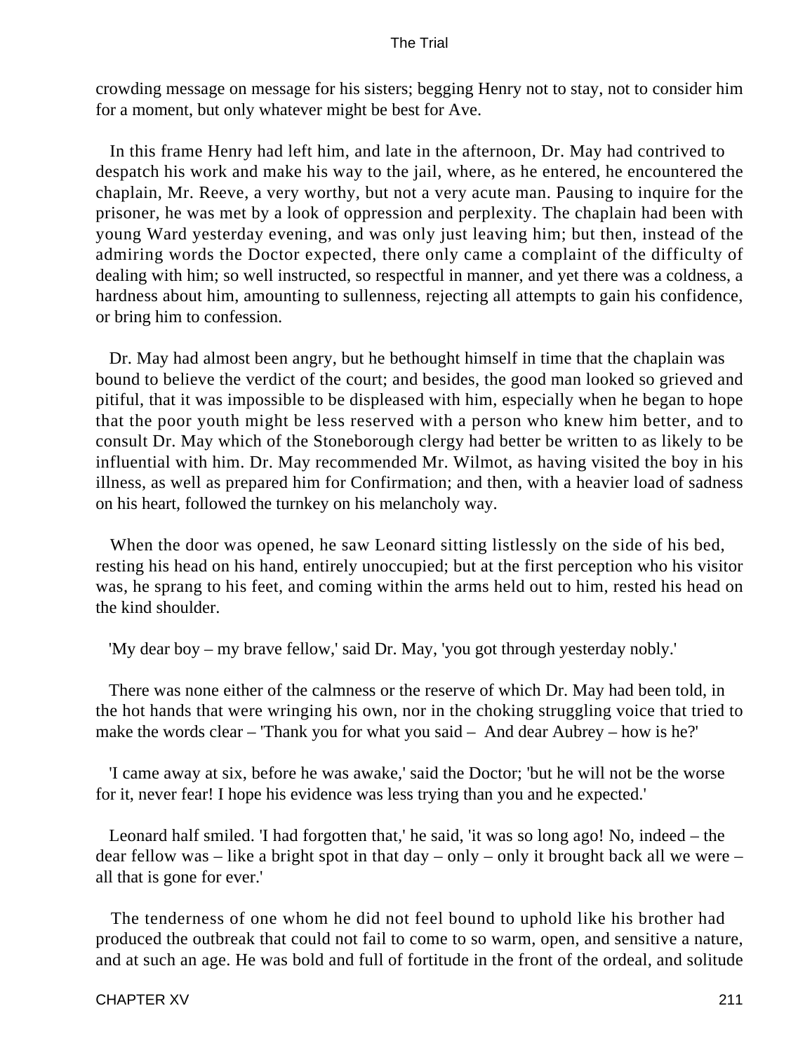crowding message on message for his sisters; begging Henry not to stay, not to consider him for a moment, but only whatever might be best for Ave.

In this frame Henry had left him, and late in the afternoon, Dr. May had contrived to despatch his work and make his way to the jail, where, as he entered, he encountered the chaplain, Mr. Reeve, a very worthy, but not a very acute man. Pausing to inquire for the prisoner, he was met by a look of oppression and perplexity. The chaplain had been with young Ward yesterday evening, and was only just leaving him; but then, instead of the admiring words the Doctor expected, there only came a complaint of the difficulty of dealing with him; so well instructed, so respectful in manner, and yet there was a coldness, a hardness about him, amounting to sullenness, rejecting all attempts to gain his confidence, or bring him to confession.

Dr. May had almost been angry, but he bethought himself in time that the chaplain was bound to believe the verdict of the court; and besides, the good man looked so grieved and pitiful, that it was impossible to be displeased with him, especially when he began to hope that the poor youth might be less reserved with a person who knew him better, and to consult Dr. May which of the Stoneborough clergy had better be written to as likely to be influential with him. Dr. May recommended Mr. Wilmot, as having visited the boy in his illness, as well as prepared him for Confirmation; and then, with a heavier load of sadness on his heart, followed the turnkey on his melancholy way.

When the door was opened, he saw Leonard sitting listlessly on the side of his bed, resting his head on his hand, entirely unoccupied; but at the first perception who his visitor was, he sprang to his feet, and coming within the arms held out to him, rested his head on the kind shoulder.

'My dear boy – my brave fellow,' said Dr. May, 'you got through yesterday nobly.'

There was none either of the calmness or the reserve of which Dr. May had been told, in the hot hands that were wringing his own, nor in the choking struggling voice that tried to make the words clear – 'Thank you for what you said – And dear Aubrey – how is he?'

'I came away at six, before he was awake,' said the Doctor; 'but he will not be the worse for it, never fear! I hope his evidence was less trying than you and he expected.'

Leonard half smiled. 'I had forgotten that,' he said, 'it was so long ago! No, indeed – the dear fellow was – like a bright spot in that day – only – only it brought back all we were – all that is gone for ever.'

The tenderness of one whom he did not feel bound to uphold like his brother had produced the outbreak that could not fail to come to so warm, open, and sensitive a nature, and at such an age. He was bold and full of fortitude in the front of the ordeal, and solitude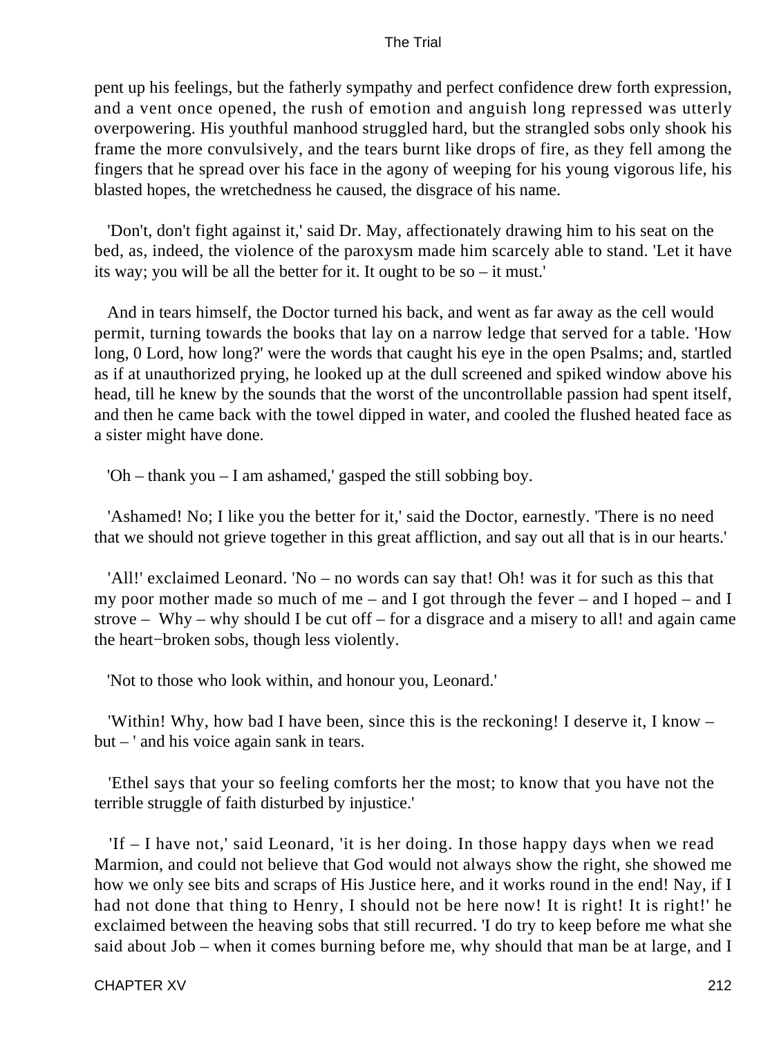pent up his feelings, but the fatherly sympathy and perfect confidence drew forth expression, and a vent once opened, the rush of emotion and anguish long repressed was utterly overpowering. His youthful manhood struggled hard, but the strangled sobs only shook his frame the more convulsively, and the tears burnt like drops of fire, as they fell among the fingers that he spread over his face in the agony of weeping for his young vigorous life, his blasted hopes, the wretchedness he caused, the disgrace of his name.

'Don't, don't fight against it,' said Dr. May, affectionately drawing him to his seat on the bed, as, indeed, the violence of the paroxysm made him scarcely able to stand. 'Let it have its way; you will be all the better for it. It ought to be so – it must.'

And in tears himself, the Doctor turned his back, and went as far away as the cell would permit, turning towards the books that lay on a narrow ledge that served for a table. 'How long, 0 Lord, how long?' were the words that caught his eye in the open Psalms; and, startled as if at unauthorized prying, he looked up at the dull screened and spiked window above his head, till he knew by the sounds that the worst of the uncontrollable passion had spent itself, and then he came back with the towel dipped in water, and cooled the flushed heated face as a sister might have done.

'Oh – thank you – I am ashamed,' gasped the still sobbing boy.

'Ashamed! No; I like you the better for it,' said the Doctor, earnestly. 'There is no need that we should not grieve together in this great affliction, and say out all that is in our hearts.'

'All!' exclaimed Leonard. 'No – no words can say that! Oh! was it for such as this that my poor mother made so much of me – and I got through the fever – and I hoped – and I strove – Why – why should I be cut off – for a disgrace and a misery to all! and again came the heart−broken sobs, though less violently.

'Not to those who look within, and honour you, Leonard.'

'Within! Why, how bad I have been, since this is the reckoning! I deserve it, I know – but – ' and his voice again sank in tears.

'Ethel says that your so feeling comforts her the most; to know that you have not the terrible struggle of faith disturbed by injustice.'

'If – I have not,' said Leonard, 'it is her doing. In those happy days when we read Marmion, and could not believe that God would not always show the right, she showed me how we only see bits and scraps of His Justice here, and it works round in the end! Nay, if I had not done that thing to Henry, I should not be here now! It is right! It is right!' he exclaimed between the heaving sobs that still recurred. 'I do try to keep before me what she said about Job – when it comes burning before me, why should that man be at large, and I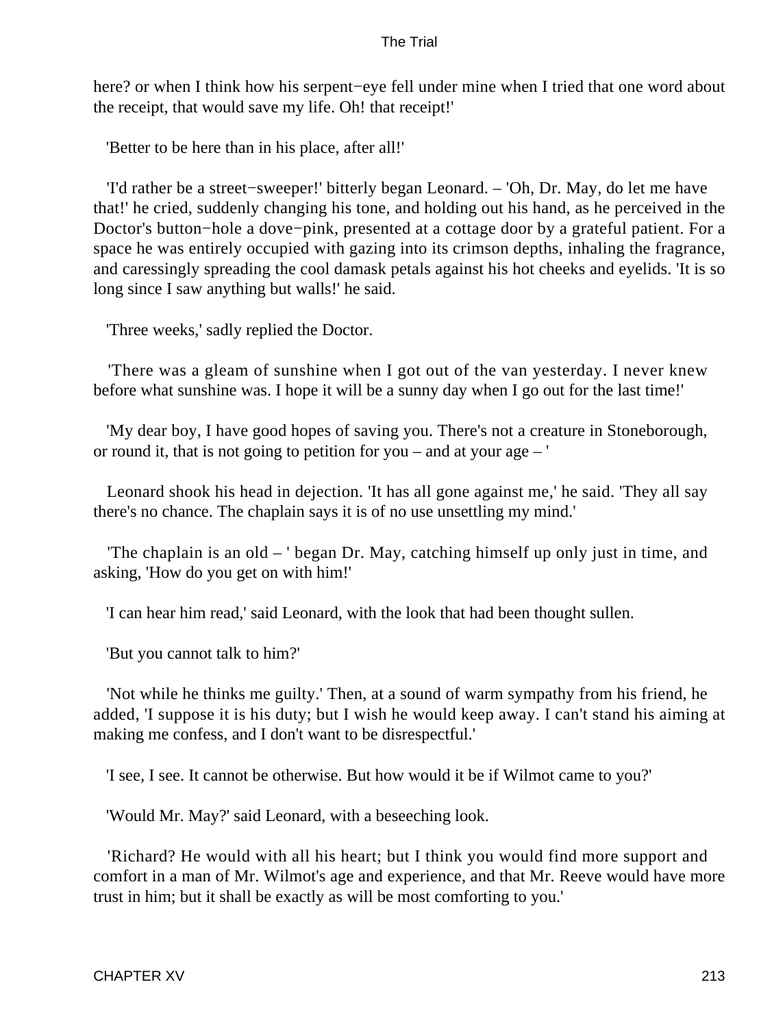here? or when I think how his serpent−eye fell under mine when I tried that one word about the receipt, that would save my life. Oh! that receipt!'

'Better to be here than in his place, after all!'

'I'd rather be a street−sweeper!' bitterly began Leonard. – 'Oh, Dr. May, do let me have that!' he cried, suddenly changing his tone, and holding out his hand, as he perceived in the Doctor's button−hole a dove−pink, presented at a cottage door by a grateful patient. For a space he was entirely occupied with gazing into its crimson depths, inhaling the fragrance, and caressingly spreading the cool damask petals against his hot cheeks and eyelids. 'It is so long since I saw anything but walls!' he said.

'Three weeks,' sadly replied the Doctor.

'There was a gleam of sunshine when I got out of the van yesterday. I never knew before what sunshine was. I hope it will be a sunny day when I go out for the last time!'

'My dear boy, I have good hopes of saving you. There's not a creature in Stoneborough, or round it, that is not going to petition for you – and at your age – '

Leonard shook his head in dejection. 'It has all gone against me,' he said. 'They all say there's no chance. The chaplain says it is of no use unsettling my mind.'

'The chaplain is an old – ' began Dr. May, catching himself up only just in time, and asking, 'How do you get on with him!'

'I can hear him read,' said Leonard, with the look that had been thought sullen.

'But you cannot talk to him?'

'Not while he thinks me guilty.' Then, at a sound of warm sympathy from his friend, he added, 'I suppose it is his duty; but I wish he would keep away. I can't stand his aiming at making me confess, and I don't want to be disrespectful.'

'I see, I see. It cannot be otherwise. But how would it be if Wilmot came to you?'

'Would Mr. May?' said Leonard, with a beseeching look.

'Richard? He would with all his heart; but I think you would find more support and comfort in a man of Mr. Wilmot's age and experience, and that Mr. Reeve would have more trust in him; but it shall be exactly as will be most comforting to you.'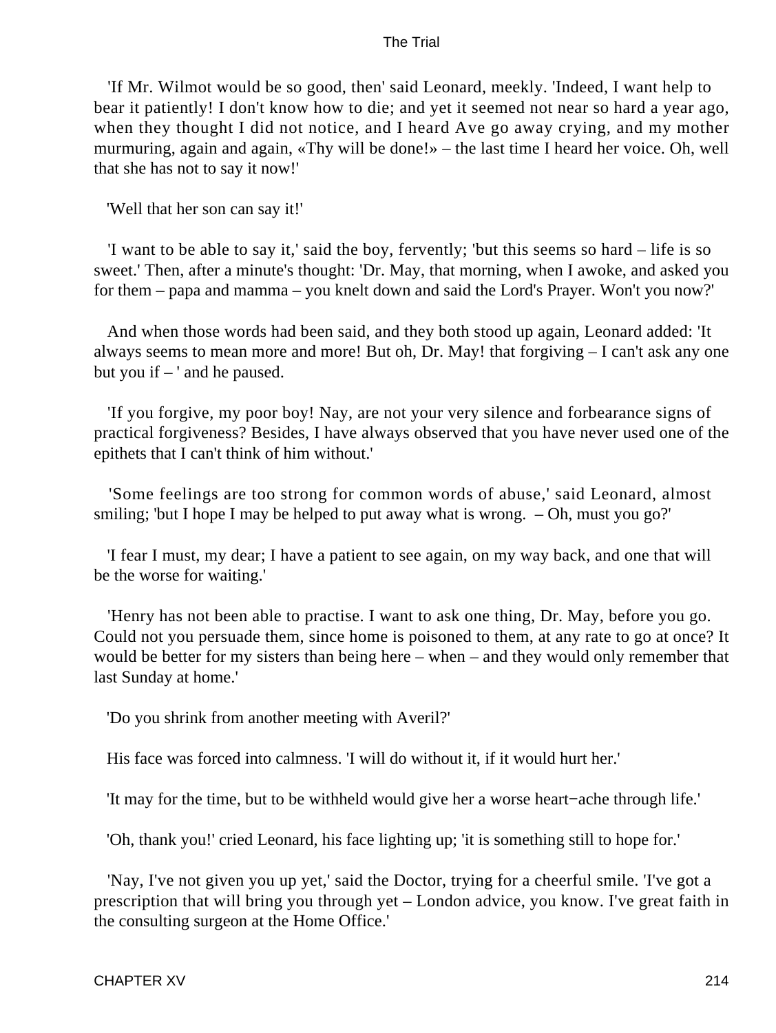'If Mr. Wilmot would be so good, then' said Leonard, meekly. 'Indeed, I want help to bear it patiently! I don't know how to die; and yet it seemed not near so hard a year ago, when they thought I did not notice, and I heard Ave go away crying, and my mother murmuring, again and again, «Thy will be done!» – the last time I heard her voice. Oh, well that she has not to say it now!'

'Well that her son can say it!'

'I want to be able to say it,' said the boy, fervently; 'but this seems so hard – life is so sweet.' Then, after a minute's thought: 'Dr. May, that morning, when I awoke, and asked you for them – papa and mamma – you knelt down and said the Lord's Prayer. Won't you now?'

And when those words had been said, and they both stood up again, Leonard added: 'It always seems to mean more and more! But oh, Dr. May! that forgiving – I can't ask any one but you if – ' and he paused.

'If you forgive, my poor boy! Nay, are not your very silence and forbearance signs of practical forgiveness? Besides, I have always observed that you have never used one of the epithets that I can't think of him without.'

'Some feelings are too strong for common words of abuse,' said Leonard, almost smiling; 'but I hope I may be helped to put away what is wrong. – Oh, must you go?'

'I fear I must, my dear; I have a patient to see again, on my way back, and one that will be the worse for waiting.'

'Henry has not been able to practise. I want to ask one thing, Dr. May, before you go. Could not you persuade them, since home is poisoned to them, at any rate to go at once? It would be better for my sisters than being here – when – and they would only remember that last Sunday at home.'

'Do you shrink from another meeting with Averil?'

His face was forced into calmness. 'I will do without it, if it would hurt her.'

'It may for the time, but to be withheld would give her a worse heart−ache through life.'

'Oh, thank you!' cried Leonard, his face lighting up; 'it is something still to hope for.'

'Nay, I've not given you up yet,' said the Doctor, trying for a cheerful smile. 'I've got a prescription that will bring you through yet – London advice, you know. I've great faith in the consulting surgeon at the Home Office.'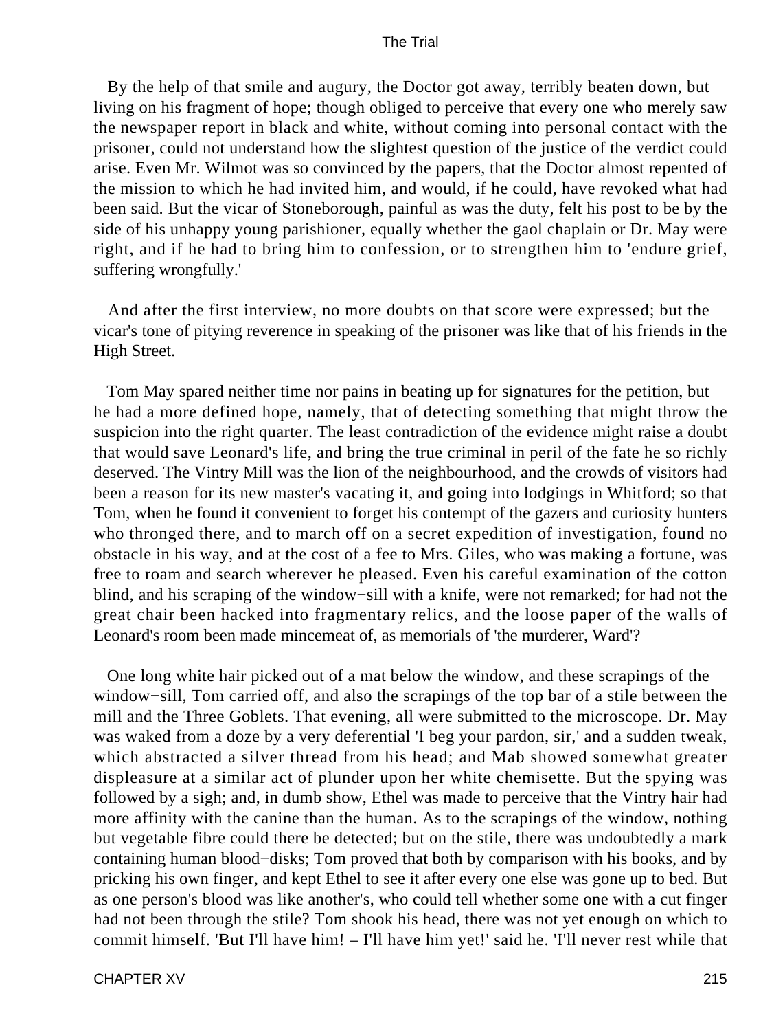By the help of that smile and augury, the Doctor got away, terribly beaten down, but living on his fragment of hope; though obliged to perceive that every one who merely saw the newspaper report in black and white, without coming into personal contact with the prisoner, could not understand how the slightest question of the justice of the verdict could arise. Even Mr. Wilmot was so convinced by the papers, that the Doctor almost repented of the mission to which he had invited him, and would, if he could, have revoked what had been said. But the vicar of Stoneborough, painful as was the duty, felt his post to be by the side of his unhappy young parishioner, equally whether the gaol chaplain or Dr. May were right, and if he had to bring him to confession, or to strengthen him to 'endure grief, suffering wrongfully.'

And after the first interview, no more doubts on that score were expressed; but the vicar's tone of pitying reverence in speaking of the prisoner was like that of his friends in the High Street.

Tom May spared neither time nor pains in beating up for signatures for the petition, but he had a more defined hope, namely, that of detecting something that might throw the suspicion into the right quarter. The least contradiction of the evidence might raise a doubt that would save Leonard's life, and bring the true criminal in peril of the fate he so richly deserved. The Vintry Mill was the lion of the neighbourhood, and the crowds of visitors had been a reason for its new master's vacating it, and going into lodgings in Whitford; so that Tom, when he found it convenient to forget his contempt of the gazers and curiosity hunters who thronged there, and to march off on a secret expedition of investigation, found no obstacle in his way, and at the cost of a fee to Mrs. Giles, who was making a fortune, was free to roam and search wherever he pleased. Even his careful examination of the cotton blind, and his scraping of the window−sill with a knife, were not remarked; for had not the great chair been hacked into fragmentary relics, and the loose paper of the walls of Leonard's room been made mincemeat of, as memorials of 'the murderer, Ward'?

One long white hair picked out of a mat below the window, and these scrapings of the window−sill, Tom carried off, and also the scrapings of the top bar of a stile between the mill and the Three Goblets. That evening, all were submitted to the microscope. Dr. May was waked from a doze by a very deferential 'I beg your pardon, sir,' and a sudden tweak, which abstracted a silver thread from his head; and Mab showed somewhat greater displeasure at a similar act of plunder upon her white chemisette. But the spying was followed by a sigh; and, in dumb show, Ethel was made to perceive that the Vintry hair had more affinity with the canine than the human. As to the scrapings of the window, nothing but vegetable fibre could there be detected; but on the stile, there was undoubtedly a mark containing human blood−disks; Tom proved that both by comparison with his books, and by pricking his own finger, and kept Ethel to see it after every one else was gone up to bed. But as one person's blood was like another's, who could tell whether some one with a cut finger had not been through the stile? Tom shook his head, there was not yet enough on which to commit himself. 'But I'll have him! – I'll have him yet!' said he. 'I'll never rest while that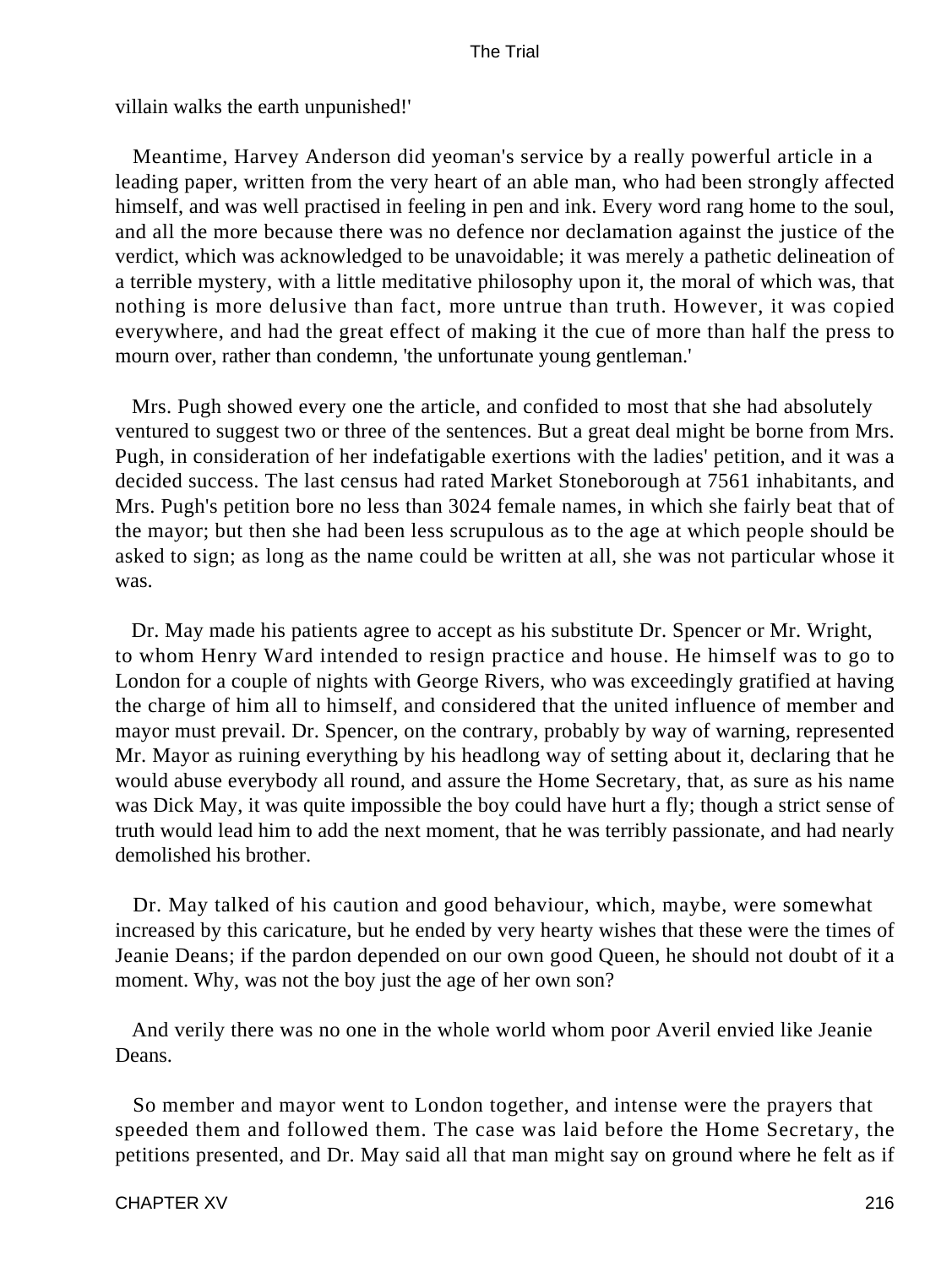villain walks the earth unpunished!'

Meantime, Harvey Anderson did yeoman's service by a really powerful article in a leading paper, written from the very heart of an able man, who had been strongly affected himself, and was well practised in feeling in pen and ink. Every word rang home to the soul, and all the more because there was no defence nor declamation against the justice of the verdict, which was acknowledged to be unavoidable; it was merely a pathetic delineation of a terrible mystery, with a little meditative philosophy upon it, the moral of which was, that nothing is more delusive than fact, more untrue than truth. However, it was copied everywhere, and had the great effect of making it the cue of more than half the press to mourn over, rather than condemn, 'the unfortunate young gentleman.'

Mrs. Pugh showed every one the article, and confided to most that she had absolutely ventured to suggest two or three of the sentences. But a great deal might be borne from Mrs. Pugh, in consideration of her indefatigable exertions with the ladies' petition, and it was a decided success. The last census had rated Market Stoneborough at 7561 inhabitants, and Mrs. Pugh's petition bore no less than 3024 female names, in which she fairly beat that of the mayor; but then she had been less scrupulous as to the age at which people should be asked to sign; as long as the name could be written at all, she was not particular whose it was.

Dr. May made his patients agree to accept as his substitute Dr. Spencer or Mr. Wright, to whom Henry Ward intended to resign practice and house. He himself was to go to London for a couple of nights with George Rivers, who was exceedingly gratified at having the charge of him all to himself, and considered that the united influence of member and mayor must prevail. Dr. Spencer, on the contrary, probably by way of warning, represented Mr. Mayor as ruining everything by his headlong way of setting about it, declaring that he would abuse everybody all round, and assure the Home Secretary, that, as sure as his name was Dick May, it was quite impossible the boy could have hurt a fly; though a strict sense of truth would lead him to add the next moment, that he was terribly passionate, and had nearly demolished his brother.

Dr. May talked of his caution and good behaviour, which, maybe, were somewhat increased by this caricature, but he ended by very hearty wishes that these were the times of Jeanie Deans; if the pardon depended on our own good Queen, he should not doubt of it a moment. Why, was not the boy just the age of her own son?

And verily there was no one in the whole world whom poor Averil envied like Jeanie Deans.

So member and mayor went to London together, and intense were the prayers that speeded them and followed them. The case was laid before the Home Secretary, the petitions presented, and Dr. May said all that man might say on ground where he felt as if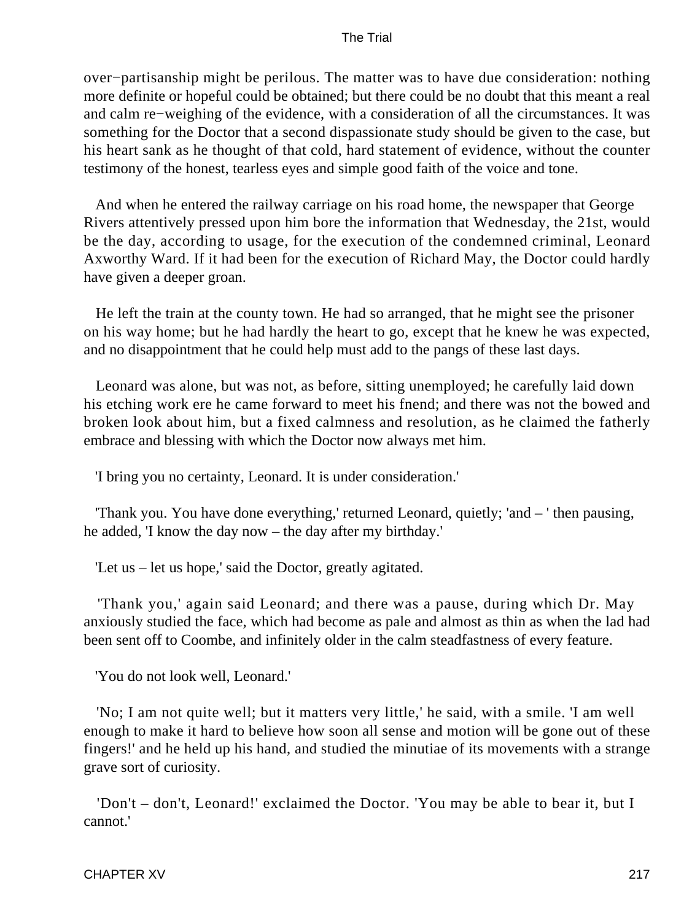over−partisanship might be perilous. The matter was to have due consideration: nothing more definite or hopeful could be obtained; but there could be no doubt that this meant a real and calm re−weighing of the evidence, with a consideration of all the circumstances. It was something for the Doctor that a second dispassionate study should be given to the case, but his heart sank as he thought of that cold, hard statement of evidence, without the counter testimony of the honest, tearless eyes and simple good faith of the voice and tone.

And when he entered the railway carriage on his road home, the newspaper that George Rivers attentively pressed upon him bore the information that Wednesday, the 21st, would be the day, according to usage, for the execution of the condemned criminal, Leonard Axworthy Ward. If it had been for the execution of Richard May, the Doctor could hardly have given a deeper groan.

He left the train at the county town. He had so arranged, that he might see the prisoner on his way home; but he had hardly the heart to go, except that he knew he was expected, and no disappointment that he could help must add to the pangs of these last days.

Leonard was alone, but was not, as before, sitting unemployed; he carefully laid down his etching work ere he came forward to meet his fnend; and there was not the bowed and broken look about him, but a fixed calmness and resolution, as he claimed the fatherly embrace and blessing with which the Doctor now always met him.

'I bring you no certainty, Leonard. It is under consideration.'

'Thank you. You have done everything,' returned Leonard, quietly; 'and – ' then pausing, he added, 'I know the day now – the day after my birthday.'

'Let us – let us hope,' said the Doctor, greatly agitated.

'Thank you,' again said Leonard; and there was a pause, during which Dr. May anxiously studied the face, which had become as pale and almost as thin as when the lad had been sent off to Coombe, and infinitely older in the calm steadfastness of every feature.

'You do not look well, Leonard.'

'No; I am not quite well; but it matters very little,' he said, with a smile. 'I am well enough to make it hard to believe how soon all sense and motion will be gone out of these fingers!' and he held up his hand, and studied the minutiae of its movements with a strange grave sort of curiosity.

'Don't – don't, Leonard!' exclaimed the Doctor. 'You may be able to bear it, but I cannot.'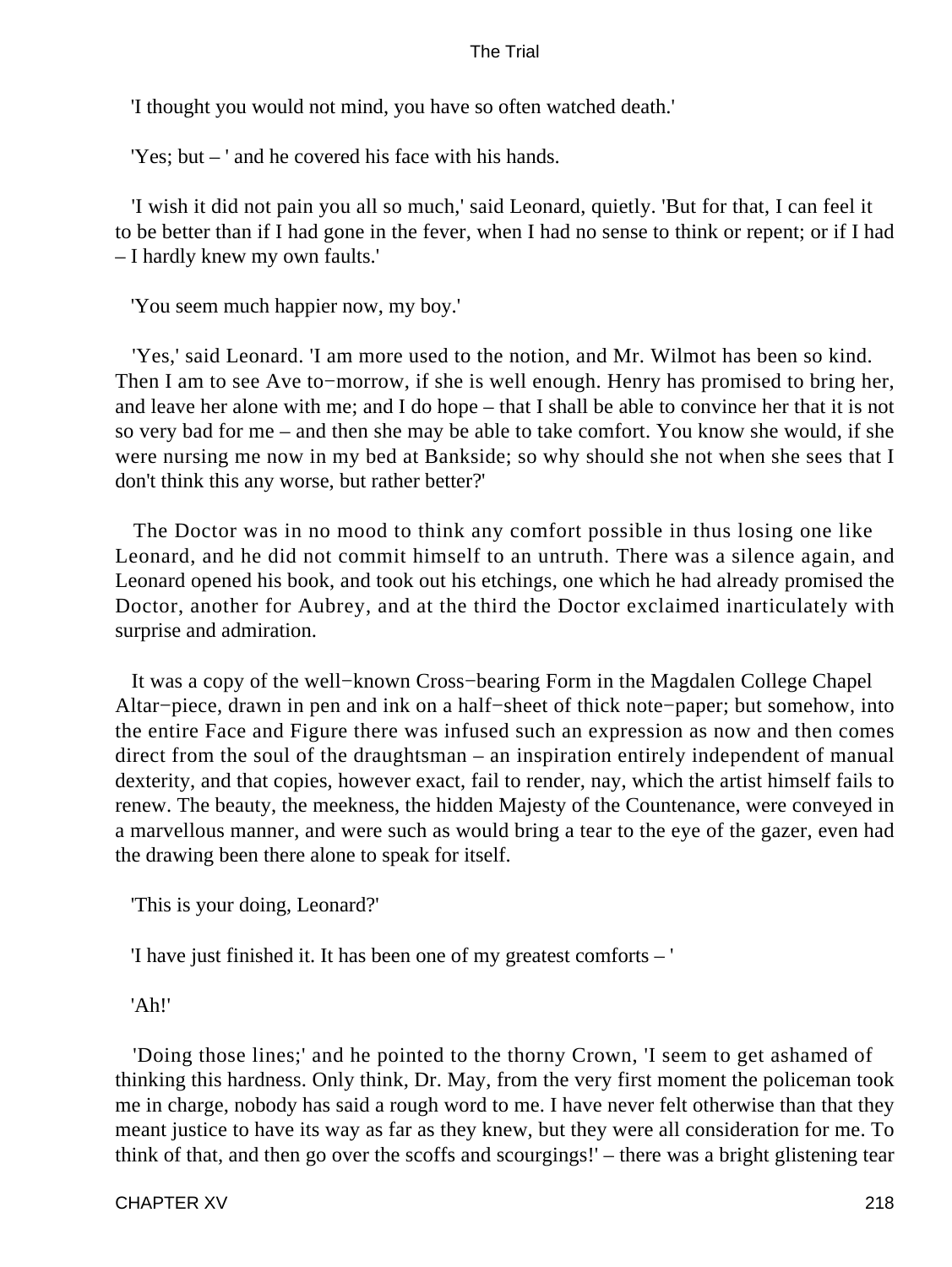'I thought you would not mind, you have so often watched death.'

'Yes; but – ' and he covered his face with his hands.

'I wish it did not pain you all so much,' said Leonard, quietly. 'But for that, I can feel it to be better than if I had gone in the fever, when I had no sense to think or repent; or if I had – I hardly knew my own faults.'

'You seem much happier now, my boy.'

'Yes,' said Leonard. 'I am more used to the notion, and Mr. Wilmot has been so kind. Then I am to see Ave to−morrow, if she is well enough. Henry has promised to bring her, and leave her alone with me; and I do hope – that I shall be able to convince her that it is not so very bad for me – and then she may be able to take comfort. You know she would, if she were nursing me now in my bed at Bankside; so why should she not when she sees that I don't think this any worse, but rather better?'

The Doctor was in no mood to think any comfort possible in thus losing one like Leonard, and he did not commit himself to an untruth. There was a silence again, and Leonard opened his book, and took out his etchings, one which he had already promised the Doctor, another for Aubrey, and at the third the Doctor exclaimed inarticulately with surprise and admiration.

It was a copy of the well−known Cross−bearing Form in the Magdalen College Chapel Altar−piece, drawn in pen and ink on a half−sheet of thick note−paper; but somehow, into the entire Face and Figure there was infused such an expression as now and then comes direct from the soul of the draughtsman – an inspiration entirely independent of manual dexterity, and that copies, however exact, fail to render, nay, which the artist himself fails to renew. The beauty, the meekness, the hidden Majesty of the Countenance, were conveyed in a marvellous manner, and were such as would bring a tear to the eye of the gazer, even had the drawing been there alone to speak for itself.

'This is your doing, Leonard?'

'I have just finished it. It has been one of my greatest comforts – '

'Ah!'

'Doing those lines;' and he pointed to the thorny Crown, 'I seem to get ashamed of thinking this hardness. Only think, Dr. May, from the very first moment the policeman took me in charge, nobody has said a rough word to me. I have never felt otherwise than that they meant justice to have its way as far as they knew, but they were all consideration for me. To think of that, and then go over the scoffs and scourgings!' – there was a bright glistening tear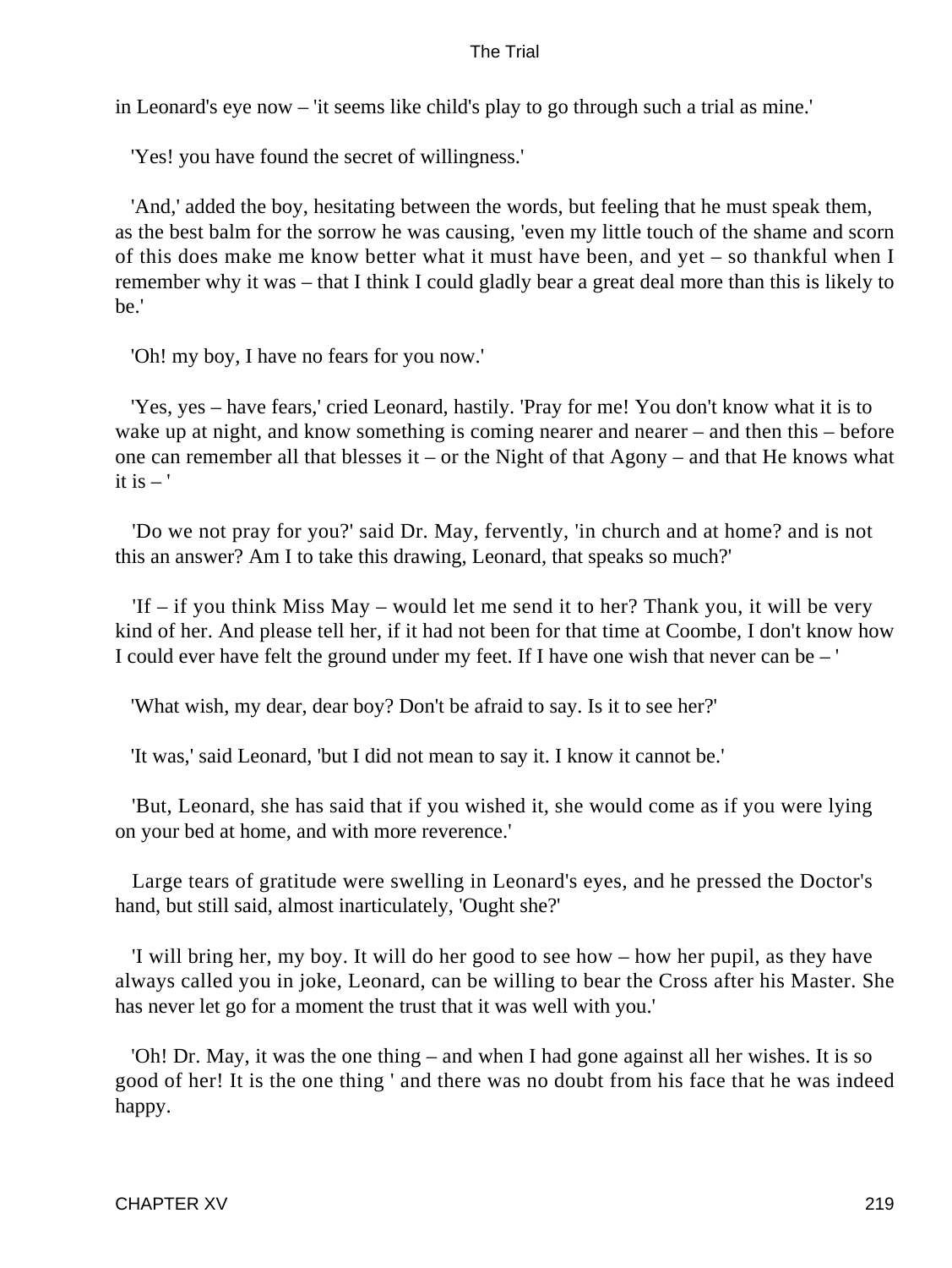in Leonard's eye now – 'it seems like child's play to go through such a trial as mine.'

'Yes! you have found the secret of willingness.'

'And,' added the boy, hesitating between the words, but feeling that he must speak them, as the best balm for the sorrow he was causing, 'even my little touch of the shame and scorn of this does make me know better what it must have been, and yet – so thankful when I remember why it was – that I think I could gladly bear a great deal more than this is likely to be.'

'Oh! my boy, I have no fears for you now.'

'Yes, yes – have fears,' cried Leonard, hastily. 'Pray for me! You don't know what it is to wake up at night, and know something is coming nearer and nearer – and then this – before one can remember all that blesses it – or the Night of that Agony – and that He knows what it is – '

'Do we not pray for you?' said Dr. May, fervently, 'in church and at home? and is not this an answer? Am I to take this drawing, Leonard, that speaks so much?'

'If – if you think Miss May – would let me send it to her? Thank you, it will be very kind of her. And please tell her, if it had not been for that time at Coombe, I don't know how I could ever have felt the ground under my feet. If I have one wish that never can be – '

'What wish, my dear, dear boy? Don't be afraid to say. Is it to see her?'

'It was,' said Leonard, 'but I did not mean to say it. I know it cannot be.'

'But, Leonard, she has said that if you wished it, she would come as if you were lying on your bed at home, and with more reverence.'

Large tears of gratitude were swelling in Leonard's eyes, and he pressed the Doctor's hand, but still said, almost inarticulately, 'Ought she?'

'I will bring her, my boy. It will do her good to see how – how her pupil, as they have always called you in joke, Leonard, can be willing to bear the Cross after his Master. She has never let go for a moment the trust that it was well with you.'

'Oh! Dr. May, it was the one thing – and when I had gone against all her wishes. It is so good of her! It is the one thing ' and there was no doubt from his face that he was indeed happy.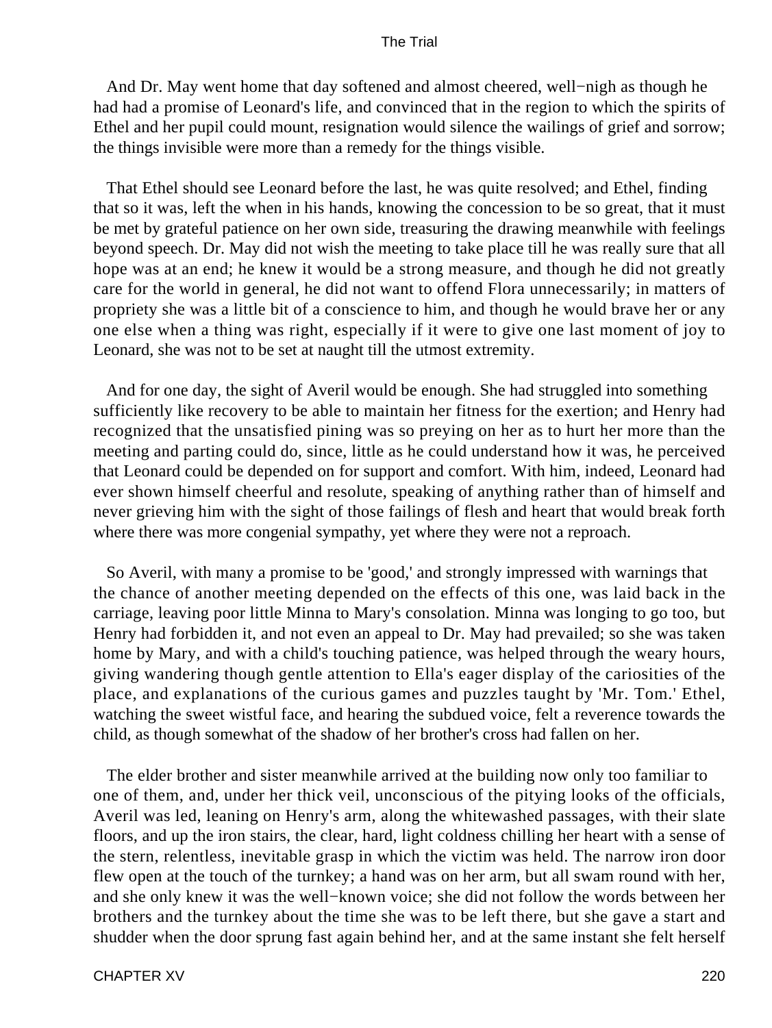And Dr. May went home that day softened and almost cheered, well−nigh as though he had had a promise of Leonard's life, and convinced that in the region to which the spirits of Ethel and her pupil could mount, resignation would silence the wailings of grief and sorrow; the things invisible were more than a remedy for the things visible.

That Ethel should see Leonard before the last, he was quite resolved; and Ethel, finding that so it was, left the when in his hands, knowing the concession to be so great, that it must be met by grateful patience on her own side, treasuring the drawing meanwhile with feelings beyond speech. Dr. May did not wish the meeting to take place till he was really sure that all hope was at an end; he knew it would be a strong measure, and though he did not greatly care for the world in general, he did not want to offend Flora unnecessarily; in matters of propriety she was a little bit of a conscience to him, and though he would brave her or any one else when a thing was right, especially if it were to give one last moment of joy to Leonard, she was not to be set at naught till the utmost extremity.

And for one day, the sight of Averil would be enough. She had struggled into something sufficiently like recovery to be able to maintain her fitness for the exertion; and Henry had recognized that the unsatisfied pining was so preying on her as to hurt her more than the meeting and parting could do, since, little as he could understand how it was, he perceived that Leonard could be depended on for support and comfort. With him, indeed, Leonard had ever shown himself cheerful and resolute, speaking of anything rather than of himself and never grieving him with the sight of those failings of flesh and heart that would break forth where there was more congenial sympathy, yet where they were not a reproach.

So Averil, with many a promise to be 'good,' and strongly impressed with warnings that the chance of another meeting depended on the effects of this one, was laid back in the carriage, leaving poor little Minna to Mary's consolation. Minna was longing to go too, but Henry had forbidden it, and not even an appeal to Dr. May had prevailed; so she was taken home by Mary, and with a child's touching patience, was helped through the weary hours, giving wandering though gentle attention to Ella's eager display of the cariosities of the place, and explanations of the curious games and puzzles taught by 'Mr. Tom.' Ethel, watching the sweet wistful face, and hearing the subdued voice, felt a reverence towards the child, as though somewhat of the shadow of her brother's cross had fallen on her.

The elder brother and sister meanwhile arrived at the building now only too familiar to one of them, and, under her thick veil, unconscious of the pitying looks of the officials, Averil was led, leaning on Henry's arm, along the whitewashed passages, with their slate floors, and up the iron stairs, the clear, hard, light coldness chilling her heart with a sense of the stern, relentless, inevitable grasp in which the victim was held. The narrow iron door flew open at the touch of the turnkey; a hand was on her arm, but all swam round with her, and she only knew it was the well−known voice; she did not follow the words between her brothers and the turnkey about the time she was to be left there, but she gave a start and shudder when the door sprung fast again behind her, and at the same instant she felt herself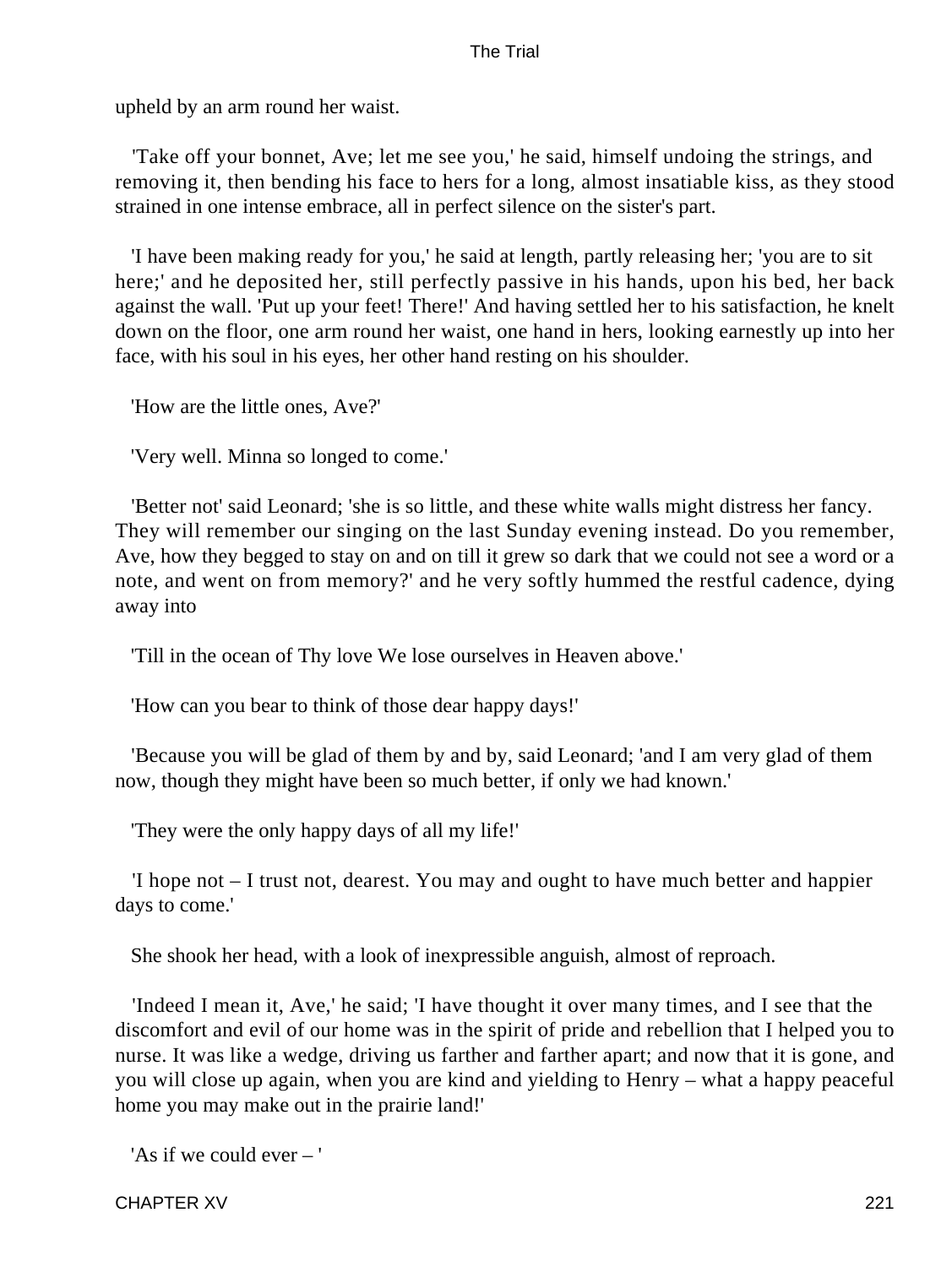upheld by an arm round her waist.

'Take off your bonnet, Ave; let me see you,' he said, himself undoing the strings, and removing it, then bending his face to hers for a long, almost insatiable kiss, as they stood strained in one intense embrace, all in perfect silence on the sister's part.

'I have been making ready for you,' he said at length, partly releasing her; 'you are to sit here;' and he deposited her, still perfectly passive in his hands, upon his bed, her back against the wall. 'Put up your feet! There!' And having settled her to his satisfaction, he knelt down on the floor, one arm round her waist, one hand in hers, looking earnestly up into her face, with his soul in his eyes, her other hand resting on his shoulder.

'How are the little ones, Ave?'

'Very well. Minna so longed to come.'

'Better not' said Leonard; 'she is so little, and these white walls might distress her fancy. They will remember our singing on the last Sunday evening instead. Do you remember, Ave, how they begged to stay on and on till it grew so dark that we could not see a word or a note, and went on from memory?' and he very softly hummed the restful cadence, dying away into

'Till in the ocean of Thy love We lose ourselves in Heaven above.'

'How can you bear to think of those dear happy days!'

'Because you will be glad of them by and by, said Leonard; 'and I am very glad of them now, though they might have been so much better, if only we had known.'

'They were the only happy days of all my life!'

'I hope not – I trust not, dearest. You may and ought to have much better and happier days to come.'

She shook her head, with a look of inexpressible anguish, almost of reproach.

'Indeed I mean it, Ave,' he said; 'I have thought it over many times, and I see that the discomfort and evil of our home was in the spirit of pride and rebellion that I helped you to nurse. It was like a wedge, driving us farther and farther apart; and now that it is gone, and you will close up again, when you are kind and yielding to Henry – what a happy peaceful home you may make out in the prairie land!'

'As if we could ever – '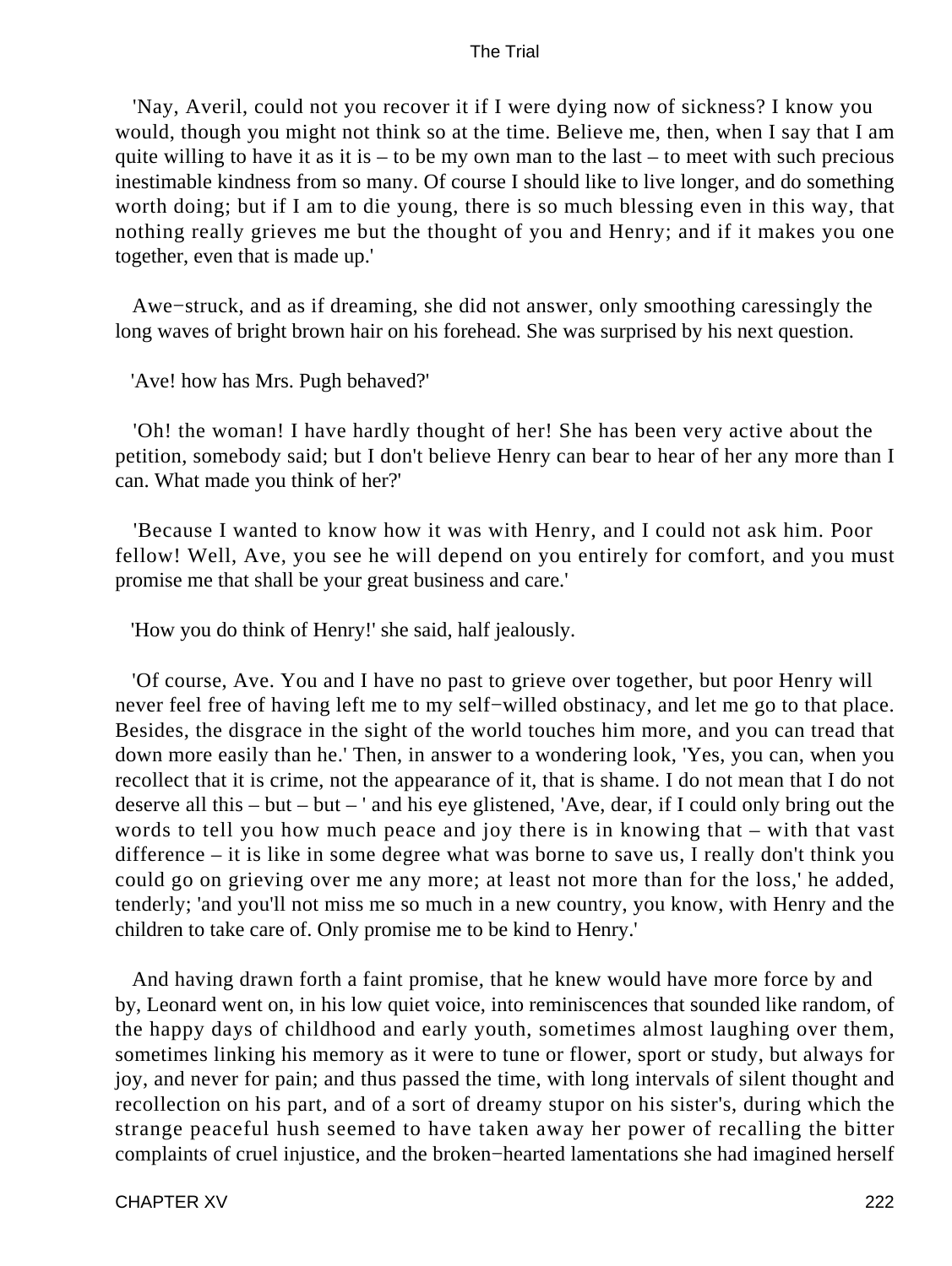'Nay, Averil, could not you recover it if I were dying now of sickness? I know you would, though you might not think so at the time. Believe me, then, when I say that I am quite willing to have it as it is – to be my own man to the last – to meet with such precious inestimable kindness from so many. Of course I should like to live longer, and do something worth doing; but if I am to die young, there is so much blessing even in this way, that nothing really grieves me but the thought of you and Henry; and if it makes you one together, even that is made up.'

Awe−struck, and as if dreaming, she did not answer, only smoothing caressingly the long waves of bright brown hair on his forehead. She was surprised by his next question.

'Ave! how has Mrs. Pugh behaved?'

'Oh! the woman! I have hardly thought of her! She has been very active about the petition, somebody said; but I don't believe Henry can bear to hear of her any more than I can. What made you think of her?'

'Because I wanted to know how it was with Henry, and I could not ask him. Poor fellow! Well, Ave, you see he will depend on you entirely for comfort, and you must promise me that shall be your great business and care.'

'How you do think of Henry!' she said, half jealously.

'Of course, Ave. You and I have no past to grieve over together, but poor Henry will never feel free of having left me to my self−willed obstinacy, and let me go to that place. Besides, the disgrace in the sight of the world touches him more, and you can tread that down more easily than he.' Then, in answer to a wondering look, 'Yes, you can, when you recollect that it is crime, not the appearance of it, that is shame. I do not mean that I do not deserve all this – but – but – ' and his eye glistened, 'Ave, dear, if I could only bring out the words to tell you how much peace and joy there is in knowing that – with that vast difference – it is like in some degree what was borne to save us, I really don't think you could go on grieving over me any more; at least not more than for the loss,' he added, tenderly; 'and you'll not miss me so much in a new country, you know, with Henry and the children to take care of. Only promise me to be kind to Henry.'

And having drawn forth a faint promise, that he knew would have more force by and by, Leonard went on, in his low quiet voice, into reminiscences that sounded like random, of the happy days of childhood and early youth, sometimes almost laughing over them, sometimes linking his memory as it were to tune or flower, sport or study, but always for joy, and never for pain; and thus passed the time, with long intervals of silent thought and recollection on his part, and of a sort of dreamy stupor on his sister's, during which the strange peaceful hush seemed to have taken away her power of recalling the bitter complaints of cruel injustice, and the broken−hearted lamentations she had imagined herself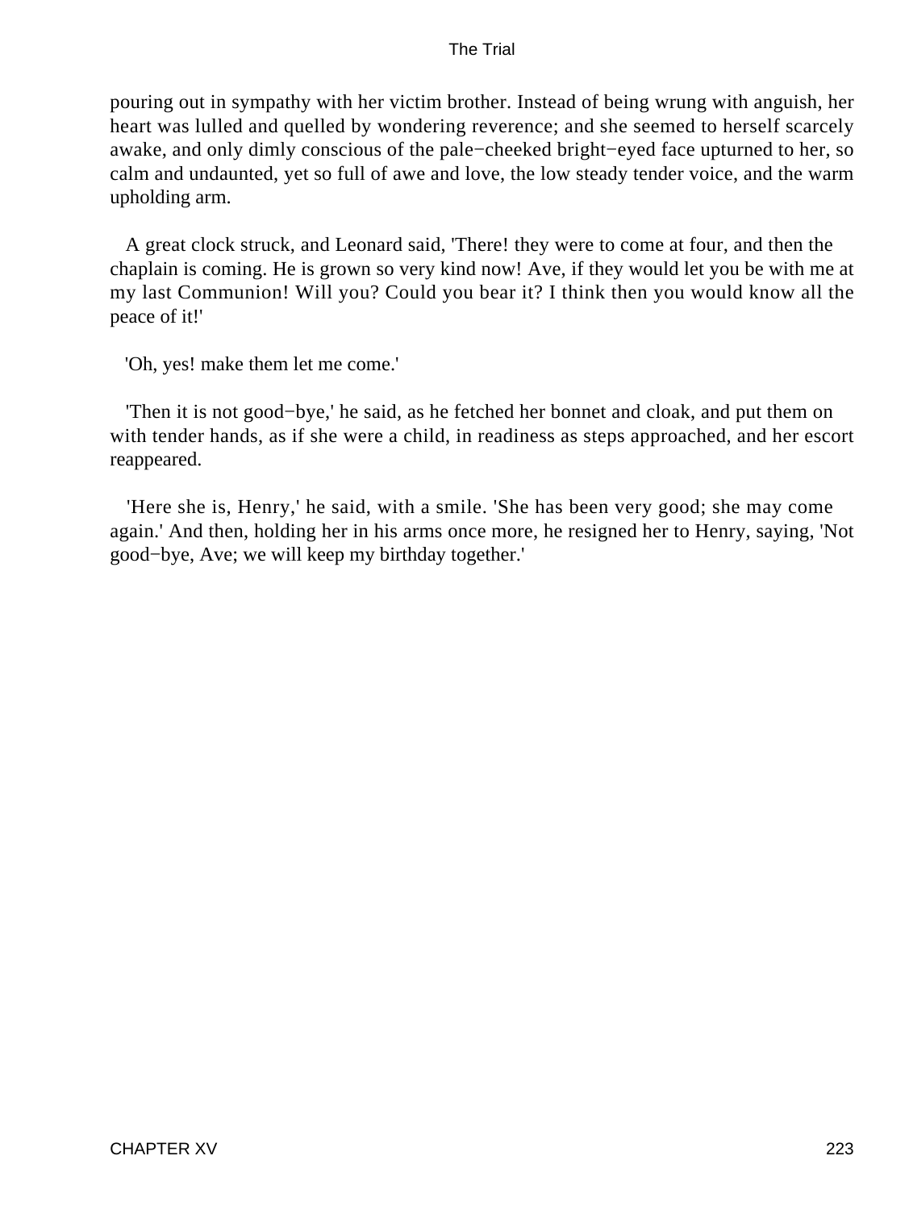pouring out in sympathy with her victim brother. Instead of being wrung with anguish, her heart was lulled and quelled by wondering reverence; and she seemed to herself scarcely awake, and only dimly conscious of the pale−cheeked bright−eyed face upturned to her, so calm and undaunted, yet so full of awe and love, the low steady tender voice, and the warm upholding arm.

A great clock struck, and Leonard said, 'There! they were to come at four, and then the chaplain is coming. He is grown so very kind now! Ave, if they would let you be with me at my last Communion! Will you? Could you bear it? I think then you would know all the peace of it!'

'Oh, yes! make them let me come.'

'Then it is not good−bye,' he said, as he fetched her bonnet and cloak, and put them on with tender hands, as if she were a child, in readiness as steps approached, and her escort reappeared.

'Here she is, Henry,' he said, with a smile. 'She has been very good; she may come again.' And then, holding her in his arms once more, he resigned her to Henry, saying, 'Not good−bye, Ave; we will keep my birthday together.'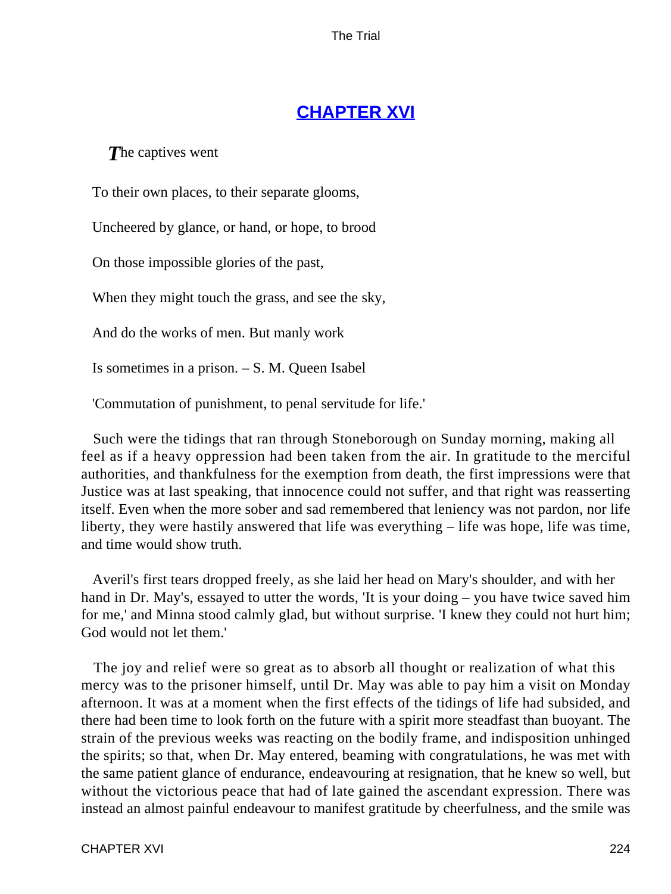## CHAPTER XVI

*T*he captives went

To their own places, to their separate glooms,

Uncheered by glance, or hand, or hope, to brood

On those impossible glories of the past,

When they might touch the grass, and see the sky,

And do the works of men. But manly work

Is sometimes in a prison. – S. M. Queen Isabel

'Commutation of punishment, to penal servitude for life.'

Such were the tidings that ran through Stoneborough on Sunday morning, making all feel as if a heavy oppression had been taken from the air. In gratitude to the merciful authorities, and thankfulness for the exemption from death, the first impressions were that Justice was at last speaking, that innocence could not suffer, and that right was reasserting itself. Even when the more sober and sad remembered that leniency was not pardon, nor life liberty, they were hastily answered that life was everything – life was hope, life was time, and time would show truth.

Averil's first tears dropped freely, as she laid her head on Mary's shoulder, and with her hand in Dr. May's, essayed to utter the words, 'It is your doing – you have twice saved him for me,' and Minna stood calmly glad, but without surprise. 'I knew they could not hurt him; God would not let them.'

The joy and relief were so great as to absorb all thought or realization of what this mercy was to the prisoner himself, until Dr. May was able to pay him a visit on Monday afternoon. It was at a moment when the first effects of the tidings of life had subsided, and there had been time to look forth on the future with a spirit more steadfast than buoyant. The strain of the previous weeks was reacting on the bodily frame, and indisposition unhinged the spirits; so that, when Dr. May entered, beaming with congratulations, he was met with the same patient glance of endurance, endeavouring at resignation, that he knew so well, but without the victorious peace that had of late gained the ascendant expression. There was instead an almost painful endeavour to manifest gratitude by cheerfulness, and the smile was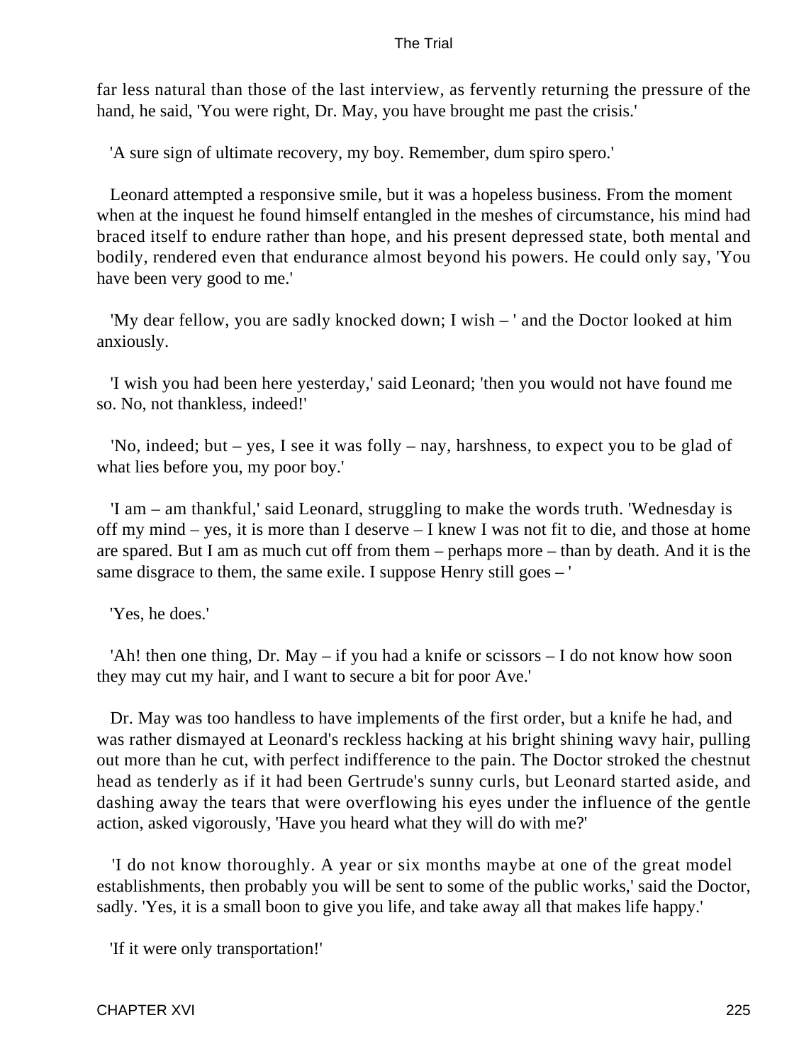far less natural than those of the last interview, as fervently returning the pressure of the hand, he said, 'You were right, Dr. May, you have brought me past the crisis.'

'A sure sign of ultimate recovery, my boy. Remember, dum spiro spero.'

Leonard attempted a responsive smile, but it was a hopeless business. From the moment when at the inquest he found himself entangled in the meshes of circumstance, his mind had braced itself to endure rather than hope, and his present depressed state, both mental and bodily, rendered even that endurance almost beyond his powers. He could only say, 'You have been very good to me.'

'My dear fellow, you are sadly knocked down; I wish – ' and the Doctor looked at him anxiously.

'I wish you had been here yesterday,' said Leonard; 'then you would not have found me so. No, not thankless, indeed!'

'No, indeed; but – yes, I see it was folly – nay, harshness, to expect you to be glad of what lies before you, my poor boy.'

'I am – am thankful,' said Leonard, struggling to make the words truth. 'Wednesday is off my mind – yes, it is more than I deserve – I knew I was not fit to die, and those at home are spared. But I am as much cut off from them – perhaps more – than by death. And it is the same disgrace to them, the same exile. I suppose Henry still goes – '

'Yes, he does.'

'Ah! then one thing, Dr. May – if you had a knife or scissors – I do not know how soon they may cut my hair, and I want to secure a bit for poor Ave.'

Dr. May was too handless to have implements of the first order, but a knife he had, and was rather dismayed at Leonard's reckless hacking at his bright shining wavy hair, pulling out more than he cut, with perfect indifference to the pain. The Doctor stroked the chestnut head as tenderly as if it had been Gertrude's sunny curls, but Leonard started aside, and dashing away the tears that were overflowing his eyes under the influence of the gentle action, asked vigorously, 'Have you heard what they will do with me?'

'I do not know thoroughly. A year or six months maybe at one of the great model establishments, then probably you will be sent to some of the public works,' said the Doctor, sadly. 'Yes, it is a small boon to give you life, and take away all that makes life happy.'

'If it were only transportation!'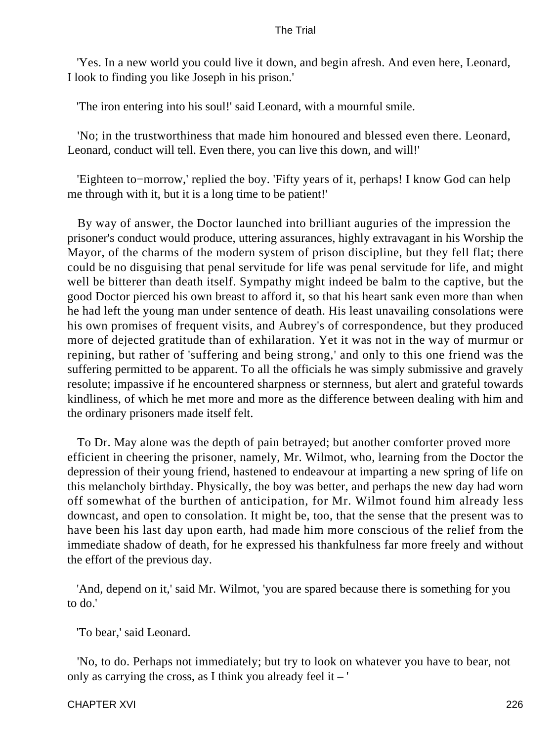'Yes. In a new world you could live it down, and begin afresh. And even here, Leonard, I look to finding you like Joseph in his prison.'

'The iron entering into his soul!' said Leonard, with a mournful smile.

'No; in the trustworthiness that made him honoured and blessed even there. Leonard, Leonard, conduct will tell. Even there, you can live this down, and will!'

'Eighteen to−morrow,' replied the boy. 'Fifty years of it, perhaps! I know God can help me through with it, but it is a long time to be patient!'

By way of answer, the Doctor launched into brilliant auguries of the impression the prisoner's conduct would produce, uttering assurances, highly extravagant in his Worship the Mayor, of the charms of the modern system of prison discipline, but they fell flat; there could be no disguising that penal servitude for life was penal servitude for life, and might well be bitterer than death itself. Sympathy might indeed be balm to the captive, but the good Doctor pierced his own breast to afford it, so that his heart sank even more than when he had left the young man under sentence of death. His least unavailing consolations were his own promises of frequent visits, and Aubrey's of correspondence, but they produced more of dejected gratitude than of exhilaration. Yet it was not in the way of murmur or repining, but rather of 'suffering and being strong,' and only to this one friend was the suffering permitted to be apparent. To all the officials he was simply submissive and gravely resolute; impassive if he encountered sharpness or sternness, but alert and grateful towards kindliness, of which he met more and more as the difference between dealing with him and the ordinary prisoners made itself felt.

To Dr. May alone was the depth of pain betrayed; but another comforter proved more efficient in cheering the prisoner, namely, Mr. Wilmot, who, learning from the Doctor the depression of their young friend, hastened to endeavour at imparting a new spring of life on this melancholy birthday. Physically, the boy was better, and perhaps the new day had worn off somewhat of the burthen of anticipation, for Mr. Wilmot found him already less downcast, and open to consolation. It might be, too, that the sense that the present was to have been his last day upon earth, had made him more conscious of the relief from the immediate shadow of death, for he expressed his thankfulness far more freely and without the effort of the previous day.

'And, depend on it,' said Mr. Wilmot, 'you are spared because there is something for you to do.'

'To bear,' said Leonard.

'No, to do. Perhaps not immediately; but try to look on whatever you have to bear, not only as carrying the cross, as I think you already feel it – '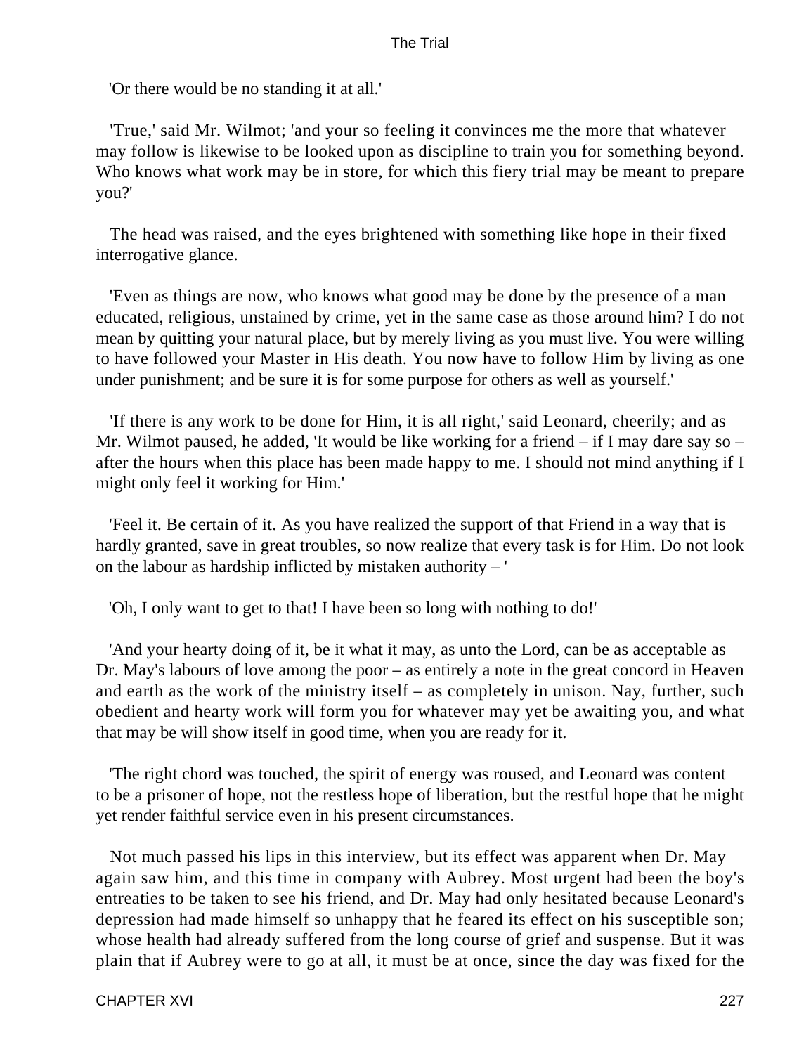'Or there would be no standing it at all.'

'True,' said Mr. Wilmot; 'and your so feeling it convinces me the more that whatever may follow is likewise to be looked upon as discipline to train you for something beyond. Who knows what work may be in store, for which this fiery trial may be meant to prepare you?'

The head was raised, and the eyes brightened with something like hope in their fixed interrogative glance.

'Even as things are now, who knows what good may be done by the presence of a man educated, religious, unstained by crime, yet in the same case as those around him? I do not mean by quitting your natural place, but by merely living as you must live. You were willing to have followed your Master in His death. You now have to follow Him by living as one under punishment; and be sure it is for some purpose for others as well as yourself.'

'If there is any work to be done for Him, it is all right,' said Leonard, cheerily; and as Mr. Wilmot paused, he added, 'It would be like working for a friend – if I may dare say so – after the hours when this place has been made happy to me. I should not mind anything if I might only feel it working for Him.'

'Feel it. Be certain of it. As you have realized the support of that Friend in a way that is hardly granted, save in great troubles, so now realize that every task is for Him. Do not look on the labour as hardship inflicted by mistaken authority – '

'Oh, I only want to get to that! I have been so long with nothing to do!'

'And your hearty doing of it, be it what it may, as unto the Lord, can be as acceptable as Dr. May's labours of love among the poor – as entirely a note in the great concord in Heaven and earth as the work of the ministry itself – as completely in unison. Nay, further, such obedient and hearty work will form you for whatever may yet be awaiting you, and what that may be will show itself in good time, when you are ready for it.

'The right chord was touched, the spirit of energy was roused, and Leonard was content to be a prisoner of hope, not the restless hope of liberation, but the restful hope that he might yet render faithful service even in his present circumstances.

Not much passed his lips in this interview, but its effect was apparent when Dr. May again saw him, and this time in company with Aubrey. Most urgent had been the boy's entreaties to be taken to see his friend, and Dr. May had only hesitated because Leonard's depression had made himself so unhappy that he feared its effect on his susceptible son; whose health had already suffered from the long course of grief and suspense. But it was plain that if Aubrey were to go at all, it must be at once, since the day was fixed for the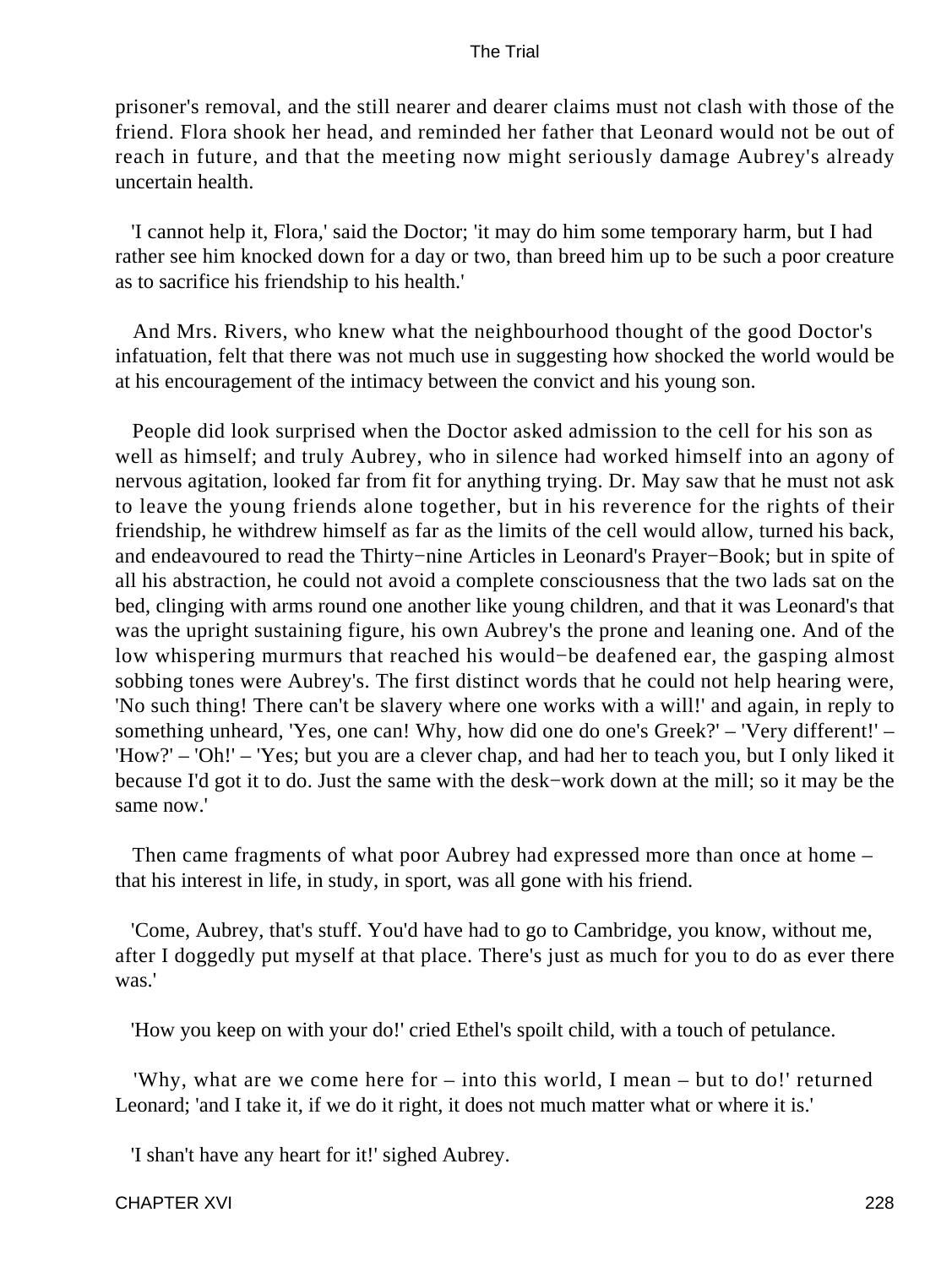prisoner's removal, and the still nearer and dearer claims must not clash with those of the friend. Flora shook her head, and reminded her father that Leonard would not be out of reach in future, and that the meeting now might seriously damage Aubrey's already uncertain health.

'I cannot help it, Flora,' said the Doctor; 'it may do him some temporary harm, but I had rather see him knocked down for a day or two, than breed him up to be such a poor creature as to sacrifice his friendship to his health.'

And Mrs. Rivers, who knew what the neighbourhood thought of the good Doctor's infatuation, felt that there was not much use in suggesting how shocked the world would be at his encouragement of the intimacy between the convict and his young son.

People did look surprised when the Doctor asked admission to the cell for his son as well as himself; and truly Aubrey, who in silence had worked himself into an agony of nervous agitation, looked far from fit for anything trying. Dr. May saw that he must not ask to leave the young friends alone together, but in his reverence for the rights of their friendship, he withdrew himself as far as the limits of the cell would allow, turned his back, and endeavoured to read the Thirty−nine Articles in Leonard's Prayer−Book; but in spite of all his abstraction, he could not avoid a complete consciousness that the two lads sat on the bed, clinging with arms round one another like young children, and that it was Leonard's that was the upright sustaining figure, his own Aubrey's the prone and leaning one. And of the low whispering murmurs that reached his would−be deafened ear, the gasping almost sobbing tones were Aubrey's. The first distinct words that he could not help hearing were, 'No such thing! There can't be slavery where one works with a will!' and again, in reply to something unheard, 'Yes, one can! Why, how did one do one's Greek?' – 'Very different!' – 'How?' – 'Oh!' – 'Yes; but you are a clever chap, and had her to teach you, but I only liked it because I'd got it to do. Just the same with the desk−work down at the mill; so it may be the same now.'

Then came fragments of what poor Aubrey had expressed more than once at home – that his interest in life, in study, in sport, was all gone with his friend.

'Come, Aubrey, that's stuff. You'd have had to go to Cambridge, you know, without me, after I doggedly put myself at that place. There's just as much for you to do as ever there was.'

'How you keep on with your do!' cried Ethel's spoilt child, with a touch of petulance.

'Why, what are we come here for – into this world, I mean – but to do!' returned Leonard; 'and I take it, if we do it right, it does not much matter what or where it is.'

'I shan't have any heart for it!' sighed Aubrey.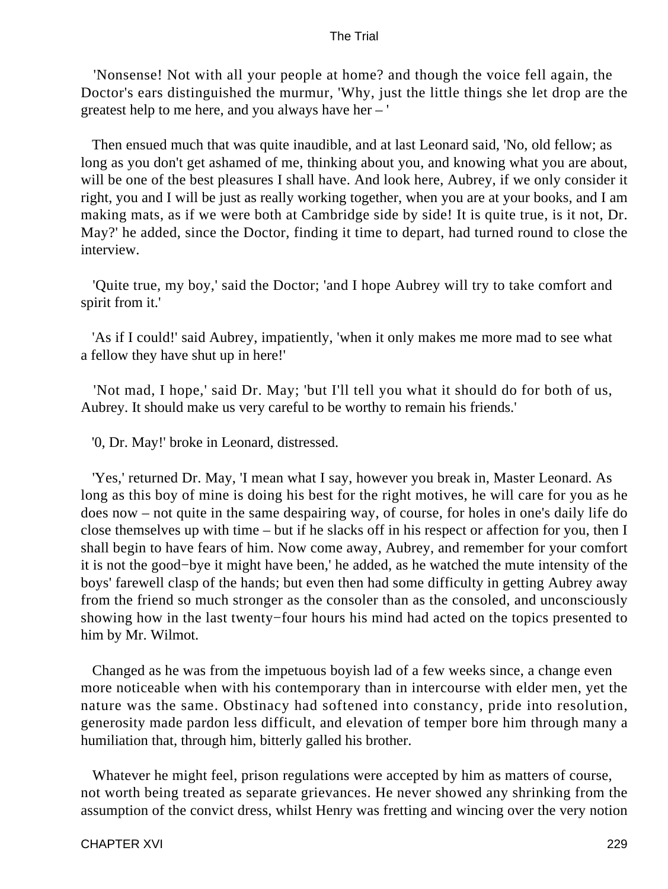'Nonsense! Not with all your people at home? and though the voice fell again, the Doctor's ears distinguished the murmur, 'Why, just the little things she let drop are the greatest help to me here, and you always have her – '

Then ensued much that was quite inaudible, and at last Leonard said, 'No, old fellow; as long as you don't get ashamed of me, thinking about you, and knowing what you are about, will be one of the best pleasures I shall have. And look here, Aubrey, if we only consider it right, you and I will be just as really working together, when you are at your books, and I am making mats, as if we were both at Cambridge side by side! It is quite true, is it not, Dr. May?' he added, since the Doctor, finding it time to depart, had turned round to close the interview.

'Quite true, my boy,' said the Doctor; 'and I hope Aubrey will try to take comfort and spirit from it.'

'As if I could!' said Aubrey, impatiently, 'when it only makes me more mad to see what a fellow they have shut up in here!'

'Not mad, I hope,' said Dr. May; 'but I'll tell you what it should do for both of us, Aubrey. It should make us very careful to be worthy to remain his friends.'

'0, Dr. May!' broke in Leonard, distressed.

'Yes,' returned Dr. May, 'I mean what I say, however you break in, Master Leonard. As long as this boy of mine is doing his best for the right motives, he will care for you as he does now – not quite in the same despairing way, of course, for holes in one's daily life do close themselves up with time – but if he slacks off in his respect or affection for you, then I shall begin to have fears of him. Now come away, Aubrey, and remember for your comfort it is not the good−bye it might have been,' he added, as he watched the mute intensity of the boys' farewell clasp of the hands; but even then had some difficulty in getting Aubrey away from the friend so much stronger as the consoler than as the consoled, and unconsciously showing how in the last twenty−four hours his mind had acted on the topics presented to him by Mr. Wilmot.

Changed as he was from the impetuous boyish lad of a few weeks since, a change even more noticeable when with his contemporary than in intercourse with elder men, yet the nature was the same. Obstinacy had softened into constancy, pride into resolution, generosity made pardon less difficult, and elevation of temper bore him through many a humiliation that, through him, bitterly galled his brother.

Whatever he might feel, prison regulations were accepted by him as matters of course, not worth being treated as separate grievances. He never showed any shrinking from the assumption of the convict dress, whilst Henry was fretting and wincing over the very notion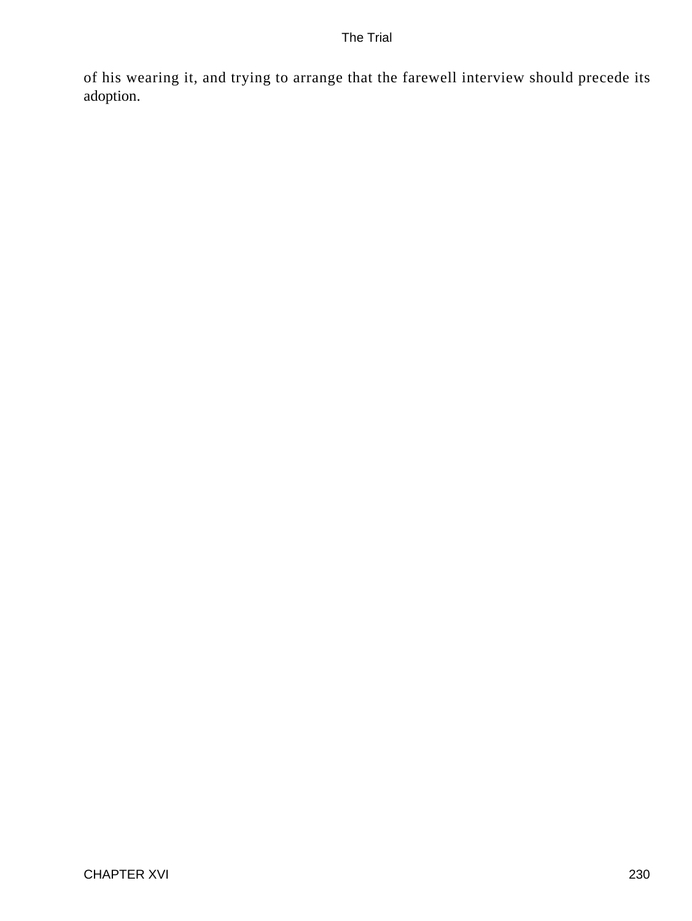of his wearing it, and trying to arrange that the farewell interview should precede its adoption.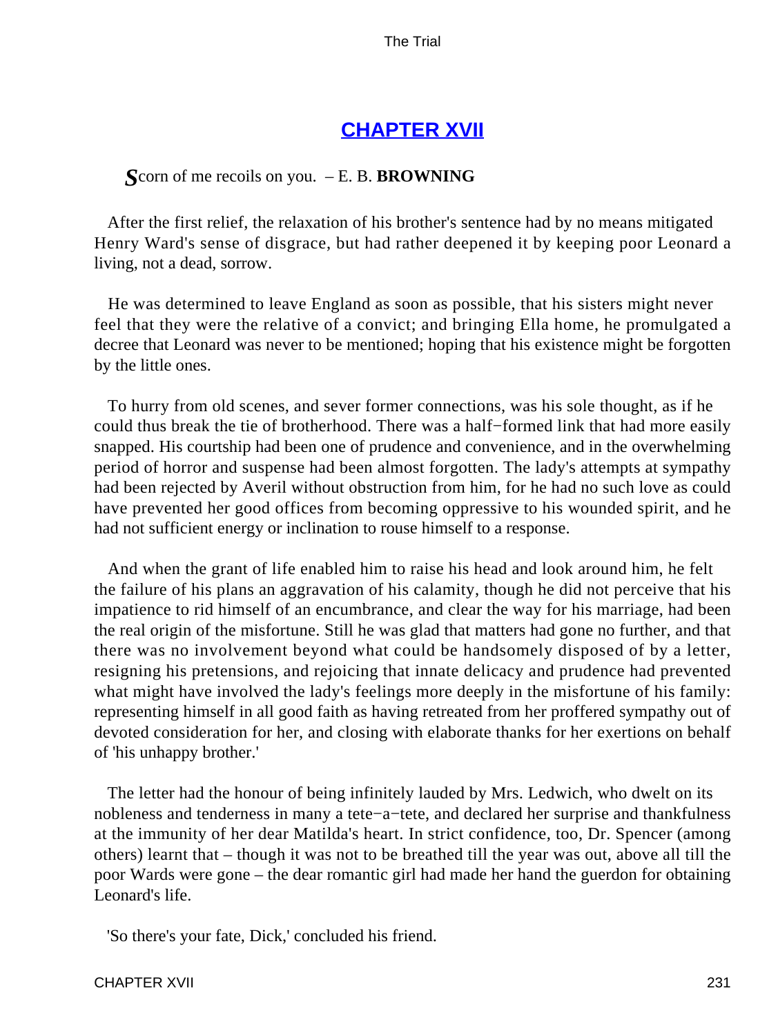## CHAPTER XVII

*S*corn of me recoils on you. – E. B. **BROWNING**

After the first relief, the relaxation of his brother's sentence had by no means mitigated Henry Ward's sense of disgrace, but had rather deepened it by keeping poor Leonard a living, not a dead, sorrow.

He was determined to leave England as soon as possible, that his sisters might never feel that they were the relative of a convict; and bringing Ella home, he promulgated a decree that Leonard was never to be mentioned; hoping that his existence might be forgotten by the little ones.

To hurry from old scenes, and sever former connections, was his sole thought, as if he could thus break the tie of brotherhood. There was a half−formed link that had more easily snapped. His courtship had been one of prudence and convenience, and in the overwhelming period of horror and suspense had been almost forgotten. The lady's attempts at sympathy had been rejected by Averil without obstruction from him, for he had no such love as could have prevented her good offices from becoming oppressive to his wounded spirit, and he had not sufficient energy or inclination to rouse himself to a response.

And when the grant of life enabled him to raise his head and look around him, he felt the failure of his plans an aggravation of his calamity, though he did not perceive that his impatience to rid himself of an encumbrance, and clear the way for his marriage, had been the real origin of the misfortune. Still he was glad that matters had gone no further, and that there was no involvement beyond what could be handsomely disposed of by a letter, resigning his pretensions, and rejoicing that innate delicacy and prudence had prevented what might have involved the lady's feelings more deeply in the misfortune of his family: representing himself in all good faith as having retreated from her proffered sympathy out of devoted consideration for her, and closing with elaborate thanks for her exertions on behalf of 'his unhappy brother.'

The letter had the honour of being infinitely lauded by Mrs. Ledwich, who dwelt on its nobleness and tenderness in many a tete−a−tete, and declared her surprise and thankfulness at the immunity of her dear Matilda's heart. In strict confidence, too, Dr. Spencer (among others) learnt that – though it was not to be breathed till the year was out, above all till the poor Wards were gone – the dear romantic girl had made her hand the guerdon for obtaining Leonard's life.

'So there's your fate, Dick,' concluded his friend.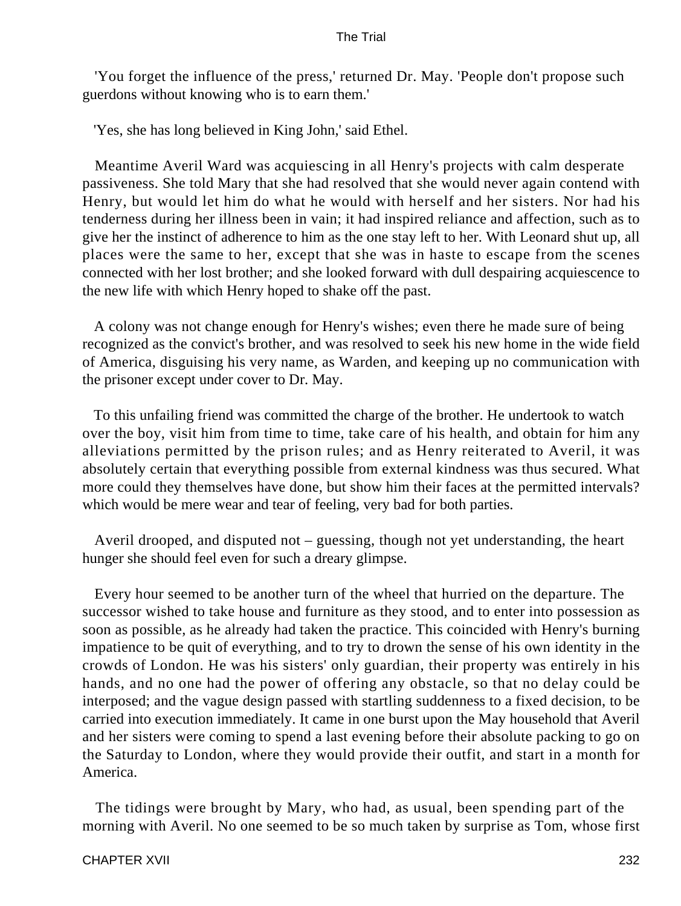'You forget the influence of the press,' returned Dr. May. 'People don't propose such guerdons without knowing who is to earn them.'

'Yes, she has long believed in King John,' said Ethel.

Meantime Averil Ward was acquiescing in all Henry's projects with calm desperate passiveness. She told Mary that she had resolved that she would never again contend with Henry, but would let him do what he would with herself and her sisters. Nor had his tenderness during her illness been in vain; it had inspired reliance and affection, such as to give her the instinct of adherence to him as the one stay left to her. With Leonard shut up, all places were the same to her, except that she was in haste to escape from the scenes connected with her lost brother; and she looked forward with dull despairing acquiescence to the new life with which Henry hoped to shake off the past.

A colony was not change enough for Henry's wishes; even there he made sure of being recognized as the convict's brother, and was resolved to seek his new home in the wide field of America, disguising his very name, as Warden, and keeping up no communication with the prisoner except under cover to Dr. May.

To this unfailing friend was committed the charge of the brother. He undertook to watch over the boy, visit him from time to time, take care of his health, and obtain for him any alleviations permitted by the prison rules; and as Henry reiterated to Averil, it was absolutely certain that everything possible from external kindness was thus secured. What more could they themselves have done, but show him their faces at the permitted intervals? which would be mere wear and tear of feeling, very bad for both parties.

Averil drooped, and disputed not – guessing, though not yet understanding, the heart hunger she should feel even for such a dreary glimpse.

Every hour seemed to be another turn of the wheel that hurried on the departure. The successor wished to take house and furniture as they stood, and to enter into possession as soon as possible, as he already had taken the practice. This coincided with Henry's burning impatience to be quit of everything, and to try to drown the sense of his own identity in the crowds of London. He was his sisters' only guardian, their property was entirely in his hands, and no one had the power of offering any obstacle, so that no delay could be interposed; and the vague design passed with startling suddenness to a fixed decision, to be carried into execution immediately. It came in one burst upon the May household that Averil and her sisters were coming to spend a last evening before their absolute packing to go on the Saturday to London, where they would provide their outfit, and start in a month for America.

The tidings were brought by Mary, who had, as usual, been spending part of the morning with Averil. No one seemed to be so much taken by surprise as Tom, whose first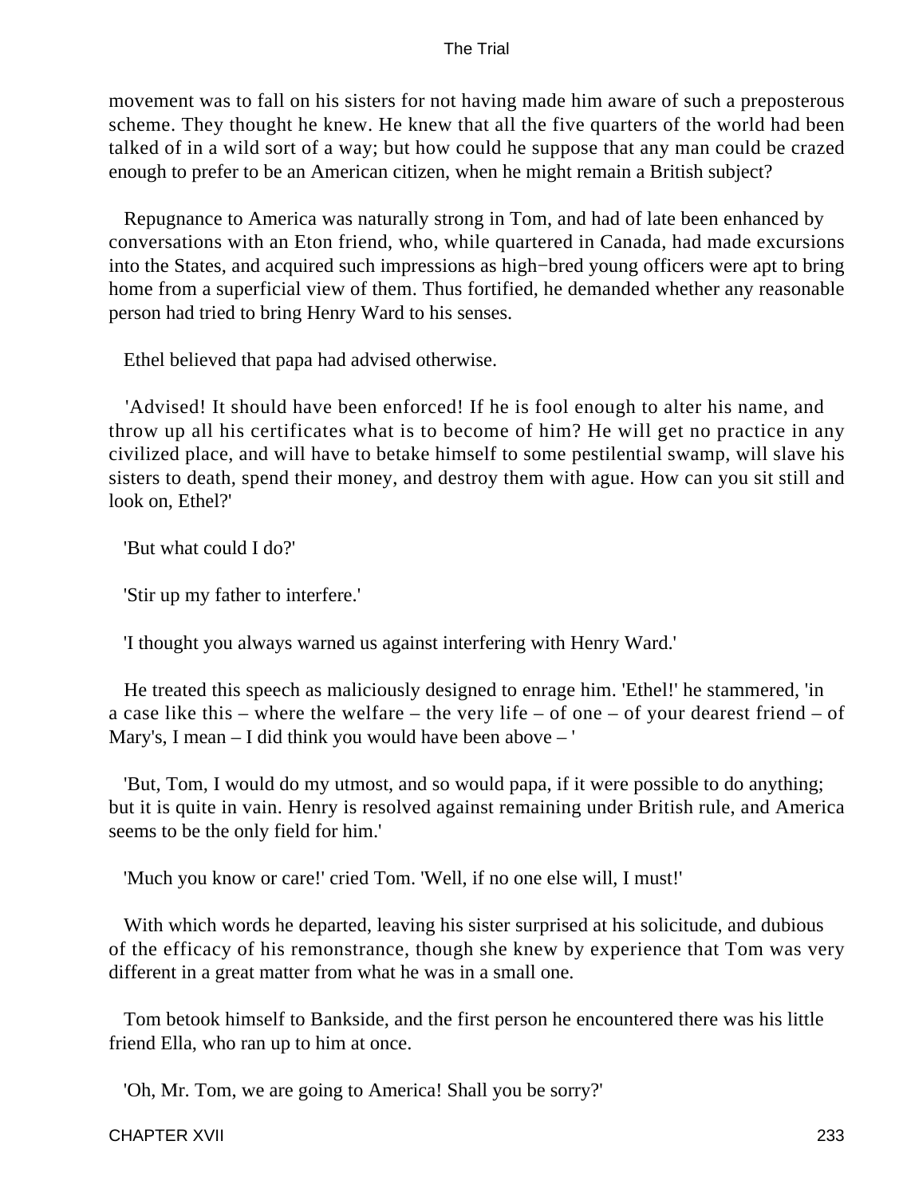movement was to fall on his sisters for not having made him aware of such a preposterous scheme. They thought he knew. He knew that all the five quarters of the world had been talked of in a wild sort of a way; but how could he suppose that any man could be crazed enough to prefer to be an American citizen, when he might remain a British subject?

Repugnance to America was naturally strong in Tom, and had of late been enhanced by conversations with an Eton friend, who, while quartered in Canada, had made excursions into the States, and acquired such impressions as high−bred young officers were apt to bring home from a superficial view of them. Thus fortified, he demanded whether any reasonable person had tried to bring Henry Ward to his senses.

Ethel believed that papa had advised otherwise.

'Advised! It should have been enforced! If he is fool enough to alter his name, and throw up all his certificates what is to become of him? He will get no practice in any civilized place, and will have to betake himself to some pestilential swamp, will slave his sisters to death, spend their money, and destroy them with ague. How can you sit still and look on, Ethel?'

'But what could I do?'

'Stir up my father to interfere.'

'I thought you always warned us against interfering with Henry Ward.'

He treated this speech as maliciously designed to enrage him. 'Ethel!' he stammered, 'in a case like this – where the welfare – the very life – of one – of your dearest friend – of Mary's, I mean – I did think you would have been above – '

'But, Tom, I would do my utmost, and so would papa, if it were possible to do anything; but it is quite in vain. Henry is resolved against remaining under British rule, and America seems to be the only field for him.'

'Much you know or care!' cried Tom. 'Well, if no one else will, I must!'

With which words he departed, leaving his sister surprised at his solicitude, and dubious of the efficacy of his remonstrance, though she knew by experience that Tom was very different in a great matter from what he was in a small one.

Tom betook himself to Bankside, and the first person he encountered there was his little friend Ella, who ran up to him at once.

'Oh, Mr. Tom, we are going to America! Shall you be sorry?'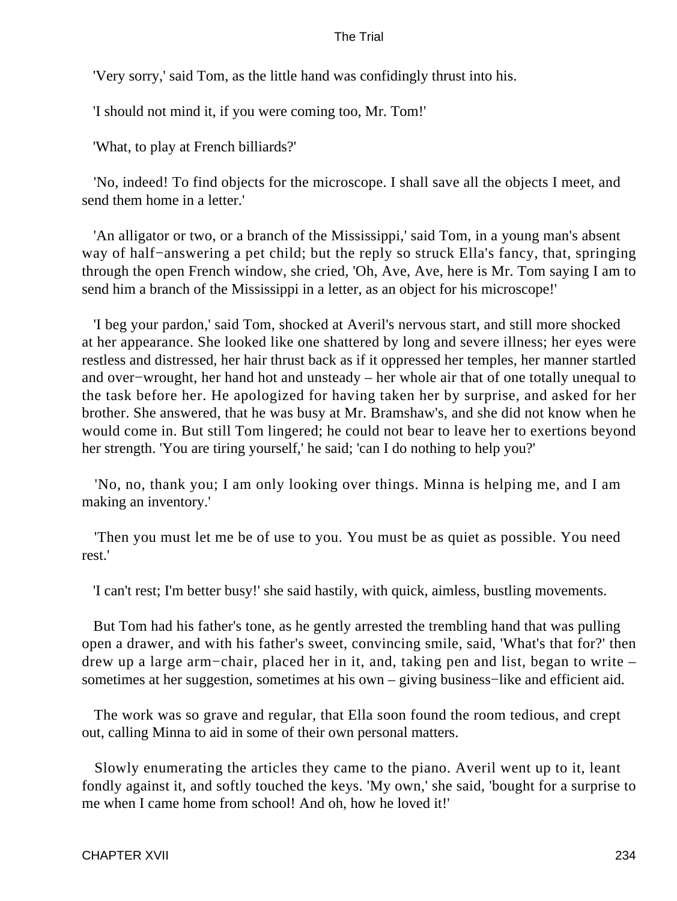'Very sorry,' said Tom, as the little hand was confidingly thrust into his.

'I should not mind it, if you were coming too, Mr. Tom!'

'What, to play at French billiards?'

'No, indeed! To find objects for the microscope. I shall save all the objects I meet, and send them home in a letter.'

'An alligator or two, or a branch of the Mississippi,' said Tom, in a young man's absent way of half−answering a pet child; but the reply so struck Ella's fancy, that, springing through the open French window, she cried, 'Oh, Ave, Ave, here is Mr. Tom saying I am to send him a branch of the Mississippi in a letter, as an object for his microscope!'

'I beg your pardon,' said Tom, shocked at Averil's nervous start, and still more shocked at her appearance. She looked like one shattered by long and severe illness; her eyes were restless and distressed, her hair thrust back as if it oppressed her temples, her manner startled and over−wrought, her hand hot and unsteady – her whole air that of one totally unequal to the task before her. He apologized for having taken her by surprise, and asked for her brother. She answered, that he was busy at Mr. Bramshaw's, and she did not know when he would come in. But still Tom lingered; he could not bear to leave her to exertions beyond her strength. 'You are tiring yourself,' he said; 'can I do nothing to help you?'

'No, no, thank you; I am only looking over things. Minna is helping me, and I am making an inventory.'

'Then you must let me be of use to you. You must be as quiet as possible. You need rest.'

'I can't rest; I'm better busy!' she said hastily, with quick, aimless, bustling movements.

But Tom had his father's tone, as he gently arrested the trembling hand that was pulling open a drawer, and with his father's sweet, convincing smile, said, 'What's that for?' then drew up a large arm−chair, placed her in it, and, taking pen and list, began to write – sometimes at her suggestion, sometimes at his own – giving business−like and efficient aid.

The work was so grave and regular, that Ella soon found the room tedious, and crept out, calling Minna to aid in some of their own personal matters.

Slowly enumerating the articles they came to the piano. Averil went up to it, leant fondly against it, and softly touched the keys. 'My own,' she said, 'bought for a surprise to me when I came home from school! And oh, how he loved it!'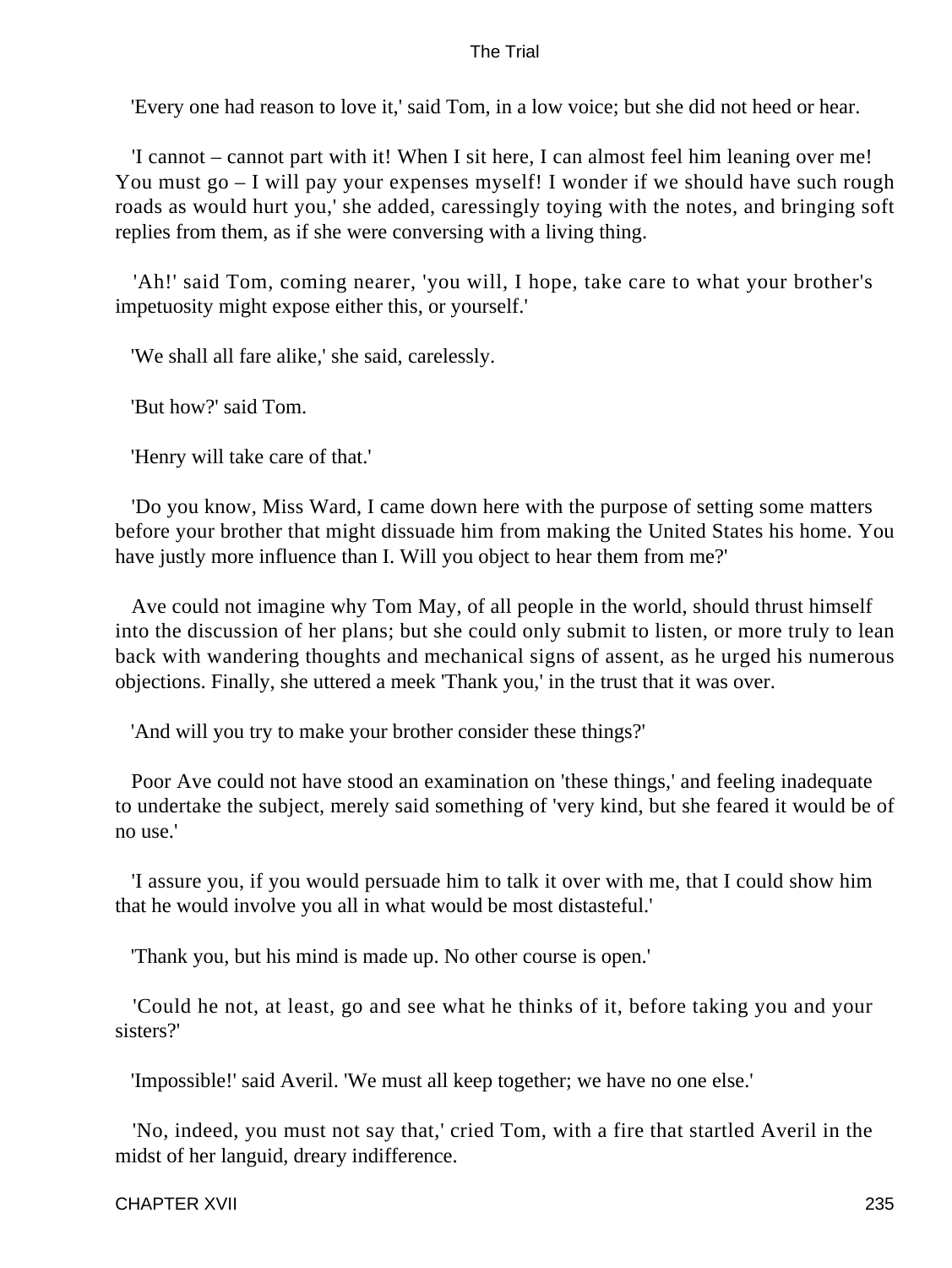'Every one had reason to love it,' said Tom, in a low voice; but she did not heed or hear.

'I cannot – cannot part with it! When I sit here, I can almost feel him leaning over me! You must go – I will pay your expenses myself! I wonder if we should have such rough roads as would hurt you,' she added, caressingly toying with the notes, and bringing soft replies from them, as if she were conversing with a living thing.

'Ah!' said Tom, coming nearer, 'you will, I hope, take care to what your brother's impetuosity might expose either this, or yourself.'

'We shall all fare alike,' she said, carelessly.

'But how?' said Tom.

'Henry will take care of that.'

'Do you know, Miss Ward, I came down here with the purpose of setting some matters before your brother that might dissuade him from making the United States his home. You have justly more influence than I. Will you object to hear them from me?'

Ave could not imagine why Tom May, of all people in the world, should thrust himself into the discussion of her plans; but she could only submit to listen, or more truly to lean back with wandering thoughts and mechanical signs of assent, as he urged his numerous objections. Finally, she uttered a meek 'Thank you,' in the trust that it was over.

'And will you try to make your brother consider these things?'

Poor Ave could not have stood an examination on 'these things,' and feeling inadequate to undertake the subject, merely said something of 'very kind, but she feared it would be of no use.'

'I assure you, if you would persuade him to talk it over with me, that I could show him that he would involve you all in what would be most distasteful.'

'Thank you, but his mind is made up. No other course is open.'

'Could he not, at least, go and see what he thinks of it, before taking you and your sisters?'

'Impossible!' said Averil. 'We must all keep together; we have no one else.'

'No, indeed, you must not say that,' cried Tom, with a fire that startled Averil in the midst of her languid, dreary indifference.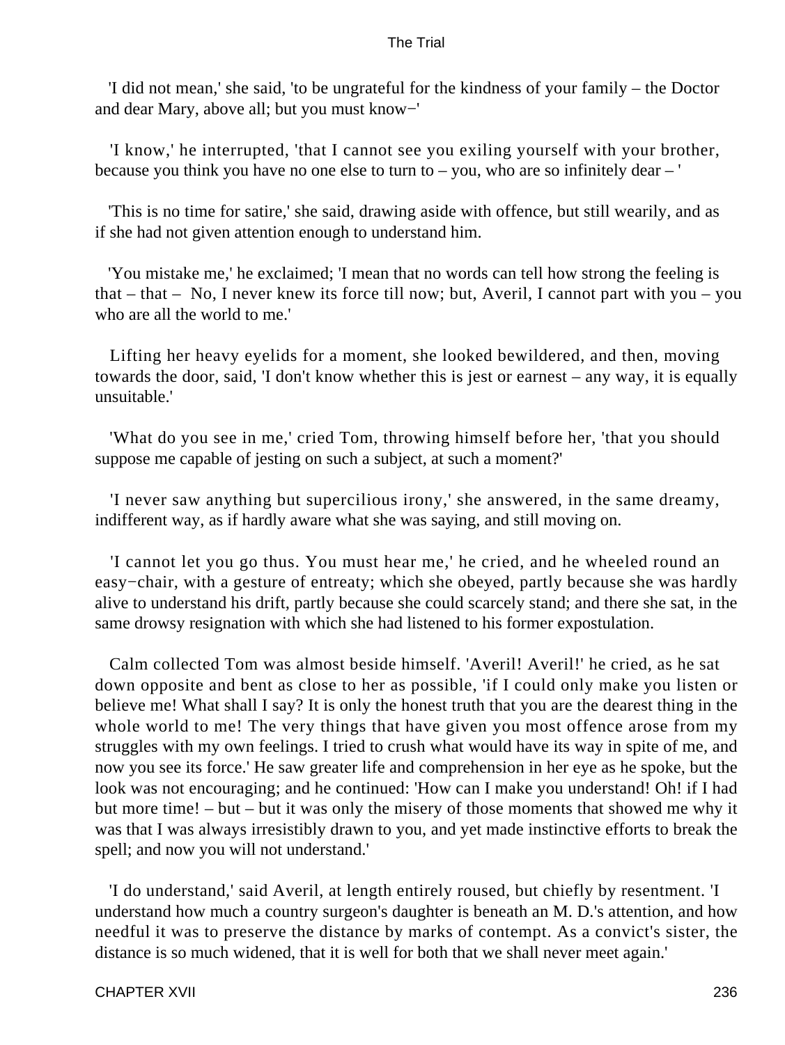'I did not mean,' she said, 'to be ungrateful for the kindness of your family – the Doctor and dear Mary, above all; but you must know−'

'I know,' he interrupted, 'that I cannot see you exiling yourself with your brother, because you think you have no one else to turn to – you, who are so infinitely dear – '

'This is no time for satire,' she said, drawing aside with offence, but still wearily, and as if she had not given attention enough to understand him.

'You mistake me,' he exclaimed; 'I mean that no words can tell how strong the feeling is that – that – No, I never knew its force till now; but, Averil, I cannot part with you – you who are all the world to me.'

Lifting her heavy eyelids for a moment, she looked bewildered, and then, moving towards the door, said, 'I don't know whether this is jest or earnest – any way, it is equally unsuitable.'

'What do you see in me,' cried Tom, throwing himself before her, 'that you should suppose me capable of jesting on such a subject, at such a moment?'

'I never saw anything but supercilious irony,' she answered, in the same dreamy, indifferent way, as if hardly aware what she was saying, and still moving on.

'I cannot let you go thus. You must hear me,' he cried, and he wheeled round an easy−chair, with a gesture of entreaty; which she obeyed, partly because she was hardly alive to understand his drift, partly because she could scarcely stand; and there she sat, in the same drowsy resignation with which she had listened to his former expostulation.

Calm collected Tom was almost beside himself. 'Averil! Averil!' he cried, as he sat down opposite and bent as close to her as possible, 'if I could only make you listen or believe me! What shall I say? It is only the honest truth that you are the dearest thing in the whole world to me! The very things that have given you most offence arose from my struggles with my own feelings. I tried to crush what would have its way in spite of me, and now you see its force.' He saw greater life and comprehension in her eye as he spoke, but the look was not encouraging; and he continued: 'How can I make you understand! Oh! if I had but more time! – but – but it was only the misery of those moments that showed me why it was that I was always irresistibly drawn to you, and yet made instinctive efforts to break the spell; and now you will not understand.'

'I do understand,' said Averil, at length entirely roused, but chiefly by resentment. 'I understand how much a country surgeon's daughter is beneath an M. D.'s attention, and how needful it was to preserve the distance by marks of contempt. As a convict's sister, the distance is so much widened, that it is well for both that we shall never meet again.'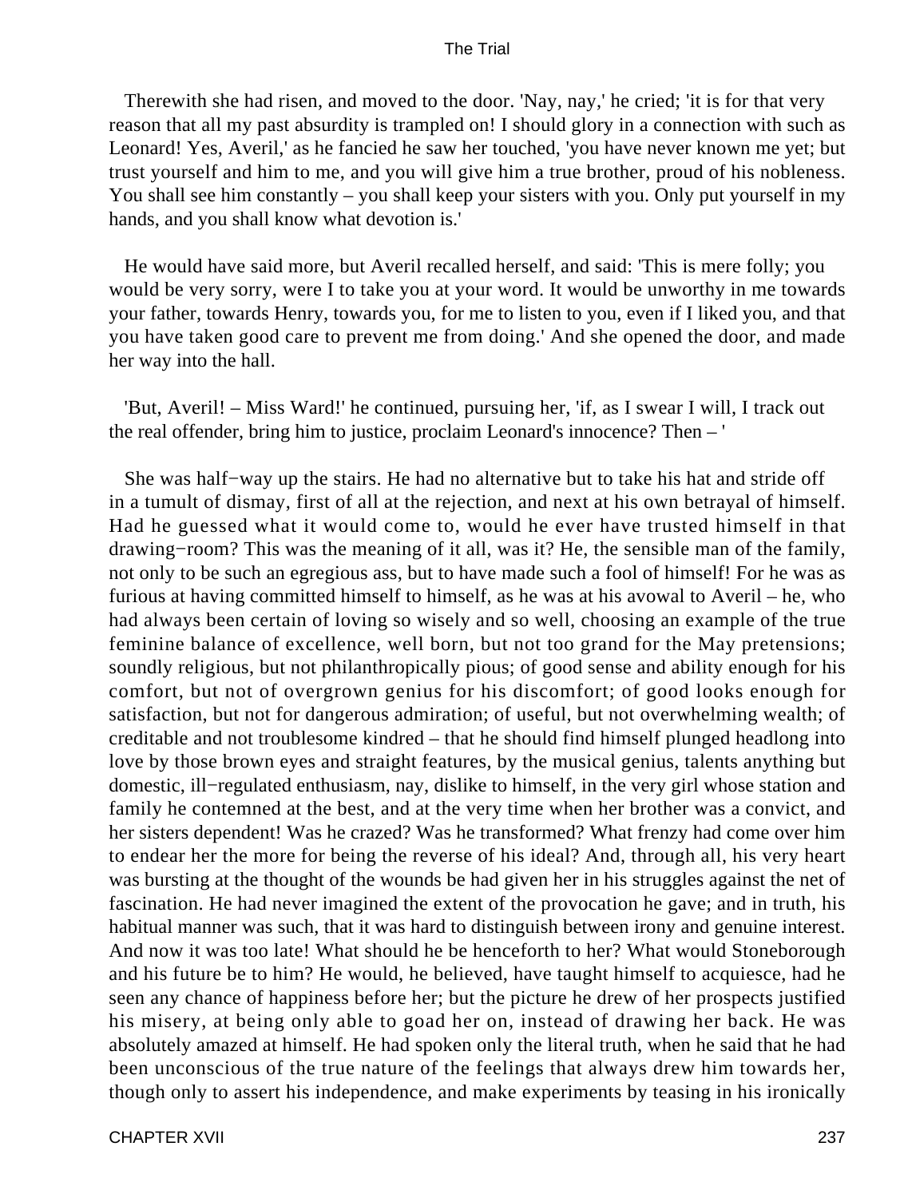Therewith she had risen, and moved to the door. 'Nay, nay,' he cried; 'it is for that very reason that all my past absurdity is trampled on! I should glory in a connection with such as Leonard! Yes, Averil,' as he fancied he saw her touched, 'you have never known me yet; but trust yourself and him to me, and you will give him a true brother, proud of his nobleness. You shall see him constantly – you shall keep your sisters with you. Only put yourself in my hands, and you shall know what devotion is.'

He would have said more, but Averil recalled herself, and said: 'This is mere folly; you would be very sorry, were I to take you at your word. It would be unworthy in me towards your father, towards Henry, towards you, for me to listen to you, even if I liked you, and that you have taken good care to prevent me from doing.' And she opened the door, and made her way into the hall.

'But, Averil! – Miss Ward!' he continued, pursuing her, 'if, as I swear I will, I track out the real offender, bring him to justice, proclaim Leonard's innocence? Then – '

She was half−way up the stairs. He had no alternative but to take his hat and stride off in a tumult of dismay, first of all at the rejection, and next at his own betrayal of himself. Had he guessed what it would come to, would he ever have trusted himself in that drawing−room? This was the meaning of it all, was it? He, the sensible man of the family, not only to be such an egregious ass, but to have made such a fool of himself! For he was as furious at having committed himself to himself, as he was at his avowal to Averil – he, who had always been certain of loving so wisely and so well, choosing an example of the true feminine balance of excellence, well born, but not too grand for the May pretensions; soundly religious, but not philanthropically pious; of good sense and ability enough for his comfort, but not of overgrown genius for his discomfort; of good looks enough for satisfaction, but not for dangerous admiration; of useful, but not overwhelming wealth; of creditable and not troublesome kindred – that he should find himself plunged headlong into love by those brown eyes and straight features, by the musical genius, talents anything but domestic, ill−regulated enthusiasm, nay, dislike to himself, in the very girl whose station and family he contemned at the best, and at the very time when her brother was a convict, and her sisters dependent! Was he crazed? Was he transformed? What frenzy had come over him to endear her the more for being the reverse of his ideal? And, through all, his very heart was bursting at the thought of the wounds be had given her in his struggles against the net of fascination. He had never imagined the extent of the provocation he gave; and in truth, his habitual manner was such, that it was hard to distinguish between irony and genuine interest. And now it was too late! What should he be henceforth to her? What would Stoneborough and his future be to him? He would, he believed, have taught himself to acquiesce, had he seen any chance of happiness before her; but the picture he drew of her prospects justified his misery, at being only able to goad her on, instead of drawing her back. He was absolutely amazed at himself. He had spoken only the literal truth, when he said that he had been unconscious of the true nature of the feelings that always drew him towards her, though only to assert his independence, and make experiments by teasing in his ironically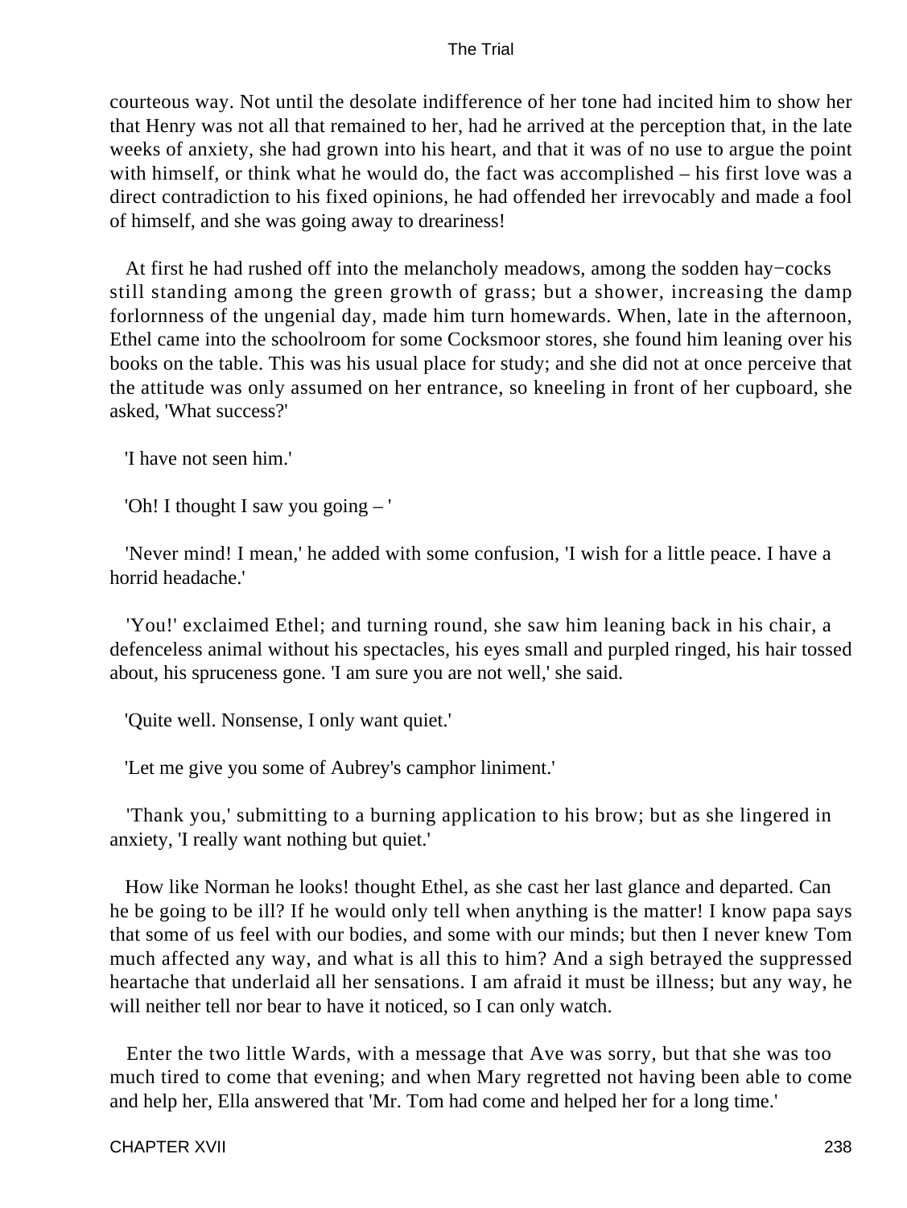courteous way. Not until the desolate indifference of her tone had incited him to show her that Henry was not all that remained to her, had he arrived at the perception that, in the late weeks of anxiety, she had grown into his heart, and that it was of no use to argue the point with himself, or think what he would do, the fact was accomplished – his first love was a direct contradiction to his fixed opinions, he had offended her irrevocably and made a fool of himself, and she was going away to dreariness!

At first he had rushed off into the melancholy meadows, among the sodden hay−cocks still standing among the green growth of grass; but a shower, increasing the damp forlornness of the ungenial day, made him turn homewards. When, late in the afternoon, Ethel came into the schoolroom for some Cocksmoor stores, she found him leaning over his books on the table. This was his usual place for study; and she did not at once perceive that the attitude was only assumed on her entrance, so kneeling in front of her cupboard, she asked, 'What success?'

'I have not seen him.'

'Oh! I thought I saw you going – '

'Never mind! I mean,' he added with some confusion, 'I wish for a little peace. I have a horrid headache.'

'You!' exclaimed Ethel; and turning round, she saw him leaning back in his chair, a defenceless animal without his spectacles, his eyes small and purpled ringed, his hair tossed about, his spruceness gone. 'I am sure you are not well,' she said.

'Quite well. Nonsense, I only want quiet.'

'Let me give you some of Aubrey's camphor liniment.'

'Thank you,' submitting to a burning application to his brow; but as she lingered in anxiety, 'I really want nothing but quiet.'

How like Norman he looks! thought Ethel, as she cast her last glance and departed. Can he be going to be ill? If he would only tell when anything is the matter! I know papa says that some of us feel with our bodies, and some with our minds; but then I never knew Tom much affected any way, and what is all this to him? And a sigh betrayed the suppressed heartache that underlaid all her sensations. I am afraid it must be illness; but any way, he will neither tell nor bear to have it noticed, so I can only watch.

Enter the two little Wards, with a message that Ave was sorry, but that she was too much tired to come that evening; and when Mary regretted not having been able to come and help her, Ella answered that 'Mr. Tom had come and helped her for a long time.'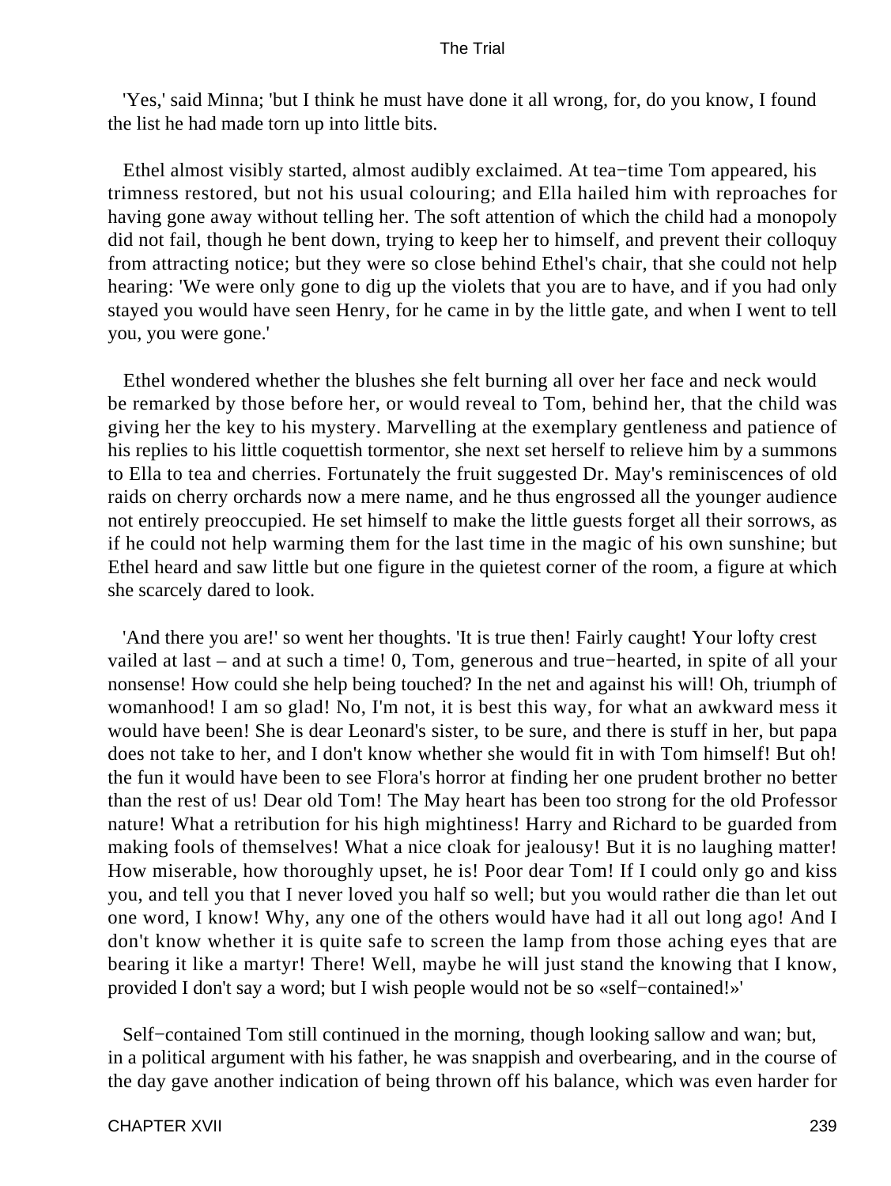'Yes,' said Minna; 'but I think he must have done it all wrong, for, do you know, I found the list he had made torn up into little bits.

Ethel almost visibly started, almost audibly exclaimed. At tea−time Tom appeared, his trimness restored, but not his usual colouring; and Ella hailed him with reproaches for having gone away without telling her. The soft attention of which the child had a monopoly did not fail, though he bent down, trying to keep her to himself, and prevent their colloquy from attracting notice; but they were so close behind Ethel's chair, that she could not help hearing: 'We were only gone to dig up the violets that you are to have, and if you had only stayed you would have seen Henry, for he came in by the little gate, and when I went to tell you, you were gone.'

Ethel wondered whether the blushes she felt burning all over her face and neck would be remarked by those before her, or would reveal to Tom, behind her, that the child was giving her the key to his mystery. Marvelling at the exemplary gentleness and patience of his replies to his little coquettish tormentor, she next set herself to relieve him by a summons to Ella to tea and cherries. Fortunately the fruit suggested Dr. May's reminiscences of old raids on cherry orchards now a mere name, and he thus engrossed all the younger audience not entirely preoccupied. He set himself to make the little guests forget all their sorrows, as if he could not help warming them for the last time in the magic of his own sunshine; but Ethel heard and saw little but one figure in the quietest corner of the room, a figure at which she scarcely dared to look.

'And there you are!' so went her thoughts. 'It is true then! Fairly caught! Your lofty crest vailed at last – and at such a time! 0, Tom, generous and true−hearted, in spite of all your nonsense! How could she help being touched? In the net and against his will! Oh, triumph of womanhood! I am so glad! No, I'm not, it is best this way, for what an awkward mess it would have been! She is dear Leonard's sister, to be sure, and there is stuff in her, but papa does not take to her, and I don't know whether she would fit in with Tom himself! But oh! the fun it would have been to see Flora's horror at finding her one prudent brother no better than the rest of us! Dear old Tom! The May heart has been too strong for the old Professor nature! What a retribution for his high mightiness! Harry and Richard to be guarded from making fools of themselves! What a nice cloak for jealousy! But it is no laughing matter! How miserable, how thoroughly upset, he is! Poor dear Tom! If I could only go and kiss you, and tell you that I never loved you half so well; but you would rather die than let out one word, I know! Why, any one of the others would have had it all out long ago! And I don't know whether it is quite safe to screen the lamp from those aching eyes that are bearing it like a martyr! There! Well, maybe he will just stand the knowing that I know, provided I don't say a word; but I wish people would not be so «self−contained!»'

Self−contained Tom still continued in the morning, though looking sallow and wan; but, in a political argument with his father, he was snappish and overbearing, and in the course of the day gave another indication of being thrown off his balance, which was even harder for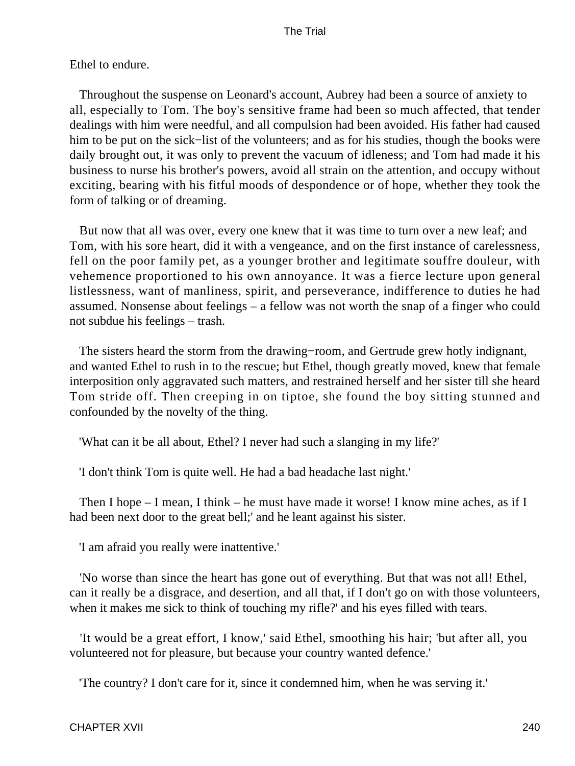Ethel to endure.

Throughout the suspense on Leonard's account, Aubrey had been a source of anxiety to all, especially to Tom. The boy's sensitive frame had been so much affected, that tender dealings with him were needful, and all compulsion had been avoided. His father had caused him to be put on the sick−list of the volunteers; and as for his studies, though the books were daily brought out, it was only to prevent the vacuum of idleness; and Tom had made it his business to nurse his brother's powers, avoid all strain on the attention, and occupy without exciting, bearing with his fitful moods of despondence or of hope, whether they took the form of talking or of dreaming.

But now that all was over, every one knew that it was time to turn over a new leaf; and Tom, with his sore heart, did it with a vengeance, and on the first instance of carelessness, fell on the poor family pet, as a younger brother and legitimate souffre douleur, with vehemence proportioned to his own annoyance. It was a fierce lecture upon general listlessness, want of manliness, spirit, and perseverance, indifference to duties he had assumed. Nonsense about feelings – a fellow was not worth the snap of a finger who could not subdue his feelings – trash.

The sisters heard the storm from the drawing−room, and Gertrude grew hotly indignant, and wanted Ethel to rush in to the rescue; but Ethel, though greatly moved, knew that female interposition only aggravated such matters, and restrained herself and her sister till she heard Tom stride off. Then creeping in on tiptoe, she found the boy sitting stunned and confounded by the novelty of the thing.

'What can it be all about, Ethel? I never had such a slanging in my life?'

'I don't think Tom is quite well. He had a bad headache last night.'

Then I hope – I mean, I think – he must have made it worse! I know mine aches, as if I had been next door to the great bell;' and he leant against his sister.

'I am afraid you really were inattentive.'

'No worse than since the heart has gone out of everything. But that was not all! Ethel, can it really be a disgrace, and desertion, and all that, if I don't go on with those volunteers, when it makes me sick to think of touching my rifle?' and his eyes filled with tears.

'It would be a great effort, I know,' said Ethel, smoothing his hair; 'but after all, you volunteered not for pleasure, but because your country wanted defence.'

'The country? I don't care for it, since it condemned him, when he was serving it.'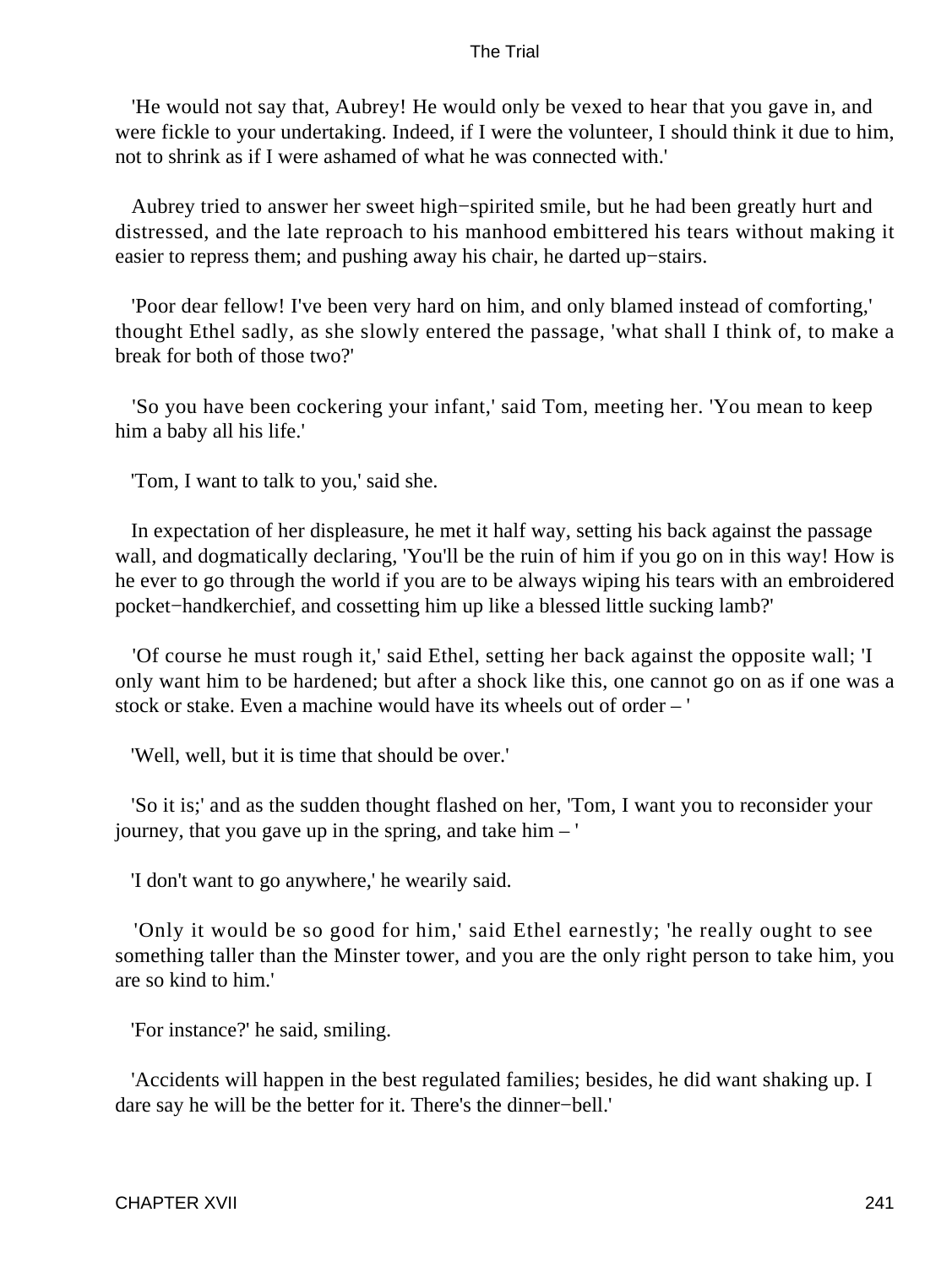'He would not say that, Aubrey! He would only be vexed to hear that you gave in, and were fickle to your undertaking. Indeed, if I were the volunteer, I should think it due to him, not to shrink as if I were ashamed of what he was connected with.'

Aubrey tried to answer her sweet high−spirited smile, but he had been greatly hurt and distressed, and the late reproach to his manhood embittered his tears without making it easier to repress them; and pushing away his chair, he darted up−stairs.

'Poor dear fellow! I've been very hard on him, and only blamed instead of comforting,' thought Ethel sadly, as she slowly entered the passage, 'what shall I think of, to make a break for both of those two?'

'So you have been cockering your infant,' said Tom, meeting her. 'You mean to keep him a baby all his life.'

'Tom, I want to talk to you,' said she.

In expectation of her displeasure, he met it half way, setting his back against the passage wall, and dogmatically declaring, 'You'll be the ruin of him if you go on in this way! How is he ever to go through the world if you are to be always wiping his tears with an embroidered pocket−handkerchief, and cossetting him up like a blessed little sucking lamb?'

'Of course he must rough it,' said Ethel, setting her back against the opposite wall; 'I only want him to be hardened; but after a shock like this, one cannot go on as if one was a stock or stake. Even a machine would have its wheels out of order – '

'Well, well, but it is time that should be over.'

'So it is;' and as the sudden thought flashed on her, 'Tom, I want you to reconsider your journey, that you gave up in the spring, and take him – '

'I don't want to go anywhere,' he wearily said.

'Only it would be so good for him,' said Ethel earnestly; 'he really ought to see something taller than the Minster tower, and you are the only right person to take him, you are so kind to him.'

'For instance?' he said, smiling.

'Accidents will happen in the best regulated families; besides, he did want shaking up. I dare say he will be the better for it. There's the dinner−bell.'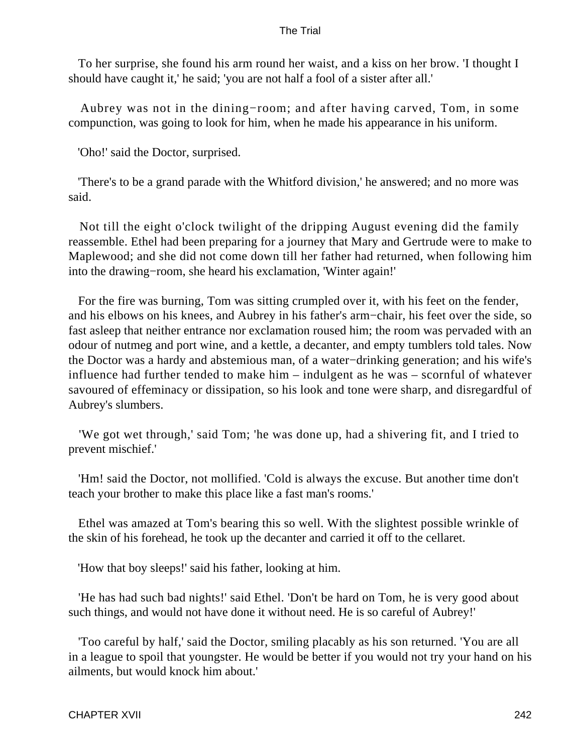To her surprise, she found his arm round her waist, and a kiss on her brow. 'I thought I should have caught it,' he said; 'you are not half a fool of a sister after all.'

Aubrey was not in the dining−room; and after having carved, Tom, in some compunction, was going to look for him, when he made his appearance in his uniform.

'Oho!' said the Doctor, surprised.

'There's to be a grand parade with the Whitford division,' he answered; and no more was said.

Not till the eight o'clock twilight of the dripping August evening did the family reassemble. Ethel had been preparing for a journey that Mary and Gertrude were to make to Maplewood; and she did not come down till her father had returned, when following him into the drawing−room, she heard his exclamation, 'Winter again!'

For the fire was burning, Tom was sitting crumpled over it, with his feet on the fender, and his elbows on his knees, and Aubrey in his father's arm−chair, his feet over the side, so fast asleep that neither entrance nor exclamation roused him; the room was pervaded with an odour of nutmeg and port wine, and a kettle, a decanter, and empty tumblers told tales. Now the Doctor was a hardy and abstemious man, of a water−drinking generation; and his wife's influence had further tended to make him – indulgent as he was – scornful of whatever savoured of effeminacy or dissipation, so his look and tone were sharp, and disregardful of Aubrey's slumbers.

'We got wet through,' said Tom; 'he was done up, had a shivering fit, and I tried to prevent mischief.'

'Hm! said the Doctor, not mollified. 'Cold is always the excuse. But another time don't teach your brother to make this place like a fast man's rooms.'

Ethel was amazed at Tom's bearing this so well. With the slightest possible wrinkle of the skin of his forehead, he took up the decanter and carried it off to the cellaret.

'How that boy sleeps!' said his father, looking at him.

'He has had such bad nights!' said Ethel. 'Don't be hard on Tom, he is very good about such things, and would not have done it without need. He is so careful of Aubrey!'

'Too careful by half,' said the Doctor, smiling placably as his son returned. 'You are all in a league to spoil that youngster. He would be better if you would not try your hand on his ailments, but would knock him about.'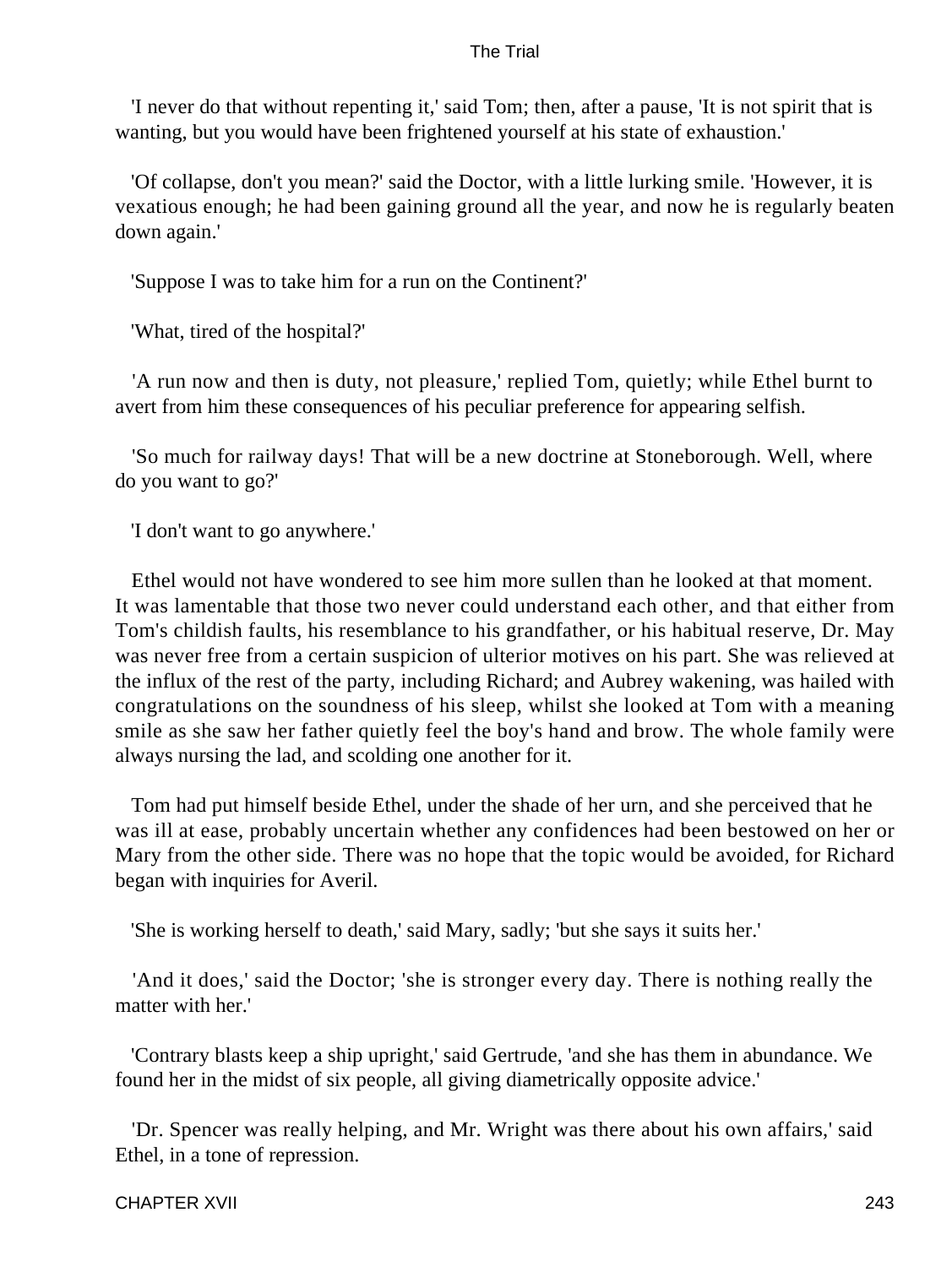'I never do that without repenting it,' said Tom; then, after a pause, 'It is not spirit that is wanting, but you would have been frightened yourself at his state of exhaustion.'

'Of collapse, don't you mean?' said the Doctor, with a little lurking smile. 'However, it is vexatious enough; he had been gaining ground all the year, and now he is regularly beaten down again.'

'Suppose I was to take him for a run on the Continent?'

'What, tired of the hospital?'

'A run now and then is duty, not pleasure,' replied Tom, quietly; while Ethel burnt to avert from him these consequences of his peculiar preference for appearing selfish.

'So much for railway days! That will be a new doctrine at Stoneborough. Well, where do you want to go?'

'I don't want to go anywhere.'

Ethel would not have wondered to see him more sullen than he looked at that moment. It was lamentable that those two never could understand each other, and that either from Tom's childish faults, his resemblance to his grandfather, or his habitual reserve, Dr. May was never free from a certain suspicion of ulterior motives on his part. She was relieved at the influx of the rest of the party, including Richard; and Aubrey wakening, was hailed with congratulations on the soundness of his sleep, whilst she looked at Tom with a meaning smile as she saw her father quietly feel the boy's hand and brow. The whole family were always nursing the lad, and scolding one another for it.

Tom had put himself beside Ethel, under the shade of her urn, and she perceived that he was ill at ease, probably uncertain whether any confidences had been bestowed on her or Mary from the other side. There was no hope that the topic would be avoided, for Richard began with inquiries for Averil.

'She is working herself to death,' said Mary, sadly; 'but she says it suits her.'

'And it does,' said the Doctor; 'she is stronger every day. There is nothing really the matter with her.'

'Contrary blasts keep a ship upright,' said Gertrude, 'and she has them in abundance. We found her in the midst of six people, all giving diametrically opposite advice.'

'Dr. Spencer was really helping, and Mr. Wright was there about his own affairs,' said Ethel, in a tone of repression.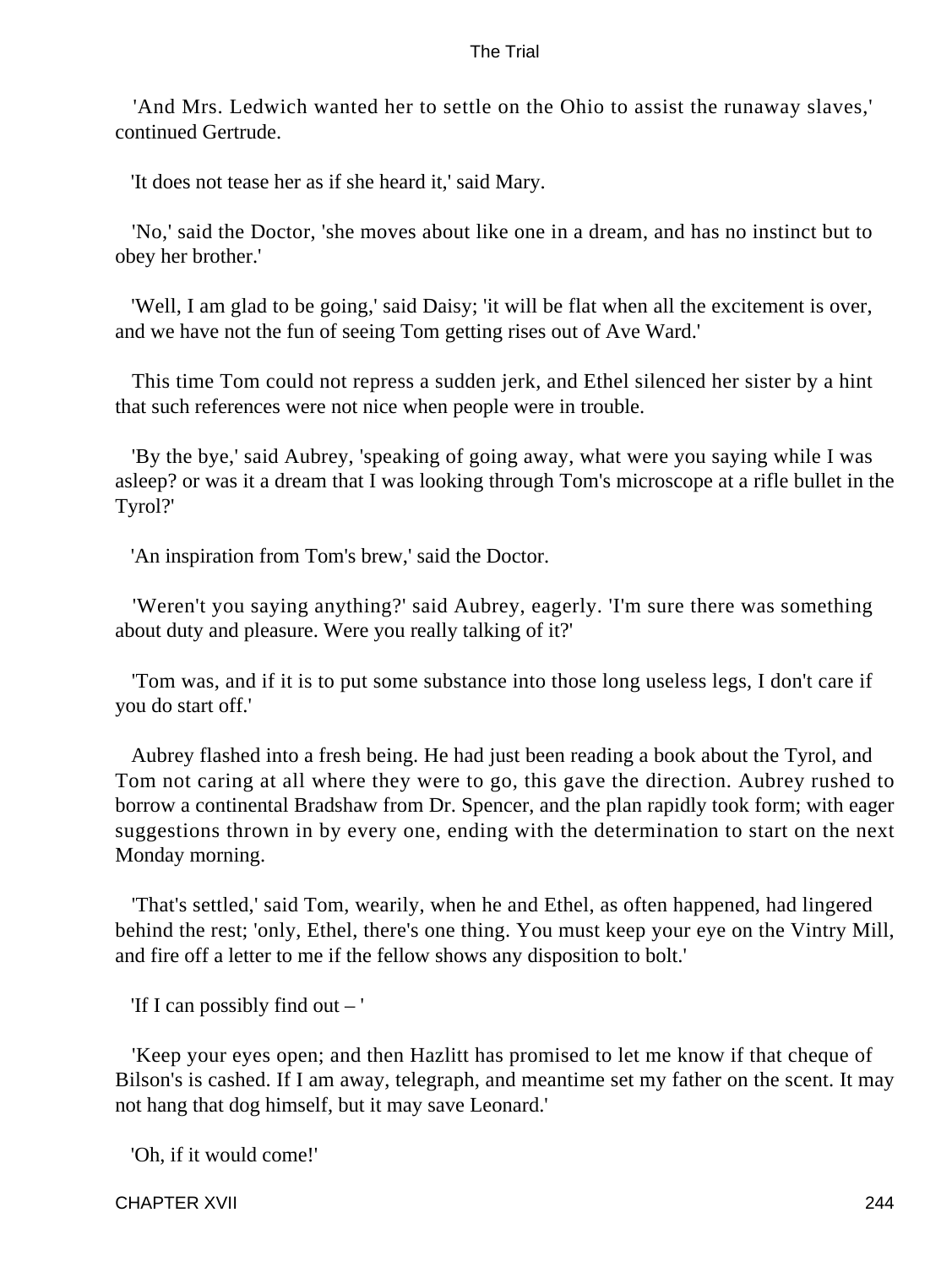'And Mrs. Ledwich wanted her to settle on the Ohio to assist the runaway slaves,' continued Gertrude.

'It does not tease her as if she heard it,' said Mary.

'No,' said the Doctor, 'she moves about like one in a dream, and has no instinct but to obey her brother.'

'Well, I am glad to be going,' said Daisy; 'it will be flat when all the excitement is over, and we have not the fun of seeing Tom getting rises out of Ave Ward.'

This time Tom could not repress a sudden jerk, and Ethel silenced her sister by a hint that such references were not nice when people were in trouble.

'By the bye,' said Aubrey, 'speaking of going away, what were you saying while I was asleep? or was it a dream that I was looking through Tom's microscope at a rifle bullet in the Tyrol?'

'An inspiration from Tom's brew,' said the Doctor.

'Weren't you saying anything?' said Aubrey, eagerly. 'I'm sure there was something about duty and pleasure. Were you really talking of it?'

'Tom was, and if it is to put some substance into those long useless legs, I don't care if you do start off.'

Aubrey flashed into a fresh being. He had just been reading a book about the Tyrol, and Tom not caring at all where they were to go, this gave the direction. Aubrey rushed to borrow a continental Bradshaw from Dr. Spencer, and the plan rapidly took form; with eager suggestions thrown in by every one, ending with the determination to start on the next Monday morning.

'That's settled,' said Tom, wearily, when he and Ethel, as often happened, had lingered behind the rest; 'only, Ethel, there's one thing. You must keep your eye on the Vintry Mill, and fire off a letter to me if the fellow shows any disposition to bolt.'

'If I can possibly find out – '

'Keep your eyes open; and then Hazlitt has promised to let me know if that cheque of Bilson's is cashed. If I am away, telegraph, and meantime set my father on the scent. It may not hang that dog himself, but it may save Leonard.'

'Oh, if it would come!'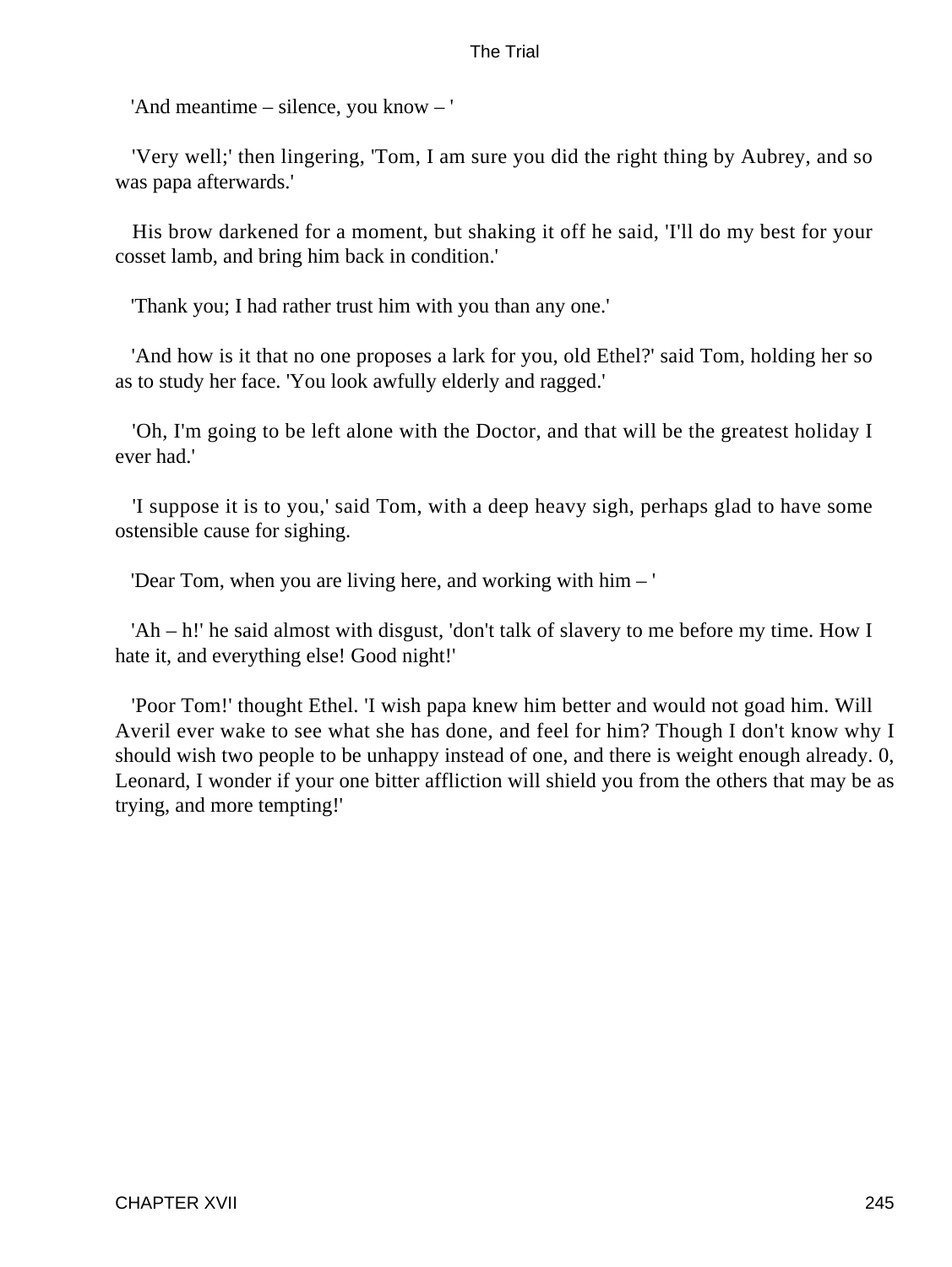'And meantime – silence, you know – '

'Very well;' then lingering, 'Tom, I am sure you did the right thing by Aubrey, and so was papa afterwards.'

His brow darkened for a moment, but shaking it off he said, 'I'll do my best for your cosset lamb, and bring him back in condition.'

'Thank you; I had rather trust him with you than any one.'

'And how is it that no one proposes a lark for you, old Ethel?' said Tom, holding her so as to study her face. 'You look awfully elderly and ragged.'

'Oh, I'm going to be left alone with the Doctor, and that will be the greatest holiday I ever had.'

'I suppose it is to you,' said Tom, with a deep heavy sigh, perhaps glad to have some ostensible cause for sighing.

'Dear Tom, when you are living here, and working with him – '

'Ah – h!' he said almost with disgust, 'don't talk of slavery to me before my time. How I hate it, and everything else! Good night!'

'Poor Tom!' thought Ethel. 'I wish papa knew him better and would not goad him. Will Averil ever wake to see what she has done, and feel for him? Though I don't know why I should wish two people to be unhappy instead of one, and there is weight enough already. 0, Leonard, I wonder if your one bitter affliction will shield you from the others that may be as trying, and more tempting!'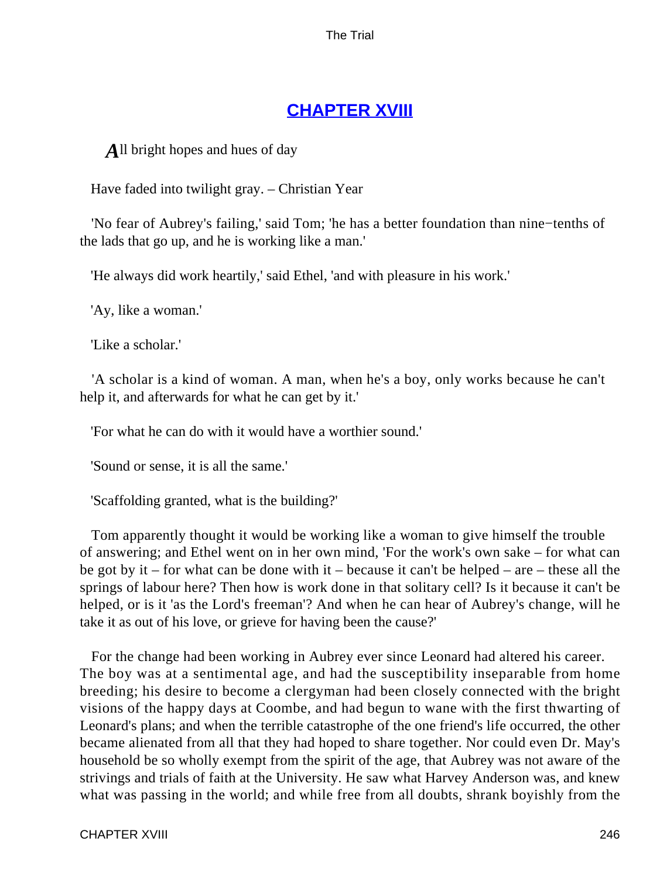## CHAPTER XVIII

*A*ll bright hopes and hues of day

Have faded into twilight gray. – Christian Year

'No fear of Aubrey's failing,' said Tom; 'he has a better foundation than nine−tenths of the lads that go up, and he is working like a man.'

'He always did work heartily,' said Ethel, 'and with pleasure in his work.'

'Ay, like a woman.'

'Like a scholar.'

'A scholar is a kind of woman. A man, when he's a boy, only works because he can't help it, and afterwards for what he can get by it.'

'For what he can do with it would have a worthier sound.'

'Sound or sense, it is all the same.'

'Scaffolding granted, what is the building?'

Tom apparently thought it would be working like a woman to give himself the trouble of answering; and Ethel went on in her own mind, 'For the work's own sake – for what can be got by it – for what can be done with it – because it can't be helped – are – these all the springs of labour here? Then how is work done in that solitary cell? Is it because it can't be helped, or is it 'as the Lord's freeman'? And when he can hear of Aubrey's change, will he take it as out of his love, or grieve for having been the cause?'

For the change had been working in Aubrey ever since Leonard had altered his career. The boy was at a sentimental age, and had the susceptibility inseparable from home breeding; his desire to become a clergyman had been closely connected with the bright visions of the happy days at Coombe, and had begun to wane with the first thwarting of Leonard's plans; and when the terrible catastrophe of the one friend's life occurred, the other became alienated from all that they had hoped to share together. Nor could even Dr. May's household be so wholly exempt from the spirit of the age, that Aubrey was not aware of the strivings and trials of faith at the University. He saw what Harvey Anderson was, and knew what was passing in the world; and while free from all doubts, shrank boyishly from the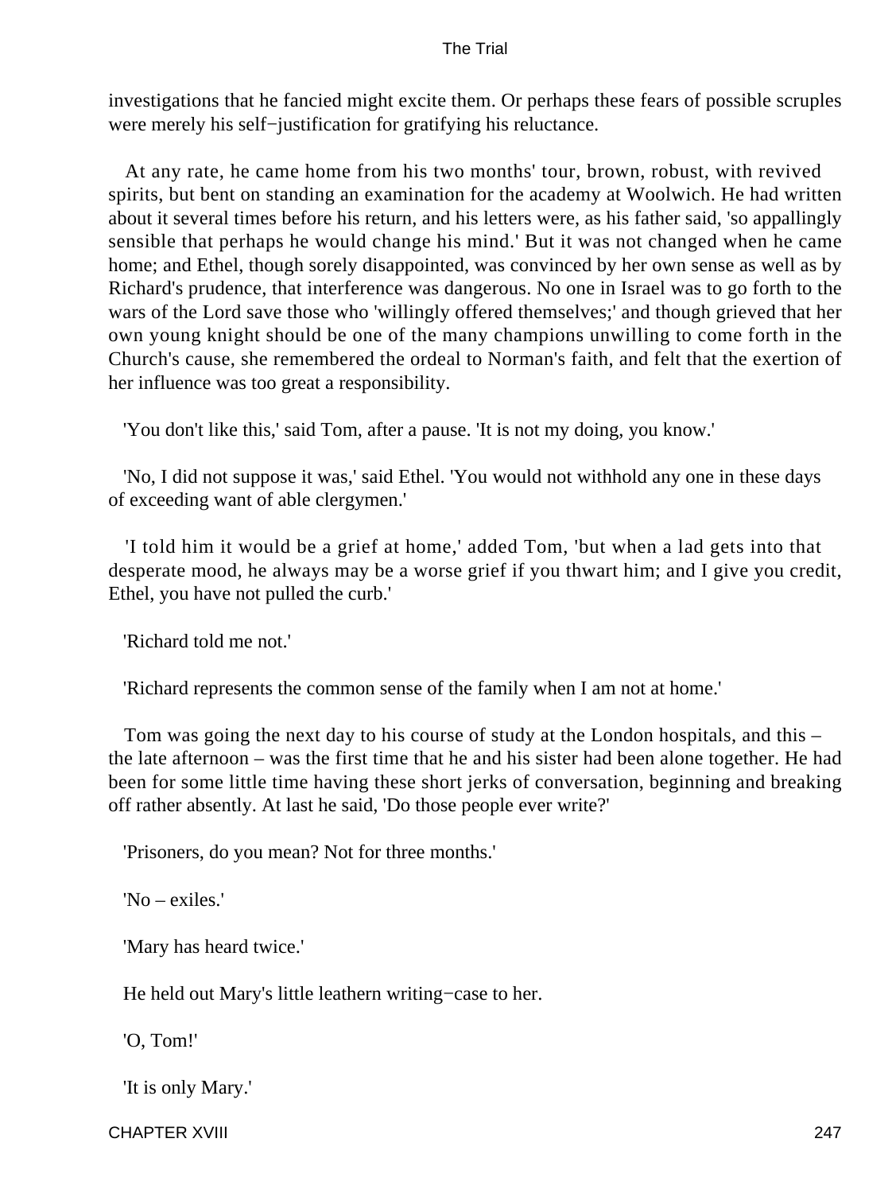investigations that he fancied might excite them. Or perhaps these fears of possible scruples were merely his self−justification for gratifying his reluctance.

At any rate, he came home from his two months' tour, brown, robust, with revived spirits, but bent on standing an examination for the academy at Woolwich. He had written about it several times before his return, and his letters were, as his father said, 'so appallingly sensible that perhaps he would change his mind.' But it was not changed when he came home; and Ethel, though sorely disappointed, was convinced by her own sense as well as by Richard's prudence, that interference was dangerous. No one in Israel was to go forth to the wars of the Lord save those who 'willingly offered themselves;' and though grieved that her own young knight should be one of the many champions unwilling to come forth in the Church's cause, she remembered the ordeal to Norman's faith, and felt that the exertion of her influence was too great a responsibility.

'You don't like this,' said Tom, after a pause. 'It is not my doing, you know.'

'No, I did not suppose it was,' said Ethel. 'You would not withhold any one in these days of exceeding want of able clergymen.'

'I told him it would be a grief at home,' added Tom, 'but when a lad gets into that desperate mood, he always may be a worse grief if you thwart him; and I give you credit, Ethel, you have not pulled the curb.'

'Richard told me not.'

'Richard represents the common sense of the family when I am not at home.'

Tom was going the next day to his course of study at the London hospitals, and this – the late afternoon – was the first time that he and his sister had been alone together. He had been for some little time having these short jerks of conversation, beginning and breaking off rather absently. At last he said, 'Do those people ever write?'

'Prisoners, do you mean? Not for three months.'

'No – exiles.'

'Mary has heard twice.'

He held out Mary's little leathern writing−case to her.

'O, Tom!'

'It is only Mary.'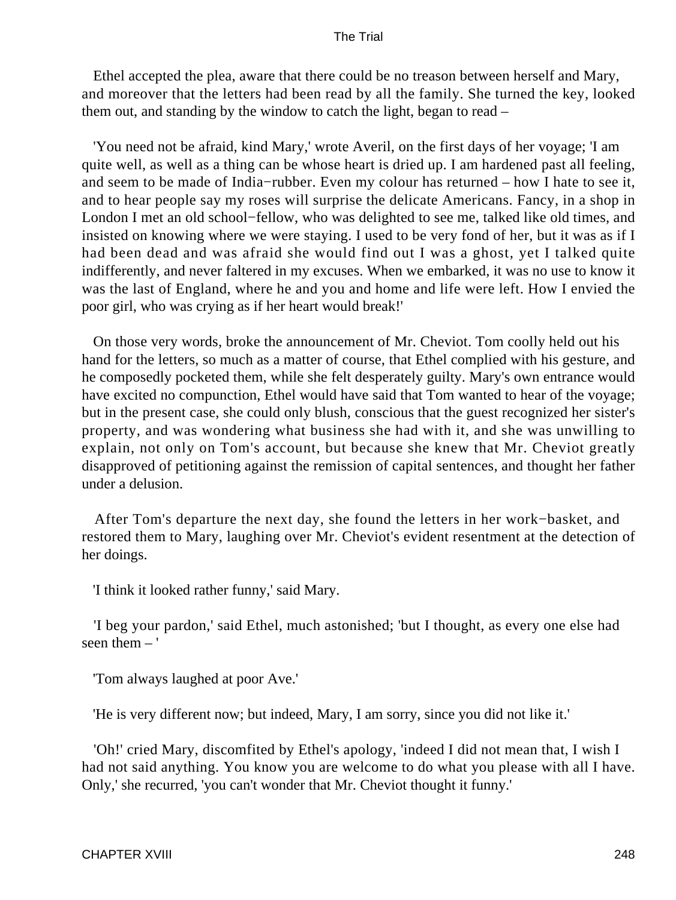Ethel accepted the plea, aware that there could be no treason between herself and Mary, and moreover that the letters had been read by all the family. She turned the key, looked them out, and standing by the window to catch the light, began to read –

'You need not be afraid, kind Mary,' wrote Averil, on the first days of her voyage; 'I am quite well, as well as a thing can be whose heart is dried up. I am hardened past all feeling, and seem to be made of India−rubber. Even my colour has returned – how I hate to see it, and to hear people say my roses will surprise the delicate Americans. Fancy, in a shop in London I met an old school−fellow, who was delighted to see me, talked like old times, and insisted on knowing where we were staying. I used to be very fond of her, but it was as if I had been dead and was afraid she would find out I was a ghost, yet I talked quite indifferently, and never faltered in my excuses. When we embarked, it was no use to know it was the last of England, where he and you and home and life were left. How I envied the poor girl, who was crying as if her heart would break!'

On those very words, broke the announcement of Mr. Cheviot. Tom coolly held out his hand for the letters, so much as a matter of course, that Ethel complied with his gesture, and he composedly pocketed them, while she felt desperately guilty. Mary's own entrance would have excited no compunction, Ethel would have said that Tom wanted to hear of the voyage; but in the present case, she could only blush, conscious that the guest recognized her sister's property, and was wondering what business she had with it, and she was unwilling to explain, not only on Tom's account, but because she knew that Mr. Cheviot greatly disapproved of petitioning against the remission of capital sentences, and thought her father under a delusion.

After Tom's departure the next day, she found the letters in her work−basket, and restored them to Mary, laughing over Mr. Cheviot's evident resentment at the detection of her doings.

'I think it looked rather funny,' said Mary.

'I beg your pardon,' said Ethel, much astonished; 'but I thought, as every one else had seen them – '

'Tom always laughed at poor Ave.'

'He is very different now; but indeed, Mary, I am sorry, since you did not like it.'

'Oh!' cried Mary, discomfited by Ethel's apology, 'indeed I did not mean that, I wish I had not said anything. You know you are welcome to do what you please with all I have. Only,' she recurred, 'you can't wonder that Mr. Cheviot thought it funny.'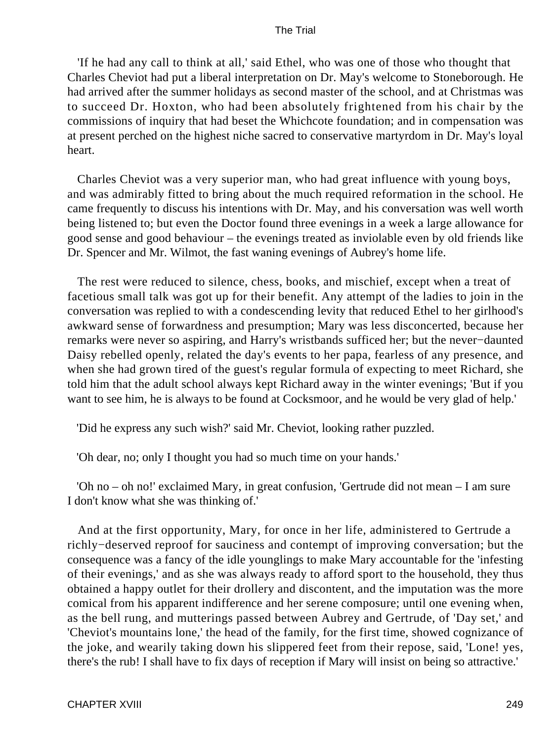'If he had any call to think at all,' said Ethel, who was one of those who thought that Charles Cheviot had put a liberal interpretation on Dr. May's welcome to Stoneborough. He had arrived after the summer holidays as second master of the school, and at Christmas was to succeed Dr. Hoxton, who had been absolutely frightened from his chair by the commissions of inquiry that had beset the Whichcote foundation; and in compensation was at present perched on the highest niche sacred to conservative martyrdom in Dr. May's loyal heart.

Charles Cheviot was a very superior man, who had great influence with young boys, and was admirably fitted to bring about the much required reformation in the school. He came frequently to discuss his intentions with Dr. May, and his conversation was well worth being listened to; but even the Doctor found three evenings in a week a large allowance for good sense and good behaviour – the evenings treated as inviolable even by old friends like Dr. Spencer and Mr. Wilmot, the fast waning evenings of Aubrey's home life.

The rest were reduced to silence, chess, books, and mischief, except when a treat of facetious small talk was got up for their benefit. Any attempt of the ladies to join in the conversation was replied to with a condescending levity that reduced Ethel to her girlhood's awkward sense of forwardness and presumption; Mary was less disconcerted, because her remarks were never so aspiring, and Harry's wristbands sufficed her; but the never−daunted Daisy rebelled openly, related the day's events to her papa, fearless of any presence, and when she had grown tired of the guest's regular formula of expecting to meet Richard, she told him that the adult school always kept Richard away in the winter evenings; 'But if you want to see him, he is always to be found at Cocksmoor, and he would be very glad of help.'

'Did he express any such wish?' said Mr. Cheviot, looking rather puzzled.

'Oh dear, no; only I thought you had so much time on your hands.'

'Oh no – oh no!' exclaimed Mary, in great confusion, 'Gertrude did not mean – I am sure I don't know what she was thinking of.'

And at the first opportunity, Mary, for once in her life, administered to Gertrude a richly−deserved reproof for sauciness and contempt of improving conversation; but the consequence was a fancy of the idle younglings to make Mary accountable for the 'infesting of their evenings,' and as she was always ready to afford sport to the household, they thus obtained a happy outlet for their drollery and discontent, and the imputation was the more comical from his apparent indifference and her serene composure; until one evening when, as the bell rung, and mutterings passed between Aubrey and Gertrude, of 'Day set,' and 'Cheviot's mountains lone,' the head of the family, for the first time, showed cognizance of the joke, and wearily taking down his slippered feet from their repose, said, 'Lone! yes, there's the rub! I shall have to fix days of reception if Mary will insist on being so attractive.'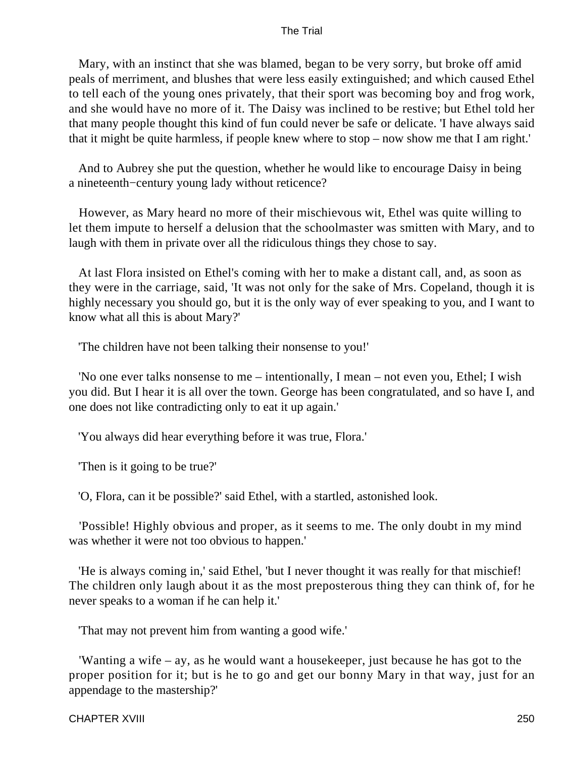Mary, with an instinct that she was blamed, began to be very sorry, but broke off amid peals of merriment, and blushes that were less easily extinguished; and which caused Ethel to tell each of the young ones privately, that their sport was becoming boy and frog work, and she would have no more of it. The Daisy was inclined to be restive; but Ethel told her that many people thought this kind of fun could never be safe or delicate. 'I have always said that it might be quite harmless, if people knew where to stop – now show me that I am right.'

And to Aubrey she put the question, whether he would like to encourage Daisy in being a nineteenth−century young lady without reticence?

However, as Mary heard no more of their mischievous wit, Ethel was quite willing to let them impute to herself a delusion that the schoolmaster was smitten with Mary, and to laugh with them in private over all the ridiculous things they chose to say.

At last Flora insisted on Ethel's coming with her to make a distant call, and, as soon as they were in the carriage, said, 'It was not only for the sake of Mrs. Copeland, though it is highly necessary you should go, but it is the only way of ever speaking to you, and I want to know what all this is about Mary?'

'The children have not been talking their nonsense to you!'

'No one ever talks nonsense to me – intentionally, I mean – not even you, Ethel; I wish you did. But I hear it is all over the town. George has been congratulated, and so have I, and one does not like contradicting only to eat it up again.'

'You always did hear everything before it was true, Flora.'

'Then is it going to be true?'

'O, Flora, can it be possible?' said Ethel, with a startled, astonished look.

'Possible! Highly obvious and proper, as it seems to me. The only doubt in my mind was whether it were not too obvious to happen.'

'He is always coming in,' said Ethel, 'but I never thought it was really for that mischief! The children only laugh about it as the most preposterous thing they can think of, for he never speaks to a woman if he can help it.'

'That may not prevent him from wanting a good wife.'

'Wanting a wife – ay, as he would want a housekeeper, just because he has got to the proper position for it; but is he to go and get our bonny Mary in that way, just for an appendage to the mastership?'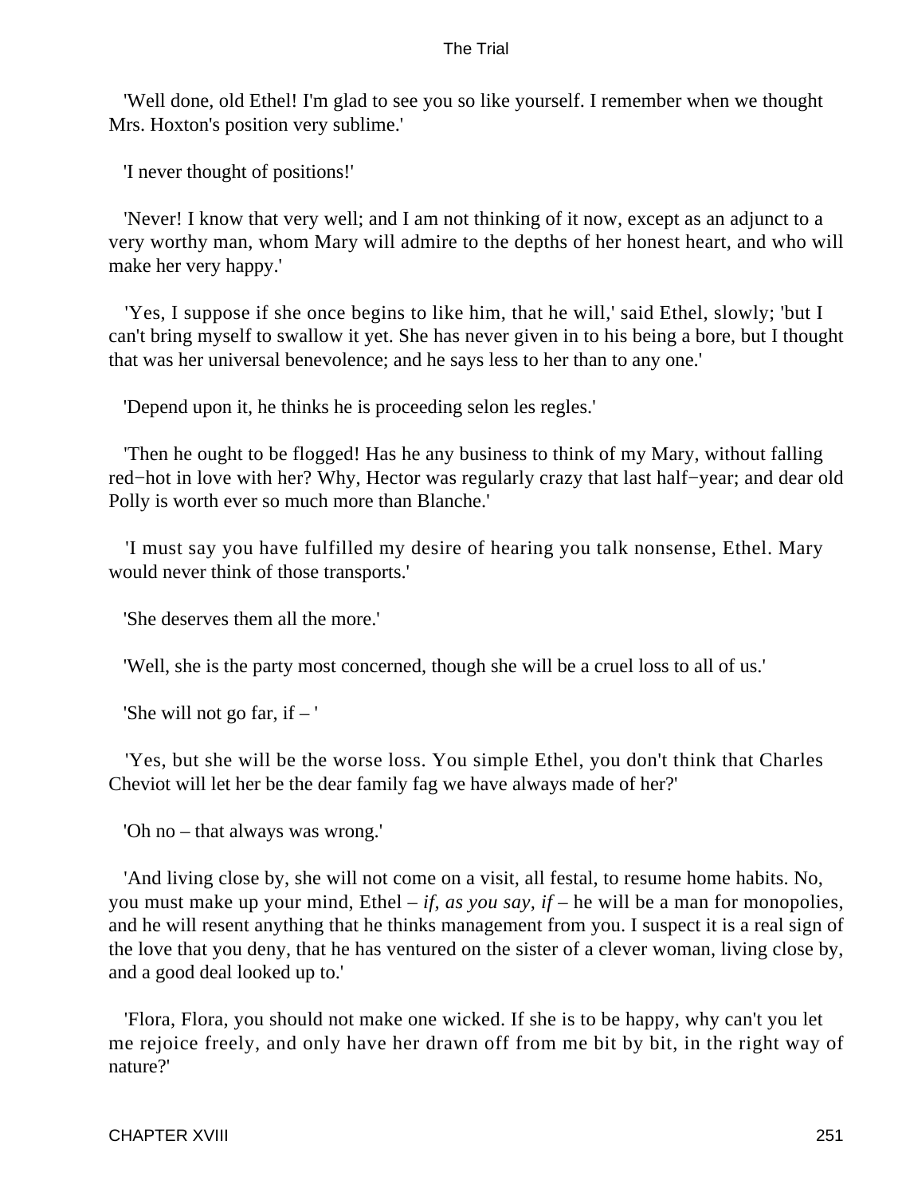'Well done, old Ethel! I'm glad to see you so like yourself. I remember when we thought Mrs. Hoxton's position very sublime.'

'I never thought of positions!'

'Never! I know that very well; and I am not thinking of it now, except as an adjunct to a very worthy man, whom Mary will admire to the depths of her honest heart, and who will make her very happy.'

'Yes, I suppose if she once begins to like him, that he will,' said Ethel, slowly; 'but I can't bring myself to swallow it yet. She has never given in to his being a bore, but I thought that was her universal benevolence; and he says less to her than to any one.'

'Depend upon it, he thinks he is proceeding selon les regles.'

'Then he ought to be flogged! Has he any business to think of my Mary, without falling red−hot in love with her? Why, Hector was regularly crazy that last half−year; and dear old Polly is worth ever so much more than Blanche.'

'I must say you have fulfilled my desire of hearing you talk nonsense, Ethel. Mary would never think of those transports.'

'She deserves them all the more.'

'Well, she is the party most concerned, though she will be a cruel loss to all of us.'

'She will not go far, if – '

'Yes, but she will be the worse loss. You simple Ethel, you don't think that Charles Cheviot will let her be the dear family fag we have always made of her?'

'Oh no – that always was wrong.'

'And living close by, she will not come on a visit, all festal, to resume home habits. No, you must make up your mind, Ethel – *if, as you say, if* – he will be a man for monopolies, and he will resent anything that he thinks management from you. I suspect it is a real sign of the love that you deny, that he has ventured on the sister of a clever woman, living close by, and a good deal looked up to.'

'Flora, Flora, you should not make one wicked. If she is to be happy, why can't you let me rejoice freely, and only have her drawn off from me bit by bit, in the right way of nature?'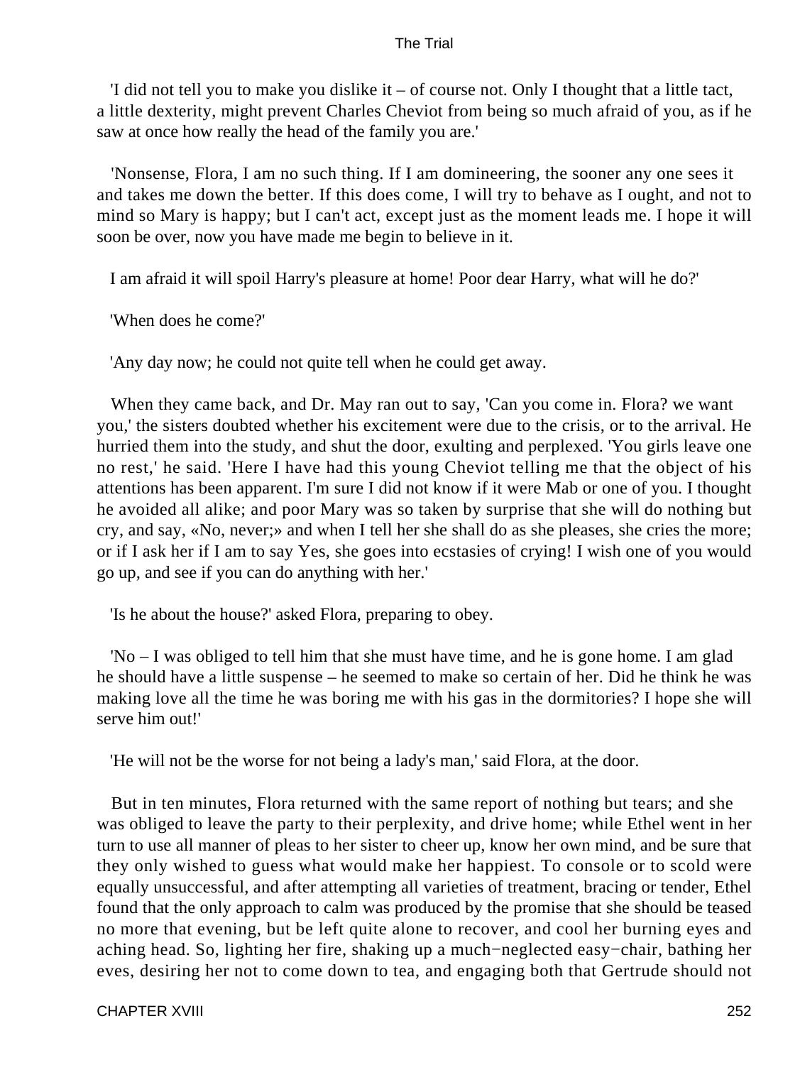'I did not tell you to make you dislike it – of course not. Only I thought that a little tact, a little dexterity, might prevent Charles Cheviot from being so much afraid of you, as if he saw at once how really the head of the family you are.'

'Nonsense, Flora, I am no such thing. If I am domineering, the sooner any one sees it and takes me down the better. If this does come, I will try to behave as I ought, and not to mind so Mary is happy; but I can't act, except just as the moment leads me. I hope it will soon be over, now you have made me begin to believe in it.

I am afraid it will spoil Harry's pleasure at home! Poor dear Harry, what will he do?'

'When does he come?'

'Any day now; he could not quite tell when he could get away.

When they came back, and Dr. May ran out to say, 'Can you come in. Flora? we want you,' the sisters doubted whether his excitement were due to the crisis, or to the arrival. He hurried them into the study, and shut the door, exulting and perplexed. 'You girls leave one no rest,' he said. 'Here I have had this young Cheviot telling me that the object of his attentions has been apparent. I'm sure I did not know if it were Mab or one of you. I thought he avoided all alike; and poor Mary was so taken by surprise that she will do nothing but cry, and say, «No, never;» and when I tell her she shall do as she pleases, she cries the more; or if I ask her if I am to say Yes, she goes into ecstasies of crying! I wish one of you would go up, and see if you can do anything with her.'

'Is he about the house?' asked Flora, preparing to obey.

'No – I was obliged to tell him that she must have time, and he is gone home. I am glad he should have a little suspense – he seemed to make so certain of her. Did he think he was making love all the time he was boring me with his gas in the dormitories? I hope she will serve him out!'

'He will not be the worse for not being a lady's man,' said Flora, at the door.

But in ten minutes, Flora returned with the same report of nothing but tears; and she was obliged to leave the party to their perplexity, and drive home; while Ethel went in her turn to use all manner of pleas to her sister to cheer up, know her own mind, and be sure that they only wished to guess what would make her happiest. To console or to scold were equally unsuccessful, and after attempting all varieties of treatment, bracing or tender, Ethel found that the only approach to calm was produced by the promise that she should be teased no more that evening, but be left quite alone to recover, and cool her burning eyes and aching head. So, lighting her fire, shaking up a much−neglected easy−chair, bathing her eves, desiring her not to come down to tea, and engaging both that Gertrude should not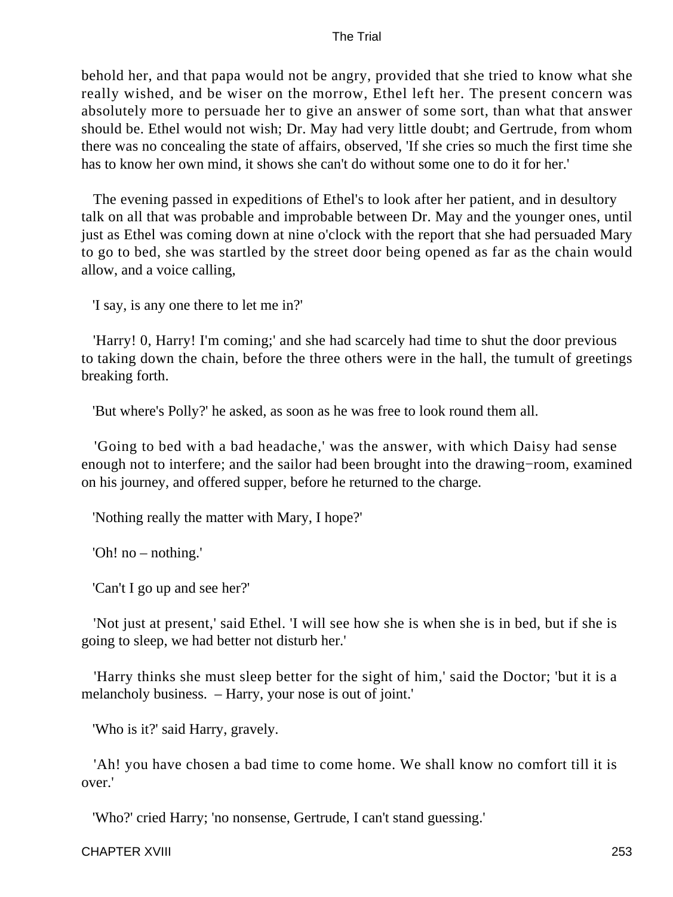behold her, and that papa would not be angry, provided that she tried to know what she really wished, and be wiser on the morrow, Ethel left her. The present concern was absolutely more to persuade her to give an answer of some sort, than what that answer should be. Ethel would not wish; Dr. May had very little doubt; and Gertrude, from whom there was no concealing the state of affairs, observed, 'If she cries so much the first time she has to know her own mind, it shows she can't do without some one to do it for her.'

The evening passed in expeditions of Ethel's to look after her patient, and in desultory talk on all that was probable and improbable between Dr. May and the younger ones, until just as Ethel was coming down at nine o'clock with the report that she had persuaded Mary to go to bed, she was startled by the street door being opened as far as the chain would allow, and a voice calling,

'I say, is any one there to let me in?'

'Harry! 0, Harry! I'm coming;' and she had scarcely had time to shut the door previous to taking down the chain, before the three others were in the hall, the tumult of greetings breaking forth.

'But where's Polly?' he asked, as soon as he was free to look round them all.

'Going to bed with a bad headache,' was the answer, with which Daisy had sense enough not to interfere; and the sailor had been brought into the drawing−room, examined on his journey, and offered supper, before he returned to the charge.

'Nothing really the matter with Mary, I hope?'

'Oh! no – nothing.'

'Can't I go up and see her?'

'Not just at present,' said Ethel. 'I will see how she is when she is in bed, but if she is going to sleep, we had better not disturb her.'

'Harry thinks she must sleep better for the sight of him,' said the Doctor; 'but it is a melancholy business. – Harry, your nose is out of joint.'

'Who is it?' said Harry, gravely.

'Ah! you have chosen a bad time to come home. We shall know no comfort till it is over.'

'Who?' cried Harry; 'no nonsense, Gertrude, I can't stand guessing.'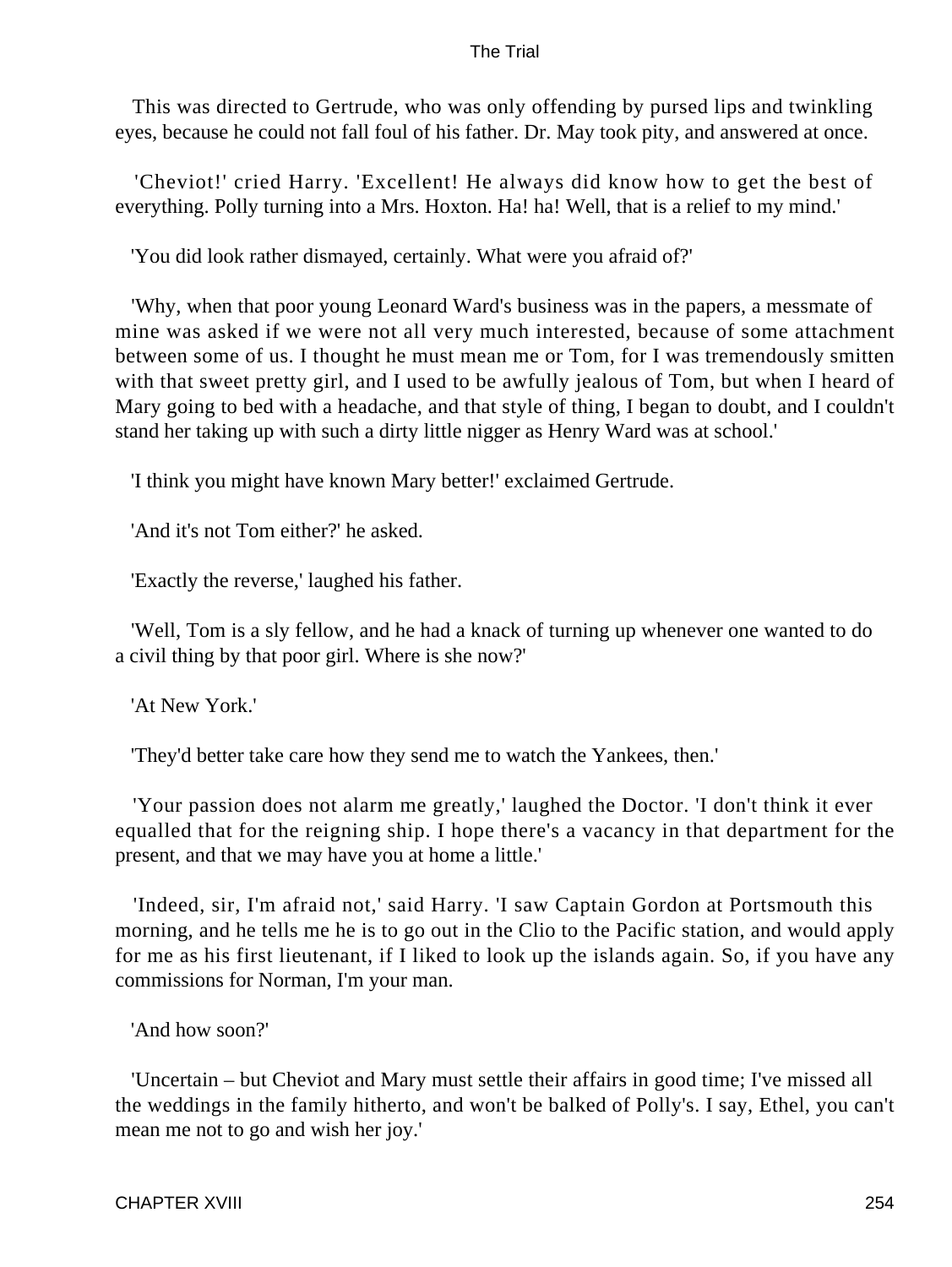This was directed to Gertrude, who was only offending by pursed lips and twinkling eyes, because he could not fall foul of his father. Dr. May took pity, and answered at once.

'Cheviot!' cried Harry. 'Excellent! He always did know how to get the best of everything. Polly turning into a Mrs. Hoxton. Ha! ha! Well, that is a relief to my mind.'

'You did look rather dismayed, certainly. What were you afraid of?'

'Why, when that poor young Leonard Ward's business was in the papers, a messmate of mine was asked if we were not all very much interested, because of some attachment between some of us. I thought he must mean me or Tom, for I was tremendously smitten with that sweet pretty girl, and I used to be awfully jealous of Tom, but when I heard of Mary going to bed with a headache, and that style of thing, I began to doubt, and I couldn't stand her taking up with such a dirty little nigger as Henry Ward was at school.'

'I think you might have known Mary better!' exclaimed Gertrude.

'And it's not Tom either?' he asked.

'Exactly the reverse,' laughed his father.

'Well, Tom is a sly fellow, and he had a knack of turning up whenever one wanted to do a civil thing by that poor girl. Where is she now?'

'At New York.'

'They'd better take care how they send me to watch the Yankees, then.'

'Your passion does not alarm me greatly,' laughed the Doctor. 'I don't think it ever equalled that for the reigning ship. I hope there's a vacancy in that department for the present, and that we may have you at home a little.'

'Indeed, sir, I'm afraid not,' said Harry. 'I saw Captain Gordon at Portsmouth this morning, and he tells me he is to go out in the Clio to the Pacific station, and would apply for me as his first lieutenant, if I liked to look up the islands again. So, if you have any commissions for Norman, I'm your man.

'And how soon?'

'Uncertain – but Cheviot and Mary must settle their affairs in good time; I've missed all the weddings in the family hitherto, and won't be balked of Polly's. I say, Ethel, you can't mean me not to go and wish her joy.'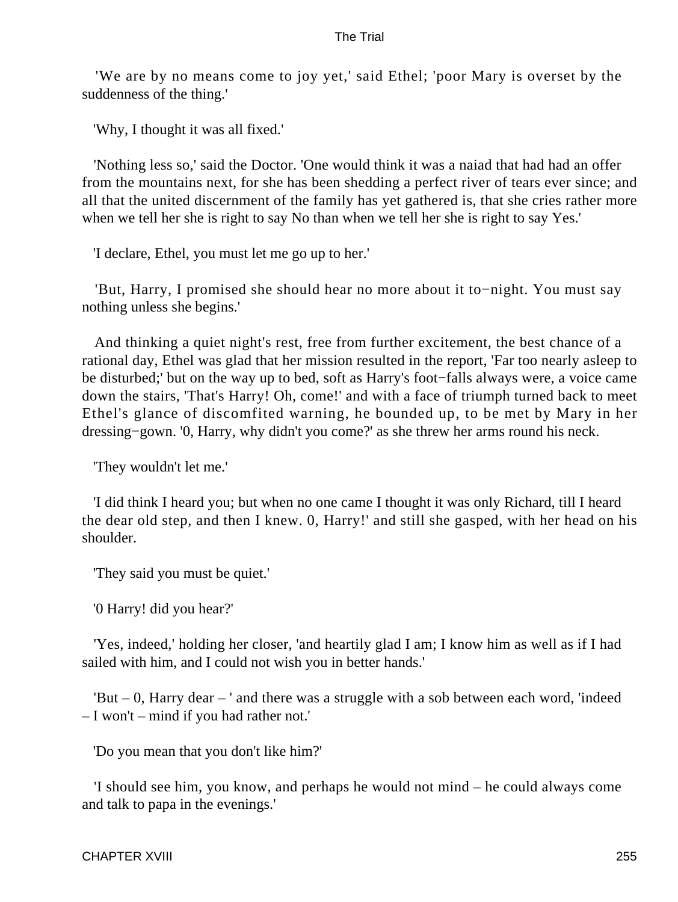'We are by no means come to joy yet,' said Ethel; 'poor Mary is overset by the suddenness of the thing.'

'Why, I thought it was all fixed.'

'Nothing less so,' said the Doctor. 'One would think it was a naiad that had had an offer from the mountains next, for she has been shedding a perfect river of tears ever since; and all that the united discernment of the family has yet gathered is, that she cries rather more when we tell her she is right to say No than when we tell her she is right to say Yes.'

'I declare, Ethel, you must let me go up to her.'

'But, Harry, I promised she should hear no more about it to−night. You must say nothing unless she begins.'

And thinking a quiet night's rest, free from further excitement, the best chance of a rational day, Ethel was glad that her mission resulted in the report, 'Far too nearly asleep to be disturbed;' but on the way up to bed, soft as Harry's foot−falls always were, a voice came down the stairs, 'That's Harry! Oh, come!' and with a face of triumph turned back to meet Ethel's glance of discomfited warning, he bounded up, to be met by Mary in her dressing−gown. '0, Harry, why didn't you come?' as she threw her arms round his neck.

'They wouldn't let me.'

'I did think I heard you; but when no one came I thought it was only Richard, till I heard the dear old step, and then I knew. 0, Harry!' and still she gasped, with her head on his shoulder.

'They said you must be quiet.'

'0 Harry! did you hear?'

'Yes, indeed,' holding her closer, 'and heartily glad I am; I know him as well as if I had sailed with him, and I could not wish you in better hands.'

'But – 0, Harry dear – ' and there was a struggle with a sob between each word, 'indeed – I won't – mind if you had rather not.'

'Do you mean that you don't like him?'

'I should see him, you know, and perhaps he would not mind – he could always come and talk to papa in the evenings.'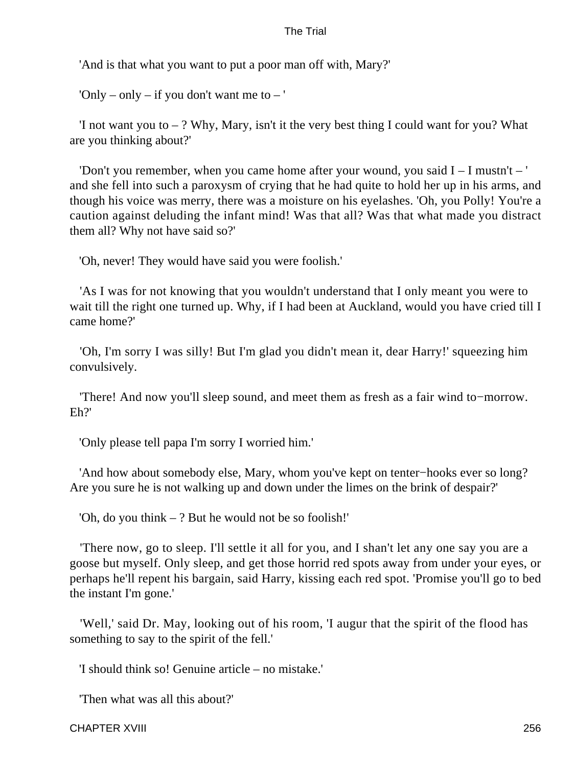'And is that what you want to put a poor man off with, Mary?'

'Only – only – if you don't want me to – '

'I not want you to – ? Why, Mary, isn't it the very best thing I could want for you? What are you thinking about?'

'Don't you remember, when you came home after your wound, you said I – I mustn't – ' and she fell into such a paroxysm of crying that he had quite to hold her up in his arms, and though his voice was merry, there was a moisture on his eyelashes. 'Oh, you Polly! You're a caution against deluding the infant mind! Was that all? Was that what made you distract them all? Why not have said so?'

'Oh, never! They would have said you were foolish.'

'As I was for not knowing that you wouldn't understand that I only meant you were to wait till the right one turned up. Why, if I had been at Auckland, would you have cried till I came home?'

'Oh, I'm sorry I was silly! But I'm glad you didn't mean it, dear Harry!' squeezing him convulsively.

'There! And now you'll sleep sound, and meet them as fresh as a fair wind to−morrow. Eh?'

'Only please tell papa I'm sorry I worried him.'

'And how about somebody else, Mary, whom you've kept on tenter−hooks ever so long? Are you sure he is not walking up and down under the limes on the brink of despair?'

'Oh, do you think – ? But he would not be so foolish!'

'There now, go to sleep. I'll settle it all for you, and I shan't let any one say you are a goose but myself. Only sleep, and get those horrid red spots away from under your eyes, or perhaps he'll repent his bargain, said Harry, kissing each red spot. 'Promise you'll go to bed the instant I'm gone.'

'Well,' said Dr. May, looking out of his room, 'I augur that the spirit of the flood has something to say to the spirit of the fell.'

'I should think so! Genuine article – no mistake.'

'Then what was all this about?'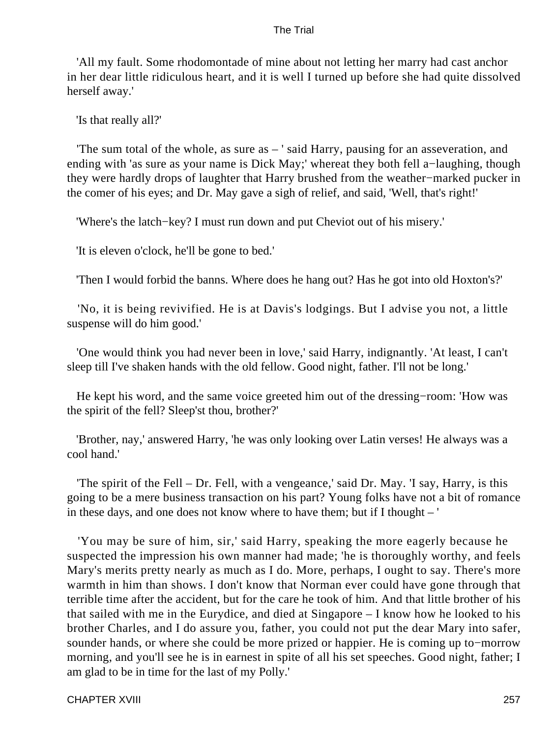'All my fault. Some rhodomontade of mine about not letting her marry had cast anchor in her dear little ridiculous heart, and it is well I turned up before she had quite dissolved herself away.'

'Is that really all?'

'The sum total of the whole, as sure as – ' said Harry, pausing for an asseveration, and ending with 'as sure as your name is Dick May;' whereat they both fell a−laughing, though they were hardly drops of laughter that Harry brushed from the weather−marked pucker in the comer of his eyes; and Dr. May gave a sigh of relief, and said, 'Well, that's right!'

'Where's the latch−key? I must run down and put Cheviot out of his misery.'

'It is eleven o'clock, he'll be gone to bed.'

'Then I would forbid the banns. Where does he hang out? Has he got into old Hoxton's?'

'No, it is being revivified. He is at Davis's lodgings. But I advise you not, a little suspense will do him good.'

'One would think you had never been in love,' said Harry, indignantly. 'At least, I can't sleep till I've shaken hands with the old fellow. Good night, father. I'll not be long.'

He kept his word, and the same voice greeted him out of the dressing−room: 'How was the spirit of the fell? Sleep'st thou, brother?'

'Brother, nay,' answered Harry, 'he was only looking over Latin verses! He always was a cool hand.'

'The spirit of the Fell – Dr. Fell, with a vengeance,' said Dr. May. 'I say, Harry, is this going to be a mere business transaction on his part? Young folks have not a bit of romance in these days, and one does not know where to have them; but if I thought – '

'You may be sure of him, sir,' said Harry, speaking the more eagerly because he suspected the impression his own manner had made; 'he is thoroughly worthy, and feels Mary's merits pretty nearly as much as I do. More, perhaps, I ought to say. There's more warmth in him than shows. I don't know that Norman ever could have gone through that terrible time after the accident, but for the care he took of him. And that little brother of his that sailed with me in the Eurydice, and died at Singapore – I know how he looked to his brother Charles, and I do assure you, father, you could not put the dear Mary into safer, sounder hands, or where she could be more prized or happier. He is coming up to−morrow morning, and you'll see he is in earnest in spite of all his set speeches. Good night, father; I am glad to be in time for the last of my Polly.'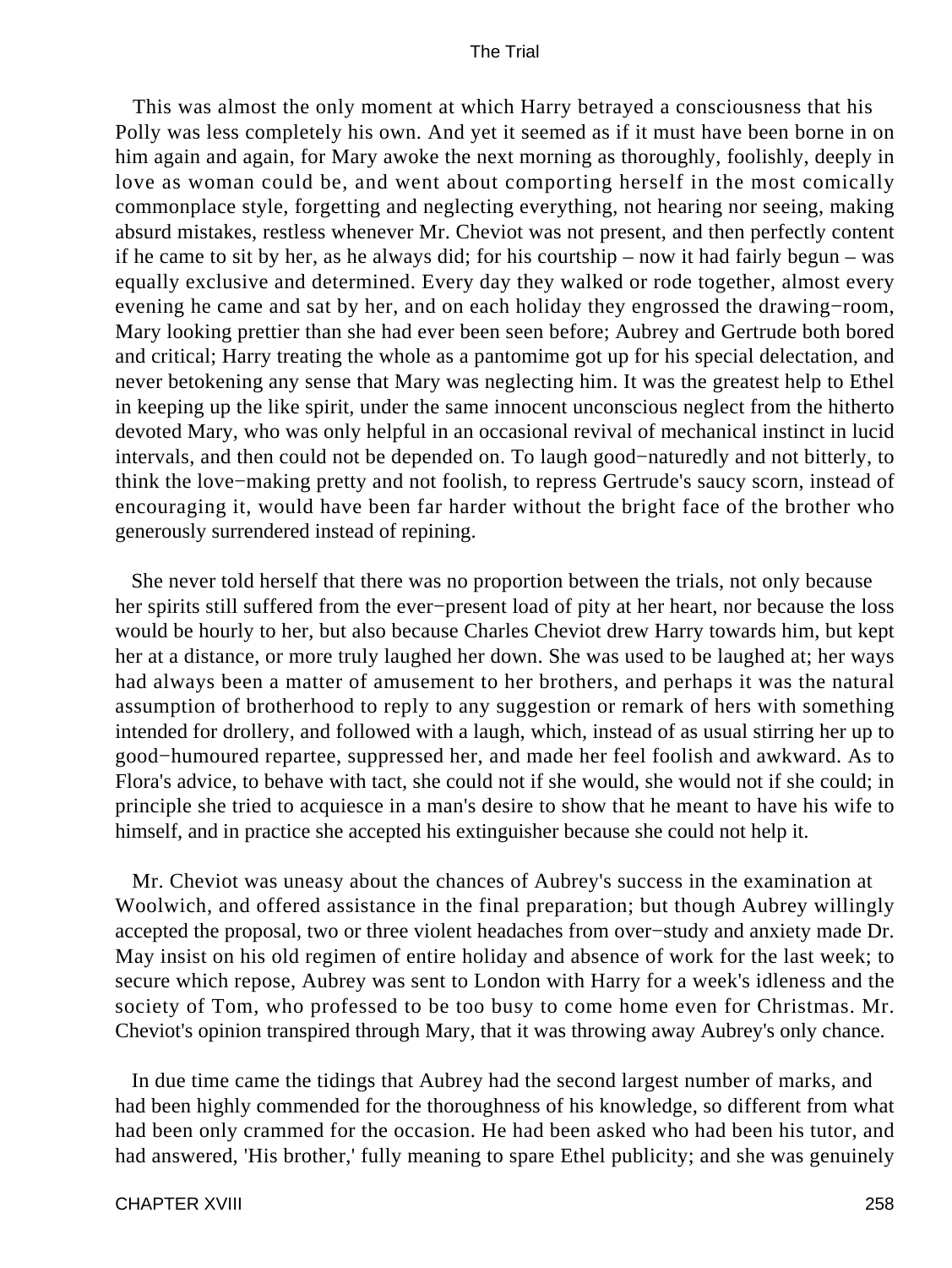This was almost the only moment at which Harry betrayed a consciousness that his Polly was less completely his own. And yet it seemed as if it must have been borne in on him again and again, for Mary awoke the next morning as thoroughly, foolishly, deeply in love as woman could be, and went about comporting herself in the most comically commonplace style, forgetting and neglecting everything, not hearing nor seeing, making absurd mistakes, restless whenever Mr. Cheviot was not present, and then perfectly content if he came to sit by her, as he always did; for his courtship – now it had fairly begun – was equally exclusive and determined. Every day they walked or rode together, almost every evening he came and sat by her, and on each holiday they engrossed the drawing−room, Mary looking prettier than she had ever been seen before; Aubrey and Gertrude both bored and critical; Harry treating the whole as a pantomime got up for his special delectation, and never betokening any sense that Mary was neglecting him. It was the greatest help to Ethel in keeping up the like spirit, under the same innocent unconscious neglect from the hitherto devoted Mary, who was only helpful in an occasional revival of mechanical instinct in lucid intervals, and then could not be depended on. To laugh good−naturedly and not bitterly, to think the love−making pretty and not foolish, to repress Gertrude's saucy scorn, instead of encouraging it, would have been far harder without the bright face of the brother who generously surrendered instead of repining.

She never told herself that there was no proportion between the trials, not only because her spirits still suffered from the ever−present load of pity at her heart, nor because the loss would be hourly to her, but also because Charles Cheviot drew Harry towards him, but kept her at a distance, or more truly laughed her down. She was used to be laughed at; her ways had always been a matter of amusement to her brothers, and perhaps it was the natural assumption of brotherhood to reply to any suggestion or remark of hers with something intended for drollery, and followed with a laugh, which, instead of as usual stirring her up to good−humoured repartee, suppressed her, and made her feel foolish and awkward. As to Flora's advice, to behave with tact, she could not if she would, she would not if she could; in principle she tried to acquiesce in a man's desire to show that he meant to have his wife to himself, and in practice she accepted his extinguisher because she could not help it.

Mr. Cheviot was uneasy about the chances of Aubrey's success in the examination at Woolwich, and offered assistance in the final preparation; but though Aubrey willingly accepted the proposal, two or three violent headaches from over−study and anxiety made Dr. May insist on his old regimen of entire holiday and absence of work for the last week; to secure which repose, Aubrey was sent to London with Harry for a week's idleness and the society of Tom, who professed to be too busy to come home even for Christmas. Mr. Cheviot's opinion transpired through Mary, that it was throwing away Aubrey's only chance.

In due time came the tidings that Aubrey had the second largest number of marks, and had been highly commended for the thoroughness of his knowledge, so different from what had been only crammed for the occasion. He had been asked who had been his tutor, and had answered, 'His brother,' fully meaning to spare Ethel publicity; and she was genuinely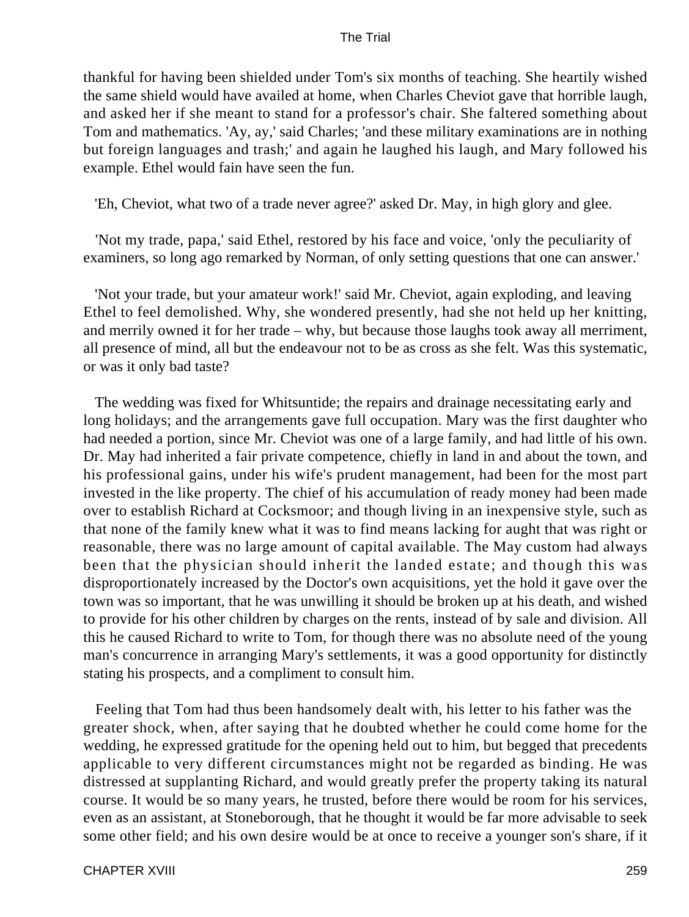thankful for having been shielded under Tom's six months of teaching. She heartily wished the same shield would have availed at home, when Charles Cheviot gave that horrible laugh, and asked her if she meant to stand for a professor's chair. She faltered something about Tom and mathematics. 'Ay, ay,' said Charles; 'and these military examinations are in nothing but foreign languages and trash;' and again he laughed his laugh, and Mary followed his example. Ethel would fain have seen the fun.

'Eh, Cheviot, what two of a trade never agree?' asked Dr. May, in high glory and glee.

'Not my trade, papa,' said Ethel, restored by his face and voice, 'only the peculiarity of examiners, so long ago remarked by Norman, of only setting questions that one can answer.'

'Not your trade, but your amateur work!' said Mr. Cheviot, again exploding, and leaving Ethel to feel demolished. Why, she wondered presently, had she not held up her knitting, and merrily owned it for her trade – why, but because those laughs took away all merriment, all presence of mind, all but the endeavour not to be as cross as she felt. Was this systematic, or was it only bad taste?

The wedding was fixed for Whitsuntide; the repairs and drainage necessitating early and long holidays; and the arrangements gave full occupation. Mary was the first daughter who had needed a portion, since Mr. Cheviot was one of a large family, and had little of his own. Dr. May had inherited a fair private competence, chiefly in land in and about the town, and his professional gains, under his wife's prudent management, had been for the most part invested in the like property. The chief of his accumulation of ready money had been made over to establish Richard at Cocksmoor; and though living in an inexpensive style, such as that none of the family knew what it was to find means lacking for aught that was right or reasonable, there was no large amount of capital available. The May custom had always been that the physician should inherit the landed estate; and though this was disproportionately increased by the Doctor's own acquisitions, yet the hold it gave over the town was so important, that he was unwilling it should be broken up at his death, and wished to provide for his other children by charges on the rents, instead of by sale and division. All this he caused Richard to write to Tom, for though there was no absolute need of the young man's concurrence in arranging Mary's settlements, it was a good opportunity for distinctly stating his prospects, and a compliment to consult him.

Feeling that Tom had thus been handsomely dealt with, his letter to his father was the greater shock, when, after saying that he doubted whether he could come home for the wedding, he expressed gratitude for the opening held out to him, but begged that precedents applicable to very different circumstances might not be regarded as binding. He was distressed at supplanting Richard, and would greatly prefer the property taking its natural course. It would be so many years, he trusted, before there would be room for his services, even as an assistant, at Stoneborough, that he thought it would be far more advisable to seek some other field; and his own desire would be at once to receive a younger son's share, if it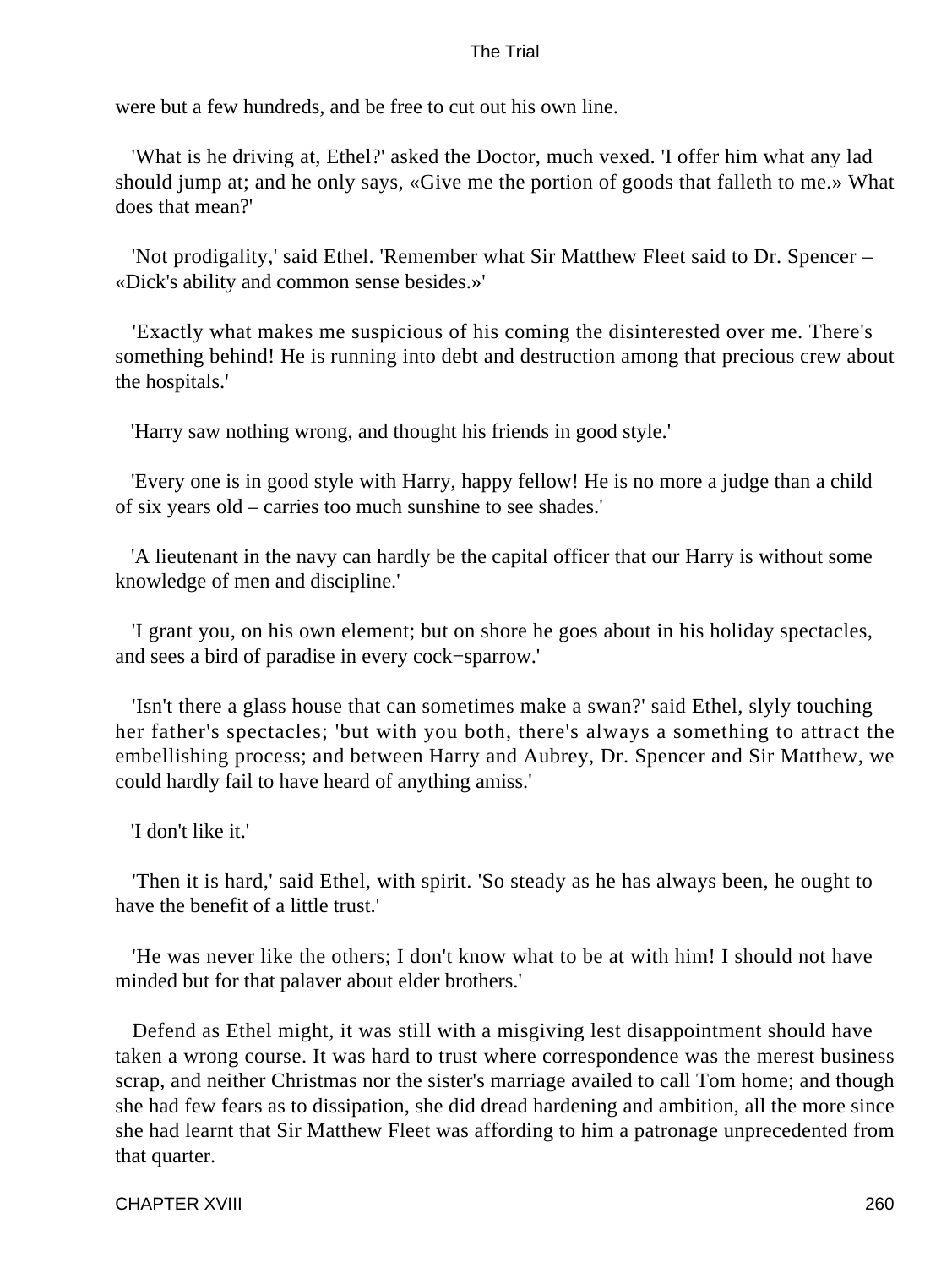were but a few hundreds, and be free to cut out his own line.

'What is he driving at, Ethel?' asked the Doctor, much vexed. 'I offer him what any lad should jump at; and he only says, «Give me the portion of goods that falleth to me.» What does that mean?'

'Not prodigality,' said Ethel. 'Remember what Sir Matthew Fleet said to Dr. Spencer – «Dick's ability and common sense besides.»'

'Exactly what makes me suspicious of his coming the disinterested over me. There's something behind! He is running into debt and destruction among that precious crew about the hospitals.'

'Harry saw nothing wrong, and thought his friends in good style.'

'Every one is in good style with Harry, happy fellow! He is no more a judge than a child of six years old – carries too much sunshine to see shades.'

'A lieutenant in the navy can hardly be the capital officer that our Harry is without some knowledge of men and discipline.'

'I grant you, on his own element; but on shore he goes about in his holiday spectacles, and sees a bird of paradise in every cock−sparrow.'

'Isn't there a glass house that can sometimes make a swan?' said Ethel, slyly touching her father's spectacles; 'but with you both, there's always a something to attract the embellishing process; and between Harry and Aubrey, Dr. Spencer and Sir Matthew, we could hardly fail to have heard of anything amiss.'

'I don't like it.'

'Then it is hard,' said Ethel, with spirit. 'So steady as he has always been, he ought to have the benefit of a little trust.'

'He was never like the others; I don't know what to be at with him! I should not have minded but for that palaver about elder brothers.'

Defend as Ethel might, it was still with a misgiving lest disappointment should have taken a wrong course. It was hard to trust where correspondence was the merest business scrap, and neither Christmas nor the sister's marriage availed to call Tom home; and though she had few fears as to dissipation, she did dread hardening and ambition, all the more since she had learnt that Sir Matthew Fleet was affording to him a patronage unprecedented from that quarter.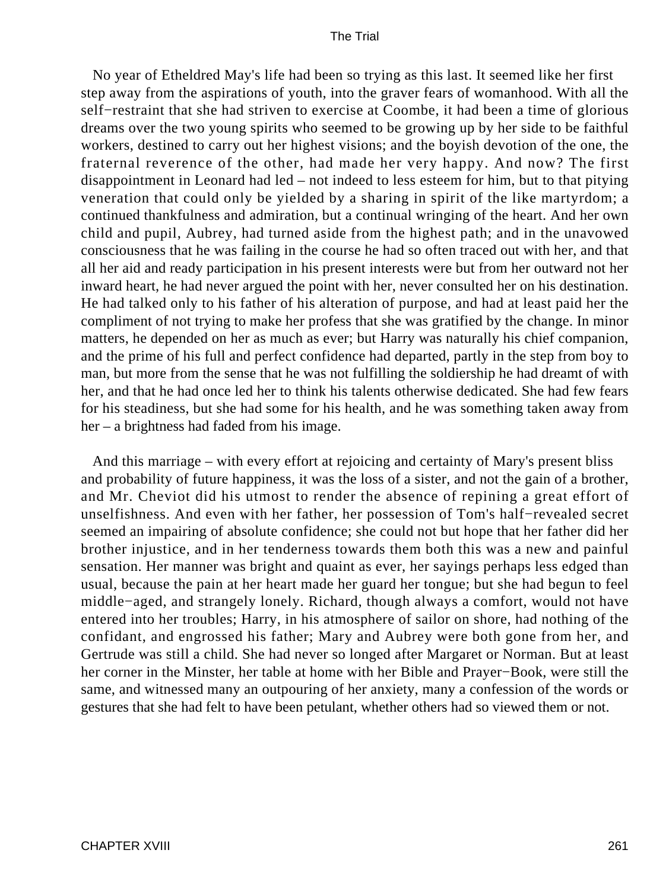No year of Etheldred May's life had been so trying as this last. It seemed like her first step away from the aspirations of youth, into the graver fears of womanhood. With all the self−restraint that she had striven to exercise at Coombe, it had been a time of glorious dreams over the two young spirits who seemed to be growing up by her side to be faithful workers, destined to carry out her highest visions; and the boyish devotion of the one, the fraternal reverence of the other, had made her very happy. And now? The first disappointment in Leonard had led – not indeed to less esteem for him, but to that pitying veneration that could only be yielded by a sharing in spirit of the like martyrdom; a continued thankfulness and admiration, but a continual wringing of the heart. And her own child and pupil, Aubrey, had turned aside from the highest path; and in the unavowed consciousness that he was failing in the course he had so often traced out with her, and that all her aid and ready participation in his present interests were but from her outward not her inward heart, he had never argued the point with her, never consulted her on his destination. He had talked only to his father of his alteration of purpose, and had at least paid her the compliment of not trying to make her profess that she was gratified by the change. In minor matters, he depended on her as much as ever; but Harry was naturally his chief companion, and the prime of his full and perfect confidence had departed, partly in the step from boy to man, but more from the sense that he was not fulfilling the soldiership he had dreamt of with her, and that he had once led her to think his talents otherwise dedicated. She had few fears for his steadiness, but she had some for his health, and he was something taken away from her – a brightness had faded from his image.

And this marriage – with every effort at rejoicing and certainty of Mary's present bliss and probability of future happiness, it was the loss of a sister, and not the gain of a brother, and Mr. Cheviot did his utmost to render the absence of repining a great effort of unselfishness. And even with her father, her possession of Tom's half−revealed secret seemed an impairing of absolute confidence; she could not but hope that her father did her brother injustice, and in her tenderness towards them both this was a new and painful sensation. Her manner was bright and quaint as ever, her sayings perhaps less edged than usual, because the pain at her heart made her guard her tongue; but she had begun to feel middle−aged, and strangely lonely. Richard, though always a comfort, would not have entered into her troubles; Harry, in his atmosphere of sailor on shore, had nothing of the confidant, and engrossed his father; Mary and Aubrey were both gone from her, and Gertrude was still a child. She had never so longed after Margaret or Norman. But at least her corner in the Minster, her table at home with her Bible and Prayer−Book, were still the same, and witnessed many an outpouring of her anxiety, many a confession of the words or gestures that she had felt to have been petulant, whether others had so viewed them or not.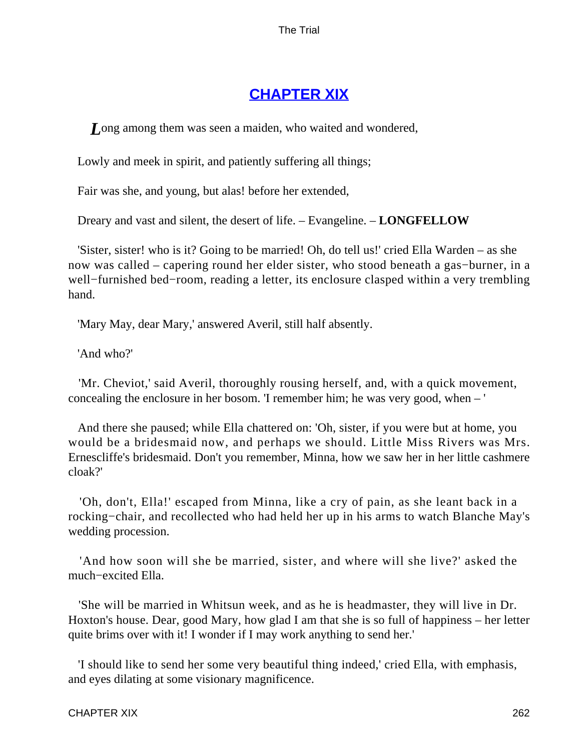## CHAPTER XIX

*L*ong among them was seen a maiden, who waited and wondered,

Lowly and meek in spirit, and patiently suffering all things;

Fair was she, and young, but alas! before her extended,

Dreary and vast and silent, the desert of life. – Evangeline. – **LONGFELLOW**

'Sister, sister! who is it? Going to be married! Oh, do tell us!' cried Ella Warden – as she now was called – capering round her elder sister, who stood beneath a gas−burner, in a well−furnished bed−room, reading a letter, its enclosure clasped within a very trembling hand.

'Mary May, dear Mary,' answered Averil, still half absently.

'And who?'

'Mr. Cheviot,' said Averil, thoroughly rousing herself, and, with a quick movement, concealing the enclosure in her bosom. 'I remember him; he was very good, when – '

And there she paused; while Ella chattered on: 'Oh, sister, if you were but at home, you would be a bridesmaid now, and perhaps we should. Little Miss Rivers was Mrs. Ernescliffe's bridesmaid. Don't you remember, Minna, how we saw her in her little cashmere cloak?'

'Oh, don't, Ella!' escaped from Minna, like a cry of pain, as she leant back in a rocking−chair, and recollected who had held her up in his arms to watch Blanche May's wedding procession.

'And how soon will she be married, sister, and where will she live?' asked the much−excited Ella.

'She will be married in Whitsun week, and as he is headmaster, they will live in Dr. Hoxton's house. Dear, good Mary, how glad I am that she is so full of happiness – her letter quite brims over with it! I wonder if I may work anything to send her.'

'I should like to send her some very beautiful thing indeed,' cried Ella, with emphasis, and eyes dilating at some visionary magnificence.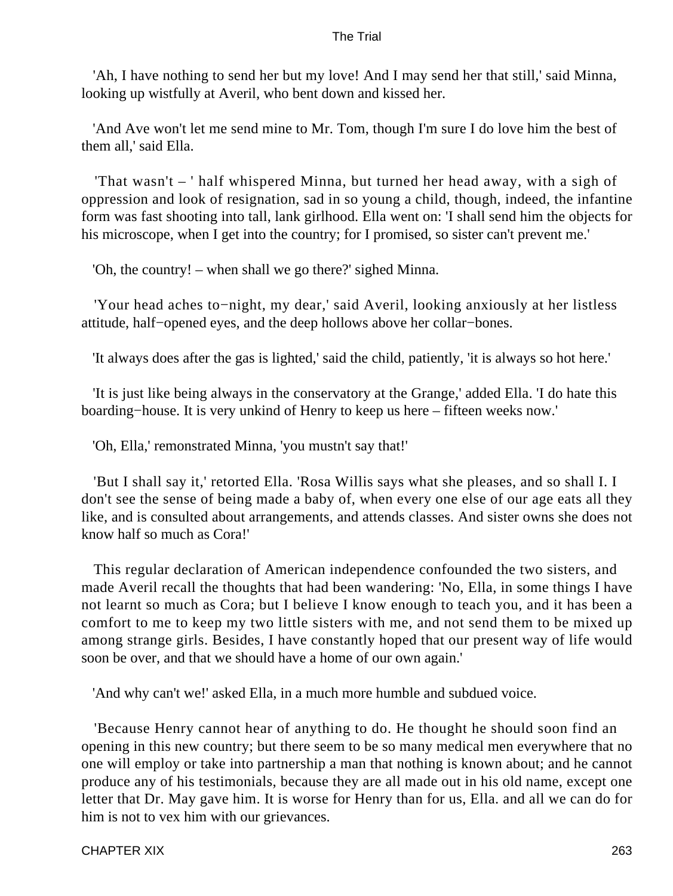'Ah, I have nothing to send her but my love! And I may send her that still,' said Minna, looking up wistfully at Averil, who bent down and kissed her.

'And Ave won't let me send mine to Mr. Tom, though I'm sure I do love him the best of them all,' said Ella.

'That wasn't – ' half whispered Minna, but turned her head away, with a sigh of oppression and look of resignation, sad in so young a child, though, indeed, the infantine form was fast shooting into tall, lank girlhood. Ella went on: 'I shall send him the objects for his microscope, when I get into the country; for I promised, so sister can't prevent me.'

'Oh, the country! – when shall we go there?' sighed Minna.

'Your head aches to−night, my dear,' said Averil, looking anxiously at her listless attitude, half−opened eyes, and the deep hollows above her collar−bones.

'It always does after the gas is lighted,' said the child, patiently, 'it is always so hot here.'

'It is just like being always in the conservatory at the Grange,' added Ella. 'I do hate this boarding−house. It is very unkind of Henry to keep us here – fifteen weeks now.'

'Oh, Ella,' remonstrated Minna, 'you mustn't say that!'

'But I shall say it,' retorted Ella. 'Rosa Willis says what she pleases, and so shall I. I don't see the sense of being made a baby of, when every one else of our age eats all they like, and is consulted about arrangements, and attends classes. And sister owns she does not know half so much as Cora!'

This regular declaration of American independence confounded the two sisters, and made Averil recall the thoughts that had been wandering: 'No, Ella, in some things I have not learnt so much as Cora; but I believe I know enough to teach you, and it has been a comfort to me to keep my two little sisters with me, and not send them to be mixed up among strange girls. Besides, I have constantly hoped that our present way of life would soon be over, and that we should have a home of our own again.'

'And why can't we!' asked Ella, in a much more humble and subdued voice.

'Because Henry cannot hear of anything to do. He thought he should soon find an opening in this new country; but there seem to be so many medical men everywhere that no one will employ or take into partnership a man that nothing is known about; and he cannot produce any of his testimonials, because they are all made out in his old name, except one letter that Dr. May gave him. It is worse for Henry than for us, Ella. and all we can do for him is not to vex him with our grievances.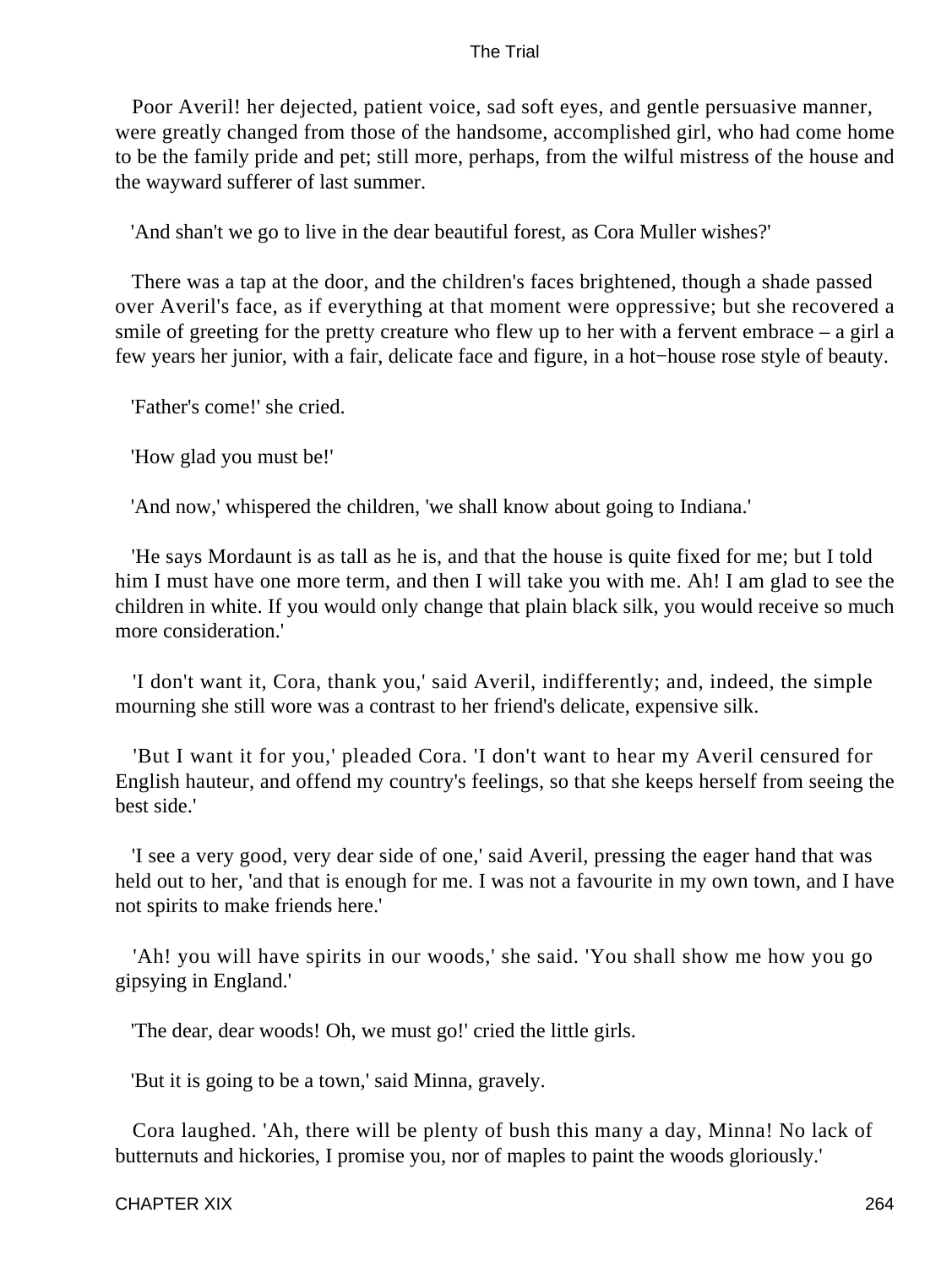Poor Averil! her dejected, patient voice, sad soft eyes, and gentle persuasive manner, were greatly changed from those of the handsome, accomplished girl, who had come home to be the family pride and pet; still more, perhaps, from the wilful mistress of the house and the wayward sufferer of last summer.

'And shan't we go to live in the dear beautiful forest, as Cora Muller wishes?'

There was a tap at the door, and the children's faces brightened, though a shade passed over Averil's face, as if everything at that moment were oppressive; but she recovered a smile of greeting for the pretty creature who flew up to her with a fervent embrace – a girl a few years her junior, with a fair, delicate face and figure, in a hot−house rose style of beauty.

'Father's come!' she cried.

'How glad you must be!'

'And now,' whispered the children, 'we shall know about going to Indiana.'

'He says Mordaunt is as tall as he is, and that the house is quite fixed for me; but I told him I must have one more term, and then I will take you with me. Ah! I am glad to see the children in white. If you would only change that plain black silk, you would receive so much more consideration.'

'I don't want it, Cora, thank you,' said Averil, indifferently; and, indeed, the simple mourning she still wore was a contrast to her friend's delicate, expensive silk.

'But I want it for you,' pleaded Cora. 'I don't want to hear my Averil censured for English hauteur, and offend my country's feelings, so that she keeps herself from seeing the best side.'

'I see a very good, very dear side of one,' said Averil, pressing the eager hand that was held out to her, 'and that is enough for me. I was not a favourite in my own town, and I have not spirits to make friends here.'

'Ah! you will have spirits in our woods,' she said. 'You shall show me how you go gipsying in England.'

'The dear, dear woods! Oh, we must go!' cried the little girls.

'But it is going to be a town,' said Minna, gravely.

Cora laughed. 'Ah, there will be plenty of bush this many a day, Minna! No lack of butternuts and hickories, I promise you, nor of maples to paint the woods gloriously.'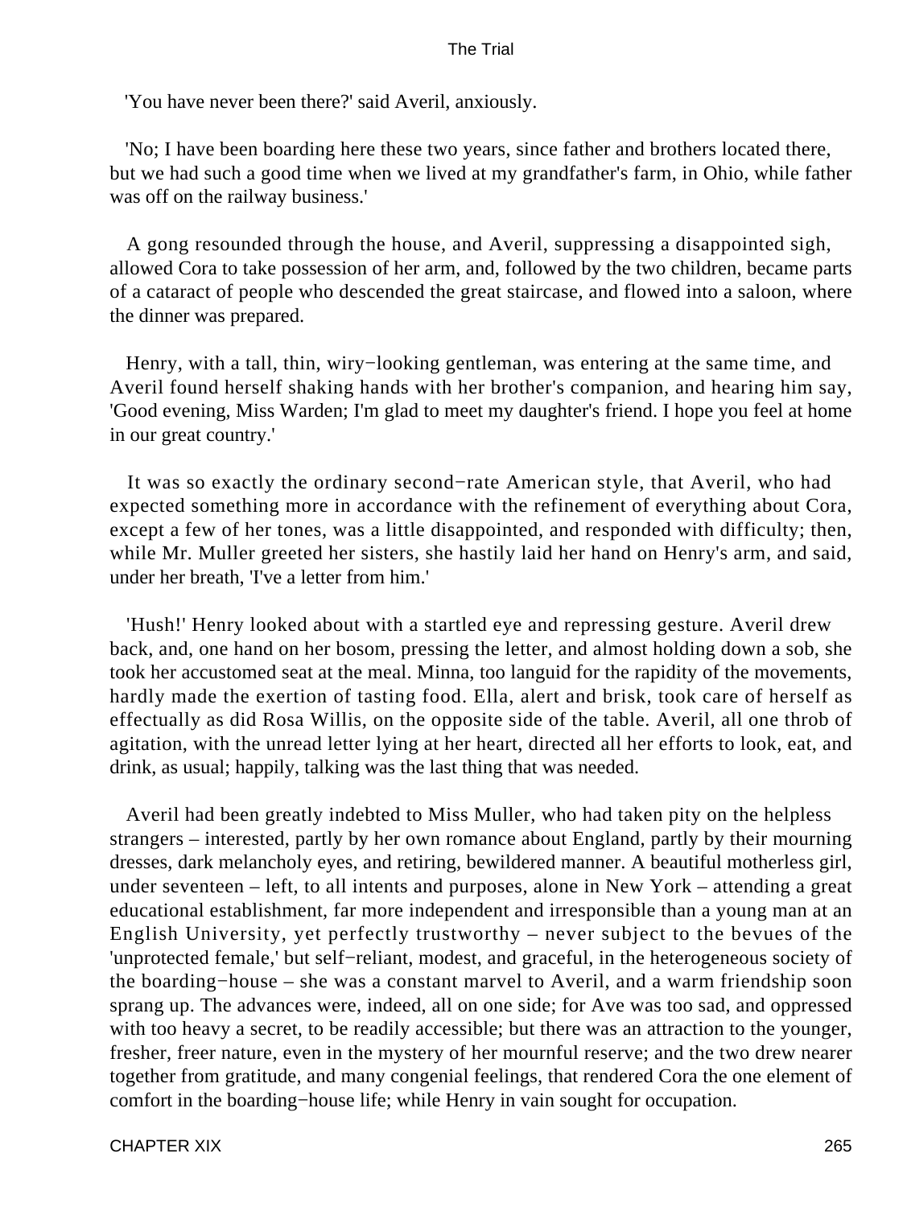'You have never been there?' said Averil, anxiously.

'No; I have been boarding here these two years, since father and brothers located there, but we had such a good time when we lived at my grandfather's farm, in Ohio, while father was off on the railway business.'

A gong resounded through the house, and Averil, suppressing a disappointed sigh, allowed Cora to take possession of her arm, and, followed by the two children, became parts of a cataract of people who descended the great staircase, and flowed into a saloon, where the dinner was prepared.

Henry, with a tall, thin, wiry−looking gentleman, was entering at the same time, and Averil found herself shaking hands with her brother's companion, and hearing him say, 'Good evening, Miss Warden; I'm glad to meet my daughter's friend. I hope you feel at home in our great country.'

It was so exactly the ordinary second−rate American style, that Averil, who had expected something more in accordance with the refinement of everything about Cora, except a few of her tones, was a little disappointed, and responded with difficulty; then, while Mr. Muller greeted her sisters, she hastily laid her hand on Henry's arm, and said, under her breath, 'I've a letter from him.'

'Hush!' Henry looked about with a startled eye and repressing gesture. Averil drew back, and, one hand on her bosom, pressing the letter, and almost holding down a sob, she took her accustomed seat at the meal. Minna, too languid for the rapidity of the movements, hardly made the exertion of tasting food. Ella, alert and brisk, took care of herself as effectually as did Rosa Willis, on the opposite side of the table. Averil, all one throb of agitation, with the unread letter lying at her heart, directed all her efforts to look, eat, and drink, as usual; happily, talking was the last thing that was needed.

Averil had been greatly indebted to Miss Muller, who had taken pity on the helpless strangers – interested, partly by her own romance about England, partly by their mourning dresses, dark melancholy eyes, and retiring, bewildered manner. A beautiful motherless girl, under seventeen – left, to all intents and purposes, alone in New York – attending a great educational establishment, far more independent and irresponsible than a young man at an English University, yet perfectly trustworthy – never subject to the bevues of the 'unprotected female,' but self−reliant, modest, and graceful, in the heterogeneous society of the boarding−house – she was a constant marvel to Averil, and a warm friendship soon sprang up. The advances were, indeed, all on one side; for Ave was too sad, and oppressed with too heavy a secret, to be readily accessible; but there was an attraction to the younger, fresher, freer nature, even in the mystery of her mournful reserve; and the two drew nearer together from gratitude, and many congenial feelings, that rendered Cora the one element of comfort in the boarding−house life; while Henry in vain sought for occupation.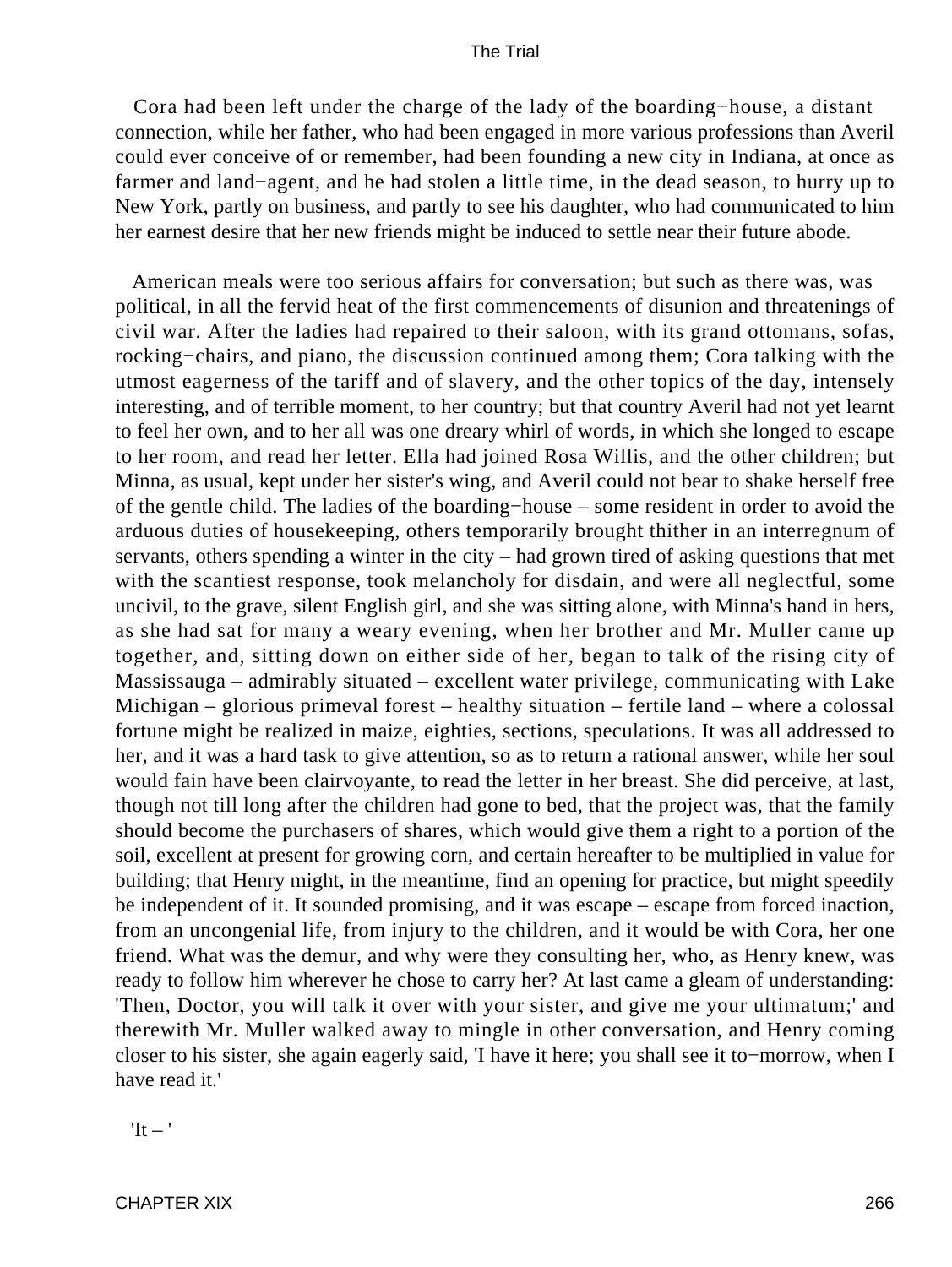Cora had been left under the charge of the lady of the boarding−house, a distant connection, while her father, who had been engaged in more various professions than Averil could ever conceive of or remember, had been founding a new city in Indiana, at once as farmer and land−agent, and he had stolen a little time, in the dead season, to hurry up to New York, partly on business, and partly to see his daughter, who had communicated to him her earnest desire that her new friends might be induced to settle near their future abode.

American meals were too serious affairs for conversation; but such as there was, was political, in all the fervid heat of the first commencements of disunion and threatenings of civil war. After the ladies had repaired to their saloon, with its grand ottomans, sofas, rocking−chairs, and piano, the discussion continued among them; Cora talking with the utmost eagerness of the tariff and of slavery, and the other topics of the day, intensely interesting, and of terrible moment, to her country; but that country Averil had not yet learnt to feel her own, and to her all was one dreary whirl of words, in which she longed to escape to her room, and read her letter. Ella had joined Rosa Willis, and the other children; but Minna, as usual, kept under her sister's wing, and Averil could not bear to shake herself free of the gentle child. The ladies of the boarding−house – some resident in order to avoid the arduous duties of housekeeping, others temporarily brought thither in an interregnum of servants, others spending a winter in the city – had grown tired of asking questions that met with the scantiest response, took melancholy for disdain, and were all neglectful, some uncivil, to the grave, silent English girl, and she was sitting alone, with Minna's hand in hers, as she had sat for many a weary evening, when her brother and Mr. Muller came up together, and, sitting down on either side of her, began to talk of the rising city of Massissauga – admirably situated – excellent water privilege, communicating with Lake Michigan – glorious primeval forest – healthy situation – fertile land – where a colossal fortune might be realized in maize, eighties, sections, speculations. It was all addressed to her, and it was a hard task to give attention, so as to return a rational answer, while her soul would fain have been clairvoyante, to read the letter in her breast. She did perceive, at last, though not till long after the children had gone to bed, that the project was, that the family should become the purchasers of shares, which would give them a right to a portion of the soil, excellent at present for growing corn, and certain hereafter to be multiplied in value for building; that Henry might, in the meantime, find an opening for practice, but might speedily be independent of it. It sounded promising, and it was escape – escape from forced inaction, from an uncongenial life, from injury to the children, and it would be with Cora, her one friend. What was the demur, and why were they consulting her, who, as Henry knew, was ready to follow him wherever he chose to carry her? At last came a gleam of understanding: 'Then, Doctor, you will talk it over with your sister, and give me your ultimatum;' and therewith Mr. Muller walked away to mingle in other conversation, and Henry coming closer to his sister, she again eagerly said, 'I have it here; you shall see it to−morrow, when I have read it.'

'It – '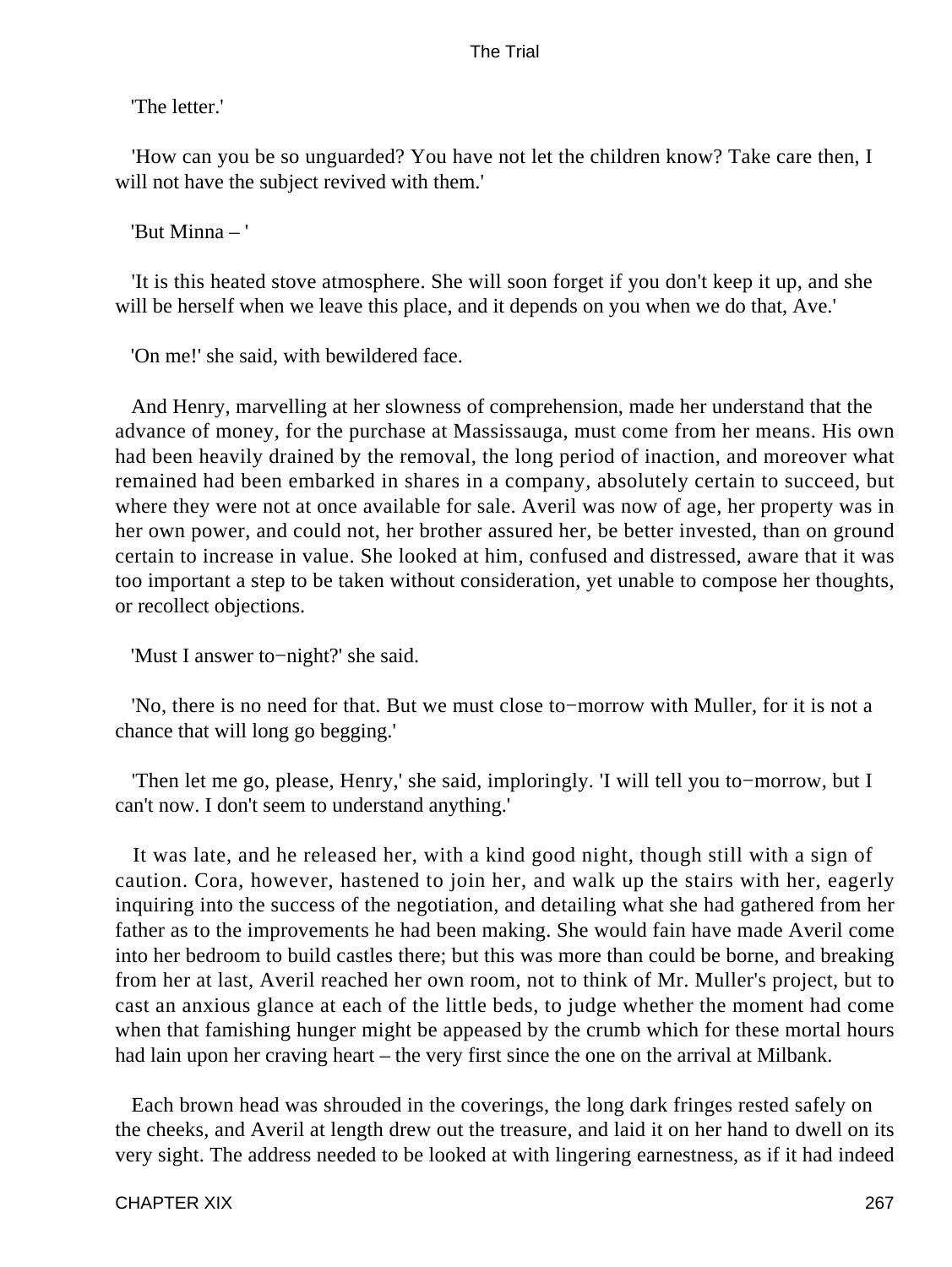'The letter.'

'How can you be so unguarded? You have not let the children know? Take care then, I will not have the subject revived with them.'

'But Minna – '

'It is this heated stove atmosphere. She will soon forget if you don't keep it up, and she will be herself when we leave this place, and it depends on you when we do that, Ave.'

'On me!' she said, with bewildered face.

And Henry, marvelling at her slowness of comprehension, made her understand that the advance of money, for the purchase at Massissauga, must come from her means. His own had been heavily drained by the removal, the long period of inaction, and moreover what remained had been embarked in shares in a company, absolutely certain to succeed, but where they were not at once available for sale. Averil was now of age, her property was in her own power, and could not, her brother assured her, be better invested, than on ground certain to increase in value. She looked at him, confused and distressed, aware that it was too important a step to be taken without consideration, yet unable to compose her thoughts, or recollect objections.

'Must I answer to−night?' she said.

'No, there is no need for that. But we must close to−morrow with Muller, for it is not a chance that will long go begging.'

'Then let me go, please, Henry,' she said, imploringly. 'I will tell you to−morrow, but I can't now. I don't seem to understand anything.'

It was late, and he released her, with a kind good night, though still with a sign of caution. Cora, however, hastened to join her, and walk up the stairs with her, eagerly inquiring into the success of the negotiation, and detailing what she had gathered from her father as to the improvements he had been making. She would fain have made Averil come into her bedroom to build castles there; but this was more than could be borne, and breaking from her at last, Averil reached her own room, not to think of Mr. Muller's project, but to cast an anxious glance at each of the little beds, to judge whether the moment had come when that famishing hunger might be appeased by the crumb which for these mortal hours had lain upon her craving heart – the very first since the one on the arrival at Milbank.

Each brown head was shrouded in the coverings, the long dark fringes rested safely on the cheeks, and Averil at length drew out the treasure, and laid it on her hand to dwell on its very sight. The address needed to be looked at with lingering earnestness, as if it had indeed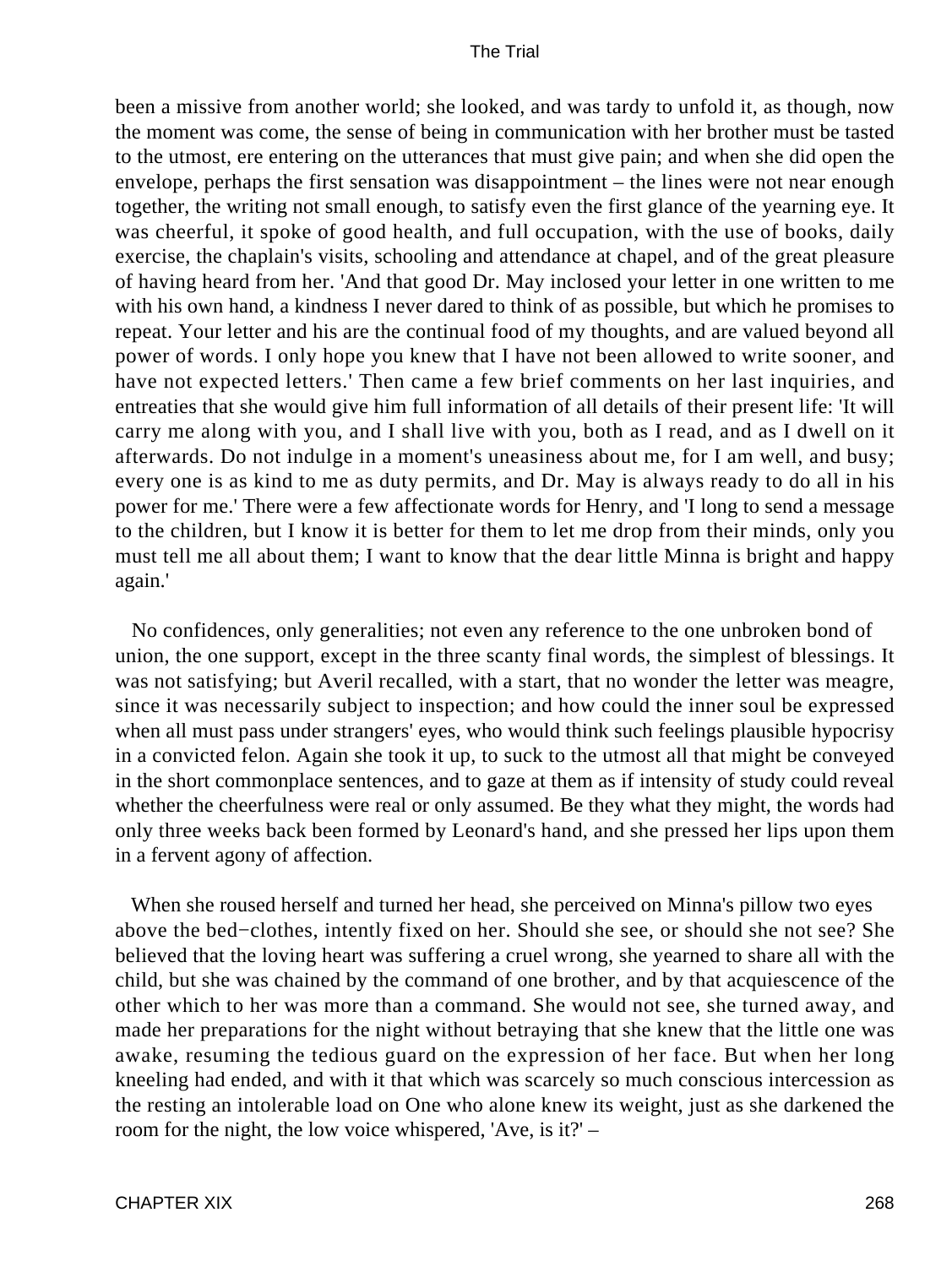been a missive from another world; she looked, and was tardy to unfold it, as though, now the moment was come, the sense of being in communication with her brother must be tasted to the utmost, ere entering on the utterances that must give pain; and when she did open the envelope, perhaps the first sensation was disappointment – the lines were not near enough together, the writing not small enough, to satisfy even the first glance of the yearning eye. It was cheerful, it spoke of good health, and full occupation, with the use of books, daily exercise, the chaplain's visits, schooling and attendance at chapel, and of the great pleasure of having heard from her. 'And that good Dr. May inclosed your letter in one written to me with his own hand, a kindness I never dared to think of as possible, but which he promises to repeat. Your letter and his are the continual food of my thoughts, and are valued beyond all power of words. I only hope you knew that I have not been allowed to write sooner, and have not expected letters.' Then came a few brief comments on her last inquiries, and entreaties that she would give him full information of all details of their present life: 'It will carry me along with you, and I shall live with you, both as I read, and as I dwell on it afterwards. Do not indulge in a moment's uneasiness about me, for I am well, and busy; every one is as kind to me as duty permits, and Dr. May is always ready to do all in his power for me.' There were a few affectionate words for Henry, and 'I long to send a message to the children, but I know it is better for them to let me drop from their minds, only you must tell me all about them; I want to know that the dear little Minna is bright and happy again.'

No confidences, only generalities; not even any reference to the one unbroken bond of union, the one support, except in the three scanty final words, the simplest of blessings. It was not satisfying; but Averil recalled, with a start, that no wonder the letter was meagre, since it was necessarily subject to inspection; and how could the inner soul be expressed when all must pass under strangers' eyes, who would think such feelings plausible hypocrisy in a convicted felon. Again she took it up, to suck to the utmost all that might be conveyed in the short commonplace sentences, and to gaze at them as if intensity of study could reveal whether the cheerfulness were real or only assumed. Be they what they might, the words had only three weeks back been formed by Leonard's hand, and she pressed her lips upon them in a fervent agony of affection.

When she roused herself and turned her head, she perceived on Minna's pillow two eyes above the bed−clothes, intently fixed on her. Should she see, or should she not see? She believed that the loving heart was suffering a cruel wrong, she yearned to share all with the child, but she was chained by the command of one brother, and by that acquiescence of the other which to her was more than a command. She would not see, she turned away, and made her preparations for the night without betraying that she knew that the little one was awake, resuming the tedious guard on the expression of her face. But when her long kneeling had ended, and with it that which was scarcely so much conscious intercession as the resting an intolerable load on One who alone knew its weight, just as she darkened the room for the night, the low voice whispered, 'Ave, is it?' –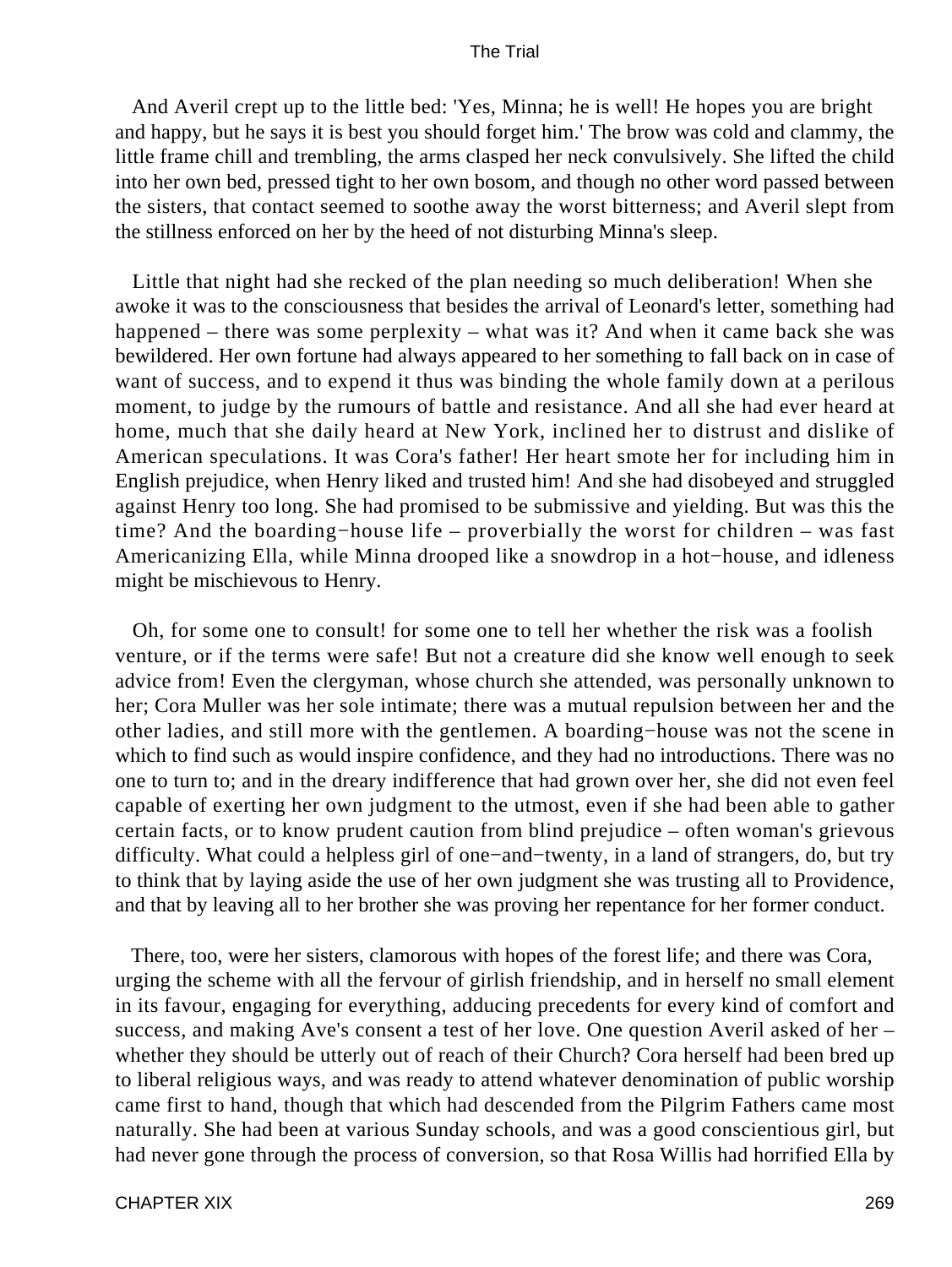And Averil crept up to the little bed: 'Yes, Minna; he is well! He hopes you are bright and happy, but he says it is best you should forget him.' The brow was cold and clammy, the little frame chill and trembling, the arms clasped her neck convulsively. She lifted the child into her own bed, pressed tight to her own bosom, and though no other word passed between the sisters, that contact seemed to soothe away the worst bitterness; and Averil slept from the stillness enforced on her by the heed of not disturbing Minna's sleep.

Little that night had she recked of the plan needing so much deliberation! When she awoke it was to the consciousness that besides the arrival of Leonard's letter, something had happened – there was some perplexity – what was it? And when it came back she was bewildered. Her own fortune had always appeared to her something to fall back on in case of want of success, and to expend it thus was binding the whole family down at a perilous moment, to judge by the rumours of battle and resistance. And all she had ever heard at home, much that she daily heard at New York, inclined her to distrust and dislike of American speculations. It was Cora's father! Her heart smote her for including him in English prejudice, when Henry liked and trusted him! And she had disobeyed and struggled against Henry too long. She had promised to be submissive and yielding. But was this the time? And the boarding−house life – proverbially the worst for children – was fast Americanizing Ella, while Minna drooped like a snowdrop in a hot−house, and idleness might be mischievous to Henry.

Oh, for some one to consult! for some one to tell her whether the risk was a foolish venture, or if the terms were safe! But not a creature did she know well enough to seek advice from! Even the clergyman, whose church she attended, was personally unknown to her; Cora Muller was her sole intimate; there was a mutual repulsion between her and the other ladies, and still more with the gentlemen. A boarding−house was not the scene in which to find such as would inspire confidence, and they had no introductions. There was no one to turn to; and in the dreary indifference that had grown over her, she did not even feel capable of exerting her own judgment to the utmost, even if she had been able to gather certain facts, or to know prudent caution from blind prejudice – often woman's grievous difficulty. What could a helpless girl of one−and−twenty, in a land of strangers, do, but try to think that by laying aside the use of her own judgment she was trusting all to Providence, and that by leaving all to her brother she was proving her repentance for her former conduct.

There, too, were her sisters, clamorous with hopes of the forest life; and there was Cora, urging the scheme with all the fervour of girlish friendship, and in herself no small element in its favour, engaging for everything, adducing precedents for every kind of comfort and success, and making Ave's consent a test of her love. One question Averil asked of her – whether they should be utterly out of reach of their Church? Cora herself had been bred up to liberal religious ways, and was ready to attend whatever denomination of public worship came first to hand, though that which had descended from the Pilgrim Fathers came most naturally. She had been at various Sunday schools, and was a good conscientious girl, but had never gone through the process of conversion, so that Rosa Willis had horrified Ella by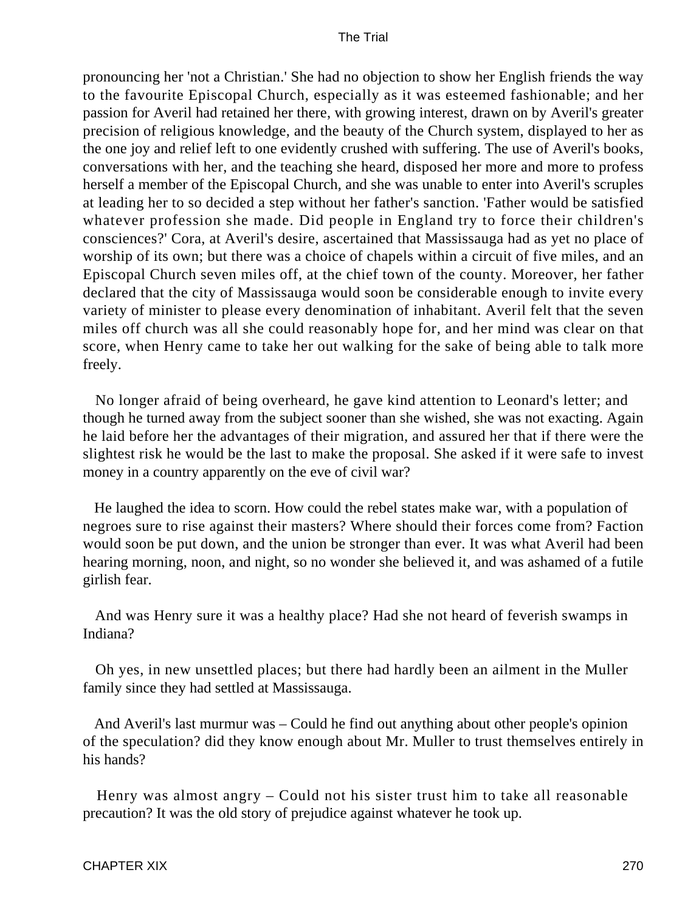pronouncing her 'not a Christian.' She had no objection to show her English friends the way to the favourite Episcopal Church, especially as it was esteemed fashionable; and her passion for Averil had retained her there, with growing interest, drawn on by Averil's greater precision of religious knowledge, and the beauty of the Church system, displayed to her as the one joy and relief left to one evidently crushed with suffering. The use of Averil's books, conversations with her, and the teaching she heard, disposed her more and more to profess herself a member of the Episcopal Church, and she was unable to enter into Averil's scruples at leading her to so decided a step without her father's sanction. 'Father would be satisfied whatever profession she made. Did people in England try to force their children's consciences?' Cora, at Averil's desire, ascertained that Massissauga had as yet no place of worship of its own; but there was a choice of chapels within a circuit of five miles, and an Episcopal Church seven miles off, at the chief town of the county. Moreover, her father declared that the city of Massissauga would soon be considerable enough to invite every variety of minister to please every denomination of inhabitant. Averil felt that the seven miles off church was all she could reasonably hope for, and her mind was clear on that score, when Henry came to take her out walking for the sake of being able to talk more freely.

No longer afraid of being overheard, he gave kind attention to Leonard's letter; and though he turned away from the subject sooner than she wished, she was not exacting. Again he laid before her the advantages of their migration, and assured her that if there were the slightest risk he would be the last to make the proposal. She asked if it were safe to invest money in a country apparently on the eve of civil war?

He laughed the idea to scorn. How could the rebel states make war, with a population of negroes sure to rise against their masters? Where should their forces come from? Faction would soon be put down, and the union be stronger than ever. It was what Averil had been hearing morning, noon, and night, so no wonder she believed it, and was ashamed of a futile girlish fear.

And was Henry sure it was a healthy place? Had she not heard of feverish swamps in Indiana?

Oh yes, in new unsettled places; but there had hardly been an ailment in the Muller family since they had settled at Massissauga.

And Averil's last murmur was – Could he find out anything about other people's opinion of the speculation? did they know enough about Mr. Muller to trust themselves entirely in his hands?

Henry was almost angry – Could not his sister trust him to take all reasonable precaution? It was the old story of prejudice against whatever he took up.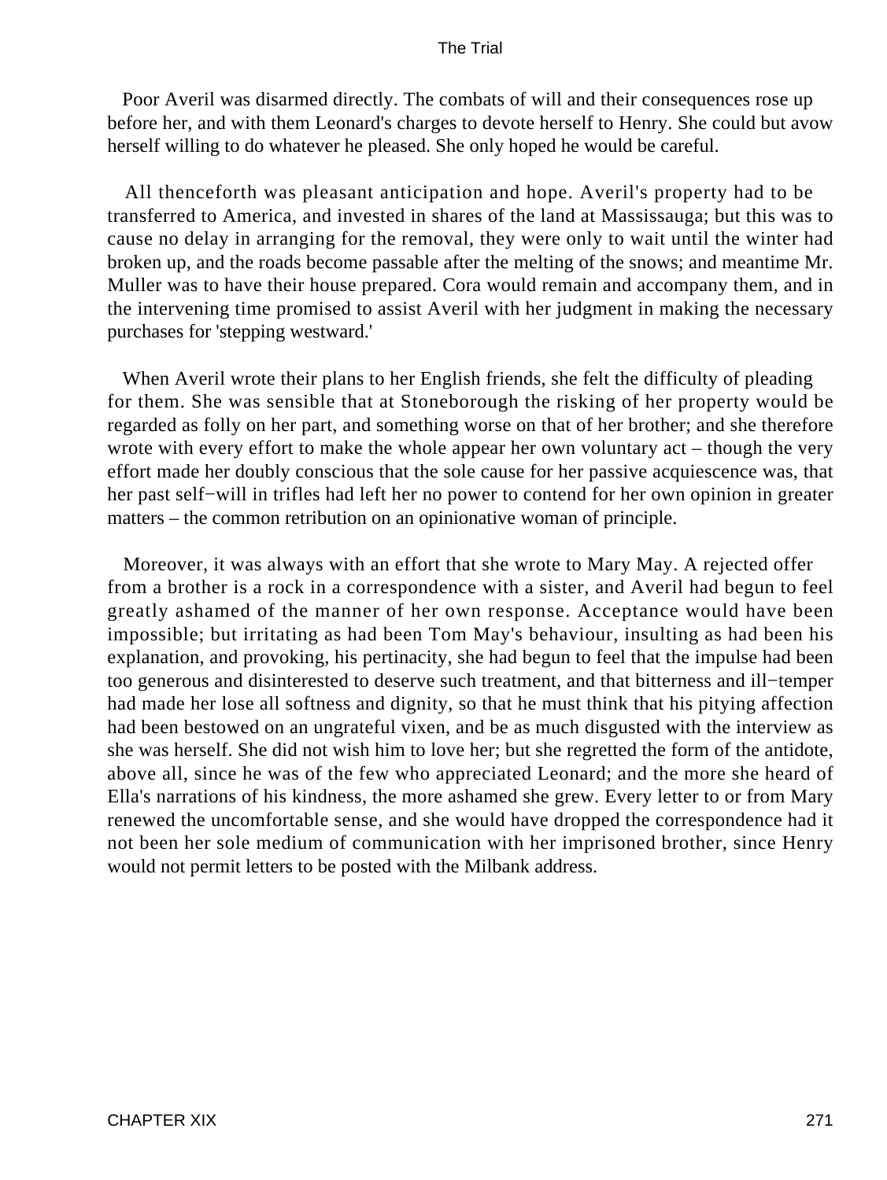Poor Averil was disarmed directly. The combats of will and their consequences rose up before her, and with them Leonard's charges to devote herself to Henry. She could but avow herself willing to do whatever he pleased. She only hoped he would be careful.

All thenceforth was pleasant anticipation and hope. Averil's property had to be transferred to America, and invested in shares of the land at Massissauga; but this was to cause no delay in arranging for the removal, they were only to wait until the winter had broken up, and the roads become passable after the melting of the snows; and meantime Mr. Muller was to have their house prepared. Cora would remain and accompany them, and in the intervening time promised to assist Averil with her judgment in making the necessary purchases for 'stepping westward.'

When Averil wrote their plans to her English friends, she felt the difficulty of pleading for them. She was sensible that at Stoneborough the risking of her property would be regarded as folly on her part, and something worse on that of her brother; and she therefore wrote with every effort to make the whole appear her own voluntary act – though the very effort made her doubly conscious that the sole cause for her passive acquiescence was, that her past self−will in trifles had left her no power to contend for her own opinion in greater matters – the common retribution on an opinionative woman of principle.

Moreover, it was always with an effort that she wrote to Mary May. A rejected offer from a brother is a rock in a correspondence with a sister, and Averil had begun to feel greatly ashamed of the manner of her own response. Acceptance would have been impossible; but irritating as had been Tom May's behaviour, insulting as had been his explanation, and provoking, his pertinacity, she had begun to feel that the impulse had been too generous and disinterested to deserve such treatment, and that bitterness and ill−temper had made her lose all softness and dignity, so that he must think that his pitying affection had been bestowed on an ungrateful vixen, and be as much disgusted with the interview as she was herself. She did not wish him to love her; but she regretted the form of the antidote, above all, since he was of the few who appreciated Leonard; and the more she heard of Ella's narrations of his kindness, the more ashamed she grew. Every letter to or from Mary renewed the uncomfortable sense, and she would have dropped the correspondence had it not been her sole medium of communication with her imprisoned brother, since Henry would not permit letters to be posted with the Milbank address.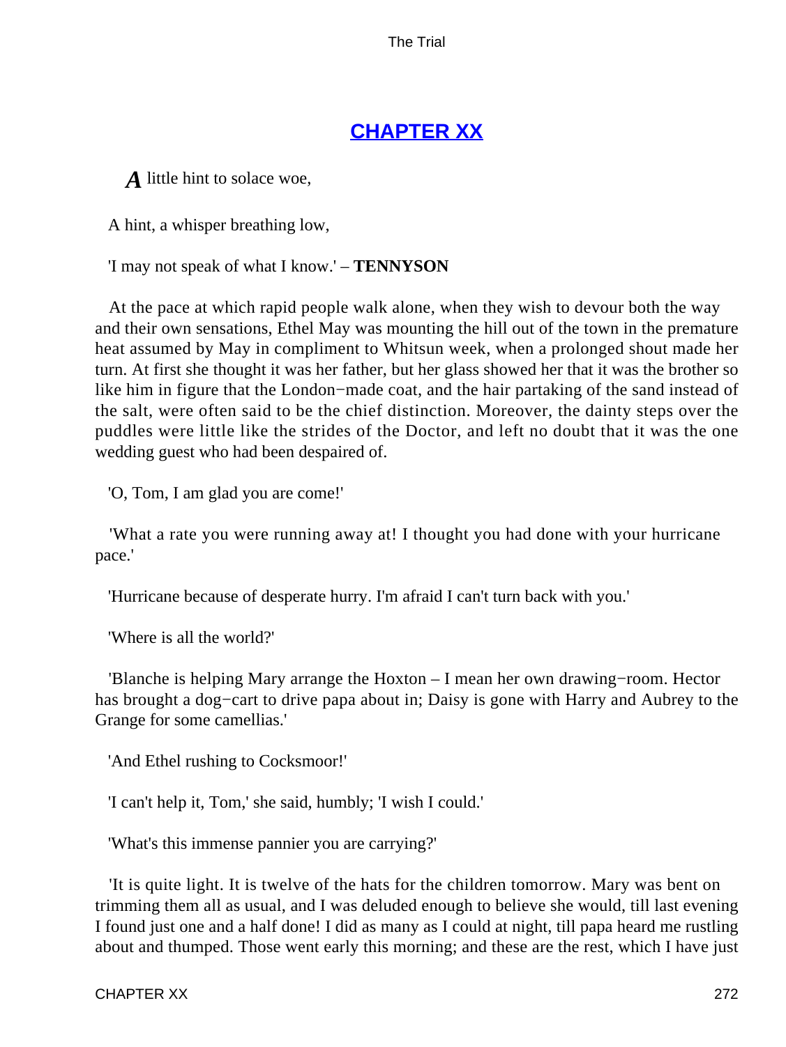## CHAPTER XX

*A* little hint to solace woe,

A hint, a whisper breathing low,

'I may not speak of what I know.' – **TENNYSON**

At the pace at which rapid people walk alone, when they wish to devour both the way and their own sensations, Ethel May was mounting the hill out of the town in the premature heat assumed by May in compliment to Whitsun week, when a prolonged shout made her turn. At first she thought it was her father, but her glass showed her that it was the brother so like him in figure that the London−made coat, and the hair partaking of the sand instead of the salt, were often said to be the chief distinction. Moreover, the dainty steps over the puddles were little like the strides of the Doctor, and left no doubt that it was the one wedding guest who had been despaired of.

'O, Tom, I am glad you are come!'

'What a rate you were running away at! I thought you had done with your hurricane pace.'

'Hurricane because of desperate hurry. I'm afraid I can't turn back with you.'

'Where is all the world?'

'Blanche is helping Mary arrange the Hoxton – I mean her own drawing−room. Hector has brought a dog−cart to drive papa about in; Daisy is gone with Harry and Aubrey to the Grange for some camellias.'

'And Ethel rushing to Cocksmoor!'

'I can't help it, Tom,' she said, humbly; 'I wish I could.'

'What's this immense pannier you are carrying?'

'It is quite light. It is twelve of the hats for the children tomorrow. Mary was bent on trimming them all as usual, and I was deluded enough to believe she would, till last evening I found just one and a half done! I did as many as I could at night, till papa heard me rustling about and thumped. Those went early this morning; and these are the rest, which I have just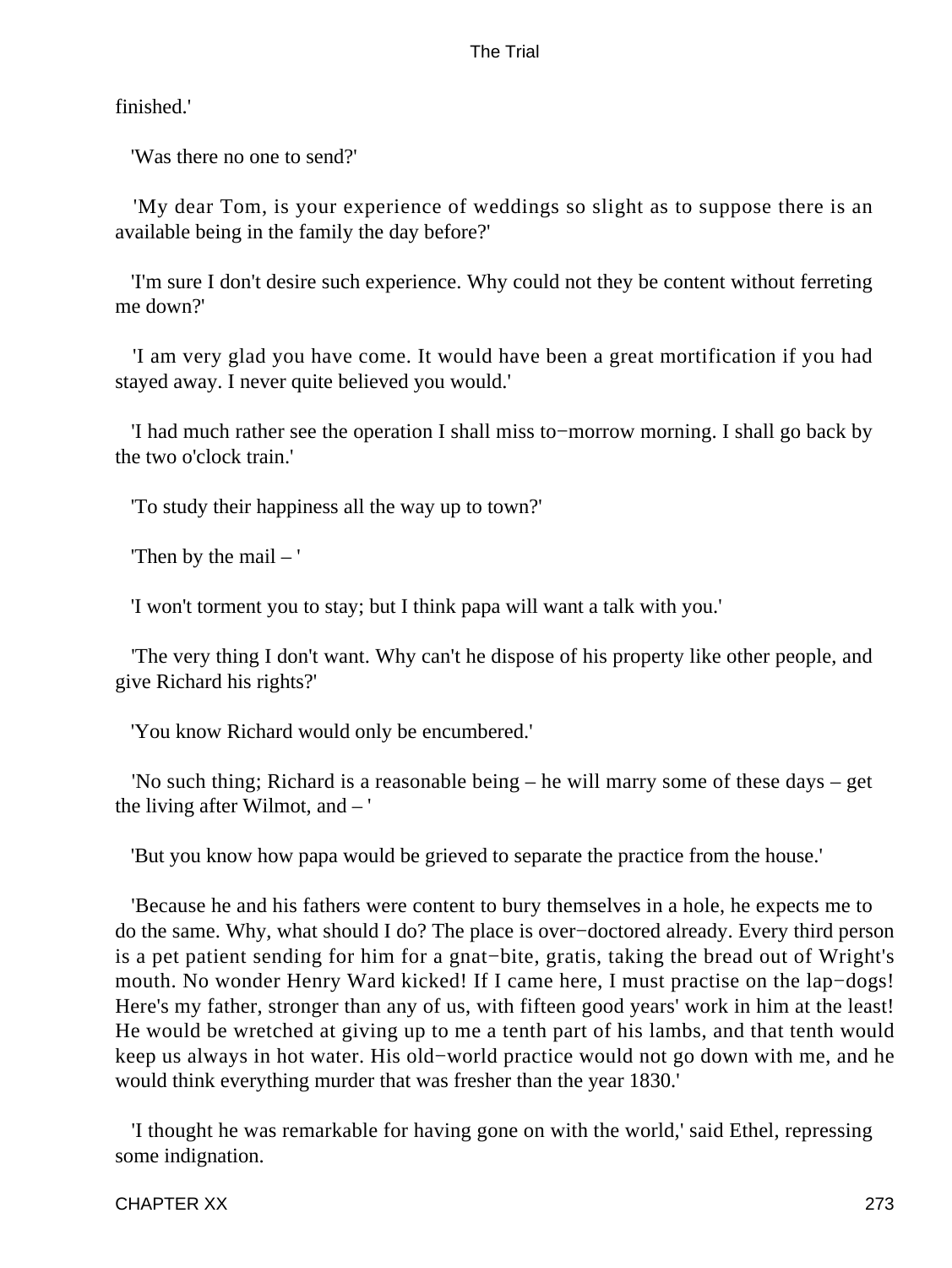finished.'

'Was there no one to send?'

'My dear Tom, is your experience of weddings so slight as to suppose there is an available being in the family the day before?'

'I'm sure I don't desire such experience. Why could not they be content without ferreting me down?'

'I am very glad you have come. It would have been a great mortification if you had stayed away. I never quite believed you would.'

'I had much rather see the operation I shall miss to−morrow morning. I shall go back by the two o'clock train.'

'To study their happiness all the way up to town?'

'Then by the mail – '

'I won't torment you to stay; but I think papa will want a talk with you.'

'The very thing I don't want. Why can't he dispose of his property like other people, and give Richard his rights?'

'You know Richard would only be encumbered.'

'No such thing; Richard is a reasonable being – he will marry some of these days – get the living after Wilmot, and – '

'But you know how papa would be grieved to separate the practice from the house.'

'Because he and his fathers were content to bury themselves in a hole, he expects me to do the same. Why, what should I do? The place is over−doctored already. Every third person is a pet patient sending for him for a gnat−bite, gratis, taking the bread out of Wright's mouth. No wonder Henry Ward kicked! If I came here, I must practise on the lap−dogs! Here's my father, stronger than any of us, with fifteen good years' work in him at the least! He would be wretched at giving up to me a tenth part of his lambs, and that tenth would keep us always in hot water. His old−world practice would not go down with me, and he would think everything murder that was fresher than the year 1830.'

'I thought he was remarkable for having gone on with the world,' said Ethel, repressing some indignation.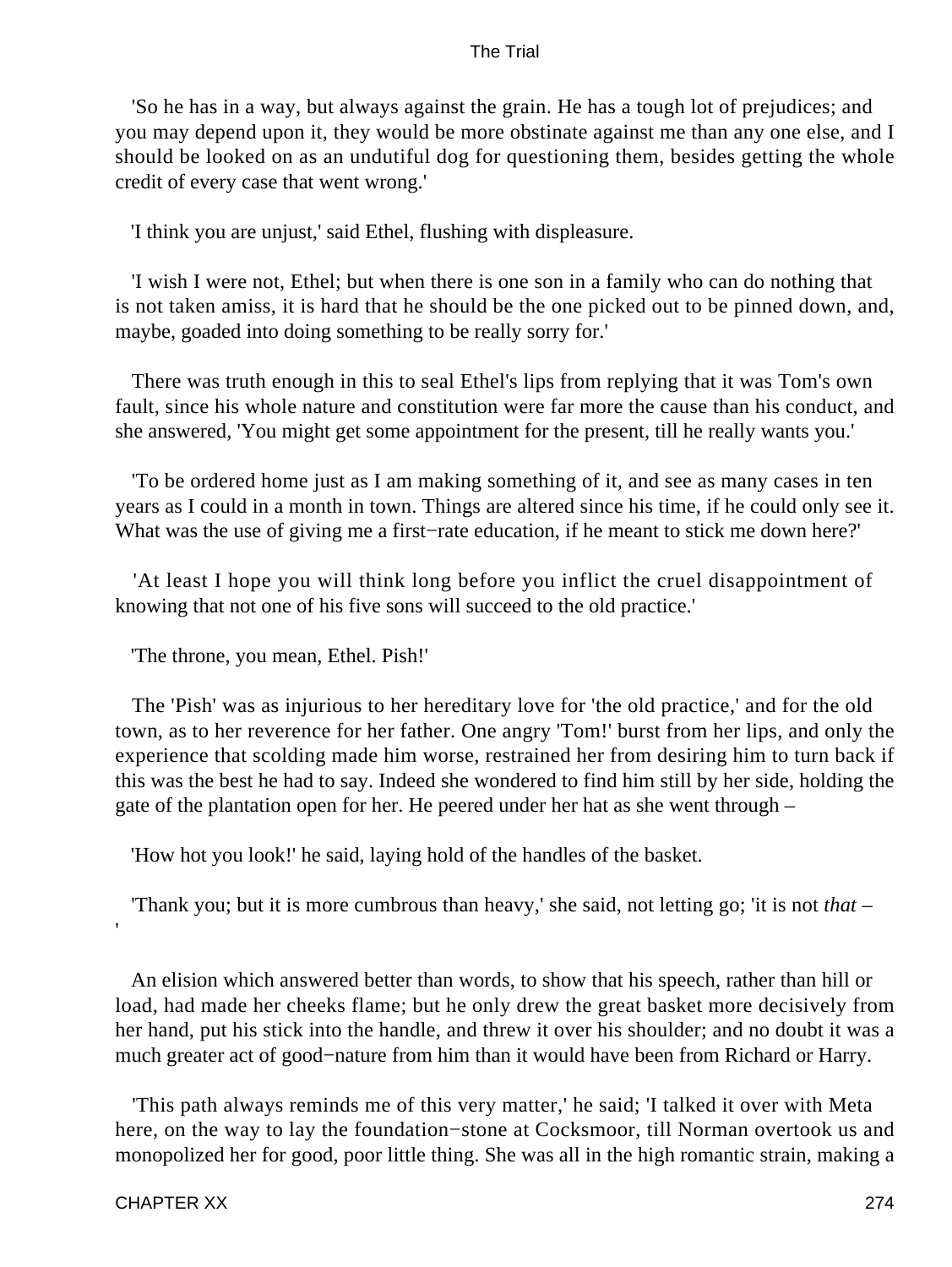'So he has in a way, but always against the grain. He has a tough lot of prejudices; and you may depend upon it, they would be more obstinate against me than any one else, and I should be looked on as an undutiful dog for questioning them, besides getting the whole credit of every case that went wrong.'

'I think you are unjust,' said Ethel, flushing with displeasure.

'I wish I were not, Ethel; but when there is one son in a family who can do nothing that is not taken amiss, it is hard that he should be the one picked out to be pinned down, and, maybe, goaded into doing something to be really sorry for.'

There was truth enough in this to seal Ethel's lips from replying that it was Tom's own fault, since his whole nature and constitution were far more the cause than his conduct, and she answered, 'You might get some appointment for the present, till he really wants you.'

'To be ordered home just as I am making something of it, and see as many cases in ten years as I could in a month in town. Things are altered since his time, if he could only see it. What was the use of giving me a first−rate education, if he meant to stick me down here?'

'At least I hope you will think long before you inflict the cruel disappointment of knowing that not one of his five sons will succeed to the old practice.'

'The throne, you mean, Ethel. Pish!'

The 'Pish' was as injurious to her hereditary love for 'the old practice,' and for the old town, as to her reverence for her father. One angry 'Tom!' burst from her lips, and only the experience that scolding made him worse, restrained her from desiring him to turn back if this was the best he had to say. Indeed she wondered to find him still by her side, holding the gate of the plantation open for her. He peered under her hat as she went through –

'How hot you look!' he said, laying hold of the handles of the basket.

'Thank you; but it is more cumbrous than heavy,' she said, not letting go; 'it is not *that* – '

An elision which answered better than words, to show that his speech, rather than hill or load, had made her cheeks flame; but he only drew the great basket more decisively from her hand, put his stick into the handle, and threw it over his shoulder; and no doubt it was a much greater act of good−nature from him than it would have been from Richard or Harry.

'This path always reminds me of this very matter,' he said; 'I talked it over with Meta here, on the way to lay the foundation−stone at Cocksmoor, till Norman overtook us and monopolized her for good, poor little thing. She was all in the high romantic strain, making a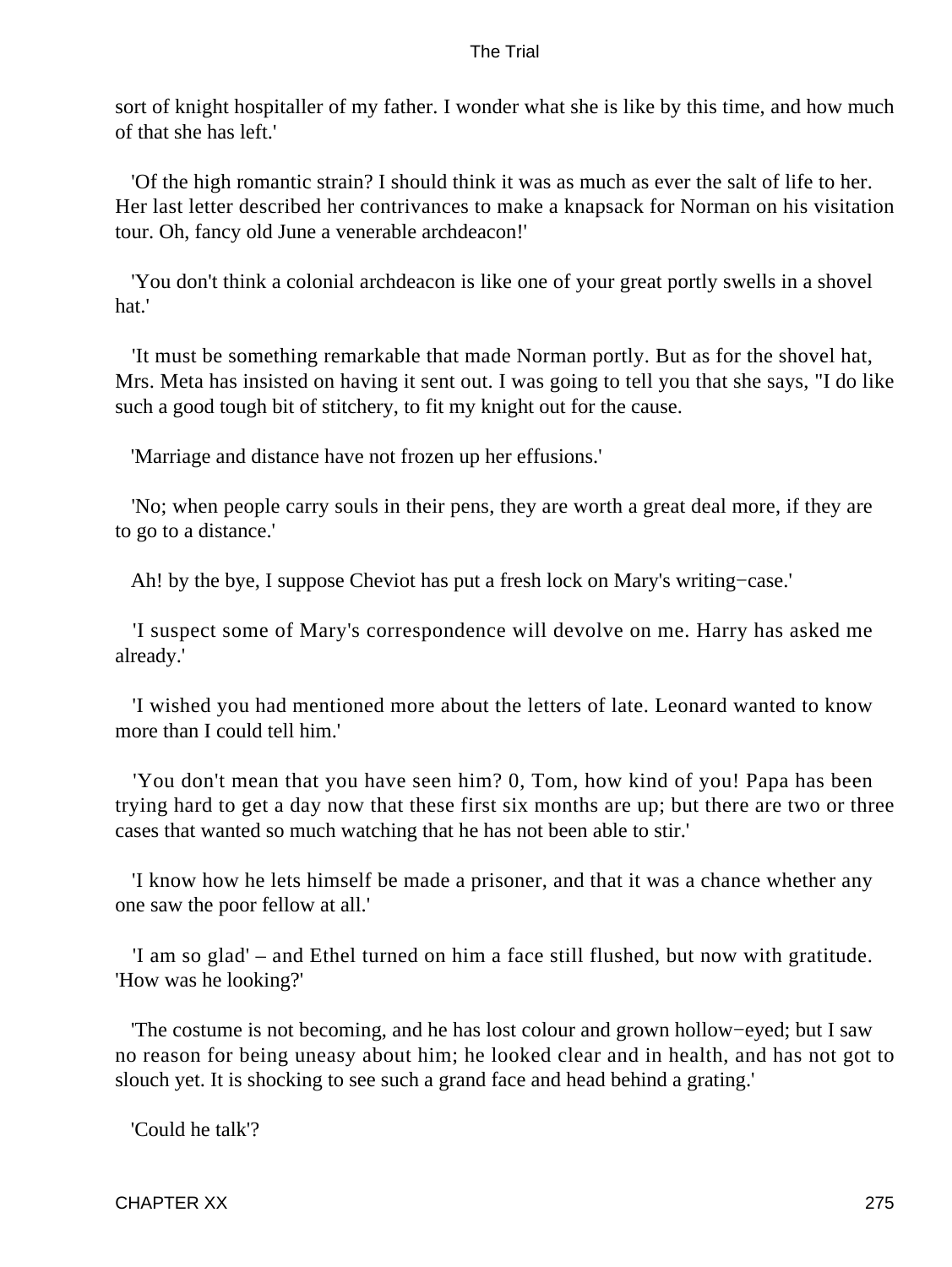sort of knight hospitaller of my father. I wonder what she is like by this time, and how much of that she has left.'

'Of the high romantic strain? I should think it was as much as ever the salt of life to her. Her last letter described her contrivances to make a knapsack for Norman on his visitation tour. Oh, fancy old June a venerable archdeacon!'

'You don't think a colonial archdeacon is like one of your great portly swells in a shovel hat.'

'It must be something remarkable that made Norman portly. But as for the shovel hat, Mrs. Meta has insisted on having it sent out. I was going to tell you that she says, "I do like such a good tough bit of stitchery, to fit my knight out for the cause.

'Marriage and distance have not frozen up her effusions.'

'No; when people carry souls in their pens, they are worth a great deal more, if they are to go to a distance.'

Ah! by the bye, I suppose Cheviot has put a fresh lock on Mary's writing−case.'

'I suspect some of Mary's correspondence will devolve on me. Harry has asked me already.'

'I wished you had mentioned more about the letters of late. Leonard wanted to know more than I could tell him.'

'You don't mean that you have seen him? 0, Tom, how kind of you! Papa has been trying hard to get a day now that these first six months are up; but there are two or three cases that wanted so much watching that he has not been able to stir.'

'I know how he lets himself be made a prisoner, and that it was a chance whether any one saw the poor fellow at all.'

'I am so glad' – and Ethel turned on him a face still flushed, but now with gratitude. 'How was he looking?'

'The costume is not becoming, and he has lost colour and grown hollow−eyed; but I saw no reason for being uneasy about him; he looked clear and in health, and has not got to slouch yet. It is shocking to see such a grand face and head behind a grating.'

'Could he talk'?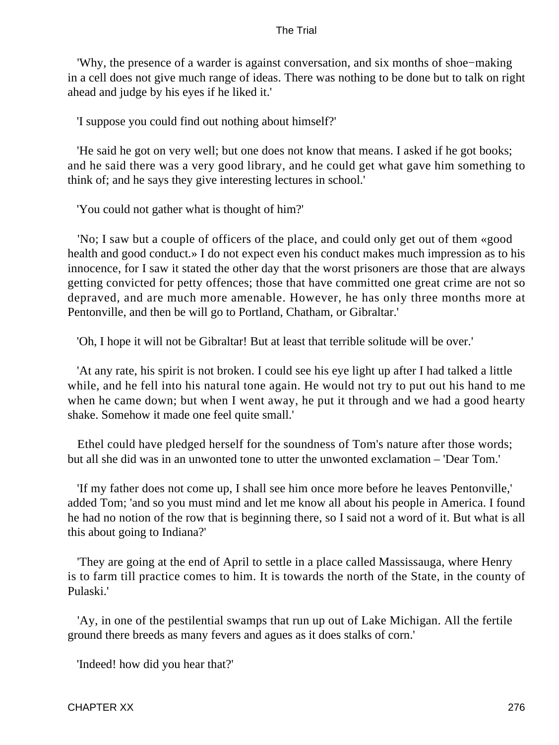'Why, the presence of a warder is against conversation, and six months of shoe−making in a cell does not give much range of ideas. There was nothing to be done but to talk on right ahead and judge by his eyes if he liked it.'

'I suppose you could find out nothing about himself?'

'He said he got on very well; but one does not know that means. I asked if he got books; and he said there was a very good library, and he could get what gave him something to think of; and he says they give interesting lectures in school.'

'You could not gather what is thought of him?'

'No; I saw but a couple of officers of the place, and could only get out of them «good health and good conduct.» I do not expect even his conduct makes much impression as to his innocence, for I saw it stated the other day that the worst prisoners are those that are always getting convicted for petty offences; those that have committed one great crime are not so depraved, and are much more amenable. However, he has only three months more at Pentonville, and then be will go to Portland, Chatham, or Gibraltar.'

'Oh, I hope it will not be Gibraltar! But at least that terrible solitude will be over.'

'At any rate, his spirit is not broken. I could see his eye light up after I had talked a little while, and he fell into his natural tone again. He would not try to put out his hand to me when he came down; but when I went away, he put it through and we had a good hearty shake. Somehow it made one feel quite small.'

Ethel could have pledged herself for the soundness of Tom's nature after those words; but all she did was in an unwonted tone to utter the unwonted exclamation – 'Dear Tom.'

'If my father does not come up, I shall see him once more before he leaves Pentonville,' added Tom; 'and so you must mind and let me know all about his people in America. I found he had no notion of the row that is beginning there, so I said not a word of it. But what is all this about going to Indiana?'

'They are going at the end of April to settle in a place called Massissauga, where Henry is to farm till practice comes to him. It is towards the north of the State, in the county of Pulaski.'

'Ay, in one of the pestilential swamps that run up out of Lake Michigan. All the fertile ground there breeds as many fevers and agues as it does stalks of corn.'

'Indeed! how did you hear that?'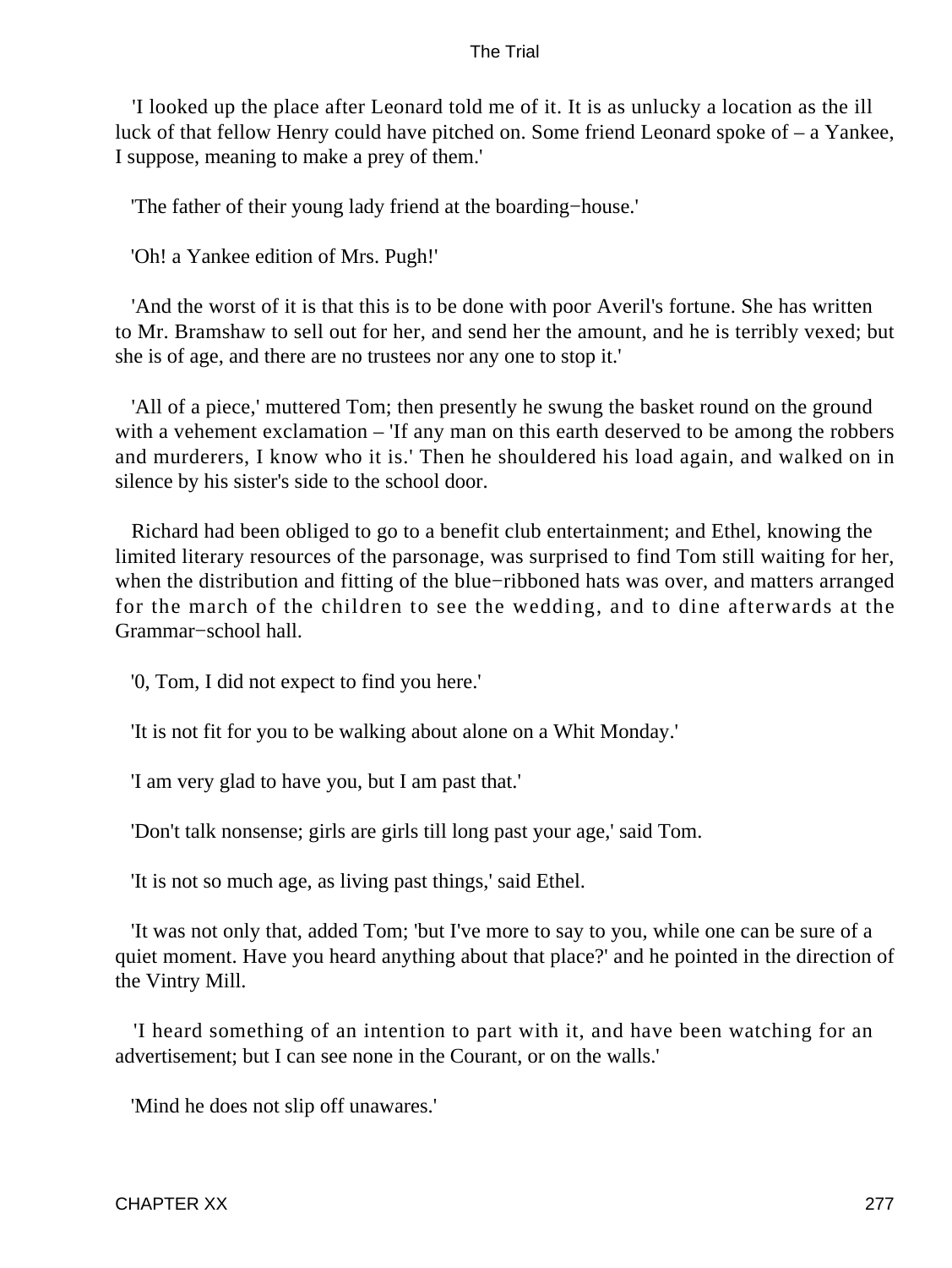'I looked up the place after Leonard told me of it. It is as unlucky a location as the ill luck of that fellow Henry could have pitched on. Some friend Leonard spoke of – a Yankee, I suppose, meaning to make a prey of them.'

'The father of their young lady friend at the boarding−house.'

'Oh! a Yankee edition of Mrs. Pugh!'

'And the worst of it is that this is to be done with poor Averil's fortune. She has written to Mr. Bramshaw to sell out for her, and send her the amount, and he is terribly vexed; but she is of age, and there are no trustees nor any one to stop it.'

'All of a piece,' muttered Tom; then presently he swung the basket round on the ground with a vehement exclamation – 'If any man on this earth deserved to be among the robbers and murderers, I know who it is.' Then he shouldered his load again, and walked on in silence by his sister's side to the school door.

Richard had been obliged to go to a benefit club entertainment; and Ethel, knowing the limited literary resources of the parsonage, was surprised to find Tom still waiting for her, when the distribution and fitting of the blue−ribboned hats was over, and matters arranged for the march of the children to see the wedding, and to dine afterwards at the Grammar−school hall.

'0, Tom, I did not expect to find you here.'

'It is not fit for you to be walking about alone on a Whit Monday.'

'I am very glad to have you, but I am past that.'

'Don't talk nonsense; girls are girls till long past your age,' said Tom.

'It is not so much age, as living past things,' said Ethel.

'It was not only that, added Tom; 'but I've more to say to you, while one can be sure of a quiet moment. Have you heard anything about that place?' and he pointed in the direction of the Vintry Mill.

'I heard something of an intention to part with it, and have been watching for an advertisement; but I can see none in the Courant, or on the walls.'

'Mind he does not slip off unawares.'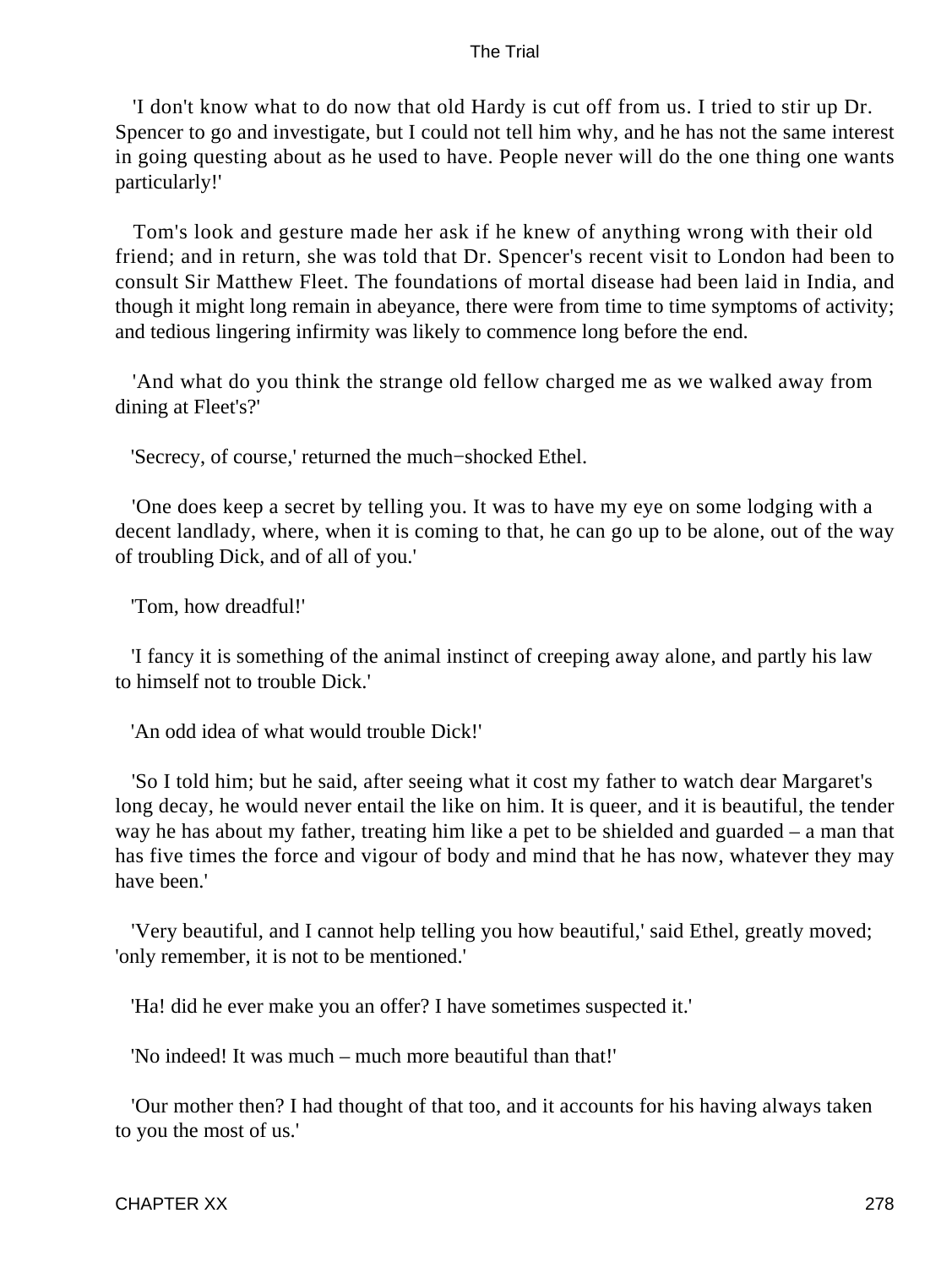'I don't know what to do now that old Hardy is cut off from us. I tried to stir up Dr. Spencer to go and investigate, but I could not tell him why, and he has not the same interest in going questing about as he used to have. People never will do the one thing one wants particularly!'

Tom's look and gesture made her ask if he knew of anything wrong with their old friend; and in return, she was told that Dr. Spencer's recent visit to London had been to consult Sir Matthew Fleet. The foundations of mortal disease had been laid in India, and though it might long remain in abeyance, there were from time to time symptoms of activity; and tedious lingering infirmity was likely to commence long before the end.

'And what do you think the strange old fellow charged me as we walked away from dining at Fleet's?'

'Secrecy, of course,' returned the much−shocked Ethel.

'One does keep a secret by telling you. It was to have my eye on some lodging with a decent landlady, where, when it is coming to that, he can go up to be alone, out of the way of troubling Dick, and of all of you.'

'Tom, how dreadful!'

'I fancy it is something of the animal instinct of creeping away alone, and partly his law to himself not to trouble Dick.'

'An odd idea of what would trouble Dick!'

'So I told him; but he said, after seeing what it cost my father to watch dear Margaret's long decay, he would never entail the like on him. It is queer, and it is beautiful, the tender way he has about my father, treating him like a pet to be shielded and guarded – a man that has five times the force and vigour of body and mind that he has now, whatever they may have been.'

'Very beautiful, and I cannot help telling you how beautiful,' said Ethel, greatly moved; 'only remember, it is not to be mentioned.'

'Ha! did he ever make you an offer? I have sometimes suspected it.'

'No indeed! It was much – much more beautiful than that!'

'Our mother then? I had thought of that too, and it accounts for his having always taken to you the most of us.'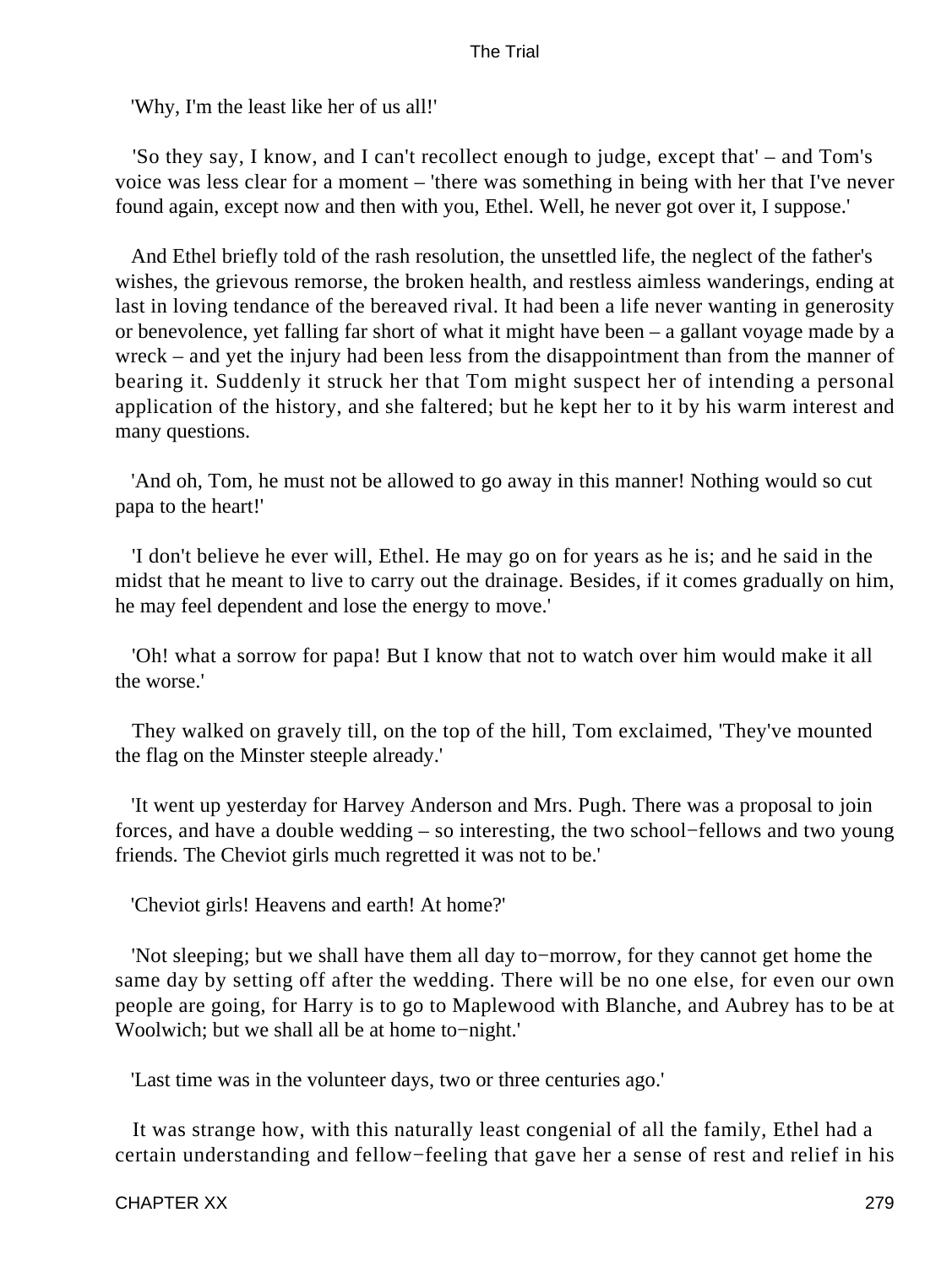'Why, I'm the least like her of us all!'

'So they say, I know, and I can't recollect enough to judge, except that' – and Tom's voice was less clear for a moment – 'there was something in being with her that I've never found again, except now and then with you, Ethel. Well, he never got over it, I suppose.'

And Ethel briefly told of the rash resolution, the unsettled life, the neglect of the father's wishes, the grievous remorse, the broken health, and restless aimless wanderings, ending at last in loving tendance of the bereaved rival. It had been a life never wanting in generosity or benevolence, yet falling far short of what it might have been – a gallant voyage made by a wreck – and yet the injury had been less from the disappointment than from the manner of bearing it. Suddenly it struck her that Tom might suspect her of intending a personal application of the history, and she faltered; but he kept her to it by his warm interest and many questions.

'And oh, Tom, he must not be allowed to go away in this manner! Nothing would so cut papa to the heart!'

'I don't believe he ever will, Ethel. He may go on for years as he is; and he said in the midst that he meant to live to carry out the drainage. Besides, if it comes gradually on him, he may feel dependent and lose the energy to move.'

'Oh! what a sorrow for papa! But I know that not to watch over him would make it all the worse.'

They walked on gravely till, on the top of the hill, Tom exclaimed, 'They've mounted the flag on the Minster steeple already.'

'It went up yesterday for Harvey Anderson and Mrs. Pugh. There was a proposal to join forces, and have a double wedding – so interesting, the two school-fellows and two young friends. The Cheviot girls much regretted it was not to be.'

'Cheviot girls! Heavens and earth! At home?'

'Not sleeping; but we shall have them all day to-morrow, for they cannot get home the same day by setting off after the wedding. There will be no one else, for even our own people are going, for Harry is to go to Maplewood with Blanche, and Aubrey has to be at Woolwich; but we shall all be at home to-night.'

'Last time was in the volunteer days, two or three centuries ago.'

It was strange how, with this naturally least congenial of all the family, Ethel had a certain understanding and fellow-feeling that gave her a sense of rest and relief in his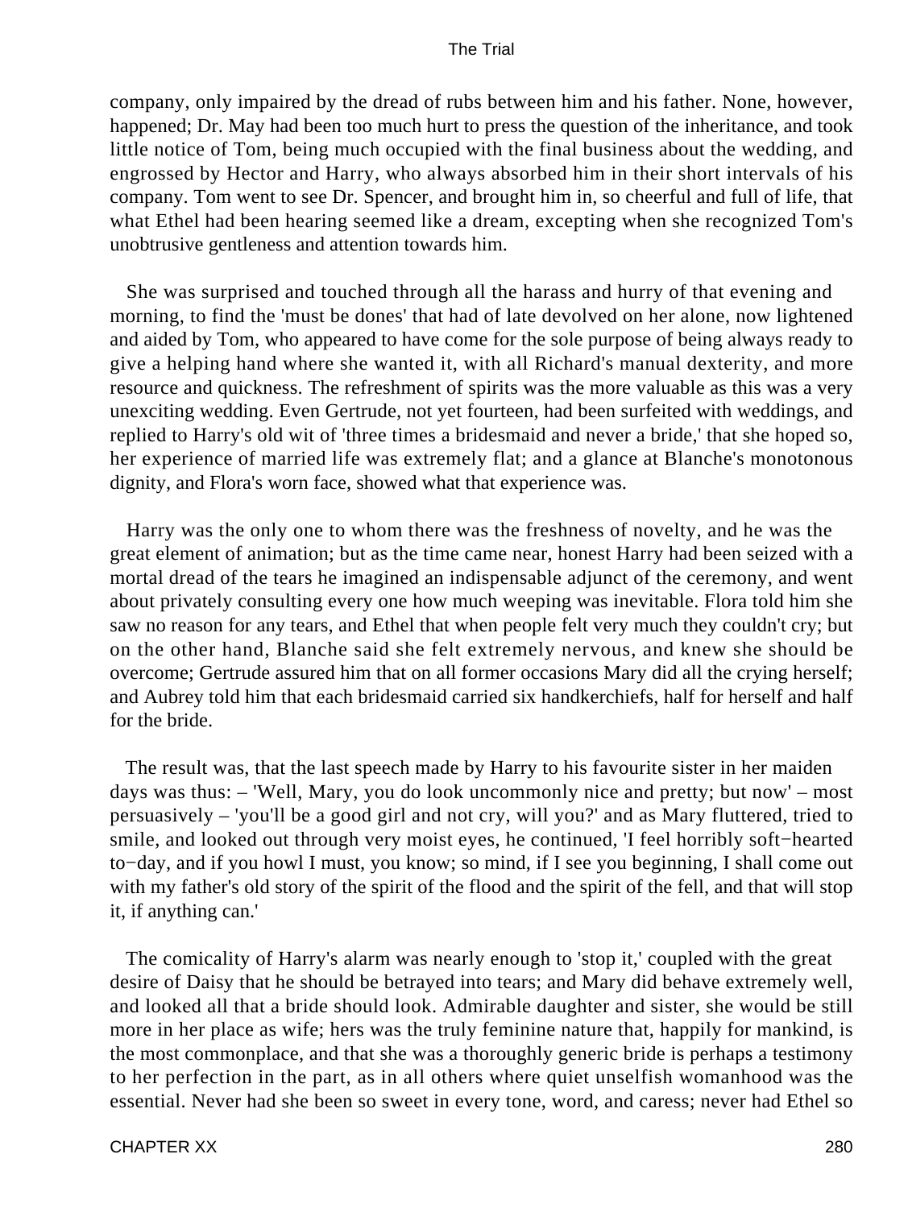company, only impaired by the dread of rubs between him and his father. None, however, happened; Dr. May had been too much hurt to press the question of the inheritance, and took little notice of Tom, being much occupied with the final business about the wedding, and engrossed by Hector and Harry, who always absorbed him in their short intervals of his company. Tom went to see Dr. Spencer, and brought him in, so cheerful and full of life, that what Ethel had been hearing seemed like a dream, excepting when she recognized Tom's unobtrusive gentleness and attention towards him.

She was surprised and touched through all the harass and hurry of that evening and morning, to find the 'must be dones' that had of late devolved on her alone, now lightened and aided by Tom, who appeared to have come for the sole purpose of being always ready to give a helping hand where she wanted it, with all Richard's manual dexterity, and more resource and quickness. The refreshment of spirits was the more valuable as this was a very unexciting wedding. Even Gertrude, not yet fourteen, had been surfeited with weddings, and replied to Harry's old wit of 'three times a bridesmaid and never a bride,' that she hoped so, her experience of married life was extremely flat; and a glance at Blanche's monotonous dignity, and Flora's worn face, showed what that experience was.

Harry was the only one to whom there was the freshness of novelty, and he was the great element of animation; but as the time came near, honest Harry had been seized with a mortal dread of the tears he imagined an indispensable adjunct of the ceremony, and went about privately consulting every one how much weeping was inevitable. Flora told him she saw no reason for any tears, and Ethel that when people felt very much they couldn't cry; but on the other hand, Blanche said she felt extremely nervous, and knew she should be overcome; Gertrude assured him that on all former occasions Mary did all the crying herself; and Aubrey told him that each bridesmaid carried six handkerchiefs, half for herself and half for the bride.

The result was, that the last speech made by Harry to his favourite sister in her maiden days was thus: – 'Well, Mary, you do look uncommonly nice and pretty; but now' – most persuasively – 'you'll be a good girl and not cry, will you?' and as Mary fluttered, tried to smile, and looked out through very moist eyes, he continued, 'I feel horribly soft−hearted to−day, and if you howl I must, you know; so mind, if I see you beginning, I shall come out with my father's old story of the spirit of the flood and the spirit of the fell, and that will stop it, if anything can.'

The comicality of Harry's alarm was nearly enough to 'stop it,' coupled with the great desire of Daisy that he should be betrayed into tears; and Mary did behave extremely well, and looked all that a bride should look. Admirable daughter and sister, she would be still more in her place as wife; hers was the truly feminine nature that, happily for mankind, is the most commonplace, and that she was a thoroughly generic bride is perhaps a testimony to her perfection in the part, as in all others where quiet unselfish womanhood was the essential. Never had she been so sweet in every tone, word, and caress; never had Ethel so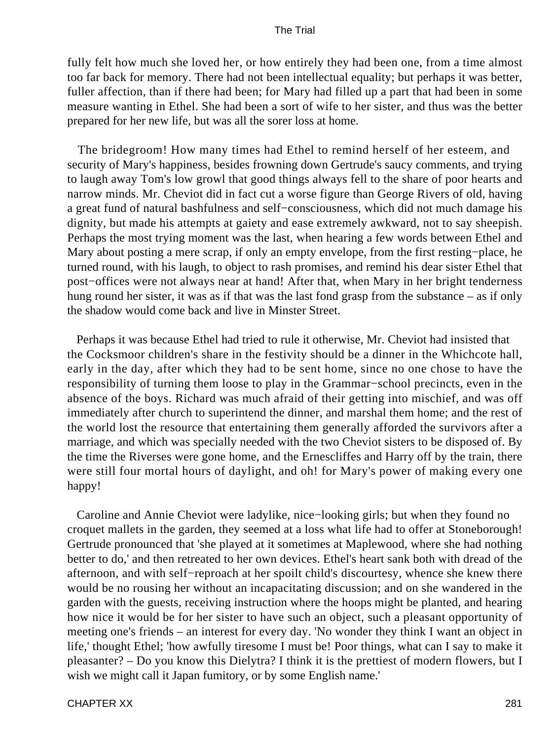fully felt how much she loved her, or how entirely they had been one, from a time almost too far back for memory. There had not been intellectual equality; but perhaps it was better, fuller affection, than if there had been; for Mary had filled up a part that had been in some measure wanting in Ethel. She had been a sort of wife to her sister, and thus was the better prepared for her new life, but was all the sorer loss at home.

The bridegroom! How many times had Ethel to remind herself of her esteem, and security of Mary's happiness, besides frowning down Gertrude's saucy comments, and trying to laugh away Tom's low growl that good things always fell to the share of poor hearts and narrow minds. Mr. Cheviot did in fact cut a worse figure than George Rivers of old, having a great fund of natural bashfulness and self−consciousness, which did not much damage his dignity, but made his attempts at gaiety and ease extremely awkward, not to say sheepish. Perhaps the most trying moment was the last, when hearing a few words between Ethel and Mary about posting a mere scrap, if only an empty envelope, from the first resting−place, he turned round, with his laugh, to object to rash promises, and remind his dear sister Ethel that post−offices were not always near at hand! After that, when Mary in her bright tenderness hung round her sister, it was as if that was the last fond grasp from the substance – as if only the shadow would come back and live in Minster Street.

Perhaps it was because Ethel had tried to rule it otherwise, Mr. Cheviot had insisted that the Cocksmoor children's share in the festivity should be a dinner in the Whichcote hall, early in the day, after which they had to be sent home, since no one chose to have the responsibility of turning them loose to play in the Grammar−school precincts, even in the absence of the boys. Richard was much afraid of their getting into mischief, and was off immediately after church to superintend the dinner, and marshal them home; and the rest of the world lost the resource that entertaining them generally afforded the survivors after a marriage, and which was specially needed with the two Cheviot sisters to be disposed of. By the time the Riverses were gone home, and the Ernescliffes and Harry off by the train, there were still four mortal hours of daylight, and oh! for Mary's power of making every one happy!

Caroline and Annie Cheviot were ladylike, nice−looking girls; but when they found no croquet mallets in the garden, they seemed at a loss what life had to offer at Stoneborough! Gertrude pronounced that 'she played at it sometimes at Maplewood, where she had nothing better to do,' and then retreated to her own devices. Ethel's heart sank both with dread of the afternoon, and with self−reproach at her spoilt child's discourtesy, whence she knew there would be no rousing her without an incapacitating discussion; and on she wandered in the garden with the guests, receiving instruction where the hoops might be planted, and hearing how nice it would be for her sister to have such an object, such a pleasant opportunity of meeting one's friends – an interest for every day. 'No wonder they think I want an object in life,' thought Ethel; 'how awfully tiresome I must be! Poor things, what can I say to make it pleasanter? – Do you know this Dielytra? I think it is the prettiest of modern flowers, but I wish we might call it Japan fumitory, or by some English name.'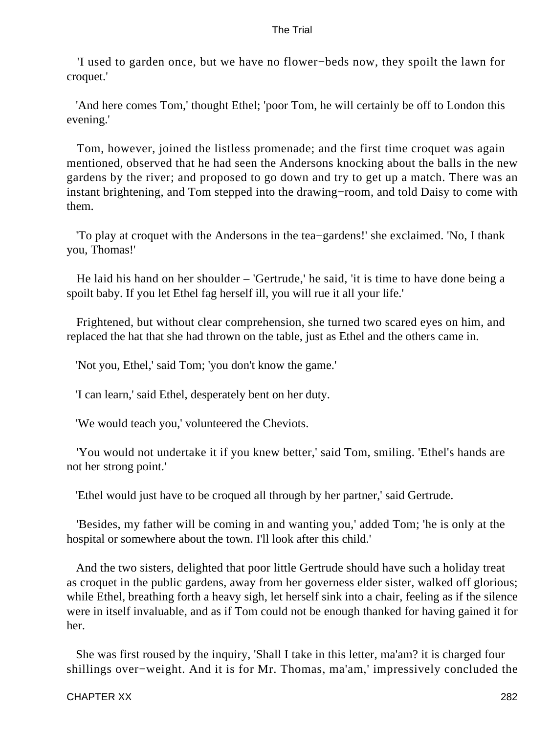'I used to garden once, but we have no flower−beds now, they spoilt the lawn for croquet.'

'And here comes Tom,' thought Ethel; 'poor Tom, he will certainly be off to London this evening.'

Tom, however, joined the listless promenade; and the first time croquet was again mentioned, observed that he had seen the Andersons knocking about the balls in the new gardens by the river; and proposed to go down and try to get up a match. There was an instant brightening, and Tom stepped into the drawing−room, and told Daisy to come with them.

'To play at croquet with the Andersons in the tea−gardens!' she exclaimed. 'No, I thank you, Thomas!'

He laid his hand on her shoulder – 'Gertrude,' he said, 'it is time to have done being a spoilt baby. If you let Ethel fag herself ill, you will rue it all your life.'

Frightened, but without clear comprehension, she turned two scared eyes on him, and replaced the hat that she had thrown on the table, just as Ethel and the others came in.

'Not you, Ethel,' said Tom; 'you don't know the game.'

'I can learn,' said Ethel, desperately bent on her duty.

'We would teach you,' volunteered the Cheviots.

'You would not undertake it if you knew better,' said Tom, smiling. 'Ethel's hands are not her strong point.'

'Ethel would just have to be croqued all through by her partner,' said Gertrude.

'Besides, my father will be coming in and wanting you,' added Tom; 'he is only at the hospital or somewhere about the town. I'll look after this child.'

And the two sisters, delighted that poor little Gertrude should have such a holiday treat as croquet in the public gardens, away from her governess elder sister, walked off glorious; while Ethel, breathing forth a heavy sigh, let herself sink into a chair, feeling as if the silence were in itself invaluable, and as if Tom could not be enough thanked for having gained it for her.

She was first roused by the inquiry, 'Shall I take in this letter, ma'am? it is charged four shillings over−weight. And it is for Mr. Thomas, ma'am,' impressively concluded the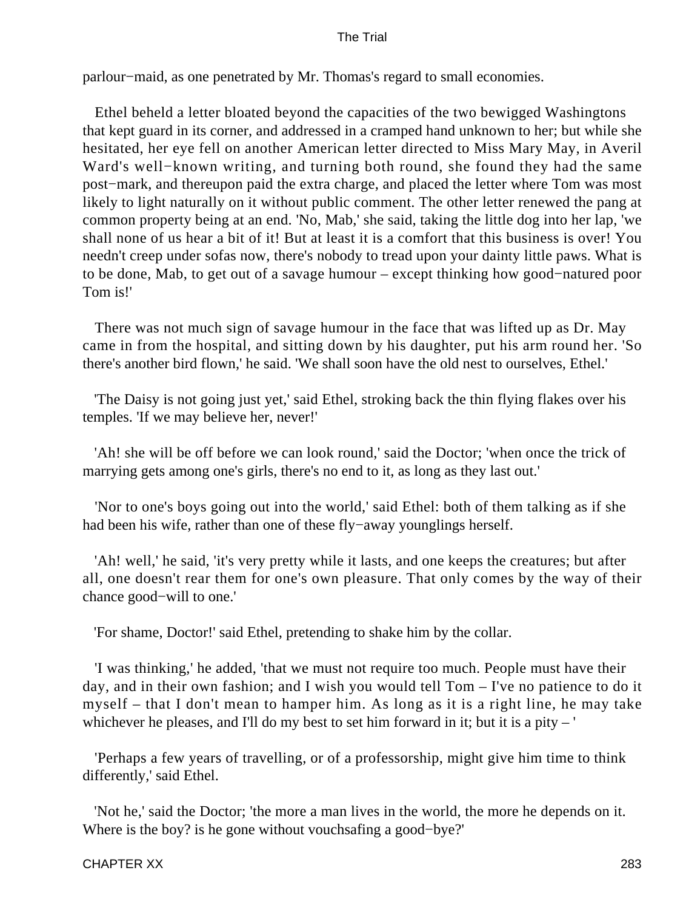parlour−maid, as one penetrated by Mr. Thomas's regard to small economies.

Ethel beheld a letter bloated beyond the capacities of the two bewigged Washingtons that kept guard in its corner, and addressed in a cramped hand unknown to her; but while she hesitated, her eye fell on another American letter directed to Miss Mary May, in Averil Ward's well−known writing, and turning both round, she found they had the same post−mark, and thereupon paid the extra charge, and placed the letter where Tom was most likely to light naturally on it without public comment. The other letter renewed the pang at common property being at an end. 'No, Mab,' she said, taking the little dog into her lap, 'we shall none of us hear a bit of it! But at least it is a comfort that this business is over! You needn't creep under sofas now, there's nobody to tread upon your dainty little paws. What is to be done, Mab, to get out of a savage humour – except thinking how good−natured poor Tom is!'

There was not much sign of savage humour in the face that was lifted up as Dr. May came in from the hospital, and sitting down by his daughter, put his arm round her. 'So there's another bird flown,' he said. 'We shall soon have the old nest to ourselves, Ethel.'

'The Daisy is not going just yet,' said Ethel, stroking back the thin flying flakes over his temples. 'If we may believe her, never!'

'Ah! she will be off before we can look round,' said the Doctor; 'when once the trick of marrying gets among one's girls, there's no end to it, as long as they last out.'

'Nor to one's boys going out into the world,' said Ethel: both of them talking as if she had been his wife, rather than one of these fly−away younglings herself.

'Ah! well,' he said, 'it's very pretty while it lasts, and one keeps the creatures; but after all, one doesn't rear them for one's own pleasure. That only comes by the way of their chance good−will to one.'

'For shame, Doctor!' said Ethel, pretending to shake him by the collar.

'I was thinking,' he added, 'that we must not require too much. People must have their day, and in their own fashion; and I wish you would tell Tom – I've no patience to do it myself – that I don't mean to hamper him. As long as it is a right line, he may take whichever he pleases, and I'll do my best to set him forward in it; but it is a pity – '

'Perhaps a few years of travelling, or of a professorship, might give him time to think differently,' said Ethel.

'Not he,' said the Doctor; 'the more a man lives in the world, the more he depends on it. Where is the boy? is he gone without vouchsafing a good−bye?'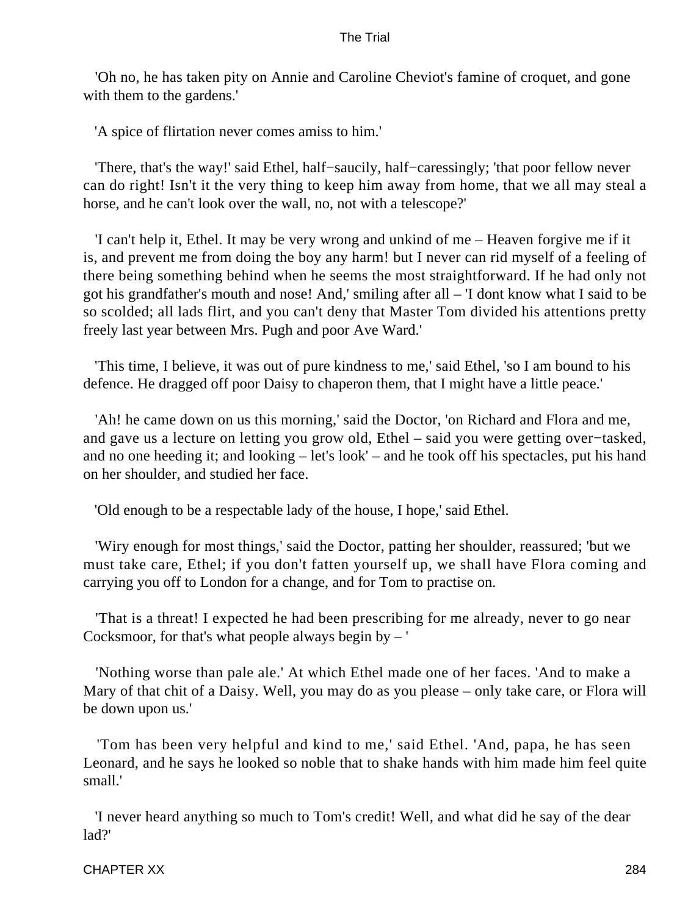'Oh no, he has taken pity on Annie and Caroline Cheviot's famine of croquet, and gone with them to the gardens.'

'A spice of flirtation never comes amiss to him.'

'There, that's the way!' said Ethel, half−saucily, half−caressingly; 'that poor fellow never can do right! Isn't it the very thing to keep him away from home, that we all may steal a horse, and he can't look over the wall, no, not with a telescope?'

'I can't help it, Ethel. It may be very wrong and unkind of me – Heaven forgive me if it is, and prevent me from doing the boy any harm! but I never can rid myself of a feeling of there being something behind when he seems the most straightforward. If he had only not got his grandfather's mouth and nose! And,' smiling after all – 'I dont know what I said to be so scolded; all lads flirt, and you can't deny that Master Tom divided his attentions pretty freely last year between Mrs. Pugh and poor Ave Ward.'

'This time, I believe, it was out of pure kindness to me,' said Ethel, 'so I am bound to his defence. He dragged off poor Daisy to chaperon them, that I might have a little peace.'

'Ah! he came down on us this morning,' said the Doctor, 'on Richard and Flora and me, and gave us a lecture on letting you grow old, Ethel – said you were getting over−tasked, and no one heeding it; and looking – let's look' – and he took off his spectacles, put his hand on her shoulder, and studied her face.

'Old enough to be a respectable lady of the house, I hope,' said Ethel.

'Wiry enough for most things,' said the Doctor, patting her shoulder, reassured; 'but we must take care, Ethel; if you don't fatten yourself up, we shall have Flora coming and carrying you off to London for a change, and for Tom to practise on.

'That is a threat! I expected he had been prescribing for me already, never to go near Cocksmoor, for that's what people always begin by – '

'Nothing worse than pale ale.' At which Ethel made one of her faces. 'And to make a Mary of that chit of a Daisy. Well, you may do as you please – only take care, or Flora will be down upon us.'

'Tom has been very helpful and kind to me,' said Ethel. 'And, papa, he has seen Leonard, and he says he looked so noble that to shake hands with him made him feel quite small.'

'I never heard anything so much to Tom's credit! Well, and what did he say of the dear lad?'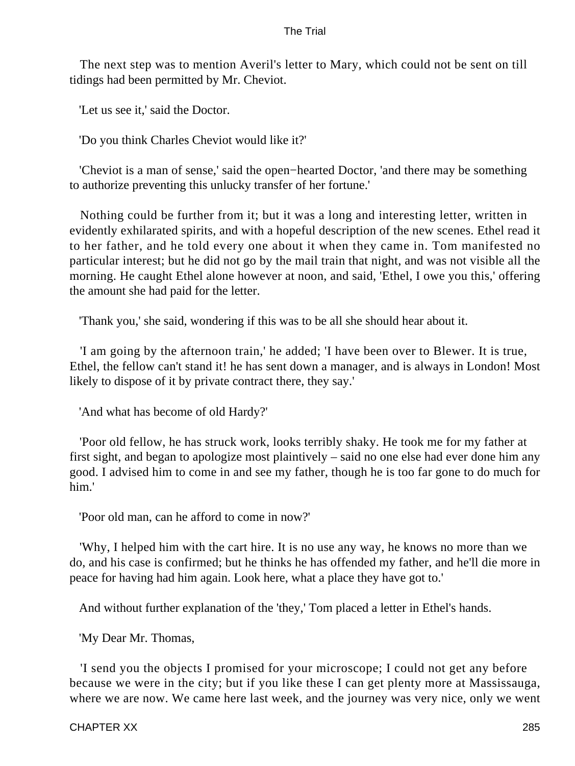The next step was to mention Averil's letter to Mary, which could not be sent on till tidings had been permitted by Mr. Cheviot.

'Let us see it,' said the Doctor.

'Do you think Charles Cheviot would like it?'

'Cheviot is a man of sense,' said the open−hearted Doctor, 'and there may be something to authorize preventing this unlucky transfer of her fortune.'

Nothing could be further from it; but it was a long and interesting letter, written in evidently exhilarated spirits, and with a hopeful description of the new scenes. Ethel read it to her father, and he told every one about it when they came in. Tom manifested no particular interest; but he did not go by the mail train that night, and was not visible all the morning. He caught Ethel alone however at noon, and said, 'Ethel, I owe you this,' offering the amount she had paid for the letter.

'Thank you,' she said, wondering if this was to be all she should hear about it.

'I am going by the afternoon train,' he added; 'I have been over to Blewer. It is true, Ethel, the fellow can't stand it! he has sent down a manager, and is always in London! Most likely to dispose of it by private contract there, they say.'

'And what has become of old Hardy?'

'Poor old fellow, he has struck work, looks terribly shaky. He took me for my father at first sight, and began to apologize most plaintively – said no one else had ever done him any good. I advised him to come in and see my father, though he is too far gone to do much for him.'

'Poor old man, can he afford to come in now?'

'Why, I helped him with the cart hire. It is no use any way, he knows no more than we do, and his case is confirmed; but he thinks he has offended my father, and he'll die more in peace for having had him again. Look here, what a place they have got to.'

And without further explanation of the 'they,' Tom placed a letter in Ethel's hands.

'My Dear Mr. Thomas,

'I send you the objects I promised for your microscope; I could not get any before because we were in the city; but if you like these I can get plenty more at Massissauga, where we are now. We came here last week, and the journey was very nice, only we went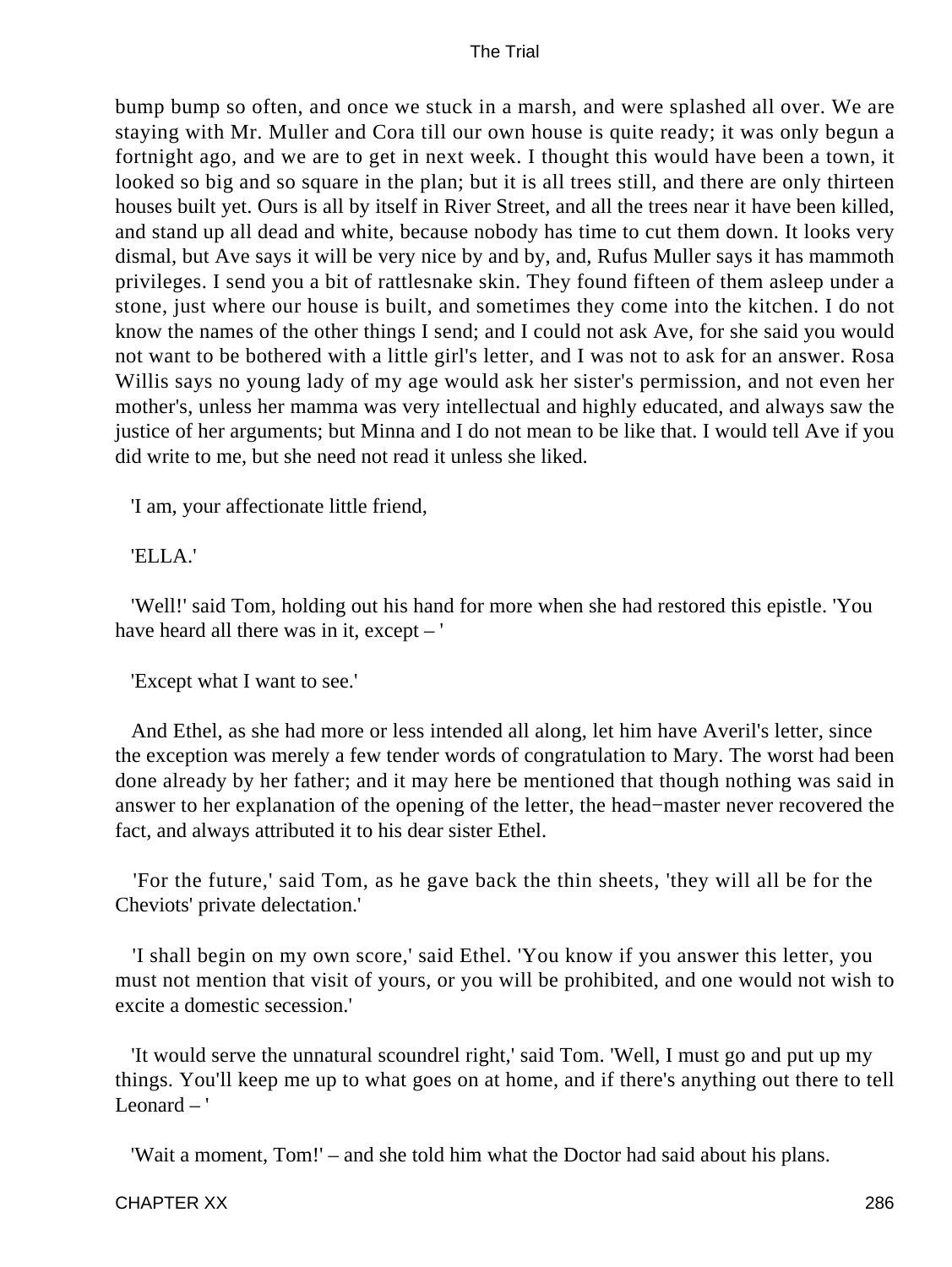bump bump so often, and once we stuck in a marsh, and were splashed all over. We are staying with Mr. Muller and Cora till our own house is quite ready; it was only begun a fortnight ago, and we are to get in next week. I thought this would have been a town, it looked so big and so square in the plan; but it is all trees still, and there are only thirteen houses built yet. Ours is all by itself in River Street, and all the trees near it have been killed, and stand up all dead and white, because nobody has time to cut them down. It looks very dismal, but Ave says it will be very nice by and by, and, Rufus Muller says it has mammoth privileges. I send you a bit of rattlesnake skin. They found fifteen of them asleep under a stone, just where our house is built, and sometimes they come into the kitchen. I do not know the names of the other things I send; and I could not ask Ave, for she said you would not want to be bothered with a little girl's letter, and I was not to ask for an answer. Rosa Willis says no young lady of my age would ask her sister's permission, and not even her mother's, unless her mamma was very intellectual and highly educated, and always saw the justice of her arguments; but Minna and I do not mean to be like that. I would tell Ave if you did write to me, but she need not read it unless she liked.

'I am, your affectionate little friend,

'ELLA.'

'Well!' said Tom, holding out his hand for more when she had restored this epistle. 'You have heard all there was in it, except – '

'Except what I want to see.'

And Ethel, as she had more or less intended all along, let him have Averil's letter, since the exception was merely a few tender words of congratulation to Mary. The worst had been done already by her father; and it may here be mentioned that though nothing was said in answer to her explanation of the opening of the letter, the head−master never recovered the fact, and always attributed it to his dear sister Ethel.

'For the future,' said Tom, as he gave back the thin sheets, 'they will all be for the Cheviots' private delectation.'

'I shall begin on my own score,' said Ethel. 'You know if you answer this letter, you must not mention that visit of yours, or you will be prohibited, and one would not wish to excite a domestic secession.'

'It would serve the unnatural scoundrel right,' said Tom. 'Well, I must go and put up my things. You'll keep me up to what goes on at home, and if there's anything out there to tell Leonard – '

'Wait a moment, Tom!' – and she told him what the Doctor had said about his plans.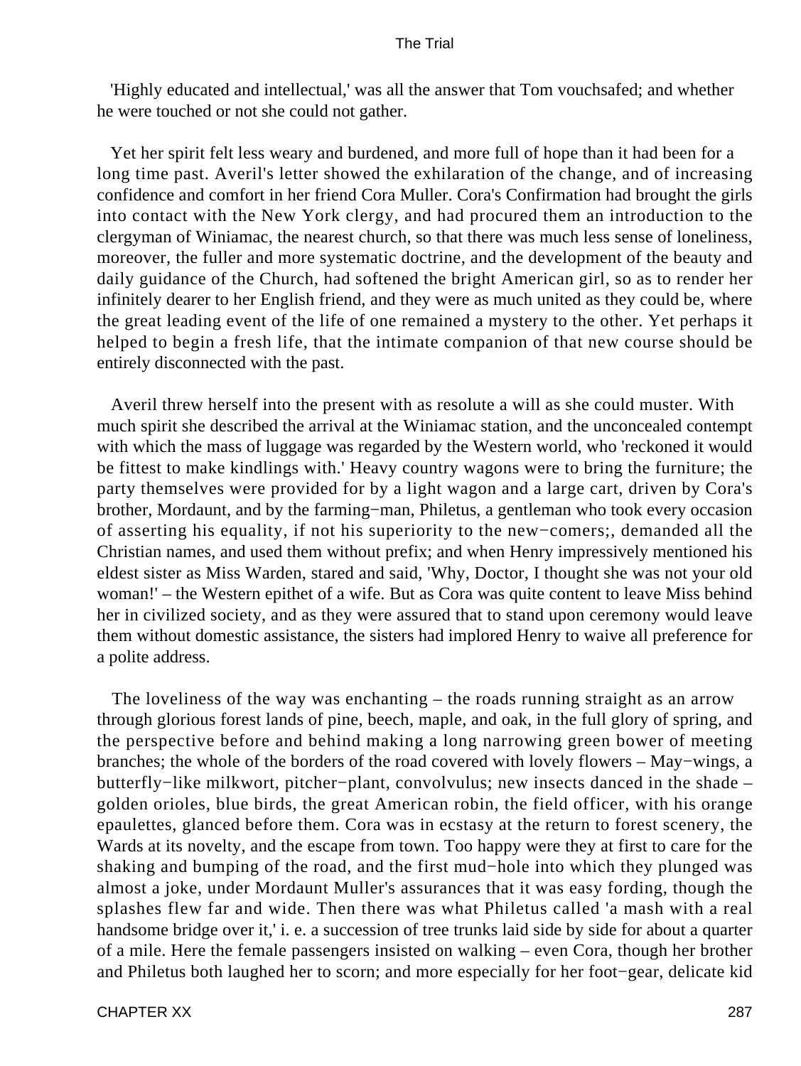'Highly educated and intellectual,' was all the answer that Tom vouchsafed; and whether he were touched or not she could not gather.

Yet her spirit felt less weary and burdened, and more full of hope than it had been for a long time past. Averil's letter showed the exhilaration of the change, and of increasing confidence and comfort in her friend Cora Muller. Cora's Confirmation had brought the girls into contact with the New York clergy, and had procured them an introduction to the clergyman of Winiamac, the nearest church, so that there was much less sense of loneliness, moreover, the fuller and more systematic doctrine, and the development of the beauty and daily guidance of the Church, had softened the bright American girl, so as to render her infinitely dearer to her English friend, and they were as much united as they could be, where the great leading event of the life of one remained a mystery to the other. Yet perhaps it helped to begin a fresh life, that the intimate companion of that new course should be entirely disconnected with the past.

Averil threw herself into the present with as resolute a will as she could muster. With much spirit she described the arrival at the Winiamac station, and the unconcealed contempt with which the mass of luggage was regarded by the Western world, who 'reckoned it would be fittest to make kindlings with.' Heavy country wagons were to bring the furniture; the party themselves were provided for by a light wagon and a large cart, driven by Cora's brother, Mordaunt, and by the farming−man, Philetus, a gentleman who took every occasion of asserting his equality, if not his superiority to the new−comers;, demanded all the Christian names, and used them without prefix; and when Henry impressively mentioned his eldest sister as Miss Warden, stared and said, 'Why, Doctor, I thought she was not your old woman!' – the Western epithet of a wife. But as Cora was quite content to leave Miss behind her in civilized society, and as they were assured that to stand upon ceremony would leave them without domestic assistance, the sisters had implored Henry to waive all preference for a polite address.

The loveliness of the way was enchanting – the roads running straight as an arrow through glorious forest lands of pine, beech, maple, and oak, in the full glory of spring, and the perspective before and behind making a long narrowing green bower of meeting branches; the whole of the borders of the road covered with lovely flowers – May−wings, a butterfly−like milkwort, pitcher−plant, convolvulus; new insects danced in the shade – golden orioles, blue birds, the great American robin, the field officer, with his orange epaulettes, glanced before them. Cora was in ecstasy at the return to forest scenery, the Wards at its novelty, and the escape from town. Too happy were they at first to care for the shaking and bumping of the road, and the first mud−hole into which they plunged was almost a joke, under Mordaunt Muller's assurances that it was easy fording, though the splashes flew far and wide. Then there was what Philetus called 'a mash with a real handsome bridge over it,' i. e. a succession of tree trunks laid side by side for about a quarter of a mile. Here the female passengers insisted on walking – even Cora, though her brother and Philetus both laughed her to scorn; and more especially for her foot−gear, delicate kid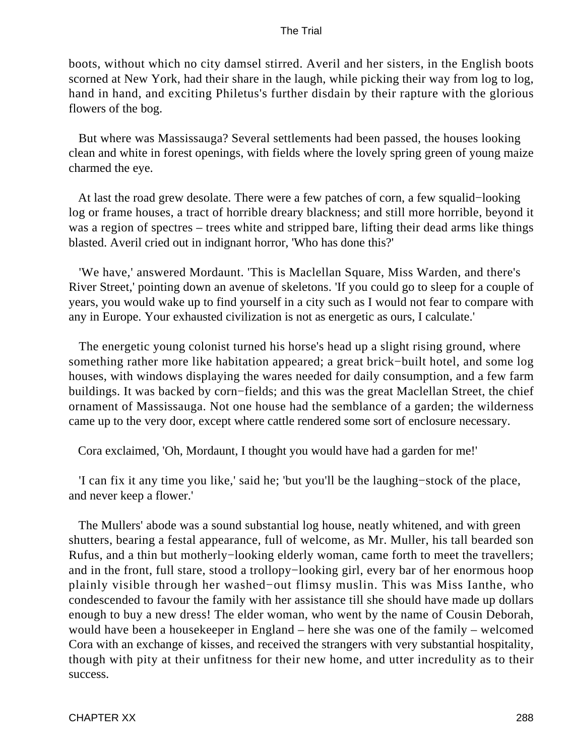boots, without which no city damsel stirred. Averil and her sisters, in the English boots scorned at New York, had their share in the laugh, while picking their way from log to log, hand in hand, and exciting Philetus's further disdain by their rapture with the glorious flowers of the bog.

But where was Massissauga? Several settlements had been passed, the houses looking clean and white in forest openings, with fields where the lovely spring green of young maize charmed the eye.

At last the road grew desolate. There were a few patches of corn, a few squalid−looking log or frame houses, a tract of horrible dreary blackness; and still more horrible, beyond it was a region of spectres – trees white and stripped bare, lifting their dead arms like things blasted. Averil cried out in indignant horror, 'Who has done this?'

'We have,' answered Mordaunt. 'This is Maclellan Square, Miss Warden, and there's River Street,' pointing down an avenue of skeletons. 'If you could go to sleep for a couple of years, you would wake up to find yourself in a city such as I would not fear to compare with any in Europe. Your exhausted civilization is not as energetic as ours, I calculate.'

The energetic young colonist turned his horse's head up a slight rising ground, where something rather more like habitation appeared; a great brick−built hotel, and some log houses, with windows displaying the wares needed for daily consumption, and a few farm buildings. It was backed by corn−fields; and this was the great Maclellan Street, the chief ornament of Massissauga. Not one house had the semblance of a garden; the wilderness came up to the very door, except where cattle rendered some sort of enclosure necessary.

Cora exclaimed, 'Oh, Mordaunt, I thought you would have had a garden for me!'

'I can fix it any time you like,' said he; 'but you'll be the laughing−stock of the place, and never keep a flower.'

The Mullers' abode was a sound substantial log house, neatly whitened, and with green shutters, bearing a festal appearance, full of welcome, as Mr. Muller, his tall bearded son Rufus, and a thin but motherly−looking elderly woman, came forth to meet the travellers; and in the front, full stare, stood a trollopy−looking girl, every bar of her enormous hoop plainly visible through her washed−out flimsy muslin. This was Miss Ianthe, who condescended to favour the family with her assistance till she should have made up dollars enough to buy a new dress! The elder woman, who went by the name of Cousin Deborah, would have been a housekeeper in England – here she was one of the family – welcomed Cora with an exchange of kisses, and received the strangers with very substantial hospitality, though with pity at their unfitness for their new home, and utter incredulity as to their success.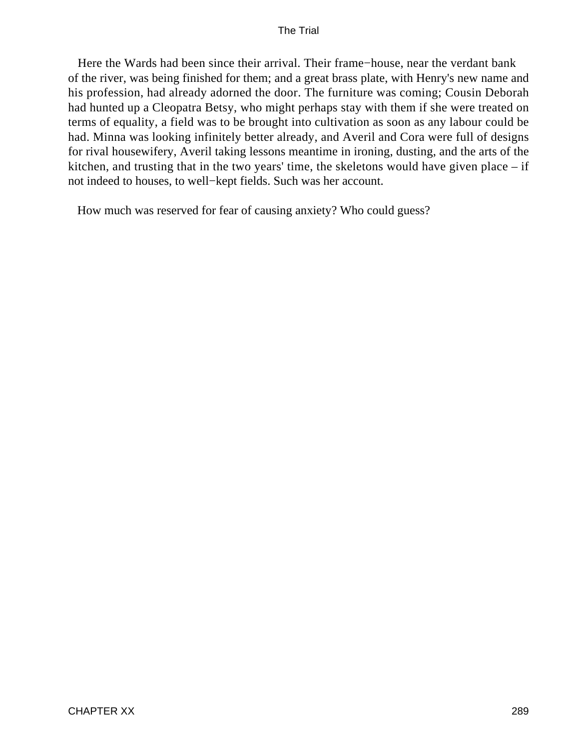Here the Wards had been since their arrival. Their frame−house, near the verdant bank of the river, was being finished for them; and a great brass plate, with Henry's new name and his profession, had already adorned the door. The furniture was coming; Cousin Deborah had hunted up a Cleopatra Betsy, who might perhaps stay with them if she were treated on terms of equality, a field was to be brought into cultivation as soon as any labour could be had. Minna was looking infinitely better already, and Averil and Cora were full of designs for rival housewifery, Averil taking lessons meantime in ironing, dusting, and the arts of the kitchen, and trusting that in the two years' time, the skeletons would have given place – if not indeed to houses, to well−kept fields. Such was her account.

How much was reserved for fear of causing anxiety? Who could guess?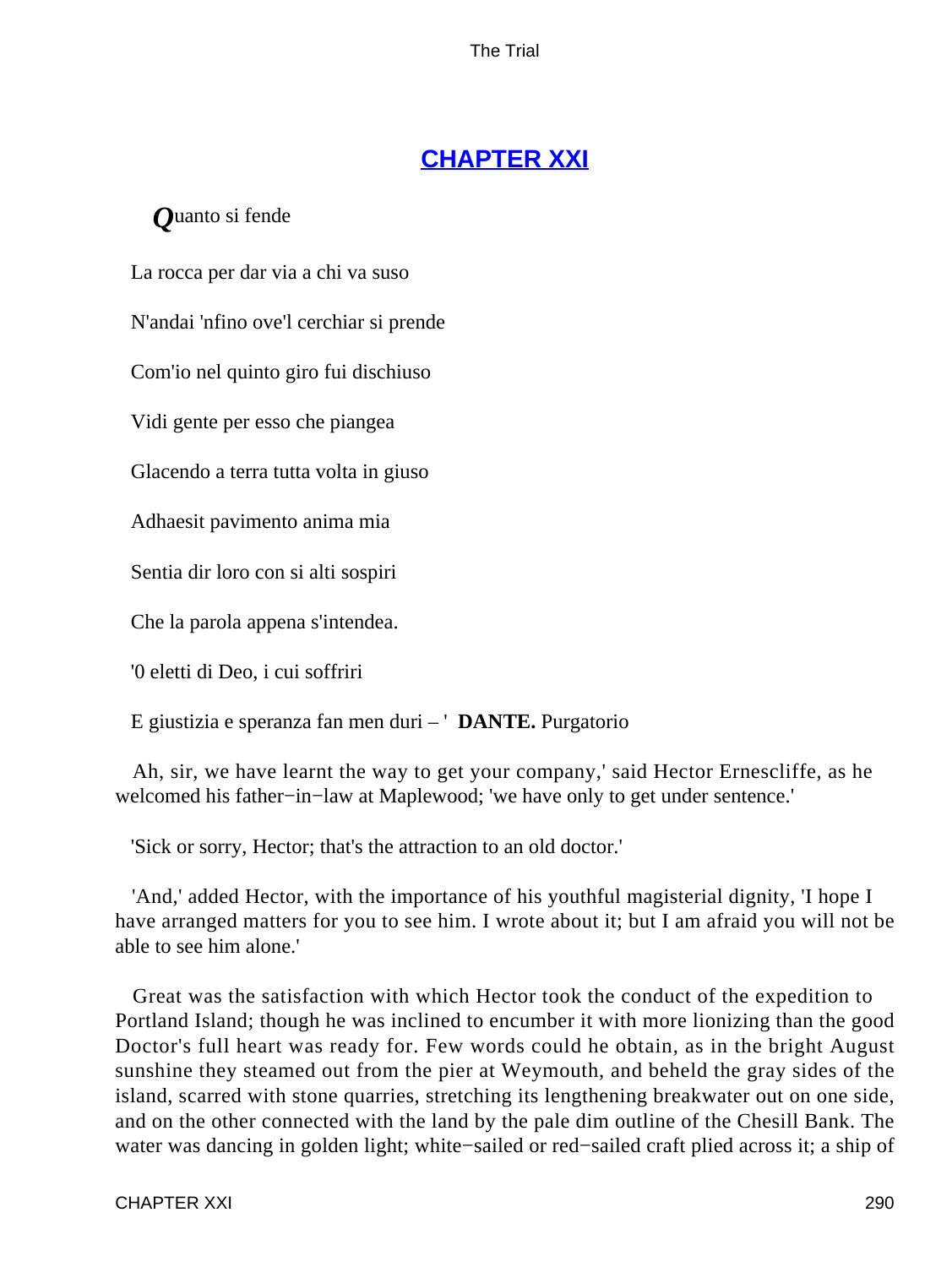## CHAPTER XXI

*Q*uanto si fende

La rocca per dar via a chi va suso

N'andai 'nfino ove'l cerchiar si prende

Com'io nel quinto giro fui dischiuso

Vidi gente per esso che piangea

Glacendo a terra tutta volta in giuso

Adhaesit pavimento anima mia

Sentia dir loro con si alti sospiri

Che la parola appena s'intendea.

'0 eletti di Deo, i cui soffriri

E giustizia e speranza fan men duri – ' **DANTE.** Purgatorio

Ah, sir, we have learnt the way to get your company,' said Hector Ernescliffe, as he welcomed his father−in−law at Maplewood; 'we have only to get under sentence.'

'Sick or sorry, Hector; that's the attraction to an old doctor.'

'And,' added Hector, with the importance of his youthful magisterial dignity, 'I hope I have arranged matters for you to see him. I wrote about it; but I am afraid you will not be able to see him alone.'

Great was the satisfaction with which Hector took the conduct of the expedition to Portland Island; though he was inclined to encumber it with more lionizing than the good Doctor's full heart was ready for. Few words could he obtain, as in the bright August sunshine they steamed out from the pier at Weymouth, and beheld the gray sides of the island, scarred with stone quarries, stretching its lengthening breakwater out on one side, and on the other connected with the land by the pale dim outline of the Chesill Bank. The water was dancing in golden light; white−sailed or red−sailed craft plied across it; a ship of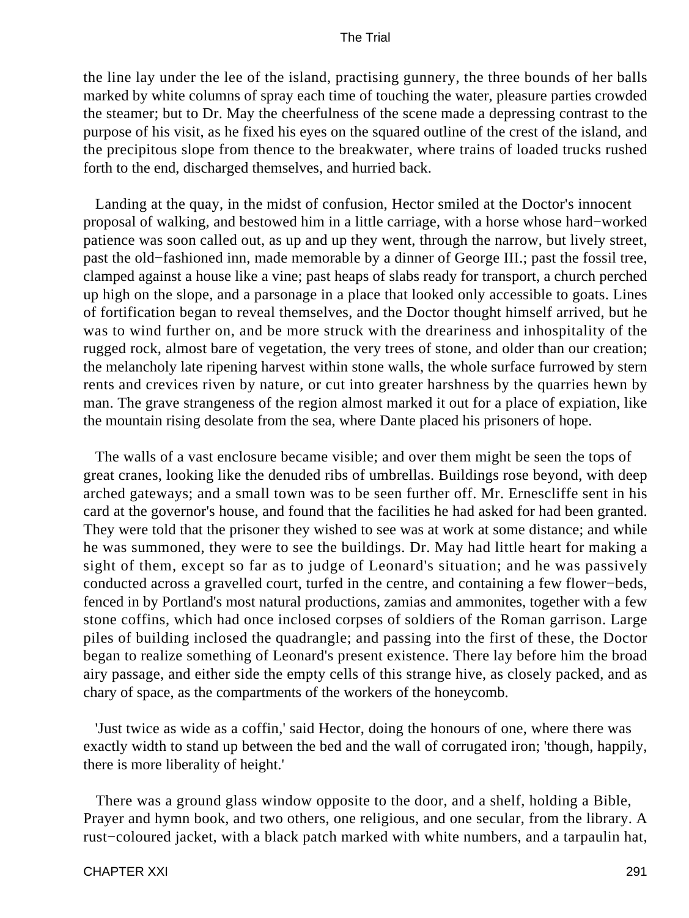the line lay under the lee of the island, practising gunnery, the three bounds of her balls marked by white columns of spray each time of touching the water, pleasure parties crowded the steamer; but to Dr. May the cheerfulness of the scene made a depressing contrast to the purpose of his visit, as he fixed his eyes on the squared outline of the crest of the island, and the precipitous slope from thence to the breakwater, where trains of loaded trucks rushed forth to the end, discharged themselves, and hurried back.

Landing at the quay, in the midst of confusion, Hector smiled at the Doctor's innocent proposal of walking, and bestowed him in a little carriage, with a horse whose hard−worked patience was soon called out, as up and up they went, through the narrow, but lively street, past the old−fashioned inn, made memorable by a dinner of George III.; past the fossil tree, clamped against a house like a vine; past heaps of slabs ready for transport, a church perched up high on the slope, and a parsonage in a place that looked only accessible to goats. Lines of fortification began to reveal themselves, and the Doctor thought himself arrived, but he was to wind further on, and be more struck with the dreariness and inhospitality of the rugged rock, almost bare of vegetation, the very trees of stone, and older than our creation; the melancholy late ripening harvest within stone walls, the whole surface furrowed by stern rents and crevices riven by nature, or cut into greater harshness by the quarries hewn by man. The grave strangeness of the region almost marked it out for a place of expiation, like the mountain rising desolate from the sea, where Dante placed his prisoners of hope.

The walls of a vast enclosure became visible; and over them might be seen the tops of great cranes, looking like the denuded ribs of umbrellas. Buildings rose beyond, with deep arched gateways; and a small town was to be seen further off. Mr. Ernescliffe sent in his card at the governor's house, and found that the facilities he had asked for had been granted. They were told that the prisoner they wished to see was at work at some distance; and while he was summoned, they were to see the buildings. Dr. May had little heart for making a sight of them, except so far as to judge of Leonard's situation; and he was passively conducted across a gravelled court, turfed in the centre, and containing a few flower−beds, fenced in by Portland's most natural productions, zamias and ammonites, together with a few stone coffins, which had once inclosed corpses of soldiers of the Roman garrison. Large piles of building inclosed the quadrangle; and passing into the first of these, the Doctor began to realize something of Leonard's present existence. There lay before him the broad airy passage, and either side the empty cells of this strange hive, as closely packed, and as chary of space, as the compartments of the workers of the honeycomb.

'Just twice as wide as a coffin,' said Hector, doing the honours of one, where there was exactly width to stand up between the bed and the wall of corrugated iron; 'though, happily, there is more liberality of height.'

There was a ground glass window opposite to the door, and a shelf, holding a Bible, Prayer and hymn book, and two others, one religious, and one secular, from the library. A rust−coloured jacket, with a black patch marked with white numbers, and a tarpaulin hat,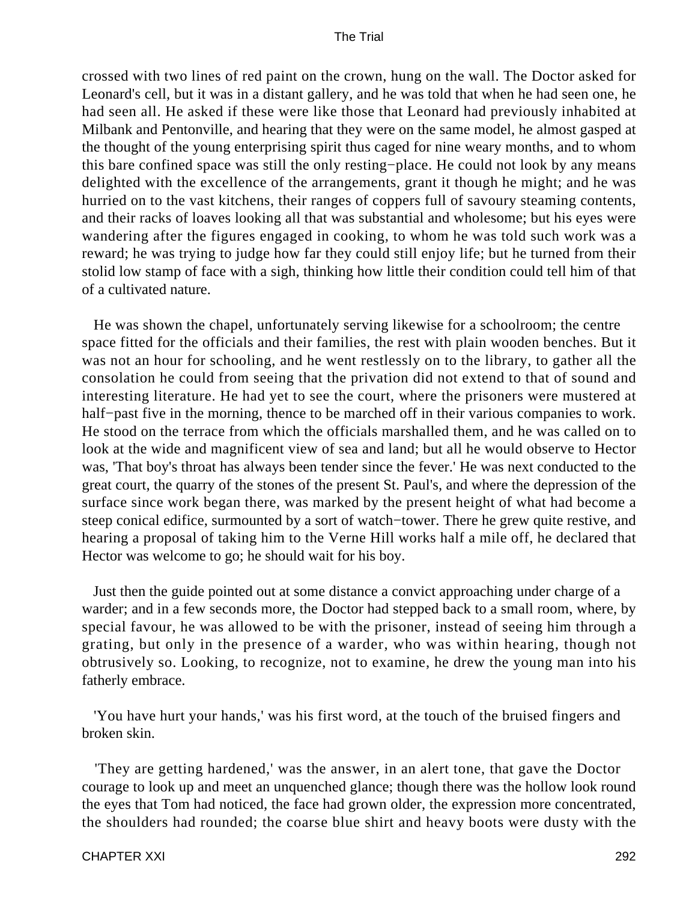crossed with two lines of red paint on the crown, hung on the wall. The Doctor asked for Leonard's cell, but it was in a distant gallery, and he was told that when he had seen one, he had seen all. He asked if these were like those that Leonard had previously inhabited at Milbank and Pentonville, and hearing that they were on the same model, he almost gasped at the thought of the young enterprising spirit thus caged for nine weary months, and to whom this bare confined space was still the only resting−place. He could not look by any means delighted with the excellence of the arrangements, grant it though he might; and he was hurried on to the vast kitchens, their ranges of coppers full of savoury steaming contents, and their racks of loaves looking all that was substantial and wholesome; but his eyes were wandering after the figures engaged in cooking, to whom he was told such work was a reward; he was trying to judge how far they could still enjoy life; but he turned from their stolid low stamp of face with a sigh, thinking how little their condition could tell him of that of a cultivated nature.

He was shown the chapel, unfortunately serving likewise for a schoolroom; the centre space fitted for the officials and their families, the rest with plain wooden benches. But it was not an hour for schooling, and he went restlessly on to the library, to gather all the consolation he could from seeing that the privation did not extend to that of sound and interesting literature. He had yet to see the court, where the prisoners were mustered at half−past five in the morning, thence to be marched off in their various companies to work. He stood on the terrace from which the officials marshalled them, and he was called on to look at the wide and magnificent view of sea and land; but all he would observe to Hector was, 'That boy's throat has always been tender since the fever.' He was next conducted to the great court, the quarry of the stones of the present St. Paul's, and where the depression of the surface since work began there, was marked by the present height of what had become a steep conical edifice, surmounted by a sort of watch−tower. There he grew quite restive, and hearing a proposal of taking him to the Verne Hill works half a mile off, he declared that Hector was welcome to go; he should wait for his boy.

Just then the guide pointed out at some distance a convict approaching under charge of a warder; and in a few seconds more, the Doctor had stepped back to a small room, where, by special favour, he was allowed to be with the prisoner, instead of seeing him through a grating, but only in the presence of a warder, who was within hearing, though not obtrusively so. Looking, to recognize, not to examine, he drew the young man into his fatherly embrace.

'You have hurt your hands,' was his first word, at the touch of the bruised fingers and broken skin.

'They are getting hardened,' was the answer, in an alert tone, that gave the Doctor courage to look up and meet an unquenched glance; though there was the hollow look round the eyes that Tom had noticed, the face had grown older, the expression more concentrated, the shoulders had rounded; the coarse blue shirt and heavy boots were dusty with the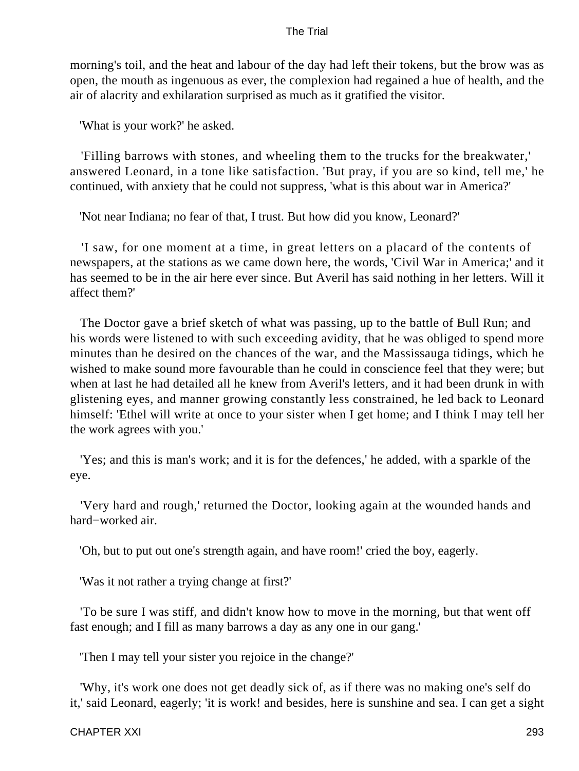morning's toil, and the heat and labour of the day had left their tokens, but the brow was as open, the mouth as ingenuous as ever, the complexion had regained a hue of health, and the air of alacrity and exhilaration surprised as much as it gratified the visitor.

'What is your work?' he asked.

'Filling barrows with stones, and wheeling them to the trucks for the breakwater,' answered Leonard, in a tone like satisfaction. 'But pray, if you are so kind, tell me,' he continued, with anxiety that he could not suppress, 'what is this about war in America?'

'Not near Indiana; no fear of that, I trust. But how did you know, Leonard?'

'I saw, for one moment at a time, in great letters on a placard of the contents of newspapers, at the stations as we came down here, the words, 'Civil War in America;' and it has seemed to be in the air here ever since. But Averil has said nothing in her letters. Will it affect them?'

The Doctor gave a brief sketch of what was passing, up to the battle of Bull Run; and his words were listened to with such exceeding avidity, that he was obliged to spend more minutes than he desired on the chances of the war, and the Massissauga tidings, which he wished to make sound more favourable than he could in conscience feel that they were; but when at last he had detailed all he knew from Averil's letters, and it had been drunk in with glistening eyes, and manner growing constantly less constrained, he led back to Leonard himself: 'Ethel will write at once to your sister when I get home; and I think I may tell her the work agrees with you.'

'Yes; and this is man's work; and it is for the defences,' he added, with a sparkle of the eye.

'Very hard and rough,' returned the Doctor, looking again at the wounded hands and hard−worked air.

'Oh, but to put out one's strength again, and have room!' cried the boy, eagerly.

'Was it not rather a trying change at first?'

'To be sure I was stiff, and didn't know how to move in the morning, but that went off fast enough; and I fill as many barrows a day as any one in our gang.'

'Then I may tell your sister you rejoice in the change?'

'Why, it's work one does not get deadly sick of, as if there was no making one's self do it,' said Leonard, eagerly; 'it is work! and besides, here is sunshine and sea. I can get a sight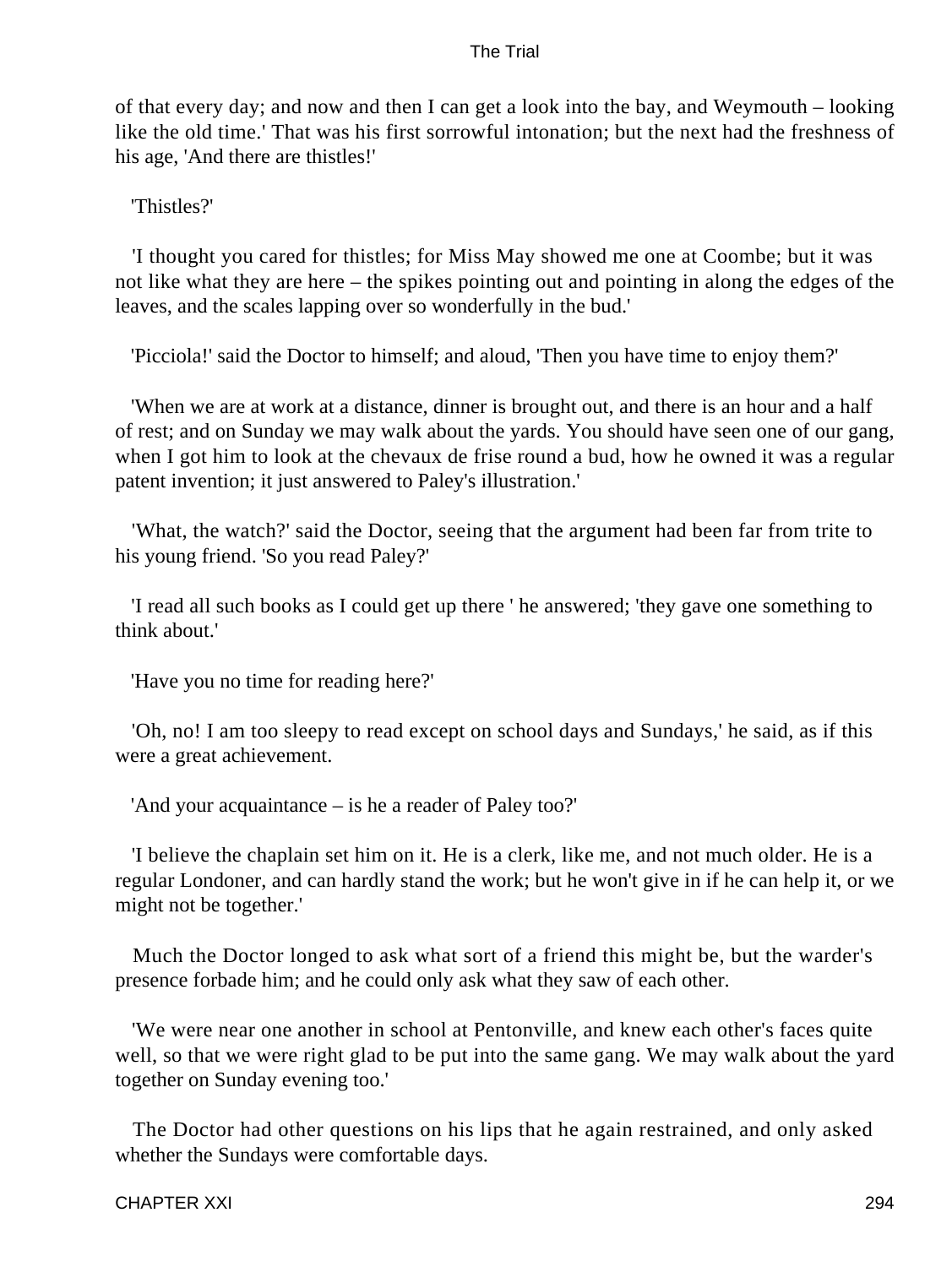of that every day; and now and then I can get a look into the bay, and Weymouth – looking like the old time.' That was his first sorrowful intonation; but the next had the freshness of his age, 'And there are thistles!'

'Thistles?'

'I thought you cared for thistles; for Miss May showed me one at Coombe; but it was not like what they are here – the spikes pointing out and pointing in along the edges of the leaves, and the scales lapping over so wonderfully in the bud.'

'Picciola!' said the Doctor to himself; and aloud, 'Then you have time to enjoy them?'

'When we are at work at a distance, dinner is brought out, and there is an hour and a half of rest; and on Sunday we may walk about the yards. You should have seen one of our gang, when I got him to look at the chevaux de frise round a bud, how he owned it was a regular patent invention; it just answered to Paley's illustration.'

'What, the watch?' said the Doctor, seeing that the argument had been far from trite to his young friend. 'So you read Paley?'

'I read all such books as I could get up there ' he answered; 'they gave one something to think about.'

'Have you no time for reading here?'

'Oh, no! I am too sleepy to read except on school days and Sundays,' he said, as if this were a great achievement.

'And your acquaintance – is he a reader of Paley too?'

'I believe the chaplain set him on it. He is a clerk, like me, and not much older. He is a regular Londoner, and can hardly stand the work; but he won't give in if he can help it, or we might not be together.'

Much the Doctor longed to ask what sort of a friend this might be, but the warder's presence forbade him; and he could only ask what they saw of each other.

'We were near one another in school at Pentonville, and knew each other's faces quite well, so that we were right glad to be put into the same gang. We may walk about the yard together on Sunday evening too.'

The Doctor had other questions on his lips that he again restrained, and only asked whether the Sundays were comfortable days.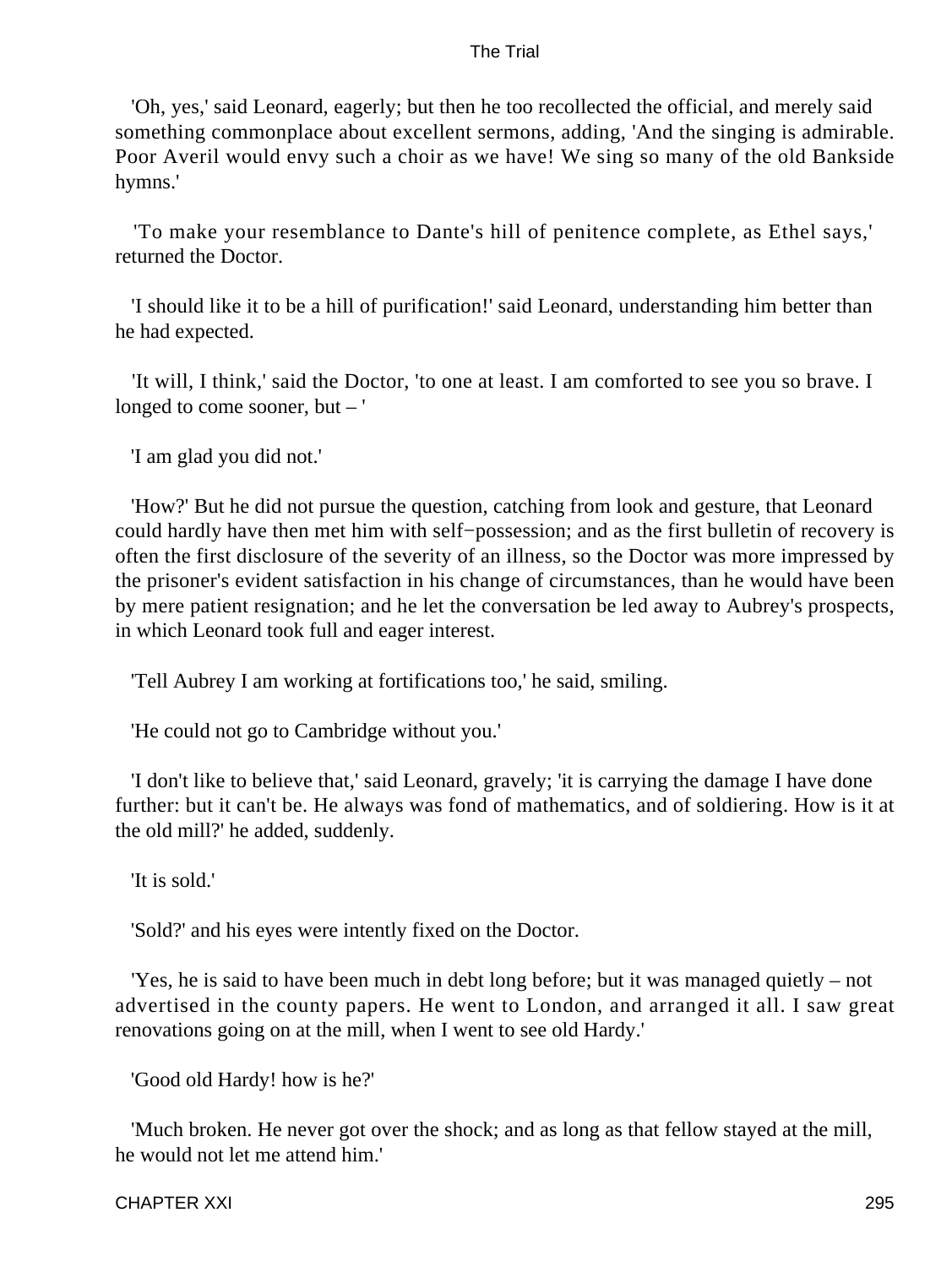'Oh, yes,' said Leonard, eagerly; but then he too recollected the official, and merely said something commonplace about excellent sermons, adding, 'And the singing is admirable. Poor Averil would envy such a choir as we have! We sing so many of the old Bankside hymns.'

'To make your resemblance to Dante's hill of penitence complete, as Ethel says,' returned the Doctor.

'I should like it to be a hill of purification!' said Leonard, understanding him better than he had expected.

'It will, I think,' said the Doctor, 'to one at least. I am comforted to see you so brave. I longed to come sooner, but – '

'I am glad you did not.'

'How?' But he did not pursue the question, catching from look and gesture, that Leonard could hardly have then met him with self−possession; and as the first bulletin of recovery is often the first disclosure of the severity of an illness, so the Doctor was more impressed by the prisoner's evident satisfaction in his change of circumstances, than he would have been by mere patient resignation; and he let the conversation be led away to Aubrey's prospects, in which Leonard took full and eager interest.

'Tell Aubrey I am working at fortifications too,' he said, smiling.

'He could not go to Cambridge without you.'

'I don't like to believe that,' said Leonard, gravely; 'it is carrying the damage I have done further: but it can't be. He always was fond of mathematics, and of soldiering. How is it at the old mill?' he added, suddenly.

'It is sold.'

'Sold?' and his eyes were intently fixed on the Doctor.

'Yes, he is said to have been much in debt long before; but it was managed quietly – not advertised in the county papers. He went to London, and arranged it all. I saw great renovations going on at the mill, when I went to see old Hardy.'

'Good old Hardy! how is he?'

'Much broken. He never got over the shock; and as long as that fellow stayed at the mill, he would not let me attend him.'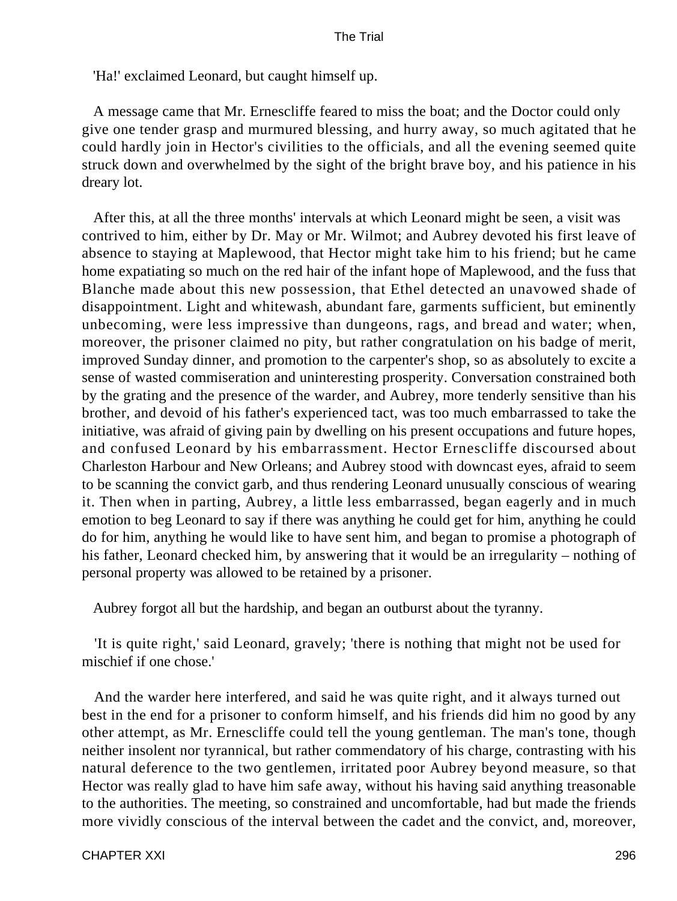'Ha!' exclaimed Leonard, but caught himself up.

A message came that Mr. Ernescliffe feared to miss the boat; and the Doctor could only give one tender grasp and murmured blessing, and hurry away, so much agitated that he could hardly join in Hector's civilities to the officials, and all the evening seemed quite struck down and overwhelmed by the sight of the bright brave boy, and his patience in his dreary lot.

After this, at all the three months' intervals at which Leonard might be seen, a visit was contrived to him, either by Dr. May or Mr. Wilmot; and Aubrey devoted his first leave of absence to staying at Maplewood, that Hector might take him to his friend; but he came home expatiating so much on the red hair of the infant hope of Maplewood, and the fuss that Blanche made about this new possession, that Ethel detected an unavowed shade of disappointment. Light and whitewash, abundant fare, garments sufficient, but eminently unbecoming, were less impressive than dungeons, rags, and bread and water; when, moreover, the prisoner claimed no pity, but rather congratulation on his badge of merit, improved Sunday dinner, and promotion to the carpenter's shop, so as absolutely to excite a sense of wasted commiseration and uninteresting prosperity. Conversation constrained both by the grating and the presence of the warder, and Aubrey, more tenderly sensitive than his brother, and devoid of his father's experienced tact, was too much embarrassed to take the initiative, was afraid of giving pain by dwelling on his present occupations and future hopes, and confused Leonard by his embarrassment. Hector Ernescliffe discoursed about Charleston Harbour and New Orleans; and Aubrey stood with downcast eyes, afraid to seem to be scanning the convict garb, and thus rendering Leonard unusually conscious of wearing it. Then when in parting, Aubrey, a little less embarrassed, began eagerly and in much emotion to beg Leonard to say if there was anything he could get for him, anything he could do for him, anything he would like to have sent him, and began to promise a photograph of his father, Leonard checked him, by answering that it would be an irregularity – nothing of personal property was allowed to be retained by a prisoner.

Aubrey forgot all but the hardship, and began an outburst about the tyranny.

'It is quite right,' said Leonard, gravely; 'there is nothing that might not be used for mischief if one chose.'

And the warder here interfered, and said he was quite right, and it always turned out best in the end for a prisoner to conform himself, and his friends did him no good by any other attempt, as Mr. Ernescliffe could tell the young gentleman. The man's tone, though neither insolent nor tyrannical, but rather commendatory of his charge, contrasting with his natural deference to the two gentlemen, irritated poor Aubrey beyond measure, so that Hector was really glad to have him safe away, without his having said anything treasonable to the authorities. The meeting, so constrained and uncomfortable, had but made the friends more vividly conscious of the interval between the cadet and the convict, and, moreover,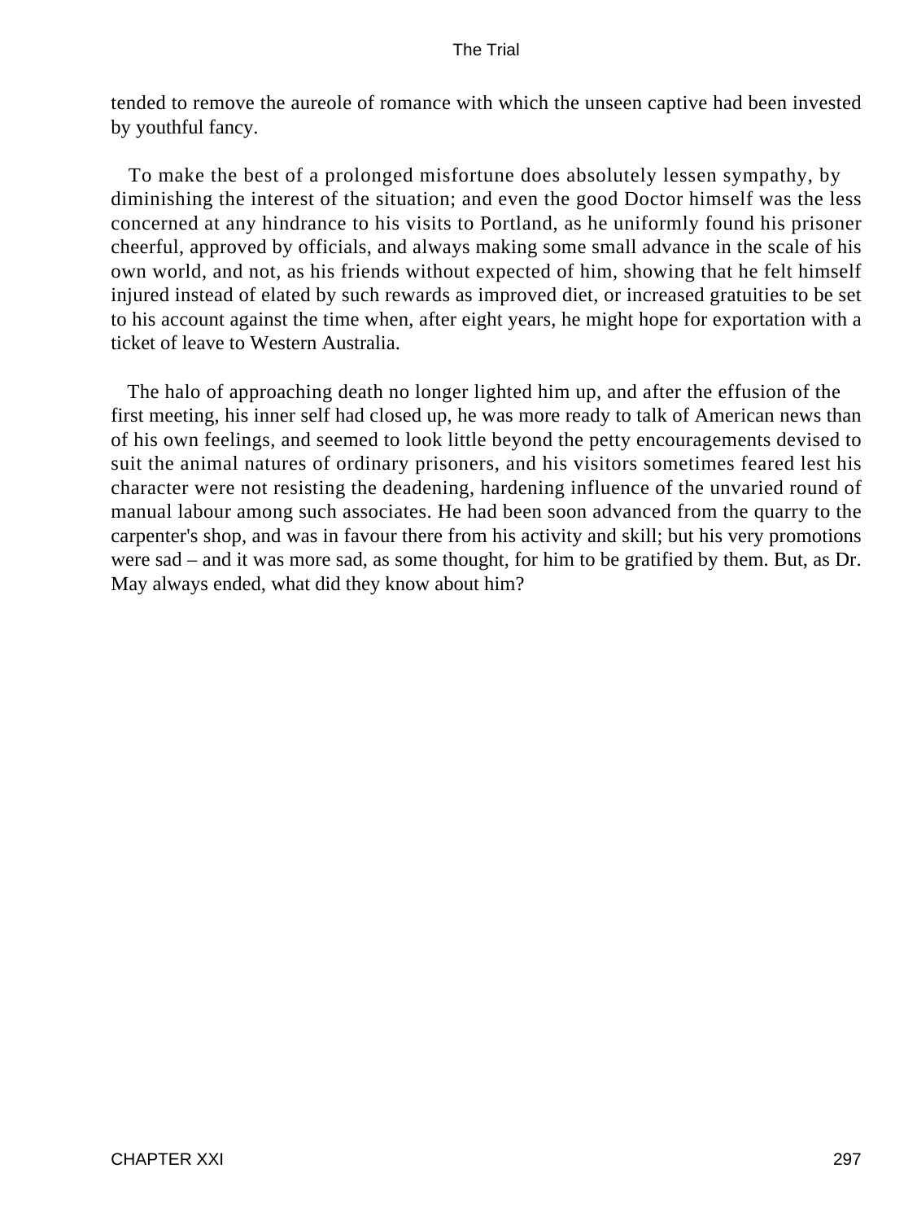tended to remove the aureole of romance with which the unseen captive had been invested by youthful fancy.

To make the best of a prolonged misfortune does absolutely lessen sympathy, by diminishing the interest of the situation; and even the good Doctor himself was the less concerned at any hindrance to his visits to Portland, as he uniformly found his prisoner cheerful, approved by officials, and always making some small advance in the scale of his own world, and not, as his friends without expected of him, showing that he felt himself injured instead of elated by such rewards as improved diet, or increased gratuities to be set to his account against the time when, after eight years, he might hope for exportation with a ticket of leave to Western Australia.

The halo of approaching death no longer lighted him up, and after the effusion of the first meeting, his inner self had closed up, he was more ready to talk of American news than of his own feelings, and seemed to look little beyond the petty encouragements devised to suit the animal natures of ordinary prisoners, and his visitors sometimes feared lest his character were not resisting the deadening, hardening influence of the unvaried round of manual labour among such associates. He had been soon advanced from the quarry to the carpenter's shop, and was in favour there from his activity and skill; but his very promotions were sad – and it was more sad, as some thought, for him to be gratified by them. But, as Dr. May always ended, what did they know about him?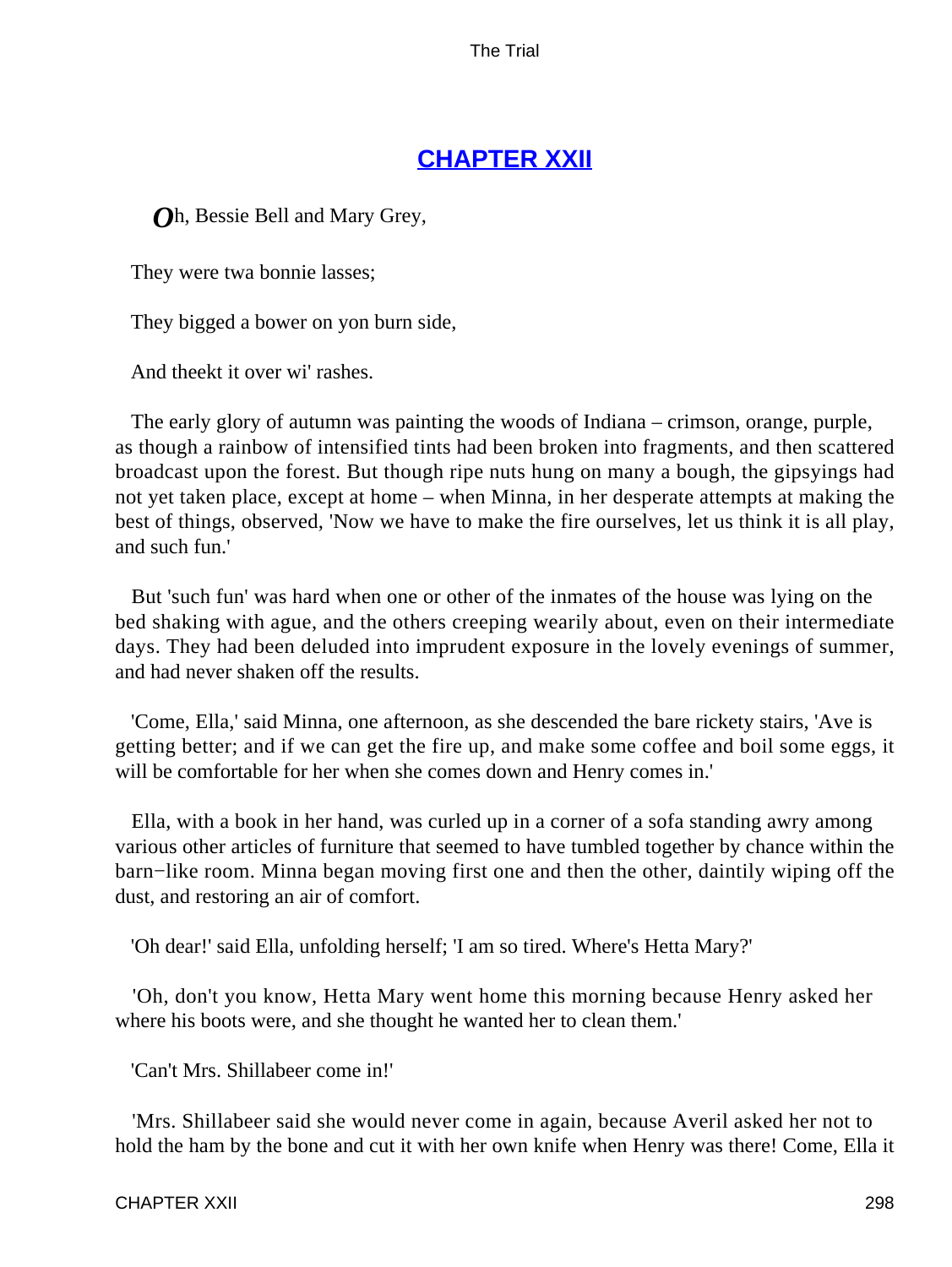## CHAPTER XXII

*O*h, Bessie Bell and Mary Grey,

They were twa bonnie lasses;

They bigged a bower on yon burn side,

And theekt it over wi' rashes.

The early glory of autumn was painting the woods of Indiana – crimson, orange, purple, as though a rainbow of intensified tints had been broken into fragments, and then scattered broadcast upon the forest. But though ripe nuts hung on many a bough, the gipsyings had not yet taken place, except at home – when Minna, in her desperate attempts at making the best of things, observed, 'Now we have to make the fire ourselves, let us think it is all play, and such fun.'

But 'such fun' was hard when one or other of the inmates of the house was lying on the bed shaking with ague, and the others creeping wearily about, even on their intermediate days. They had been deluded into imprudent exposure in the lovely evenings of summer, and had never shaken off the results.

'Come, Ella,' said Minna, one afternoon, as she descended the bare rickety stairs, 'Ave is getting better; and if we can get the fire up, and make some coffee and boil some eggs, it will be comfortable for her when she comes down and Henry comes in.'

Ella, with a book in her hand, was curled up in a corner of a sofa standing awry among various other articles of furniture that seemed to have tumbled together by chance within the barn−like room. Minna began moving first one and then the other, daintily wiping off the dust, and restoring an air of comfort.

'Oh dear!' said Ella, unfolding herself; 'I am so tired. Where's Hetta Mary?'

'Oh, don't you know, Hetta Mary went home this morning because Henry asked her where his boots were, and she thought he wanted her to clean them.'

'Can't Mrs. Shillabeer come in!'

'Mrs. Shillabeer said she would never come in again, because Averil asked her not to hold the ham by the bone and cut it with her own knife when Henry was there! Come, Ella it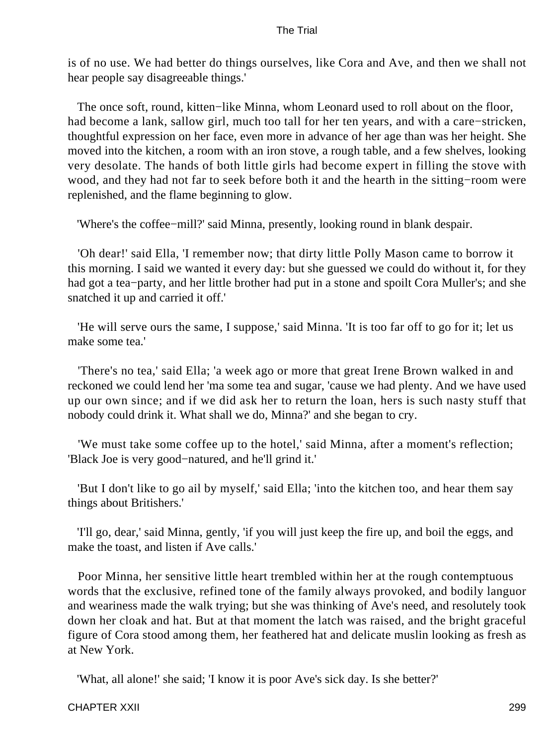is of no use. We had better do things ourselves, like Cora and Ave, and then we shall not hear people say disagreeable things.'

The once soft, round, kitten−like Minna, whom Leonard used to roll about on the floor, had become a lank, sallow girl, much too tall for her ten years, and with a care−stricken, thoughtful expression on her face, even more in advance of her age than was her height. She moved into the kitchen, a room with an iron stove, a rough table, and a few shelves, looking very desolate. The hands of both little girls had become expert in filling the stove with wood, and they had not far to seek before both it and the hearth in the sitting−room were replenished, and the flame beginning to glow.

'Where's the coffee−mill?' said Minna, presently, looking round in blank despair.

'Oh dear!' said Ella, 'I remember now; that dirty little Polly Mason came to borrow it this morning. I said we wanted it every day: but she guessed we could do without it, for they had got a tea−party, and her little brother had put in a stone and spoilt Cora Muller's; and she snatched it up and carried it off.'

'He will serve ours the same, I suppose,' said Minna. 'It is too far off to go for it; let us make some tea.'

'There's no tea,' said Ella; 'a week ago or more that great Irene Brown walked in and reckoned we could lend her 'ma some tea and sugar, 'cause we had plenty. And we have used up our own since; and if we did ask her to return the loan, hers is such nasty stuff that nobody could drink it. What shall we do, Minna?' and she began to cry.

'We must take some coffee up to the hotel,' said Minna, after a moment's reflection; 'Black Joe is very good−natured, and he'll grind it.'

'But I don't like to go ail by myself,' said Ella; 'into the kitchen too, and hear them say things about Britishers.'

'I'll go, dear,' said Minna, gently, 'if you will just keep the fire up, and boil the eggs, and make the toast, and listen if Ave calls.'

Poor Minna, her sensitive little heart trembled within her at the rough contemptuous words that the exclusive, refined tone of the family always provoked, and bodily languor and weariness made the walk trying; but she was thinking of Ave's need, and resolutely took down her cloak and hat. But at that moment the latch was raised, and the bright graceful figure of Cora stood among them, her feathered hat and delicate muslin looking as fresh as at New York.

'What, all alone!' she said; 'I know it is poor Ave's sick day. Is she better?'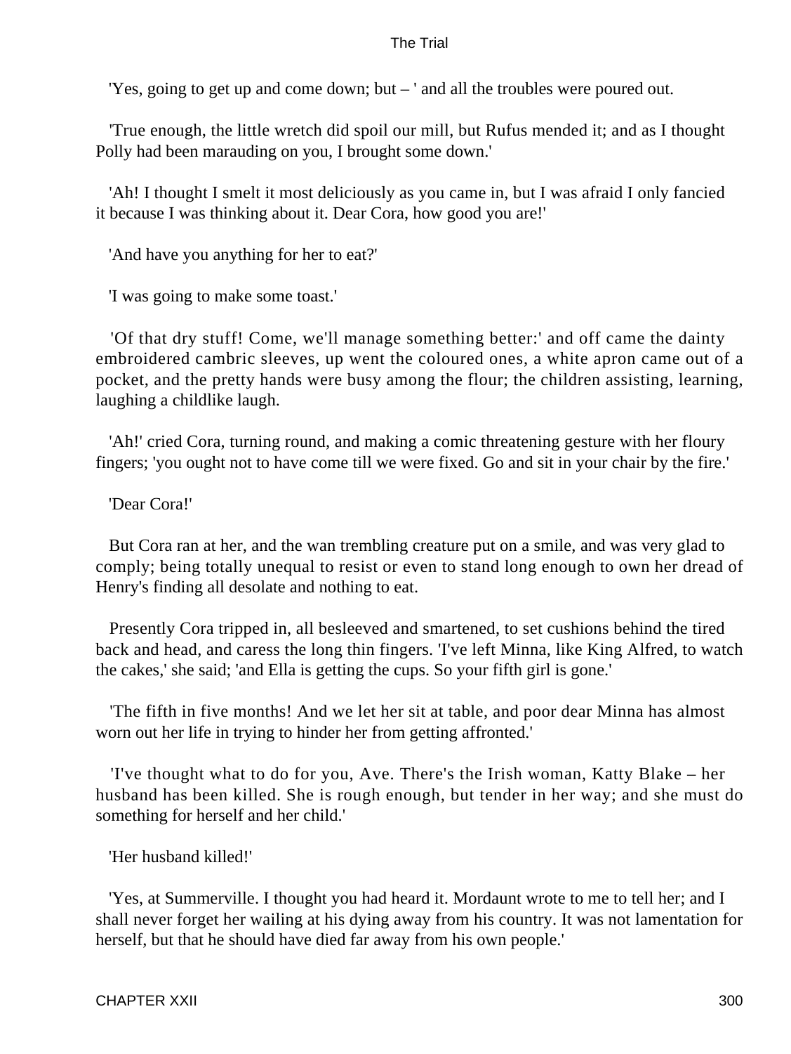'Yes, going to get up and come down; but – ' and all the troubles were poured out.

'True enough, the little wretch did spoil our mill, but Rufus mended it; and as I thought Polly had been marauding on you, I brought some down.'

'Ah! I thought I smelt it most deliciously as you came in, but I was afraid I only fancied it because I was thinking about it. Dear Cora, how good you are!'

'And have you anything for her to eat?'

'I was going to make some toast.'

'Of that dry stuff! Come, we'll manage something better:' and off came the dainty embroidered cambric sleeves, up went the coloured ones, a white apron came out of a pocket, and the pretty hands were busy among the flour; the children assisting, learning, laughing a childlike laugh.

'Ah!' cried Cora, turning round, and making a comic threatening gesture with her floury fingers; 'you ought not to have come till we were fixed. Go and sit in your chair by the fire.'

'Dear Cora!'

But Cora ran at her, and the wan trembling creature put on a smile, and was very glad to comply; being totally unequal to resist or even to stand long enough to own her dread of Henry's finding all desolate and nothing to eat.

Presently Cora tripped in, all besleeved and smartened, to set cushions behind the tired back and head, and caress the long thin fingers. 'I've left Minna, like King Alfred, to watch the cakes,' she said; 'and Ella is getting the cups. So your fifth girl is gone.'

'The fifth in five months! And we let her sit at table, and poor dear Minna has almost worn out her life in trying to hinder her from getting affronted.'

'I've thought what to do for you, Ave. There's the Irish woman, Katty Blake – her husband has been killed. She is rough enough, but tender in her way; and she must do something for herself and her child.'

'Her husband killed!'

'Yes, at Summerville. I thought you had heard it. Mordaunt wrote to me to tell her; and I shall never forget her wailing at his dying away from his country. It was not lamentation for herself, but that he should have died far away from his own people.'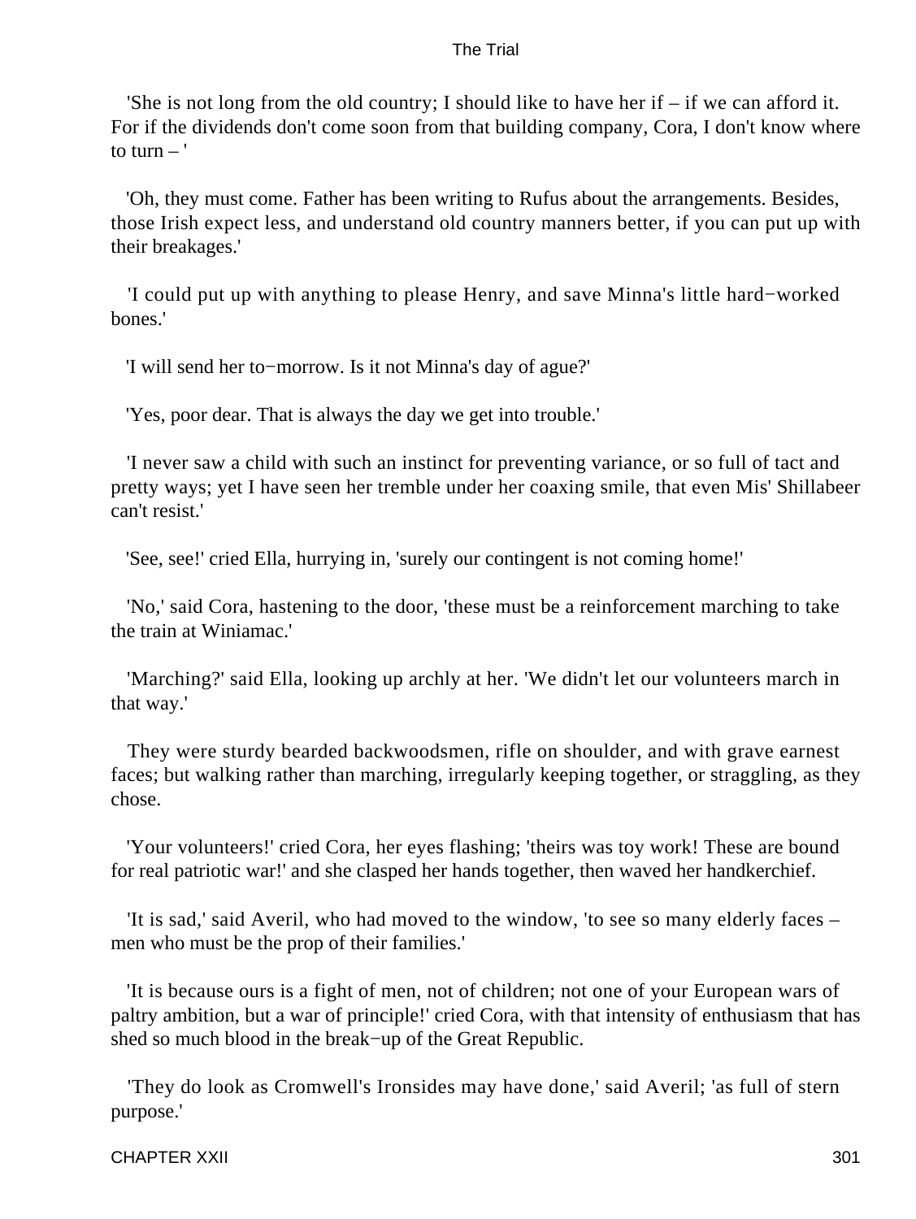'She is not long from the old country; I should like to have her if – if we can afford it. For if the dividends don't come soon from that building company, Cora, I don't know where to turn – '

'Oh, they must come. Father has been writing to Rufus about the arrangements. Besides, those Irish expect less, and understand old country manners better, if you can put up with their breakages.'

'I could put up with anything to please Henry, and save Minna's little hard−worked bones.'

'I will send her to−morrow. Is it not Minna's day of ague?'

'Yes, poor dear. That is always the day we get into trouble.'

'I never saw a child with such an instinct for preventing variance, or so full of tact and pretty ways; yet I have seen her tremble under her coaxing smile, that even Mis' Shillabeer can't resist.'

'See, see!' cried Ella, hurrying in, 'surely our contingent is not coming home!'

'No,' said Cora, hastening to the door, 'these must be a reinforcement marching to take the train at Winiamac.'

'Marching?' said Ella, looking up archly at her. 'We didn't let our volunteers march in that way.'

They were sturdy bearded backwoodsmen, rifle on shoulder, and with grave earnest faces; but walking rather than marching, irregularly keeping together, or straggling, as they chose.

'Your volunteers!' cried Cora, her eyes flashing; 'theirs was toy work! These are bound for real patriotic war!' and she clasped her hands together, then waved her handkerchief.

'It is sad,' said Averil, who had moved to the window, 'to see so many elderly faces – men who must be the prop of their families.'

'It is because ours is a fight of men, not of children; not one of your European wars of paltry ambition, but a war of principle!' cried Cora, with that intensity of enthusiasm that has shed so much blood in the break−up of the Great Republic.

'They do look as Cromwell's Ironsides may have done,' said Averil; 'as full of stern purpose.'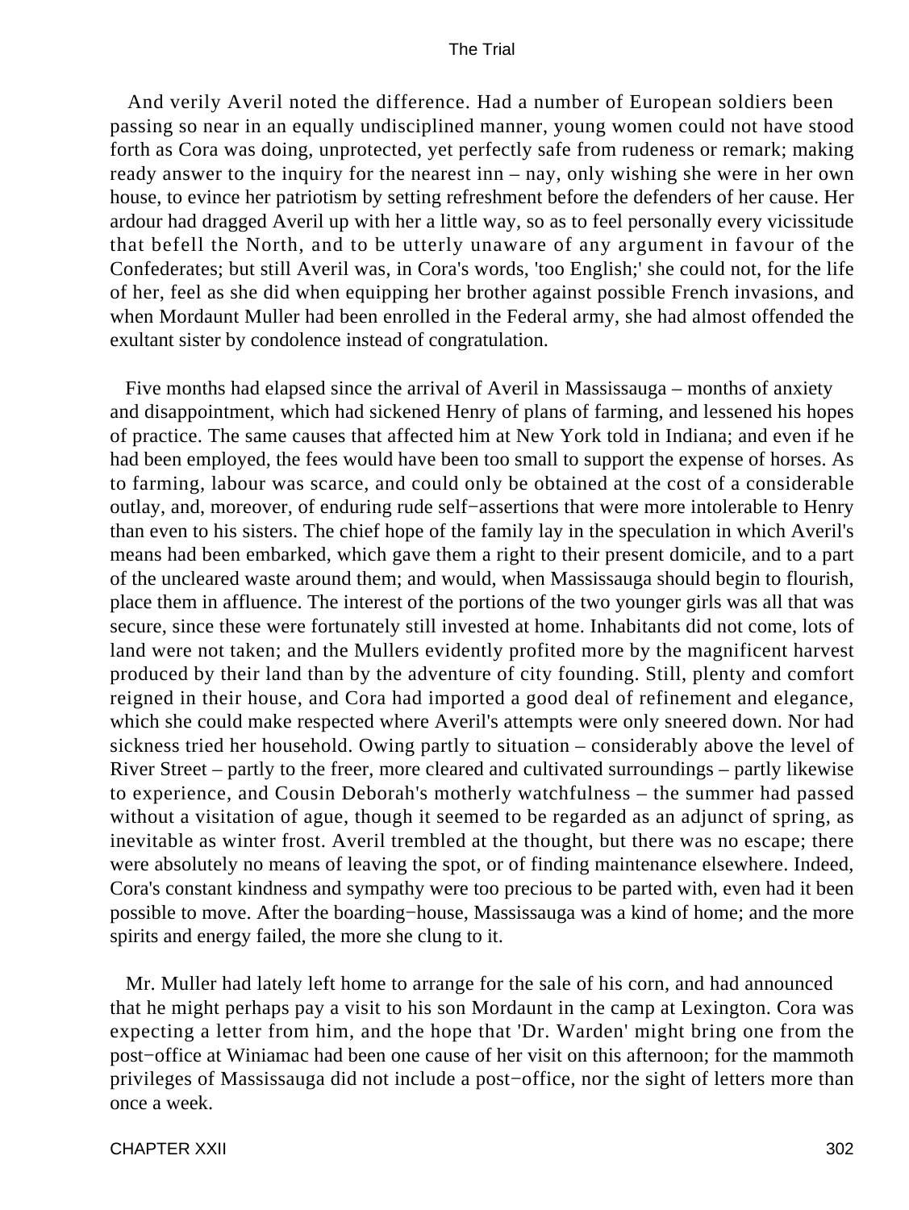And verily Averil noted the difference. Had a number of European soldiers been passing so near in an equally undisciplined manner, young women could not have stood forth as Cora was doing, unprotected, yet perfectly safe from rudeness or remark; making ready answer to the inquiry for the nearest inn – nay, only wishing she were in her own house, to evince her patriotism by setting refreshment before the defenders of her cause. Her ardour had dragged Averil up with her a little way, so as to feel personally every vicissitude that befell the North, and to be utterly unaware of any argument in favour of the Confederates; but still Averil was, in Cora's words, 'too English;' she could not, for the life of her, feel as she did when equipping her brother against possible French invasions, and when Mordaunt Muller had been enrolled in the Federal army, she had almost offended the exultant sister by condolence instead of congratulation.

Five months had elapsed since the arrival of Averil in Massissauga – months of anxiety and disappointment, which had sickened Henry of plans of farming, and lessened his hopes of practice. The same causes that affected him at New York told in Indiana; and even if he had been employed, the fees would have been too small to support the expense of horses. As to farming, labour was scarce, and could only be obtained at the cost of a considerable outlay, and, moreover, of enduring rude self−assertions that were more intolerable to Henry than even to his sisters. The chief hope of the family lay in the speculation in which Averil's means had been embarked, which gave them a right to their present domicile, and to a part of the uncleared waste around them; and would, when Massissauga should begin to flourish, place them in affluence. The interest of the portions of the two younger girls was all that was secure, since these were fortunately still invested at home. Inhabitants did not come, lots of land were not taken; and the Mullers evidently profited more by the magnificent harvest produced by their land than by the adventure of city founding. Still, plenty and comfort reigned in their house, and Cora had imported a good deal of refinement and elegance, which she could make respected where Averil's attempts were only sneered down. Nor had sickness tried her household. Owing partly to situation – considerably above the level of River Street – partly to the freer, more cleared and cultivated surroundings – partly likewise to experience, and Cousin Deborah's motherly watchfulness – the summer had passed without a visitation of ague, though it seemed to be regarded as an adjunct of spring, as inevitable as winter frost. Averil trembled at the thought, but there was no escape; there were absolutely no means of leaving the spot, or of finding maintenance elsewhere. Indeed, Cora's constant kindness and sympathy were too precious to be parted with, even had it been possible to move. After the boarding−house, Massissauga was a kind of home; and the more spirits and energy failed, the more she clung to it.

Mr. Muller had lately left home to arrange for the sale of his corn, and had announced that he might perhaps pay a visit to his son Mordaunt in the camp at Lexington. Cora was expecting a letter from him, and the hope that 'Dr. Warden' might bring one from the post−office at Winiamac had been one cause of her visit on this afternoon; for the mammoth privileges of Massissauga did not include a post−office, nor the sight of letters more than once a week.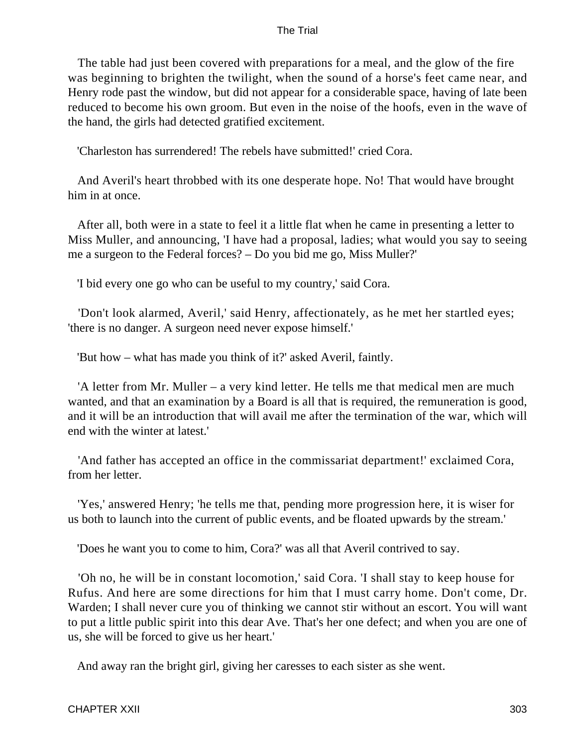The table had just been covered with preparations for a meal, and the glow of the fire was beginning to brighten the twilight, when the sound of a horse's feet came near, and Henry rode past the window, but did not appear for a considerable space, having of late been reduced to become his own groom. But even in the noise of the hoofs, even in the wave of the hand, the girls had detected gratified excitement.

'Charleston has surrendered! The rebels have submitted!' cried Cora.

And Averil's heart throbbed with its one desperate hope. No! That would have brought him in at once.

After all, both were in a state to feel it a little flat when he came in presenting a letter to Miss Muller, and announcing, 'I have had a proposal, ladies; what would you say to seeing me a surgeon to the Federal forces? – Do you bid me go, Miss Muller?'

'I bid every one go who can be useful to my country,' said Cora.

'Don't look alarmed, Averil,' said Henry, affectionately, as he met her startled eyes; 'there is no danger. A surgeon need never expose himself.'

'But how – what has made you think of it?' asked Averil, faintly.

'A letter from Mr. Muller – a very kind letter. He tells me that medical men are much wanted, and that an examination by a Board is all that is required, the remuneration is good, and it will be an introduction that will avail me after the termination of the war, which will end with the winter at latest.'

'And father has accepted an office in the commissariat department!' exclaimed Cora, from her letter.

'Yes,' answered Henry; 'he tells me that, pending more progression here, it is wiser for us both to launch into the current of public events, and be floated upwards by the stream.'

'Does he want you to come to him, Cora?' was all that Averil contrived to say.

'Oh no, he will be in constant locomotion,' said Cora. 'I shall stay to keep house for Rufus. And here are some directions for him that I must carry home. Don't come, Dr. Warden; I shall never cure you of thinking we cannot stir without an escort. You will want to put a little public spirit into this dear Ave. That's her one defect; and when you are one of us, she will be forced to give us her heart.'

And away ran the bright girl, giving her caresses to each sister as she went.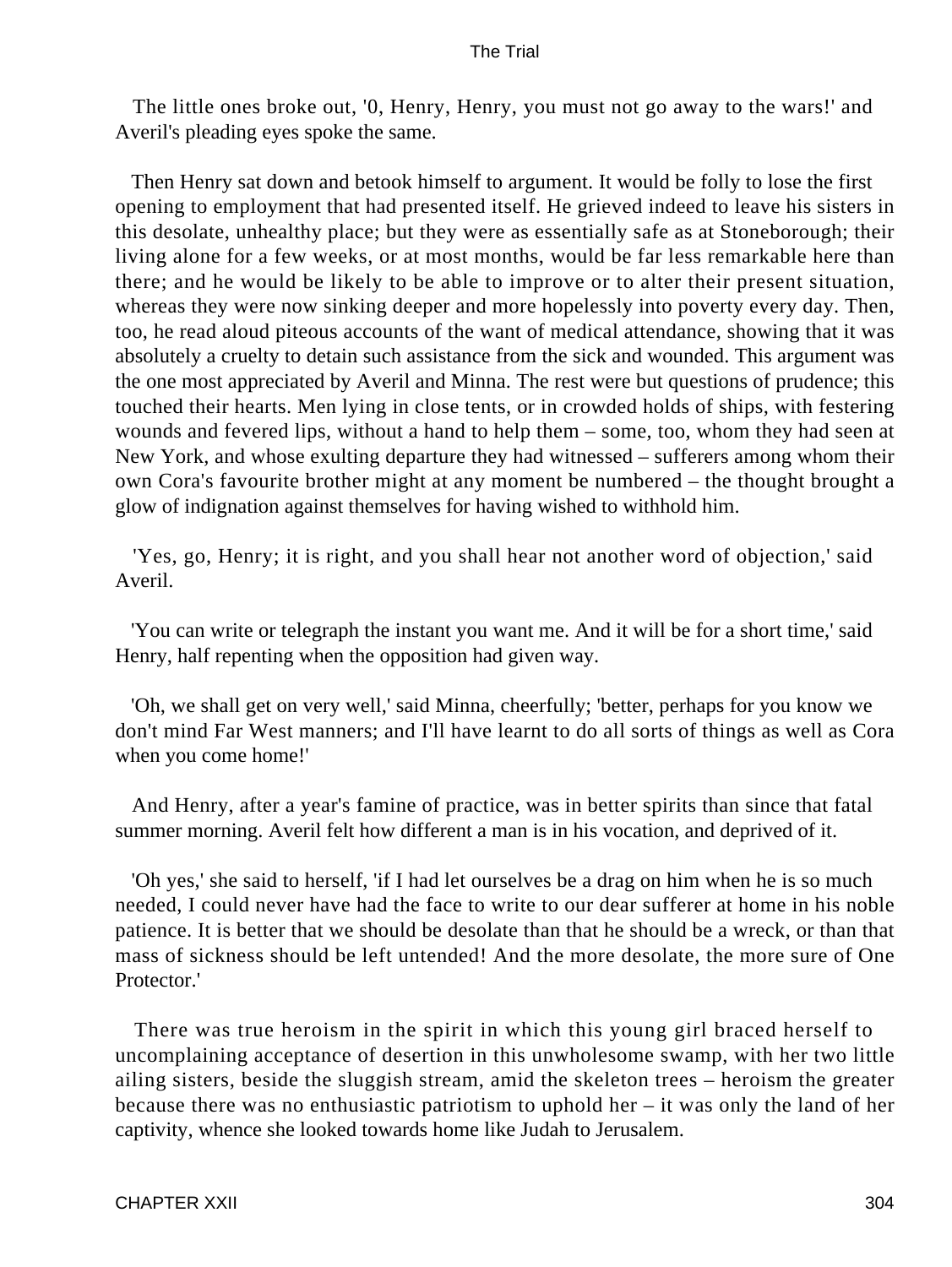The little ones broke out, '0, Henry, Henry, you must not go away to the wars!' and Averil's pleading eyes spoke the same.

Then Henry sat down and betook himself to argument. It would be folly to lose the first opening to employment that had presented itself. He grieved indeed to leave his sisters in this desolate, unhealthy place; but they were as essentially safe as at Stoneborough; their living alone for a few weeks, or at most months, would be far less remarkable here than there; and he would be likely to be able to improve or to alter their present situation, whereas they were now sinking deeper and more hopelessly into poverty every day. Then, too, he read aloud piteous accounts of the want of medical attendance, showing that it was absolutely a cruelty to detain such assistance from the sick and wounded. This argument was the one most appreciated by Averil and Minna. The rest were but questions of prudence; this touched their hearts. Men lying in close tents, or in crowded holds of ships, with festering wounds and fevered lips, without a hand to help them – some, too, whom they had seen at New York, and whose exulting departure they had witnessed – sufferers among whom their own Cora's favourite brother might at any moment be numbered – the thought brought a glow of indignation against themselves for having wished to withhold him.

'Yes, go, Henry; it is right, and you shall hear not another word of objection,' said Averil.

'You can write or telegraph the instant you want me. And it will be for a short time,' said Henry, half repenting when the opposition had given way.

'Oh, we shall get on very well,' said Minna, cheerfully; 'better, perhaps for you know we don't mind Far West manners; and I'll have learnt to do all sorts of things as well as Cora when you come home!'

And Henry, after a year's famine of practice, was in better spirits than since that fatal summer morning. Averil felt how different a man is in his vocation, and deprived of it.

'Oh yes,' she said to herself, 'if I had let ourselves be a drag on him when he is so much needed, I could never have had the face to write to our dear sufferer at home in his noble patience. It is better that we should be desolate than that he should be a wreck, or than that mass of sickness should be left untended! And the more desolate, the more sure of One Protector.'

There was true heroism in the spirit in which this young girl braced herself to uncomplaining acceptance of desertion in this unwholesome swamp, with her two little ailing sisters, beside the sluggish stream, amid the skeleton trees – heroism the greater because there was no enthusiastic patriotism to uphold her – it was only the land of her captivity, whence she looked towards home like Judah to Jerusalem.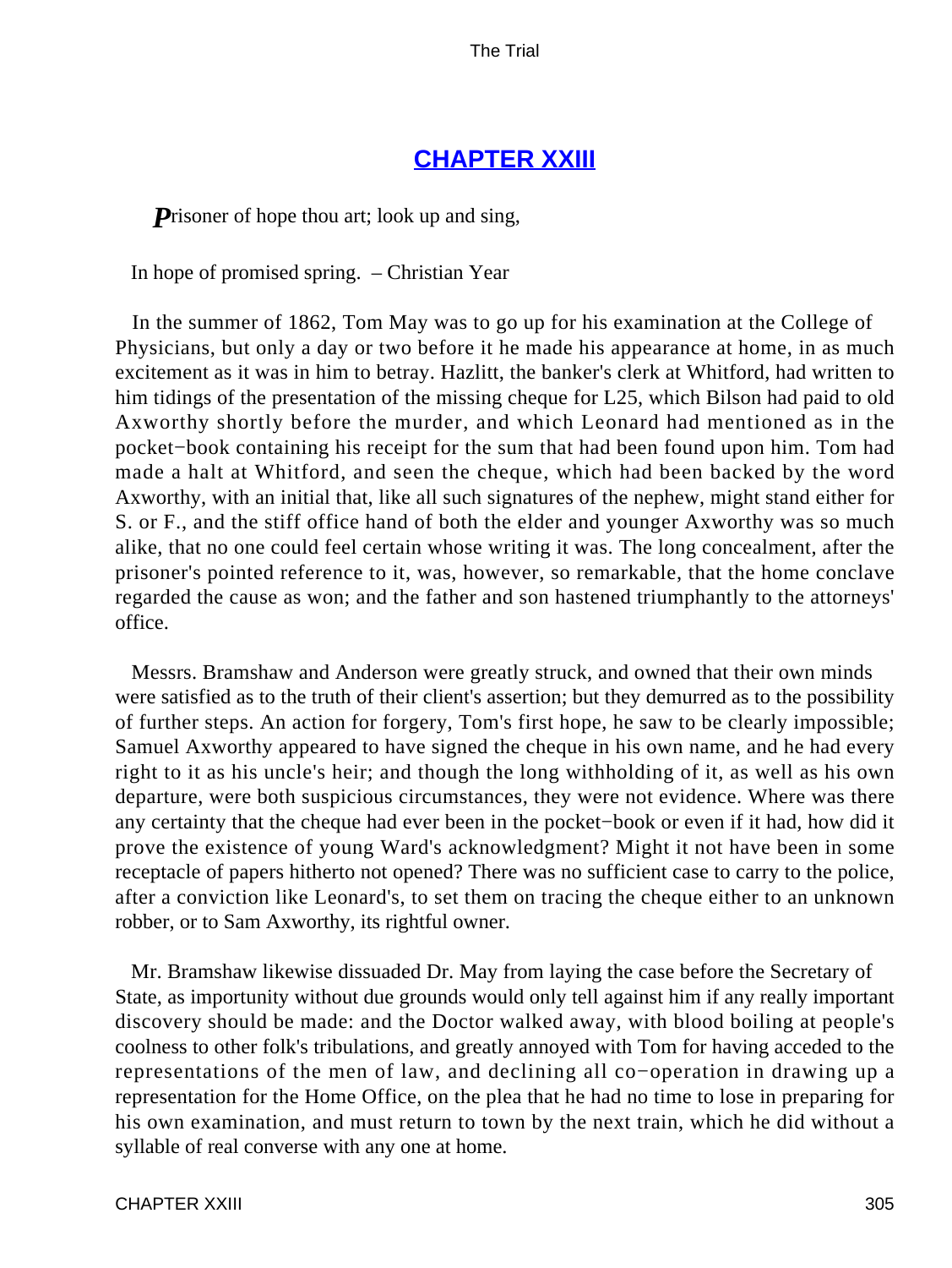## CHAPTER XXIII

*P*risoner of hope thou art; look up and sing,

In hope of promised spring. – Christian Year

In the summer of 1862, Tom May was to go up for his examination at the College of Physicians, but only a day or two before it he made his appearance at home, in as much excitement as it was in him to betray. Hazlitt, the banker's clerk at Whitford, had written to him tidings of the presentation of the missing cheque for L25, which Bilson had paid to old Axworthy shortly before the murder, and which Leonard had mentioned as in the pocket−book containing his receipt for the sum that had been found upon him. Tom had made a halt at Whitford, and seen the cheque, which had been backed by the word Axworthy, with an initial that, like all such signatures of the nephew, might stand either for S. or F., and the stiff office hand of both the elder and younger Axworthy was so much alike, that no one could feel certain whose writing it was. The long concealment, after the prisoner's pointed reference to it, was, however, so remarkable, that the home conclave regarded the cause as won; and the father and son hastened triumphantly to the attorneys' office.

Messrs. Bramshaw and Anderson were greatly struck, and owned that their own minds were satisfied as to the truth of their client's assertion; but they demurred as to the possibility of further steps. An action for forgery, Tom's first hope, he saw to be clearly impossible; Samuel Axworthy appeared to have signed the cheque in his own name, and he had every right to it as his uncle's heir; and though the long withholding of it, as well as his own departure, were both suspicious circumstances, they were not evidence. Where was there any certainty that the cheque had ever been in the pocket−book or even if it had, how did it prove the existence of young Ward's acknowledgment? Might it not have been in some receptacle of papers hitherto not opened? There was no sufficient case to carry to the police, after a conviction like Leonard's, to set them on tracing the cheque either to an unknown robber, or to Sam Axworthy, its rightful owner.

Mr. Bramshaw likewise dissuaded Dr. May from laying the case before the Secretary of State, as importunity without due grounds would only tell against him if any really important discovery should be made: and the Doctor walked away, with blood boiling at people's coolness to other folk's tribulations, and greatly annoyed with Tom for having acceded to the representations of the men of law, and declining all co−operation in drawing up a representation for the Home Office, on the plea that he had no time to lose in preparing for his own examination, and must return to town by the next train, which he did without a syllable of real converse with any one at home.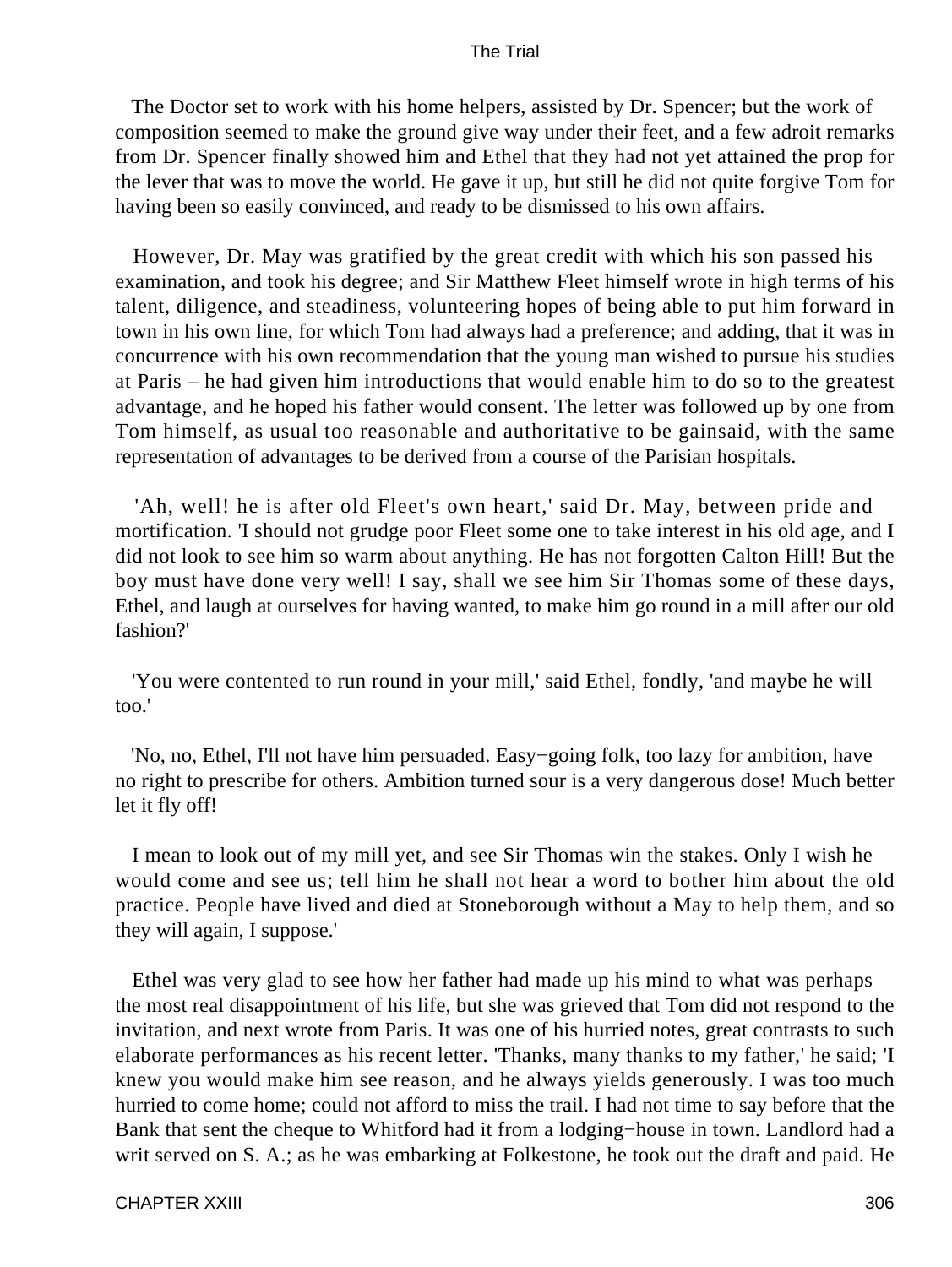The Doctor set to work with his home helpers, assisted by Dr. Spencer; but the work of composition seemed to make the ground give way under their feet, and a few adroit remarks from Dr. Spencer finally showed him and Ethel that they had not yet attained the prop for the lever that was to move the world. He gave it up, but still he did not quite forgive Tom for having been so easily convinced, and ready to be dismissed to his own affairs.

However, Dr. May was gratified by the great credit with which his son passed his examination, and took his degree; and Sir Matthew Fleet himself wrote in high terms of his talent, diligence, and steadiness, volunteering hopes of being able to put him forward in town in his own line, for which Tom had always had a preference; and adding, that it was in concurrence with his own recommendation that the young man wished to pursue his studies at Paris – he had given him introductions that would enable him to do so to the greatest advantage, and he hoped his father would consent. The letter was followed up by one from Tom himself, as usual too reasonable and authoritative to be gainsaid, with the same representation of advantages to be derived from a course of the Parisian hospitals.

'Ah, well! he is after old Fleet's own heart,' said Dr. May, between pride and mortification. 'I should not grudge poor Fleet some one to take interest in his old age, and I did not look to see him so warm about anything. He has not forgotten Calton Hill! But the boy must have done very well! I say, shall we see him Sir Thomas some of these days, Ethel, and laugh at ourselves for having wanted, to make him go round in a mill after our old fashion?'

'You were contented to run round in your mill,' said Ethel, fondly, 'and maybe he will too.'

'No, no, Ethel, I'll not have him persuaded. Easy−going folk, too lazy for ambition, have no right to prescribe for others. Ambition turned sour is a very dangerous dose! Much better let it fly off!

I mean to look out of my mill yet, and see Sir Thomas win the stakes. Only I wish he would come and see us; tell him he shall not hear a word to bother him about the old practice. People have lived and died at Stoneborough without a May to help them, and so they will again, I suppose.'

Ethel was very glad to see how her father had made up his mind to what was perhaps the most real disappointment of his life, but she was grieved that Tom did not respond to the invitation, and next wrote from Paris. It was one of his hurried notes, great contrasts to such elaborate performances as his recent letter. 'Thanks, many thanks to my father,' he said; 'I knew you would make him see reason, and he always yields generously. I was too much hurried to come home; could not afford to miss the trail. I had not time to say before that the Bank that sent the cheque to Whitford had it from a lodging−house in town. Landlord had a writ served on S. A.; as he was embarking at Folkestone, he took out the draft and paid. He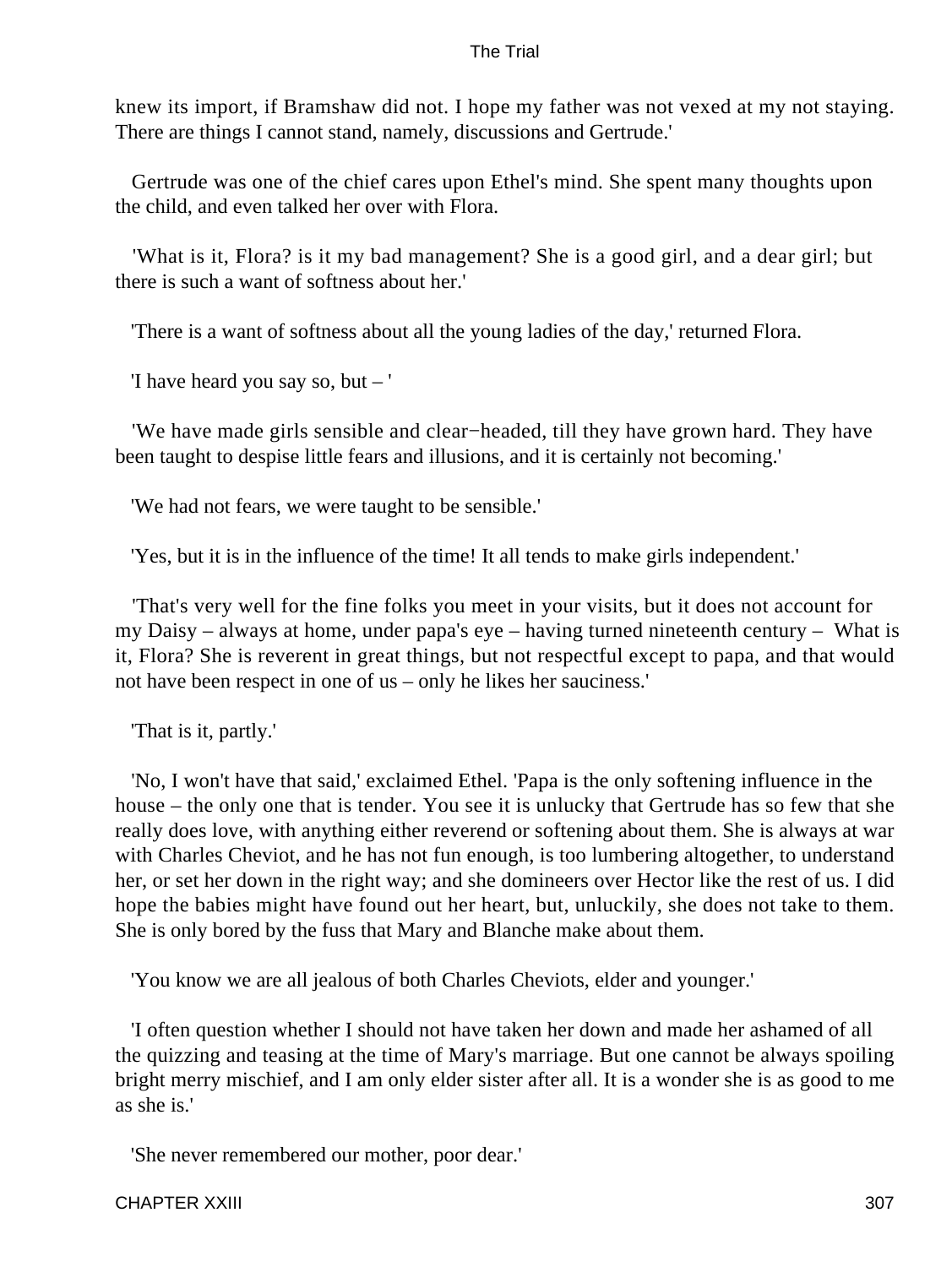knew its import, if Bramshaw did not. I hope my father was not vexed at my not staying. There are things I cannot stand, namely, discussions and Gertrude.'

Gertrude was one of the chief cares upon Ethel's mind. She spent many thoughts upon the child, and even talked her over with Flora.

'What is it, Flora? is it my bad management? She is a good girl, and a dear girl; but there is such a want of softness about her.'

'There is a want of softness about all the young ladies of the day,' returned Flora.

'I have heard you say so, but – '

'We have made girls sensible and clear−headed, till they have grown hard. They have been taught to despise little fears and illusions, and it is certainly not becoming.'

'We had not fears, we were taught to be sensible.'

'Yes, but it is in the influence of the time! It all tends to make girls independent.'

'That's very well for the fine folks you meet in your visits, but it does not account for my Daisy – always at home, under papa's eye – having turned nineteenth century – What is it, Flora? She is reverent in great things, but not respectful except to papa, and that would not have been respect in one of us – only he likes her sauciness.'

'That is it, partly.'

'No, I won't have that said,' exclaimed Ethel. 'Papa is the only softening influence in the house – the only one that is tender. You see it is unlucky that Gertrude has so few that she really does love, with anything either reverend or softening about them. She is always at war with Charles Cheviot, and he has not fun enough, is too lumbering altogether, to understand her, or set her down in the right way; and she domineers over Hector like the rest of us. I did hope the babies might have found out her heart, but, unluckily, she does not take to them. She is only bored by the fuss that Mary and Blanche make about them.

'You know we are all jealous of both Charles Cheviots, elder and younger.'

'I often question whether I should not have taken her down and made her ashamed of all the quizzing and teasing at the time of Mary's marriage. But one cannot be always spoiling bright merry mischief, and I am only elder sister after all. It is a wonder she is as good to me as she is.'

'She never remembered our mother, poor dear.'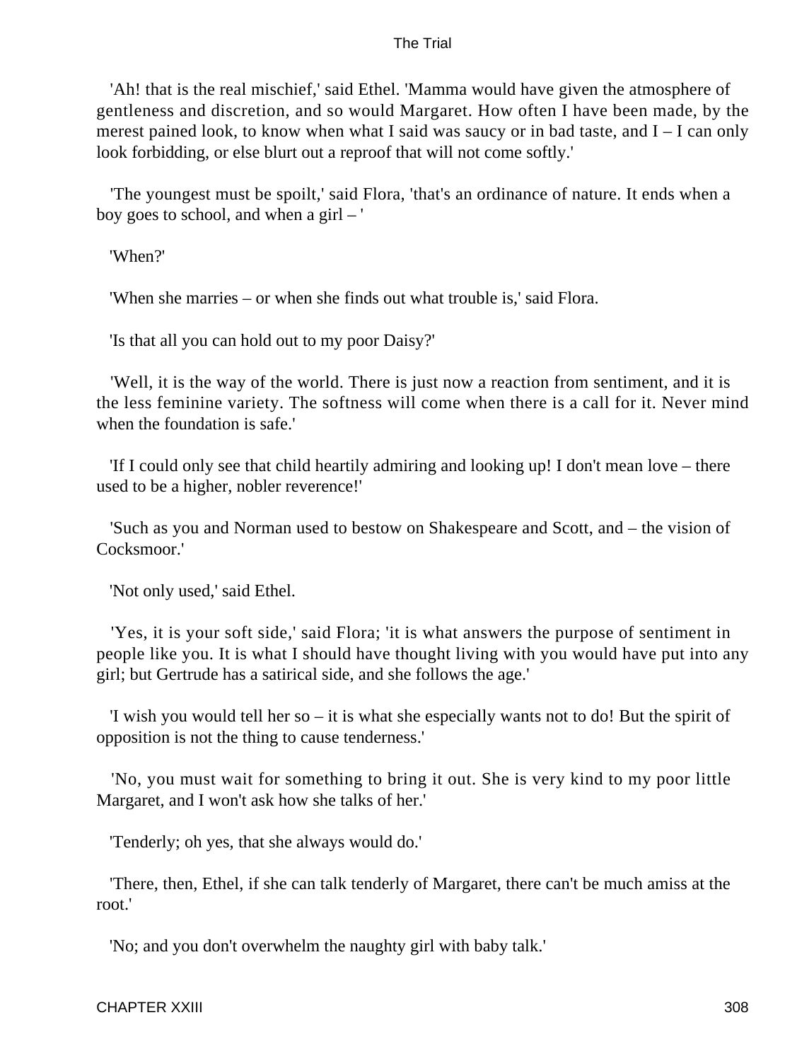'Ah! that is the real mischief,' said Ethel. 'Mamma would have given the atmosphere of gentleness and discretion, and so would Margaret. How often I have been made, by the merest pained look, to know when what I said was saucy or in bad taste, and I – I can only look forbidding, or else blurt out a reproof that will not come softly.'

'The youngest must be spoilt,' said Flora, 'that's an ordinance of nature. It ends when a boy goes to school, and when a girl – '

'When?'

'When she marries – or when she finds out what trouble is,' said Flora.

'Is that all you can hold out to my poor Daisy?'

'Well, it is the way of the world. There is just now a reaction from sentiment, and it is the less feminine variety. The softness will come when there is a call for it. Never mind when the foundation is safe.'

'If I could only see that child heartily admiring and looking up! I don't mean love – there used to be a higher, nobler reverence!'

'Such as you and Norman used to bestow on Shakespeare and Scott, and – the vision of Cocksmoor.'

'Not only used,' said Ethel.

'Yes, it is your soft side,' said Flora; 'it is what answers the purpose of sentiment in people like you. It is what I should have thought living with you would have put into any girl; but Gertrude has a satirical side, and she follows the age.'

'I wish you would tell her so – it is what she especially wants not to do! But the spirit of opposition is not the thing to cause tenderness.'

'No, you must wait for something to bring it out. She is very kind to my poor little Margaret, and I won't ask how she talks of her.'

'Tenderly; oh yes, that she always would do.'

'There, then, Ethel, if she can talk tenderly of Margaret, there can't be much amiss at the root.'

'No; and you don't overwhelm the naughty girl with baby talk.'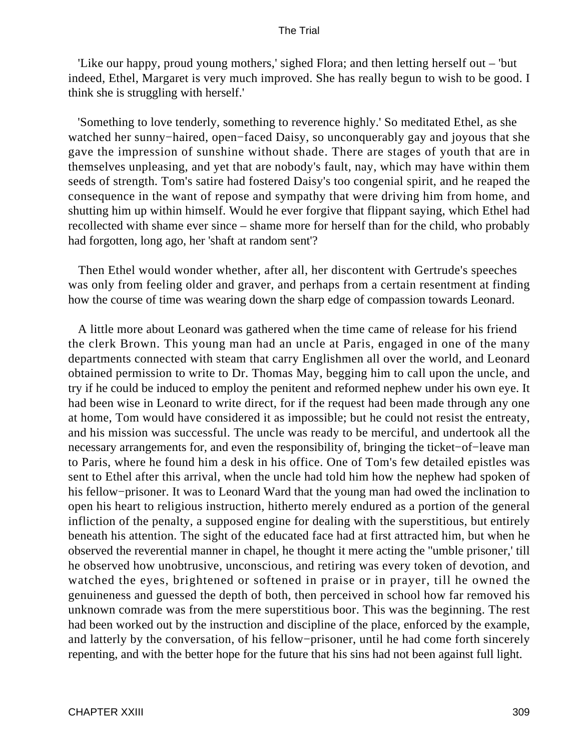'Like our happy, proud young mothers,' sighed Flora; and then letting herself out – 'but indeed, Ethel, Margaret is very much improved. She has really begun to wish to be good. I think she is struggling with herself.'

'Something to love tenderly, something to reverence highly.' So meditated Ethel, as she watched her sunny−haired, open−faced Daisy, so unconquerably gay and joyous that she gave the impression of sunshine without shade. There are stages of youth that are in themselves unpleasing, and yet that are nobody's fault, nay, which may have within them seeds of strength. Tom's satire had fostered Daisy's too congenial spirit, and he reaped the consequence in the want of repose and sympathy that were driving him from home, and shutting him up within himself. Would he ever forgive that flippant saying, which Ethel had recollected with shame ever since – shame more for herself than for the child, who probably had forgotten, long ago, her 'shaft at random sent'?

Then Ethel would wonder whether, after all, her discontent with Gertrude's speeches was only from feeling older and graver, and perhaps from a certain resentment at finding how the course of time was wearing down the sharp edge of compassion towards Leonard.

A little more about Leonard was gathered when the time came of release for his friend the clerk Brown. This young man had an uncle at Paris, engaged in one of the many departments connected with steam that carry Englishmen all over the world, and Leonard obtained permission to write to Dr. Thomas May, begging him to call upon the uncle, and try if he could be induced to employ the penitent and reformed nephew under his own eye. It had been wise in Leonard to write direct, for if the request had been made through any one at home, Tom would have considered it as impossible; but he could not resist the entreaty, and his mission was successful. The uncle was ready to be merciful, and undertook all the necessary arrangements for, and even the responsibility of, bringing the ticket−of−leave man to Paris, where he found him a desk in his office. One of Tom's few detailed epistles was sent to Ethel after this arrival, when the uncle had told him how the nephew had spoken of his fellow−prisoner. It was to Leonard Ward that the young man had owed the inclination to open his heart to religious instruction, hitherto merely endured as a portion of the general infliction of the penalty, a supposed engine for dealing with the superstitious, but entirely beneath his attention. The sight of the educated face had at first attracted him, but when he observed the reverential manner in chapel, he thought it mere acting the ''umble prisoner,' till he observed how unobtrusive, unconscious, and retiring was every token of devotion, and watched the eyes, brightened or softened in praise or in prayer, till he owned the genuineness and guessed the depth of both, then perceived in school how far removed his unknown comrade was from the mere superstitious boor. This was the beginning. The rest had been worked out by the instruction and discipline of the place, enforced by the example, and latterly by the conversation, of his fellow−prisoner, until he had come forth sincerely repenting, and with the better hope for the future that his sins had not been against full light.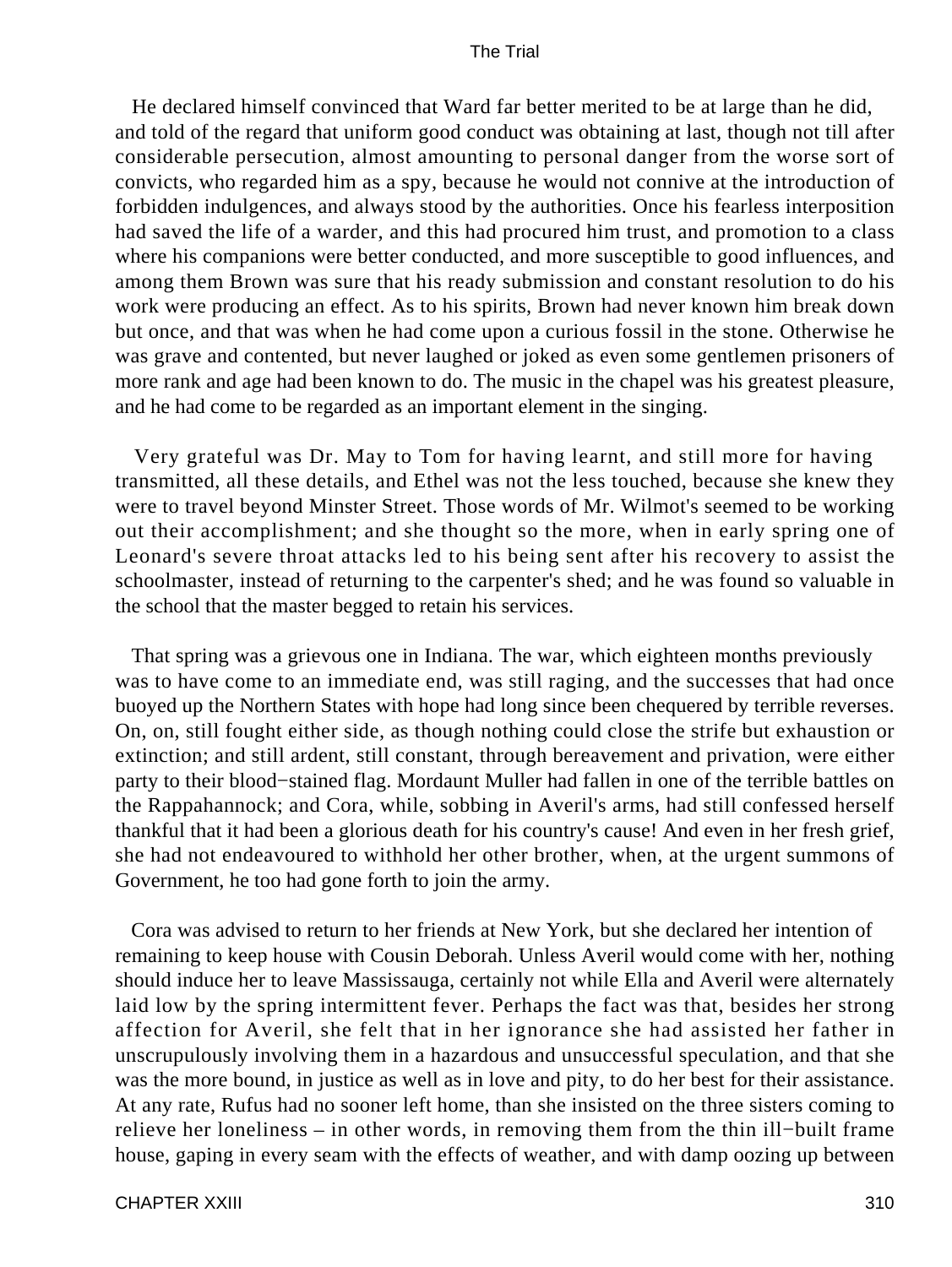He declared himself convinced that Ward far better merited to be at large than he did, and told of the regard that uniform good conduct was obtaining at last, though not till after considerable persecution, almost amounting to personal danger from the worse sort of convicts, who regarded him as a spy, because he would not connive at the introduction of forbidden indulgences, and always stood by the authorities. Once his fearless interposition had saved the life of a warder, and this had procured him trust, and promotion to a class where his companions were better conducted, and more susceptible to good influences, and among them Brown was sure that his ready submission and constant resolution to do his work were producing an effect. As to his spirits, Brown had never known him break down but once, and that was when he had come upon a curious fossil in the stone. Otherwise he was grave and contented, but never laughed or joked as even some gentlemen prisoners of more rank and age had been known to do. The music in the chapel was his greatest pleasure, and he had come to be regarded as an important element in the singing.

Very grateful was Dr. May to Tom for having learnt, and still more for having transmitted, all these details, and Ethel was not the less touched, because she knew they were to travel beyond Minster Street. Those words of Mr. Wilmot's seemed to be working out their accomplishment; and she thought so the more, when in early spring one of Leonard's severe throat attacks led to his being sent after his recovery to assist the schoolmaster, instead of returning to the carpenter's shed; and he was found so valuable in the school that the master begged to retain his services.

That spring was a grievous one in Indiana. The war, which eighteen months previously was to have come to an immediate end, was still raging, and the successes that had once buoyed up the Northern States with hope had long since been chequered by terrible reverses. On, on, still fought either side, as though nothing could close the strife but exhaustion or extinction; and still ardent, still constant, through bereavement and privation, were either party to their blood−stained flag. Mordaunt Muller had fallen in one of the terrible battles on the Rappahannock; and Cora, while, sobbing in Averil's arms, had still confessed herself thankful that it had been a glorious death for his country's cause! And even in her fresh grief, she had not endeavoured to withhold her other brother, when, at the urgent summons of Government, he too had gone forth to join the army.

Cora was advised to return to her friends at New York, but she declared her intention of remaining to keep house with Cousin Deborah. Unless Averil would come with her, nothing should induce her to leave Massissauga, certainly not while Ella and Averil were alternately laid low by the spring intermittent fever. Perhaps the fact was that, besides her strong affection for Averil, she felt that in her ignorance she had assisted her father in unscrupulously involving them in a hazardous and unsuccessful speculation, and that she was the more bound, in justice as well as in love and pity, to do her best for their assistance. At any rate, Rufus had no sooner left home, than she insisted on the three sisters coming to relieve her loneliness – in other words, in removing them from the thin ill−built frame house, gaping in every seam with the effects of weather, and with damp oozing up between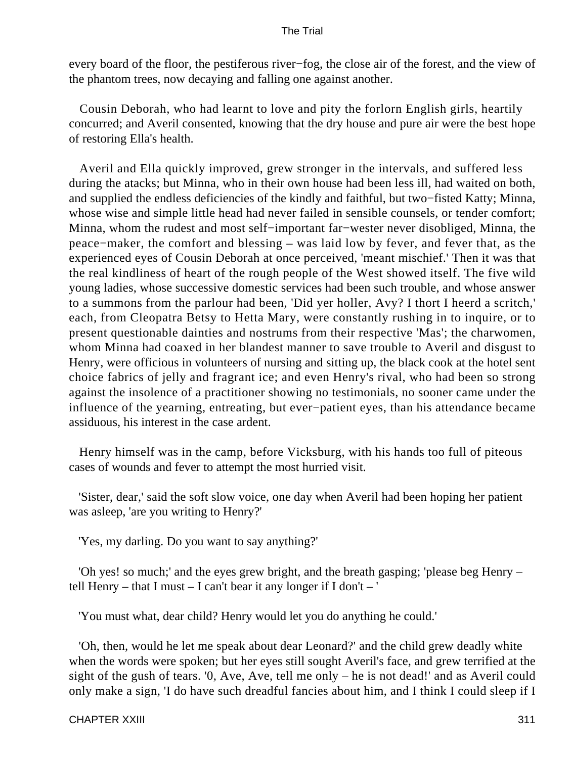every board of the floor, the pestiferous river−fog, the close air of the forest, and the view of the phantom trees, now decaying and falling one against another.

Cousin Deborah, who had learnt to love and pity the forlorn English girls, heartily concurred; and Averil consented, knowing that the dry house and pure air were the best hope of restoring Ella's health.

Averil and Ella quickly improved, grew stronger in the intervals, and suffered less during the atacks; but Minna, who in their own house had been less ill, had waited on both, and supplied the endless deficiencies of the kindly and faithful, but two−fisted Katty; Minna, whose wise and simple little head had never failed in sensible counsels, or tender comfort; Minna, whom the rudest and most self−important far−wester never disobliged, Minna, the peace−maker, the comfort and blessing – was laid low by fever, and fever that, as the experienced eyes of Cousin Deborah at once perceived, 'meant mischief.' Then it was that the real kindliness of heart of the rough people of the West showed itself. The five wild young ladies, whose successive domestic services had been such trouble, and whose answer to a summons from the parlour had been, 'Did yer holler, Avy? I thort I heerd a scritch,' each, from Cleopatra Betsy to Hetta Mary, were constantly rushing in to inquire, or to present questionable dainties and nostrums from their respective 'Mas'; the charwomen, whom Minna had coaxed in her blandest manner to save trouble to Averil and disgust to Henry, were officious in volunteers of nursing and sitting up, the black cook at the hotel sent choice fabrics of jelly and fragrant ice; and even Henry's rival, who had been so strong against the insolence of a practitioner showing no testimonials, no sooner came under the influence of the yearning, entreating, but ever−patient eyes, than his attendance became assiduous, his interest in the case ardent.

Henry himself was in the camp, before Vicksburg, with his hands too full of piteous cases of wounds and fever to attempt the most hurried visit.

'Sister, dear,' said the soft slow voice, one day when Averil had been hoping her patient was asleep, 'are you writing to Henry?'

'Yes, my darling. Do you want to say anything?'

'Oh yes! so much;' and the eyes grew bright, and the breath gasping; 'please beg Henry – tell Henry – that I must – I can't bear it any longer if I don't – '

'You must what, dear child? Henry would let you do anything he could.'

'Oh, then, would he let me speak about dear Leonard?' and the child grew deadly white when the words were spoken; but her eyes still sought Averil's face, and grew terrified at the sight of the gush of tears. '0, Ave, Ave, tell me only – he is not dead!' and as Averil could only make a sign, 'I do have such dreadful fancies about him, and I think I could sleep if I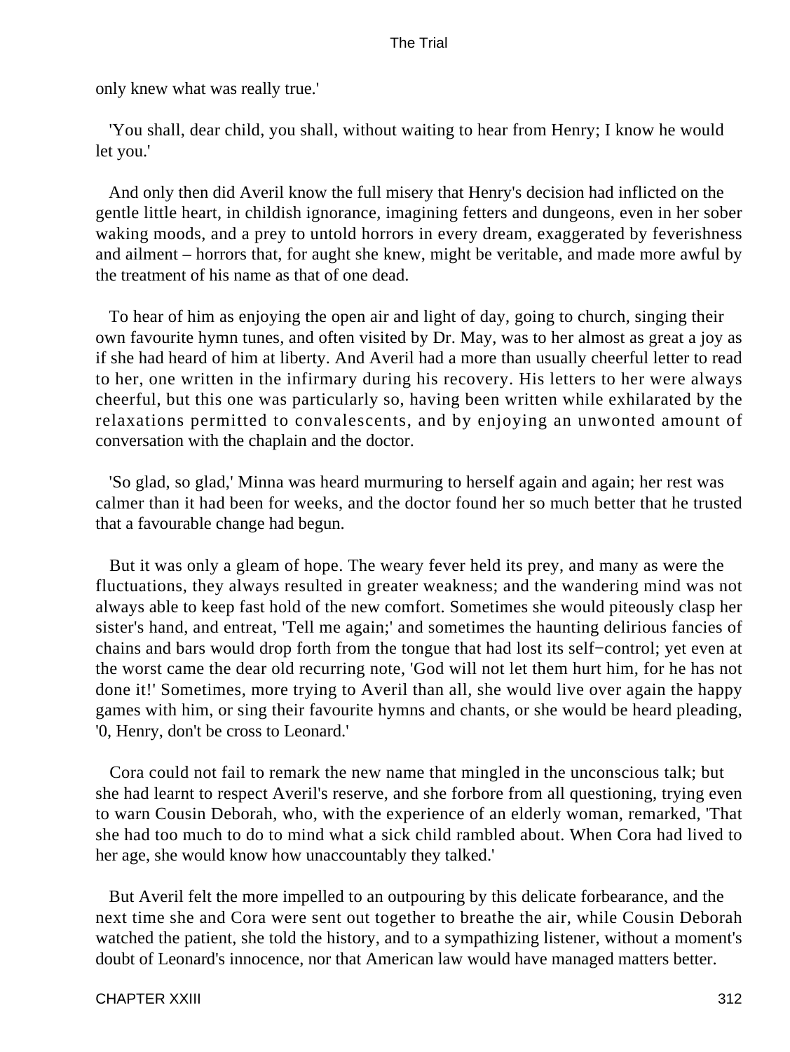only knew what was really true.'

'You shall, dear child, you shall, without waiting to hear from Henry; I know he would let you.'

And only then did Averil know the full misery that Henry's decision had inflicted on the gentle little heart, in childish ignorance, imagining fetters and dungeons, even in her sober waking moods, and a prey to untold horrors in every dream, exaggerated by feverishness and ailment – horrors that, for aught she knew, might be veritable, and made more awful by the treatment of his name as that of one dead.

To hear of him as enjoying the open air and light of day, going to church, singing their own favourite hymn tunes, and often visited by Dr. May, was to her almost as great a joy as if she had heard of him at liberty. And Averil had a more than usually cheerful letter to read to her, one written in the infirmary during his recovery. His letters to her were always cheerful, but this one was particularly so, having been written while exhilarated by the relaxations permitted to convalescents, and by enjoying an unwonted amount of conversation with the chaplain and the doctor.

'So glad, so glad,' Minna was heard murmuring to herself again and again; her rest was calmer than it had been for weeks, and the doctor found her so much better that he trusted that a favourable change had begun.

But it was only a gleam of hope. The weary fever held its prey, and many as were the fluctuations, they always resulted in greater weakness; and the wandering mind was not always able to keep fast hold of the new comfort. Sometimes she would piteously clasp her sister's hand, and entreat, 'Tell me again;' and sometimes the haunting delirious fancies of chains and bars would drop forth from the tongue that had lost its self−control; yet even at the worst came the dear old recurring note, 'God will not let them hurt him, for he has not done it!' Sometimes, more trying to Averil than all, she would live over again the happy games with him, or sing their favourite hymns and chants, or she would be heard pleading, '0, Henry, don't be cross to Leonard.'

Cora could not fail to remark the new name that mingled in the unconscious talk; but she had learnt to respect Averil's reserve, and she forbore from all questioning, trying even to warn Cousin Deborah, who, with the experience of an elderly woman, remarked, 'That she had too much to do to mind what a sick child rambled about. When Cora had lived to her age, she would know how unaccountably they talked.'

But Averil felt the more impelled to an outpouring by this delicate forbearance, and the next time she and Cora were sent out together to breathe the air, while Cousin Deborah watched the patient, she told the history, and to a sympathizing listener, without a moment's doubt of Leonard's innocence, nor that American law would have managed matters better.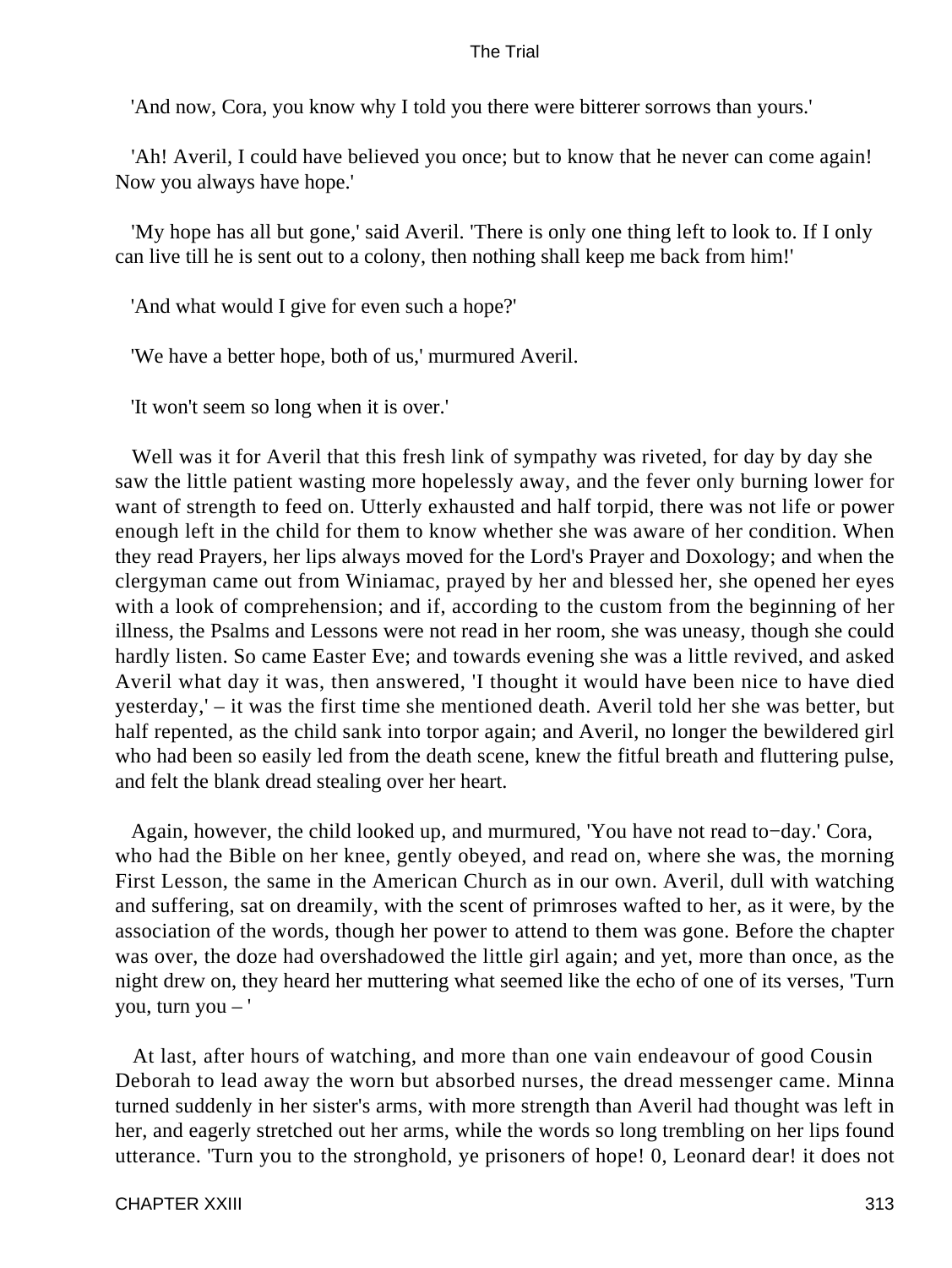'And now, Cora, you know why I told you there were bitterer sorrows than yours.'

'Ah! Averil, I could have believed you once; but to know that he never can come again! Now you always have hope.'

'My hope has all but gone,' said Averil. 'There is only one thing left to look to. If I only can live till he is sent out to a colony, then nothing shall keep me back from him!'

'And what would I give for even such a hope?'

'We have a better hope, both of us,' murmured Averil.

'It won't seem so long when it is over.'

Well was it for Averil that this fresh link of sympathy was riveted, for day by day she saw the little patient wasting more hopelessly away, and the fever only burning lower for want of strength to feed on. Utterly exhausted and half torpid, there was not life or power enough left in the child for them to know whether she was aware of her condition. When they read Prayers, her lips always moved for the Lord's Prayer and Doxology; and when the clergyman came out from Winiamac, prayed by her and blessed her, she opened her eyes with a look of comprehension; and if, according to the custom from the beginning of her illness, the Psalms and Lessons were not read in her room, she was uneasy, though she could hardly listen. So came Easter Eve; and towards evening she was a little revived, and asked Averil what day it was, then answered, 'I thought it would have been nice to have died yesterday,' – it was the first time she mentioned death. Averil told her she was better, but half repented, as the child sank into torpor again; and Averil, no longer the bewildered girl who had been so easily led from the death scene, knew the fitful breath and fluttering pulse, and felt the blank dread stealing over her heart.

Again, however, the child looked up, and murmured, 'You have not read to−day.' Cora, who had the Bible on her knee, gently obeyed, and read on, where she was, the morning First Lesson, the same in the American Church as in our own. Averil, dull with watching and suffering, sat on dreamily, with the scent of primroses wafted to her, as it were, by the association of the words, though her power to attend to them was gone. Before the chapter was over, the doze had overshadowed the little girl again; and yet, more than once, as the night drew on, they heard her muttering what seemed like the echo of one of its verses, 'Turn you, turn you – '

At last, after hours of watching, and more than one vain endeavour of good Cousin Deborah to lead away the worn but absorbed nurses, the dread messenger came. Minna turned suddenly in her sister's arms, with more strength than Averil had thought was left in her, and eagerly stretched out her arms, while the words so long trembling on her lips found utterance. 'Turn you to the stronghold, ye prisoners of hope! 0, Leonard dear! it does not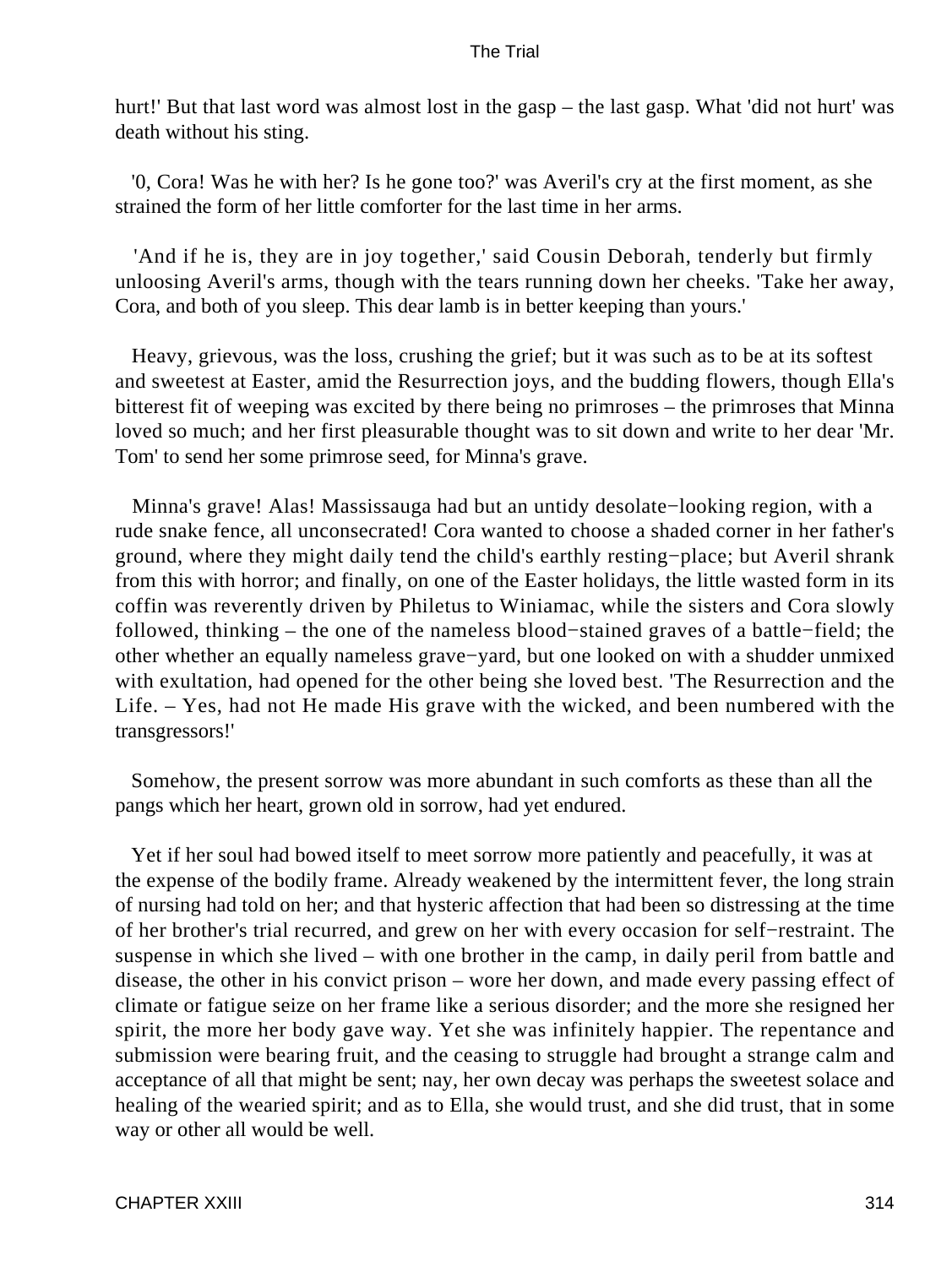hurt!' But that last word was almost lost in the gasp – the last gasp. What 'did not hurt' was death without his sting.

'0, Cora! Was he with her? Is he gone too?' was Averil's cry at the first moment, as she strained the form of her little comforter for the last time in her arms.

'And if he is, they are in joy together,' said Cousin Deborah, tenderly but firmly unloosing Averil's arms, though with the tears running down her cheeks. 'Take her away, Cora, and both of you sleep. This dear lamb is in better keeping than yours.'

Heavy, grievous, was the loss, crushing the grief; but it was such as to be at its softest and sweetest at Easter, amid the Resurrection joys, and the budding flowers, though Ella's bitterest fit of weeping was excited by there being no primroses – the primroses that Minna loved so much; and her first pleasurable thought was to sit down and write to her dear 'Mr. Tom' to send her some primrose seed, for Minna's grave.

Minna's grave! Alas! Massissauga had but an untidy desolate−looking region, with a rude snake fence, all unconsecrated! Cora wanted to choose a shaded corner in her father's ground, where they might daily tend the child's earthly resting−place; but Averil shrank from this with horror; and finally, on one of the Easter holidays, the little wasted form in its coffin was reverently driven by Philetus to Winiamac, while the sisters and Cora slowly followed, thinking – the one of the nameless blood−stained graves of a battle−field; the other whether an equally nameless grave−yard, but one looked on with a shudder unmixed with exultation, had opened for the other being she loved best. 'The Resurrection and the Life. – Yes, had not He made His grave with the wicked, and been numbered with the transgressors!'

Somehow, the present sorrow was more abundant in such comforts as these than all the pangs which her heart, grown old in sorrow, had yet endured.

Yet if her soul had bowed itself to meet sorrow more patiently and peacefully, it was at the expense of the bodily frame. Already weakened by the intermittent fever, the long strain of nursing had told on her; and that hysteric affection that had been so distressing at the time of her brother's trial recurred, and grew on her with every occasion for self−restraint. The suspense in which she lived – with one brother in the camp, in daily peril from battle and disease, the other in his convict prison – wore her down, and made every passing effect of climate or fatigue seize on her frame like a serious disorder; and the more she resigned her spirit, the more her body gave way. Yet she was infinitely happier. The repentance and submission were bearing fruit, and the ceasing to struggle had brought a strange calm and acceptance of all that might be sent; nay, her own decay was perhaps the sweetest solace and healing of the wearied spirit; and as to Ella, she would trust, and she did trust, that in some way or other all would be well.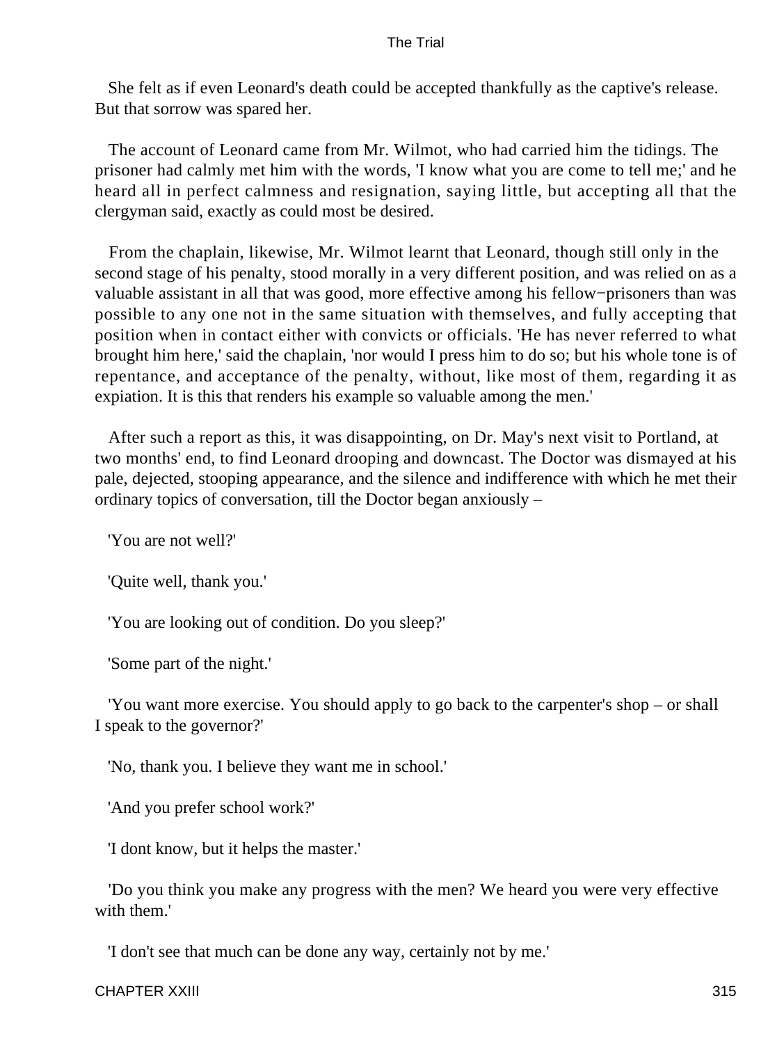She felt as if even Leonard's death could be accepted thankfully as the captive's release. But that sorrow was spared her.

The account of Leonard came from Mr. Wilmot, who had carried him the tidings. The prisoner had calmly met him with the words, 'I know what you are come to tell me;' and he heard all in perfect calmness and resignation, saying little, but accepting all that the clergyman said, exactly as could most be desired.

From the chaplain, likewise, Mr. Wilmot learnt that Leonard, though still only in the second stage of his penalty, stood morally in a very different position, and was relied on as a valuable assistant in all that was good, more effective among his fellow−prisoners than was possible to any one not in the same situation with themselves, and fully accepting that position when in contact either with convicts or officials. 'He has never referred to what brought him here,' said the chaplain, 'nor would I press him to do so; but his whole tone is of repentance, and acceptance of the penalty, without, like most of them, regarding it as expiation. It is this that renders his example so valuable among the men.'

After such a report as this, it was disappointing, on Dr. May's next visit to Portland, at two months' end, to find Leonard drooping and downcast. The Doctor was dismayed at his pale, dejected, stooping appearance, and the silence and indifference with which he met their ordinary topics of conversation, till the Doctor began anxiously –

'You are not well?'

'Quite well, thank you.'

'You are looking out of condition. Do you sleep?'

'Some part of the night.'

'You want more exercise. You should apply to go back to the carpenter's shop – or shall I speak to the governor?'

'No, thank you. I believe they want me in school.'

'And you prefer school work?'

'I dont know, but it helps the master.'

'Do you think you make any progress with the men? We heard you were very effective with them.'

'I don't see that much can be done any way, certainly not by me.'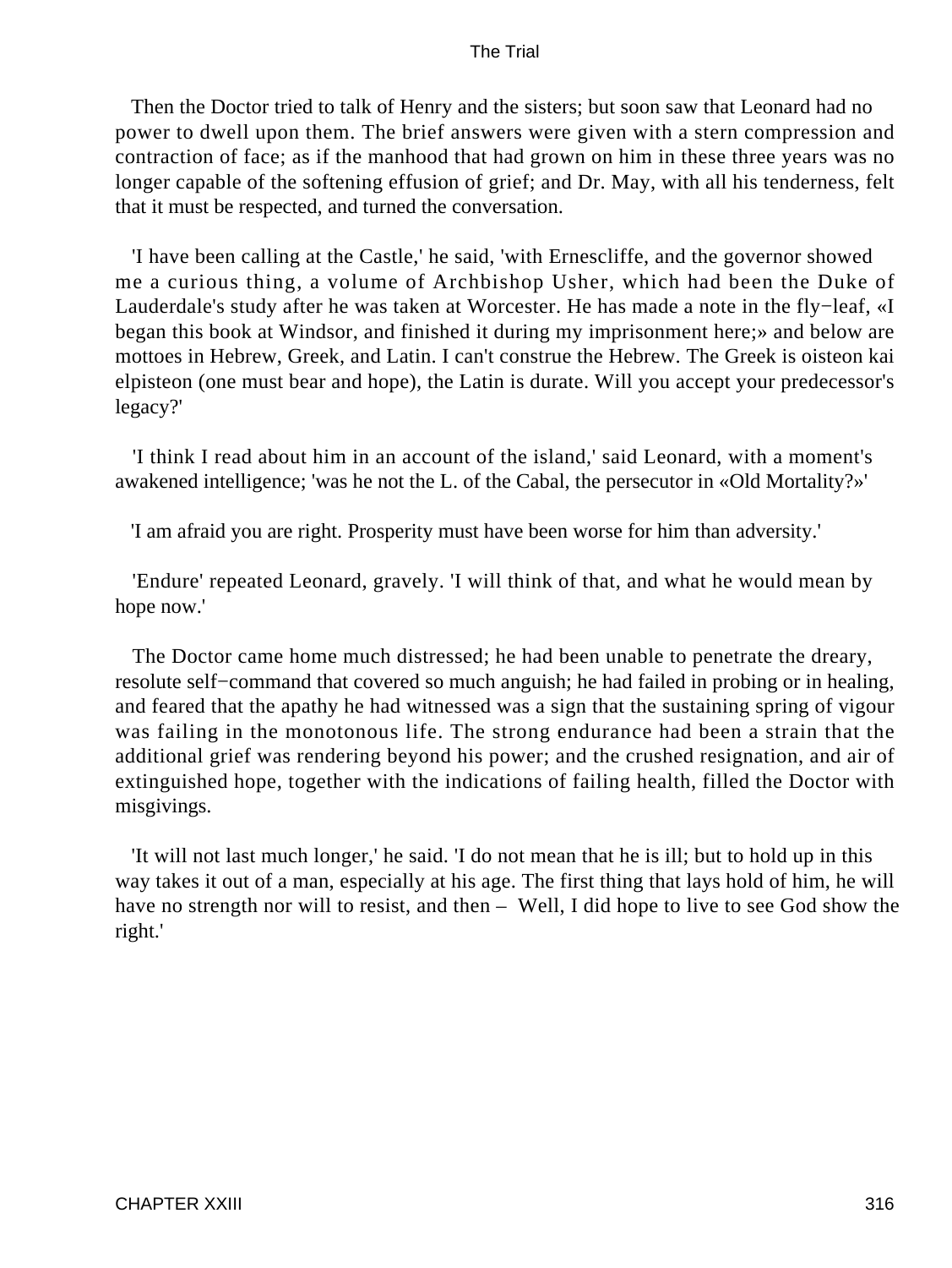Then the Doctor tried to talk of Henry and the sisters; but soon saw that Leonard had no power to dwell upon them. The brief answers were given with a stern compression and contraction of face; as if the manhood that had grown on him in these three years was no longer capable of the softening effusion of grief; and Dr. May, with all his tenderness, felt that it must be respected, and turned the conversation.

'I have been calling at the Castle,' he said, 'with Ernescliffe, and the governor showed me a curious thing, a volume of Archbishop Usher, which had been the Duke of Lauderdale's study after he was taken at Worcester. He has made a note in the fly−leaf, «I began this book at Windsor, and finished it during my imprisonment here;» and below are mottoes in Hebrew, Greek, and Latin. I can't construe the Hebrew. The Greek is oisteon kai elpisteon (one must bear and hope), the Latin is durate. Will you accept your predecessor's legacy?'

'I think I read about him in an account of the island,' said Leonard, with a moment's awakened intelligence; 'was he not the L. of the Cabal, the persecutor in «Old Mortality?»'

'I am afraid you are right. Prosperity must have been worse for him than adversity.'

'Endure' repeated Leonard, gravely. 'I will think of that, and what he would mean by hope now.'

The Doctor came home much distressed; he had been unable to penetrate the dreary, resolute self−command that covered so much anguish; he had failed in probing or in healing, and feared that the apathy he had witnessed was a sign that the sustaining spring of vigour was failing in the monotonous life. The strong endurance had been a strain that the additional grief was rendering beyond his power; and the crushed resignation, and air of extinguished hope, together with the indications of failing health, filled the Doctor with misgivings.

'It will not last much longer,' he said. 'I do not mean that he is ill; but to hold up in this way takes it out of a man, especially at his age. The first thing that lays hold of him, he will have no strength nor will to resist, and then – Well, I did hope to live to see God show the right.'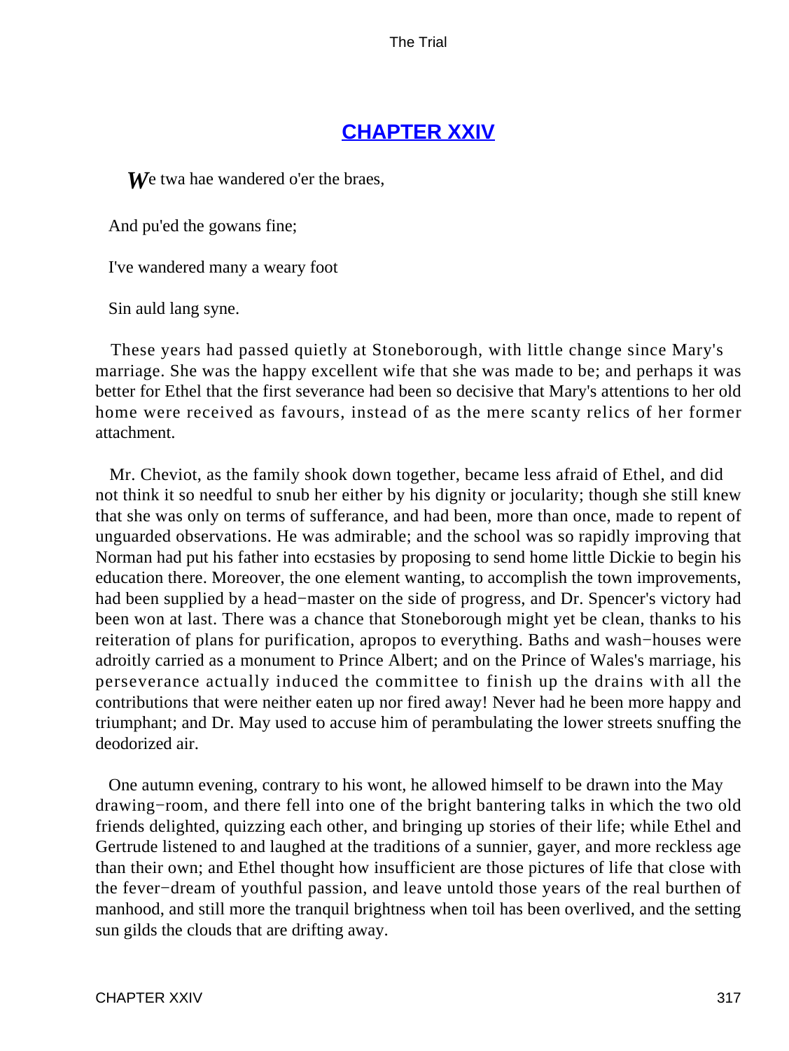## CHAPTER XXIV

*W*e twa hae wandered o'er the braes,

And pu'ed the gowans fine;

I've wandered many a weary foot

Sin auld lang syne.

These years had passed quietly at Stoneborough, with little change since Mary's marriage. She was the happy excellent wife that she was made to be; and perhaps it was better for Ethel that the first severance had been so decisive that Mary's attentions to her old home were received as favours, instead of as the mere scanty relics of her former attachment.

Mr. Cheviot, as the family shook down together, became less afraid of Ethel, and did not think it so needful to snub her either by his dignity or jocularity; though she still knew that she was only on terms of sufferance, and had been, more than once, made to repent of unguarded observations. He was admirable; and the school was so rapidly improving that Norman had put his father into ecstasies by proposing to send home little Dickie to begin his education there. Moreover, the one element wanting, to accomplish the town improvements, had been supplied by a head−master on the side of progress, and Dr. Spencer's victory had been won at last. There was a chance that Stoneborough might yet be clean, thanks to his reiteration of plans for purification, apropos to everything. Baths and wash−houses were adroitly carried as a monument to Prince Albert; and on the Prince of Wales's marriage, his perseverance actually induced the committee to finish up the drains with all the contributions that were neither eaten up nor fired away! Never had he been more happy and triumphant; and Dr. May used to accuse him of perambulating the lower streets snuffing the deodorized air.

One autumn evening, contrary to his wont, he allowed himself to be drawn into the May drawing−room, and there fell into one of the bright bantering talks in which the two old friends delighted, quizzing each other, and bringing up stories of their life; while Ethel and Gertrude listened to and laughed at the traditions of a sunnier, gayer, and more reckless age than their own; and Ethel thought how insufficient are those pictures of life that close with the fever−dream of youthful passion, and leave untold those years of the real burthen of manhood, and still more the tranquil brightness when toil has been overlived, and the setting sun gilds the clouds that are drifting away.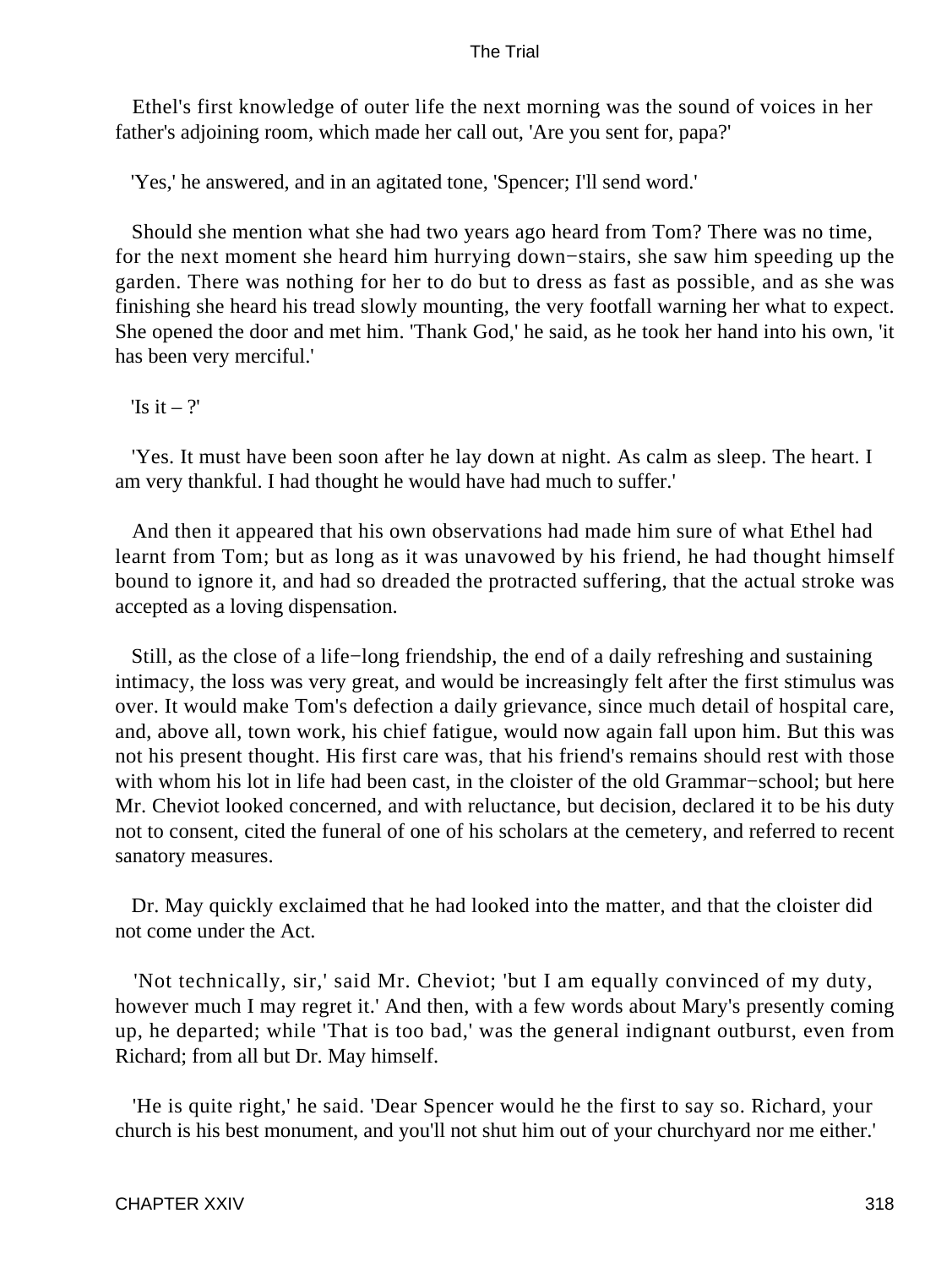Ethel's first knowledge of outer life the next morning was the sound of voices in her father's adjoining room, which made her call out, 'Are you sent for, papa?'

'Yes,' he answered, and in an agitated tone, 'Spencer; I'll send word.'

Should she mention what she had two years ago heard from Tom? There was no time, for the next moment she heard him hurrying down−stairs, she saw him speeding up the garden. There was nothing for her to do but to dress as fast as possible, and as she was finishing she heard his tread slowly mounting, the very footfall warning her what to expect. She opened the door and met him. 'Thank God,' he said, as he took her hand into his own, 'it has been very merciful.'

'Is it – ?'

'Yes. It must have been soon after he lay down at night. As calm as sleep. The heart. I am very thankful. I had thought he would have had much to suffer.'

And then it appeared that his own observations had made him sure of what Ethel had learnt from Tom; but as long as it was unavowed by his friend, he had thought himself bound to ignore it, and had so dreaded the protracted suffering, that the actual stroke was accepted as a loving dispensation.

Still, as the close of a life−long friendship, the end of a daily refreshing and sustaining intimacy, the loss was very great, and would be increasingly felt after the first stimulus was over. It would make Tom's defection a daily grievance, since much detail of hospital care, and, above all, town work, his chief fatigue, would now again fall upon him. But this was not his present thought. His first care was, that his friend's remains should rest with those with whom his lot in life had been cast, in the cloister of the old Grammar−school; but here Mr. Cheviot looked concerned, and with reluctance, but decision, declared it to be his duty not to consent, cited the funeral of one of his scholars at the cemetery, and referred to recent sanatory measures.

Dr. May quickly exclaimed that he had looked into the matter, and that the cloister did not come under the Act.

'Not technically, sir,' said Mr. Cheviot; 'but I am equally convinced of my duty, however much I may regret it.' And then, with a few words about Mary's presently coming up, he departed; while 'That is too bad,' was the general indignant outburst, even from Richard; from all but Dr. May himself.

'He is quite right,' he said. 'Dear Spencer would he the first to say so. Richard, your church is his best monument, and you'll not shut him out of your churchyard nor me either.'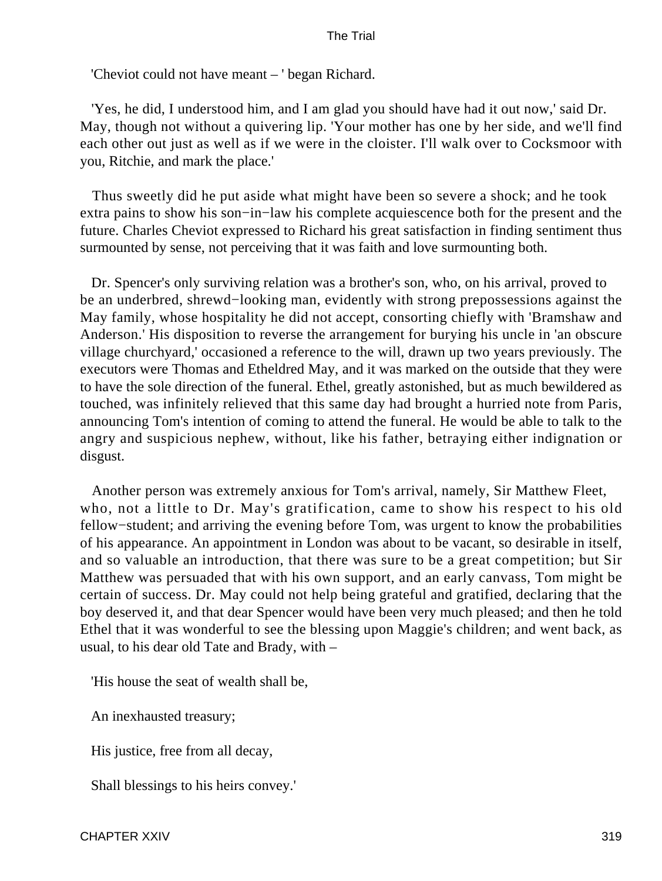'Cheviot could not have meant – ' began Richard.

'Yes, he did, I understood him, and I am glad you should have had it out now,' said Dr. May, though not without a quivering lip. 'Your mother has one by her side, and we'll find each other out just as well as if we were in the cloister. I'll walk over to Cocksmoor with you, Ritchie, and mark the place.'

Thus sweetly did he put aside what might have been so severe a shock; and he took extra pains to show his son−in−law his complete acquiescence both for the present and the future. Charles Cheviot expressed to Richard his great satisfaction in finding sentiment thus surmounted by sense, not perceiving that it was faith and love surmounting both.

Dr. Spencer's only surviving relation was a brother's son, who, on his arrival, proved to be an underbred, shrewd−looking man, evidently with strong prepossessions against the May family, whose hospitality he did not accept, consorting chiefly with 'Bramshaw and Anderson.' His disposition to reverse the arrangement for burying his uncle in 'an obscure village churchyard,' occasioned a reference to the will, drawn up two years previously. The executors were Thomas and Etheldred May, and it was marked on the outside that they were to have the sole direction of the funeral. Ethel, greatly astonished, but as much bewildered as touched, was infinitely relieved that this same day had brought a hurried note from Paris, announcing Tom's intention of coming to attend the funeral. He would be able to talk to the angry and suspicious nephew, without, like his father, betraying either indignation or disgust.

Another person was extremely anxious for Tom's arrival, namely, Sir Matthew Fleet, who, not a little to Dr. May's gratification, came to show his respect to his old fellow−student; and arriving the evening before Tom, was urgent to know the probabilities of his appearance. An appointment in London was about to be vacant, so desirable in itself, and so valuable an introduction, that there was sure to be a great competition; but Sir Matthew was persuaded that with his own support, and an early canvass, Tom might be certain of success. Dr. May could not help being grateful and gratified, declaring that the boy deserved it, and that dear Spencer would have been very much pleased; and then he told Ethel that it was wonderful to see the blessing upon Maggie's children; and went back, as usual, to his dear old Tate and Brady, with –

'His house the seat of wealth shall be,

An inexhausted treasury;

His justice, free from all decay,

Shall blessings to his heirs convey.'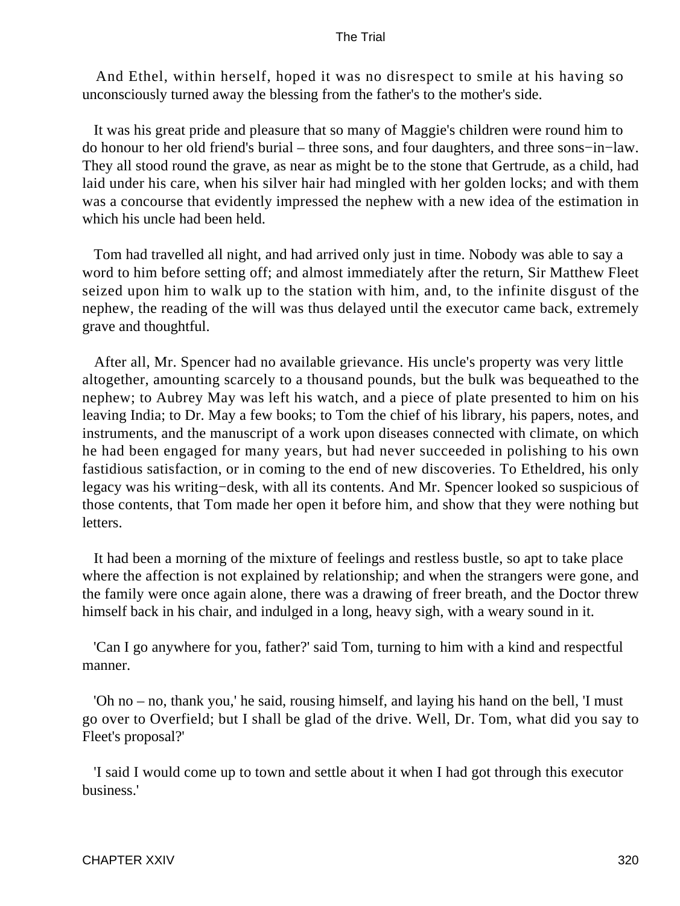And Ethel, within herself, hoped it was no disrespect to smile at his having so unconsciously turned away the blessing from the father's to the mother's side.

It was his great pride and pleasure that so many of Maggie's children were round him to do honour to her old friend's burial – three sons, and four daughters, and three sons−in−law. They all stood round the grave, as near as might be to the stone that Gertrude, as a child, had laid under his care, when his silver hair had mingled with her golden locks; and with them was a concourse that evidently impressed the nephew with a new idea of the estimation in which his uncle had been held.

Tom had travelled all night, and had arrived only just in time. Nobody was able to say a word to him before setting off; and almost immediately after the return, Sir Matthew Fleet seized upon him to walk up to the station with him, and, to the infinite disgust of the nephew, the reading of the will was thus delayed until the executor came back, extremely grave and thoughtful.

After all, Mr. Spencer had no available grievance. His uncle's property was very little altogether, amounting scarcely to a thousand pounds, but the bulk was bequeathed to the nephew; to Aubrey May was left his watch, and a piece of plate presented to him on his leaving India; to Dr. May a few books; to Tom the chief of his library, his papers, notes, and instruments, and the manuscript of a work upon diseases connected with climate, on which he had been engaged for many years, but had never succeeded in polishing to his own fastidious satisfaction, or in coming to the end of new discoveries. To Etheldred, his only legacy was his writing−desk, with all its contents. And Mr. Spencer looked so suspicious of those contents, that Tom made her open it before him, and show that they were nothing but letters.

It had been a morning of the mixture of feelings and restless bustle, so apt to take place where the affection is not explained by relationship; and when the strangers were gone, and the family were once again alone, there was a drawing of freer breath, and the Doctor threw himself back in his chair, and indulged in a long, heavy sigh, with a weary sound in it.

'Can I go anywhere for you, father?' said Tom, turning to him with a kind and respectful manner.

'Oh no – no, thank you,' he said, rousing himself, and laying his hand on the bell, 'I must go over to Overfield; but I shall be glad of the drive. Well, Dr. Tom, what did you say to Fleet's proposal?'

'I said I would come up to town and settle about it when I had got through this executor business.'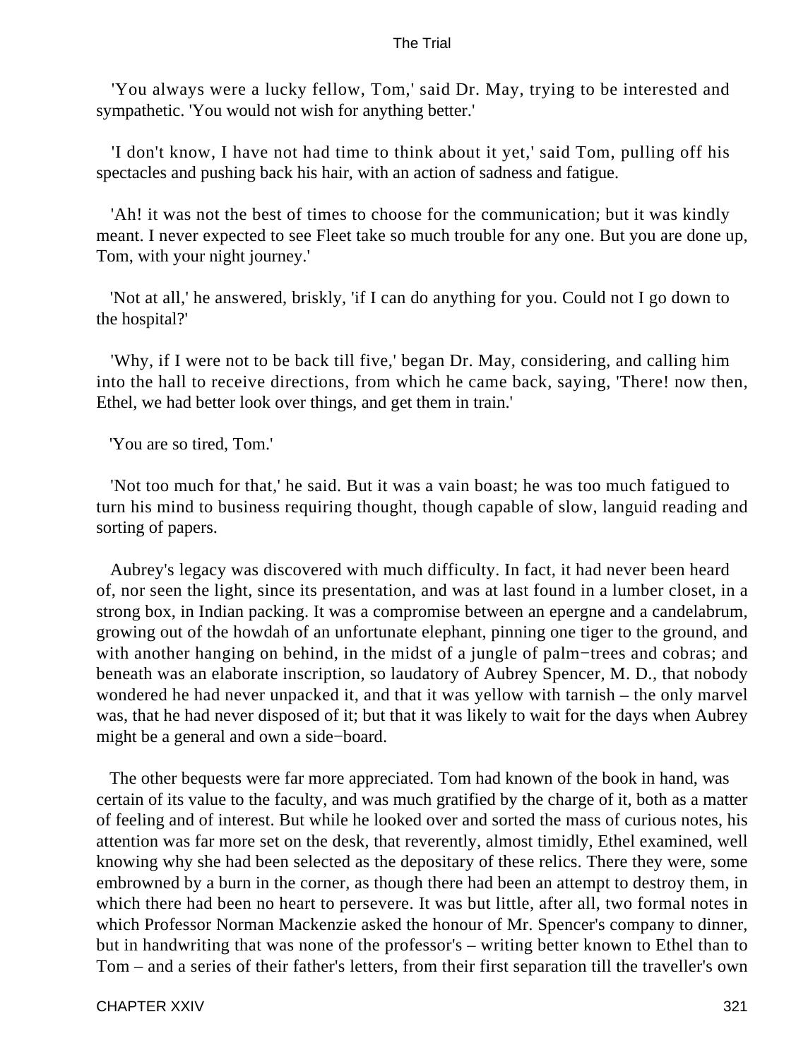'You always were a lucky fellow, Tom,' said Dr. May, trying to be interested and sympathetic. 'You would not wish for anything better.'

'I don't know, I have not had time to think about it yet,' said Tom, pulling off his spectacles and pushing back his hair, with an action of sadness and fatigue.

'Ah! it was not the best of times to choose for the communication; but it was kindly meant. I never expected to see Fleet take so much trouble for any one. But you are done up, Tom, with your night journey.'

'Not at all,' he answered, briskly, 'if I can do anything for you. Could not I go down to the hospital?'

'Why, if I were not to be back till five,' began Dr. May, considering, and calling him into the hall to receive directions, from which he came back, saying, 'There! now then, Ethel, we had better look over things, and get them in train.'

'You are so tired, Tom.'

'Not too much for that,' he said. But it was a vain boast; he was too much fatigued to turn his mind to business requiring thought, though capable of slow, languid reading and sorting of papers.

Aubrey's legacy was discovered with much difficulty. In fact, it had never been heard of, nor seen the light, since its presentation, and was at last found in a lumber closet, in a strong box, in Indian packing. It was a compromise between an epergne and a candelabrum, growing out of the howdah of an unfortunate elephant, pinning one tiger to the ground, and with another hanging on behind, in the midst of a jungle of palm−trees and cobras; and beneath was an elaborate inscription, so laudatory of Aubrey Spencer, M. D., that nobody wondered he had never unpacked it, and that it was yellow with tarnish – the only marvel was, that he had never disposed of it; but that it was likely to wait for the days when Aubrey might be a general and own a side−board.

The other bequests were far more appreciated. Tom had known of the book in hand, was certain of its value to the faculty, and was much gratified by the charge of it, both as a matter of feeling and of interest. But while he looked over and sorted the mass of curious notes, his attention was far more set on the desk, that reverently, almost timidly, Ethel examined, well knowing why she had been selected as the depositary of these relics. There they were, some embrowned by a burn in the corner, as though there had been an attempt to destroy them, in which there had been no heart to persevere. It was but little, after all, two formal notes in which Professor Norman Mackenzie asked the honour of Mr. Spencer's company to dinner, but in handwriting that was none of the professor's – writing better known to Ethel than to Tom – and a series of their father's letters, from their first separation till the traveller's own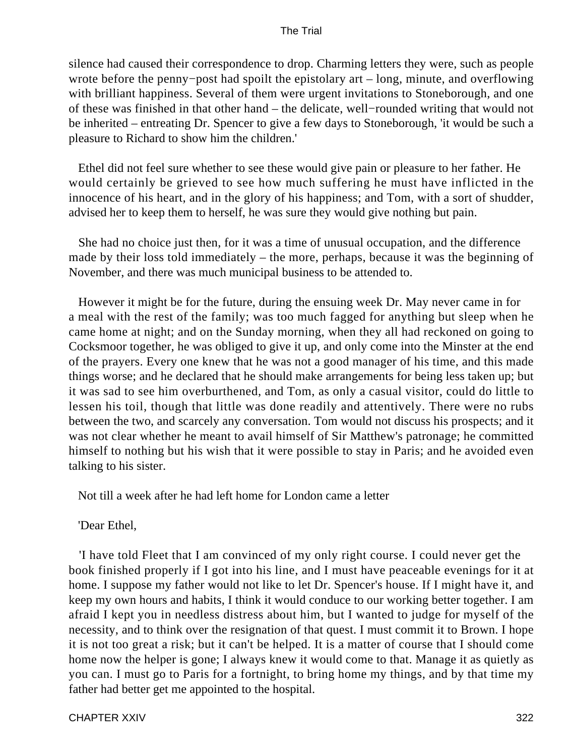silence had caused their correspondence to drop. Charming letters they were, such as people wrote before the penny−post had spoilt the epistolary art – long, minute, and overflowing with brilliant happiness. Several of them were urgent invitations to Stoneborough, and one of these was finished in that other hand – the delicate, well−rounded writing that would not be inherited – entreating Dr. Spencer to give a few days to Stoneborough, 'it would be such a pleasure to Richard to show him the children.'

Ethel did not feel sure whether to see these would give pain or pleasure to her father. He would certainly be grieved to see how much suffering he must have inflicted in the innocence of his heart, and in the glory of his happiness; and Tom, with a sort of shudder, advised her to keep them to herself, he was sure they would give nothing but pain.

She had no choice just then, for it was a time of unusual occupation, and the difference made by their loss told immediately – the more, perhaps, because it was the beginning of November, and there was much municipal business to be attended to.

However it might be for the future, during the ensuing week Dr. May never came in for a meal with the rest of the family; was too much fagged for anything but sleep when he came home at night; and on the Sunday morning, when they all had reckoned on going to Cocksmoor together, he was obliged to give it up, and only come into the Minster at the end of the prayers. Every one knew that he was not a good manager of his time, and this made things worse; and he declared that he should make arrangements for being less taken up; but it was sad to see him overburthened, and Tom, as only a casual visitor, could do little to lessen his toil, though that little was done readily and attentively. There were no rubs between the two, and scarcely any conversation. Tom would not discuss his prospects; and it was not clear whether he meant to avail himself of Sir Matthew's patronage; he committed himself to nothing but his wish that it were possible to stay in Paris; and he avoided even talking to his sister.

Not till a week after he had left home for London came a letter

'Dear Ethel,

'I have told Fleet that I am convinced of my only right course. I could never get the book finished properly if I got into his line, and I must have peaceable evenings for it at home. I suppose my father would not like to let Dr. Spencer's house. If I might have it, and keep my own hours and habits, I think it would conduce to our working better together. I am afraid I kept you in needless distress about him, but I wanted to judge for myself of the necessity, and to think over the resignation of that quest. I must commit it to Brown. I hope it is not too great a risk; but it can't be helped. It is a matter of course that I should come home now the helper is gone; I always knew it would come to that. Manage it as quietly as you can. I must go to Paris for a fortnight, to bring home my things, and by that time my father had better get me appointed to the hospital.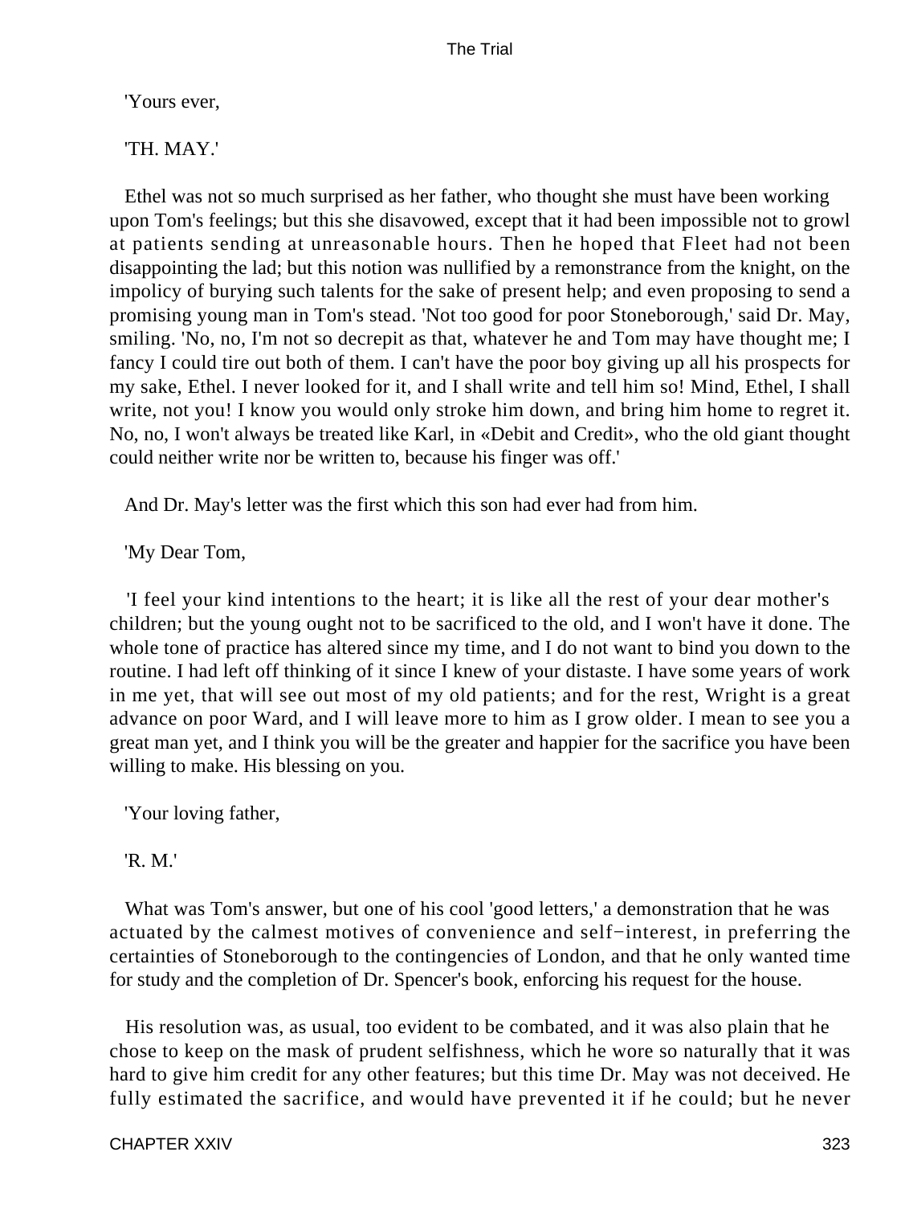'Yours ever,

'TH. MAY.'

Ethel was not so much surprised as her father, who thought she must have been working upon Tom's feelings; but this she disavowed, except that it had been impossible not to growl at patients sending at unreasonable hours. Then he hoped that Fleet had not been disappointing the lad; but this notion was nullified by a remonstrance from the knight, on the impolicy of burying such talents for the sake of present help; and even proposing to send a promising young man in Tom's stead. 'Not too good for poor Stoneborough,' said Dr. May, smiling. 'No, no, I'm not so decrepit as that, whatever he and Tom may have thought me; I fancy I could tire out both of them. I can't have the poor boy giving up all his prospects for my sake, Ethel. I never looked for it, and I shall write and tell him so! Mind, Ethel, I shall write, not you! I know you would only stroke him down, and bring him home to regret it. No, no, I won't always be treated like Karl, in «Debit and Credit», who the old giant thought could neither write nor be written to, because his finger was off.'

And Dr. May's letter was the first which this son had ever had from him.

'My Dear Tom,

'I feel your kind intentions to the heart; it is like all the rest of your dear mother's children; but the young ought not to be sacrificed to the old, and I won't have it done. The whole tone of practice has altered since my time, and I do not want to bind you down to the routine. I had left off thinking of it since I knew of your distaste. I have some years of work in me yet, that will see out most of my old patients; and for the rest, Wright is a great advance on poor Ward, and I will leave more to him as I grow older. I mean to see you a great man yet, and I think you will be the greater and happier for the sacrifice you have been willing to make. His blessing on you.

'Your loving father,

'R. M.'

What was Tom's answer, but one of his cool 'good letters,' a demonstration that he was actuated by the calmest motives of convenience and self−interest, in preferring the certainties of Stoneborough to the contingencies of London, and that he only wanted time for study and the completion of Dr. Spencer's book, enforcing his request for the house.

His resolution was, as usual, too evident to be combated, and it was also plain that he chose to keep on the mask of prudent selfishness, which he wore so naturally that it was hard to give him credit for any other features; but this time Dr. May was not deceived. He fully estimated the sacrifice, and would have prevented it if he could; but he never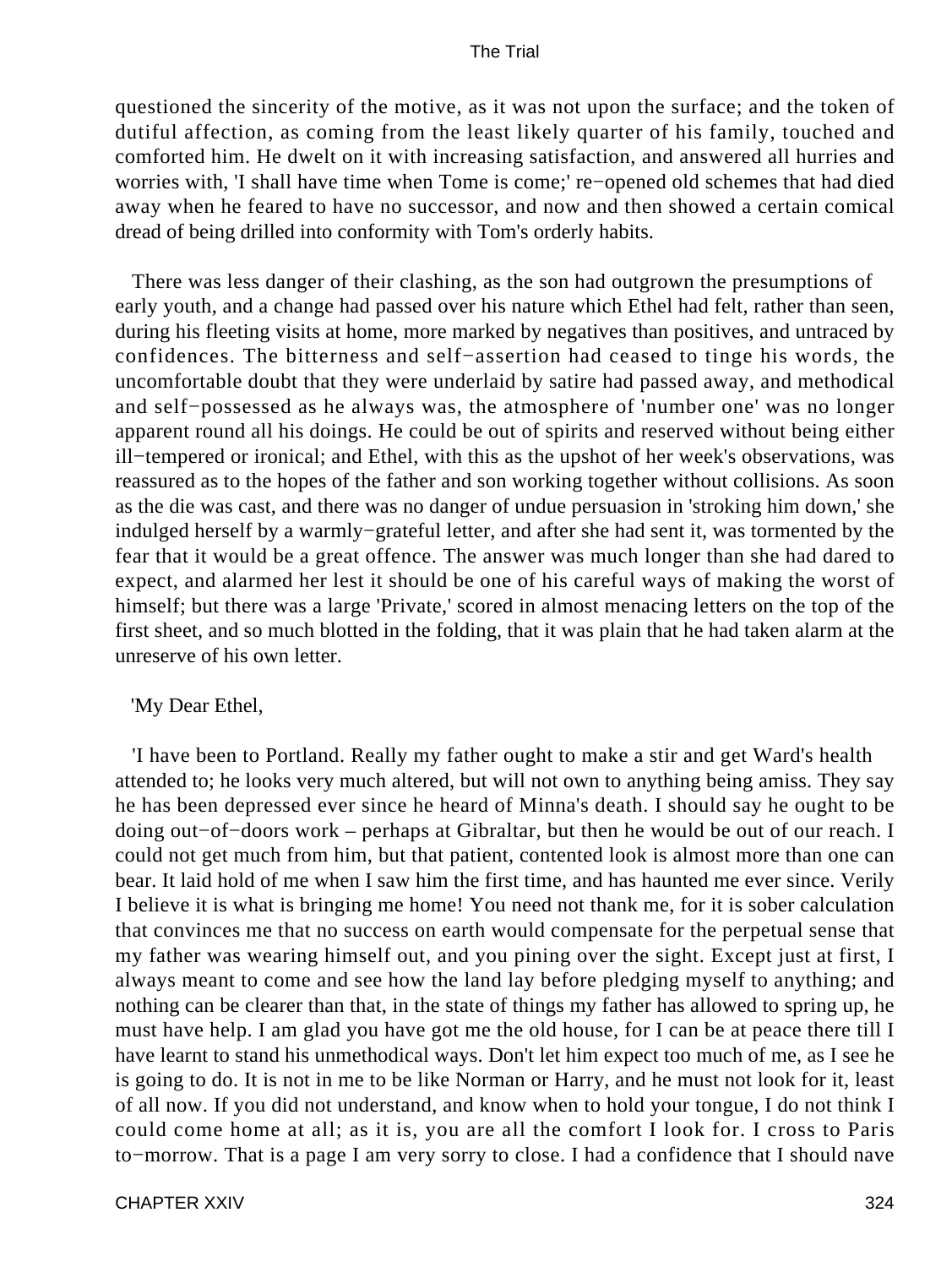questioned the sincerity of the motive, as it was not upon the surface; and the token of dutiful affection, as coming from the least likely quarter of his family, touched and comforted him. He dwelt on it with increasing satisfaction, and answered all hurries and worries with, 'I shall have time when Tome is come;' re−opened old schemes that had died away when he feared to have no successor, and now and then showed a certain comical dread of being drilled into conformity with Tom's orderly habits.

There was less danger of their clashing, as the son had outgrown the presumptions of early youth, and a change had passed over his nature which Ethel had felt, rather than seen, during his fleeting visits at home, more marked by negatives than positives, and untraced by confidences. The bitterness and self−assertion had ceased to tinge his words, the uncomfortable doubt that they were underlaid by satire had passed away, and methodical and self−possessed as he always was, the atmosphere of 'number one' was no longer apparent round all his doings. He could be out of spirits and reserved without being either ill−tempered or ironical; and Ethel, with this as the upshot of her week's observations, was reassured as to the hopes of the father and son working together without collisions. As soon as the die was cast, and there was no danger of undue persuasion in 'stroking him down,' she indulged herself by a warmly−grateful letter, and after she had sent it, was tormented by the fear that it would be a great offence. The answer was much longer than she had dared to expect, and alarmed her lest it should be one of his careful ways of making the worst of himself; but there was a large 'Private,' scored in almost menacing letters on the top of the first sheet, and so much blotted in the folding, that it was plain that he had taken alarm at the unreserve of his own letter.

'My Dear Ethel,

'I have been to Portland. Really my father ought to make a stir and get Ward's health attended to; he looks very much altered, but will not own to anything being amiss. They say he has been depressed ever since he heard of Minna's death. I should say he ought to be doing out−of−doors work – perhaps at Gibraltar, but then he would be out of our reach. I could not get much from him, but that patient, contented look is almost more than one can bear. It laid hold of me when I saw him the first time, and has haunted me ever since. Verily I believe it is what is bringing me home! You need not thank me, for it is sober calculation that convinces me that no success on earth would compensate for the perpetual sense that my father was wearing himself out, and you pining over the sight. Except just at first, I always meant to come and see how the land lay before pledging myself to anything; and nothing can be clearer than that, in the state of things my father has allowed to spring up, he must have help. I am glad you have got me the old house, for I can be at peace there till I have learnt to stand his unmethodical ways. Don't let him expect too much of me, as I see he is going to do. It is not in me to be like Norman or Harry, and he must not look for it, least of all now. If you did not understand, and know when to hold your tongue, I do not think I could come home at all; as it is, you are all the comfort I look for. I cross to Paris to−morrow. That is a page I am very sorry to close. I had a confidence that I should nave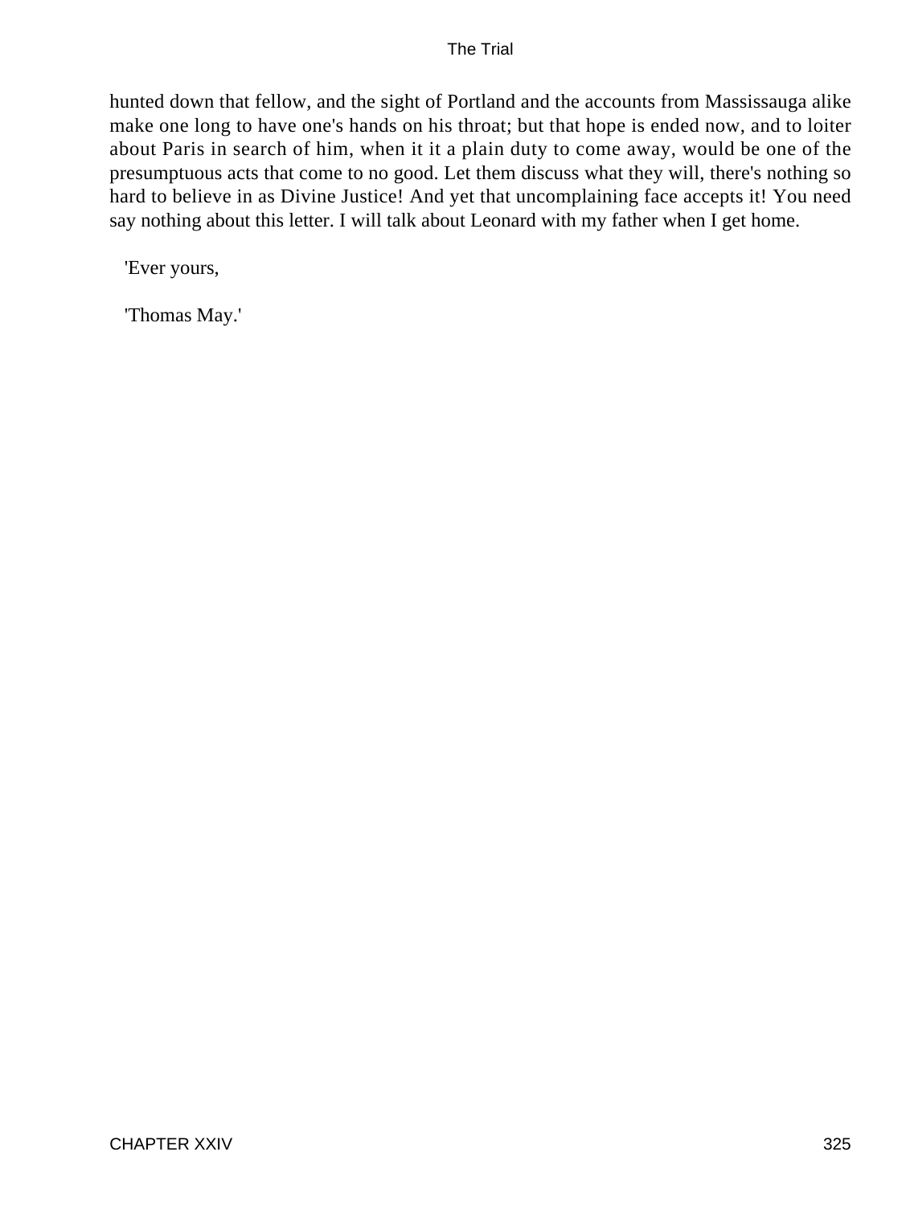hunted down that fellow, and the sight of Portland and the accounts from Massissauga alike make one long to have one's hands on his throat; but that hope is ended now, and to loiter about Paris in search of him, when it it a plain duty to come away, would be one of the presumptuous acts that come to no good. Let them discuss what they will, there's nothing so hard to believe in as Divine Justice! And yet that uncomplaining face accepts it! You need say nothing about this letter. I will talk about Leonard with my father when I get home.

'Ever yours,

'Thomas May.'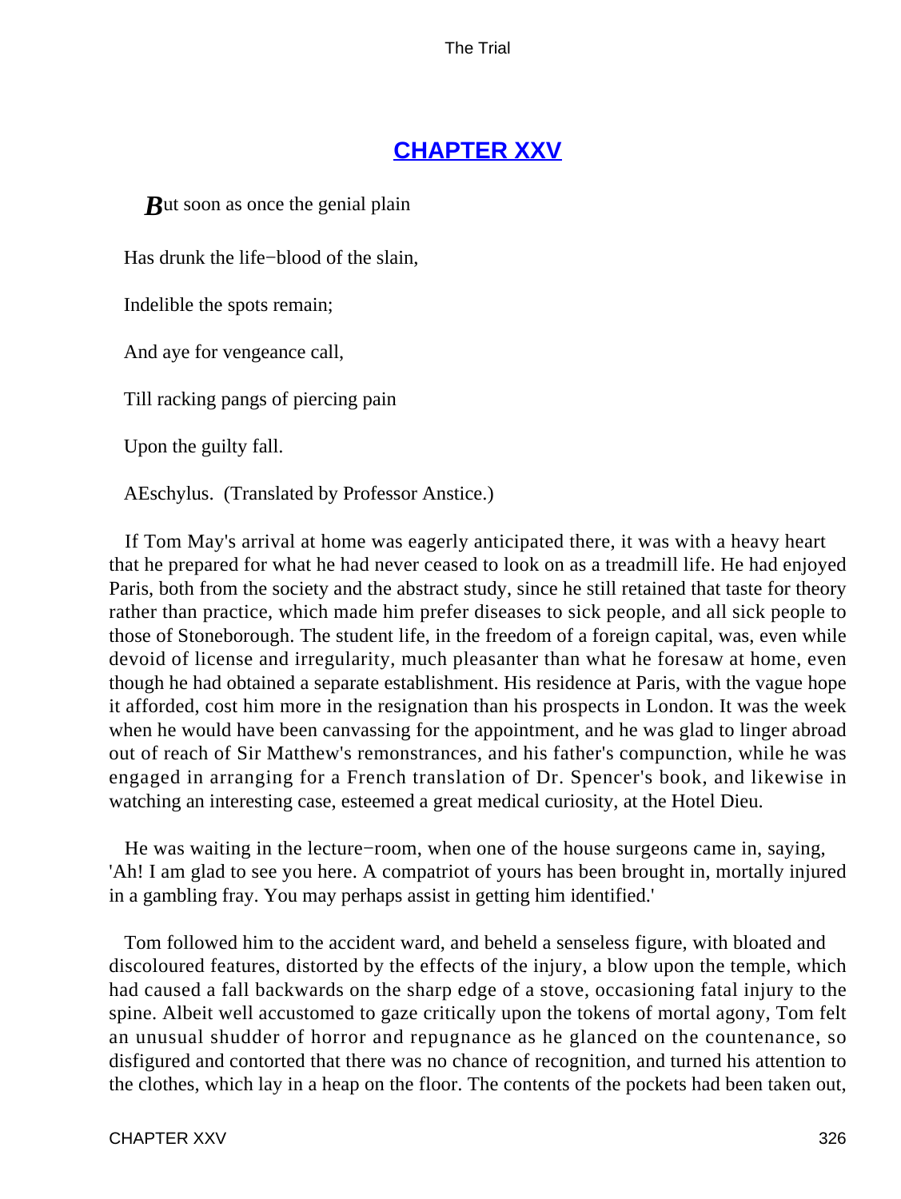## CHAPTER XXV

*B*ut soon as once the genial plain

Has drunk the life−blood of the slain,

Indelible the spots remain;

And aye for vengeance call,

Till racking pangs of piercing pain

Upon the guilty fall.

AEschylus. (Translated by Professor Anstice.)

If Tom May's arrival at home was eagerly anticipated there, it was with a heavy heart that he prepared for what he had never ceased to look on as a treadmill life. He had enjoyed Paris, both from the society and the abstract study, since he still retained that taste for theory rather than practice, which made him prefer diseases to sick people, and all sick people to those of Stoneborough. The student life, in the freedom of a foreign capital, was, even while devoid of license and irregularity, much pleasanter than what he foresaw at home, even though he had obtained a separate establishment. His residence at Paris, with the vague hope it afforded, cost him more in the resignation than his prospects in London. It was the week when he would have been canvassing for the appointment, and he was glad to linger abroad out of reach of Sir Matthew's remonstrances, and his father's compunction, while he was engaged in arranging for a French translation of Dr. Spencer's book, and likewise in watching an interesting case, esteemed a great medical curiosity, at the Hotel Dieu.

He was waiting in the lecture−room, when one of the house surgeons came in, saying, 'Ah! I am glad to see you here. A compatriot of yours has been brought in, mortally injured in a gambling fray. You may perhaps assist in getting him identified.'

Tom followed him to the accident ward, and beheld a senseless figure, with bloated and discoloured features, distorted by the effects of the injury, a blow upon the temple, which had caused a fall backwards on the sharp edge of a stove, occasioning fatal injury to the spine. Albeit well accustomed to gaze critically upon the tokens of mortal agony, Tom felt an unusual shudder of horror and repugnance as he glanced on the countenance, so disfigured and contorted that there was no chance of recognition, and turned his attention to the clothes, which lay in a heap on the floor. The contents of the pockets had been taken out,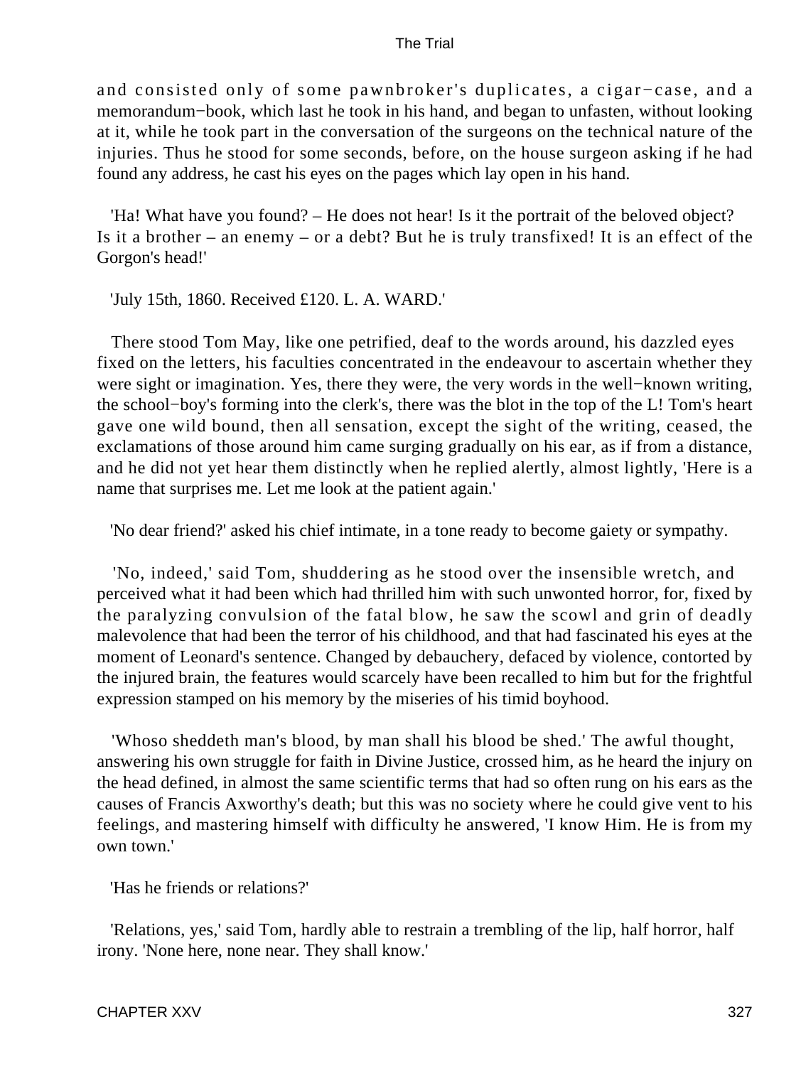and consisted only of some pawnbroker's duplicates, a cigar−case, and a memorandum−book, which last he took in his hand, and began to unfasten, without looking at it, while he took part in the conversation of the surgeons on the technical nature of the injuries. Thus he stood for some seconds, before, on the house surgeon asking if he had found any address, he cast his eyes on the pages which lay open in his hand.

'Ha! What have you found? – He does not hear! Is it the portrait of the beloved object? Is it a brother – an enemy – or a debt? But he is truly transfixed! It is an effect of the Gorgon's head!'

'July 15th, 1860. Received £120. L. A. WARD.'

There stood Tom May, like one petrified, deaf to the words around, his dazzled eyes fixed on the letters, his faculties concentrated in the endeavour to ascertain whether they were sight or imagination. Yes, there they were, the very words in the well−known writing, the school−boy's forming into the clerk's, there was the blot in the top of the L! Tom's heart gave one wild bound, then all sensation, except the sight of the writing, ceased, the exclamations of those around him came surging gradually on his ear, as if from a distance, and he did not yet hear them distinctly when he replied alertly, almost lightly, 'Here is a name that surprises me. Let me look at the patient again.'

'No dear friend?' asked his chief intimate, in a tone ready to become gaiety or sympathy.

'No, indeed,' said Tom, shuddering as he stood over the insensible wretch, and perceived what it had been which had thrilled him with such unwonted horror, for, fixed by the paralyzing convulsion of the fatal blow, he saw the scowl and grin of deadly malevolence that had been the terror of his childhood, and that had fascinated his eyes at the moment of Leonard's sentence. Changed by debauchery, defaced by violence, contorted by the injured brain, the features would scarcely have been recalled to him but for the frightful expression stamped on his memory by the miseries of his timid boyhood.

'Whoso sheddeth man's blood, by man shall his blood be shed.' The awful thought, answering his own struggle for faith in Divine Justice, crossed him, as he heard the injury on the head defined, in almost the same scientific terms that had so often rung on his ears as the causes of Francis Axworthy's death; but this was no society where he could give vent to his feelings, and mastering himself with difficulty he answered, 'I know Him. He is from my own town.'

'Has he friends or relations?'

'Relations, yes,' said Tom, hardly able to restrain a trembling of the lip, half horror, half irony. 'None here, none near. They shall know.'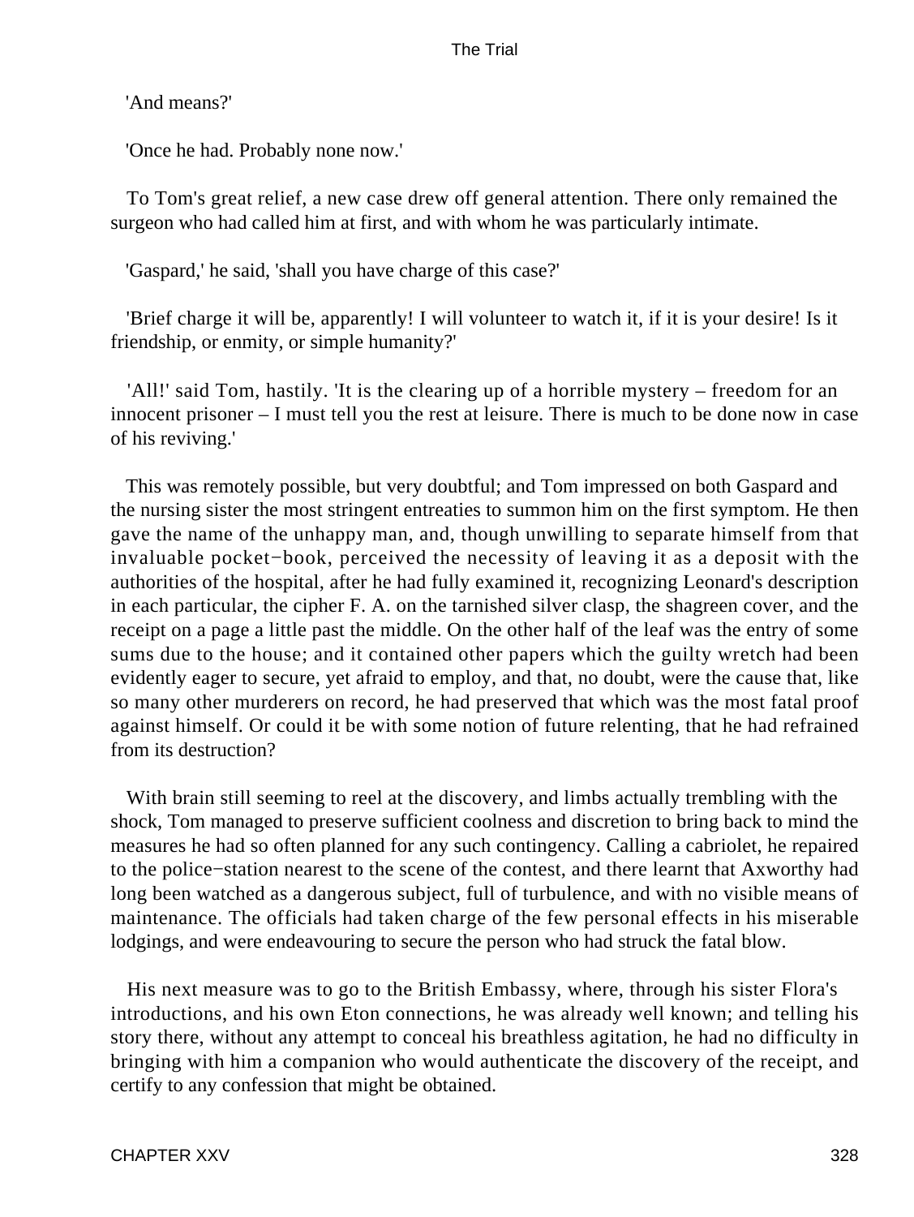'And means?'

'Once he had. Probably none now.'

To Tom's great relief, a new case drew off general attention. There only remained the surgeon who had called him at first, and with whom he was particularly intimate.

'Gaspard,' he said, 'shall you have charge of this case?'

'Brief charge it will be, apparently! I will volunteer to watch it, if it is your desire! Is it friendship, or enmity, or simple humanity?'

'All!' said Tom, hastily. 'It is the clearing up of a horrible mystery – freedom for an innocent prisoner – I must tell you the rest at leisure. There is much to be done now in case of his reviving.'

This was remotely possible, but very doubtful; and Tom impressed on both Gaspard and the nursing sister the most stringent entreaties to summon him on the first symptom. He then gave the name of the unhappy man, and, though unwilling to separate himself from that invaluable pocket−book, perceived the necessity of leaving it as a deposit with the authorities of the hospital, after he had fully examined it, recognizing Leonard's description in each particular, the cipher F. A. on the tarnished silver clasp, the shagreen cover, and the receipt on a page a little past the middle. On the other half of the leaf was the entry of some sums due to the house; and it contained other papers which the guilty wretch had been evidently eager to secure, yet afraid to employ, and that, no doubt, were the cause that, like so many other murderers on record, he had preserved that which was the most fatal proof against himself. Or could it be with some notion of future relenting, that he had refrained from its destruction?

With brain still seeming to reel at the discovery, and limbs actually trembling with the shock, Tom managed to preserve sufficient coolness and discretion to bring back to mind the measures he had so often planned for any such contingency. Calling a cabriolet, he repaired to the police−station nearest to the scene of the contest, and there learnt that Axworthy had long been watched as a dangerous subject, full of turbulence, and with no visible means of maintenance. The officials had taken charge of the few personal effects in his miserable lodgings, and were endeavouring to secure the person who had struck the fatal blow.

His next measure was to go to the British Embassy, where, through his sister Flora's introductions, and his own Eton connections, he was already well known; and telling his story there, without any attempt to conceal his breathless agitation, he had no difficulty in bringing with him a companion who would authenticate the discovery of the receipt, and certify to any confession that might be obtained.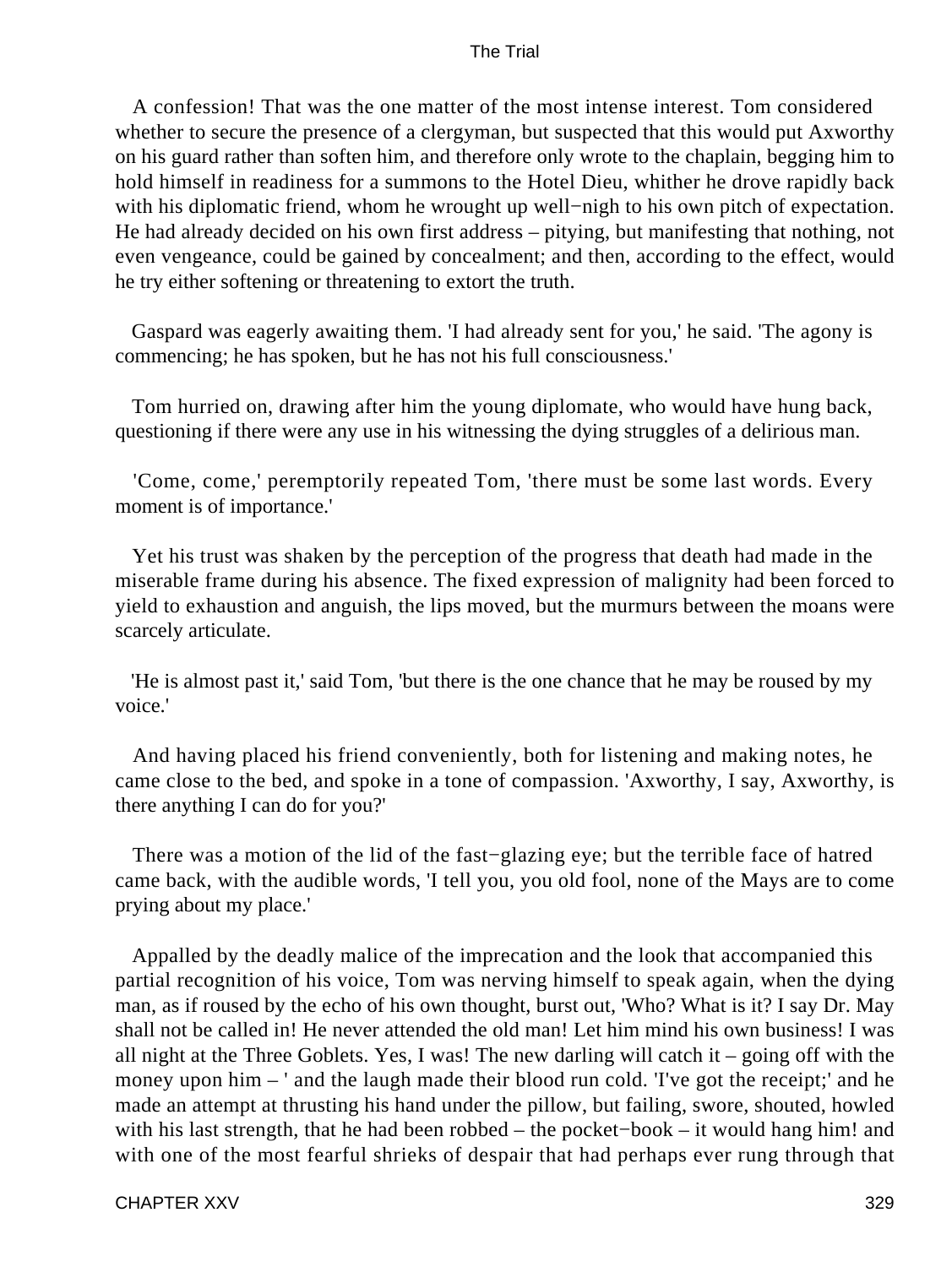A confession! That was the one matter of the most intense interest. Tom considered whether to secure the presence of a clergyman, but suspected that this would put Axworthy on his guard rather than soften him, and therefore only wrote to the chaplain, begging him to hold himself in readiness for a summons to the Hotel Dieu, whither he drove rapidly back with his diplomatic friend, whom he wrought up well−nigh to his own pitch of expectation. He had already decided on his own first address – pitying, but manifesting that nothing, not even vengeance, could be gained by concealment; and then, according to the effect, would he try either softening or threatening to extort the truth.

Gaspard was eagerly awaiting them. 'I had already sent for you,' he said. 'The agony is commencing; he has spoken, but he has not his full consciousness.'

Tom hurried on, drawing after him the young diplomate, who would have hung back, questioning if there were any use in his witnessing the dying struggles of a delirious man.

'Come, come,' peremptorily repeated Tom, 'there must be some last words. Every moment is of importance.'

Yet his trust was shaken by the perception of the progress that death had made in the miserable frame during his absence. The fixed expression of malignity had been forced to yield to exhaustion and anguish, the lips moved, but the murmurs between the moans were scarcely articulate.

'He is almost past it,' said Tom, 'but there is the one chance that he may be roused by my voice.'

And having placed his friend conveniently, both for listening and making notes, he came close to the bed, and spoke in a tone of compassion. 'Axworthy, I say, Axworthy, is there anything I can do for you?'

There was a motion of the lid of the fast−glazing eye; but the terrible face of hatred came back, with the audible words, 'I tell you, you old fool, none of the Mays are to come prying about my place.'

Appalled by the deadly malice of the imprecation and the look that accompanied this partial recognition of his voice, Tom was nerving himself to speak again, when the dying man, as if roused by the echo of his own thought, burst out, 'Who? What is it? I say Dr. May shall not be called in! He never attended the old man! Let him mind his own business! I was all night at the Three Goblets. Yes, I was! The new darling will catch it – going off with the money upon him – ' and the laugh made their blood run cold. 'I've got the receipt;' and he made an attempt at thrusting his hand under the pillow, but failing, swore, shouted, howled with his last strength, that he had been robbed – the pocket−book – it would hang him! and with one of the most fearful shrieks of despair that had perhaps ever rung through that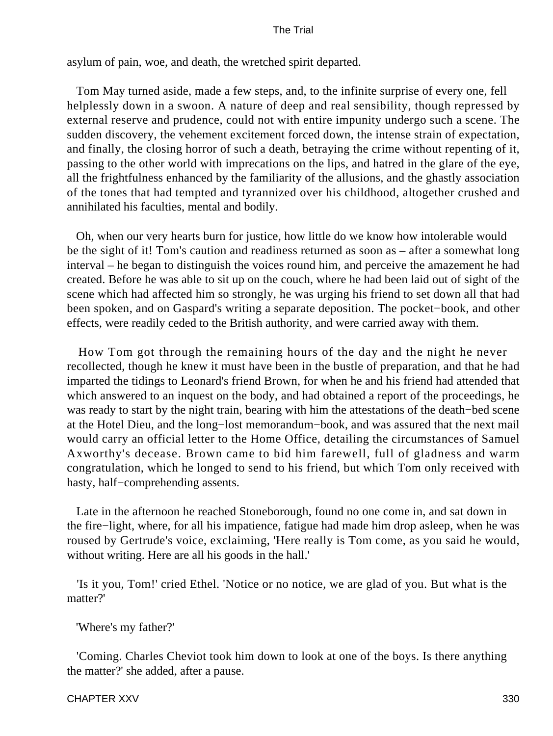asylum of pain, woe, and death, the wretched spirit departed.

Tom May turned aside, made a few steps, and, to the infinite surprise of every one, fell helplessly down in a swoon. A nature of deep and real sensibility, though repressed by external reserve and prudence, could not with entire impunity undergo such a scene. The sudden discovery, the vehement excitement forced down, the intense strain of expectation, and finally, the closing horror of such a death, betraying the crime without repenting of it, passing to the other world with imprecations on the lips, and hatred in the glare of the eye, all the frightfulness enhanced by the familiarity of the allusions, and the ghastly association of the tones that had tempted and tyrannized over his childhood, altogether crushed and annihilated his faculties, mental and bodily.

Oh, when our very hearts burn for justice, how little do we know how intolerable would be the sight of it! Tom's caution and readiness returned as soon as – after a somewhat long interval – he began to distinguish the voices round him, and perceive the amazement he had created. Before he was able to sit up on the couch, where he had been laid out of sight of the scene which had affected him so strongly, he was urging his friend to set down all that had been spoken, and on Gaspard's writing a separate deposition. The pocket−book, and other effects, were readily ceded to the British authority, and were carried away with them.

How Tom got through the remaining hours of the day and the night he never recollected, though he knew it must have been in the bustle of preparation, and that he had imparted the tidings to Leonard's friend Brown, for when he and his friend had attended that which answered to an inquest on the body, and had obtained a report of the proceedings, he was ready to start by the night train, bearing with him the attestations of the death−bed scene at the Hotel Dieu, and the long−lost memorandum−book, and was assured that the next mail would carry an official letter to the Home Office, detailing the circumstances of Samuel Axworthy's decease. Brown came to bid him farewell, full of gladness and warm congratulation, which he longed to send to his friend, but which Tom only received with hasty, half−comprehending assents.

Late in the afternoon he reached Stoneborough, found no one come in, and sat down in the fire−light, where, for all his impatience, fatigue had made him drop asleep, when he was roused by Gertrude's voice, exclaiming, 'Here really is Tom come, as you said he would, without writing. Here are all his goods in the hall.'

'Is it you, Tom!' cried Ethel. 'Notice or no notice, we are glad of you. But what is the matter?'

'Where's my father?'

'Coming. Charles Cheviot took him down to look at one of the boys. Is there anything the matter?' she added, after a pause.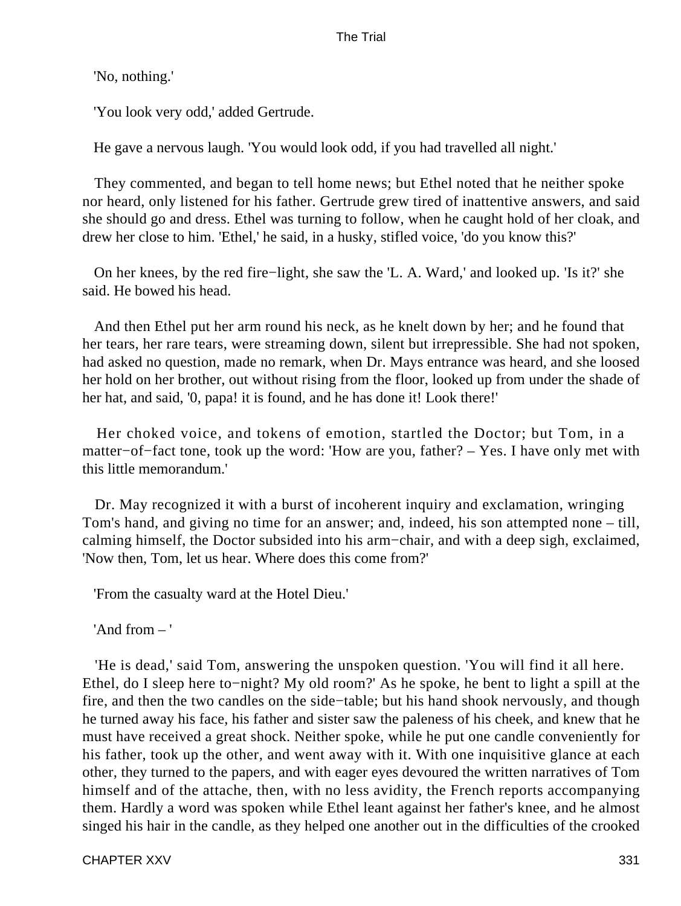'No, nothing.'

'You look very odd,' added Gertrude.

He gave a nervous laugh. 'You would look odd, if you had travelled all night.'

They commented, and began to tell home news; but Ethel noted that he neither spoke nor heard, only listened for his father. Gertrude grew tired of inattentive answers, and said she should go and dress. Ethel was turning to follow, when he caught hold of her cloak, and drew her close to him. 'Ethel,' he said, in a husky, stifled voice, 'do you know this?'

On her knees, by the red fire−light, she saw the 'L. A. Ward,' and looked up. 'Is it?' she said. He bowed his head.

And then Ethel put her arm round his neck, as he knelt down by her; and he found that her tears, her rare tears, were streaming down, silent but irrepressible. She had not spoken, had asked no question, made no remark, when Dr. Mays entrance was heard, and she loosed her hold on her brother, out without rising from the floor, looked up from under the shade of her hat, and said, '0, papa! it is found, and he has done it! Look there!'

Her choked voice, and tokens of emotion, startled the Doctor; but Tom, in a matter−of−fact tone, took up the word: 'How are you, father? – Yes. I have only met with this little memorandum.'

Dr. May recognized it with a burst of incoherent inquiry and exclamation, wringing Tom's hand, and giving no time for an answer; and, indeed, his son attempted none – till, calming himself, the Doctor subsided into his arm−chair, and with a deep sigh, exclaimed, 'Now then, Tom, let us hear. Where does this come from?'

'From the casualty ward at the Hotel Dieu.'

'And from – '

'He is dead,' said Tom, answering the unspoken question. 'You will find it all here. Ethel, do I sleep here to−night? My old room?' As he spoke, he bent to light a spill at the fire, and then the two candles on the side−table; but his hand shook nervously, and though he turned away his face, his father and sister saw the paleness of his cheek, and knew that he must have received a great shock. Neither spoke, while he put one candle conveniently for his father, took up the other, and went away with it. With one inquisitive glance at each other, they turned to the papers, and with eager eyes devoured the written narratives of Tom himself and of the attache, then, with no less avidity, the French reports accompanying them. Hardly a word was spoken while Ethel leant against her father's knee, and he almost singed his hair in the candle, as they helped one another out in the difficulties of the crooked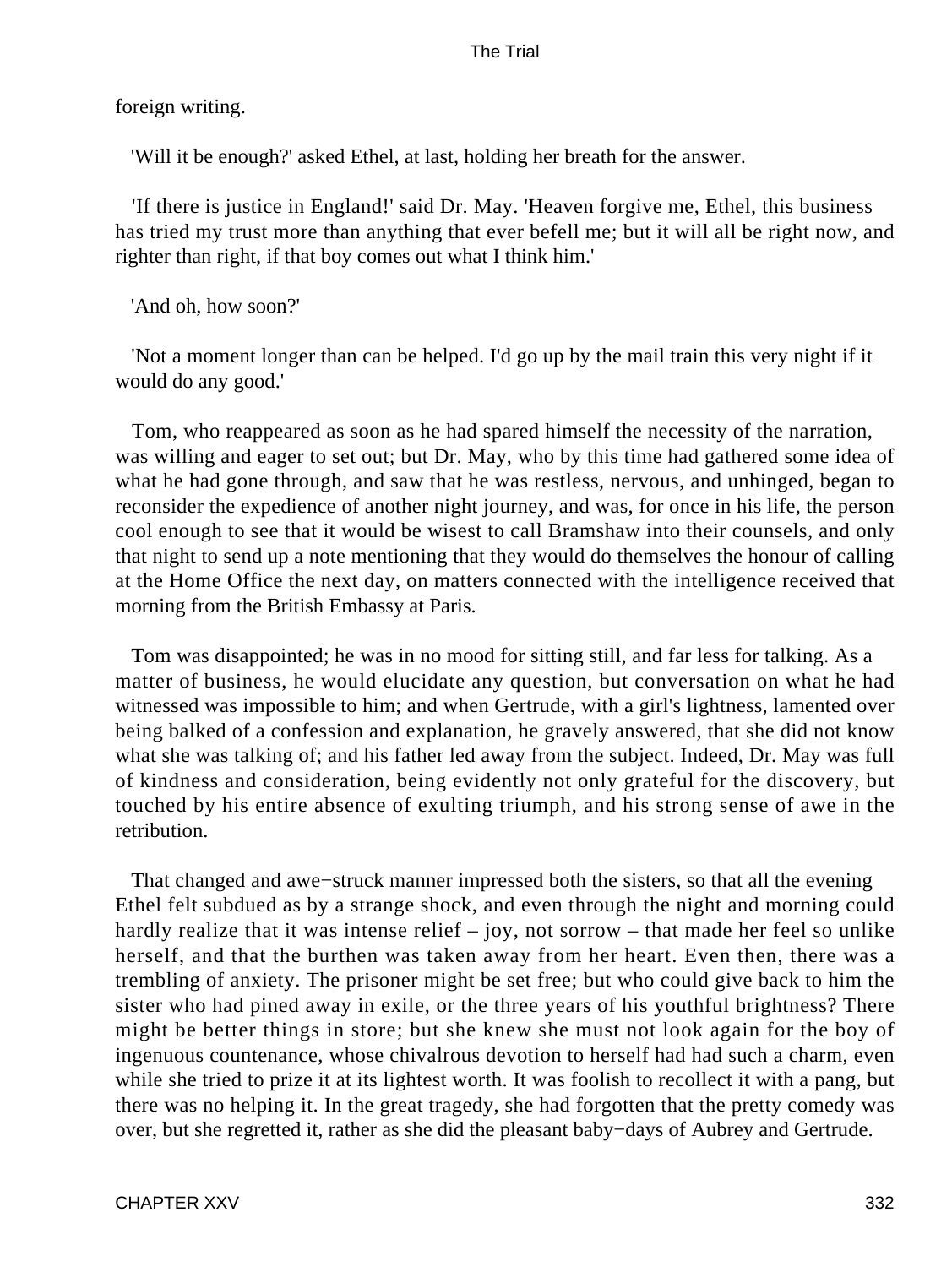foreign writing.

'Will it be enough?' asked Ethel, at last, holding her breath for the answer.

'If there is justice in England!' said Dr. May. 'Heaven forgive me, Ethel, this business has tried my trust more than anything that ever befell me; but it will all be right now, and righter than right, if that boy comes out what I think him.'

'And oh, how soon?'

'Not a moment longer than can be helped. I'd go up by the mail train this very night if it would do any good.'

Tom, who reappeared as soon as he had spared himself the necessity of the narration, was willing and eager to set out; but Dr. May, who by this time had gathered some idea of what he had gone through, and saw that he was restless, nervous, and unhinged, began to reconsider the expedience of another night journey, and was, for once in his life, the person cool enough to see that it would be wisest to call Bramshaw into their counsels, and only that night to send up a note mentioning that they would do themselves the honour of calling at the Home Office the next day, on matters connected with the intelligence received that morning from the British Embassy at Paris.

Tom was disappointed; he was in no mood for sitting still, and far less for talking. As a matter of business, he would elucidate any question, but conversation on what he had witnessed was impossible to him; and when Gertrude, with a girl's lightness, lamented over being balked of a confession and explanation, he gravely answered, that she did not know what she was talking of; and his father led away from the subject. Indeed, Dr. May was full of kindness and consideration, being evidently not only grateful for the discovery, but touched by his entire absence of exulting triumph, and his strong sense of awe in the retribution.

That changed and awe−struck manner impressed both the sisters, so that all the evening Ethel felt subdued as by a strange shock, and even through the night and morning could hardly realize that it was intense relief – joy, not sorrow – that made her feel so unlike herself, and that the burthen was taken away from her heart. Even then, there was a trembling of anxiety. The prisoner might be set free; but who could give back to him the sister who had pined away in exile, or the three years of his youthful brightness? There might be better things in store; but she knew she must not look again for the boy of ingenuous countenance, whose chivalrous devotion to herself had had such a charm, even while she tried to prize it at its lightest worth. It was foolish to recollect it with a pang, but there was no helping it. In the great tragedy, she had forgotten that the pretty comedy was over, but she regretted it, rather as she did the pleasant baby−days of Aubrey and Gertrude.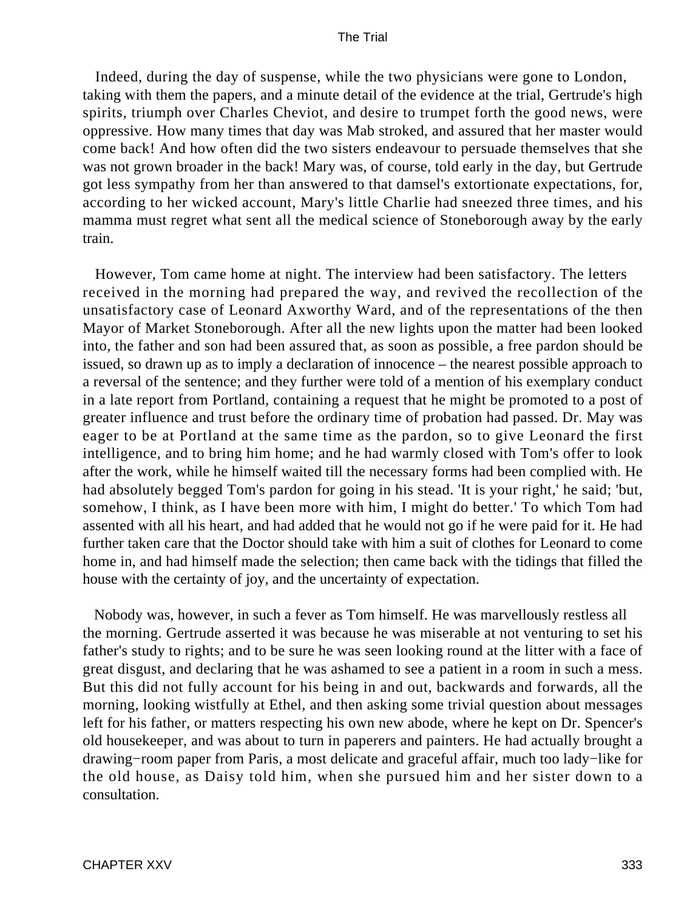Indeed, during the day of suspense, while the two physicians were gone to London, taking with them the papers, and a minute detail of the evidence at the trial, Gertrude's high spirits, triumph over Charles Cheviot, and desire to trumpet forth the good news, were oppressive. How many times that day was Mab stroked, and assured that her master would come back! And how often did the two sisters endeavour to persuade themselves that she was not grown broader in the back! Mary was, of course, told early in the day, but Gertrude got less sympathy from her than answered to that damsel's extortionate expectations, for, according to her wicked account, Mary's little Charlie had sneezed three times, and his mamma must regret what sent all the medical science of Stoneborough away by the early train.

However, Tom came home at night. The interview had been satisfactory. The letters received in the morning had prepared the way, and revived the recollection of the unsatisfactory case of Leonard Axworthy Ward, and of the representations of the then Mayor of Market Stoneborough. After all the new lights upon the matter had been looked into, the father and son had been assured that, as soon as possible, a free pardon should be issued, so drawn up as to imply a declaration of innocence – the nearest possible approach to a reversal of the sentence; and they further were told of a mention of his exemplary conduct in a late report from Portland, containing a request that he might be promoted to a post of greater influence and trust before the ordinary time of probation had passed. Dr. May was eager to be at Portland at the same time as the pardon, so to give Leonard the first intelligence, and to bring him home; and he had warmly closed with Tom's offer to look after the work, while he himself waited till the necessary forms had been complied with. He had absolutely begged Tom's pardon for going in his stead. 'It is your right,' he said; 'but, somehow, I think, as I have been more with him, I might do better.' To which Tom had assented with all his heart, and had added that he would not go if he were paid for it. He had further taken care that the Doctor should take with him a suit of clothes for Leonard to come home in, and had himself made the selection; then came back with the tidings that filled the house with the certainty of joy, and the uncertainty of expectation.

Nobody was, however, in such a fever as Tom himself. He was marvellously restless all the morning. Gertrude asserted it was because he was miserable at not venturing to set his father's study to rights; and to be sure he was seen looking round at the litter with a face of great disgust, and declaring that he was ashamed to see a patient in a room in such a mess. But this did not fully account for his being in and out, backwards and forwards, all the morning, looking wistfully at Ethel, and then asking some trivial question about messages left for his father, or matters respecting his own new abode, where he kept on Dr. Spencer's old housekeeper, and was about to turn in paperers and painters. He had actually brought a drawing−room paper from Paris, a most delicate and graceful affair, much too lady−like for the old house, as Daisy told him, when she pursued him and her sister down to a consultation.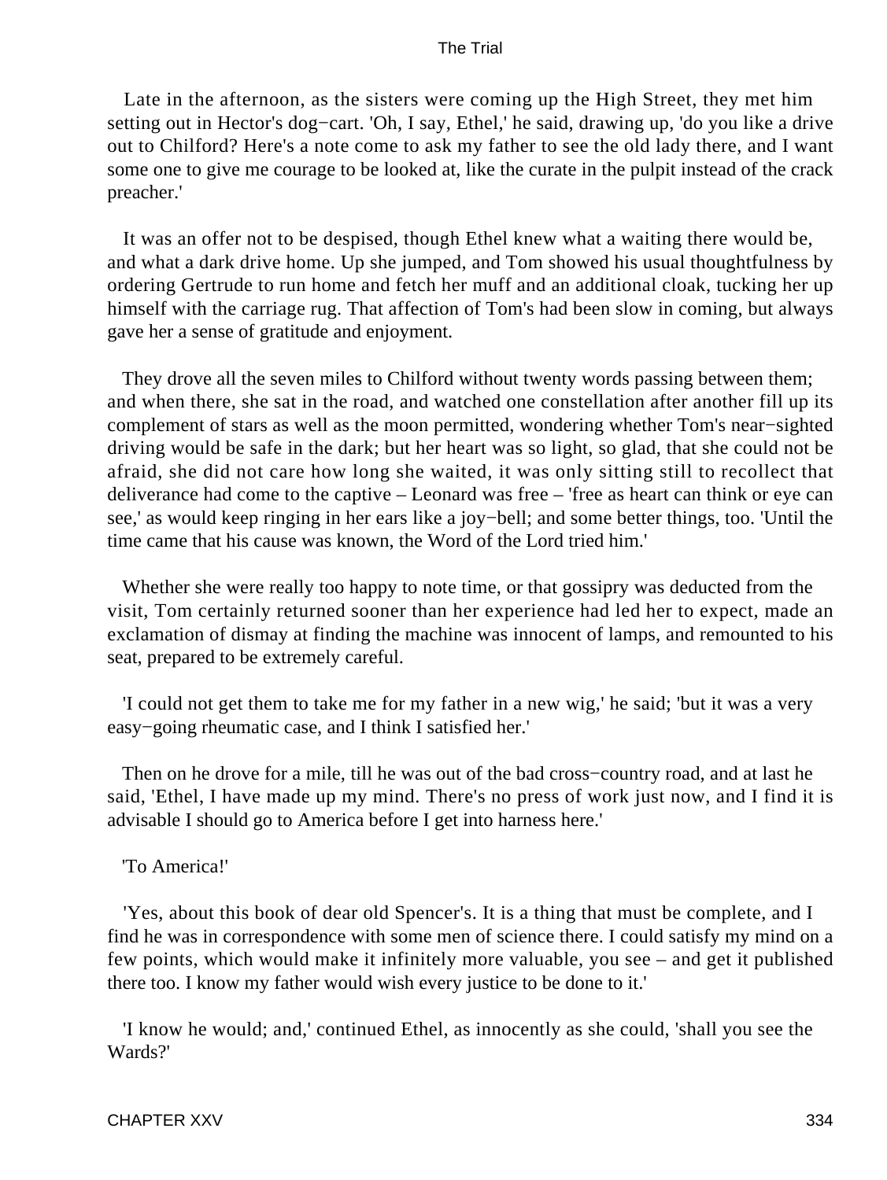Late in the afternoon, as the sisters were coming up the High Street, they met him setting out in Hector's dog−cart. 'Oh, I say, Ethel,' he said, drawing up, 'do you like a drive out to Chilford? Here's a note come to ask my father to see the old lady there, and I want some one to give me courage to be looked at, like the curate in the pulpit instead of the crack preacher.'

It was an offer not to be despised, though Ethel knew what a waiting there would be, and what a dark drive home. Up she jumped, and Tom showed his usual thoughtfulness by ordering Gertrude to run home and fetch her muff and an additional cloak, tucking her up himself with the carriage rug. That affection of Tom's had been slow in coming, but always gave her a sense of gratitude and enjoyment.

They drove all the seven miles to Chilford without twenty words passing between them; and when there, she sat in the road, and watched one constellation after another fill up its complement of stars as well as the moon permitted, wondering whether Tom's near−sighted driving would be safe in the dark; but her heart was so light, so glad, that she could not be afraid, she did not care how long she waited, it was only sitting still to recollect that deliverance had come to the captive – Leonard was free – 'free as heart can think or eye can see,' as would keep ringing in her ears like a joy−bell; and some better things, too. 'Until the time came that his cause was known, the Word of the Lord tried him.'

Whether she were really too happy to note time, or that gossipry was deducted from the visit, Tom certainly returned sooner than her experience had led her to expect, made an exclamation of dismay at finding the machine was innocent of lamps, and remounted to his seat, prepared to be extremely careful.

'I could not get them to take me for my father in a new wig,' he said; 'but it was a very easy−going rheumatic case, and I think I satisfied her.'

Then on he drove for a mile, till he was out of the bad cross−country road, and at last he said, 'Ethel, I have made up my mind. There's no press of work just now, and I find it is advisable I should go to America before I get into harness here.'

'To America!'

'Yes, about this book of dear old Spencer's. It is a thing that must be complete, and I find he was in correspondence with some men of science there. I could satisfy my mind on a few points, which would make it infinitely more valuable, you see – and get it published there too. I know my father would wish every justice to be done to it.'

'I know he would; and,' continued Ethel, as innocently as she could, 'shall you see the Wards?'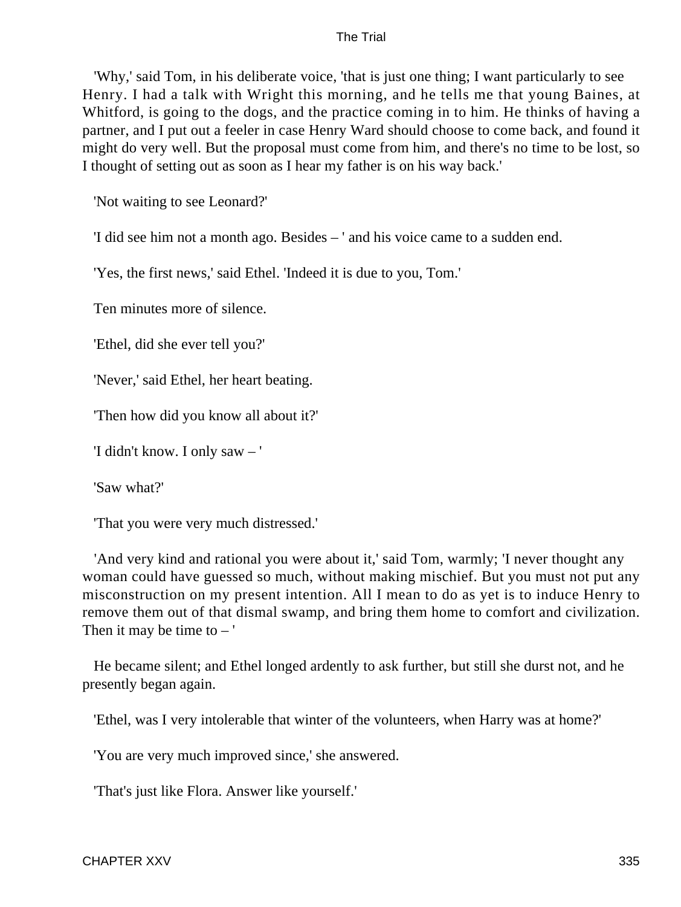'Why,' said Tom, in his deliberate voice, 'that is just one thing; I want particularly to see Henry. I had a talk with Wright this morning, and he tells me that young Baines, at Whitford, is going to the dogs, and the practice coming in to him. He thinks of having a partner, and I put out a feeler in case Henry Ward should choose to come back, and found it might do very well. But the proposal must come from him, and there's no time to be lost, so I thought of setting out as soon as I hear my father is on his way back.'

'Not waiting to see Leonard?'

'I did see him not a month ago. Besides – ' and his voice came to a sudden end.

'Yes, the first news,' said Ethel. 'Indeed it is due to you, Tom.'

Ten minutes more of silence.

'Ethel, did she ever tell you?'

'Never,' said Ethel, her heart beating.

'Then how did you know all about it?'

'I didn't know. I only saw – '

'Saw what?'

'That you were very much distressed.'

'And very kind and rational you were about it,' said Tom, warmly; 'I never thought any woman could have guessed so much, without making mischief. But you must not put any misconstruction on my present intention. All I mean to do as yet is to induce Henry to remove them out of that dismal swamp, and bring them home to comfort and civilization. Then it may be time to – '

He became silent; and Ethel longed ardently to ask further, but still she durst not, and he presently began again.

'Ethel, was I very intolerable that winter of the volunteers, when Harry was at home?'

'You are very much improved since,' she answered.

'That's just like Flora. Answer like yourself.'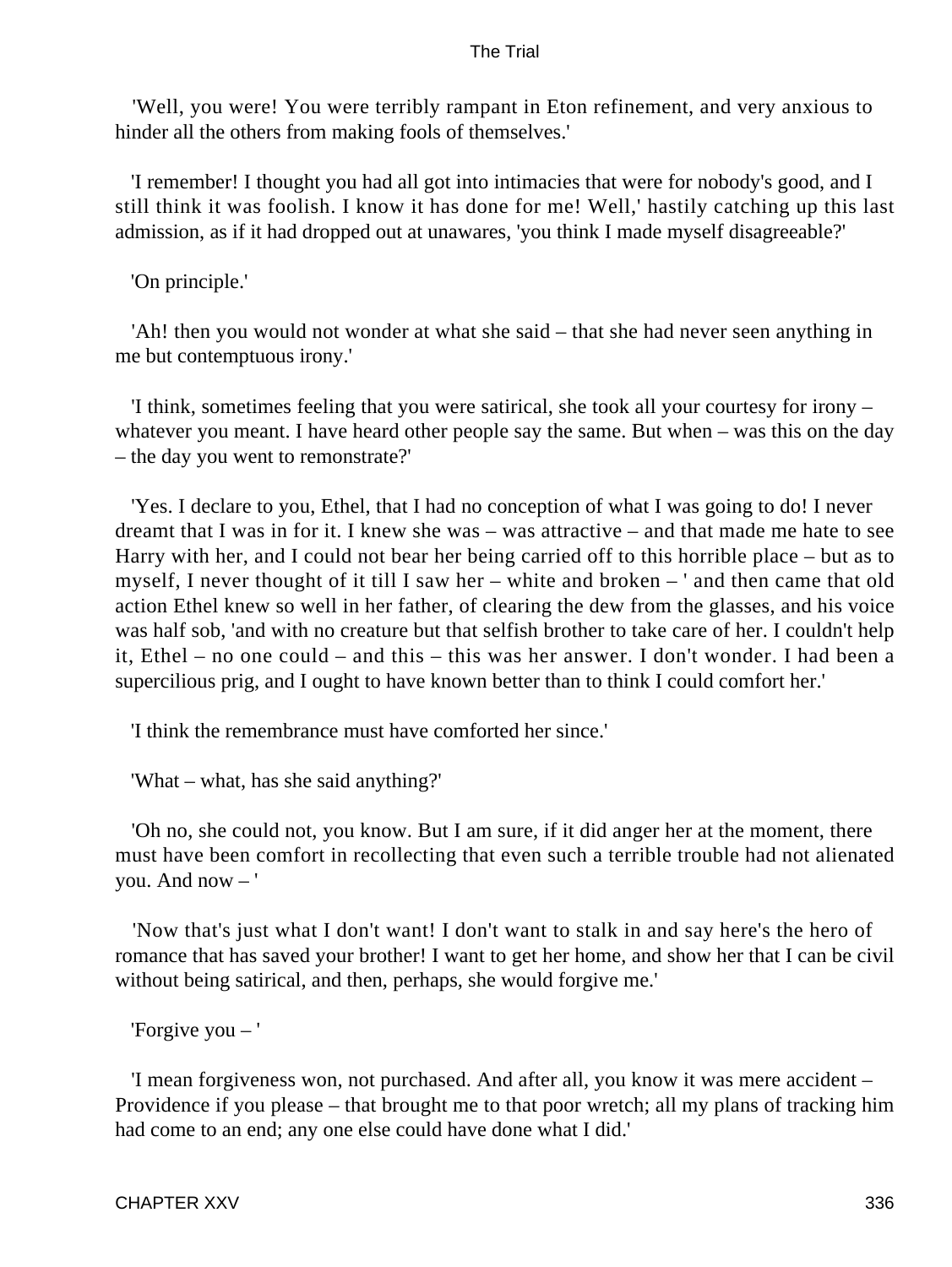'Well, you were! You were terribly rampant in Eton refinement, and very anxious to hinder all the others from making fools of themselves.'

'I remember! I thought you had all got into intimacies that were for nobody's good, and I still think it was foolish. I know it has done for me! Well,' hastily catching up this last admission, as if it had dropped out at unawares, 'you think I made myself disagreeable?'

'On principle.'

'Ah! then you would not wonder at what she said – that she had never seen anything in me but contemptuous irony.'

'I think, sometimes feeling that you were satirical, she took all your courtesy for irony – whatever you meant. I have heard other people say the same. But when – was this on the day – the day you went to remonstrate?'

'Yes. I declare to you, Ethel, that I had no conception of what I was going to do! I never dreamt that I was in for it. I knew she was – was attractive – and that made me hate to see Harry with her, and I could not bear her being carried off to this horrible place – but as to myself, I never thought of it till I saw her – white and broken – ' and then came that old action Ethel knew so well in her father, of clearing the dew from the glasses, and his voice was half sob, 'and with no creature but that selfish brother to take care of her. I couldn't help it, Ethel – no one could – and this – this was her answer. I don't wonder. I had been a supercilious prig, and I ought to have known better than to think I could comfort her.'

'I think the remembrance must have comforted her since.'

'What – what, has she said anything?'

'Oh no, she could not, you know. But I am sure, if it did anger her at the moment, there must have been comfort in recollecting that even such a terrible trouble had not alienated you. And now – '

'Now that's just what I don't want! I don't want to stalk in and say here's the hero of romance that has saved your brother! I want to get her home, and show her that I can be civil without being satirical, and then, perhaps, she would forgive me.'

'Forgive you – '

'I mean forgiveness won, not purchased. And after all, you know it was mere accident – Providence if you please – that brought me to that poor wretch; all my plans of tracking him had come to an end; any one else could have done what I did.'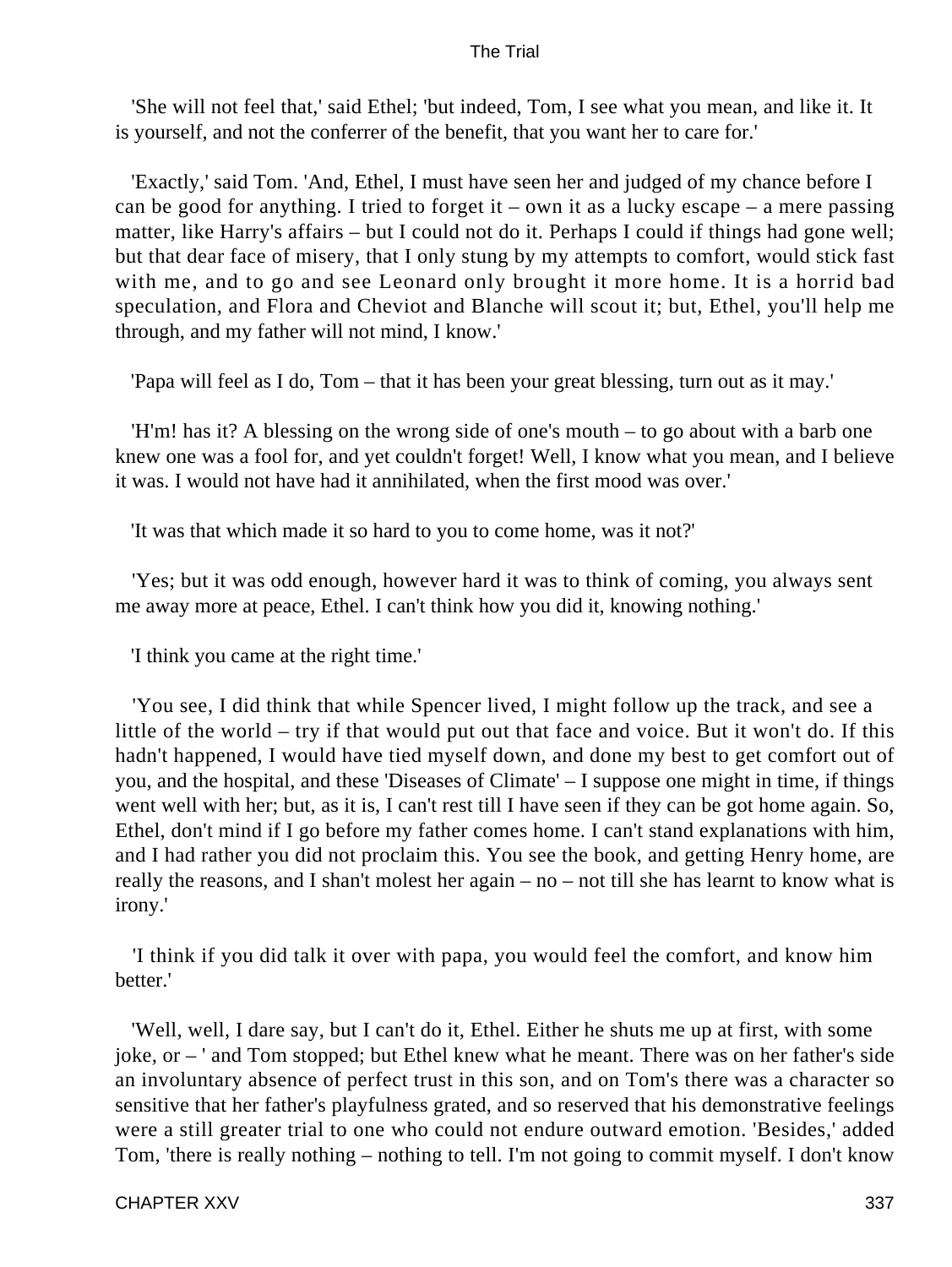'She will not feel that,' said Ethel; 'but indeed, Tom, I see what you mean, and like it. It is yourself, and not the conferrer of the benefit, that you want her to care for.'

'Exactly,' said Tom. 'And, Ethel, I must have seen her and judged of my chance before I can be good for anything. I tried to forget it – own it as a lucky escape – a mere passing matter, like Harry's affairs – but I could not do it. Perhaps I could if things had gone well; but that dear face of misery, that I only stung by my attempts to comfort, would stick fast with me, and to go and see Leonard only brought it more home. It is a horrid bad speculation, and Flora and Cheviot and Blanche will scout it; but, Ethel, you'll help me through, and my father will not mind, I know.'

'Papa will feel as I do, Tom – that it has been your great blessing, turn out as it may.'

'H'm! has it? A blessing on the wrong side of one's mouth – to go about with a barb one knew one was a fool for, and yet couldn't forget! Well, I know what you mean, and I believe it was. I would not have had it annihilated, when the first mood was over.'

'It was that which made it so hard to you to come home, was it not?'

'Yes; but it was odd enough, however hard it was to think of coming, you always sent me away more at peace, Ethel. I can't think how you did it, knowing nothing.'

'I think you came at the right time.'

'You see, I did think that while Spencer lived, I might follow up the track, and see a little of the world – try if that would put out that face and voice. But it won't do. If this hadn't happened, I would have tied myself down, and done my best to get comfort out of you, and the hospital, and these 'Diseases of Climate' – I suppose one might in time, if things went well with her; but, as it is, I can't rest till I have seen if they can be got home again. So, Ethel, don't mind if I go before my father comes home. I can't stand explanations with him, and I had rather you did not proclaim this. You see the book, and getting Henry home, are really the reasons, and I shan't molest her again – no – not till she has learnt to know what is irony.'

'I think if you did talk it over with papa, you would feel the comfort, and know him better.'

'Well, well, I dare say, but I can't do it, Ethel. Either he shuts me up at first, with some joke, or – ' and Tom stopped; but Ethel knew what he meant. There was on her father's side an involuntary absence of perfect trust in this son, and on Tom's there was a character so sensitive that her father's playfulness grated, and so reserved that his demonstrative feelings were a still greater trial to one who could not endure outward emotion. 'Besides,' added Tom, 'there is really nothing – nothing to tell. I'm not going to commit myself. I don't know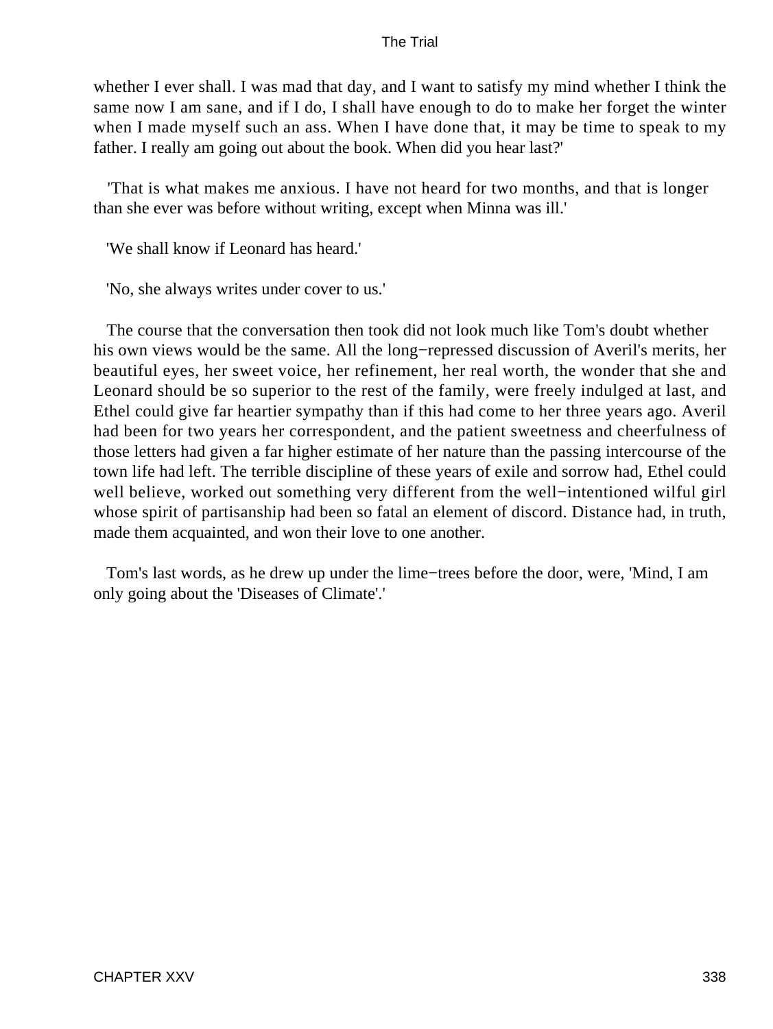whether I ever shall. I was mad that day, and I want to satisfy my mind whether I think the same now I am sane, and if I do, I shall have enough to do to make her forget the winter when I made myself such an ass. When I have done that, it may be time to speak to my father. I really am going out about the book. When did you hear last?'

'That is what makes me anxious. I have not heard for two months, and that is longer than she ever was before without writing, except when Minna was ill.'

'We shall know if Leonard has heard.'

'No, she always writes under cover to us.'

The course that the conversation then took did not look much like Tom's doubt whether his own views would be the same. All the long−repressed discussion of Averil's merits, her beautiful eyes, her sweet voice, her refinement, her real worth, the wonder that she and Leonard should be so superior to the rest of the family, were freely indulged at last, and Ethel could give far heartier sympathy than if this had come to her three years ago. Averil had been for two years her correspondent, and the patient sweetness and cheerfulness of those letters had given a far higher estimate of her nature than the passing intercourse of the town life had left. The terrible discipline of these years of exile and sorrow had, Ethel could well believe, worked out something very different from the well−intentioned wilful girl whose spirit of partisanship had been so fatal an element of discord. Distance had, in truth, made them acquainted, and won their love to one another.

Tom's last words, as he drew up under the lime−trees before the door, were, 'Mind, I am only going about the 'Diseases of Climate'.'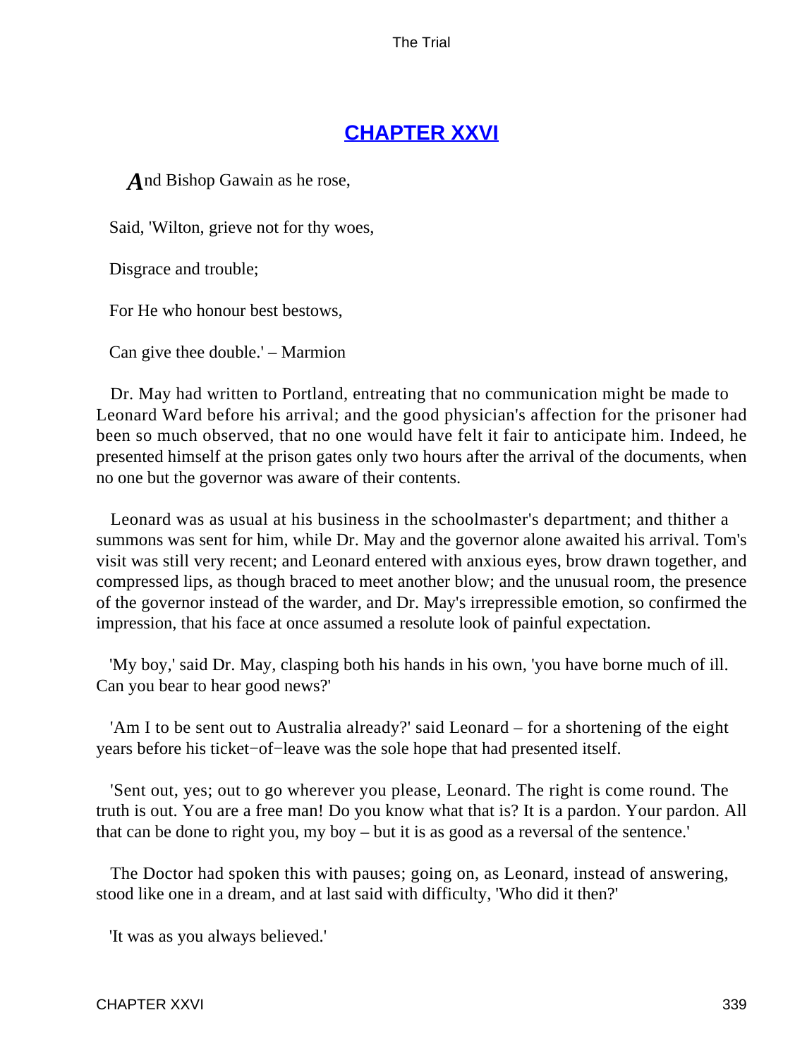## CHAPTER XXVI

*A*nd Bishop Gawain as he rose,

Said, 'Wilton, grieve not for thy woes,

Disgrace and trouble;

For He who honour best bestows,

Can give thee double.' – Marmion

Dr. May had written to Portland, entreating that no communication might be made to Leonard Ward before his arrival; and the good physician's affection for the prisoner had been so much observed, that no one would have felt it fair to anticipate him. Indeed, he presented himself at the prison gates only two hours after the arrival of the documents, when no one but the governor was aware of their contents.

Leonard was as usual at his business in the schoolmaster's department; and thither a summons was sent for him, while Dr. May and the governor alone awaited his arrival. Tom's visit was still very recent; and Leonard entered with anxious eyes, brow drawn together, and compressed lips, as though braced to meet another blow; and the unusual room, the presence of the governor instead of the warder, and Dr. May's irrepressible emotion, so confirmed the impression, that his face at once assumed a resolute look of painful expectation.

'My boy,' said Dr. May, clasping both his hands in his own, 'you have borne much of ill. Can you bear to hear good news?'

'Am I to be sent out to Australia already?' said Leonard – for a shortening of the eight years before his ticket−of−leave was the sole hope that had presented itself.

'Sent out, yes; out to go wherever you please, Leonard. The right is come round. The truth is out. You are a free man! Do you know what that is? It is a pardon. Your pardon. All that can be done to right you, my boy – but it is as good as a reversal of the sentence.'

The Doctor had spoken this with pauses; going on, as Leonard, instead of answering, stood like one in a dream, and at last said with difficulty, 'Who did it then?'

'It was as you always believed.'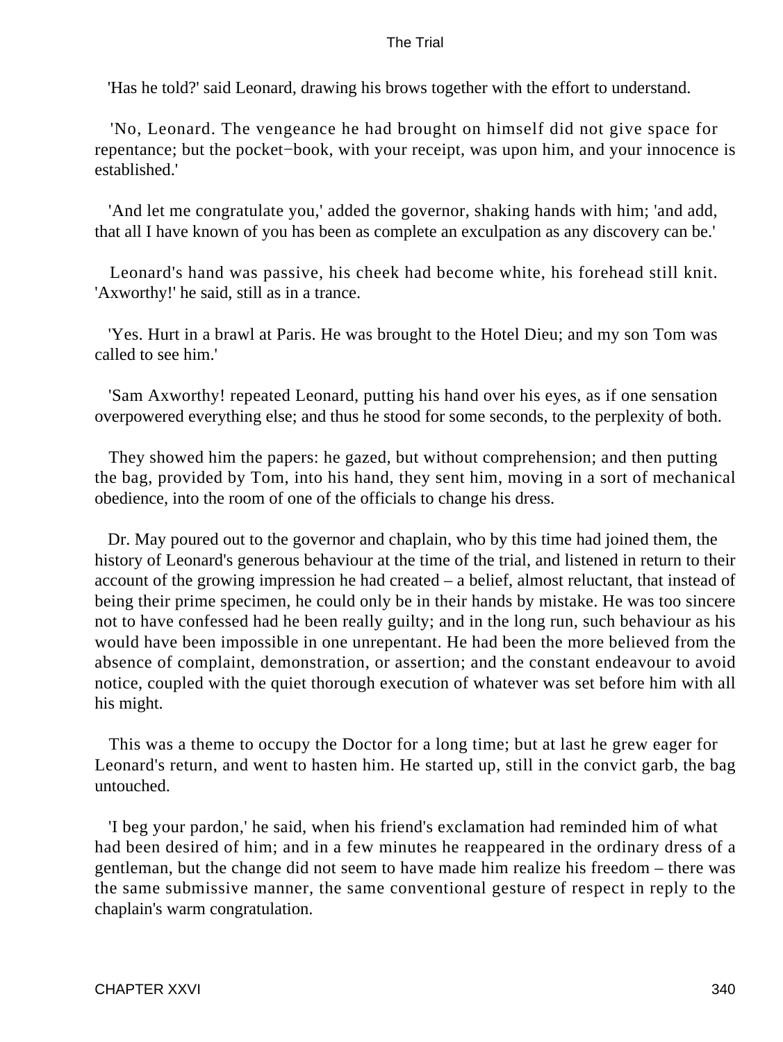'Has he told?' said Leonard, drawing his brows together with the effort to understand.

'No, Leonard. The vengeance he had brought on himself did not give space for repentance; but the pocket−book, with your receipt, was upon him, and your innocence is established.'

'And let me congratulate you,' added the governor, shaking hands with him; 'and add, that all I have known of you has been as complete an exculpation as any discovery can be.'

Leonard's hand was passive, his cheek had become white, his forehead still knit. 'Axworthy!' he said, still as in a trance.

'Yes. Hurt in a brawl at Paris. He was brought to the Hotel Dieu; and my son Tom was called to see him.'

'Sam Axworthy! repeated Leonard, putting his hand over his eyes, as if one sensation overpowered everything else; and thus he stood for some seconds, to the perplexity of both.

They showed him the papers: he gazed, but without comprehension; and then putting the bag, provided by Tom, into his hand, they sent him, moving in a sort of mechanical obedience, into the room of one of the officials to change his dress.

Dr. May poured out to the governor and chaplain, who by this time had joined them, the history of Leonard's generous behaviour at the time of the trial, and listened in return to their account of the growing impression he had created – a belief, almost reluctant, that instead of being their prime specimen, he could only be in their hands by mistake. He was too sincere not to have confessed had he been really guilty; and in the long run, such behaviour as his would have been impossible in one unrepentant. He had been the more believed from the absence of complaint, demonstration, or assertion; and the constant endeavour to avoid notice, coupled with the quiet thorough execution of whatever was set before him with all his might.

This was a theme to occupy the Doctor for a long time; but at last he grew eager for Leonard's return, and went to hasten him. He started up, still in the convict garb, the bag untouched.

'I beg your pardon,' he said, when his friend's exclamation had reminded him of what had been desired of him; and in a few minutes he reappeared in the ordinary dress of a gentleman, but the change did not seem to have made him realize his freedom – there was the same submissive manner, the same conventional gesture of respect in reply to the chaplain's warm congratulation.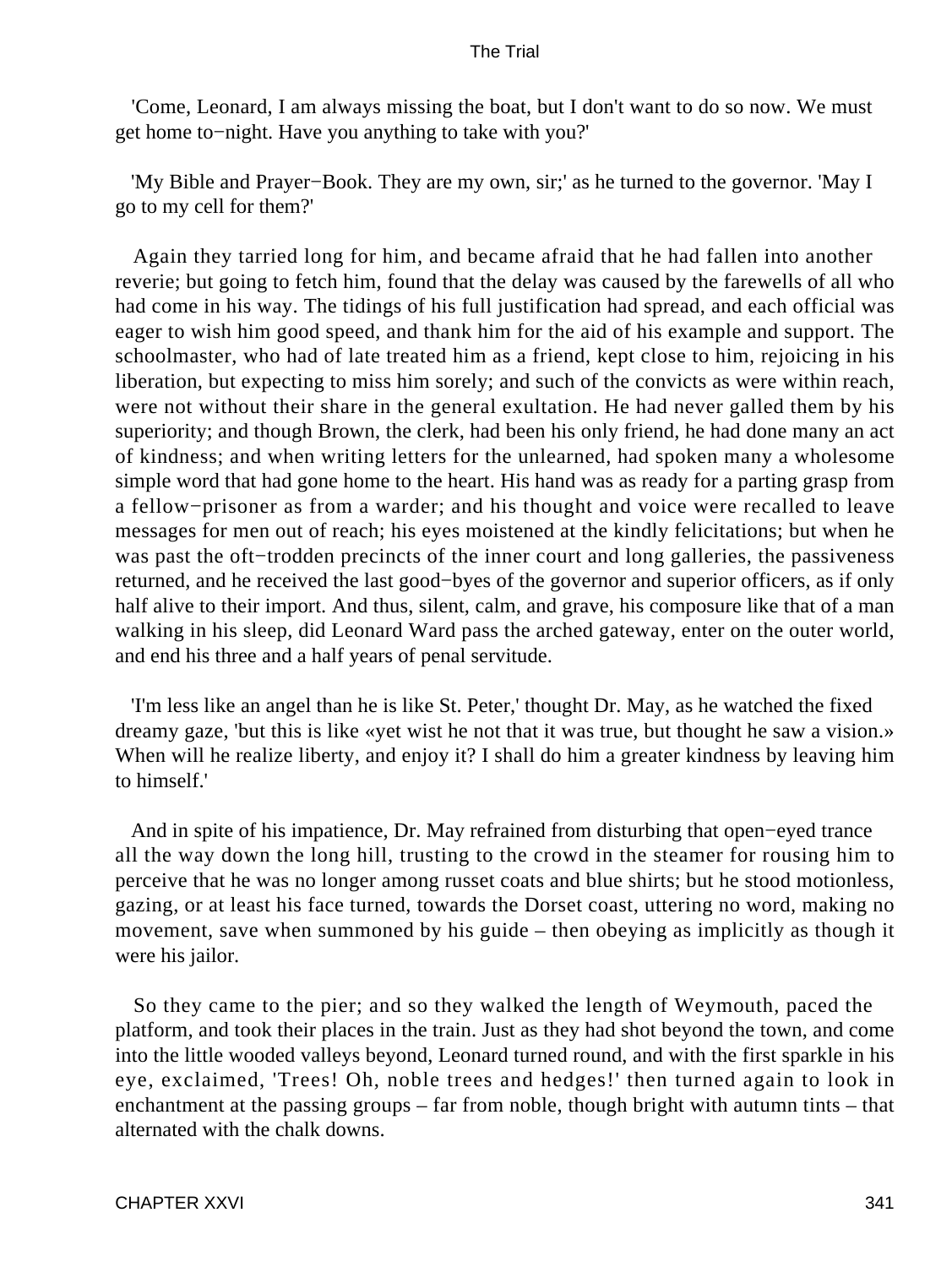'Come, Leonard, I am always missing the boat, but I don't want to do so now. We must get home to−night. Have you anything to take with you?'

'My Bible and Prayer−Book. They are my own, sir;' as he turned to the governor. 'May I go to my cell for them?'

Again they tarried long for him, and became afraid that he had fallen into another reverie; but going to fetch him, found that the delay was caused by the farewells of all who had come in his way. The tidings of his full justification had spread, and each official was eager to wish him good speed, and thank him for the aid of his example and support. The schoolmaster, who had of late treated him as a friend, kept close to him, rejoicing in his liberation, but expecting to miss him sorely; and such of the convicts as were within reach, were not without their share in the general exultation. He had never galled them by his superiority; and though Brown, the clerk, had been his only friend, he had done many an act of kindness; and when writing letters for the unlearned, had spoken many a wholesome simple word that had gone home to the heart. His hand was as ready for a parting grasp from a fellow−prisoner as from a warder; and his thought and voice were recalled to leave messages for men out of reach; his eyes moistened at the kindly felicitations; but when he was past the oft−trodden precincts of the inner court and long galleries, the passiveness returned, and he received the last good−byes of the governor and superior officers, as if only half alive to their import. And thus, silent, calm, and grave, his composure like that of a man walking in his sleep, did Leonard Ward pass the arched gateway, enter on the outer world, and end his three and a half years of penal servitude.

'I'm less like an angel than he is like St. Peter,' thought Dr. May, as he watched the fixed dreamy gaze, 'but this is like «yet wist he not that it was true, but thought he saw a vision.» When will he realize liberty, and enjoy it? I shall do him a greater kindness by leaving him to himself.'

And in spite of his impatience, Dr. May refrained from disturbing that open−eyed trance all the way down the long hill, trusting to the crowd in the steamer for rousing him to perceive that he was no longer among russet coats and blue shirts; but he stood motionless, gazing, or at least his face turned, towards the Dorset coast, uttering no word, making no movement, save when summoned by his guide – then obeying as implicitly as though it were his jailor.

So they came to the pier; and so they walked the length of Weymouth, paced the platform, and took their places in the train. Just as they had shot beyond the town, and come into the little wooded valleys beyond, Leonard turned round, and with the first sparkle in his eye, exclaimed, 'Trees! Oh, noble trees and hedges!' then turned again to look in enchantment at the passing groups – far from noble, though bright with autumn tints – that alternated with the chalk downs.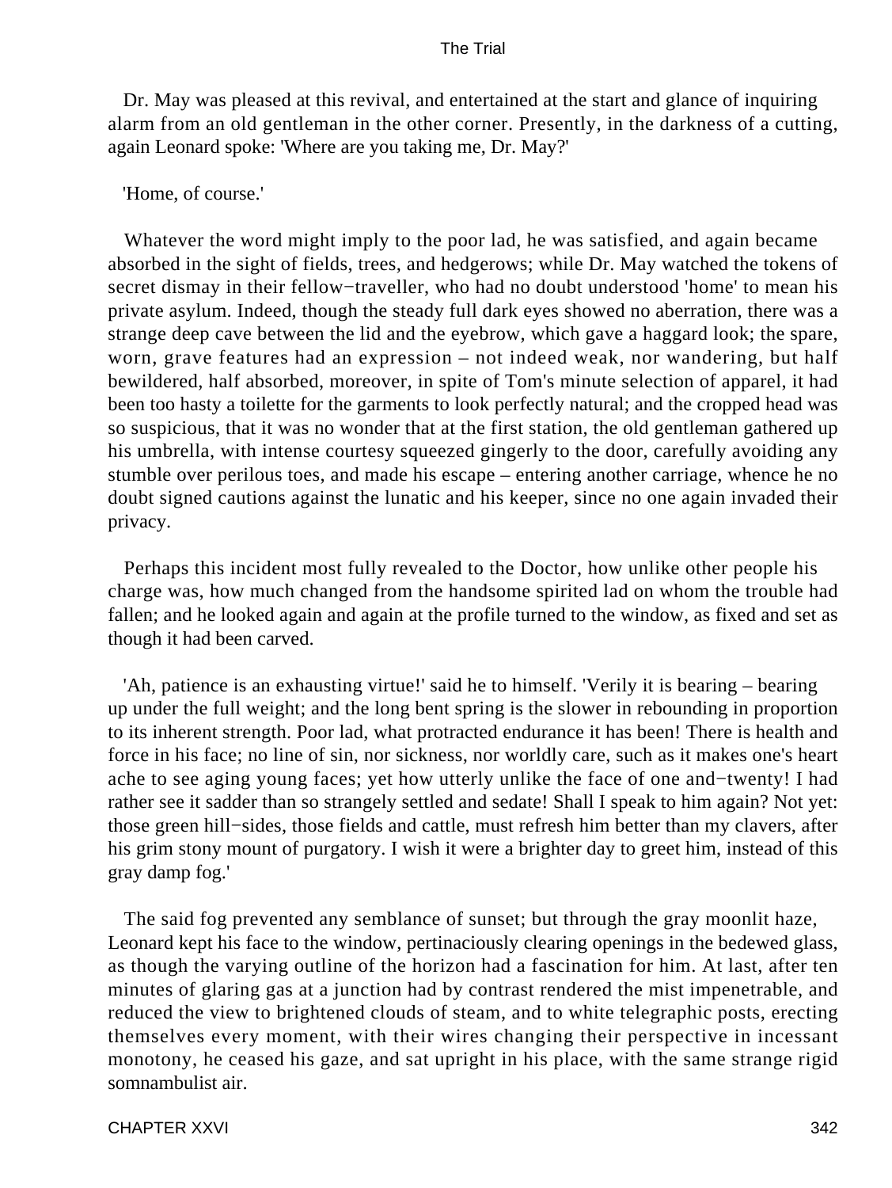Dr. May was pleased at this revival, and entertained at the start and glance of inquiring alarm from an old gentleman in the other corner. Presently, in the darkness of a cutting, again Leonard spoke: 'Where are you taking me, Dr. May?'

'Home, of course.'

Whatever the word might imply to the poor lad, he was satisfied, and again became absorbed in the sight of fields, trees, and hedgerows; while Dr. May watched the tokens of secret dismay in their fellow−traveller, who had no doubt understood 'home' to mean his private asylum. Indeed, though the steady full dark eyes showed no aberration, there was a strange deep cave between the lid and the eyebrow, which gave a haggard look; the spare, worn, grave features had an expression – not indeed weak, nor wandering, but half bewildered, half absorbed, moreover, in spite of Tom's minute selection of apparel, it had been too hasty a toilette for the garments to look perfectly natural; and the cropped head was so suspicious, that it was no wonder that at the first station, the old gentleman gathered up his umbrella, with intense courtesy squeezed gingerly to the door, carefully avoiding any stumble over perilous toes, and made his escape – entering another carriage, whence he no doubt signed cautions against the lunatic and his keeper, since no one again invaded their privacy.

Perhaps this incident most fully revealed to the Doctor, how unlike other people his charge was, how much changed from the handsome spirited lad on whom the trouble had fallen; and he looked again and again at the profile turned to the window, as fixed and set as though it had been carved.

'Ah, patience is an exhausting virtue!' said he to himself. 'Verily it is bearing – bearing up under the full weight; and the long bent spring is the slower in rebounding in proportion to its inherent strength. Poor lad, what protracted endurance it has been! There is health and force in his face; no line of sin, nor sickness, nor worldly care, such as it makes one's heart ache to see aging young faces; yet how utterly unlike the face of one and−twenty! I had rather see it sadder than so strangely settled and sedate! Shall I speak to him again? Not yet: those green hill−sides, those fields and cattle, must refresh him better than my clavers, after his grim stony mount of purgatory. I wish it were a brighter day to greet him, instead of this gray damp fog.'

The said fog prevented any semblance of sunset; but through the gray moonlit haze, Leonard kept his face to the window, pertinaciously clearing openings in the bedewed glass, as though the varying outline of the horizon had a fascination for him. At last, after ten minutes of glaring gas at a junction had by contrast rendered the mist impenetrable, and reduced the view to brightened clouds of steam, and to white telegraphic posts, erecting themselves every moment, with their wires changing their perspective in incessant monotony, he ceased his gaze, and sat upright in his place, with the same strange rigid somnambulist air.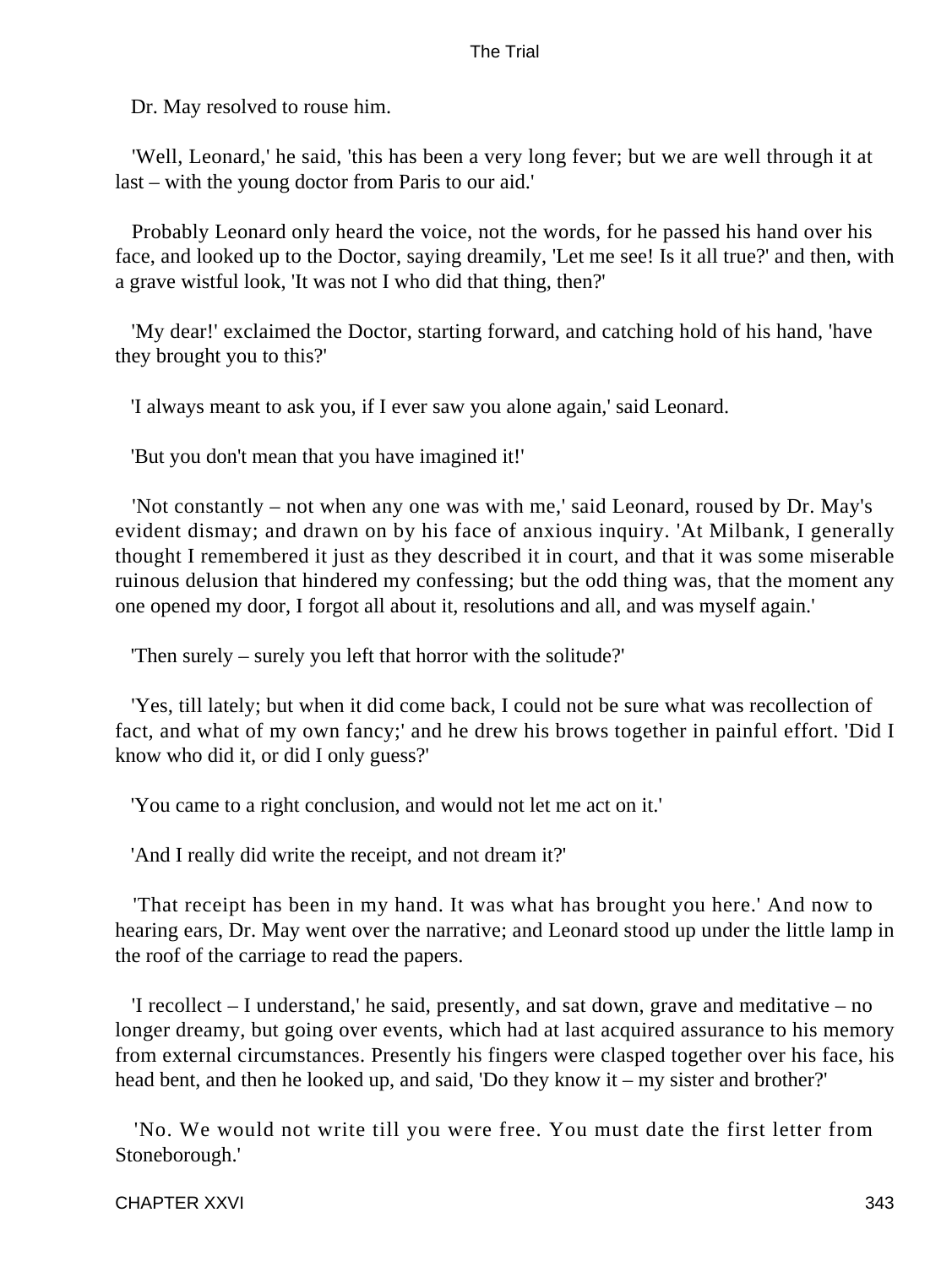Dr. May resolved to rouse him.

'Well, Leonard,' he said, 'this has been a very long fever; but we are well through it at last – with the young doctor from Paris to our aid.'

Probably Leonard only heard the voice, not the words, for he passed his hand over his face, and looked up to the Doctor, saying dreamily, 'Let me see! Is it all true?' and then, with a grave wistful look, 'It was not I who did that thing, then?'

'My dear!' exclaimed the Doctor, starting forward, and catching hold of his hand, 'have they brought you to this?'

'I always meant to ask you, if I ever saw you alone again,' said Leonard.

'But you don't mean that you have imagined it!'

'Not constantly – not when any one was with me,' said Leonard, roused by Dr. May's evident dismay; and drawn on by his face of anxious inquiry. 'At Milbank, I generally thought I remembered it just as they described it in court, and that it was some miserable ruinous delusion that hindered my confessing; but the odd thing was, that the moment any one opened my door, I forgot all about it, resolutions and all, and was myself again.'

'Then surely – surely you left that horror with the solitude?'

'Yes, till lately; but when it did come back, I could not be sure what was recollection of fact, and what of my own fancy;' and he drew his brows together in painful effort. 'Did I know who did it, or did I only guess?'

'You came to a right conclusion, and would not let me act on it.'

'And I really did write the receipt, and not dream it?'

'That receipt has been in my hand. It was what has brought you here.' And now to hearing ears, Dr. May went over the narrative; and Leonard stood up under the little lamp in the roof of the carriage to read the papers.

'I recollect – I understand,' he said, presently, and sat down, grave and meditative – no longer dreamy, but going over events, which had at last acquired assurance to his memory from external circumstances. Presently his fingers were clasped together over his face, his head bent, and then he looked up, and said, 'Do they know it – my sister and brother?'

'No. We would not write till you were free. You must date the first letter from Stoneborough.'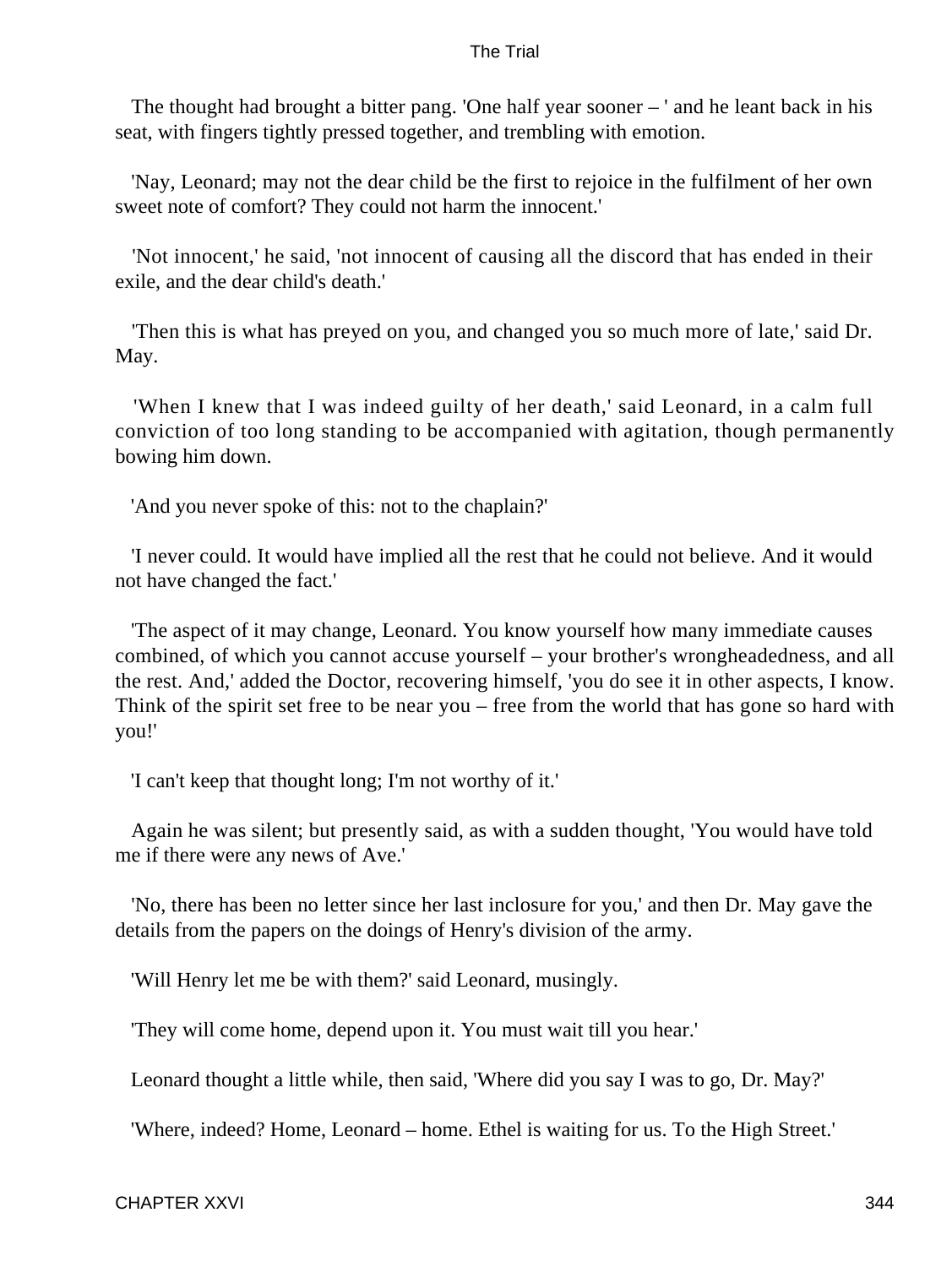The thought had brought a bitter pang. 'One half year sooner – ' and he leant back in his seat, with fingers tightly pressed together, and trembling with emotion.

'Nay, Leonard; may not the dear child be the first to rejoice in the fulfilment of her own sweet note of comfort? They could not harm the innocent.'

'Not innocent,' he said, 'not innocent of causing all the discord that has ended in their exile, and the dear child's death.'

'Then this is what has preyed on you, and changed you so much more of late,' said Dr. May.

'When I knew that I was indeed guilty of her death,' said Leonard, in a calm full conviction of too long standing to be accompanied with agitation, though permanently bowing him down.

'And you never spoke of this: not to the chaplain?'

'I never could. It would have implied all the rest that he could not believe. And it would not have changed the fact.'

'The aspect of it may change, Leonard. You know yourself how many immediate causes combined, of which you cannot accuse yourself – your brother's wrongheadedness, and all the rest. And,' added the Doctor, recovering himself, 'you do see it in other aspects, I know. Think of the spirit set free to be near you – free from the world that has gone so hard with you!'

'I can't keep that thought long; I'm not worthy of it.'

Again he was silent; but presently said, as with a sudden thought, 'You would have told me if there were any news of Ave.'

'No, there has been no letter since her last inclosure for you,' and then Dr. May gave the details from the papers on the doings of Henry's division of the army.

'Will Henry let me be with them?' said Leonard, musingly.

'They will come home, depend upon it. You must wait till you hear.'

Leonard thought a little while, then said, 'Where did you say I was to go, Dr. May?'

'Where, indeed? Home, Leonard – home. Ethel is waiting for us. To the High Street.'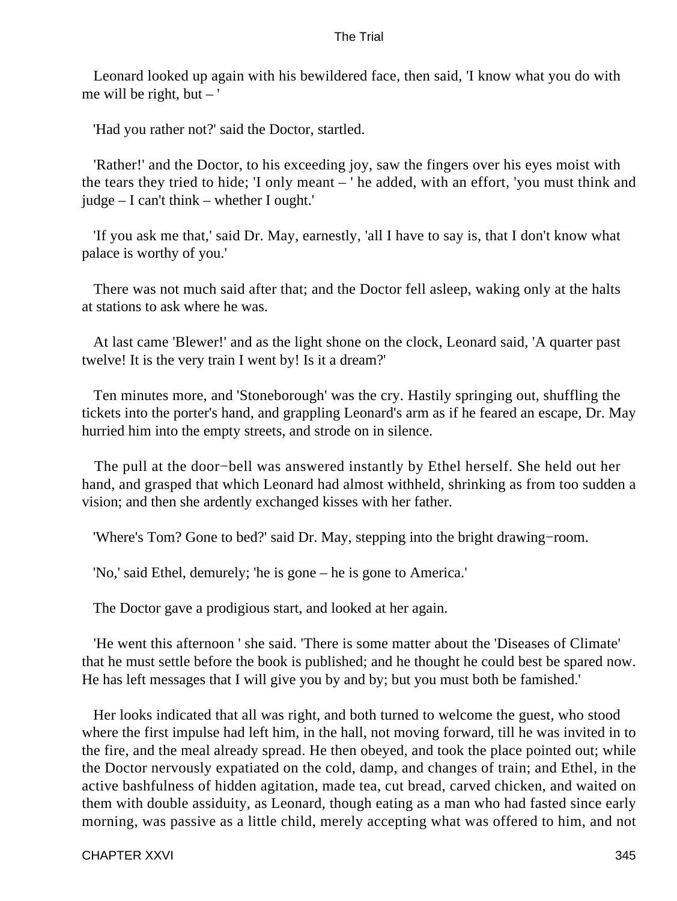Leonard looked up again with his bewildered face, then said, 'I know what you do with me will be right, but – '

'Had you rather not?' said the Doctor, startled.

'Rather!' and the Doctor, to his exceeding joy, saw the fingers over his eyes moist with the tears they tried to hide; 'I only meant – ' he added, with an effort, 'you must think and judge – I can't think – whether I ought.'

'If you ask me that,' said Dr. May, earnestly, 'all I have to say is, that I don't know what palace is worthy of you.'

There was not much said after that; and the Doctor fell asleep, waking only at the halts at stations to ask where he was.

At last came 'Blewer!' and as the light shone on the clock, Leonard said, 'A quarter past twelve! It is the very train I went by! Is it a dream?'

Ten minutes more, and 'Stoneborough' was the cry. Hastily springing out, shuffling the tickets into the porter's hand, and grappling Leonard's arm as if he feared an escape, Dr. May hurried him into the empty streets, and strode on in silence.

The pull at the door−bell was answered instantly by Ethel herself. She held out her hand, and grasped that which Leonard had almost withheld, shrinking as from too sudden a vision; and then she ardently exchanged kisses with her father.

'Where's Tom? Gone to bed?' said Dr. May, stepping into the bright drawing−room.

'No,' said Ethel, demurely; 'he is gone – he is gone to America.'

The Doctor gave a prodigious start, and looked at her again.

'He went this afternoon ' she said. 'There is some matter about the 'Diseases of Climate' that he must settle before the book is published; and he thought he could best be spared now. He has left messages that I will give you by and by; but you must both be famished.'

Her looks indicated that all was right, and both turned to welcome the guest, who stood where the first impulse had left him, in the hall, not moving forward, till he was invited in to the fire, and the meal already spread. He then obeyed, and took the place pointed out; while the Doctor nervously expatiated on the cold, damp, and changes of train; and Ethel, in the active bashfulness of hidden agitation, made tea, cut bread, carved chicken, and waited on them with double assiduity, as Leonard, though eating as a man who had fasted since early morning, was passive as a little child, merely accepting what was offered to him, and not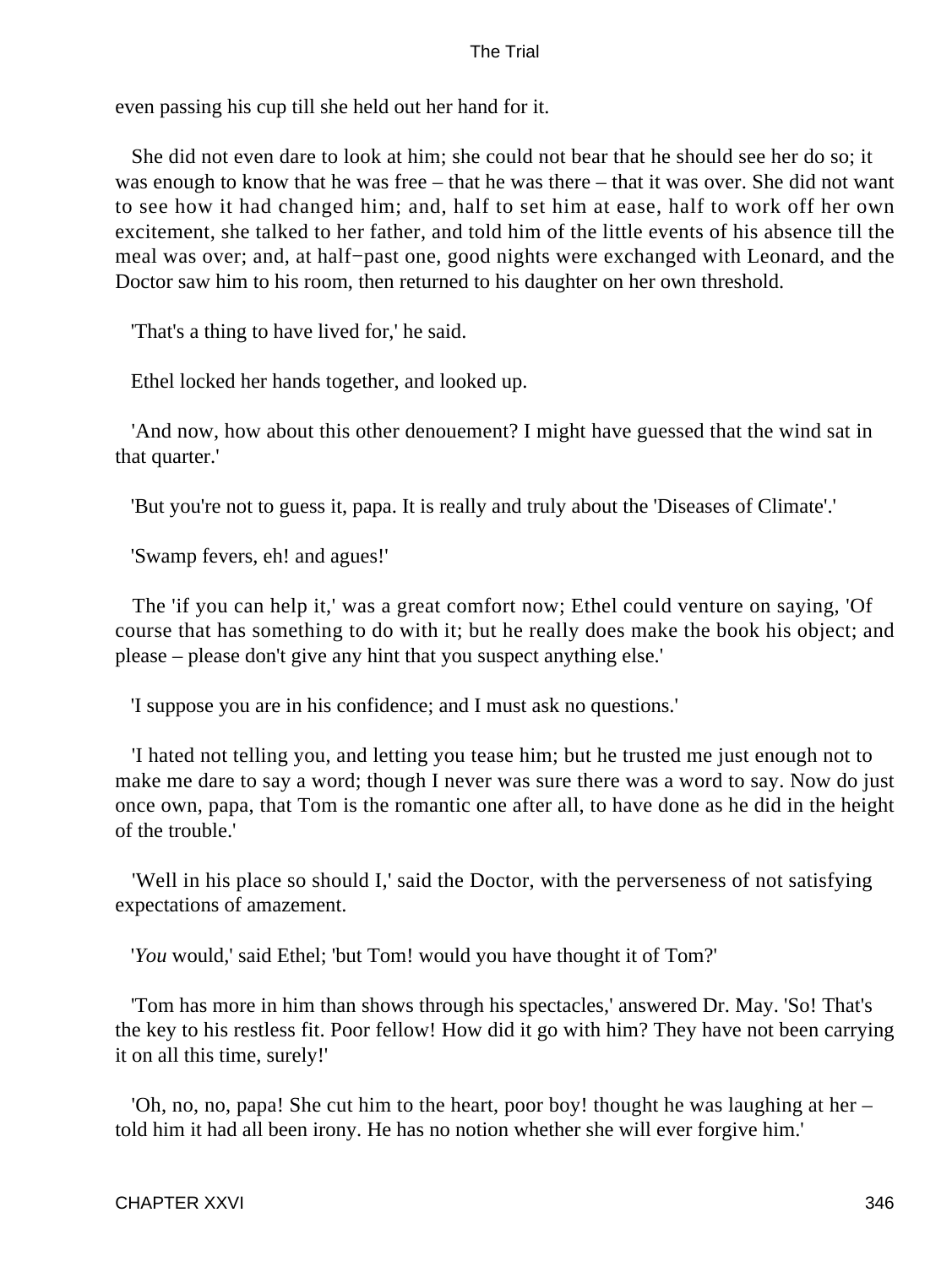even passing his cup till she held out her hand for it.

She did not even dare to look at him; she could not bear that he should see her do so; it was enough to know that he was free – that he was there – that it was over. She did not want to see how it had changed him; and, half to set him at ease, half to work off her own excitement, she talked to her father, and told him of the little events of his absence till the meal was over; and, at half−past one, good nights were exchanged with Leonard, and the Doctor saw him to his room, then returned to his daughter on her own threshold.

'That's a thing to have lived for,' he said.

Ethel locked her hands together, and looked up.

'And now, how about this other denouement? I might have guessed that the wind sat in that quarter.'

'But you're not to guess it, papa. It is really and truly about the 'Diseases of Climate'.'

'Swamp fevers, eh! and agues!'

The 'if you can help it,' was a great comfort now; Ethel could venture on saying, 'Of course that has something to do with it; but he really does make the book his object; and please – please don't give any hint that you suspect anything else.'

'I suppose you are in his confidence; and I must ask no questions.'

'I hated not telling you, and letting you tease him; but he trusted me just enough not to make me dare to say a word; though I never was sure there was a word to say. Now do just once own, papa, that Tom is the romantic one after all, to have done as he did in the height of the trouble.'

'Well in his place so should I,' said the Doctor, with the perverseness of not satisfying expectations of amazement.

'*You* would,' said Ethel; 'but Tom! would you have thought it of Tom?'

'Tom has more in him than shows through his spectacles,' answered Dr. May. 'So! That's the key to his restless fit. Poor fellow! How did it go with him? They have not been carrying it on all this time, surely!'

'Oh, no, no, papa! She cut him to the heart, poor boy! thought he was laughing at her – told him it had all been irony. He has no notion whether she will ever forgive him.'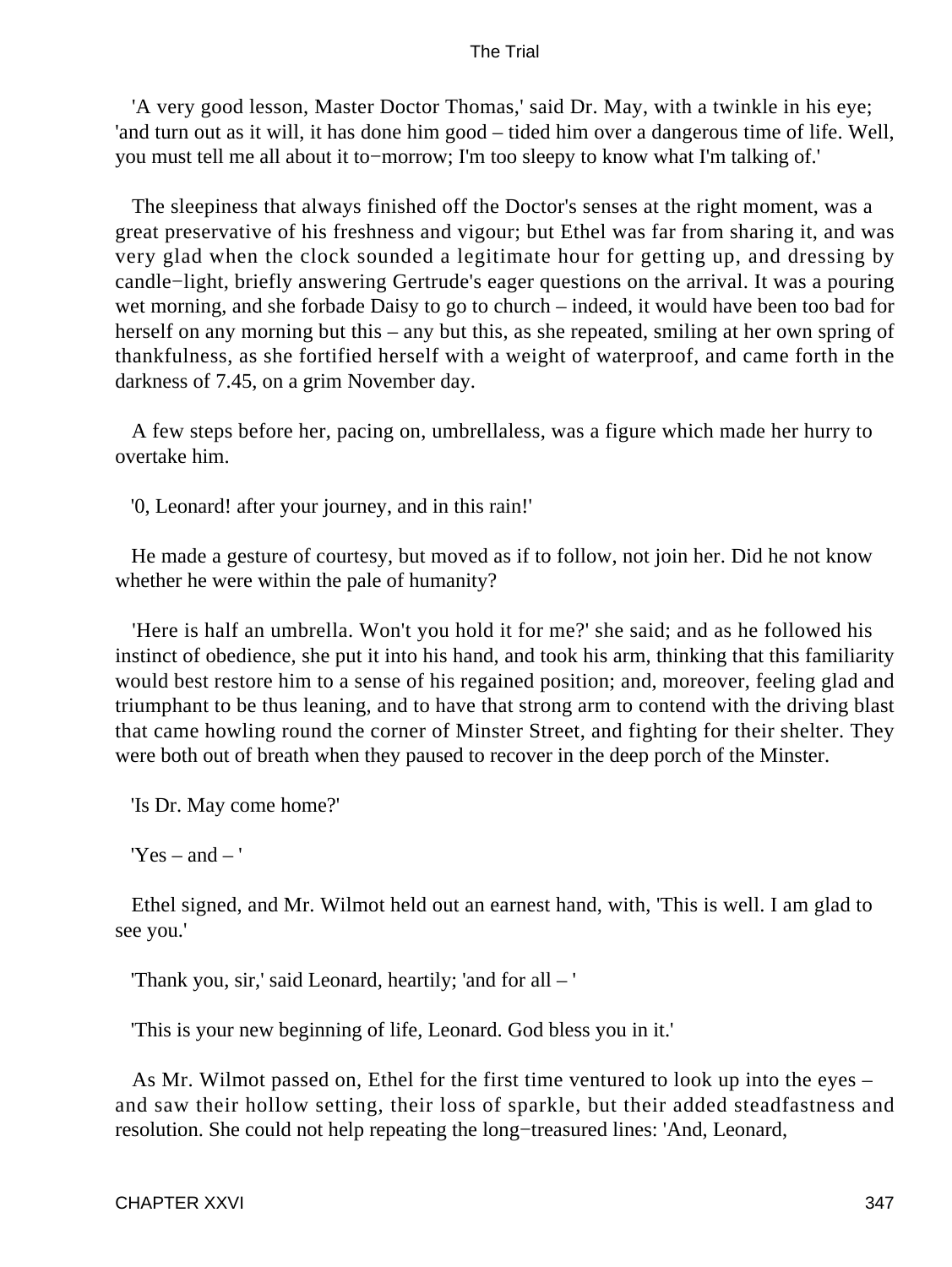'A very good lesson, Master Doctor Thomas,' said Dr. May, with a twinkle in his eye; 'and turn out as it will, it has done him good – tided him over a dangerous time of life. Well, you must tell me all about it to−morrow; I'm too sleepy to know what I'm talking of.'

The sleepiness that always finished off the Doctor's senses at the right moment, was a great preservative of his freshness and vigour; but Ethel was far from sharing it, and was very glad when the clock sounded a legitimate hour for getting up, and dressing by candle−light, briefly answering Gertrude's eager questions on the arrival. It was a pouring wet morning, and she forbade Daisy to go to church – indeed, it would have been too bad for herself on any morning but this – any but this, as she repeated, smiling at her own spring of thankfulness, as she fortified herself with a weight of waterproof, and came forth in the darkness of 7.45, on a grim November day.

A few steps before her, pacing on, umbrellaless, was a figure which made her hurry to overtake him.

'0, Leonard! after your journey, and in this rain!'

He made a gesture of courtesy, but moved as if to follow, not join her. Did he not know whether he were within the pale of humanity?

'Here is half an umbrella. Won't you hold it for me?' she said; and as he followed his instinct of obedience, she put it into his hand, and took his arm, thinking that this familiarity would best restore him to a sense of his regained position; and, moreover, feeling glad and triumphant to be thus leaning, and to have that strong arm to contend with the driving blast that came howling round the corner of Minster Street, and fighting for their shelter. They were both out of breath when they paused to recover in the deep porch of the Minster.

'Is Dr. May come home?'

'Yes – and – '

Ethel signed, and Mr. Wilmot held out an earnest hand, with, 'This is well. I am glad to see you.'

'Thank you, sir,' said Leonard, heartily; 'and for all – '

'This is your new beginning of life, Leonard. God bless you in it.'

As Mr. Wilmot passed on, Ethel for the first time ventured to look up into the eyes – and saw their hollow setting, their loss of sparkle, but their added steadfastness and resolution. She could not help repeating the long−treasured lines: 'And, Leonard,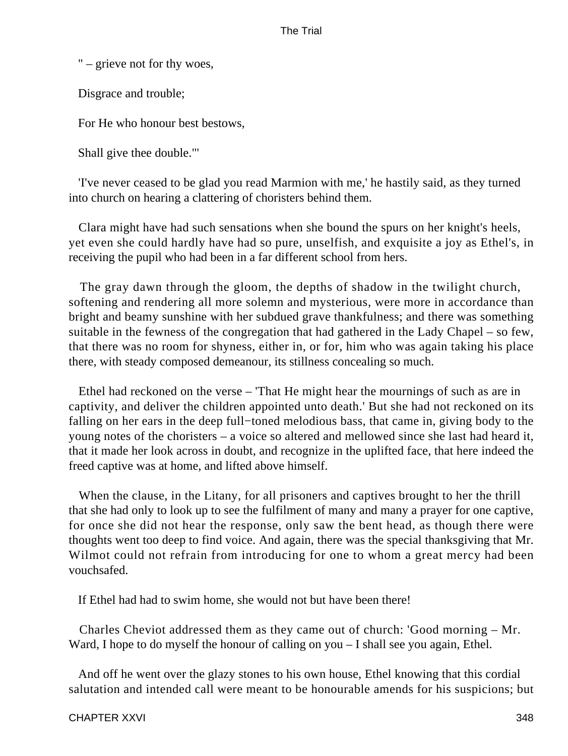" – grieve not for thy woes,

Disgrace and trouble;

For He who honour best bestows,

Shall give thee double."'

'I've never ceased to be glad you read Marmion with me,' he hastily said, as they turned into church on hearing a clattering of choristers behind them.

Clara might have had such sensations when she bound the spurs on her knight's heels, yet even she could hardly have had so pure, unselfish, and exquisite a joy as Ethel's, in receiving the pupil who had been in a far different school from hers.

The gray dawn through the gloom, the depths of shadow in the twilight church, softening and rendering all more solemn and mysterious, were more in accordance than bright and beamy sunshine with her subdued grave thankfulness; and there was something suitable in the fewness of the congregation that had gathered in the Lady Chapel – so few, that there was no room for shyness, either in, or for, him who was again taking his place there, with steady composed demeanour, its stillness concealing so much.

Ethel had reckoned on the verse – 'That He might hear the mournings of such as are in captivity, and deliver the children appointed unto death.' But she had not reckoned on its falling on her ears in the deep full−toned melodious bass, that came in, giving body to the young notes of the choristers – a voice so altered and mellowed since she last had heard it, that it made her look across in doubt, and recognize in the uplifted face, that here indeed the freed captive was at home, and lifted above himself.

When the clause, in the Litany, for all prisoners and captives brought to her the thrill that she had only to look up to see the fulfilment of many and many a prayer for one captive, for once she did not hear the response, only saw the bent head, as though there were thoughts went too deep to find voice. And again, there was the special thanksgiving that Mr. Wilmot could not refrain from introducing for one to whom a great mercy had been vouchsafed.

If Ethel had had to swim home, she would not but have been there!

Charles Cheviot addressed them as they came out of church: 'Good morning – Mr. Ward, I hope to do myself the honour of calling on you – I shall see you again, Ethel.

And off he went over the glazy stones to his own house, Ethel knowing that this cordial salutation and intended call were meant to be honourable amends for his suspicions; but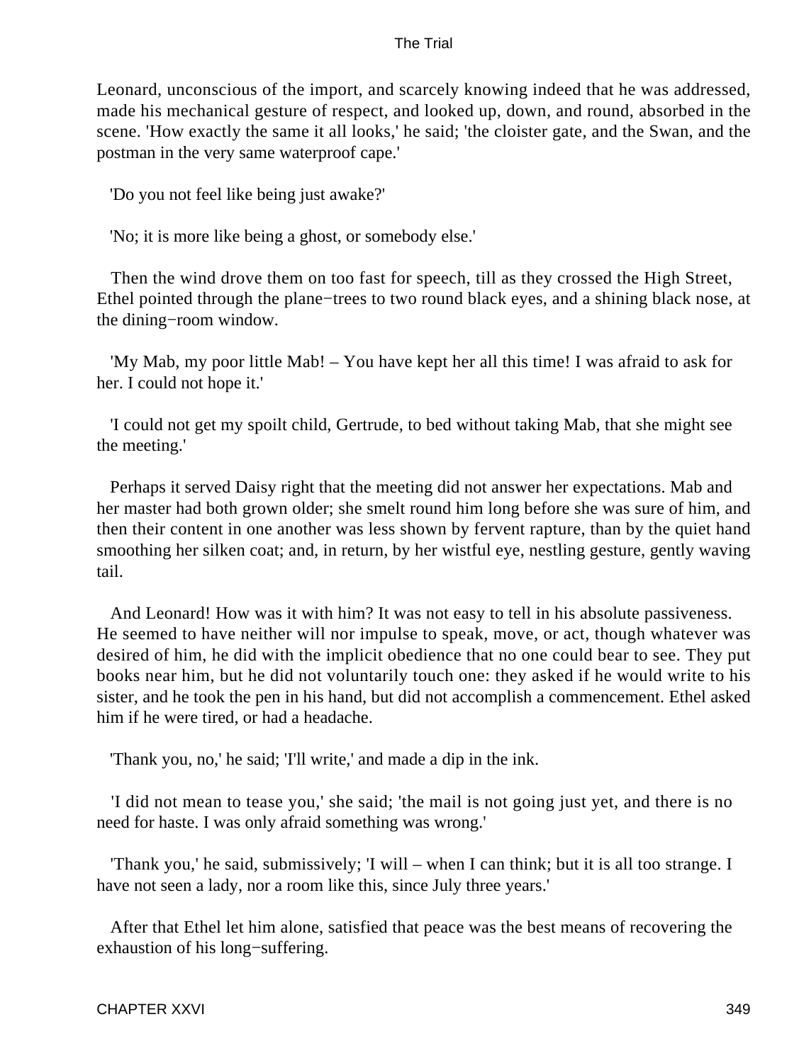Leonard, unconscious of the import, and scarcely knowing indeed that he was addressed, made his mechanical gesture of respect, and looked up, down, and round, absorbed in the scene. 'How exactly the same it all looks,' he said; 'the cloister gate, and the Swan, and the postman in the very same waterproof cape.'

'Do you not feel like being just awake?'

'No; it is more like being a ghost, or somebody else.'

Then the wind drove them on too fast for speech, till as they crossed the High Street, Ethel pointed through the plane−trees to two round black eyes, and a shining black nose, at the dining−room window.

'My Mab, my poor little Mab! – You have kept her all this time! I was afraid to ask for her. I could not hope it.'

'I could not get my spoilt child, Gertrude, to bed without taking Mab, that she might see the meeting.'

Perhaps it served Daisy right that the meeting did not answer her expectations. Mab and her master had both grown older; she smelt round him long before she was sure of him, and then their content in one another was less shown by fervent rapture, than by the quiet hand smoothing her silken coat; and, in return, by her wistful eye, nestling gesture, gently waving tail.

And Leonard! How was it with him? It was not easy to tell in his absolute passiveness. He seemed to have neither will nor impulse to speak, move, or act, though whatever was desired of him, he did with the implicit obedience that no one could bear to see. They put books near him, but he did not voluntarily touch one: they asked if he would write to his sister, and he took the pen in his hand, but did not accomplish a commencement. Ethel asked him if he were tired, or had a headache.

'Thank you, no,' he said; 'I'll write,' and made a dip in the ink.

'I did not mean to tease you,' she said; 'the mail is not going just yet, and there is no need for haste. I was only afraid something was wrong.'

'Thank you,' he said, submissively; 'I will – when I can think; but it is all too strange. I have not seen a lady, nor a room like this, since July three years.'

After that Ethel let him alone, satisfied that peace was the best means of recovering the exhaustion of his long−suffering.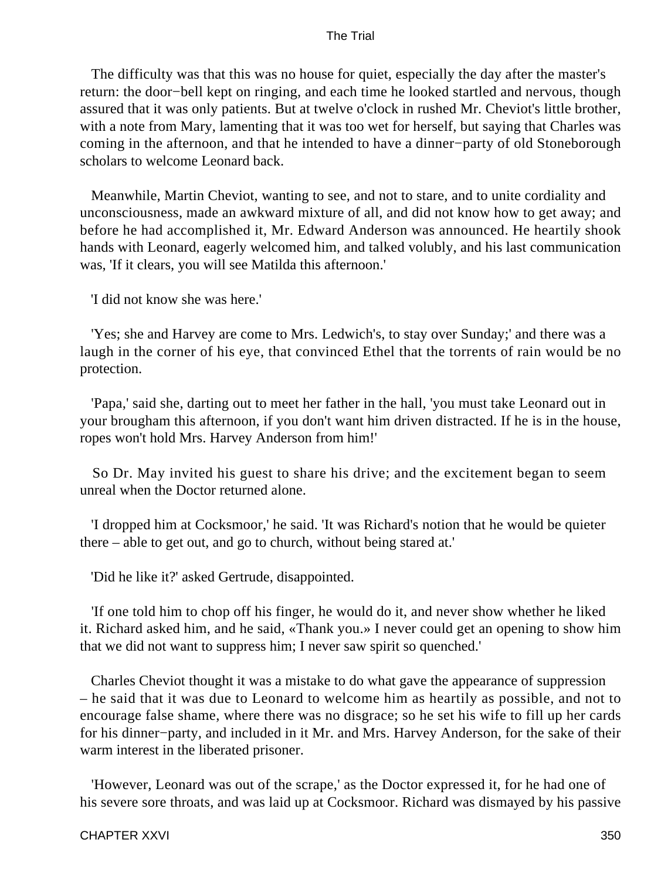The difficulty was that this was no house for quiet, especially the day after the master's return: the door−bell kept on ringing, and each time he looked startled and nervous, though assured that it was only patients. But at twelve o'clock in rushed Mr. Cheviot's little brother, with a note from Mary, lamenting that it was too wet for herself, but saying that Charles was coming in the afternoon, and that he intended to have a dinner−party of old Stoneborough scholars to welcome Leonard back.

Meanwhile, Martin Cheviot, wanting to see, and not to stare, and to unite cordiality and unconsciousness, made an awkward mixture of all, and did not know how to get away; and before he had accomplished it, Mr. Edward Anderson was announced. He heartily shook hands with Leonard, eagerly welcomed him, and talked volubly, and his last communication was, 'If it clears, you will see Matilda this afternoon.'

'I did not know she was here.'

'Yes; she and Harvey are come to Mrs. Ledwich's, to stay over Sunday;' and there was a laugh in the corner of his eye, that convinced Ethel that the torrents of rain would be no protection.

'Papa,' said she, darting out to meet her father in the hall, 'you must take Leonard out in your brougham this afternoon, if you don't want him driven distracted. If he is in the house, ropes won't hold Mrs. Harvey Anderson from him!'

So Dr. May invited his guest to share his drive; and the excitement began to seem unreal when the Doctor returned alone.

'I dropped him at Cocksmoor,' he said. 'It was Richard's notion that he would be quieter there – able to get out, and go to church, without being stared at.'

'Did he like it?' asked Gertrude, disappointed.

'If one told him to chop off his finger, he would do it, and never show whether he liked it. Richard asked him, and he said, «Thank you.» I never could get an opening to show him that we did not want to suppress him; I never saw spirit so quenched.'

Charles Cheviot thought it was a mistake to do what gave the appearance of suppression – he said that it was due to Leonard to welcome him as heartily as possible, and not to encourage false shame, where there was no disgrace; so he set his wife to fill up her cards for his dinner−party, and included in it Mr. and Mrs. Harvey Anderson, for the sake of their warm interest in the liberated prisoner.

'However, Leonard was out of the scrape,' as the Doctor expressed it, for he had one of his severe sore throats, and was laid up at Cocksmoor. Richard was dismayed by his passive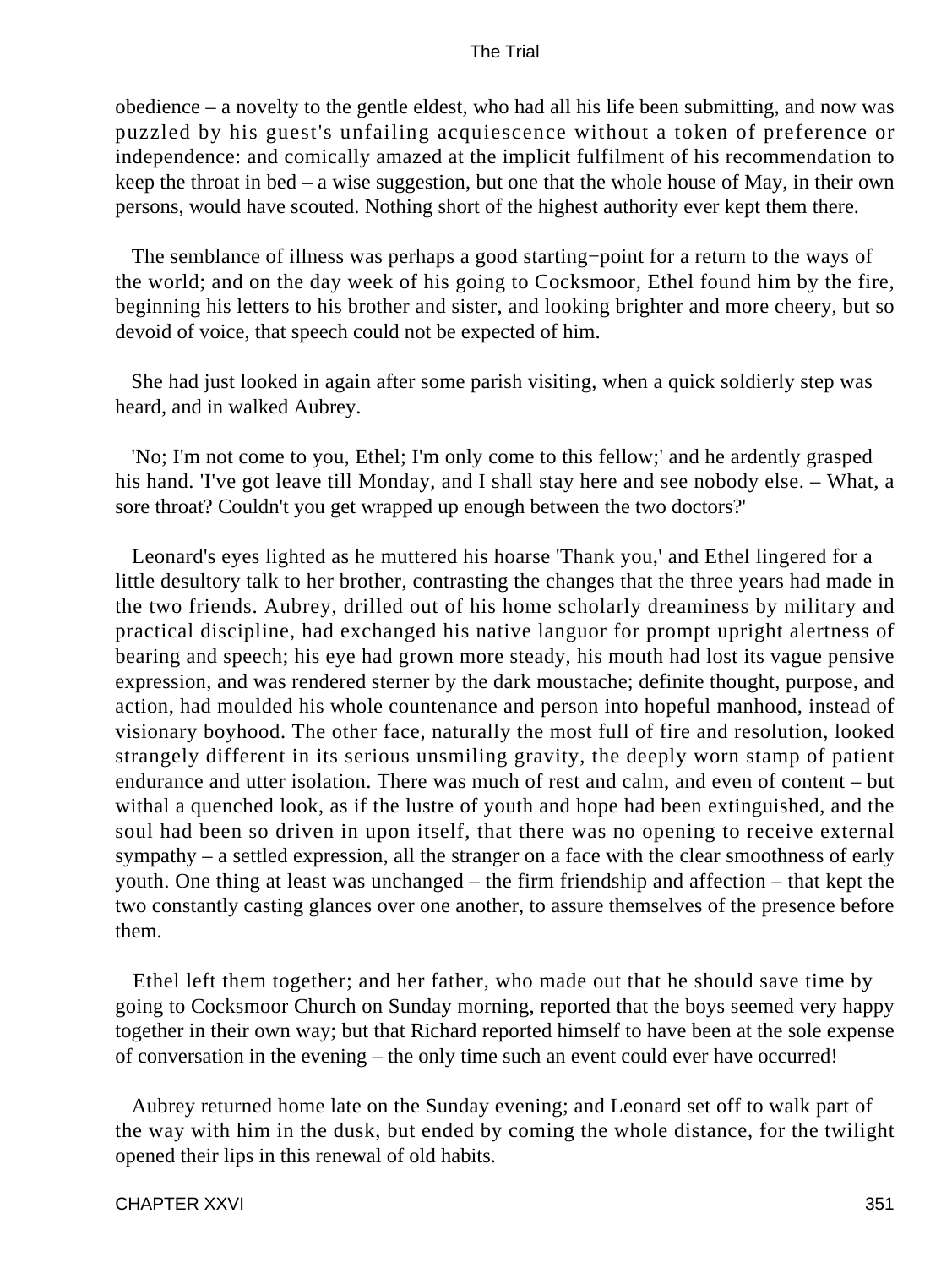obedience – a novelty to the gentle eldest, who had all his life been submitting, and now was puzzled by his guest's unfailing acquiescence without a token of preference or independence: and comically amazed at the implicit fulfilment of his recommendation to keep the throat in bed – a wise suggestion, but one that the whole house of May, in their own persons, would have scouted. Nothing short of the highest authority ever kept them there.

The semblance of illness was perhaps a good starting−point for a return to the ways of the world; and on the day week of his going to Cocksmoor, Ethel found him by the fire, beginning his letters to his brother and sister, and looking brighter and more cheery, but so devoid of voice, that speech could not be expected of him.

She had just looked in again after some parish visiting, when a quick soldierly step was heard, and in walked Aubrey.

'No; I'm not come to you, Ethel; I'm only come to this fellow;' and he ardently grasped his hand. 'I've got leave till Monday, and I shall stay here and see nobody else. – What, a sore throat? Couldn't you get wrapped up enough between the two doctors?'

Leonard's eyes lighted as he muttered his hoarse 'Thank you,' and Ethel lingered for a little desultory talk to her brother, contrasting the changes that the three years had made in the two friends. Aubrey, drilled out of his home scholarly dreaminess by military and practical discipline, had exchanged his native languor for prompt upright alertness of bearing and speech; his eye had grown more steady, his mouth had lost its vague pensive expression, and was rendered sterner by the dark moustache; definite thought, purpose, and action, had moulded his whole countenance and person into hopeful manhood, instead of visionary boyhood. The other face, naturally the most full of fire and resolution, looked strangely different in its serious unsmiling gravity, the deeply worn stamp of patient endurance and utter isolation. There was much of rest and calm, and even of content – but withal a quenched look, as if the lustre of youth and hope had been extinguished, and the soul had been so driven in upon itself, that there was no opening to receive external sympathy – a settled expression, all the stranger on a face with the clear smoothness of early youth. One thing at least was unchanged – the firm friendship and affection – that kept the two constantly casting glances over one another, to assure themselves of the presence before them.

Ethel left them together; and her father, who made out that he should save time by going to Cocksmoor Church on Sunday morning, reported that the boys seemed very happy together in their own way; but that Richard reported himself to have been at the sole expense of conversation in the evening – the only time such an event could ever have occurred!

Aubrey returned home late on the Sunday evening; and Leonard set off to walk part of the way with him in the dusk, but ended by coming the whole distance, for the twilight opened their lips in this renewal of old habits.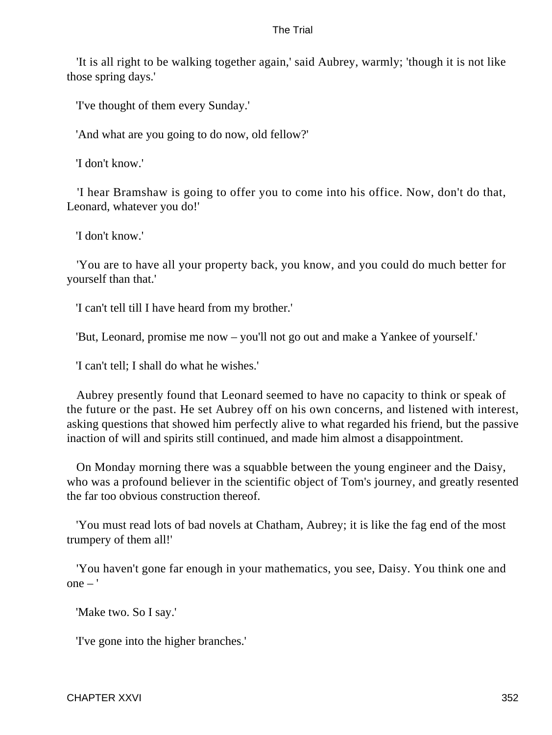'It is all right to be walking together again,' said Aubrey, warmly; 'though it is not like those spring days.'

'I've thought of them every Sunday.'

'And what are you going to do now, old fellow?'

'I don't know.'

'I hear Bramshaw is going to offer you to come into his office. Now, don't do that, Leonard, whatever you do!'

'I don't know.'

'You are to have all your property back, you know, and you could do much better for yourself than that.'

'I can't tell till I have heard from my brother.'

'But, Leonard, promise me now – you'll not go out and make a Yankee of yourself.'

'I can't tell; I shall do what he wishes.'

Aubrey presently found that Leonard seemed to have no capacity to think or speak of the future or the past. He set Aubrey off on his own concerns, and listened with interest, asking questions that showed him perfectly alive to what regarded his friend, but the passive inaction of will and spirits still continued, and made him almost a disappointment.

On Monday morning there was a squabble between the young engineer and the Daisy, who was a profound believer in the scientific object of Tom's journey, and greatly resented the far too obvious construction thereof.

'You must read lots of bad novels at Chatham, Aubrey; it is like the fag end of the most trumpery of them all!'

'You haven't gone far enough in your mathematics, you see, Daisy. You think one and one – '

'Make two. So I say.'

'I've gone into the higher branches.'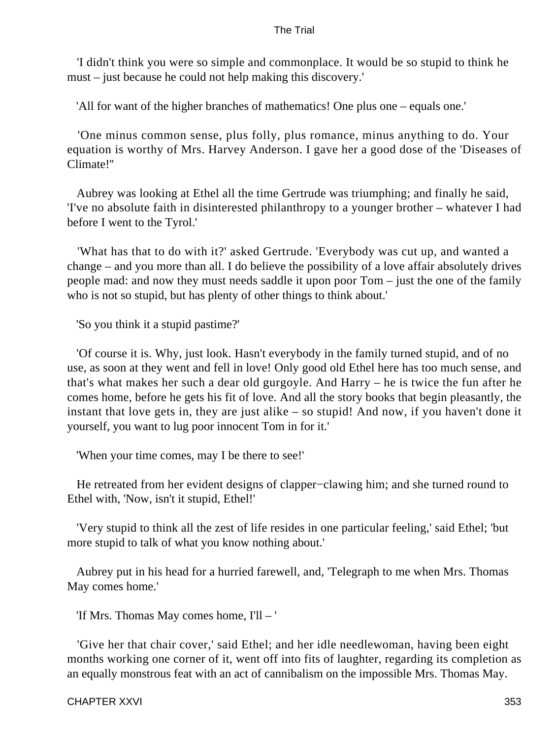'I didn't think you were so simple and commonplace. It would be so stupid to think he must – just because he could not help making this discovery.'

'All for want of the higher branches of mathematics! One plus one – equals one.'

'One minus common sense, plus folly, plus romance, minus anything to do. Your equation is worthy of Mrs. Harvey Anderson. I gave her a good dose of the 'Diseases of Climate!''

Aubrey was looking at Ethel all the time Gertrude was triumphing; and finally he said, 'I've no absolute faith in disinterested philanthropy to a younger brother – whatever I had before I went to the Tyrol.'

'What has that to do with it?' asked Gertrude. 'Everybody was cut up, and wanted a change – and you more than all. I do believe the possibility of a love affair absolutely drives people mad: and now they must needs saddle it upon poor Tom – just the one of the family who is not so stupid, but has plenty of other things to think about.'

'So you think it a stupid pastime?'

'Of course it is. Why, just look. Hasn't everybody in the family turned stupid, and of no use, as soon at they went and fell in love! Only good old Ethel here has too much sense, and that's what makes her such a dear old gurgoyle. And Harry – he is twice the fun after he comes home, before he gets his fit of love. And all the story books that begin pleasantly, the instant that love gets in, they are just alike – so stupid! And now, if you haven't done it yourself, you want to lug poor innocent Tom in for it.'

'When your time comes, may I be there to see!'

He retreated from her evident designs of clapper−clawing him; and she turned round to Ethel with, 'Now, isn't it stupid, Ethel!'

'Very stupid to think all the zest of life resides in one particular feeling,' said Ethel; 'but more stupid to talk of what you know nothing about.'

Aubrey put in his head for a hurried farewell, and, 'Telegraph to me when Mrs. Thomas May comes home.'

'If Mrs. Thomas May comes home, I'll – '

'Give her that chair cover,' said Ethel; and her idle needlewoman, having been eight months working one corner of it, went off into fits of laughter, regarding its completion as an equally monstrous feat with an act of cannibalism on the impossible Mrs. Thomas May.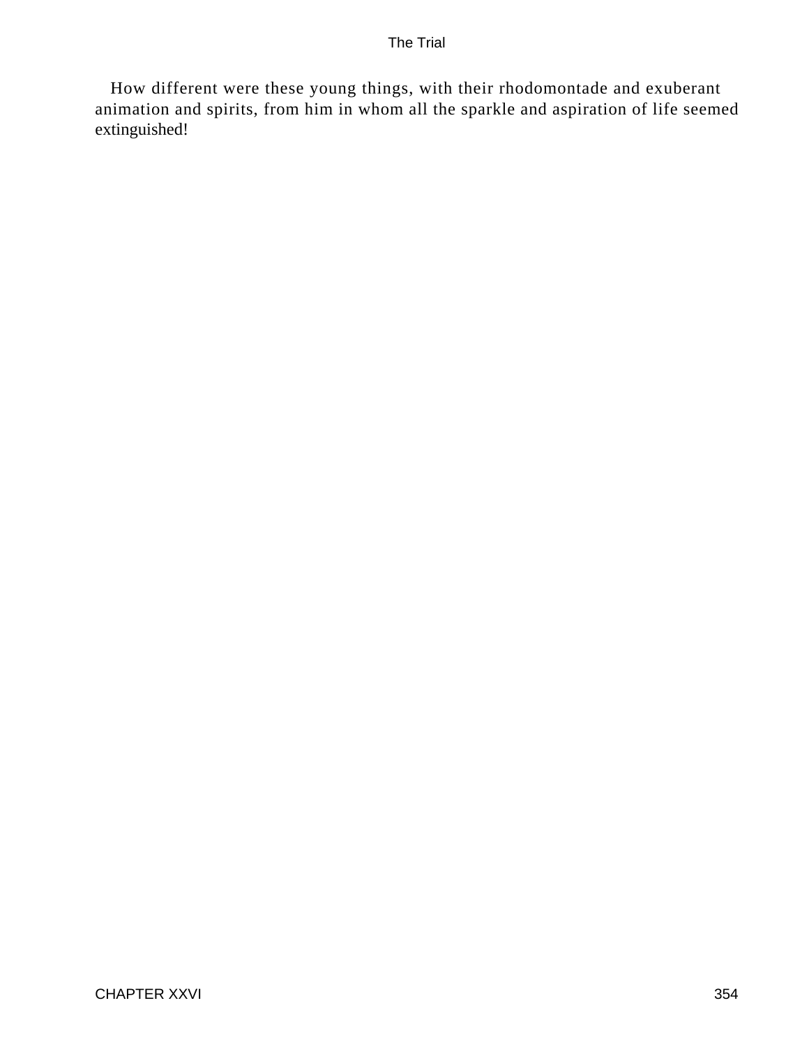How different were these young things, with their rhodomontade and exuberant animation and spirits, from him in whom all the sparkle and aspiration of life seemed extinguished!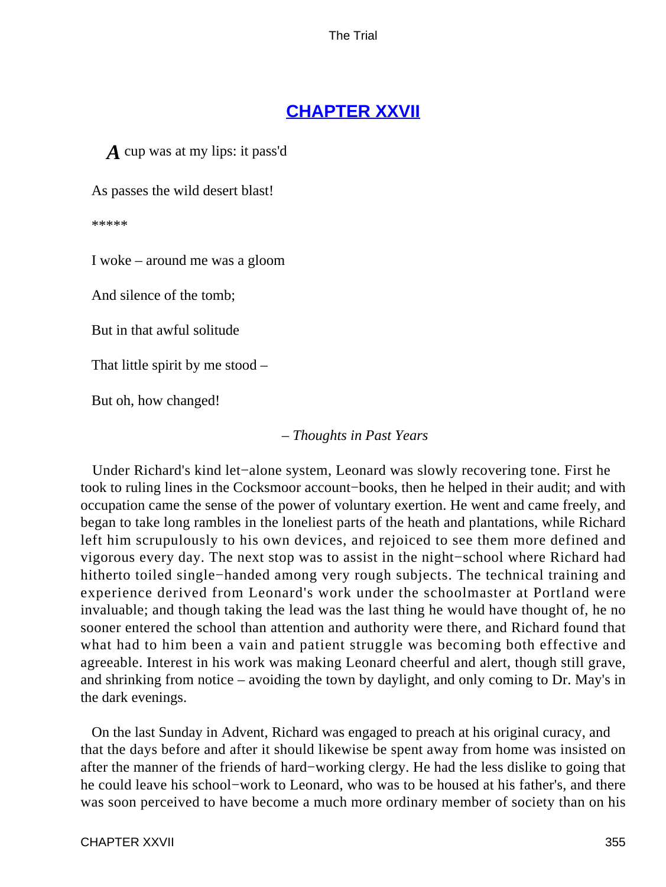## CHAPTER XXVII

*A* cup was at my lips: it pass'd

As passes the wild desert blast!

*****

I woke – around me was a gloom

And silence of the tomb;

But in that awful solitude

That little spirit by me stood –

But oh, how changed!

– *Thoughts in Past Years*

Under Richard's kind let−alone system, Leonard was slowly recovering tone. First he took to ruling lines in the Cocksmoor account−books, then he helped in their audit; and with occupation came the sense of the power of voluntary exertion. He went and came freely, and began to take long rambles in the loneliest parts of the heath and plantations, while Richard left him scrupulously to his own devices, and rejoiced to see them more defined and vigorous every day. The next stop was to assist in the night−school where Richard had hitherto toiled single−handed among very rough subjects. The technical training and experience derived from Leonard's work under the schoolmaster at Portland were invaluable; and though taking the lead was the last thing he would have thought of, he no sooner entered the school than attention and authority were there, and Richard found that what had to him been a vain and patient struggle was becoming both effective and agreeable. Interest in his work was making Leonard cheerful and alert, though still grave, and shrinking from notice – avoiding the town by daylight, and only coming to Dr. May's in the dark evenings.

On the last Sunday in Advent, Richard was engaged to preach at his original curacy, and that the days before and after it should likewise be spent away from home was insisted on after the manner of the friends of hard−working clergy. He had the less dislike to going that he could leave his school−work to Leonard, who was to be housed at his father's, and there was soon perceived to have become a much more ordinary member of society than on his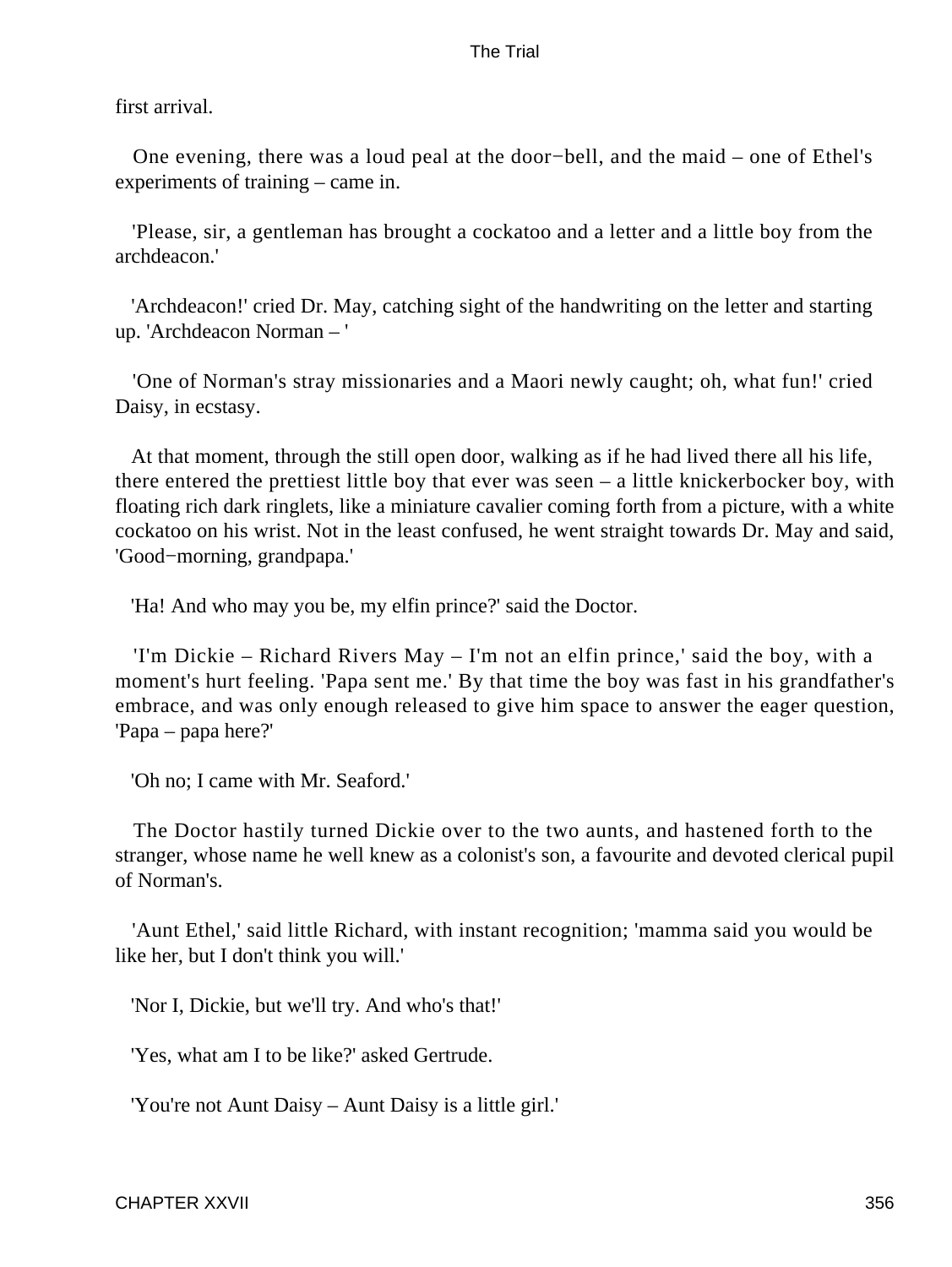first arrival.

One evening, there was a loud peal at the door−bell, and the maid – one of Ethel's experiments of training – came in.

'Please, sir, a gentleman has brought a cockatoo and a letter and a little boy from the archdeacon.'

'Archdeacon!' cried Dr. May, catching sight of the handwriting on the letter and starting up. 'Archdeacon Norman – '

'One of Norman's stray missionaries and a Maori newly caught; oh, what fun!' cried Daisy, in ecstasy.

At that moment, through the still open door, walking as if he had lived there all his life, there entered the prettiest little boy that ever was seen – a little knickerbocker boy, with floating rich dark ringlets, like a miniature cavalier coming forth from a picture, with a white cockatoo on his wrist. Not in the least confused, he went straight towards Dr. May and said, 'Good−morning, grandpapa.'

'Ha! And who may you be, my elfin prince?' said the Doctor.

'I'm Dickie – Richard Rivers May – I'm not an elfin prince,' said the boy, with a moment's hurt feeling. 'Papa sent me.' By that time the boy was fast in his grandfather's embrace, and was only enough released to give him space to answer the eager question, 'Papa – papa here?'

'Oh no; I came with Mr. Seaford.'

The Doctor hastily turned Dickie over to the two aunts, and hastened forth to the stranger, whose name he well knew as a colonist's son, a favourite and devoted clerical pupil of Norman's.

'Aunt Ethel,' said little Richard, with instant recognition; 'mamma said you would be like her, but I don't think you will.'

'Nor I, Dickie, but we'll try. And who's that!'

'Yes, what am I to be like?' asked Gertrude.

'You're not Aunt Daisy – Aunt Daisy is a little girl.'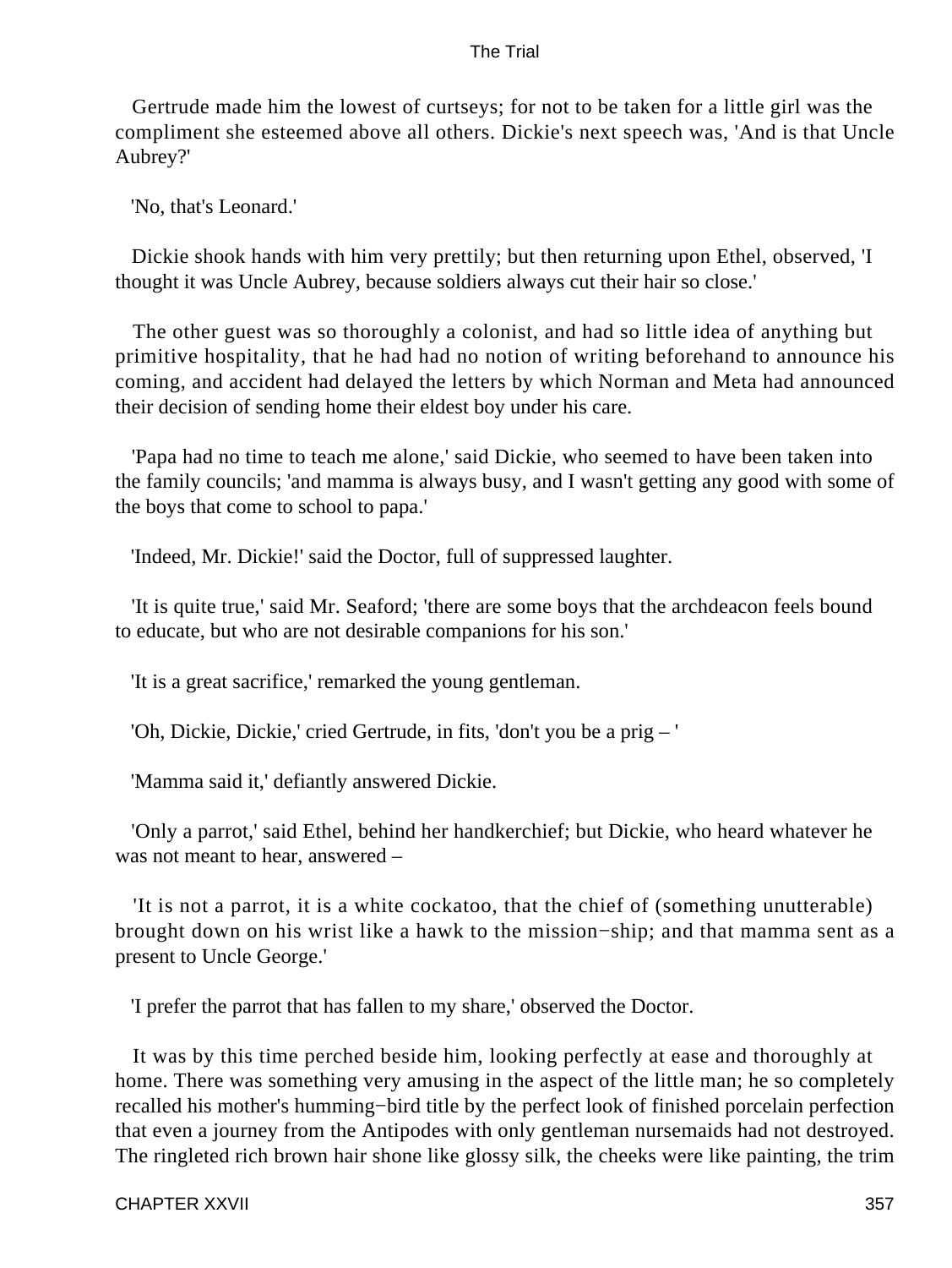Gertrude made him the lowest of curtseys; for not to be taken for a little girl was the compliment she esteemed above all others. Dickie's next speech was, 'And is that Uncle Aubrey?'

'No, that's Leonard.'

Dickie shook hands with him very prettily; but then returning upon Ethel, observed, 'I thought it was Uncle Aubrey, because soldiers always cut their hair so close.'

The other guest was so thoroughly a colonist, and had so little idea of anything but primitive hospitality, that he had had no notion of writing beforehand to announce his coming, and accident had delayed the letters by which Norman and Meta had announced their decision of sending home their eldest boy under his care.

'Papa had no time to teach me alone,' said Dickie, who seemed to have been taken into the family councils; 'and mamma is always busy, and I wasn't getting any good with some of the boys that come to school to papa.'

'Indeed, Mr. Dickie!' said the Doctor, full of suppressed laughter.

'It is quite true,' said Mr. Seaford; 'there are some boys that the archdeacon feels bound to educate, but who are not desirable companions for his son.'

'It is a great sacrifice,' remarked the young gentleman.

'Oh, Dickie, Dickie,' cried Gertrude, in fits, 'don't you be a prig – '

'Mamma said it,' defiantly answered Dickie.

'Only a parrot,' said Ethel, behind her handkerchief; but Dickie, who heard whatever he was not meant to hear, answered –

'It is not a parrot, it is a white cockatoo, that the chief of (something unutterable) brought down on his wrist like a hawk to the mission−ship; and that mamma sent as a present to Uncle George.'

'I prefer the parrot that has fallen to my share,' observed the Doctor.

It was by this time perched beside him, looking perfectly at ease and thoroughly at home. There was something very amusing in the aspect of the little man; he so completely recalled his mother's humming−bird title by the perfect look of finished porcelain perfection that even a journey from the Antipodes with only gentleman nursemaids had not destroyed. The ringleted rich brown hair shone like glossy silk, the cheeks were like painting, the trim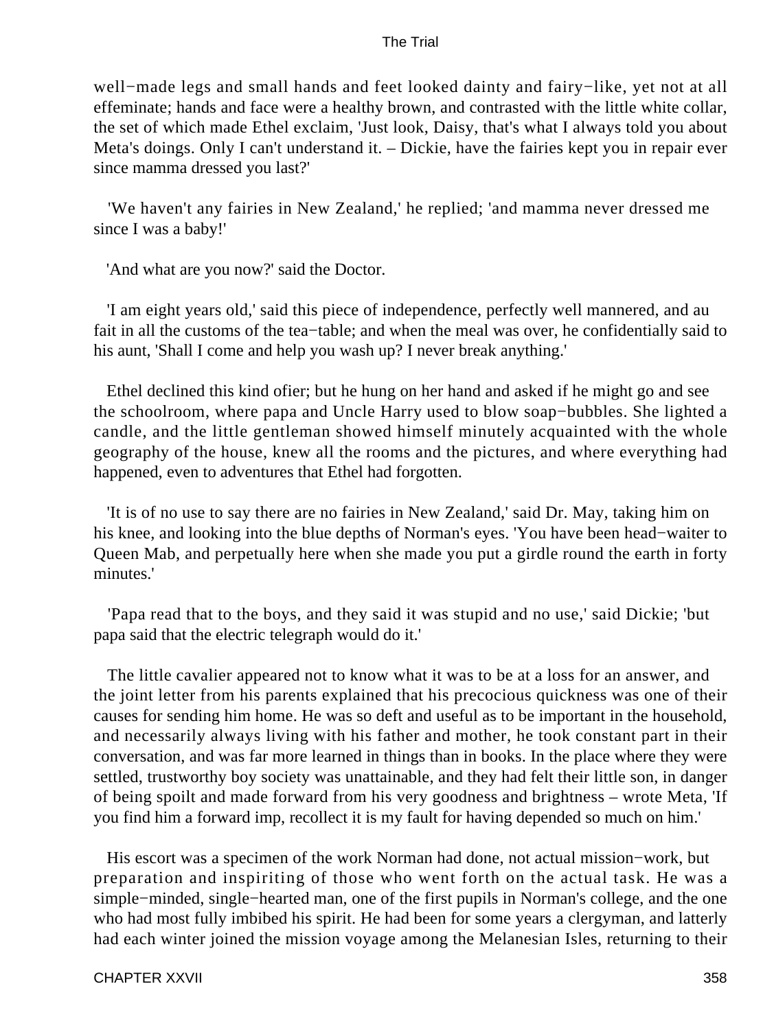well−made legs and small hands and feet looked dainty and fairy−like, yet not at all effeminate; hands and face were a healthy brown, and contrasted with the little white collar, the set of which made Ethel exclaim, 'Just look, Daisy, that's what I always told you about Meta's doings. Only I can't understand it. – Dickie, have the fairies kept you in repair ever since mamma dressed you last?'

'We haven't any fairies in New Zealand,' he replied; 'and mamma never dressed me since I was a baby!'

'And what are you now?' said the Doctor.

'I am eight years old,' said this piece of independence, perfectly well mannered, and au fait in all the customs of the tea−table; and when the meal was over, he confidentially said to his aunt, 'Shall I come and help you wash up? I never break anything.'

Ethel declined this kind ofier; but he hung on her hand and asked if he might go and see the schoolroom, where papa and Uncle Harry used to blow soap−bubbles. She lighted a candle, and the little gentleman showed himself minutely acquainted with the whole geography of the house, knew all the rooms and the pictures, and where everything had happened, even to adventures that Ethel had forgotten.

'It is of no use to say there are no fairies in New Zealand,' said Dr. May, taking him on his knee, and looking into the blue depths of Norman's eyes. 'You have been head−waiter to Queen Mab, and perpetually here when she made you put a girdle round the earth in forty minutes.'

'Papa read that to the boys, and they said it was stupid and no use,' said Dickie; 'but papa said that the electric telegraph would do it.'

The little cavalier appeared not to know what it was to be at a loss for an answer, and the joint letter from his parents explained that his precocious quickness was one of their causes for sending him home. He was so deft and useful as to be important in the household, and necessarily always living with his father and mother, he took constant part in their conversation, and was far more learned in things than in books. In the place where they were settled, trustworthy boy society was unattainable, and they had felt their little son, in danger of being spoilt and made forward from his very goodness and brightness – wrote Meta, 'If you find him a forward imp, recollect it is my fault for having depended so much on him.'

His escort was a specimen of the work Norman had done, not actual mission−work, but preparation and inspiriting of those who went forth on the actual task. He was a simple−minded, single−hearted man, one of the first pupils in Norman's college, and the one who had most fully imbibed his spirit. He had been for some years a clergyman, and latterly had each winter joined the mission voyage among the Melanesian Isles, returning to their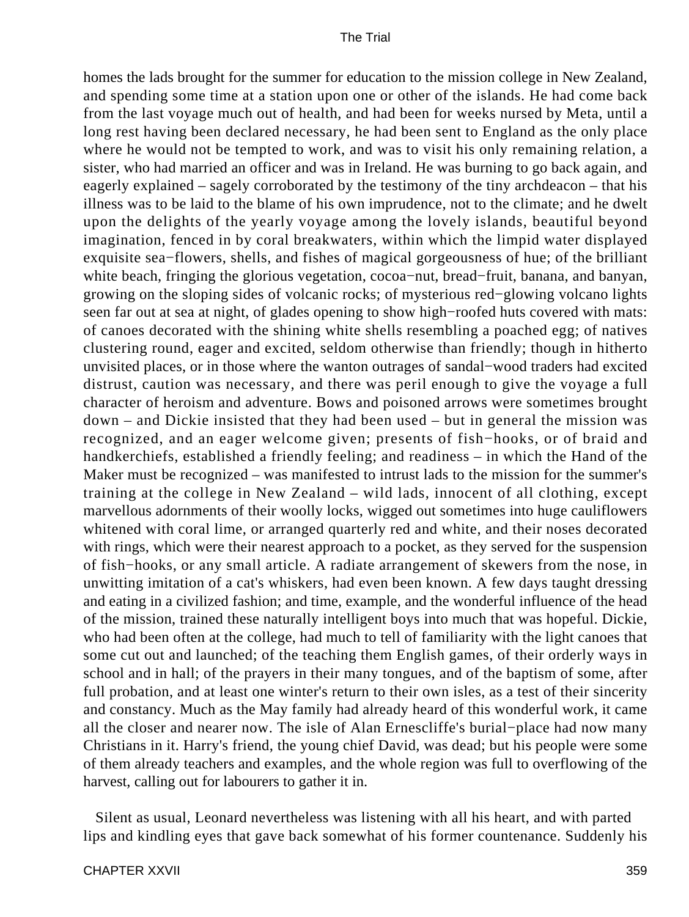homes the lads brought for the summer for education to the mission college in New Zealand, and spending some time at a station upon one or other of the islands. He had come back from the last voyage much out of health, and had been for weeks nursed by Meta, until a long rest having been declared necessary, he had been sent to England as the only place where he would not be tempted to work, and was to visit his only remaining relation, a sister, who had married an officer and was in Ireland. He was burning to go back again, and eagerly explained – sagely corroborated by the testimony of the tiny archdeacon – that his illness was to be laid to the blame of his own imprudence, not to the climate; and he dwelt upon the delights of the yearly voyage among the lovely islands, beautiful beyond imagination, fenced in by coral breakwaters, within which the limpid water displayed exquisite sea−flowers, shells, and fishes of magical gorgeousness of hue; of the brilliant white beach, fringing the glorious vegetation, cocoa−nut, bread−fruit, banana, and banyan, growing on the sloping sides of volcanic rocks; of mysterious red−glowing volcano lights seen far out at sea at night, of glades opening to show high−roofed huts covered with mats: of canoes decorated with the shining white shells resembling a poached egg; of natives clustering round, eager and excited, seldom otherwise than friendly; though in hitherto unvisited places, or in those where the wanton outrages of sandal−wood traders had excited distrust, caution was necessary, and there was peril enough to give the voyage a full character of heroism and adventure. Bows and poisoned arrows were sometimes brought down – and Dickie insisted that they had been used – but in general the mission was recognized, and an eager welcome given; presents of fish−hooks, or of braid and handkerchiefs, established a friendly feeling; and readiness – in which the Hand of the Maker must be recognized – was manifested to intrust lads to the mission for the summer's training at the college in New Zealand – wild lads, innocent of all clothing, except marvellous adornments of their woolly locks, wigged out sometimes into huge cauliflowers whitened with coral lime, or arranged quarterly red and white, and their noses decorated with rings, which were their nearest approach to a pocket, as they served for the suspension of fish−hooks, or any small article. A radiate arrangement of skewers from the nose, in unwitting imitation of a cat's whiskers, had even been known. A few days taught dressing and eating in a civilized fashion; and time, example, and the wonderful influence of the head of the mission, trained these naturally intelligent boys into much that was hopeful. Dickie, who had been often at the college, had much to tell of familiarity with the light canoes that some cut out and launched; of the teaching them English games, of their orderly ways in school and in hall; of the prayers in their many tongues, and of the baptism of some, after full probation, and at least one winter's return to their own isles, as a test of their sincerity and constancy. Much as the May family had already heard of this wonderful work, it came all the closer and nearer now. The isle of Alan Ernescliffe's burial−place had now many Christians in it. Harry's friend, the young chief David, was dead; but his people were some of them already teachers and examples, and the whole region was full to overflowing of the harvest, calling out for labourers to gather it in.

Silent as usual, Leonard nevertheless was listening with all his heart, and with parted lips and kindling eyes that gave back somewhat of his former countenance. Suddenly his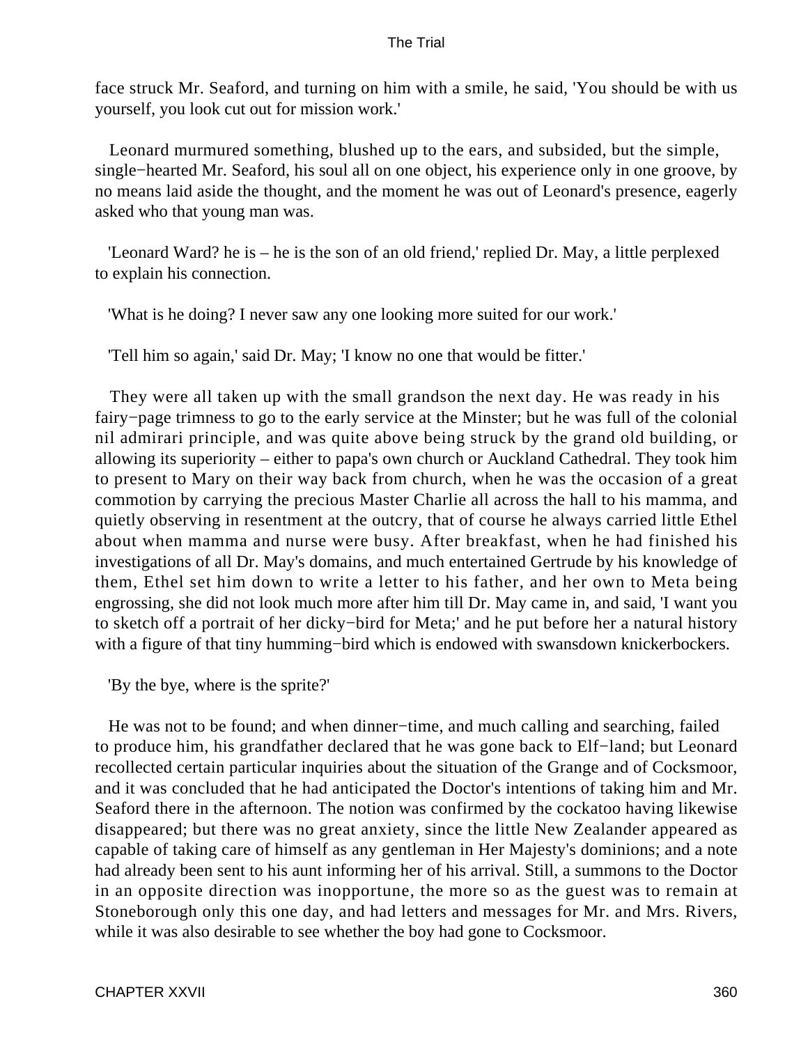face struck Mr. Seaford, and turning on him with a smile, he said, 'You should be with us yourself, you look cut out for mission work.'

Leonard murmured something, blushed up to the ears, and subsided, but the simple, single−hearted Mr. Seaford, his soul all on one object, his experience only in one groove, by no means laid aside the thought, and the moment he was out of Leonard's presence, eagerly asked who that young man was.

'Leonard Ward? he is – he is the son of an old friend,' replied Dr. May, a little perplexed to explain his connection.

'What is he doing? I never saw any one looking more suited for our work.'

'Tell him so again,' said Dr. May; 'I know no one that would be fitter.'

They were all taken up with the small grandson the next day. He was ready in his fairy−page trimness to go to the early service at the Minster; but he was full of the colonial nil admirari principle, and was quite above being struck by the grand old building, or allowing its superiority – either to papa's own church or Auckland Cathedral. They took him to present to Mary on their way back from church, when he was the occasion of a great commotion by carrying the precious Master Charlie all across the hall to his mamma, and quietly observing in resentment at the outcry, that of course he always carried little Ethel about when mamma and nurse were busy. After breakfast, when he had finished his investigations of all Dr. May's domains, and much entertained Gertrude by his knowledge of them, Ethel set him down to write a letter to his father, and her own to Meta being engrossing, she did not look much more after him till Dr. May came in, and said, 'I want you to sketch off a portrait of her dicky−bird for Meta;' and he put before her a natural history with a figure of that tiny humming−bird which is endowed with swansdown knickerbockers.

'By the bye, where is the sprite?'

He was not to be found; and when dinner−time, and much calling and searching, failed to produce him, his grandfather declared that he was gone back to Elf−land; but Leonard recollected certain particular inquiries about the situation of the Grange and of Cocksmoor, and it was concluded that he had anticipated the Doctor's intentions of taking him and Mr. Seaford there in the afternoon. The notion was confirmed by the cockatoo having likewise disappeared; but there was no great anxiety, since the little New Zealander appeared as capable of taking care of himself as any gentleman in Her Majesty's dominions; and a note had already been sent to his aunt informing her of his arrival. Still, a summons to the Doctor in an opposite direction was inopportune, the more so as the guest was to remain at Stoneborough only this one day, and had letters and messages for Mr. and Mrs. Rivers, while it was also desirable to see whether the boy had gone to Cocksmoor.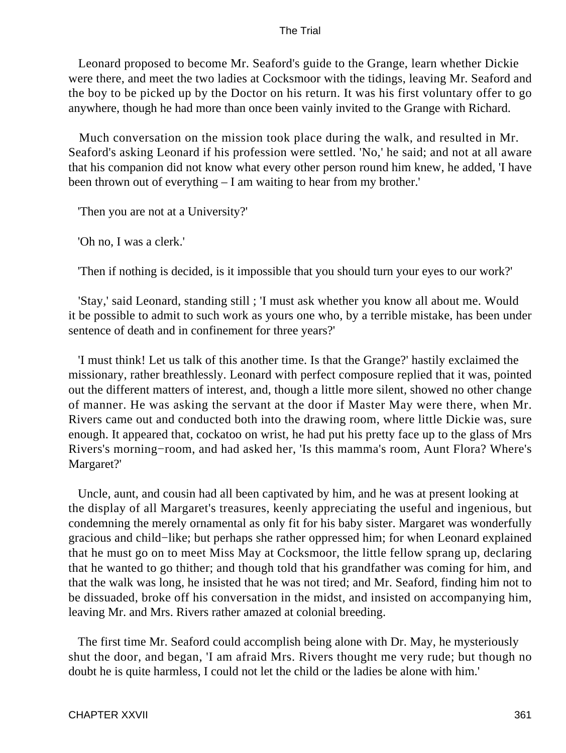Leonard proposed to become Mr. Seaford's guide to the Grange, learn whether Dickie were there, and meet the two ladies at Cocksmoor with the tidings, leaving Mr. Seaford and the boy to be picked up by the Doctor on his return. It was his first voluntary offer to go anywhere, though he had more than once been vainly invited to the Grange with Richard.

Much conversation on the mission took place during the walk, and resulted in Mr. Seaford's asking Leonard if his profession were settled. 'No,' he said; and not at all aware that his companion did not know what every other person round him knew, he added, 'I have been thrown out of everything – I am waiting to hear from my brother.'

'Then you are not at a University?'

'Oh no, I was a clerk.'

'Then if nothing is decided, is it impossible that you should turn your eyes to our work?'

'Stay,' said Leonard, standing still ; 'I must ask whether you know all about me. Would it be possible to admit to such work as yours one who, by a terrible mistake, has been under sentence of death and in confinement for three years?'

'I must think! Let us talk of this another time. Is that the Grange?' hastily exclaimed the missionary, rather breathlessly. Leonard with perfect composure replied that it was, pointed out the different matters of interest, and, though a little more silent, showed no other change of manner. He was asking the servant at the door if Master May were there, when Mr. Rivers came out and conducted both into the drawing room, where little Dickie was, sure enough. It appeared that, cockatoo on wrist, he had put his pretty face up to the glass of Mrs Rivers's morning−room, and had asked her, 'Is this mamma's room, Aunt Flora? Where's Margaret?'

Uncle, aunt, and cousin had all been captivated by him, and he was at present looking at the display of all Margaret's treasures, keenly appreciating the useful and ingenious, but condemning the merely ornamental as only fit for his baby sister. Margaret was wonderfully gracious and child−like; but perhaps she rather oppressed him; for when Leonard explained that he must go on to meet Miss May at Cocksmoor, the little fellow sprang up, declaring that he wanted to go thither; and though told that his grandfather was coming for him, and that the walk was long, he insisted that he was not tired; and Mr. Seaford, finding him not to be dissuaded, broke off his conversation in the midst, and insisted on accompanying him, leaving Mr. and Mrs. Rivers rather amazed at colonial breeding.

The first time Mr. Seaford could accomplish being alone with Dr. May, he mysteriously shut the door, and began, 'I am afraid Mrs. Rivers thought me very rude; but though no doubt he is quite harmless, I could not let the child or the ladies be alone with him.'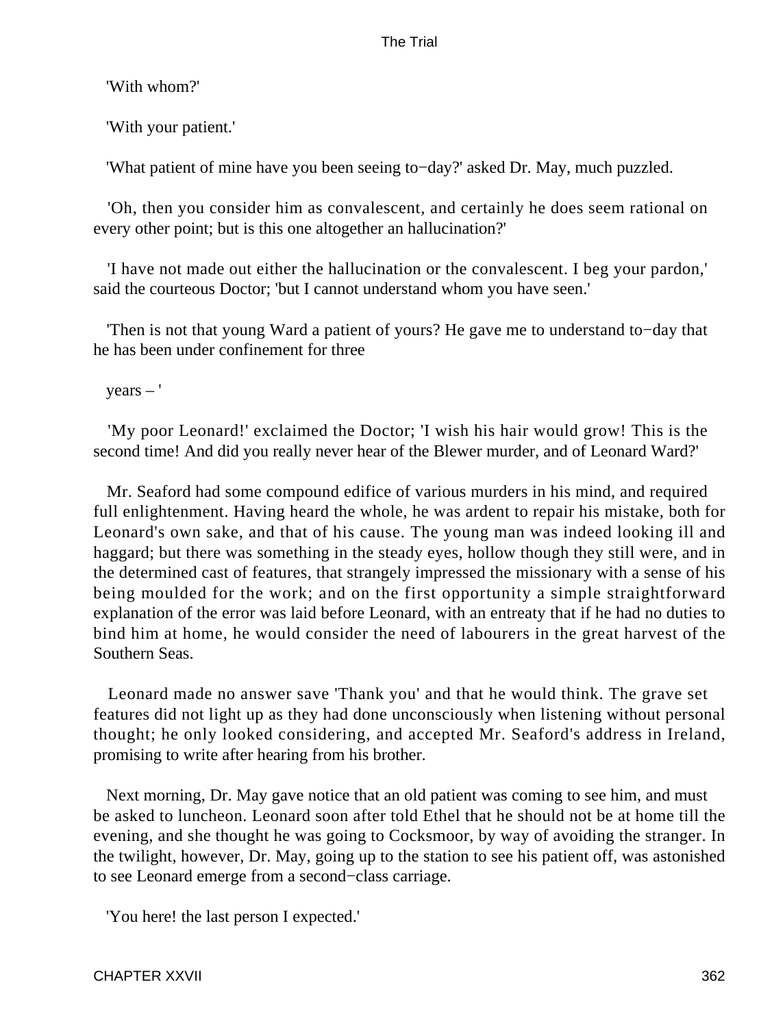'With whom?'

'With your patient.'

'What patient of mine have you been seeing to−day?' asked Dr. May, much puzzled.

'Oh, then you consider him as convalescent, and certainly he does seem rational on every other point; but is this one altogether an hallucination?'

'I have not made out either the hallucination or the convalescent. I beg your pardon,' said the courteous Doctor; 'but I cannot understand whom you have seen.'

'Then is not that young Ward a patient of yours? He gave me to understand to−day that he has been under confinement for three

years – '

'My poor Leonard!' exclaimed the Doctor; 'I wish his hair would grow! This is the second time! And did you really never hear of the Blewer murder, and of Leonard Ward?'

Mr. Seaford had some compound edifice of various murders in his mind, and required full enlightenment. Having heard the whole, he was ardent to repair his mistake, both for Leonard's own sake, and that of his cause. The young man was indeed looking ill and haggard; but there was something in the steady eyes, hollow though they still were, and in the determined cast of features, that strangely impressed the missionary with a sense of his being moulded for the work; and on the first opportunity a simple straightforward explanation of the error was laid before Leonard, with an entreaty that if he had no duties to bind him at home, he would consider the need of labourers in the great harvest of the Southern Seas.

Leonard made no answer save 'Thank you' and that he would think. The grave set features did not light up as they had done unconsciously when listening without personal thought; he only looked considering, and accepted Mr. Seaford's address in Ireland, promising to write after hearing from his brother.

Next morning, Dr. May gave notice that an old patient was coming to see him, and must be asked to luncheon. Leonard soon after told Ethel that he should not be at home till the evening, and she thought he was going to Cocksmoor, by way of avoiding the stranger. In the twilight, however, Dr. May, going up to the station to see his patient off, was astonished to see Leonard emerge from a second−class carriage.

'You here! the last person I expected.'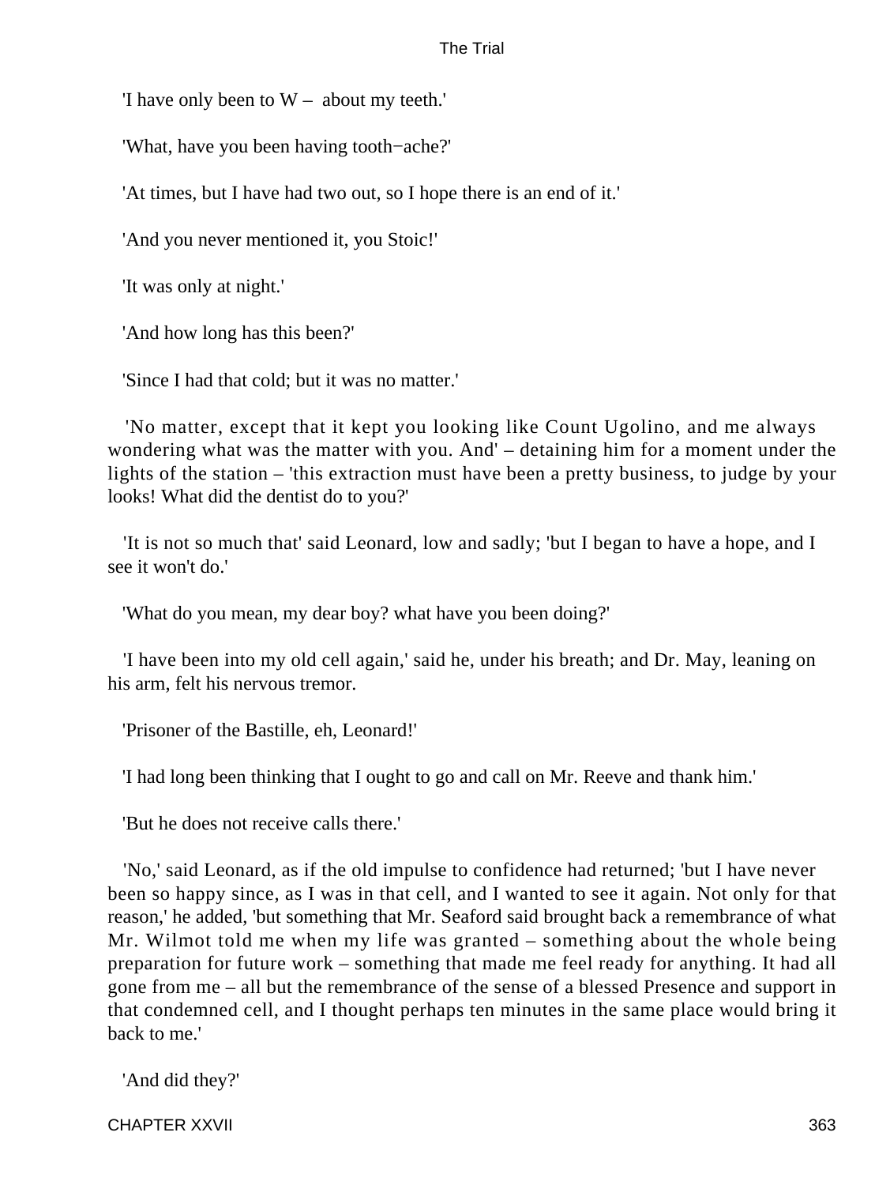'I have only been to W – about my teeth.'

'What, have you been having tooth−ache?'

'At times, but I have had two out, so I hope there is an end of it.'

'And you never mentioned it, you Stoic!'

'It was only at night.'

'And how long has this been?'

'Since I had that cold; but it was no matter.'

'No matter, except that it kept you looking like Count Ugolino, and me always wondering what was the matter with you. And' – detaining him for a moment under the lights of the station – 'this extraction must have been a pretty business, to judge by your looks! What did the dentist do to you?'

'It is not so much that' said Leonard, low and sadly; 'but I began to have a hope, and I see it won't do.'

'What do you mean, my dear boy? what have you been doing?'

'I have been into my old cell again,' said he, under his breath; and Dr. May, leaning on his arm, felt his nervous tremor.

'Prisoner of the Bastille, eh, Leonard!'

'I had long been thinking that I ought to go and call on Mr. Reeve and thank him.'

'But he does not receive calls there.'

'No,' said Leonard, as if the old impulse to confidence had returned; 'but I have never been so happy since, as I was in that cell, and I wanted to see it again. Not only for that reason,' he added, 'but something that Mr. Seaford said brought back a remembrance of what Mr. Wilmot told me when my life was granted – something about the whole being preparation for future work – something that made me feel ready for anything. It had all gone from me – all but the remembrance of the sense of a blessed Presence and support in that condemned cell, and I thought perhaps ten minutes in the same place would bring it back to me.'

'And did they?'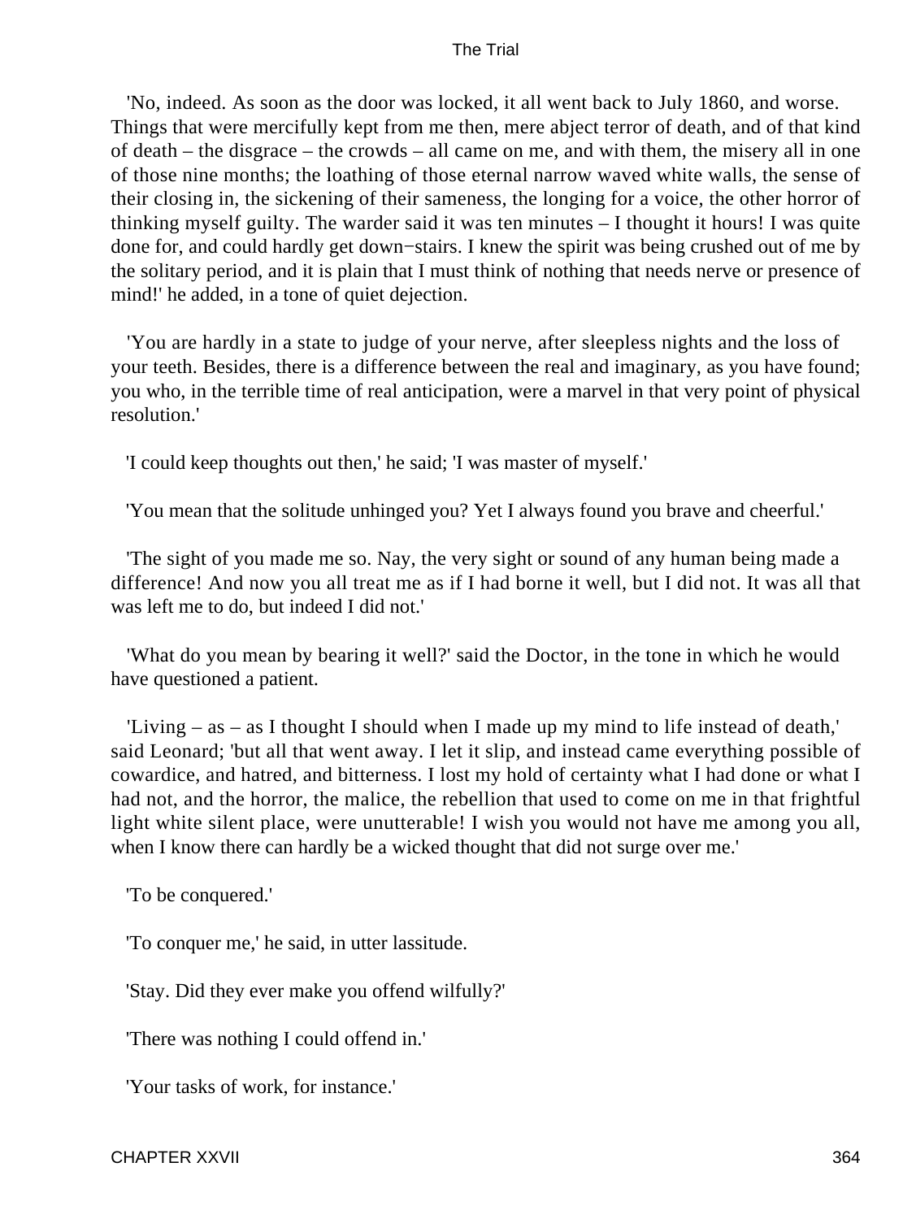'No, indeed. As soon as the door was locked, it all went back to July 1860, and worse. Things that were mercifully kept from me then, mere abject terror of death, and of that kind of death – the disgrace – the crowds – all came on me, and with them, the misery all in one of those nine months; the loathing of those eternal narrow waved white walls, the sense of their closing in, the sickening of their sameness, the longing for a voice, the other horror of thinking myself guilty. The warder said it was ten minutes – I thought it hours! I was quite done for, and could hardly get down−stairs. I knew the spirit was being crushed out of me by the solitary period, and it is plain that I must think of nothing that needs nerve or presence of mind!' he added, in a tone of quiet dejection.

'You are hardly in a state to judge of your nerve, after sleepless nights and the loss of your teeth. Besides, there is a difference between the real and imaginary, as you have found; you who, in the terrible time of real anticipation, were a marvel in that very point of physical resolution.'

'I could keep thoughts out then,' he said; 'I was master of myself.'

'You mean that the solitude unhinged you? Yet I always found you brave and cheerful.'

'The sight of you made me so. Nay, the very sight or sound of any human being made a difference! And now you all treat me as if I had borne it well, but I did not. It was all that was left me to do, but indeed I did not.'

'What do you mean by bearing it well?' said the Doctor, in the tone in which he would have questioned a patient.

'Living – as – as I thought I should when I made up my mind to life instead of death,' said Leonard; 'but all that went away. I let it slip, and instead came everything possible of cowardice, and hatred, and bitterness. I lost my hold of certainty what I had done or what I had not, and the horror, the malice, the rebellion that used to come on me in that frightful light white silent place, were unutterable! I wish you would not have me among you all, when I know there can hardly be a wicked thought that did not surge over me.'

'To be conquered.'

'To conquer me,' he said, in utter lassitude.

'Stay. Did they ever make you offend wilfully?'

'There was nothing I could offend in.'

'Your tasks of work, for instance.'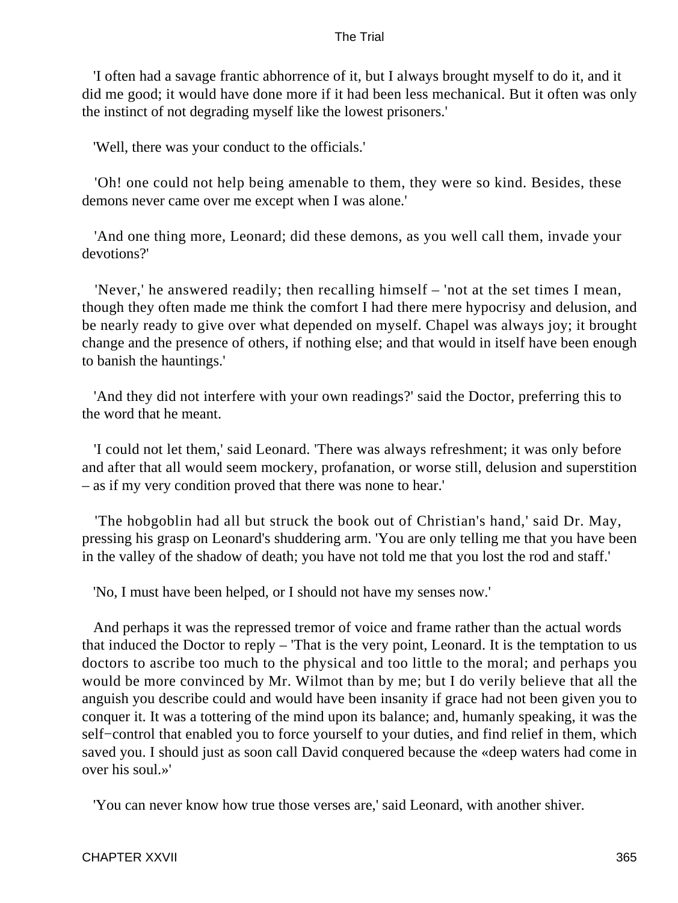'I often had a savage frantic abhorrence of it, but I always brought myself to do it, and it did me good; it would have done more if it had been less mechanical. But it often was only the instinct of not degrading myself like the lowest prisoners.'

'Well, there was your conduct to the officials.'

'Oh! one could not help being amenable to them, they were so kind. Besides, these demons never came over me except when I was alone.'

'And one thing more, Leonard; did these demons, as you well call them, invade your devotions?'

'Never,' he answered readily; then recalling himself – 'not at the set times I mean, though they often made me think the comfort I had there mere hypocrisy and delusion, and be nearly ready to give over what depended on myself. Chapel was always joy; it brought change and the presence of others, if nothing else; and that would in itself have been enough to banish the hauntings.'

'And they did not interfere with your own readings?' said the Doctor, preferring this to the word that he meant.

'I could not let them,' said Leonard. 'There was always refreshment; it was only before and after that all would seem mockery, profanation, or worse still, delusion and superstition – as if my very condition proved that there was none to hear.'

'The hobgoblin had all but struck the book out of Christian's hand,' said Dr. May, pressing his grasp on Leonard's shuddering arm. 'You are only telling me that you have been in the valley of the shadow of death; you have not told me that you lost the rod and staff.'

'No, I must have been helped, or I should not have my senses now.'

And perhaps it was the repressed tremor of voice and frame rather than the actual words that induced the Doctor to reply – 'That is the very point, Leonard. It is the temptation to us doctors to ascribe too much to the physical and too little to the moral; and perhaps you would be more convinced by Mr. Wilmot than by me; but I do verily believe that all the anguish you describe could and would have been insanity if grace had not been given you to conquer it. It was a tottering of the mind upon its balance; and, humanly speaking, it was the self−control that enabled you to force yourself to your duties, and find relief in them, which saved you. I should just as soon call David conquered because the «deep waters had come in over his soul.»'

'You can never know how true those verses are,' said Leonard, with another shiver.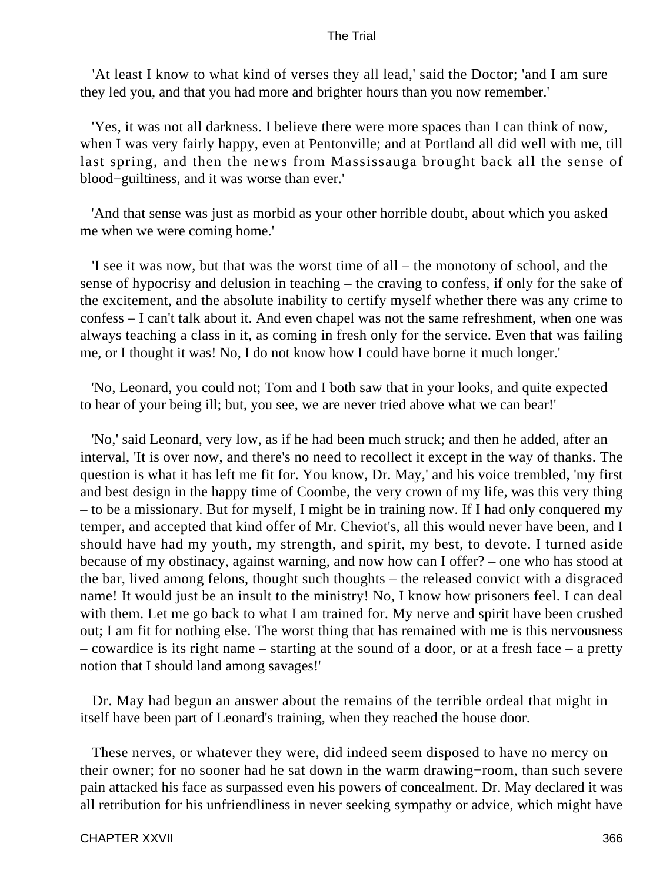'At least I know to what kind of verses they all lead,' said the Doctor; 'and I am sure they led you, and that you had more and brighter hours than you now remember.'

'Yes, it was not all darkness. I believe there were more spaces than I can think of now, when I was very fairly happy, even at Pentonville; and at Portland all did well with me, till last spring, and then the news from Massissauga brought back all the sense of blood−guiltiness, and it was worse than ever.'

'And that sense was just as morbid as your other horrible doubt, about which you asked me when we were coming home.'

'I see it was now, but that was the worst time of all – the monotony of school, and the sense of hypocrisy and delusion in teaching – the craving to confess, if only for the sake of the excitement, and the absolute inability to certify myself whether there was any crime to confess – I can't talk about it. And even chapel was not the same refreshment, when one was always teaching a class in it, as coming in fresh only for the service. Even that was failing me, or I thought it was! No, I do not know how I could have borne it much longer.'

'No, Leonard, you could not; Tom and I both saw that in your looks, and quite expected to hear of your being ill; but, you see, we are never tried above what we can bear!'

'No,' said Leonard, very low, as if he had been much struck; and then he added, after an interval, 'It is over now, and there's no need to recollect it except in the way of thanks. The question is what it has left me fit for. You know, Dr. May,' and his voice trembled, 'my first and best design in the happy time of Coombe, the very crown of my life, was this very thing – to be a missionary. But for myself, I might be in training now. If I had only conquered my temper, and accepted that kind offer of Mr. Cheviot's, all this would never have been, and I should have had my youth, my strength, and spirit, my best, to devote. I turned aside because of my obstinacy, against warning, and now how can I offer? – one who has stood at the bar, lived among felons, thought such thoughts – the released convict with a disgraced name! It would just be an insult to the ministry! No, I know how prisoners feel. I can deal with them. Let me go back to what I am trained for. My nerve and spirit have been crushed out; I am fit for nothing else. The worst thing that has remained with me is this nervousness – cowardice is its right name – starting at the sound of a door, or at a fresh face – a pretty notion that I should land among savages!'

Dr. May had begun an answer about the remains of the terrible ordeal that might in itself have been part of Leonard's training, when they reached the house door.

These nerves, or whatever they were, did indeed seem disposed to have no mercy on their owner; for no sooner had he sat down in the warm drawing−room, than such severe pain attacked his face as surpassed even his powers of concealment. Dr. May declared it was all retribution for his unfriendliness in never seeking sympathy or advice, which might have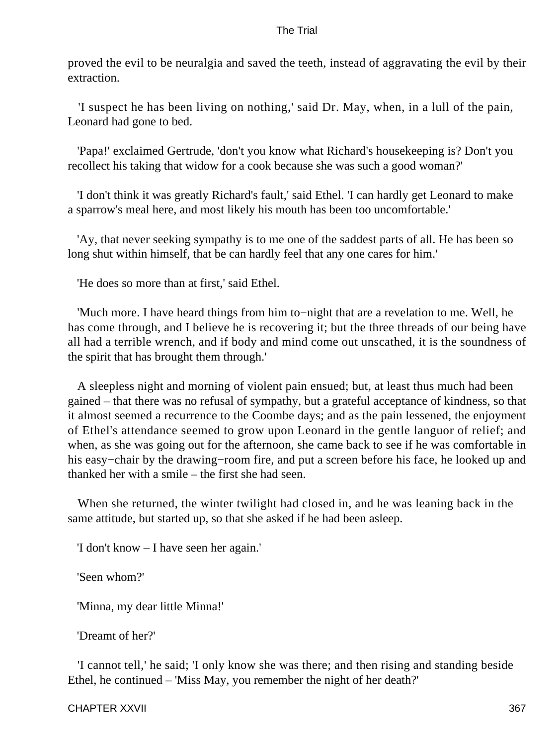proved the evil to be neuralgia and saved the teeth, instead of aggravating the evil by their extraction.

'I suspect he has been living on nothing,' said Dr. May, when, in a lull of the pain, Leonard had gone to bed.

'Papa!' exclaimed Gertrude, 'don't you know what Richard's housekeeping is? Don't you recollect his taking that widow for a cook because she was such a good woman?'

'I don't think it was greatly Richard's fault,' said Ethel. 'I can hardly get Leonard to make a sparrow's meal here, and most likely his mouth has been too uncomfortable.'

'Ay, that never seeking sympathy is to me one of the saddest parts of all. He has been so long shut within himself, that be can hardly feel that any one cares for him.'

'He does so more than at first,' said Ethel.

'Much more. I have heard things from him to−night that are a revelation to me. Well, he has come through, and I believe he is recovering it; but the three threads of our being have all had a terrible wrench, and if body and mind come out unscathed, it is the soundness of the spirit that has brought them through.'

A sleepless night and morning of violent pain ensued; but, at least thus much had been gained – that there was no refusal of sympathy, but a grateful acceptance of kindness, so that it almost seemed a recurrence to the Coombe days; and as the pain lessened, the enjoyment of Ethel's attendance seemed to grow upon Leonard in the gentle languor of relief; and when, as she was going out for the afternoon, she came back to see if he was comfortable in his easy−chair by the drawing−room fire, and put a screen before his face, he looked up and thanked her with a smile – the first she had seen.

When she returned, the winter twilight had closed in, and he was leaning back in the same attitude, but started up, so that she asked if he had been asleep.

'I don't know – I have seen her again.'

'Seen whom?'

'Minna, my dear little Minna!'

'Dreamt of her?'

'I cannot tell,' he said; 'I only know she was there; and then rising and standing beside Ethel, he continued – 'Miss May, you remember the night of her death?'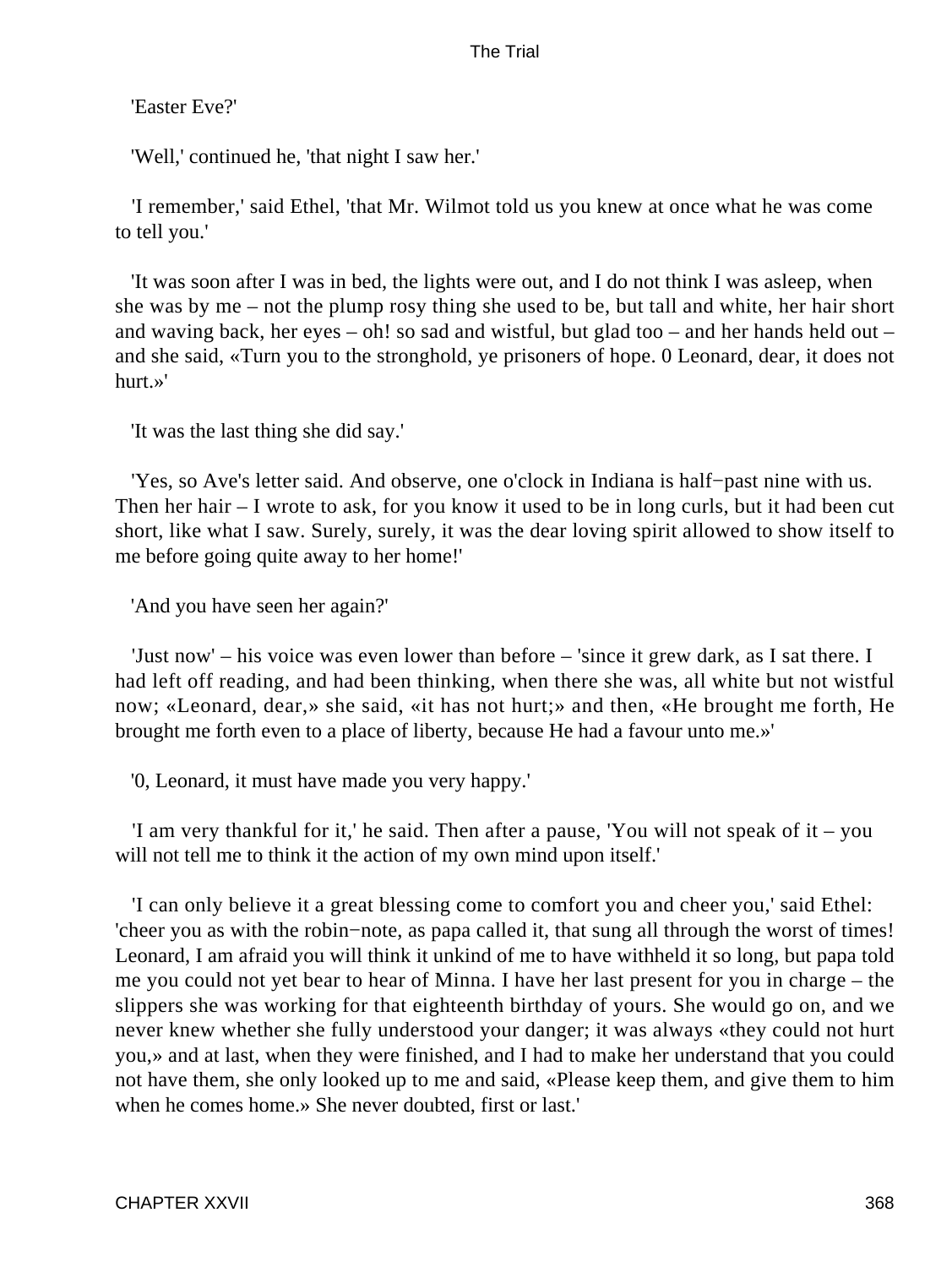'Easter Eve?'

'Well,' continued he, 'that night I saw her.'

'I remember,' said Ethel, 'that Mr. Wilmot told us you knew at once what he was come to tell you.'

'It was soon after I was in bed, the lights were out, and I do not think I was asleep, when she was by me – not the plump rosy thing she used to be, but tall and white, her hair short and waving back, her eyes – oh! so sad and wistful, but glad too – and her hands held out – and she said, «Turn you to the stronghold, ye prisoners of hope. 0 Leonard, dear, it does not hurt.»'

'It was the last thing she did say.'

'Yes, so Ave's letter said. And observe, one o'clock in Indiana is half−past nine with us. Then her hair – I wrote to ask, for you know it used to be in long curls, but it had been cut short, like what I saw. Surely, surely, it was the dear loving spirit allowed to show itself to me before going quite away to her home!'

'And you have seen her again?'

'Just now' – his voice was even lower than before – 'since it grew dark, as I sat there. I had left off reading, and had been thinking, when there she was, all white but not wistful now; «Leonard, dear,» she said, «it has not hurt;» and then, «He brought me forth, He brought me forth even to a place of liberty, because He had a favour unto me.»'

'0, Leonard, it must have made you very happy.'

'I am very thankful for it,' he said. Then after a pause, 'You will not speak of it – you will not tell me to think it the action of my own mind upon itself.'

'I can only believe it a great blessing come to comfort you and cheer you,' said Ethel: 'cheer you as with the robin−note, as papa called it, that sung all through the worst of times! Leonard, I am afraid you will think it unkind of me to have withheld it so long, but papa told me you could not yet bear to hear of Minna. I have her last present for you in charge – the slippers she was working for that eighteenth birthday of yours. She would go on, and we never knew whether she fully understood your danger; it was always «they could not hurt you,» and at last, when they were finished, and I had to make her understand that you could not have them, she only looked up to me and said, «Please keep them, and give them to him when he comes home.» She never doubted, first or last.'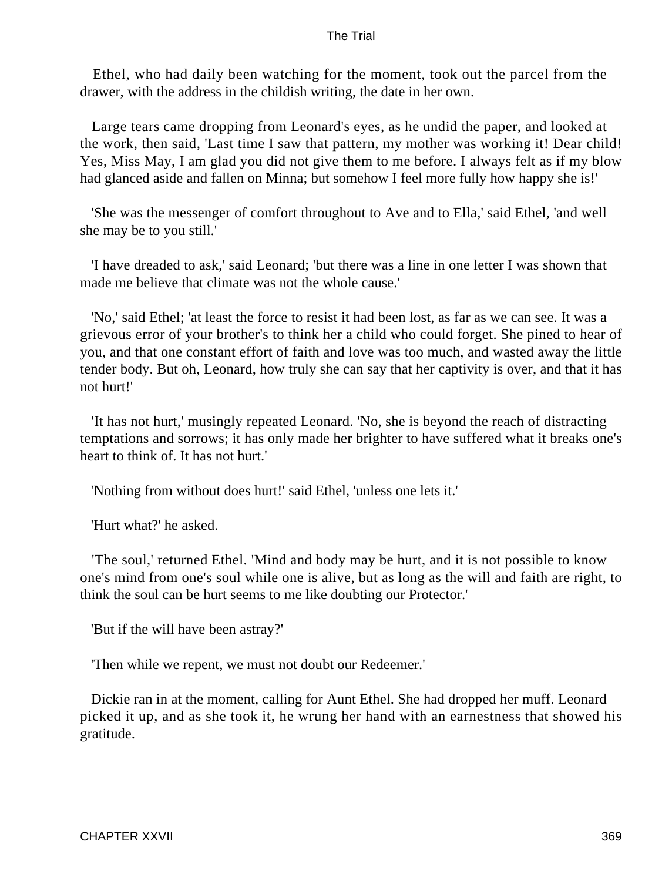Ethel, who had daily been watching for the moment, took out the parcel from the drawer, with the address in the childish writing, the date in her own.

Large tears came dropping from Leonard's eyes, as he undid the paper, and looked at the work, then said, 'Last time I saw that pattern, my mother was working it! Dear child! Yes, Miss May, I am glad you did not give them to me before. I always felt as if my blow had glanced aside and fallen on Minna; but somehow I feel more fully how happy she is!'

'She was the messenger of comfort throughout to Ave and to Ella,' said Ethel, 'and well she may be to you still.'

'I have dreaded to ask,' said Leonard; 'but there was a line in one letter I was shown that made me believe that climate was not the whole cause.'

'No,' said Ethel; 'at least the force to resist it had been lost, as far as we can see. It was a grievous error of your brother's to think her a child who could forget. She pined to hear of you, and that one constant effort of faith and love was too much, and wasted away the little tender body. But oh, Leonard, how truly she can say that her captivity is over, and that it has not hurt!'

'It has not hurt,' musingly repeated Leonard. 'No, she is beyond the reach of distracting temptations and sorrows; it has only made her brighter to have suffered what it breaks one's heart to think of. It has not hurt.'

'Nothing from without does hurt!' said Ethel, 'unless one lets it.'

'Hurt what?' he asked.

'The soul,' returned Ethel. 'Mind and body may be hurt, and it is not possible to know one's mind from one's soul while one is alive, but as long as the will and faith are right, to think the soul can be hurt seems to me like doubting our Protector.'

'But if the will have been astray?'

'Then while we repent, we must not doubt our Redeemer.'

Dickie ran in at the moment, calling for Aunt Ethel. She had dropped her muff. Leonard picked it up, and as she took it, he wrung her hand with an earnestness that showed his gratitude.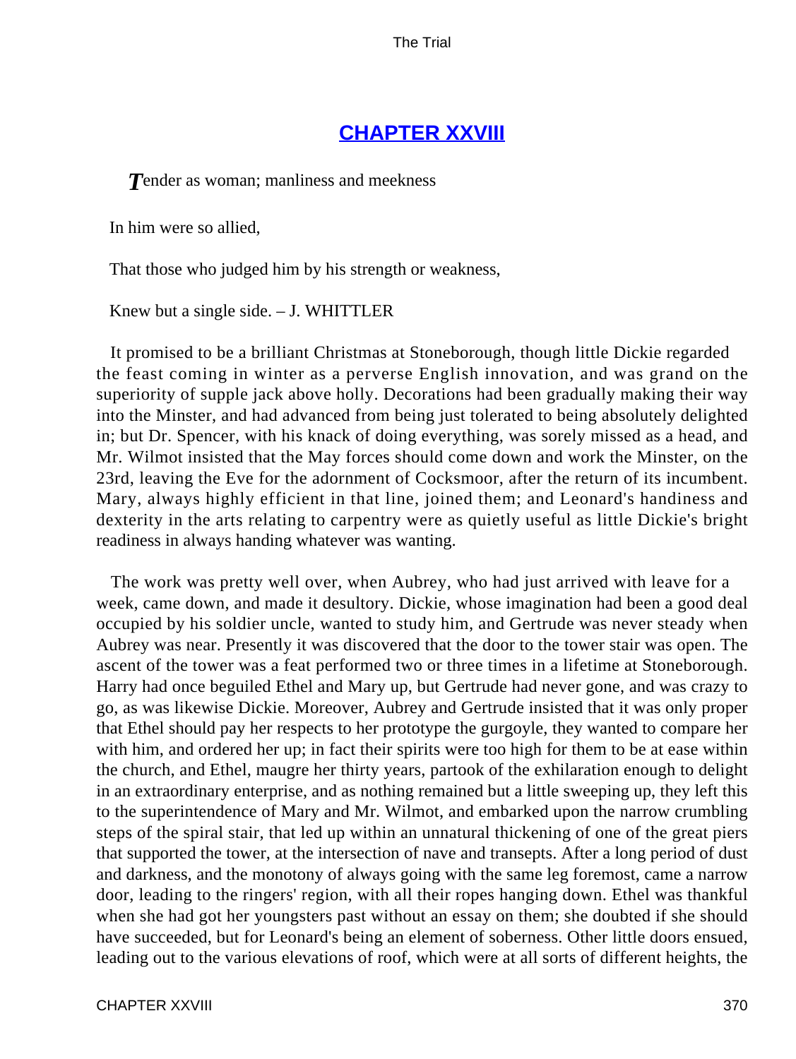## CHAPTER XXVIII

*T*ender as woman; manliness and meekness

In him were so allied,

That those who judged him by his strength or weakness,

Knew but a single side. – J. WHITTLER

It promised to be a brilliant Christmas at Stoneborough, though little Dickie regarded the feast coming in winter as a perverse English innovation, and was grand on the superiority of supple jack above holly. Decorations had been gradually making their way into the Minster, and had advanced from being just tolerated to being absolutely delighted in; but Dr. Spencer, with his knack of doing everything, was sorely missed as a head, and Mr. Wilmot insisted that the May forces should come down and work the Minster, on the 23rd, leaving the Eve for the adornment of Cocksmoor, after the return of its incumbent. Mary, always highly efficient in that line, joined them; and Leonard's handiness and dexterity in the arts relating to carpentry were as quietly useful as little Dickie's bright readiness in always handing whatever was wanting.

The work was pretty well over, when Aubrey, who had just arrived with leave for a week, came down, and made it desultory. Dickie, whose imagination had been a good deal occupied by his soldier uncle, wanted to study him, and Gertrude was never steady when Aubrey was near. Presently it was discovered that the door to the tower stair was open. The ascent of the tower was a feat performed two or three times in a lifetime at Stoneborough. Harry had once beguiled Ethel and Mary up, but Gertrude had never gone, and was crazy to go, as was likewise Dickie. Moreover, Aubrey and Gertrude insisted that it was only proper that Ethel should pay her respects to her prototype the gurgoyle, they wanted to compare her with him, and ordered her up; in fact their spirits were too high for them to be at ease within the church, and Ethel, maugre her thirty years, partook of the exhilaration enough to delight in an extraordinary enterprise, and as nothing remained but a little sweeping up, they left this to the superintendence of Mary and Mr. Wilmot, and embarked upon the narrow crumbling steps of the spiral stair, that led up within an unnatural thickening of one of the great piers that supported the tower, at the intersection of nave and transepts. After a long period of dust and darkness, and the monotony of always going with the same leg foremost, came a narrow door, leading to the ringers' region, with all their ropes hanging down. Ethel was thankful when she had got her youngsters past without an essay on them; she doubted if she should have succeeded, but for Leonard's being an element of soberness. Other little doors ensued, leading out to the various elevations of roof, which were at all sorts of different heights, the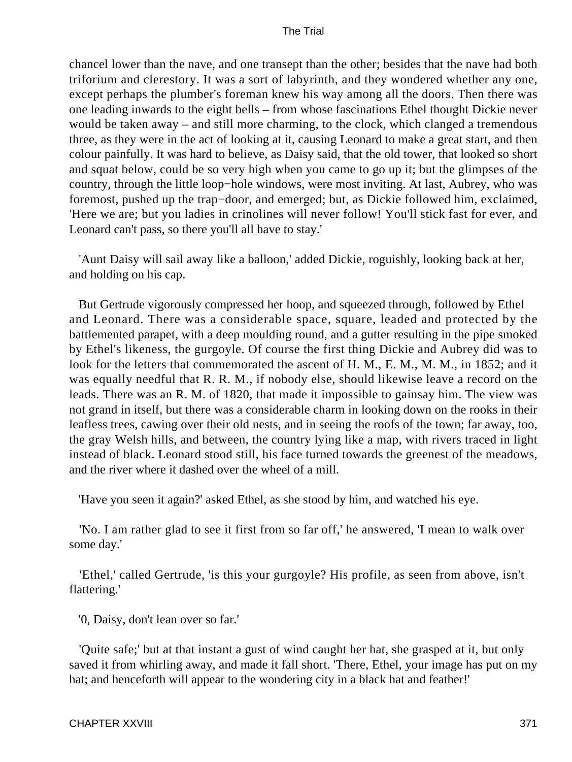chancel lower than the nave, and one transept than the other; besides that the nave had both triforium and clerestory. It was a sort of labyrinth, and they wondered whether any one, except perhaps the plumber's foreman knew his way among all the doors. Then there was one leading inwards to the eight bells – from whose fascinations Ethel thought Dickie never would be taken away – and still more charming, to the clock, which clanged a tremendous three, as they were in the act of looking at it, causing Leonard to make a great start, and then colour painfully. It was hard to believe, as Daisy said, that the old tower, that looked so short and squat below, could be so very high when you came to go up it; but the glimpses of the country, through the little loop−hole windows, were most inviting. At last, Aubrey, who was foremost, pushed up the trap−door, and emerged; but, as Dickie followed him, exclaimed, 'Here we are; but you ladies in crinolines will never follow! You'll stick fast for ever, and Leonard can't pass, so there you'll all have to stay.'

'Aunt Daisy will sail away like a balloon,' added Dickie, roguishly, looking back at her, and holding on his cap.

But Gertrude vigorously compressed her hoop, and squeezed through, followed by Ethel and Leonard. There was a considerable space, square, leaded and protected by the battlemented parapet, with a deep moulding round, and a gutter resulting in the pipe smoked by Ethel's likeness, the gurgoyle. Of course the first thing Dickie and Aubrey did was to look for the letters that commemorated the ascent of H. M., E. M., M. M., in 1852; and it was equally needful that R. R. M., if nobody else, should likewise leave a record on the leads. There was an R. M. of 1820, that made it impossible to gainsay him. The view was not grand in itself, but there was a considerable charm in looking down on the rooks in their leafless trees, cawing over their old nests, and in seeing the roofs of the town; far away, too, the gray Welsh hills, and between, the country lying like a map, with rivers traced in light instead of black. Leonard stood still, his face turned towards the greenest of the meadows, and the river where it dashed over the wheel of a mill.

'Have you seen it again?' asked Ethel, as she stood by him, and watched his eye.

'No. I am rather glad to see it first from so far off,' he answered, 'I mean to walk over some day.'

'Ethel,' called Gertrude, 'is this your gurgoyle? His profile, as seen from above, isn't flattering.'

'0, Daisy, don't lean over so far.'

'Quite safe;' but at that instant a gust of wind caught her hat, she grasped at it, but only saved it from whirling away, and made it fall short. 'There, Ethel, your image has put on my hat; and henceforth will appear to the wondering city in a black hat and feather!'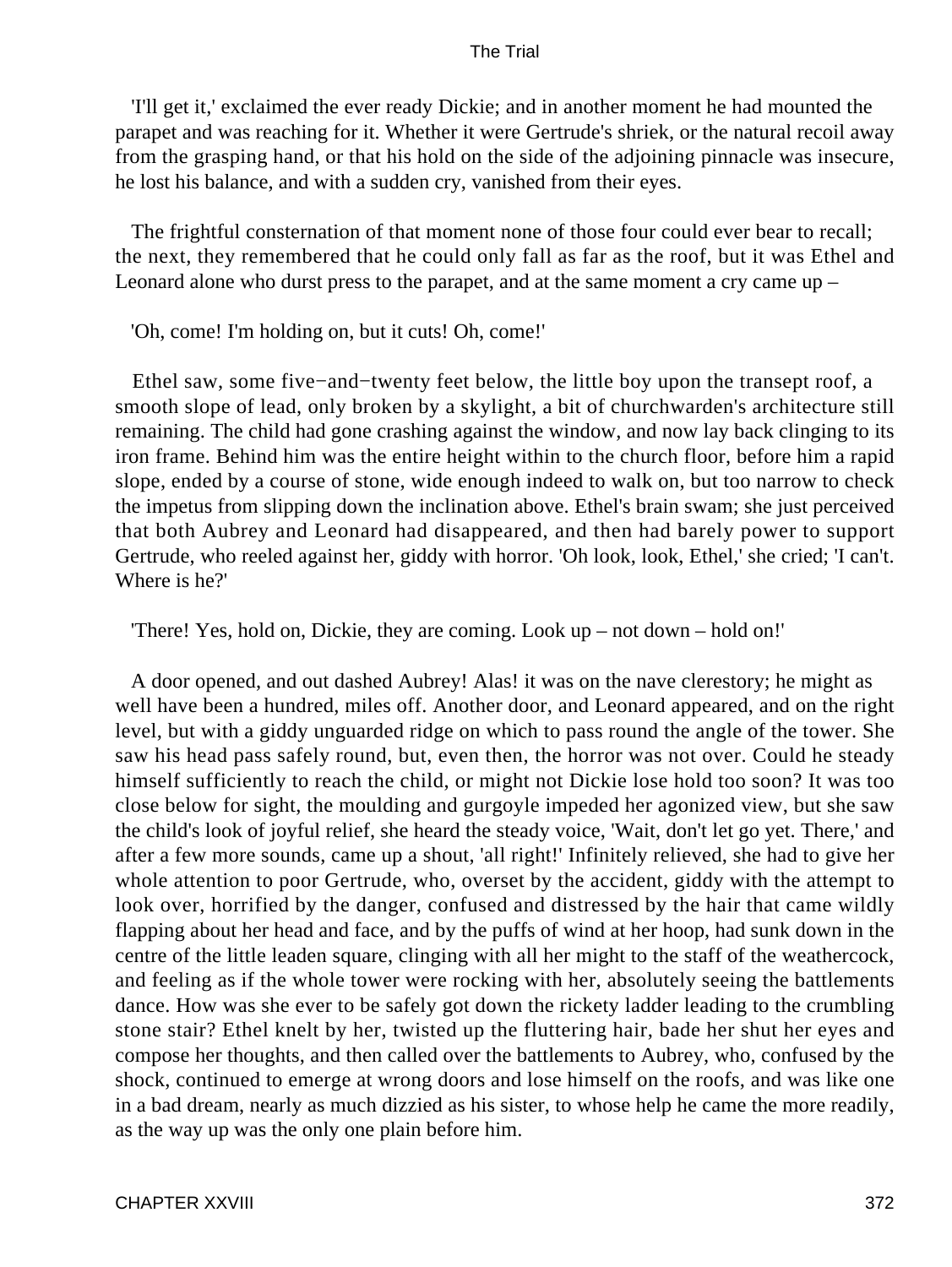'I'll get it,' exclaimed the ever ready Dickie; and in another moment he had mounted the parapet and was reaching for it. Whether it were Gertrude's shriek, or the natural recoil away from the grasping hand, or that his hold on the side of the adjoining pinnacle was insecure, he lost his balance, and with a sudden cry, vanished from their eyes.

The frightful consternation of that moment none of those four could ever bear to recall; the next, they remembered that he could only fall as far as the roof, but it was Ethel and Leonard alone who durst press to the parapet, and at the same moment a cry came up –

'Oh, come! I'm holding on, but it cuts! Oh, come!'

Ethel saw, some five−and−twenty feet below, the little boy upon the transept roof, a smooth slope of lead, only broken by a skylight, a bit of churchwarden's architecture still remaining. The child had gone crashing against the window, and now lay back clinging to its iron frame. Behind him was the entire height within to the church floor, before him a rapid slope, ended by a course of stone, wide enough indeed to walk on, but too narrow to check the impetus from slipping down the inclination above. Ethel's brain swam; she just perceived that both Aubrey and Leonard had disappeared, and then had barely power to support Gertrude, who reeled against her, giddy with horror. 'Oh look, look, Ethel,' she cried; 'I can't. Where is he?'

'There! Yes, hold on, Dickie, they are coming. Look up – not down – hold on!'

A door opened, and out dashed Aubrey! Alas! it was on the nave clerestory; he might as well have been a hundred, miles off. Another door, and Leonard appeared, and on the right level, but with a giddy unguarded ridge on which to pass round the angle of the tower. She saw his head pass safely round, but, even then, the horror was not over. Could he steady himself sufficiently to reach the child, or might not Dickie lose hold too soon? It was too close below for sight, the moulding and gurgoyle impeded her agonized view, but she saw the child's look of joyful relief, she heard the steady voice, 'Wait, don't let go yet. There,' and after a few more sounds, came up a shout, 'all right!' Infinitely relieved, she had to give her whole attention to poor Gertrude, who, overset by the accident, giddy with the attempt to look over, horrified by the danger, confused and distressed by the hair that came wildly flapping about her head and face, and by the puffs of wind at her hoop, had sunk down in the centre of the little leaden square, clinging with all her might to the staff of the weathercock, and feeling as if the whole tower were rocking with her, absolutely seeing the battlements dance. How was she ever to be safely got down the rickety ladder leading to the crumbling stone stair? Ethel knelt by her, twisted up the fluttering hair, bade her shut her eyes and compose her thoughts, and then called over the battlements to Aubrey, who, confused by the shock, continued to emerge at wrong doors and lose himself on the roofs, and was like one in a bad dream, nearly as much dizzied as his sister, to whose help he came the more readily, as the way up was the only one plain before him.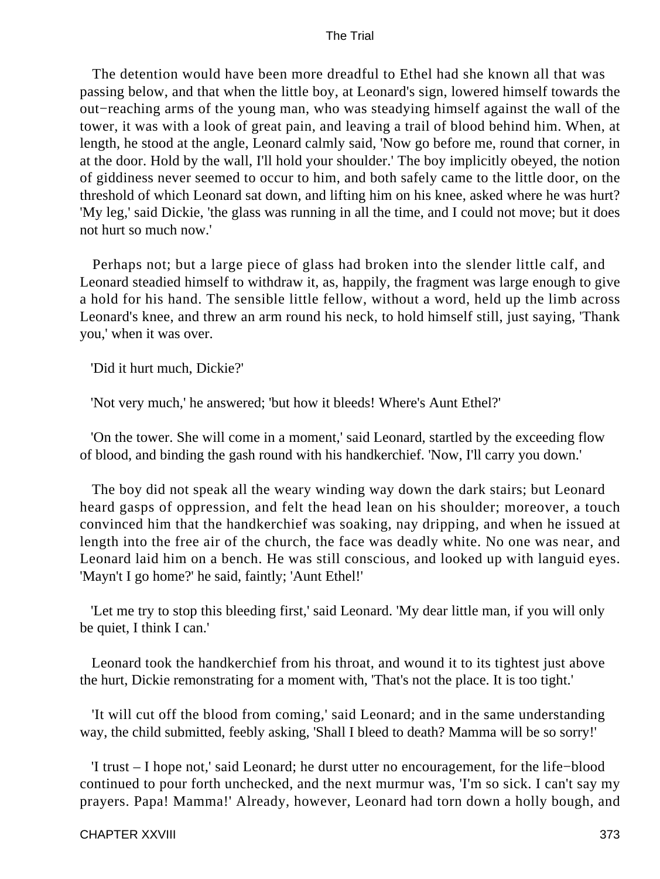The detention would have been more dreadful to Ethel had she known all that was passing below, and that when the little boy, at Leonard's sign, lowered himself towards the out−reaching arms of the young man, who was steadying himself against the wall of the tower, it was with a look of great pain, and leaving a trail of blood behind him. When, at length, he stood at the angle, Leonard calmly said, 'Now go before me, round that corner, in at the door. Hold by the wall, I'll hold your shoulder.' The boy implicitly obeyed, the notion of giddiness never seemed to occur to him, and both safely came to the little door, on the threshold of which Leonard sat down, and lifting him on his knee, asked where he was hurt? 'My leg,' said Dickie, 'the glass was running in all the time, and I could not move; but it does not hurt so much now.'

Perhaps not; but a large piece of glass had broken into the slender little calf, and Leonard steadied himself to withdraw it, as, happily, the fragment was large enough to give a hold for his hand. The sensible little fellow, without a word, held up the limb across Leonard's knee, and threw an arm round his neck, to hold himself still, just saying, 'Thank you,' when it was over.

'Did it hurt much, Dickie?'

'Not very much,' he answered; 'but how it bleeds! Where's Aunt Ethel?'

'On the tower. She will come in a moment,' said Leonard, startled by the exceeding flow of blood, and binding the gash round with his handkerchief. 'Now, I'll carry you down.'

The boy did not speak all the weary winding way down the dark stairs; but Leonard heard gasps of oppression, and felt the head lean on his shoulder; moreover, a touch convinced him that the handkerchief was soaking, nay dripping, and when he issued at length into the free air of the church, the face was deadly white. No one was near, and Leonard laid him on a bench. He was still conscious, and looked up with languid eyes. 'Mayn't I go home?' he said, faintly; 'Aunt Ethel!'

'Let me try to stop this bleeding first,' said Leonard. 'My dear little man, if you will only be quiet, I think I can.'

Leonard took the handkerchief from his throat, and wound it to its tightest just above the hurt, Dickie remonstrating for a moment with, 'That's not the place. It is too tight.'

'It will cut off the blood from coming,' said Leonard; and in the same understanding way, the child submitted, feebly asking, 'Shall I bleed to death? Mamma will be so sorry!'

'I trust – I hope not,' said Leonard; he durst utter no encouragement, for the life−blood continued to pour forth unchecked, and the next murmur was, 'I'm so sick. I can't say my prayers. Papa! Mamma!' Already, however, Leonard had torn down a holly bough, and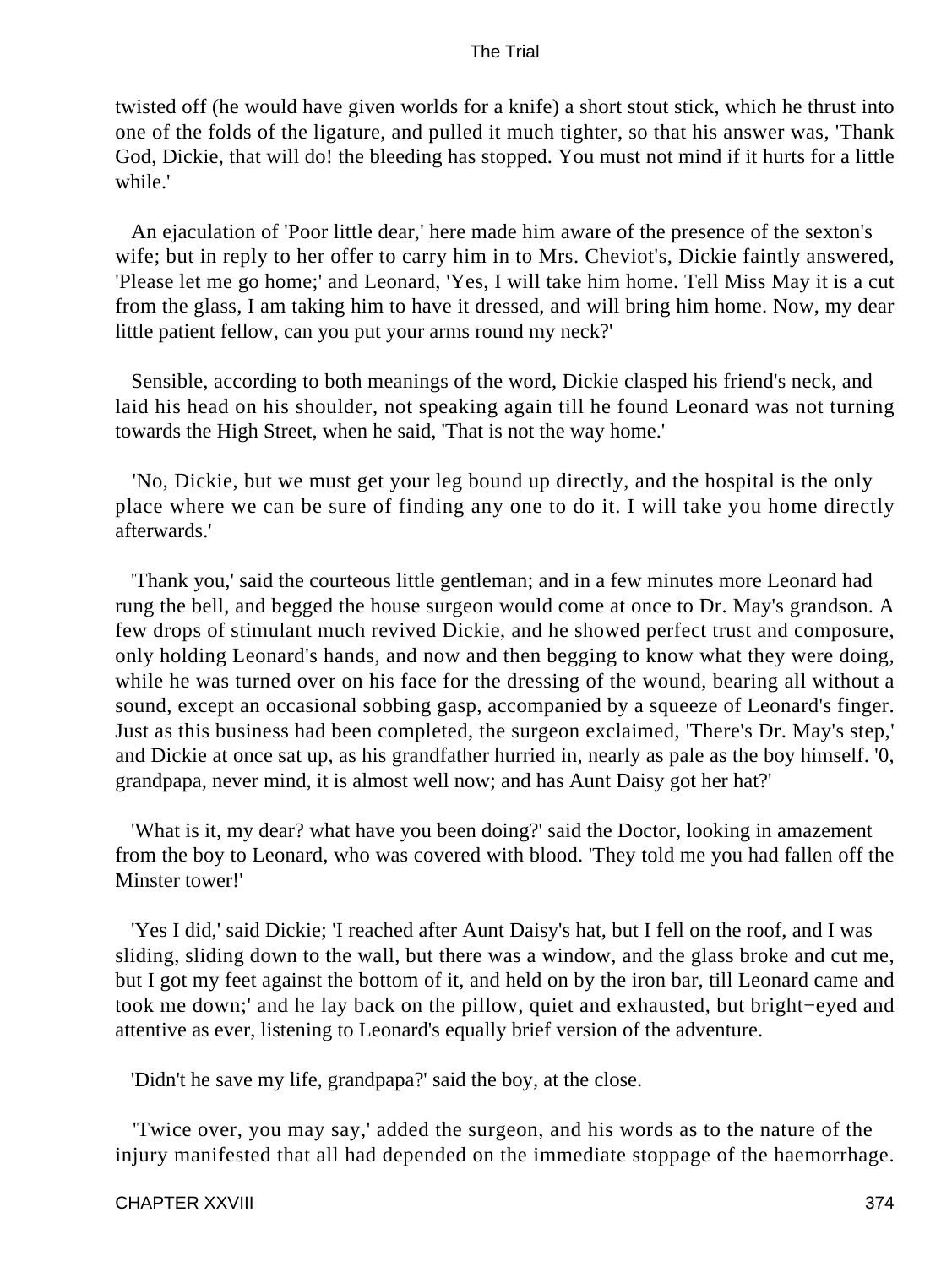twisted off (he would have given worlds for a knife) a short stout stick, which he thrust into one of the folds of the ligature, and pulled it much tighter, so that his answer was, 'Thank God, Dickie, that will do! the bleeding has stopped. You must not mind if it hurts for a little while.'

An ejaculation of 'Poor little dear,' here made him aware of the presence of the sexton's wife; but in reply to her offer to carry him in to Mrs. Cheviot's, Dickie faintly answered, 'Please let me go home;' and Leonard, 'Yes, I will take him home. Tell Miss May it is a cut from the glass, I am taking him to have it dressed, and will bring him home. Now, my dear little patient fellow, can you put your arms round my neck?'

Sensible, according to both meanings of the word, Dickie clasped his friend's neck, and laid his head on his shoulder, not speaking again till he found Leonard was not turning towards the High Street, when he said, 'That is not the way home.'

'No, Dickie, but we must get your leg bound up directly, and the hospital is the only place where we can be sure of finding any one to do it. I will take you home directly afterwards.'

'Thank you,' said the courteous little gentleman; and in a few minutes more Leonard had rung the bell, and begged the house surgeon would come at once to Dr. May's grandson. A few drops of stimulant much revived Dickie, and he showed perfect trust and composure, only holding Leonard's hands, and now and then begging to know what they were doing, while he was turned over on his face for the dressing of the wound, bearing all without a sound, except an occasional sobbing gasp, accompanied by a squeeze of Leonard's finger. Just as this business had been completed, the surgeon exclaimed, 'There's Dr. May's step,' and Dickie at once sat up, as his grandfather hurried in, nearly as pale as the boy himself. '0, grandpapa, never mind, it is almost well now; and has Aunt Daisy got her hat?'

'What is it, my dear? what have you been doing?' said the Doctor, looking in amazement from the boy to Leonard, who was covered with blood. 'They told me you had fallen off the Minster tower!'

'Yes I did,' said Dickie; 'I reached after Aunt Daisy's hat, but I fell on the roof, and I was sliding, sliding down to the wall, but there was a window, and the glass broke and cut me, but I got my feet against the bottom of it, and held on by the iron bar, till Leonard came and took me down;' and he lay back on the pillow, quiet and exhausted, but bright−eyed and attentive as ever, listening to Leonard's equally brief version of the adventure.

'Didn't he save my life, grandpapa?' said the boy, at the close.

'Twice over, you may say,' added the surgeon, and his words as to the nature of the injury manifested that all had depended on the immediate stoppage of the haemorrhage.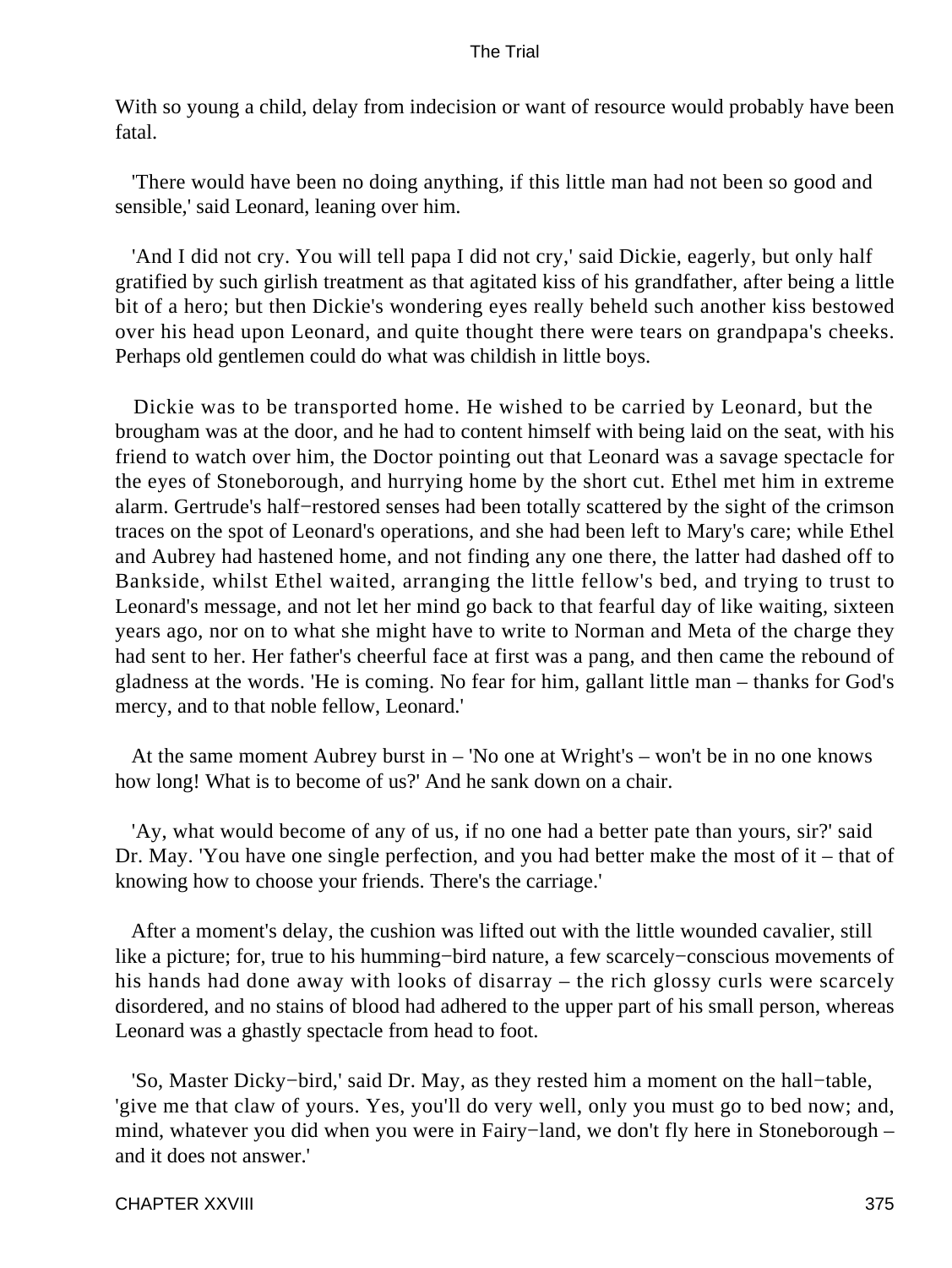With so young a child, delay from indecision or want of resource would probably have been fatal.

'There would have been no doing anything, if this little man had not been so good and sensible,' said Leonard, leaning over him.

'And I did not cry. You will tell papa I did not cry,' said Dickie, eagerly, but only half gratified by such girlish treatment as that agitated kiss of his grandfather, after being a little bit of a hero; but then Dickie's wondering eyes really beheld such another kiss bestowed over his head upon Leonard, and quite thought there were tears on grandpapa's cheeks. Perhaps old gentlemen could do what was childish in little boys.

Dickie was to be transported home. He wished to be carried by Leonard, but the brougham was at the door, and he had to content himself with being laid on the seat, with his friend to watch over him, the Doctor pointing out that Leonard was a savage spectacle for the eyes of Stoneborough, and hurrying home by the short cut. Ethel met him in extreme alarm. Gertrude's half−restored senses had been totally scattered by the sight of the crimson traces on the spot of Leonard's operations, and she had been left to Mary's care; while Ethel and Aubrey had hastened home, and not finding any one there, the latter had dashed off to Bankside, whilst Ethel waited, arranging the little fellow's bed, and trying to trust to Leonard's message, and not let her mind go back to that fearful day of like waiting, sixteen years ago, nor on to what she might have to write to Norman and Meta of the charge they had sent to her. Her father's cheerful face at first was a pang, and then came the rebound of gladness at the words. 'He is coming. No fear for him, gallant little man – thanks for God's mercy, and to that noble fellow, Leonard.'

At the same moment Aubrey burst in – 'No one at Wright's – won't be in no one knows how long! What is to become of us?' And he sank down on a chair.

'Ay, what would become of any of us, if no one had a better pate than yours, sir?' said Dr. May. 'You have one single perfection, and you had better make the most of it – that of knowing how to choose your friends. There's the carriage.'

After a moment's delay, the cushion was lifted out with the little wounded cavalier, still like a picture; for, true to his humming−bird nature, a few scarcely−conscious movements of his hands had done away with looks of disarray – the rich glossy curls were scarcely disordered, and no stains of blood had adhered to the upper part of his small person, whereas Leonard was a ghastly spectacle from head to foot.

'So, Master Dicky−bird,' said Dr. May, as they rested him a moment on the hall−table, 'give me that claw of yours. Yes, you'll do very well, only you must go to bed now; and, mind, whatever you did when you were in Fairy−land, we don't fly here in Stoneborough – and it does not answer.'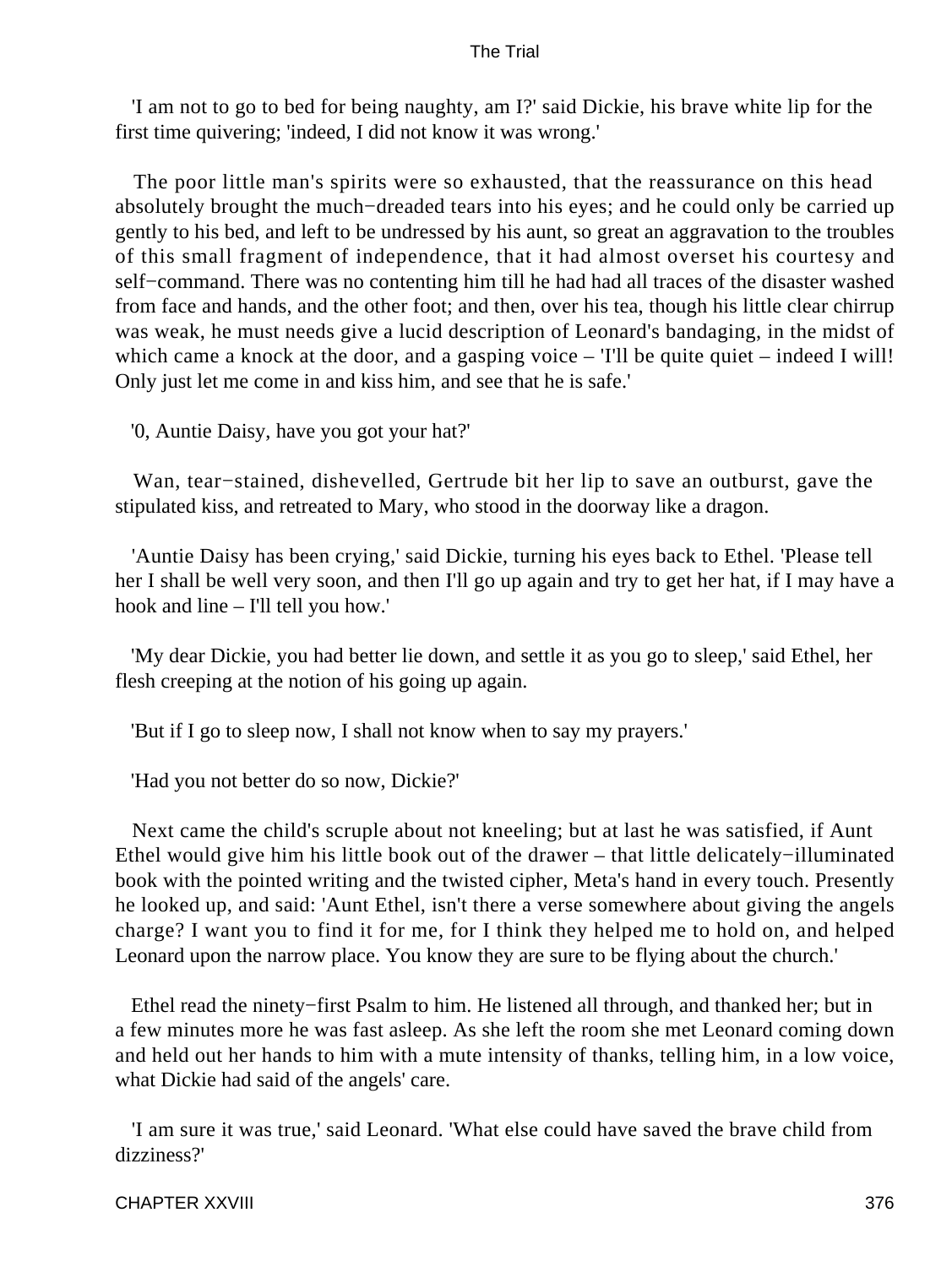'I am not to go to bed for being naughty, am I?' said Dickie, his brave white lip for the first time quivering; 'indeed, I did not know it was wrong.'

The poor little man's spirits were so exhausted, that the reassurance on this head absolutely brought the much−dreaded tears into his eyes; and he could only be carried up gently to his bed, and left to be undressed by his aunt, so great an aggravation to the troubles of this small fragment of independence, that it had almost overset his courtesy and self−command. There was no contenting him till he had had all traces of the disaster washed from face and hands, and the other foot; and then, over his tea, though his little clear chirrup was weak, he must needs give a lucid description of Leonard's bandaging, in the midst of which came a knock at the door, and a gasping voice – 'I'll be quite quiet – indeed I will! Only just let me come in and kiss him, and see that he is safe.'

'0, Auntie Daisy, have you got your hat?'

Wan, tear−stained, dishevelled, Gertrude bit her lip to save an outburst, gave the stipulated kiss, and retreated to Mary, who stood in the doorway like a dragon.

'Auntie Daisy has been crying,' said Dickie, turning his eyes back to Ethel. 'Please tell her I shall be well very soon, and then I'll go up again and try to get her hat, if I may have a hook and line – I'll tell you how.'

'My dear Dickie, you had better lie down, and settle it as you go to sleep,' said Ethel, her flesh creeping at the notion of his going up again.

'But if I go to sleep now, I shall not know when to say my prayers.'

'Had you not better do so now, Dickie?'

Next came the child's scruple about not kneeling; but at last he was satisfied, if Aunt Ethel would give him his little book out of the drawer – that little delicately−illuminated book with the pointed writing and the twisted cipher, Meta's hand in every touch. Presently he looked up, and said: 'Aunt Ethel, isn't there a verse somewhere about giving the angels charge? I want you to find it for me, for I think they helped me to hold on, and helped Leonard upon the narrow place. You know they are sure to be flying about the church.'

Ethel read the ninety−first Psalm to him. He listened all through, and thanked her; but in a few minutes more he was fast asleep. As she left the room she met Leonard coming down and held out her hands to him with a mute intensity of thanks, telling him, in a low voice, what Dickie had said of the angels' care.

'I am sure it was true,' said Leonard. 'What else could have saved the brave child from dizziness?'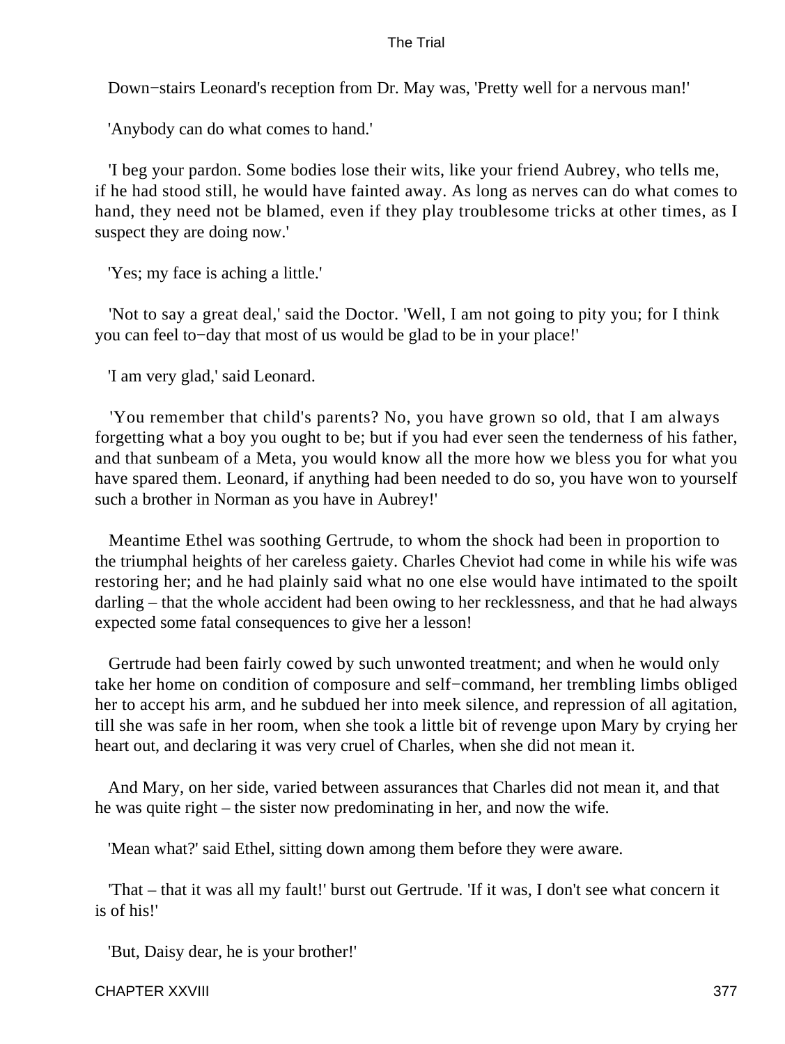Down−stairs Leonard's reception from Dr. May was, 'Pretty well for a nervous man!'

'Anybody can do what comes to hand.'

'I beg your pardon. Some bodies lose their wits, like your friend Aubrey, who tells me, if he had stood still, he would have fainted away. As long as nerves can do what comes to hand, they need not be blamed, even if they play troublesome tricks at other times, as I suspect they are doing now.'

'Yes; my face is aching a little.'

'Not to say a great deal,' said the Doctor. 'Well, I am not going to pity you; for I think you can feel to−day that most of us would be glad to be in your place!'

'I am very glad,' said Leonard.

'You remember that child's parents? No, you have grown so old, that I am always forgetting what a boy you ought to be; but if you had ever seen the tenderness of his father, and that sunbeam of a Meta, you would know all the more how we bless you for what you have spared them. Leonard, if anything had been needed to do so, you have won to yourself such a brother in Norman as you have in Aubrey!'

Meantime Ethel was soothing Gertrude, to whom the shock had been in proportion to the triumphal heights of her careless gaiety. Charles Cheviot had come in while his wife was restoring her; and he had plainly said what no one else would have intimated to the spoilt darling – that the whole accident had been owing to her recklessness, and that he had always expected some fatal consequences to give her a lesson!

Gertrude had been fairly cowed by such unwonted treatment; and when he would only take her home on condition of composure and self−command, her trembling limbs obliged her to accept his arm, and he subdued her into meek silence, and repression of all agitation, till she was safe in her room, when she took a little bit of revenge upon Mary by crying her heart out, and declaring it was very cruel of Charles, when she did not mean it.

And Mary, on her side, varied between assurances that Charles did not mean it, and that he was quite right – the sister now predominating in her, and now the wife.

'Mean what?' said Ethel, sitting down among them before they were aware.

'That – that it was all my fault!' burst out Gertrude. 'If it was, I don't see what concern it is of his!'

'But, Daisy dear, he is your brother!'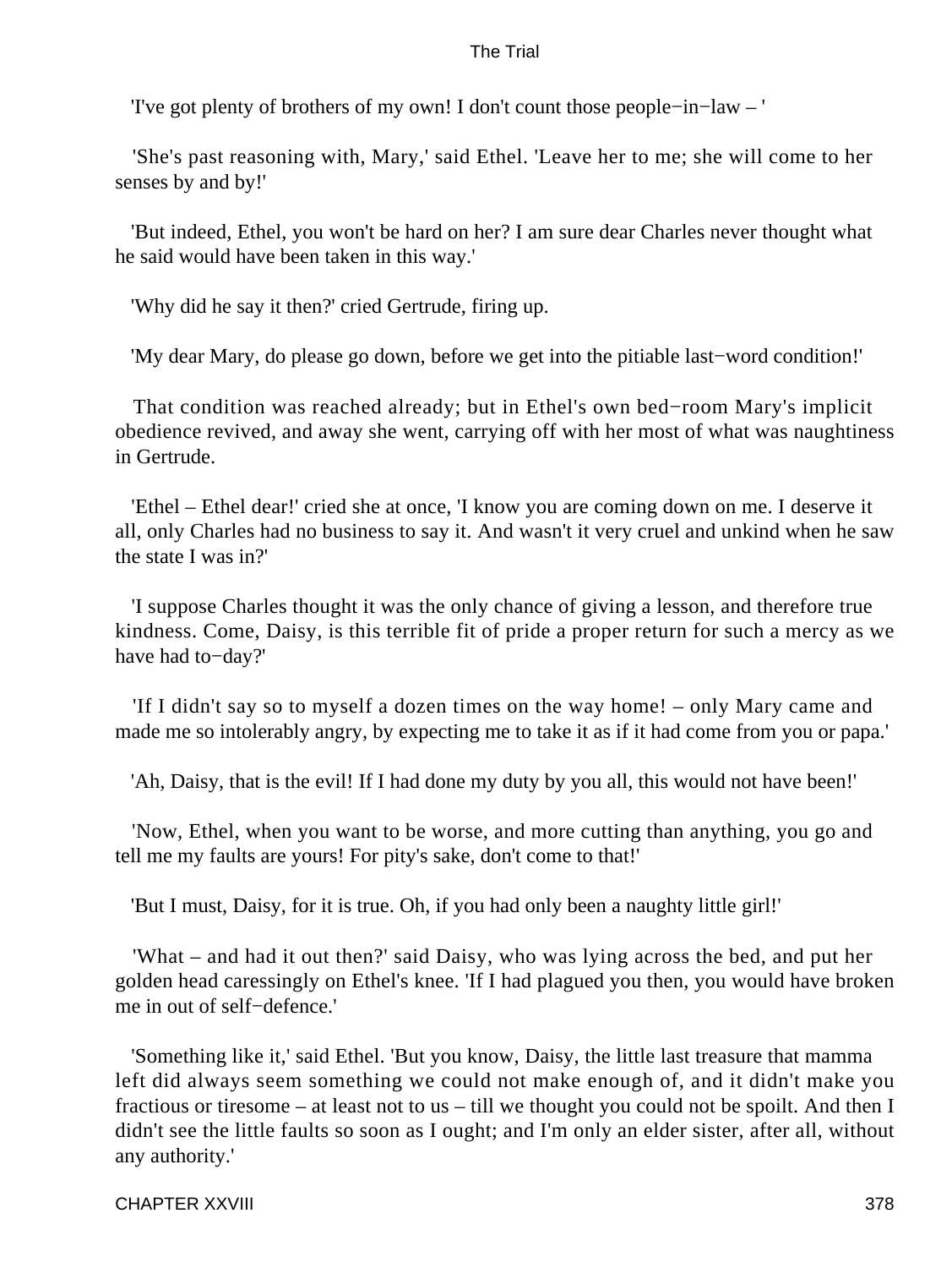'I've got plenty of brothers of my own! I don't count those people−in−law – '

'She's past reasoning with, Mary,' said Ethel. 'Leave her to me; she will come to her senses by and by!'

'But indeed, Ethel, you won't be hard on her? I am sure dear Charles never thought what he said would have been taken in this way.'

'Why did he say it then?' cried Gertrude, firing up.

'My dear Mary, do please go down, before we get into the pitiable last−word condition!'

That condition was reached already; but in Ethel's own bed−room Mary's implicit obedience revived, and away she went, carrying off with her most of what was naughtiness in Gertrude.

'Ethel – Ethel dear!' cried she at once, 'I know you are coming down on me. I deserve it all, only Charles had no business to say it. And wasn't it very cruel and unkind when he saw the state I was in?'

'I suppose Charles thought it was the only chance of giving a lesson, and therefore true kindness. Come, Daisy, is this terrible fit of pride a proper return for such a mercy as we have had to−day?'

'If I didn't say so to myself a dozen times on the way home! – only Mary came and made me so intolerably angry, by expecting me to take it as if it had come from you or papa.'

'Ah, Daisy, that is the evil! If I had done my duty by you all, this would not have been!'

'Now, Ethel, when you want to be worse, and more cutting than anything, you go and tell me my faults are yours! For pity's sake, don't come to that!'

'But I must, Daisy, for it is true. Oh, if you had only been a naughty little girl!'

'What – and had it out then?' said Daisy, who was lying across the bed, and put her golden head caressingly on Ethel's knee. 'If I had plagued you then, you would have broken me in out of self−defence.'

'Something like it,' said Ethel. 'But you know, Daisy, the little last treasure that mamma left did always seem something we could not make enough of, and it didn't make you fractious or tiresome – at least not to us – till we thought you could not be spoilt. And then I didn't see the little faults so soon as I ought; and I'm only an elder sister, after all, without any authority.'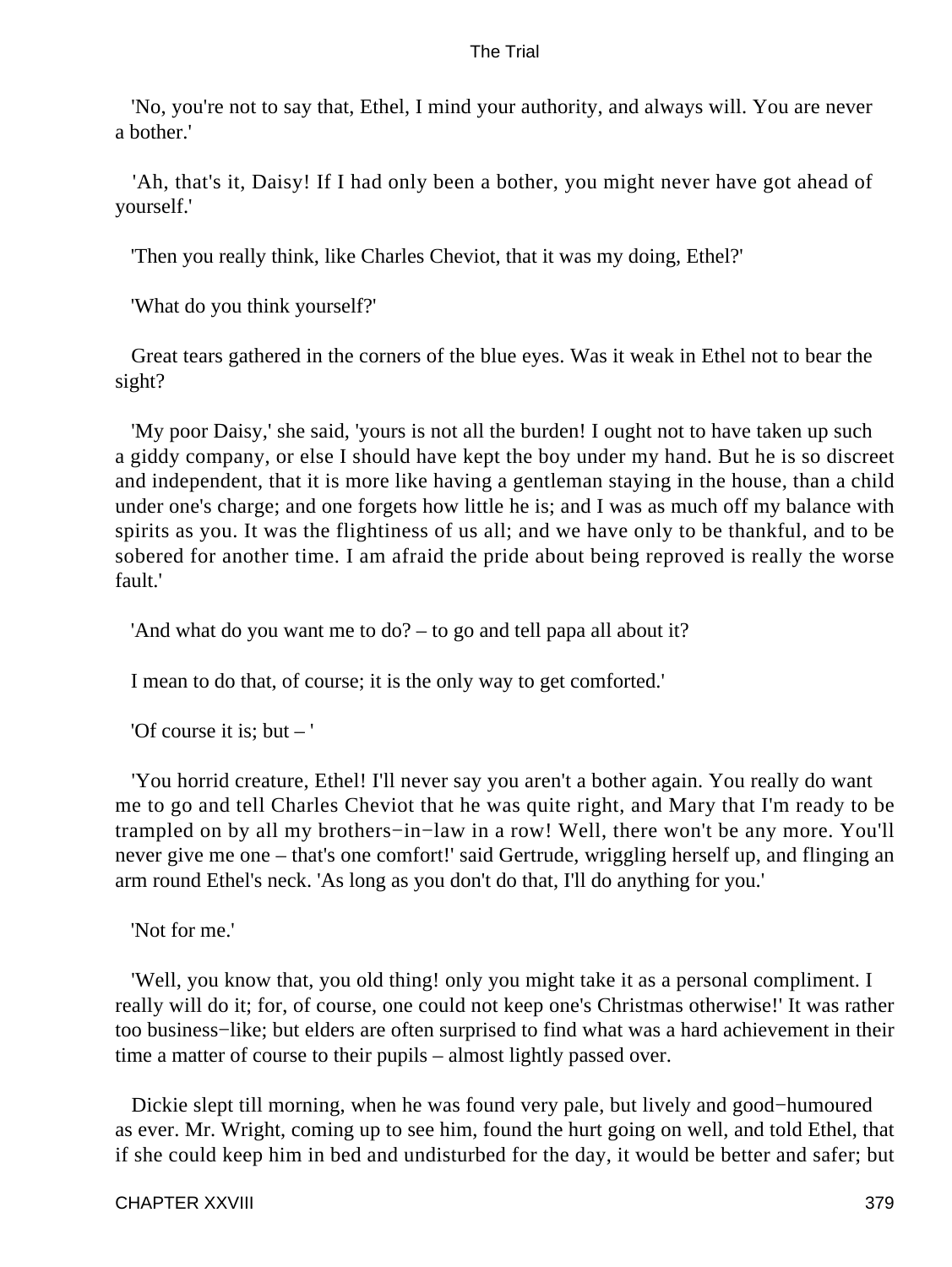'No, you're not to say that, Ethel, I mind your authority, and always will. You are never a bother.'

'Ah, that's it, Daisy! If I had only been a bother, you might never have got ahead of yourself.'

'Then you really think, like Charles Cheviot, that it was my doing, Ethel?'

'What do you think yourself?'

Great tears gathered in the corners of the blue eyes. Was it weak in Ethel not to bear the sight?

'My poor Daisy,' she said, 'yours is not all the burden! I ought not to have taken up such a giddy company, or else I should have kept the boy under my hand. But he is so discreet and independent, that it is more like having a gentleman staying in the house, than a child under one's charge; and one forgets how little he is; and I was as much off my balance with spirits as you. It was the flightiness of us all; and we have only to be thankful, and to be sobered for another time. I am afraid the pride about being reproved is really the worse fault.'

'And what do you want me to do? – to go and tell papa all about it?

I mean to do that, of course; it is the only way to get comforted.'

'Of course it is; but – '

'You horrid creature, Ethel! I'll never say you aren't a bother again. You really do want me to go and tell Charles Cheviot that he was quite right, and Mary that I'm ready to be trampled on by all my brothers−in−law in a row! Well, there won't be any more. You'll never give me one – that's one comfort!' said Gertrude, wriggling herself up, and flinging an arm round Ethel's neck. 'As long as you don't do that, I'll do anything for you.'

'Not for me.'

'Well, you know that, you old thing! only you might take it as a personal compliment. I really will do it; for, of course, one could not keep one's Christmas otherwise!' It was rather too business−like; but elders are often surprised to find what was a hard achievement in their time a matter of course to their pupils – almost lightly passed over.

Dickie slept till morning, when he was found very pale, but lively and good−humoured as ever. Mr. Wright, coming up to see him, found the hurt going on well, and told Ethel, that if she could keep him in bed and undisturbed for the day, it would be better and safer; but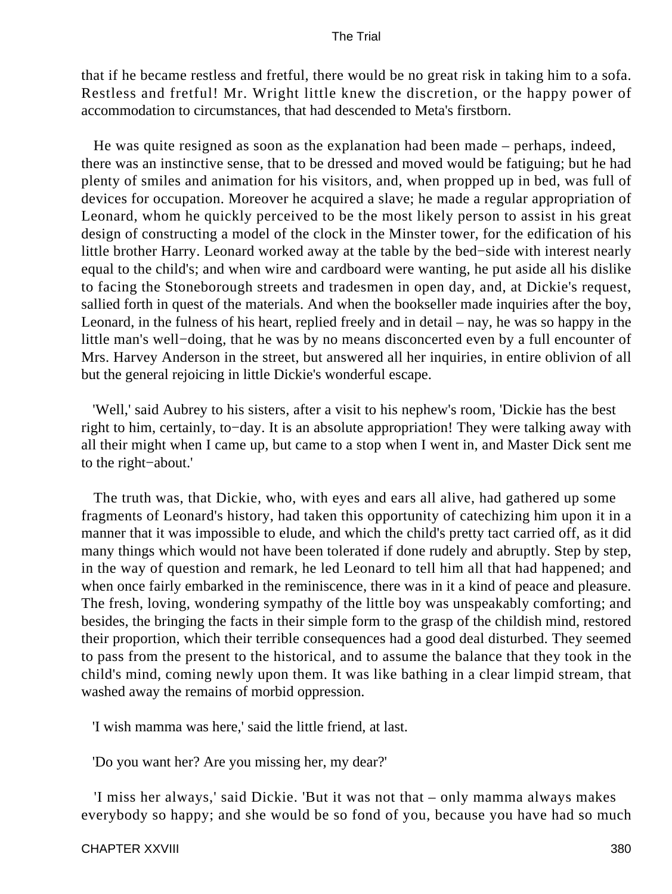that if he became restless and fretful, there would be no great risk in taking him to a sofa. Restless and fretful! Mr. Wright little knew the discretion, or the happy power of accommodation to circumstances, that had descended to Meta's firstborn.

He was quite resigned as soon as the explanation had been made – perhaps, indeed, there was an instinctive sense, that to be dressed and moved would be fatiguing; but he had plenty of smiles and animation for his visitors, and, when propped up in bed, was full of devices for occupation. Moreover he acquired a slave; he made a regular appropriation of Leonard, whom he quickly perceived to be the most likely person to assist in his great design of constructing a model of the clock in the Minster tower, for the edification of his little brother Harry. Leonard worked away at the table by the bed−side with interest nearly equal to the child's; and when wire and cardboard were wanting, he put aside all his dislike to facing the Stoneborough streets and tradesmen in open day, and, at Dickie's request, sallied forth in quest of the materials. And when the bookseller made inquiries after the boy, Leonard, in the fulness of his heart, replied freely and in detail – nay, he was so happy in the little man's well−doing, that he was by no means disconcerted even by a full encounter of Mrs. Harvey Anderson in the street, but answered all her inquiries, in entire oblivion of all but the general rejoicing in little Dickie's wonderful escape.

'Well,' said Aubrey to his sisters, after a visit to his nephew's room, 'Dickie has the best right to him, certainly, to−day. It is an absolute appropriation! They were talking away with all their might when I came up, but came to a stop when I went in, and Master Dick sent me to the right−about.'

The truth was, that Dickie, who, with eyes and ears all alive, had gathered up some fragments of Leonard's history, had taken this opportunity of catechizing him upon it in a manner that it was impossible to elude, and which the child's pretty tact carried off, as it did many things which would not have been tolerated if done rudely and abruptly. Step by step, in the way of question and remark, he led Leonard to tell him all that had happened; and when once fairly embarked in the reminiscence, there was in it a kind of peace and pleasure. The fresh, loving, wondering sympathy of the little boy was unspeakably comforting; and besides, the bringing the facts in their simple form to the grasp of the childish mind, restored their proportion, which their terrible consequences had a good deal disturbed. They seemed to pass from the present to the historical, and to assume the balance that they took in the child's mind, coming newly upon them. It was like bathing in a clear limpid stream, that washed away the remains of morbid oppression.

'I wish mamma was here,' said the little friend, at last.

'Do you want her? Are you missing her, my dear?'

'I miss her always,' said Dickie. 'But it was not that – only mamma always makes everybody so happy; and she would be so fond of you, because you have had so much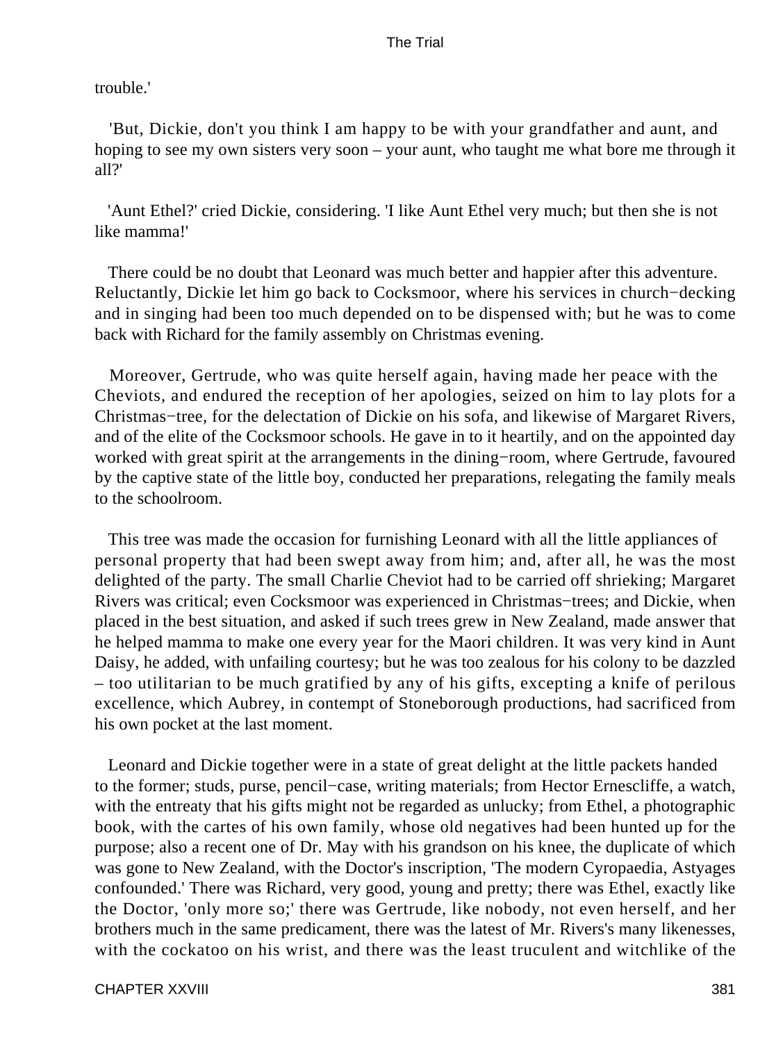trouble.'

'But, Dickie, don't you think I am happy to be with your grandfather and aunt, and hoping to see my own sisters very soon – your aunt, who taught me what bore me through it all?'

'Aunt Ethel?' cried Dickie, considering. 'I like Aunt Ethel very much; but then she is not like mamma!'

There could be no doubt that Leonard was much better and happier after this adventure. Reluctantly, Dickie let him go back to Cocksmoor, where his services in church−decking and in singing had been too much depended on to be dispensed with; but he was to come back with Richard for the family assembly on Christmas evening.

Moreover, Gertrude, who was quite herself again, having made her peace with the Cheviots, and endured the reception of her apologies, seized on him to lay plots for a Christmas−tree, for the delectation of Dickie on his sofa, and likewise of Margaret Rivers, and of the elite of the Cocksmoor schools. He gave in to it heartily, and on the appointed day worked with great spirit at the arrangements in the dining−room, where Gertrude, favoured by the captive state of the little boy, conducted her preparations, relegating the family meals to the schoolroom.

This tree was made the occasion for furnishing Leonard with all the little appliances of personal property that had been swept away from him; and, after all, he was the most delighted of the party. The small Charlie Cheviot had to be carried off shrieking; Margaret Rivers was critical; even Cocksmoor was experienced in Christmas−trees; and Dickie, when placed in the best situation, and asked if such trees grew in New Zealand, made answer that he helped mamma to make one every year for the Maori children. It was very kind in Aunt Daisy, he added, with unfailing courtesy; but he was too zealous for his colony to be dazzled – too utilitarian to be much gratified by any of his gifts, excepting a knife of perilous excellence, which Aubrey, in contempt of Stoneborough productions, had sacrificed from his own pocket at the last moment.

Leonard and Dickie together were in a state of great delight at the little packets handed to the former; studs, purse, pencil−case, writing materials; from Hector Ernescliffe, a watch, with the entreaty that his gifts might not be regarded as unlucky; from Ethel, a photographic book, with the cartes of his own family, whose old negatives had been hunted up for the purpose; also a recent one of Dr. May with his grandson on his knee, the duplicate of which was gone to New Zealand, with the Doctor's inscription, 'The modern Cyropaedia, Astyages confounded.' There was Richard, very good, young and pretty; there was Ethel, exactly like the Doctor, 'only more so;' there was Gertrude, like nobody, not even herself, and her brothers much in the same predicament, there was the latest of Mr. Rivers's many likenesses, with the cockatoo on his wrist, and there was the least truculent and witchlike of the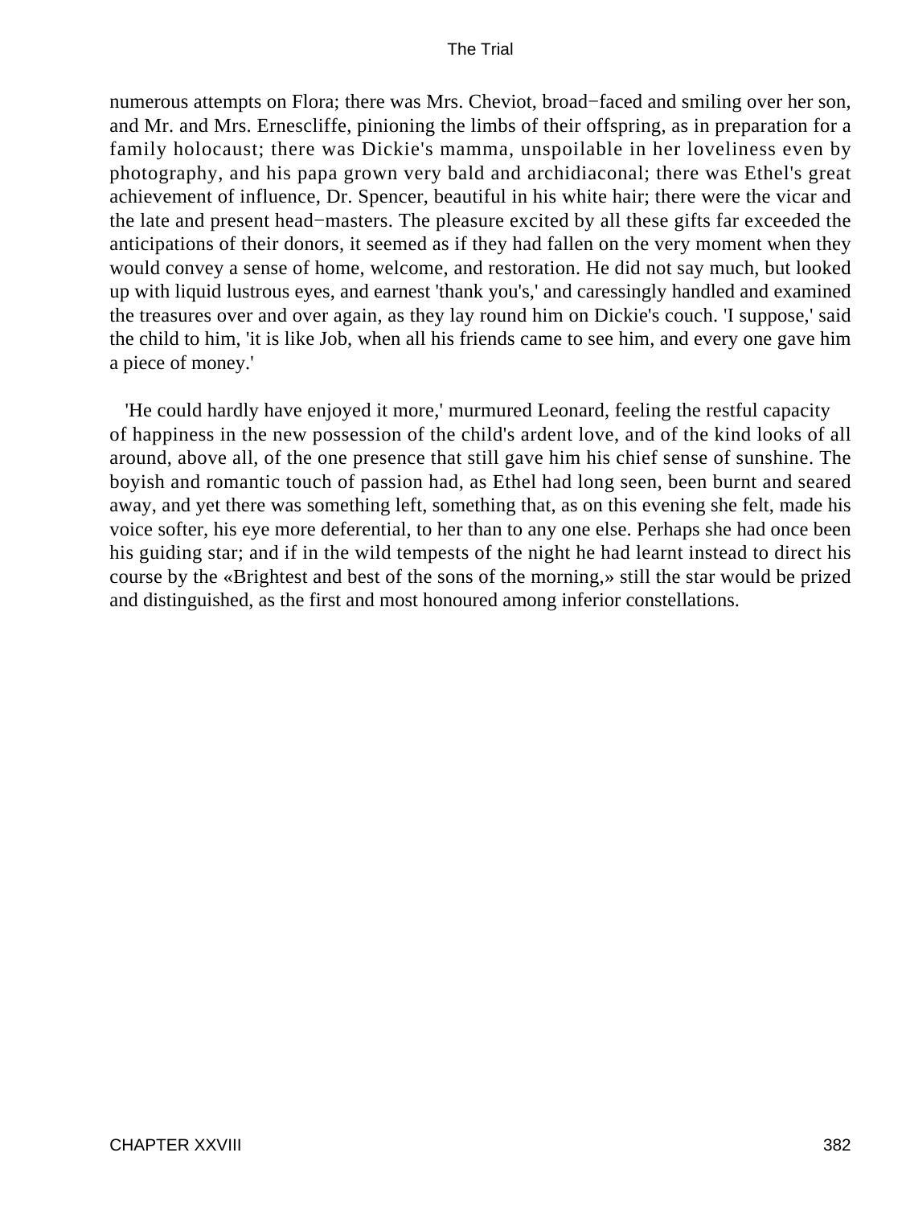numerous attempts on Flora; there was Mrs. Cheviot, broad−faced and smiling over her son, and Mr. and Mrs. Ernescliffe, pinioning the limbs of their offspring, as in preparation for a family holocaust; there was Dickie's mamma, unspoilable in her loveliness even by photography, and his papa grown very bald and archidiaconal; there was Ethel's great achievement of influence, Dr. Spencer, beautiful in his white hair; there were the vicar and the late and present head−masters. The pleasure excited by all these gifts far exceeded the anticipations of their donors, it seemed as if they had fallen on the very moment when they would convey a sense of home, welcome, and restoration. He did not say much, but looked up with liquid lustrous eyes, and earnest 'thank you's,' and caressingly handled and examined the treasures over and over again, as they lay round him on Dickie's couch. 'I suppose,' said the child to him, 'it is like Job, when all his friends came to see him, and every one gave him a piece of money.'

'He could hardly have enjoyed it more,' murmured Leonard, feeling the restful capacity of happiness in the new possession of the child's ardent love, and of the kind looks of all around, above all, of the one presence that still gave him his chief sense of sunshine. The boyish and romantic touch of passion had, as Ethel had long seen, been burnt and seared away, and yet there was something left, something that, as on this evening she felt, made his voice softer, his eye more deferential, to her than to any one else. Perhaps she had once been his guiding star; and if in the wild tempests of the night he had learnt instead to direct his course by the «Brightest and best of the sons of the morning,» still the star would be prized and distinguished, as the first and most honoured among inferior constellations.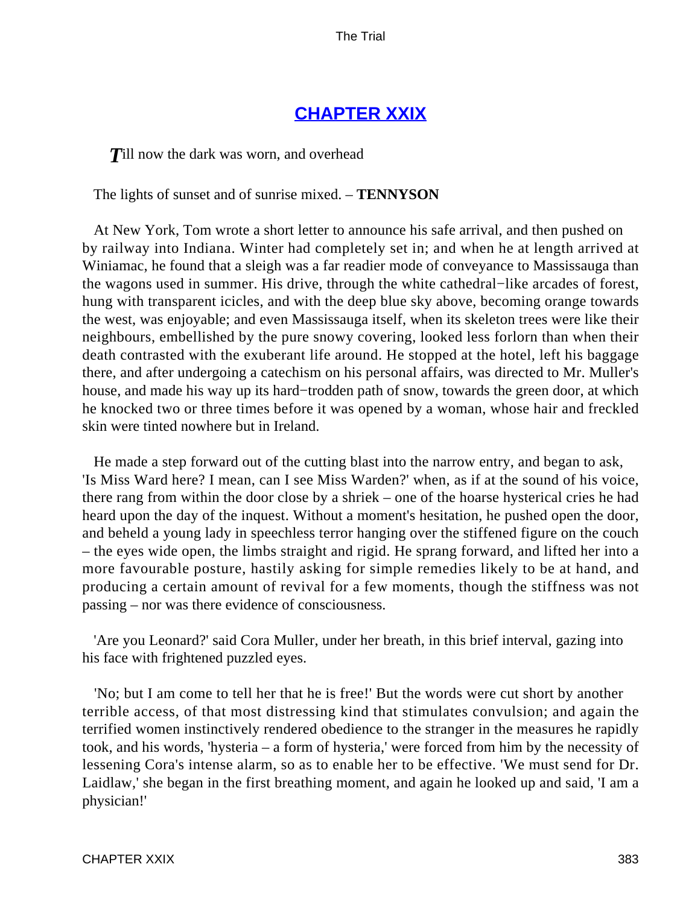## CHAPTER XXIX

*T*ill now the dark was worn, and overhead

The lights of sunset and of sunrise mixed. – **TENNYSON**

At New York, Tom wrote a short letter to announce his safe arrival, and then pushed on by railway into Indiana. Winter had completely set in; and when he at length arrived at Winiamac, he found that a sleigh was a far readier mode of conveyance to Massissauga than the wagons used in summer. His drive, through the white cathedral−like arcades of forest, hung with transparent icicles, and with the deep blue sky above, becoming orange towards the west, was enjoyable; and even Massissauga itself, when its skeleton trees were like their neighbours, embellished by the pure snowy covering, looked less forlorn than when their death contrasted with the exuberant life around. He stopped at the hotel, left his baggage there, and after undergoing a catechism on his personal affairs, was directed to Mr. Muller's house, and made his way up its hard−trodden path of snow, towards the green door, at which he knocked two or three times before it was opened by a woman, whose hair and freckled skin were tinted nowhere but in Ireland.

He made a step forward out of the cutting blast into the narrow entry, and began to ask, 'Is Miss Ward here? I mean, can I see Miss Warden?' when, as if at the sound of his voice, there rang from within the door close by a shriek – one of the hoarse hysterical cries he had heard upon the day of the inquest. Without a moment's hesitation, he pushed open the door, and beheld a young lady in speechless terror hanging over the stiffened figure on the couch – the eyes wide open, the limbs straight and rigid. He sprang forward, and lifted her into a more favourable posture, hastily asking for simple remedies likely to be at hand, and producing a certain amount of revival for a few moments, though the stiffness was not passing – nor was there evidence of consciousness.

'Are you Leonard?' said Cora Muller, under her breath, in this brief interval, gazing into his face with frightened puzzled eyes.

'No; but I am come to tell her that he is free!' But the words were cut short by another terrible access, of that most distressing kind that stimulates convulsion; and again the terrified women instinctively rendered obedience to the stranger in the measures he rapidly took, and his words, 'hysteria – a form of hysteria,' were forced from him by the necessity of lessening Cora's intense alarm, so as to enable her to be effective. 'We must send for Dr. Laidlaw,' she began in the first breathing moment, and again he looked up and said, 'I am a physician!'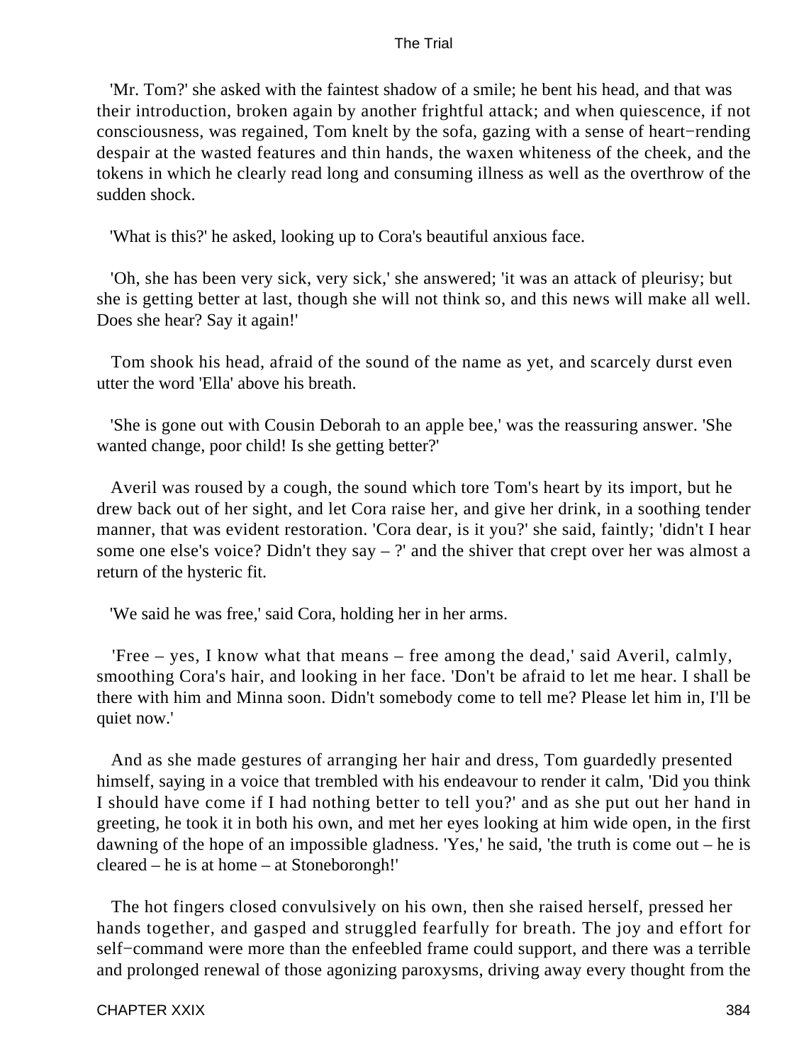'Mr. Tom?' she asked with the faintest shadow of a smile; he bent his head, and that was their introduction, broken again by another frightful attack; and when quiescence, if not consciousness, was regained, Tom knelt by the sofa, gazing with a sense of heart−rending despair at the wasted features and thin hands, the waxen whiteness of the cheek, and the tokens in which he clearly read long and consuming illness as well as the overthrow of the sudden shock.

'What is this?' he asked, looking up to Cora's beautiful anxious face.

'Oh, she has been very sick, very sick,' she answered; 'it was an attack of pleurisy; but she is getting better at last, though she will not think so, and this news will make all well. Does she hear? Say it again!'

Tom shook his head, afraid of the sound of the name as yet, and scarcely durst even utter the word 'Ella' above his breath.

'She is gone out with Cousin Deborah to an apple bee,' was the reassuring answer. 'She wanted change, poor child! Is she getting better?'

Averil was roused by a cough, the sound which tore Tom's heart by its import, but he drew back out of her sight, and let Cora raise her, and give her drink, in a soothing tender manner, that was evident restoration. 'Cora dear, is it you?' she said, faintly; 'didn't I hear some one else's voice? Didn't they say – ?' and the shiver that crept over her was almost a return of the hysteric fit.

'We said he was free,' said Cora, holding her in her arms.

'Free – yes, I know what that means – free among the dead,' said Averil, calmly, smoothing Cora's hair, and looking in her face. 'Don't be afraid to let me hear. I shall be there with him and Minna soon. Didn't somebody come to tell me? Please let him in, I'll be quiet now.'

And as she made gestures of arranging her hair and dress, Tom guardedly presented himself, saying in a voice that trembled with his endeavour to render it calm, 'Did you think I should have come if I had nothing better to tell you?' and as she put out her hand in greeting, he took it in both his own, and met her eyes looking at him wide open, in the first dawning of the hope of an impossible gladness. 'Yes,' he said, 'the truth is come out – he is cleared – he is at home – at Stoneborongh!'

The hot fingers closed convulsively on his own, then she raised herself, pressed her hands together, and gasped and struggled fearfully for breath. The joy and effort for self−command were more than the enfeebled frame could support, and there was a terrible and prolonged renewal of those agonizing paroxysms, driving away every thought from the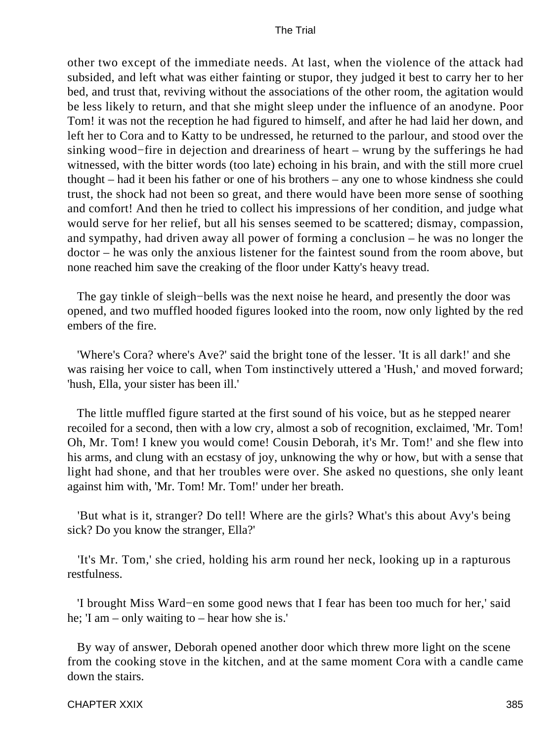other two except of the immediate needs. At last, when the violence of the attack had subsided, and left what was either fainting or stupor, they judged it best to carry her to her bed, and trust that, reviving without the associations of the other room, the agitation would be less likely to return, and that she might sleep under the influence of an anodyne. Poor Tom! it was not the reception he had figured to himself, and after he had laid her down, and left her to Cora and to Katty to be undressed, he returned to the parlour, and stood over the sinking wood−fire in dejection and dreariness of heart – wrung by the sufferings he had witnessed, with the bitter words (too late) echoing in his brain, and with the still more cruel thought – had it been his father or one of his brothers – any one to whose kindness she could trust, the shock had not been so great, and there would have been more sense of soothing and comfort! And then he tried to collect his impressions of her condition, and judge what would serve for her relief, but all his senses seemed to be scattered; dismay, compassion, and sympathy, had driven away all power of forming a conclusion – he was no longer the doctor – he was only the anxious listener for the faintest sound from the room above, but none reached him save the creaking of the floor under Katty's heavy tread.

The gay tinkle of sleigh−bells was the next noise he heard, and presently the door was opened, and two muffled hooded figures looked into the room, now only lighted by the red embers of the fire.

'Where's Cora? where's Ave?' said the bright tone of the lesser. 'It is all dark!' and she was raising her voice to call, when Tom instinctively uttered a 'Hush,' and moved forward; 'hush, Ella, your sister has been ill.'

The little muffled figure started at the first sound of his voice, but as he stepped nearer recoiled for a second, then with a low cry, almost a sob of recognition, exclaimed, 'Mr. Tom! Oh, Mr. Tom! I knew you would come! Cousin Deborah, it's Mr. Tom!' and she flew into his arms, and clung with an ecstasy of joy, unknowing the why or how, but with a sense that light had shone, and that her troubles were over. She asked no questions, she only leant against him with, 'Mr. Tom! Mr. Tom!' under her breath.

'But what is it, stranger? Do tell! Where are the girls? What's this about Avy's being sick? Do you know the stranger, Ella?'

'It's Mr. Tom,' she cried, holding his arm round her neck, looking up in a rapturous restfulness.

'I brought Miss Ward−en some good news that I fear has been too much for her,' said he; 'I am – only waiting to – hear how she is.'

By way of answer, Deborah opened another door which threw more light on the scene from the cooking stove in the kitchen, and at the same moment Cora with a candle came down the stairs.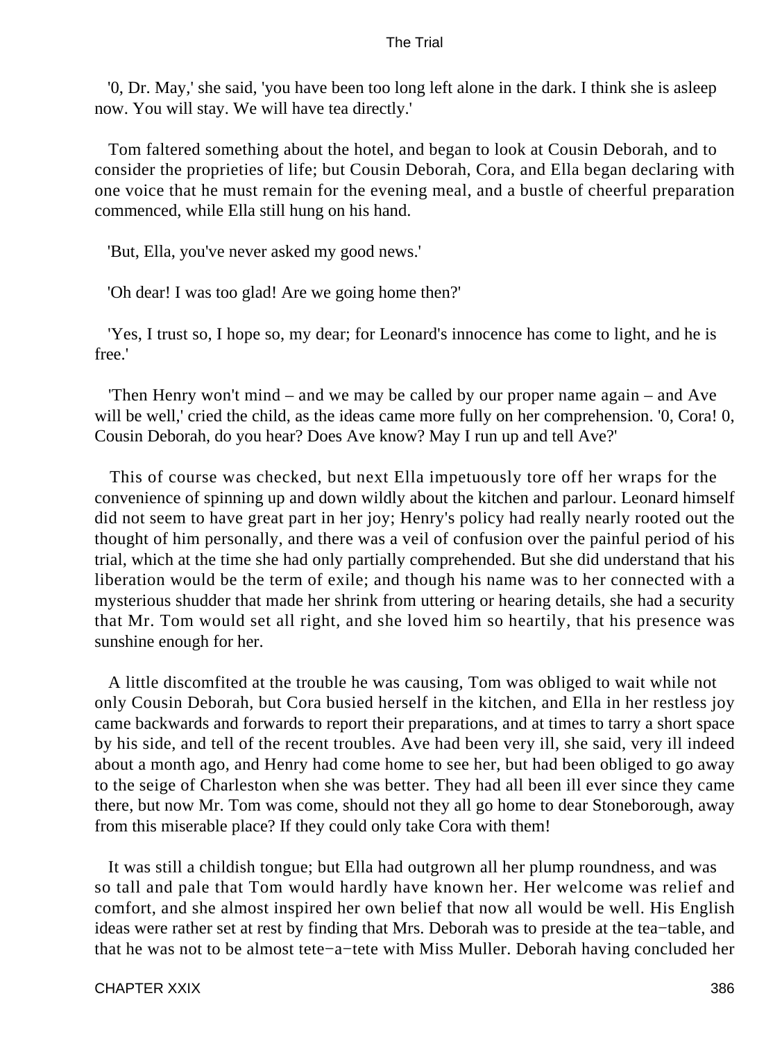'0, Dr. May,' she said, 'you have been too long left alone in the dark. I think she is asleep now. You will stay. We will have tea directly.'

Tom faltered something about the hotel, and began to look at Cousin Deborah, and to consider the proprieties of life; but Cousin Deborah, Cora, and Ella began declaring with one voice that he must remain for the evening meal, and a bustle of cheerful preparation commenced, while Ella still hung on his hand.

'But, Ella, you've never asked my good news.'

'Oh dear! I was too glad! Are we going home then?'

'Yes, I trust so, I hope so, my dear; for Leonard's innocence has come to light, and he is free.'

'Then Henry won't mind – and we may be called by our proper name again – and Ave will be well,' cried the child, as the ideas came more fully on her comprehension. '0, Cora! 0, Cousin Deborah, do you hear? Does Ave know? May I run up and tell Ave?'

This of course was checked, but next Ella impetuously tore off her wraps for the convenience of spinning up and down wildly about the kitchen and parlour. Leonard himself did not seem to have great part in her joy; Henry's policy had really nearly rooted out the thought of him personally, and there was a veil of confusion over the painful period of his trial, which at the time she had only partially comprehended. But she did understand that his liberation would be the term of exile; and though his name was to her connected with a mysterious shudder that made her shrink from uttering or hearing details, she had a security that Mr. Tom would set all right, and she loved him so heartily, that his presence was sunshine enough for her.

A little discomfited at the trouble he was causing, Tom was obliged to wait while not only Cousin Deborah, but Cora busied herself in the kitchen, and Ella in her restless joy came backwards and forwards to report their preparations, and at times to tarry a short space by his side, and tell of the recent troubles. Ave had been very ill, she said, very ill indeed about a month ago, and Henry had come home to see her, but had been obliged to go away to the seige of Charleston when she was better. They had all been ill ever since they came there, but now Mr. Tom was come, should not they all go home to dear Stoneborough, away from this miserable place? If they could only take Cora with them!

It was still a childish tongue; but Ella had outgrown all her plump roundness, and was so tall and pale that Tom would hardly have known her. Her welcome was relief and comfort, and she almost inspired her own belief that now all would be well. His English ideas were rather set at rest by finding that Mrs. Deborah was to preside at the tea−table, and that he was not to be almost tete−a−tete with Miss Muller. Deborah having concluded her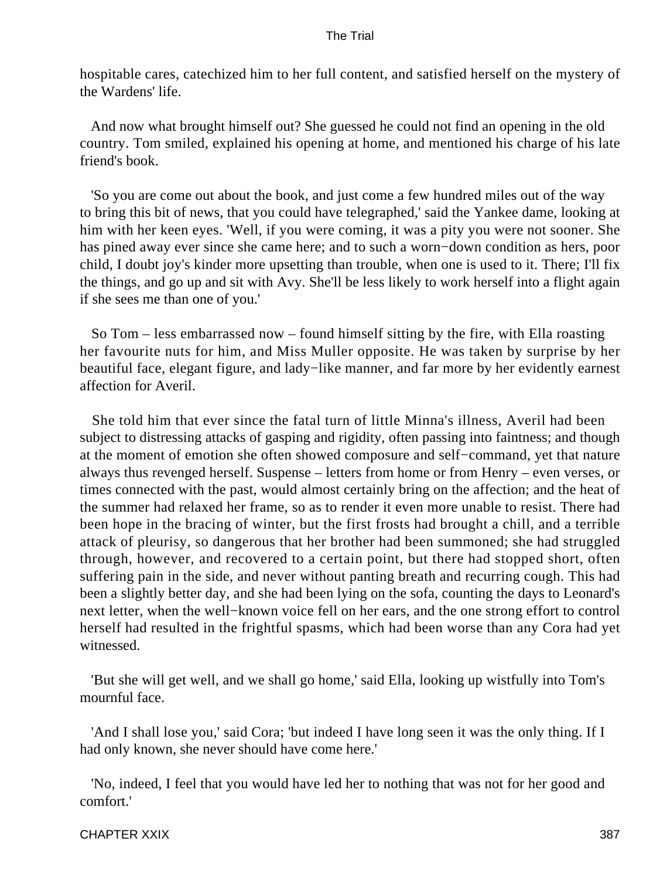hospitable cares, catechized him to her full content, and satisfied herself on the mystery of the Wardens' life.

And now what brought himself out? She guessed he could not find an opening in the old country. Tom smiled, explained his opening at home, and mentioned his charge of his late friend's book.

'So you are come out about the book, and just come a few hundred miles out of the way to bring this bit of news, that you could have telegraphed,' said the Yankee dame, looking at him with her keen eyes. 'Well, if you were coming, it was a pity you were not sooner. She has pined away ever since she came here; and to such a worn−down condition as hers, poor child, I doubt joy's kinder more upsetting than trouble, when one is used to it. There; I'll fix the things, and go up and sit with Avy. She'll be less likely to work herself into a flight again if she sees me than one of you.'

So Tom – less embarrassed now – found himself sitting by the fire, with Ella roasting her favourite nuts for him, and Miss Muller opposite. He was taken by surprise by her beautiful face, elegant figure, and lady−like manner, and far more by her evidently earnest affection for Averil.

She told him that ever since the fatal turn of little Minna's illness, Averil had been subject to distressing attacks of gasping and rigidity, often passing into faintness; and though at the moment of emotion she often showed composure and self−command, yet that nature always thus revenged herself. Suspense – letters from home or from Henry – even verses, or times connected with the past, would almost certainly bring on the affection; and the heat of the summer had relaxed her frame, so as to render it even more unable to resist. There had been hope in the bracing of winter, but the first frosts had brought a chill, and a terrible attack of pleurisy, so dangerous that her brother had been summoned; she had struggled through, however, and recovered to a certain point, but there had stopped short, often suffering pain in the side, and never without panting breath and recurring cough. This had been a slightly better day, and she had been lying on the sofa, counting the days to Leonard's next letter, when the well−known voice fell on her ears, and the one strong effort to control herself had resulted in the frightful spasms, which had been worse than any Cora had yet witnessed.

'But she will get well, and we shall go home,' said Ella, looking up wistfully into Tom's mournful face.

'And I shall lose you,' said Cora; 'but indeed I have long seen it was the only thing. If I had only known, she never should have come here.'

'No, indeed, I feel that you would have led her to nothing that was not for her good and comfort.'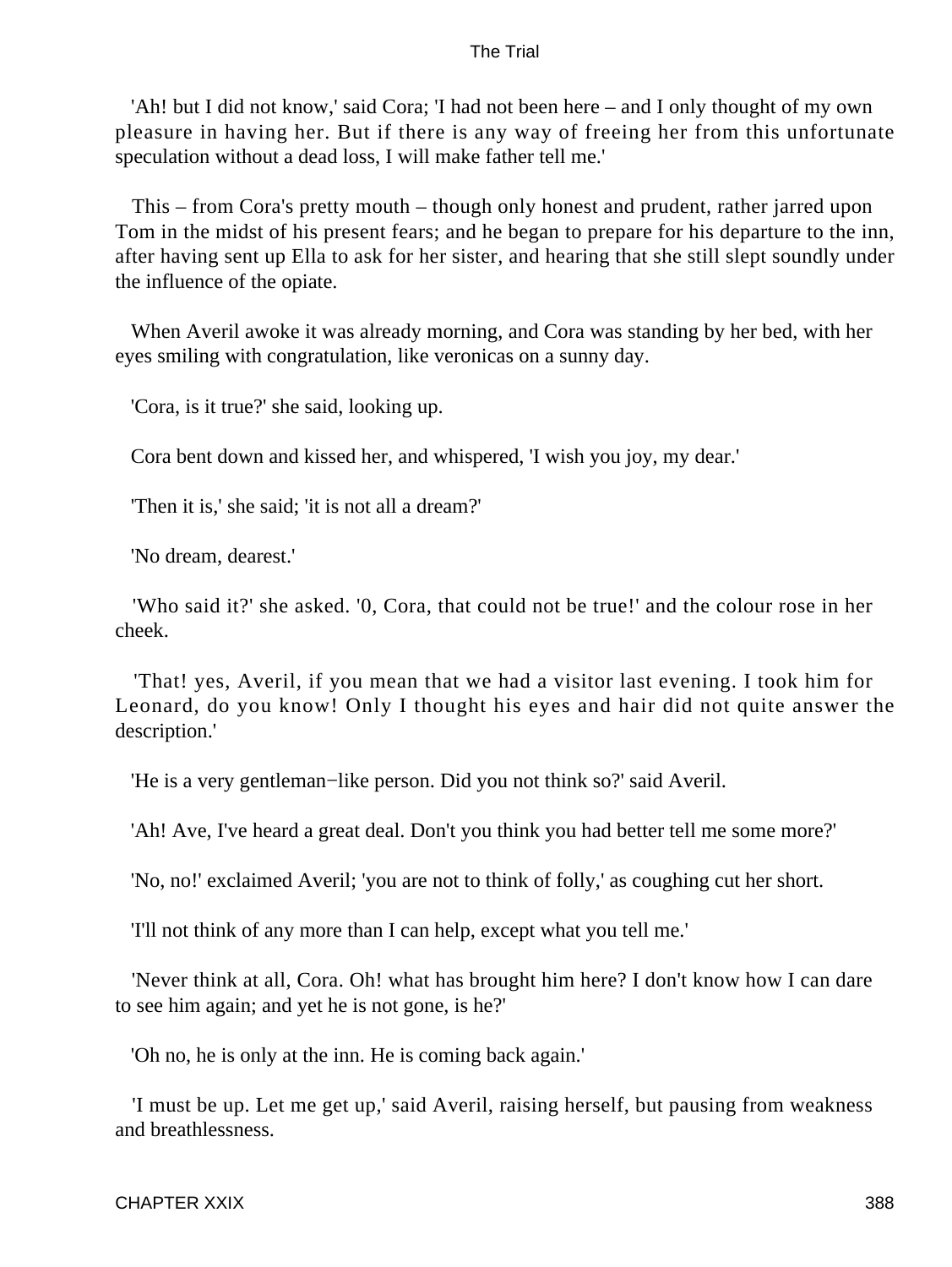'Ah! but I did not know,' said Cora; 'I had not been here – and I only thought of my own pleasure in having her. But if there is any way of freeing her from this unfortunate speculation without a dead loss, I will make father tell me.'

This – from Cora's pretty mouth – though only honest and prudent, rather jarred upon Tom in the midst of his present fears; and he began to prepare for his departure to the inn, after having sent up Ella to ask for her sister, and hearing that she still slept soundly under the influence of the opiate.

When Averil awoke it was already morning, and Cora was standing by her bed, with her eyes smiling with congratulation, like veronicas on a sunny day.

'Cora, is it true?' she said, looking up.

Cora bent down and kissed her, and whispered, 'I wish you joy, my dear.'

'Then it is,' she said; 'it is not all a dream?'

'No dream, dearest.'

'Who said it?' she asked. '0, Cora, that could not be true!' and the colour rose in her cheek.

'That! yes, Averil, if you mean that we had a visitor last evening. I took him for Leonard, do you know! Only I thought his eyes and hair did not quite answer the description.'

'He is a very gentleman−like person. Did you not think so?' said Averil.

'Ah! Ave, I've heard a great deal. Don't you think you had better tell me some more?'

'No, no!' exclaimed Averil; 'you are not to think of folly,' as coughing cut her short.

'I'll not think of any more than I can help, except what you tell me.'

'Never think at all, Cora. Oh! what has brought him here? I don't know how I can dare to see him again; and yet he is not gone, is he?'

'Oh no, he is only at the inn. He is coming back again.'

'I must be up. Let me get up,' said Averil, raising herself, but pausing from weakness and breathlessness.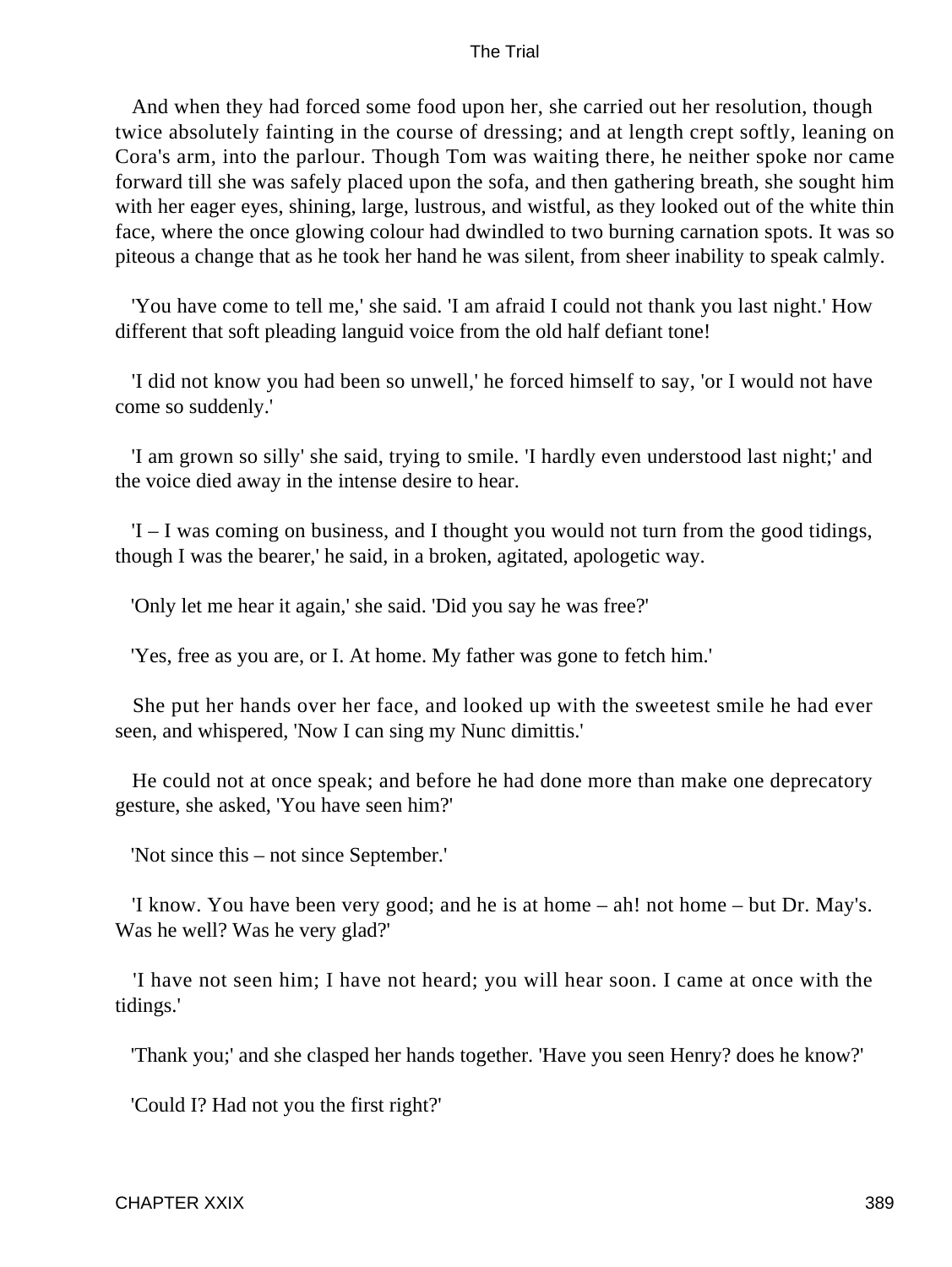And when they had forced some food upon her, she carried out her resolution, though twice absolutely fainting in the course of dressing; and at length crept softly, leaning on Cora's arm, into the parlour. Though Tom was waiting there, he neither spoke nor came forward till she was safely placed upon the sofa, and then gathering breath, she sought him with her eager eyes, shining, large, lustrous, and wistful, as they looked out of the white thin face, where the once glowing colour had dwindled to two burning carnation spots. It was so piteous a change that as he took her hand he was silent, from sheer inability to speak calmly.

'You have come to tell me,' she said. 'I am afraid I could not thank you last night.' How different that soft pleading languid voice from the old half defiant tone!

'I did not know you had been so unwell,' he forced himself to say, 'or I would not have come so suddenly.'

'I am grown so silly' she said, trying to smile. 'I hardly even understood last night;' and the voice died away in the intense desire to hear.

'I – I was coming on business, and I thought you would not turn from the good tidings, though I was the bearer,' he said, in a broken, agitated, apologetic way.

'Only let me hear it again,' she said. 'Did you say he was free?'

'Yes, free as you are, or I. At home. My father was gone to fetch him.'

She put her hands over her face, and looked up with the sweetest smile he had ever seen, and whispered, 'Now I can sing my Nunc dimittis.'

He could not at once speak; and before he had done more than make one deprecatory gesture, she asked, 'You have seen him?'

'Not since this – not since September.'

'I know. You have been very good; and he is at home – ah! not home – but Dr. May's. Was he well? Was he very glad?'

'I have not seen him; I have not heard; you will hear soon. I came at once with the tidings.'

'Thank you;' and she clasped her hands together. 'Have you seen Henry? does he know?'

'Could I? Had not you the first right?'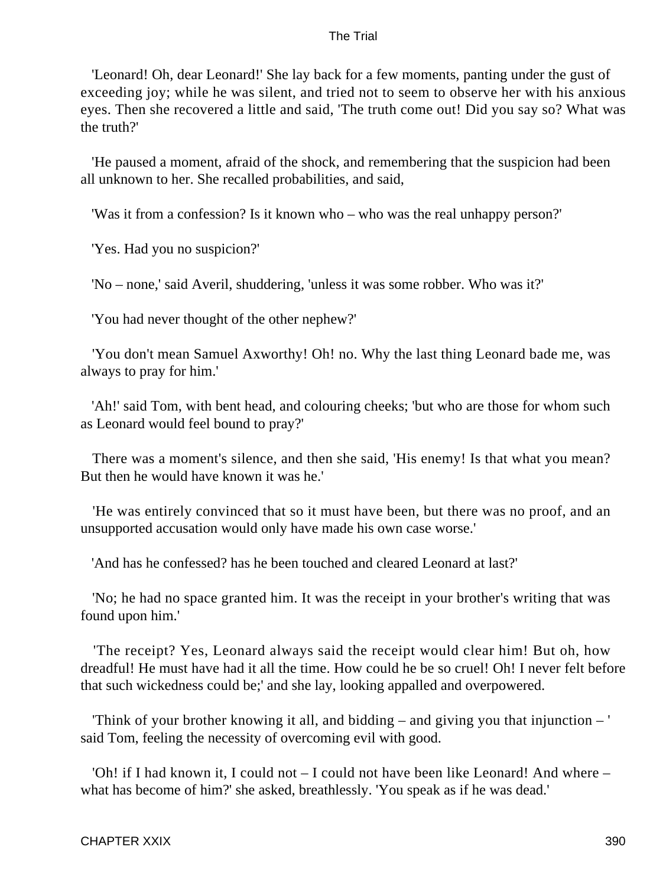'Leonard! Oh, dear Leonard!' She lay back for a few moments, panting under the gust of exceeding joy; while he was silent, and tried not to seem to observe her with his anxious eyes. Then she recovered a little and said, 'The truth come out! Did you say so? What was the truth?'

'He paused a moment, afraid of the shock, and remembering that the suspicion had been all unknown to her. She recalled probabilities, and said,

'Was it from a confession? Is it known who – who was the real unhappy person?'

'Yes. Had you no suspicion?'

'No – none,' said Averil, shuddering, 'unless it was some robber. Who was it?'

'You had never thought of the other nephew?'

'You don't mean Samuel Axworthy! Oh! no. Why the last thing Leonard bade me, was always to pray for him.'

'Ah!' said Tom, with bent head, and colouring cheeks; 'but who are those for whom such as Leonard would feel bound to pray?'

There was a moment's silence, and then she said, 'His enemy! Is that what you mean? But then he would have known it was he.'

'He was entirely convinced that so it must have been, but there was no proof, and an unsupported accusation would only have made his own case worse.'

'And has he confessed? has he been touched and cleared Leonard at last?'

'No; he had no space granted him. It was the receipt in your brother's writing that was found upon him.'

'The receipt? Yes, Leonard always said the receipt would clear him! But oh, how dreadful! He must have had it all the time. How could he be so cruel! Oh! I never felt before that such wickedness could be;' and she lay, looking appalled and overpowered.

'Think of your brother knowing it all, and bidding – and giving you that injunction – ' said Tom, feeling the necessity of overcoming evil with good.

'Oh! if I had known it, I could not – I could not have been like Leonard! And where – what has become of him?' she asked, breathlessly. 'You speak as if he was dead.'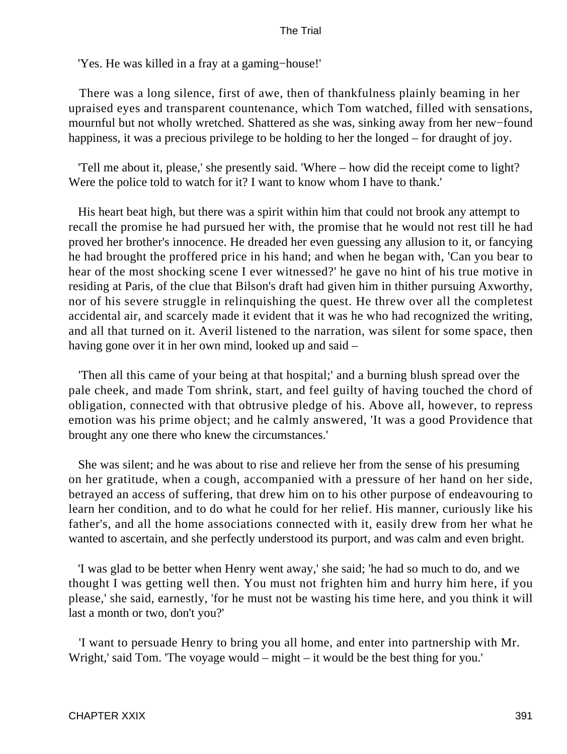'Yes. He was killed in a fray at a gaming−house!'

There was a long silence, first of awe, then of thankfulness plainly beaming in her upraised eyes and transparent countenance, which Tom watched, filled with sensations, mournful but not wholly wretched. Shattered as she was, sinking away from her new−found happiness, it was a precious privilege to be holding to her the longed – for draught of joy.

'Tell me about it, please,' she presently said. 'Where – how did the receipt come to light? Were the police told to watch for it? I want to know whom I have to thank.'

His heart beat high, but there was a spirit within him that could not brook any attempt to recall the promise he had pursued her with, the promise that he would not rest till he had proved her brother's innocence. He dreaded her even guessing any allusion to it, or fancying he had brought the proffered price in his hand; and when he began with, 'Can you bear to hear of the most shocking scene I ever witnessed?' he gave no hint of his true motive in residing at Paris, of the clue that Bilson's draft had given him in thither pursuing Axworthy, nor of his severe struggle in relinquishing the quest. He threw over all the completest accidental air, and scarcely made it evident that it was he who had recognized the writing, and all that turned on it. Averil listened to the narration, was silent for some space, then having gone over it in her own mind, looked up and said –

'Then all this came of your being at that hospital;' and a burning blush spread over the pale cheek, and made Tom shrink, start, and feel guilty of having touched the chord of obligation, connected with that obtrusive pledge of his. Above all, however, to repress emotion was his prime object; and he calmly answered, 'It was a good Providence that brought any one there who knew the circumstances.'

She was silent; and he was about to rise and relieve her from the sense of his presuming on her gratitude, when a cough, accompanied with a pressure of her hand on her side, betrayed an access of suffering, that drew him on to his other purpose of endeavouring to learn her condition, and to do what he could for her relief. His manner, curiously like his father's, and all the home associations connected with it, easily drew from her what he wanted to ascertain, and she perfectly understood its purport, and was calm and even bright.

'I was glad to be better when Henry went away,' she said; 'he had so much to do, and we thought I was getting well then. You must not frighten him and hurry him here, if you please,' she said, earnestly, 'for he must not be wasting his time here, and you think it will last a month or two, don't you?'

'I want to persuade Henry to bring you all home, and enter into partnership with Mr. Wright,' said Tom. 'The voyage would – might – it would be the best thing for you.'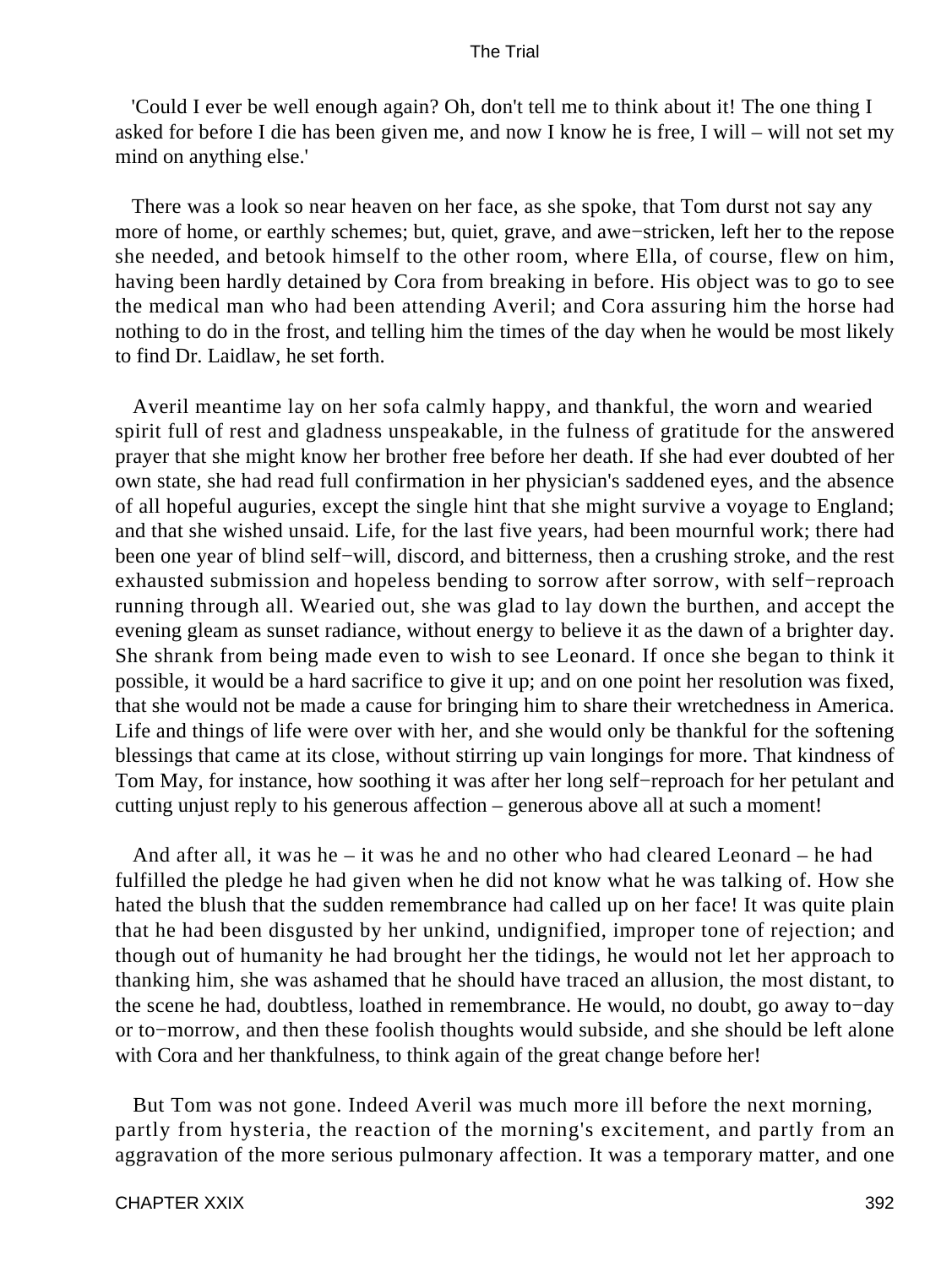'Could I ever be well enough again? Oh, don't tell me to think about it! The one thing I asked for before I die has been given me, and now I know he is free, I will – will not set my mind on anything else.'

There was a look so near heaven on her face, as she spoke, that Tom durst not say any more of home, or earthly schemes; but, quiet, grave, and awe−stricken, left her to the repose she needed, and betook himself to the other room, where Ella, of course, flew on him, having been hardly detained by Cora from breaking in before. His object was to go to see the medical man who had been attending Averil; and Cora assuring him the horse had nothing to do in the frost, and telling him the times of the day when he would be most likely to find Dr. Laidlaw, he set forth.

Averil meantime lay on her sofa calmly happy, and thankful, the worn and wearied spirit full of rest and gladness unspeakable, in the fulness of gratitude for the answered prayer that she might know her brother free before her death. If she had ever doubted of her own state, she had read full confirmation in her physician's saddened eyes, and the absence of all hopeful auguries, except the single hint that she might survive a voyage to England; and that she wished unsaid. Life, for the last five years, had been mournful work; there had been one year of blind self−will, discord, and bitterness, then a crushing stroke, and the rest exhausted submission and hopeless bending to sorrow after sorrow, with self−reproach running through all. Wearied out, she was glad to lay down the burthen, and accept the evening gleam as sunset radiance, without energy to believe it as the dawn of a brighter day. She shrank from being made even to wish to see Leonard. If once she began to think it possible, it would be a hard sacrifice to give it up; and on one point her resolution was fixed, that she would not be made a cause for bringing him to share their wretchedness in America. Life and things of life were over with her, and she would only be thankful for the softening blessings that came at its close, without stirring up vain longings for more. That kindness of Tom May, for instance, how soothing it was after her long self−reproach for her petulant and cutting unjust reply to his generous affection – generous above all at such a moment!

And after all, it was he – it was he and no other who had cleared Leonard – he had fulfilled the pledge he had given when he did not know what he was talking of. How she hated the blush that the sudden remembrance had called up on her face! It was quite plain that he had been disgusted by her unkind, undignified, improper tone of rejection; and though out of humanity he had brought her the tidings, he would not let her approach to thanking him, she was ashamed that he should have traced an allusion, the most distant, to the scene he had, doubtless, loathed in remembrance. He would, no doubt, go away to−day or to−morrow, and then these foolish thoughts would subside, and she should be left alone with Cora and her thankfulness, to think again of the great change before her!

But Tom was not gone. Indeed Averil was much more ill before the next morning, partly from hysteria, the reaction of the morning's excitement, and partly from an aggravation of the more serious pulmonary affection. It was a temporary matter, and one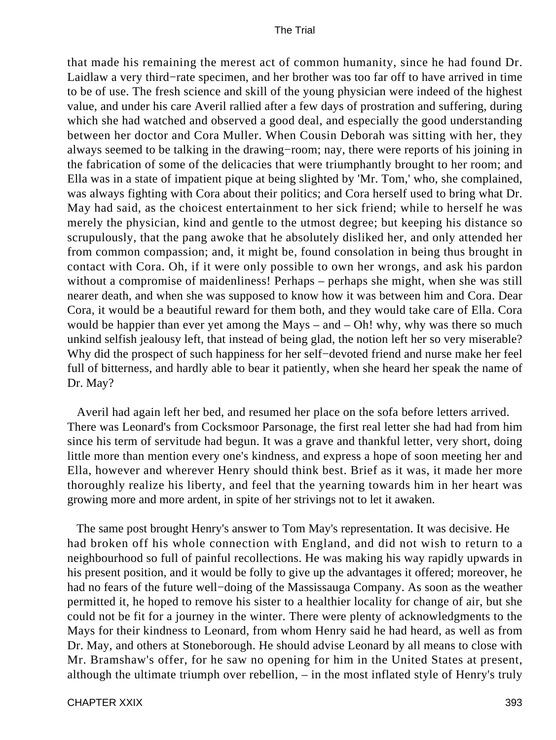that made his remaining the merest act of common humanity, since he had found Dr. Laidlaw a very third−rate specimen, and her brother was too far off to have arrived in time to be of use. The fresh science and skill of the young physician were indeed of the highest value, and under his care Averil rallied after a few days of prostration and suffering, during which she had watched and observed a good deal, and especially the good understanding between her doctor and Cora Muller. When Cousin Deborah was sitting with her, they always seemed to be talking in the drawing−room; nay, there were reports of his joining in the fabrication of some of the delicacies that were triumphantly brought to her room; and Ella was in a state of impatient pique at being slighted by 'Mr. Tom,' who, she complained, was always fighting with Cora about their politics; and Cora herself used to bring what Dr. May had said, as the choicest entertainment to her sick friend; while to herself he was merely the physician, kind and gentle to the utmost degree; but keeping his distance so scrupulously, that the pang awoke that he absolutely disliked her, and only attended her from common compassion; and, it might be, found consolation in being thus brought in contact with Cora. Oh, if it were only possible to own her wrongs, and ask his pardon without a compromise of maidenliness! Perhaps – perhaps she might, when she was still nearer death, and when she was supposed to know how it was between him and Cora. Dear Cora, it would be a beautiful reward for them both, and they would take care of Ella. Cora would be happier than ever yet among the Mays – and – Oh! why, why was there so much unkind selfish jealousy left, that instead of being glad, the notion left her so very miserable? Why did the prospect of such happiness for her self−devoted friend and nurse make her feel full of bitterness, and hardly able to bear it patiently, when she heard her speak the name of Dr. May?

Averil had again left her bed, and resumed her place on the sofa before letters arrived. There was Leonard's from Cocksmoor Parsonage, the first real letter she had had from him since his term of servitude had begun. It was a grave and thankful letter, very short, doing little more than mention every one's kindness, and express a hope of soon meeting her and Ella, however and wherever Henry should think best. Brief as it was, it made her more thoroughly realize his liberty, and feel that the yearning towards him in her heart was growing more and more ardent, in spite of her strivings not to let it awaken.

The same post brought Henry's answer to Tom May's representation. It was decisive. He had broken off his whole connection with England, and did not wish to return to a neighbourhood so full of painful recollections. He was making his way rapidly upwards in his present position, and it would be folly to give up the advantages it offered; moreover, he had no fears of the future well−doing of the Massissauga Company. As soon as the weather permitted it, he hoped to remove his sister to a healthier locality for change of air, but she could not be fit for a journey in the winter. There were plenty of acknowledgments to the Mays for their kindness to Leonard, from whom Henry said he had heard, as well as from Dr. May, and others at Stoneborough. He should advise Leonard by all means to close with Mr. Bramshaw's offer, for he saw no opening for him in the United States at present, although the ultimate triumph over rebellion, – in the most inflated style of Henry's truly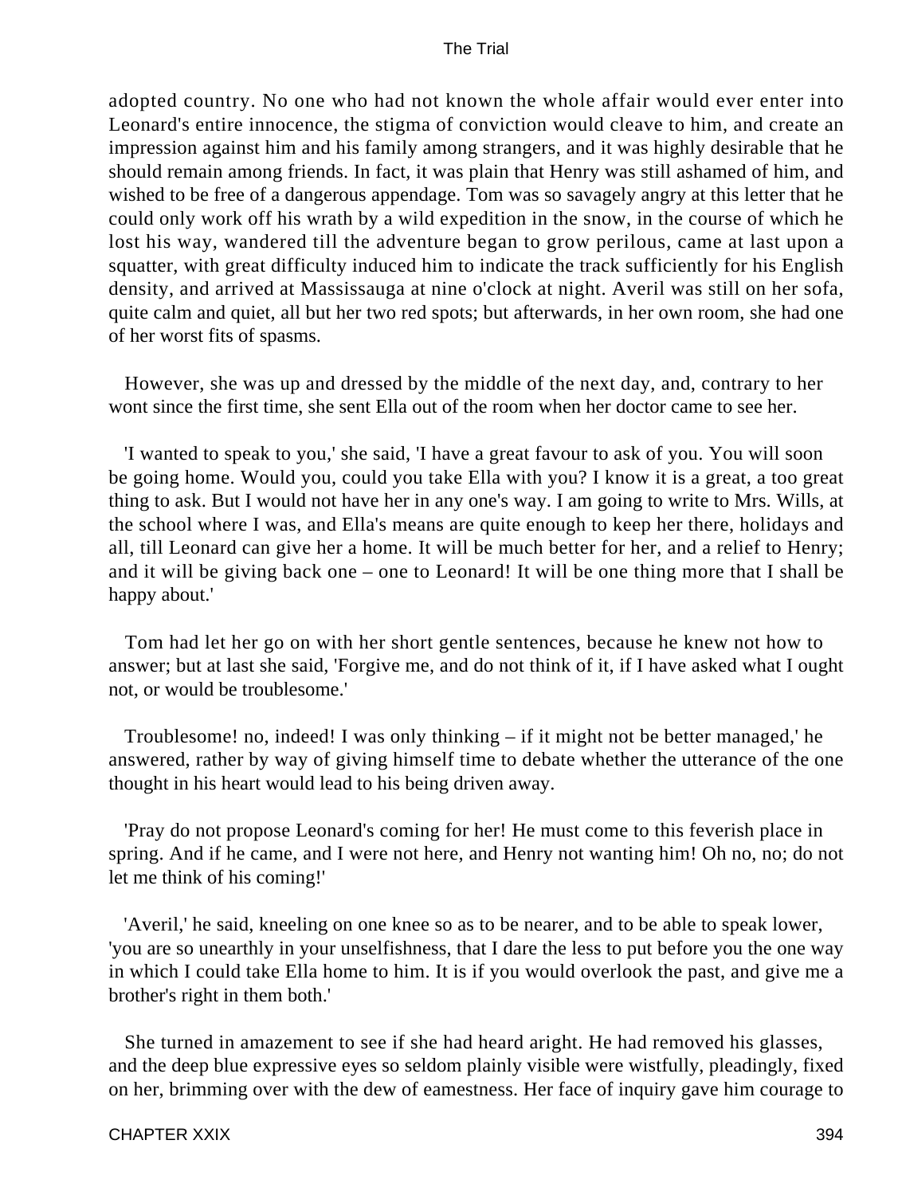adopted country. No one who had not known the whole affair would ever enter into Leonard's entire innocence, the stigma of conviction would cleave to him, and create an impression against him and his family among strangers, and it was highly desirable that he should remain among friends. In fact, it was plain that Henry was still ashamed of him, and wished to be free of a dangerous appendage. Tom was so savagely angry at this letter that he could only work off his wrath by a wild expedition in the snow, in the course of which he lost his way, wandered till the adventure began to grow perilous, came at last upon a squatter, with great difficulty induced him to indicate the track sufficiently for his English density, and arrived at Massissauga at nine o'clock at night. Averil was still on her sofa, quite calm and quiet, all but her two red spots; but afterwards, in her own room, she had one of her worst fits of spasms.

However, she was up and dressed by the middle of the next day, and, contrary to her wont since the first time, she sent Ella out of the room when her doctor came to see her.

'I wanted to speak to you,' she said, 'I have a great favour to ask of you. You will soon be going home. Would you, could you take Ella with you? I know it is a great, a too great thing to ask. But I would not have her in any one's way. I am going to write to Mrs. Wills, at the school where I was, and Ella's means are quite enough to keep her there, holidays and all, till Leonard can give her a home. It will be much better for her, and a relief to Henry; and it will be giving back one – one to Leonard! It will be one thing more that I shall be happy about.'

Tom had let her go on with her short gentle sentences, because he knew not how to answer; but at last she said, 'Forgive me, and do not think of it, if I have asked what I ought not, or would be troublesome.'

Troublesome! no, indeed! I was only thinking – if it might not be better managed,' he answered, rather by way of giving himself time to debate whether the utterance of the one thought in his heart would lead to his being driven away.

'Pray do not propose Leonard's coming for her! He must come to this feverish place in spring. And if he came, and I were not here, and Henry not wanting him! Oh no, no; do not let me think of his coming!'

'Averil,' he said, kneeling on one knee so as to be nearer, and to be able to speak lower, 'you are so unearthly in your unselfishness, that I dare the less to put before you the one way in which I could take Ella home to him. It is if you would overlook the past, and give me a brother's right in them both.'

She turned in amazement to see if she had heard aright. He had removed his glasses, and the deep blue expressive eyes so seldom plainly visible were wistfully, pleadingly, fixed on her, brimming over with the dew of earnestness. Her face of inquiry gave him courage to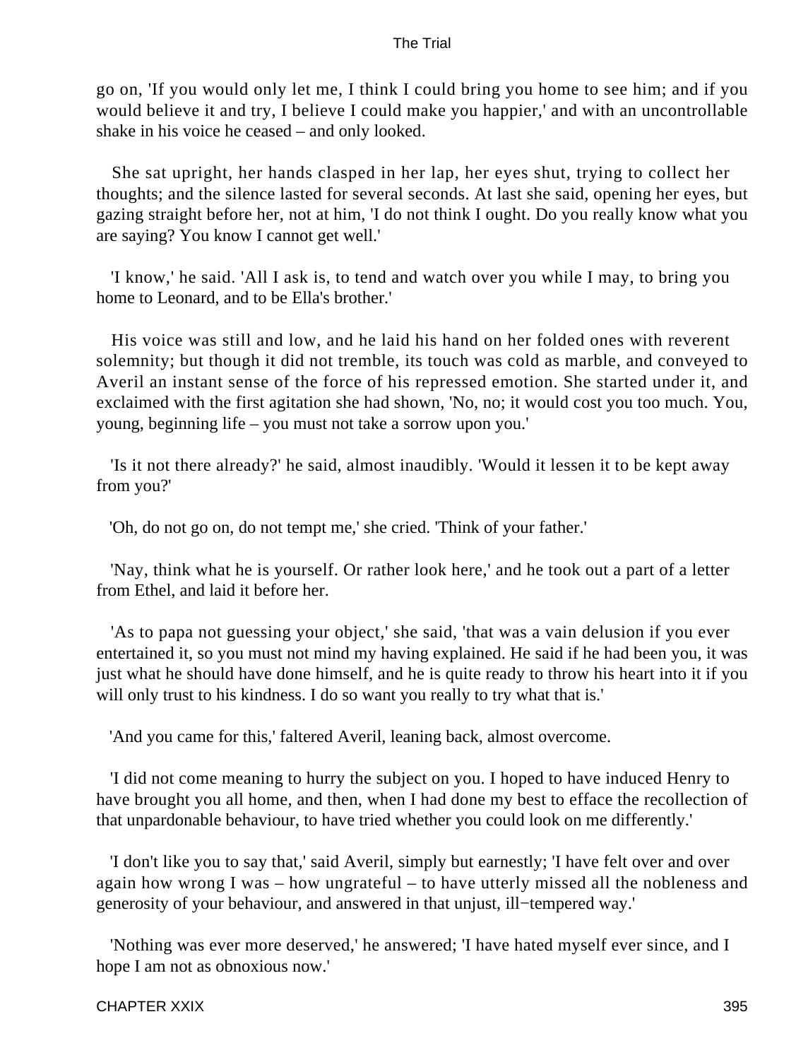go on, 'If you would only let me, I think I could bring you home to see him; and if you would believe it and try, I believe I could make you happier,' and with an uncontrollable shake in his voice he ceased – and only looked.

She sat upright, her hands clasped in her lap, her eyes shut, trying to collect her thoughts; and the silence lasted for several seconds. At last she said, opening her eyes, but gazing straight before her, not at him, 'I do not think I ought. Do you really know what you are saying? You know I cannot get well.'

'I know,' he said. 'All I ask is, to tend and watch over you while I may, to bring you home to Leonard, and to be Ella's brother.'

His voice was still and low, and he laid his hand on her folded ones with reverent solemnity; but though it did not tremble, its touch was cold as marble, and conveyed to Averil an instant sense of the force of his repressed emotion. She started under it, and exclaimed with the first agitation she had shown, 'No, no; it would cost you too much. You, young, beginning life – you must not take a sorrow upon you.'

'Is it not there already?' he said, almost inaudibly. 'Would it lessen it to be kept away from you?'

'Oh, do not go on, do not tempt me,' she cried. 'Think of your father.'

'Nay, think what he is yourself. Or rather look here,' and he took out a part of a letter from Ethel, and laid it before her.

'As to papa not guessing your object,' she said, 'that was a vain delusion if you ever entertained it, so you must not mind my having explained. He said if he had been you, it was just what he should have done himself, and he is quite ready to throw his heart into it if you will only trust to his kindness. I do so want you really to try what that is.'

'And you came for this,' faltered Averil, leaning back, almost overcome.

'I did not come meaning to hurry the subject on you. I hoped to have induced Henry to have brought you all home, and then, when I had done my best to efface the recollection of that unpardonable behaviour, to have tried whether you could look on me differently.'

'I don't like you to say that,' said Averil, simply but earnestly; 'I have felt over and over again how wrong I was – how ungrateful – to have utterly missed all the nobleness and generosity of your behaviour, and answered in that unjust, ill−tempered way.'

'Nothing was ever more deserved,' he answered; 'I have hated myself ever since, and I hope I am not as obnoxious now.'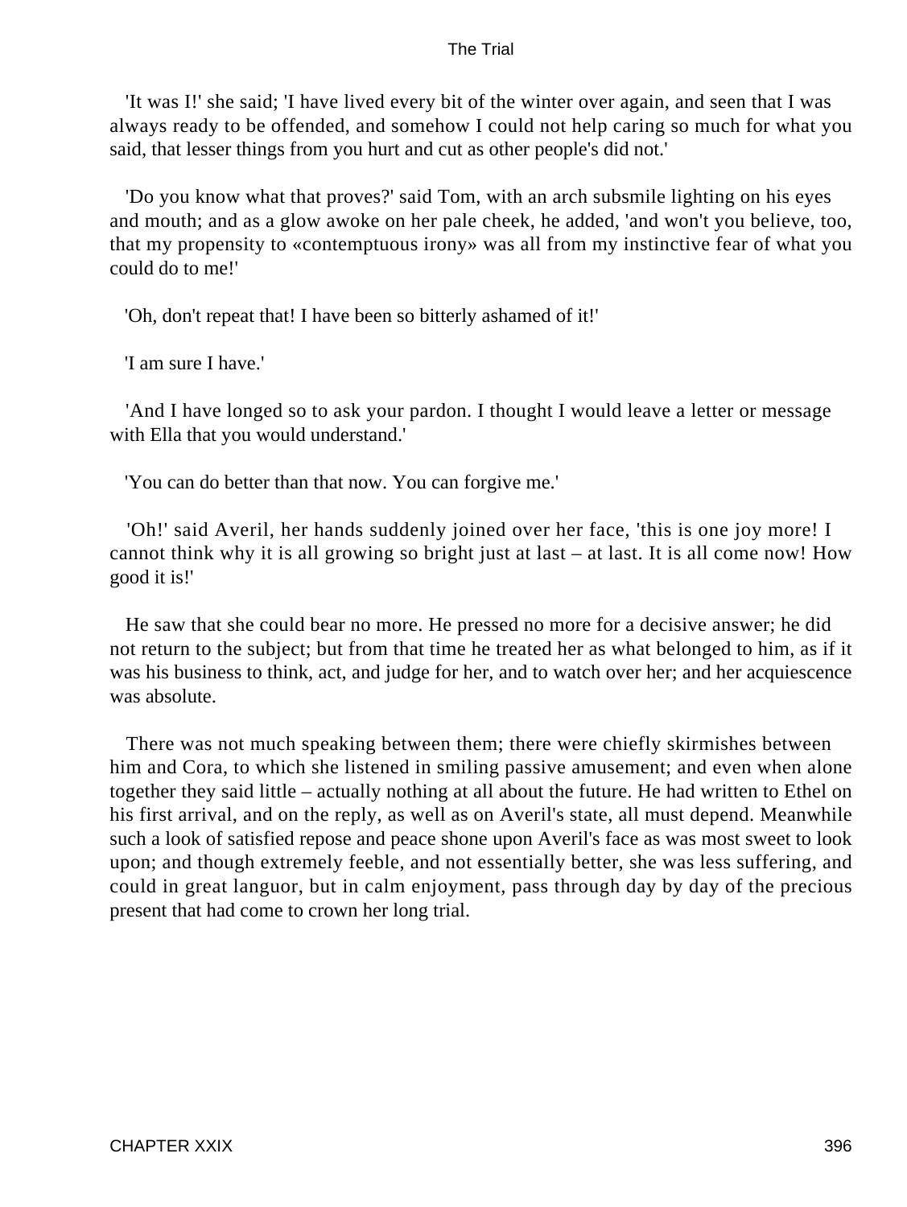'It was I!' she said; 'I have lived every bit of the winter over again, and seen that I was always ready to be offended, and somehow I could not help caring so much for what you said, that lesser things from you hurt and cut as other people's did not.'

'Do you know what that proves?' said Tom, with an arch subsmile lighting on his eyes and mouth; and as a glow awoke on her pale cheek, he added, 'and won't you believe, too, that my propensity to «contemptuous irony» was all from my instinctive fear of what you could do to me!'

'Oh, don't repeat that! I have been so bitterly ashamed of it!'

'I am sure I have.'

'And I have longed so to ask your pardon. I thought I would leave a letter or message with Ella that you would understand.'

'You can do better than that now. You can forgive me.'

'Oh!' said Averil, her hands suddenly joined over her face, 'this is one joy more! I cannot think why it is all growing so bright just at last – at last. It is all come now! How good it is!'

He saw that she could bear no more. He pressed no more for a decisive answer; he did not return to the subject; but from that time he treated her as what belonged to him, as if it was his business to think, act, and judge for her, and to watch over her; and her acquiescence was absolute.

There was not much speaking between them; there were chiefly skirmishes between him and Cora, to which she listened in smiling passive amusement; and even when alone together they said little – actually nothing at all about the future. He had written to Ethel on his first arrival, and on the reply, as well as on Averil's state, all must depend. Meanwhile such a look of satisfied repose and peace shone upon Averil's face as was most sweet to look upon; and though extremely feeble, and not essentially better, she was less suffering, and could in great languor, but in calm enjoyment, pass through day by day of the precious present that had come to crown her long trial.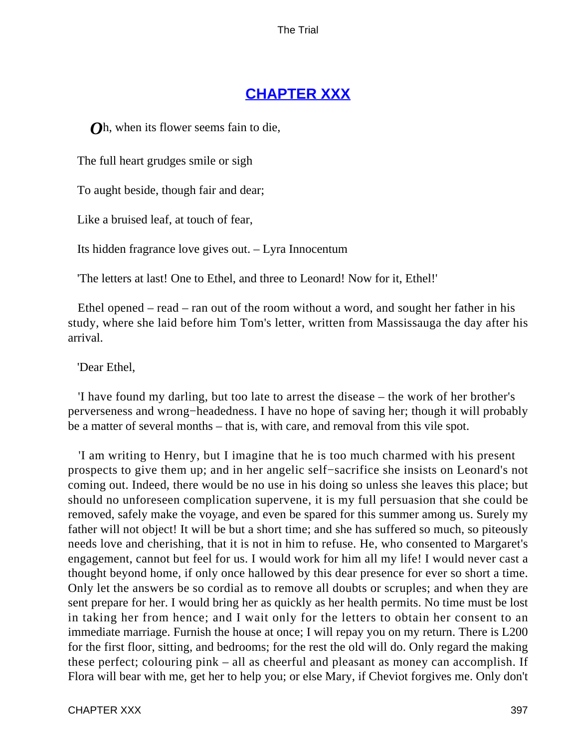## CHAPTER XXX

*O*h, when its flower seems fain to die,

The full heart grudges smile or sigh

To aught beside, though fair and dear;

Like a bruised leaf, at touch of fear,

Its hidden fragrance love gives out. – Lyra Innocentum

'The letters at last! One to Ethel, and three to Leonard! Now for it, Ethel!'

Ethel opened – read – ran out of the room without a word, and sought her father in his study, where she laid before him Tom's letter, written from Massissauga the day after his arrival.

'Dear Ethel,

'I have found my darling, but too late to arrest the disease – the work of her brother's perverseness and wrong−headedness. I have no hope of saving her; though it will probably be a matter of several months – that is, with care, and removal from this vile spot.

'I am writing to Henry, but I imagine that he is too much charmed with his present prospects to give them up; and in her angelic self−sacrifice she insists on Leonard's not coming out. Indeed, there would be no use in his doing so unless she leaves this place; but should no unforeseen complication supervene, it is my full persuasion that she could be removed, safely make the voyage, and even be spared for this summer among us. Surely my father will not object! It will be but a short time; and she has suffered so much, so piteously needs love and cherishing, that it is not in him to refuse. He, who consented to Margaret's engagement, cannot but feel for us. I would work for him all my life! I would never cast a thought beyond home, if only once hallowed by this dear presence for ever so short a time. Only let the answers be so cordial as to remove all doubts or scruples; and when they are sent prepare for her. I would bring her as quickly as her health permits. No time must be lost in taking her from hence; and I wait only for the letters to obtain her consent to an immediate marriage. Furnish the house at once; I will repay you on my return. There is L200 for the first floor, sitting, and bedrooms; for the rest the old will do. Only regard the making these perfect; colouring pink – all as cheerful and pleasant as money can accomplish. If Flora will bear with me, get her to help you; or else Mary, if Cheviot forgives me. Only don't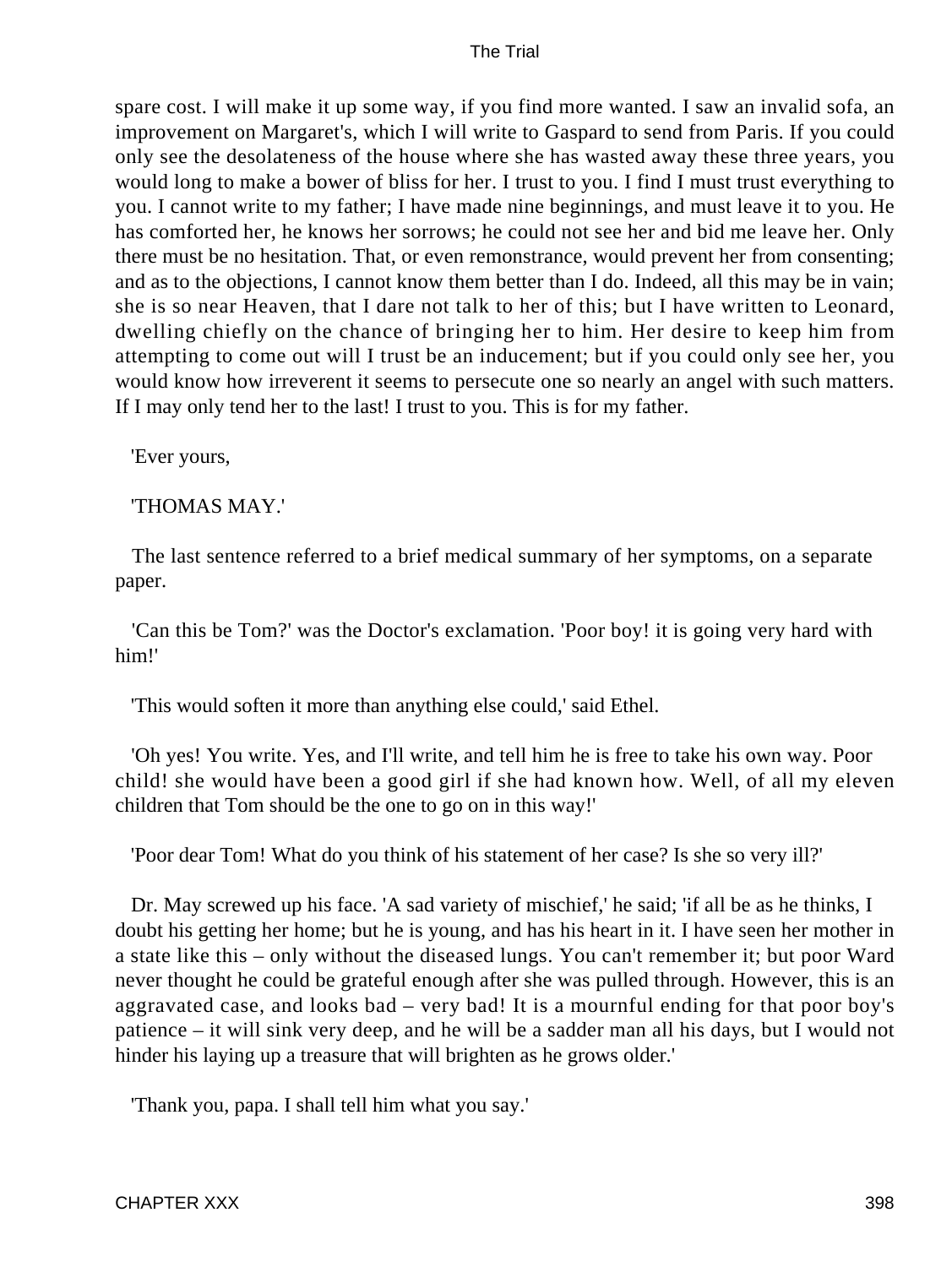spare cost. I will make it up some way, if you find more wanted. I saw an invalid sofa, an improvement on Margaret's, which I will write to Gaspard to send from Paris. If you could only see the desolateness of the house where she has wasted away these three years, you would long to make a bower of bliss for her. I trust to you. I find I must trust everything to you. I cannot write to my father; I have made nine beginnings, and must leave it to you. He has comforted her, he knows her sorrows; he could not see her and bid me leave her. Only there must be no hesitation. That, or even remonstrance, would prevent her from consenting; and as to the objections, I cannot know them better than I do. Indeed, all this may be in vain; she is so near Heaven, that I dare not talk to her of this; but I have written to Leonard, dwelling chiefly on the chance of bringing her to him. Her desire to keep him from attempting to come out will I trust be an inducement; but if you could only see her, you would know how irreverent it seems to persecute one so nearly an angel with such matters. If I may only tend her to the last! I trust to you. This is for my father.

'Ever yours,

'THOMAS MAY.'

The last sentence referred to a brief medical summary of her symptoms, on a separate paper.

'Can this be Tom?' was the Doctor's exclamation. 'Poor boy! it is going very hard with him!'

'This would soften it more than anything else could,' said Ethel.

'Oh yes! You write. Yes, and I'll write, and tell him he is free to take his own way. Poor child! she would have been a good girl if she had known how. Well, of all my eleven children that Tom should be the one to go on in this way!'

'Poor dear Tom! What do you think of his statement of her case? Is she so very ill?'

Dr. May screwed up his face. 'A sad variety of mischief,' he said; 'if all be as he thinks, I doubt his getting her home; but he is young, and has his heart in it. I have seen her mother in a state like this – only without the diseased lungs. You can't remember it; but poor Ward never thought he could be grateful enough after she was pulled through. However, this is an aggravated case, and looks bad – very bad! It is a mournful ending for that poor boy's patience – it will sink very deep, and he will be a sadder man all his days, but I would not hinder his laying up a treasure that will brighten as he grows older.'

'Thank you, papa. I shall tell him what you say.'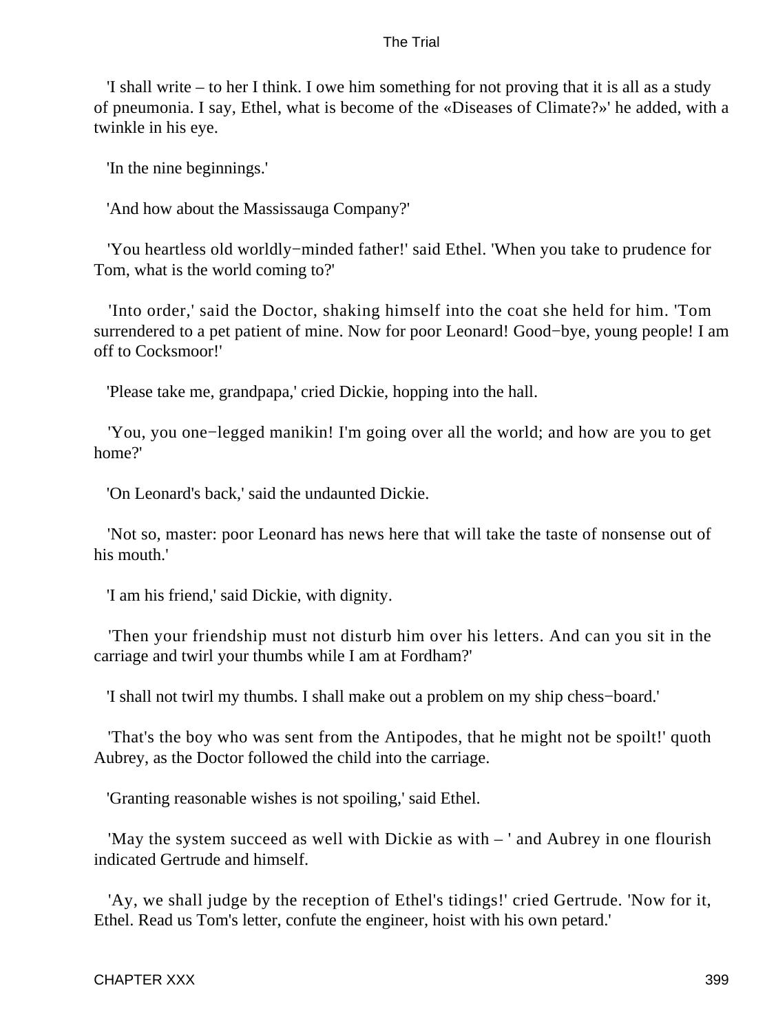'I shall write – to her I think. I owe him something for not proving that it is all as a study of pneumonia. I say, Ethel, what is become of the «Diseases of Climate?»' he added, with a twinkle in his eye.

'In the nine beginnings.'

'And how about the Massissauga Company?'

'You heartless old worldly−minded father!' said Ethel. 'When you take to prudence for Tom, what is the world coming to?'

'Into order,' said the Doctor, shaking himself into the coat she held for him. 'Tom surrendered to a pet patient of mine. Now for poor Leonard! Good−bye, young people! I am off to Cocksmoor!'

'Please take me, grandpapa,' cried Dickie, hopping into the hall.

'You, you one−legged manikin! I'm going over all the world; and how are you to get home?'

'On Leonard's back,' said the undaunted Dickie.

'Not so, master: poor Leonard has news here that will take the taste of nonsense out of his mouth.'

'I am his friend,' said Dickie, with dignity.

'Then your friendship must not disturb him over his letters. And can you sit in the carriage and twirl your thumbs while I am at Fordham?'

'I shall not twirl my thumbs. I shall make out a problem on my ship chess−board.'

'That's the boy who was sent from the Antipodes, that he might not be spoilt!' quoth Aubrey, as the Doctor followed the child into the carriage.

'Granting reasonable wishes is not spoiling,' said Ethel.

'May the system succeed as well with Dickie as with – ' and Aubrey in one flourish indicated Gertrude and himself.

'Ay, we shall judge by the reception of Ethel's tidings!' cried Gertrude. 'Now for it, Ethel. Read us Tom's letter, confute the engineer, hoist with his own petard.'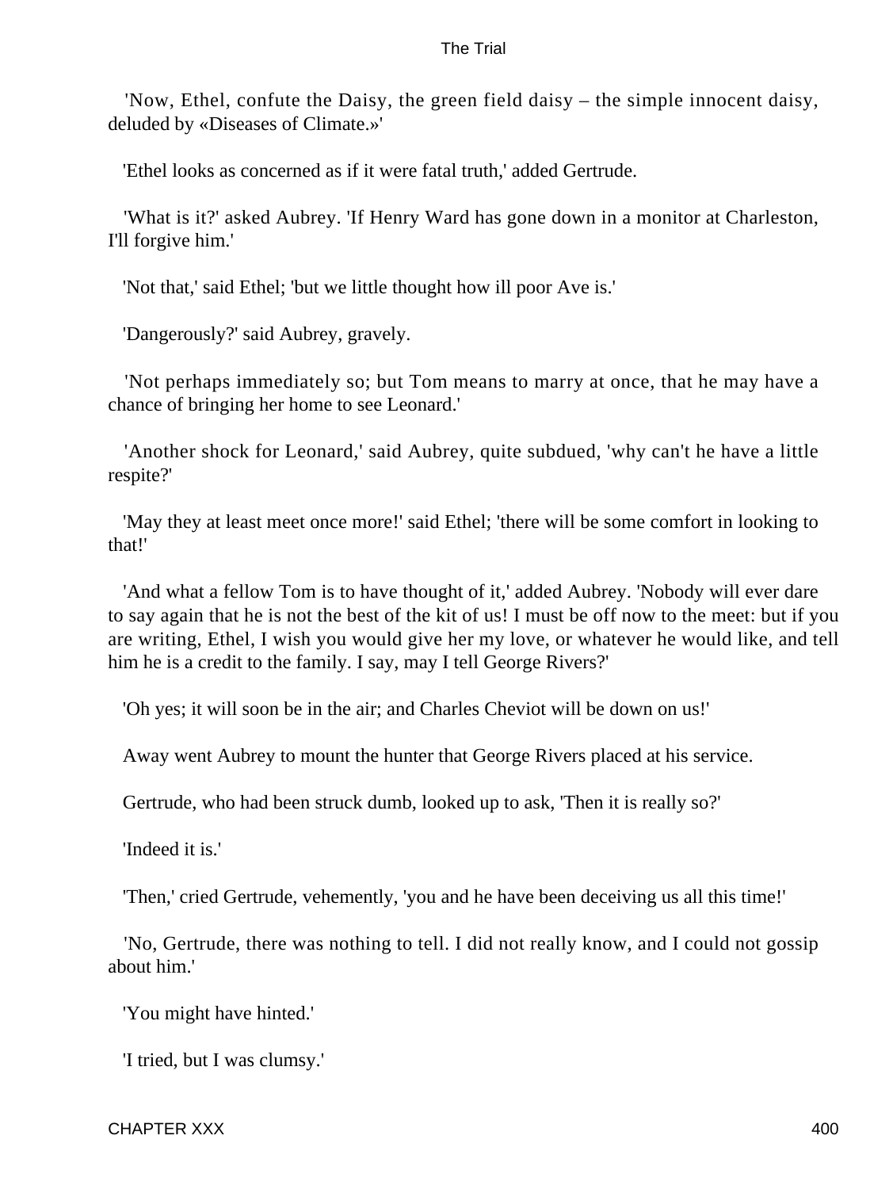'Now, Ethel, confute the Daisy, the green field daisy – the simple innocent daisy, deluded by «Diseases of Climate.»'

'Ethel looks as concerned as if it were fatal truth,' added Gertrude.

'What is it?' asked Aubrey. 'If Henry Ward has gone down in a monitor at Charleston, I'll forgive him.'

'Not that,' said Ethel; 'but we little thought how ill poor Ave is.'

'Dangerously?' said Aubrey, gravely.

'Not perhaps immediately so; but Tom means to marry at once, that he may have a chance of bringing her home to see Leonard.'

'Another shock for Leonard,' said Aubrey, quite subdued, 'why can't he have a little respite?'

'May they at least meet once more!' said Ethel; 'there will be some comfort in looking to that!'

'And what a fellow Tom is to have thought of it,' added Aubrey. 'Nobody will ever dare to say again that he is not the best of the kit of us! I must be off now to the meet: but if you are writing, Ethel, I wish you would give her my love, or whatever he would like, and tell him he is a credit to the family. I say, may I tell George Rivers?'

'Oh yes; it will soon be in the air; and Charles Cheviot will be down on us!'

Away went Aubrey to mount the hunter that George Rivers placed at his service.

Gertrude, who had been struck dumb, looked up to ask, 'Then it is really so?'

'Indeed it is.'

'Then,' cried Gertrude, vehemently, 'you and he have been deceiving us all this time!'

'No, Gertrude, there was nothing to tell. I did not really know, and I could not gossip about him.'

'You might have hinted.'

'I tried, but I was clumsy.'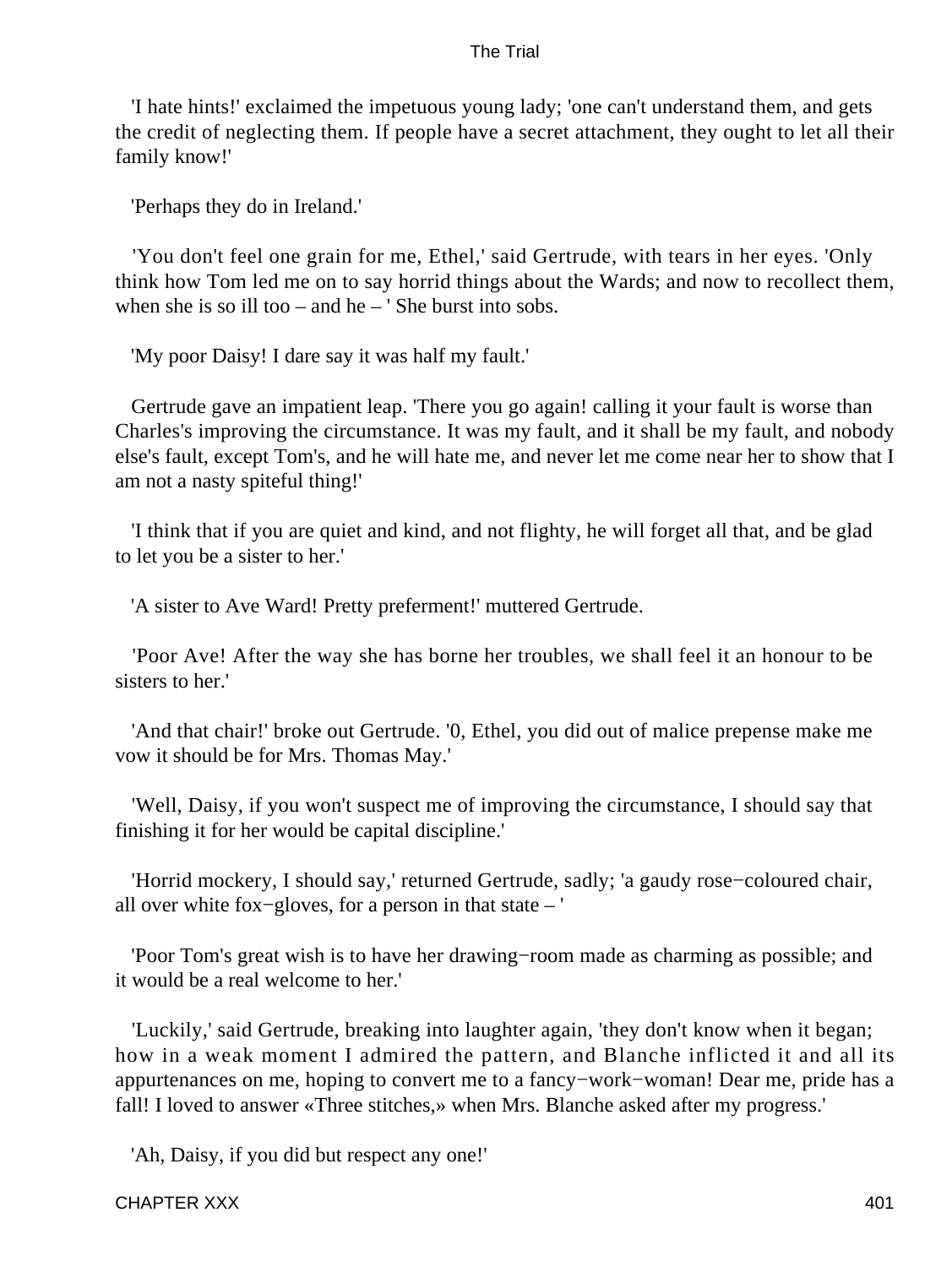'I hate hints!' exclaimed the impetuous young lady; 'one can't understand them, and gets the credit of neglecting them. If people have a secret attachment, they ought to let all their family know!'

'Perhaps they do in Ireland.'

'You don't feel one grain for me, Ethel,' said Gertrude, with tears in her eyes. 'Only think how Tom led me on to say horrid things about the Wards; and now to recollect them, when she is so ill too – and he – ' She burst into sobs.

'My poor Daisy! I dare say it was half my fault.'

Gertrude gave an impatient leap. 'There you go again! calling it your fault is worse than Charles's improving the circumstance. It was my fault, and it shall be my fault, and nobody else's fault, except Tom's, and he will hate me, and never let me come near her to show that I am not a nasty spiteful thing!'

'I think that if you are quiet and kind, and not flighty, he will forget all that, and be glad to let you be a sister to her.'

'A sister to Ave Ward! Pretty preferment!' muttered Gertrude.

'Poor Ave! After the way she has borne her troubles, we shall feel it an honour to be sisters to her.'

'And that chair!' broke out Gertrude. '0, Ethel, you did out of malice prepense make me vow it should be for Mrs. Thomas May.'

'Well, Daisy, if you won't suspect me of improving the circumstance, I should say that finishing it for her would be capital discipline.'

'Horrid mockery, I should say,' returned Gertrude, sadly; 'a gaudy rose−coloured chair, all over white fox−gloves, for a person in that state – '

'Poor Tom's great wish is to have her drawing−room made as charming as possible; and it would be a real welcome to her.'

'Luckily,' said Gertrude, breaking into laughter again, 'they don't know when it began; how in a weak moment I admired the pattern, and Blanche inflicted it and all its appurtenances on me, hoping to convert me to a fancy−work−woman! Dear me, pride has a fall! I loved to answer «Three stitches,» when Mrs. Blanche asked after my progress.'

'Ah, Daisy, if you did but respect any one!'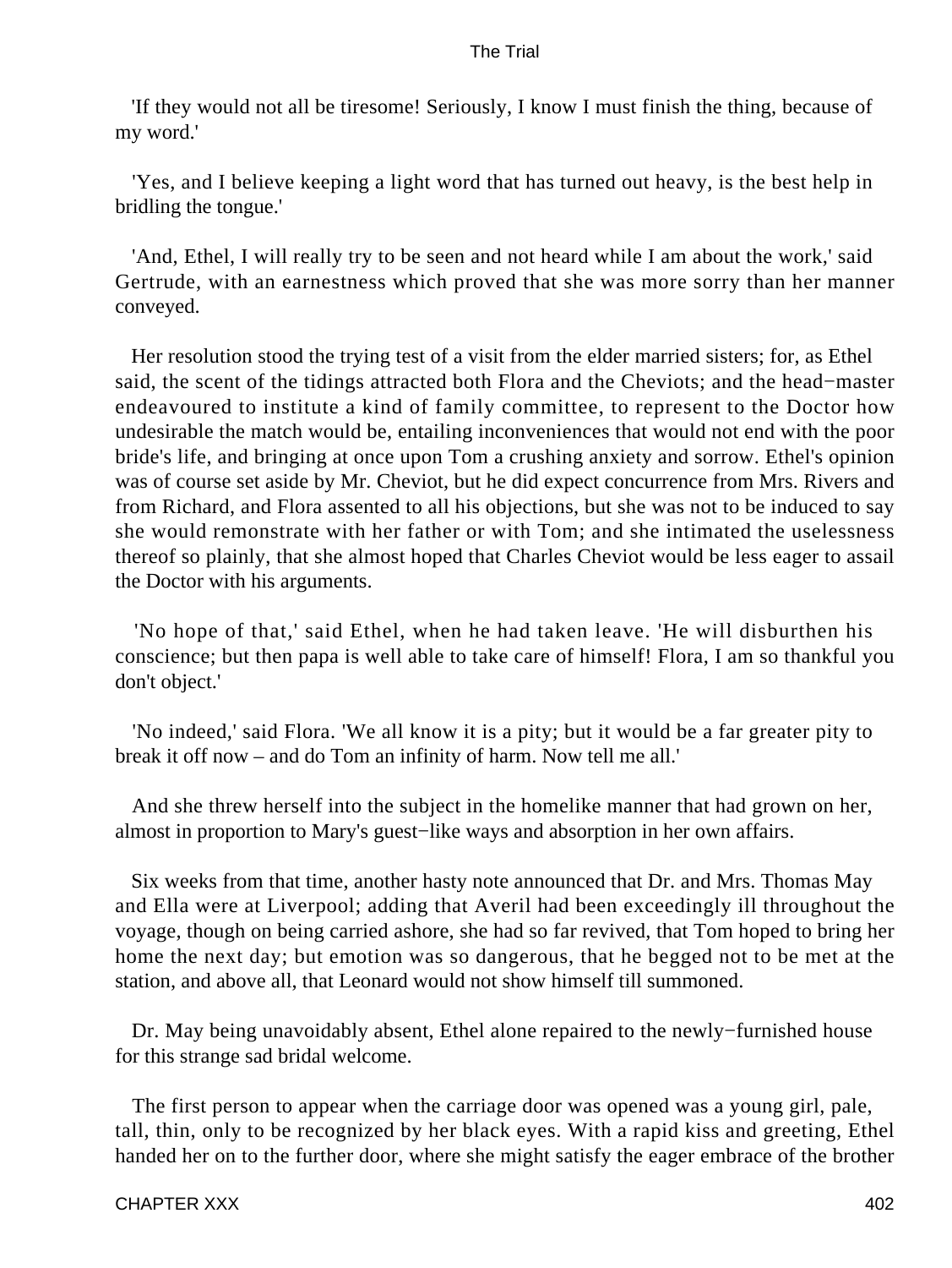'If they would not all be tiresome! Seriously, I know I must finish the thing, because of my word.'

'Yes, and I believe keeping a light word that has turned out heavy, is the best help in bridling the tongue.'

'And, Ethel, I will really try to be seen and not heard while I am about the work,' said Gertrude, with an earnestness which proved that she was more sorry than her manner conveyed.

Her resolution stood the trying test of a visit from the elder married sisters; for, as Ethel said, the scent of the tidings attracted both Flora and the Cheviots; and the head−master endeavoured to institute a kind of family committee, to represent to the Doctor how undesirable the match would be, entailing inconveniences that would not end with the poor bride's life, and bringing at once upon Tom a crushing anxiety and sorrow. Ethel's opinion was of course set aside by Mr. Cheviot, but he did expect concurrence from Mrs. Rivers and from Richard, and Flora assented to all his objections, but she was not to be induced to say she would remonstrate with her father or with Tom; and she intimated the uselessness thereof so plainly, that she almost hoped that Charles Cheviot would be less eager to assail the Doctor with his arguments.

'No hope of that,' said Ethel, when he had taken leave. 'He will disburthen his conscience; but then papa is well able to take care of himself! Flora, I am so thankful you don't object.'

'No indeed,' said Flora. 'We all know it is a pity; but it would be a far greater pity to break it off now – and do Tom an infinity of harm. Now tell me all.'

And she threw herself into the subject in the homelike manner that had grown on her, almost in proportion to Mary's guest−like ways and absorption in her own affairs.

Six weeks from that time, another hasty note announced that Dr. and Mrs. Thomas May and Ella were at Liverpool; adding that Averil had been exceedingly ill throughout the voyage, though on being carried ashore, she had so far revived, that Tom hoped to bring her home the next day; but emotion was so dangerous, that he begged not to be met at the station, and above all, that Leonard would not show himself till summoned.

Dr. May being unavoidably absent, Ethel alone repaired to the newly−furnished house for this strange sad bridal welcome.

The first person to appear when the carriage door was opened was a young girl, pale, tall, thin, only to be recognized by her black eyes. With a rapid kiss and greeting, Ethel handed her on to the further door, where she might satisfy the eager embrace of the brother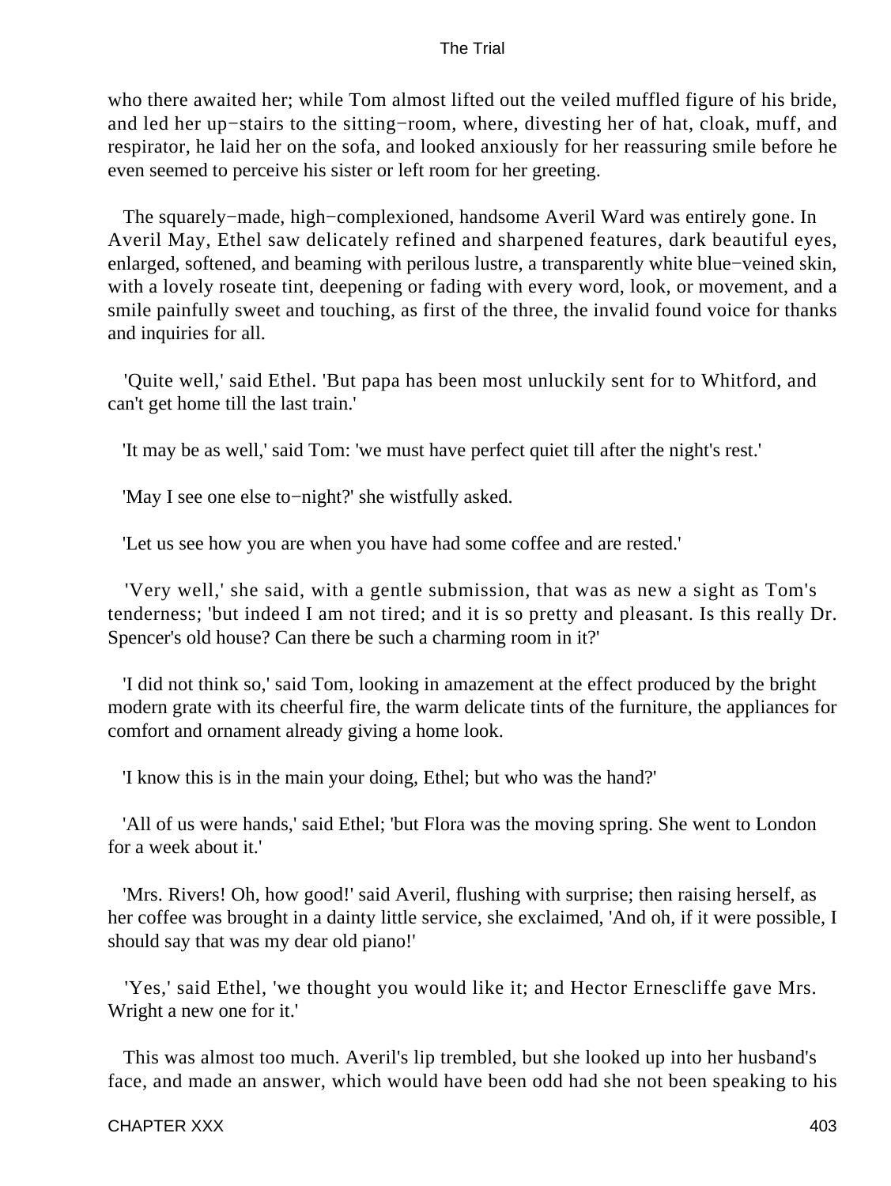who there awaited her; while Tom almost lifted out the veiled muffled figure of his bride, and led her up−stairs to the sitting−room, where, divesting her of hat, cloak, muff, and respirator, he laid her on the sofa, and looked anxiously for her reassuring smile before he even seemed to perceive his sister or left room for her greeting.

The squarely−made, high−complexioned, handsome Averil Ward was entirely gone. In Averil May, Ethel saw delicately refined and sharpened features, dark beautiful eyes, enlarged, softened, and beaming with perilous lustre, a transparently white blue−veined skin, with a lovely roseate tint, deepening or fading with every word, look, or movement, and a smile painfully sweet and touching, as first of the three, the invalid found voice for thanks and inquiries for all.

'Quite well,' said Ethel. 'But papa has been most unluckily sent for to Whitford, and can't get home till the last train.'

'It may be as well,' said Tom: 'we must have perfect quiet till after the night's rest.'

'May I see one else to−night?' she wistfully asked.

'Let us see how you are when you have had some coffee and are rested.'

'Very well,' she said, with a gentle submission, that was as new a sight as Tom's tenderness; 'but indeed I am not tired; and it is so pretty and pleasant. Is this really Dr. Spencer's old house? Can there be such a charming room in it?'

'I did not think so,' said Tom, looking in amazement at the effect produced by the bright modern grate with its cheerful fire, the warm delicate tints of the furniture, the appliances for comfort and ornament already giving a home look.

'I know this is in the main your doing, Ethel; but who was the hand?'

'All of us were hands,' said Ethel; 'but Flora was the moving spring. She went to London for a week about it.'

'Mrs. Rivers! Oh, how good!' said Averil, flushing with surprise; then raising herself, as her coffee was brought in a dainty little service, she exclaimed, 'And oh, if it were possible, I should say that was my dear old piano!'

'Yes,' said Ethel, 'we thought you would like it; and Hector Ernescliffe gave Mrs. Wright a new one for it.'

This was almost too much. Averil's lip trembled, but she looked up into her husband's face, and made an answer, which would have been odd had she not been speaking to his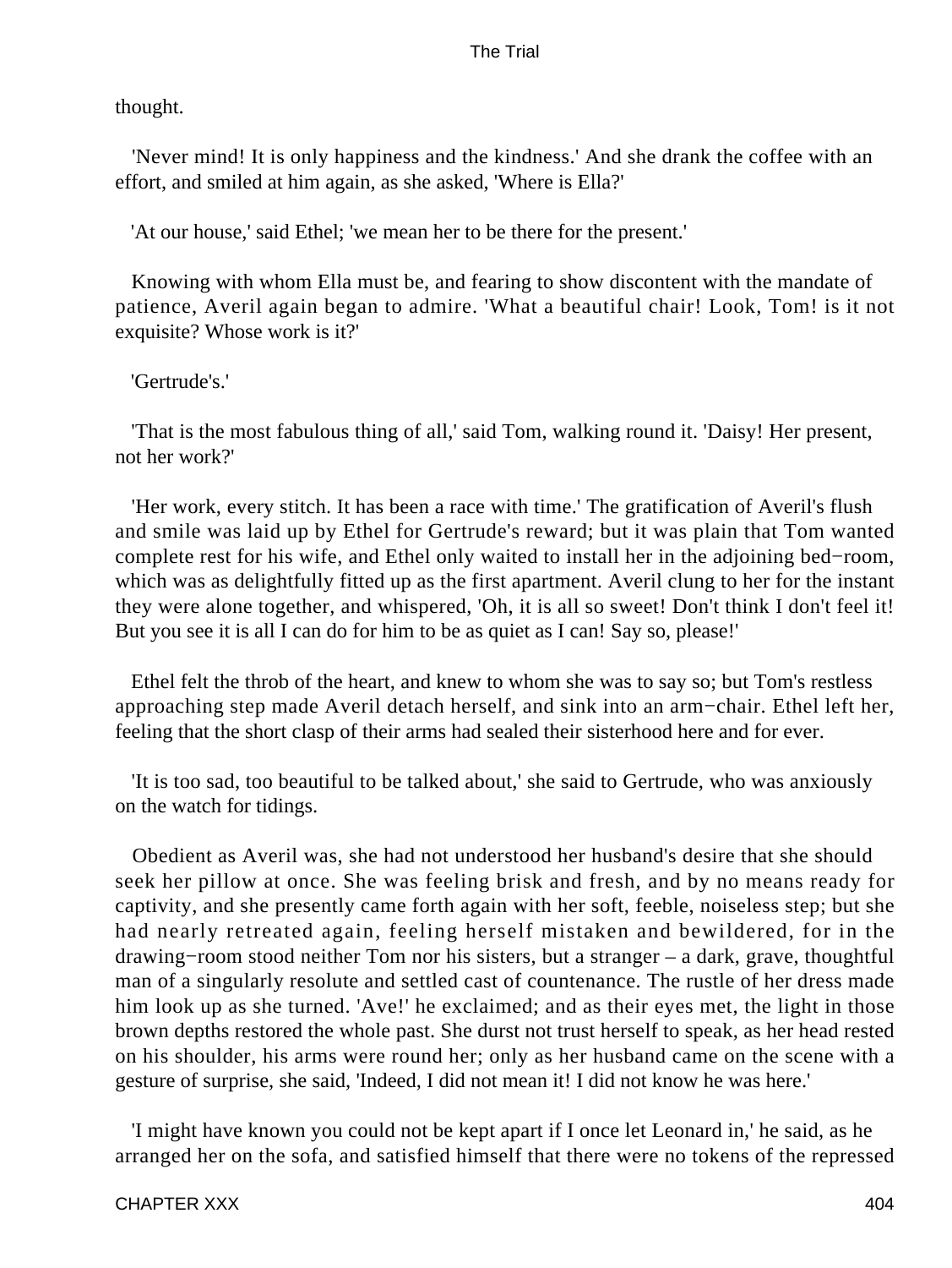thought.

'Never mind! It is only happiness and the kindness.' And she drank the coffee with an effort, and smiled at him again, as she asked, 'Where is Ella?'

'At our house,' said Ethel; 'we mean her to be there for the present.'

Knowing with whom Ella must be, and fearing to show discontent with the mandate of patience, Averil again began to admire. 'What a beautiful chair! Look, Tom! is it not exquisite? Whose work is it?'

'Gertrude's.'

'That is the most fabulous thing of all,' said Tom, walking round it. 'Daisy! Her present, not her work?'

'Her work, every stitch. It has been a race with time.' The gratification of Averil's flush and smile was laid up by Ethel for Gertrude's reward; but it was plain that Tom wanted complete rest for his wife, and Ethel only waited to install her in the adjoining bed−room, which was as delightfully fitted up as the first apartment. Averil clung to her for the instant they were alone together, and whispered, 'Oh, it is all so sweet! Don't think I don't feel it! But you see it is all I can do for him to be as quiet as I can! Say so, please!'

Ethel felt the throb of the heart, and knew to whom she was to say so; but Tom's restless approaching step made Averil detach herself, and sink into an arm−chair. Ethel left her, feeling that the short clasp of their arms had sealed their sisterhood here and for ever.

'It is too sad, too beautiful to be talked about,' she said to Gertrude, who was anxiously on the watch for tidings.

Obedient as Averil was, she had not understood her husband's desire that she should seek her pillow at once. She was feeling brisk and fresh, and by no means ready for captivity, and she presently came forth again with her soft, feeble, noiseless step; but she had nearly retreated again, feeling herself mistaken and bewildered, for in the drawing−room stood neither Tom nor his sisters, but a stranger – a dark, grave, thoughtful man of a singularly resolute and settled cast of countenance. The rustle of her dress made him look up as she turned. 'Ave!' he exclaimed; and as their eyes met, the light in those brown depths restored the whole past. She durst not trust herself to speak, as her head rested on his shoulder, his arms were round her; only as her husband came on the scene with a gesture of surprise, she said, 'Indeed, I did not mean it! I did not know he was here.'

'I might have known you could not be kept apart if I once let Leonard in,' he said, as he arranged her on the sofa, and satisfied himself that there were no tokens of the repressed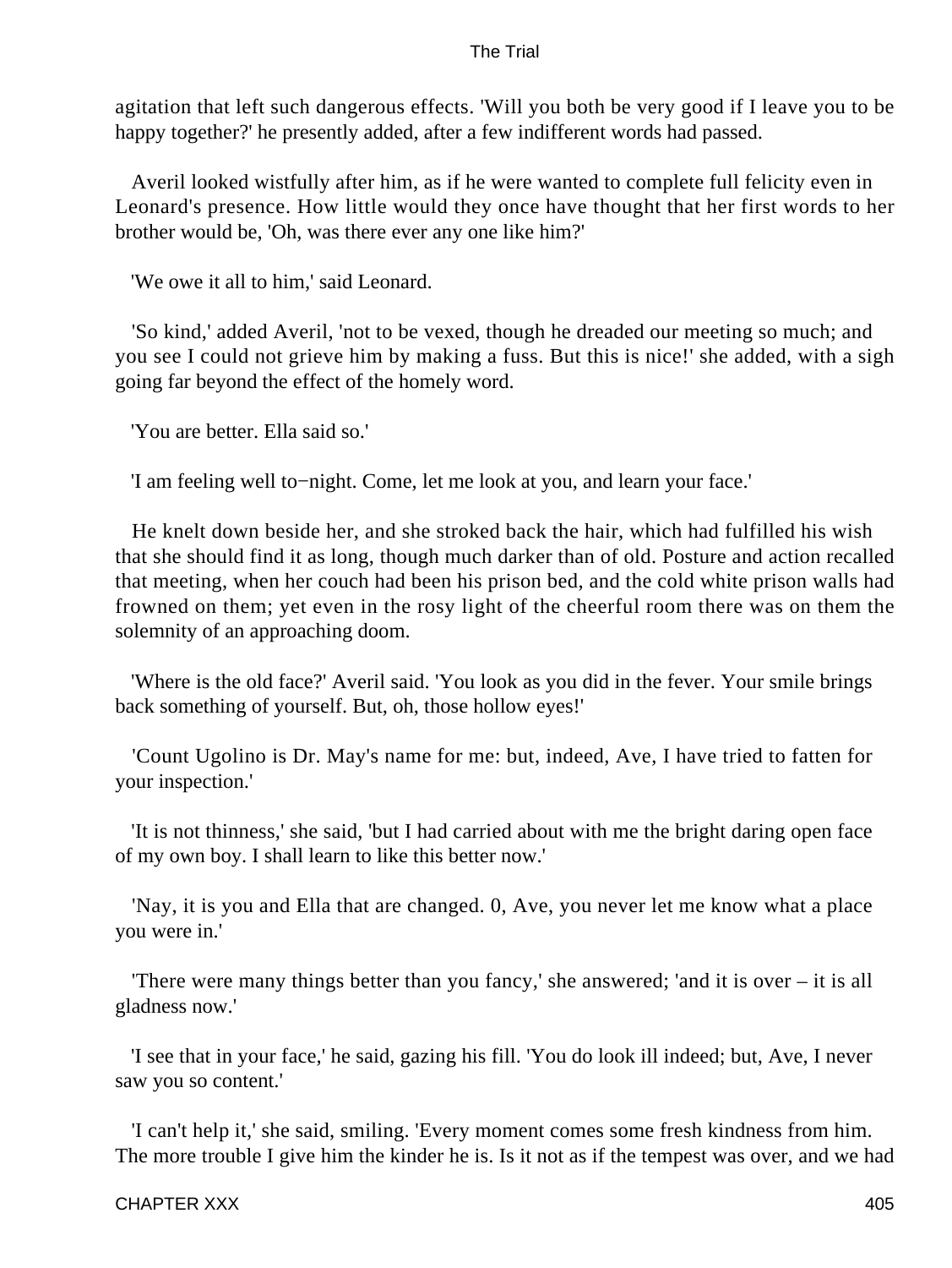agitation that left such dangerous effects. 'Will you both be very good if I leave you to be happy together?' he presently added, after a few indifferent words had passed.

Averil looked wistfully after him, as if he were wanted to complete full felicity even in Leonard's presence. How little would they once have thought that her first words to her brother would be, 'Oh, was there ever any one like him?'

'We owe it all to him,' said Leonard.

'So kind,' added Averil, 'not to be vexed, though he dreaded our meeting so much; and you see I could not grieve him by making a fuss. But this is nice!' she added, with a sigh going far beyond the effect of the homely word.

'You are better. Ella said so.'

'I am feeling well to−night. Come, let me look at you, and learn your face.'

He knelt down beside her, and she stroked back the hair, which had fulfilled his wish that she should find it as long, though much darker than of old. Posture and action recalled that meeting, when her couch had been his prison bed, and the cold white prison walls had frowned on them; yet even in the rosy light of the cheerful room there was on them the solemnity of an approaching doom.

'Where is the old face?' Averil said. 'You look as you did in the fever. Your smile brings back something of yourself. But, oh, those hollow eyes!'

'Count Ugolino is Dr. May's name for me: but, indeed, Ave, I have tried to fatten for your inspection.'

'It is not thinness,' she said, 'but I had carried about with me the bright daring open face of my own boy. I shall learn to like this better now.'

'Nay, it is you and Ella that are changed. 0, Ave, you never let me know what a place you were in.'

'There were many things better than you fancy,' she answered; 'and it is over – it is all gladness now.'

'I see that in your face,' he said, gazing his fill. 'You do look ill indeed; but, Ave, I never saw you so content.'

'I can't help it,' she said, smiling. 'Every moment comes some fresh kindness from him. The more trouble I give him the kinder he is. Is it not as if the tempest was over, and we had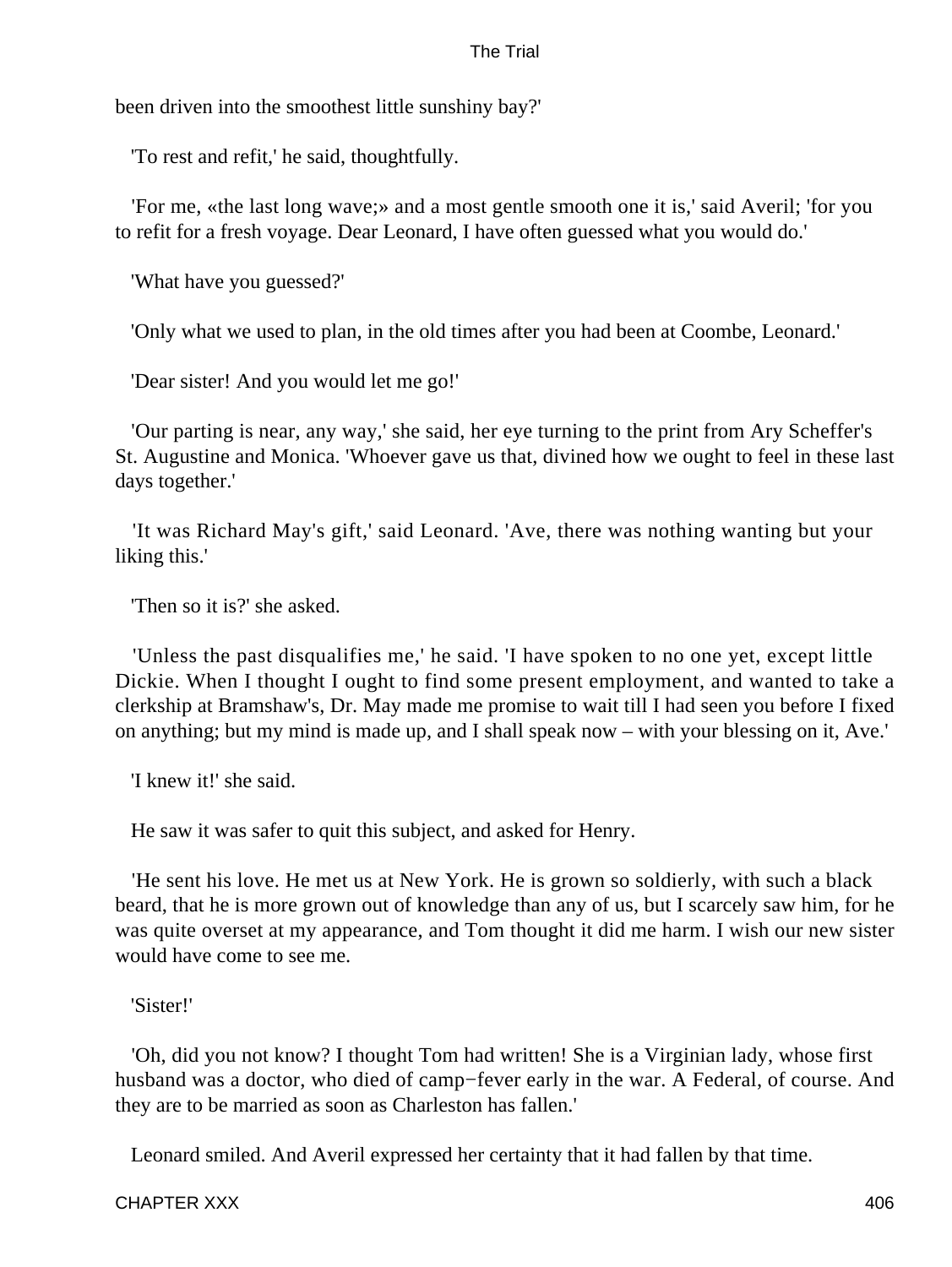been driven into the smoothest little sunshiny bay?'

'To rest and refit,' he said, thoughtfully.

'For me, «the last long wave;» and a most gentle smooth one it is,' said Averil; 'for you to refit for a fresh voyage. Dear Leonard, I have often guessed what you would do.'

'What have you guessed?'

'Only what we used to plan, in the old times after you had been at Coombe, Leonard.'

'Dear sister! And you would let me go!'

'Our parting is near, any way,' she said, her eye turning to the print from Ary Scheffer's St. Augustine and Monica. 'Whoever gave us that, divined how we ought to feel in these last days together.'

'It was Richard May's gift,' said Leonard. 'Ave, there was nothing wanting but your liking this.'

'Then so it is?' she asked.

'Unless the past disqualifies me,' he said. 'I have spoken to no one yet, except little Dickie. When I thought I ought to find some present employment, and wanted to take a clerkship at Bramshaw's, Dr. May made me promise to wait till I had seen you before I fixed on anything; but my mind is made up, and I shall speak now – with your blessing on it, Ave.'

'I knew it!' she said.

He saw it was safer to quit this subject, and asked for Henry.

'He sent his love. He met us at New York. He is grown so soldierly, with such a black beard, that he is more grown out of knowledge than any of us, but I scarcely saw him, for he was quite overset at my appearance, and Tom thought it did me harm. I wish our new sister would have come to see me.

'Sister!'

'Oh, did you not know? I thought Tom had written! She is a Virginian lady, whose first husband was a doctor, who died of camp−fever early in the war. A Federal, of course. And they are to be married as soon as Charleston has fallen.'

Leonard smiled. And Averil expressed her certainty that it had fallen by that time.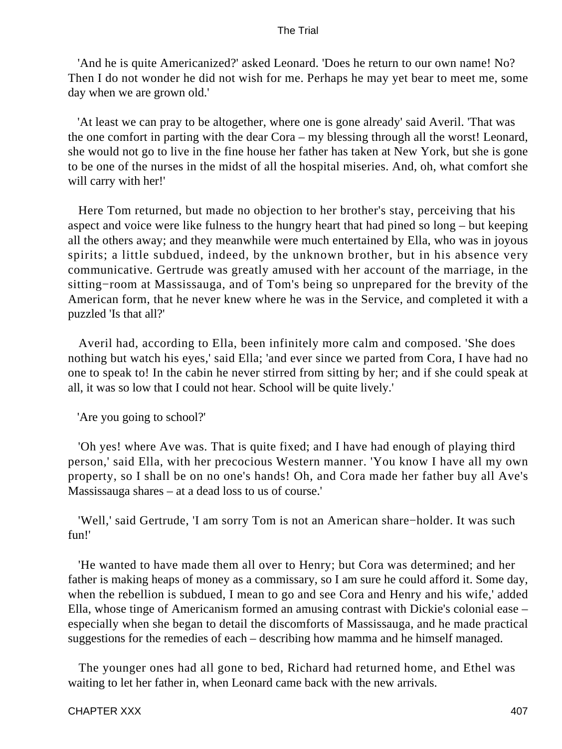'And he is quite Americanized?' asked Leonard. 'Does he return to our own name! No? Then I do not wonder he did not wish for me. Perhaps he may yet bear to meet me, some day when we are grown old.'

'At least we can pray to be altogether, where one is gone already' said Averil. 'That was the one comfort in parting with the dear Cora – my blessing through all the worst! Leonard, she would not go to live in the fine house her father has taken at New York, but she is gone to be one of the nurses in the midst of all the hospital miseries. And, oh, what comfort she will carry with her!'

Here Tom returned, but made no objection to her brother's stay, perceiving that his aspect and voice were like fulness to the hungry heart that had pined so long – but keeping all the others away; and they meanwhile were much entertained by Ella, who was in joyous spirits; a little subdued, indeed, by the unknown brother, but in his absence very communicative. Gertrude was greatly amused with her account of the marriage, in the sitting−room at Massissauga, and of Tom's being so unprepared for the brevity of the American form, that he never knew where he was in the Service, and completed it with a puzzled 'Is that all?'

Averil had, according to Ella, been infinitely more calm and composed. 'She does nothing but watch his eyes,' said Ella; 'and ever since we parted from Cora, I have had no one to speak to! In the cabin he never stirred from sitting by her; and if she could speak at all, it was so low that I could not hear. School will be quite lively.'

'Are you going to school?'

'Oh yes! where Ave was. That is quite fixed; and I have had enough of playing third person,' said Ella, with her precocious Western manner. 'You know I have all my own property, so I shall be on no one's hands! Oh, and Cora made her father buy all Ave's Massissauga shares – at a dead loss to us of course.'

'Well,' said Gertrude, 'I am sorry Tom is not an American share−holder. It was such fun!'

'He wanted to have made them all over to Henry; but Cora was determined; and her father is making heaps of money as a commissary, so I am sure he could afford it. Some day, when the rebellion is subdued, I mean to go and see Cora and Henry and his wife,' added Ella, whose tinge of Americanism formed an amusing contrast with Dickie's colonial ease – especially when she began to detail the discomforts of Massissauga, and he made practical suggestions for the remedies of each – describing how mamma and he himself managed.

The younger ones had all gone to bed, Richard had returned home, and Ethel was waiting to let her father in, when Leonard came back with the new arrivals.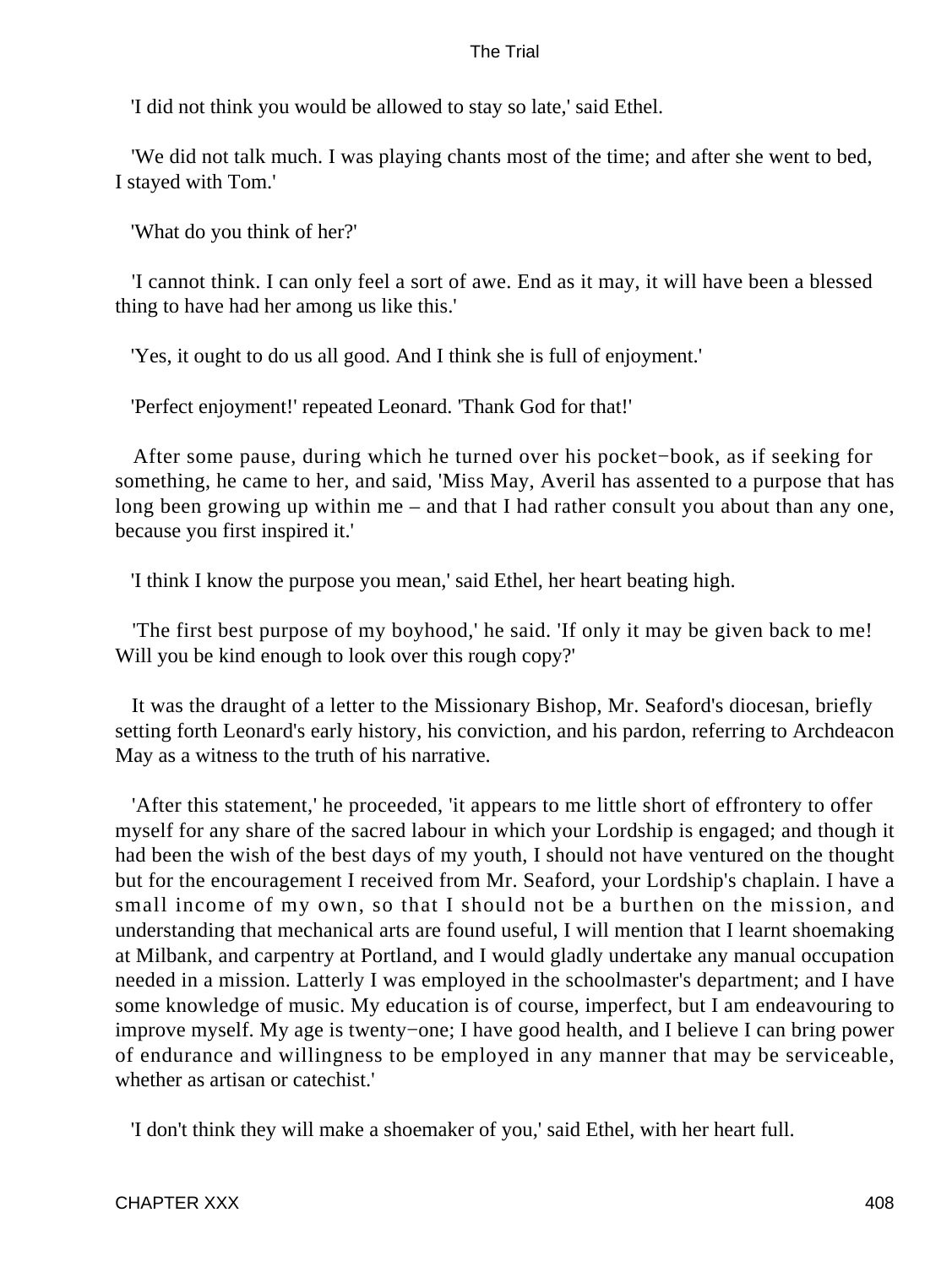'I did not think you would be allowed to stay so late,' said Ethel.

'We did not talk much. I was playing chants most of the time; and after she went to bed, I stayed with Tom.'

'What do you think of her?'

'I cannot think. I can only feel a sort of awe. End as it may, it will have been a blessed thing to have had her among us like this.'

'Yes, it ought to do us all good. And I think she is full of enjoyment.'

'Perfect enjoyment!' repeated Leonard. 'Thank God for that!'

After some pause, during which he turned over his pocket−book, as if seeking for something, he came to her, and said, 'Miss May, Averil has assented to a purpose that has long been growing up within me – and that I had rather consult you about than any one, because you first inspired it.'

'I think I know the purpose you mean,' said Ethel, her heart beating high.

'The first best purpose of my boyhood,' he said. 'If only it may be given back to me! Will you be kind enough to look over this rough copy?'

It was the draught of a letter to the Missionary Bishop, Mr. Seaford's diocesan, briefly setting forth Leonard's early history, his conviction, and his pardon, referring to Archdeacon May as a witness to the truth of his narrative.

'After this statement,' he proceeded, 'it appears to me little short of effrontery to offer myself for any share of the sacred labour in which your Lordship is engaged; and though it had been the wish of the best days of my youth, I should not have ventured on the thought but for the encouragement I received from Mr. Seaford, your Lordship's chaplain. I have a small income of my own, so that I should not be a burthen on the mission, and understanding that mechanical arts are found useful, I will mention that I learnt shoemaking at Milbank, and carpentry at Portland, and I would gladly undertake any manual occupation needed in a mission. Latterly I was employed in the schoolmaster's department; and I have some knowledge of music. My education is of course, imperfect, but I am endeavouring to improve myself. My age is twenty−one; I have good health, and I believe I can bring power of endurance and willingness to be employed in any manner that may be serviceable, whether as artisan or catechist.'

'I don't think they will make a shoemaker of you,' said Ethel, with her heart full.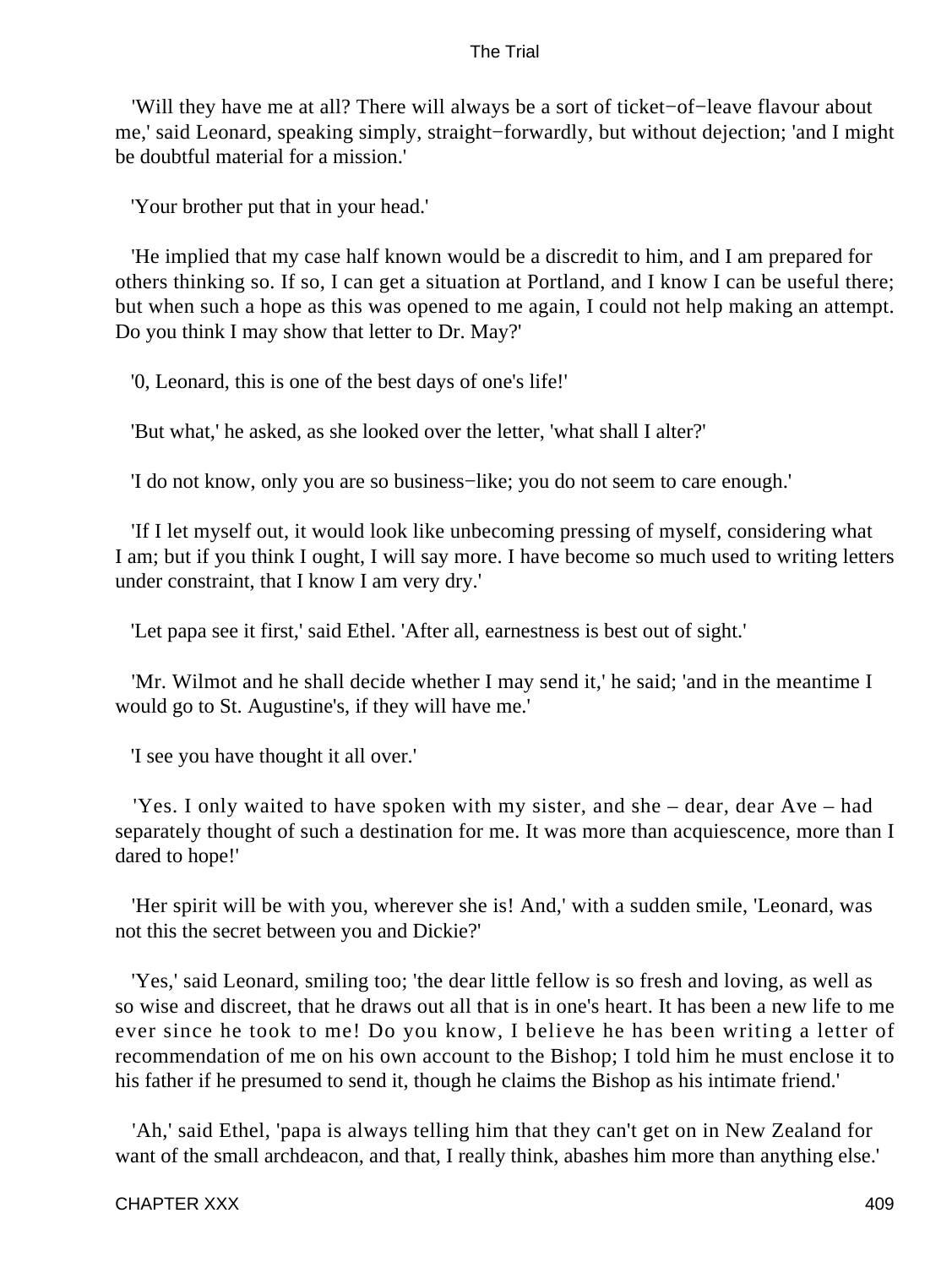'Will they have me at all? There will always be a sort of ticket−of−leave flavour about me,' said Leonard, speaking simply, straight−forwardly, but without dejection; 'and I might be doubtful material for a mission.'

'Your brother put that in your head.'

'He implied that my case half known would be a discredit to him, and I am prepared for others thinking so. If so, I can get a situation at Portland, and I know I can be useful there; but when such a hope as this was opened to me again, I could not help making an attempt. Do you think I may show that letter to Dr. May?'

'0, Leonard, this is one of the best days of one's life!'

'But what,' he asked, as she looked over the letter, 'what shall I alter?'

'I do not know, only you are so business−like; you do not seem to care enough.'

'If I let myself out, it would look like unbecoming pressing of myself, considering what I am; but if you think I ought, I will say more. I have become so much used to writing letters under constraint, that I know I am very dry.'

'Let papa see it first,' said Ethel. 'After all, earnestness is best out of sight.'

'Mr. Wilmot and he shall decide whether I may send it,' he said; 'and in the meantime I would go to St. Augustine's, if they will have me.'

'I see you have thought it all over.'

'Yes. I only waited to have spoken with my sister, and she – dear, dear Ave – had separately thought of such a destination for me. It was more than acquiescence, more than I dared to hope!'

'Her spirit will be with you, wherever she is! And,' with a sudden smile, 'Leonard, was not this the secret between you and Dickie?'

'Yes,' said Leonard, smiling too; 'the dear little fellow is so fresh and loving, as well as so wise and discreet, that he draws out all that is in one's heart. It has been a new life to me ever since he took to me! Do you know, I believe he has been writing a letter of recommendation of me on his own account to the Bishop; I told him he must enclose it to his father if he presumed to send it, though he claims the Bishop as his intimate friend.'

'Ah,' said Ethel, 'papa is always telling him that they can't get on in New Zealand for want of the small archdeacon, and that, I really think, abashes him more than anything else.'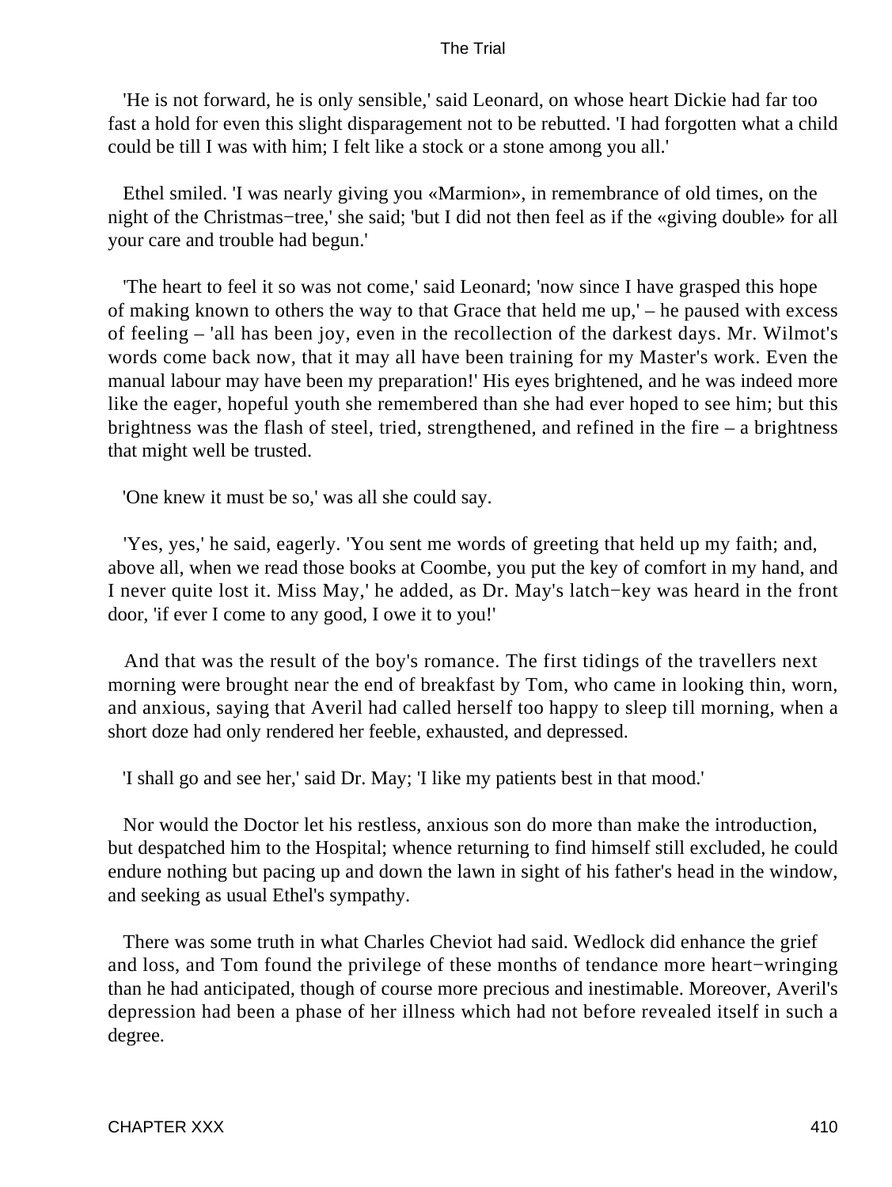'He is not forward, he is only sensible,' said Leonard, on whose heart Dickie had far too fast a hold for even this slight disparagement not to be rebutted. 'I had forgotten what a child could be till I was with him; I felt like a stock or a stone among you all.'

Ethel smiled. 'I was nearly giving you «Marmion», in remembrance of old times, on the night of the Christmas−tree,' she said; 'but I did not then feel as if the «giving double» for all your care and trouble had begun.'

'The heart to feel it so was not come,' said Leonard; 'now since I have grasped this hope of making known to others the way to that Grace that held me up,' – he paused with excess of feeling – 'all has been joy, even in the recollection of the darkest days. Mr. Wilmot's words come back now, that it may all have been training for my Master's work. Even the manual labour may have been my preparation!' His eyes brightened, and he was indeed more like the eager, hopeful youth she remembered than she had ever hoped to see him; but this brightness was the flash of steel, tried, strengthened, and refined in the fire – a brightness that might well be trusted.

'One knew it must be so,' was all she could say.

'Yes, yes,' he said, eagerly. 'You sent me words of greeting that held up my faith; and, above all, when we read those books at Coombe, you put the key of comfort in my hand, and I never quite lost it. Miss May,' he added, as Dr. May's latch−key was heard in the front door, 'if ever I come to any good, I owe it to you!'

And that was the result of the boy's romance. The first tidings of the travellers next morning were brought near the end of breakfast by Tom, who came in looking thin, worn, and anxious, saying that Averil had called herself too happy to sleep till morning, when a short doze had only rendered her feeble, exhausted, and depressed.

'I shall go and see her,' said Dr. May; 'I like my patients best in that mood.'

Nor would the Doctor let his restless, anxious son do more than make the introduction, but despatched him to the Hospital; whence returning to find himself still excluded, he could endure nothing but pacing up and down the lawn in sight of his father's head in the window, and seeking as usual Ethel's sympathy.

There was some truth in what Charles Cheviot had said. Wedlock did enhance the grief and loss, and Tom found the privilege of these months of tendance more heart−wringing than he had anticipated, though of course more precious and inestimable. Moreover, Averil's depression had been a phase of her illness which had not before revealed itself in such a degree.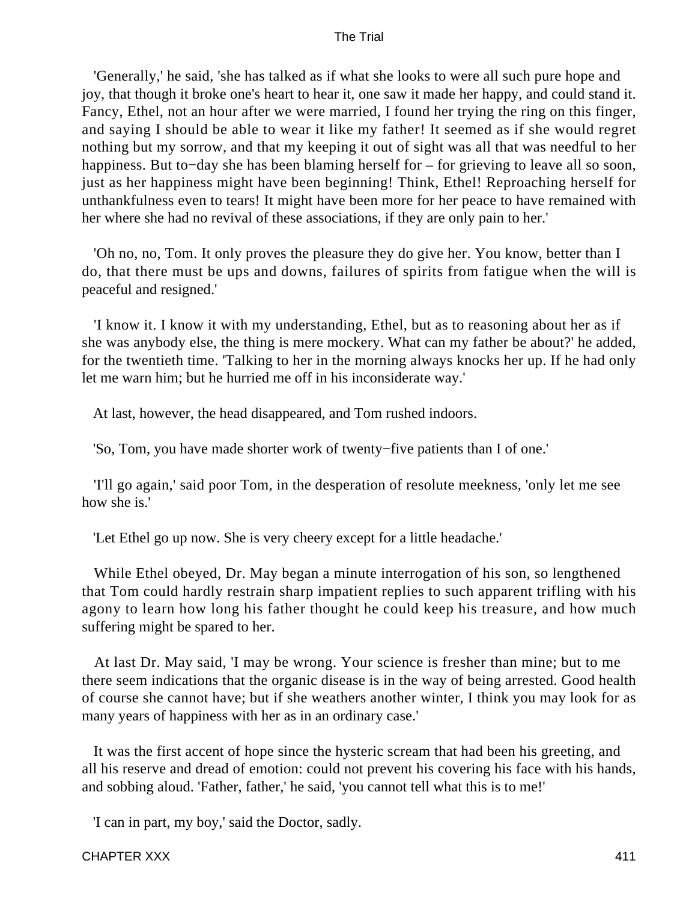'Generally,' he said, 'she has talked as if what she looks to were all such pure hope and joy, that though it broke one's heart to hear it, one saw it made her happy, and could stand it. Fancy, Ethel, not an hour after we were married, I found her trying the ring on this finger, and saying I should be able to wear it like my father! It seemed as if she would regret nothing but my sorrow, and that my keeping it out of sight was all that was needful to her happiness. But to−day she has been blaming herself for – for grieving to leave all so soon, just as her happiness might have been beginning! Think, Ethel! Reproaching herself for unthankfulness even to tears! It might have been more for her peace to have remained with her where she had no revival of these associations, if they are only pain to her.'

'Oh no, no, Tom. It only proves the pleasure they do give her. You know, better than I do, that there must be ups and downs, failures of spirits from fatigue when the will is peaceful and resigned.'

'I know it. I know it with my understanding, Ethel, but as to reasoning about her as if she was anybody else, the thing is mere mockery. What can my father be about?' he added, for the twentieth time. 'Talking to her in the morning always knocks her up. If he had only let me warn him; but he hurried me off in his inconsiderate way.'

At last, however, the head disappeared, and Tom rushed indoors.

'So, Tom, you have made shorter work of twenty−five patients than I of one.'

'I'll go again,' said poor Tom, in the desperation of resolute meekness, 'only let me see how she is.'

'Let Ethel go up now. She is very cheery except for a little headache.'

While Ethel obeyed, Dr. May began a minute interrogation of his son, so lengthened that Tom could hardly restrain sharp impatient replies to such apparent trifling with his agony to learn how long his father thought he could keep his treasure, and how much suffering might be spared to her.

At last Dr. May said, 'I may be wrong. Your science is fresher than mine; but to me there seem indications that the organic disease is in the way of being arrested. Good health of course she cannot have; but if she weathers another winter, I think you may look for as many years of happiness with her as in an ordinary case.'

It was the first accent of hope since the hysteric scream that had been his greeting, and all his reserve and dread of emotion: could not prevent his covering his face with his hands, and sobbing aloud. 'Father, father,' he said, 'you cannot tell what this is to me!'

'I can in part, my boy,' said the Doctor, sadly.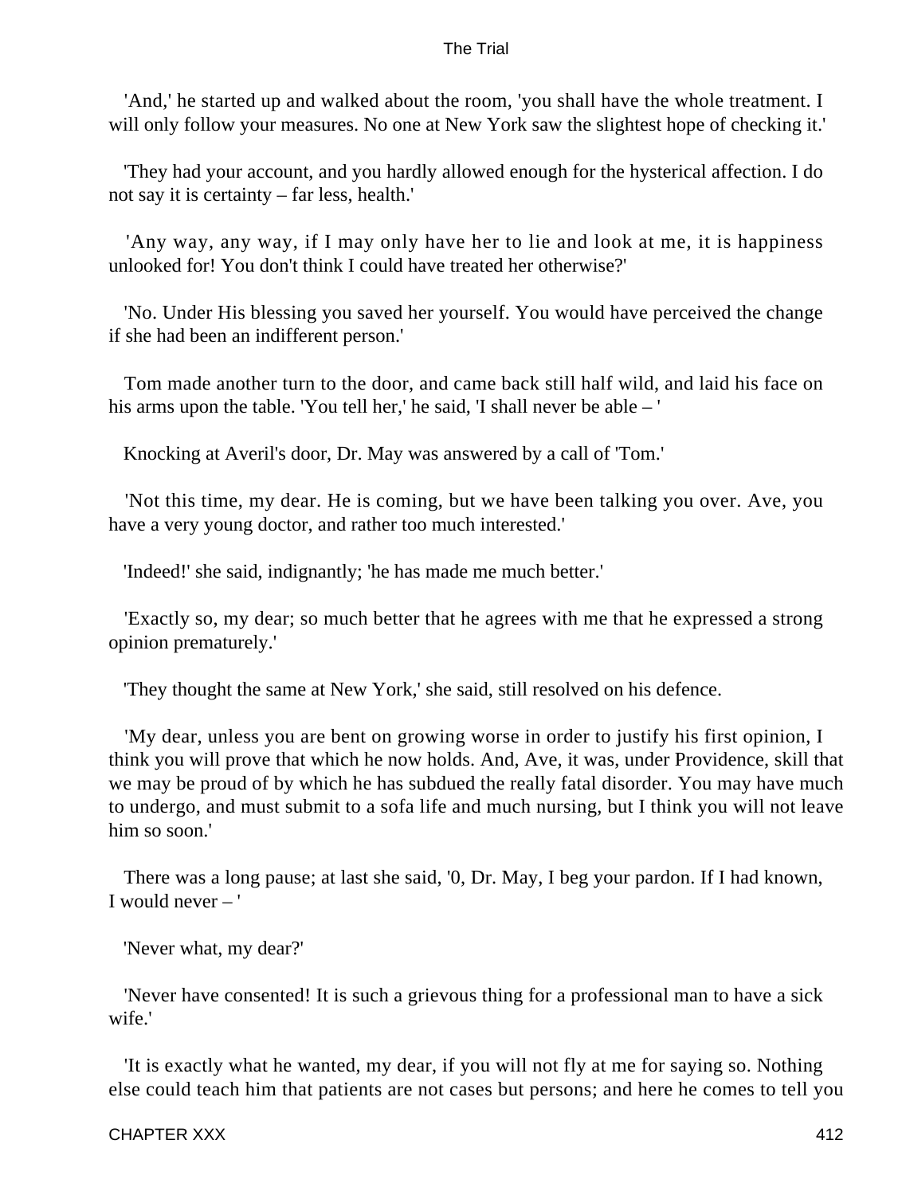'And,' he started up and walked about the room, 'you shall have the whole treatment. I will only follow your measures. No one at New York saw the slightest hope of checking it.'

'They had your account, and you hardly allowed enough for the hysterical affection. I do not say it is certainty – far less, health.'

'Any way, any way, if I may only have her to lie and look at me, it is happiness unlooked for! You don't think I could have treated her otherwise?'

'No. Under His blessing you saved her yourself. You would have perceived the change if she had been an indifferent person.'

Tom made another turn to the door, and came back still half wild, and laid his face on his arms upon the table. 'You tell her,' he said, 'I shall never be able – '

Knocking at Averil's door, Dr. May was answered by a call of 'Tom.'

'Not this time, my dear. He is coming, but we have been talking you over. Ave, you have a very young doctor, and rather too much interested.'

'Indeed!' she said, indignantly; 'he has made me much better.'

'Exactly so, my dear; so much better that he agrees with me that he expressed a strong opinion prematurely.'

'They thought the same at New York,' she said, still resolved on his defence.

'My dear, unless you are bent on growing worse in order to justify his first opinion, I think you will prove that which he now holds. And, Ave, it was, under Providence, skill that we may be proud of by which he has subdued the really fatal disorder. You may have much to undergo, and must submit to a sofa life and much nursing, but I think you will not leave him so soon.'

There was a long pause; at last she said, '0, Dr. May, I beg your pardon. If I had known, I would never – '

'Never what, my dear?'

'Never have consented! It is such a grievous thing for a professional man to have a sick wife.'

'It is exactly what he wanted, my dear, if you will not fly at me for saying so. Nothing else could teach him that patients are not cases but persons; and here he comes to tell you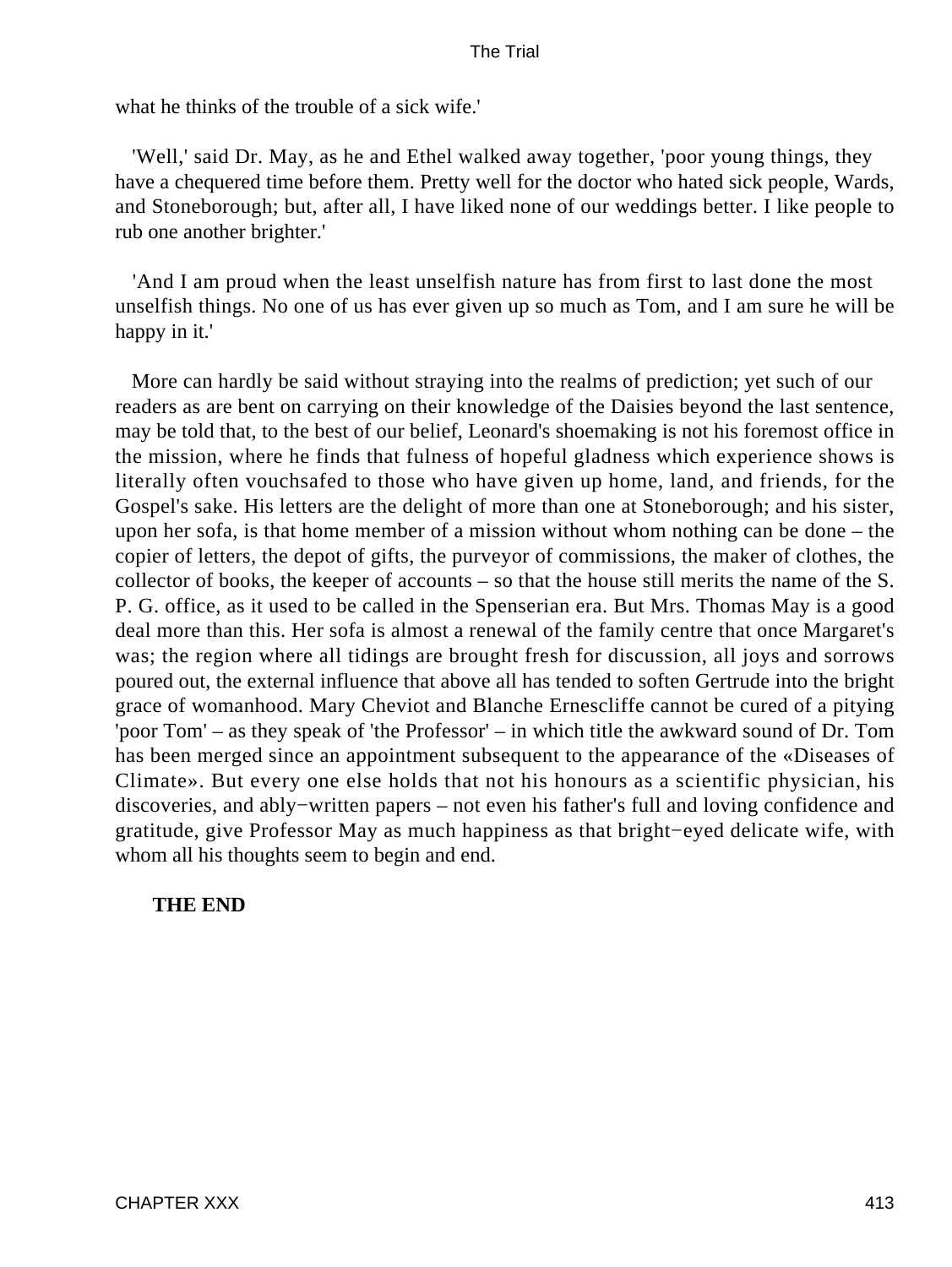what he thinks of the trouble of a sick wife.'

'Well,' said Dr. May, as he and Ethel walked away together, 'poor young things, they have a chequered time before them. Pretty well for the doctor who hated sick people, Wards, and Stoneborough; but, after all, I have liked none of our weddings better. I like people to rub one another brighter.'

'And I am proud when the least unselfish nature has from first to last done the most unselfish things. No one of us has ever given up so much as Tom, and I am sure he will be happy in it.'

More can hardly be said without straying into the realms of prediction; yet such of our readers as are bent on carrying on their knowledge of the Daisies beyond the last sentence, may be told that, to the best of our belief, Leonard's shoemaking is not his foremost office in the mission, where he finds that fulness of hopeful gladness which experience shows is literally often vouchsafed to those who have given up home, land, and friends, for the Gospel's sake. His letters are the delight of more than one at Stoneborough; and his sister, upon her sofa, is that home member of a mission without whom nothing can be done – the copier of letters, the depot of gifts, the purveyor of commissions, the maker of clothes, the collector of books, the keeper of accounts – so that the house still merits the name of the S. P. G. office, as it used to be called in the Spenserian era. But Mrs. Thomas May is a good deal more than this. Her sofa is almost a renewal of the family centre that once Margaret's was; the region where all tidings are brought fresh for discussion, all joys and sorrows poured out, the external influence that above all has tended to soften Gertrude into the bright grace of womanhood. Mary Cheviot and Blanche Ernescliffe cannot be cured of a pitying 'poor Tom' – as they speak of 'the Professor' – in which title the awkward sound of Dr. Tom has been merged since an appointment subsequent to the appearance of the «Diseases of Climate». But every one else holds that not his honours as a scientific physician, his discoveries, and ably−written papers – not even his father's full and loving confidence and gratitude, give Professor May as much happiness as that bright−eyed delicate wife, with whom all his thoughts seem to begin and end.

**THE END**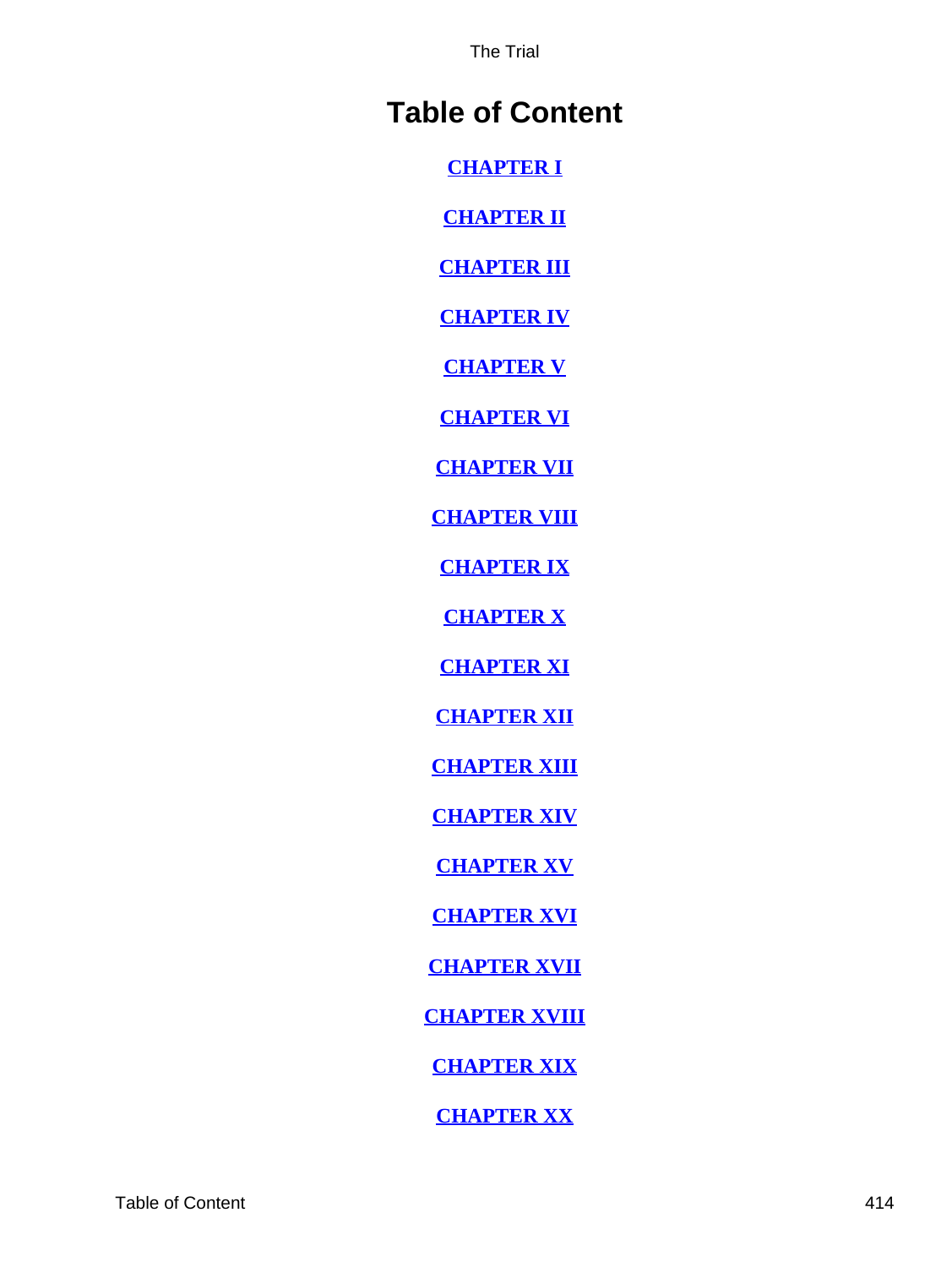# Table of Content

[CHAPTER I]

[CHAPTER II]

[CHAPTER III]

[CHAPTER IV]

[CHAPTER V]

[CHAPTER VI]

[CHAPTER VII]

[CHAPTER VIII]

[CHAPTER IX]

[CHAPTER X]

[CHAPTER XI]

[CHAPTER XII]

[CHAPTER XIII]

[CHAPTER XIV]

[CHAPTER XV]

[CHAPTER XVI]

[CHAPTER XVII]

[CHAPTER XVIII]

[CHAPTER XIX]

[CHAPTER XX]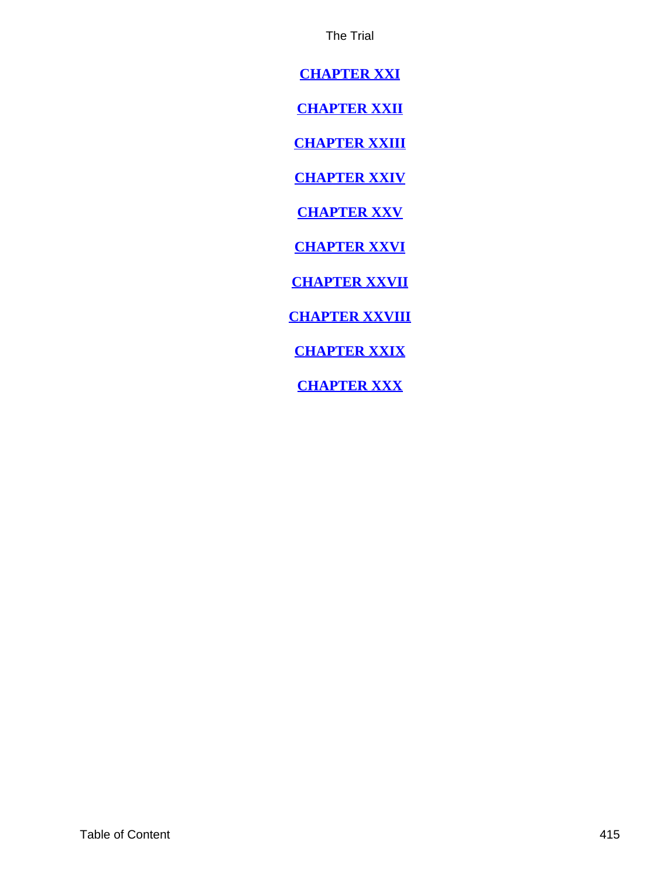[CHAPTER XXI]

[CHAPTER XXII]

[CHAPTER XXIII]

[CHAPTER XXIV]

[CHAPTER XXV]

[CHAPTER XXVI]

[CHAPTER XXVII]

[CHAPTER XXVIII]

[CHAPTER XXIX]

[CHAPTER XXX]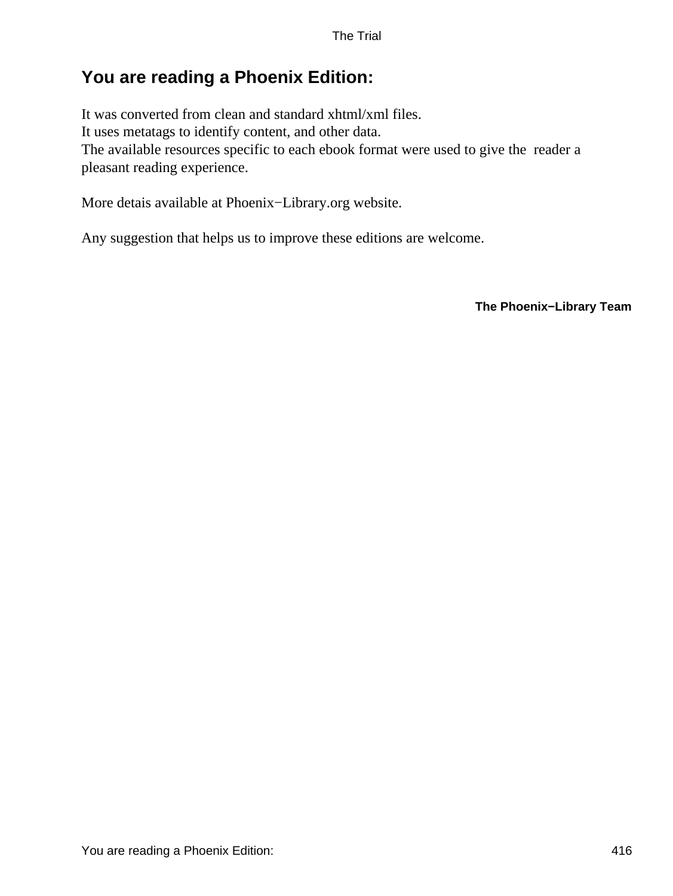## You are reading a Phoenix Edition:

It was converted from clean and standard xhtml/xml files.
It uses metatags to identify content, and other data.
The available resources specific to each ebook format were used to give the reader a pleasant reading experience.

More detais available at Phoenix−Library.org website.

Any suggestion that helps us to improve these editions are welcome.

**The Phoenix−Library Team**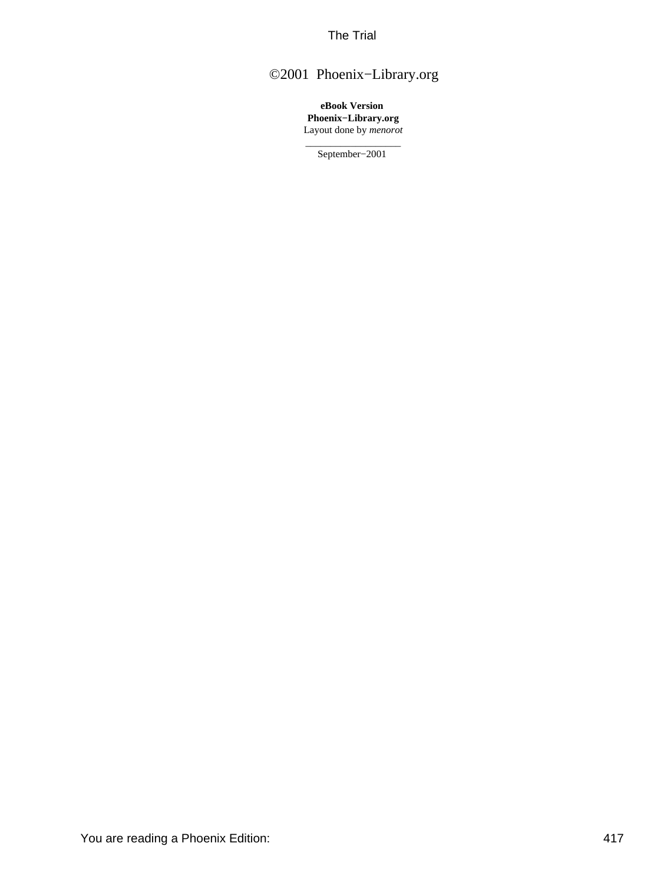©2001 Phoenix−Library.org

**eBook Version**
**Phoenix−Library.org**
Layout done by *menorot*

___________________

September−2001